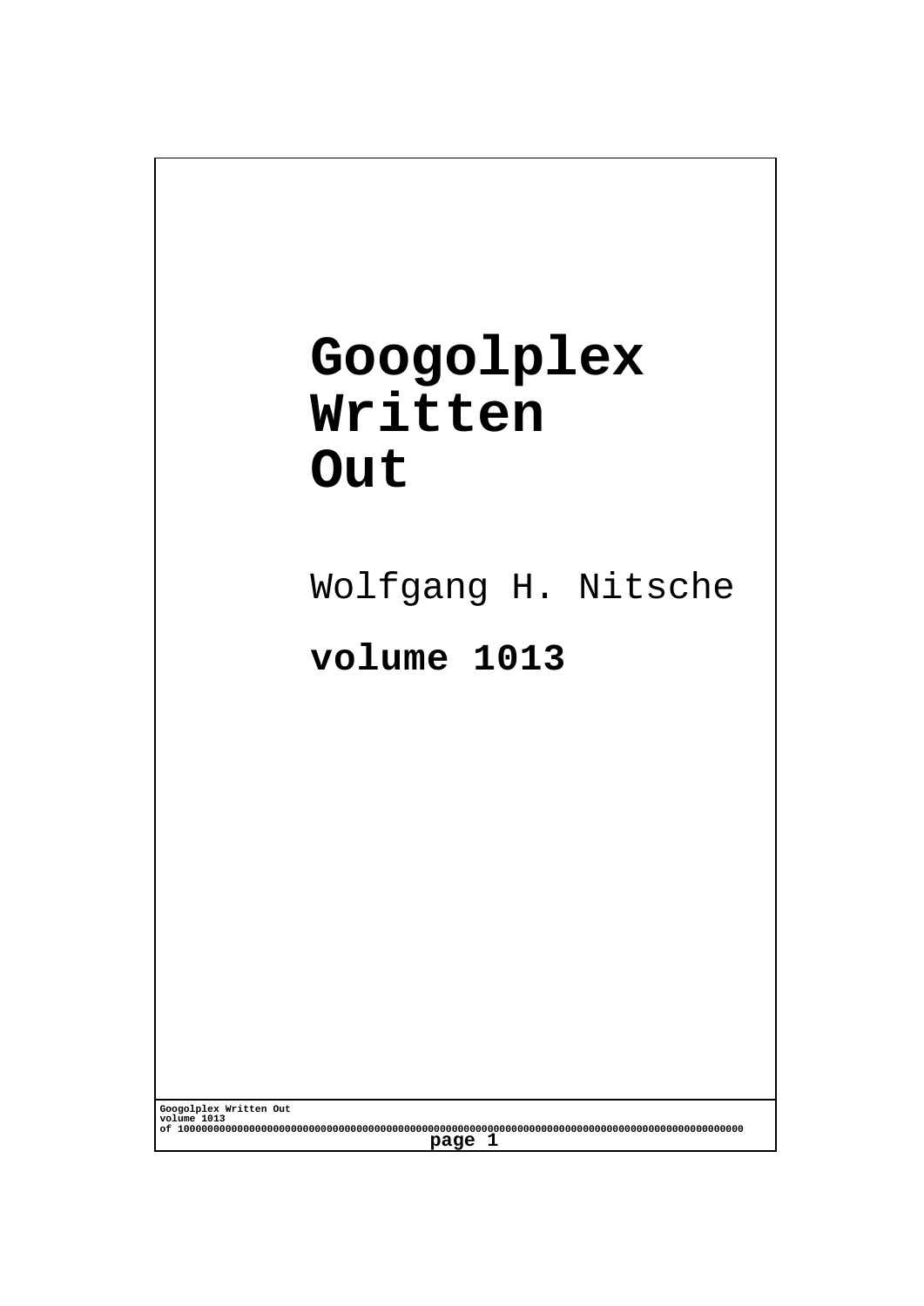# Googolplex Written Out

Wolfgang H. Nitsche

**volume 1013**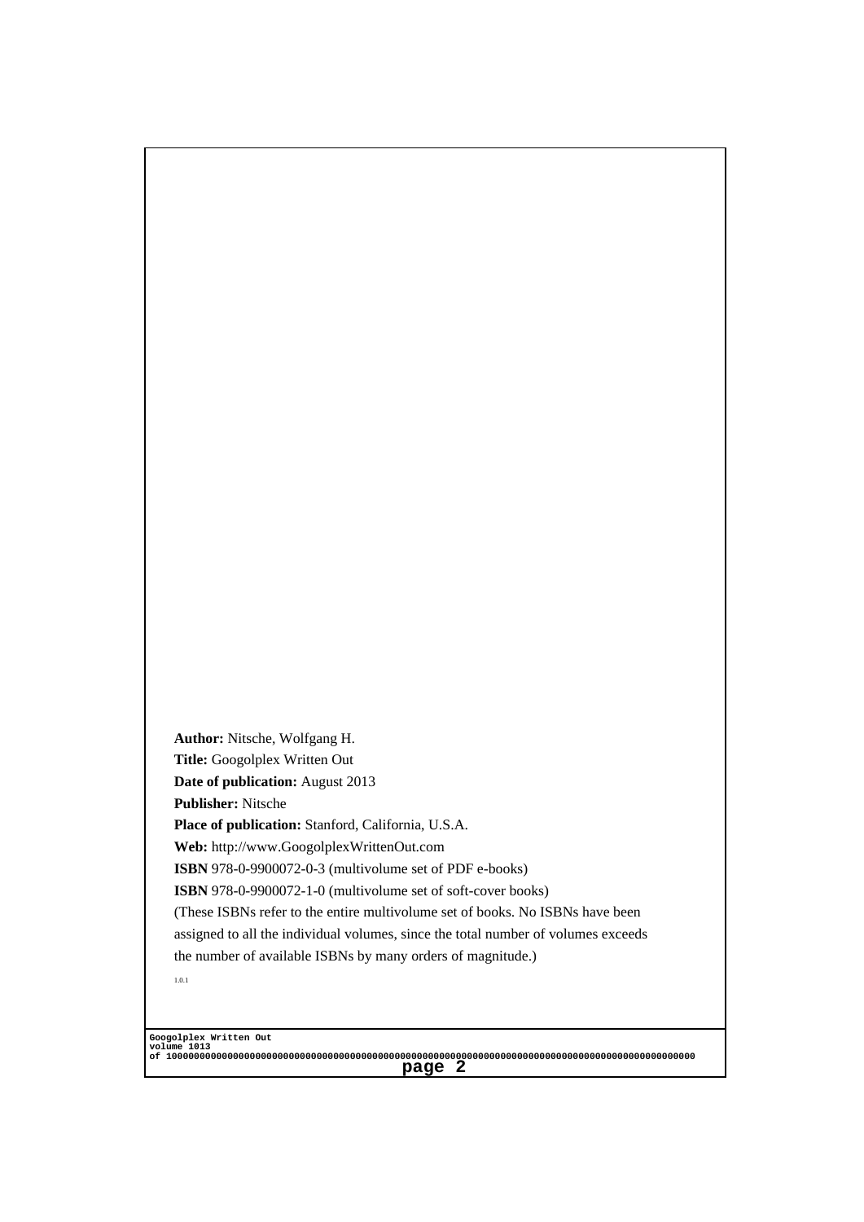**Author:** Nitsche, Wolfgang H.

**Title:** Googolplex Written Out

**Date of publication:** August 2013

**Publisher:** Nitsche

**Place of publication:** Stanford, California, U.S.A.

**Web:** http://www.GoogolplexWrittenOut.com

**ISBN** 978-0-9900072-0-3 (multivolume set of PDF e-books)

**ISBN** 978-0-9900072-1-0 (multivolume set of soft-cover books)

(These ISBNs refer to the entire multivolume set of books. No ISBNs have been assigned to all the individual volumes, since the total number of volumes exceeds the number of available ISBNs by many orders of magnitude.)

1.0.1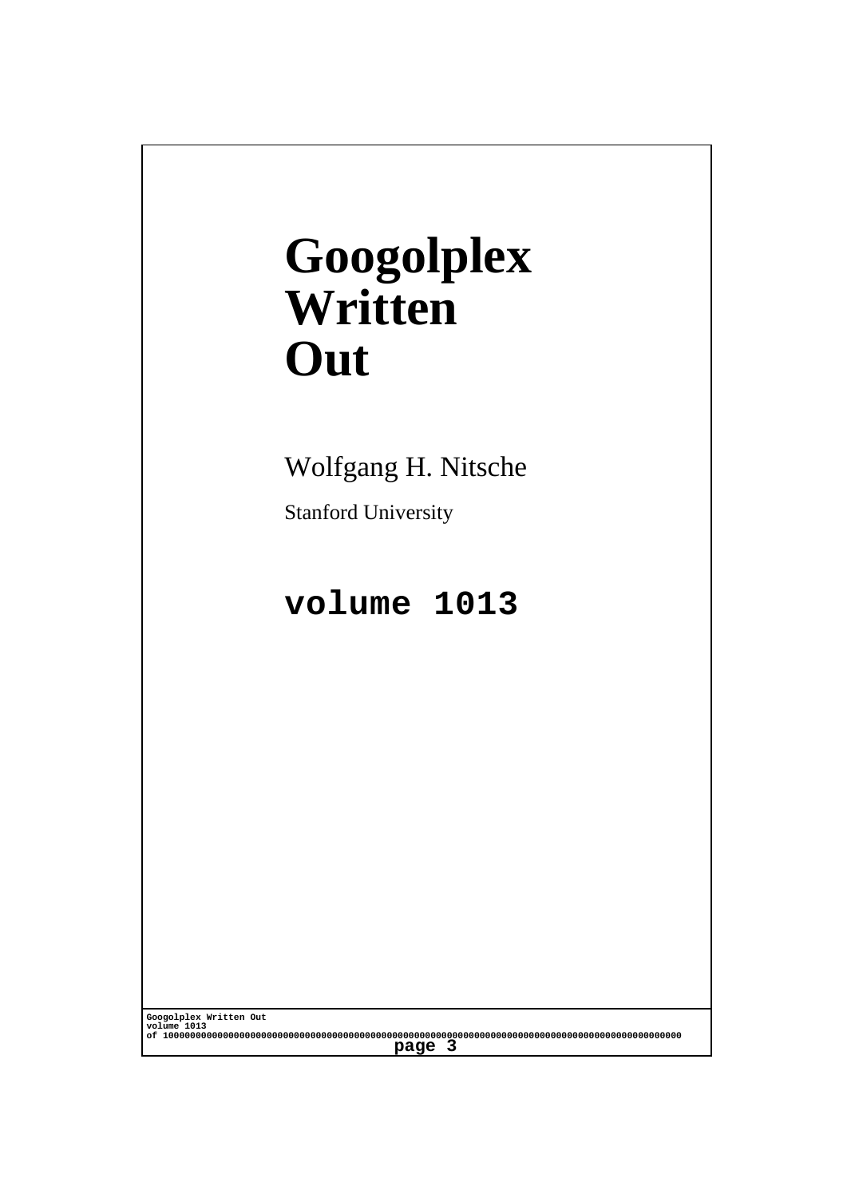# Googolplex Written Out

Wolfgang H. Nitsche

Stanford University

**volume 1013**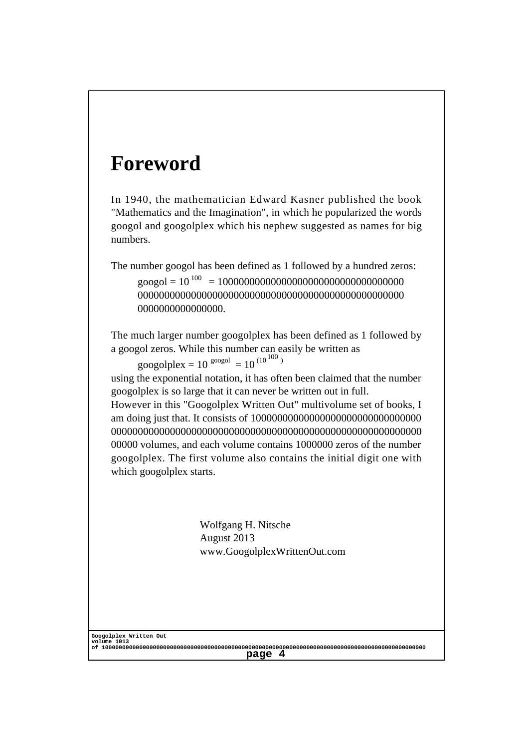# Foreword

In 1940, the mathematician Edward Kasner published the book "Mathematics and the Imagination", in which he popularized the words googol and googolplex which his nephew suggested as names for big numbers.

The number googol has been defined as 1 followed by a hundred zeros:

googol = $10^{100}$ = 10000000000000000000000000000000000000000000000000000000000000000000000000000000000000000000000000000.

The much larger number googolplex has been defined as 1 followed by a googol zeros. While this number can easily be written as

googolplex = $10^{\text{googol}} = 10^{(10^{100})}$

using the exponential notation, it has often been claimed that the number googolplex is so large that it can never be written out in full.
However in this "Googolplex Written Out" multivolume set of books, I am doing just that. It consists of 10000000000000000000000000000000000000000000000000000000000000000000000000000000000000000000000 volumes, and each volume contains 1000000 zeros of the number googolplex. The first volume also contains the initial digit one with which googolplex starts.

Wolfgang H. Nitsche
August 2013
www.GoogolplexWrittenOut.com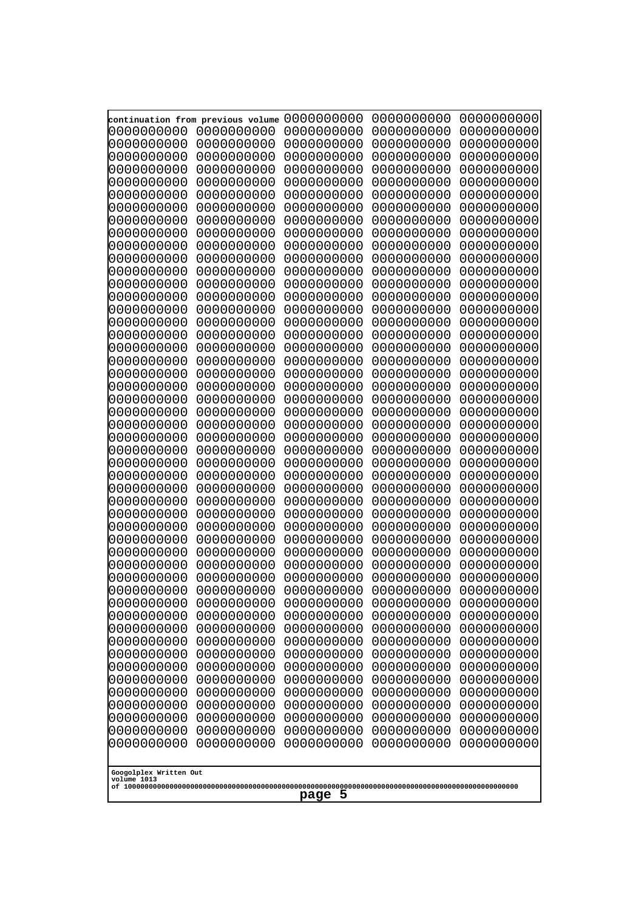continuation from previous volume 0000000000 0000000000 0000000000
0000000000 0000000000 0000000000 0000000000 0000000000
0000000000 0000000000 0000000000 0000000000 0000000000
0000000000 0000000000 0000000000 0000000000 0000000000
0000000000 0000000000 0000000000 0000000000 0000000000
0000000000 0000000000 0000000000 0000000000 0000000000
0000000000 0000000000 0000000000 0000000000 0000000000
0000000000 0000000000 0000000000 0000000000 0000000000
0000000000 0000000000 0000000000 0000000000 0000000000
0000000000 0000000000 0000000000 0000000000 0000000000
0000000000 0000000000 0000000000 0000000000 0000000000
0000000000 0000000000 0000000000 0000000000 0000000000
0000000000 0000000000 0000000000 0000000000 0000000000
0000000000 0000000000 0000000000 0000000000 0000000000
0000000000 0000000000 0000000000 0000000000 0000000000
0000000000 0000000000 0000000000 0000000000 0000000000
0000000000 0000000000 0000000000 0000000000 0000000000
0000000000 0000000000 0000000000 0000000000 0000000000
0000000000 0000000000 0000000000 0000000000 0000000000
0000000000 0000000000 0000000000 0000000000 0000000000
0000000000 0000000000 0000000000 0000000000 0000000000
0000000000 0000000000 0000000000 0000000000 0000000000
0000000000 0000000000 0000000000 0000000000 0000000000
0000000000 0000000000 0000000000 0000000000 0000000000
0000000000 0000000000 0000000000 0000000000 0000000000
0000000000 0000000000 0000000000 0000000000 0000000000
0000000000 0000000000 0000000000 0000000000 0000000000
0000000000 0000000000 0000000000 0000000000 0000000000
0000000000 0000000000 0000000000 0000000000 0000000000
0000000000 0000000000 0000000000 0000000000 0000000000
0000000000 0000000000 0000000000 0000000000 0000000000
0000000000 0000000000 0000000000 0000000000 0000000000
0000000000 0000000000 0000000000 0000000000 0000000000
0000000000 0000000000 0000000000 0000000000 0000000000
0000000000 0000000000 0000000000 0000000000 0000000000
0000000000 0000000000 0000000000 0000000000 0000000000
0000000000 0000000000 0000000000 0000000000 0000000000
0000000000 0000000000 0000000000 0000000000 0000000000
0000000000 0000000000 0000000000 0000000000 0000000000
0000000000 0000000000 0000000000 0000000000 0000000000
0000000000 0000000000 0000000000 0000000000 0000000000
0000000000 0000000000 0000000000 0000000000 0000000000
0000000000 0000000000 0000000000 0000000000 0000000000
0000000000 0000000000 0000000000 0000000000 0000000000
0000000000 0000000000 0000000000 0000000000 0000000000
0000000000 0000000000 0000000000 0000000000 0000000000
0000000000 0000000000 0000000000 0000000000 0000000000
0000000000 0000000000 0000000000 0000000000 0000000000
0000000000 0000000000 0000000000 0000000000 0000000000
0000000000 0000000000 0000000000 0000000000 0000000000

Googolplex Written Out
volume 1013
of 10000000000000000000000000000000000000000000000000000000000000000000000000000000000000000000000000000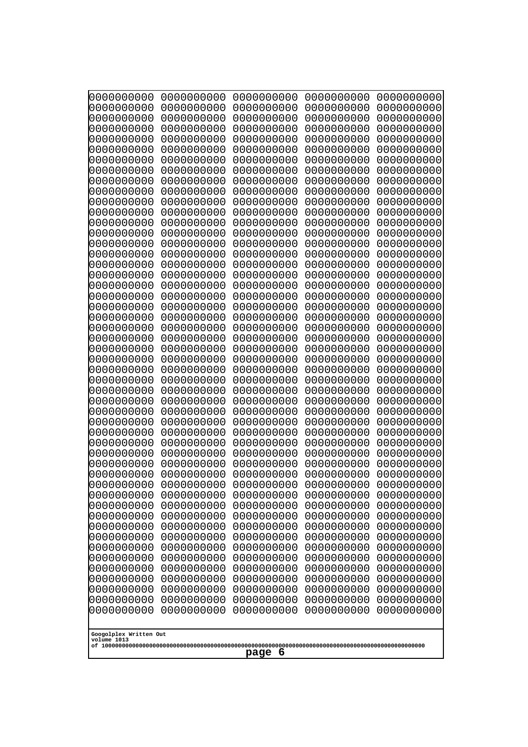```
0000000000 0000000000 0000000000 0000000000 0000000000
0000000000 0000000000 0000000000 0000000000 0000000000
0000000000 0000000000 0000000000 0000000000 0000000000
0000000000 0000000000 0000000000 0000000000 0000000000
0000000000 0000000000 0000000000 0000000000 0000000000
0000000000 0000000000 0000000000 0000000000 0000000000
0000000000 0000000000 0000000000 0000000000 0000000000
0000000000 0000000000 0000000000 0000000000 0000000000
0000000000 0000000000 0000000000 0000000000 0000000000
0000000000 0000000000 0000000000 0000000000 0000000000
0000000000 0000000000 0000000000 0000000000 0000000000
0000000000 0000000000 0000000000 0000000000 0000000000
0000000000 0000000000 0000000000 0000000000 0000000000
0000000000 0000000000 0000000000 0000000000 0000000000
0000000000 0000000000 0000000000 0000000000 0000000000
0000000000 0000000000 0000000000 0000000000 0000000000
0000000000 0000000000 0000000000 0000000000 0000000000
0000000000 0000000000 0000000000 0000000000 0000000000
0000000000 0000000000 0000000000 0000000000 0000000000
0000000000 0000000000 0000000000 0000000000 0000000000
0000000000 0000000000 0000000000 0000000000 0000000000
0000000000 0000000000 0000000000 0000000000 0000000000
0000000000 0000000000 0000000000 0000000000 0000000000
0000000000 0000000000 0000000000 0000000000 0000000000
0000000000 0000000000 0000000000 0000000000 0000000000
0000000000 0000000000 0000000000 0000000000 0000000000
0000000000 0000000000 0000000000 0000000000 0000000000
0000000000 0000000000 0000000000 0000000000 0000000000
0000000000 0000000000 0000000000 0000000000 0000000000
0000000000 0000000000 0000000000 0000000000 0000000000
0000000000 0000000000 0000000000 0000000000 0000000000
0000000000 0000000000 0000000000 0000000000 0000000000
0000000000 0000000000 0000000000 0000000000 0000000000
0000000000 0000000000 0000000000 0000000000 0000000000
0000000000 0000000000 0000000000 0000000000 0000000000
0000000000 0000000000 0000000000 0000000000 0000000000
0000000000 0000000000 0000000000 0000000000 0000000000
0000000000 0000000000 0000000000 0000000000 0000000000
0000000000 0000000000 0000000000 0000000000 0000000000
0000000000 0000000000 0000000000 0000000000 0000000000
0000000000 0000000000 0000000000 0000000000 0000000000
0000000000 0000000000 0000000000 0000000000 0000000000
0000000000 0000000000 0000000000 0000000000 0000000000
0000000000 0000000000 0000000000 0000000000 0000000000
0000000000 0000000000 0000000000 0000000000 0000000000
0000000000 0000000000 0000000000 0000000000 0000000000
0000000000 0000000000 0000000000 0000000000 0000000000
0000000000 0000000000 0000000000 0000000000 0000000000
0000000000 0000000000 0000000000 0000000000 0000000000
0000000000 0000000000 0000000000 0000000000 0000000000
```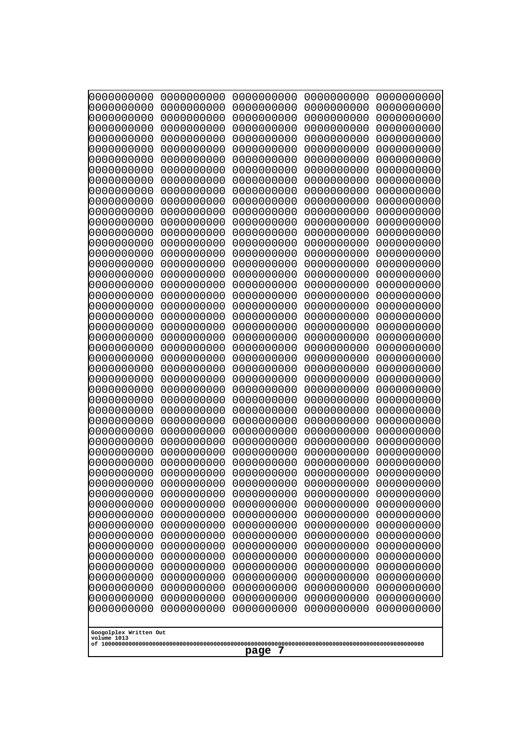0000000000 0000000000 0000000000 0000000000 0000000000
0000000000 0000000000 0000000000 0000000000 0000000000
0000000000 0000000000 0000000000 0000000000 0000000000
0000000000 0000000000 0000000000 0000000000 0000000000
0000000000 0000000000 0000000000 0000000000 0000000000
0000000000 0000000000 0000000000 0000000000 0000000000
0000000000 0000000000 0000000000 0000000000 0000000000
0000000000 0000000000 0000000000 0000000000 0000000000
0000000000 0000000000 0000000000 0000000000 0000000000
0000000000 0000000000 0000000000 0000000000 0000000000
0000000000 0000000000 0000000000 0000000000 0000000000
0000000000 0000000000 0000000000 0000000000 0000000000
0000000000 0000000000 0000000000 0000000000 0000000000
0000000000 0000000000 0000000000 0000000000 0000000000
0000000000 0000000000 0000000000 0000000000 0000000000
0000000000 0000000000 0000000000 0000000000 0000000000
0000000000 0000000000 0000000000 0000000000 0000000000
0000000000 0000000000 0000000000 0000000000 0000000000
0000000000 0000000000 0000000000 0000000000 0000000000
0000000000 0000000000 0000000000 0000000000 0000000000
0000000000 0000000000 0000000000 0000000000 0000000000
0000000000 0000000000 0000000000 0000000000 0000000000
0000000000 0000000000 0000000000 0000000000 0000000000
0000000000 0000000000 0000000000 0000000000 0000000000
0000000000 0000000000 0000000000 0000000000 0000000000
0000000000 0000000000 0000000000 0000000000 0000000000
0000000000 0000000000 0000000000 0000000000 0000000000
0000000000 0000000000 0000000000 0000000000 0000000000
0000000000 0000000000 0000000000 0000000000 0000000000
0000000000 0000000000 0000000000 0000000000 0000000000
0000000000 0000000000 0000000000 0000000000 0000000000
0000000000 0000000000 0000000000 0000000000 0000000000
0000000000 0000000000 0000000000 0000000000 0000000000
0000000000 0000000000 0000000000 0000000000 0000000000
0000000000 0000000000 0000000000 0000000000 0000000000
0000000000 0000000000 0000000000 0000000000 0000000000
0000000000 0000000000 0000000000 0000000000 0000000000
0000000000 0000000000 0000000000 0000000000 0000000000
0000000000 0000000000 0000000000 0000000000 0000000000
0000000000 0000000000 0000000000 0000000000 0000000000
0000000000 0000000000 0000000000 0000000000 0000000000
0000000000 0000000000 0000000000 0000000000 0000000000
0000000000 0000000000 0000000000 0000000000 0000000000
0000000000 0000000000 0000000000 0000000000 0000000000
0000000000 0000000000 0000000000 0000000000 0000000000
0000000000 0000000000 0000000000 0000000000 0000000000
0000000000 0000000000 0000000000 0000000000 0000000000
0000000000 0000000000 0000000000 0000000000 0000000000
0000000000 0000000000 0000000000 0000000000 0000000000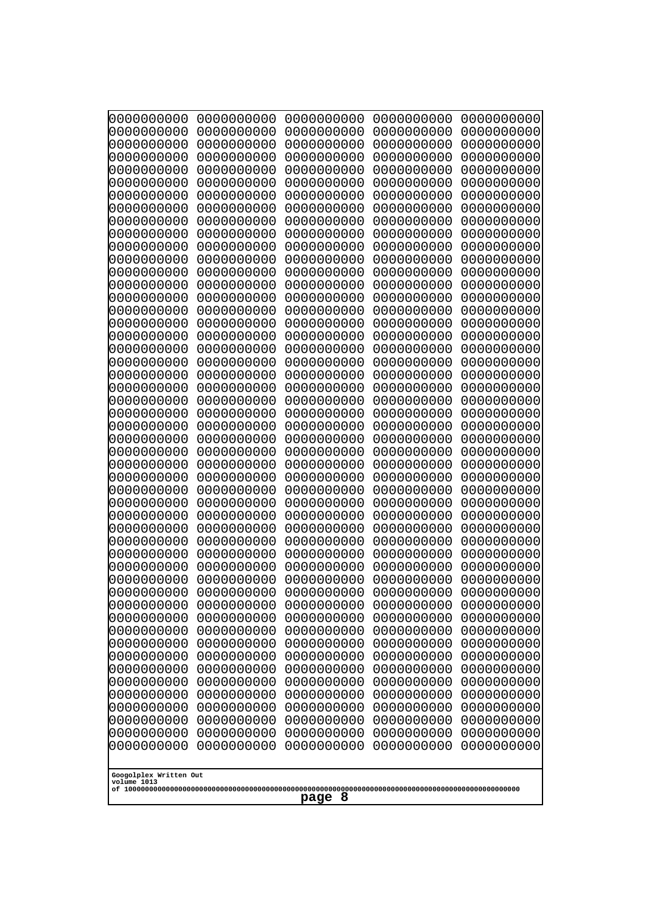```
0000000000 0000000000 0000000000 0000000000 0000000000
0000000000 0000000000 0000000000 0000000000 0000000000
0000000000 0000000000 0000000000 0000000000 0000000000
0000000000 0000000000 0000000000 0000000000 0000000000
0000000000 0000000000 0000000000 0000000000 0000000000
0000000000 0000000000 0000000000 0000000000 0000000000
0000000000 0000000000 0000000000 0000000000 0000000000
0000000000 0000000000 0000000000 0000000000 0000000000
0000000000 0000000000 0000000000 0000000000 0000000000
0000000000 0000000000 0000000000 0000000000 0000000000
0000000000 0000000000 0000000000 0000000000 0000000000
0000000000 0000000000 0000000000 0000000000 0000000000
0000000000 0000000000 0000000000 0000000000 0000000000
0000000000 0000000000 0000000000 0000000000 0000000000
0000000000 0000000000 0000000000 0000000000 0000000000
0000000000 0000000000 0000000000 0000000000 0000000000
0000000000 0000000000 0000000000 0000000000 0000000000
0000000000 0000000000 0000000000 0000000000 0000000000
0000000000 0000000000 0000000000 0000000000 0000000000
0000000000 0000000000 0000000000 0000000000 0000000000
0000000000 0000000000 0000000000 0000000000 0000000000
0000000000 0000000000 0000000000 0000000000 0000000000
0000000000 0000000000 0000000000 0000000000 0000000000
0000000000 0000000000 0000000000 0000000000 0000000000
0000000000 0000000000 0000000000 0000000000 0000000000
0000000000 0000000000 0000000000 0000000000 0000000000
0000000000 0000000000 0000000000 0000000000 0000000000
0000000000 0000000000 0000000000 0000000000 0000000000
0000000000 0000000000 0000000000 0000000000 0000000000
0000000000 0000000000 0000000000 0000000000 0000000000
0000000000 0000000000 0000000000 0000000000 0000000000
0000000000 0000000000 0000000000 0000000000 0000000000
0000000000 0000000000 0000000000 0000000000 0000000000
0000000000 0000000000 0000000000 0000000000 0000000000
0000000000 0000000000 0000000000 0000000000 0000000000
0000000000 0000000000 0000000000 0000000000 0000000000
0000000000 0000000000 0000000000 0000000000 0000000000
0000000000 0000000000 0000000000 0000000000 0000000000
0000000000 0000000000 0000000000 0000000000 0000000000
0000000000 0000000000 0000000000 0000000000 0000000000
0000000000 0000000000 0000000000 0000000000 0000000000
0000000000 0000000000 0000000000 0000000000 0000000000
0000000000 0000000000 0000000000 0000000000 0000000000
0000000000 0000000000 0000000000 0000000000 0000000000
0000000000 0000000000 0000000000 0000000000 0000000000
0000000000 0000000000 0000000000 0000000000 0000000000
0000000000 0000000000 0000000000 0000000000 0000000000
0000000000 0000000000 0000000000 0000000000 0000000000
0000000000 0000000000 0000000000 0000000000 0000000000
```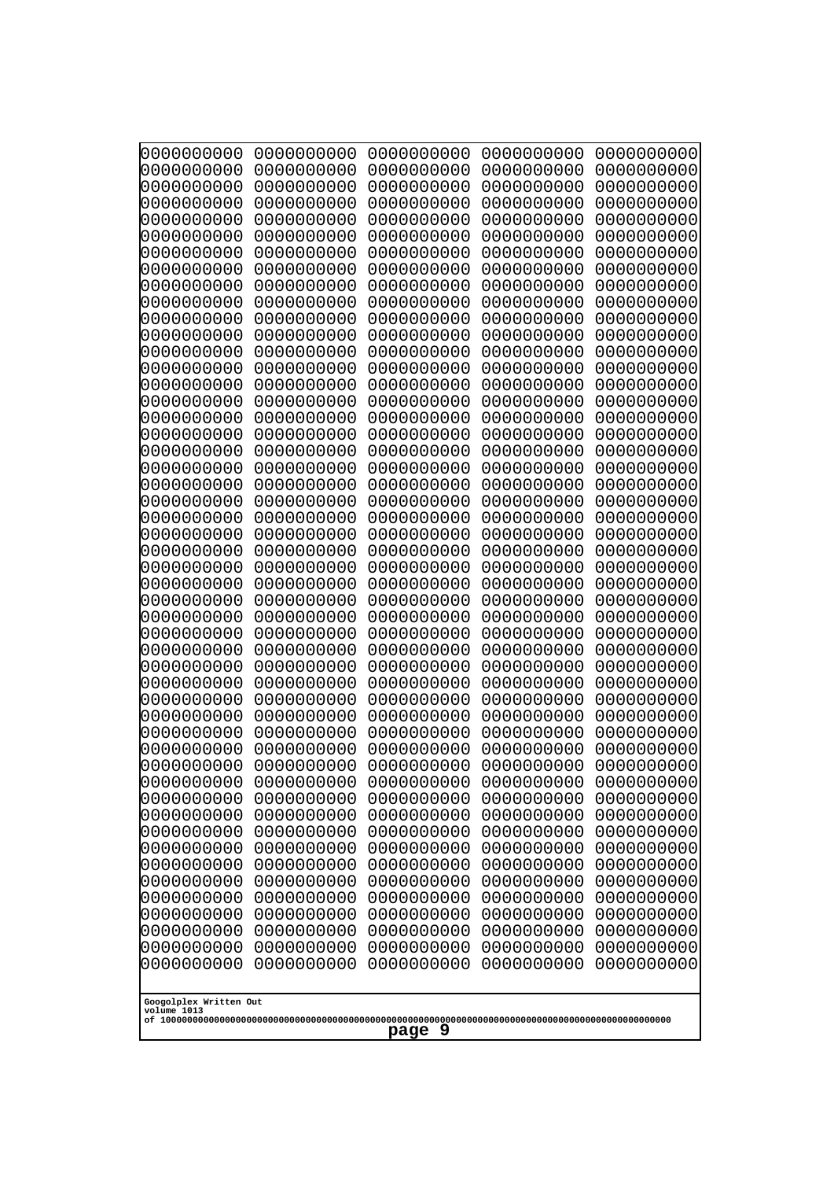```
0000000000 0000000000 0000000000 0000000000 0000000000
0000000000 0000000000 0000000000 0000000000 0000000000
0000000000 0000000000 0000000000 0000000000 0000000000
0000000000 0000000000 0000000000 0000000000 0000000000
0000000000 0000000000 0000000000 0000000000 0000000000
0000000000 0000000000 0000000000 0000000000 0000000000
0000000000 0000000000 0000000000 0000000000 0000000000
0000000000 0000000000 0000000000 0000000000 0000000000
0000000000 0000000000 0000000000 0000000000 0000000000
0000000000 0000000000 0000000000 0000000000 0000000000
0000000000 0000000000 0000000000 0000000000 0000000000
0000000000 0000000000 0000000000 0000000000 0000000000
0000000000 0000000000 0000000000 0000000000 0000000000
0000000000 0000000000 0000000000 0000000000 0000000000
0000000000 0000000000 0000000000 0000000000 0000000000
0000000000 0000000000 0000000000 0000000000 0000000000
0000000000 0000000000 0000000000 0000000000 0000000000
0000000000 0000000000 0000000000 0000000000 0000000000
0000000000 0000000000 0000000000 0000000000 0000000000
0000000000 0000000000 0000000000 0000000000 0000000000
0000000000 0000000000 0000000000 0000000000 0000000000
0000000000 0000000000 0000000000 0000000000 0000000000
0000000000 0000000000 0000000000 0000000000 0000000000
0000000000 0000000000 0000000000 0000000000 0000000000
0000000000 0000000000 0000000000 0000000000 0000000000
0000000000 0000000000 0000000000 0000000000 0000000000
0000000000 0000000000 0000000000 0000000000 0000000000
0000000000 0000000000 0000000000 0000000000 0000000000
0000000000 0000000000 0000000000 0000000000 0000000000
0000000000 0000000000 0000000000 0000000000 0000000000
0000000000 0000000000 0000000000 0000000000 0000000000
0000000000 0000000000 0000000000 0000000000 0000000000
0000000000 0000000000 0000000000 0000000000 0000000000
0000000000 0000000000 0000000000 0000000000 0000000000
0000000000 0000000000 0000000000 0000000000 0000000000
0000000000 0000000000 0000000000 0000000000 0000000000
0000000000 0000000000 0000000000 0000000000 0000000000
0000000000 0000000000 0000000000 0000000000 0000000000
0000000000 0000000000 0000000000 0000000000 0000000000
0000000000 0000000000 0000000000 0000000000 0000000000
0000000000 0000000000 0000000000 0000000000 0000000000
0000000000 0000000000 0000000000 0000000000 0000000000
0000000000 0000000000 0000000000 0000000000 0000000000
0000000000 0000000000 0000000000 0000000000 0000000000
0000000000 0000000000 0000000000 0000000000 0000000000
0000000000 0000000000 0000000000 0000000000 0000000000
0000000000 0000000000 0000000000 0000000000 0000000000
0000000000 0000000000 0000000000 0000000000 0000000000
0000000000 0000000000 0000000000 0000000000 0000000000
0000000000 0000000000 0000000000 0000000000 0000000000
```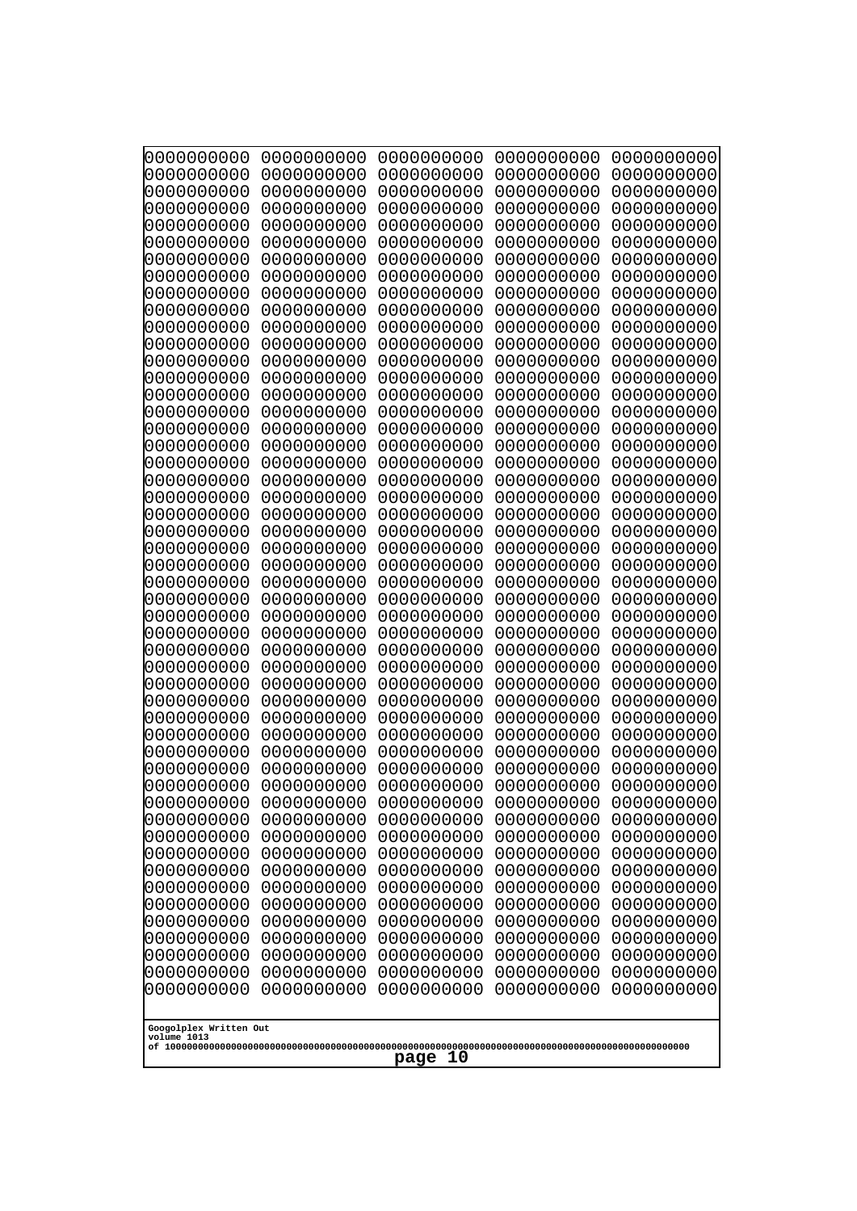```
0000000000 0000000000 0000000000 0000000000 0000000000
0000000000 0000000000 0000000000 0000000000 0000000000
0000000000 0000000000 0000000000 0000000000 0000000000
0000000000 0000000000 0000000000 0000000000 0000000000
0000000000 0000000000 0000000000 0000000000 0000000000
0000000000 0000000000 0000000000 0000000000 0000000000
0000000000 0000000000 0000000000 0000000000 0000000000
0000000000 0000000000 0000000000 0000000000 0000000000
0000000000 0000000000 0000000000 0000000000 0000000000
0000000000 0000000000 0000000000 0000000000 0000000000
0000000000 0000000000 0000000000 0000000000 0000000000
0000000000 0000000000 0000000000 0000000000 0000000000
0000000000 0000000000 0000000000 0000000000 0000000000
0000000000 0000000000 0000000000 0000000000 0000000000
0000000000 0000000000 0000000000 0000000000 0000000000
0000000000 0000000000 0000000000 0000000000 0000000000
0000000000 0000000000 0000000000 0000000000 0000000000
0000000000 0000000000 0000000000 0000000000 0000000000
0000000000 0000000000 0000000000 0000000000 0000000000
0000000000 0000000000 0000000000 0000000000 0000000000
0000000000 0000000000 0000000000 0000000000 0000000000
0000000000 0000000000 0000000000 0000000000 0000000000
0000000000 0000000000 0000000000 0000000000 0000000000
0000000000 0000000000 0000000000 0000000000 0000000000
0000000000 0000000000 0000000000 0000000000 0000000000
0000000000 0000000000 0000000000 0000000000 0000000000
0000000000 0000000000 0000000000 0000000000 0000000000
0000000000 0000000000 0000000000 0000000000 0000000000
0000000000 0000000000 0000000000 0000000000 0000000000
0000000000 0000000000 0000000000 0000000000 0000000000
0000000000 0000000000 0000000000 0000000000 0000000000
0000000000 0000000000 0000000000 0000000000 0000000000
0000000000 0000000000 0000000000 0000000000 0000000000
0000000000 0000000000 0000000000 0000000000 0000000000
0000000000 0000000000 0000000000 0000000000 0000000000
0000000000 0000000000 0000000000 0000000000 0000000000
0000000000 0000000000 0000000000 0000000000 0000000000
0000000000 0000000000 0000000000 0000000000 0000000000
0000000000 0000000000 0000000000 0000000000 0000000000
0000000000 0000000000 0000000000 0000000000 0000000000
0000000000 0000000000 0000000000 0000000000 0000000000
0000000000 0000000000 0000000000 0000000000 0000000000
0000000000 0000000000 0000000000 0000000000 0000000000
0000000000 0000000000 0000000000 0000000000 0000000000
0000000000 0000000000 0000000000 0000000000 0000000000
0000000000 0000000000 0000000000 0000000000 0000000000
0000000000 0000000000 0000000000 0000000000 0000000000
0000000000 0000000000 0000000000 0000000000 0000000000
0000000000 0000000000 0000000000 0000000000 0000000000
0000000000 0000000000 0000000000 0000000000 0000000000
```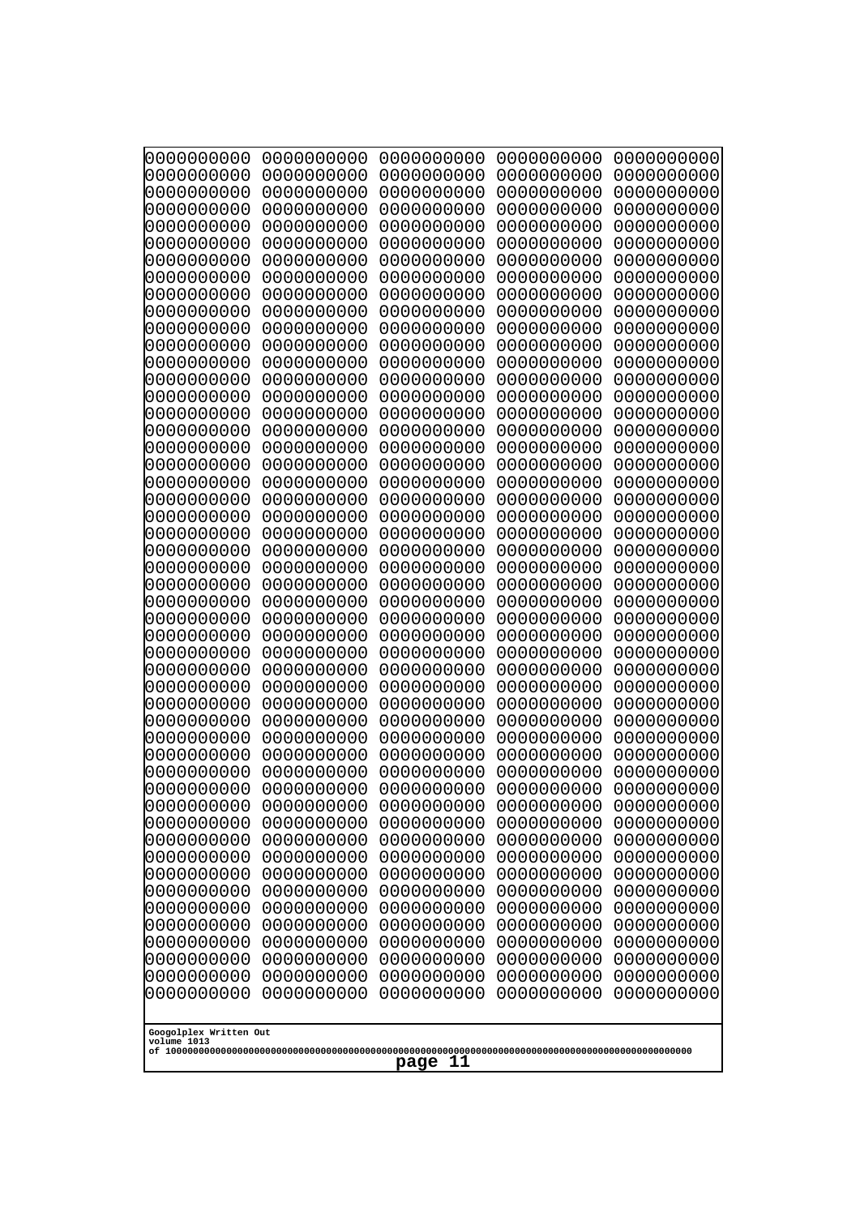0000000000 0000000000 0000000000 0000000000 0000000000
0000000000 0000000000 0000000000 0000000000 0000000000
0000000000 0000000000 0000000000 0000000000 0000000000
0000000000 0000000000 0000000000 0000000000 0000000000
0000000000 0000000000 0000000000 0000000000 0000000000
0000000000 0000000000 0000000000 0000000000 0000000000
0000000000 0000000000 0000000000 0000000000 0000000000
0000000000 0000000000 0000000000 0000000000 0000000000
0000000000 0000000000 0000000000 0000000000 0000000000
0000000000 0000000000 0000000000 0000000000 0000000000
0000000000 0000000000 0000000000 0000000000 0000000000
0000000000 0000000000 0000000000 0000000000 0000000000
0000000000 0000000000 0000000000 0000000000 0000000000
0000000000 0000000000 0000000000 0000000000 0000000000
0000000000 0000000000 0000000000 0000000000 0000000000
0000000000 0000000000 0000000000 0000000000 0000000000
0000000000 0000000000 0000000000 0000000000 0000000000
0000000000 0000000000 0000000000 0000000000 0000000000
0000000000 0000000000 0000000000 0000000000 0000000000
0000000000 0000000000 0000000000 0000000000 0000000000
0000000000 0000000000 0000000000 0000000000 0000000000
0000000000 0000000000 0000000000 0000000000 0000000000
0000000000 0000000000 0000000000 0000000000 0000000000
0000000000 0000000000 0000000000 0000000000 0000000000
0000000000 0000000000 0000000000 0000000000 0000000000
0000000000 0000000000 0000000000 0000000000 0000000000
0000000000 0000000000 0000000000 0000000000 0000000000
0000000000 0000000000 0000000000 0000000000 0000000000
0000000000 0000000000 0000000000 0000000000 0000000000
0000000000 0000000000 0000000000 0000000000 0000000000
0000000000 0000000000 0000000000 0000000000 0000000000
0000000000 0000000000 0000000000 0000000000 0000000000
0000000000 0000000000 0000000000 0000000000 0000000000
0000000000 0000000000 0000000000 0000000000 0000000000
0000000000 0000000000 0000000000 0000000000 0000000000
0000000000 0000000000 0000000000 0000000000 0000000000
0000000000 0000000000 0000000000 0000000000 0000000000
0000000000 0000000000 0000000000 0000000000 0000000000
0000000000 0000000000 0000000000 0000000000 0000000000
0000000000 0000000000 0000000000 0000000000 0000000000
0000000000 0000000000 0000000000 0000000000 0000000000
0000000000 0000000000 0000000000 0000000000 0000000000
0000000000 0000000000 0000000000 0000000000 0000000000
0000000000 0000000000 0000000000 0000000000 0000000000
0000000000 0000000000 0000000000 0000000000 0000000000
0000000000 0000000000 0000000000 0000000000 0000000000
0000000000 0000000000 0000000000 0000000000 0000000000
0000000000 0000000000 0000000000 0000000000 0000000000
0000000000 0000000000 0000000000 0000000000 0000000000
0000000000 0000000000 0000000000 0000000000 0000000000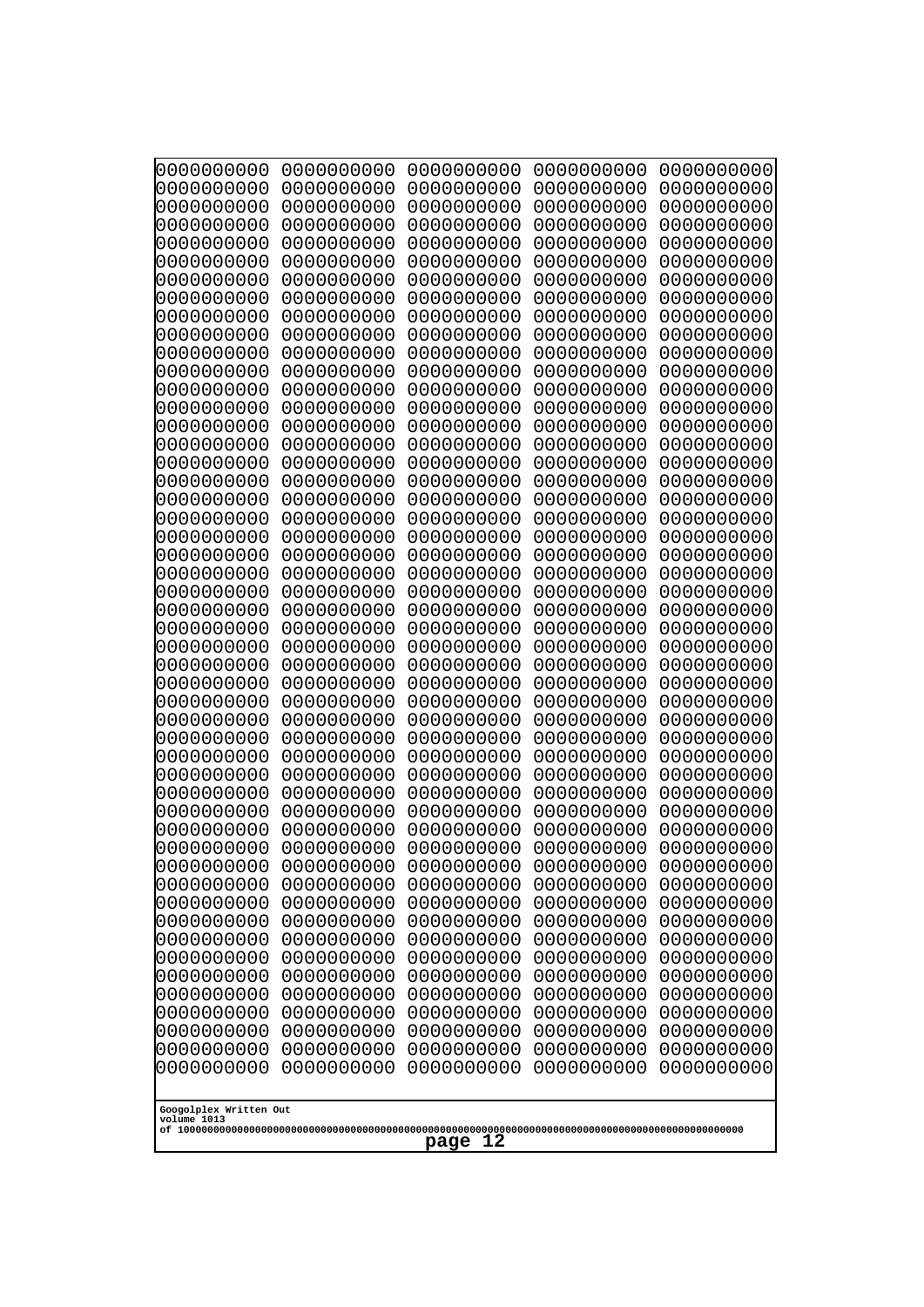```
0000000000 0000000000 0000000000 0000000000 0000000000
0000000000 0000000000 0000000000 0000000000 0000000000
0000000000 0000000000 0000000000 0000000000 0000000000
0000000000 0000000000 0000000000 0000000000 0000000000
0000000000 0000000000 0000000000 0000000000 0000000000
0000000000 0000000000 0000000000 0000000000 0000000000
0000000000 0000000000 0000000000 0000000000 0000000000
0000000000 0000000000 0000000000 0000000000 0000000000
0000000000 0000000000 0000000000 0000000000 0000000000
0000000000 0000000000 0000000000 0000000000 0000000000
0000000000 0000000000 0000000000 0000000000 0000000000
0000000000 0000000000 0000000000 0000000000 0000000000
0000000000 0000000000 0000000000 0000000000 0000000000
0000000000 0000000000 0000000000 0000000000 0000000000
0000000000 0000000000 0000000000 0000000000 0000000000
0000000000 0000000000 0000000000 0000000000 0000000000
0000000000 0000000000 0000000000 0000000000 0000000000
0000000000 0000000000 0000000000 0000000000 0000000000
0000000000 0000000000 0000000000 0000000000 0000000000
0000000000 0000000000 0000000000 0000000000 0000000000
0000000000 0000000000 0000000000 0000000000 0000000000
0000000000 0000000000 0000000000 0000000000 0000000000
0000000000 0000000000 0000000000 0000000000 0000000000
0000000000 0000000000 0000000000 0000000000 0000000000
0000000000 0000000000 0000000000 0000000000 0000000000
0000000000 0000000000 0000000000 0000000000 0000000000
0000000000 0000000000 0000000000 0000000000 0000000000
0000000000 0000000000 0000000000 0000000000 0000000000
0000000000 0000000000 0000000000 0000000000 0000000000
0000000000 0000000000 0000000000 0000000000 0000000000
0000000000 0000000000 0000000000 0000000000 0000000000
0000000000 0000000000 0000000000 0000000000 0000000000
0000000000 0000000000 0000000000 0000000000 0000000000
0000000000 0000000000 0000000000 0000000000 0000000000
0000000000 0000000000 0000000000 0000000000 0000000000
0000000000 0000000000 0000000000 0000000000 0000000000
0000000000 0000000000 0000000000 0000000000 0000000000
0000000000 0000000000 0000000000 0000000000 0000000000
0000000000 0000000000 0000000000 0000000000 0000000000
0000000000 0000000000 0000000000 0000000000 0000000000
0000000000 0000000000 0000000000 0000000000 0000000000
0000000000 0000000000 0000000000 0000000000 0000000000
0000000000 0000000000 0000000000 0000000000 0000000000
0000000000 0000000000 0000000000 0000000000 0000000000
0000000000 0000000000 0000000000 0000000000 0000000000
0000000000 0000000000 0000000000 0000000000 0000000000
0000000000 0000000000 0000000000 0000000000 0000000000
0000000000 0000000000 0000000000 0000000000 0000000000
0000000000 0000000000 0000000000 0000000000 0000000000
0000000000 0000000000 0000000000 0000000000 0000000000
```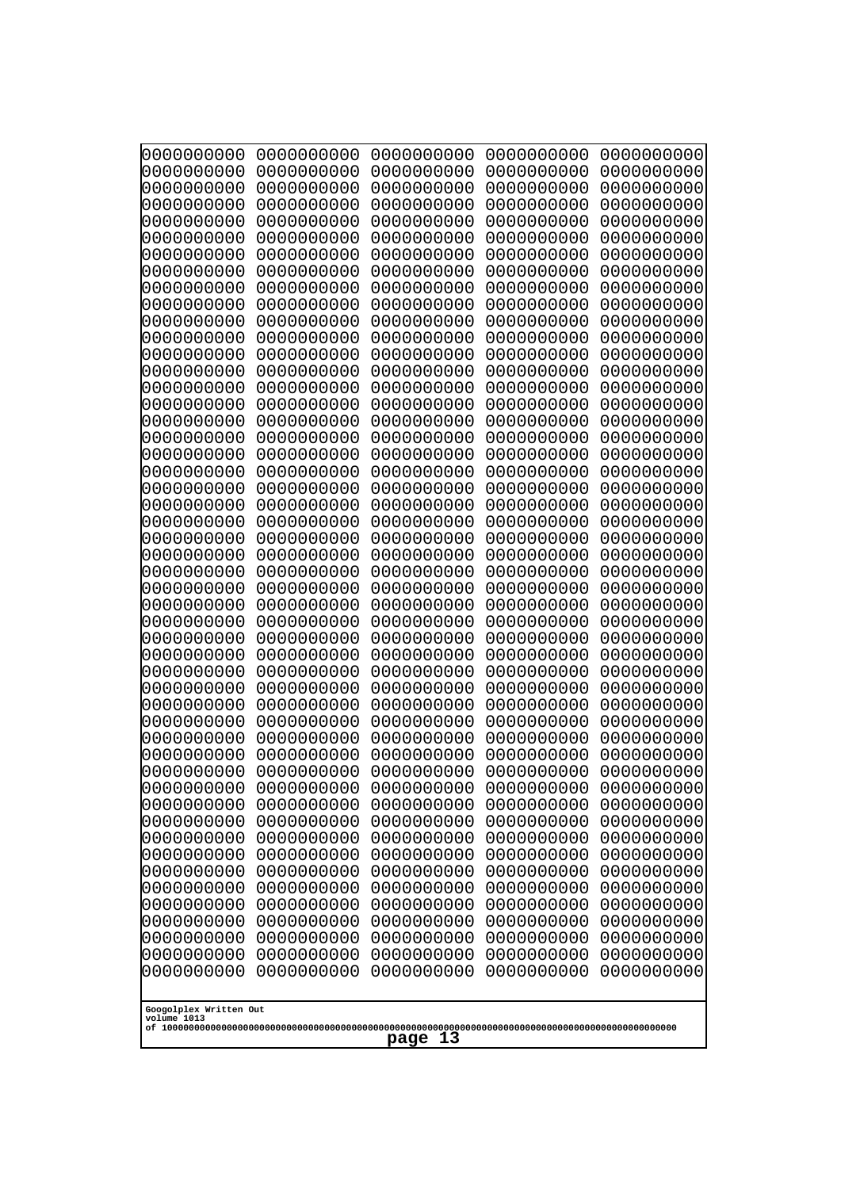```
0000000000 0000000000 0000000000 0000000000 0000000000
0000000000 0000000000 0000000000 0000000000 0000000000
0000000000 0000000000 0000000000 0000000000 0000000000
0000000000 0000000000 0000000000 0000000000 0000000000
0000000000 0000000000 0000000000 0000000000 0000000000
0000000000 0000000000 0000000000 0000000000 0000000000
0000000000 0000000000 0000000000 0000000000 0000000000
0000000000 0000000000 0000000000 0000000000 0000000000
0000000000 0000000000 0000000000 0000000000 0000000000
0000000000 0000000000 0000000000 0000000000 0000000000
0000000000 0000000000 0000000000 0000000000 0000000000
0000000000 0000000000 0000000000 0000000000 0000000000
0000000000 0000000000 0000000000 0000000000 0000000000
0000000000 0000000000 0000000000 0000000000 0000000000
0000000000 0000000000 0000000000 0000000000 0000000000
0000000000 0000000000 0000000000 0000000000 0000000000
0000000000 0000000000 0000000000 0000000000 0000000000
0000000000 0000000000 0000000000 0000000000 0000000000
0000000000 0000000000 0000000000 0000000000 0000000000
0000000000 0000000000 0000000000 0000000000 0000000000
0000000000 0000000000 0000000000 0000000000 0000000000
0000000000 0000000000 0000000000 0000000000 0000000000
0000000000 0000000000 0000000000 0000000000 0000000000
0000000000 0000000000 0000000000 0000000000 0000000000
0000000000 0000000000 0000000000 0000000000 0000000000
0000000000 0000000000 0000000000 0000000000 0000000000
0000000000 0000000000 0000000000 0000000000 0000000000
0000000000 0000000000 0000000000 0000000000 0000000000
0000000000 0000000000 0000000000 0000000000 0000000000
0000000000 0000000000 0000000000 0000000000 0000000000
0000000000 0000000000 0000000000 0000000000 0000000000
0000000000 0000000000 0000000000 0000000000 0000000000
0000000000 0000000000 0000000000 0000000000 0000000000
0000000000 0000000000 0000000000 0000000000 0000000000
0000000000 0000000000 0000000000 0000000000 0000000000
0000000000 0000000000 0000000000 0000000000 0000000000
0000000000 0000000000 0000000000 0000000000 0000000000
0000000000 0000000000 0000000000 0000000000 0000000000
0000000000 0000000000 0000000000 0000000000 0000000000
0000000000 0000000000 0000000000 0000000000 0000000000
0000000000 0000000000 0000000000 0000000000 0000000000
0000000000 0000000000 0000000000 0000000000 0000000000
0000000000 0000000000 0000000000 0000000000 0000000000
0000000000 0000000000 0000000000 0000000000 0000000000
0000000000 0000000000 0000000000 0000000000 0000000000
0000000000 0000000000 0000000000 0000000000 0000000000
0000000000 0000000000 0000000000 0000000000 0000000000
0000000000 0000000000 0000000000 0000000000 0000000000
0000000000 0000000000 0000000000 0000000000 0000000000
0000000000 0000000000 0000000000 0000000000 0000000000
```

Googolplex Written Out
volume 1013
of 10000000000000000000000000000000000000000000000000000000000000000000000000000000000000000000000000000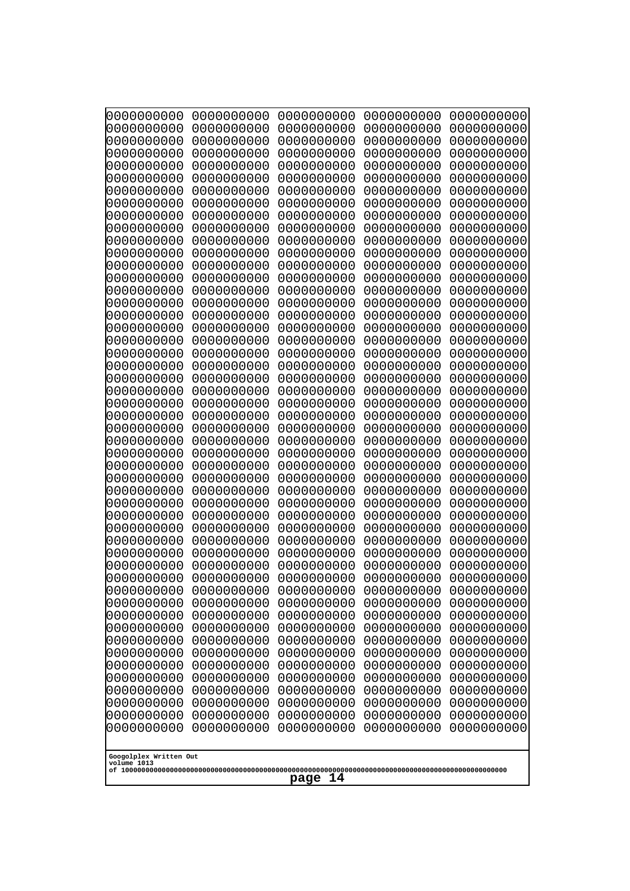```
0000000000 0000000000 0000000000 0000000000 0000000000
0000000000 0000000000 0000000000 0000000000 0000000000
0000000000 0000000000 0000000000 0000000000 0000000000
0000000000 0000000000 0000000000 0000000000 0000000000
0000000000 0000000000 0000000000 0000000000 0000000000
0000000000 0000000000 0000000000 0000000000 0000000000
0000000000 0000000000 0000000000 0000000000 0000000000
0000000000 0000000000 0000000000 0000000000 0000000000
0000000000 0000000000 0000000000 0000000000 0000000000
0000000000 0000000000 0000000000 0000000000 0000000000
0000000000 0000000000 0000000000 0000000000 0000000000
0000000000 0000000000 0000000000 0000000000 0000000000
0000000000 0000000000 0000000000 0000000000 0000000000
0000000000 0000000000 0000000000 0000000000 0000000000
0000000000 0000000000 0000000000 0000000000 0000000000
0000000000 0000000000 0000000000 0000000000 0000000000
0000000000 0000000000 0000000000 0000000000 0000000000
0000000000 0000000000 0000000000 0000000000 0000000000
0000000000 0000000000 0000000000 0000000000 0000000000
0000000000 0000000000 0000000000 0000000000 0000000000
0000000000 0000000000 0000000000 0000000000 0000000000
0000000000 0000000000 0000000000 0000000000 0000000000
0000000000 0000000000 0000000000 0000000000 0000000000
0000000000 0000000000 0000000000 0000000000 0000000000
0000000000 0000000000 0000000000 0000000000 0000000000
0000000000 0000000000 0000000000 0000000000 0000000000
0000000000 0000000000 0000000000 0000000000 0000000000
0000000000 0000000000 0000000000 0000000000 0000000000
0000000000 0000000000 0000000000 0000000000 0000000000
0000000000 0000000000 0000000000 0000000000 0000000000
0000000000 0000000000 0000000000 0000000000 0000000000
0000000000 0000000000 0000000000 0000000000 0000000000
0000000000 0000000000 0000000000 0000000000 0000000000
0000000000 0000000000 0000000000 0000000000 0000000000
0000000000 0000000000 0000000000 0000000000 0000000000
0000000000 0000000000 0000000000 0000000000 0000000000
0000000000 0000000000 0000000000 0000000000 0000000000
0000000000 0000000000 0000000000 0000000000 0000000000
0000000000 0000000000 0000000000 0000000000 0000000000
0000000000 0000000000 0000000000 0000000000 0000000000
0000000000 0000000000 0000000000 0000000000 0000000000
0000000000 0000000000 0000000000 0000000000 0000000000
0000000000 0000000000 0000000000 0000000000 0000000000
0000000000 0000000000 0000000000 0000000000 0000000000
0000000000 0000000000 0000000000 0000000000 0000000000
0000000000 0000000000 0000000000 0000000000 0000000000
0000000000 0000000000 0000000000 0000000000 0000000000
0000000000 0000000000 0000000000 0000000000 0000000000
0000000000 0000000000 0000000000 0000000000 0000000000
0000000000 0000000000 0000000000 0000000000 0000000000
```

Googolplex Written Out
volume 1013
of 10000000000000000000000000000000000000000000000000000000000000000000000000000000000000000000000000000

page 14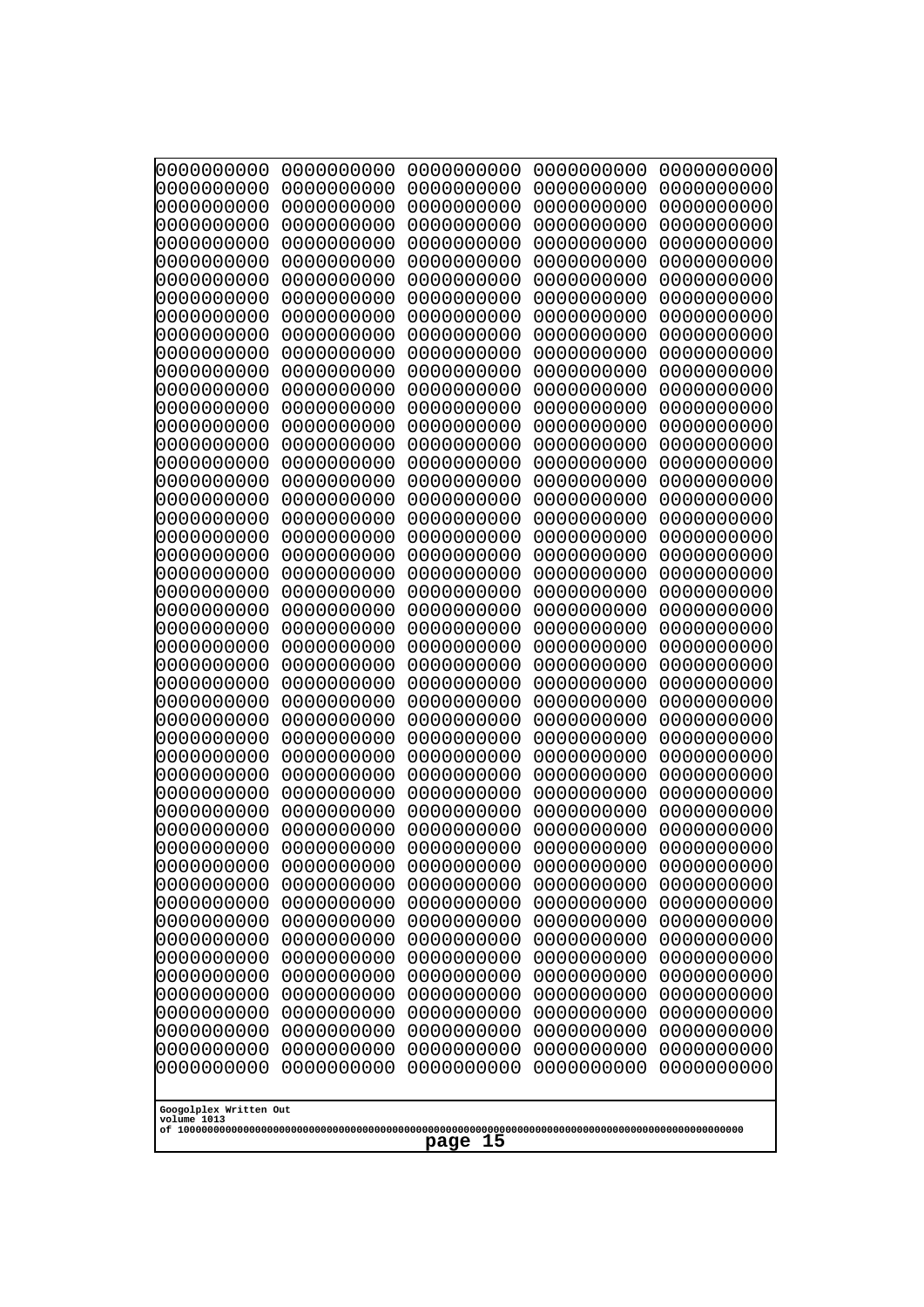0000000000 0000000000 0000000000 0000000000 0000000000
0000000000 0000000000 0000000000 0000000000 0000000000
0000000000 0000000000 0000000000 0000000000 0000000000
0000000000 0000000000 0000000000 0000000000 0000000000
0000000000 0000000000 0000000000 0000000000 0000000000
0000000000 0000000000 0000000000 0000000000 0000000000
0000000000 0000000000 0000000000 0000000000 0000000000
0000000000 0000000000 0000000000 0000000000 0000000000
0000000000 0000000000 0000000000 0000000000 0000000000
0000000000 0000000000 0000000000 0000000000 0000000000
0000000000 0000000000 0000000000 0000000000 0000000000
0000000000 0000000000 0000000000 0000000000 0000000000
0000000000 0000000000 0000000000 0000000000 0000000000
0000000000 0000000000 0000000000 0000000000 0000000000
0000000000 0000000000 0000000000 0000000000 0000000000
0000000000 0000000000 0000000000 0000000000 0000000000
0000000000 0000000000 0000000000 0000000000 0000000000
0000000000 0000000000 0000000000 0000000000 0000000000
0000000000 0000000000 0000000000 0000000000 0000000000
0000000000 0000000000 0000000000 0000000000 0000000000
0000000000 0000000000 0000000000 0000000000 0000000000
0000000000 0000000000 0000000000 0000000000 0000000000
0000000000 0000000000 0000000000 0000000000 0000000000
0000000000 0000000000 0000000000 0000000000 0000000000
0000000000 0000000000 0000000000 0000000000 0000000000
0000000000 0000000000 0000000000 0000000000 0000000000
0000000000 0000000000 0000000000 0000000000 0000000000
0000000000 0000000000 0000000000 0000000000 0000000000
0000000000 0000000000 0000000000 0000000000 0000000000
0000000000 0000000000 0000000000 0000000000 0000000000
0000000000 0000000000 0000000000 0000000000 0000000000
0000000000 0000000000 0000000000 0000000000 0000000000
0000000000 0000000000 0000000000 0000000000 0000000000
0000000000 0000000000 0000000000 0000000000 0000000000
0000000000 0000000000 0000000000 0000000000 0000000000
0000000000 0000000000 0000000000 0000000000 0000000000
0000000000 0000000000 0000000000 0000000000 0000000000
0000000000 0000000000 0000000000 0000000000 0000000000
0000000000 0000000000 0000000000 0000000000 0000000000
0000000000 0000000000 0000000000 0000000000 0000000000
0000000000 0000000000 0000000000 0000000000 0000000000
0000000000 0000000000 0000000000 0000000000 0000000000
0000000000 0000000000 0000000000 0000000000 0000000000
0000000000 0000000000 0000000000 0000000000 0000000000
0000000000 0000000000 0000000000 0000000000 0000000000
0000000000 0000000000 0000000000 0000000000 0000000000
0000000000 0000000000 0000000000 0000000000 0000000000
0000000000 0000000000 0000000000 0000000000 0000000000
0000000000 0000000000 0000000000 0000000000 0000000000
0000000000 0000000000 0000000000 0000000000 0000000000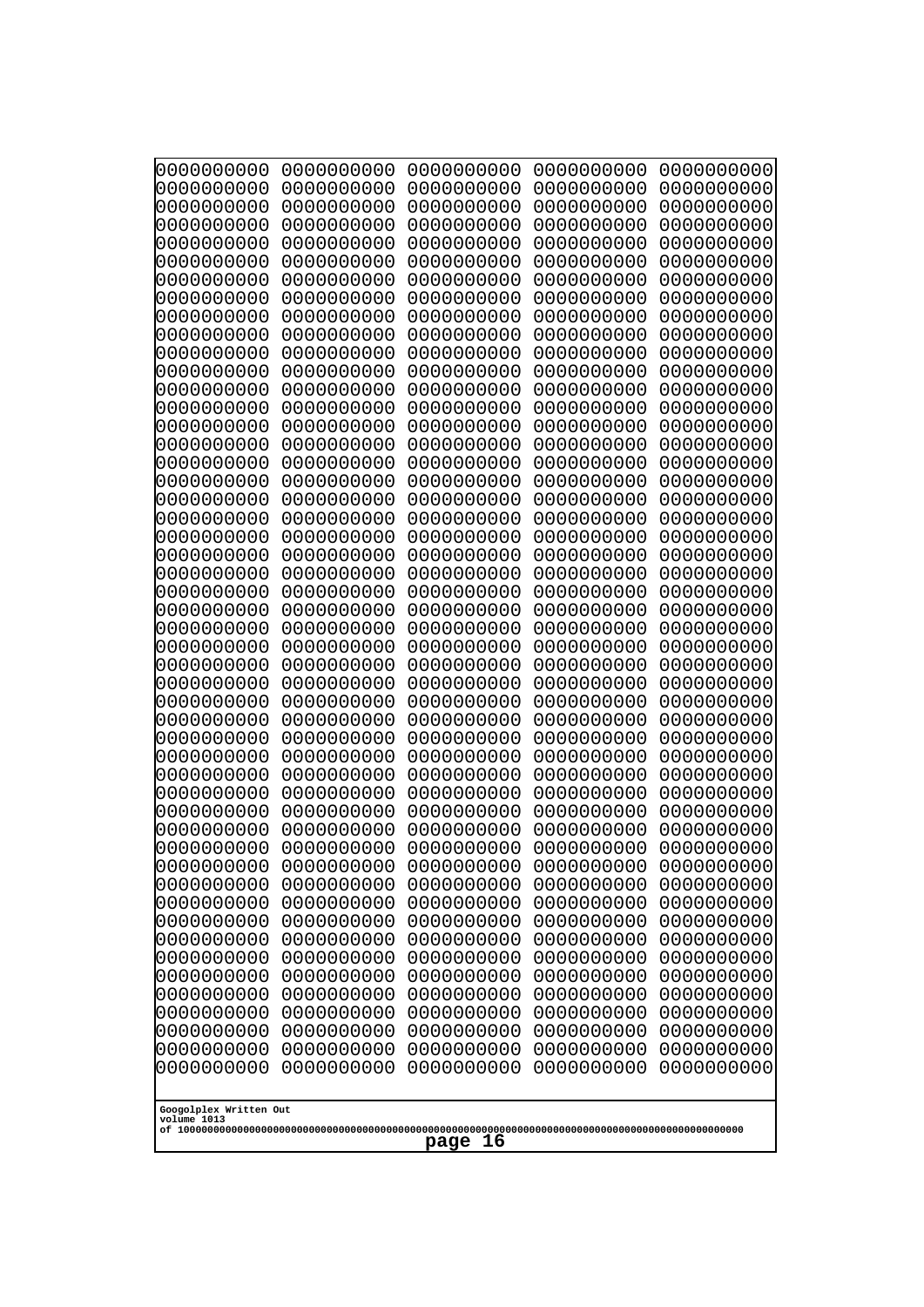```
0000000000 0000000000 0000000000 0000000000 0000000000
0000000000 0000000000 0000000000 0000000000 0000000000
0000000000 0000000000 0000000000 0000000000 0000000000
0000000000 0000000000 0000000000 0000000000 0000000000
0000000000 0000000000 0000000000 0000000000 0000000000
0000000000 0000000000 0000000000 0000000000 0000000000
0000000000 0000000000 0000000000 0000000000 0000000000
0000000000 0000000000 0000000000 0000000000 0000000000
0000000000 0000000000 0000000000 0000000000 0000000000
0000000000 0000000000 0000000000 0000000000 0000000000
0000000000 0000000000 0000000000 0000000000 0000000000
0000000000 0000000000 0000000000 0000000000 0000000000
0000000000 0000000000 0000000000 0000000000 0000000000
0000000000 0000000000 0000000000 0000000000 0000000000
0000000000 0000000000 0000000000 0000000000 0000000000
0000000000 0000000000 0000000000 0000000000 0000000000
0000000000 0000000000 0000000000 0000000000 0000000000
0000000000 0000000000 0000000000 0000000000 0000000000
0000000000 0000000000 0000000000 0000000000 0000000000
0000000000 0000000000 0000000000 0000000000 0000000000
0000000000 0000000000 0000000000 0000000000 0000000000
0000000000 0000000000 0000000000 0000000000 0000000000
0000000000 0000000000 0000000000 0000000000 0000000000
0000000000 0000000000 0000000000 0000000000 0000000000
0000000000 0000000000 0000000000 0000000000 0000000000
0000000000 0000000000 0000000000 0000000000 0000000000
0000000000 0000000000 0000000000 0000000000 0000000000
0000000000 0000000000 0000000000 0000000000 0000000000
0000000000 0000000000 0000000000 0000000000 0000000000
0000000000 0000000000 0000000000 0000000000 0000000000
0000000000 0000000000 0000000000 0000000000 0000000000
0000000000 0000000000 0000000000 0000000000 0000000000
0000000000 0000000000 0000000000 0000000000 0000000000
0000000000 0000000000 0000000000 0000000000 0000000000
0000000000 0000000000 0000000000 0000000000 0000000000
0000000000 0000000000 0000000000 0000000000 0000000000
0000000000 0000000000 0000000000 0000000000 0000000000
0000000000 0000000000 0000000000 0000000000 0000000000
0000000000 0000000000 0000000000 0000000000 0000000000
0000000000 0000000000 0000000000 0000000000 0000000000
0000000000 0000000000 0000000000 0000000000 0000000000
0000000000 0000000000 0000000000 0000000000 0000000000
0000000000 0000000000 0000000000 0000000000 0000000000
0000000000 0000000000 0000000000 0000000000 0000000000
0000000000 0000000000 0000000000 0000000000 0000000000
0000000000 0000000000 0000000000 0000000000 0000000000
0000000000 0000000000 0000000000 0000000000 0000000000
0000000000 0000000000 0000000000 0000000000 0000000000
0000000000 0000000000 0000000000 0000000000 0000000000
0000000000 0000000000 0000000000 0000000000 0000000000
```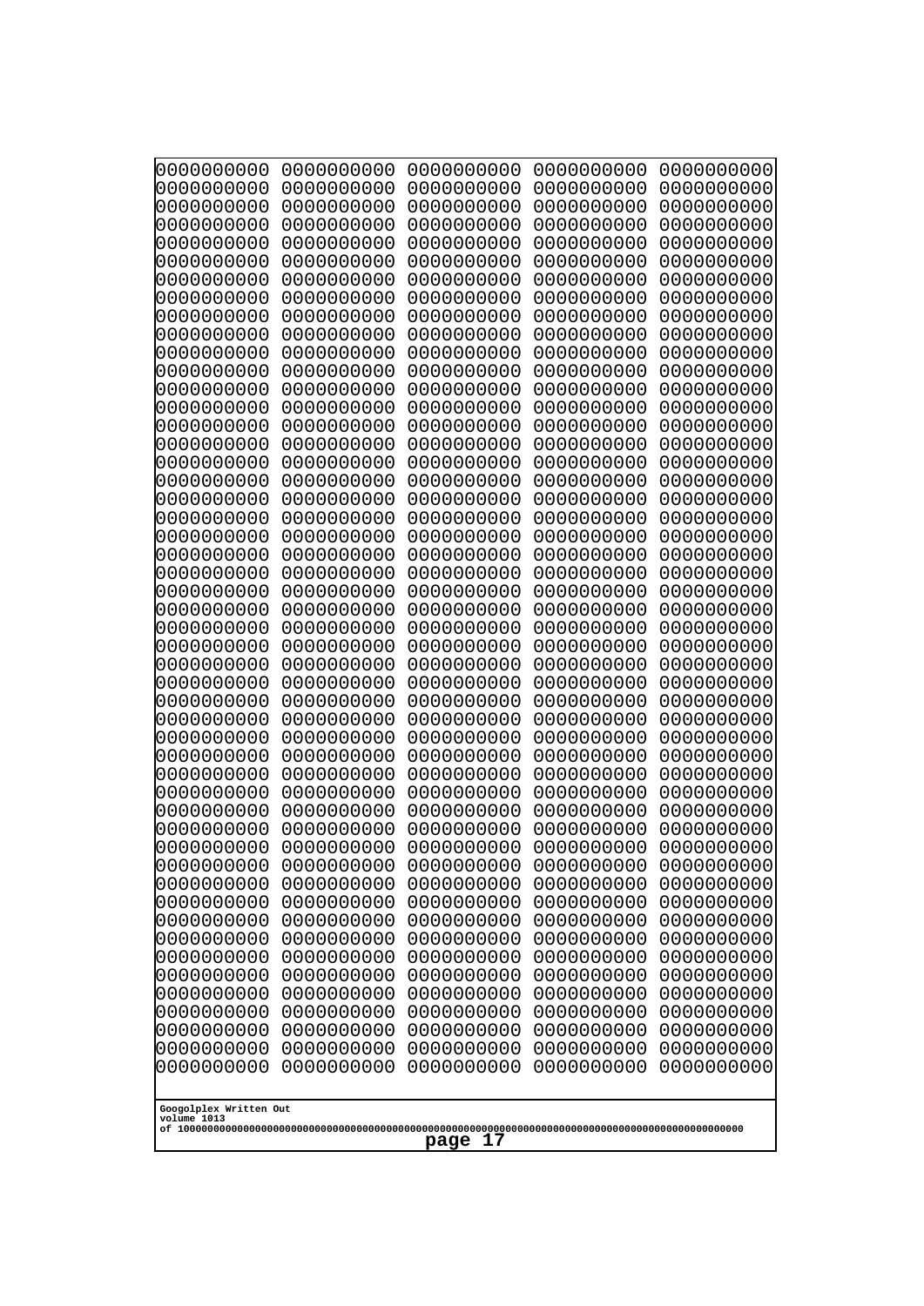```
0000000000 0000000000 0000000000 0000000000 0000000000
0000000000 0000000000 0000000000 0000000000 0000000000
0000000000 0000000000 0000000000 0000000000 0000000000
0000000000 0000000000 0000000000 0000000000 0000000000
0000000000 0000000000 0000000000 0000000000 0000000000
0000000000 0000000000 0000000000 0000000000 0000000000
0000000000 0000000000 0000000000 0000000000 0000000000
0000000000 0000000000 0000000000 0000000000 0000000000
0000000000 0000000000 0000000000 0000000000 0000000000
0000000000 0000000000 0000000000 0000000000 0000000000
0000000000 0000000000 0000000000 0000000000 0000000000
0000000000 0000000000 0000000000 0000000000 0000000000
0000000000 0000000000 0000000000 0000000000 0000000000
0000000000 0000000000 0000000000 0000000000 0000000000
0000000000 0000000000 0000000000 0000000000 0000000000
0000000000 0000000000 0000000000 0000000000 0000000000
0000000000 0000000000 0000000000 0000000000 0000000000
0000000000 0000000000 0000000000 0000000000 0000000000
0000000000 0000000000 0000000000 0000000000 0000000000
0000000000 0000000000 0000000000 0000000000 0000000000
0000000000 0000000000 0000000000 0000000000 0000000000
0000000000 0000000000 0000000000 0000000000 0000000000
0000000000 0000000000 0000000000 0000000000 0000000000
0000000000 0000000000 0000000000 0000000000 0000000000
0000000000 0000000000 0000000000 0000000000 0000000000
0000000000 0000000000 0000000000 0000000000 0000000000
0000000000 0000000000 0000000000 0000000000 0000000000
0000000000 0000000000 0000000000 0000000000 0000000000
0000000000 0000000000 0000000000 0000000000 0000000000
0000000000 0000000000 0000000000 0000000000 0000000000
0000000000 0000000000 0000000000 0000000000 0000000000
0000000000 0000000000 0000000000 0000000000 0000000000
0000000000 0000000000 0000000000 0000000000 0000000000
0000000000 0000000000 0000000000 0000000000 0000000000
0000000000 0000000000 0000000000 0000000000 0000000000
0000000000 0000000000 0000000000 0000000000 0000000000
0000000000 0000000000 0000000000 0000000000 0000000000
0000000000 0000000000 0000000000 0000000000 0000000000
0000000000 0000000000 0000000000 0000000000 0000000000
0000000000 0000000000 0000000000 0000000000 0000000000
0000000000 0000000000 0000000000 0000000000 0000000000
0000000000 0000000000 0000000000 0000000000 0000000000
0000000000 0000000000 0000000000 0000000000 0000000000
0000000000 0000000000 0000000000 0000000000 0000000000
0000000000 0000000000 0000000000 0000000000 0000000000
0000000000 0000000000 0000000000 0000000000 0000000000
0000000000 0000000000 0000000000 0000000000 0000000000
0000000000 0000000000 0000000000 0000000000 0000000000
```

Googolplex Written Out
volume 1013
of 10000000000000000000000000000000000000000000000000000000000000000000000000000000000000000000000000000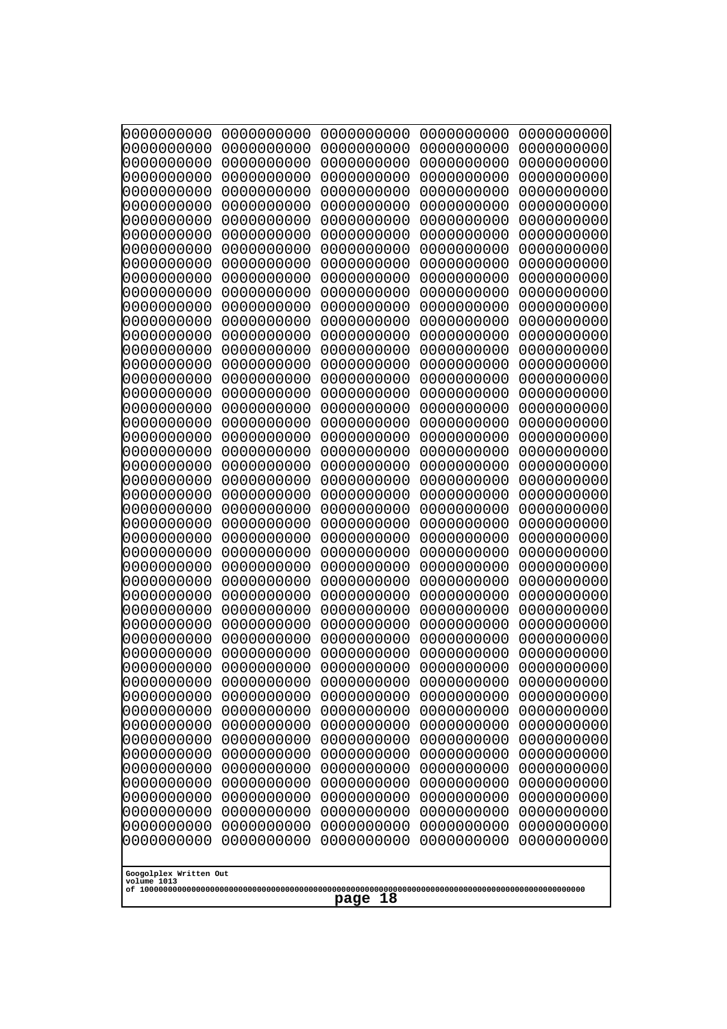```
0000000000 0000000000 0000000000 0000000000 0000000000
0000000000 0000000000 0000000000 0000000000 0000000000
0000000000 0000000000 0000000000 0000000000 0000000000
0000000000 0000000000 0000000000 0000000000 0000000000
0000000000 0000000000 0000000000 0000000000 0000000000
0000000000 0000000000 0000000000 0000000000 0000000000
0000000000 0000000000 0000000000 0000000000 0000000000
0000000000 0000000000 0000000000 0000000000 0000000000
0000000000 0000000000 0000000000 0000000000 0000000000
0000000000 0000000000 0000000000 0000000000 0000000000
0000000000 0000000000 0000000000 0000000000 0000000000
0000000000 0000000000 0000000000 0000000000 0000000000
0000000000 0000000000 0000000000 0000000000 0000000000
0000000000 0000000000 0000000000 0000000000 0000000000
0000000000 0000000000 0000000000 0000000000 0000000000
0000000000 0000000000 0000000000 0000000000 0000000000
0000000000 0000000000 0000000000 0000000000 0000000000
0000000000 0000000000 0000000000 0000000000 0000000000
0000000000 0000000000 0000000000 0000000000 0000000000
0000000000 0000000000 0000000000 0000000000 0000000000
0000000000 0000000000 0000000000 0000000000 0000000000
0000000000 0000000000 0000000000 0000000000 0000000000
0000000000 0000000000 0000000000 0000000000 0000000000
0000000000 0000000000 0000000000 0000000000 0000000000
0000000000 0000000000 0000000000 0000000000 0000000000
0000000000 0000000000 0000000000 0000000000 0000000000
0000000000 0000000000 0000000000 0000000000 0000000000
0000000000 0000000000 0000000000 0000000000 0000000000
0000000000 0000000000 0000000000 0000000000 0000000000
0000000000 0000000000 0000000000 0000000000 0000000000
0000000000 0000000000 0000000000 0000000000 0000000000
0000000000 0000000000 0000000000 0000000000 0000000000
0000000000 0000000000 0000000000 0000000000 0000000000
0000000000 0000000000 0000000000 0000000000 0000000000
0000000000 0000000000 0000000000 0000000000 0000000000
0000000000 0000000000 0000000000 0000000000 0000000000
0000000000 0000000000 0000000000 0000000000 0000000000
0000000000 0000000000 0000000000 0000000000 0000000000
0000000000 0000000000 0000000000 0000000000 0000000000
0000000000 0000000000 0000000000 0000000000 0000000000
0000000000 0000000000 0000000000 0000000000 0000000000
0000000000 0000000000 0000000000 0000000000 0000000000
0000000000 0000000000 0000000000 0000000000 0000000000
0000000000 0000000000 0000000000 0000000000 0000000000
0000000000 0000000000 0000000000 0000000000 0000000000
0000000000 0000000000 0000000000 0000000000 0000000000
0000000000 0000000000 0000000000 0000000000 0000000000
0000000000 0000000000 0000000000 0000000000 0000000000
0000000000 0000000000 0000000000 0000000000 0000000000
0000000000 0000000000 0000000000 0000000000 0000000000
```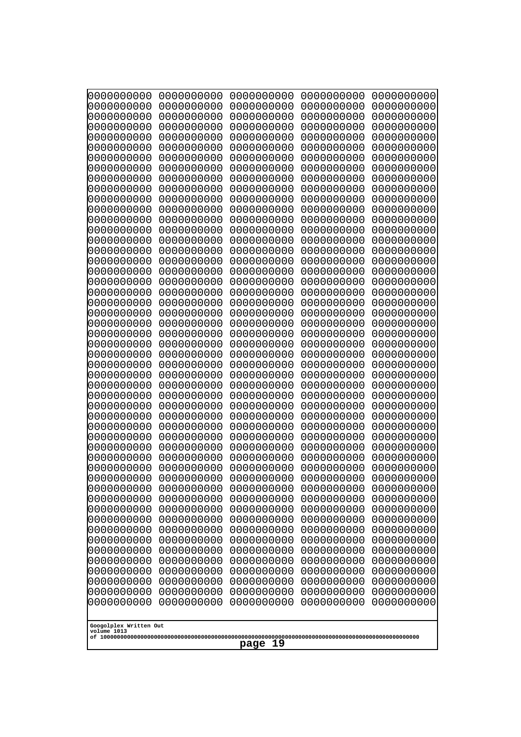```
0000000000 0000000000 0000000000 0000000000 0000000000
0000000000 0000000000 0000000000 0000000000 0000000000
0000000000 0000000000 0000000000 0000000000 0000000000
0000000000 0000000000 0000000000 0000000000 0000000000
0000000000 0000000000 0000000000 0000000000 0000000000
0000000000 0000000000 0000000000 0000000000 0000000000
0000000000 0000000000 0000000000 0000000000 0000000000
0000000000 0000000000 0000000000 0000000000 0000000000
0000000000 0000000000 0000000000 0000000000 0000000000
0000000000 0000000000 0000000000 0000000000 0000000000
0000000000 0000000000 0000000000 0000000000 0000000000
0000000000 0000000000 0000000000 0000000000 0000000000
0000000000 0000000000 0000000000 0000000000 0000000000
0000000000 0000000000 0000000000 0000000000 0000000000
0000000000 0000000000 0000000000 0000000000 0000000000
0000000000 0000000000 0000000000 0000000000 0000000000
0000000000 0000000000 0000000000 0000000000 0000000000
0000000000 0000000000 0000000000 0000000000 0000000000
0000000000 0000000000 0000000000 0000000000 0000000000
0000000000 0000000000 0000000000 0000000000 0000000000
0000000000 0000000000 0000000000 0000000000 0000000000
0000000000 0000000000 0000000000 0000000000 0000000000
0000000000 0000000000 0000000000 0000000000 0000000000
0000000000 0000000000 0000000000 0000000000 0000000000
0000000000 0000000000 0000000000 0000000000 0000000000
0000000000 0000000000 0000000000 0000000000 0000000000
0000000000 0000000000 0000000000 0000000000 0000000000
0000000000 0000000000 0000000000 0000000000 0000000000
0000000000 0000000000 0000000000 0000000000 0000000000
0000000000 0000000000 0000000000 0000000000 0000000000
0000000000 0000000000 0000000000 0000000000 0000000000
0000000000 0000000000 0000000000 0000000000 0000000000
0000000000 0000000000 0000000000 0000000000 0000000000
0000000000 0000000000 0000000000 0000000000 0000000000
0000000000 0000000000 0000000000 0000000000 0000000000
0000000000 0000000000 0000000000 0000000000 0000000000
0000000000 0000000000 0000000000 0000000000 0000000000
0000000000 0000000000 0000000000 0000000000 0000000000
0000000000 0000000000 0000000000 0000000000 0000000000
0000000000 0000000000 0000000000 0000000000 0000000000
0000000000 0000000000 0000000000 0000000000 0000000000
0000000000 0000000000 0000000000 0000000000 0000000000
0000000000 0000000000 0000000000 0000000000 0000000000
0000000000 0000000000 0000000000 0000000000 0000000000
0000000000 0000000000 0000000000 0000000000 0000000000
0000000000 0000000000 0000000000 0000000000 0000000000
0000000000 0000000000 0000000000 0000000000 0000000000
0000000000 0000000000 0000000000 0000000000 0000000000
0000000000 0000000000 0000000000 0000000000 0000000000
0000000000 0000000000 0000000000 0000000000 0000000000
```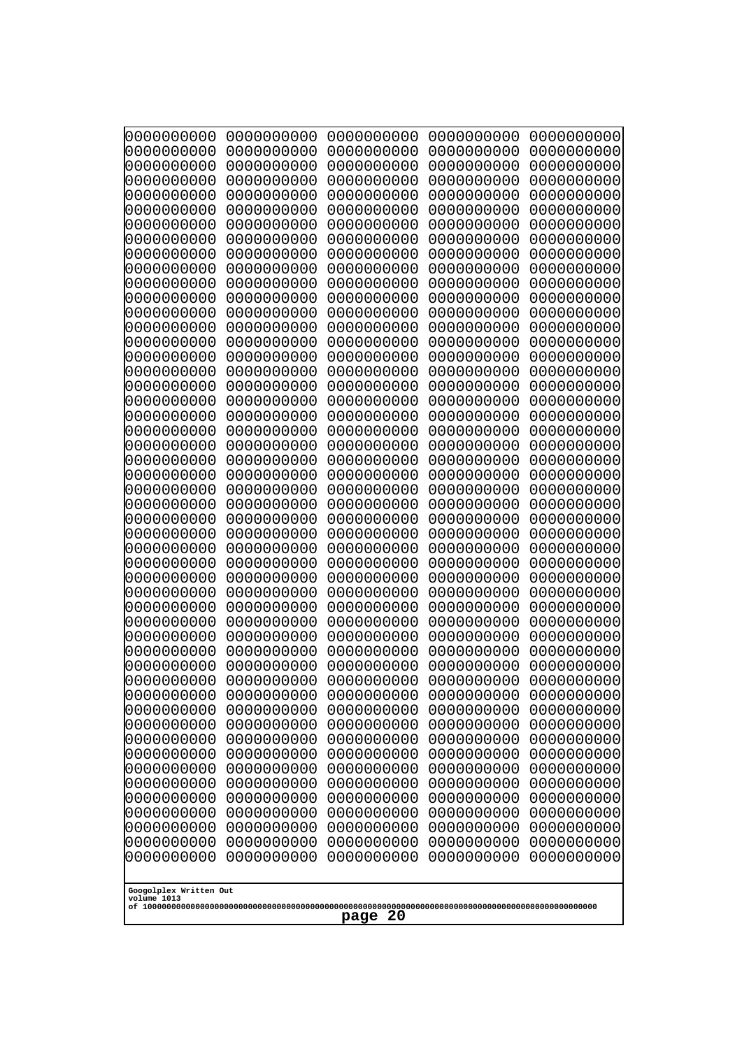```
0000000000 0000000000 0000000000 0000000000 0000000000
0000000000 0000000000 0000000000 0000000000 0000000000
0000000000 0000000000 0000000000 0000000000 0000000000
0000000000 0000000000 0000000000 0000000000 0000000000
0000000000 0000000000 0000000000 0000000000 0000000000
0000000000 0000000000 0000000000 0000000000 0000000000
0000000000 0000000000 0000000000 0000000000 0000000000
0000000000 0000000000 0000000000 0000000000 0000000000
0000000000 0000000000 0000000000 0000000000 0000000000
0000000000 0000000000 0000000000 0000000000 0000000000
0000000000 0000000000 0000000000 0000000000 0000000000
0000000000 0000000000 0000000000 0000000000 0000000000
0000000000 0000000000 0000000000 0000000000 0000000000
0000000000 0000000000 0000000000 0000000000 0000000000
0000000000 0000000000 0000000000 0000000000 0000000000
0000000000 0000000000 0000000000 0000000000 0000000000
0000000000 0000000000 0000000000 0000000000 0000000000
0000000000 0000000000 0000000000 0000000000 0000000000
0000000000 0000000000 0000000000 0000000000 0000000000
0000000000 0000000000 0000000000 0000000000 0000000000
0000000000 0000000000 0000000000 0000000000 0000000000
0000000000 0000000000 0000000000 0000000000 0000000000
0000000000 0000000000 0000000000 0000000000 0000000000
0000000000 0000000000 0000000000 0000000000 0000000000
0000000000 0000000000 0000000000 0000000000 0000000000
0000000000 0000000000 0000000000 0000000000 0000000000
0000000000 0000000000 0000000000 0000000000 0000000000
0000000000 0000000000 0000000000 0000000000 0000000000
0000000000 0000000000 0000000000 0000000000 0000000000
0000000000 0000000000 0000000000 0000000000 0000000000
0000000000 0000000000 0000000000 0000000000 0000000000
0000000000 0000000000 0000000000 0000000000 0000000000
0000000000 0000000000 0000000000 0000000000 0000000000
0000000000 0000000000 0000000000 0000000000 0000000000
0000000000 0000000000 0000000000 0000000000 0000000000
0000000000 0000000000 0000000000 0000000000 0000000000
0000000000 0000000000 0000000000 0000000000 0000000000
0000000000 0000000000 0000000000 0000000000 0000000000
0000000000 0000000000 0000000000 0000000000 0000000000
0000000000 0000000000 0000000000 0000000000 0000000000
0000000000 0000000000 0000000000 0000000000 0000000000
0000000000 0000000000 0000000000 0000000000 0000000000
0000000000 0000000000 0000000000 0000000000 0000000000
0000000000 0000000000 0000000000 0000000000 0000000000
0000000000 0000000000 0000000000 0000000000 0000000000
0000000000 0000000000 0000000000 0000000000 0000000000
0000000000 0000000000 0000000000 0000000000 0000000000
0000000000 0000000000 0000000000 0000000000 0000000000
0000000000 0000000000 0000000000 0000000000 0000000000
0000000000 0000000000 0000000000 0000000000 0000000000
```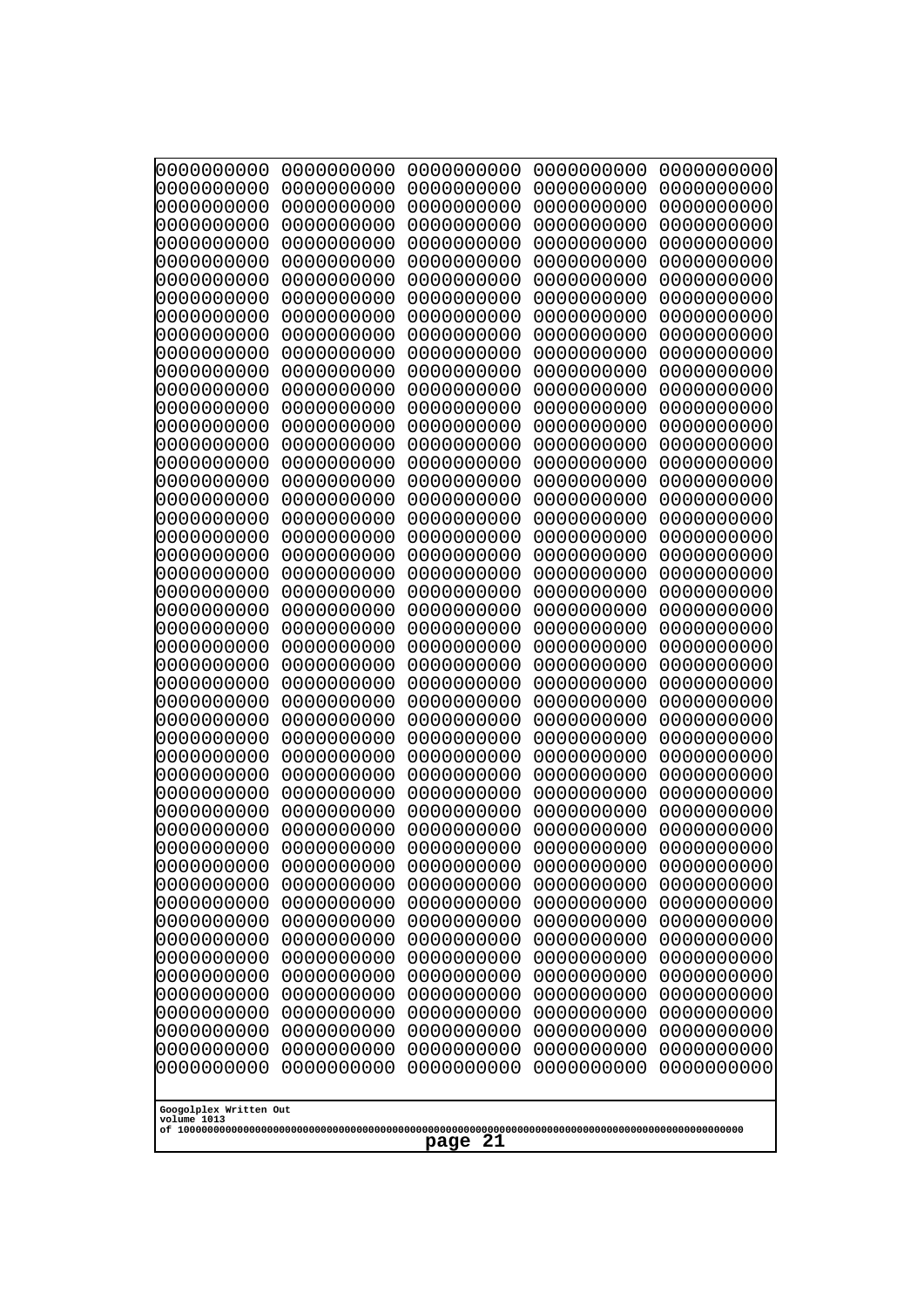0000000000 0000000000 0000000000 0000000000 0000000000
0000000000 0000000000 0000000000 0000000000 0000000000
0000000000 0000000000 0000000000 0000000000 0000000000
0000000000 0000000000 0000000000 0000000000 0000000000
0000000000 0000000000 0000000000 0000000000 0000000000
0000000000 0000000000 0000000000 0000000000 0000000000
0000000000 0000000000 0000000000 0000000000 0000000000
0000000000 0000000000 0000000000 0000000000 0000000000
0000000000 0000000000 0000000000 0000000000 0000000000
0000000000 0000000000 0000000000 0000000000 0000000000
0000000000 0000000000 0000000000 0000000000 0000000000
0000000000 0000000000 0000000000 0000000000 0000000000
0000000000 0000000000 0000000000 0000000000 0000000000
0000000000 0000000000 0000000000 0000000000 0000000000
0000000000 0000000000 0000000000 0000000000 0000000000
0000000000 0000000000 0000000000 0000000000 0000000000
0000000000 0000000000 0000000000 0000000000 0000000000
0000000000 0000000000 0000000000 0000000000 0000000000
0000000000 0000000000 0000000000 0000000000 0000000000
0000000000 0000000000 0000000000 0000000000 0000000000
0000000000 0000000000 0000000000 0000000000 0000000000
0000000000 0000000000 0000000000 0000000000 0000000000
0000000000 0000000000 0000000000 0000000000 0000000000
0000000000 0000000000 0000000000 0000000000 0000000000
0000000000 0000000000 0000000000 0000000000 0000000000
0000000000 0000000000 0000000000 0000000000 0000000000
0000000000 0000000000 0000000000 0000000000 0000000000
0000000000 0000000000 0000000000 0000000000 0000000000
0000000000 0000000000 0000000000 0000000000 0000000000
0000000000 0000000000 0000000000 0000000000 0000000000
0000000000 0000000000 0000000000 0000000000 0000000000
0000000000 0000000000 0000000000 0000000000 0000000000
0000000000 0000000000 0000000000 0000000000 0000000000
0000000000 0000000000 0000000000 0000000000 0000000000
0000000000 0000000000 0000000000 0000000000 0000000000
0000000000 0000000000 0000000000 0000000000 0000000000
0000000000 0000000000 0000000000 0000000000 0000000000
0000000000 0000000000 0000000000 0000000000 0000000000
0000000000 0000000000 0000000000 0000000000 0000000000
0000000000 0000000000 0000000000 0000000000 0000000000
0000000000 0000000000 0000000000 0000000000 0000000000
0000000000 0000000000 0000000000 0000000000 0000000000
0000000000 0000000000 0000000000 0000000000 0000000000
0000000000 0000000000 0000000000 0000000000 0000000000
0000000000 0000000000 0000000000 0000000000 0000000000
0000000000 0000000000 0000000000 0000000000 0000000000
0000000000 0000000000 0000000000 0000000000 0000000000
0000000000 0000000000 0000000000 0000000000 0000000000
0000000000 0000000000 0000000000 0000000000 0000000000
0000000000 0000000000 0000000000 0000000000 0000000000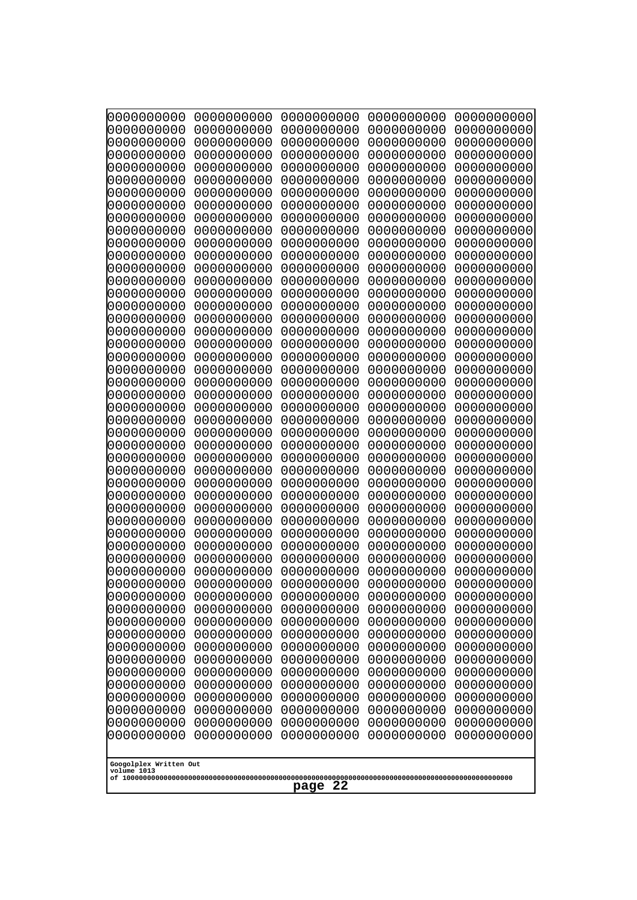```
0000000000 0000000000 0000000000 0000000000 0000000000
0000000000 0000000000 0000000000 0000000000 0000000000
0000000000 0000000000 0000000000 0000000000 0000000000
0000000000 0000000000 0000000000 0000000000 0000000000
0000000000 0000000000 0000000000 0000000000 0000000000
0000000000 0000000000 0000000000 0000000000 0000000000
0000000000 0000000000 0000000000 0000000000 0000000000
0000000000 0000000000 0000000000 0000000000 0000000000
0000000000 0000000000 0000000000 0000000000 0000000000
0000000000 0000000000 0000000000 0000000000 0000000000
0000000000 0000000000 0000000000 0000000000 0000000000
0000000000 0000000000 0000000000 0000000000 0000000000
0000000000 0000000000 0000000000 0000000000 0000000000
0000000000 0000000000 0000000000 0000000000 0000000000
0000000000 0000000000 0000000000 0000000000 0000000000
0000000000 0000000000 0000000000 0000000000 0000000000
0000000000 0000000000 0000000000 0000000000 0000000000
0000000000 0000000000 0000000000 0000000000 0000000000
0000000000 0000000000 0000000000 0000000000 0000000000
0000000000 0000000000 0000000000 0000000000 0000000000
0000000000 0000000000 0000000000 0000000000 0000000000
0000000000 0000000000 0000000000 0000000000 0000000000
0000000000 0000000000 0000000000 0000000000 0000000000
0000000000 0000000000 0000000000 0000000000 0000000000
0000000000 0000000000 0000000000 0000000000 0000000000
0000000000 0000000000 0000000000 0000000000 0000000000
0000000000 0000000000 0000000000 0000000000 0000000000
0000000000 0000000000 0000000000 0000000000 0000000000
0000000000 0000000000 0000000000 0000000000 0000000000
0000000000 0000000000 0000000000 0000000000 0000000000
0000000000 0000000000 0000000000 0000000000 0000000000
0000000000 0000000000 0000000000 0000000000 0000000000
0000000000 0000000000 0000000000 0000000000 0000000000
0000000000 0000000000 0000000000 0000000000 0000000000
0000000000 0000000000 0000000000 0000000000 0000000000
0000000000 0000000000 0000000000 0000000000 0000000000
0000000000 0000000000 0000000000 0000000000 0000000000
0000000000 0000000000 0000000000 0000000000 0000000000
0000000000 0000000000 0000000000 0000000000 0000000000
0000000000 0000000000 0000000000 0000000000 0000000000
0000000000 0000000000 0000000000 0000000000 0000000000
0000000000 0000000000 0000000000 0000000000 0000000000
0000000000 0000000000 0000000000 0000000000 0000000000
0000000000 0000000000 0000000000 0000000000 0000000000
0000000000 0000000000 0000000000 0000000000 0000000000
0000000000 0000000000 0000000000 0000000000 0000000000
0000000000 0000000000 0000000000 0000000000 0000000000
0000000000 0000000000 0000000000 0000000000 0000000000
0000000000 0000000000 0000000000 0000000000 0000000000
0000000000 0000000000 0000000000 0000000000 0000000000
```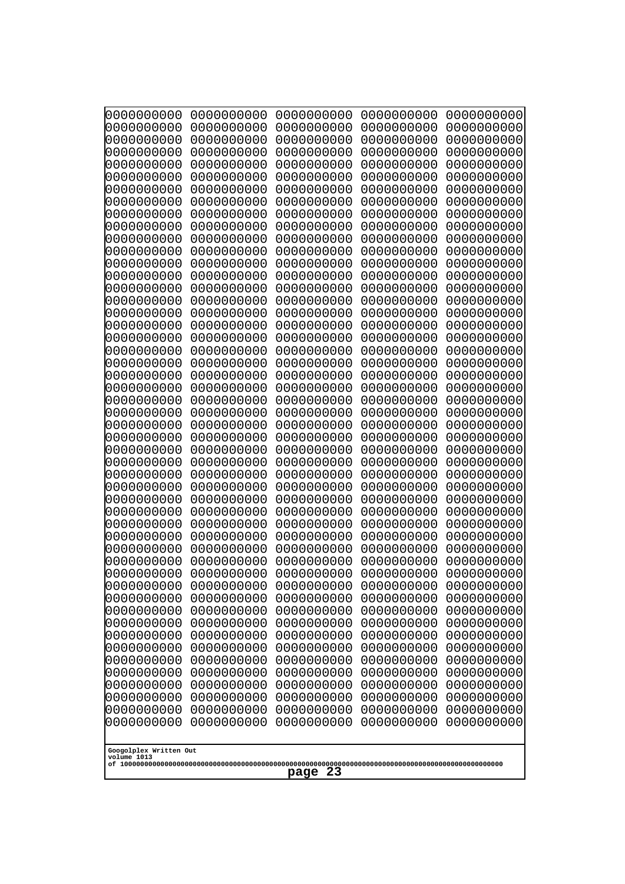```
0000000000 0000000000 0000000000 0000000000 0000000000
0000000000 0000000000 0000000000 0000000000 0000000000
0000000000 0000000000 0000000000 0000000000 0000000000
0000000000 0000000000 0000000000 0000000000 0000000000
0000000000 0000000000 0000000000 0000000000 0000000000
0000000000 0000000000 0000000000 0000000000 0000000000
0000000000 0000000000 0000000000 0000000000 0000000000
0000000000 0000000000 0000000000 0000000000 0000000000
0000000000 0000000000 0000000000 0000000000 0000000000
0000000000 0000000000 0000000000 0000000000 0000000000
0000000000 0000000000 0000000000 0000000000 0000000000
0000000000 0000000000 0000000000 0000000000 0000000000
0000000000 0000000000 0000000000 0000000000 0000000000
0000000000 0000000000 0000000000 0000000000 0000000000
0000000000 0000000000 0000000000 0000000000 0000000000
0000000000 0000000000 0000000000 0000000000 0000000000
0000000000 0000000000 0000000000 0000000000 0000000000
0000000000 0000000000 0000000000 0000000000 0000000000
0000000000 0000000000 0000000000 0000000000 0000000000
0000000000 0000000000 0000000000 0000000000 0000000000
0000000000 0000000000 0000000000 0000000000 0000000000
0000000000 0000000000 0000000000 0000000000 0000000000
0000000000 0000000000 0000000000 0000000000 0000000000
0000000000 0000000000 0000000000 0000000000 0000000000
0000000000 0000000000 0000000000 0000000000 0000000000
0000000000 0000000000 0000000000 0000000000 0000000000
0000000000 0000000000 0000000000 0000000000 0000000000
0000000000 0000000000 0000000000 0000000000 0000000000
0000000000 0000000000 0000000000 0000000000 0000000000
0000000000 0000000000 0000000000 0000000000 0000000000
0000000000 0000000000 0000000000 0000000000 0000000000
0000000000 0000000000 0000000000 0000000000 0000000000
0000000000 0000000000 0000000000 0000000000 0000000000
0000000000 0000000000 0000000000 0000000000 0000000000
0000000000 0000000000 0000000000 0000000000 0000000000
0000000000 0000000000 0000000000 0000000000 0000000000
0000000000 0000000000 0000000000 0000000000 0000000000
0000000000 0000000000 0000000000 0000000000 0000000000
0000000000 0000000000 0000000000 0000000000 0000000000
0000000000 0000000000 0000000000 0000000000 0000000000
0000000000 0000000000 0000000000 0000000000 0000000000
0000000000 0000000000 0000000000 0000000000 0000000000
0000000000 0000000000 0000000000 0000000000 0000000000
0000000000 0000000000 0000000000 0000000000 0000000000
0000000000 0000000000 0000000000 0000000000 0000000000
0000000000 0000000000 0000000000 0000000000 0000000000
0000000000 0000000000 0000000000 0000000000 0000000000
0000000000 0000000000 0000000000 0000000000 0000000000
0000000000 0000000000 0000000000 0000000000 0000000000
0000000000 0000000000 0000000000 0000000000 0000000000
```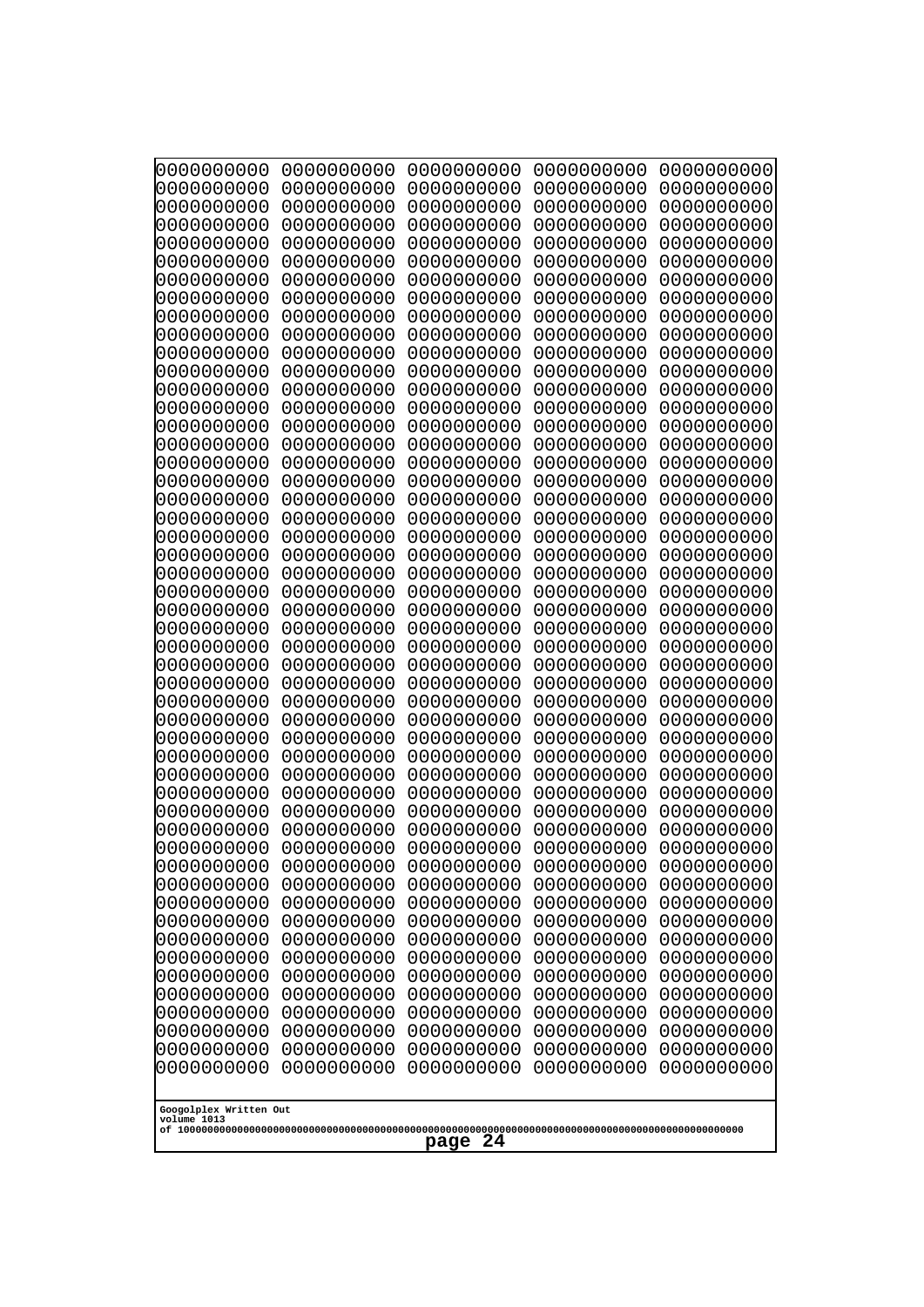0000000000 0000000000 0000000000 0000000000 0000000000
0000000000 0000000000 0000000000 0000000000 0000000000
0000000000 0000000000 0000000000 0000000000 0000000000
0000000000 0000000000 0000000000 0000000000 0000000000
0000000000 0000000000 0000000000 0000000000 0000000000
0000000000 0000000000 0000000000 0000000000 0000000000
0000000000 0000000000 0000000000 0000000000 0000000000
0000000000 0000000000 0000000000 0000000000 0000000000
0000000000 0000000000 0000000000 0000000000 0000000000
0000000000 0000000000 0000000000 0000000000 0000000000
0000000000 0000000000 0000000000 0000000000 0000000000
0000000000 0000000000 0000000000 0000000000 0000000000
0000000000 0000000000 0000000000 0000000000 0000000000
0000000000 0000000000 0000000000 0000000000 0000000000
0000000000 0000000000 0000000000 0000000000 0000000000
0000000000 0000000000 0000000000 0000000000 0000000000
0000000000 0000000000 0000000000 0000000000 0000000000
0000000000 0000000000 0000000000 0000000000 0000000000
0000000000 0000000000 0000000000 0000000000 0000000000
0000000000 0000000000 0000000000 0000000000 0000000000
0000000000 0000000000 0000000000 0000000000 0000000000
0000000000 0000000000 0000000000 0000000000 0000000000
0000000000 0000000000 0000000000 0000000000 0000000000
0000000000 0000000000 0000000000 0000000000 0000000000
0000000000 0000000000 0000000000 0000000000 0000000000
0000000000 0000000000 0000000000 0000000000 0000000000
0000000000 0000000000 0000000000 0000000000 0000000000
0000000000 0000000000 0000000000 0000000000 0000000000
0000000000 0000000000 0000000000 0000000000 0000000000
0000000000 0000000000 0000000000 0000000000 0000000000
0000000000 0000000000 0000000000 0000000000 0000000000
0000000000 0000000000 0000000000 0000000000 0000000000
0000000000 0000000000 0000000000 0000000000 0000000000
0000000000 0000000000 0000000000 0000000000 0000000000
0000000000 0000000000 0000000000 0000000000 0000000000
0000000000 0000000000 0000000000 0000000000 0000000000
0000000000 0000000000 0000000000 0000000000 0000000000
0000000000 0000000000 0000000000 0000000000 0000000000
0000000000 0000000000 0000000000 0000000000 0000000000
0000000000 0000000000 0000000000 0000000000 0000000000
0000000000 0000000000 0000000000 0000000000 0000000000
0000000000 0000000000 0000000000 0000000000 0000000000
0000000000 0000000000 0000000000 0000000000 0000000000
0000000000 0000000000 0000000000 0000000000 0000000000
0000000000 0000000000 0000000000 0000000000 0000000000
0000000000 0000000000 0000000000 0000000000 0000000000
0000000000 0000000000 0000000000 0000000000 0000000000
0000000000 0000000000 0000000000 0000000000 0000000000
0000000000 0000000000 0000000000 0000000000 0000000000
0000000000 0000000000 0000000000 0000000000 0000000000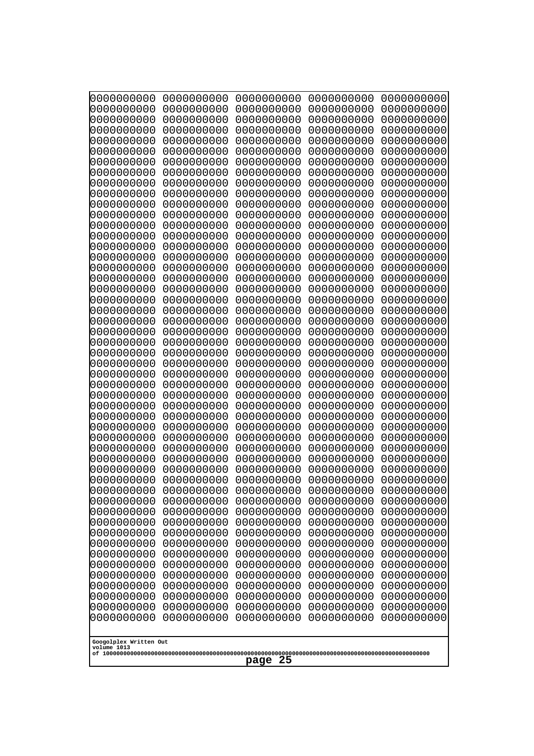0000000000 0000000000 0000000000 0000000000 0000000000
0000000000 0000000000 0000000000 0000000000 0000000000
0000000000 0000000000 0000000000 0000000000 0000000000
0000000000 0000000000 0000000000 0000000000 0000000000
0000000000 0000000000 0000000000 0000000000 0000000000
0000000000 0000000000 0000000000 0000000000 0000000000
0000000000 0000000000 0000000000 0000000000 0000000000
0000000000 0000000000 0000000000 0000000000 0000000000
0000000000 0000000000 0000000000 0000000000 0000000000
0000000000 0000000000 0000000000 0000000000 0000000000
0000000000 0000000000 0000000000 0000000000 0000000000
0000000000 0000000000 0000000000 0000000000 0000000000
0000000000 0000000000 0000000000 0000000000 0000000000
0000000000 0000000000 0000000000 0000000000 0000000000
0000000000 0000000000 0000000000 0000000000 0000000000
0000000000 0000000000 0000000000 0000000000 0000000000
0000000000 0000000000 0000000000 0000000000 0000000000
0000000000 0000000000 0000000000 0000000000 0000000000
0000000000 0000000000 0000000000 0000000000 0000000000
0000000000 0000000000 0000000000 0000000000 0000000000
0000000000 0000000000 0000000000 0000000000 0000000000
0000000000 0000000000 0000000000 0000000000 0000000000
0000000000 0000000000 0000000000 0000000000 0000000000
0000000000 0000000000 0000000000 0000000000 0000000000
0000000000 0000000000 0000000000 0000000000 0000000000
0000000000 0000000000 0000000000 0000000000 0000000000
0000000000 0000000000 0000000000 0000000000 0000000000
0000000000 0000000000 0000000000 0000000000 0000000000
0000000000 0000000000 0000000000 0000000000 0000000000
0000000000 0000000000 0000000000 0000000000 0000000000
0000000000 0000000000 0000000000 0000000000 0000000000
0000000000 0000000000 0000000000 0000000000 0000000000
0000000000 0000000000 0000000000 0000000000 0000000000
0000000000 0000000000 0000000000 0000000000 0000000000
0000000000 0000000000 0000000000 0000000000 0000000000
0000000000 0000000000 0000000000 0000000000 0000000000
0000000000 0000000000 0000000000 0000000000 0000000000
0000000000 0000000000 0000000000 0000000000 0000000000
0000000000 0000000000 0000000000 0000000000 0000000000
0000000000 0000000000 0000000000 0000000000 0000000000
0000000000 0000000000 0000000000 0000000000 0000000000
0000000000 0000000000 0000000000 0000000000 0000000000
0000000000 0000000000 0000000000 0000000000 0000000000
0000000000 0000000000 0000000000 0000000000 0000000000
0000000000 0000000000 0000000000 0000000000 0000000000
0000000000 0000000000 0000000000 0000000000 0000000000
0000000000 0000000000 0000000000 0000000000 0000000000
0000000000 0000000000 0000000000 0000000000 0000000000
0000000000 0000000000 0000000000 0000000000 0000000000
0000000000 0000000000 0000000000 0000000000 0000000000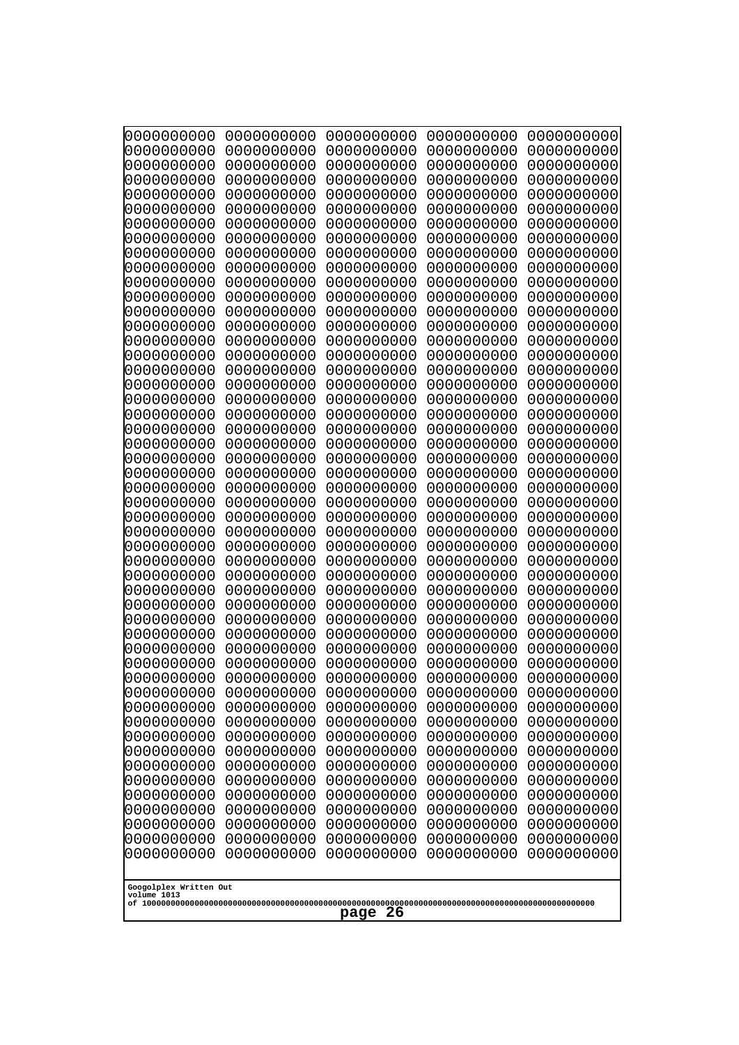```
0000000000 0000000000 0000000000 0000000000 0000000000
0000000000 0000000000 0000000000 0000000000 0000000000
0000000000 0000000000 0000000000 0000000000 0000000000
0000000000 0000000000 0000000000 0000000000 0000000000
0000000000 0000000000 0000000000 0000000000 0000000000
0000000000 0000000000 0000000000 0000000000 0000000000
0000000000 0000000000 0000000000 0000000000 0000000000
0000000000 0000000000 0000000000 0000000000 0000000000
0000000000 0000000000 0000000000 0000000000 0000000000
0000000000 0000000000 0000000000 0000000000 0000000000
0000000000 0000000000 0000000000 0000000000 0000000000
0000000000 0000000000 0000000000 0000000000 0000000000
0000000000 0000000000 0000000000 0000000000 0000000000
0000000000 0000000000 0000000000 0000000000 0000000000
0000000000 0000000000 0000000000 0000000000 0000000000
0000000000 0000000000 0000000000 0000000000 0000000000
0000000000 0000000000 0000000000 0000000000 0000000000
0000000000 0000000000 0000000000 0000000000 0000000000
0000000000 0000000000 0000000000 0000000000 0000000000
0000000000 0000000000 0000000000 0000000000 0000000000
0000000000 0000000000 0000000000 0000000000 0000000000
0000000000 0000000000 0000000000 0000000000 0000000000
0000000000 0000000000 0000000000 0000000000 0000000000
0000000000 0000000000 0000000000 0000000000 0000000000
0000000000 0000000000 0000000000 0000000000 0000000000
0000000000 0000000000 0000000000 0000000000 0000000000
0000000000 0000000000 0000000000 0000000000 0000000000
0000000000 0000000000 0000000000 0000000000 0000000000
0000000000 0000000000 0000000000 0000000000 0000000000
0000000000 0000000000 0000000000 0000000000 0000000000
0000000000 0000000000 0000000000 0000000000 0000000000
0000000000 0000000000 0000000000 0000000000 0000000000
0000000000 0000000000 0000000000 0000000000 0000000000
0000000000 0000000000 0000000000 0000000000 0000000000
0000000000 0000000000 0000000000 0000000000 0000000000
0000000000 0000000000 0000000000 0000000000 0000000000
0000000000 0000000000 0000000000 0000000000 0000000000
0000000000 0000000000 0000000000 0000000000 0000000000
0000000000 0000000000 0000000000 0000000000 0000000000
0000000000 0000000000 0000000000 0000000000 0000000000
0000000000 0000000000 0000000000 0000000000 0000000000
0000000000 0000000000 0000000000 0000000000 0000000000
0000000000 0000000000 0000000000 0000000000 0000000000
0000000000 0000000000 0000000000 0000000000 0000000000
0000000000 0000000000 0000000000 0000000000 0000000000
0000000000 0000000000 0000000000 0000000000 0000000000
0000000000 0000000000 0000000000 0000000000 0000000000
0000000000 0000000000 0000000000 0000000000 0000000000
0000000000 0000000000 0000000000 0000000000 0000000000
0000000000 0000000000 0000000000 0000000000 0000000000
```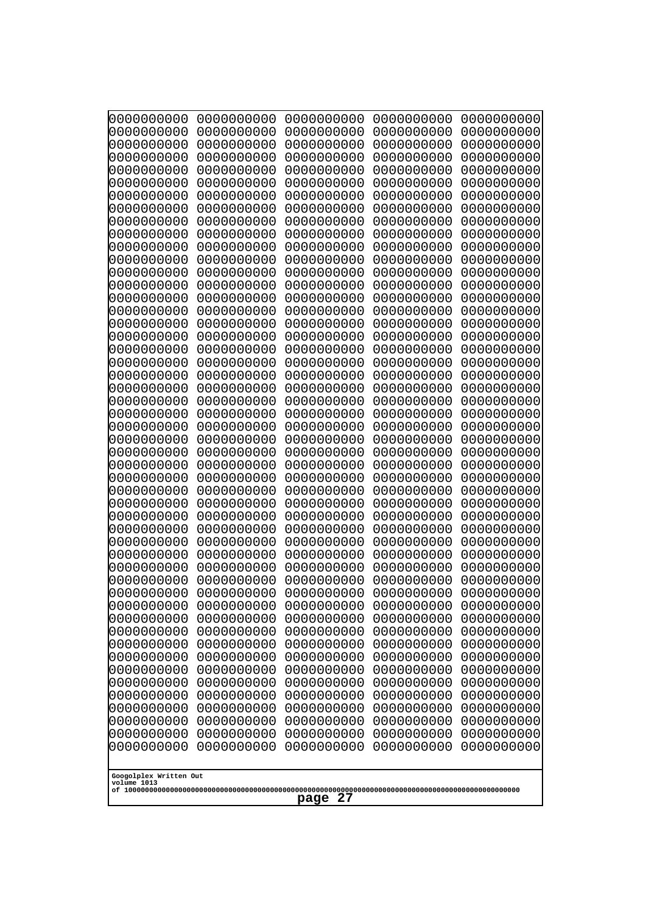```
0000000000 0000000000 0000000000 0000000000 0000000000
0000000000 0000000000 0000000000 0000000000 0000000000
0000000000 0000000000 0000000000 0000000000 0000000000
0000000000 0000000000 0000000000 0000000000 0000000000
0000000000 0000000000 0000000000 0000000000 0000000000
0000000000 0000000000 0000000000 0000000000 0000000000
0000000000 0000000000 0000000000 0000000000 0000000000
0000000000 0000000000 0000000000 0000000000 0000000000
0000000000 0000000000 0000000000 0000000000 0000000000
0000000000 0000000000 0000000000 0000000000 0000000000
0000000000 0000000000 0000000000 0000000000 0000000000
0000000000 0000000000 0000000000 0000000000 0000000000
0000000000 0000000000 0000000000 0000000000 0000000000
0000000000 0000000000 0000000000 0000000000 0000000000
0000000000 0000000000 0000000000 0000000000 0000000000
0000000000 0000000000 0000000000 0000000000 0000000000
0000000000 0000000000 0000000000 0000000000 0000000000
0000000000 0000000000 0000000000 0000000000 0000000000
0000000000 0000000000 0000000000 0000000000 0000000000
0000000000 0000000000 0000000000 0000000000 0000000000
0000000000 0000000000 0000000000 0000000000 0000000000
0000000000 0000000000 0000000000 0000000000 0000000000
0000000000 0000000000 0000000000 0000000000 0000000000
0000000000 0000000000 0000000000 0000000000 0000000000
0000000000 0000000000 0000000000 0000000000 0000000000
0000000000 0000000000 0000000000 0000000000 0000000000
0000000000 0000000000 0000000000 0000000000 0000000000
0000000000 0000000000 0000000000 0000000000 0000000000
0000000000 0000000000 0000000000 0000000000 0000000000
0000000000 0000000000 0000000000 0000000000 0000000000
0000000000 0000000000 0000000000 0000000000 0000000000
0000000000 0000000000 0000000000 0000000000 0000000000
0000000000 0000000000 0000000000 0000000000 0000000000
0000000000 0000000000 0000000000 0000000000 0000000000
0000000000 0000000000 0000000000 0000000000 0000000000
0000000000 0000000000 0000000000 0000000000 0000000000
0000000000 0000000000 0000000000 0000000000 0000000000
0000000000 0000000000 0000000000 0000000000 0000000000
0000000000 0000000000 0000000000 0000000000 0000000000
0000000000 0000000000 0000000000 0000000000 0000000000
0000000000 0000000000 0000000000 0000000000 0000000000
0000000000 0000000000 0000000000 0000000000 0000000000
0000000000 0000000000 0000000000 0000000000 0000000000
0000000000 0000000000 0000000000 0000000000 0000000000
0000000000 0000000000 0000000000 0000000000 0000000000
0000000000 0000000000 0000000000 0000000000 0000000000
0000000000 0000000000 0000000000 0000000000 0000000000
0000000000 0000000000 0000000000 0000000000 0000000000
0000000000 0000000000 0000000000 0000000000 0000000000
0000000000 0000000000 0000000000 0000000000 0000000000
```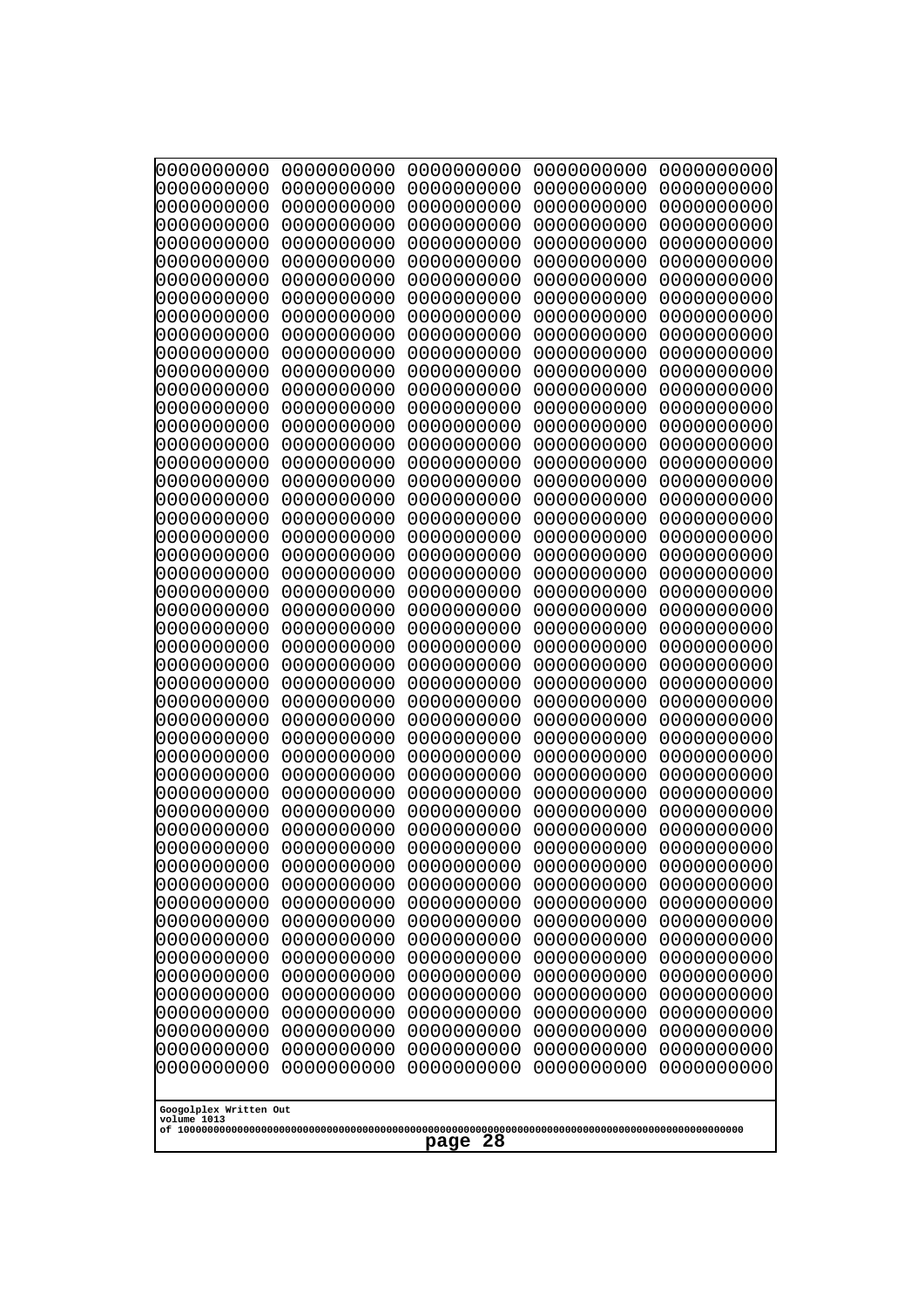```
0000000000 0000000000 0000000000 0000000000 0000000000
0000000000 0000000000 0000000000 0000000000 0000000000
0000000000 0000000000 0000000000 0000000000 0000000000
0000000000 0000000000 0000000000 0000000000 0000000000
0000000000 0000000000 0000000000 0000000000 0000000000
0000000000 0000000000 0000000000 0000000000 0000000000
0000000000 0000000000 0000000000 0000000000 0000000000
0000000000 0000000000 0000000000 0000000000 0000000000
0000000000 0000000000 0000000000 0000000000 0000000000
0000000000 0000000000 0000000000 0000000000 0000000000
0000000000 0000000000 0000000000 0000000000 0000000000
0000000000 0000000000 0000000000 0000000000 0000000000
0000000000 0000000000 0000000000 0000000000 0000000000
0000000000 0000000000 0000000000 0000000000 0000000000
0000000000 0000000000 0000000000 0000000000 0000000000
0000000000 0000000000 0000000000 0000000000 0000000000
0000000000 0000000000 0000000000 0000000000 0000000000
0000000000 0000000000 0000000000 0000000000 0000000000
0000000000 0000000000 0000000000 0000000000 0000000000
0000000000 0000000000 0000000000 0000000000 0000000000
0000000000 0000000000 0000000000 0000000000 0000000000
0000000000 0000000000 0000000000 0000000000 0000000000
0000000000 0000000000 0000000000 0000000000 0000000000
0000000000 0000000000 0000000000 0000000000 0000000000
0000000000 0000000000 0000000000 0000000000 0000000000
0000000000 0000000000 0000000000 0000000000 0000000000
0000000000 0000000000 0000000000 0000000000 0000000000
0000000000 0000000000 0000000000 0000000000 0000000000
0000000000 0000000000 0000000000 0000000000 0000000000
0000000000 0000000000 0000000000 0000000000 0000000000
0000000000 0000000000 0000000000 0000000000 0000000000
0000000000 0000000000 0000000000 0000000000 0000000000
0000000000 0000000000 0000000000 0000000000 0000000000
0000000000 0000000000 0000000000 0000000000 0000000000
0000000000 0000000000 0000000000 0000000000 0000000000
0000000000 0000000000 0000000000 0000000000 0000000000
0000000000 0000000000 0000000000 0000000000 0000000000
0000000000 0000000000 0000000000 0000000000 0000000000
0000000000 0000000000 0000000000 0000000000 0000000000
0000000000 0000000000 0000000000 0000000000 0000000000
0000000000 0000000000 0000000000 0000000000 0000000000
0000000000 0000000000 0000000000 0000000000 0000000000
0000000000 0000000000 0000000000 0000000000 0000000000
0000000000 0000000000 0000000000 0000000000 0000000000
0000000000 0000000000 0000000000 0000000000 0000000000
0000000000 0000000000 0000000000 0000000000 0000000000
0000000000 0000000000 0000000000 0000000000 0000000000
0000000000 0000000000 0000000000 0000000000 0000000000
0000000000 0000000000 0000000000 0000000000 0000000000
0000000000 0000000000 0000000000 0000000000 0000000000
```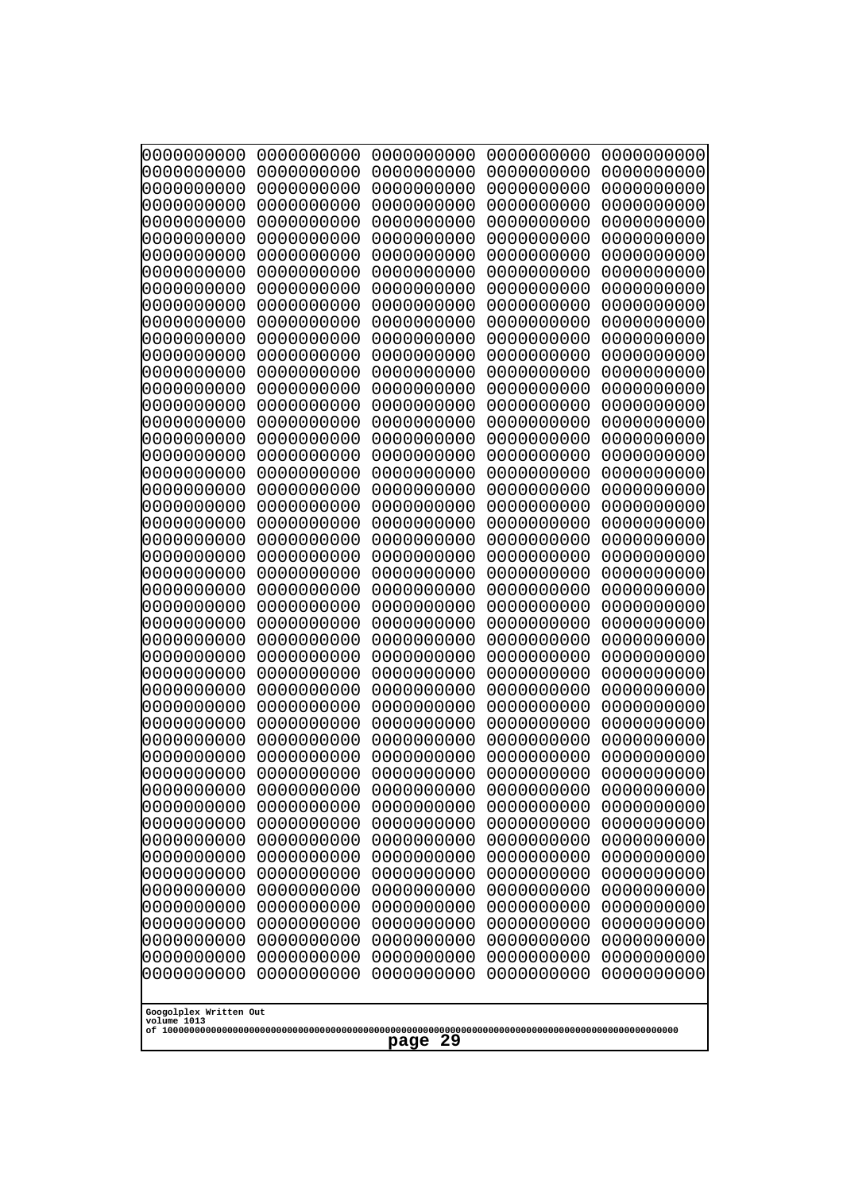```
0000000000 0000000000 0000000000 0000000000 0000000000
0000000000 0000000000 0000000000 0000000000 0000000000
0000000000 0000000000 0000000000 0000000000 0000000000
0000000000 0000000000 0000000000 0000000000 0000000000
0000000000 0000000000 0000000000 0000000000 0000000000
0000000000 0000000000 0000000000 0000000000 0000000000
0000000000 0000000000 0000000000 0000000000 0000000000
0000000000 0000000000 0000000000 0000000000 0000000000
0000000000 0000000000 0000000000 0000000000 0000000000
0000000000 0000000000 0000000000 0000000000 0000000000
0000000000 0000000000 0000000000 0000000000 0000000000
0000000000 0000000000 0000000000 0000000000 0000000000
0000000000 0000000000 0000000000 0000000000 0000000000
0000000000 0000000000 0000000000 0000000000 0000000000
0000000000 0000000000 0000000000 0000000000 0000000000
0000000000 0000000000 0000000000 0000000000 0000000000
0000000000 0000000000 0000000000 0000000000 0000000000
0000000000 0000000000 0000000000 0000000000 0000000000
0000000000 0000000000 0000000000 0000000000 0000000000
0000000000 0000000000 0000000000 0000000000 0000000000
0000000000 0000000000 0000000000 0000000000 0000000000
0000000000 0000000000 0000000000 0000000000 0000000000
0000000000 0000000000 0000000000 0000000000 0000000000
0000000000 0000000000 0000000000 0000000000 0000000000
0000000000 0000000000 0000000000 0000000000 0000000000
0000000000 0000000000 0000000000 0000000000 0000000000
0000000000 0000000000 0000000000 0000000000 0000000000
0000000000 0000000000 0000000000 0000000000 0000000000
0000000000 0000000000 0000000000 0000000000 0000000000
0000000000 0000000000 0000000000 0000000000 0000000000
0000000000 0000000000 0000000000 0000000000 0000000000
0000000000 0000000000 0000000000 0000000000 0000000000
0000000000 0000000000 0000000000 0000000000 0000000000
0000000000 0000000000 0000000000 0000000000 0000000000
0000000000 0000000000 0000000000 0000000000 0000000000
0000000000 0000000000 0000000000 0000000000 0000000000
0000000000 0000000000 0000000000 0000000000 0000000000
0000000000 0000000000 0000000000 0000000000 0000000000
0000000000 0000000000 0000000000 0000000000 0000000000
0000000000 0000000000 0000000000 0000000000 0000000000
0000000000 0000000000 0000000000 0000000000 0000000000
0000000000 0000000000 0000000000 0000000000 0000000000
0000000000 0000000000 0000000000 0000000000 0000000000
0000000000 0000000000 0000000000 0000000000 0000000000
0000000000 0000000000 0000000000 0000000000 0000000000
0000000000 0000000000 0000000000 0000000000 0000000000
0000000000 0000000000 0000000000 0000000000 0000000000
0000000000 0000000000 0000000000 0000000000 0000000000
0000000000 0000000000 0000000000 0000000000 0000000000
0000000000 0000000000 0000000000 0000000000 0000000000
```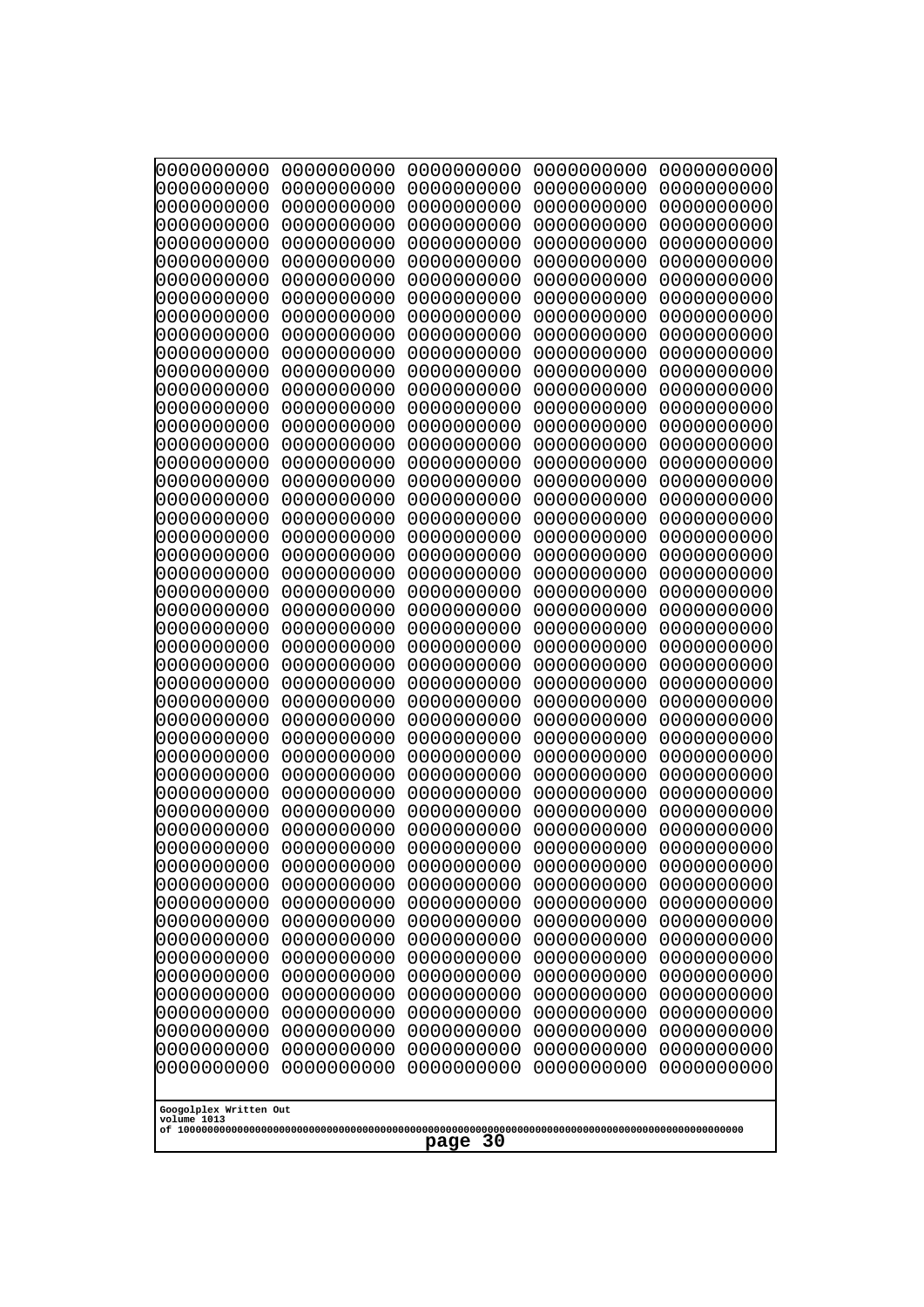```
0000000000 0000000000 0000000000 0000000000 0000000000
0000000000 0000000000 0000000000 0000000000 0000000000
0000000000 0000000000 0000000000 0000000000 0000000000
0000000000 0000000000 0000000000 0000000000 0000000000
0000000000 0000000000 0000000000 0000000000 0000000000
0000000000 0000000000 0000000000 0000000000 0000000000
0000000000 0000000000 0000000000 0000000000 0000000000
0000000000 0000000000 0000000000 0000000000 0000000000
0000000000 0000000000 0000000000 0000000000 0000000000
0000000000 0000000000 0000000000 0000000000 0000000000
0000000000 0000000000 0000000000 0000000000 0000000000
0000000000 0000000000 0000000000 0000000000 0000000000
0000000000 0000000000 0000000000 0000000000 0000000000
0000000000 0000000000 0000000000 0000000000 0000000000
0000000000 0000000000 0000000000 0000000000 0000000000
0000000000 0000000000 0000000000 0000000000 0000000000
0000000000 0000000000 0000000000 0000000000 0000000000
0000000000 0000000000 0000000000 0000000000 0000000000
0000000000 0000000000 0000000000 0000000000 0000000000
0000000000 0000000000 0000000000 0000000000 0000000000
0000000000 0000000000 0000000000 0000000000 0000000000
0000000000 0000000000 0000000000 0000000000 0000000000
0000000000 0000000000 0000000000 0000000000 0000000000
0000000000 0000000000 0000000000 0000000000 0000000000
0000000000 0000000000 0000000000 0000000000 0000000000
0000000000 0000000000 0000000000 0000000000 0000000000
0000000000 0000000000 0000000000 0000000000 0000000000
0000000000 0000000000 0000000000 0000000000 0000000000
0000000000 0000000000 0000000000 0000000000 0000000000
0000000000 0000000000 0000000000 0000000000 0000000000
0000000000 0000000000 0000000000 0000000000 0000000000
0000000000 0000000000 0000000000 0000000000 0000000000
0000000000 0000000000 0000000000 0000000000 0000000000
0000000000 0000000000 0000000000 0000000000 0000000000
0000000000 0000000000 0000000000 0000000000 0000000000
0000000000 0000000000 0000000000 0000000000 0000000000
0000000000 0000000000 0000000000 0000000000 0000000000
0000000000 0000000000 0000000000 0000000000 0000000000
0000000000 0000000000 0000000000 0000000000 0000000000
0000000000 0000000000 0000000000 0000000000 0000000000
0000000000 0000000000 0000000000 0000000000 0000000000
0000000000 0000000000 0000000000 0000000000 0000000000
0000000000 0000000000 0000000000 0000000000 0000000000
0000000000 0000000000 0000000000 0000000000 0000000000
0000000000 0000000000 0000000000 0000000000 0000000000
0000000000 0000000000 0000000000 0000000000 0000000000
0000000000 0000000000 0000000000 0000000000 0000000000
0000000000 0000000000 0000000000 0000000000 0000000000
0000000000 0000000000 0000000000 0000000000 0000000000
0000000000 0000000000 0000000000 0000000000 0000000000
```

Googolplex Written Out
volume 1013
of 10000000000000000000000000000000000000000000000000000000000000000000000000000000000000000000000000000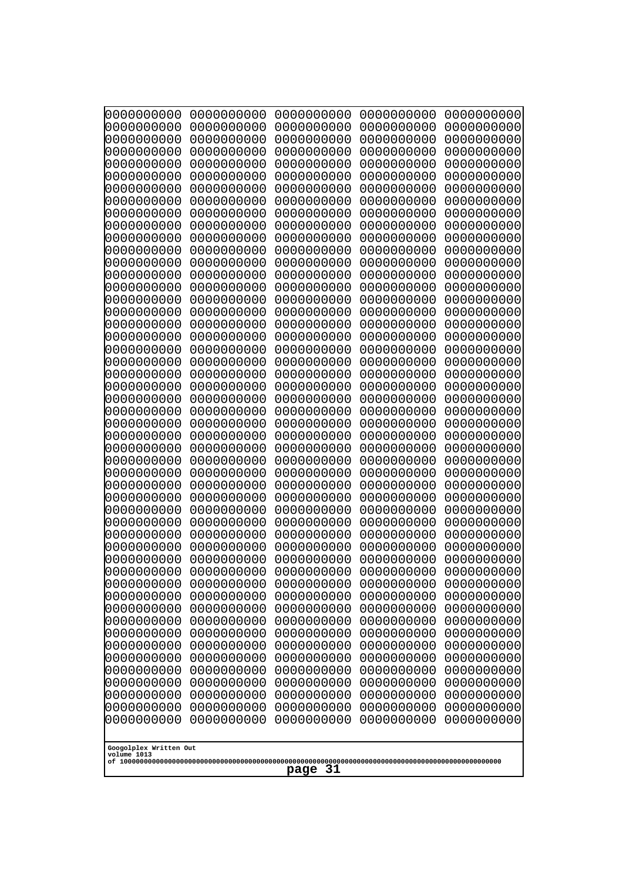```
0000000000 0000000000 0000000000 0000000000 0000000000
0000000000 0000000000 0000000000 0000000000 0000000000
0000000000 0000000000 0000000000 0000000000 0000000000
0000000000 0000000000 0000000000 0000000000 0000000000
0000000000 0000000000 0000000000 0000000000 0000000000
0000000000 0000000000 0000000000 0000000000 0000000000
0000000000 0000000000 0000000000 0000000000 0000000000
0000000000 0000000000 0000000000 0000000000 0000000000
0000000000 0000000000 0000000000 0000000000 0000000000
0000000000 0000000000 0000000000 0000000000 0000000000
0000000000 0000000000 0000000000 0000000000 0000000000
0000000000 0000000000 0000000000 0000000000 0000000000
0000000000 0000000000 0000000000 0000000000 0000000000
0000000000 0000000000 0000000000 0000000000 0000000000
0000000000 0000000000 0000000000 0000000000 0000000000
0000000000 0000000000 0000000000 0000000000 0000000000
0000000000 0000000000 0000000000 0000000000 0000000000
0000000000 0000000000 0000000000 0000000000 0000000000
0000000000 0000000000 0000000000 0000000000 0000000000
0000000000 0000000000 0000000000 0000000000 0000000000
0000000000 0000000000 0000000000 0000000000 0000000000
0000000000 0000000000 0000000000 0000000000 0000000000
0000000000 0000000000 0000000000 0000000000 0000000000
0000000000 0000000000 0000000000 0000000000 0000000000
0000000000 0000000000 0000000000 0000000000 0000000000
0000000000 0000000000 0000000000 0000000000 0000000000
0000000000 0000000000 0000000000 0000000000 0000000000
0000000000 0000000000 0000000000 0000000000 0000000000
0000000000 0000000000 0000000000 0000000000 0000000000
0000000000 0000000000 0000000000 0000000000 0000000000
0000000000 0000000000 0000000000 0000000000 0000000000
0000000000 0000000000 0000000000 0000000000 0000000000
0000000000 0000000000 0000000000 0000000000 0000000000
0000000000 0000000000 0000000000 0000000000 0000000000
0000000000 0000000000 0000000000 0000000000 0000000000
0000000000 0000000000 0000000000 0000000000 0000000000
0000000000 0000000000 0000000000 0000000000 0000000000
0000000000 0000000000 0000000000 0000000000 0000000000
0000000000 0000000000 0000000000 0000000000 0000000000
0000000000 0000000000 0000000000 0000000000 0000000000
0000000000 0000000000 0000000000 0000000000 0000000000
0000000000 0000000000 0000000000 0000000000 0000000000
0000000000 0000000000 0000000000 0000000000 0000000000
0000000000 0000000000 0000000000 0000000000 0000000000
0000000000 0000000000 0000000000 0000000000 0000000000
0000000000 0000000000 0000000000 0000000000 0000000000
0000000000 0000000000 0000000000 0000000000 0000000000
0000000000 0000000000 0000000000 0000000000 0000000000
0000000000 0000000000 0000000000 0000000000 0000000000
0000000000 0000000000 0000000000 0000000000 0000000000
```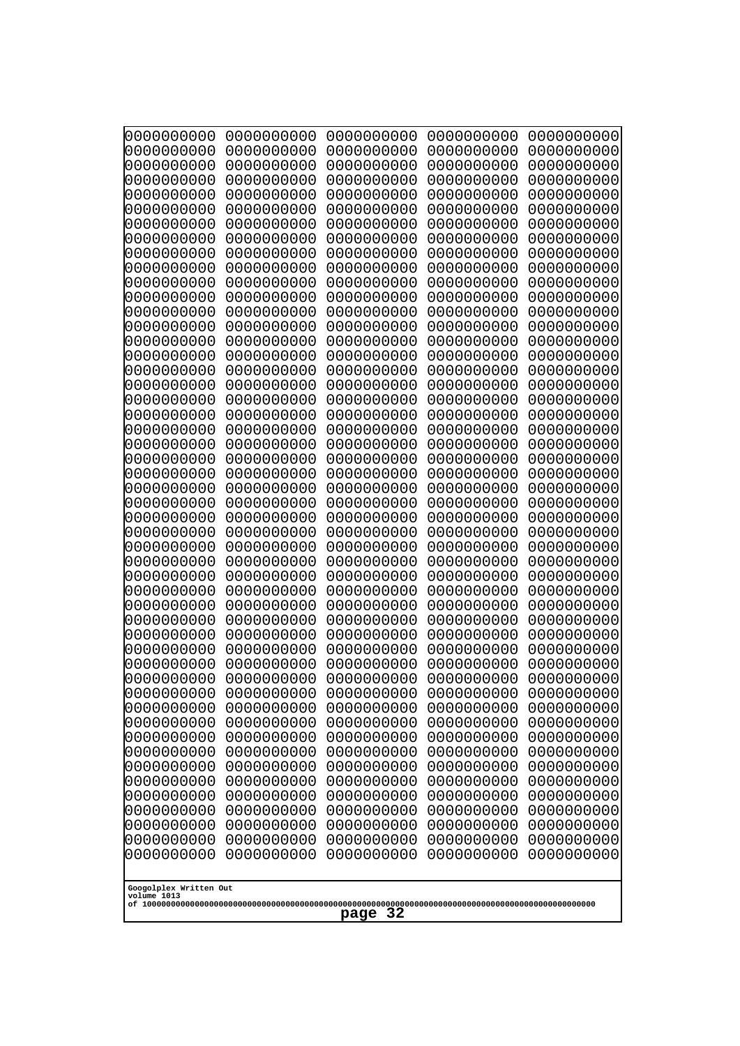```
0000000000 0000000000 0000000000 0000000000 0000000000
0000000000 0000000000 0000000000 0000000000 0000000000
0000000000 0000000000 0000000000 0000000000 0000000000
0000000000 0000000000 0000000000 0000000000 0000000000
0000000000 0000000000 0000000000 0000000000 0000000000
0000000000 0000000000 0000000000 0000000000 0000000000
0000000000 0000000000 0000000000 0000000000 0000000000
0000000000 0000000000 0000000000 0000000000 0000000000
0000000000 0000000000 0000000000 0000000000 0000000000
0000000000 0000000000 0000000000 0000000000 0000000000
0000000000 0000000000 0000000000 0000000000 0000000000
0000000000 0000000000 0000000000 0000000000 0000000000
0000000000 0000000000 0000000000 0000000000 0000000000
0000000000 0000000000 0000000000 0000000000 0000000000
0000000000 0000000000 0000000000 0000000000 0000000000
0000000000 0000000000 0000000000 0000000000 0000000000
0000000000 0000000000 0000000000 0000000000 0000000000
0000000000 0000000000 0000000000 0000000000 0000000000
0000000000 0000000000 0000000000 0000000000 0000000000
0000000000 0000000000 0000000000 0000000000 0000000000
0000000000 0000000000 0000000000 0000000000 0000000000
0000000000 0000000000 0000000000 0000000000 0000000000
0000000000 0000000000 0000000000 0000000000 0000000000
0000000000 0000000000 0000000000 0000000000 0000000000
0000000000 0000000000 0000000000 0000000000 0000000000
0000000000 0000000000 0000000000 0000000000 0000000000
0000000000 0000000000 0000000000 0000000000 0000000000
0000000000 0000000000 0000000000 0000000000 0000000000
0000000000 0000000000 0000000000 0000000000 0000000000
0000000000 0000000000 0000000000 0000000000 0000000000
0000000000 0000000000 0000000000 0000000000 0000000000
0000000000 0000000000 0000000000 0000000000 0000000000
0000000000 0000000000 0000000000 0000000000 0000000000
0000000000 0000000000 0000000000 0000000000 0000000000
0000000000 0000000000 0000000000 0000000000 0000000000
0000000000 0000000000 0000000000 0000000000 0000000000
0000000000 0000000000 0000000000 0000000000 0000000000
0000000000 0000000000 0000000000 0000000000 0000000000
0000000000 0000000000 0000000000 0000000000 0000000000
0000000000 0000000000 0000000000 0000000000 0000000000
0000000000 0000000000 0000000000 0000000000 0000000000
0000000000 0000000000 0000000000 0000000000 0000000000
0000000000 0000000000 0000000000 0000000000 0000000000
0000000000 0000000000 0000000000 0000000000 0000000000
0000000000 0000000000 0000000000 0000000000 0000000000
0000000000 0000000000 0000000000 0000000000 0000000000
0000000000 0000000000 0000000000 0000000000 0000000000
0000000000 0000000000 0000000000 0000000000 0000000000
0000000000 0000000000 0000000000 0000000000 0000000000
0000000000 0000000000 0000000000 0000000000 0000000000
```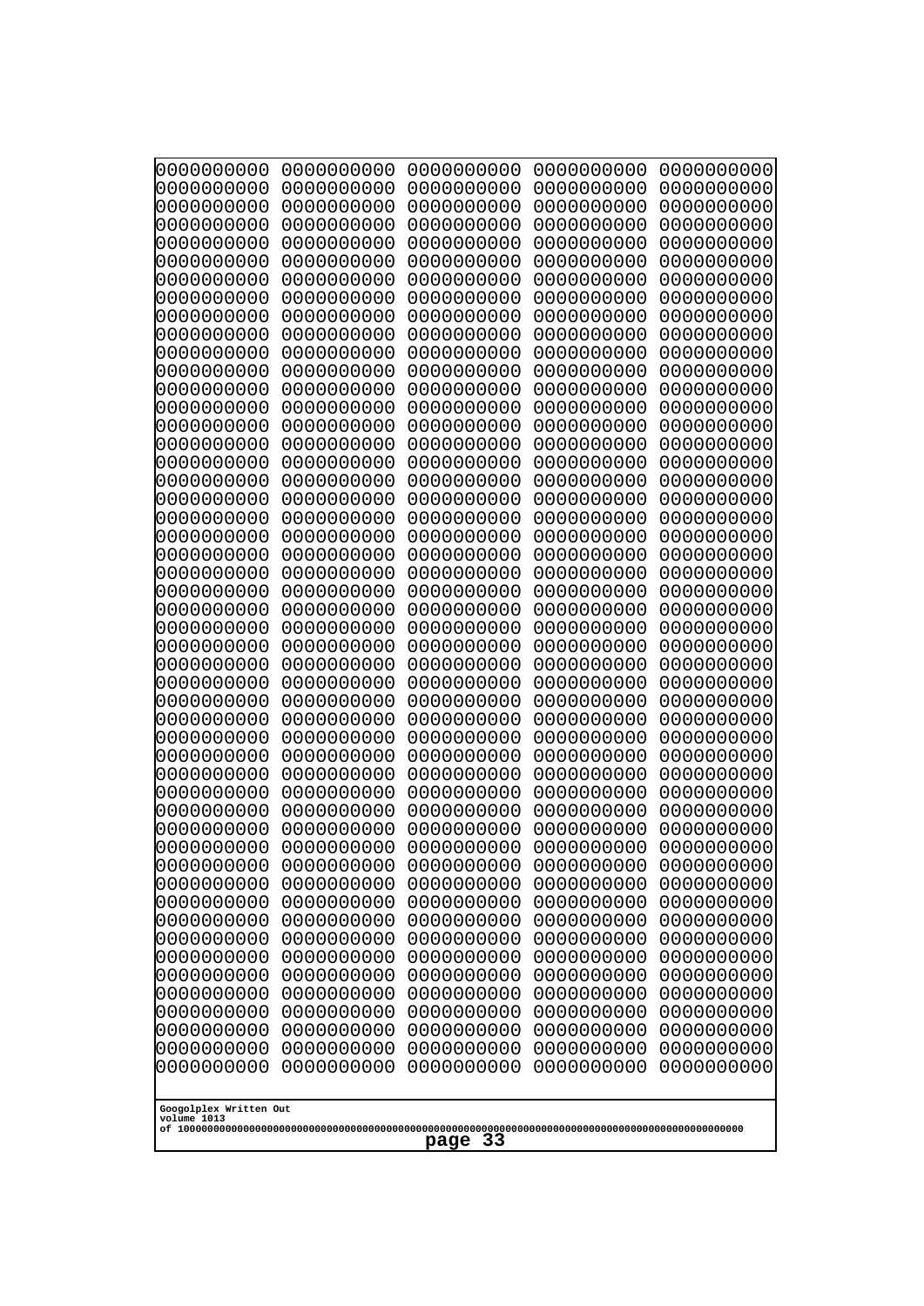```
0000000000 0000000000 0000000000 0000000000 0000000000
0000000000 0000000000 0000000000 0000000000 0000000000
0000000000 0000000000 0000000000 0000000000 0000000000
0000000000 0000000000 0000000000 0000000000 0000000000
0000000000 0000000000 0000000000 0000000000 0000000000
0000000000 0000000000 0000000000 0000000000 0000000000
0000000000 0000000000 0000000000 0000000000 0000000000
0000000000 0000000000 0000000000 0000000000 0000000000
0000000000 0000000000 0000000000 0000000000 0000000000
0000000000 0000000000 0000000000 0000000000 0000000000
0000000000 0000000000 0000000000 0000000000 0000000000
0000000000 0000000000 0000000000 0000000000 0000000000
0000000000 0000000000 0000000000 0000000000 0000000000
0000000000 0000000000 0000000000 0000000000 0000000000
0000000000 0000000000 0000000000 0000000000 0000000000
0000000000 0000000000 0000000000 0000000000 0000000000
0000000000 0000000000 0000000000 0000000000 0000000000
0000000000 0000000000 0000000000 0000000000 0000000000
0000000000 0000000000 0000000000 0000000000 0000000000
0000000000 0000000000 0000000000 0000000000 0000000000
0000000000 0000000000 0000000000 0000000000 0000000000
0000000000 0000000000 0000000000 0000000000 0000000000
0000000000 0000000000 0000000000 0000000000 0000000000
0000000000 0000000000 0000000000 0000000000 0000000000
0000000000 0000000000 0000000000 0000000000 0000000000
0000000000 0000000000 0000000000 0000000000 0000000000
0000000000 0000000000 0000000000 0000000000 0000000000
0000000000 0000000000 0000000000 0000000000 0000000000
0000000000 0000000000 0000000000 0000000000 0000000000
0000000000 0000000000 0000000000 0000000000 0000000000
0000000000 0000000000 0000000000 0000000000 0000000000
0000000000 0000000000 0000000000 0000000000 0000000000
0000000000 0000000000 0000000000 0000000000 0000000000
0000000000 0000000000 0000000000 0000000000 0000000000
0000000000 0000000000 0000000000 0000000000 0000000000
0000000000 0000000000 0000000000 0000000000 0000000000
0000000000 0000000000 0000000000 0000000000 0000000000
0000000000 0000000000 0000000000 0000000000 0000000000
0000000000 0000000000 0000000000 0000000000 0000000000
0000000000 0000000000 0000000000 0000000000 0000000000
0000000000 0000000000 0000000000 0000000000 0000000000
0000000000 0000000000 0000000000 0000000000 0000000000
0000000000 0000000000 0000000000 0000000000 0000000000
0000000000 0000000000 0000000000 0000000000 0000000000
0000000000 0000000000 0000000000 0000000000 0000000000
0000000000 0000000000 0000000000 0000000000 0000000000
0000000000 0000000000 0000000000 0000000000 0000000000
0000000000 0000000000 0000000000 0000000000 0000000000
0000000000 0000000000 0000000000 0000000000 0000000000
0000000000 0000000000 0000000000 0000000000 0000000000
```

Googolplex Written Out
volume 1013
of 10000000000000000000000000000000000000000000000000000000000000000000000000000000000000000000000000000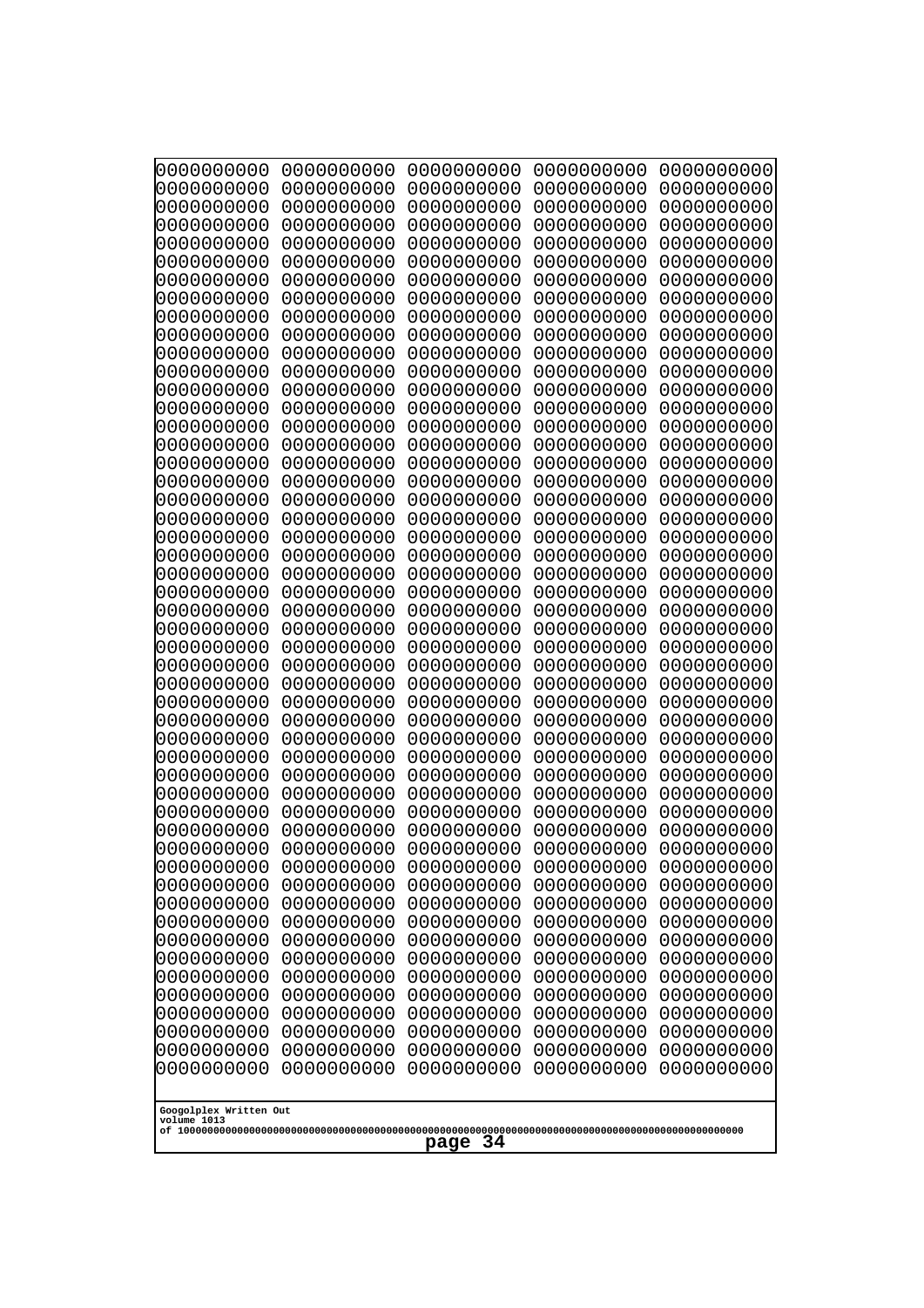```
0000000000 0000000000 0000000000 0000000000 0000000000
0000000000 0000000000 0000000000 0000000000 0000000000
0000000000 0000000000 0000000000 0000000000 0000000000
0000000000 0000000000 0000000000 0000000000 0000000000
0000000000 0000000000 0000000000 0000000000 0000000000
0000000000 0000000000 0000000000 0000000000 0000000000
0000000000 0000000000 0000000000 0000000000 0000000000
0000000000 0000000000 0000000000 0000000000 0000000000
0000000000 0000000000 0000000000 0000000000 0000000000
0000000000 0000000000 0000000000 0000000000 0000000000
0000000000 0000000000 0000000000 0000000000 0000000000
0000000000 0000000000 0000000000 0000000000 0000000000
0000000000 0000000000 0000000000 0000000000 0000000000
0000000000 0000000000 0000000000 0000000000 0000000000
0000000000 0000000000 0000000000 0000000000 0000000000
0000000000 0000000000 0000000000 0000000000 0000000000
0000000000 0000000000 0000000000 0000000000 0000000000
0000000000 0000000000 0000000000 0000000000 0000000000
0000000000 0000000000 0000000000 0000000000 0000000000
0000000000 0000000000 0000000000 0000000000 0000000000
0000000000 0000000000 0000000000 0000000000 0000000000
0000000000 0000000000 0000000000 0000000000 0000000000
0000000000 0000000000 0000000000 0000000000 0000000000
0000000000 0000000000 0000000000 0000000000 0000000000
0000000000 0000000000 0000000000 0000000000 0000000000
0000000000 0000000000 0000000000 0000000000 0000000000
0000000000 0000000000 0000000000 0000000000 0000000000
0000000000 0000000000 0000000000 0000000000 0000000000
0000000000 0000000000 0000000000 0000000000 0000000000
0000000000 0000000000 0000000000 0000000000 0000000000
0000000000 0000000000 0000000000 0000000000 0000000000
0000000000 0000000000 0000000000 0000000000 0000000000
0000000000 0000000000 0000000000 0000000000 0000000000
0000000000 0000000000 0000000000 0000000000 0000000000
0000000000 0000000000 0000000000 0000000000 0000000000
0000000000 0000000000 0000000000 0000000000 0000000000
0000000000 0000000000 0000000000 0000000000 0000000000
0000000000 0000000000 0000000000 0000000000 0000000000
0000000000 0000000000 0000000000 0000000000 0000000000
0000000000 0000000000 0000000000 0000000000 0000000000
0000000000 0000000000 0000000000 0000000000 0000000000
0000000000 0000000000 0000000000 0000000000 0000000000
0000000000 0000000000 0000000000 0000000000 0000000000
0000000000 0000000000 0000000000 0000000000 0000000000
0000000000 0000000000 0000000000 0000000000 0000000000
0000000000 0000000000 0000000000 0000000000 0000000000
0000000000 0000000000 0000000000 0000000000 0000000000
0000000000 0000000000 0000000000 0000000000 0000000000
0000000000 0000000000 0000000000 0000000000 0000000000
0000000000 0000000000 0000000000 0000000000 0000000000
```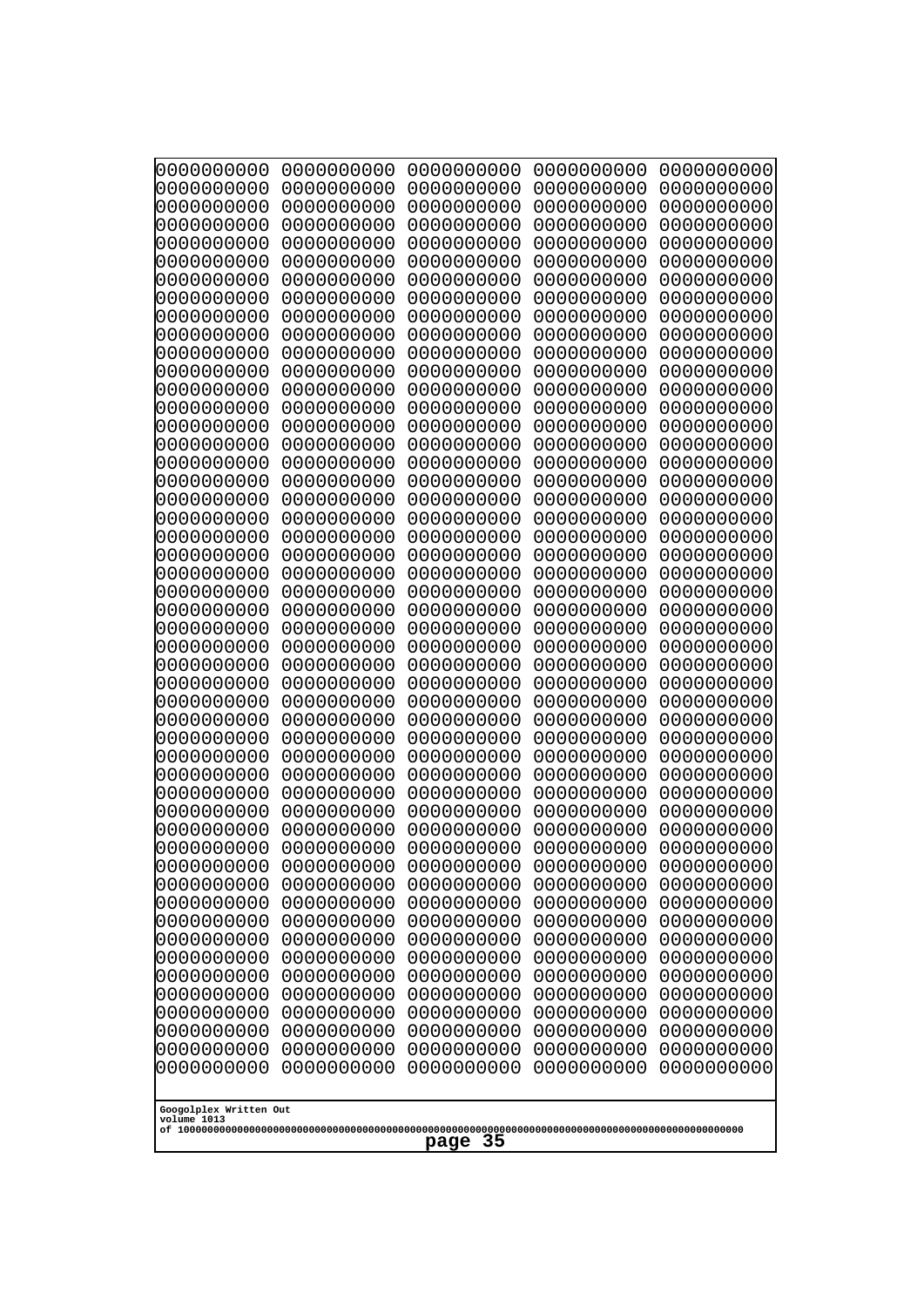```
0000000000 0000000000 0000000000 0000000000 0000000000
0000000000 0000000000 0000000000 0000000000 0000000000
0000000000 0000000000 0000000000 0000000000 0000000000
0000000000 0000000000 0000000000 0000000000 0000000000
0000000000 0000000000 0000000000 0000000000 0000000000
0000000000 0000000000 0000000000 0000000000 0000000000
0000000000 0000000000 0000000000 0000000000 0000000000
0000000000 0000000000 0000000000 0000000000 0000000000
0000000000 0000000000 0000000000 0000000000 0000000000
0000000000 0000000000 0000000000 0000000000 0000000000
0000000000 0000000000 0000000000 0000000000 0000000000
0000000000 0000000000 0000000000 0000000000 0000000000
0000000000 0000000000 0000000000 0000000000 0000000000
0000000000 0000000000 0000000000 0000000000 0000000000
0000000000 0000000000 0000000000 0000000000 0000000000
0000000000 0000000000 0000000000 0000000000 0000000000
0000000000 0000000000 0000000000 0000000000 0000000000
0000000000 0000000000 0000000000 0000000000 0000000000
0000000000 0000000000 0000000000 0000000000 0000000000
0000000000 0000000000 0000000000 0000000000 0000000000
0000000000 0000000000 0000000000 0000000000 0000000000
0000000000 0000000000 0000000000 0000000000 0000000000
0000000000 0000000000 0000000000 0000000000 0000000000
0000000000 0000000000 0000000000 0000000000 0000000000
0000000000 0000000000 0000000000 0000000000 0000000000
0000000000 0000000000 0000000000 0000000000 0000000000
0000000000 0000000000 0000000000 0000000000 0000000000
0000000000 0000000000 0000000000 0000000000 0000000000
0000000000 0000000000 0000000000 0000000000 0000000000
0000000000 0000000000 0000000000 0000000000 0000000000
0000000000 0000000000 0000000000 0000000000 0000000000
0000000000 0000000000 0000000000 0000000000 0000000000
0000000000 0000000000 0000000000 0000000000 0000000000
0000000000 0000000000 0000000000 0000000000 0000000000
0000000000 0000000000 0000000000 0000000000 0000000000
0000000000 0000000000 0000000000 0000000000 0000000000
0000000000 0000000000 0000000000 0000000000 0000000000
0000000000 0000000000 0000000000 0000000000 0000000000
0000000000 0000000000 0000000000 0000000000 0000000000
0000000000 0000000000 0000000000 0000000000 0000000000
0000000000 0000000000 0000000000 0000000000 0000000000
0000000000 0000000000 0000000000 0000000000 0000000000
0000000000 0000000000 0000000000 0000000000 0000000000
0000000000 0000000000 0000000000 0000000000 0000000000
0000000000 0000000000 0000000000 0000000000 0000000000
0000000000 0000000000 0000000000 0000000000 0000000000
0000000000 0000000000 0000000000 0000000000 0000000000
0000000000 0000000000 0000000000 0000000000 0000000000
0000000000 0000000000 0000000000 0000000000 0000000000
0000000000 0000000000 0000000000 0000000000 0000000000
```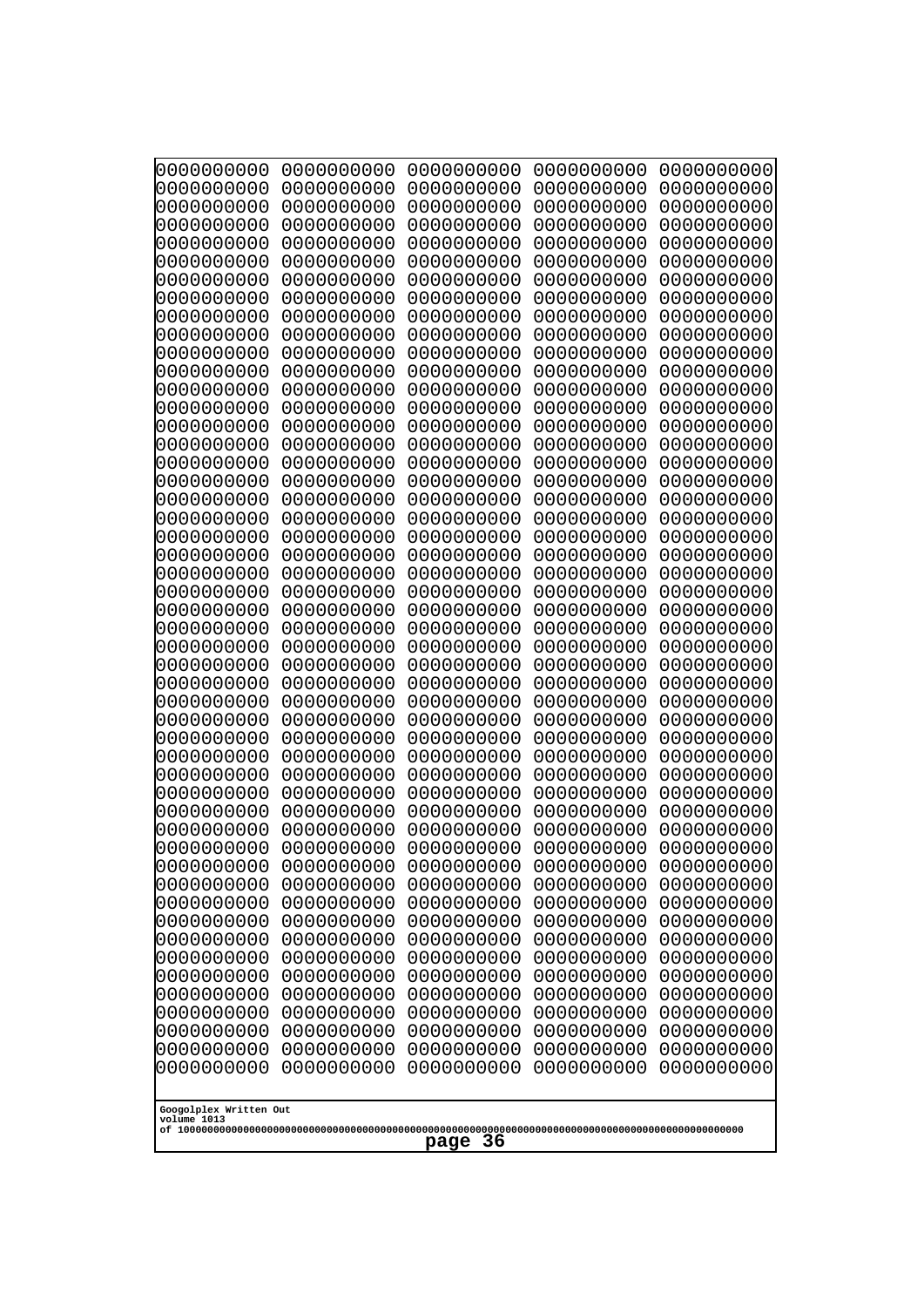```
0000000000 0000000000 0000000000 0000000000 0000000000
0000000000 0000000000 0000000000 0000000000 0000000000
0000000000 0000000000 0000000000 0000000000 0000000000
0000000000 0000000000 0000000000 0000000000 0000000000
0000000000 0000000000 0000000000 0000000000 0000000000
0000000000 0000000000 0000000000 0000000000 0000000000
0000000000 0000000000 0000000000 0000000000 0000000000
0000000000 0000000000 0000000000 0000000000 0000000000
0000000000 0000000000 0000000000 0000000000 0000000000
0000000000 0000000000 0000000000 0000000000 0000000000
0000000000 0000000000 0000000000 0000000000 0000000000
0000000000 0000000000 0000000000 0000000000 0000000000
0000000000 0000000000 0000000000 0000000000 0000000000
0000000000 0000000000 0000000000 0000000000 0000000000
0000000000 0000000000 0000000000 0000000000 0000000000
0000000000 0000000000 0000000000 0000000000 0000000000
0000000000 0000000000 0000000000 0000000000 0000000000
0000000000 0000000000 0000000000 0000000000 0000000000
0000000000 0000000000 0000000000 0000000000 0000000000
0000000000 0000000000 0000000000 0000000000 0000000000
0000000000 0000000000 0000000000 0000000000 0000000000
0000000000 0000000000 0000000000 0000000000 0000000000
0000000000 0000000000 0000000000 0000000000 0000000000
0000000000 0000000000 0000000000 0000000000 0000000000
0000000000 0000000000 0000000000 0000000000 0000000000
0000000000 0000000000 0000000000 0000000000 0000000000
0000000000 0000000000 0000000000 0000000000 0000000000
0000000000 0000000000 0000000000 0000000000 0000000000
0000000000 0000000000 0000000000 0000000000 0000000000
0000000000 0000000000 0000000000 0000000000 0000000000
0000000000 0000000000 0000000000 0000000000 0000000000
0000000000 0000000000 0000000000 0000000000 0000000000
0000000000 0000000000 0000000000 0000000000 0000000000
0000000000 0000000000 0000000000 0000000000 0000000000
0000000000 0000000000 0000000000 0000000000 0000000000
0000000000 0000000000 0000000000 0000000000 0000000000
0000000000 0000000000 0000000000 0000000000 0000000000
0000000000 0000000000 0000000000 0000000000 0000000000
0000000000 0000000000 0000000000 0000000000 0000000000
0000000000 0000000000 0000000000 0000000000 0000000000
0000000000 0000000000 0000000000 0000000000 0000000000
0000000000 0000000000 0000000000 0000000000 0000000000
0000000000 0000000000 0000000000 0000000000 0000000000
0000000000 0000000000 0000000000 0000000000 0000000000
0000000000 0000000000 0000000000 0000000000 0000000000
0000000000 0000000000 0000000000 0000000000 0000000000
0000000000 0000000000 0000000000 0000000000 0000000000
0000000000 0000000000 0000000000 0000000000 0000000000
0000000000 0000000000 0000000000 0000000000 0000000000
```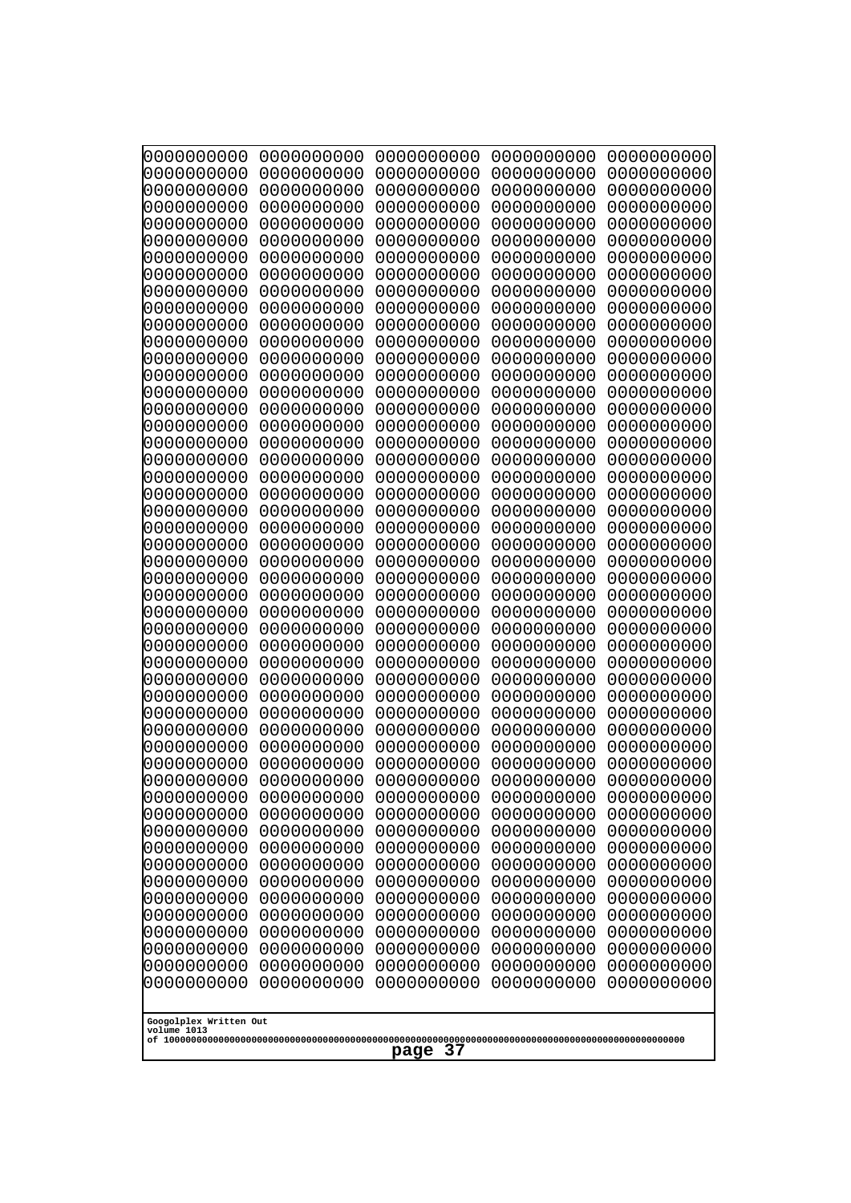```
0000000000 0000000000 0000000000 0000000000 0000000000
0000000000 0000000000 0000000000 0000000000 0000000000
0000000000 0000000000 0000000000 0000000000 0000000000
0000000000 0000000000 0000000000 0000000000 0000000000
0000000000 0000000000 0000000000 0000000000 0000000000
0000000000 0000000000 0000000000 0000000000 0000000000
0000000000 0000000000 0000000000 0000000000 0000000000
0000000000 0000000000 0000000000 0000000000 0000000000
0000000000 0000000000 0000000000 0000000000 0000000000
0000000000 0000000000 0000000000 0000000000 0000000000
0000000000 0000000000 0000000000 0000000000 0000000000
0000000000 0000000000 0000000000 0000000000 0000000000
0000000000 0000000000 0000000000 0000000000 0000000000
0000000000 0000000000 0000000000 0000000000 0000000000
0000000000 0000000000 0000000000 0000000000 0000000000
0000000000 0000000000 0000000000 0000000000 0000000000
0000000000 0000000000 0000000000 0000000000 0000000000
0000000000 0000000000 0000000000 0000000000 0000000000
0000000000 0000000000 0000000000 0000000000 0000000000
0000000000 0000000000 0000000000 0000000000 0000000000
0000000000 0000000000 0000000000 0000000000 0000000000
0000000000 0000000000 0000000000 0000000000 0000000000
0000000000 0000000000 0000000000 0000000000 0000000000
0000000000 0000000000 0000000000 0000000000 0000000000
0000000000 0000000000 0000000000 0000000000 0000000000
0000000000 0000000000 0000000000 0000000000 0000000000
0000000000 0000000000 0000000000 0000000000 0000000000
0000000000 0000000000 0000000000 0000000000 0000000000
0000000000 0000000000 0000000000 0000000000 0000000000
0000000000 0000000000 0000000000 0000000000 0000000000
0000000000 0000000000 0000000000 0000000000 0000000000
0000000000 0000000000 0000000000 0000000000 0000000000
0000000000 0000000000 0000000000 0000000000 0000000000
0000000000 0000000000 0000000000 0000000000 0000000000
0000000000 0000000000 0000000000 0000000000 0000000000
0000000000 0000000000 0000000000 0000000000 0000000000
0000000000 0000000000 0000000000 0000000000 0000000000
0000000000 0000000000 0000000000 0000000000 0000000000
0000000000 0000000000 0000000000 0000000000 0000000000
0000000000 0000000000 0000000000 0000000000 0000000000
0000000000 0000000000 0000000000 0000000000 0000000000
0000000000 0000000000 0000000000 0000000000 0000000000
0000000000 0000000000 0000000000 0000000000 0000000000
0000000000 0000000000 0000000000 0000000000 0000000000
0000000000 0000000000 0000000000 0000000000 0000000000
0000000000 0000000000 0000000000 0000000000 0000000000
0000000000 0000000000 0000000000 0000000000 0000000000
0000000000 0000000000 0000000000 0000000000 0000000000
0000000000 0000000000 0000000000 0000000000 0000000000
0000000000 0000000000 0000000000 0000000000 0000000000
```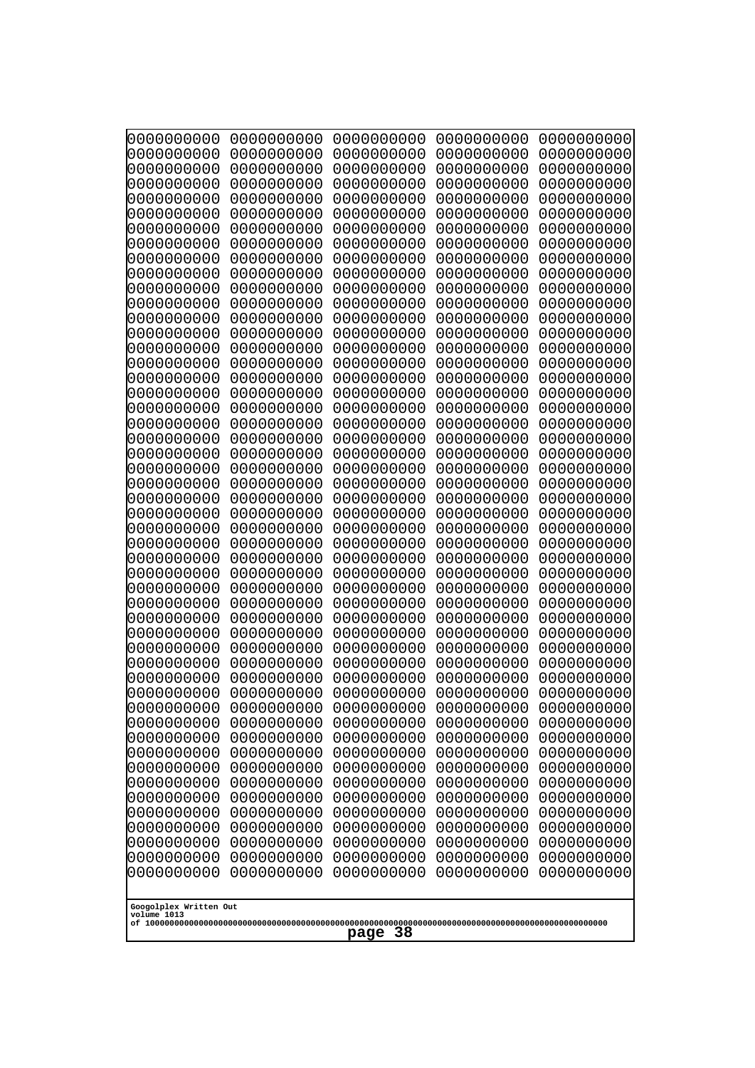0000000000 0000000000 0000000000 0000000000 0000000000
0000000000 0000000000 0000000000 0000000000 0000000000
0000000000 0000000000 0000000000 0000000000 0000000000
0000000000 0000000000 0000000000 0000000000 0000000000
0000000000 0000000000 0000000000 0000000000 0000000000
0000000000 0000000000 0000000000 0000000000 0000000000
0000000000 0000000000 0000000000 0000000000 0000000000
0000000000 0000000000 0000000000 0000000000 0000000000
0000000000 0000000000 0000000000 0000000000 0000000000
0000000000 0000000000 0000000000 0000000000 0000000000
0000000000 0000000000 0000000000 0000000000 0000000000
0000000000 0000000000 0000000000 0000000000 0000000000
0000000000 0000000000 0000000000 0000000000 0000000000
0000000000 0000000000 0000000000 0000000000 0000000000
0000000000 0000000000 0000000000 0000000000 0000000000
0000000000 0000000000 0000000000 0000000000 0000000000
0000000000 0000000000 0000000000 0000000000 0000000000
0000000000 0000000000 0000000000 0000000000 0000000000
0000000000 0000000000 0000000000 0000000000 0000000000
0000000000 0000000000 0000000000 0000000000 0000000000
0000000000 0000000000 0000000000 0000000000 0000000000
0000000000 0000000000 0000000000 0000000000 0000000000
0000000000 0000000000 0000000000 0000000000 0000000000
0000000000 0000000000 0000000000 0000000000 0000000000
0000000000 0000000000 0000000000 0000000000 0000000000
0000000000 0000000000 0000000000 0000000000 0000000000
0000000000 0000000000 0000000000 0000000000 0000000000
0000000000 0000000000 0000000000 0000000000 0000000000
0000000000 0000000000 0000000000 0000000000 0000000000
0000000000 0000000000 0000000000 0000000000 0000000000
0000000000 0000000000 0000000000 0000000000 0000000000
0000000000 0000000000 0000000000 0000000000 0000000000
0000000000 0000000000 0000000000 0000000000 0000000000
0000000000 0000000000 0000000000 0000000000 0000000000
0000000000 0000000000 0000000000 0000000000 0000000000
0000000000 0000000000 0000000000 0000000000 0000000000
0000000000 0000000000 0000000000 0000000000 0000000000
0000000000 0000000000 0000000000 0000000000 0000000000
0000000000 0000000000 0000000000 0000000000 0000000000
0000000000 0000000000 0000000000 0000000000 0000000000
0000000000 0000000000 0000000000 0000000000 0000000000
0000000000 0000000000 0000000000 0000000000 0000000000
0000000000 0000000000 0000000000 0000000000 0000000000
0000000000 0000000000 0000000000 0000000000 0000000000
0000000000 0000000000 0000000000 0000000000 0000000000
0000000000 0000000000 0000000000 0000000000 0000000000
0000000000 0000000000 0000000000 0000000000 0000000000
0000000000 0000000000 0000000000 0000000000 0000000000
0000000000 0000000000 0000000000 0000000000 0000000000
0000000000 0000000000 0000000000 0000000000 0000000000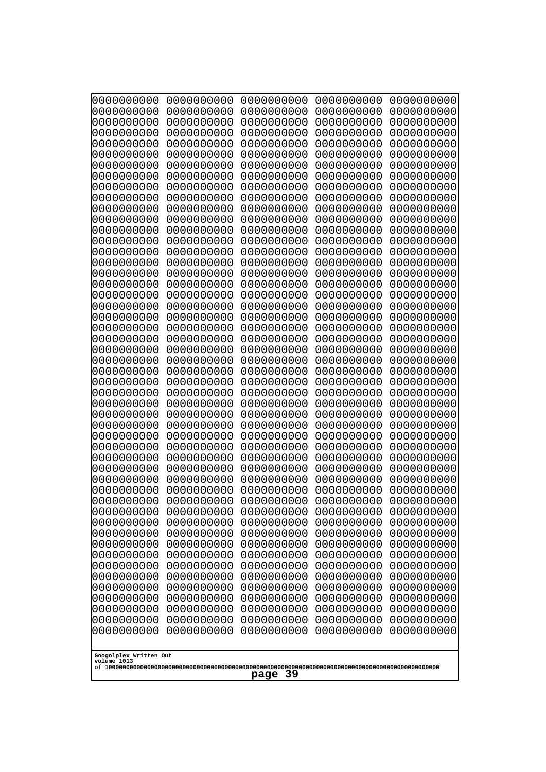```
0000000000 0000000000 0000000000 0000000000 0000000000
0000000000 0000000000 0000000000 0000000000 0000000000
0000000000 0000000000 0000000000 0000000000 0000000000
0000000000 0000000000 0000000000 0000000000 0000000000
0000000000 0000000000 0000000000 0000000000 0000000000
0000000000 0000000000 0000000000 0000000000 0000000000
0000000000 0000000000 0000000000 0000000000 0000000000
0000000000 0000000000 0000000000 0000000000 0000000000
0000000000 0000000000 0000000000 0000000000 0000000000
0000000000 0000000000 0000000000 0000000000 0000000000
0000000000 0000000000 0000000000 0000000000 0000000000
0000000000 0000000000 0000000000 0000000000 0000000000
0000000000 0000000000 0000000000 0000000000 0000000000
0000000000 0000000000 0000000000 0000000000 0000000000
0000000000 0000000000 0000000000 0000000000 0000000000
0000000000 0000000000 0000000000 0000000000 0000000000
0000000000 0000000000 0000000000 0000000000 0000000000
0000000000 0000000000 0000000000 0000000000 0000000000
0000000000 0000000000 0000000000 0000000000 0000000000
0000000000 0000000000 0000000000 0000000000 0000000000
0000000000 0000000000 0000000000 0000000000 0000000000
0000000000 0000000000 0000000000 0000000000 0000000000
0000000000 0000000000 0000000000 0000000000 0000000000
0000000000 0000000000 0000000000 0000000000 0000000000
0000000000 0000000000 0000000000 0000000000 0000000000
0000000000 0000000000 0000000000 0000000000 0000000000
0000000000 0000000000 0000000000 0000000000 0000000000
0000000000 0000000000 0000000000 0000000000 0000000000
0000000000 0000000000 0000000000 0000000000 0000000000
0000000000 0000000000 0000000000 0000000000 0000000000
0000000000 0000000000 0000000000 0000000000 0000000000
0000000000 0000000000 0000000000 0000000000 0000000000
0000000000 0000000000 0000000000 0000000000 0000000000
0000000000 0000000000 0000000000 0000000000 0000000000
0000000000 0000000000 0000000000 0000000000 0000000000
0000000000 0000000000 0000000000 0000000000 0000000000
0000000000 0000000000 0000000000 0000000000 0000000000
0000000000 0000000000 0000000000 0000000000 0000000000
0000000000 0000000000 0000000000 0000000000 0000000000
0000000000 0000000000 0000000000 0000000000 0000000000
0000000000 0000000000 0000000000 0000000000 0000000000
0000000000 0000000000 0000000000 0000000000 0000000000
0000000000 0000000000 0000000000 0000000000 0000000000
0000000000 0000000000 0000000000 0000000000 0000000000
0000000000 0000000000 0000000000 0000000000 0000000000
0000000000 0000000000 0000000000 0000000000 0000000000
0000000000 0000000000 0000000000 0000000000 0000000000
0000000000 0000000000 0000000000 0000000000 0000000000
0000000000 0000000000 0000000000 0000000000 0000000000
0000000000 0000000000 0000000000 0000000000 0000000000
```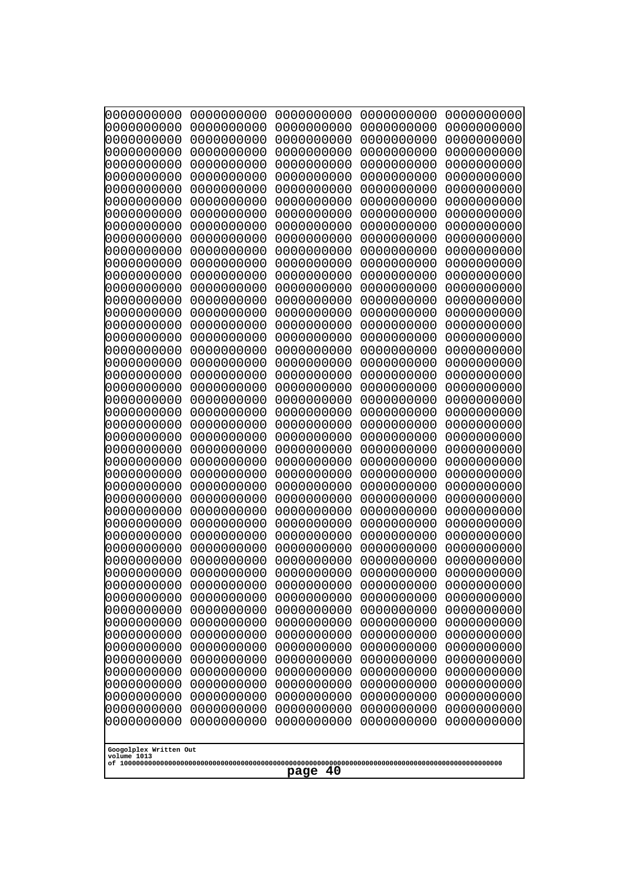```
0000000000 0000000000 0000000000 0000000000 0000000000
0000000000 0000000000 0000000000 0000000000 0000000000
0000000000 0000000000 0000000000 0000000000 0000000000
0000000000 0000000000 0000000000 0000000000 0000000000
0000000000 0000000000 0000000000 0000000000 0000000000
0000000000 0000000000 0000000000 0000000000 0000000000
0000000000 0000000000 0000000000 0000000000 0000000000
0000000000 0000000000 0000000000 0000000000 0000000000
0000000000 0000000000 0000000000 0000000000 0000000000
0000000000 0000000000 0000000000 0000000000 0000000000
0000000000 0000000000 0000000000 0000000000 0000000000
0000000000 0000000000 0000000000 0000000000 0000000000
0000000000 0000000000 0000000000 0000000000 0000000000
0000000000 0000000000 0000000000 0000000000 0000000000
0000000000 0000000000 0000000000 0000000000 0000000000
0000000000 0000000000 0000000000 0000000000 0000000000
0000000000 0000000000 0000000000 0000000000 0000000000
0000000000 0000000000 0000000000 0000000000 0000000000
0000000000 0000000000 0000000000 0000000000 0000000000
0000000000 0000000000 0000000000 0000000000 0000000000
0000000000 0000000000 0000000000 0000000000 0000000000
0000000000 0000000000 0000000000 0000000000 0000000000
0000000000 0000000000 0000000000 0000000000 0000000000
0000000000 0000000000 0000000000 0000000000 0000000000
0000000000 0000000000 0000000000 0000000000 0000000000
0000000000 0000000000 0000000000 0000000000 0000000000
0000000000 0000000000 0000000000 0000000000 0000000000
0000000000 0000000000 0000000000 0000000000 0000000000
0000000000 0000000000 0000000000 0000000000 0000000000
0000000000 0000000000 0000000000 0000000000 0000000000
0000000000 0000000000 0000000000 0000000000 0000000000
0000000000 0000000000 0000000000 0000000000 0000000000
0000000000 0000000000 0000000000 0000000000 0000000000
0000000000 0000000000 0000000000 0000000000 0000000000
0000000000 0000000000 0000000000 0000000000 0000000000
0000000000 0000000000 0000000000 0000000000 0000000000
0000000000 0000000000 0000000000 0000000000 0000000000
0000000000 0000000000 0000000000 0000000000 0000000000
0000000000 0000000000 0000000000 0000000000 0000000000
0000000000 0000000000 0000000000 0000000000 0000000000
0000000000 0000000000 0000000000 0000000000 0000000000
0000000000 0000000000 0000000000 0000000000 0000000000
0000000000 0000000000 0000000000 0000000000 0000000000
0000000000 0000000000 0000000000 0000000000 0000000000
0000000000 0000000000 0000000000 0000000000 0000000000
0000000000 0000000000 0000000000 0000000000 0000000000
0000000000 0000000000 0000000000 0000000000 0000000000
0000000000 0000000000 0000000000 0000000000 0000000000
0000000000 0000000000 0000000000 0000000000 0000000000
0000000000 0000000000 0000000000 0000000000 0000000000
```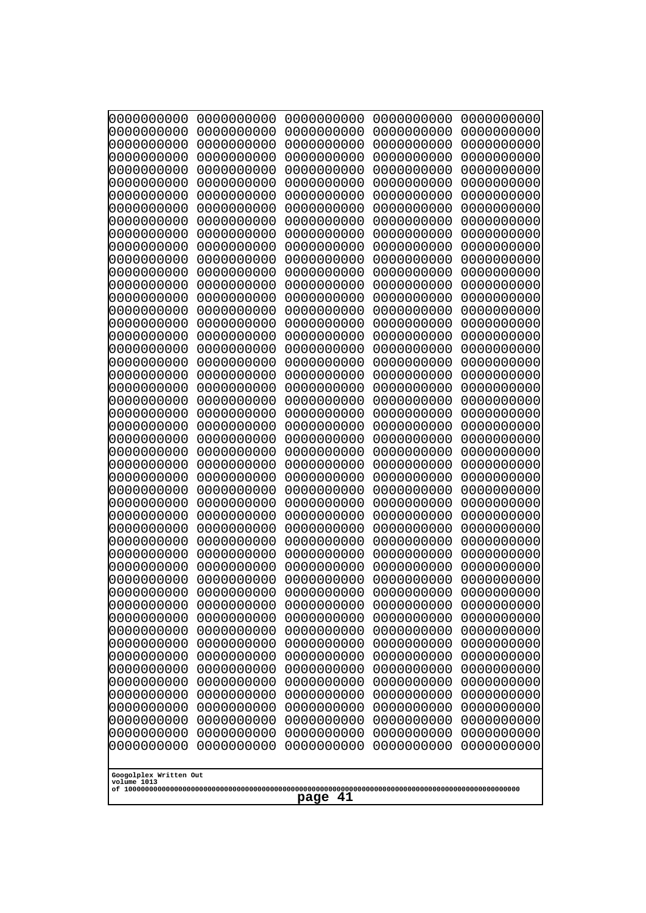0000000000 0000000000 0000000000 0000000000 0000000000
0000000000 0000000000 0000000000 0000000000 0000000000
0000000000 0000000000 0000000000 0000000000 0000000000
0000000000 0000000000 0000000000 0000000000 0000000000
0000000000 0000000000 0000000000 0000000000 0000000000
0000000000 0000000000 0000000000 0000000000 0000000000
0000000000 0000000000 0000000000 0000000000 0000000000
0000000000 0000000000 0000000000 0000000000 0000000000
0000000000 0000000000 0000000000 0000000000 0000000000
0000000000 0000000000 0000000000 0000000000 0000000000
0000000000 0000000000 0000000000 0000000000 0000000000
0000000000 0000000000 0000000000 0000000000 0000000000
0000000000 0000000000 0000000000 0000000000 0000000000
0000000000 0000000000 0000000000 0000000000 0000000000
0000000000 0000000000 0000000000 0000000000 0000000000
0000000000 0000000000 0000000000 0000000000 0000000000
0000000000 0000000000 0000000000 0000000000 0000000000
0000000000 0000000000 0000000000 0000000000 0000000000
0000000000 0000000000 0000000000 0000000000 0000000000
0000000000 0000000000 0000000000 0000000000 0000000000
0000000000 0000000000 0000000000 0000000000 0000000000
0000000000 0000000000 0000000000 0000000000 0000000000
0000000000 0000000000 0000000000 0000000000 0000000000
0000000000 0000000000 0000000000 0000000000 0000000000
0000000000 0000000000 0000000000 0000000000 0000000000
0000000000 0000000000 0000000000 0000000000 0000000000
0000000000 0000000000 0000000000 0000000000 0000000000
0000000000 0000000000 0000000000 0000000000 0000000000
0000000000 0000000000 0000000000 0000000000 0000000000
0000000000 0000000000 0000000000 0000000000 0000000000
0000000000 0000000000 0000000000 0000000000 0000000000
0000000000 0000000000 0000000000 0000000000 0000000000
0000000000 0000000000 0000000000 0000000000 0000000000
0000000000 0000000000 0000000000 0000000000 0000000000
0000000000 0000000000 0000000000 0000000000 0000000000
0000000000 0000000000 0000000000 0000000000 0000000000
0000000000 0000000000 0000000000 0000000000 0000000000
0000000000 0000000000 0000000000 0000000000 0000000000
0000000000 0000000000 0000000000 0000000000 0000000000
0000000000 0000000000 0000000000 0000000000 0000000000
0000000000 0000000000 0000000000 0000000000 0000000000
0000000000 0000000000 0000000000 0000000000 0000000000
0000000000 0000000000 0000000000 0000000000 0000000000
0000000000 0000000000 0000000000 0000000000 0000000000
0000000000 0000000000 0000000000 0000000000 0000000000
0000000000 0000000000 0000000000 0000000000 0000000000
0000000000 0000000000 0000000000 0000000000 0000000000
0000000000 0000000000 0000000000 0000000000 0000000000
0000000000 0000000000 0000000000 0000000000 0000000000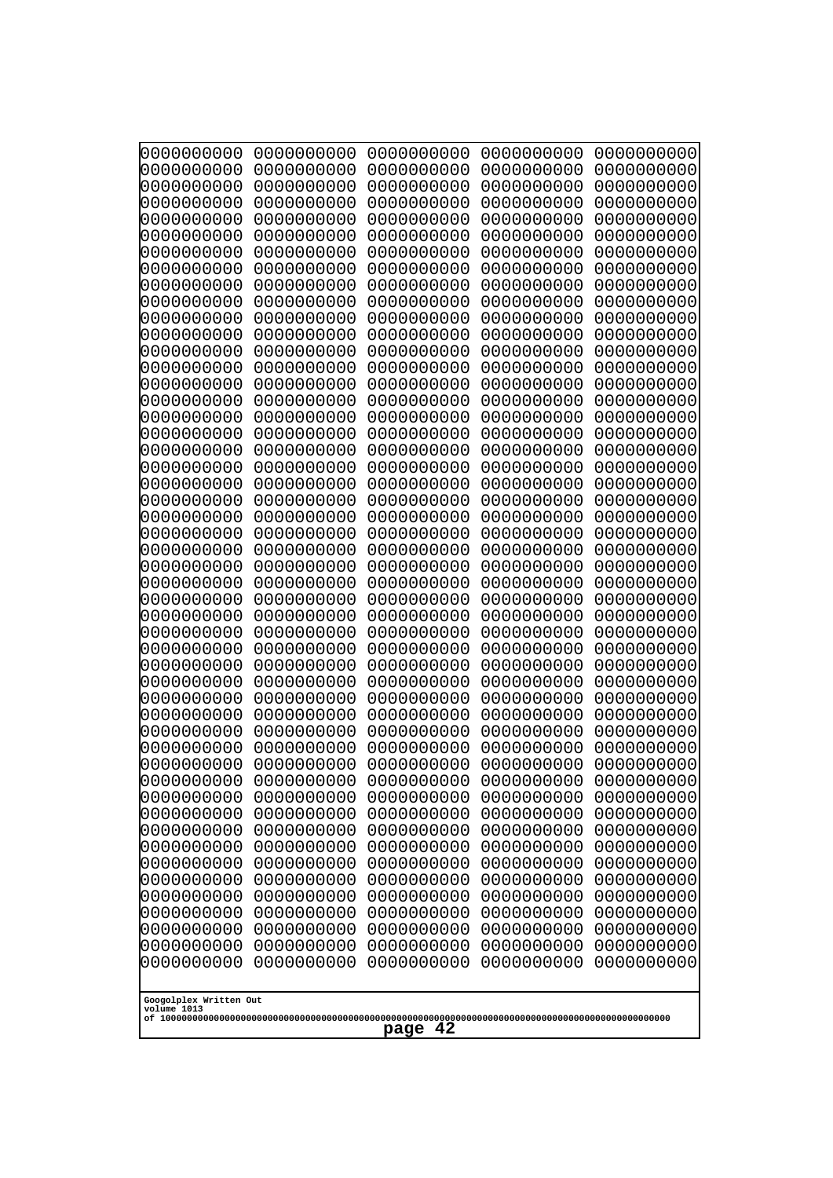```
0000000000 0000000000 0000000000 0000000000 0000000000
0000000000 0000000000 0000000000 0000000000 0000000000
0000000000 0000000000 0000000000 0000000000 0000000000
0000000000 0000000000 0000000000 0000000000 0000000000
0000000000 0000000000 0000000000 0000000000 0000000000
0000000000 0000000000 0000000000 0000000000 0000000000
0000000000 0000000000 0000000000 0000000000 0000000000
0000000000 0000000000 0000000000 0000000000 0000000000
0000000000 0000000000 0000000000 0000000000 0000000000
0000000000 0000000000 0000000000 0000000000 0000000000
0000000000 0000000000 0000000000 0000000000 0000000000
0000000000 0000000000 0000000000 0000000000 0000000000
0000000000 0000000000 0000000000 0000000000 0000000000
0000000000 0000000000 0000000000 0000000000 0000000000
0000000000 0000000000 0000000000 0000000000 0000000000
0000000000 0000000000 0000000000 0000000000 0000000000
0000000000 0000000000 0000000000 0000000000 0000000000
0000000000 0000000000 0000000000 0000000000 0000000000
0000000000 0000000000 0000000000 0000000000 0000000000
0000000000 0000000000 0000000000 0000000000 0000000000
0000000000 0000000000 0000000000 0000000000 0000000000
0000000000 0000000000 0000000000 0000000000 0000000000
0000000000 0000000000 0000000000 0000000000 0000000000
0000000000 0000000000 0000000000 0000000000 0000000000
0000000000 0000000000 0000000000 0000000000 0000000000
0000000000 0000000000 0000000000 0000000000 0000000000
0000000000 0000000000 0000000000 0000000000 0000000000
0000000000 0000000000 0000000000 0000000000 0000000000
0000000000 0000000000 0000000000 0000000000 0000000000
0000000000 0000000000 0000000000 0000000000 0000000000
0000000000 0000000000 0000000000 0000000000 0000000000
0000000000 0000000000 0000000000 0000000000 0000000000
0000000000 0000000000 0000000000 0000000000 0000000000
0000000000 0000000000 0000000000 0000000000 0000000000
0000000000 0000000000 0000000000 0000000000 0000000000
0000000000 0000000000 0000000000 0000000000 0000000000
0000000000 0000000000 0000000000 0000000000 0000000000
0000000000 0000000000 0000000000 0000000000 0000000000
0000000000 0000000000 0000000000 0000000000 0000000000
0000000000 0000000000 0000000000 0000000000 0000000000
0000000000 0000000000 0000000000 0000000000 0000000000
0000000000 0000000000 0000000000 0000000000 0000000000
0000000000 0000000000 0000000000 0000000000 0000000000
0000000000 0000000000 0000000000 0000000000 0000000000
0000000000 0000000000 0000000000 0000000000 0000000000
0000000000 0000000000 0000000000 0000000000 0000000000
0000000000 0000000000 0000000000 0000000000 0000000000
0000000000 0000000000 0000000000 0000000000 0000000000
0000000000 0000000000 0000000000 0000000000 0000000000
0000000000 0000000000 0000000000 0000000000 0000000000
```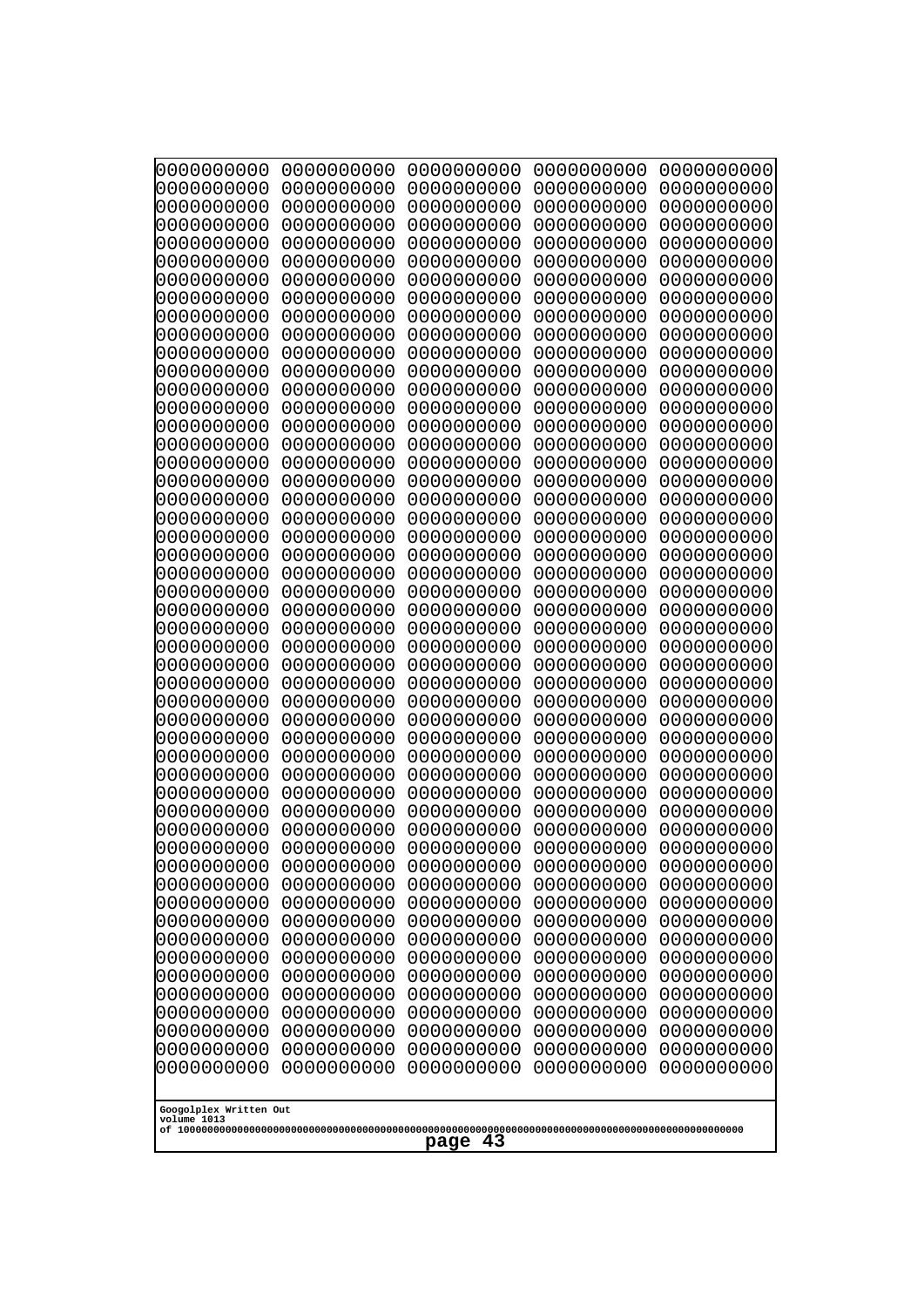```
0000000000 0000000000 0000000000 0000000000 0000000000
0000000000 0000000000 0000000000 0000000000 0000000000
0000000000 0000000000 0000000000 0000000000 0000000000
0000000000 0000000000 0000000000 0000000000 0000000000
0000000000 0000000000 0000000000 0000000000 0000000000
0000000000 0000000000 0000000000 0000000000 0000000000
0000000000 0000000000 0000000000 0000000000 0000000000
0000000000 0000000000 0000000000 0000000000 0000000000
0000000000 0000000000 0000000000 0000000000 0000000000
0000000000 0000000000 0000000000 0000000000 0000000000
0000000000 0000000000 0000000000 0000000000 0000000000
0000000000 0000000000 0000000000 0000000000 0000000000
0000000000 0000000000 0000000000 0000000000 0000000000
0000000000 0000000000 0000000000 0000000000 0000000000
0000000000 0000000000 0000000000 0000000000 0000000000
0000000000 0000000000 0000000000 0000000000 0000000000
0000000000 0000000000 0000000000 0000000000 0000000000
0000000000 0000000000 0000000000 0000000000 0000000000
0000000000 0000000000 0000000000 0000000000 0000000000
0000000000 0000000000 0000000000 0000000000 0000000000
0000000000 0000000000 0000000000 0000000000 0000000000
0000000000 0000000000 0000000000 0000000000 0000000000
0000000000 0000000000 0000000000 0000000000 0000000000
0000000000 0000000000 0000000000 0000000000 0000000000
0000000000 0000000000 0000000000 0000000000 0000000000
0000000000 0000000000 0000000000 0000000000 0000000000
0000000000 0000000000 0000000000 0000000000 0000000000
0000000000 0000000000 0000000000 0000000000 0000000000
0000000000 0000000000 0000000000 0000000000 0000000000
0000000000 0000000000 0000000000 0000000000 0000000000
0000000000 0000000000 0000000000 0000000000 0000000000
0000000000 0000000000 0000000000 0000000000 0000000000
0000000000 0000000000 0000000000 0000000000 0000000000
0000000000 0000000000 0000000000 0000000000 0000000000
0000000000 0000000000 0000000000 0000000000 0000000000
0000000000 0000000000 0000000000 0000000000 0000000000
0000000000 0000000000 0000000000 0000000000 0000000000
0000000000 0000000000 0000000000 0000000000 0000000000
0000000000 0000000000 0000000000 0000000000 0000000000
0000000000 0000000000 0000000000 0000000000 0000000000
0000000000 0000000000 0000000000 0000000000 0000000000
0000000000 0000000000 0000000000 0000000000 0000000000
0000000000 0000000000 0000000000 0000000000 0000000000
0000000000 0000000000 0000000000 0000000000 0000000000
0000000000 0000000000 0000000000 0000000000 0000000000
0000000000 0000000000 0000000000 0000000000 0000000000
0000000000 0000000000 0000000000 0000000000 0000000000
0000000000 0000000000 0000000000 0000000000 0000000000
0000000000 0000000000 0000000000 0000000000 0000000000
0000000000 0000000000 0000000000 0000000000 0000000000
```

Googolplex Written Out
volume 1013
of 10000000000000000000000000000000000000000000000000000000000000000000000000000000000000000000000000000

page 43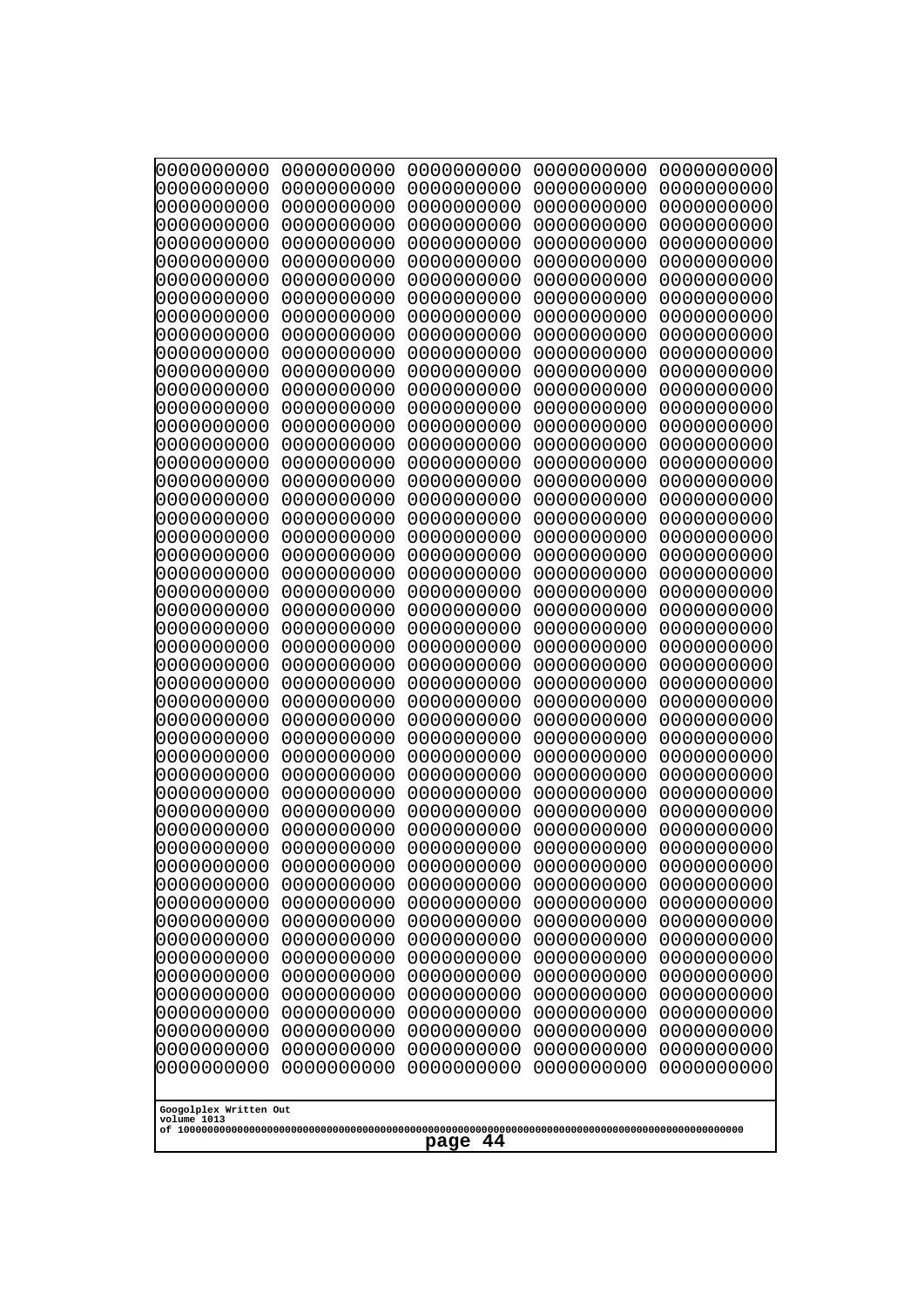```
0000000000 0000000000 0000000000 0000000000 0000000000
0000000000 0000000000 0000000000 0000000000 0000000000
0000000000 0000000000 0000000000 0000000000 0000000000
0000000000 0000000000 0000000000 0000000000 0000000000
0000000000 0000000000 0000000000 0000000000 0000000000
0000000000 0000000000 0000000000 0000000000 0000000000
0000000000 0000000000 0000000000 0000000000 0000000000
0000000000 0000000000 0000000000 0000000000 0000000000
0000000000 0000000000 0000000000 0000000000 0000000000
0000000000 0000000000 0000000000 0000000000 0000000000
0000000000 0000000000 0000000000 0000000000 0000000000
0000000000 0000000000 0000000000 0000000000 0000000000
0000000000 0000000000 0000000000 0000000000 0000000000
0000000000 0000000000 0000000000 0000000000 0000000000
0000000000 0000000000 0000000000 0000000000 0000000000
0000000000 0000000000 0000000000 0000000000 0000000000
0000000000 0000000000 0000000000 0000000000 0000000000
0000000000 0000000000 0000000000 0000000000 0000000000
0000000000 0000000000 0000000000 0000000000 0000000000
0000000000 0000000000 0000000000 0000000000 0000000000
0000000000 0000000000 0000000000 0000000000 0000000000
0000000000 0000000000 0000000000 0000000000 0000000000
0000000000 0000000000 0000000000 0000000000 0000000000
0000000000 0000000000 0000000000 0000000000 0000000000
0000000000 0000000000 0000000000 0000000000 0000000000
0000000000 0000000000 0000000000 0000000000 0000000000
0000000000 0000000000 0000000000 0000000000 0000000000
0000000000 0000000000 0000000000 0000000000 0000000000
0000000000 0000000000 0000000000 0000000000 0000000000
0000000000 0000000000 0000000000 0000000000 0000000000
0000000000 0000000000 0000000000 0000000000 0000000000
0000000000 0000000000 0000000000 0000000000 0000000000
0000000000 0000000000 0000000000 0000000000 0000000000
0000000000 0000000000 0000000000 0000000000 0000000000
0000000000 0000000000 0000000000 0000000000 0000000000
0000000000 0000000000 0000000000 0000000000 0000000000
0000000000 0000000000 0000000000 0000000000 0000000000
0000000000 0000000000 0000000000 0000000000 0000000000
0000000000 0000000000 0000000000 0000000000 0000000000
0000000000 0000000000 0000000000 0000000000 0000000000
0000000000 0000000000 0000000000 0000000000 0000000000
0000000000 0000000000 0000000000 0000000000 0000000000
0000000000 0000000000 0000000000 0000000000 0000000000
0000000000 0000000000 0000000000 0000000000 0000000000
0000000000 0000000000 0000000000 0000000000 0000000000
0000000000 0000000000 0000000000 0000000000 0000000000
0000000000 0000000000 0000000000 0000000000 0000000000
0000000000 0000000000 0000000000 0000000000 0000000000
0000000000 0000000000 0000000000 0000000000 0000000000
0000000000 0000000000 0000000000 0000000000 0000000000
```

Googolplex Written Out
volume 1013
of 10000000000000000000000000000000000000000000000000000000000000000000000000000000000000000000000000000

page 44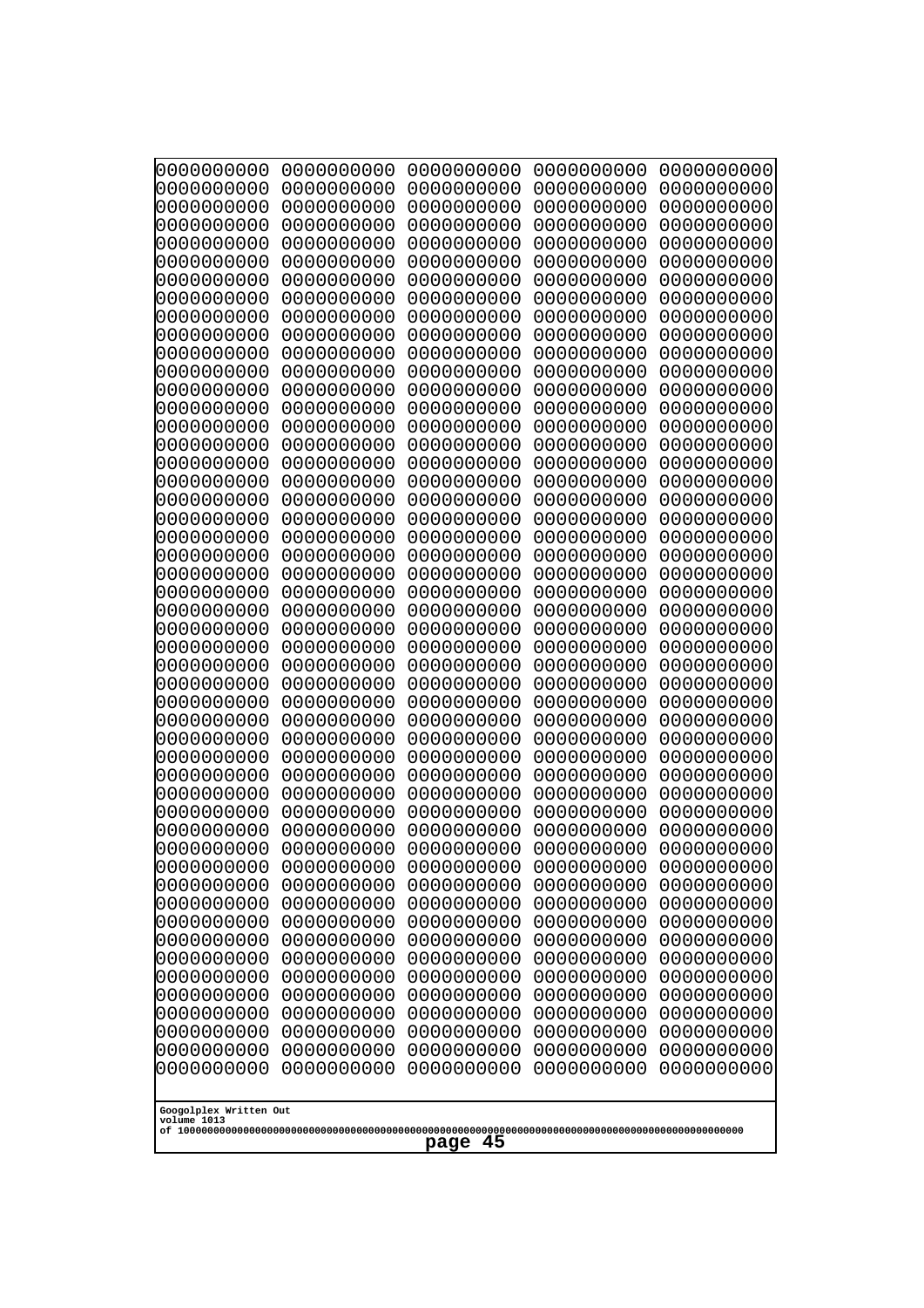```
0000000000 0000000000 0000000000 0000000000 0000000000
0000000000 0000000000 0000000000 0000000000 0000000000
0000000000 0000000000 0000000000 0000000000 0000000000
0000000000 0000000000 0000000000 0000000000 0000000000
0000000000 0000000000 0000000000 0000000000 0000000000
0000000000 0000000000 0000000000 0000000000 0000000000
0000000000 0000000000 0000000000 0000000000 0000000000
0000000000 0000000000 0000000000 0000000000 0000000000
0000000000 0000000000 0000000000 0000000000 0000000000
0000000000 0000000000 0000000000 0000000000 0000000000
0000000000 0000000000 0000000000 0000000000 0000000000
0000000000 0000000000 0000000000 0000000000 0000000000
0000000000 0000000000 0000000000 0000000000 0000000000
0000000000 0000000000 0000000000 0000000000 0000000000
0000000000 0000000000 0000000000 0000000000 0000000000
0000000000 0000000000 0000000000 0000000000 0000000000
0000000000 0000000000 0000000000 0000000000 0000000000
0000000000 0000000000 0000000000 0000000000 0000000000
0000000000 0000000000 0000000000 0000000000 0000000000
0000000000 0000000000 0000000000 0000000000 0000000000
0000000000 0000000000 0000000000 0000000000 0000000000
0000000000 0000000000 0000000000 0000000000 0000000000
0000000000 0000000000 0000000000 0000000000 0000000000
0000000000 0000000000 0000000000 0000000000 0000000000
0000000000 0000000000 0000000000 0000000000 0000000000
0000000000 0000000000 0000000000 0000000000 0000000000
0000000000 0000000000 0000000000 0000000000 0000000000
0000000000 0000000000 0000000000 0000000000 0000000000
0000000000 0000000000 0000000000 0000000000 0000000000
0000000000 0000000000 0000000000 0000000000 0000000000
0000000000 0000000000 0000000000 0000000000 0000000000
0000000000 0000000000 0000000000 0000000000 0000000000
0000000000 0000000000 0000000000 0000000000 0000000000
0000000000 0000000000 0000000000 0000000000 0000000000
0000000000 0000000000 0000000000 0000000000 0000000000
0000000000 0000000000 0000000000 0000000000 0000000000
0000000000 0000000000 0000000000 0000000000 0000000000
0000000000 0000000000 0000000000 0000000000 0000000000
0000000000 0000000000 0000000000 0000000000 0000000000
0000000000 0000000000 0000000000 0000000000 0000000000
0000000000 0000000000 0000000000 0000000000 0000000000
0000000000 0000000000 0000000000 0000000000 0000000000
0000000000 0000000000 0000000000 0000000000 0000000000
0000000000 0000000000 0000000000 0000000000 0000000000
0000000000 0000000000 0000000000 0000000000 0000000000
0000000000 0000000000 0000000000 0000000000 0000000000
0000000000 0000000000 0000000000 0000000000 0000000000
0000000000 0000000000 0000000000 0000000000 0000000000
0000000000 0000000000 0000000000 0000000000 0000000000
0000000000 0000000000 0000000000 0000000000 0000000000
```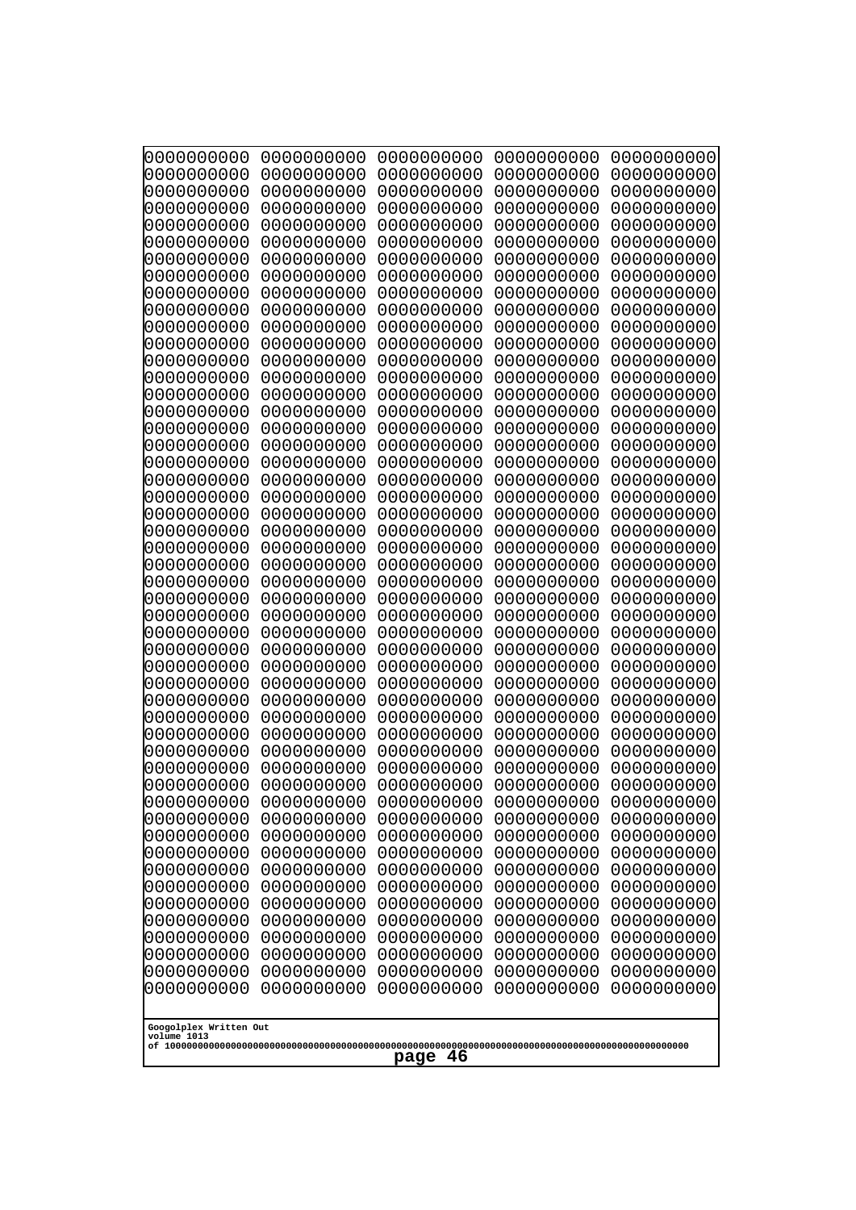```
0000000000 0000000000 0000000000 0000000000 0000000000
0000000000 0000000000 0000000000 0000000000 0000000000
0000000000 0000000000 0000000000 0000000000 0000000000
0000000000 0000000000 0000000000 0000000000 0000000000
0000000000 0000000000 0000000000 0000000000 0000000000
0000000000 0000000000 0000000000 0000000000 0000000000
0000000000 0000000000 0000000000 0000000000 0000000000
0000000000 0000000000 0000000000 0000000000 0000000000
0000000000 0000000000 0000000000 0000000000 0000000000
0000000000 0000000000 0000000000 0000000000 0000000000
0000000000 0000000000 0000000000 0000000000 0000000000
0000000000 0000000000 0000000000 0000000000 0000000000
0000000000 0000000000 0000000000 0000000000 0000000000
0000000000 0000000000 0000000000 0000000000 0000000000
0000000000 0000000000 0000000000 0000000000 0000000000
0000000000 0000000000 0000000000 0000000000 0000000000
0000000000 0000000000 0000000000 0000000000 0000000000
0000000000 0000000000 0000000000 0000000000 0000000000
0000000000 0000000000 0000000000 0000000000 0000000000
0000000000 0000000000 0000000000 0000000000 0000000000
0000000000 0000000000 0000000000 0000000000 0000000000
0000000000 0000000000 0000000000 0000000000 0000000000
0000000000 0000000000 0000000000 0000000000 0000000000
0000000000 0000000000 0000000000 0000000000 0000000000
0000000000 0000000000 0000000000 0000000000 0000000000
0000000000 0000000000 0000000000 0000000000 0000000000
0000000000 0000000000 0000000000 0000000000 0000000000
0000000000 0000000000 0000000000 0000000000 0000000000
0000000000 0000000000 0000000000 0000000000 0000000000
0000000000 0000000000 0000000000 0000000000 0000000000
0000000000 0000000000 0000000000 0000000000 0000000000
0000000000 0000000000 0000000000 0000000000 0000000000
0000000000 0000000000 0000000000 0000000000 0000000000
0000000000 0000000000 0000000000 0000000000 0000000000
0000000000 0000000000 0000000000 0000000000 0000000000
0000000000 0000000000 0000000000 0000000000 0000000000
0000000000 0000000000 0000000000 0000000000 0000000000
0000000000 0000000000 0000000000 0000000000 0000000000
0000000000 0000000000 0000000000 0000000000 0000000000
0000000000 0000000000 0000000000 0000000000 0000000000
0000000000 0000000000 0000000000 0000000000 0000000000
0000000000 0000000000 0000000000 0000000000 0000000000
0000000000 0000000000 0000000000 0000000000 0000000000
0000000000 0000000000 0000000000 0000000000 0000000000
0000000000 0000000000 0000000000 0000000000 0000000000
0000000000 0000000000 0000000000 0000000000 0000000000
0000000000 0000000000 0000000000 0000000000 0000000000
0000000000 0000000000 0000000000 0000000000 0000000000
0000000000 0000000000 0000000000 0000000000 0000000000
0000000000 0000000000 0000000000 0000000000 0000000000
```

Googolplex Written Out
volume 1013
of 10000000000000000000000000000000000000000000000000000000000000000000000000000000000000000000000000000

page 46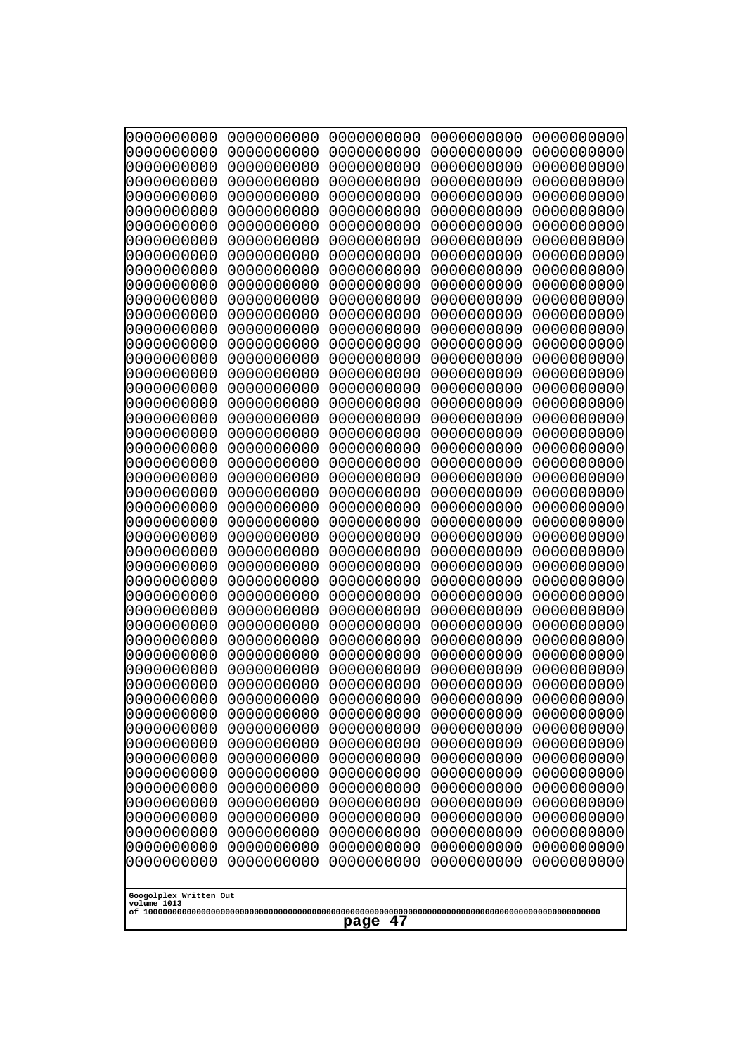0000000000 0000000000 0000000000 0000000000 0000000000
0000000000 0000000000 0000000000 0000000000 0000000000
0000000000 0000000000 0000000000 0000000000 0000000000
0000000000 0000000000 0000000000 0000000000 0000000000
0000000000 0000000000 0000000000 0000000000 0000000000
0000000000 0000000000 0000000000 0000000000 0000000000
0000000000 0000000000 0000000000 0000000000 0000000000
0000000000 0000000000 0000000000 0000000000 0000000000
0000000000 0000000000 0000000000 0000000000 0000000000
0000000000 0000000000 0000000000 0000000000 0000000000
0000000000 0000000000 0000000000 0000000000 0000000000
0000000000 0000000000 0000000000 0000000000 0000000000
0000000000 0000000000 0000000000 0000000000 0000000000
0000000000 0000000000 0000000000 0000000000 0000000000
0000000000 0000000000 0000000000 0000000000 0000000000
0000000000 0000000000 0000000000 0000000000 0000000000
0000000000 0000000000 0000000000 0000000000 0000000000
0000000000 0000000000 0000000000 0000000000 0000000000
0000000000 0000000000 0000000000 0000000000 0000000000
0000000000 0000000000 0000000000 0000000000 0000000000
0000000000 0000000000 0000000000 0000000000 0000000000
0000000000 0000000000 0000000000 0000000000 0000000000
0000000000 0000000000 0000000000 0000000000 0000000000
0000000000 0000000000 0000000000 0000000000 0000000000
0000000000 0000000000 0000000000 0000000000 0000000000
0000000000 0000000000 0000000000 0000000000 0000000000
0000000000 0000000000 0000000000 0000000000 0000000000
0000000000 0000000000 0000000000 0000000000 0000000000
0000000000 0000000000 0000000000 0000000000 0000000000
0000000000 0000000000 0000000000 0000000000 0000000000
0000000000 0000000000 0000000000 0000000000 0000000000
0000000000 0000000000 0000000000 0000000000 0000000000
0000000000 0000000000 0000000000 0000000000 0000000000
0000000000 0000000000 0000000000 0000000000 0000000000
0000000000 0000000000 0000000000 0000000000 0000000000
0000000000 0000000000 0000000000 0000000000 0000000000
0000000000 0000000000 0000000000 0000000000 0000000000
0000000000 0000000000 0000000000 0000000000 0000000000
0000000000 0000000000 0000000000 0000000000 0000000000
0000000000 0000000000 0000000000 0000000000 0000000000
0000000000 0000000000 0000000000 0000000000 0000000000
0000000000 0000000000 0000000000 0000000000 0000000000
0000000000 0000000000 0000000000 0000000000 0000000000
0000000000 0000000000 0000000000 0000000000 0000000000
0000000000 0000000000 0000000000 0000000000 0000000000
0000000000 0000000000 0000000000 0000000000 0000000000
0000000000 0000000000 0000000000 0000000000 0000000000
0000000000 0000000000 0000000000 0000000000 0000000000
0000000000 0000000000 0000000000 0000000000 0000000000
0000000000 0000000000 0000000000 0000000000 0000000000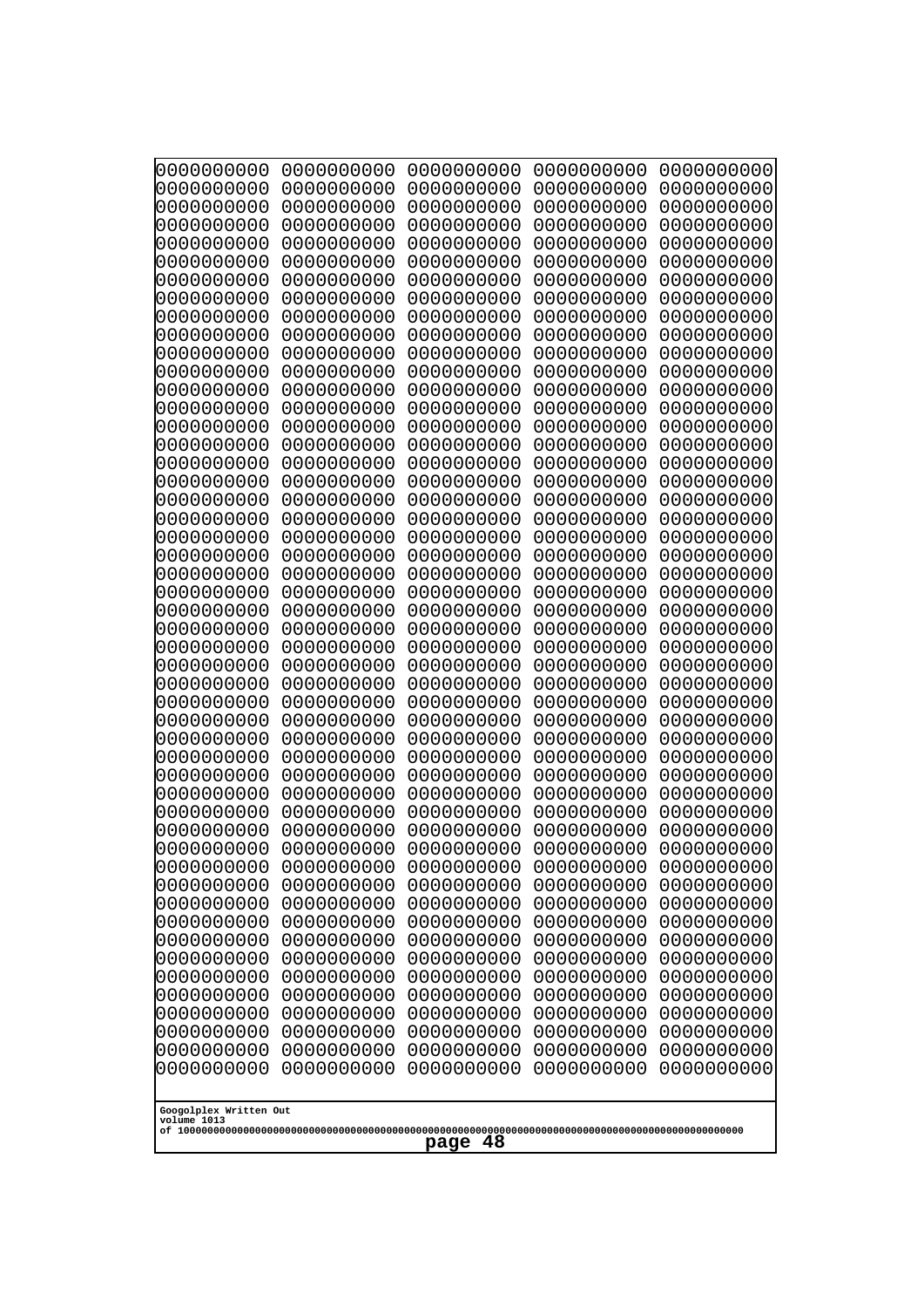```
0000000000 0000000000 0000000000 0000000000 0000000000
0000000000 0000000000 0000000000 0000000000 0000000000
0000000000 0000000000 0000000000 0000000000 0000000000
0000000000 0000000000 0000000000 0000000000 0000000000
0000000000 0000000000 0000000000 0000000000 0000000000
0000000000 0000000000 0000000000 0000000000 0000000000
0000000000 0000000000 0000000000 0000000000 0000000000
0000000000 0000000000 0000000000 0000000000 0000000000
0000000000 0000000000 0000000000 0000000000 0000000000
0000000000 0000000000 0000000000 0000000000 0000000000
0000000000 0000000000 0000000000 0000000000 0000000000
0000000000 0000000000 0000000000 0000000000 0000000000
0000000000 0000000000 0000000000 0000000000 0000000000
0000000000 0000000000 0000000000 0000000000 0000000000
0000000000 0000000000 0000000000 0000000000 0000000000
0000000000 0000000000 0000000000 0000000000 0000000000
0000000000 0000000000 0000000000 0000000000 0000000000
0000000000 0000000000 0000000000 0000000000 0000000000
0000000000 0000000000 0000000000 0000000000 0000000000
0000000000 0000000000 0000000000 0000000000 0000000000
0000000000 0000000000 0000000000 0000000000 0000000000
0000000000 0000000000 0000000000 0000000000 0000000000
0000000000 0000000000 0000000000 0000000000 0000000000
0000000000 0000000000 0000000000 0000000000 0000000000
0000000000 0000000000 0000000000 0000000000 0000000000
0000000000 0000000000 0000000000 0000000000 0000000000
0000000000 0000000000 0000000000 0000000000 0000000000
0000000000 0000000000 0000000000 0000000000 0000000000
0000000000 0000000000 0000000000 0000000000 0000000000
0000000000 0000000000 0000000000 0000000000 0000000000
0000000000 0000000000 0000000000 0000000000 0000000000
0000000000 0000000000 0000000000 0000000000 0000000000
0000000000 0000000000 0000000000 0000000000 0000000000
0000000000 0000000000 0000000000 0000000000 0000000000
0000000000 0000000000 0000000000 0000000000 0000000000
0000000000 0000000000 0000000000 0000000000 0000000000
0000000000 0000000000 0000000000 0000000000 0000000000
0000000000 0000000000 0000000000 0000000000 0000000000
0000000000 0000000000 0000000000 0000000000 0000000000
0000000000 0000000000 0000000000 0000000000 0000000000
0000000000 0000000000 0000000000 0000000000 0000000000
0000000000 0000000000 0000000000 0000000000 0000000000
0000000000 0000000000 0000000000 0000000000 0000000000
0000000000 0000000000 0000000000 0000000000 0000000000
0000000000 0000000000 0000000000 0000000000 0000000000
0000000000 0000000000 0000000000 0000000000 0000000000
0000000000 0000000000 0000000000 0000000000 0000000000
0000000000 0000000000 0000000000 0000000000 0000000000
0000000000 0000000000 0000000000 0000000000 0000000000
0000000000 0000000000 0000000000 0000000000 0000000000
```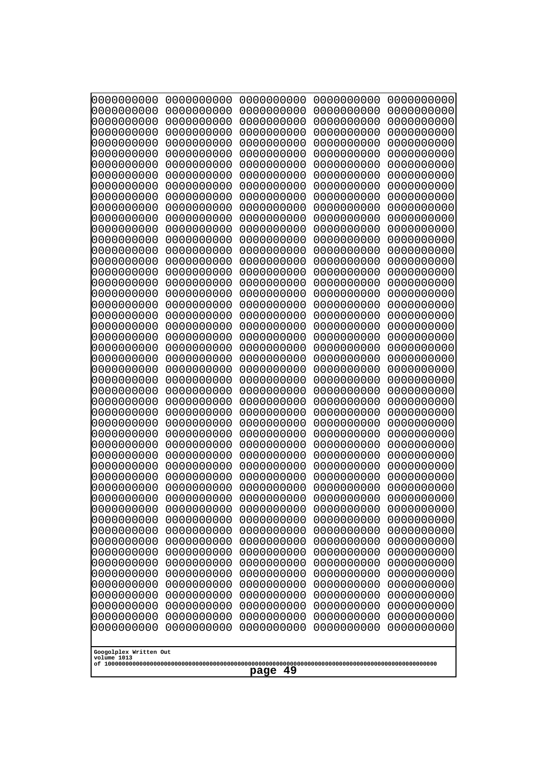```
0000000000 0000000000 0000000000 0000000000 0000000000
0000000000 0000000000 0000000000 0000000000 0000000000
0000000000 0000000000 0000000000 0000000000 0000000000
0000000000 0000000000 0000000000 0000000000 0000000000
0000000000 0000000000 0000000000 0000000000 0000000000
0000000000 0000000000 0000000000 0000000000 0000000000
0000000000 0000000000 0000000000 0000000000 0000000000
0000000000 0000000000 0000000000 0000000000 0000000000
0000000000 0000000000 0000000000 0000000000 0000000000
0000000000 0000000000 0000000000 0000000000 0000000000
0000000000 0000000000 0000000000 0000000000 0000000000
0000000000 0000000000 0000000000 0000000000 0000000000
0000000000 0000000000 0000000000 0000000000 0000000000
0000000000 0000000000 0000000000 0000000000 0000000000
0000000000 0000000000 0000000000 0000000000 0000000000
0000000000 0000000000 0000000000 0000000000 0000000000
0000000000 0000000000 0000000000 0000000000 0000000000
0000000000 0000000000 0000000000 0000000000 0000000000
0000000000 0000000000 0000000000 0000000000 0000000000
0000000000 0000000000 0000000000 0000000000 0000000000
0000000000 0000000000 0000000000 0000000000 0000000000
0000000000 0000000000 0000000000 0000000000 0000000000
0000000000 0000000000 0000000000 0000000000 0000000000
0000000000 0000000000 0000000000 0000000000 0000000000
0000000000 0000000000 0000000000 0000000000 0000000000
0000000000 0000000000 0000000000 0000000000 0000000000
0000000000 0000000000 0000000000 0000000000 0000000000
0000000000 0000000000 0000000000 0000000000 0000000000
0000000000 0000000000 0000000000 0000000000 0000000000
0000000000 0000000000 0000000000 0000000000 0000000000
0000000000 0000000000 0000000000 0000000000 0000000000
0000000000 0000000000 0000000000 0000000000 0000000000
0000000000 0000000000 0000000000 0000000000 0000000000
0000000000 0000000000 0000000000 0000000000 0000000000
0000000000 0000000000 0000000000 0000000000 0000000000
0000000000 0000000000 0000000000 0000000000 0000000000
0000000000 0000000000 0000000000 0000000000 0000000000
0000000000 0000000000 0000000000 0000000000 0000000000
0000000000 0000000000 0000000000 0000000000 0000000000
0000000000 0000000000 0000000000 0000000000 0000000000
0000000000 0000000000 0000000000 0000000000 0000000000
0000000000 0000000000 0000000000 0000000000 0000000000
0000000000 0000000000 0000000000 0000000000 0000000000
0000000000 0000000000 0000000000 0000000000 0000000000
0000000000 0000000000 0000000000 0000000000 0000000000
0000000000 0000000000 0000000000 0000000000 0000000000
0000000000 0000000000 0000000000 0000000000 0000000000
0000000000 0000000000 0000000000 0000000000 0000000000
0000000000 0000000000 0000000000 0000000000 0000000000
0000000000 0000000000 0000000000 0000000000 0000000000
```

Googolplex Written Out
volume 1013
of 10000000000000000000000000000000000000000000000000000000000000000000000000000000000000000000000000000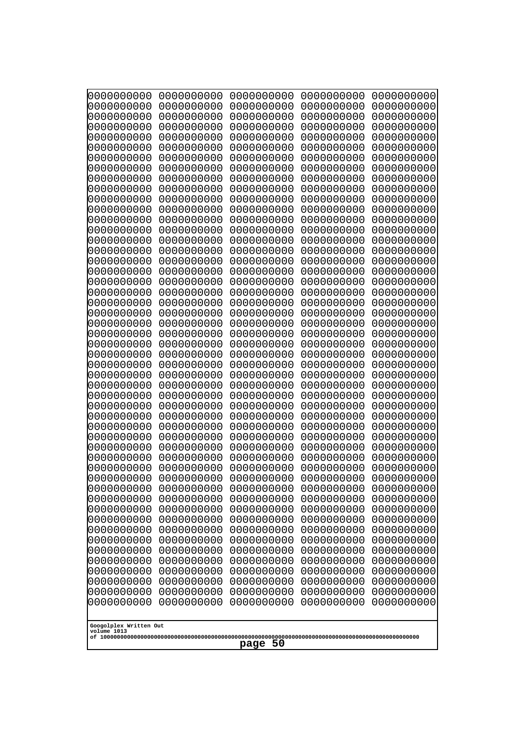0000000000 0000000000 0000000000 0000000000 0000000000
0000000000 0000000000 0000000000 0000000000 0000000000
0000000000 0000000000 0000000000 0000000000 0000000000
0000000000 0000000000 0000000000 0000000000 0000000000
0000000000 0000000000 0000000000 0000000000 0000000000
0000000000 0000000000 0000000000 0000000000 0000000000
0000000000 0000000000 0000000000 0000000000 0000000000
0000000000 0000000000 0000000000 0000000000 0000000000
0000000000 0000000000 0000000000 0000000000 0000000000
0000000000 0000000000 0000000000 0000000000 0000000000
0000000000 0000000000 0000000000 0000000000 0000000000
0000000000 0000000000 0000000000 0000000000 0000000000
0000000000 0000000000 0000000000 0000000000 0000000000
0000000000 0000000000 0000000000 0000000000 0000000000
0000000000 0000000000 0000000000 0000000000 0000000000
0000000000 0000000000 0000000000 0000000000 0000000000
0000000000 0000000000 0000000000 0000000000 0000000000
0000000000 0000000000 0000000000 0000000000 0000000000
0000000000 0000000000 0000000000 0000000000 0000000000
0000000000 0000000000 0000000000 0000000000 0000000000
0000000000 0000000000 0000000000 0000000000 0000000000
0000000000 0000000000 0000000000 0000000000 0000000000
0000000000 0000000000 0000000000 0000000000 0000000000
0000000000 0000000000 0000000000 0000000000 0000000000
0000000000 0000000000 0000000000 0000000000 0000000000
0000000000 0000000000 0000000000 0000000000 0000000000
0000000000 0000000000 0000000000 0000000000 0000000000
0000000000 0000000000 0000000000 0000000000 0000000000
0000000000 0000000000 0000000000 0000000000 0000000000
0000000000 0000000000 0000000000 0000000000 0000000000
0000000000 0000000000 0000000000 0000000000 0000000000
0000000000 0000000000 0000000000 0000000000 0000000000
0000000000 0000000000 0000000000 0000000000 0000000000
0000000000 0000000000 0000000000 0000000000 0000000000
0000000000 0000000000 0000000000 0000000000 0000000000
0000000000 0000000000 0000000000 0000000000 0000000000
0000000000 0000000000 0000000000 0000000000 0000000000
0000000000 0000000000 0000000000 0000000000 0000000000
0000000000 0000000000 0000000000 0000000000 0000000000
0000000000 0000000000 0000000000 0000000000 0000000000
0000000000 0000000000 0000000000 0000000000 0000000000
0000000000 0000000000 0000000000 0000000000 0000000000
0000000000 0000000000 0000000000 0000000000 0000000000
0000000000 0000000000 0000000000 0000000000 0000000000
0000000000 0000000000 0000000000 0000000000 0000000000
0000000000 0000000000 0000000000 0000000000 0000000000
0000000000 0000000000 0000000000 0000000000 0000000000
0000000000 0000000000 0000000000 0000000000 0000000000
0000000000 0000000000 0000000000 0000000000 0000000000
0000000000 0000000000 0000000000 0000000000 0000000000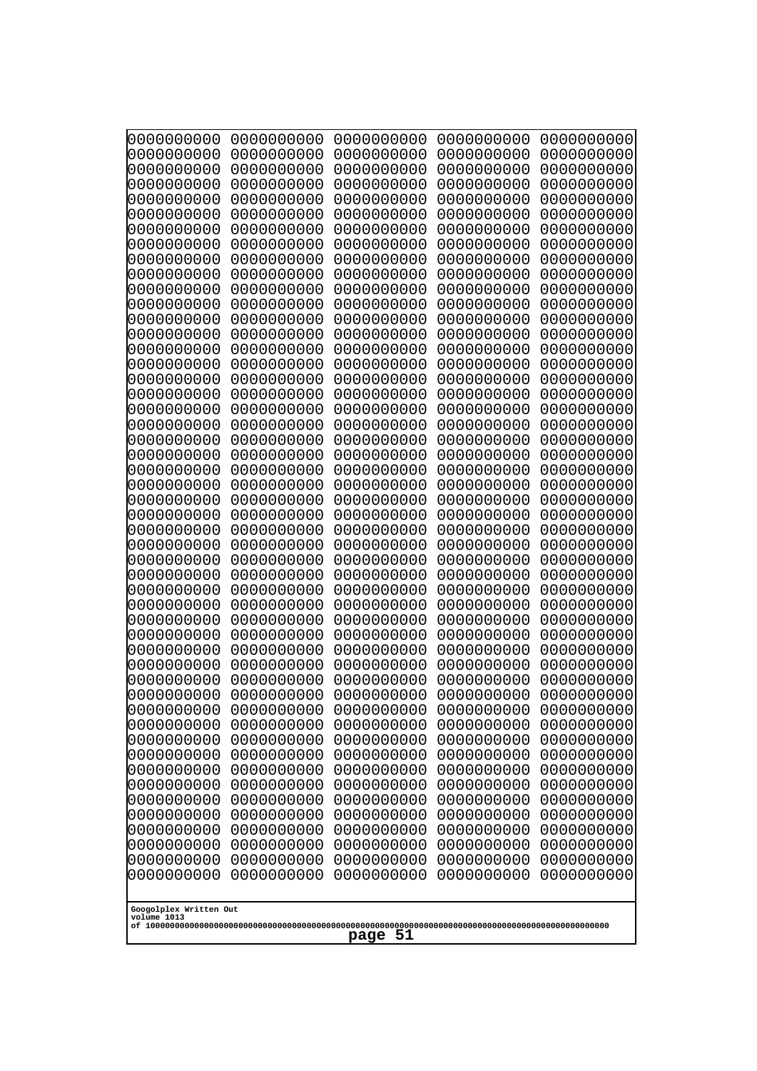```
0000000000 0000000000 0000000000 0000000000 0000000000
0000000000 0000000000 0000000000 0000000000 0000000000
0000000000 0000000000 0000000000 0000000000 0000000000
0000000000 0000000000 0000000000 0000000000 0000000000
0000000000 0000000000 0000000000 0000000000 0000000000
0000000000 0000000000 0000000000 0000000000 0000000000
0000000000 0000000000 0000000000 0000000000 0000000000
0000000000 0000000000 0000000000 0000000000 0000000000
0000000000 0000000000 0000000000 0000000000 0000000000
0000000000 0000000000 0000000000 0000000000 0000000000
0000000000 0000000000 0000000000 0000000000 0000000000
0000000000 0000000000 0000000000 0000000000 0000000000
0000000000 0000000000 0000000000 0000000000 0000000000
0000000000 0000000000 0000000000 0000000000 0000000000
0000000000 0000000000 0000000000 0000000000 0000000000
0000000000 0000000000 0000000000 0000000000 0000000000
0000000000 0000000000 0000000000 0000000000 0000000000
0000000000 0000000000 0000000000 0000000000 0000000000
0000000000 0000000000 0000000000 0000000000 0000000000
0000000000 0000000000 0000000000 0000000000 0000000000
0000000000 0000000000 0000000000 0000000000 0000000000
0000000000 0000000000 0000000000 0000000000 0000000000
0000000000 0000000000 0000000000 0000000000 0000000000
0000000000 0000000000 0000000000 0000000000 0000000000
0000000000 0000000000 0000000000 0000000000 0000000000
0000000000 0000000000 0000000000 0000000000 0000000000
0000000000 0000000000 0000000000 0000000000 0000000000
0000000000 0000000000 0000000000 0000000000 0000000000
0000000000 0000000000 0000000000 0000000000 0000000000
0000000000 0000000000 0000000000 0000000000 0000000000
0000000000 0000000000 0000000000 0000000000 0000000000
0000000000 0000000000 0000000000 0000000000 0000000000
0000000000 0000000000 0000000000 0000000000 0000000000
0000000000 0000000000 0000000000 0000000000 0000000000
0000000000 0000000000 0000000000 0000000000 0000000000
0000000000 0000000000 0000000000 0000000000 0000000000
0000000000 0000000000 0000000000 0000000000 0000000000
0000000000 0000000000 0000000000 0000000000 0000000000
0000000000 0000000000 0000000000 0000000000 0000000000
0000000000 0000000000 0000000000 0000000000 0000000000
0000000000 0000000000 0000000000 0000000000 0000000000
0000000000 0000000000 0000000000 0000000000 0000000000
0000000000 0000000000 0000000000 0000000000 0000000000
0000000000 0000000000 0000000000 0000000000 0000000000
0000000000 0000000000 0000000000 0000000000 0000000000
0000000000 0000000000 0000000000 0000000000 0000000000
0000000000 0000000000 0000000000 0000000000 0000000000
0000000000 0000000000 0000000000 0000000000 0000000000
0000000000 0000000000 0000000000 0000000000 0000000000
0000000000 0000000000 0000000000 0000000000 0000000000
```

Googolplex Written Out
volume 1013
of 10000000000000000000000000000000000000000000000000000000000000000000000000000000000000000000000000000

page 51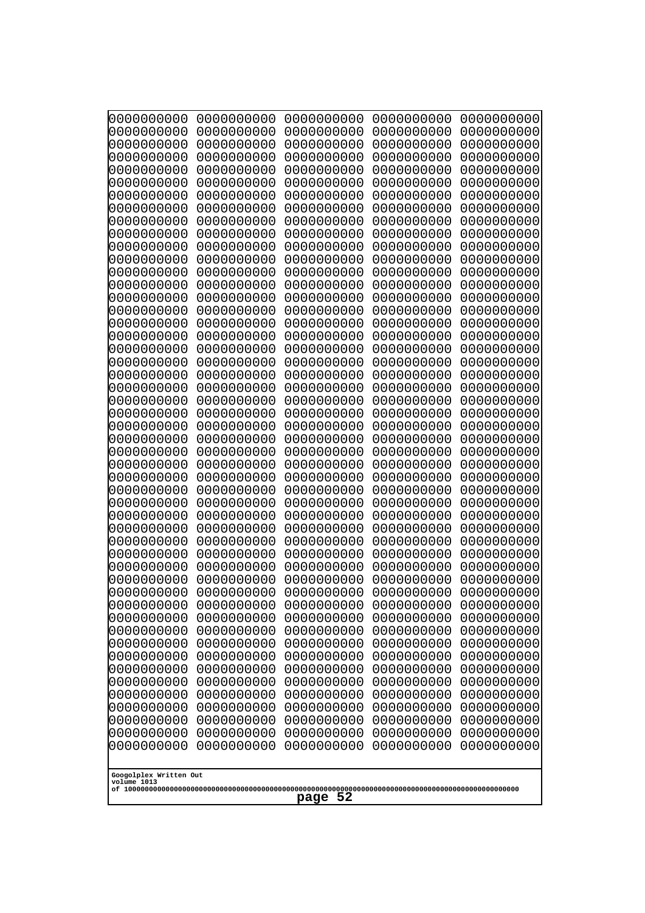```
0000000000 0000000000 0000000000 0000000000 0000000000
0000000000 0000000000 0000000000 0000000000 0000000000
0000000000 0000000000 0000000000 0000000000 0000000000
0000000000 0000000000 0000000000 0000000000 0000000000
0000000000 0000000000 0000000000 0000000000 0000000000
0000000000 0000000000 0000000000 0000000000 0000000000
0000000000 0000000000 0000000000 0000000000 0000000000
0000000000 0000000000 0000000000 0000000000 0000000000
0000000000 0000000000 0000000000 0000000000 0000000000
0000000000 0000000000 0000000000 0000000000 0000000000
0000000000 0000000000 0000000000 0000000000 0000000000
0000000000 0000000000 0000000000 0000000000 0000000000
0000000000 0000000000 0000000000 0000000000 0000000000
0000000000 0000000000 0000000000 0000000000 0000000000
0000000000 0000000000 0000000000 0000000000 0000000000
0000000000 0000000000 0000000000 0000000000 0000000000
0000000000 0000000000 0000000000 0000000000 0000000000
0000000000 0000000000 0000000000 0000000000 0000000000
0000000000 0000000000 0000000000 0000000000 0000000000
0000000000 0000000000 0000000000 0000000000 0000000000
0000000000 0000000000 0000000000 0000000000 0000000000
0000000000 0000000000 0000000000 0000000000 0000000000
0000000000 0000000000 0000000000 0000000000 0000000000
0000000000 0000000000 0000000000 0000000000 0000000000
0000000000 0000000000 0000000000 0000000000 0000000000
0000000000 0000000000 0000000000 0000000000 0000000000
0000000000 0000000000 0000000000 0000000000 0000000000
0000000000 0000000000 0000000000 0000000000 0000000000
0000000000 0000000000 0000000000 0000000000 0000000000
0000000000 0000000000 0000000000 0000000000 0000000000
0000000000 0000000000 0000000000 0000000000 0000000000
0000000000 0000000000 0000000000 0000000000 0000000000
0000000000 0000000000 0000000000 0000000000 0000000000
0000000000 0000000000 0000000000 0000000000 0000000000
0000000000 0000000000 0000000000 0000000000 0000000000
0000000000 0000000000 0000000000 0000000000 0000000000
0000000000 0000000000 0000000000 0000000000 0000000000
0000000000 0000000000 0000000000 0000000000 0000000000
0000000000 0000000000 0000000000 0000000000 0000000000
0000000000 0000000000 0000000000 0000000000 0000000000
0000000000 0000000000 0000000000 0000000000 0000000000
0000000000 0000000000 0000000000 0000000000 0000000000
0000000000 0000000000 0000000000 0000000000 0000000000
0000000000 0000000000 0000000000 0000000000 0000000000
0000000000 0000000000 0000000000 0000000000 0000000000
0000000000 0000000000 0000000000 0000000000 0000000000
0000000000 0000000000 0000000000 0000000000 0000000000
0000000000 0000000000 0000000000 0000000000 0000000000
0000000000 0000000000 0000000000 0000000000 0000000000
```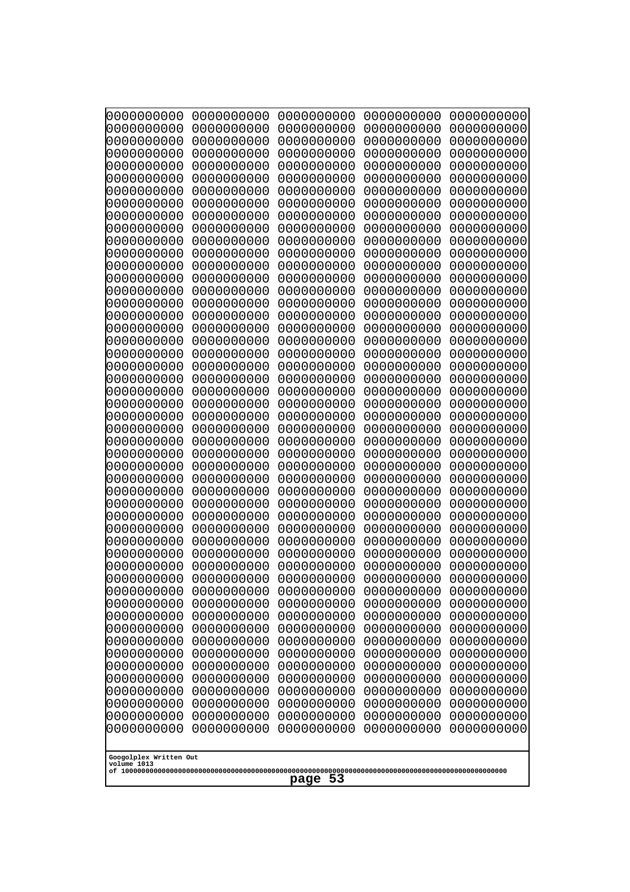0000000000 0000000000 0000000000 0000000000 0000000000
0000000000 0000000000 0000000000 0000000000 0000000000
0000000000 0000000000 0000000000 0000000000 0000000000
0000000000 0000000000 0000000000 0000000000 0000000000
0000000000 0000000000 0000000000 0000000000 0000000000
0000000000 0000000000 0000000000 0000000000 0000000000
0000000000 0000000000 0000000000 0000000000 0000000000
0000000000 0000000000 0000000000 0000000000 0000000000
0000000000 0000000000 0000000000 0000000000 0000000000
0000000000 0000000000 0000000000 0000000000 0000000000
0000000000 0000000000 0000000000 0000000000 0000000000
0000000000 0000000000 0000000000 0000000000 0000000000
0000000000 0000000000 0000000000 0000000000 0000000000
0000000000 0000000000 0000000000 0000000000 0000000000
0000000000 0000000000 0000000000 0000000000 0000000000
0000000000 0000000000 0000000000 0000000000 0000000000
0000000000 0000000000 0000000000 0000000000 0000000000
0000000000 0000000000 0000000000 0000000000 0000000000
0000000000 0000000000 0000000000 0000000000 0000000000
0000000000 0000000000 0000000000 0000000000 0000000000
0000000000 0000000000 0000000000 0000000000 0000000000
0000000000 0000000000 0000000000 0000000000 0000000000
0000000000 0000000000 0000000000 0000000000 0000000000
0000000000 0000000000 0000000000 0000000000 0000000000
0000000000 0000000000 0000000000 0000000000 0000000000
0000000000 0000000000 0000000000 0000000000 0000000000
0000000000 0000000000 0000000000 0000000000 0000000000
0000000000 0000000000 0000000000 0000000000 0000000000
0000000000 0000000000 0000000000 0000000000 0000000000
0000000000 0000000000 0000000000 0000000000 0000000000
0000000000 0000000000 0000000000 0000000000 0000000000
0000000000 0000000000 0000000000 0000000000 0000000000
0000000000 0000000000 0000000000 0000000000 0000000000
0000000000 0000000000 0000000000 0000000000 0000000000
0000000000 0000000000 0000000000 0000000000 0000000000
0000000000 0000000000 0000000000 0000000000 0000000000
0000000000 0000000000 0000000000 0000000000 0000000000
0000000000 0000000000 0000000000 0000000000 0000000000
0000000000 0000000000 0000000000 0000000000 0000000000
0000000000 0000000000 0000000000 0000000000 0000000000
0000000000 0000000000 0000000000 0000000000 0000000000
0000000000 0000000000 0000000000 0000000000 0000000000
0000000000 0000000000 0000000000 0000000000 0000000000
0000000000 0000000000 0000000000 0000000000 0000000000
0000000000 0000000000 0000000000 0000000000 0000000000
0000000000 0000000000 0000000000 0000000000 0000000000
0000000000 0000000000 0000000000 0000000000 0000000000
0000000000 0000000000 0000000000 0000000000 0000000000
0000000000 0000000000 0000000000 0000000000 0000000000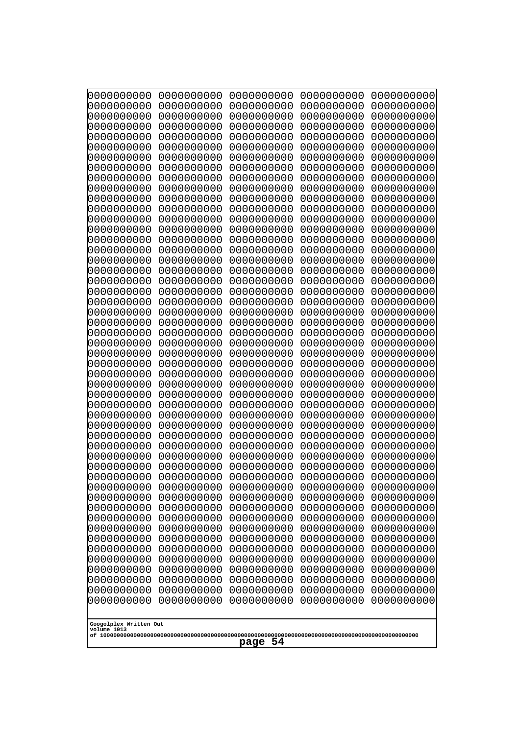```
0000000000 0000000000 0000000000 0000000000 0000000000
0000000000 0000000000 0000000000 0000000000 0000000000
0000000000 0000000000 0000000000 0000000000 0000000000
0000000000 0000000000 0000000000 0000000000 0000000000
0000000000 0000000000 0000000000 0000000000 0000000000
0000000000 0000000000 0000000000 0000000000 0000000000
0000000000 0000000000 0000000000 0000000000 0000000000
0000000000 0000000000 0000000000 0000000000 0000000000
0000000000 0000000000 0000000000 0000000000 0000000000
0000000000 0000000000 0000000000 0000000000 0000000000
0000000000 0000000000 0000000000 0000000000 0000000000
0000000000 0000000000 0000000000 0000000000 0000000000
0000000000 0000000000 0000000000 0000000000 0000000000
0000000000 0000000000 0000000000 0000000000 0000000000
0000000000 0000000000 0000000000 0000000000 0000000000
0000000000 0000000000 0000000000 0000000000 0000000000
0000000000 0000000000 0000000000 0000000000 0000000000
0000000000 0000000000 0000000000 0000000000 0000000000
0000000000 0000000000 0000000000 0000000000 0000000000
0000000000 0000000000 0000000000 0000000000 0000000000
0000000000 0000000000 0000000000 0000000000 0000000000
0000000000 0000000000 0000000000 0000000000 0000000000
0000000000 0000000000 0000000000 0000000000 0000000000
0000000000 0000000000 0000000000 0000000000 0000000000
0000000000 0000000000 0000000000 0000000000 0000000000
0000000000 0000000000 0000000000 0000000000 0000000000
0000000000 0000000000 0000000000 0000000000 0000000000
0000000000 0000000000 0000000000 0000000000 0000000000
0000000000 0000000000 0000000000 0000000000 0000000000
0000000000 0000000000 0000000000 0000000000 0000000000
0000000000 0000000000 0000000000 0000000000 0000000000
0000000000 0000000000 0000000000 0000000000 0000000000
0000000000 0000000000 0000000000 0000000000 0000000000
0000000000 0000000000 0000000000 0000000000 0000000000
0000000000 0000000000 0000000000 0000000000 0000000000
0000000000 0000000000 0000000000 0000000000 0000000000
0000000000 0000000000 0000000000 0000000000 0000000000
0000000000 0000000000 0000000000 0000000000 0000000000
0000000000 0000000000 0000000000 0000000000 0000000000
0000000000 0000000000 0000000000 0000000000 0000000000
0000000000 0000000000 0000000000 0000000000 0000000000
0000000000 0000000000 0000000000 0000000000 0000000000
0000000000 0000000000 0000000000 0000000000 0000000000
0000000000 0000000000 0000000000 0000000000 0000000000
0000000000 0000000000 0000000000 0000000000 0000000000
0000000000 0000000000 0000000000 0000000000 0000000000
0000000000 0000000000 0000000000 0000000000 0000000000
0000000000 0000000000 0000000000 0000000000 0000000000
0000000000 0000000000 0000000000 0000000000 0000000000
0000000000 0000000000 0000000000 0000000000 0000000000
```

Googolplex Written Out
volume 1013
of 10000000000000000000000000000000000000000000000000000000000000000000000000000000000000000000000000000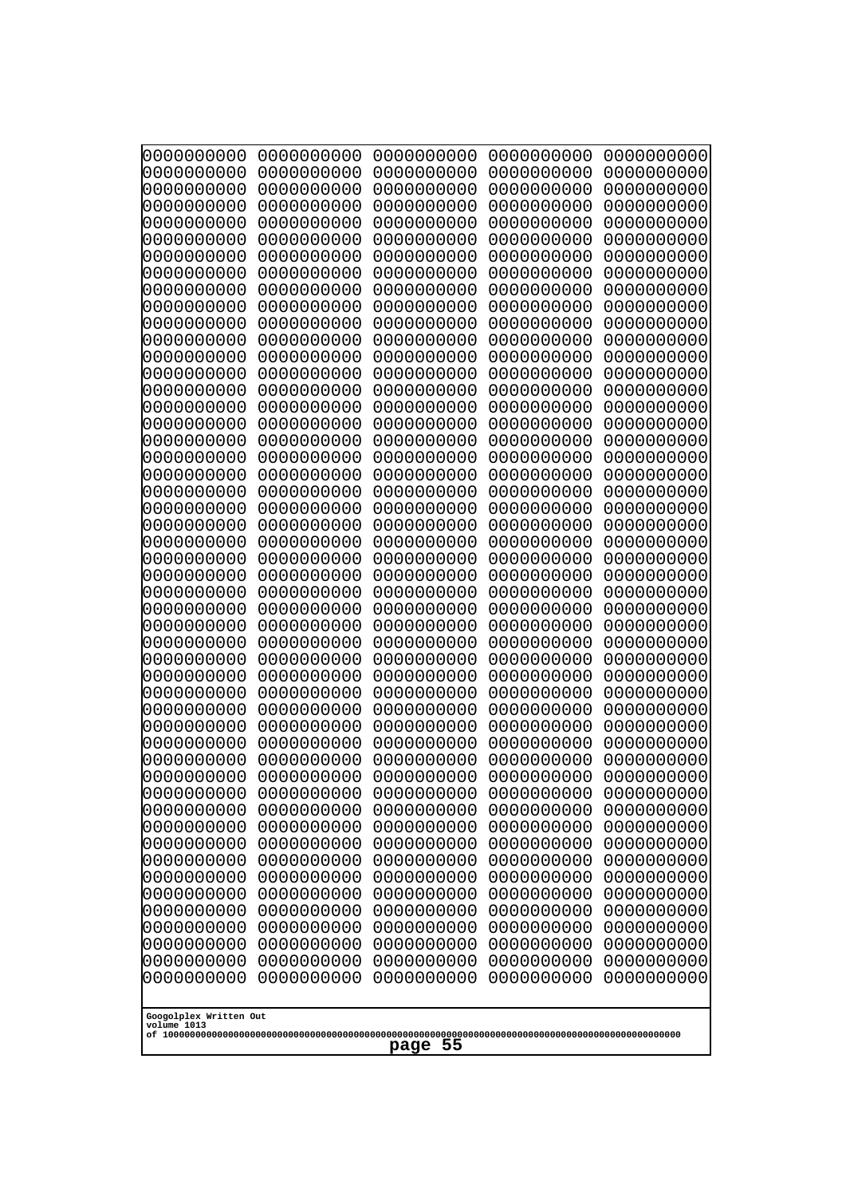```
0000000000 0000000000 0000000000 0000000000 0000000000
0000000000 0000000000 0000000000 0000000000 0000000000
0000000000 0000000000 0000000000 0000000000 0000000000
0000000000 0000000000 0000000000 0000000000 0000000000
0000000000 0000000000 0000000000 0000000000 0000000000
0000000000 0000000000 0000000000 0000000000 0000000000
0000000000 0000000000 0000000000 0000000000 0000000000
0000000000 0000000000 0000000000 0000000000 0000000000
0000000000 0000000000 0000000000 0000000000 0000000000
0000000000 0000000000 0000000000 0000000000 0000000000
0000000000 0000000000 0000000000 0000000000 0000000000
0000000000 0000000000 0000000000 0000000000 0000000000
0000000000 0000000000 0000000000 0000000000 0000000000
0000000000 0000000000 0000000000 0000000000 0000000000
0000000000 0000000000 0000000000 0000000000 0000000000
0000000000 0000000000 0000000000 0000000000 0000000000
0000000000 0000000000 0000000000 0000000000 0000000000
0000000000 0000000000 0000000000 0000000000 0000000000
0000000000 0000000000 0000000000 0000000000 0000000000
0000000000 0000000000 0000000000 0000000000 0000000000
0000000000 0000000000 0000000000 0000000000 0000000000
0000000000 0000000000 0000000000 0000000000 0000000000
0000000000 0000000000 0000000000 0000000000 0000000000
0000000000 0000000000 0000000000 0000000000 0000000000
0000000000 0000000000 0000000000 0000000000 0000000000
0000000000 0000000000 0000000000 0000000000 0000000000
0000000000 0000000000 0000000000 0000000000 0000000000
0000000000 0000000000 0000000000 0000000000 0000000000
0000000000 0000000000 0000000000 0000000000 0000000000
0000000000 0000000000 0000000000 0000000000 0000000000
0000000000 0000000000 0000000000 0000000000 0000000000
0000000000 0000000000 0000000000 0000000000 0000000000
0000000000 0000000000 0000000000 0000000000 0000000000
0000000000 0000000000 0000000000 0000000000 0000000000
0000000000 0000000000 0000000000 0000000000 0000000000
0000000000 0000000000 0000000000 0000000000 0000000000
0000000000 0000000000 0000000000 0000000000 0000000000
0000000000 0000000000 0000000000 0000000000 0000000000
0000000000 0000000000 0000000000 0000000000 0000000000
0000000000 0000000000 0000000000 0000000000 0000000000
0000000000 0000000000 0000000000 0000000000 0000000000
0000000000 0000000000 0000000000 0000000000 0000000000
0000000000 0000000000 0000000000 0000000000 0000000000
0000000000 0000000000 0000000000 0000000000 0000000000
0000000000 0000000000 0000000000 0000000000 0000000000
0000000000 0000000000 0000000000 0000000000 0000000000
0000000000 0000000000 0000000000 0000000000 0000000000
0000000000 0000000000 0000000000 0000000000 0000000000
0000000000 0000000000 0000000000 0000000000 0000000000
0000000000 0000000000 0000000000 0000000000 0000000000
```

Googolplex Written Out
volume 1013
of 10000000000000000000000000000000000000000000000000000000000000000000000000000000000000000000000000000

page 55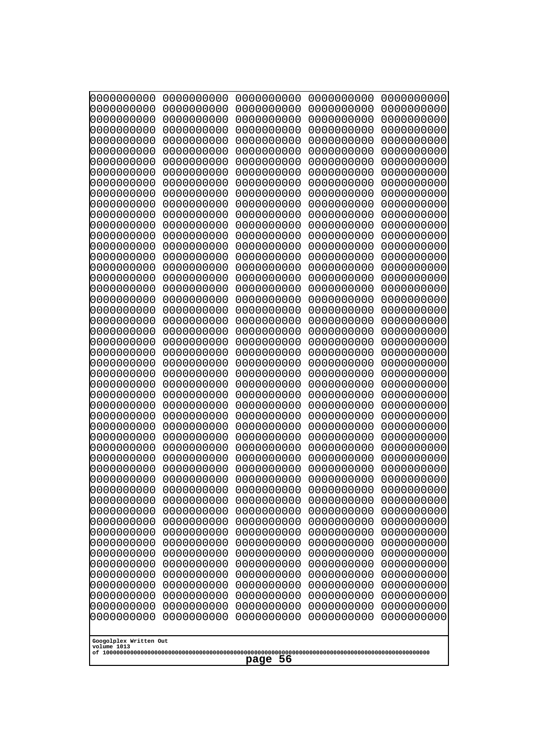0000000000 0000000000 0000000000 0000000000 0000000000
0000000000 0000000000 0000000000 0000000000 0000000000
0000000000 0000000000 0000000000 0000000000 0000000000
0000000000 0000000000 0000000000 0000000000 0000000000
0000000000 0000000000 0000000000 0000000000 0000000000
0000000000 0000000000 0000000000 0000000000 0000000000
0000000000 0000000000 0000000000 0000000000 0000000000
0000000000 0000000000 0000000000 0000000000 0000000000
0000000000 0000000000 0000000000 0000000000 0000000000
0000000000 0000000000 0000000000 0000000000 0000000000
0000000000 0000000000 0000000000 0000000000 0000000000
0000000000 0000000000 0000000000 0000000000 0000000000
0000000000 0000000000 0000000000 0000000000 0000000000
0000000000 0000000000 0000000000 0000000000 0000000000
0000000000 0000000000 0000000000 0000000000 0000000000
0000000000 0000000000 0000000000 0000000000 0000000000
0000000000 0000000000 0000000000 0000000000 0000000000
0000000000 0000000000 0000000000 0000000000 0000000000
0000000000 0000000000 0000000000 0000000000 0000000000
0000000000 0000000000 0000000000 0000000000 0000000000
0000000000 0000000000 0000000000 0000000000 0000000000
0000000000 0000000000 0000000000 0000000000 0000000000
0000000000 0000000000 0000000000 0000000000 0000000000
0000000000 0000000000 0000000000 0000000000 0000000000
0000000000 0000000000 0000000000 0000000000 0000000000
0000000000 0000000000 0000000000 0000000000 0000000000
0000000000 0000000000 0000000000 0000000000 0000000000
0000000000 0000000000 0000000000 0000000000 0000000000
0000000000 0000000000 0000000000 0000000000 0000000000
0000000000 0000000000 0000000000 0000000000 0000000000
0000000000 0000000000 0000000000 0000000000 0000000000
0000000000 0000000000 0000000000 0000000000 0000000000
0000000000 0000000000 0000000000 0000000000 0000000000
0000000000 0000000000 0000000000 0000000000 0000000000
0000000000 0000000000 0000000000 0000000000 0000000000
0000000000 0000000000 0000000000 0000000000 0000000000
0000000000 0000000000 0000000000 0000000000 0000000000
0000000000 0000000000 0000000000 0000000000 0000000000
0000000000 0000000000 0000000000 0000000000 0000000000
0000000000 0000000000 0000000000 0000000000 0000000000
0000000000 0000000000 0000000000 0000000000 0000000000
0000000000 0000000000 0000000000 0000000000 0000000000
0000000000 0000000000 0000000000 0000000000 0000000000
0000000000 0000000000 0000000000 0000000000 0000000000
0000000000 0000000000 0000000000 0000000000 0000000000
0000000000 0000000000 0000000000 0000000000 0000000000
0000000000 0000000000 0000000000 0000000000 0000000000
0000000000 0000000000 0000000000 0000000000 0000000000
0000000000 0000000000 0000000000 0000000000 0000000000
0000000000 0000000000 0000000000 0000000000 0000000000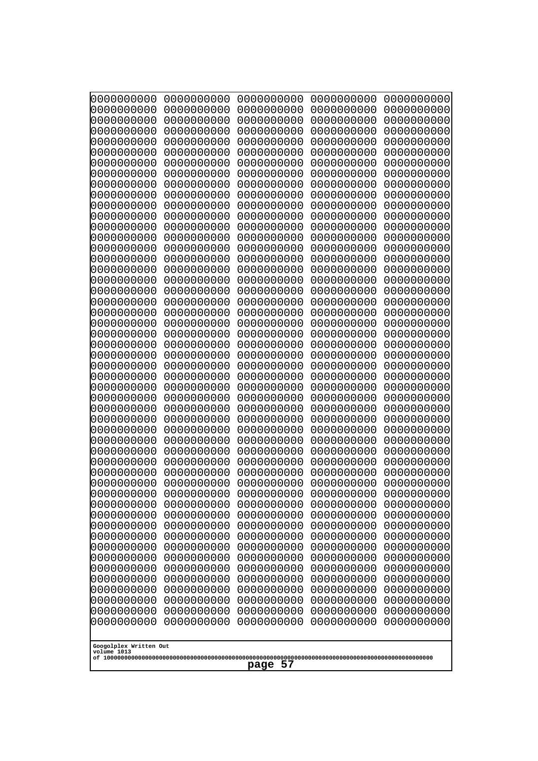```
0000000000 0000000000 0000000000 0000000000 0000000000
0000000000 0000000000 0000000000 0000000000 0000000000
0000000000 0000000000 0000000000 0000000000 0000000000
0000000000 0000000000 0000000000 0000000000 0000000000
0000000000 0000000000 0000000000 0000000000 0000000000
0000000000 0000000000 0000000000 0000000000 0000000000
0000000000 0000000000 0000000000 0000000000 0000000000
0000000000 0000000000 0000000000 0000000000 0000000000
0000000000 0000000000 0000000000 0000000000 0000000000
0000000000 0000000000 0000000000 0000000000 0000000000
0000000000 0000000000 0000000000 0000000000 0000000000
0000000000 0000000000 0000000000 0000000000 0000000000
0000000000 0000000000 0000000000 0000000000 0000000000
0000000000 0000000000 0000000000 0000000000 0000000000
0000000000 0000000000 0000000000 0000000000 0000000000
0000000000 0000000000 0000000000 0000000000 0000000000
0000000000 0000000000 0000000000 0000000000 0000000000
0000000000 0000000000 0000000000 0000000000 0000000000
0000000000 0000000000 0000000000 0000000000 0000000000
0000000000 0000000000 0000000000 0000000000 0000000000
0000000000 0000000000 0000000000 0000000000 0000000000
0000000000 0000000000 0000000000 0000000000 0000000000
0000000000 0000000000 0000000000 0000000000 0000000000
0000000000 0000000000 0000000000 0000000000 0000000000
0000000000 0000000000 0000000000 0000000000 0000000000
0000000000 0000000000 0000000000 0000000000 0000000000
0000000000 0000000000 0000000000 0000000000 0000000000
0000000000 0000000000 0000000000 0000000000 0000000000
0000000000 0000000000 0000000000 0000000000 0000000000
0000000000 0000000000 0000000000 0000000000 0000000000
0000000000 0000000000 0000000000 0000000000 0000000000
0000000000 0000000000 0000000000 0000000000 0000000000
0000000000 0000000000 0000000000 0000000000 0000000000
0000000000 0000000000 0000000000 0000000000 0000000000
0000000000 0000000000 0000000000 0000000000 0000000000
0000000000 0000000000 0000000000 0000000000 0000000000
0000000000 0000000000 0000000000 0000000000 0000000000
0000000000 0000000000 0000000000 0000000000 0000000000
0000000000 0000000000 0000000000 0000000000 0000000000
0000000000 0000000000 0000000000 0000000000 0000000000
0000000000 0000000000 0000000000 0000000000 0000000000
0000000000 0000000000 0000000000 0000000000 0000000000
0000000000 0000000000 0000000000 0000000000 0000000000
0000000000 0000000000 0000000000 0000000000 0000000000
0000000000 0000000000 0000000000 0000000000 0000000000
0000000000 0000000000 0000000000 0000000000 0000000000
0000000000 0000000000 0000000000 0000000000 0000000000
0000000000 0000000000 0000000000 0000000000 0000000000
0000000000 0000000000 0000000000 0000000000 0000000000
0000000000 0000000000 0000000000 0000000000 0000000000
```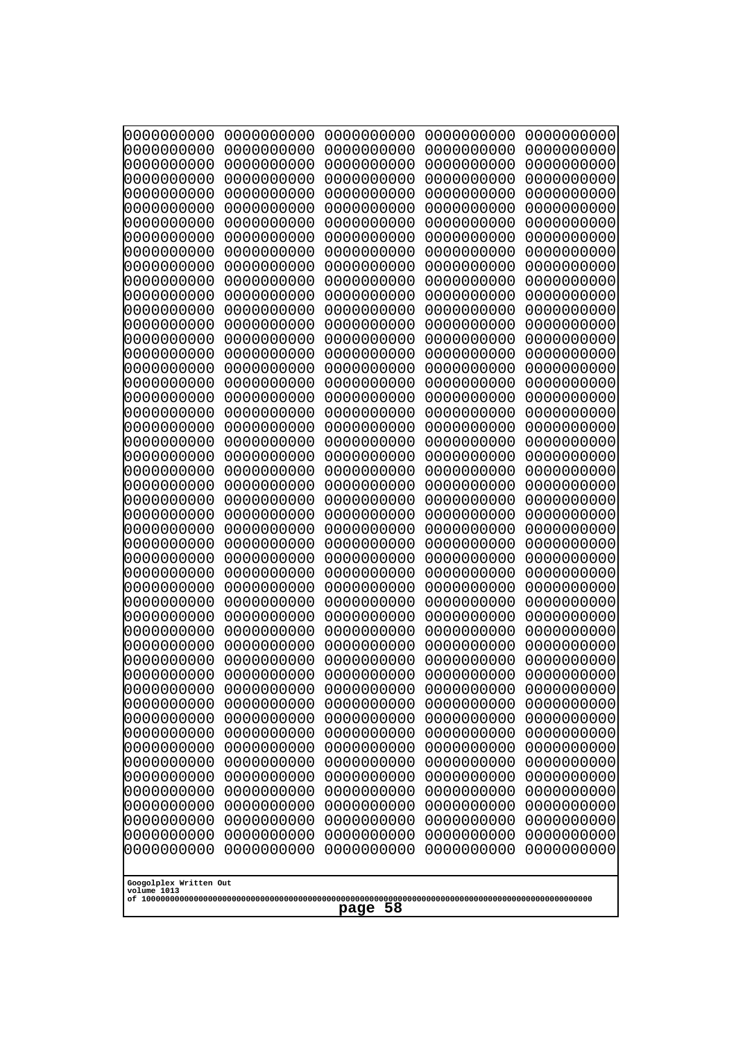0000000000 0000000000 0000000000 0000000000 0000000000
0000000000 0000000000 0000000000 0000000000 0000000000
0000000000 0000000000 0000000000 0000000000 0000000000
0000000000 0000000000 0000000000 0000000000 0000000000
0000000000 0000000000 0000000000 0000000000 0000000000
0000000000 0000000000 0000000000 0000000000 0000000000
0000000000 0000000000 0000000000 0000000000 0000000000
0000000000 0000000000 0000000000 0000000000 0000000000
0000000000 0000000000 0000000000 0000000000 0000000000
0000000000 0000000000 0000000000 0000000000 0000000000
0000000000 0000000000 0000000000 0000000000 0000000000
0000000000 0000000000 0000000000 0000000000 0000000000
0000000000 0000000000 0000000000 0000000000 0000000000
0000000000 0000000000 0000000000 0000000000 0000000000
0000000000 0000000000 0000000000 0000000000 0000000000
0000000000 0000000000 0000000000 0000000000 0000000000
0000000000 0000000000 0000000000 0000000000 0000000000
0000000000 0000000000 0000000000 0000000000 0000000000
0000000000 0000000000 0000000000 0000000000 0000000000
0000000000 0000000000 0000000000 0000000000 0000000000
0000000000 0000000000 0000000000 0000000000 0000000000
0000000000 0000000000 0000000000 0000000000 0000000000
0000000000 0000000000 0000000000 0000000000 0000000000
0000000000 0000000000 0000000000 0000000000 0000000000
0000000000 0000000000 0000000000 0000000000 0000000000
0000000000 0000000000 0000000000 0000000000 0000000000
0000000000 0000000000 0000000000 0000000000 0000000000
0000000000 0000000000 0000000000 0000000000 0000000000
0000000000 0000000000 0000000000 0000000000 0000000000
0000000000 0000000000 0000000000 0000000000 0000000000
0000000000 0000000000 0000000000 0000000000 0000000000
0000000000 0000000000 0000000000 0000000000 0000000000
0000000000 0000000000 0000000000 0000000000 0000000000
0000000000 0000000000 0000000000 0000000000 0000000000
0000000000 0000000000 0000000000 0000000000 0000000000
0000000000 0000000000 0000000000 0000000000 0000000000
0000000000 0000000000 0000000000 0000000000 0000000000
0000000000 0000000000 0000000000 0000000000 0000000000
0000000000 0000000000 0000000000 0000000000 0000000000
0000000000 0000000000 0000000000 0000000000 0000000000
0000000000 0000000000 0000000000 0000000000 0000000000
0000000000 0000000000 0000000000 0000000000 0000000000
0000000000 0000000000 0000000000 0000000000 0000000000
0000000000 0000000000 0000000000 0000000000 0000000000
0000000000 0000000000 0000000000 0000000000 0000000000
0000000000 0000000000 0000000000 0000000000 0000000000
0000000000 0000000000 0000000000 0000000000 0000000000
0000000000 0000000000 0000000000 0000000000 0000000000
0000000000 0000000000 0000000000 0000000000 0000000000
0000000000 0000000000 0000000000 0000000000 0000000000

Googolplex Written Out
volume 1013
of 10000000000000000000000000000000000000000000000000000000000000000000000000000000000000000000000000000
page 58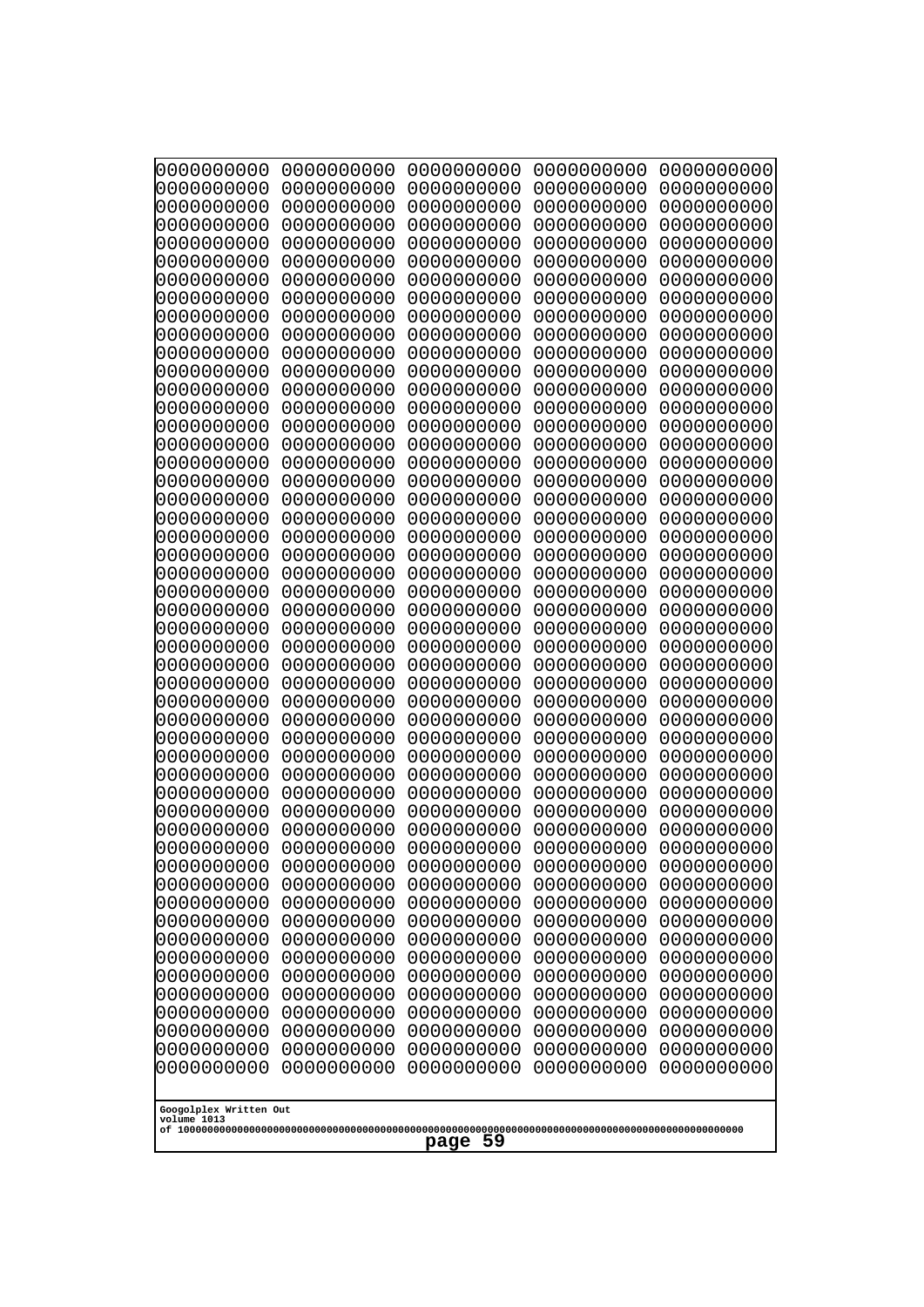```
0000000000 0000000000 0000000000 0000000000 0000000000
0000000000 0000000000 0000000000 0000000000 0000000000
0000000000 0000000000 0000000000 0000000000 0000000000
0000000000 0000000000 0000000000 0000000000 0000000000
0000000000 0000000000 0000000000 0000000000 0000000000
0000000000 0000000000 0000000000 0000000000 0000000000
0000000000 0000000000 0000000000 0000000000 0000000000
0000000000 0000000000 0000000000 0000000000 0000000000
0000000000 0000000000 0000000000 0000000000 0000000000
0000000000 0000000000 0000000000 0000000000 0000000000
0000000000 0000000000 0000000000 0000000000 0000000000
0000000000 0000000000 0000000000 0000000000 0000000000
0000000000 0000000000 0000000000 0000000000 0000000000
0000000000 0000000000 0000000000 0000000000 0000000000
0000000000 0000000000 0000000000 0000000000 0000000000
0000000000 0000000000 0000000000 0000000000 0000000000
0000000000 0000000000 0000000000 0000000000 0000000000
0000000000 0000000000 0000000000 0000000000 0000000000
0000000000 0000000000 0000000000 0000000000 0000000000
0000000000 0000000000 0000000000 0000000000 0000000000
0000000000 0000000000 0000000000 0000000000 0000000000
0000000000 0000000000 0000000000 0000000000 0000000000
0000000000 0000000000 0000000000 0000000000 0000000000
0000000000 0000000000 0000000000 0000000000 0000000000
0000000000 0000000000 0000000000 0000000000 0000000000
0000000000 0000000000 0000000000 0000000000 0000000000
0000000000 0000000000 0000000000 0000000000 0000000000
0000000000 0000000000 0000000000 0000000000 0000000000
0000000000 0000000000 0000000000 0000000000 0000000000
0000000000 0000000000 0000000000 0000000000 0000000000
0000000000 0000000000 0000000000 0000000000 0000000000
0000000000 0000000000 0000000000 0000000000 0000000000
0000000000 0000000000 0000000000 0000000000 0000000000
0000000000 0000000000 0000000000 0000000000 0000000000
0000000000 0000000000 0000000000 0000000000 0000000000
0000000000 0000000000 0000000000 0000000000 0000000000
0000000000 0000000000 0000000000 0000000000 0000000000
0000000000 0000000000 0000000000 0000000000 0000000000
0000000000 0000000000 0000000000 0000000000 0000000000
0000000000 0000000000 0000000000 0000000000 0000000000
0000000000 0000000000 0000000000 0000000000 0000000000
0000000000 0000000000 0000000000 0000000000 0000000000
0000000000 0000000000 0000000000 0000000000 0000000000
0000000000 0000000000 0000000000 0000000000 0000000000
0000000000 0000000000 0000000000 0000000000 0000000000
0000000000 0000000000 0000000000 0000000000 0000000000
0000000000 0000000000 0000000000 0000000000 0000000000
0000000000 0000000000 0000000000 0000000000 0000000000
0000000000 0000000000 0000000000 0000000000 0000000000
0000000000 0000000000 0000000000 0000000000 0000000000
```

Googolplex Written Out
volume 1013
of 10000000000000000000000000000000000000000000000000000000000000000000000000000000000000000000000000000
page 59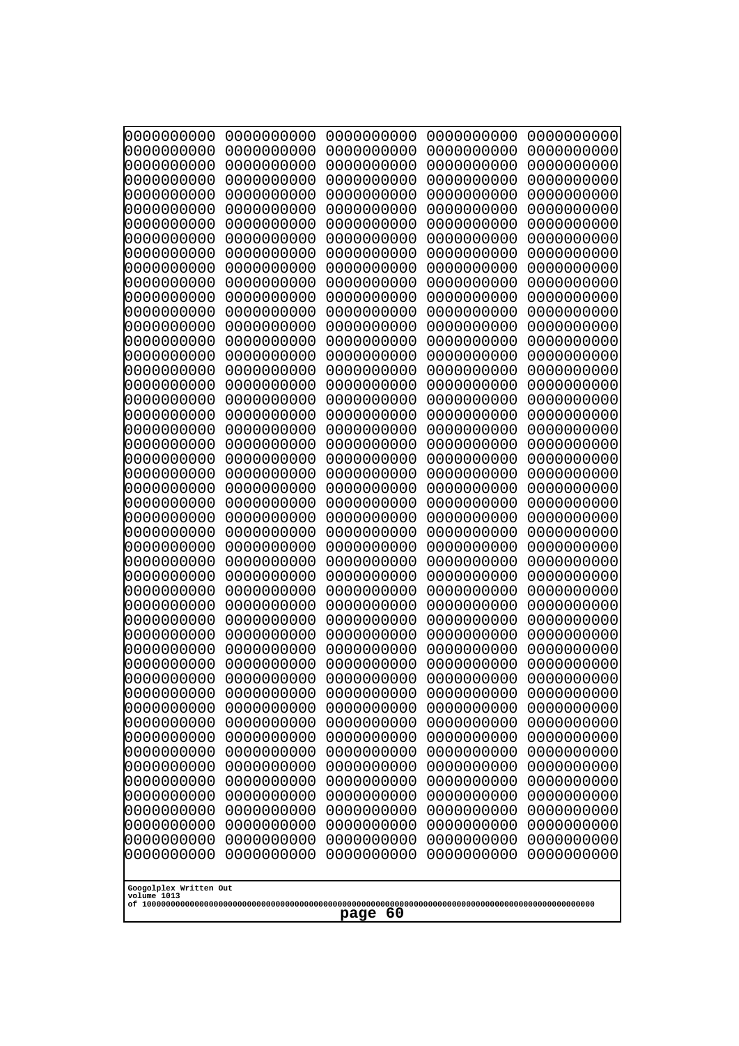0000000000 0000000000 0000000000 0000000000 0000000000
0000000000 0000000000 0000000000 0000000000 0000000000
0000000000 0000000000 0000000000 0000000000 0000000000
0000000000 0000000000 0000000000 0000000000 0000000000
0000000000 0000000000 0000000000 0000000000 0000000000
0000000000 0000000000 0000000000 0000000000 0000000000
0000000000 0000000000 0000000000 0000000000 0000000000
0000000000 0000000000 0000000000 0000000000 0000000000
0000000000 0000000000 0000000000 0000000000 0000000000
0000000000 0000000000 0000000000 0000000000 0000000000
0000000000 0000000000 0000000000 0000000000 0000000000
0000000000 0000000000 0000000000 0000000000 0000000000
0000000000 0000000000 0000000000 0000000000 0000000000
0000000000 0000000000 0000000000 0000000000 0000000000
0000000000 0000000000 0000000000 0000000000 0000000000
0000000000 0000000000 0000000000 0000000000 0000000000
0000000000 0000000000 0000000000 0000000000 0000000000
0000000000 0000000000 0000000000 0000000000 0000000000
0000000000 0000000000 0000000000 0000000000 0000000000
0000000000 0000000000 0000000000 0000000000 0000000000
0000000000 0000000000 0000000000 0000000000 0000000000
0000000000 0000000000 0000000000 0000000000 0000000000
0000000000 0000000000 0000000000 0000000000 0000000000
0000000000 0000000000 0000000000 0000000000 0000000000
0000000000 0000000000 0000000000 0000000000 0000000000
0000000000 0000000000 0000000000 0000000000 0000000000
0000000000 0000000000 0000000000 0000000000 0000000000
0000000000 0000000000 0000000000 0000000000 0000000000
0000000000 0000000000 0000000000 0000000000 0000000000
0000000000 0000000000 0000000000 0000000000 0000000000
0000000000 0000000000 0000000000 0000000000 0000000000
0000000000 0000000000 0000000000 0000000000 0000000000
0000000000 0000000000 0000000000 0000000000 0000000000
0000000000 0000000000 0000000000 0000000000 0000000000
0000000000 0000000000 0000000000 0000000000 0000000000
0000000000 0000000000 0000000000 0000000000 0000000000
0000000000 0000000000 0000000000 0000000000 0000000000
0000000000 0000000000 0000000000 0000000000 0000000000
0000000000 0000000000 0000000000 0000000000 0000000000
0000000000 0000000000 0000000000 0000000000 0000000000
0000000000 0000000000 0000000000 0000000000 0000000000
0000000000 0000000000 0000000000 0000000000 0000000000
0000000000 0000000000 0000000000 0000000000 0000000000
0000000000 0000000000 0000000000 0000000000 0000000000
0000000000 0000000000 0000000000 0000000000 0000000000
0000000000 0000000000 0000000000 0000000000 0000000000
0000000000 0000000000 0000000000 0000000000 0000000000
0000000000 0000000000 0000000000 0000000000 0000000000
0000000000 0000000000 0000000000 0000000000 0000000000
0000000000 0000000000 0000000000 0000000000 0000000000

Googolplex Written Out
volume 1013
of 10000000000000000000000000000000000000000000000000000000000000000000000000000000000000000000000000000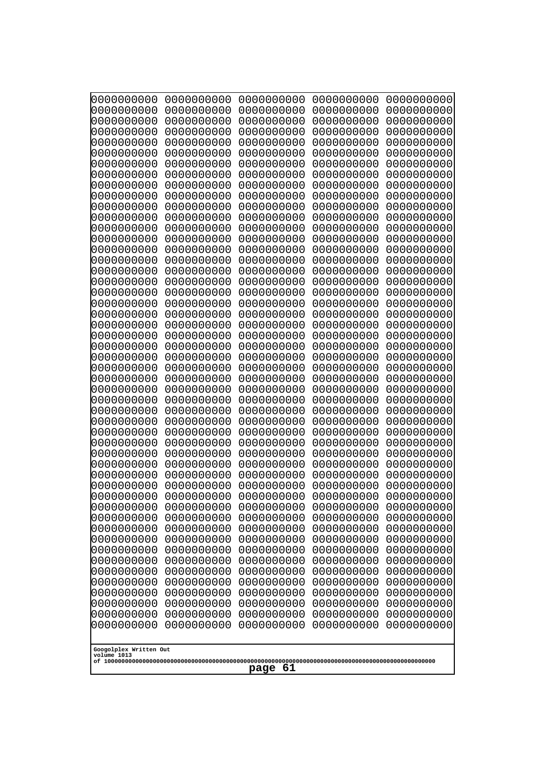```
0000000000 0000000000 0000000000 0000000000 0000000000
0000000000 0000000000 0000000000 0000000000 0000000000
0000000000 0000000000 0000000000 0000000000 0000000000
0000000000 0000000000 0000000000 0000000000 0000000000
0000000000 0000000000 0000000000 0000000000 0000000000
0000000000 0000000000 0000000000 0000000000 0000000000
0000000000 0000000000 0000000000 0000000000 0000000000
0000000000 0000000000 0000000000 0000000000 0000000000
0000000000 0000000000 0000000000 0000000000 0000000000
0000000000 0000000000 0000000000 0000000000 0000000000
0000000000 0000000000 0000000000 0000000000 0000000000
0000000000 0000000000 0000000000 0000000000 0000000000
0000000000 0000000000 0000000000 0000000000 0000000000
0000000000 0000000000 0000000000 0000000000 0000000000
0000000000 0000000000 0000000000 0000000000 0000000000
0000000000 0000000000 0000000000 0000000000 0000000000
0000000000 0000000000 0000000000 0000000000 0000000000
0000000000 0000000000 0000000000 0000000000 0000000000
0000000000 0000000000 0000000000 0000000000 0000000000
0000000000 0000000000 0000000000 0000000000 0000000000
0000000000 0000000000 0000000000 0000000000 0000000000
0000000000 0000000000 0000000000 0000000000 0000000000
0000000000 0000000000 0000000000 0000000000 0000000000
0000000000 0000000000 0000000000 0000000000 0000000000
0000000000 0000000000 0000000000 0000000000 0000000000
0000000000 0000000000 0000000000 0000000000 0000000000
0000000000 0000000000 0000000000 0000000000 0000000000
0000000000 0000000000 0000000000 0000000000 0000000000
0000000000 0000000000 0000000000 0000000000 0000000000
0000000000 0000000000 0000000000 0000000000 0000000000
0000000000 0000000000 0000000000 0000000000 0000000000
0000000000 0000000000 0000000000 0000000000 0000000000
0000000000 0000000000 0000000000 0000000000 0000000000
0000000000 0000000000 0000000000 0000000000 0000000000
0000000000 0000000000 0000000000 0000000000 0000000000
0000000000 0000000000 0000000000 0000000000 0000000000
0000000000 0000000000 0000000000 0000000000 0000000000
0000000000 0000000000 0000000000 0000000000 0000000000
0000000000 0000000000 0000000000 0000000000 0000000000
0000000000 0000000000 0000000000 0000000000 0000000000
0000000000 0000000000 0000000000 0000000000 0000000000
0000000000 0000000000 0000000000 0000000000 0000000000
0000000000 0000000000 0000000000 0000000000 0000000000
0000000000 0000000000 0000000000 0000000000 0000000000
0000000000 0000000000 0000000000 0000000000 0000000000
0000000000 0000000000 0000000000 0000000000 0000000000
0000000000 0000000000 0000000000 0000000000 0000000000
0000000000 0000000000 0000000000 0000000000 0000000000
0000000000 0000000000 0000000000 0000000000 0000000000
0000000000 0000000000 0000000000 0000000000 0000000000
```

Googolplex Written Out
volume 1013
of 10000000000000000000000000000000000000000000000000000000000000000000000000000000000000000000000000000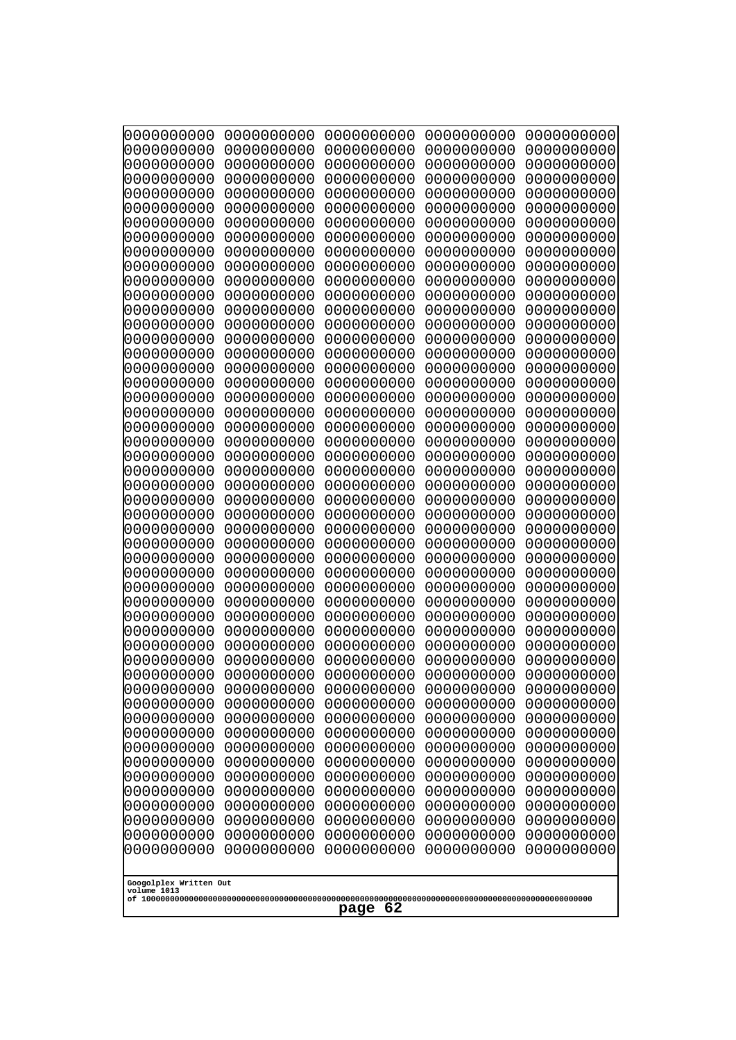```
0000000000 0000000000 0000000000 0000000000 0000000000
0000000000 0000000000 0000000000 0000000000 0000000000
0000000000 0000000000 0000000000 0000000000 0000000000
0000000000 0000000000 0000000000 0000000000 0000000000
0000000000 0000000000 0000000000 0000000000 0000000000
0000000000 0000000000 0000000000 0000000000 0000000000
0000000000 0000000000 0000000000 0000000000 0000000000
0000000000 0000000000 0000000000 0000000000 0000000000
0000000000 0000000000 0000000000 0000000000 0000000000
0000000000 0000000000 0000000000 0000000000 0000000000
0000000000 0000000000 0000000000 0000000000 0000000000
0000000000 0000000000 0000000000 0000000000 0000000000
0000000000 0000000000 0000000000 0000000000 0000000000
0000000000 0000000000 0000000000 0000000000 0000000000
0000000000 0000000000 0000000000 0000000000 0000000000
0000000000 0000000000 0000000000 0000000000 0000000000
0000000000 0000000000 0000000000 0000000000 0000000000
0000000000 0000000000 0000000000 0000000000 0000000000
0000000000 0000000000 0000000000 0000000000 0000000000
0000000000 0000000000 0000000000 0000000000 0000000000
0000000000 0000000000 0000000000 0000000000 0000000000
0000000000 0000000000 0000000000 0000000000 0000000000
0000000000 0000000000 0000000000 0000000000 0000000000
0000000000 0000000000 0000000000 0000000000 0000000000
0000000000 0000000000 0000000000 0000000000 0000000000
0000000000 0000000000 0000000000 0000000000 0000000000
0000000000 0000000000 0000000000 0000000000 0000000000
0000000000 0000000000 0000000000 0000000000 0000000000
0000000000 0000000000 0000000000 0000000000 0000000000
0000000000 0000000000 0000000000 0000000000 0000000000
0000000000 0000000000 0000000000 0000000000 0000000000
0000000000 0000000000 0000000000 0000000000 0000000000
0000000000 0000000000 0000000000 0000000000 0000000000
0000000000 0000000000 0000000000 0000000000 0000000000
0000000000 0000000000 0000000000 0000000000 0000000000
0000000000 0000000000 0000000000 0000000000 0000000000
0000000000 0000000000 0000000000 0000000000 0000000000
0000000000 0000000000 0000000000 0000000000 0000000000
0000000000 0000000000 0000000000 0000000000 0000000000
0000000000 0000000000 0000000000 0000000000 0000000000
0000000000 0000000000 0000000000 0000000000 0000000000
0000000000 0000000000 0000000000 0000000000 0000000000
0000000000 0000000000 0000000000 0000000000 0000000000
0000000000 0000000000 0000000000 0000000000 0000000000
0000000000 0000000000 0000000000 0000000000 0000000000
0000000000 0000000000 0000000000 0000000000 0000000000
0000000000 0000000000 0000000000 0000000000 0000000000
0000000000 0000000000 0000000000 0000000000 0000000000
0000000000 0000000000 0000000000 0000000000 0000000000
0000000000 0000000000 0000000000 0000000000 0000000000
```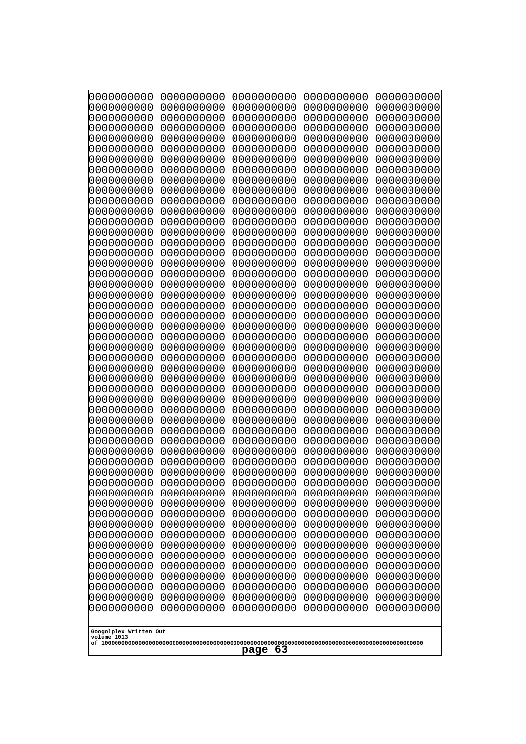```
0000000000 0000000000 0000000000 0000000000 0000000000
0000000000 0000000000 0000000000 0000000000 0000000000
0000000000 0000000000 0000000000 0000000000 0000000000
0000000000 0000000000 0000000000 0000000000 0000000000
0000000000 0000000000 0000000000 0000000000 0000000000
0000000000 0000000000 0000000000 0000000000 0000000000
0000000000 0000000000 0000000000 0000000000 0000000000
0000000000 0000000000 0000000000 0000000000 0000000000
0000000000 0000000000 0000000000 0000000000 0000000000
0000000000 0000000000 0000000000 0000000000 0000000000
0000000000 0000000000 0000000000 0000000000 0000000000
0000000000 0000000000 0000000000 0000000000 0000000000
0000000000 0000000000 0000000000 0000000000 0000000000
0000000000 0000000000 0000000000 0000000000 0000000000
0000000000 0000000000 0000000000 0000000000 0000000000
0000000000 0000000000 0000000000 0000000000 0000000000
0000000000 0000000000 0000000000 0000000000 0000000000
0000000000 0000000000 0000000000 0000000000 0000000000
0000000000 0000000000 0000000000 0000000000 0000000000
0000000000 0000000000 0000000000 0000000000 0000000000
0000000000 0000000000 0000000000 0000000000 0000000000
0000000000 0000000000 0000000000 0000000000 0000000000
0000000000 0000000000 0000000000 0000000000 0000000000
0000000000 0000000000 0000000000 0000000000 0000000000
0000000000 0000000000 0000000000 0000000000 0000000000
0000000000 0000000000 0000000000 0000000000 0000000000
0000000000 0000000000 0000000000 0000000000 0000000000
0000000000 0000000000 0000000000 0000000000 0000000000
0000000000 0000000000 0000000000 0000000000 0000000000
0000000000 0000000000 0000000000 0000000000 0000000000
0000000000 0000000000 0000000000 0000000000 0000000000
0000000000 0000000000 0000000000 0000000000 0000000000
0000000000 0000000000 0000000000 0000000000 0000000000
0000000000 0000000000 0000000000 0000000000 0000000000
0000000000 0000000000 0000000000 0000000000 0000000000
0000000000 0000000000 0000000000 0000000000 0000000000
0000000000 0000000000 0000000000 0000000000 0000000000
0000000000 0000000000 0000000000 0000000000 0000000000
0000000000 0000000000 0000000000 0000000000 0000000000
0000000000 0000000000 0000000000 0000000000 0000000000
0000000000 0000000000 0000000000 0000000000 0000000000
0000000000 0000000000 0000000000 0000000000 0000000000
0000000000 0000000000 0000000000 0000000000 0000000000
0000000000 0000000000 0000000000 0000000000 0000000000
0000000000 0000000000 0000000000 0000000000 0000000000
0000000000 0000000000 0000000000 0000000000 0000000000
0000000000 0000000000 0000000000 0000000000 0000000000
0000000000 0000000000 0000000000 0000000000 0000000000
0000000000 0000000000 0000000000 0000000000 0000000000
0000000000 0000000000 0000000000 0000000000 0000000000
```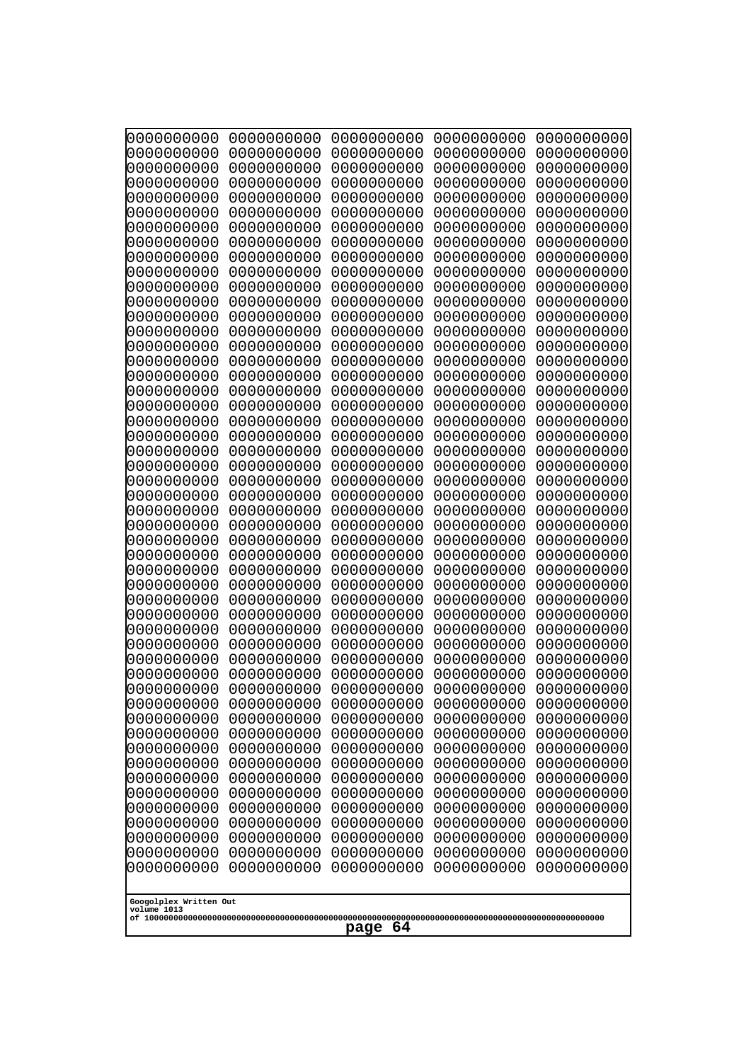```
0000000000 0000000000 0000000000 0000000000 0000000000
0000000000 0000000000 0000000000 0000000000 0000000000
0000000000 0000000000 0000000000 0000000000 0000000000
0000000000 0000000000 0000000000 0000000000 0000000000
0000000000 0000000000 0000000000 0000000000 0000000000
0000000000 0000000000 0000000000 0000000000 0000000000
0000000000 0000000000 0000000000 0000000000 0000000000
0000000000 0000000000 0000000000 0000000000 0000000000
0000000000 0000000000 0000000000 0000000000 0000000000
0000000000 0000000000 0000000000 0000000000 0000000000
0000000000 0000000000 0000000000 0000000000 0000000000
0000000000 0000000000 0000000000 0000000000 0000000000
0000000000 0000000000 0000000000 0000000000 0000000000
0000000000 0000000000 0000000000 0000000000 0000000000
0000000000 0000000000 0000000000 0000000000 0000000000
0000000000 0000000000 0000000000 0000000000 0000000000
0000000000 0000000000 0000000000 0000000000 0000000000
0000000000 0000000000 0000000000 0000000000 0000000000
0000000000 0000000000 0000000000 0000000000 0000000000
0000000000 0000000000 0000000000 0000000000 0000000000
0000000000 0000000000 0000000000 0000000000 0000000000
0000000000 0000000000 0000000000 0000000000 0000000000
0000000000 0000000000 0000000000 0000000000 0000000000
0000000000 0000000000 0000000000 0000000000 0000000000
0000000000 0000000000 0000000000 0000000000 0000000000
0000000000 0000000000 0000000000 0000000000 0000000000
0000000000 0000000000 0000000000 0000000000 0000000000
0000000000 0000000000 0000000000 0000000000 0000000000
0000000000 0000000000 0000000000 0000000000 0000000000
0000000000 0000000000 0000000000 0000000000 0000000000
0000000000 0000000000 0000000000 0000000000 0000000000
0000000000 0000000000 0000000000 0000000000 0000000000
0000000000 0000000000 0000000000 0000000000 0000000000
0000000000 0000000000 0000000000 0000000000 0000000000
0000000000 0000000000 0000000000 0000000000 0000000000
0000000000 0000000000 0000000000 0000000000 0000000000
0000000000 0000000000 0000000000 0000000000 0000000000
0000000000 0000000000 0000000000 0000000000 0000000000
0000000000 0000000000 0000000000 0000000000 0000000000
0000000000 0000000000 0000000000 0000000000 0000000000
0000000000 0000000000 0000000000 0000000000 0000000000
0000000000 0000000000 0000000000 0000000000 0000000000
0000000000 0000000000 0000000000 0000000000 0000000000
0000000000 0000000000 0000000000 0000000000 0000000000
0000000000 0000000000 0000000000 0000000000 0000000000
0000000000 0000000000 0000000000 0000000000 0000000000
0000000000 0000000000 0000000000 0000000000 0000000000
0000000000 0000000000 0000000000 0000000000 0000000000
0000000000 0000000000 0000000000 0000000000 0000000000
0000000000 0000000000 0000000000 0000000000 0000000000
```

Googolplex Written Out
volume 1013
of 10000000000000000000000000000000000000000000000000000000000000000000000000000000000000000000000000000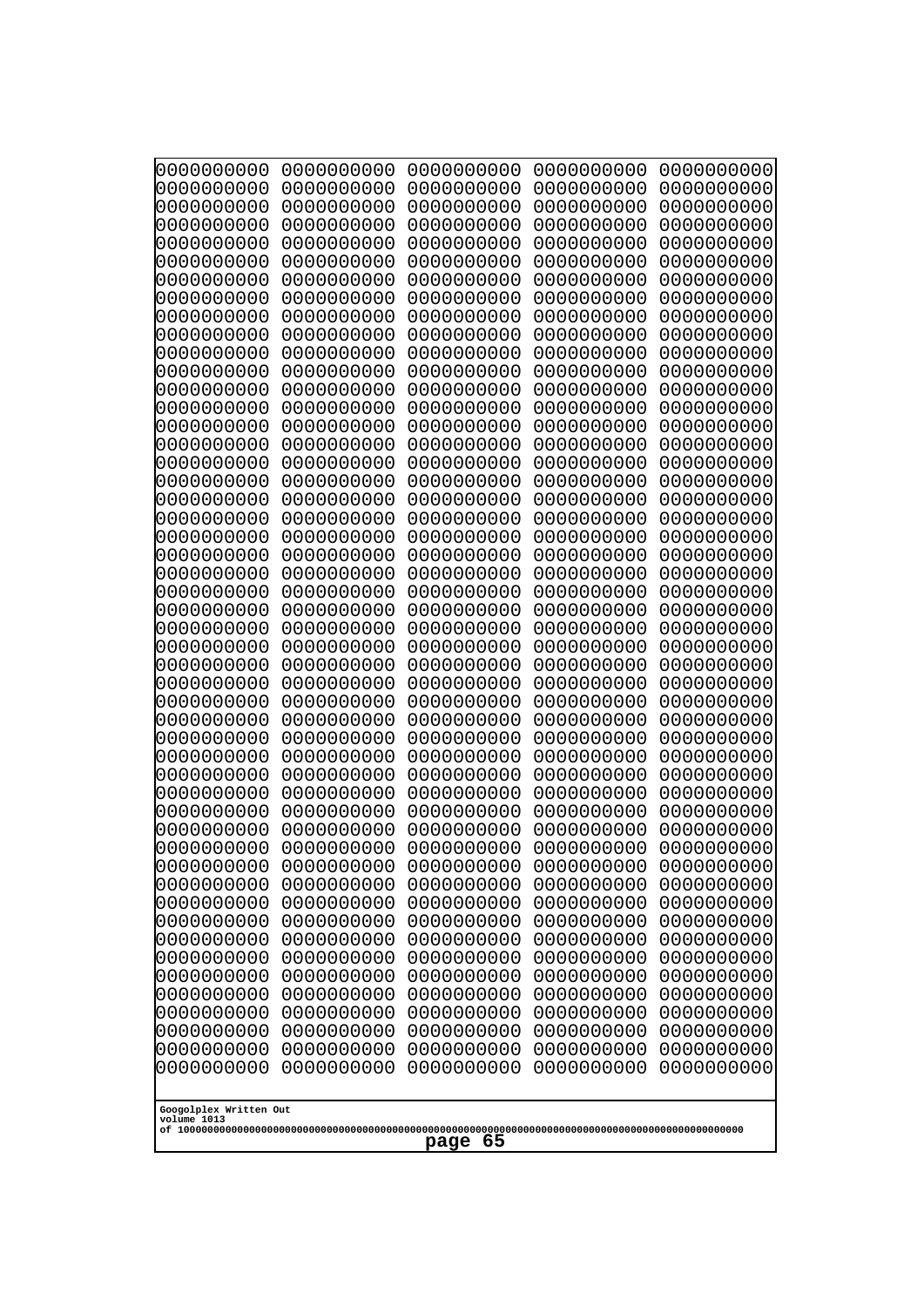```
0000000000 0000000000 0000000000 0000000000 0000000000
0000000000 0000000000 0000000000 0000000000 0000000000
0000000000 0000000000 0000000000 0000000000 0000000000
0000000000 0000000000 0000000000 0000000000 0000000000
0000000000 0000000000 0000000000 0000000000 0000000000
0000000000 0000000000 0000000000 0000000000 0000000000
0000000000 0000000000 0000000000 0000000000 0000000000
0000000000 0000000000 0000000000 0000000000 0000000000
0000000000 0000000000 0000000000 0000000000 0000000000
0000000000 0000000000 0000000000 0000000000 0000000000
0000000000 0000000000 0000000000 0000000000 0000000000
0000000000 0000000000 0000000000 0000000000 0000000000
0000000000 0000000000 0000000000 0000000000 0000000000
0000000000 0000000000 0000000000 0000000000 0000000000
0000000000 0000000000 0000000000 0000000000 0000000000
0000000000 0000000000 0000000000 0000000000 0000000000
0000000000 0000000000 0000000000 0000000000 0000000000
0000000000 0000000000 0000000000 0000000000 0000000000
0000000000 0000000000 0000000000 0000000000 0000000000
0000000000 0000000000 0000000000 0000000000 0000000000
0000000000 0000000000 0000000000 0000000000 0000000000
0000000000 0000000000 0000000000 0000000000 0000000000
0000000000 0000000000 0000000000 0000000000 0000000000
0000000000 0000000000 0000000000 0000000000 0000000000
0000000000 0000000000 0000000000 0000000000 0000000000
0000000000 0000000000 0000000000 0000000000 0000000000
0000000000 0000000000 0000000000 0000000000 0000000000
0000000000 0000000000 0000000000 0000000000 0000000000
0000000000 0000000000 0000000000 0000000000 0000000000
0000000000 0000000000 0000000000 0000000000 0000000000
0000000000 0000000000 0000000000 0000000000 0000000000
0000000000 0000000000 0000000000 0000000000 0000000000
0000000000 0000000000 0000000000 0000000000 0000000000
0000000000 0000000000 0000000000 0000000000 0000000000
0000000000 0000000000 0000000000 0000000000 0000000000
0000000000 0000000000 0000000000 0000000000 0000000000
0000000000 0000000000 0000000000 0000000000 0000000000
0000000000 0000000000 0000000000 0000000000 0000000000
0000000000 0000000000 0000000000 0000000000 0000000000
0000000000 0000000000 0000000000 0000000000 0000000000
0000000000 0000000000 0000000000 0000000000 0000000000
0000000000 0000000000 0000000000 0000000000 0000000000
0000000000 0000000000 0000000000 0000000000 0000000000
0000000000 0000000000 0000000000 0000000000 0000000000
0000000000 0000000000 0000000000 0000000000 0000000000
0000000000 0000000000 0000000000 0000000000 0000000000
0000000000 0000000000 0000000000 0000000000 0000000000
0000000000 0000000000 0000000000 0000000000 0000000000
0000000000 0000000000 0000000000 0000000000 0000000000
0000000000 0000000000 0000000000 0000000000 0000000000
```

Googolplex Written Out
volume 1013
of 10000000000000000000000000000000000000000000000000000000000000000000000000000000000000000000000000000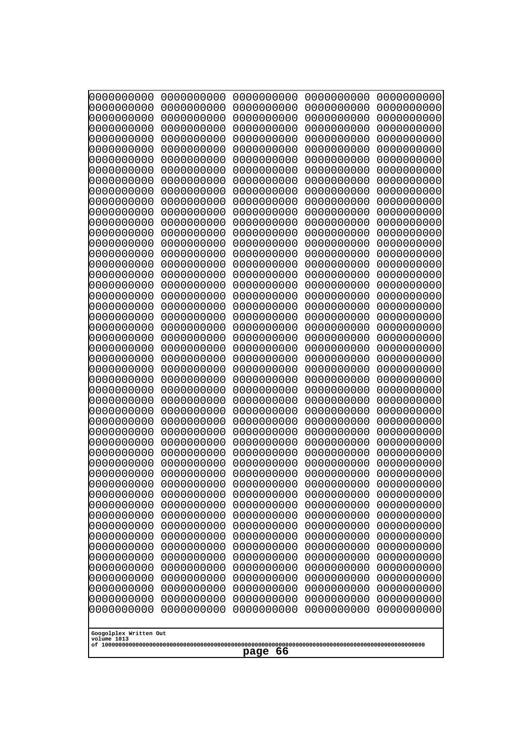```
0000000000 0000000000 0000000000 0000000000 0000000000
0000000000 0000000000 0000000000 0000000000 0000000000
0000000000 0000000000 0000000000 0000000000 0000000000
0000000000 0000000000 0000000000 0000000000 0000000000
0000000000 0000000000 0000000000 0000000000 0000000000
0000000000 0000000000 0000000000 0000000000 0000000000
0000000000 0000000000 0000000000 0000000000 0000000000
0000000000 0000000000 0000000000 0000000000 0000000000
0000000000 0000000000 0000000000 0000000000 0000000000
0000000000 0000000000 0000000000 0000000000 0000000000
0000000000 0000000000 0000000000 0000000000 0000000000
0000000000 0000000000 0000000000 0000000000 0000000000
0000000000 0000000000 0000000000 0000000000 0000000000
0000000000 0000000000 0000000000 0000000000 0000000000
0000000000 0000000000 0000000000 0000000000 0000000000
0000000000 0000000000 0000000000 0000000000 0000000000
0000000000 0000000000 0000000000 0000000000 0000000000
0000000000 0000000000 0000000000 0000000000 0000000000
0000000000 0000000000 0000000000 0000000000 0000000000
0000000000 0000000000 0000000000 0000000000 0000000000
0000000000 0000000000 0000000000 0000000000 0000000000
0000000000 0000000000 0000000000 0000000000 0000000000
0000000000 0000000000 0000000000 0000000000 0000000000
0000000000 0000000000 0000000000 0000000000 0000000000
0000000000 0000000000 0000000000 0000000000 0000000000
0000000000 0000000000 0000000000 0000000000 0000000000
0000000000 0000000000 0000000000 0000000000 0000000000
0000000000 0000000000 0000000000 0000000000 0000000000
0000000000 0000000000 0000000000 0000000000 0000000000
0000000000 0000000000 0000000000 0000000000 0000000000
0000000000 0000000000 0000000000 0000000000 0000000000
0000000000 0000000000 0000000000 0000000000 0000000000
0000000000 0000000000 0000000000 0000000000 0000000000
0000000000 0000000000 0000000000 0000000000 0000000000
0000000000 0000000000 0000000000 0000000000 0000000000
0000000000 0000000000 0000000000 0000000000 0000000000
0000000000 0000000000 0000000000 0000000000 0000000000
0000000000 0000000000 0000000000 0000000000 0000000000
0000000000 0000000000 0000000000 0000000000 0000000000
0000000000 0000000000 0000000000 0000000000 0000000000
0000000000 0000000000 0000000000 0000000000 0000000000
0000000000 0000000000 0000000000 0000000000 0000000000
0000000000 0000000000 0000000000 0000000000 0000000000
0000000000 0000000000 0000000000 0000000000 0000000000
0000000000 0000000000 0000000000 0000000000 0000000000
0000000000 0000000000 0000000000 0000000000 0000000000
0000000000 0000000000 0000000000 0000000000 0000000000
0000000000 0000000000 0000000000 0000000000 0000000000
0000000000 0000000000 0000000000 0000000000 0000000000
0000000000 0000000000 0000000000 0000000000 0000000000
```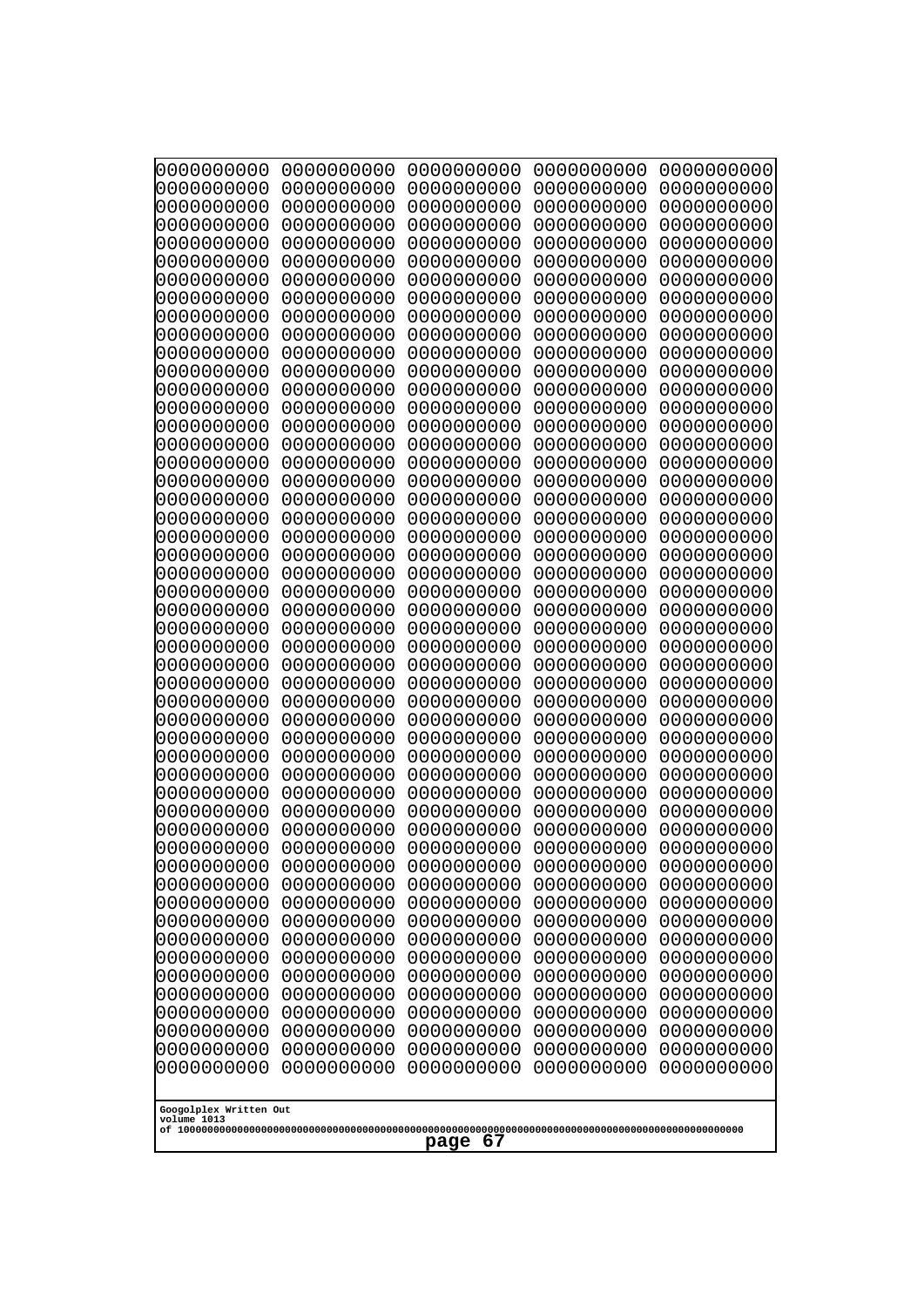```
0000000000 0000000000 0000000000 0000000000 0000000000
0000000000 0000000000 0000000000 0000000000 0000000000
0000000000 0000000000 0000000000 0000000000 0000000000
0000000000 0000000000 0000000000 0000000000 0000000000
0000000000 0000000000 0000000000 0000000000 0000000000
0000000000 0000000000 0000000000 0000000000 0000000000
0000000000 0000000000 0000000000 0000000000 0000000000
0000000000 0000000000 0000000000 0000000000 0000000000
0000000000 0000000000 0000000000 0000000000 0000000000
0000000000 0000000000 0000000000 0000000000 0000000000
0000000000 0000000000 0000000000 0000000000 0000000000
0000000000 0000000000 0000000000 0000000000 0000000000
0000000000 0000000000 0000000000 0000000000 0000000000
0000000000 0000000000 0000000000 0000000000 0000000000
0000000000 0000000000 0000000000 0000000000 0000000000
0000000000 0000000000 0000000000 0000000000 0000000000
0000000000 0000000000 0000000000 0000000000 0000000000
0000000000 0000000000 0000000000 0000000000 0000000000
0000000000 0000000000 0000000000 0000000000 0000000000
0000000000 0000000000 0000000000 0000000000 0000000000
0000000000 0000000000 0000000000 0000000000 0000000000
0000000000 0000000000 0000000000 0000000000 0000000000
0000000000 0000000000 0000000000 0000000000 0000000000
0000000000 0000000000 0000000000 0000000000 0000000000
0000000000 0000000000 0000000000 0000000000 0000000000
0000000000 0000000000 0000000000 0000000000 0000000000
0000000000 0000000000 0000000000 0000000000 0000000000
0000000000 0000000000 0000000000 0000000000 0000000000
0000000000 0000000000 0000000000 0000000000 0000000000
0000000000 0000000000 0000000000 0000000000 0000000000
0000000000 0000000000 0000000000 0000000000 0000000000
0000000000 0000000000 0000000000 0000000000 0000000000
0000000000 0000000000 0000000000 0000000000 0000000000
0000000000 0000000000 0000000000 0000000000 0000000000
0000000000 0000000000 0000000000 0000000000 0000000000
0000000000 0000000000 0000000000 0000000000 0000000000
0000000000 0000000000 0000000000 0000000000 0000000000
0000000000 0000000000 0000000000 0000000000 0000000000
0000000000 0000000000 0000000000 0000000000 0000000000
0000000000 0000000000 0000000000 0000000000 0000000000
0000000000 0000000000 0000000000 0000000000 0000000000
0000000000 0000000000 0000000000 0000000000 0000000000
0000000000 0000000000 0000000000 0000000000 0000000000
0000000000 0000000000 0000000000 0000000000 0000000000
0000000000 0000000000 0000000000 0000000000 0000000000
0000000000 0000000000 0000000000 0000000000 0000000000
0000000000 0000000000 0000000000 0000000000 0000000000
0000000000 0000000000 0000000000 0000000000 0000000000
0000000000 0000000000 0000000000 0000000000 0000000000
0000000000 0000000000 0000000000 0000000000 0000000000
```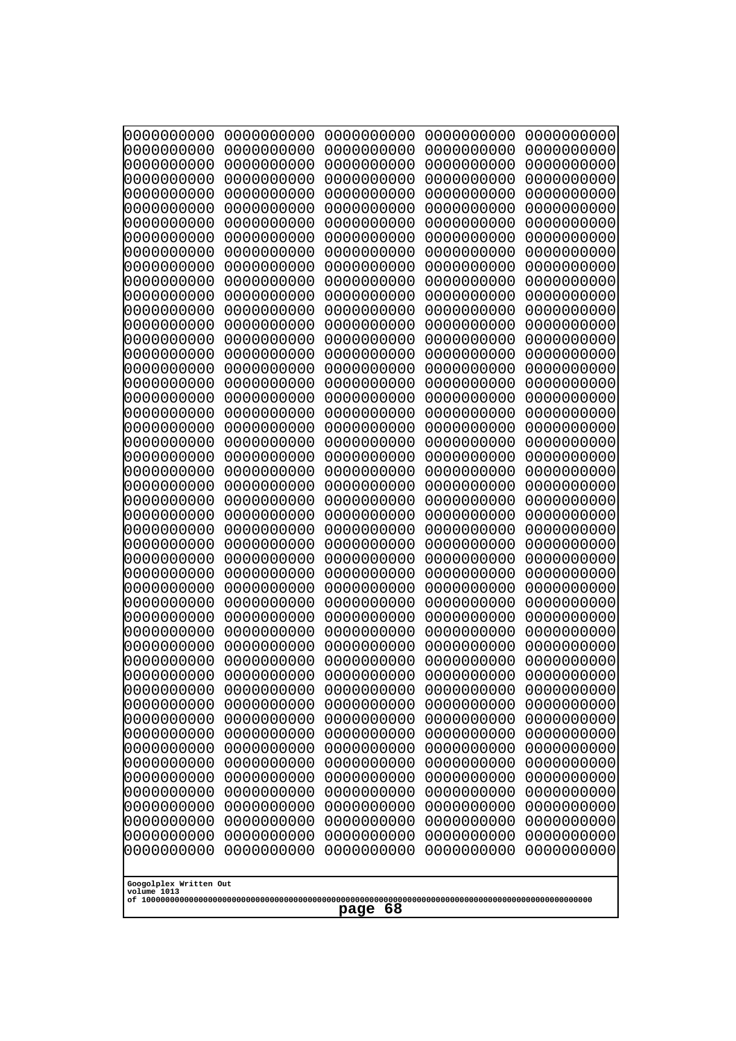```
0000000000 0000000000 0000000000 0000000000 0000000000
0000000000 0000000000 0000000000 0000000000 0000000000
0000000000 0000000000 0000000000 0000000000 0000000000
0000000000 0000000000 0000000000 0000000000 0000000000
0000000000 0000000000 0000000000 0000000000 0000000000
0000000000 0000000000 0000000000 0000000000 0000000000
0000000000 0000000000 0000000000 0000000000 0000000000
0000000000 0000000000 0000000000 0000000000 0000000000
0000000000 0000000000 0000000000 0000000000 0000000000
0000000000 0000000000 0000000000 0000000000 0000000000
0000000000 0000000000 0000000000 0000000000 0000000000
0000000000 0000000000 0000000000 0000000000 0000000000
0000000000 0000000000 0000000000 0000000000 0000000000
0000000000 0000000000 0000000000 0000000000 0000000000
0000000000 0000000000 0000000000 0000000000 0000000000
0000000000 0000000000 0000000000 0000000000 0000000000
0000000000 0000000000 0000000000 0000000000 0000000000
0000000000 0000000000 0000000000 0000000000 0000000000
0000000000 0000000000 0000000000 0000000000 0000000000
0000000000 0000000000 0000000000 0000000000 0000000000
0000000000 0000000000 0000000000 0000000000 0000000000
0000000000 0000000000 0000000000 0000000000 0000000000
0000000000 0000000000 0000000000 0000000000 0000000000
0000000000 0000000000 0000000000 0000000000 0000000000
0000000000 0000000000 0000000000 0000000000 0000000000
0000000000 0000000000 0000000000 0000000000 0000000000
0000000000 0000000000 0000000000 0000000000 0000000000
0000000000 0000000000 0000000000 0000000000 0000000000
0000000000 0000000000 0000000000 0000000000 0000000000
0000000000 0000000000 0000000000 0000000000 0000000000
0000000000 0000000000 0000000000 0000000000 0000000000
0000000000 0000000000 0000000000 0000000000 0000000000
0000000000 0000000000 0000000000 0000000000 0000000000
0000000000 0000000000 0000000000 0000000000 0000000000
0000000000 0000000000 0000000000 0000000000 0000000000
0000000000 0000000000 0000000000 0000000000 0000000000
0000000000 0000000000 0000000000 0000000000 0000000000
0000000000 0000000000 0000000000 0000000000 0000000000
0000000000 0000000000 0000000000 0000000000 0000000000
0000000000 0000000000 0000000000 0000000000 0000000000
0000000000 0000000000 0000000000 0000000000 0000000000
0000000000 0000000000 0000000000 0000000000 0000000000
0000000000 0000000000 0000000000 0000000000 0000000000
0000000000 0000000000 0000000000 0000000000 0000000000
0000000000 0000000000 0000000000 0000000000 0000000000
0000000000 0000000000 0000000000 0000000000 0000000000
0000000000 0000000000 0000000000 0000000000 0000000000
0000000000 0000000000 0000000000 0000000000 0000000000
0000000000 0000000000 0000000000 0000000000 0000000000
0000000000 0000000000 0000000000 0000000000 0000000000
```

Googolplex Written Out
volume 1013
of 10000000000000000000000000000000000000000000000000000000000000000000000000000000000000000000000000000

page 68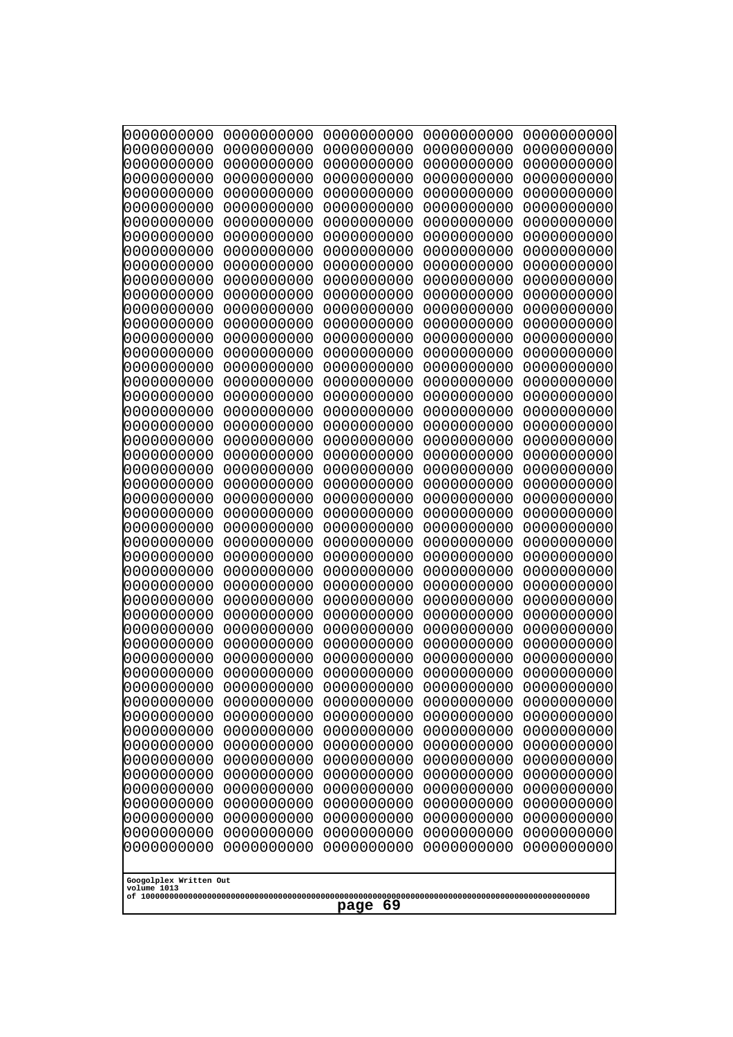0000000000 0000000000 0000000000 0000000000 0000000000
0000000000 0000000000 0000000000 0000000000 0000000000
0000000000 0000000000 0000000000 0000000000 0000000000
0000000000 0000000000 0000000000 0000000000 0000000000
0000000000 0000000000 0000000000 0000000000 0000000000
0000000000 0000000000 0000000000 0000000000 0000000000
0000000000 0000000000 0000000000 0000000000 0000000000
0000000000 0000000000 0000000000 0000000000 0000000000
0000000000 0000000000 0000000000 0000000000 0000000000
0000000000 0000000000 0000000000 0000000000 0000000000
0000000000 0000000000 0000000000 0000000000 0000000000
0000000000 0000000000 0000000000 0000000000 0000000000
0000000000 0000000000 0000000000 0000000000 0000000000
0000000000 0000000000 0000000000 0000000000 0000000000
0000000000 0000000000 0000000000 0000000000 0000000000
0000000000 0000000000 0000000000 0000000000 0000000000
0000000000 0000000000 0000000000 0000000000 0000000000
0000000000 0000000000 0000000000 0000000000 0000000000
0000000000 0000000000 0000000000 0000000000 0000000000
0000000000 0000000000 0000000000 0000000000 0000000000
0000000000 0000000000 0000000000 0000000000 0000000000
0000000000 0000000000 0000000000 0000000000 0000000000
0000000000 0000000000 0000000000 0000000000 0000000000
0000000000 0000000000 0000000000 0000000000 0000000000
0000000000 0000000000 0000000000 0000000000 0000000000
0000000000 0000000000 0000000000 0000000000 0000000000
0000000000 0000000000 0000000000 0000000000 0000000000
0000000000 0000000000 0000000000 0000000000 0000000000
0000000000 0000000000 0000000000 0000000000 0000000000
0000000000 0000000000 0000000000 0000000000 0000000000
0000000000 0000000000 0000000000 0000000000 0000000000
0000000000 0000000000 0000000000 0000000000 0000000000
0000000000 0000000000 0000000000 0000000000 0000000000
0000000000 0000000000 0000000000 0000000000 0000000000
0000000000 0000000000 0000000000 0000000000 0000000000
0000000000 0000000000 0000000000 0000000000 0000000000
0000000000 0000000000 0000000000 0000000000 0000000000
0000000000 0000000000 0000000000 0000000000 0000000000
0000000000 0000000000 0000000000 0000000000 0000000000
0000000000 0000000000 0000000000 0000000000 0000000000
0000000000 0000000000 0000000000 0000000000 0000000000
0000000000 0000000000 0000000000 0000000000 0000000000
0000000000 0000000000 0000000000 0000000000 0000000000
0000000000 0000000000 0000000000 0000000000 0000000000
0000000000 0000000000 0000000000 0000000000 0000000000
0000000000 0000000000 0000000000 0000000000 0000000000
0000000000 0000000000 0000000000 0000000000 0000000000
0000000000 0000000000 0000000000 0000000000 0000000000
0000000000 0000000000 0000000000 0000000000 0000000000
0000000000 0000000000 0000000000 0000000000 0000000000

Googolplex Written Out
volume 1013
of 10000000000000000000000000000000000000000000000000000000000000000000000000000000000000000000000000000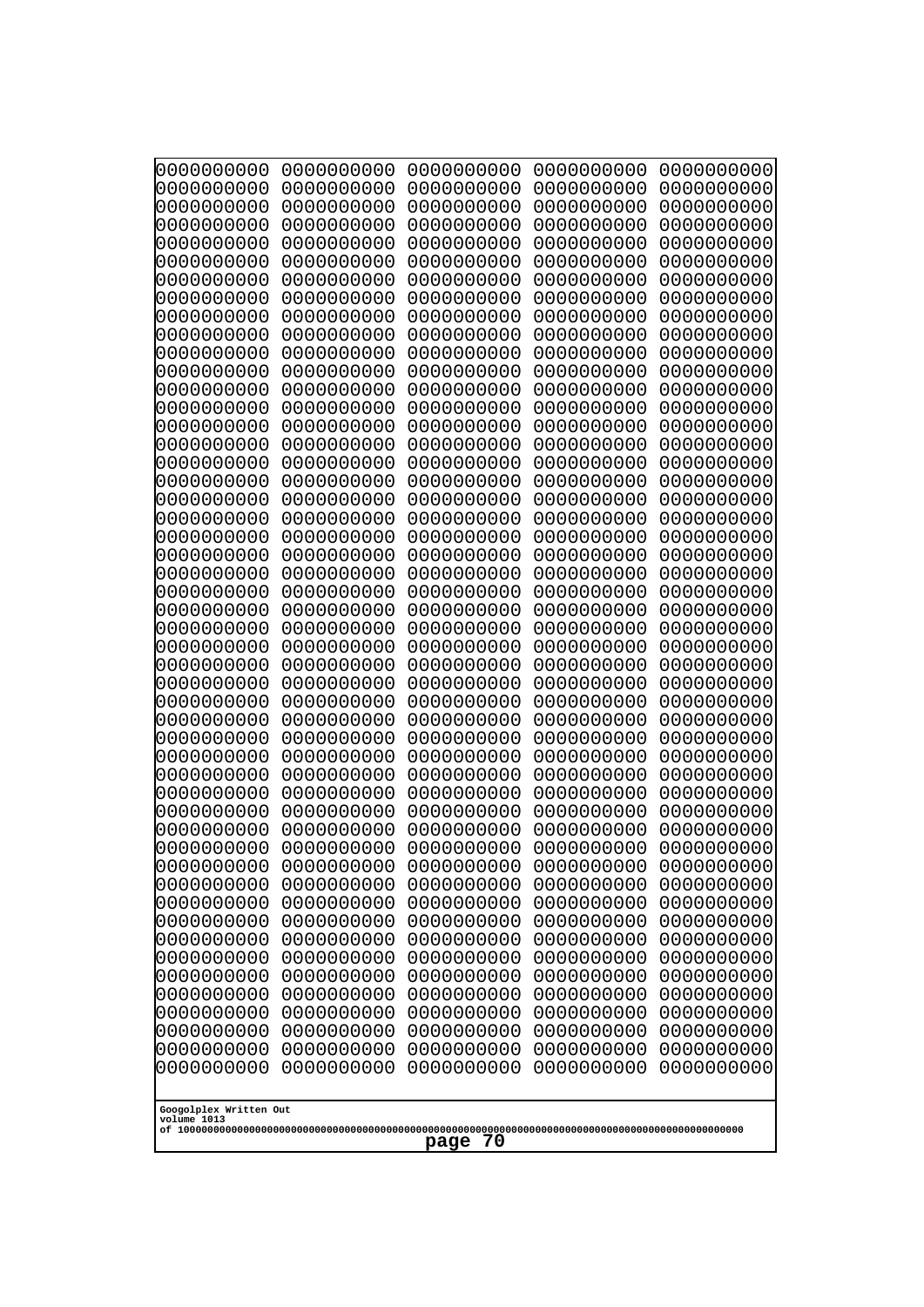0000000000 0000000000 0000000000 0000000000 0000000000
0000000000 0000000000 0000000000 0000000000 0000000000
0000000000 0000000000 0000000000 0000000000 0000000000
0000000000 0000000000 0000000000 0000000000 0000000000
0000000000 0000000000 0000000000 0000000000 0000000000
0000000000 0000000000 0000000000 0000000000 0000000000
0000000000 0000000000 0000000000 0000000000 0000000000
0000000000 0000000000 0000000000 0000000000 0000000000
0000000000 0000000000 0000000000 0000000000 0000000000
0000000000 0000000000 0000000000 0000000000 0000000000
0000000000 0000000000 0000000000 0000000000 0000000000
0000000000 0000000000 0000000000 0000000000 0000000000
0000000000 0000000000 0000000000 0000000000 0000000000
0000000000 0000000000 0000000000 0000000000 0000000000
0000000000 0000000000 0000000000 0000000000 0000000000
0000000000 0000000000 0000000000 0000000000 0000000000
0000000000 0000000000 0000000000 0000000000 0000000000
0000000000 0000000000 0000000000 0000000000 0000000000
0000000000 0000000000 0000000000 0000000000 0000000000
0000000000 0000000000 0000000000 0000000000 0000000000
0000000000 0000000000 0000000000 0000000000 0000000000
0000000000 0000000000 0000000000 0000000000 0000000000
0000000000 0000000000 0000000000 0000000000 0000000000
0000000000 0000000000 0000000000 0000000000 0000000000
0000000000 0000000000 0000000000 0000000000 0000000000
0000000000 0000000000 0000000000 0000000000 0000000000
0000000000 0000000000 0000000000 0000000000 0000000000
0000000000 0000000000 0000000000 0000000000 0000000000
0000000000 0000000000 0000000000 0000000000 0000000000
0000000000 0000000000 0000000000 0000000000 0000000000
0000000000 0000000000 0000000000 0000000000 0000000000
0000000000 0000000000 0000000000 0000000000 0000000000
0000000000 0000000000 0000000000 0000000000 0000000000
0000000000 0000000000 0000000000 0000000000 0000000000
0000000000 0000000000 0000000000 0000000000 0000000000
0000000000 0000000000 0000000000 0000000000 0000000000
0000000000 0000000000 0000000000 0000000000 0000000000
0000000000 0000000000 0000000000 0000000000 0000000000
0000000000 0000000000 0000000000 0000000000 0000000000
0000000000 0000000000 0000000000 0000000000 0000000000
0000000000 0000000000 0000000000 0000000000 0000000000
0000000000 0000000000 0000000000 0000000000 0000000000
0000000000 0000000000 0000000000 0000000000 0000000000
0000000000 0000000000 0000000000 0000000000 0000000000
0000000000 0000000000 0000000000 0000000000 0000000000
0000000000 0000000000 0000000000 0000000000 0000000000
0000000000 0000000000 0000000000 0000000000 0000000000
0000000000 0000000000 0000000000 0000000000 0000000000
0000000000 0000000000 0000000000 0000000000 0000000000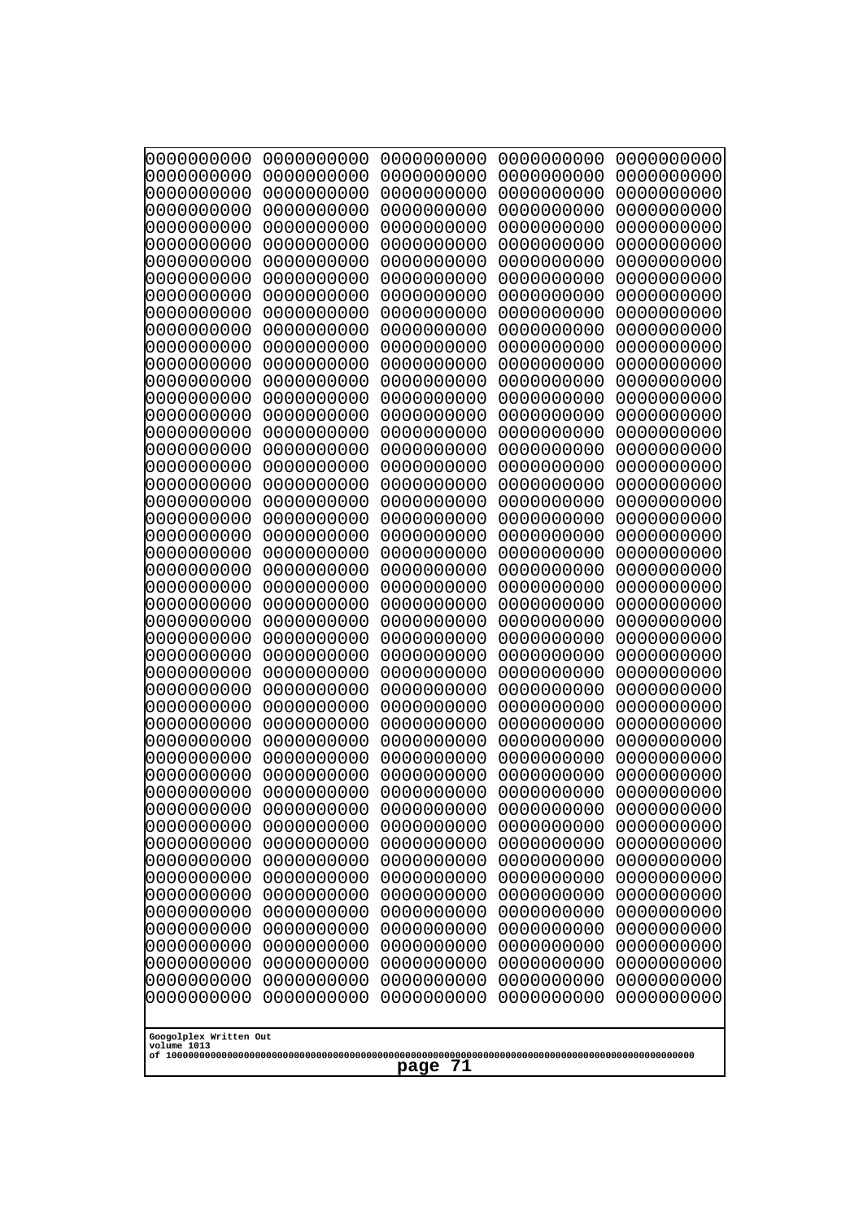```
0000000000 0000000000 0000000000 0000000000 0000000000
0000000000 0000000000 0000000000 0000000000 0000000000
0000000000 0000000000 0000000000 0000000000 0000000000
0000000000 0000000000 0000000000 0000000000 0000000000
0000000000 0000000000 0000000000 0000000000 0000000000
0000000000 0000000000 0000000000 0000000000 0000000000
0000000000 0000000000 0000000000 0000000000 0000000000
0000000000 0000000000 0000000000 0000000000 0000000000
0000000000 0000000000 0000000000 0000000000 0000000000
0000000000 0000000000 0000000000 0000000000 0000000000
0000000000 0000000000 0000000000 0000000000 0000000000
0000000000 0000000000 0000000000 0000000000 0000000000
0000000000 0000000000 0000000000 0000000000 0000000000
0000000000 0000000000 0000000000 0000000000 0000000000
0000000000 0000000000 0000000000 0000000000 0000000000
0000000000 0000000000 0000000000 0000000000 0000000000
0000000000 0000000000 0000000000 0000000000 0000000000
0000000000 0000000000 0000000000 0000000000 0000000000
0000000000 0000000000 0000000000 0000000000 0000000000
0000000000 0000000000 0000000000 0000000000 0000000000
0000000000 0000000000 0000000000 0000000000 0000000000
0000000000 0000000000 0000000000 0000000000 0000000000
0000000000 0000000000 0000000000 0000000000 0000000000
0000000000 0000000000 0000000000 0000000000 0000000000
0000000000 0000000000 0000000000 0000000000 0000000000
0000000000 0000000000 0000000000 0000000000 0000000000
0000000000 0000000000 0000000000 0000000000 0000000000
0000000000 0000000000 0000000000 0000000000 0000000000
0000000000 0000000000 0000000000 0000000000 0000000000
0000000000 0000000000 0000000000 0000000000 0000000000
0000000000 0000000000 0000000000 0000000000 0000000000
0000000000 0000000000 0000000000 0000000000 0000000000
0000000000 0000000000 0000000000 0000000000 0000000000
0000000000 0000000000 0000000000 0000000000 0000000000
0000000000 0000000000 0000000000 0000000000 0000000000
0000000000 0000000000 0000000000 0000000000 0000000000
0000000000 0000000000 0000000000 0000000000 0000000000
0000000000 0000000000 0000000000 0000000000 0000000000
0000000000 0000000000 0000000000 0000000000 0000000000
0000000000 0000000000 0000000000 0000000000 0000000000
0000000000 0000000000 0000000000 0000000000 0000000000
0000000000 0000000000 0000000000 0000000000 0000000000
0000000000 0000000000 0000000000 0000000000 0000000000
0000000000 0000000000 0000000000 0000000000 0000000000
0000000000 0000000000 0000000000 0000000000 0000000000
0000000000 0000000000 0000000000 0000000000 0000000000
0000000000 0000000000 0000000000 0000000000 0000000000
0000000000 0000000000 0000000000 0000000000 0000000000
0000000000 0000000000 0000000000 0000000000 0000000000
0000000000 0000000000 0000000000 0000000000 0000000000
```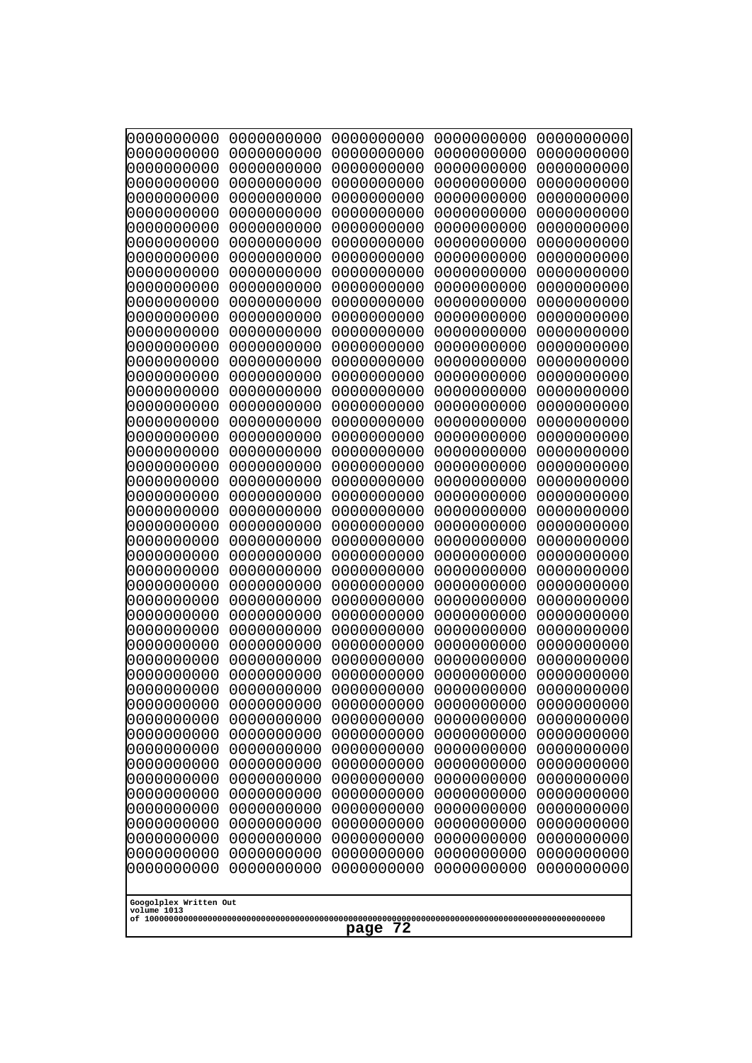```
0000000000 0000000000 0000000000 0000000000 0000000000
0000000000 0000000000 0000000000 0000000000 0000000000
0000000000 0000000000 0000000000 0000000000 0000000000
0000000000 0000000000 0000000000 0000000000 0000000000
0000000000 0000000000 0000000000 0000000000 0000000000
0000000000 0000000000 0000000000 0000000000 0000000000
0000000000 0000000000 0000000000 0000000000 0000000000
0000000000 0000000000 0000000000 0000000000 0000000000
0000000000 0000000000 0000000000 0000000000 0000000000
0000000000 0000000000 0000000000 0000000000 0000000000
0000000000 0000000000 0000000000 0000000000 0000000000
0000000000 0000000000 0000000000 0000000000 0000000000
0000000000 0000000000 0000000000 0000000000 0000000000
0000000000 0000000000 0000000000 0000000000 0000000000
0000000000 0000000000 0000000000 0000000000 0000000000
0000000000 0000000000 0000000000 0000000000 0000000000
0000000000 0000000000 0000000000 0000000000 0000000000
0000000000 0000000000 0000000000 0000000000 0000000000
0000000000 0000000000 0000000000 0000000000 0000000000
0000000000 0000000000 0000000000 0000000000 0000000000
0000000000 0000000000 0000000000 0000000000 0000000000
0000000000 0000000000 0000000000 0000000000 0000000000
0000000000 0000000000 0000000000 0000000000 0000000000
0000000000 0000000000 0000000000 0000000000 0000000000
0000000000 0000000000 0000000000 0000000000 0000000000
0000000000 0000000000 0000000000 0000000000 0000000000
0000000000 0000000000 0000000000 0000000000 0000000000
0000000000 0000000000 0000000000 0000000000 0000000000
0000000000 0000000000 0000000000 0000000000 0000000000
0000000000 0000000000 0000000000 0000000000 0000000000
0000000000 0000000000 0000000000 0000000000 0000000000
0000000000 0000000000 0000000000 0000000000 0000000000
0000000000 0000000000 0000000000 0000000000 0000000000
0000000000 0000000000 0000000000 0000000000 0000000000
0000000000 0000000000 0000000000 0000000000 0000000000
0000000000 0000000000 0000000000 0000000000 0000000000
0000000000 0000000000 0000000000 0000000000 0000000000
0000000000 0000000000 0000000000 0000000000 0000000000
0000000000 0000000000 0000000000 0000000000 0000000000
0000000000 0000000000 0000000000 0000000000 0000000000
0000000000 0000000000 0000000000 0000000000 0000000000
0000000000 0000000000 0000000000 0000000000 0000000000
0000000000 0000000000 0000000000 0000000000 0000000000
0000000000 0000000000 0000000000 0000000000 0000000000
0000000000 0000000000 0000000000 0000000000 0000000000
0000000000 0000000000 0000000000 0000000000 0000000000
0000000000 0000000000 0000000000 0000000000 0000000000
0000000000 0000000000 0000000000 0000000000 0000000000
0000000000 0000000000 0000000000 0000000000 0000000000
0000000000 0000000000 0000000000 0000000000 0000000000
```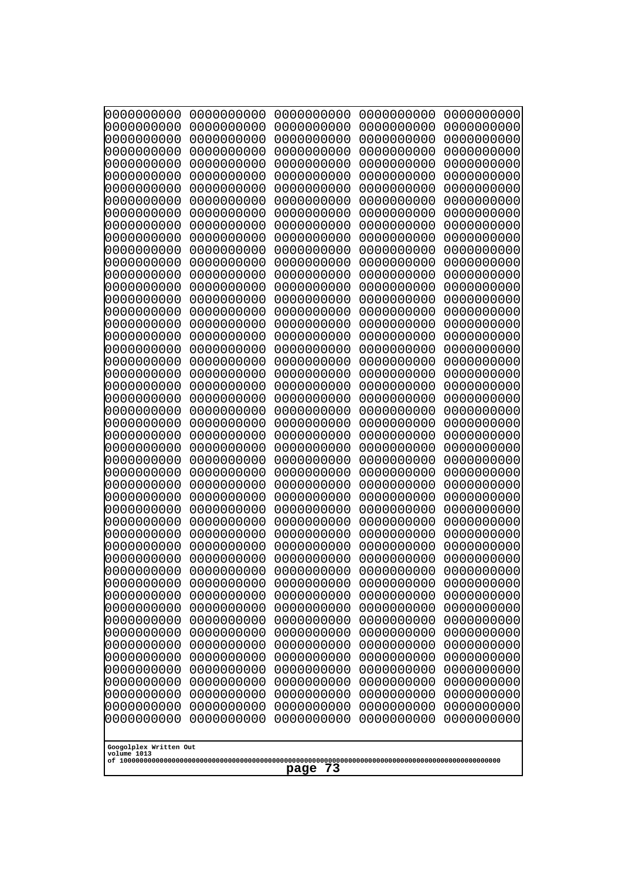0000000000 0000000000 0000000000 0000000000 0000000000
0000000000 0000000000 0000000000 0000000000 0000000000
0000000000 0000000000 0000000000 0000000000 0000000000
0000000000 0000000000 0000000000 0000000000 0000000000
0000000000 0000000000 0000000000 0000000000 0000000000
0000000000 0000000000 0000000000 0000000000 0000000000
0000000000 0000000000 0000000000 0000000000 0000000000
0000000000 0000000000 0000000000 0000000000 0000000000
0000000000 0000000000 0000000000 0000000000 0000000000
0000000000 0000000000 0000000000 0000000000 0000000000
0000000000 0000000000 0000000000 0000000000 0000000000
0000000000 0000000000 0000000000 0000000000 0000000000
0000000000 0000000000 0000000000 0000000000 0000000000
0000000000 0000000000 0000000000 0000000000 0000000000
0000000000 0000000000 0000000000 0000000000 0000000000
0000000000 0000000000 0000000000 0000000000 0000000000
0000000000 0000000000 0000000000 0000000000 0000000000
0000000000 0000000000 0000000000 0000000000 0000000000
0000000000 0000000000 0000000000 0000000000 0000000000
0000000000 0000000000 0000000000 0000000000 0000000000
0000000000 0000000000 0000000000 0000000000 0000000000
0000000000 0000000000 0000000000 0000000000 0000000000
0000000000 0000000000 0000000000 0000000000 0000000000
0000000000 0000000000 0000000000 0000000000 0000000000
0000000000 0000000000 0000000000 0000000000 0000000000
0000000000 0000000000 0000000000 0000000000 0000000000
0000000000 0000000000 0000000000 0000000000 0000000000
0000000000 0000000000 0000000000 0000000000 0000000000
0000000000 0000000000 0000000000 0000000000 0000000000
0000000000 0000000000 0000000000 0000000000 0000000000
0000000000 0000000000 0000000000 0000000000 0000000000
0000000000 0000000000 0000000000 0000000000 0000000000
0000000000 0000000000 0000000000 0000000000 0000000000
0000000000 0000000000 0000000000 0000000000 0000000000
0000000000 0000000000 0000000000 0000000000 0000000000
0000000000 0000000000 0000000000 0000000000 0000000000
0000000000 0000000000 0000000000 0000000000 0000000000
0000000000 0000000000 0000000000 0000000000 0000000000
0000000000 0000000000 0000000000 0000000000 0000000000
0000000000 0000000000 0000000000 0000000000 0000000000
0000000000 0000000000 0000000000 0000000000 0000000000
0000000000 0000000000 0000000000 0000000000 0000000000
0000000000 0000000000 0000000000 0000000000 0000000000
0000000000 0000000000 0000000000 0000000000 0000000000
0000000000 0000000000 0000000000 0000000000 0000000000
0000000000 0000000000 0000000000 0000000000 0000000000
0000000000 0000000000 0000000000 0000000000 0000000000
0000000000 0000000000 0000000000 0000000000 0000000000
0000000000 0000000000 0000000000 0000000000 0000000000
0000000000 0000000000 0000000000 0000000000 0000000000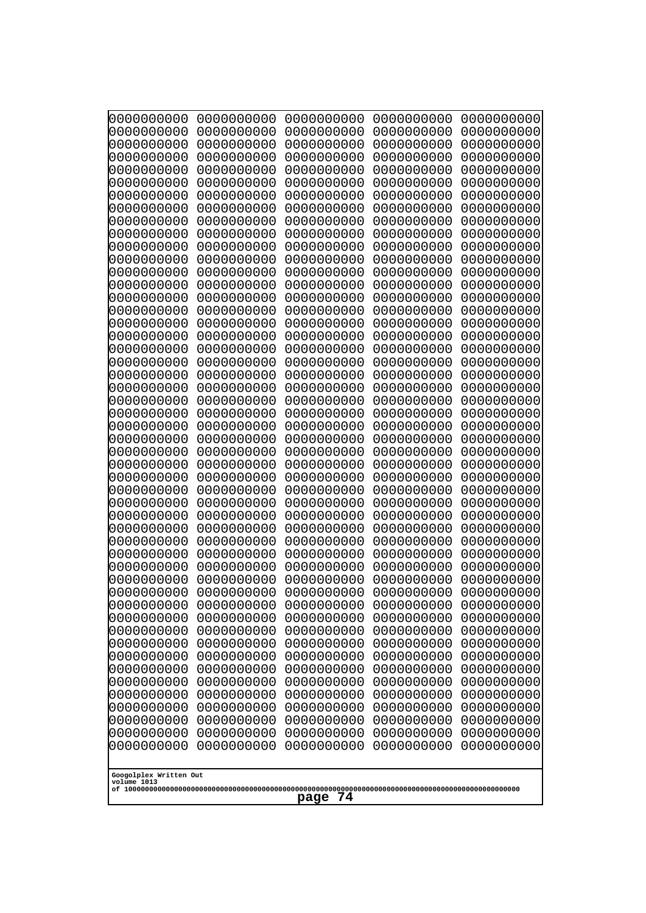```
0000000000 0000000000 0000000000 0000000000 0000000000
0000000000 0000000000 0000000000 0000000000 0000000000
0000000000 0000000000 0000000000 0000000000 0000000000
0000000000 0000000000 0000000000 0000000000 0000000000
0000000000 0000000000 0000000000 0000000000 0000000000
0000000000 0000000000 0000000000 0000000000 0000000000
0000000000 0000000000 0000000000 0000000000 0000000000
0000000000 0000000000 0000000000 0000000000 0000000000
0000000000 0000000000 0000000000 0000000000 0000000000
0000000000 0000000000 0000000000 0000000000 0000000000
0000000000 0000000000 0000000000 0000000000 0000000000
0000000000 0000000000 0000000000 0000000000 0000000000
0000000000 0000000000 0000000000 0000000000 0000000000
0000000000 0000000000 0000000000 0000000000 0000000000
0000000000 0000000000 0000000000 0000000000 0000000000
0000000000 0000000000 0000000000 0000000000 0000000000
0000000000 0000000000 0000000000 0000000000 0000000000
0000000000 0000000000 0000000000 0000000000 0000000000
0000000000 0000000000 0000000000 0000000000 0000000000
0000000000 0000000000 0000000000 0000000000 0000000000
0000000000 0000000000 0000000000 0000000000 0000000000
0000000000 0000000000 0000000000 0000000000 0000000000
0000000000 0000000000 0000000000 0000000000 0000000000
0000000000 0000000000 0000000000 0000000000 0000000000
0000000000 0000000000 0000000000 0000000000 0000000000
0000000000 0000000000 0000000000 0000000000 0000000000
0000000000 0000000000 0000000000 0000000000 0000000000
0000000000 0000000000 0000000000 0000000000 0000000000
0000000000 0000000000 0000000000 0000000000 0000000000
0000000000 0000000000 0000000000 0000000000 0000000000
0000000000 0000000000 0000000000 0000000000 0000000000
0000000000 0000000000 0000000000 0000000000 0000000000
0000000000 0000000000 0000000000 0000000000 0000000000
0000000000 0000000000 0000000000 0000000000 0000000000
0000000000 0000000000 0000000000 0000000000 0000000000
0000000000 0000000000 0000000000 0000000000 0000000000
0000000000 0000000000 0000000000 0000000000 0000000000
0000000000 0000000000 0000000000 0000000000 0000000000
0000000000 0000000000 0000000000 0000000000 0000000000
0000000000 0000000000 0000000000 0000000000 0000000000
0000000000 0000000000 0000000000 0000000000 0000000000
0000000000 0000000000 0000000000 0000000000 0000000000
0000000000 0000000000 0000000000 0000000000 0000000000
0000000000 0000000000 0000000000 0000000000 0000000000
0000000000 0000000000 0000000000 0000000000 0000000000
0000000000 0000000000 0000000000 0000000000 0000000000
0000000000 0000000000 0000000000 0000000000 0000000000
0000000000 0000000000 0000000000 0000000000 0000000000
0000000000 0000000000 0000000000 0000000000 0000000000
```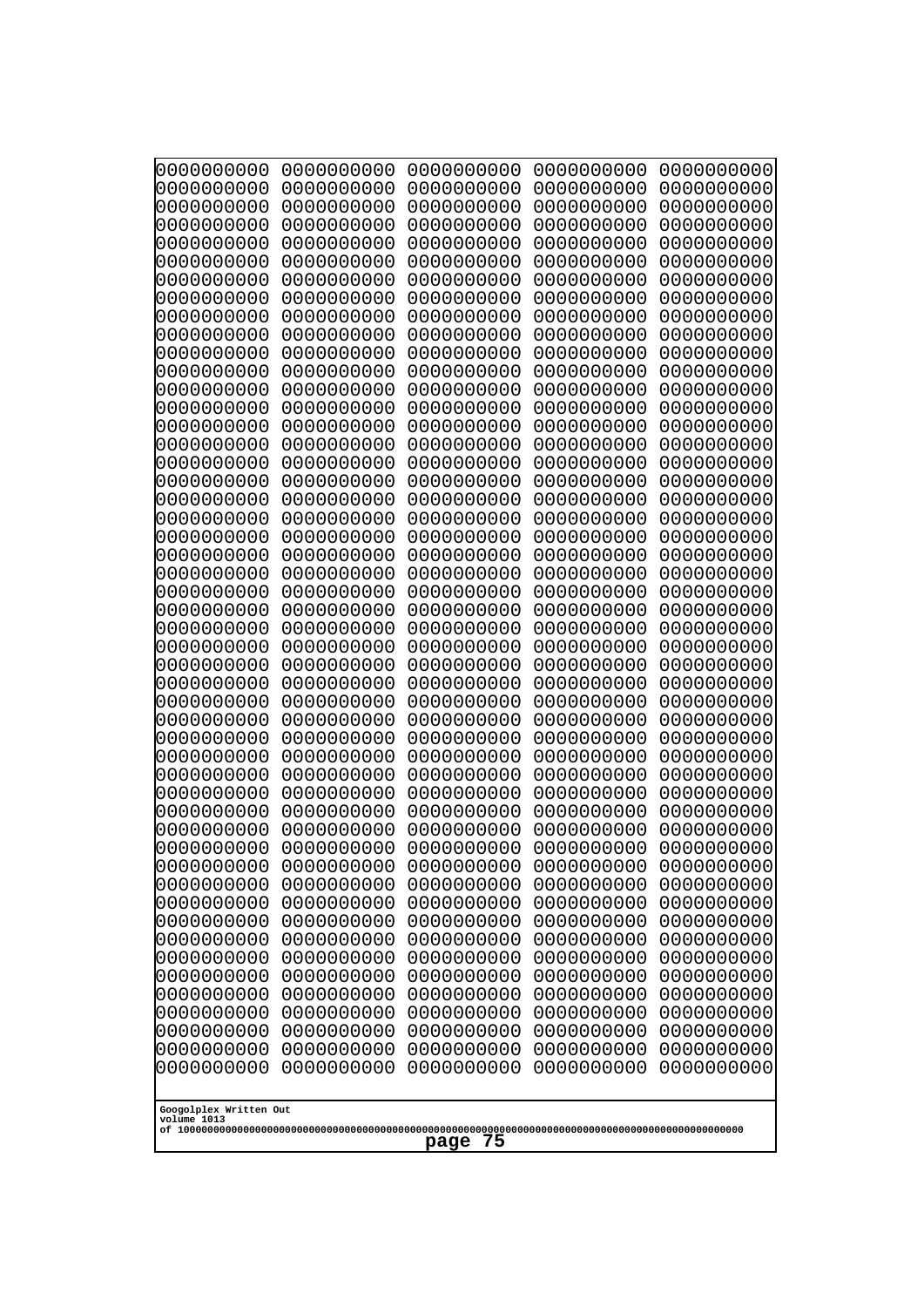```
0000000000 0000000000 0000000000 0000000000 0000000000
0000000000 0000000000 0000000000 0000000000 0000000000
0000000000 0000000000 0000000000 0000000000 0000000000
0000000000 0000000000 0000000000 0000000000 0000000000
0000000000 0000000000 0000000000 0000000000 0000000000
0000000000 0000000000 0000000000 0000000000 0000000000
0000000000 0000000000 0000000000 0000000000 0000000000
0000000000 0000000000 0000000000 0000000000 0000000000
0000000000 0000000000 0000000000 0000000000 0000000000
0000000000 0000000000 0000000000 0000000000 0000000000
0000000000 0000000000 0000000000 0000000000 0000000000
0000000000 0000000000 0000000000 0000000000 0000000000
0000000000 0000000000 0000000000 0000000000 0000000000
0000000000 0000000000 0000000000 0000000000 0000000000
0000000000 0000000000 0000000000 0000000000 0000000000
0000000000 0000000000 0000000000 0000000000 0000000000
0000000000 0000000000 0000000000 0000000000 0000000000
0000000000 0000000000 0000000000 0000000000 0000000000
0000000000 0000000000 0000000000 0000000000 0000000000
0000000000 0000000000 0000000000 0000000000 0000000000
0000000000 0000000000 0000000000 0000000000 0000000000
0000000000 0000000000 0000000000 0000000000 0000000000
0000000000 0000000000 0000000000 0000000000 0000000000
0000000000 0000000000 0000000000 0000000000 0000000000
0000000000 0000000000 0000000000 0000000000 0000000000
0000000000 0000000000 0000000000 0000000000 0000000000
0000000000 0000000000 0000000000 0000000000 0000000000
0000000000 0000000000 0000000000 0000000000 0000000000
0000000000 0000000000 0000000000 0000000000 0000000000
0000000000 0000000000 0000000000 0000000000 0000000000
0000000000 0000000000 0000000000 0000000000 0000000000
0000000000 0000000000 0000000000 0000000000 0000000000
0000000000 0000000000 0000000000 0000000000 0000000000
0000000000 0000000000 0000000000 0000000000 0000000000
0000000000 0000000000 0000000000 0000000000 0000000000
0000000000 0000000000 0000000000 0000000000 0000000000
0000000000 0000000000 0000000000 0000000000 0000000000
0000000000 0000000000 0000000000 0000000000 0000000000
0000000000 0000000000 0000000000 0000000000 0000000000
0000000000 0000000000 0000000000 0000000000 0000000000
0000000000 0000000000 0000000000 0000000000 0000000000
0000000000 0000000000 0000000000 0000000000 0000000000
0000000000 0000000000 0000000000 0000000000 0000000000
0000000000 0000000000 0000000000 0000000000 0000000000
0000000000 0000000000 0000000000 0000000000 0000000000
0000000000 0000000000 0000000000 0000000000 0000000000
0000000000 0000000000 0000000000 0000000000 0000000000
0000000000 0000000000 0000000000 0000000000 0000000000
0000000000 0000000000 0000000000 0000000000 0000000000
0000000000 0000000000 0000000000 0000000000 0000000000
```

Googolplex Written Out
volume 1013
of 10000000000000000000000000000000000000000000000000000000000000000000000000000000000000000000000000000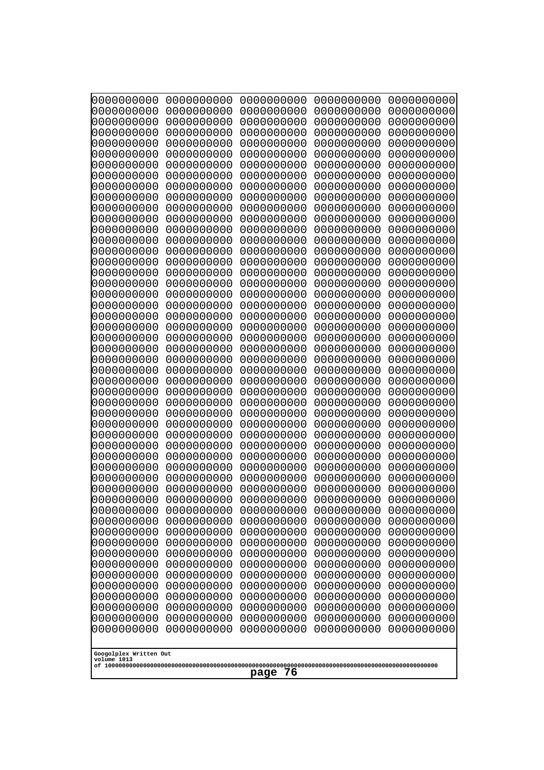```
0000000000 0000000000 0000000000 0000000000 0000000000
0000000000 0000000000 0000000000 0000000000 0000000000
0000000000 0000000000 0000000000 0000000000 0000000000
0000000000 0000000000 0000000000 0000000000 0000000000
0000000000 0000000000 0000000000 0000000000 0000000000
0000000000 0000000000 0000000000 0000000000 0000000000
0000000000 0000000000 0000000000 0000000000 0000000000
0000000000 0000000000 0000000000 0000000000 0000000000
0000000000 0000000000 0000000000 0000000000 0000000000
0000000000 0000000000 0000000000 0000000000 0000000000
0000000000 0000000000 0000000000 0000000000 0000000000
0000000000 0000000000 0000000000 0000000000 0000000000
0000000000 0000000000 0000000000 0000000000 0000000000
0000000000 0000000000 0000000000 0000000000 0000000000
0000000000 0000000000 0000000000 0000000000 0000000000
0000000000 0000000000 0000000000 0000000000 0000000000
0000000000 0000000000 0000000000 0000000000 0000000000
0000000000 0000000000 0000000000 0000000000 0000000000
0000000000 0000000000 0000000000 0000000000 0000000000
0000000000 0000000000 0000000000 0000000000 0000000000
0000000000 0000000000 0000000000 0000000000 0000000000
0000000000 0000000000 0000000000 0000000000 0000000000
0000000000 0000000000 0000000000 0000000000 0000000000
0000000000 0000000000 0000000000 0000000000 0000000000
0000000000 0000000000 0000000000 0000000000 0000000000
0000000000 0000000000 0000000000 0000000000 0000000000
0000000000 0000000000 0000000000 0000000000 0000000000
0000000000 0000000000 0000000000 0000000000 0000000000
0000000000 0000000000 0000000000 0000000000 0000000000
0000000000 0000000000 0000000000 0000000000 0000000000
0000000000 0000000000 0000000000 0000000000 0000000000
0000000000 0000000000 0000000000 0000000000 0000000000
0000000000 0000000000 0000000000 0000000000 0000000000
0000000000 0000000000 0000000000 0000000000 0000000000
0000000000 0000000000 0000000000 0000000000 0000000000
0000000000 0000000000 0000000000 0000000000 0000000000
0000000000 0000000000 0000000000 0000000000 0000000000
0000000000 0000000000 0000000000 0000000000 0000000000
0000000000 0000000000 0000000000 0000000000 0000000000
0000000000 0000000000 0000000000 0000000000 0000000000
0000000000 0000000000 0000000000 0000000000 0000000000
0000000000 0000000000 0000000000 0000000000 0000000000
0000000000 0000000000 0000000000 0000000000 0000000000
0000000000 0000000000 0000000000 0000000000 0000000000
0000000000 0000000000 0000000000 0000000000 0000000000
0000000000 0000000000 0000000000 0000000000 0000000000
0000000000 0000000000 0000000000 0000000000 0000000000
0000000000 0000000000 0000000000 0000000000 0000000000
0000000000 0000000000 0000000000 0000000000 0000000000
0000000000 0000000000 0000000000 0000000000 0000000000
```

Googolplex Written Out
volume 1013
of 10000000000000000000000000000000000000000000000000000000000000000000000000000000000000000000000000000

page 76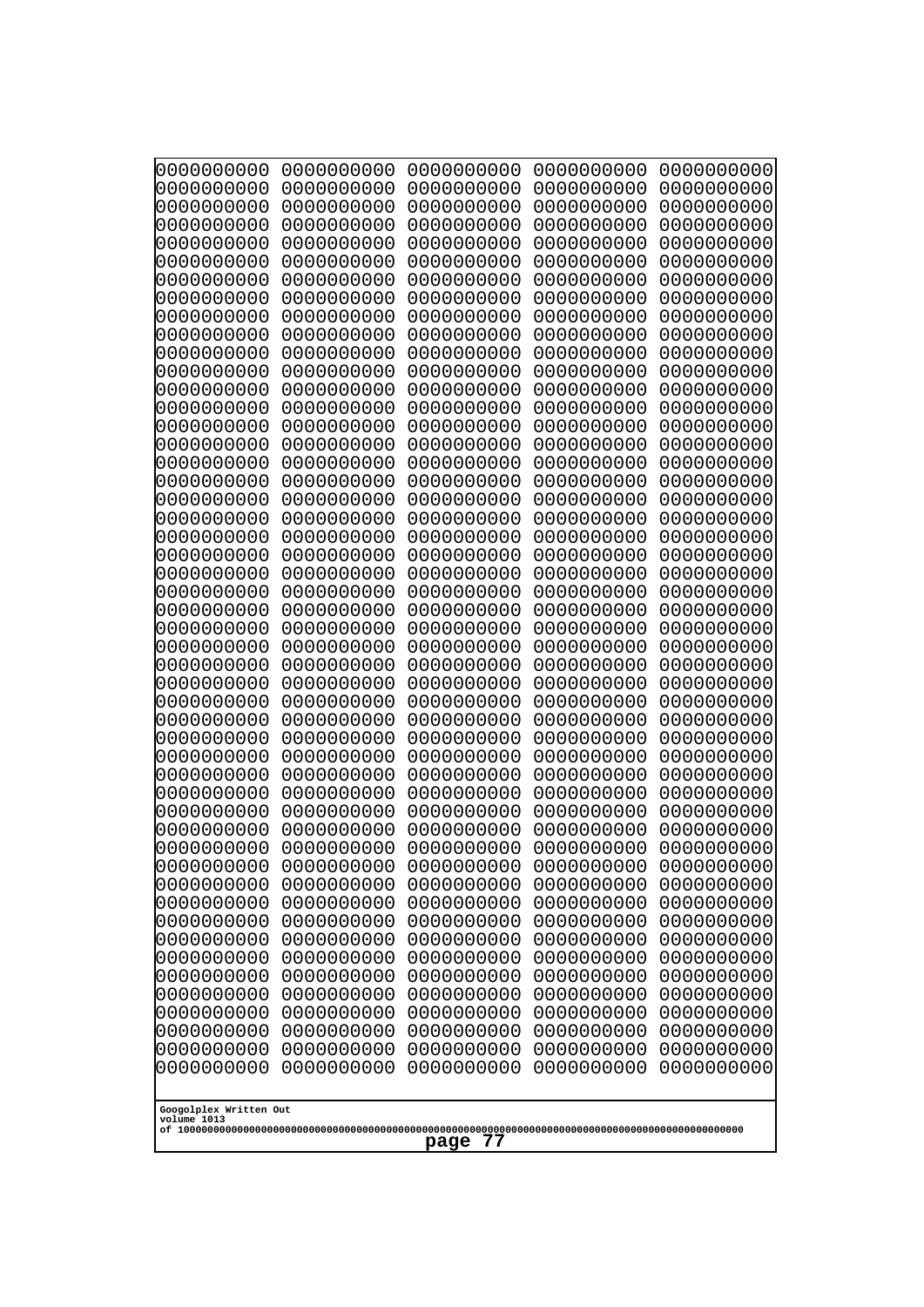```
0000000000 0000000000 0000000000 0000000000 0000000000
0000000000 0000000000 0000000000 0000000000 0000000000
0000000000 0000000000 0000000000 0000000000 0000000000
0000000000 0000000000 0000000000 0000000000 0000000000
0000000000 0000000000 0000000000 0000000000 0000000000
0000000000 0000000000 0000000000 0000000000 0000000000
0000000000 0000000000 0000000000 0000000000 0000000000
0000000000 0000000000 0000000000 0000000000 0000000000
0000000000 0000000000 0000000000 0000000000 0000000000
0000000000 0000000000 0000000000 0000000000 0000000000
0000000000 0000000000 0000000000 0000000000 0000000000
0000000000 0000000000 0000000000 0000000000 0000000000
0000000000 0000000000 0000000000 0000000000 0000000000
0000000000 0000000000 0000000000 0000000000 0000000000
0000000000 0000000000 0000000000 0000000000 0000000000
0000000000 0000000000 0000000000 0000000000 0000000000
0000000000 0000000000 0000000000 0000000000 0000000000
0000000000 0000000000 0000000000 0000000000 0000000000
0000000000 0000000000 0000000000 0000000000 0000000000
0000000000 0000000000 0000000000 0000000000 0000000000
0000000000 0000000000 0000000000 0000000000 0000000000
0000000000 0000000000 0000000000 0000000000 0000000000
0000000000 0000000000 0000000000 0000000000 0000000000
0000000000 0000000000 0000000000 0000000000 0000000000
0000000000 0000000000 0000000000 0000000000 0000000000
0000000000 0000000000 0000000000 0000000000 0000000000
0000000000 0000000000 0000000000 0000000000 0000000000
0000000000 0000000000 0000000000 0000000000 0000000000
0000000000 0000000000 0000000000 0000000000 0000000000
0000000000 0000000000 0000000000 0000000000 0000000000
0000000000 0000000000 0000000000 0000000000 0000000000
0000000000 0000000000 0000000000 0000000000 0000000000
0000000000 0000000000 0000000000 0000000000 0000000000
0000000000 0000000000 0000000000 0000000000 0000000000
0000000000 0000000000 0000000000 0000000000 0000000000
0000000000 0000000000 0000000000 0000000000 0000000000
0000000000 0000000000 0000000000 0000000000 0000000000
0000000000 0000000000 0000000000 0000000000 0000000000
0000000000 0000000000 0000000000 0000000000 0000000000
0000000000 0000000000 0000000000 0000000000 0000000000
0000000000 0000000000 0000000000 0000000000 0000000000
0000000000 0000000000 0000000000 0000000000 0000000000
0000000000 0000000000 0000000000 0000000000 0000000000
0000000000 0000000000 0000000000 0000000000 0000000000
0000000000 0000000000 0000000000 0000000000 0000000000
0000000000 0000000000 0000000000 0000000000 0000000000
0000000000 0000000000 0000000000 0000000000 0000000000
0000000000 0000000000 0000000000 0000000000 0000000000
0000000000 0000000000 0000000000 0000000000 0000000000
0000000000 0000000000 0000000000 0000000000 0000000000
```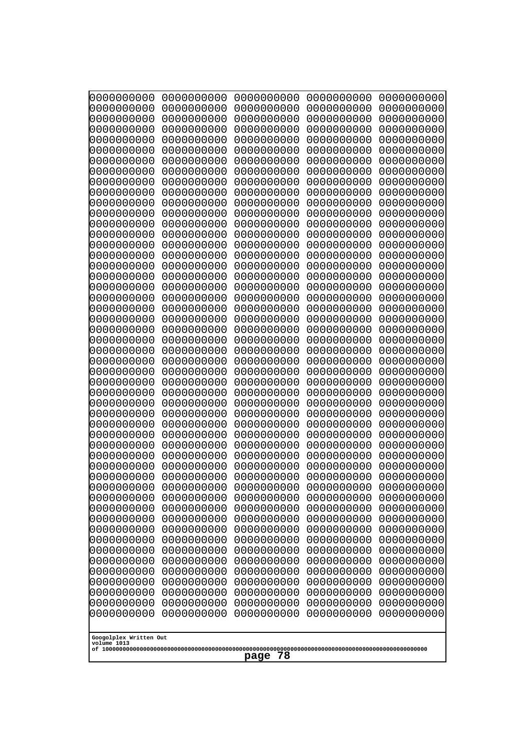```
0000000000 0000000000 0000000000 0000000000 0000000000
0000000000 0000000000 0000000000 0000000000 0000000000
0000000000 0000000000 0000000000 0000000000 0000000000
0000000000 0000000000 0000000000 0000000000 0000000000
0000000000 0000000000 0000000000 0000000000 0000000000
0000000000 0000000000 0000000000 0000000000 0000000000
0000000000 0000000000 0000000000 0000000000 0000000000
0000000000 0000000000 0000000000 0000000000 0000000000
0000000000 0000000000 0000000000 0000000000 0000000000
0000000000 0000000000 0000000000 0000000000 0000000000
0000000000 0000000000 0000000000 0000000000 0000000000
0000000000 0000000000 0000000000 0000000000 0000000000
0000000000 0000000000 0000000000 0000000000 0000000000
0000000000 0000000000 0000000000 0000000000 0000000000
0000000000 0000000000 0000000000 0000000000 0000000000
0000000000 0000000000 0000000000 0000000000 0000000000
0000000000 0000000000 0000000000 0000000000 0000000000
0000000000 0000000000 0000000000 0000000000 0000000000
0000000000 0000000000 0000000000 0000000000 0000000000
0000000000 0000000000 0000000000 0000000000 0000000000
0000000000 0000000000 0000000000 0000000000 0000000000
0000000000 0000000000 0000000000 0000000000 0000000000
0000000000 0000000000 0000000000 0000000000 0000000000
0000000000 0000000000 0000000000 0000000000 0000000000
0000000000 0000000000 0000000000 0000000000 0000000000
0000000000 0000000000 0000000000 0000000000 0000000000
0000000000 0000000000 0000000000 0000000000 0000000000
0000000000 0000000000 0000000000 0000000000 0000000000
0000000000 0000000000 0000000000 0000000000 0000000000
0000000000 0000000000 0000000000 0000000000 0000000000
0000000000 0000000000 0000000000 0000000000 0000000000
0000000000 0000000000 0000000000 0000000000 0000000000
0000000000 0000000000 0000000000 0000000000 0000000000
0000000000 0000000000 0000000000 0000000000 0000000000
0000000000 0000000000 0000000000 0000000000 0000000000
0000000000 0000000000 0000000000 0000000000 0000000000
0000000000 0000000000 0000000000 0000000000 0000000000
0000000000 0000000000 0000000000 0000000000 0000000000
0000000000 0000000000 0000000000 0000000000 0000000000
0000000000 0000000000 0000000000 0000000000 0000000000
0000000000 0000000000 0000000000 0000000000 0000000000
0000000000 0000000000 0000000000 0000000000 0000000000
0000000000 0000000000 0000000000 0000000000 0000000000
0000000000 0000000000 0000000000 0000000000 0000000000
0000000000 0000000000 0000000000 0000000000 0000000000
0000000000 0000000000 0000000000 0000000000 0000000000
0000000000 0000000000 0000000000 0000000000 0000000000
0000000000 0000000000 0000000000 0000000000 0000000000
0000000000 0000000000 0000000000 0000000000 0000000000
0000000000 0000000000 0000000000 0000000000 0000000000
```

Googolplex Written Out
volume 1013
of 10000000000000000000000000000000000000000000000000000000000000000000000000000000000000000000000000000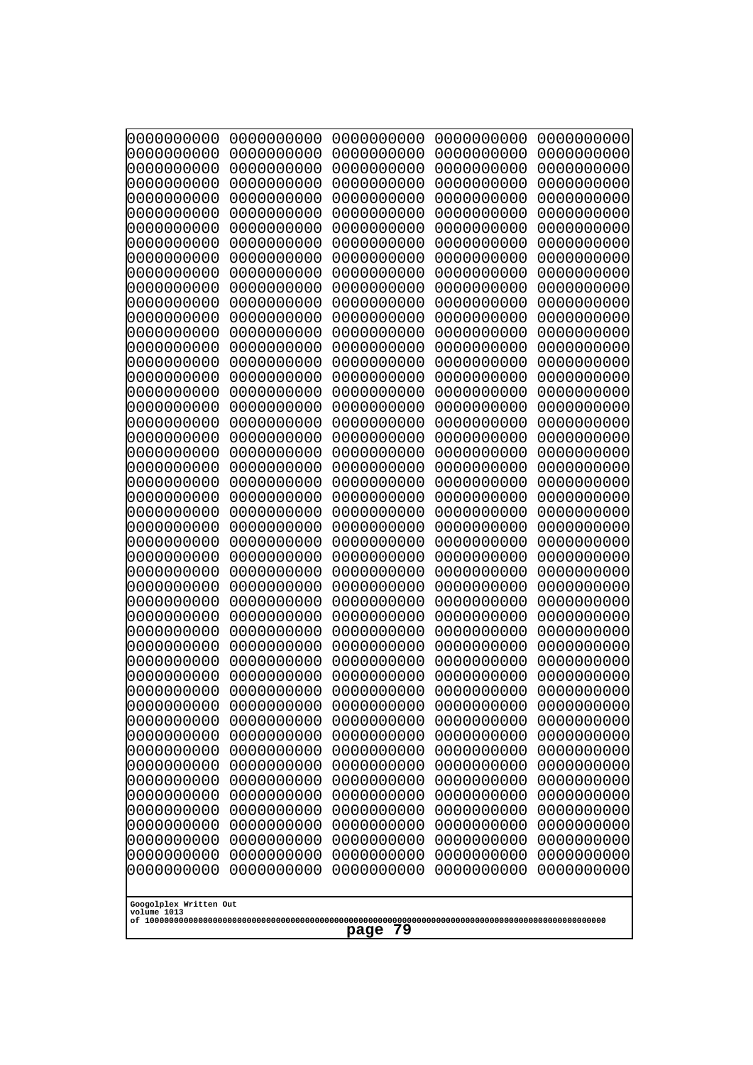0000000000 0000000000 0000000000 0000000000 0000000000
0000000000 0000000000 0000000000 0000000000 0000000000
0000000000 0000000000 0000000000 0000000000 0000000000
0000000000 0000000000 0000000000 0000000000 0000000000
0000000000 0000000000 0000000000 0000000000 0000000000
0000000000 0000000000 0000000000 0000000000 0000000000
0000000000 0000000000 0000000000 0000000000 0000000000
0000000000 0000000000 0000000000 0000000000 0000000000
0000000000 0000000000 0000000000 0000000000 0000000000
0000000000 0000000000 0000000000 0000000000 0000000000
0000000000 0000000000 0000000000 0000000000 0000000000
0000000000 0000000000 0000000000 0000000000 0000000000
0000000000 0000000000 0000000000 0000000000 0000000000
0000000000 0000000000 0000000000 0000000000 0000000000
0000000000 0000000000 0000000000 0000000000 0000000000
0000000000 0000000000 0000000000 0000000000 0000000000
0000000000 0000000000 0000000000 0000000000 0000000000
0000000000 0000000000 0000000000 0000000000 0000000000
0000000000 0000000000 0000000000 0000000000 0000000000
0000000000 0000000000 0000000000 0000000000 0000000000
0000000000 0000000000 0000000000 0000000000 0000000000
0000000000 0000000000 0000000000 0000000000 0000000000
0000000000 0000000000 0000000000 0000000000 0000000000
0000000000 0000000000 0000000000 0000000000 0000000000
0000000000 0000000000 0000000000 0000000000 0000000000
0000000000 0000000000 0000000000 0000000000 0000000000
0000000000 0000000000 0000000000 0000000000 0000000000
0000000000 0000000000 0000000000 0000000000 0000000000
0000000000 0000000000 0000000000 0000000000 0000000000
0000000000 0000000000 0000000000 0000000000 0000000000
0000000000 0000000000 0000000000 0000000000 0000000000
0000000000 0000000000 0000000000 0000000000 0000000000
0000000000 0000000000 0000000000 0000000000 0000000000
0000000000 0000000000 0000000000 0000000000 0000000000
0000000000 0000000000 0000000000 0000000000 0000000000
0000000000 0000000000 0000000000 0000000000 0000000000
0000000000 0000000000 0000000000 0000000000 0000000000
0000000000 0000000000 0000000000 0000000000 0000000000
0000000000 0000000000 0000000000 0000000000 0000000000
0000000000 0000000000 0000000000 0000000000 0000000000
0000000000 0000000000 0000000000 0000000000 0000000000
0000000000 0000000000 0000000000 0000000000 0000000000
0000000000 0000000000 0000000000 0000000000 0000000000
0000000000 0000000000 0000000000 0000000000 0000000000
0000000000 0000000000 0000000000 0000000000 0000000000
0000000000 0000000000 0000000000 0000000000 0000000000
0000000000 0000000000 0000000000 0000000000 0000000000
0000000000 0000000000 0000000000 0000000000 0000000000
0000000000 0000000000 0000000000 0000000000 0000000000
0000000000 0000000000 0000000000 0000000000 0000000000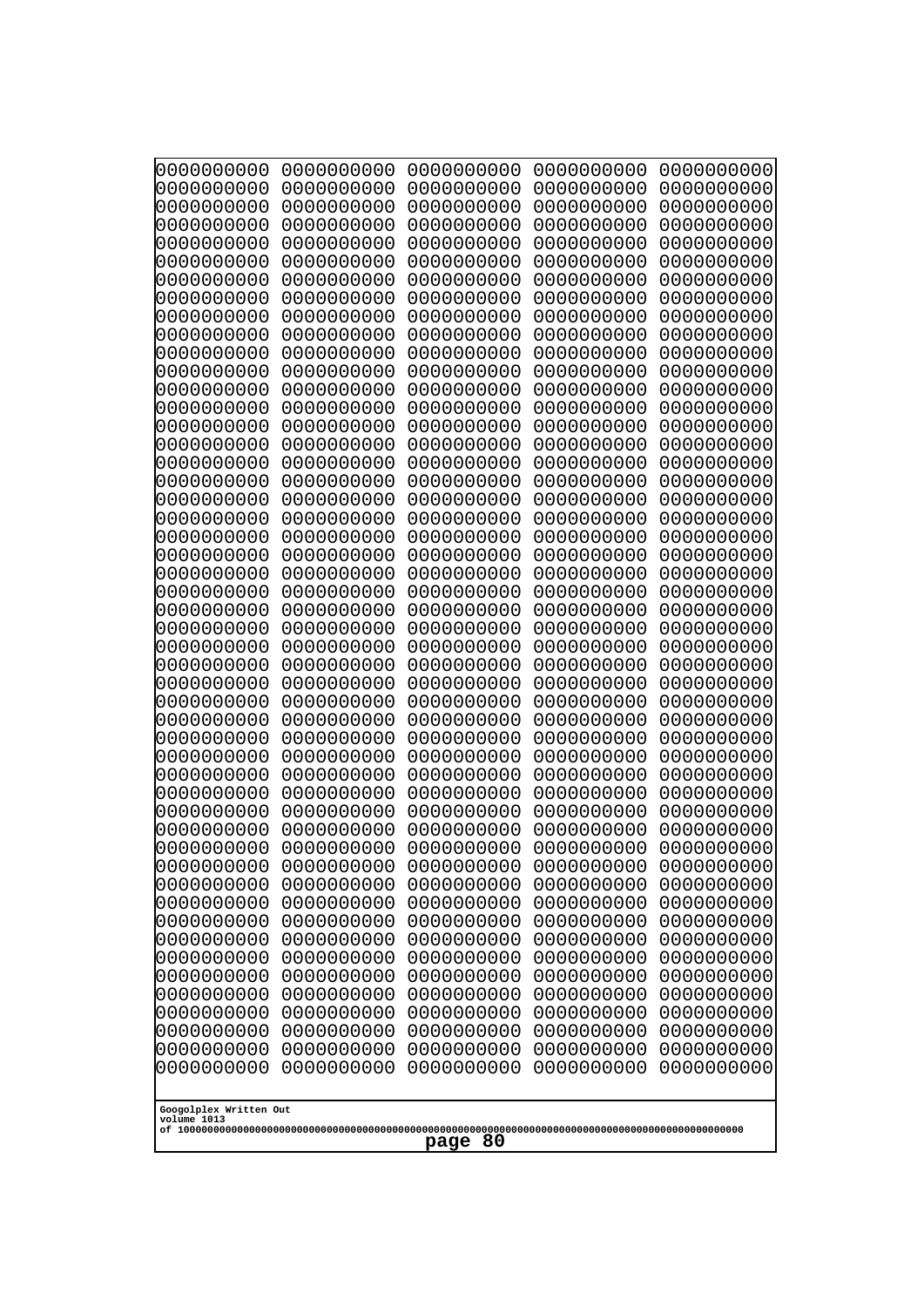```
0000000000 0000000000 0000000000 0000000000 0000000000
0000000000 0000000000 0000000000 0000000000 0000000000
0000000000 0000000000 0000000000 0000000000 0000000000
0000000000 0000000000 0000000000 0000000000 0000000000
0000000000 0000000000 0000000000 0000000000 0000000000
0000000000 0000000000 0000000000 0000000000 0000000000
0000000000 0000000000 0000000000 0000000000 0000000000
0000000000 0000000000 0000000000 0000000000 0000000000
0000000000 0000000000 0000000000 0000000000 0000000000
0000000000 0000000000 0000000000 0000000000 0000000000
0000000000 0000000000 0000000000 0000000000 0000000000
0000000000 0000000000 0000000000 0000000000 0000000000
0000000000 0000000000 0000000000 0000000000 0000000000
0000000000 0000000000 0000000000 0000000000 0000000000
0000000000 0000000000 0000000000 0000000000 0000000000
0000000000 0000000000 0000000000 0000000000 0000000000
0000000000 0000000000 0000000000 0000000000 0000000000
0000000000 0000000000 0000000000 0000000000 0000000000
0000000000 0000000000 0000000000 0000000000 0000000000
0000000000 0000000000 0000000000 0000000000 0000000000
0000000000 0000000000 0000000000 0000000000 0000000000
0000000000 0000000000 0000000000 0000000000 0000000000
0000000000 0000000000 0000000000 0000000000 0000000000
0000000000 0000000000 0000000000 0000000000 0000000000
0000000000 0000000000 0000000000 0000000000 0000000000
0000000000 0000000000 0000000000 0000000000 0000000000
0000000000 0000000000 0000000000 0000000000 0000000000
0000000000 0000000000 0000000000 0000000000 0000000000
0000000000 0000000000 0000000000 0000000000 0000000000
0000000000 0000000000 0000000000 0000000000 0000000000
0000000000 0000000000 0000000000 0000000000 0000000000
0000000000 0000000000 0000000000 0000000000 0000000000
0000000000 0000000000 0000000000 0000000000 0000000000
0000000000 0000000000 0000000000 0000000000 0000000000
0000000000 0000000000 0000000000 0000000000 0000000000
0000000000 0000000000 0000000000 0000000000 0000000000
0000000000 0000000000 0000000000 0000000000 0000000000
0000000000 0000000000 0000000000 0000000000 0000000000
0000000000 0000000000 0000000000 0000000000 0000000000
0000000000 0000000000 0000000000 0000000000 0000000000
0000000000 0000000000 0000000000 0000000000 0000000000
0000000000 0000000000 0000000000 0000000000 0000000000
0000000000 0000000000 0000000000 0000000000 0000000000
0000000000 0000000000 0000000000 0000000000 0000000000
0000000000 0000000000 0000000000 0000000000 0000000000
0000000000 0000000000 0000000000 0000000000 0000000000
0000000000 0000000000 0000000000 0000000000 0000000000
0000000000 0000000000 0000000000 0000000000 0000000000
0000000000 0000000000 0000000000 0000000000 0000000000
0000000000 0000000000 0000000000 0000000000 0000000000
```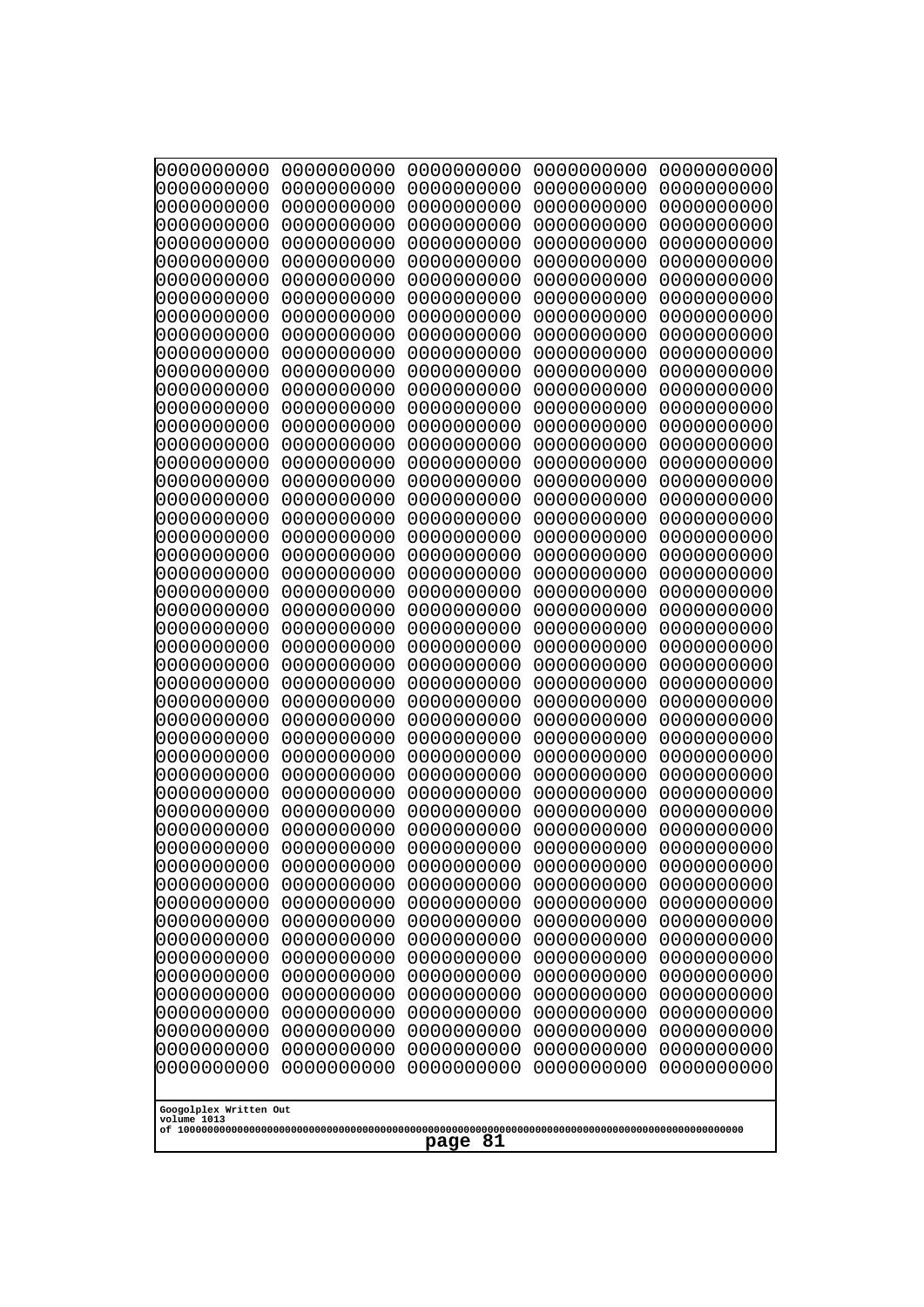```
0000000000 0000000000 0000000000 0000000000 0000000000
0000000000 0000000000 0000000000 0000000000 0000000000
0000000000 0000000000 0000000000 0000000000 0000000000
0000000000 0000000000 0000000000 0000000000 0000000000
0000000000 0000000000 0000000000 0000000000 0000000000
0000000000 0000000000 0000000000 0000000000 0000000000
0000000000 0000000000 0000000000 0000000000 0000000000
0000000000 0000000000 0000000000 0000000000 0000000000
0000000000 0000000000 0000000000 0000000000 0000000000
0000000000 0000000000 0000000000 0000000000 0000000000
0000000000 0000000000 0000000000 0000000000 0000000000
0000000000 0000000000 0000000000 0000000000 0000000000
0000000000 0000000000 0000000000 0000000000 0000000000
0000000000 0000000000 0000000000 0000000000 0000000000
0000000000 0000000000 0000000000 0000000000 0000000000
0000000000 0000000000 0000000000 0000000000 0000000000
0000000000 0000000000 0000000000 0000000000 0000000000
0000000000 0000000000 0000000000 0000000000 0000000000
0000000000 0000000000 0000000000 0000000000 0000000000
0000000000 0000000000 0000000000 0000000000 0000000000
0000000000 0000000000 0000000000 0000000000 0000000000
0000000000 0000000000 0000000000 0000000000 0000000000
0000000000 0000000000 0000000000 0000000000 0000000000
0000000000 0000000000 0000000000 0000000000 0000000000
0000000000 0000000000 0000000000 0000000000 0000000000
0000000000 0000000000 0000000000 0000000000 0000000000
0000000000 0000000000 0000000000 0000000000 0000000000
0000000000 0000000000 0000000000 0000000000 0000000000
0000000000 0000000000 0000000000 0000000000 0000000000
0000000000 0000000000 0000000000 0000000000 0000000000
0000000000 0000000000 0000000000 0000000000 0000000000
0000000000 0000000000 0000000000 0000000000 0000000000
0000000000 0000000000 0000000000 0000000000 0000000000
0000000000 0000000000 0000000000 0000000000 0000000000
0000000000 0000000000 0000000000 0000000000 0000000000
0000000000 0000000000 0000000000 0000000000 0000000000
0000000000 0000000000 0000000000 0000000000 0000000000
0000000000 0000000000 0000000000 0000000000 0000000000
0000000000 0000000000 0000000000 0000000000 0000000000
0000000000 0000000000 0000000000 0000000000 0000000000
0000000000 0000000000 0000000000 0000000000 0000000000
0000000000 0000000000 0000000000 0000000000 0000000000
0000000000 0000000000 0000000000 0000000000 0000000000
0000000000 0000000000 0000000000 0000000000 0000000000
0000000000 0000000000 0000000000 0000000000 0000000000
0000000000 0000000000 0000000000 0000000000 0000000000
0000000000 0000000000 0000000000 0000000000 0000000000
0000000000 0000000000 0000000000 0000000000 0000000000
0000000000 0000000000 0000000000 0000000000 0000000000
0000000000 0000000000 0000000000 0000000000 0000000000
```

Googolplex Written Out
volume 1013
of 10000000000000000000000000000000000000000000000000000000000000000000000000000000000000000000000000000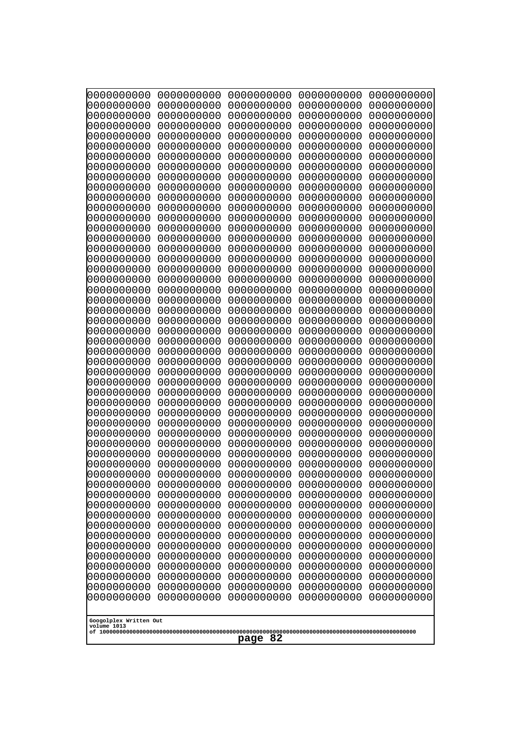```
0000000000 0000000000 0000000000 0000000000 0000000000
0000000000 0000000000 0000000000 0000000000 0000000000
0000000000 0000000000 0000000000 0000000000 0000000000
0000000000 0000000000 0000000000 0000000000 0000000000
0000000000 0000000000 0000000000 0000000000 0000000000
0000000000 0000000000 0000000000 0000000000 0000000000
0000000000 0000000000 0000000000 0000000000 0000000000
0000000000 0000000000 0000000000 0000000000 0000000000
0000000000 0000000000 0000000000 0000000000 0000000000
0000000000 0000000000 0000000000 0000000000 0000000000
0000000000 0000000000 0000000000 0000000000 0000000000
0000000000 0000000000 0000000000 0000000000 0000000000
0000000000 0000000000 0000000000 0000000000 0000000000
0000000000 0000000000 0000000000 0000000000 0000000000
0000000000 0000000000 0000000000 0000000000 0000000000
0000000000 0000000000 0000000000 0000000000 0000000000
0000000000 0000000000 0000000000 0000000000 0000000000
0000000000 0000000000 0000000000 0000000000 0000000000
0000000000 0000000000 0000000000 0000000000 0000000000
0000000000 0000000000 0000000000 0000000000 0000000000
0000000000 0000000000 0000000000 0000000000 0000000000
0000000000 0000000000 0000000000 0000000000 0000000000
0000000000 0000000000 0000000000 0000000000 0000000000
0000000000 0000000000 0000000000 0000000000 0000000000
0000000000 0000000000 0000000000 0000000000 0000000000
0000000000 0000000000 0000000000 0000000000 0000000000
0000000000 0000000000 0000000000 0000000000 0000000000
0000000000 0000000000 0000000000 0000000000 0000000000
0000000000 0000000000 0000000000 0000000000 0000000000
0000000000 0000000000 0000000000 0000000000 0000000000
0000000000 0000000000 0000000000 0000000000 0000000000
0000000000 0000000000 0000000000 0000000000 0000000000
0000000000 0000000000 0000000000 0000000000 0000000000
0000000000 0000000000 0000000000 0000000000 0000000000
0000000000 0000000000 0000000000 0000000000 0000000000
0000000000 0000000000 0000000000 0000000000 0000000000
0000000000 0000000000 0000000000 0000000000 0000000000
0000000000 0000000000 0000000000 0000000000 0000000000
0000000000 0000000000 0000000000 0000000000 0000000000
0000000000 0000000000 0000000000 0000000000 0000000000
0000000000 0000000000 0000000000 0000000000 0000000000
0000000000 0000000000 0000000000 0000000000 0000000000
0000000000 0000000000 0000000000 0000000000 0000000000
0000000000 0000000000 0000000000 0000000000 0000000000
0000000000 0000000000 0000000000 0000000000 0000000000
0000000000 0000000000 0000000000 0000000000 0000000000
0000000000 0000000000 0000000000 0000000000 0000000000
0000000000 0000000000 0000000000 0000000000 0000000000
0000000000 0000000000 0000000000 0000000000 0000000000
0000000000 0000000000 0000000000 0000000000 0000000000
```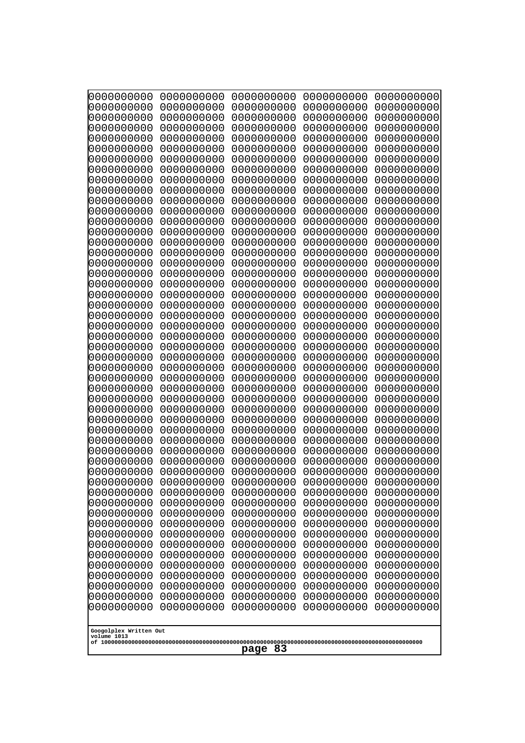0000000000 0000000000 0000000000 0000000000 0000000000
0000000000 0000000000 0000000000 0000000000 0000000000
0000000000 0000000000 0000000000 0000000000 0000000000
0000000000 0000000000 0000000000 0000000000 0000000000
0000000000 0000000000 0000000000 0000000000 0000000000
0000000000 0000000000 0000000000 0000000000 0000000000
0000000000 0000000000 0000000000 0000000000 0000000000
0000000000 0000000000 0000000000 0000000000 0000000000
0000000000 0000000000 0000000000 0000000000 0000000000
0000000000 0000000000 0000000000 0000000000 0000000000
0000000000 0000000000 0000000000 0000000000 0000000000
0000000000 0000000000 0000000000 0000000000 0000000000
0000000000 0000000000 0000000000 0000000000 0000000000
0000000000 0000000000 0000000000 0000000000 0000000000
0000000000 0000000000 0000000000 0000000000 0000000000
0000000000 0000000000 0000000000 0000000000 0000000000
0000000000 0000000000 0000000000 0000000000 0000000000
0000000000 0000000000 0000000000 0000000000 0000000000
0000000000 0000000000 0000000000 0000000000 0000000000
0000000000 0000000000 0000000000 0000000000 0000000000
0000000000 0000000000 0000000000 0000000000 0000000000
0000000000 0000000000 0000000000 0000000000 0000000000
0000000000 0000000000 0000000000 0000000000 0000000000
0000000000 0000000000 0000000000 0000000000 0000000000
0000000000 0000000000 0000000000 0000000000 0000000000
0000000000 0000000000 0000000000 0000000000 0000000000
0000000000 0000000000 0000000000 0000000000 0000000000
0000000000 0000000000 0000000000 0000000000 0000000000
0000000000 0000000000 0000000000 0000000000 0000000000
0000000000 0000000000 0000000000 0000000000 0000000000
0000000000 0000000000 0000000000 0000000000 0000000000
0000000000 0000000000 0000000000 0000000000 0000000000
0000000000 0000000000 0000000000 0000000000 0000000000
0000000000 0000000000 0000000000 0000000000 0000000000
0000000000 0000000000 0000000000 0000000000 0000000000
0000000000 0000000000 0000000000 0000000000 0000000000
0000000000 0000000000 0000000000 0000000000 0000000000
0000000000 0000000000 0000000000 0000000000 0000000000
0000000000 0000000000 0000000000 0000000000 0000000000
0000000000 0000000000 0000000000 0000000000 0000000000
0000000000 0000000000 0000000000 0000000000 0000000000
0000000000 0000000000 0000000000 0000000000 0000000000
0000000000 0000000000 0000000000 0000000000 0000000000
0000000000 0000000000 0000000000 0000000000 0000000000
0000000000 0000000000 0000000000 0000000000 0000000000
0000000000 0000000000 0000000000 0000000000 0000000000
0000000000 0000000000 0000000000 0000000000 0000000000
0000000000 0000000000 0000000000 0000000000 0000000000
0000000000 0000000000 0000000000 0000000000 0000000000
0000000000 0000000000 0000000000 0000000000 0000000000

Googolplex Written Out
volume 1013
of 10000000000000000000000000000000000000000000000000000000000000000000000000000000000000000000000000000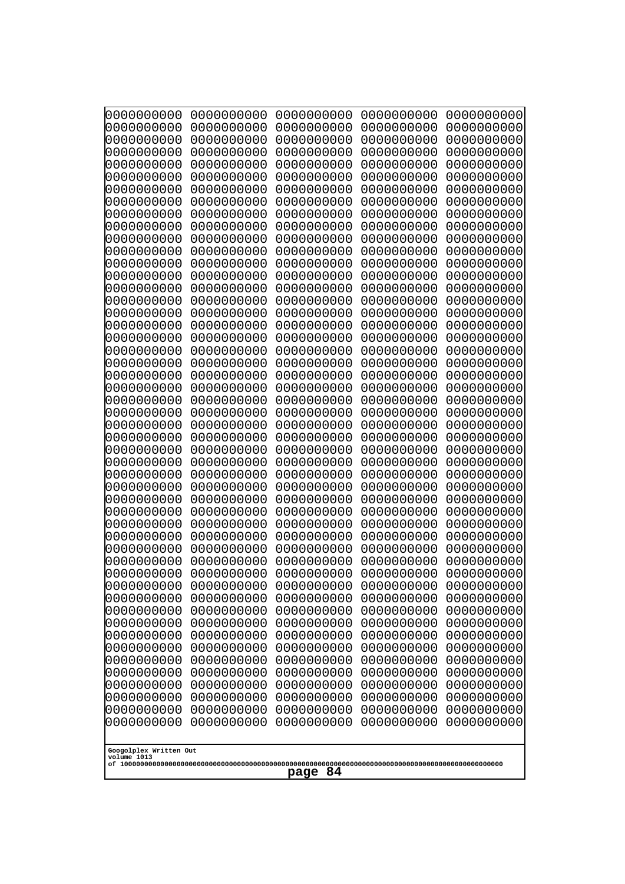```
0000000000 0000000000 0000000000 0000000000 0000000000
0000000000 0000000000 0000000000 0000000000 0000000000
0000000000 0000000000 0000000000 0000000000 0000000000
0000000000 0000000000 0000000000 0000000000 0000000000
0000000000 0000000000 0000000000 0000000000 0000000000
0000000000 0000000000 0000000000 0000000000 0000000000
0000000000 0000000000 0000000000 0000000000 0000000000
0000000000 0000000000 0000000000 0000000000 0000000000
0000000000 0000000000 0000000000 0000000000 0000000000
0000000000 0000000000 0000000000 0000000000 0000000000
0000000000 0000000000 0000000000 0000000000 0000000000
0000000000 0000000000 0000000000 0000000000 0000000000
0000000000 0000000000 0000000000 0000000000 0000000000
0000000000 0000000000 0000000000 0000000000 0000000000
0000000000 0000000000 0000000000 0000000000 0000000000
0000000000 0000000000 0000000000 0000000000 0000000000
0000000000 0000000000 0000000000 0000000000 0000000000
0000000000 0000000000 0000000000 0000000000 0000000000
0000000000 0000000000 0000000000 0000000000 0000000000
0000000000 0000000000 0000000000 0000000000 0000000000
0000000000 0000000000 0000000000 0000000000 0000000000
0000000000 0000000000 0000000000 0000000000 0000000000
0000000000 0000000000 0000000000 0000000000 0000000000
0000000000 0000000000 0000000000 0000000000 0000000000
0000000000 0000000000 0000000000 0000000000 0000000000
0000000000 0000000000 0000000000 0000000000 0000000000
0000000000 0000000000 0000000000 0000000000 0000000000
0000000000 0000000000 0000000000 0000000000 0000000000
0000000000 0000000000 0000000000 0000000000 0000000000
0000000000 0000000000 0000000000 0000000000 0000000000
0000000000 0000000000 0000000000 0000000000 0000000000
0000000000 0000000000 0000000000 0000000000 0000000000
0000000000 0000000000 0000000000 0000000000 0000000000
0000000000 0000000000 0000000000 0000000000 0000000000
0000000000 0000000000 0000000000 0000000000 0000000000
0000000000 0000000000 0000000000 0000000000 0000000000
0000000000 0000000000 0000000000 0000000000 0000000000
0000000000 0000000000 0000000000 0000000000 0000000000
0000000000 0000000000 0000000000 0000000000 0000000000
0000000000 0000000000 0000000000 0000000000 0000000000
0000000000 0000000000 0000000000 0000000000 0000000000
0000000000 0000000000 0000000000 0000000000 0000000000
0000000000 0000000000 0000000000 0000000000 0000000000
0000000000 0000000000 0000000000 0000000000 0000000000
0000000000 0000000000 0000000000 0000000000 0000000000
0000000000 0000000000 0000000000 0000000000 0000000000
0000000000 0000000000 0000000000 0000000000 0000000000
0000000000 0000000000 0000000000 0000000000 0000000000
0000000000 0000000000 0000000000 0000000000 0000000000
0000000000 0000000000 0000000000 0000000000 0000000000
```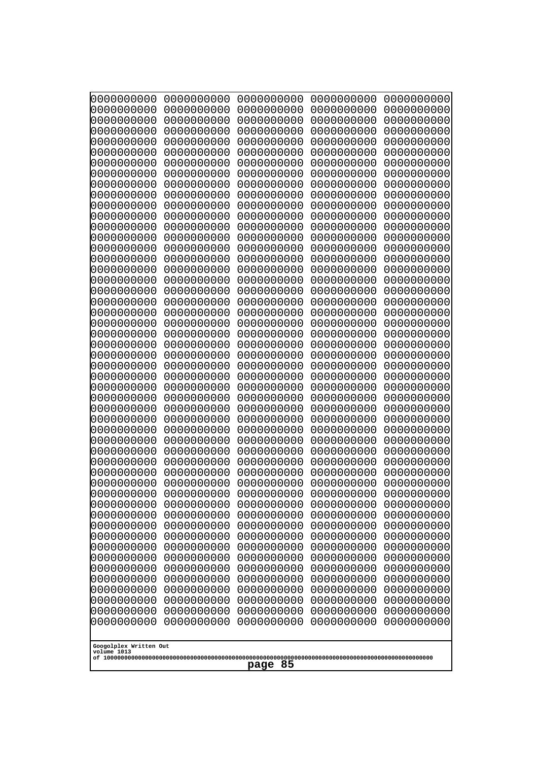```
0000000000 0000000000 0000000000 0000000000 0000000000
0000000000 0000000000 0000000000 0000000000 0000000000
0000000000 0000000000 0000000000 0000000000 0000000000
0000000000 0000000000 0000000000 0000000000 0000000000
0000000000 0000000000 0000000000 0000000000 0000000000
0000000000 0000000000 0000000000 0000000000 0000000000
0000000000 0000000000 0000000000 0000000000 0000000000
0000000000 0000000000 0000000000 0000000000 0000000000
0000000000 0000000000 0000000000 0000000000 0000000000
0000000000 0000000000 0000000000 0000000000 0000000000
0000000000 0000000000 0000000000 0000000000 0000000000
0000000000 0000000000 0000000000 0000000000 0000000000
0000000000 0000000000 0000000000 0000000000 0000000000
0000000000 0000000000 0000000000 0000000000 0000000000
0000000000 0000000000 0000000000 0000000000 0000000000
0000000000 0000000000 0000000000 0000000000 0000000000
0000000000 0000000000 0000000000 0000000000 0000000000
0000000000 0000000000 0000000000 0000000000 0000000000
0000000000 0000000000 0000000000 0000000000 0000000000
0000000000 0000000000 0000000000 0000000000 0000000000
0000000000 0000000000 0000000000 0000000000 0000000000
0000000000 0000000000 0000000000 0000000000 0000000000
0000000000 0000000000 0000000000 0000000000 0000000000
0000000000 0000000000 0000000000 0000000000 0000000000
0000000000 0000000000 0000000000 0000000000 0000000000
0000000000 0000000000 0000000000 0000000000 0000000000
0000000000 0000000000 0000000000 0000000000 0000000000
0000000000 0000000000 0000000000 0000000000 0000000000
0000000000 0000000000 0000000000 0000000000 0000000000
0000000000 0000000000 0000000000 0000000000 0000000000
0000000000 0000000000 0000000000 0000000000 0000000000
0000000000 0000000000 0000000000 0000000000 0000000000
0000000000 0000000000 0000000000 0000000000 0000000000
0000000000 0000000000 0000000000 0000000000 0000000000
0000000000 0000000000 0000000000 0000000000 0000000000
0000000000 0000000000 0000000000 0000000000 0000000000
0000000000 0000000000 0000000000 0000000000 0000000000
0000000000 0000000000 0000000000 0000000000 0000000000
0000000000 0000000000 0000000000 0000000000 0000000000
0000000000 0000000000 0000000000 0000000000 0000000000
0000000000 0000000000 0000000000 0000000000 0000000000
0000000000 0000000000 0000000000 0000000000 0000000000
0000000000 0000000000 0000000000 0000000000 0000000000
0000000000 0000000000 0000000000 0000000000 0000000000
0000000000 0000000000 0000000000 0000000000 0000000000
0000000000 0000000000 0000000000 0000000000 0000000000
0000000000 0000000000 0000000000 0000000000 0000000000
0000000000 0000000000 0000000000 0000000000 0000000000
0000000000 0000000000 0000000000 0000000000 0000000000
0000000000 0000000000 0000000000 0000000000 0000000000
```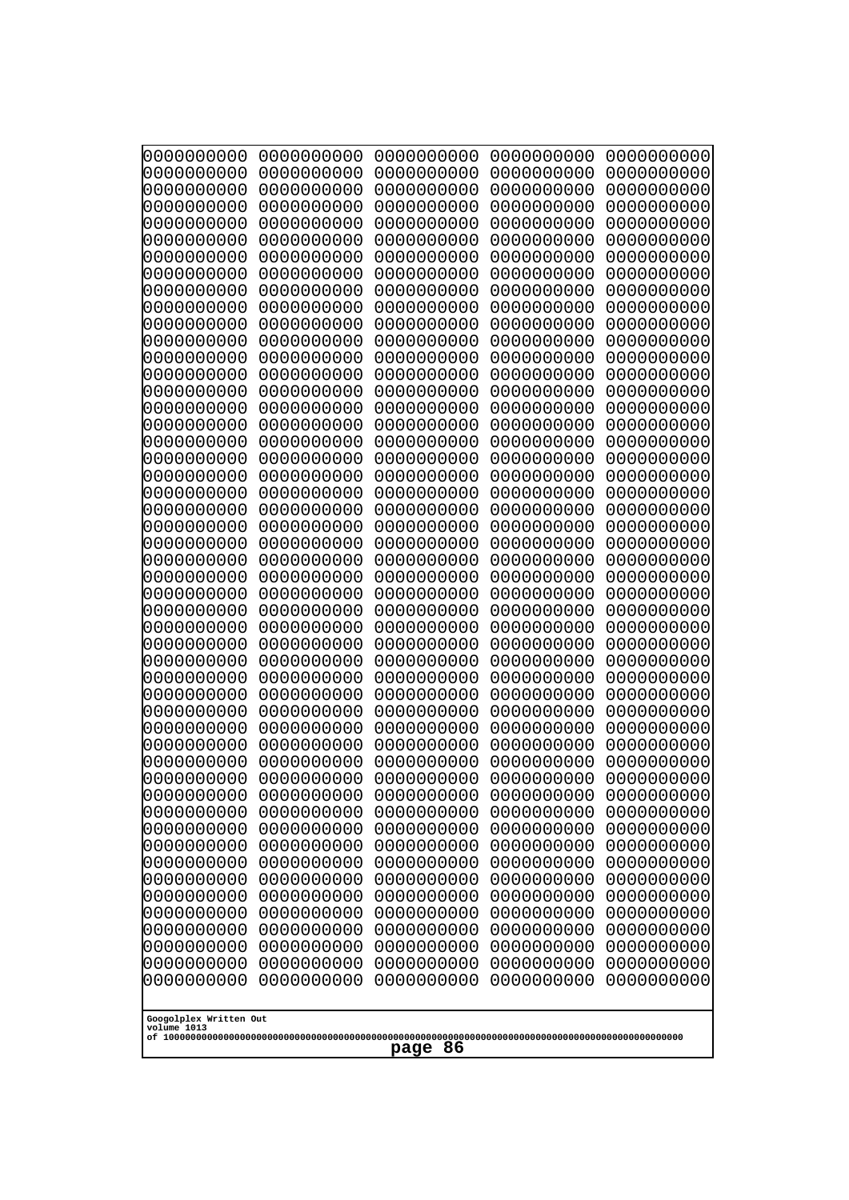```
0000000000 0000000000 0000000000 0000000000 0000000000
0000000000 0000000000 0000000000 0000000000 0000000000
0000000000 0000000000 0000000000 0000000000 0000000000
0000000000 0000000000 0000000000 0000000000 0000000000
0000000000 0000000000 0000000000 0000000000 0000000000
0000000000 0000000000 0000000000 0000000000 0000000000
0000000000 0000000000 0000000000 0000000000 0000000000
0000000000 0000000000 0000000000 0000000000 0000000000
0000000000 0000000000 0000000000 0000000000 0000000000
0000000000 0000000000 0000000000 0000000000 0000000000
0000000000 0000000000 0000000000 0000000000 0000000000
0000000000 0000000000 0000000000 0000000000 0000000000
0000000000 0000000000 0000000000 0000000000 0000000000
0000000000 0000000000 0000000000 0000000000 0000000000
0000000000 0000000000 0000000000 0000000000 0000000000
0000000000 0000000000 0000000000 0000000000 0000000000
0000000000 0000000000 0000000000 0000000000 0000000000
0000000000 0000000000 0000000000 0000000000 0000000000
0000000000 0000000000 0000000000 0000000000 0000000000
0000000000 0000000000 0000000000 0000000000 0000000000
0000000000 0000000000 0000000000 0000000000 0000000000
0000000000 0000000000 0000000000 0000000000 0000000000
0000000000 0000000000 0000000000 0000000000 0000000000
0000000000 0000000000 0000000000 0000000000 0000000000
0000000000 0000000000 0000000000 0000000000 0000000000
0000000000 0000000000 0000000000 0000000000 0000000000
0000000000 0000000000 0000000000 0000000000 0000000000
0000000000 0000000000 0000000000 0000000000 0000000000
0000000000 0000000000 0000000000 0000000000 0000000000
0000000000 0000000000 0000000000 0000000000 0000000000
0000000000 0000000000 0000000000 0000000000 0000000000
0000000000 0000000000 0000000000 0000000000 0000000000
0000000000 0000000000 0000000000 0000000000 0000000000
0000000000 0000000000 0000000000 0000000000 0000000000
0000000000 0000000000 0000000000 0000000000 0000000000
0000000000 0000000000 0000000000 0000000000 0000000000
0000000000 0000000000 0000000000 0000000000 0000000000
0000000000 0000000000 0000000000 0000000000 0000000000
0000000000 0000000000 0000000000 0000000000 0000000000
0000000000 0000000000 0000000000 0000000000 0000000000
0000000000 0000000000 0000000000 0000000000 0000000000
0000000000 0000000000 0000000000 0000000000 0000000000
0000000000 0000000000 0000000000 0000000000 0000000000
0000000000 0000000000 0000000000 0000000000 0000000000
0000000000 0000000000 0000000000 0000000000 0000000000
0000000000 0000000000 0000000000 0000000000 0000000000
0000000000 0000000000 0000000000 0000000000 0000000000
0000000000 0000000000 0000000000 0000000000 0000000000
0000000000 0000000000 0000000000 0000000000 0000000000
0000000000 0000000000 0000000000 0000000000 0000000000
```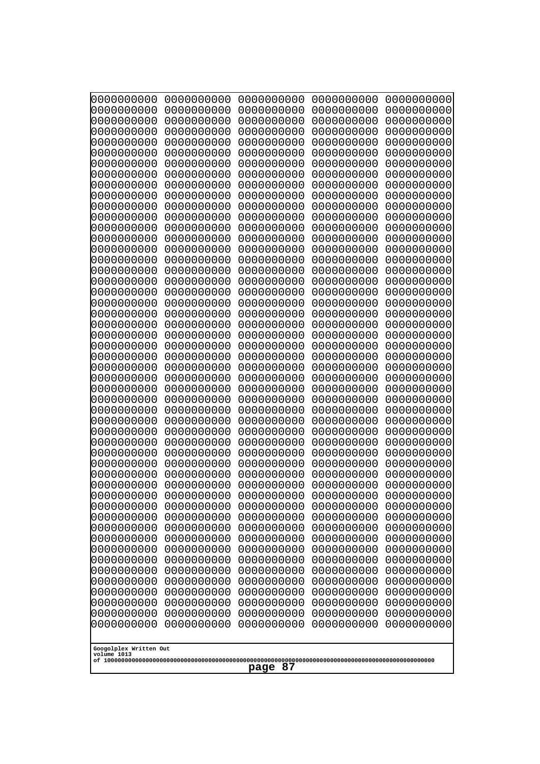```
0000000000 0000000000 0000000000 0000000000 0000000000
0000000000 0000000000 0000000000 0000000000 0000000000
0000000000 0000000000 0000000000 0000000000 0000000000
0000000000 0000000000 0000000000 0000000000 0000000000
0000000000 0000000000 0000000000 0000000000 0000000000
0000000000 0000000000 0000000000 0000000000 0000000000
0000000000 0000000000 0000000000 0000000000 0000000000
0000000000 0000000000 0000000000 0000000000 0000000000
0000000000 0000000000 0000000000 0000000000 0000000000
0000000000 0000000000 0000000000 0000000000 0000000000
0000000000 0000000000 0000000000 0000000000 0000000000
0000000000 0000000000 0000000000 0000000000 0000000000
0000000000 0000000000 0000000000 0000000000 0000000000
0000000000 0000000000 0000000000 0000000000 0000000000
0000000000 0000000000 0000000000 0000000000 0000000000
0000000000 0000000000 0000000000 0000000000 0000000000
0000000000 0000000000 0000000000 0000000000 0000000000
0000000000 0000000000 0000000000 0000000000 0000000000
0000000000 0000000000 0000000000 0000000000 0000000000
0000000000 0000000000 0000000000 0000000000 0000000000
0000000000 0000000000 0000000000 0000000000 0000000000
0000000000 0000000000 0000000000 0000000000 0000000000
0000000000 0000000000 0000000000 0000000000 0000000000
0000000000 0000000000 0000000000 0000000000 0000000000
0000000000 0000000000 0000000000 0000000000 0000000000
0000000000 0000000000 0000000000 0000000000 0000000000
0000000000 0000000000 0000000000 0000000000 0000000000
0000000000 0000000000 0000000000 0000000000 0000000000
0000000000 0000000000 0000000000 0000000000 0000000000
0000000000 0000000000 0000000000 0000000000 0000000000
0000000000 0000000000 0000000000 0000000000 0000000000
0000000000 0000000000 0000000000 0000000000 0000000000
0000000000 0000000000 0000000000 0000000000 0000000000
0000000000 0000000000 0000000000 0000000000 0000000000
0000000000 0000000000 0000000000 0000000000 0000000000
0000000000 0000000000 0000000000 0000000000 0000000000
0000000000 0000000000 0000000000 0000000000 0000000000
0000000000 0000000000 0000000000 0000000000 0000000000
0000000000 0000000000 0000000000 0000000000 0000000000
0000000000 0000000000 0000000000 0000000000 0000000000
0000000000 0000000000 0000000000 0000000000 0000000000
0000000000 0000000000 0000000000 0000000000 0000000000
0000000000 0000000000 0000000000 0000000000 0000000000
0000000000 0000000000 0000000000 0000000000 0000000000
0000000000 0000000000 0000000000 0000000000 0000000000
0000000000 0000000000 0000000000 0000000000 0000000000
0000000000 0000000000 0000000000 0000000000 0000000000
0000000000 0000000000 0000000000 0000000000 0000000000
0000000000 0000000000 0000000000 0000000000 0000000000
0000000000 0000000000 0000000000 0000000000 0000000000
```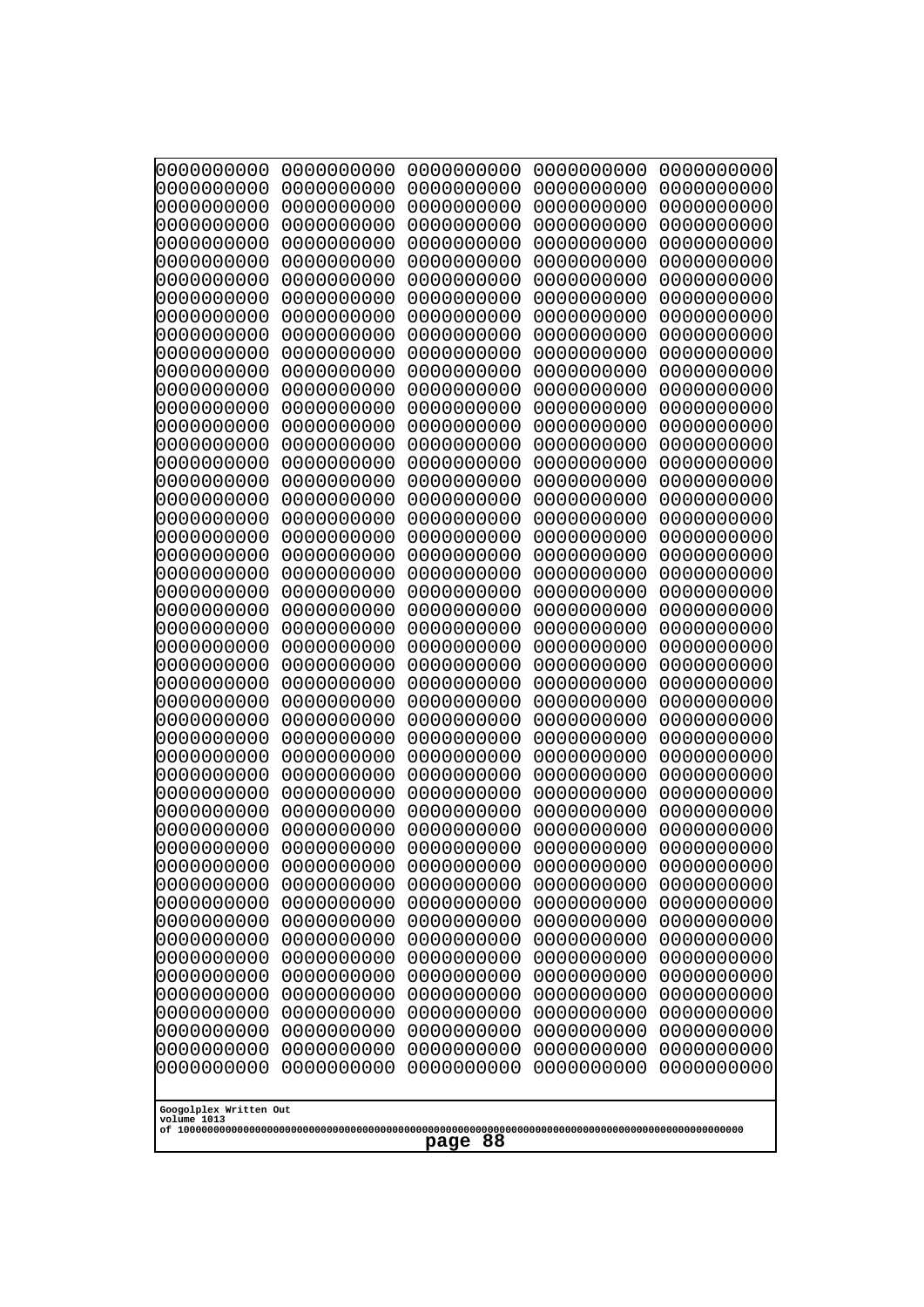```
0000000000 0000000000 0000000000 0000000000 0000000000
0000000000 0000000000 0000000000 0000000000 0000000000
0000000000 0000000000 0000000000 0000000000 0000000000
0000000000 0000000000 0000000000 0000000000 0000000000
0000000000 0000000000 0000000000 0000000000 0000000000
0000000000 0000000000 0000000000 0000000000 0000000000
0000000000 0000000000 0000000000 0000000000 0000000000
0000000000 0000000000 0000000000 0000000000 0000000000
0000000000 0000000000 0000000000 0000000000 0000000000
0000000000 0000000000 0000000000 0000000000 0000000000
0000000000 0000000000 0000000000 0000000000 0000000000
0000000000 0000000000 0000000000 0000000000 0000000000
0000000000 0000000000 0000000000 0000000000 0000000000
0000000000 0000000000 0000000000 0000000000 0000000000
0000000000 0000000000 0000000000 0000000000 0000000000
0000000000 0000000000 0000000000 0000000000 0000000000
0000000000 0000000000 0000000000 0000000000 0000000000
0000000000 0000000000 0000000000 0000000000 0000000000
0000000000 0000000000 0000000000 0000000000 0000000000
0000000000 0000000000 0000000000 0000000000 0000000000
0000000000 0000000000 0000000000 0000000000 0000000000
0000000000 0000000000 0000000000 0000000000 0000000000
0000000000 0000000000 0000000000 0000000000 0000000000
0000000000 0000000000 0000000000 0000000000 0000000000
0000000000 0000000000 0000000000 0000000000 0000000000
0000000000 0000000000 0000000000 0000000000 0000000000
0000000000 0000000000 0000000000 0000000000 0000000000
0000000000 0000000000 0000000000 0000000000 0000000000
0000000000 0000000000 0000000000 0000000000 0000000000
0000000000 0000000000 0000000000 0000000000 0000000000
0000000000 0000000000 0000000000 0000000000 0000000000
0000000000 0000000000 0000000000 0000000000 0000000000
0000000000 0000000000 0000000000 0000000000 0000000000
0000000000 0000000000 0000000000 0000000000 0000000000
0000000000 0000000000 0000000000 0000000000 0000000000
0000000000 0000000000 0000000000 0000000000 0000000000
0000000000 0000000000 0000000000 0000000000 0000000000
0000000000 0000000000 0000000000 0000000000 0000000000
0000000000 0000000000 0000000000 0000000000 0000000000
0000000000 0000000000 0000000000 0000000000 0000000000
0000000000 0000000000 0000000000 0000000000 0000000000
0000000000 0000000000 0000000000 0000000000 0000000000
0000000000 0000000000 0000000000 0000000000 0000000000
0000000000 0000000000 0000000000 0000000000 0000000000
0000000000 0000000000 0000000000 0000000000 0000000000
0000000000 0000000000 0000000000 0000000000 0000000000
0000000000 0000000000 0000000000 0000000000 0000000000
0000000000 0000000000 0000000000 0000000000 0000000000
0000000000 0000000000 0000000000 0000000000 0000000000
0000000000 0000000000 0000000000 0000000000 0000000000
```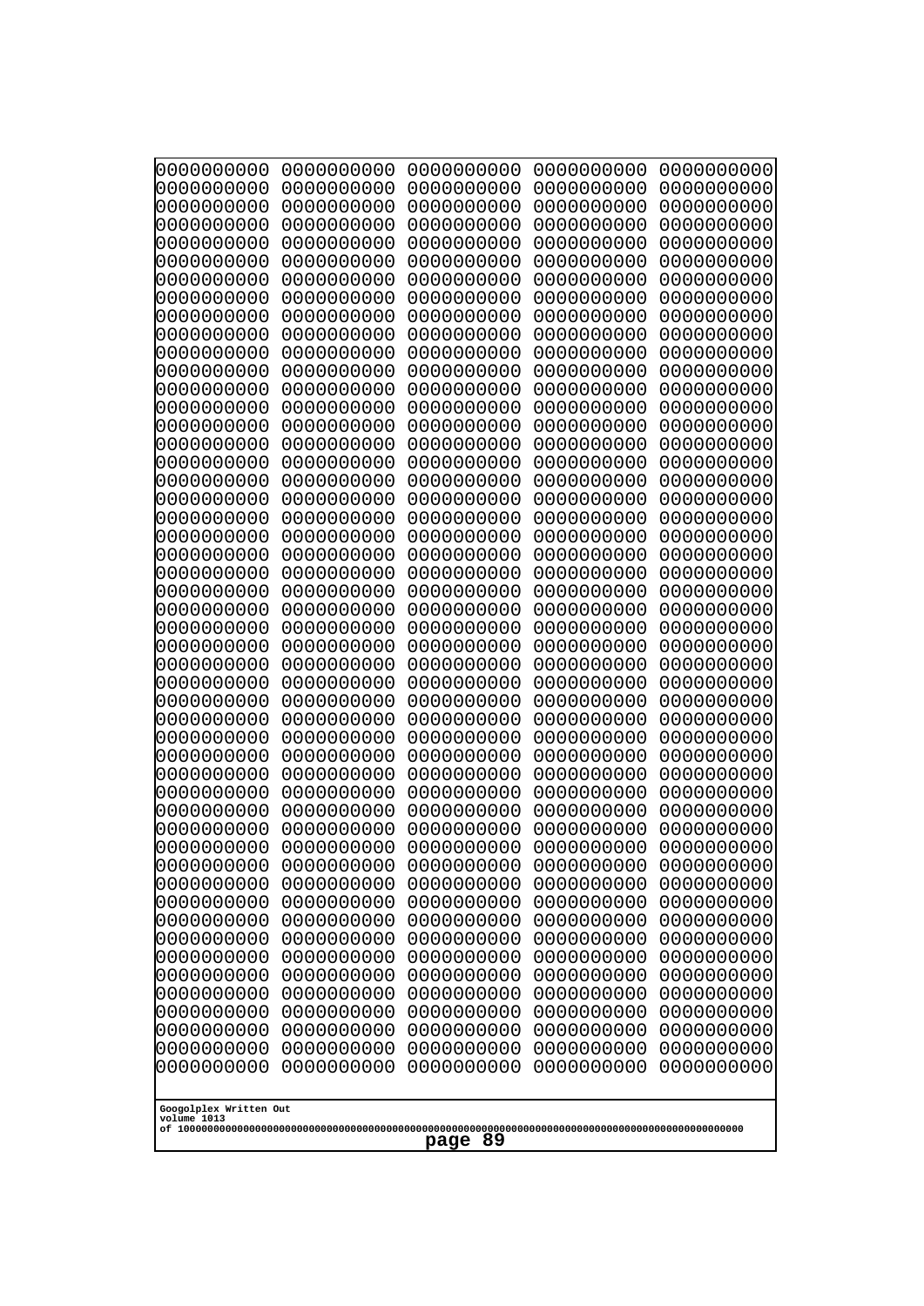```
0000000000 0000000000 0000000000 0000000000 0000000000
0000000000 0000000000 0000000000 0000000000 0000000000
0000000000 0000000000 0000000000 0000000000 0000000000
0000000000 0000000000 0000000000 0000000000 0000000000
0000000000 0000000000 0000000000 0000000000 0000000000
0000000000 0000000000 0000000000 0000000000 0000000000
0000000000 0000000000 0000000000 0000000000 0000000000
0000000000 0000000000 0000000000 0000000000 0000000000
0000000000 0000000000 0000000000 0000000000 0000000000
0000000000 0000000000 0000000000 0000000000 0000000000
0000000000 0000000000 0000000000 0000000000 0000000000
0000000000 0000000000 0000000000 0000000000 0000000000
0000000000 0000000000 0000000000 0000000000 0000000000
0000000000 0000000000 0000000000 0000000000 0000000000
0000000000 0000000000 0000000000 0000000000 0000000000
0000000000 0000000000 0000000000 0000000000 0000000000
0000000000 0000000000 0000000000 0000000000 0000000000
0000000000 0000000000 0000000000 0000000000 0000000000
0000000000 0000000000 0000000000 0000000000 0000000000
0000000000 0000000000 0000000000 0000000000 0000000000
0000000000 0000000000 0000000000 0000000000 0000000000
0000000000 0000000000 0000000000 0000000000 0000000000
0000000000 0000000000 0000000000 0000000000 0000000000
0000000000 0000000000 0000000000 0000000000 0000000000
0000000000 0000000000 0000000000 0000000000 0000000000
0000000000 0000000000 0000000000 0000000000 0000000000
0000000000 0000000000 0000000000 0000000000 0000000000
0000000000 0000000000 0000000000 0000000000 0000000000
0000000000 0000000000 0000000000 0000000000 0000000000
0000000000 0000000000 0000000000 0000000000 0000000000
0000000000 0000000000 0000000000 0000000000 0000000000
0000000000 0000000000 0000000000 0000000000 0000000000
0000000000 0000000000 0000000000 0000000000 0000000000
0000000000 0000000000 0000000000 0000000000 0000000000
0000000000 0000000000 0000000000 0000000000 0000000000
0000000000 0000000000 0000000000 0000000000 0000000000
0000000000 0000000000 0000000000 0000000000 0000000000
0000000000 0000000000 0000000000 0000000000 0000000000
0000000000 0000000000 0000000000 0000000000 0000000000
0000000000 0000000000 0000000000 0000000000 0000000000
0000000000 0000000000 0000000000 0000000000 0000000000
0000000000 0000000000 0000000000 0000000000 0000000000
0000000000 0000000000 0000000000 0000000000 0000000000
0000000000 0000000000 0000000000 0000000000 0000000000
0000000000 0000000000 0000000000 0000000000 0000000000
0000000000 0000000000 0000000000 0000000000 0000000000
0000000000 0000000000 0000000000 0000000000 0000000000
0000000000 0000000000 0000000000 0000000000 0000000000
0000000000 0000000000 0000000000 0000000000 0000000000
0000000000 0000000000 0000000000 0000000000 0000000000
```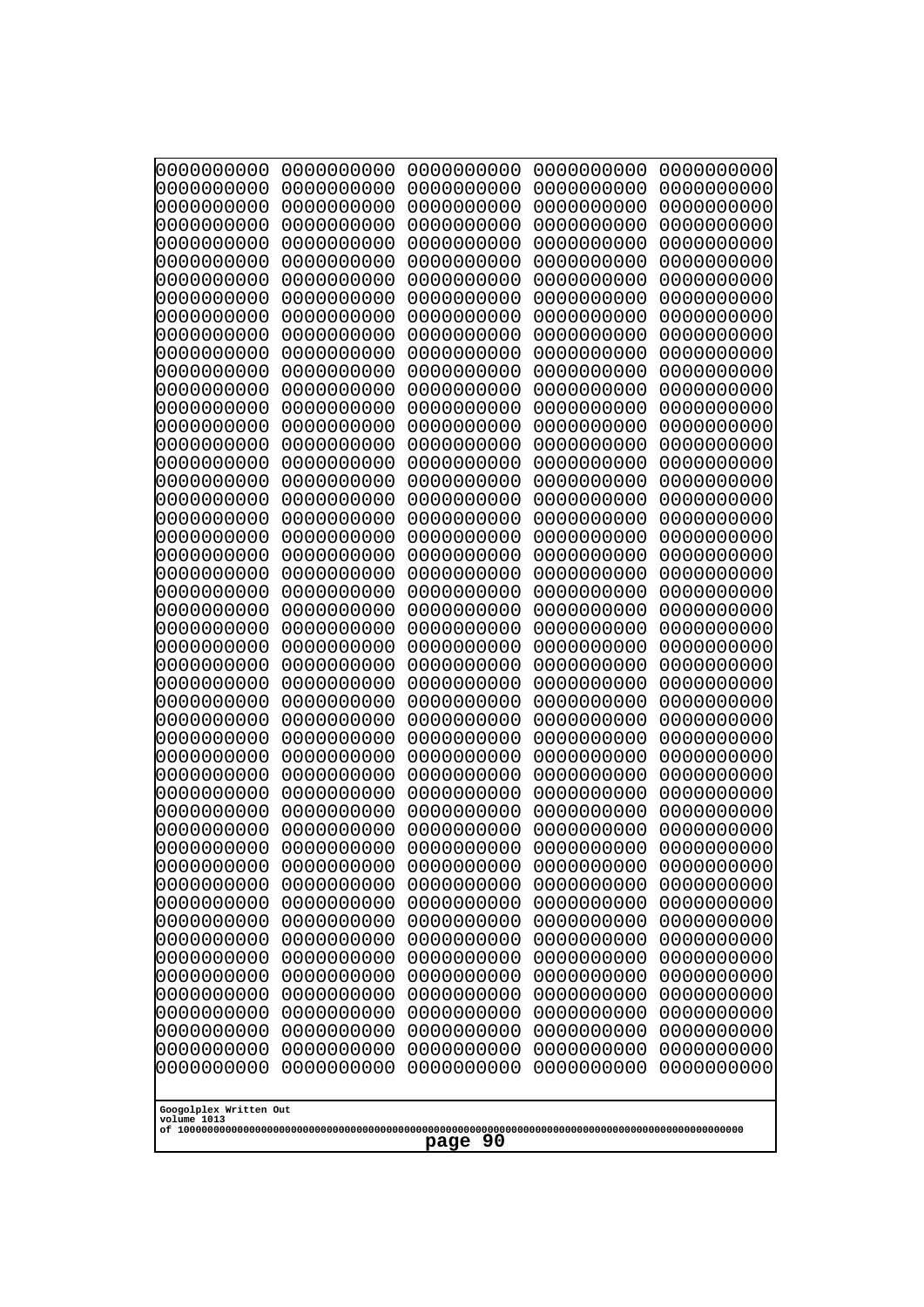```
0000000000 0000000000 0000000000 0000000000 0000000000
0000000000 0000000000 0000000000 0000000000 0000000000
0000000000 0000000000 0000000000 0000000000 0000000000
0000000000 0000000000 0000000000 0000000000 0000000000
0000000000 0000000000 0000000000 0000000000 0000000000
0000000000 0000000000 0000000000 0000000000 0000000000
0000000000 0000000000 0000000000 0000000000 0000000000
0000000000 0000000000 0000000000 0000000000 0000000000
0000000000 0000000000 0000000000 0000000000 0000000000
0000000000 0000000000 0000000000 0000000000 0000000000
0000000000 0000000000 0000000000 0000000000 0000000000
0000000000 0000000000 0000000000 0000000000 0000000000
0000000000 0000000000 0000000000 0000000000 0000000000
0000000000 0000000000 0000000000 0000000000 0000000000
0000000000 0000000000 0000000000 0000000000 0000000000
0000000000 0000000000 0000000000 0000000000 0000000000
0000000000 0000000000 0000000000 0000000000 0000000000
0000000000 0000000000 0000000000 0000000000 0000000000
0000000000 0000000000 0000000000 0000000000 0000000000
0000000000 0000000000 0000000000 0000000000 0000000000
0000000000 0000000000 0000000000 0000000000 0000000000
0000000000 0000000000 0000000000 0000000000 0000000000
0000000000 0000000000 0000000000 0000000000 0000000000
0000000000 0000000000 0000000000 0000000000 0000000000
0000000000 0000000000 0000000000 0000000000 0000000000
0000000000 0000000000 0000000000 0000000000 0000000000
0000000000 0000000000 0000000000 0000000000 0000000000
0000000000 0000000000 0000000000 0000000000 0000000000
0000000000 0000000000 0000000000 0000000000 0000000000
0000000000 0000000000 0000000000 0000000000 0000000000
0000000000 0000000000 0000000000 0000000000 0000000000
0000000000 0000000000 0000000000 0000000000 0000000000
0000000000 0000000000 0000000000 0000000000 0000000000
0000000000 0000000000 0000000000 0000000000 0000000000
0000000000 0000000000 0000000000 0000000000 0000000000
0000000000 0000000000 0000000000 0000000000 0000000000
0000000000 0000000000 0000000000 0000000000 0000000000
0000000000 0000000000 0000000000 0000000000 0000000000
0000000000 0000000000 0000000000 0000000000 0000000000
0000000000 0000000000 0000000000 0000000000 0000000000
0000000000 0000000000 0000000000 0000000000 0000000000
0000000000 0000000000 0000000000 0000000000 0000000000
0000000000 0000000000 0000000000 0000000000 0000000000
0000000000 0000000000 0000000000 0000000000 0000000000
0000000000 0000000000 0000000000 0000000000 0000000000
0000000000 0000000000 0000000000 0000000000 0000000000
0000000000 0000000000 0000000000 0000000000 0000000000
0000000000 0000000000 0000000000 0000000000 0000000000
0000000000 0000000000 0000000000 0000000000 0000000000
0000000000 0000000000 0000000000 0000000000 0000000000
```

Googolplex Written Out
volume 1013
of 10000000000000000000000000000000000000000000000000000000000000000000000000000000000000000000000000000

page 90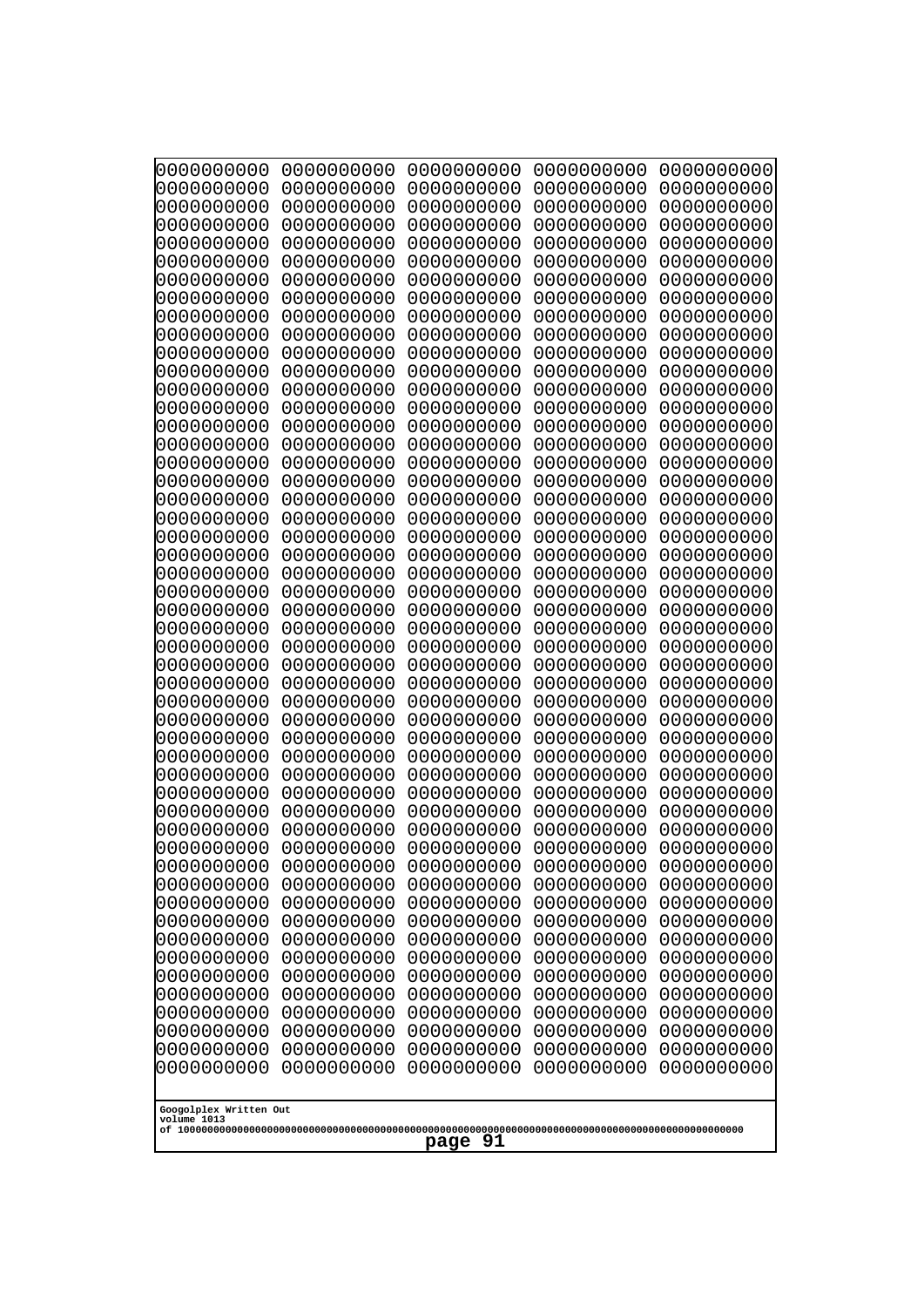0000000000 0000000000 0000000000 0000000000 0000000000
0000000000 0000000000 0000000000 0000000000 0000000000
0000000000 0000000000 0000000000 0000000000 0000000000
0000000000 0000000000 0000000000 0000000000 0000000000
0000000000 0000000000 0000000000 0000000000 0000000000
0000000000 0000000000 0000000000 0000000000 0000000000
0000000000 0000000000 0000000000 0000000000 0000000000
0000000000 0000000000 0000000000 0000000000 0000000000
0000000000 0000000000 0000000000 0000000000 0000000000
0000000000 0000000000 0000000000 0000000000 0000000000
0000000000 0000000000 0000000000 0000000000 0000000000
0000000000 0000000000 0000000000 0000000000 0000000000
0000000000 0000000000 0000000000 0000000000 0000000000
0000000000 0000000000 0000000000 0000000000 0000000000
0000000000 0000000000 0000000000 0000000000 0000000000
0000000000 0000000000 0000000000 0000000000 0000000000
0000000000 0000000000 0000000000 0000000000 0000000000
0000000000 0000000000 0000000000 0000000000 0000000000
0000000000 0000000000 0000000000 0000000000 0000000000
0000000000 0000000000 0000000000 0000000000 0000000000
0000000000 0000000000 0000000000 0000000000 0000000000
0000000000 0000000000 0000000000 0000000000 0000000000
0000000000 0000000000 0000000000 0000000000 0000000000
0000000000 0000000000 0000000000 0000000000 0000000000
0000000000 0000000000 0000000000 0000000000 0000000000
0000000000 0000000000 0000000000 0000000000 0000000000
0000000000 0000000000 0000000000 0000000000 0000000000
0000000000 0000000000 0000000000 0000000000 0000000000
0000000000 0000000000 0000000000 0000000000 0000000000
0000000000 0000000000 0000000000 0000000000 0000000000
0000000000 0000000000 0000000000 0000000000 0000000000
0000000000 0000000000 0000000000 0000000000 0000000000
0000000000 0000000000 0000000000 0000000000 0000000000
0000000000 0000000000 0000000000 0000000000 0000000000
0000000000 0000000000 0000000000 0000000000 0000000000
0000000000 0000000000 0000000000 0000000000 0000000000
0000000000 0000000000 0000000000 0000000000 0000000000
0000000000 0000000000 0000000000 0000000000 0000000000
0000000000 0000000000 0000000000 0000000000 0000000000
0000000000 0000000000 0000000000 0000000000 0000000000
0000000000 0000000000 0000000000 0000000000 0000000000
0000000000 0000000000 0000000000 0000000000 0000000000
0000000000 0000000000 0000000000 0000000000 0000000000
0000000000 0000000000 0000000000 0000000000 0000000000
0000000000 0000000000 0000000000 0000000000 0000000000
0000000000 0000000000 0000000000 0000000000 0000000000
0000000000 0000000000 0000000000 0000000000 0000000000
0000000000 0000000000 0000000000 0000000000 0000000000
0000000000 0000000000 0000000000 0000000000 0000000000
0000000000 0000000000 0000000000 0000000000 0000000000

Googolplex Written Out
volume 1013
of 10000000000000000000000000000000000000000000000000000000000000000000000000000000000000000000000000000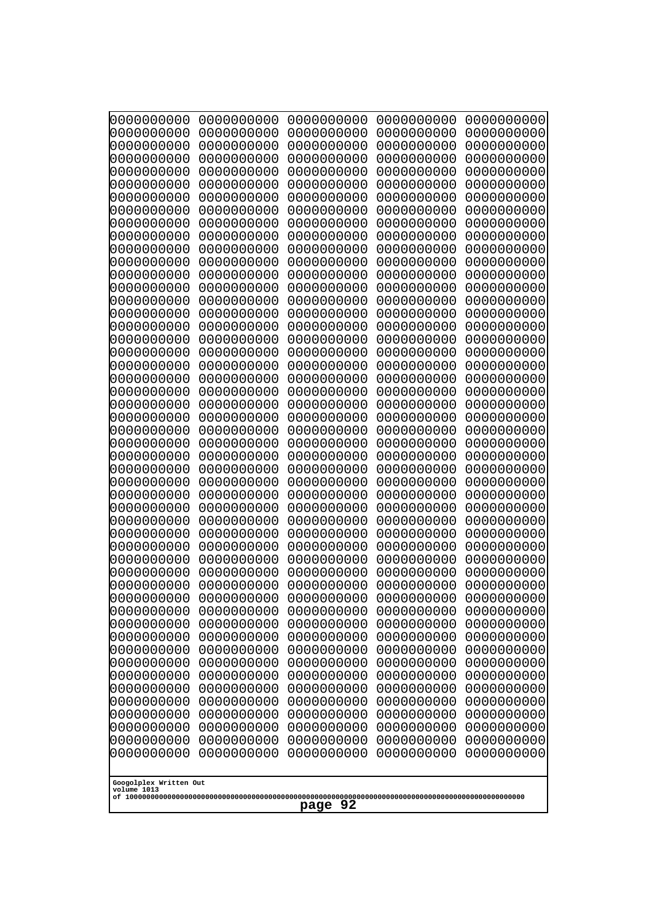```
0000000000 0000000000 0000000000 0000000000 0000000000
0000000000 0000000000 0000000000 0000000000 0000000000
0000000000 0000000000 0000000000 0000000000 0000000000
0000000000 0000000000 0000000000 0000000000 0000000000
0000000000 0000000000 0000000000 0000000000 0000000000
0000000000 0000000000 0000000000 0000000000 0000000000
0000000000 0000000000 0000000000 0000000000 0000000000
0000000000 0000000000 0000000000 0000000000 0000000000
0000000000 0000000000 0000000000 0000000000 0000000000
0000000000 0000000000 0000000000 0000000000 0000000000
0000000000 0000000000 0000000000 0000000000 0000000000
0000000000 0000000000 0000000000 0000000000 0000000000
0000000000 0000000000 0000000000 0000000000 0000000000
0000000000 0000000000 0000000000 0000000000 0000000000
0000000000 0000000000 0000000000 0000000000 0000000000
0000000000 0000000000 0000000000 0000000000 0000000000
0000000000 0000000000 0000000000 0000000000 0000000000
0000000000 0000000000 0000000000 0000000000 0000000000
0000000000 0000000000 0000000000 0000000000 0000000000
0000000000 0000000000 0000000000 0000000000 0000000000
0000000000 0000000000 0000000000 0000000000 0000000000
0000000000 0000000000 0000000000 0000000000 0000000000
0000000000 0000000000 0000000000 0000000000 0000000000
0000000000 0000000000 0000000000 0000000000 0000000000
0000000000 0000000000 0000000000 0000000000 0000000000
0000000000 0000000000 0000000000 0000000000 0000000000
0000000000 0000000000 0000000000 0000000000 0000000000
0000000000 0000000000 0000000000 0000000000 0000000000
0000000000 0000000000 0000000000 0000000000 0000000000
0000000000 0000000000 0000000000 0000000000 0000000000
0000000000 0000000000 0000000000 0000000000 0000000000
0000000000 0000000000 0000000000 0000000000 0000000000
0000000000 0000000000 0000000000 0000000000 0000000000
0000000000 0000000000 0000000000 0000000000 0000000000
0000000000 0000000000 0000000000 0000000000 0000000000
0000000000 0000000000 0000000000 0000000000 0000000000
0000000000 0000000000 0000000000 0000000000 0000000000
0000000000 0000000000 0000000000 0000000000 0000000000
0000000000 0000000000 0000000000 0000000000 0000000000
0000000000 0000000000 0000000000 0000000000 0000000000
0000000000 0000000000 0000000000 0000000000 0000000000
0000000000 0000000000 0000000000 0000000000 0000000000
0000000000 0000000000 0000000000 0000000000 0000000000
0000000000 0000000000 0000000000 0000000000 0000000000
0000000000 0000000000 0000000000 0000000000 0000000000
0000000000 0000000000 0000000000 0000000000 0000000000
0000000000 0000000000 0000000000 0000000000 0000000000
0000000000 0000000000 0000000000 0000000000 0000000000
0000000000 0000000000 0000000000 0000000000 0000000000
0000000000 0000000000 0000000000 0000000000 0000000000
```

Googolplex Written Out
volume 1013
of 10000000000000000000000000000000000000000000000000000000000000000000000000000000000000000000000000000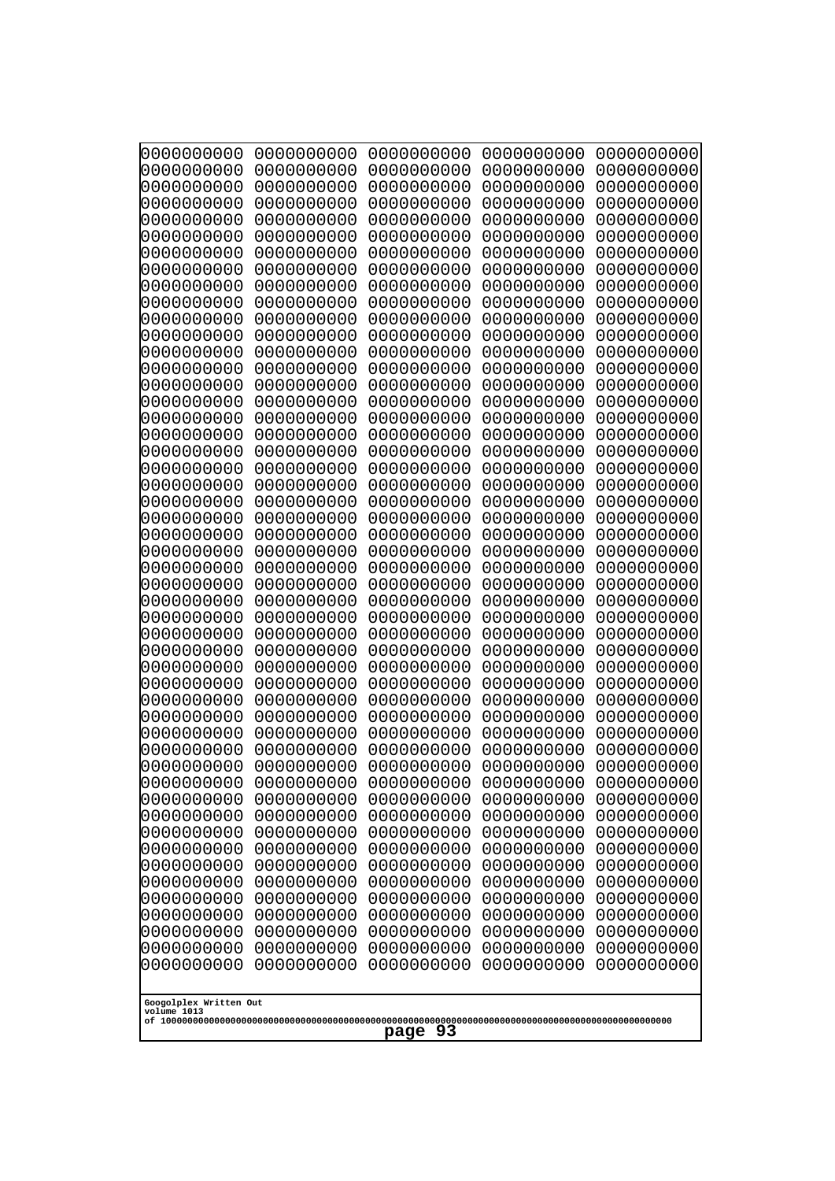```
0000000000 0000000000 0000000000 0000000000 0000000000
0000000000 0000000000 0000000000 0000000000 0000000000
0000000000 0000000000 0000000000 0000000000 0000000000
0000000000 0000000000 0000000000 0000000000 0000000000
0000000000 0000000000 0000000000 0000000000 0000000000
0000000000 0000000000 0000000000 0000000000 0000000000
0000000000 0000000000 0000000000 0000000000 0000000000
0000000000 0000000000 0000000000 0000000000 0000000000
0000000000 0000000000 0000000000 0000000000 0000000000
0000000000 0000000000 0000000000 0000000000 0000000000
0000000000 0000000000 0000000000 0000000000 0000000000
0000000000 0000000000 0000000000 0000000000 0000000000
0000000000 0000000000 0000000000 0000000000 0000000000
0000000000 0000000000 0000000000 0000000000 0000000000
0000000000 0000000000 0000000000 0000000000 0000000000
0000000000 0000000000 0000000000 0000000000 0000000000
0000000000 0000000000 0000000000 0000000000 0000000000
0000000000 0000000000 0000000000 0000000000 0000000000
0000000000 0000000000 0000000000 0000000000 0000000000
0000000000 0000000000 0000000000 0000000000 0000000000
0000000000 0000000000 0000000000 0000000000 0000000000
0000000000 0000000000 0000000000 0000000000 0000000000
0000000000 0000000000 0000000000 0000000000 0000000000
0000000000 0000000000 0000000000 0000000000 0000000000
0000000000 0000000000 0000000000 0000000000 0000000000
0000000000 0000000000 0000000000 0000000000 0000000000
0000000000 0000000000 0000000000 0000000000 0000000000
0000000000 0000000000 0000000000 0000000000 0000000000
0000000000 0000000000 0000000000 0000000000 0000000000
0000000000 0000000000 0000000000 0000000000 0000000000
0000000000 0000000000 0000000000 0000000000 0000000000
0000000000 0000000000 0000000000 0000000000 0000000000
0000000000 0000000000 0000000000 0000000000 0000000000
0000000000 0000000000 0000000000 0000000000 0000000000
0000000000 0000000000 0000000000 0000000000 0000000000
0000000000 0000000000 0000000000 0000000000 0000000000
0000000000 0000000000 0000000000 0000000000 0000000000
0000000000 0000000000 0000000000 0000000000 0000000000
0000000000 0000000000 0000000000 0000000000 0000000000
0000000000 0000000000 0000000000 0000000000 0000000000
0000000000 0000000000 0000000000 0000000000 0000000000
0000000000 0000000000 0000000000 0000000000 0000000000
0000000000 0000000000 0000000000 0000000000 0000000000
0000000000 0000000000 0000000000 0000000000 0000000000
0000000000 0000000000 0000000000 0000000000 0000000000
0000000000 0000000000 0000000000 0000000000 0000000000
0000000000 0000000000 0000000000 0000000000 0000000000
0000000000 0000000000 0000000000 0000000000 0000000000
0000000000 0000000000 0000000000 0000000000 0000000000
0000000000 0000000000 0000000000 0000000000 0000000000
```

Googolplex Written Out
volume 1013
of 10000000000000000000000000000000000000000000000000000000000000000000000000000000000000000000000000000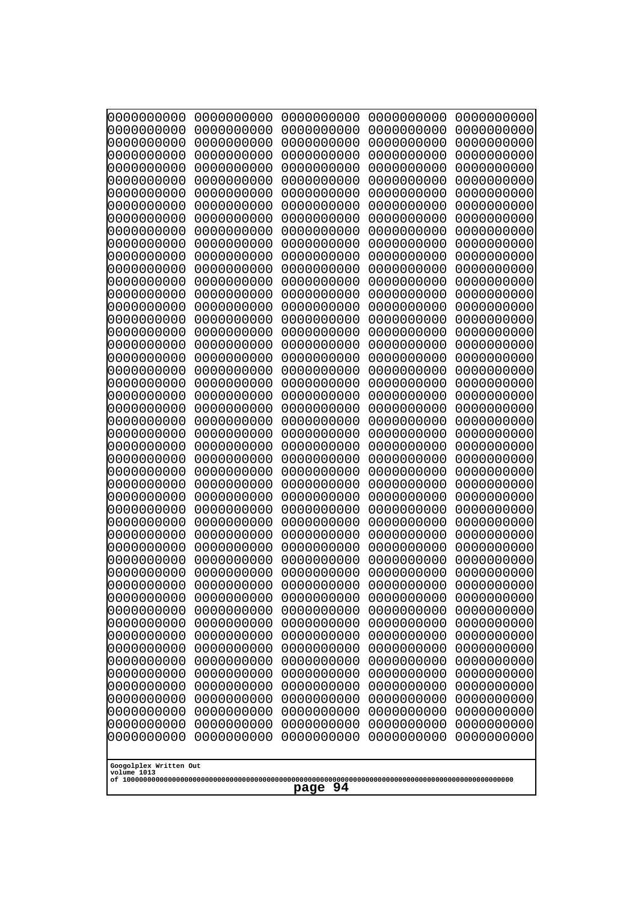0000000000 0000000000 0000000000 0000000000 0000000000
0000000000 0000000000 0000000000 0000000000 0000000000
0000000000 0000000000 0000000000 0000000000 0000000000
0000000000 0000000000 0000000000 0000000000 0000000000
0000000000 0000000000 0000000000 0000000000 0000000000
0000000000 0000000000 0000000000 0000000000 0000000000
0000000000 0000000000 0000000000 0000000000 0000000000
0000000000 0000000000 0000000000 0000000000 0000000000
0000000000 0000000000 0000000000 0000000000 0000000000
0000000000 0000000000 0000000000 0000000000 0000000000
0000000000 0000000000 0000000000 0000000000 0000000000
0000000000 0000000000 0000000000 0000000000 0000000000
0000000000 0000000000 0000000000 0000000000 0000000000
0000000000 0000000000 0000000000 0000000000 0000000000
0000000000 0000000000 0000000000 0000000000 0000000000
0000000000 0000000000 0000000000 0000000000 0000000000
0000000000 0000000000 0000000000 0000000000 0000000000
0000000000 0000000000 0000000000 0000000000 0000000000
0000000000 0000000000 0000000000 0000000000 0000000000
0000000000 0000000000 0000000000 0000000000 0000000000
0000000000 0000000000 0000000000 0000000000 0000000000
0000000000 0000000000 0000000000 0000000000 0000000000
0000000000 0000000000 0000000000 0000000000 0000000000
0000000000 0000000000 0000000000 0000000000 0000000000
0000000000 0000000000 0000000000 0000000000 0000000000
0000000000 0000000000 0000000000 0000000000 0000000000
0000000000 0000000000 0000000000 0000000000 0000000000
0000000000 0000000000 0000000000 0000000000 0000000000
0000000000 0000000000 0000000000 0000000000 0000000000
0000000000 0000000000 0000000000 0000000000 0000000000
0000000000 0000000000 0000000000 0000000000 0000000000
0000000000 0000000000 0000000000 0000000000 0000000000
0000000000 0000000000 0000000000 0000000000 0000000000
0000000000 0000000000 0000000000 0000000000 0000000000
0000000000 0000000000 0000000000 0000000000 0000000000
0000000000 0000000000 0000000000 0000000000 0000000000
0000000000 0000000000 0000000000 0000000000 0000000000
0000000000 0000000000 0000000000 0000000000 0000000000
0000000000 0000000000 0000000000 0000000000 0000000000
0000000000 0000000000 0000000000 0000000000 0000000000
0000000000 0000000000 0000000000 0000000000 0000000000
0000000000 0000000000 0000000000 0000000000 0000000000
0000000000 0000000000 0000000000 0000000000 0000000000
0000000000 0000000000 0000000000 0000000000 0000000000
0000000000 0000000000 0000000000 0000000000 0000000000
0000000000 0000000000 0000000000 0000000000 0000000000
0000000000 0000000000 0000000000 0000000000 0000000000
0000000000 0000000000 0000000000 0000000000 0000000000
0000000000 0000000000 0000000000 0000000000 0000000000
0000000000 0000000000 0000000000 0000000000 0000000000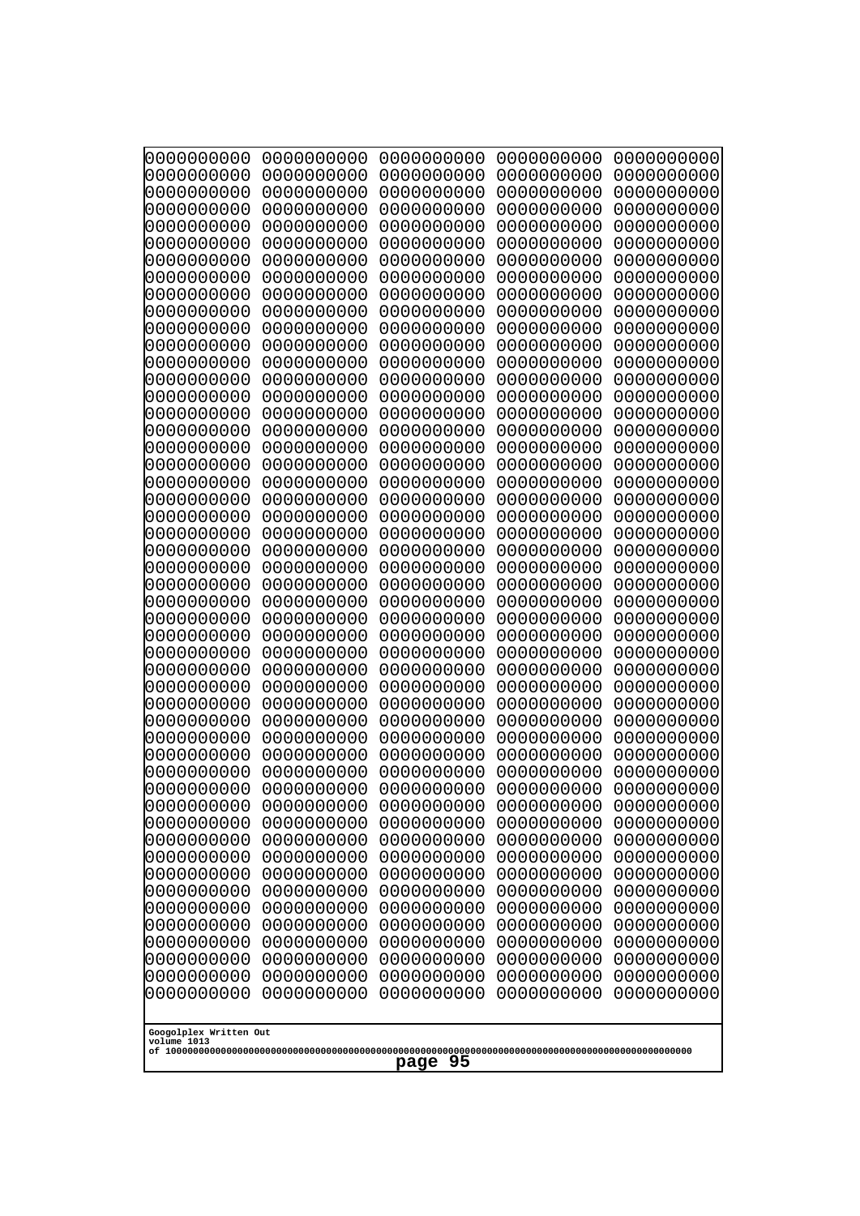```
0000000000 0000000000 0000000000 0000000000 0000000000
0000000000 0000000000 0000000000 0000000000 0000000000
0000000000 0000000000 0000000000 0000000000 0000000000
0000000000 0000000000 0000000000 0000000000 0000000000
0000000000 0000000000 0000000000 0000000000 0000000000
0000000000 0000000000 0000000000 0000000000 0000000000
0000000000 0000000000 0000000000 0000000000 0000000000
0000000000 0000000000 0000000000 0000000000 0000000000
0000000000 0000000000 0000000000 0000000000 0000000000
0000000000 0000000000 0000000000 0000000000 0000000000
0000000000 0000000000 0000000000 0000000000 0000000000
0000000000 0000000000 0000000000 0000000000 0000000000
0000000000 0000000000 0000000000 0000000000 0000000000
0000000000 0000000000 0000000000 0000000000 0000000000
0000000000 0000000000 0000000000 0000000000 0000000000
0000000000 0000000000 0000000000 0000000000 0000000000
0000000000 0000000000 0000000000 0000000000 0000000000
0000000000 0000000000 0000000000 0000000000 0000000000
0000000000 0000000000 0000000000 0000000000 0000000000
0000000000 0000000000 0000000000 0000000000 0000000000
0000000000 0000000000 0000000000 0000000000 0000000000
0000000000 0000000000 0000000000 0000000000 0000000000
0000000000 0000000000 0000000000 0000000000 0000000000
0000000000 0000000000 0000000000 0000000000 0000000000
0000000000 0000000000 0000000000 0000000000 0000000000
0000000000 0000000000 0000000000 0000000000 0000000000
0000000000 0000000000 0000000000 0000000000 0000000000
0000000000 0000000000 0000000000 0000000000 0000000000
0000000000 0000000000 0000000000 0000000000 0000000000
0000000000 0000000000 0000000000 0000000000 0000000000
0000000000 0000000000 0000000000 0000000000 0000000000
0000000000 0000000000 0000000000 0000000000 0000000000
0000000000 0000000000 0000000000 0000000000 0000000000
0000000000 0000000000 0000000000 0000000000 0000000000
0000000000 0000000000 0000000000 0000000000 0000000000
0000000000 0000000000 0000000000 0000000000 0000000000
0000000000 0000000000 0000000000 0000000000 0000000000
0000000000 0000000000 0000000000 0000000000 0000000000
0000000000 0000000000 0000000000 0000000000 0000000000
0000000000 0000000000 0000000000 0000000000 0000000000
0000000000 0000000000 0000000000 0000000000 0000000000
0000000000 0000000000 0000000000 0000000000 0000000000
0000000000 0000000000 0000000000 0000000000 0000000000
0000000000 0000000000 0000000000 0000000000 0000000000
0000000000 0000000000 0000000000 0000000000 0000000000
0000000000 0000000000 0000000000 0000000000 0000000000
0000000000 0000000000 0000000000 0000000000 0000000000
0000000000 0000000000 0000000000 0000000000 0000000000
0000000000 0000000000 0000000000 0000000000 0000000000
0000000000 0000000000 0000000000 0000000000 0000000000
```

Googolplex Written Out
volume 1013
of 10000000000000000000000000000000000000000000000000000000000000000000000000000000000000000000000000000

page 95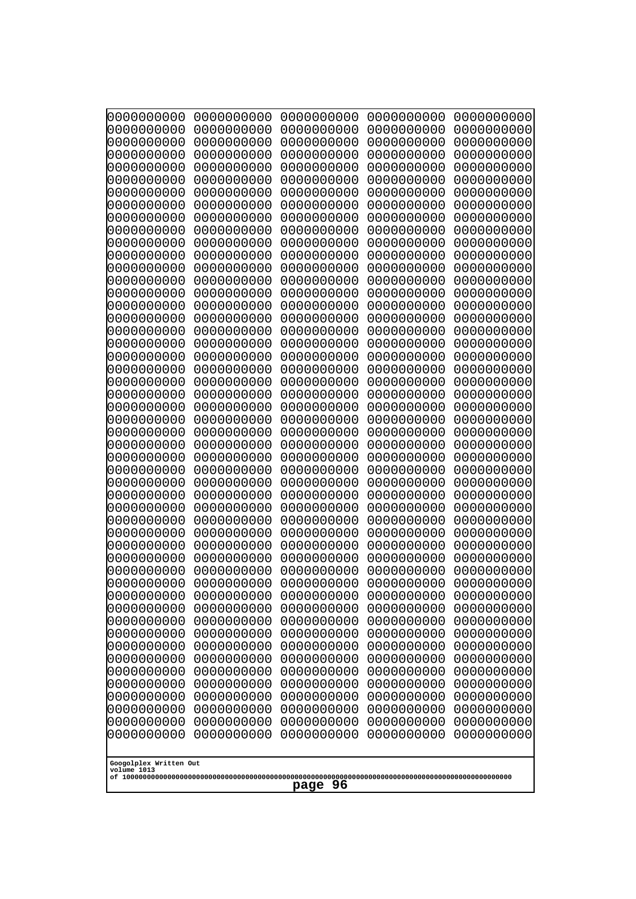```
0000000000 0000000000 0000000000 0000000000 0000000000
0000000000 0000000000 0000000000 0000000000 0000000000
0000000000 0000000000 0000000000 0000000000 0000000000
0000000000 0000000000 0000000000 0000000000 0000000000
0000000000 0000000000 0000000000 0000000000 0000000000
0000000000 0000000000 0000000000 0000000000 0000000000
0000000000 0000000000 0000000000 0000000000 0000000000
0000000000 0000000000 0000000000 0000000000 0000000000
0000000000 0000000000 0000000000 0000000000 0000000000
0000000000 0000000000 0000000000 0000000000 0000000000
0000000000 0000000000 0000000000 0000000000 0000000000
0000000000 0000000000 0000000000 0000000000 0000000000
0000000000 0000000000 0000000000 0000000000 0000000000
0000000000 0000000000 0000000000 0000000000 0000000000
0000000000 0000000000 0000000000 0000000000 0000000000
0000000000 0000000000 0000000000 0000000000 0000000000
0000000000 0000000000 0000000000 0000000000 0000000000
0000000000 0000000000 0000000000 0000000000 0000000000
0000000000 0000000000 0000000000 0000000000 0000000000
0000000000 0000000000 0000000000 0000000000 0000000000
0000000000 0000000000 0000000000 0000000000 0000000000
0000000000 0000000000 0000000000 0000000000 0000000000
0000000000 0000000000 0000000000 0000000000 0000000000
0000000000 0000000000 0000000000 0000000000 0000000000
0000000000 0000000000 0000000000 0000000000 0000000000
0000000000 0000000000 0000000000 0000000000 0000000000
0000000000 0000000000 0000000000 0000000000 0000000000
0000000000 0000000000 0000000000 0000000000 0000000000
0000000000 0000000000 0000000000 0000000000 0000000000
0000000000 0000000000 0000000000 0000000000 0000000000
0000000000 0000000000 0000000000 0000000000 0000000000
0000000000 0000000000 0000000000 0000000000 0000000000
0000000000 0000000000 0000000000 0000000000 0000000000
0000000000 0000000000 0000000000 0000000000 0000000000
0000000000 0000000000 0000000000 0000000000 0000000000
0000000000 0000000000 0000000000 0000000000 0000000000
0000000000 0000000000 0000000000 0000000000 0000000000
0000000000 0000000000 0000000000 0000000000 0000000000
0000000000 0000000000 0000000000 0000000000 0000000000
0000000000 0000000000 0000000000 0000000000 0000000000
0000000000 0000000000 0000000000 0000000000 0000000000
0000000000 0000000000 0000000000 0000000000 0000000000
0000000000 0000000000 0000000000 0000000000 0000000000
0000000000 0000000000 0000000000 0000000000 0000000000
0000000000 0000000000 0000000000 0000000000 0000000000
0000000000 0000000000 0000000000 0000000000 0000000000
0000000000 0000000000 0000000000 0000000000 0000000000
0000000000 0000000000 0000000000 0000000000 0000000000
0000000000 0000000000 0000000000 0000000000 0000000000
0000000000 0000000000 0000000000 0000000000 0000000000
```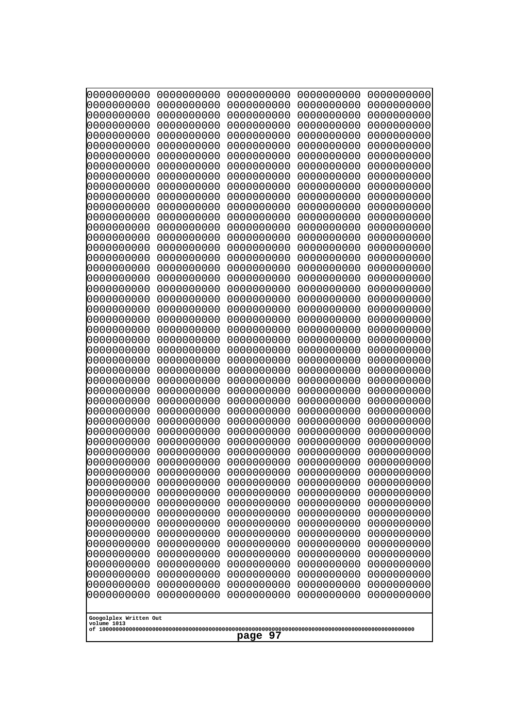```
0000000000 0000000000 0000000000 0000000000 0000000000
0000000000 0000000000 0000000000 0000000000 0000000000
0000000000 0000000000 0000000000 0000000000 0000000000
0000000000 0000000000 0000000000 0000000000 0000000000
0000000000 0000000000 0000000000 0000000000 0000000000
0000000000 0000000000 0000000000 0000000000 0000000000
0000000000 0000000000 0000000000 0000000000 0000000000
0000000000 0000000000 0000000000 0000000000 0000000000
0000000000 0000000000 0000000000 0000000000 0000000000
0000000000 0000000000 0000000000 0000000000 0000000000
0000000000 0000000000 0000000000 0000000000 0000000000
0000000000 0000000000 0000000000 0000000000 0000000000
0000000000 0000000000 0000000000 0000000000 0000000000
0000000000 0000000000 0000000000 0000000000 0000000000
0000000000 0000000000 0000000000 0000000000 0000000000
0000000000 0000000000 0000000000 0000000000 0000000000
0000000000 0000000000 0000000000 0000000000 0000000000
0000000000 0000000000 0000000000 0000000000 0000000000
0000000000 0000000000 0000000000 0000000000 0000000000
0000000000 0000000000 0000000000 0000000000 0000000000
0000000000 0000000000 0000000000 0000000000 0000000000
0000000000 0000000000 0000000000 0000000000 0000000000
0000000000 0000000000 0000000000 0000000000 0000000000
0000000000 0000000000 0000000000 0000000000 0000000000
0000000000 0000000000 0000000000 0000000000 0000000000
0000000000 0000000000 0000000000 0000000000 0000000000
0000000000 0000000000 0000000000 0000000000 0000000000
0000000000 0000000000 0000000000 0000000000 0000000000
0000000000 0000000000 0000000000 0000000000 0000000000
0000000000 0000000000 0000000000 0000000000 0000000000
0000000000 0000000000 0000000000 0000000000 0000000000
0000000000 0000000000 0000000000 0000000000 0000000000
0000000000 0000000000 0000000000 0000000000 0000000000
0000000000 0000000000 0000000000 0000000000 0000000000
0000000000 0000000000 0000000000 0000000000 0000000000
0000000000 0000000000 0000000000 0000000000 0000000000
0000000000 0000000000 0000000000 0000000000 0000000000
0000000000 0000000000 0000000000 0000000000 0000000000
0000000000 0000000000 0000000000 0000000000 0000000000
0000000000 0000000000 0000000000 0000000000 0000000000
0000000000 0000000000 0000000000 0000000000 0000000000
0000000000 0000000000 0000000000 0000000000 0000000000
0000000000 0000000000 0000000000 0000000000 0000000000
0000000000 0000000000 0000000000 0000000000 0000000000
0000000000 0000000000 0000000000 0000000000 0000000000
0000000000 0000000000 0000000000 0000000000 0000000000
0000000000 0000000000 0000000000 0000000000 0000000000
0000000000 0000000000 0000000000 0000000000 0000000000
0000000000 0000000000 0000000000 0000000000 0000000000
0000000000 0000000000 0000000000 0000000000 0000000000
```

Googolplex Written Out
volume 1013
of 10000000000000000000000000000000000000000000000000000000000000000000000000000000000000000000000000000

page 97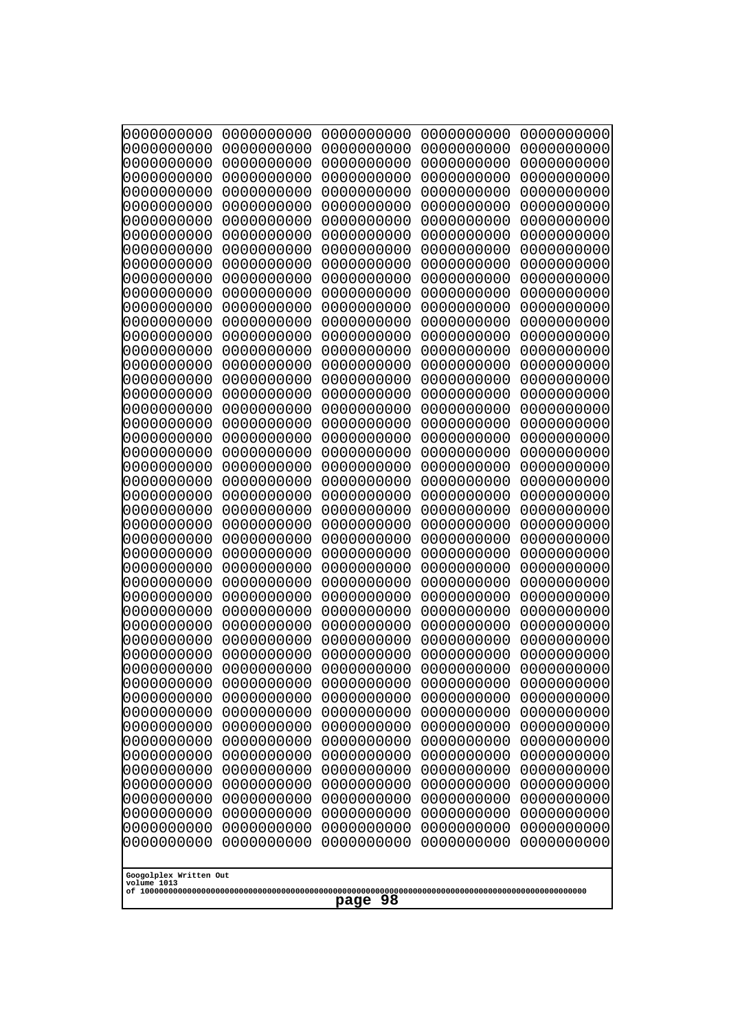```
0000000000 0000000000 0000000000 0000000000 0000000000
0000000000 0000000000 0000000000 0000000000 0000000000
0000000000 0000000000 0000000000 0000000000 0000000000
0000000000 0000000000 0000000000 0000000000 0000000000
0000000000 0000000000 0000000000 0000000000 0000000000
0000000000 0000000000 0000000000 0000000000 0000000000
0000000000 0000000000 0000000000 0000000000 0000000000
0000000000 0000000000 0000000000 0000000000 0000000000
0000000000 0000000000 0000000000 0000000000 0000000000
0000000000 0000000000 0000000000 0000000000 0000000000
0000000000 0000000000 0000000000 0000000000 0000000000
0000000000 0000000000 0000000000 0000000000 0000000000
0000000000 0000000000 0000000000 0000000000 0000000000
0000000000 0000000000 0000000000 0000000000 0000000000
0000000000 0000000000 0000000000 0000000000 0000000000
0000000000 0000000000 0000000000 0000000000 0000000000
0000000000 0000000000 0000000000 0000000000 0000000000
0000000000 0000000000 0000000000 0000000000 0000000000
0000000000 0000000000 0000000000 0000000000 0000000000
0000000000 0000000000 0000000000 0000000000 0000000000
0000000000 0000000000 0000000000 0000000000 0000000000
0000000000 0000000000 0000000000 0000000000 0000000000
0000000000 0000000000 0000000000 0000000000 0000000000
0000000000 0000000000 0000000000 0000000000 0000000000
0000000000 0000000000 0000000000 0000000000 0000000000
0000000000 0000000000 0000000000 0000000000 0000000000
0000000000 0000000000 0000000000 0000000000 0000000000
0000000000 0000000000 0000000000 0000000000 0000000000
0000000000 0000000000 0000000000 0000000000 0000000000
0000000000 0000000000 0000000000 0000000000 0000000000
0000000000 0000000000 0000000000 0000000000 0000000000
0000000000 0000000000 0000000000 0000000000 0000000000
0000000000 0000000000 0000000000 0000000000 0000000000
0000000000 0000000000 0000000000 0000000000 0000000000
0000000000 0000000000 0000000000 0000000000 0000000000
0000000000 0000000000 0000000000 0000000000 0000000000
0000000000 0000000000 0000000000 0000000000 0000000000
0000000000 0000000000 0000000000 0000000000 0000000000
0000000000 0000000000 0000000000 0000000000 0000000000
0000000000 0000000000 0000000000 0000000000 0000000000
0000000000 0000000000 0000000000 0000000000 0000000000
0000000000 0000000000 0000000000 0000000000 0000000000
0000000000 0000000000 0000000000 0000000000 0000000000
0000000000 0000000000 0000000000 0000000000 0000000000
0000000000 0000000000 0000000000 0000000000 0000000000
0000000000 0000000000 0000000000 0000000000 0000000000
0000000000 0000000000 0000000000 0000000000 0000000000
0000000000 0000000000 0000000000 0000000000 0000000000
0000000000 0000000000 0000000000 0000000000 0000000000
0000000000 0000000000 0000000000 0000000000 0000000000
```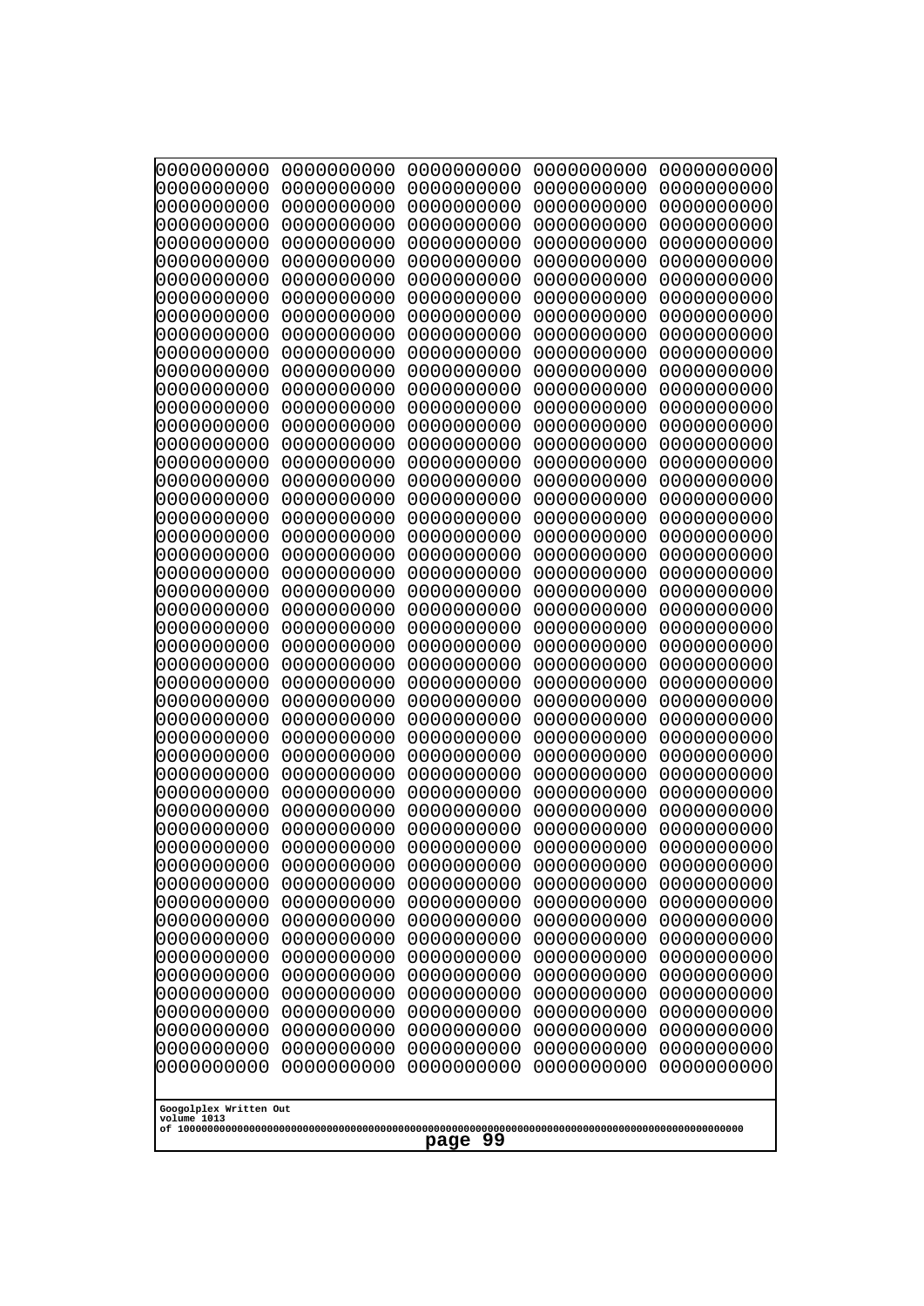```
0000000000 0000000000 0000000000 0000000000 0000000000
0000000000 0000000000 0000000000 0000000000 0000000000
0000000000 0000000000 0000000000 0000000000 0000000000
0000000000 0000000000 0000000000 0000000000 0000000000
0000000000 0000000000 0000000000 0000000000 0000000000
0000000000 0000000000 0000000000 0000000000 0000000000
0000000000 0000000000 0000000000 0000000000 0000000000
0000000000 0000000000 0000000000 0000000000 0000000000
0000000000 0000000000 0000000000 0000000000 0000000000
0000000000 0000000000 0000000000 0000000000 0000000000
0000000000 0000000000 0000000000 0000000000 0000000000
0000000000 0000000000 0000000000 0000000000 0000000000
0000000000 0000000000 0000000000 0000000000 0000000000
0000000000 0000000000 0000000000 0000000000 0000000000
0000000000 0000000000 0000000000 0000000000 0000000000
0000000000 0000000000 0000000000 0000000000 0000000000
0000000000 0000000000 0000000000 0000000000 0000000000
0000000000 0000000000 0000000000 0000000000 0000000000
0000000000 0000000000 0000000000 0000000000 0000000000
0000000000 0000000000 0000000000 0000000000 0000000000
0000000000 0000000000 0000000000 0000000000 0000000000
0000000000 0000000000 0000000000 0000000000 0000000000
0000000000 0000000000 0000000000 0000000000 0000000000
0000000000 0000000000 0000000000 0000000000 0000000000
0000000000 0000000000 0000000000 0000000000 0000000000
0000000000 0000000000 0000000000 0000000000 0000000000
0000000000 0000000000 0000000000 0000000000 0000000000
0000000000 0000000000 0000000000 0000000000 0000000000
0000000000 0000000000 0000000000 0000000000 0000000000
0000000000 0000000000 0000000000 0000000000 0000000000
0000000000 0000000000 0000000000 0000000000 0000000000
0000000000 0000000000 0000000000 0000000000 0000000000
0000000000 0000000000 0000000000 0000000000 0000000000
0000000000 0000000000 0000000000 0000000000 0000000000
0000000000 0000000000 0000000000 0000000000 0000000000
0000000000 0000000000 0000000000 0000000000 0000000000
0000000000 0000000000 0000000000 0000000000 0000000000
0000000000 0000000000 0000000000 0000000000 0000000000
0000000000 0000000000 0000000000 0000000000 0000000000
0000000000 0000000000 0000000000 0000000000 0000000000
0000000000 0000000000 0000000000 0000000000 0000000000
0000000000 0000000000 0000000000 0000000000 0000000000
0000000000 0000000000 0000000000 0000000000 0000000000
0000000000 0000000000 0000000000 0000000000 0000000000
0000000000 0000000000 0000000000 0000000000 0000000000
0000000000 0000000000 0000000000 0000000000 0000000000
0000000000 0000000000 0000000000 0000000000 0000000000
0000000000 0000000000 0000000000 0000000000 0000000000
0000000000 0000000000 0000000000 0000000000 0000000000
0000000000 0000000000 0000000000 0000000000 0000000000
```

Googolplex Written Out
volume 1013
of 10000000000000000000000000000000000000000000000000000000000000000000000000000000000000000000000000000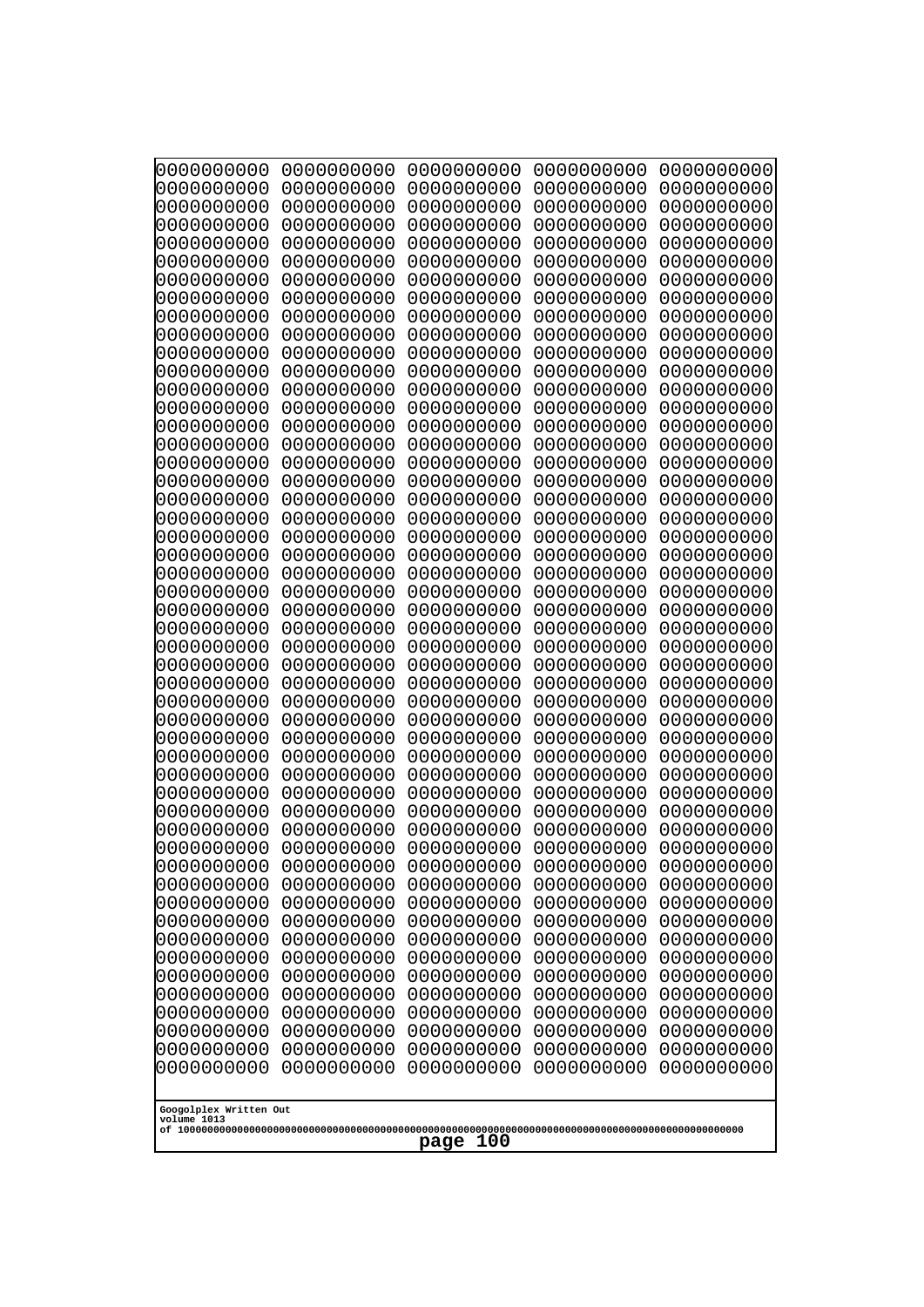0000000000 0000000000 0000000000 0000000000 0000000000
0000000000 0000000000 0000000000 0000000000 0000000000
0000000000 0000000000 0000000000 0000000000 0000000000
0000000000 0000000000 0000000000 0000000000 0000000000
0000000000 0000000000 0000000000 0000000000 0000000000
0000000000 0000000000 0000000000 0000000000 0000000000
0000000000 0000000000 0000000000 0000000000 0000000000
0000000000 0000000000 0000000000 0000000000 0000000000
0000000000 0000000000 0000000000 0000000000 0000000000
0000000000 0000000000 0000000000 0000000000 0000000000
0000000000 0000000000 0000000000 0000000000 0000000000
0000000000 0000000000 0000000000 0000000000 0000000000
0000000000 0000000000 0000000000 0000000000 0000000000
0000000000 0000000000 0000000000 0000000000 0000000000
0000000000 0000000000 0000000000 0000000000 0000000000
0000000000 0000000000 0000000000 0000000000 0000000000
0000000000 0000000000 0000000000 0000000000 0000000000
0000000000 0000000000 0000000000 0000000000 0000000000
0000000000 0000000000 0000000000 0000000000 0000000000
0000000000 0000000000 0000000000 0000000000 0000000000
0000000000 0000000000 0000000000 0000000000 0000000000
0000000000 0000000000 0000000000 0000000000 0000000000
0000000000 0000000000 0000000000 0000000000 0000000000
0000000000 0000000000 0000000000 0000000000 0000000000
0000000000 0000000000 0000000000 0000000000 0000000000
0000000000 0000000000 0000000000 0000000000 0000000000
0000000000 0000000000 0000000000 0000000000 0000000000
0000000000 0000000000 0000000000 0000000000 0000000000
0000000000 0000000000 0000000000 0000000000 0000000000
0000000000 0000000000 0000000000 0000000000 0000000000
0000000000 0000000000 0000000000 0000000000 0000000000
0000000000 0000000000 0000000000 0000000000 0000000000
0000000000 0000000000 0000000000 0000000000 0000000000
0000000000 0000000000 0000000000 0000000000 0000000000
0000000000 0000000000 0000000000 0000000000 0000000000
0000000000 0000000000 0000000000 0000000000 0000000000
0000000000 0000000000 0000000000 0000000000 0000000000
0000000000 0000000000 0000000000 0000000000 0000000000
0000000000 0000000000 0000000000 0000000000 0000000000
0000000000 0000000000 0000000000 0000000000 0000000000
0000000000 0000000000 0000000000 0000000000 0000000000
0000000000 0000000000 0000000000 0000000000 0000000000
0000000000 0000000000 0000000000 0000000000 0000000000
0000000000 0000000000 0000000000 0000000000 0000000000
0000000000 0000000000 0000000000 0000000000 0000000000
0000000000 0000000000 0000000000 0000000000 0000000000
0000000000 0000000000 0000000000 0000000000 0000000000
0000000000 0000000000 0000000000 0000000000 0000000000
0000000000 0000000000 0000000000 0000000000 0000000000
0000000000 0000000000 0000000000 0000000000 0000000000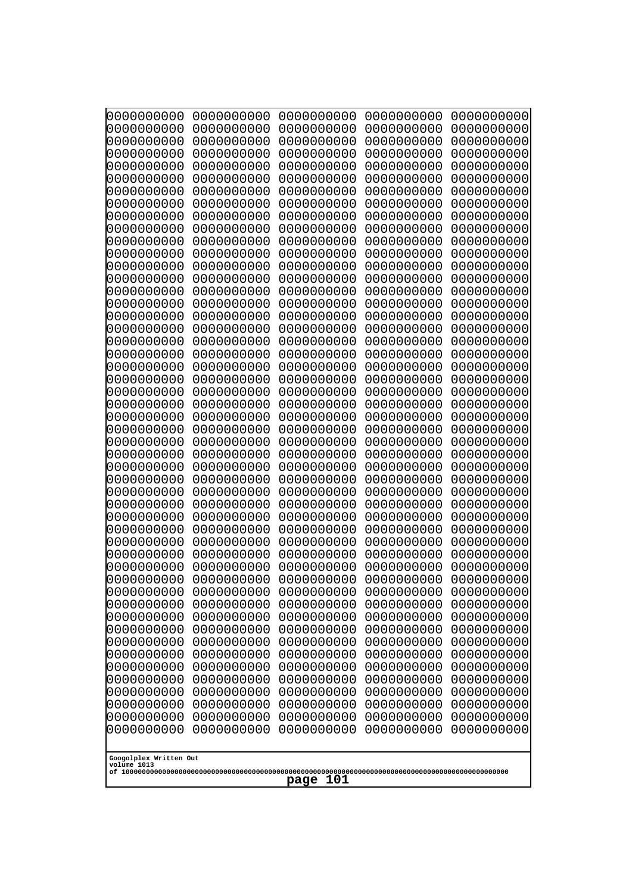```
0000000000 0000000000 0000000000 0000000000 0000000000
0000000000 0000000000 0000000000 0000000000 0000000000
0000000000 0000000000 0000000000 0000000000 0000000000
0000000000 0000000000 0000000000 0000000000 0000000000
0000000000 0000000000 0000000000 0000000000 0000000000
0000000000 0000000000 0000000000 0000000000 0000000000
0000000000 0000000000 0000000000 0000000000 0000000000
0000000000 0000000000 0000000000 0000000000 0000000000
0000000000 0000000000 0000000000 0000000000 0000000000
0000000000 0000000000 0000000000 0000000000 0000000000
0000000000 0000000000 0000000000 0000000000 0000000000
0000000000 0000000000 0000000000 0000000000 0000000000
0000000000 0000000000 0000000000 0000000000 0000000000
0000000000 0000000000 0000000000 0000000000 0000000000
0000000000 0000000000 0000000000 0000000000 0000000000
0000000000 0000000000 0000000000 0000000000 0000000000
0000000000 0000000000 0000000000 0000000000 0000000000
0000000000 0000000000 0000000000 0000000000 0000000000
0000000000 0000000000 0000000000 0000000000 0000000000
0000000000 0000000000 0000000000 0000000000 0000000000
0000000000 0000000000 0000000000 0000000000 0000000000
0000000000 0000000000 0000000000 0000000000 0000000000
0000000000 0000000000 0000000000 0000000000 0000000000
0000000000 0000000000 0000000000 0000000000 0000000000
0000000000 0000000000 0000000000 0000000000 0000000000
0000000000 0000000000 0000000000 0000000000 0000000000
0000000000 0000000000 0000000000 0000000000 0000000000
0000000000 0000000000 0000000000 0000000000 0000000000
0000000000 0000000000 0000000000 0000000000 0000000000
0000000000 0000000000 0000000000 0000000000 0000000000
0000000000 0000000000 0000000000 0000000000 0000000000
0000000000 0000000000 0000000000 0000000000 0000000000
0000000000 0000000000 0000000000 0000000000 0000000000
0000000000 0000000000 0000000000 0000000000 0000000000
0000000000 0000000000 0000000000 0000000000 0000000000
0000000000 0000000000 0000000000 0000000000 0000000000
0000000000 0000000000 0000000000 0000000000 0000000000
0000000000 0000000000 0000000000 0000000000 0000000000
0000000000 0000000000 0000000000 0000000000 0000000000
0000000000 0000000000 0000000000 0000000000 0000000000
0000000000 0000000000 0000000000 0000000000 0000000000
0000000000 0000000000 0000000000 0000000000 0000000000
0000000000 0000000000 0000000000 0000000000 0000000000
0000000000 0000000000 0000000000 0000000000 0000000000
0000000000 0000000000 0000000000 0000000000 0000000000
0000000000 0000000000 0000000000 0000000000 0000000000
0000000000 0000000000 0000000000 0000000000 0000000000
0000000000 0000000000 0000000000 0000000000 0000000000
0000000000 0000000000 0000000000 0000000000 0000000000
0000000000 0000000000 0000000000 0000000000 0000000000
```

Googolplex Written Out
volume 1013
of 10000000000000000000000000000000000000000000000000000000000000000000000000000000000000000000000000000

page 101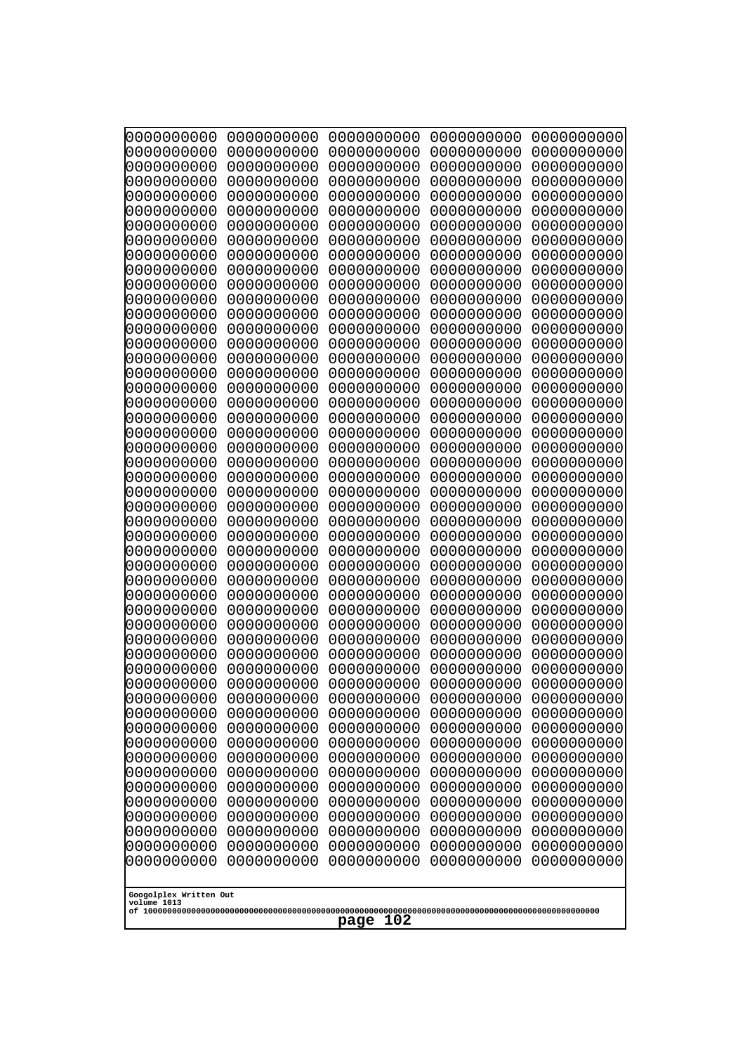```
0000000000 0000000000 0000000000 0000000000 0000000000
0000000000 0000000000 0000000000 0000000000 0000000000
0000000000 0000000000 0000000000 0000000000 0000000000
0000000000 0000000000 0000000000 0000000000 0000000000
0000000000 0000000000 0000000000 0000000000 0000000000
0000000000 0000000000 0000000000 0000000000 0000000000
0000000000 0000000000 0000000000 0000000000 0000000000
0000000000 0000000000 0000000000 0000000000 0000000000
0000000000 0000000000 0000000000 0000000000 0000000000
0000000000 0000000000 0000000000 0000000000 0000000000
0000000000 0000000000 0000000000 0000000000 0000000000
0000000000 0000000000 0000000000 0000000000 0000000000
0000000000 0000000000 0000000000 0000000000 0000000000
0000000000 0000000000 0000000000 0000000000 0000000000
0000000000 0000000000 0000000000 0000000000 0000000000
0000000000 0000000000 0000000000 0000000000 0000000000
0000000000 0000000000 0000000000 0000000000 0000000000
0000000000 0000000000 0000000000 0000000000 0000000000
0000000000 0000000000 0000000000 0000000000 0000000000
0000000000 0000000000 0000000000 0000000000 0000000000
0000000000 0000000000 0000000000 0000000000 0000000000
0000000000 0000000000 0000000000 0000000000 0000000000
0000000000 0000000000 0000000000 0000000000 0000000000
0000000000 0000000000 0000000000 0000000000 0000000000
0000000000 0000000000 0000000000 0000000000 0000000000
0000000000 0000000000 0000000000 0000000000 0000000000
0000000000 0000000000 0000000000 0000000000 0000000000
0000000000 0000000000 0000000000 0000000000 0000000000
0000000000 0000000000 0000000000 0000000000 0000000000
0000000000 0000000000 0000000000 0000000000 0000000000
0000000000 0000000000 0000000000 0000000000 0000000000
0000000000 0000000000 0000000000 0000000000 0000000000
0000000000 0000000000 0000000000 0000000000 0000000000
0000000000 0000000000 0000000000 0000000000 0000000000
0000000000 0000000000 0000000000 0000000000 0000000000
0000000000 0000000000 0000000000 0000000000 0000000000
0000000000 0000000000 0000000000 0000000000 0000000000
0000000000 0000000000 0000000000 0000000000 0000000000
0000000000 0000000000 0000000000 0000000000 0000000000
0000000000 0000000000 0000000000 0000000000 0000000000
0000000000 0000000000 0000000000 0000000000 0000000000
0000000000 0000000000 0000000000 0000000000 0000000000
0000000000 0000000000 0000000000 0000000000 0000000000
0000000000 0000000000 0000000000 0000000000 0000000000
0000000000 0000000000 0000000000 0000000000 0000000000
0000000000 0000000000 0000000000 0000000000 0000000000
0000000000 0000000000 0000000000 0000000000 0000000000
0000000000 0000000000 0000000000 0000000000 0000000000
0000000000 0000000000 0000000000 0000000000 0000000000
0000000000 0000000000 0000000000 0000000000 0000000000
```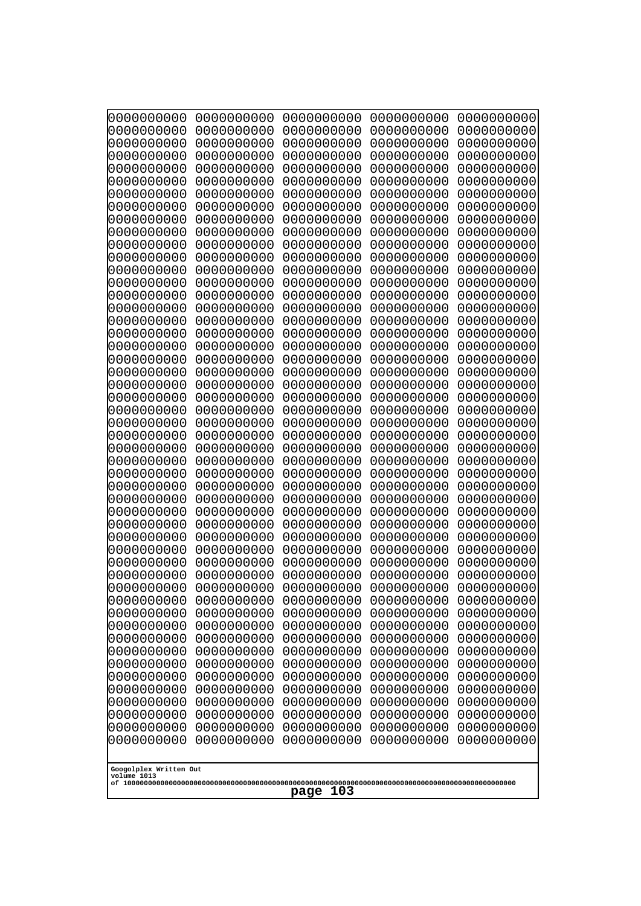```
0000000000 0000000000 0000000000 0000000000 0000000000
0000000000 0000000000 0000000000 0000000000 0000000000
0000000000 0000000000 0000000000 0000000000 0000000000
0000000000 0000000000 0000000000 0000000000 0000000000
0000000000 0000000000 0000000000 0000000000 0000000000
0000000000 0000000000 0000000000 0000000000 0000000000
0000000000 0000000000 0000000000 0000000000 0000000000
0000000000 0000000000 0000000000 0000000000 0000000000
0000000000 0000000000 0000000000 0000000000 0000000000
0000000000 0000000000 0000000000 0000000000 0000000000
0000000000 0000000000 0000000000 0000000000 0000000000
0000000000 0000000000 0000000000 0000000000 0000000000
0000000000 0000000000 0000000000 0000000000 0000000000
0000000000 0000000000 0000000000 0000000000 0000000000
0000000000 0000000000 0000000000 0000000000 0000000000
0000000000 0000000000 0000000000 0000000000 0000000000
0000000000 0000000000 0000000000 0000000000 0000000000
0000000000 0000000000 0000000000 0000000000 0000000000
0000000000 0000000000 0000000000 0000000000 0000000000
0000000000 0000000000 0000000000 0000000000 0000000000
0000000000 0000000000 0000000000 0000000000 0000000000
0000000000 0000000000 0000000000 0000000000 0000000000
0000000000 0000000000 0000000000 0000000000 0000000000
0000000000 0000000000 0000000000 0000000000 0000000000
0000000000 0000000000 0000000000 0000000000 0000000000
0000000000 0000000000 0000000000 0000000000 0000000000
0000000000 0000000000 0000000000 0000000000 0000000000
0000000000 0000000000 0000000000 0000000000 0000000000
0000000000 0000000000 0000000000 0000000000 0000000000
0000000000 0000000000 0000000000 0000000000 0000000000
0000000000 0000000000 0000000000 0000000000 0000000000
0000000000 0000000000 0000000000 0000000000 0000000000
0000000000 0000000000 0000000000 0000000000 0000000000
0000000000 0000000000 0000000000 0000000000 0000000000
0000000000 0000000000 0000000000 0000000000 0000000000
0000000000 0000000000 0000000000 0000000000 0000000000
0000000000 0000000000 0000000000 0000000000 0000000000
0000000000 0000000000 0000000000 0000000000 0000000000
0000000000 0000000000 0000000000 0000000000 0000000000
0000000000 0000000000 0000000000 0000000000 0000000000
0000000000 0000000000 0000000000 0000000000 0000000000
0000000000 0000000000 0000000000 0000000000 0000000000
0000000000 0000000000 0000000000 0000000000 0000000000
0000000000 0000000000 0000000000 0000000000 0000000000
0000000000 0000000000 0000000000 0000000000 0000000000
0000000000 0000000000 0000000000 0000000000 0000000000
0000000000 0000000000 0000000000 0000000000 0000000000
0000000000 0000000000 0000000000 0000000000 0000000000
0000000000 0000000000 0000000000 0000000000 0000000000
0000000000 0000000000 0000000000 0000000000 0000000000
```

Googolplex Written Out
volume 1013
of 10000000000000000000000000000000000000000000000000000000000000000000000000000000000000000000000000000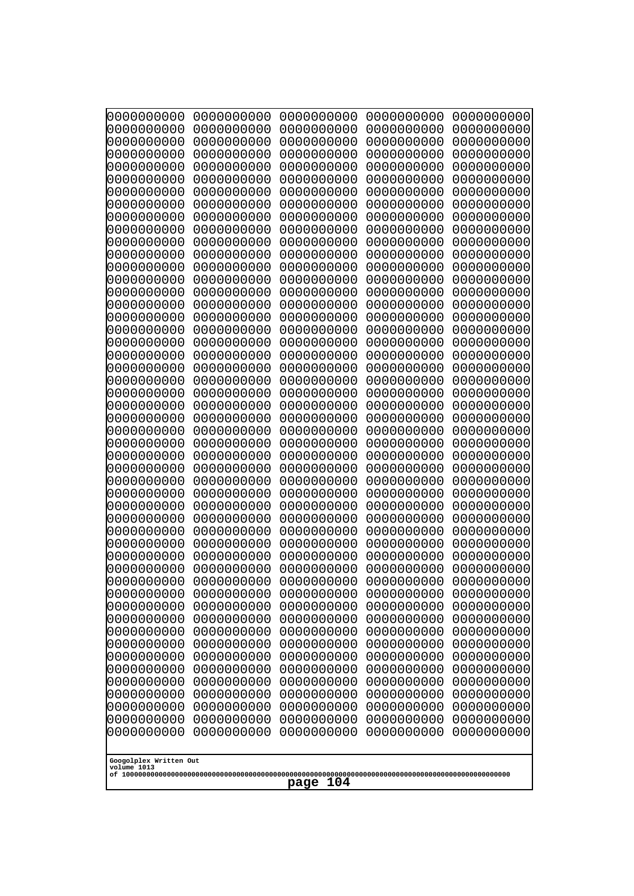```
0000000000 0000000000 0000000000 0000000000 0000000000
0000000000 0000000000 0000000000 0000000000 0000000000
0000000000 0000000000 0000000000 0000000000 0000000000
0000000000 0000000000 0000000000 0000000000 0000000000
0000000000 0000000000 0000000000 0000000000 0000000000
0000000000 0000000000 0000000000 0000000000 0000000000
0000000000 0000000000 0000000000 0000000000 0000000000
0000000000 0000000000 0000000000 0000000000 0000000000
0000000000 0000000000 0000000000 0000000000 0000000000
0000000000 0000000000 0000000000 0000000000 0000000000
0000000000 0000000000 0000000000 0000000000 0000000000
0000000000 0000000000 0000000000 0000000000 0000000000
0000000000 0000000000 0000000000 0000000000 0000000000
0000000000 0000000000 0000000000 0000000000 0000000000
0000000000 0000000000 0000000000 0000000000 0000000000
0000000000 0000000000 0000000000 0000000000 0000000000
0000000000 0000000000 0000000000 0000000000 0000000000
0000000000 0000000000 0000000000 0000000000 0000000000
0000000000 0000000000 0000000000 0000000000 0000000000
0000000000 0000000000 0000000000 0000000000 0000000000
0000000000 0000000000 0000000000 0000000000 0000000000
0000000000 0000000000 0000000000 0000000000 0000000000
0000000000 0000000000 0000000000 0000000000 0000000000
0000000000 0000000000 0000000000 0000000000 0000000000
0000000000 0000000000 0000000000 0000000000 0000000000
0000000000 0000000000 0000000000 0000000000 0000000000
0000000000 0000000000 0000000000 0000000000 0000000000
0000000000 0000000000 0000000000 0000000000 0000000000
0000000000 0000000000 0000000000 0000000000 0000000000
0000000000 0000000000 0000000000 0000000000 0000000000
0000000000 0000000000 0000000000 0000000000 0000000000
0000000000 0000000000 0000000000 0000000000 0000000000
0000000000 0000000000 0000000000 0000000000 0000000000
0000000000 0000000000 0000000000 0000000000 0000000000
0000000000 0000000000 0000000000 0000000000 0000000000
0000000000 0000000000 0000000000 0000000000 0000000000
0000000000 0000000000 0000000000 0000000000 0000000000
0000000000 0000000000 0000000000 0000000000 0000000000
0000000000 0000000000 0000000000 0000000000 0000000000
0000000000 0000000000 0000000000 0000000000 0000000000
0000000000 0000000000 0000000000 0000000000 0000000000
0000000000 0000000000 0000000000 0000000000 0000000000
0000000000 0000000000 0000000000 0000000000 0000000000
0000000000 0000000000 0000000000 0000000000 0000000000
0000000000 0000000000 0000000000 0000000000 0000000000
0000000000 0000000000 0000000000 0000000000 0000000000
0000000000 0000000000 0000000000 0000000000 0000000000
0000000000 0000000000 0000000000 0000000000 0000000000
0000000000 0000000000 0000000000 0000000000 0000000000
0000000000 0000000000 0000000000 0000000000 0000000000
```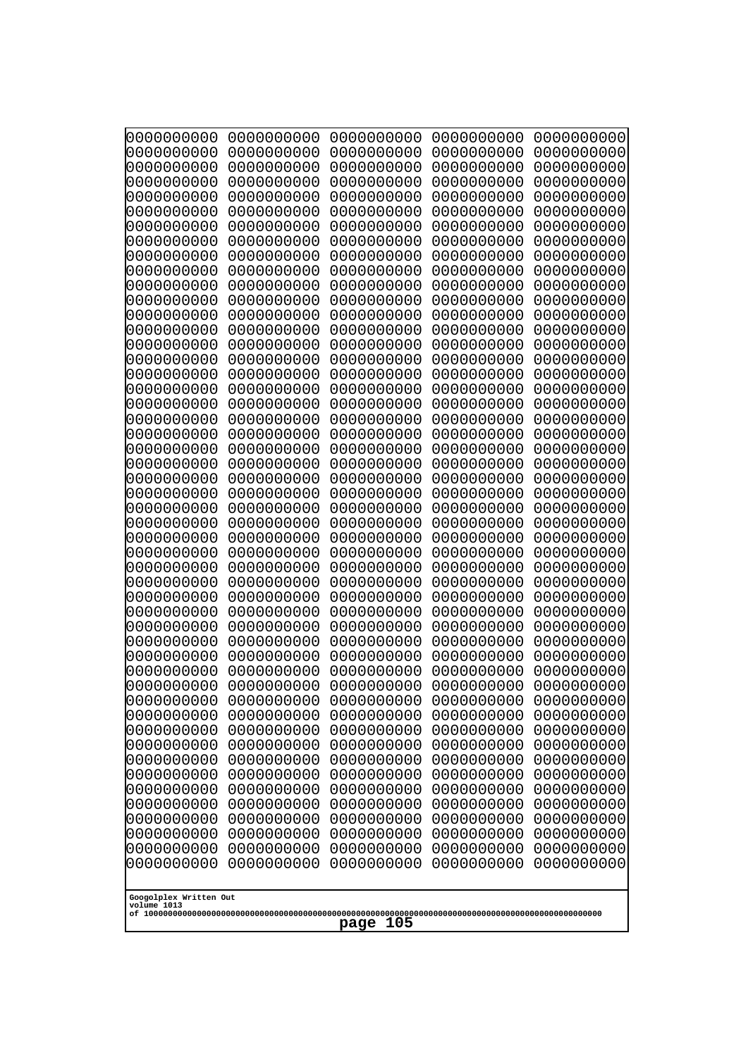```
0000000000 0000000000 0000000000 0000000000 0000000000
0000000000 0000000000 0000000000 0000000000 0000000000
0000000000 0000000000 0000000000 0000000000 0000000000
0000000000 0000000000 0000000000 0000000000 0000000000
0000000000 0000000000 0000000000 0000000000 0000000000
0000000000 0000000000 0000000000 0000000000 0000000000
0000000000 0000000000 0000000000 0000000000 0000000000
0000000000 0000000000 0000000000 0000000000 0000000000
0000000000 0000000000 0000000000 0000000000 0000000000
0000000000 0000000000 0000000000 0000000000 0000000000
0000000000 0000000000 0000000000 0000000000 0000000000
0000000000 0000000000 0000000000 0000000000 0000000000
0000000000 0000000000 0000000000 0000000000 0000000000
0000000000 0000000000 0000000000 0000000000 0000000000
0000000000 0000000000 0000000000 0000000000 0000000000
0000000000 0000000000 0000000000 0000000000 0000000000
0000000000 0000000000 0000000000 0000000000 0000000000
0000000000 0000000000 0000000000 0000000000 0000000000
0000000000 0000000000 0000000000 0000000000 0000000000
0000000000 0000000000 0000000000 0000000000 0000000000
0000000000 0000000000 0000000000 0000000000 0000000000
0000000000 0000000000 0000000000 0000000000 0000000000
0000000000 0000000000 0000000000 0000000000 0000000000
0000000000 0000000000 0000000000 0000000000 0000000000
0000000000 0000000000 0000000000 0000000000 0000000000
0000000000 0000000000 0000000000 0000000000 0000000000
0000000000 0000000000 0000000000 0000000000 0000000000
0000000000 0000000000 0000000000 0000000000 0000000000
0000000000 0000000000 0000000000 0000000000 0000000000
0000000000 0000000000 0000000000 0000000000 0000000000
0000000000 0000000000 0000000000 0000000000 0000000000
0000000000 0000000000 0000000000 0000000000 0000000000
0000000000 0000000000 0000000000 0000000000 0000000000
0000000000 0000000000 0000000000 0000000000 0000000000
0000000000 0000000000 0000000000 0000000000 0000000000
0000000000 0000000000 0000000000 0000000000 0000000000
0000000000 0000000000 0000000000 0000000000 0000000000
0000000000 0000000000 0000000000 0000000000 0000000000
0000000000 0000000000 0000000000 0000000000 0000000000
0000000000 0000000000 0000000000 0000000000 0000000000
0000000000 0000000000 0000000000 0000000000 0000000000
0000000000 0000000000 0000000000 0000000000 0000000000
0000000000 0000000000 0000000000 0000000000 0000000000
0000000000 0000000000 0000000000 0000000000 0000000000
0000000000 0000000000 0000000000 0000000000 0000000000
0000000000 0000000000 0000000000 0000000000 0000000000
0000000000 0000000000 0000000000 0000000000 0000000000
0000000000 0000000000 0000000000 0000000000 0000000000
0000000000 0000000000 0000000000 0000000000 0000000000
0000000000 0000000000 0000000000 0000000000 0000000000
```

Googolplex Written Out
volume 1013
of 10000000000000000000000000000000000000000000000000000000000000000000000000000000000000000000000000000
page 105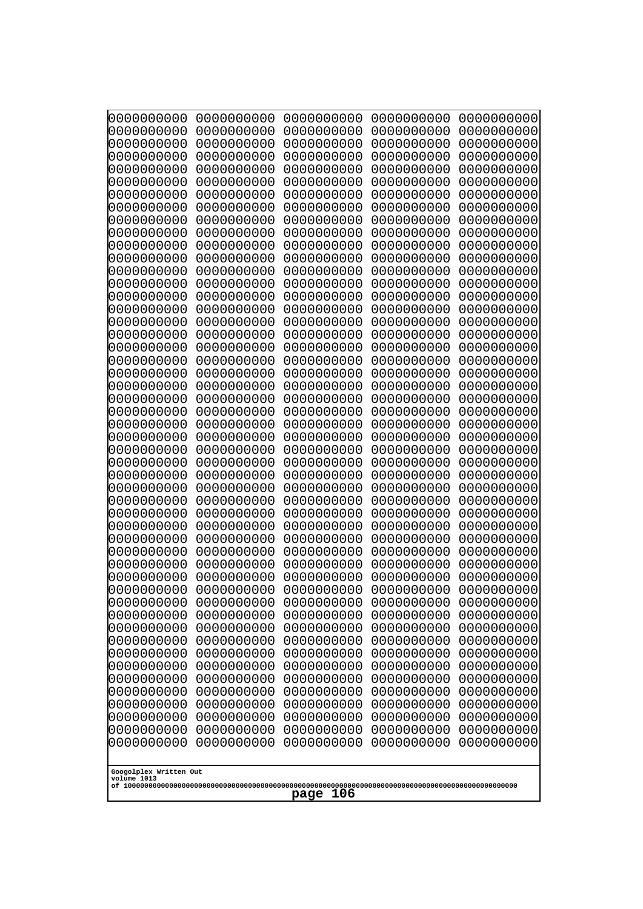```
0000000000 0000000000 0000000000 0000000000 0000000000
0000000000 0000000000 0000000000 0000000000 0000000000
0000000000 0000000000 0000000000 0000000000 0000000000
0000000000 0000000000 0000000000 0000000000 0000000000
0000000000 0000000000 0000000000 0000000000 0000000000
0000000000 0000000000 0000000000 0000000000 0000000000
0000000000 0000000000 0000000000 0000000000 0000000000
0000000000 0000000000 0000000000 0000000000 0000000000
0000000000 0000000000 0000000000 0000000000 0000000000
0000000000 0000000000 0000000000 0000000000 0000000000
0000000000 0000000000 0000000000 0000000000 0000000000
0000000000 0000000000 0000000000 0000000000 0000000000
0000000000 0000000000 0000000000 0000000000 0000000000
0000000000 0000000000 0000000000 0000000000 0000000000
0000000000 0000000000 0000000000 0000000000 0000000000
0000000000 0000000000 0000000000 0000000000 0000000000
0000000000 0000000000 0000000000 0000000000 0000000000
0000000000 0000000000 0000000000 0000000000 0000000000
0000000000 0000000000 0000000000 0000000000 0000000000
0000000000 0000000000 0000000000 0000000000 0000000000
0000000000 0000000000 0000000000 0000000000 0000000000
0000000000 0000000000 0000000000 0000000000 0000000000
0000000000 0000000000 0000000000 0000000000 0000000000
0000000000 0000000000 0000000000 0000000000 0000000000
0000000000 0000000000 0000000000 0000000000 0000000000
0000000000 0000000000 0000000000 0000000000 0000000000
0000000000 0000000000 0000000000 0000000000 0000000000
0000000000 0000000000 0000000000 0000000000 0000000000
0000000000 0000000000 0000000000 0000000000 0000000000
0000000000 0000000000 0000000000 0000000000 0000000000
0000000000 0000000000 0000000000 0000000000 0000000000
0000000000 0000000000 0000000000 0000000000 0000000000
0000000000 0000000000 0000000000 0000000000 0000000000
0000000000 0000000000 0000000000 0000000000 0000000000
0000000000 0000000000 0000000000 0000000000 0000000000
0000000000 0000000000 0000000000 0000000000 0000000000
0000000000 0000000000 0000000000 0000000000 0000000000
0000000000 0000000000 0000000000 0000000000 0000000000
0000000000 0000000000 0000000000 0000000000 0000000000
0000000000 0000000000 0000000000 0000000000 0000000000
0000000000 0000000000 0000000000 0000000000 0000000000
0000000000 0000000000 0000000000 0000000000 0000000000
0000000000 0000000000 0000000000 0000000000 0000000000
0000000000 0000000000 0000000000 0000000000 0000000000
0000000000 0000000000 0000000000 0000000000 0000000000
0000000000 0000000000 0000000000 0000000000 0000000000
0000000000 0000000000 0000000000 0000000000 0000000000
0000000000 0000000000 0000000000 0000000000 0000000000
0000000000 0000000000 0000000000 0000000000 0000000000
0000000000 0000000000 0000000000 0000000000 0000000000
```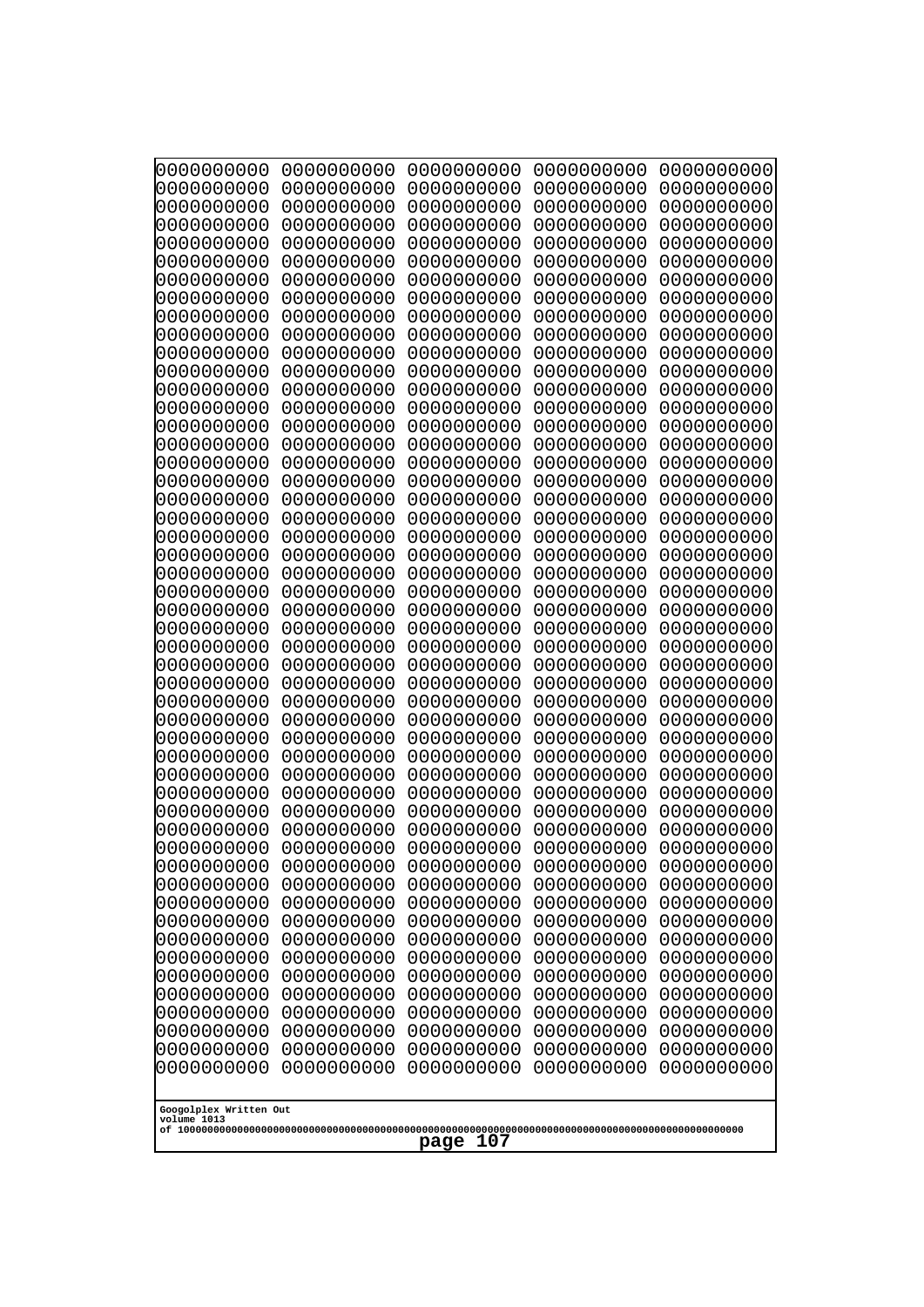```
0000000000 0000000000 0000000000 0000000000 0000000000
0000000000 0000000000 0000000000 0000000000 0000000000
0000000000 0000000000 0000000000 0000000000 0000000000
0000000000 0000000000 0000000000 0000000000 0000000000
0000000000 0000000000 0000000000 0000000000 0000000000
0000000000 0000000000 0000000000 0000000000 0000000000
0000000000 0000000000 0000000000 0000000000 0000000000
0000000000 0000000000 0000000000 0000000000 0000000000
0000000000 0000000000 0000000000 0000000000 0000000000
0000000000 0000000000 0000000000 0000000000 0000000000
0000000000 0000000000 0000000000 0000000000 0000000000
0000000000 0000000000 0000000000 0000000000 0000000000
0000000000 0000000000 0000000000 0000000000 0000000000
0000000000 0000000000 0000000000 0000000000 0000000000
0000000000 0000000000 0000000000 0000000000 0000000000
0000000000 0000000000 0000000000 0000000000 0000000000
0000000000 0000000000 0000000000 0000000000 0000000000
0000000000 0000000000 0000000000 0000000000 0000000000
0000000000 0000000000 0000000000 0000000000 0000000000
0000000000 0000000000 0000000000 0000000000 0000000000
0000000000 0000000000 0000000000 0000000000 0000000000
0000000000 0000000000 0000000000 0000000000 0000000000
0000000000 0000000000 0000000000 0000000000 0000000000
0000000000 0000000000 0000000000 0000000000 0000000000
0000000000 0000000000 0000000000 0000000000 0000000000
0000000000 0000000000 0000000000 0000000000 0000000000
0000000000 0000000000 0000000000 0000000000 0000000000
0000000000 0000000000 0000000000 0000000000 0000000000
0000000000 0000000000 0000000000 0000000000 0000000000
0000000000 0000000000 0000000000 0000000000 0000000000
0000000000 0000000000 0000000000 0000000000 0000000000
0000000000 0000000000 0000000000 0000000000 0000000000
0000000000 0000000000 0000000000 0000000000 0000000000
0000000000 0000000000 0000000000 0000000000 0000000000
0000000000 0000000000 0000000000 0000000000 0000000000
0000000000 0000000000 0000000000 0000000000 0000000000
0000000000 0000000000 0000000000 0000000000 0000000000
0000000000 0000000000 0000000000 0000000000 0000000000
0000000000 0000000000 0000000000 0000000000 0000000000
0000000000 0000000000 0000000000 0000000000 0000000000
0000000000 0000000000 0000000000 0000000000 0000000000
0000000000 0000000000 0000000000 0000000000 0000000000
0000000000 0000000000 0000000000 0000000000 0000000000
0000000000 0000000000 0000000000 0000000000 0000000000
0000000000 0000000000 0000000000 0000000000 0000000000
0000000000 0000000000 0000000000 0000000000 0000000000
0000000000 0000000000 0000000000 0000000000 0000000000
0000000000 0000000000 0000000000 0000000000 0000000000
0000000000 0000000000 0000000000 0000000000 0000000000
0000000000 0000000000 0000000000 0000000000 0000000000
```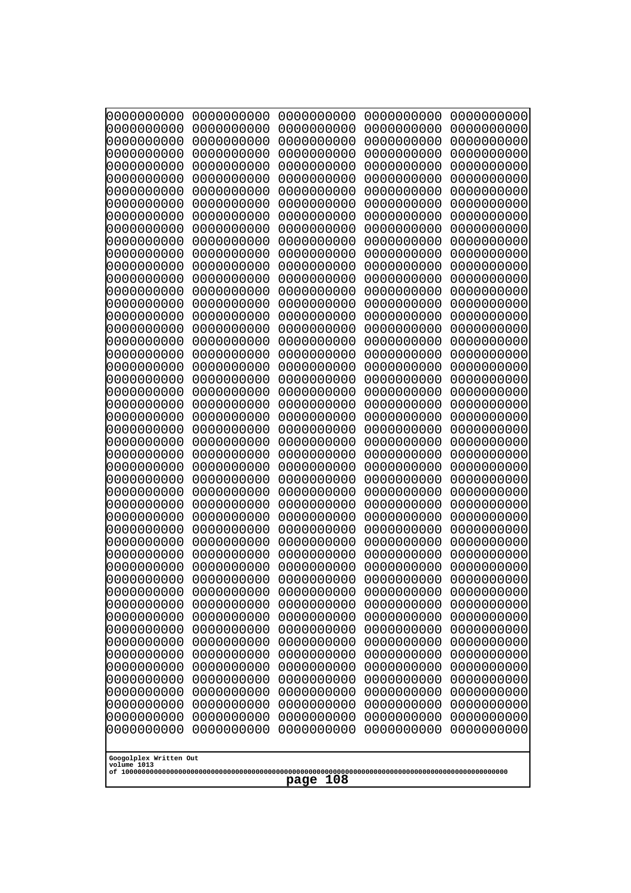```
0000000000 0000000000 0000000000 0000000000 0000000000
0000000000 0000000000 0000000000 0000000000 0000000000
0000000000 0000000000 0000000000 0000000000 0000000000
0000000000 0000000000 0000000000 0000000000 0000000000
0000000000 0000000000 0000000000 0000000000 0000000000
0000000000 0000000000 0000000000 0000000000 0000000000
0000000000 0000000000 0000000000 0000000000 0000000000
0000000000 0000000000 0000000000 0000000000 0000000000
0000000000 0000000000 0000000000 0000000000 0000000000
0000000000 0000000000 0000000000 0000000000 0000000000
0000000000 0000000000 0000000000 0000000000 0000000000
0000000000 0000000000 0000000000 0000000000 0000000000
0000000000 0000000000 0000000000 0000000000 0000000000
0000000000 0000000000 0000000000 0000000000 0000000000
0000000000 0000000000 0000000000 0000000000 0000000000
0000000000 0000000000 0000000000 0000000000 0000000000
0000000000 0000000000 0000000000 0000000000 0000000000
0000000000 0000000000 0000000000 0000000000 0000000000
0000000000 0000000000 0000000000 0000000000 0000000000
0000000000 0000000000 0000000000 0000000000 0000000000
0000000000 0000000000 0000000000 0000000000 0000000000
0000000000 0000000000 0000000000 0000000000 0000000000
0000000000 0000000000 0000000000 0000000000 0000000000
0000000000 0000000000 0000000000 0000000000 0000000000
0000000000 0000000000 0000000000 0000000000 0000000000
0000000000 0000000000 0000000000 0000000000 0000000000
0000000000 0000000000 0000000000 0000000000 0000000000
0000000000 0000000000 0000000000 0000000000 0000000000
0000000000 0000000000 0000000000 0000000000 0000000000
0000000000 0000000000 0000000000 0000000000 0000000000
0000000000 0000000000 0000000000 0000000000 0000000000
0000000000 0000000000 0000000000 0000000000 0000000000
0000000000 0000000000 0000000000 0000000000 0000000000
0000000000 0000000000 0000000000 0000000000 0000000000
0000000000 0000000000 0000000000 0000000000 0000000000
0000000000 0000000000 0000000000 0000000000 0000000000
0000000000 0000000000 0000000000 0000000000 0000000000
0000000000 0000000000 0000000000 0000000000 0000000000
0000000000 0000000000 0000000000 0000000000 0000000000
0000000000 0000000000 0000000000 0000000000 0000000000
0000000000 0000000000 0000000000 0000000000 0000000000
0000000000 0000000000 0000000000 0000000000 0000000000
0000000000 0000000000 0000000000 0000000000 0000000000
0000000000 0000000000 0000000000 0000000000 0000000000
0000000000 0000000000 0000000000 0000000000 0000000000
0000000000 0000000000 0000000000 0000000000 0000000000
0000000000 0000000000 0000000000 0000000000 0000000000
0000000000 0000000000 0000000000 0000000000 0000000000
0000000000 0000000000 0000000000 0000000000 0000000000
0000000000 0000000000 0000000000 0000000000 0000000000
```

Googolplex Written Out
volume 1013
of 10000000000000000000000000000000000000000000000000000000000000000000000000000000000000000000000000000
page 108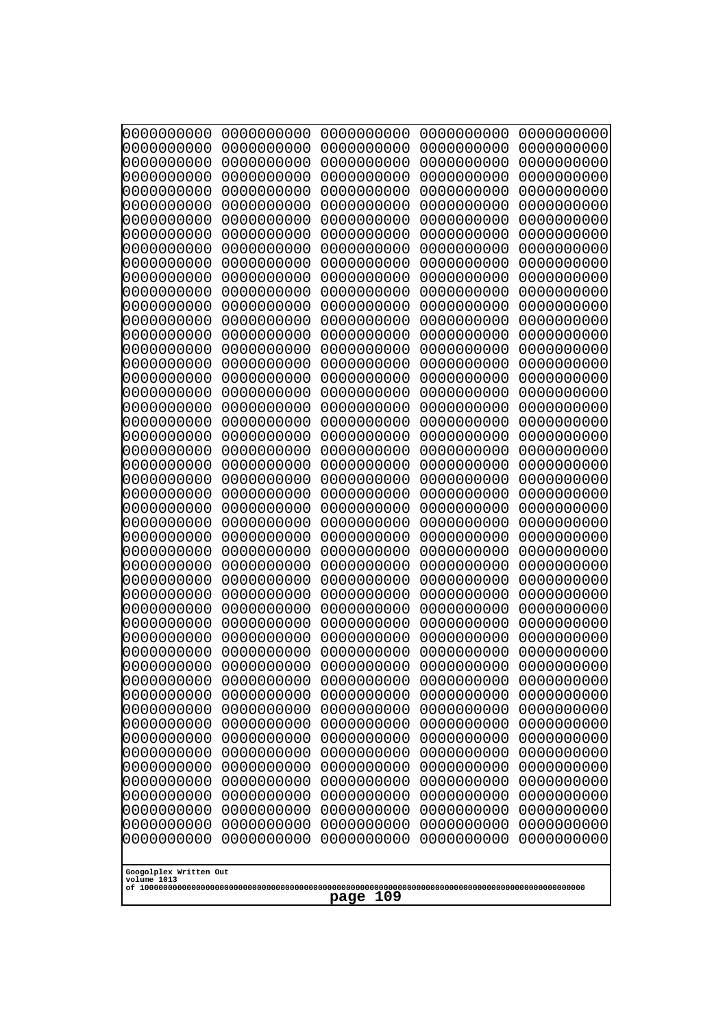```
0000000000 0000000000 0000000000 0000000000 0000000000
0000000000 0000000000 0000000000 0000000000 0000000000
0000000000 0000000000 0000000000 0000000000 0000000000
0000000000 0000000000 0000000000 0000000000 0000000000
0000000000 0000000000 0000000000 0000000000 0000000000
0000000000 0000000000 0000000000 0000000000 0000000000
0000000000 0000000000 0000000000 0000000000 0000000000
0000000000 0000000000 0000000000 0000000000 0000000000
0000000000 0000000000 0000000000 0000000000 0000000000
0000000000 0000000000 0000000000 0000000000 0000000000
0000000000 0000000000 0000000000 0000000000 0000000000
0000000000 0000000000 0000000000 0000000000 0000000000
0000000000 0000000000 0000000000 0000000000 0000000000
0000000000 0000000000 0000000000 0000000000 0000000000
0000000000 0000000000 0000000000 0000000000 0000000000
0000000000 0000000000 0000000000 0000000000 0000000000
0000000000 0000000000 0000000000 0000000000 0000000000
0000000000 0000000000 0000000000 0000000000 0000000000
0000000000 0000000000 0000000000 0000000000 0000000000
0000000000 0000000000 0000000000 0000000000 0000000000
0000000000 0000000000 0000000000 0000000000 0000000000
0000000000 0000000000 0000000000 0000000000 0000000000
0000000000 0000000000 0000000000 0000000000 0000000000
0000000000 0000000000 0000000000 0000000000 0000000000
0000000000 0000000000 0000000000 0000000000 0000000000
0000000000 0000000000 0000000000 0000000000 0000000000
0000000000 0000000000 0000000000 0000000000 0000000000
0000000000 0000000000 0000000000 0000000000 0000000000
0000000000 0000000000 0000000000 0000000000 0000000000
0000000000 0000000000 0000000000 0000000000 0000000000
0000000000 0000000000 0000000000 0000000000 0000000000
0000000000 0000000000 0000000000 0000000000 0000000000
0000000000 0000000000 0000000000 0000000000 0000000000
0000000000 0000000000 0000000000 0000000000 0000000000
0000000000 0000000000 0000000000 0000000000 0000000000
0000000000 0000000000 0000000000 0000000000 0000000000
0000000000 0000000000 0000000000 0000000000 0000000000
0000000000 0000000000 0000000000 0000000000 0000000000
0000000000 0000000000 0000000000 0000000000 0000000000
0000000000 0000000000 0000000000 0000000000 0000000000
0000000000 0000000000 0000000000 0000000000 0000000000
0000000000 0000000000 0000000000 0000000000 0000000000
0000000000 0000000000 0000000000 0000000000 0000000000
0000000000 0000000000 0000000000 0000000000 0000000000
0000000000 0000000000 0000000000 0000000000 0000000000
0000000000 0000000000 0000000000 0000000000 0000000000
0000000000 0000000000 0000000000 0000000000 0000000000
0000000000 0000000000 0000000000 0000000000 0000000000
0000000000 0000000000 0000000000 0000000000 0000000000
0000000000 0000000000 0000000000 0000000000 0000000000
```

Googolplex Written Out
volume 1013
of 10000000000000000000000000000000000000000000000000000000000000000000000000000000000000000000000000000

page 109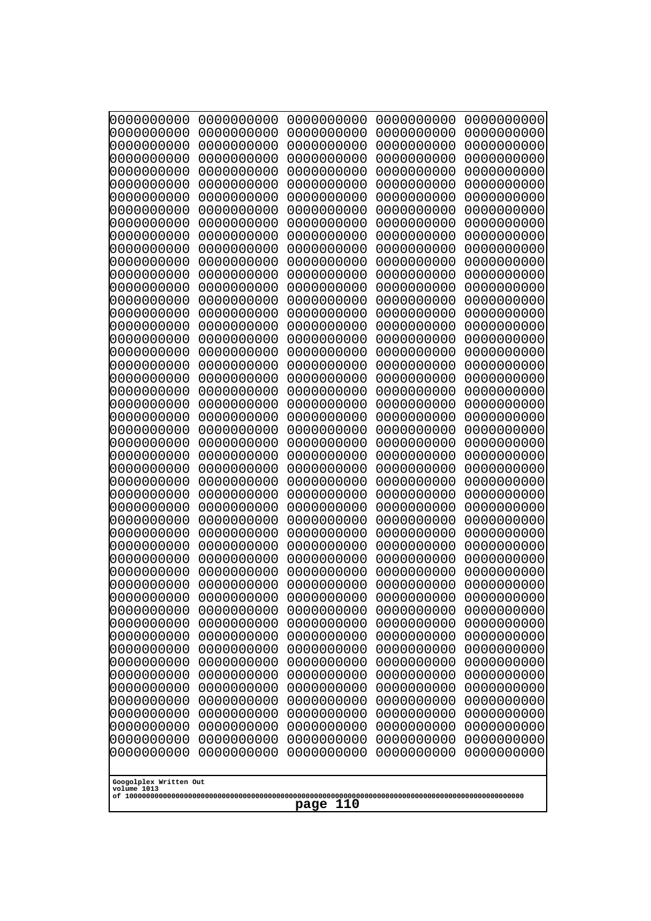```
0000000000 0000000000 0000000000 0000000000 0000000000
0000000000 0000000000 0000000000 0000000000 0000000000
0000000000 0000000000 0000000000 0000000000 0000000000
0000000000 0000000000 0000000000 0000000000 0000000000
0000000000 0000000000 0000000000 0000000000 0000000000
0000000000 0000000000 0000000000 0000000000 0000000000
0000000000 0000000000 0000000000 0000000000 0000000000
0000000000 0000000000 0000000000 0000000000 0000000000
0000000000 0000000000 0000000000 0000000000 0000000000
0000000000 0000000000 0000000000 0000000000 0000000000
0000000000 0000000000 0000000000 0000000000 0000000000
0000000000 0000000000 0000000000 0000000000 0000000000
0000000000 0000000000 0000000000 0000000000 0000000000
0000000000 0000000000 0000000000 0000000000 0000000000
0000000000 0000000000 0000000000 0000000000 0000000000
0000000000 0000000000 0000000000 0000000000 0000000000
0000000000 0000000000 0000000000 0000000000 0000000000
0000000000 0000000000 0000000000 0000000000 0000000000
0000000000 0000000000 0000000000 0000000000 0000000000
0000000000 0000000000 0000000000 0000000000 0000000000
0000000000 0000000000 0000000000 0000000000 0000000000
0000000000 0000000000 0000000000 0000000000 0000000000
0000000000 0000000000 0000000000 0000000000 0000000000
0000000000 0000000000 0000000000 0000000000 0000000000
0000000000 0000000000 0000000000 0000000000 0000000000
0000000000 0000000000 0000000000 0000000000 0000000000
0000000000 0000000000 0000000000 0000000000 0000000000
0000000000 0000000000 0000000000 0000000000 0000000000
0000000000 0000000000 0000000000 0000000000 0000000000
0000000000 0000000000 0000000000 0000000000 0000000000
0000000000 0000000000 0000000000 0000000000 0000000000
0000000000 0000000000 0000000000 0000000000 0000000000
0000000000 0000000000 0000000000 0000000000 0000000000
0000000000 0000000000 0000000000 0000000000 0000000000
0000000000 0000000000 0000000000 0000000000 0000000000
0000000000 0000000000 0000000000 0000000000 0000000000
0000000000 0000000000 0000000000 0000000000 0000000000
0000000000 0000000000 0000000000 0000000000 0000000000
0000000000 0000000000 0000000000 0000000000 0000000000
0000000000 0000000000 0000000000 0000000000 0000000000
0000000000 0000000000 0000000000 0000000000 0000000000
0000000000 0000000000 0000000000 0000000000 0000000000
0000000000 0000000000 0000000000 0000000000 0000000000
0000000000 0000000000 0000000000 0000000000 0000000000
0000000000 0000000000 0000000000 0000000000 0000000000
0000000000 0000000000 0000000000 0000000000 0000000000
0000000000 0000000000 0000000000 0000000000 0000000000
0000000000 0000000000 0000000000 0000000000 0000000000
0000000000 0000000000 0000000000 0000000000 0000000000
0000000000 0000000000 0000000000 0000000000 0000000000
```

Googolplex Written Out
volume 1013
of 10000000000000000000000000000000000000000000000000000000000000000000000000000000000000000000000000000

page 110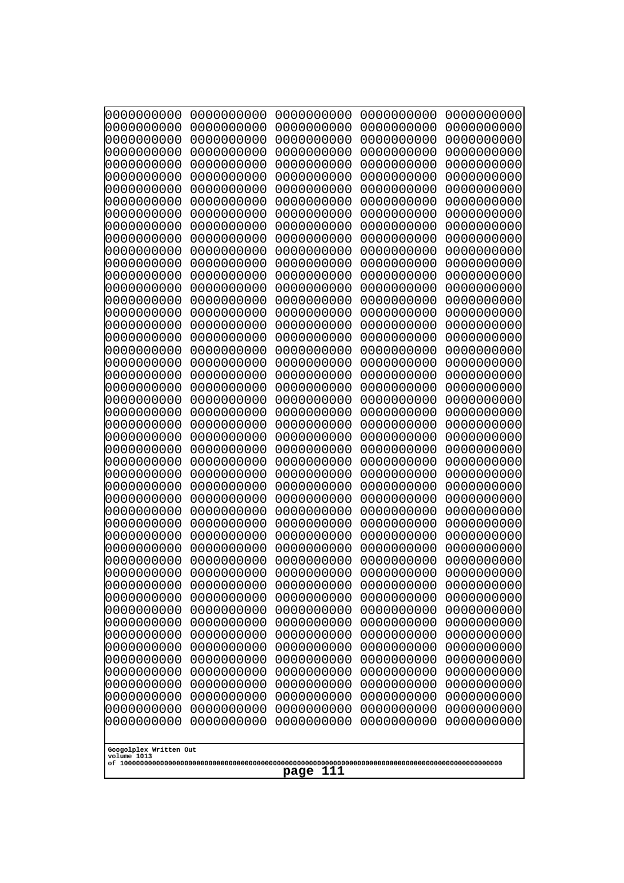0000000000 0000000000 0000000000 0000000000 0000000000
0000000000 0000000000 0000000000 0000000000 0000000000
0000000000 0000000000 0000000000 0000000000 0000000000
0000000000 0000000000 0000000000 0000000000 0000000000
0000000000 0000000000 0000000000 0000000000 0000000000
0000000000 0000000000 0000000000 0000000000 0000000000
0000000000 0000000000 0000000000 0000000000 0000000000
0000000000 0000000000 0000000000 0000000000 0000000000
0000000000 0000000000 0000000000 0000000000 0000000000
0000000000 0000000000 0000000000 0000000000 0000000000
0000000000 0000000000 0000000000 0000000000 0000000000
0000000000 0000000000 0000000000 0000000000 0000000000
0000000000 0000000000 0000000000 0000000000 0000000000
0000000000 0000000000 0000000000 0000000000 0000000000
0000000000 0000000000 0000000000 0000000000 0000000000
0000000000 0000000000 0000000000 0000000000 0000000000
0000000000 0000000000 0000000000 0000000000 0000000000
0000000000 0000000000 0000000000 0000000000 0000000000
0000000000 0000000000 0000000000 0000000000 0000000000
0000000000 0000000000 0000000000 0000000000 0000000000
0000000000 0000000000 0000000000 0000000000 0000000000
0000000000 0000000000 0000000000 0000000000 0000000000
0000000000 0000000000 0000000000 0000000000 0000000000
0000000000 0000000000 0000000000 0000000000 0000000000
0000000000 0000000000 0000000000 0000000000 0000000000
0000000000 0000000000 0000000000 0000000000 0000000000
0000000000 0000000000 0000000000 0000000000 0000000000
0000000000 0000000000 0000000000 0000000000 0000000000
0000000000 0000000000 0000000000 0000000000 0000000000
0000000000 0000000000 0000000000 0000000000 0000000000
0000000000 0000000000 0000000000 0000000000 0000000000
0000000000 0000000000 0000000000 0000000000 0000000000
0000000000 0000000000 0000000000 0000000000 0000000000
0000000000 0000000000 0000000000 0000000000 0000000000
0000000000 0000000000 0000000000 0000000000 0000000000
0000000000 0000000000 0000000000 0000000000 0000000000
0000000000 0000000000 0000000000 0000000000 0000000000
0000000000 0000000000 0000000000 0000000000 0000000000
0000000000 0000000000 0000000000 0000000000 0000000000
0000000000 0000000000 0000000000 0000000000 0000000000
0000000000 0000000000 0000000000 0000000000 0000000000
0000000000 0000000000 0000000000 0000000000 0000000000
0000000000 0000000000 0000000000 0000000000 0000000000
0000000000 0000000000 0000000000 0000000000 0000000000
0000000000 0000000000 0000000000 0000000000 0000000000
0000000000 0000000000 0000000000 0000000000 0000000000
0000000000 0000000000 0000000000 0000000000 0000000000
0000000000 0000000000 0000000000 0000000000 0000000000
0000000000 0000000000 0000000000 0000000000 0000000000
0000000000 0000000000 0000000000 0000000000 0000000000

Googolplex Written Out
volume 1013
of 10000000000000000000000000000000000000000000000000000000000000000000000000000000000000000000000000000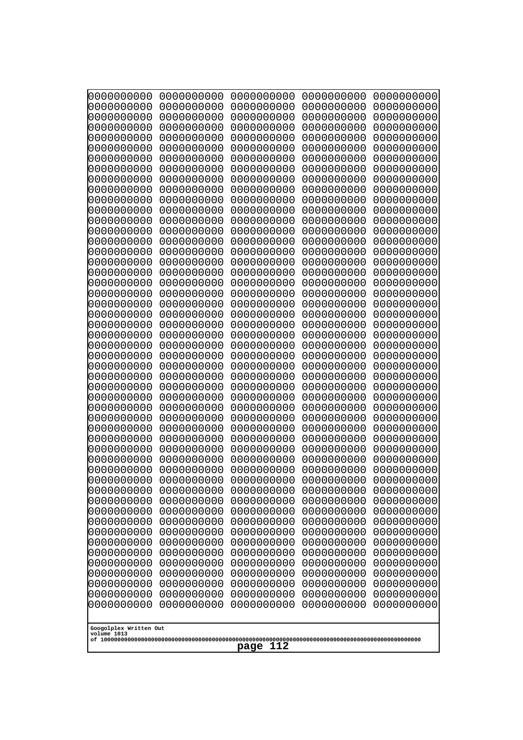```
0000000000 0000000000 0000000000 0000000000 0000000000
0000000000 0000000000 0000000000 0000000000 0000000000
0000000000 0000000000 0000000000 0000000000 0000000000
0000000000 0000000000 0000000000 0000000000 0000000000
0000000000 0000000000 0000000000 0000000000 0000000000
0000000000 0000000000 0000000000 0000000000 0000000000
0000000000 0000000000 0000000000 0000000000 0000000000
0000000000 0000000000 0000000000 0000000000 0000000000
0000000000 0000000000 0000000000 0000000000 0000000000
0000000000 0000000000 0000000000 0000000000 0000000000
0000000000 0000000000 0000000000 0000000000 0000000000
0000000000 0000000000 0000000000 0000000000 0000000000
0000000000 0000000000 0000000000 0000000000 0000000000
0000000000 0000000000 0000000000 0000000000 0000000000
0000000000 0000000000 0000000000 0000000000 0000000000
0000000000 0000000000 0000000000 0000000000 0000000000
0000000000 0000000000 0000000000 0000000000 0000000000
0000000000 0000000000 0000000000 0000000000 0000000000
0000000000 0000000000 0000000000 0000000000 0000000000
0000000000 0000000000 0000000000 0000000000 0000000000
0000000000 0000000000 0000000000 0000000000 0000000000
0000000000 0000000000 0000000000 0000000000 0000000000
0000000000 0000000000 0000000000 0000000000 0000000000
0000000000 0000000000 0000000000 0000000000 0000000000
0000000000 0000000000 0000000000 0000000000 0000000000
0000000000 0000000000 0000000000 0000000000 0000000000
0000000000 0000000000 0000000000 0000000000 0000000000
0000000000 0000000000 0000000000 0000000000 0000000000
0000000000 0000000000 0000000000 0000000000 0000000000
0000000000 0000000000 0000000000 0000000000 0000000000
0000000000 0000000000 0000000000 0000000000 0000000000
0000000000 0000000000 0000000000 0000000000 0000000000
0000000000 0000000000 0000000000 0000000000 0000000000
0000000000 0000000000 0000000000 0000000000 0000000000
0000000000 0000000000 0000000000 0000000000 0000000000
0000000000 0000000000 0000000000 0000000000 0000000000
0000000000 0000000000 0000000000 0000000000 0000000000
0000000000 0000000000 0000000000 0000000000 0000000000
0000000000 0000000000 0000000000 0000000000 0000000000
0000000000 0000000000 0000000000 0000000000 0000000000
0000000000 0000000000 0000000000 0000000000 0000000000
0000000000 0000000000 0000000000 0000000000 0000000000
0000000000 0000000000 0000000000 0000000000 0000000000
0000000000 0000000000 0000000000 0000000000 0000000000
0000000000 0000000000 0000000000 0000000000 0000000000
0000000000 0000000000 0000000000 0000000000 0000000000
0000000000 0000000000 0000000000 0000000000 0000000000
0000000000 0000000000 0000000000 0000000000 0000000000
0000000000 0000000000 0000000000 0000000000 0000000000
0000000000 0000000000 0000000000 0000000000 0000000000
```

Googolplex Written Out
volume 1013
of 10000000000000000000000000000000000000000000000000000000000000000000000000000000000000000000000000000

page 112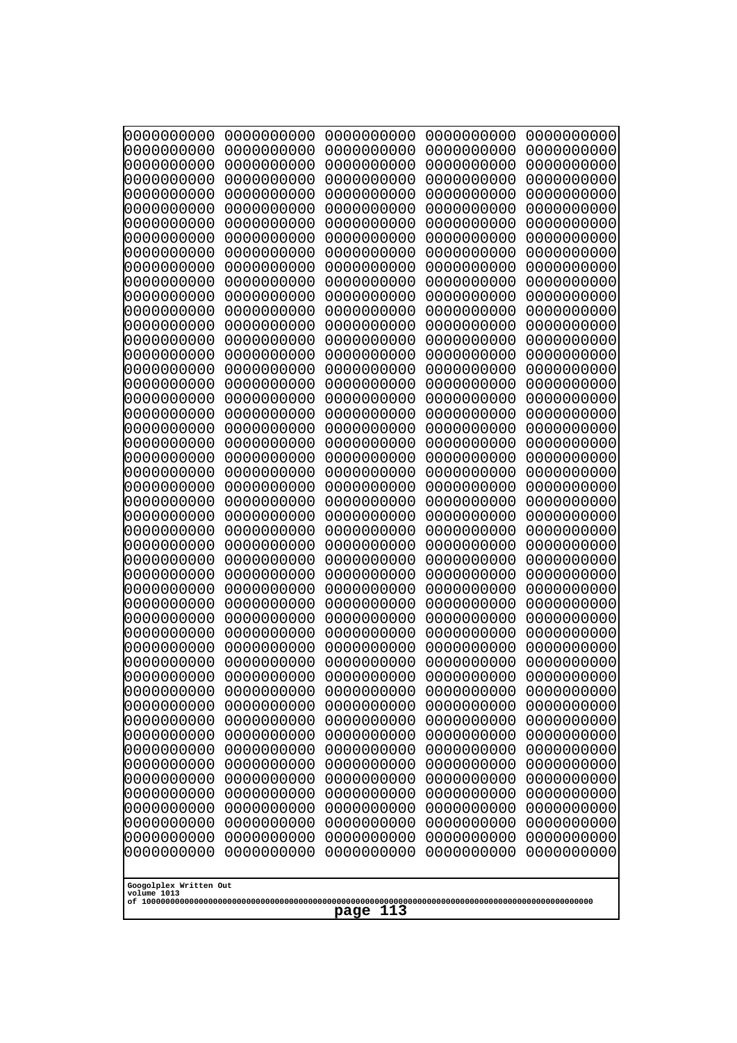```
0000000000 0000000000 0000000000 0000000000 0000000000
0000000000 0000000000 0000000000 0000000000 0000000000
0000000000 0000000000 0000000000 0000000000 0000000000
0000000000 0000000000 0000000000 0000000000 0000000000
0000000000 0000000000 0000000000 0000000000 0000000000
0000000000 0000000000 0000000000 0000000000 0000000000
0000000000 0000000000 0000000000 0000000000 0000000000
0000000000 0000000000 0000000000 0000000000 0000000000
0000000000 0000000000 0000000000 0000000000 0000000000
0000000000 0000000000 0000000000 0000000000 0000000000
0000000000 0000000000 0000000000 0000000000 0000000000
0000000000 0000000000 0000000000 0000000000 0000000000
0000000000 0000000000 0000000000 0000000000 0000000000
0000000000 0000000000 0000000000 0000000000 0000000000
0000000000 0000000000 0000000000 0000000000 0000000000
0000000000 0000000000 0000000000 0000000000 0000000000
0000000000 0000000000 0000000000 0000000000 0000000000
0000000000 0000000000 0000000000 0000000000 0000000000
0000000000 0000000000 0000000000 0000000000 0000000000
0000000000 0000000000 0000000000 0000000000 0000000000
0000000000 0000000000 0000000000 0000000000 0000000000
0000000000 0000000000 0000000000 0000000000 0000000000
0000000000 0000000000 0000000000 0000000000 0000000000
0000000000 0000000000 0000000000 0000000000 0000000000
0000000000 0000000000 0000000000 0000000000 0000000000
0000000000 0000000000 0000000000 0000000000 0000000000
0000000000 0000000000 0000000000 0000000000 0000000000
0000000000 0000000000 0000000000 0000000000 0000000000
0000000000 0000000000 0000000000 0000000000 0000000000
0000000000 0000000000 0000000000 0000000000 0000000000
0000000000 0000000000 0000000000 0000000000 0000000000
0000000000 0000000000 0000000000 0000000000 0000000000
0000000000 0000000000 0000000000 0000000000 0000000000
0000000000 0000000000 0000000000 0000000000 0000000000
0000000000 0000000000 0000000000 0000000000 0000000000
0000000000 0000000000 0000000000 0000000000 0000000000
0000000000 0000000000 0000000000 0000000000 0000000000
0000000000 0000000000 0000000000 0000000000 0000000000
0000000000 0000000000 0000000000 0000000000 0000000000
0000000000 0000000000 0000000000 0000000000 0000000000
0000000000 0000000000 0000000000 0000000000 0000000000
0000000000 0000000000 0000000000 0000000000 0000000000
0000000000 0000000000 0000000000 0000000000 0000000000
0000000000 0000000000 0000000000 0000000000 0000000000
0000000000 0000000000 0000000000 0000000000 0000000000
0000000000 0000000000 0000000000 0000000000 0000000000
0000000000 0000000000 0000000000 0000000000 0000000000
0000000000 0000000000 0000000000 0000000000 0000000000
0000000000 0000000000 0000000000 0000000000 0000000000
0000000000 0000000000 0000000000 0000000000 0000000000
```

Googolplex Written Out
volume 1013
of 10000000000000000000000000000000000000000000000000000000000000000000000000000000000000000000000000000000

page 113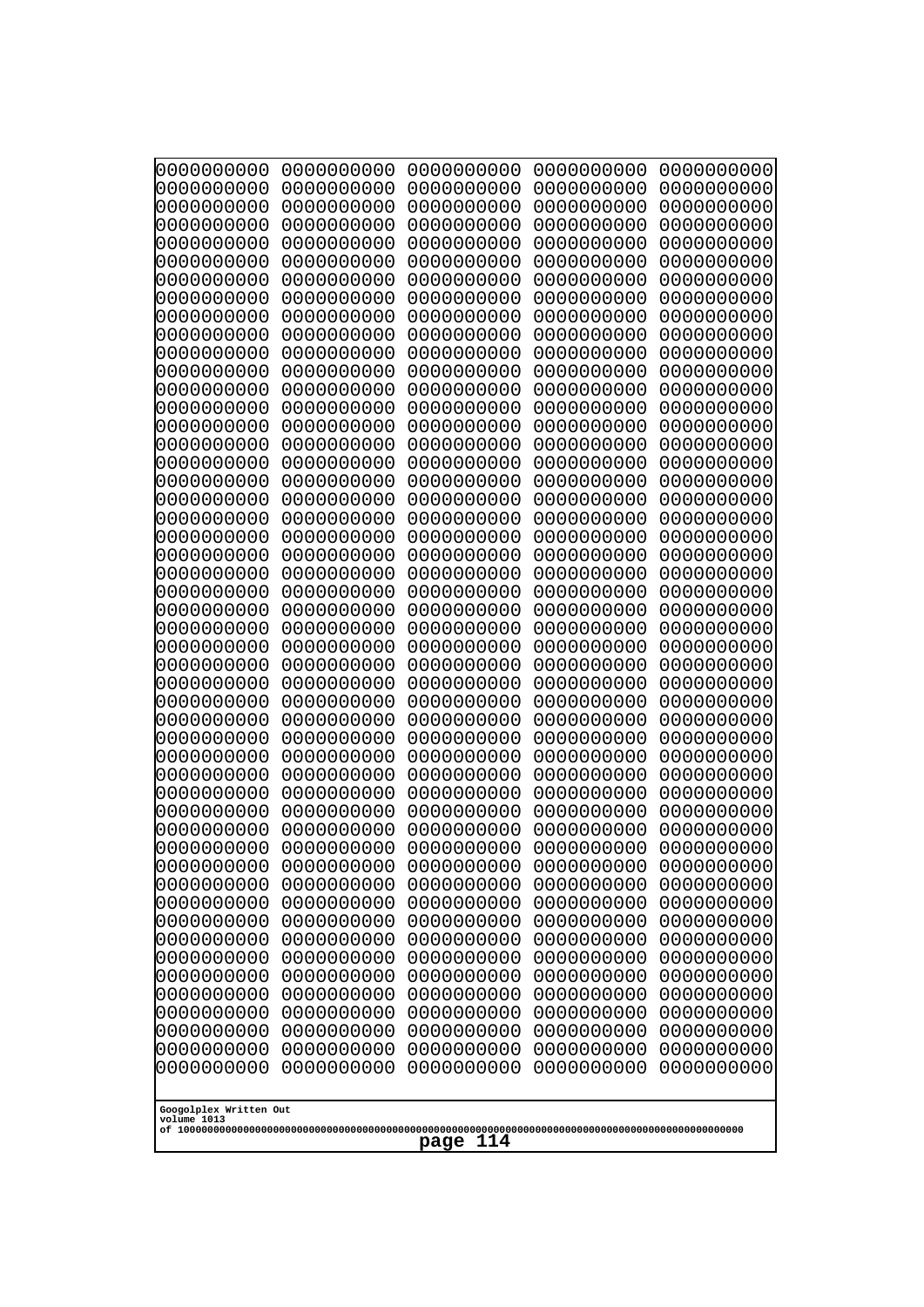```
0000000000 0000000000 0000000000 0000000000 0000000000
0000000000 0000000000 0000000000 0000000000 0000000000
0000000000 0000000000 0000000000 0000000000 0000000000
0000000000 0000000000 0000000000 0000000000 0000000000
0000000000 0000000000 0000000000 0000000000 0000000000
0000000000 0000000000 0000000000 0000000000 0000000000
0000000000 0000000000 0000000000 0000000000 0000000000
0000000000 0000000000 0000000000 0000000000 0000000000
0000000000 0000000000 0000000000 0000000000 0000000000
0000000000 0000000000 0000000000 0000000000 0000000000
0000000000 0000000000 0000000000 0000000000 0000000000
0000000000 0000000000 0000000000 0000000000 0000000000
0000000000 0000000000 0000000000 0000000000 0000000000
0000000000 0000000000 0000000000 0000000000 0000000000
0000000000 0000000000 0000000000 0000000000 0000000000
0000000000 0000000000 0000000000 0000000000 0000000000
0000000000 0000000000 0000000000 0000000000 0000000000
0000000000 0000000000 0000000000 0000000000 0000000000
0000000000 0000000000 0000000000 0000000000 0000000000
0000000000 0000000000 0000000000 0000000000 0000000000
0000000000 0000000000 0000000000 0000000000 0000000000
0000000000 0000000000 0000000000 0000000000 0000000000
0000000000 0000000000 0000000000 0000000000 0000000000
0000000000 0000000000 0000000000 0000000000 0000000000
0000000000 0000000000 0000000000 0000000000 0000000000
0000000000 0000000000 0000000000 0000000000 0000000000
0000000000 0000000000 0000000000 0000000000 0000000000
0000000000 0000000000 0000000000 0000000000 0000000000
0000000000 0000000000 0000000000 0000000000 0000000000
0000000000 0000000000 0000000000 0000000000 0000000000
0000000000 0000000000 0000000000 0000000000 0000000000
0000000000 0000000000 0000000000 0000000000 0000000000
0000000000 0000000000 0000000000 0000000000 0000000000
0000000000 0000000000 0000000000 0000000000 0000000000
0000000000 0000000000 0000000000 0000000000 0000000000
0000000000 0000000000 0000000000 0000000000 0000000000
0000000000 0000000000 0000000000 0000000000 0000000000
0000000000 0000000000 0000000000 0000000000 0000000000
0000000000 0000000000 0000000000 0000000000 0000000000
0000000000 0000000000 0000000000 0000000000 0000000000
0000000000 0000000000 0000000000 0000000000 0000000000
0000000000 0000000000 0000000000 0000000000 0000000000
0000000000 0000000000 0000000000 0000000000 0000000000
0000000000 0000000000 0000000000 0000000000 0000000000
0000000000 0000000000 0000000000 0000000000 0000000000
0000000000 0000000000 0000000000 0000000000 0000000000
0000000000 0000000000 0000000000 0000000000 0000000000
0000000000 0000000000 0000000000 0000000000 0000000000
0000000000 0000000000 0000000000 0000000000 0000000000
0000000000 0000000000 0000000000 0000000000 0000000000
```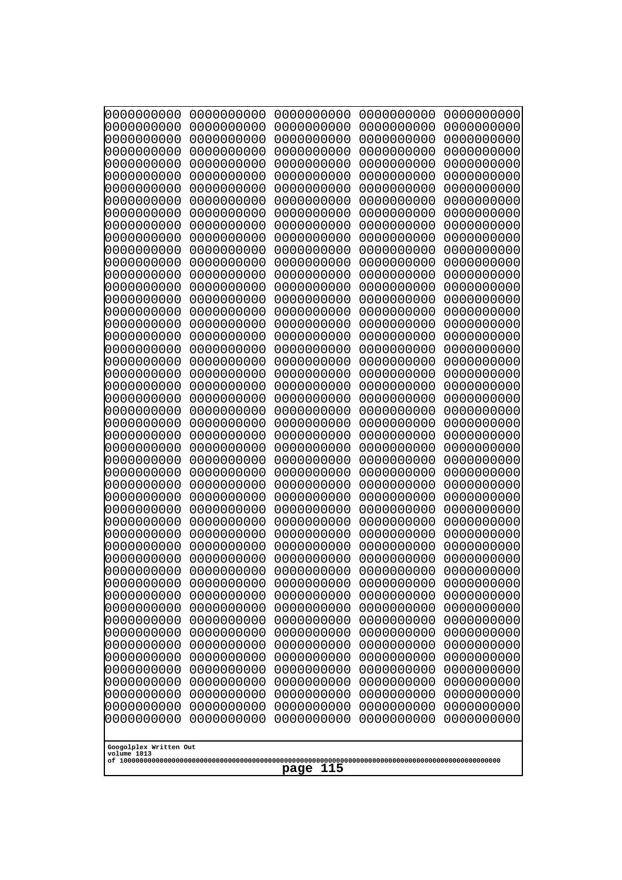```
0000000000 0000000000 0000000000 0000000000 0000000000
0000000000 0000000000 0000000000 0000000000 0000000000
0000000000 0000000000 0000000000 0000000000 0000000000
0000000000 0000000000 0000000000 0000000000 0000000000
0000000000 0000000000 0000000000 0000000000 0000000000
0000000000 0000000000 0000000000 0000000000 0000000000
0000000000 0000000000 0000000000 0000000000 0000000000
0000000000 0000000000 0000000000 0000000000 0000000000
0000000000 0000000000 0000000000 0000000000 0000000000
0000000000 0000000000 0000000000 0000000000 0000000000
0000000000 0000000000 0000000000 0000000000 0000000000
0000000000 0000000000 0000000000 0000000000 0000000000
0000000000 0000000000 0000000000 0000000000 0000000000
0000000000 0000000000 0000000000 0000000000 0000000000
0000000000 0000000000 0000000000 0000000000 0000000000
0000000000 0000000000 0000000000 0000000000 0000000000
0000000000 0000000000 0000000000 0000000000 0000000000
0000000000 0000000000 0000000000 0000000000 0000000000
0000000000 0000000000 0000000000 0000000000 0000000000
0000000000 0000000000 0000000000 0000000000 0000000000
0000000000 0000000000 0000000000 0000000000 0000000000
0000000000 0000000000 0000000000 0000000000 0000000000
0000000000 0000000000 0000000000 0000000000 0000000000
0000000000 0000000000 0000000000 0000000000 0000000000
0000000000 0000000000 0000000000 0000000000 0000000000
0000000000 0000000000 0000000000 0000000000 0000000000
0000000000 0000000000 0000000000 0000000000 0000000000
0000000000 0000000000 0000000000 0000000000 0000000000
0000000000 0000000000 0000000000 0000000000 0000000000
0000000000 0000000000 0000000000 0000000000 0000000000
0000000000 0000000000 0000000000 0000000000 0000000000
0000000000 0000000000 0000000000 0000000000 0000000000
0000000000 0000000000 0000000000 0000000000 0000000000
0000000000 0000000000 0000000000 0000000000 0000000000
0000000000 0000000000 0000000000 0000000000 0000000000
0000000000 0000000000 0000000000 0000000000 0000000000
0000000000 0000000000 0000000000 0000000000 0000000000
0000000000 0000000000 0000000000 0000000000 0000000000
0000000000 0000000000 0000000000 0000000000 0000000000
0000000000 0000000000 0000000000 0000000000 0000000000
0000000000 0000000000 0000000000 0000000000 0000000000
0000000000 0000000000 0000000000 0000000000 0000000000
0000000000 0000000000 0000000000 0000000000 0000000000
0000000000 0000000000 0000000000 0000000000 0000000000
0000000000 0000000000 0000000000 0000000000 0000000000
0000000000 0000000000 0000000000 0000000000 0000000000
0000000000 0000000000 0000000000 0000000000 0000000000
0000000000 0000000000 0000000000 0000000000 0000000000
0000000000 0000000000 0000000000 0000000000 0000000000
0000000000 0000000000 0000000000 0000000000 0000000000
```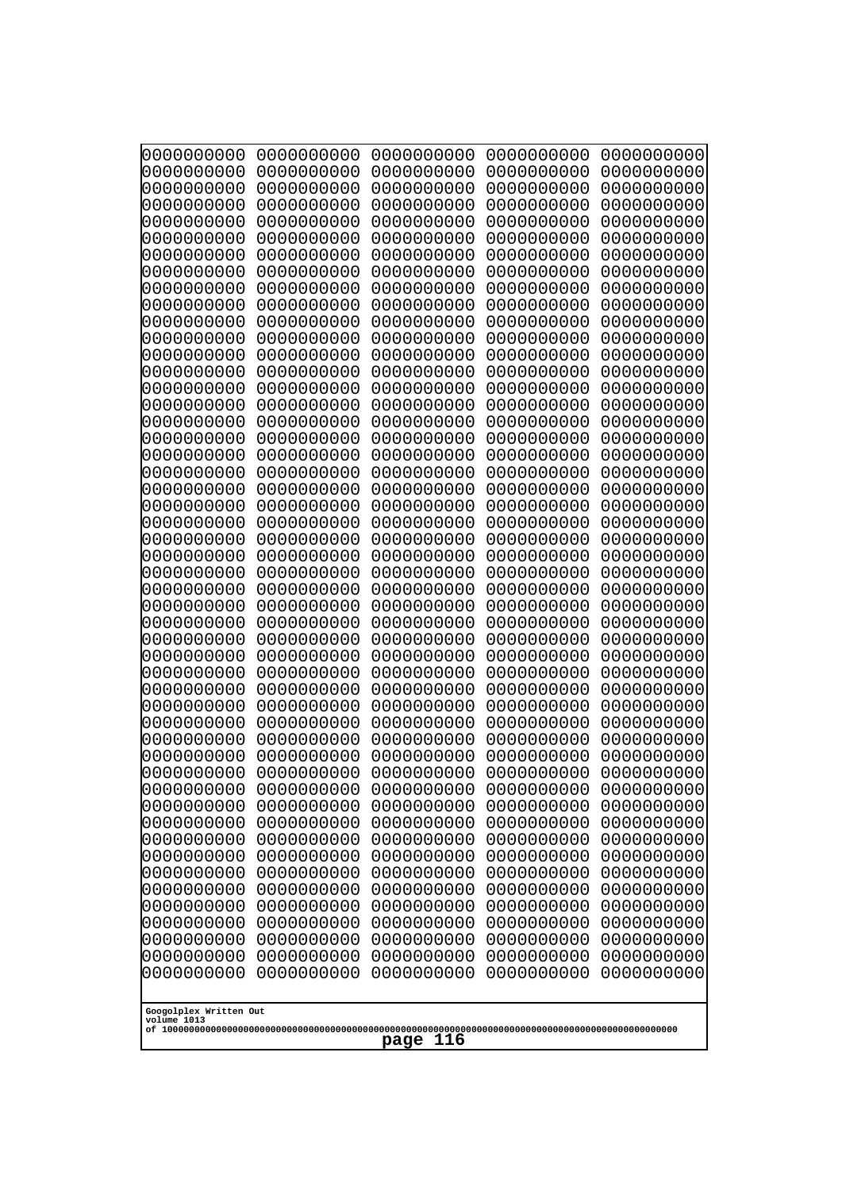```
0000000000 0000000000 0000000000 0000000000 0000000000
0000000000 0000000000 0000000000 0000000000 0000000000
0000000000 0000000000 0000000000 0000000000 0000000000
0000000000 0000000000 0000000000 0000000000 0000000000
0000000000 0000000000 0000000000 0000000000 0000000000
0000000000 0000000000 0000000000 0000000000 0000000000
0000000000 0000000000 0000000000 0000000000 0000000000
0000000000 0000000000 0000000000 0000000000 0000000000
0000000000 0000000000 0000000000 0000000000 0000000000
0000000000 0000000000 0000000000 0000000000 0000000000
0000000000 0000000000 0000000000 0000000000 0000000000
0000000000 0000000000 0000000000 0000000000 0000000000
0000000000 0000000000 0000000000 0000000000 0000000000
0000000000 0000000000 0000000000 0000000000 0000000000
0000000000 0000000000 0000000000 0000000000 0000000000
0000000000 0000000000 0000000000 0000000000 0000000000
0000000000 0000000000 0000000000 0000000000 0000000000
0000000000 0000000000 0000000000 0000000000 0000000000
0000000000 0000000000 0000000000 0000000000 0000000000
0000000000 0000000000 0000000000 0000000000 0000000000
0000000000 0000000000 0000000000 0000000000 0000000000
0000000000 0000000000 0000000000 0000000000 0000000000
0000000000 0000000000 0000000000 0000000000 0000000000
0000000000 0000000000 0000000000 0000000000 0000000000
0000000000 0000000000 0000000000 0000000000 0000000000
0000000000 0000000000 0000000000 0000000000 0000000000
0000000000 0000000000 0000000000 0000000000 0000000000
0000000000 0000000000 0000000000 0000000000 0000000000
0000000000 0000000000 0000000000 0000000000 0000000000
0000000000 0000000000 0000000000 0000000000 0000000000
0000000000 0000000000 0000000000 0000000000 0000000000
0000000000 0000000000 0000000000 0000000000 0000000000
0000000000 0000000000 0000000000 0000000000 0000000000
0000000000 0000000000 0000000000 0000000000 0000000000
0000000000 0000000000 0000000000 0000000000 0000000000
0000000000 0000000000 0000000000 0000000000 0000000000
0000000000 0000000000 0000000000 0000000000 0000000000
0000000000 0000000000 0000000000 0000000000 0000000000
0000000000 0000000000 0000000000 0000000000 0000000000
0000000000 0000000000 0000000000 0000000000 0000000000
0000000000 0000000000 0000000000 0000000000 0000000000
0000000000 0000000000 0000000000 0000000000 0000000000
0000000000 0000000000 0000000000 0000000000 0000000000
0000000000 0000000000 0000000000 0000000000 0000000000
0000000000 0000000000 0000000000 0000000000 0000000000
0000000000 0000000000 0000000000 0000000000 0000000000
0000000000 0000000000 0000000000 0000000000 0000000000
0000000000 0000000000 0000000000 0000000000 0000000000
0000000000 0000000000 0000000000 0000000000 0000000000
0000000000 0000000000 0000000000 0000000000 0000000000
```

Googolplex Written Out
volume 1013
of 10000000000000000000000000000000000000000000000000000000000000000000000000000000000000000000000000000

page 116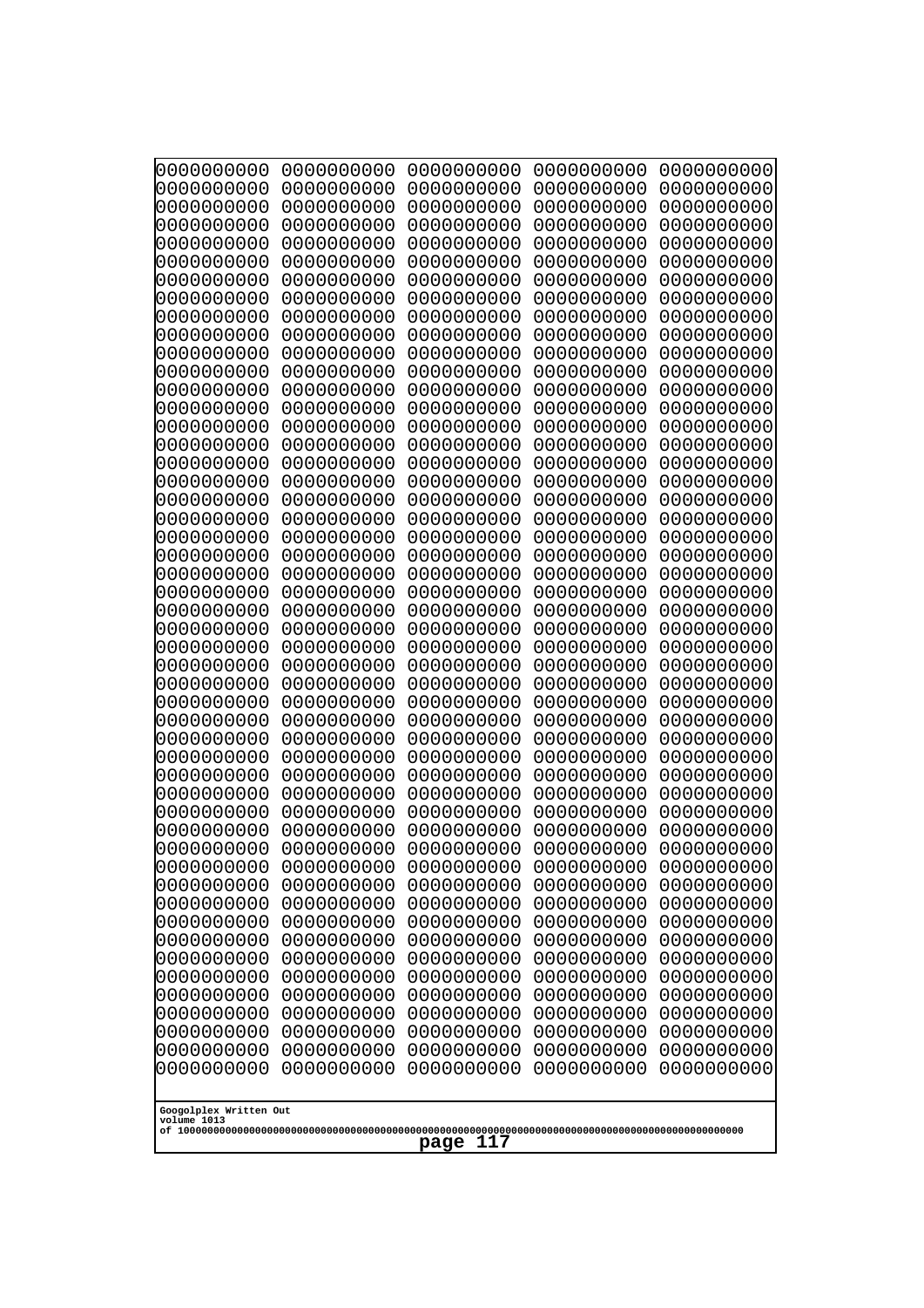```
0000000000 0000000000 0000000000 0000000000 0000000000
0000000000 0000000000 0000000000 0000000000 0000000000
0000000000 0000000000 0000000000 0000000000 0000000000
0000000000 0000000000 0000000000 0000000000 0000000000
0000000000 0000000000 0000000000 0000000000 0000000000
0000000000 0000000000 0000000000 0000000000 0000000000
0000000000 0000000000 0000000000 0000000000 0000000000
0000000000 0000000000 0000000000 0000000000 0000000000
0000000000 0000000000 0000000000 0000000000 0000000000
0000000000 0000000000 0000000000 0000000000 0000000000
0000000000 0000000000 0000000000 0000000000 0000000000
0000000000 0000000000 0000000000 0000000000 0000000000
0000000000 0000000000 0000000000 0000000000 0000000000
0000000000 0000000000 0000000000 0000000000 0000000000
0000000000 0000000000 0000000000 0000000000 0000000000
0000000000 0000000000 0000000000 0000000000 0000000000
0000000000 0000000000 0000000000 0000000000 0000000000
0000000000 0000000000 0000000000 0000000000 0000000000
0000000000 0000000000 0000000000 0000000000 0000000000
0000000000 0000000000 0000000000 0000000000 0000000000
0000000000 0000000000 0000000000 0000000000 0000000000
0000000000 0000000000 0000000000 0000000000 0000000000
0000000000 0000000000 0000000000 0000000000 0000000000
0000000000 0000000000 0000000000 0000000000 0000000000
0000000000 0000000000 0000000000 0000000000 0000000000
0000000000 0000000000 0000000000 0000000000 0000000000
0000000000 0000000000 0000000000 0000000000 0000000000
0000000000 0000000000 0000000000 0000000000 0000000000
0000000000 0000000000 0000000000 0000000000 0000000000
0000000000 0000000000 0000000000 0000000000 0000000000
0000000000 0000000000 0000000000 0000000000 0000000000
0000000000 0000000000 0000000000 0000000000 0000000000
0000000000 0000000000 0000000000 0000000000 0000000000
0000000000 0000000000 0000000000 0000000000 0000000000
0000000000 0000000000 0000000000 0000000000 0000000000
0000000000 0000000000 0000000000 0000000000 0000000000
0000000000 0000000000 0000000000 0000000000 0000000000
0000000000 0000000000 0000000000 0000000000 0000000000
0000000000 0000000000 0000000000 0000000000 0000000000
0000000000 0000000000 0000000000 0000000000 0000000000
0000000000 0000000000 0000000000 0000000000 0000000000
0000000000 0000000000 0000000000 0000000000 0000000000
0000000000 0000000000 0000000000 0000000000 0000000000
0000000000 0000000000 0000000000 0000000000 0000000000
0000000000 0000000000 0000000000 0000000000 0000000000
0000000000 0000000000 0000000000 0000000000 0000000000
0000000000 0000000000 0000000000 0000000000 0000000000
0000000000 0000000000 0000000000 0000000000 0000000000
0000000000 0000000000 0000000000 0000000000 0000000000
0000000000 0000000000 0000000000 0000000000 0000000000
```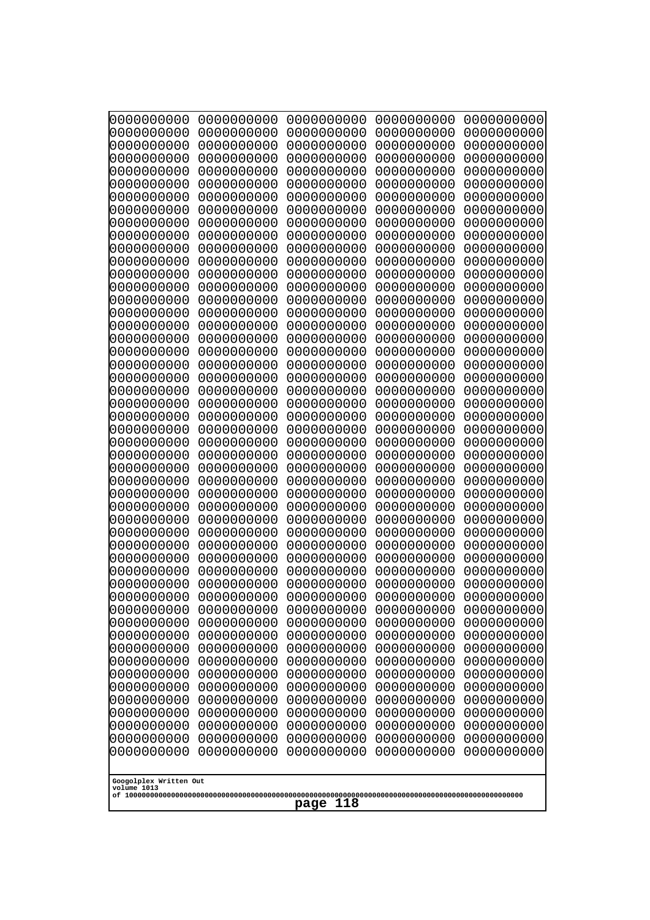```
0000000000 0000000000 0000000000 0000000000 0000000000
0000000000 0000000000 0000000000 0000000000 0000000000
0000000000 0000000000 0000000000 0000000000 0000000000
0000000000 0000000000 0000000000 0000000000 0000000000
0000000000 0000000000 0000000000 0000000000 0000000000
0000000000 0000000000 0000000000 0000000000 0000000000
0000000000 0000000000 0000000000 0000000000 0000000000
0000000000 0000000000 0000000000 0000000000 0000000000
0000000000 0000000000 0000000000 0000000000 0000000000
0000000000 0000000000 0000000000 0000000000 0000000000
0000000000 0000000000 0000000000 0000000000 0000000000
0000000000 0000000000 0000000000 0000000000 0000000000
0000000000 0000000000 0000000000 0000000000 0000000000
0000000000 0000000000 0000000000 0000000000 0000000000
0000000000 0000000000 0000000000 0000000000 0000000000
0000000000 0000000000 0000000000 0000000000 0000000000
0000000000 0000000000 0000000000 0000000000 0000000000
0000000000 0000000000 0000000000 0000000000 0000000000
0000000000 0000000000 0000000000 0000000000 0000000000
0000000000 0000000000 0000000000 0000000000 0000000000
0000000000 0000000000 0000000000 0000000000 0000000000
0000000000 0000000000 0000000000 0000000000 0000000000
0000000000 0000000000 0000000000 0000000000 0000000000
0000000000 0000000000 0000000000 0000000000 0000000000
0000000000 0000000000 0000000000 0000000000 0000000000
0000000000 0000000000 0000000000 0000000000 0000000000
0000000000 0000000000 0000000000 0000000000 0000000000
0000000000 0000000000 0000000000 0000000000 0000000000
0000000000 0000000000 0000000000 0000000000 0000000000
0000000000 0000000000 0000000000 0000000000 0000000000
0000000000 0000000000 0000000000 0000000000 0000000000
0000000000 0000000000 0000000000 0000000000 0000000000
0000000000 0000000000 0000000000 0000000000 0000000000
0000000000 0000000000 0000000000 0000000000 0000000000
0000000000 0000000000 0000000000 0000000000 0000000000
0000000000 0000000000 0000000000 0000000000 0000000000
0000000000 0000000000 0000000000 0000000000 0000000000
0000000000 0000000000 0000000000 0000000000 0000000000
0000000000 0000000000 0000000000 0000000000 0000000000
0000000000 0000000000 0000000000 0000000000 0000000000
0000000000 0000000000 0000000000 0000000000 0000000000
0000000000 0000000000 0000000000 0000000000 0000000000
0000000000 0000000000 0000000000 0000000000 0000000000
0000000000 0000000000 0000000000 0000000000 0000000000
0000000000 0000000000 0000000000 0000000000 0000000000
0000000000 0000000000 0000000000 0000000000 0000000000
0000000000 0000000000 0000000000 0000000000 0000000000
0000000000 0000000000 0000000000 0000000000 0000000000
0000000000 0000000000 0000000000 0000000000 0000000000
0000000000 0000000000 0000000000 0000000000 0000000000
```

Googolplex Written Out
volume 1013
of 10000000000000000000000000000000000000000000000000000000000000000000000000000000000000000000000000000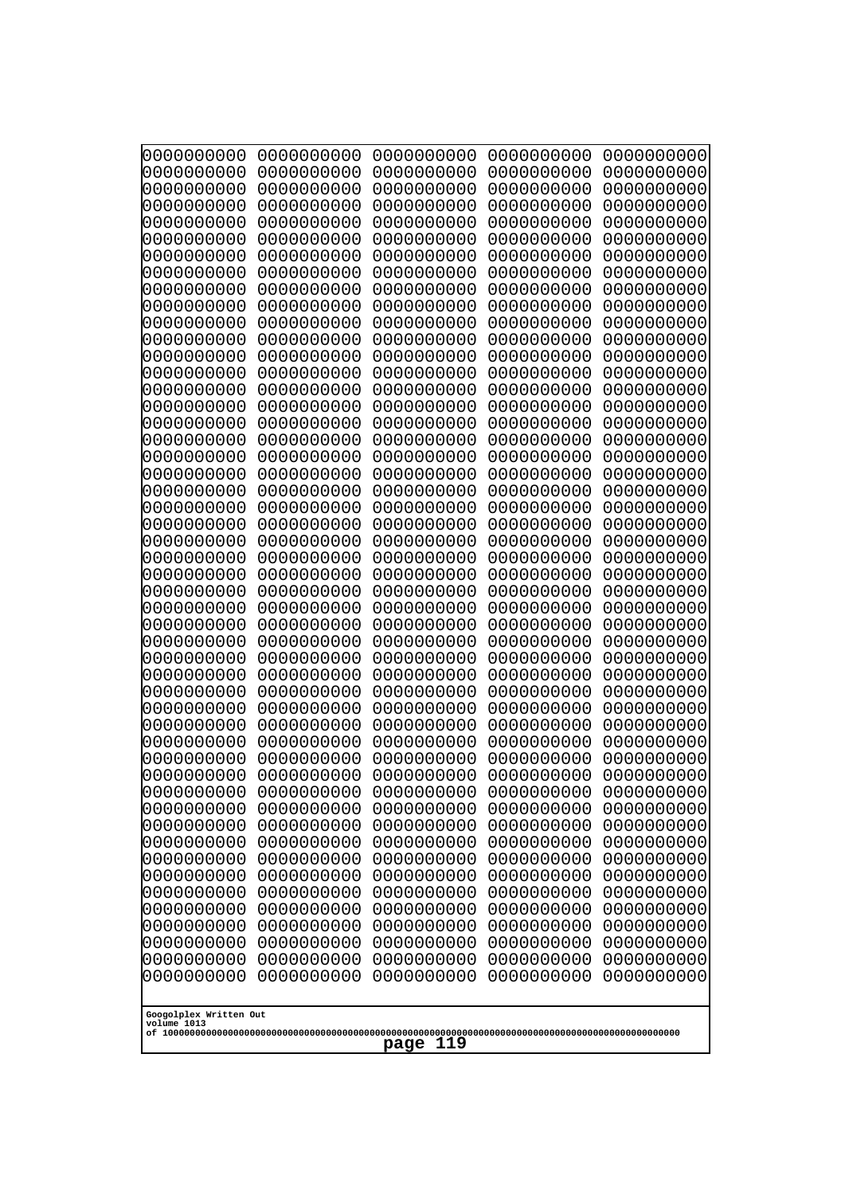```
0000000000 0000000000 0000000000 0000000000 0000000000
0000000000 0000000000 0000000000 0000000000 0000000000
0000000000 0000000000 0000000000 0000000000 0000000000
0000000000 0000000000 0000000000 0000000000 0000000000
0000000000 0000000000 0000000000 0000000000 0000000000
0000000000 0000000000 0000000000 0000000000 0000000000
0000000000 0000000000 0000000000 0000000000 0000000000
0000000000 0000000000 0000000000 0000000000 0000000000
0000000000 0000000000 0000000000 0000000000 0000000000
0000000000 0000000000 0000000000 0000000000 0000000000
0000000000 0000000000 0000000000 0000000000 0000000000
0000000000 0000000000 0000000000 0000000000 0000000000
0000000000 0000000000 0000000000 0000000000 0000000000
0000000000 0000000000 0000000000 0000000000 0000000000
0000000000 0000000000 0000000000 0000000000 0000000000
0000000000 0000000000 0000000000 0000000000 0000000000
0000000000 0000000000 0000000000 0000000000 0000000000
0000000000 0000000000 0000000000 0000000000 0000000000
0000000000 0000000000 0000000000 0000000000 0000000000
0000000000 0000000000 0000000000 0000000000 0000000000
0000000000 0000000000 0000000000 0000000000 0000000000
0000000000 0000000000 0000000000 0000000000 0000000000
0000000000 0000000000 0000000000 0000000000 0000000000
0000000000 0000000000 0000000000 0000000000 0000000000
0000000000 0000000000 0000000000 0000000000 0000000000
0000000000 0000000000 0000000000 0000000000 0000000000
0000000000 0000000000 0000000000 0000000000 0000000000
0000000000 0000000000 0000000000 0000000000 0000000000
0000000000 0000000000 0000000000 0000000000 0000000000
0000000000 0000000000 0000000000 0000000000 0000000000
0000000000 0000000000 0000000000 0000000000 0000000000
0000000000 0000000000 0000000000 0000000000 0000000000
0000000000 0000000000 0000000000 0000000000 0000000000
0000000000 0000000000 0000000000 0000000000 0000000000
0000000000 0000000000 0000000000 0000000000 0000000000
0000000000 0000000000 0000000000 0000000000 0000000000
0000000000 0000000000 0000000000 0000000000 0000000000
0000000000 0000000000 0000000000 0000000000 0000000000
0000000000 0000000000 0000000000 0000000000 0000000000
0000000000 0000000000 0000000000 0000000000 0000000000
0000000000 0000000000 0000000000 0000000000 0000000000
0000000000 0000000000 0000000000 0000000000 0000000000
0000000000 0000000000 0000000000 0000000000 0000000000
0000000000 0000000000 0000000000 0000000000 0000000000
0000000000 0000000000 0000000000 0000000000 0000000000
0000000000 0000000000 0000000000 0000000000 0000000000
0000000000 0000000000 0000000000 0000000000 0000000000
0000000000 0000000000 0000000000 0000000000 0000000000
0000000000 0000000000 0000000000 0000000000 0000000000
0000000000 0000000000 0000000000 0000000000 0000000000
```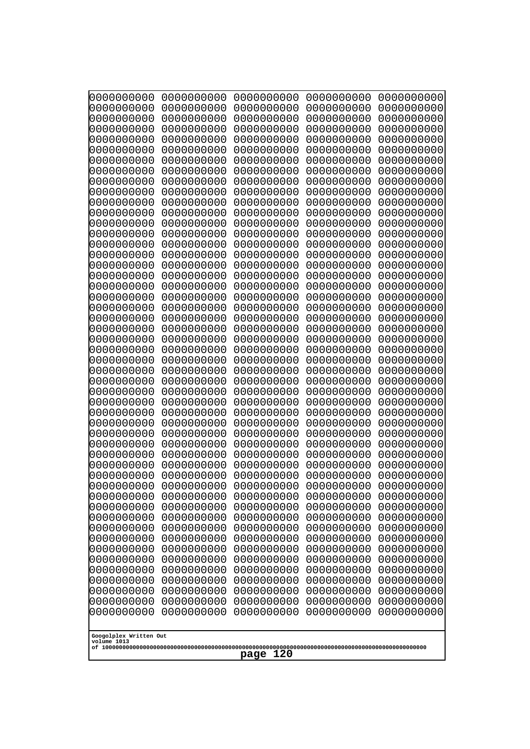```
0000000000 0000000000 0000000000 0000000000 0000000000
0000000000 0000000000 0000000000 0000000000 0000000000
0000000000 0000000000 0000000000 0000000000 0000000000
0000000000 0000000000 0000000000 0000000000 0000000000
0000000000 0000000000 0000000000 0000000000 0000000000
0000000000 0000000000 0000000000 0000000000 0000000000
0000000000 0000000000 0000000000 0000000000 0000000000
0000000000 0000000000 0000000000 0000000000 0000000000
0000000000 0000000000 0000000000 0000000000 0000000000
0000000000 0000000000 0000000000 0000000000 0000000000
0000000000 0000000000 0000000000 0000000000 0000000000
0000000000 0000000000 0000000000 0000000000 0000000000
0000000000 0000000000 0000000000 0000000000 0000000000
0000000000 0000000000 0000000000 0000000000 0000000000
0000000000 0000000000 0000000000 0000000000 0000000000
0000000000 0000000000 0000000000 0000000000 0000000000
0000000000 0000000000 0000000000 0000000000 0000000000
0000000000 0000000000 0000000000 0000000000 0000000000
0000000000 0000000000 0000000000 0000000000 0000000000
0000000000 0000000000 0000000000 0000000000 0000000000
0000000000 0000000000 0000000000 0000000000 0000000000
0000000000 0000000000 0000000000 0000000000 0000000000
0000000000 0000000000 0000000000 0000000000 0000000000
0000000000 0000000000 0000000000 0000000000 0000000000
0000000000 0000000000 0000000000 0000000000 0000000000
0000000000 0000000000 0000000000 0000000000 0000000000
0000000000 0000000000 0000000000 0000000000 0000000000
0000000000 0000000000 0000000000 0000000000 0000000000
0000000000 0000000000 0000000000 0000000000 0000000000
0000000000 0000000000 0000000000 0000000000 0000000000
0000000000 0000000000 0000000000 0000000000 0000000000
0000000000 0000000000 0000000000 0000000000 0000000000
0000000000 0000000000 0000000000 0000000000 0000000000
0000000000 0000000000 0000000000 0000000000 0000000000
0000000000 0000000000 0000000000 0000000000 0000000000
0000000000 0000000000 0000000000 0000000000 0000000000
0000000000 0000000000 0000000000 0000000000 0000000000
0000000000 0000000000 0000000000 0000000000 0000000000
0000000000 0000000000 0000000000 0000000000 0000000000
0000000000 0000000000 0000000000 0000000000 0000000000
0000000000 0000000000 0000000000 0000000000 0000000000
0000000000 0000000000 0000000000 0000000000 0000000000
0000000000 0000000000 0000000000 0000000000 0000000000
0000000000 0000000000 0000000000 0000000000 0000000000
0000000000 0000000000 0000000000 0000000000 0000000000
0000000000 0000000000 0000000000 0000000000 0000000000
0000000000 0000000000 0000000000 0000000000 0000000000
0000000000 0000000000 0000000000 0000000000 0000000000
0000000000 0000000000 0000000000 0000000000 0000000000
0000000000 0000000000 0000000000 0000000000 0000000000
```

Googolplex Written Out
volume 1013
of 10000000000000000000000000000000000000000000000000000000000000000000000000000000000000000000000000000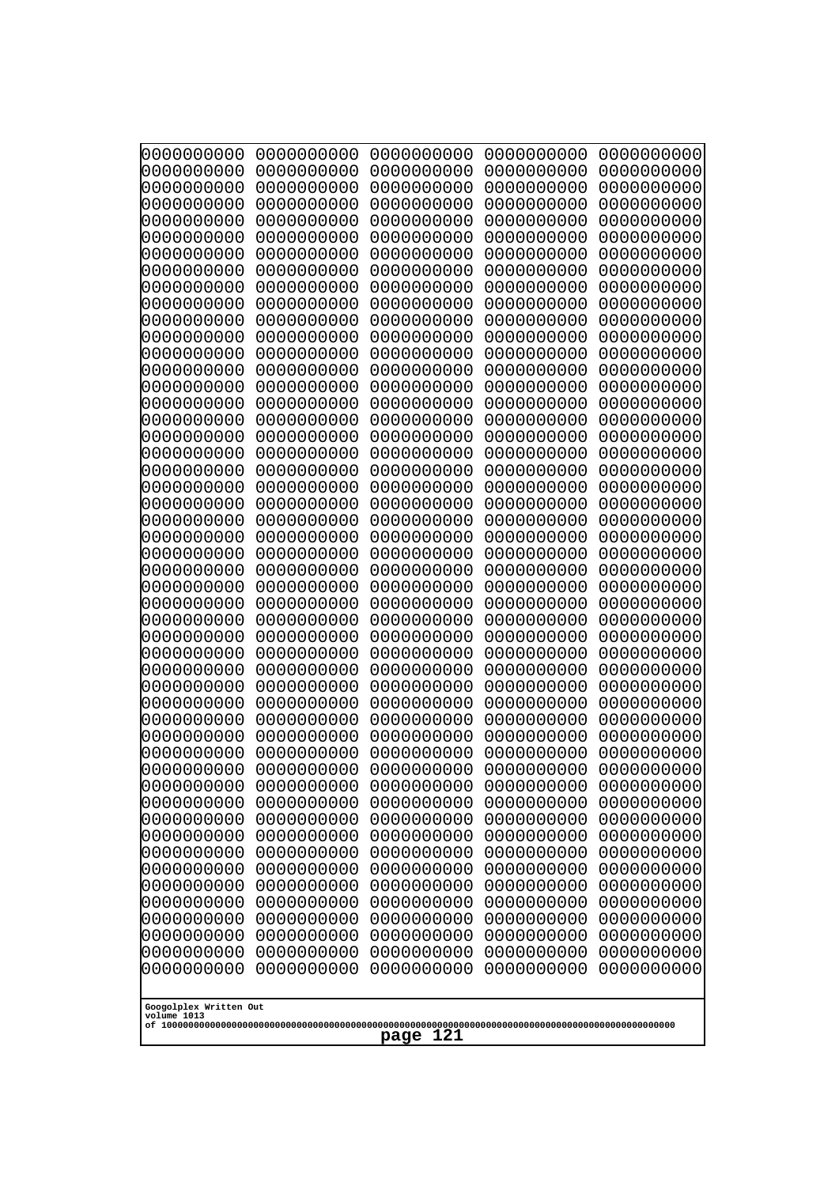```
0000000000 0000000000 0000000000 0000000000 0000000000
0000000000 0000000000 0000000000 0000000000 0000000000
0000000000 0000000000 0000000000 0000000000 0000000000
0000000000 0000000000 0000000000 0000000000 0000000000
0000000000 0000000000 0000000000 0000000000 0000000000
0000000000 0000000000 0000000000 0000000000 0000000000
0000000000 0000000000 0000000000 0000000000 0000000000
0000000000 0000000000 0000000000 0000000000 0000000000
0000000000 0000000000 0000000000 0000000000 0000000000
0000000000 0000000000 0000000000 0000000000 0000000000
0000000000 0000000000 0000000000 0000000000 0000000000
0000000000 0000000000 0000000000 0000000000 0000000000
0000000000 0000000000 0000000000 0000000000 0000000000
0000000000 0000000000 0000000000 0000000000 0000000000
0000000000 0000000000 0000000000 0000000000 0000000000
0000000000 0000000000 0000000000 0000000000 0000000000
0000000000 0000000000 0000000000 0000000000 0000000000
0000000000 0000000000 0000000000 0000000000 0000000000
0000000000 0000000000 0000000000 0000000000 0000000000
0000000000 0000000000 0000000000 0000000000 0000000000
0000000000 0000000000 0000000000 0000000000 0000000000
0000000000 0000000000 0000000000 0000000000 0000000000
0000000000 0000000000 0000000000 0000000000 0000000000
0000000000 0000000000 0000000000 0000000000 0000000000
0000000000 0000000000 0000000000 0000000000 0000000000
0000000000 0000000000 0000000000 0000000000 0000000000
0000000000 0000000000 0000000000 0000000000 0000000000
0000000000 0000000000 0000000000 0000000000 0000000000
0000000000 0000000000 0000000000 0000000000 0000000000
0000000000 0000000000 0000000000 0000000000 0000000000
0000000000 0000000000 0000000000 0000000000 0000000000
0000000000 0000000000 0000000000 0000000000 0000000000
0000000000 0000000000 0000000000 0000000000 0000000000
0000000000 0000000000 0000000000 0000000000 0000000000
0000000000 0000000000 0000000000 0000000000 0000000000
0000000000 0000000000 0000000000 0000000000 0000000000
0000000000 0000000000 0000000000 0000000000 0000000000
0000000000 0000000000 0000000000 0000000000 0000000000
0000000000 0000000000 0000000000 0000000000 0000000000
0000000000 0000000000 0000000000 0000000000 0000000000
0000000000 0000000000 0000000000 0000000000 0000000000
0000000000 0000000000 0000000000 0000000000 0000000000
0000000000 0000000000 0000000000 0000000000 0000000000
0000000000 0000000000 0000000000 0000000000 0000000000
0000000000 0000000000 0000000000 0000000000 0000000000
0000000000 0000000000 0000000000 0000000000 0000000000
0000000000 0000000000 0000000000 0000000000 0000000000
0000000000 0000000000 0000000000 0000000000 0000000000
0000000000 0000000000 0000000000 0000000000 0000000000
0000000000 0000000000 0000000000 0000000000 0000000000
```

Googolplex Written Out
volume 1013
of 10000000000000000000000000000000000000000000000000000000000000000000000000000000000000000000000000000

page 121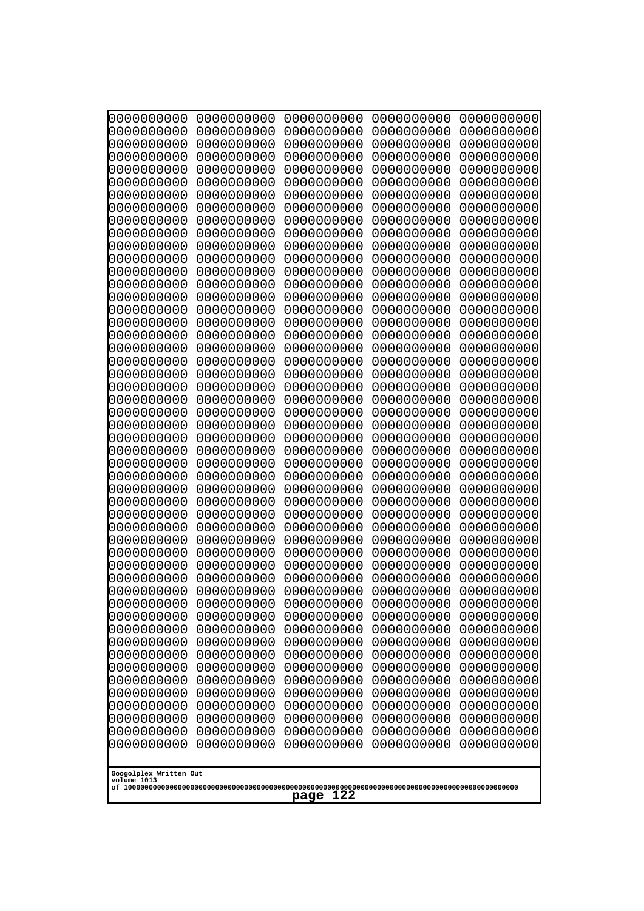```
0000000000 0000000000 0000000000 0000000000 0000000000
0000000000 0000000000 0000000000 0000000000 0000000000
0000000000 0000000000 0000000000 0000000000 0000000000
0000000000 0000000000 0000000000 0000000000 0000000000
0000000000 0000000000 0000000000 0000000000 0000000000
0000000000 0000000000 0000000000 0000000000 0000000000
0000000000 0000000000 0000000000 0000000000 0000000000
0000000000 0000000000 0000000000 0000000000 0000000000
0000000000 0000000000 0000000000 0000000000 0000000000
0000000000 0000000000 0000000000 0000000000 0000000000
0000000000 0000000000 0000000000 0000000000 0000000000
0000000000 0000000000 0000000000 0000000000 0000000000
0000000000 0000000000 0000000000 0000000000 0000000000
0000000000 0000000000 0000000000 0000000000 0000000000
0000000000 0000000000 0000000000 0000000000 0000000000
0000000000 0000000000 0000000000 0000000000 0000000000
0000000000 0000000000 0000000000 0000000000 0000000000
0000000000 0000000000 0000000000 0000000000 0000000000
0000000000 0000000000 0000000000 0000000000 0000000000
0000000000 0000000000 0000000000 0000000000 0000000000
0000000000 0000000000 0000000000 0000000000 0000000000
0000000000 0000000000 0000000000 0000000000 0000000000
0000000000 0000000000 0000000000 0000000000 0000000000
0000000000 0000000000 0000000000 0000000000 0000000000
0000000000 0000000000 0000000000 0000000000 0000000000
0000000000 0000000000 0000000000 0000000000 0000000000
0000000000 0000000000 0000000000 0000000000 0000000000
0000000000 0000000000 0000000000 0000000000 0000000000
0000000000 0000000000 0000000000 0000000000 0000000000
0000000000 0000000000 0000000000 0000000000 0000000000
0000000000 0000000000 0000000000 0000000000 0000000000
0000000000 0000000000 0000000000 0000000000 0000000000
0000000000 0000000000 0000000000 0000000000 0000000000
0000000000 0000000000 0000000000 0000000000 0000000000
0000000000 0000000000 0000000000 0000000000 0000000000
0000000000 0000000000 0000000000 0000000000 0000000000
0000000000 0000000000 0000000000 0000000000 0000000000
0000000000 0000000000 0000000000 0000000000 0000000000
0000000000 0000000000 0000000000 0000000000 0000000000
0000000000 0000000000 0000000000 0000000000 0000000000
0000000000 0000000000 0000000000 0000000000 0000000000
0000000000 0000000000 0000000000 0000000000 0000000000
0000000000 0000000000 0000000000 0000000000 0000000000
0000000000 0000000000 0000000000 0000000000 0000000000
0000000000 0000000000 0000000000 0000000000 0000000000
0000000000 0000000000 0000000000 0000000000 0000000000
0000000000 0000000000 0000000000 0000000000 0000000000
0000000000 0000000000 0000000000 0000000000 0000000000
0000000000 0000000000 0000000000 0000000000 0000000000
0000000000 0000000000 0000000000 0000000000 0000000000
```

Googolplex Written Out
volume 1013
of 10000000000000000000000000000000000000000000000000000000000000000000000000000000000000000000000000000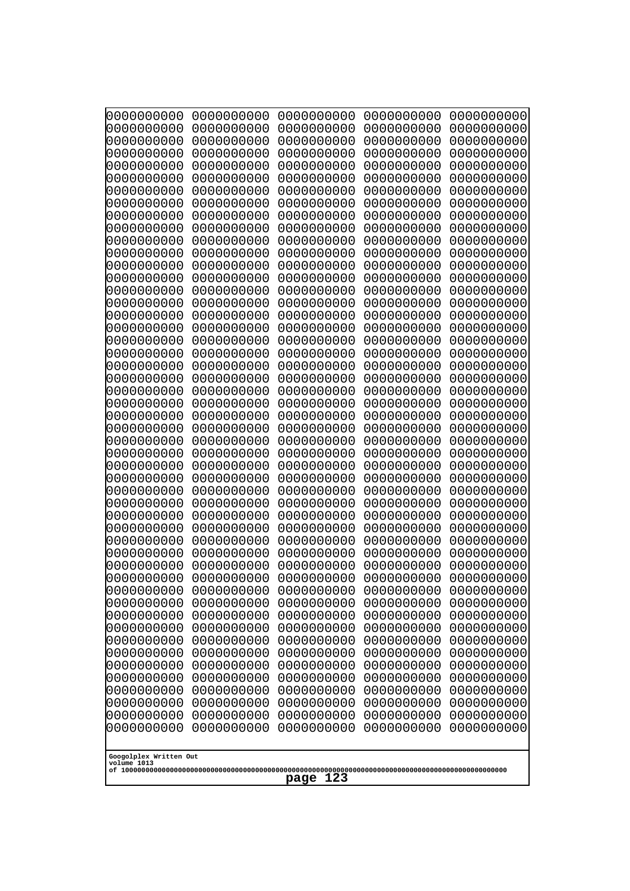```
0000000000 0000000000 0000000000 0000000000 0000000000
0000000000 0000000000 0000000000 0000000000 0000000000
0000000000 0000000000 0000000000 0000000000 0000000000
0000000000 0000000000 0000000000 0000000000 0000000000
0000000000 0000000000 0000000000 0000000000 0000000000
0000000000 0000000000 0000000000 0000000000 0000000000
0000000000 0000000000 0000000000 0000000000 0000000000
0000000000 0000000000 0000000000 0000000000 0000000000
0000000000 0000000000 0000000000 0000000000 0000000000
0000000000 0000000000 0000000000 0000000000 0000000000
0000000000 0000000000 0000000000 0000000000 0000000000
0000000000 0000000000 0000000000 0000000000 0000000000
0000000000 0000000000 0000000000 0000000000 0000000000
0000000000 0000000000 0000000000 0000000000 0000000000
0000000000 0000000000 0000000000 0000000000 0000000000
0000000000 0000000000 0000000000 0000000000 0000000000
0000000000 0000000000 0000000000 0000000000 0000000000
0000000000 0000000000 0000000000 0000000000 0000000000
0000000000 0000000000 0000000000 0000000000 0000000000
0000000000 0000000000 0000000000 0000000000 0000000000
0000000000 0000000000 0000000000 0000000000 0000000000
0000000000 0000000000 0000000000 0000000000 0000000000
0000000000 0000000000 0000000000 0000000000 0000000000
0000000000 0000000000 0000000000 0000000000 0000000000
0000000000 0000000000 0000000000 0000000000 0000000000
0000000000 0000000000 0000000000 0000000000 0000000000
0000000000 0000000000 0000000000 0000000000 0000000000
0000000000 0000000000 0000000000 0000000000 0000000000
0000000000 0000000000 0000000000 0000000000 0000000000
0000000000 0000000000 0000000000 0000000000 0000000000
0000000000 0000000000 0000000000 0000000000 0000000000
0000000000 0000000000 0000000000 0000000000 0000000000
0000000000 0000000000 0000000000 0000000000 0000000000
0000000000 0000000000 0000000000 0000000000 0000000000
0000000000 0000000000 0000000000 0000000000 0000000000
0000000000 0000000000 0000000000 0000000000 0000000000
0000000000 0000000000 0000000000 0000000000 0000000000
0000000000 0000000000 0000000000 0000000000 0000000000
0000000000 0000000000 0000000000 0000000000 0000000000
0000000000 0000000000 0000000000 0000000000 0000000000
0000000000 0000000000 0000000000 0000000000 0000000000
0000000000 0000000000 0000000000 0000000000 0000000000
0000000000 0000000000 0000000000 0000000000 0000000000
0000000000 0000000000 0000000000 0000000000 0000000000
0000000000 0000000000 0000000000 0000000000 0000000000
0000000000 0000000000 0000000000 0000000000 0000000000
0000000000 0000000000 0000000000 0000000000 0000000000
0000000000 0000000000 0000000000 0000000000 0000000000
0000000000 0000000000 0000000000 0000000000 0000000000
0000000000 0000000000 0000000000 0000000000 0000000000
```

Googolplex Written Out
volume 1013
of 10000000000000000000000000000000000000000000000000000000000000000000000000000000000000000000000000000

page 123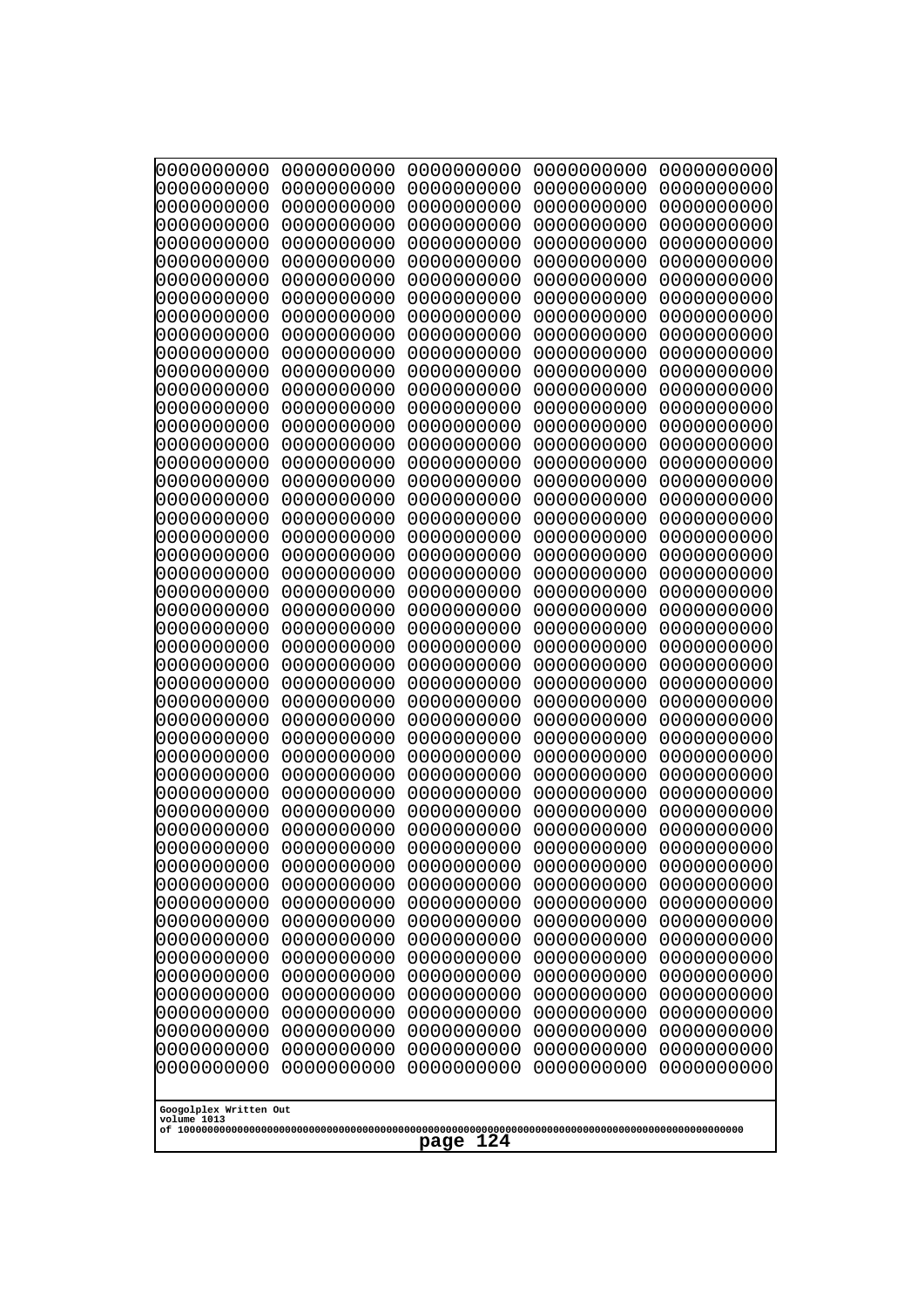```
0000000000 0000000000 0000000000 0000000000 0000000000
0000000000 0000000000 0000000000 0000000000 0000000000
0000000000 0000000000 0000000000 0000000000 0000000000
0000000000 0000000000 0000000000 0000000000 0000000000
0000000000 0000000000 0000000000 0000000000 0000000000
0000000000 0000000000 0000000000 0000000000 0000000000
0000000000 0000000000 0000000000 0000000000 0000000000
0000000000 0000000000 0000000000 0000000000 0000000000
0000000000 0000000000 0000000000 0000000000 0000000000
0000000000 0000000000 0000000000 0000000000 0000000000
0000000000 0000000000 0000000000 0000000000 0000000000
0000000000 0000000000 0000000000 0000000000 0000000000
0000000000 0000000000 0000000000 0000000000 0000000000
0000000000 0000000000 0000000000 0000000000 0000000000
0000000000 0000000000 0000000000 0000000000 0000000000
0000000000 0000000000 0000000000 0000000000 0000000000
0000000000 0000000000 0000000000 0000000000 0000000000
0000000000 0000000000 0000000000 0000000000 0000000000
0000000000 0000000000 0000000000 0000000000 0000000000
0000000000 0000000000 0000000000 0000000000 0000000000
0000000000 0000000000 0000000000 0000000000 0000000000
0000000000 0000000000 0000000000 0000000000 0000000000
0000000000 0000000000 0000000000 0000000000 0000000000
0000000000 0000000000 0000000000 0000000000 0000000000
0000000000 0000000000 0000000000 0000000000 0000000000
0000000000 0000000000 0000000000 0000000000 0000000000
0000000000 0000000000 0000000000 0000000000 0000000000
0000000000 0000000000 0000000000 0000000000 0000000000
0000000000 0000000000 0000000000 0000000000 0000000000
0000000000 0000000000 0000000000 0000000000 0000000000
0000000000 0000000000 0000000000 0000000000 0000000000
0000000000 0000000000 0000000000 0000000000 0000000000
0000000000 0000000000 0000000000 0000000000 0000000000
0000000000 0000000000 0000000000 0000000000 0000000000
0000000000 0000000000 0000000000 0000000000 0000000000
0000000000 0000000000 0000000000 0000000000 0000000000
0000000000 0000000000 0000000000 0000000000 0000000000
0000000000 0000000000 0000000000 0000000000 0000000000
0000000000 0000000000 0000000000 0000000000 0000000000
0000000000 0000000000 0000000000 0000000000 0000000000
0000000000 0000000000 0000000000 0000000000 0000000000
0000000000 0000000000 0000000000 0000000000 0000000000
0000000000 0000000000 0000000000 0000000000 0000000000
0000000000 0000000000 0000000000 0000000000 0000000000
0000000000 0000000000 0000000000 0000000000 0000000000
0000000000 0000000000 0000000000 0000000000 0000000000
0000000000 0000000000 0000000000 0000000000 0000000000
0000000000 0000000000 0000000000 0000000000 0000000000
0000000000 0000000000 0000000000 0000000000 0000000000
0000000000 0000000000 0000000000 0000000000 0000000000
```

Googolplex Written Out
volume 1013
of 10000000000000000000000000000000000000000000000000000000000000000000000000000000000000000000000000000000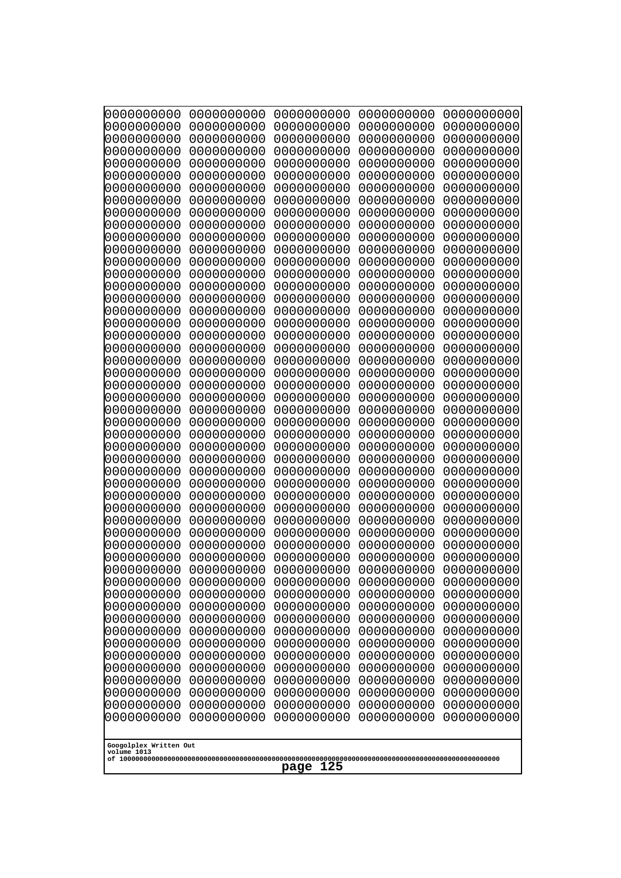```
0000000000 0000000000 0000000000 0000000000 0000000000
0000000000 0000000000 0000000000 0000000000 0000000000
0000000000 0000000000 0000000000 0000000000 0000000000
0000000000 0000000000 0000000000 0000000000 0000000000
0000000000 0000000000 0000000000 0000000000 0000000000
0000000000 0000000000 0000000000 0000000000 0000000000
0000000000 0000000000 0000000000 0000000000 0000000000
0000000000 0000000000 0000000000 0000000000 0000000000
0000000000 0000000000 0000000000 0000000000 0000000000
0000000000 0000000000 0000000000 0000000000 0000000000
0000000000 0000000000 0000000000 0000000000 0000000000
0000000000 0000000000 0000000000 0000000000 0000000000
0000000000 0000000000 0000000000 0000000000 0000000000
0000000000 0000000000 0000000000 0000000000 0000000000
0000000000 0000000000 0000000000 0000000000 0000000000
0000000000 0000000000 0000000000 0000000000 0000000000
0000000000 0000000000 0000000000 0000000000 0000000000
0000000000 0000000000 0000000000 0000000000 0000000000
0000000000 0000000000 0000000000 0000000000 0000000000
0000000000 0000000000 0000000000 0000000000 0000000000
0000000000 0000000000 0000000000 0000000000 0000000000
0000000000 0000000000 0000000000 0000000000 0000000000
0000000000 0000000000 0000000000 0000000000 0000000000
0000000000 0000000000 0000000000 0000000000 0000000000
0000000000 0000000000 0000000000 0000000000 0000000000
0000000000 0000000000 0000000000 0000000000 0000000000
0000000000 0000000000 0000000000 0000000000 0000000000
0000000000 0000000000 0000000000 0000000000 0000000000
0000000000 0000000000 0000000000 0000000000 0000000000
0000000000 0000000000 0000000000 0000000000 0000000000
0000000000 0000000000 0000000000 0000000000 0000000000
0000000000 0000000000 0000000000 0000000000 0000000000
0000000000 0000000000 0000000000 0000000000 0000000000
0000000000 0000000000 0000000000 0000000000 0000000000
0000000000 0000000000 0000000000 0000000000 0000000000
0000000000 0000000000 0000000000 0000000000 0000000000
0000000000 0000000000 0000000000 0000000000 0000000000
0000000000 0000000000 0000000000 0000000000 0000000000
0000000000 0000000000 0000000000 0000000000 0000000000
0000000000 0000000000 0000000000 0000000000 0000000000
0000000000 0000000000 0000000000 0000000000 0000000000
0000000000 0000000000 0000000000 0000000000 0000000000
0000000000 0000000000 0000000000 0000000000 0000000000
0000000000 0000000000 0000000000 0000000000 0000000000
0000000000 0000000000 0000000000 0000000000 0000000000
0000000000 0000000000 0000000000 0000000000 0000000000
0000000000 0000000000 0000000000 0000000000 0000000000
0000000000 0000000000 0000000000 0000000000 0000000000
0000000000 0000000000 0000000000 0000000000 0000000000
0000000000 0000000000 0000000000 0000000000 0000000000
```

Googolplex Written Out
volume 1013
of 10000000000000000000000000000000000000000000000000000000000000000000000000000000000000000000000000000
page 125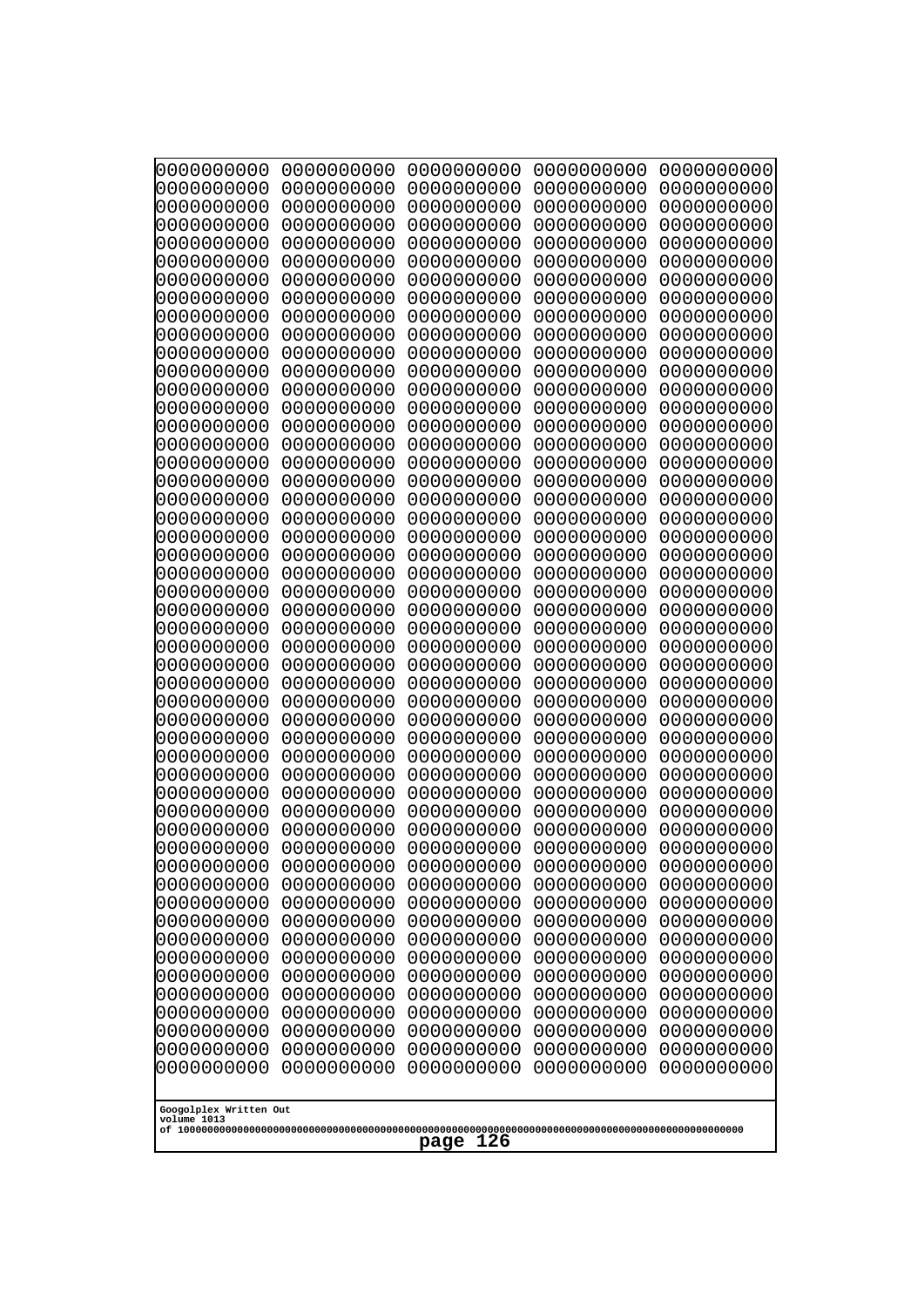```
0000000000 0000000000 0000000000 0000000000 0000000000
0000000000 0000000000 0000000000 0000000000 0000000000
0000000000 0000000000 0000000000 0000000000 0000000000
0000000000 0000000000 0000000000 0000000000 0000000000
0000000000 0000000000 0000000000 0000000000 0000000000
0000000000 0000000000 0000000000 0000000000 0000000000
0000000000 0000000000 0000000000 0000000000 0000000000
0000000000 0000000000 0000000000 0000000000 0000000000
0000000000 0000000000 0000000000 0000000000 0000000000
0000000000 0000000000 0000000000 0000000000 0000000000
0000000000 0000000000 0000000000 0000000000 0000000000
0000000000 0000000000 0000000000 0000000000 0000000000
0000000000 0000000000 0000000000 0000000000 0000000000
0000000000 0000000000 0000000000 0000000000 0000000000
0000000000 0000000000 0000000000 0000000000 0000000000
0000000000 0000000000 0000000000 0000000000 0000000000
0000000000 0000000000 0000000000 0000000000 0000000000
0000000000 0000000000 0000000000 0000000000 0000000000
0000000000 0000000000 0000000000 0000000000 0000000000
0000000000 0000000000 0000000000 0000000000 0000000000
0000000000 0000000000 0000000000 0000000000 0000000000
0000000000 0000000000 0000000000 0000000000 0000000000
0000000000 0000000000 0000000000 0000000000 0000000000
0000000000 0000000000 0000000000 0000000000 0000000000
0000000000 0000000000 0000000000 0000000000 0000000000
0000000000 0000000000 0000000000 0000000000 0000000000
0000000000 0000000000 0000000000 0000000000 0000000000
0000000000 0000000000 0000000000 0000000000 0000000000
0000000000 0000000000 0000000000 0000000000 0000000000
0000000000 0000000000 0000000000 0000000000 0000000000
0000000000 0000000000 0000000000 0000000000 0000000000
0000000000 0000000000 0000000000 0000000000 0000000000
0000000000 0000000000 0000000000 0000000000 0000000000
0000000000 0000000000 0000000000 0000000000 0000000000
0000000000 0000000000 0000000000 0000000000 0000000000
0000000000 0000000000 0000000000 0000000000 0000000000
0000000000 0000000000 0000000000 0000000000 0000000000
0000000000 0000000000 0000000000 0000000000 0000000000
0000000000 0000000000 0000000000 0000000000 0000000000
0000000000 0000000000 0000000000 0000000000 0000000000
0000000000 0000000000 0000000000 0000000000 0000000000
0000000000 0000000000 0000000000 0000000000 0000000000
0000000000 0000000000 0000000000 0000000000 0000000000
0000000000 0000000000 0000000000 0000000000 0000000000
0000000000 0000000000 0000000000 0000000000 0000000000
0000000000 0000000000 0000000000 0000000000 0000000000
0000000000 0000000000 0000000000 0000000000 0000000000
0000000000 0000000000 0000000000 0000000000 0000000000
0000000000 0000000000 0000000000 0000000000 0000000000
0000000000 0000000000 0000000000 0000000000 0000000000
```

Googolplex Written Out
volume 1013
of 10000000000000000000000000000000000000000000000000000000000000000000000000000000000000000000000000000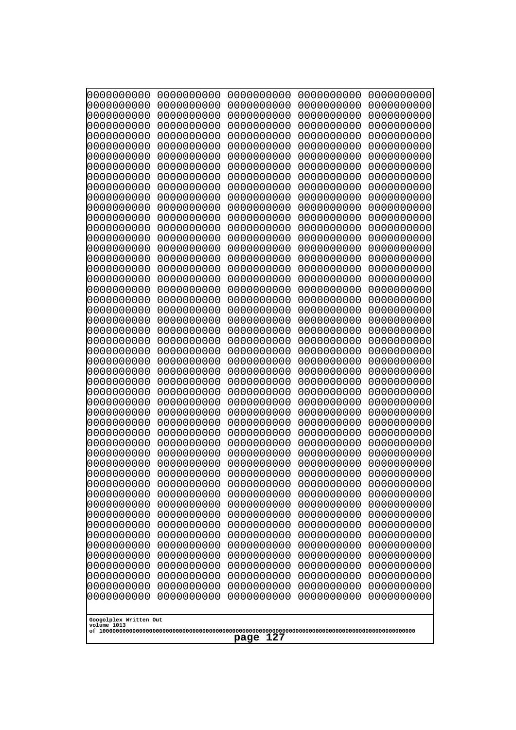```
0000000000 0000000000 0000000000 0000000000 0000000000
0000000000 0000000000 0000000000 0000000000 0000000000
0000000000 0000000000 0000000000 0000000000 0000000000
0000000000 0000000000 0000000000 0000000000 0000000000
0000000000 0000000000 0000000000 0000000000 0000000000
0000000000 0000000000 0000000000 0000000000 0000000000
0000000000 0000000000 0000000000 0000000000 0000000000
0000000000 0000000000 0000000000 0000000000 0000000000
0000000000 0000000000 0000000000 0000000000 0000000000
0000000000 0000000000 0000000000 0000000000 0000000000
0000000000 0000000000 0000000000 0000000000 0000000000
0000000000 0000000000 0000000000 0000000000 0000000000
0000000000 0000000000 0000000000 0000000000 0000000000
0000000000 0000000000 0000000000 0000000000 0000000000
0000000000 0000000000 0000000000 0000000000 0000000000
0000000000 0000000000 0000000000 0000000000 0000000000
0000000000 0000000000 0000000000 0000000000 0000000000
0000000000 0000000000 0000000000 0000000000 0000000000
0000000000 0000000000 0000000000 0000000000 0000000000
0000000000 0000000000 0000000000 0000000000 0000000000
0000000000 0000000000 0000000000 0000000000 0000000000
0000000000 0000000000 0000000000 0000000000 0000000000
0000000000 0000000000 0000000000 0000000000 0000000000
0000000000 0000000000 0000000000 0000000000 0000000000
0000000000 0000000000 0000000000 0000000000 0000000000
0000000000 0000000000 0000000000 0000000000 0000000000
0000000000 0000000000 0000000000 0000000000 0000000000
0000000000 0000000000 0000000000 0000000000 0000000000
0000000000 0000000000 0000000000 0000000000 0000000000
0000000000 0000000000 0000000000 0000000000 0000000000
0000000000 0000000000 0000000000 0000000000 0000000000
0000000000 0000000000 0000000000 0000000000 0000000000
0000000000 0000000000 0000000000 0000000000 0000000000
0000000000 0000000000 0000000000 0000000000 0000000000
0000000000 0000000000 0000000000 0000000000 0000000000
0000000000 0000000000 0000000000 0000000000 0000000000
0000000000 0000000000 0000000000 0000000000 0000000000
0000000000 0000000000 0000000000 0000000000 0000000000
0000000000 0000000000 0000000000 0000000000 0000000000
0000000000 0000000000 0000000000 0000000000 0000000000
0000000000 0000000000 0000000000 0000000000 0000000000
0000000000 0000000000 0000000000 0000000000 0000000000
0000000000 0000000000 0000000000 0000000000 0000000000
0000000000 0000000000 0000000000 0000000000 0000000000
0000000000 0000000000 0000000000 0000000000 0000000000
0000000000 0000000000 0000000000 0000000000 0000000000
0000000000 0000000000 0000000000 0000000000 0000000000
0000000000 0000000000 0000000000 0000000000 0000000000
0000000000 0000000000 0000000000 0000000000 0000000000
0000000000 0000000000 0000000000 0000000000 0000000000
```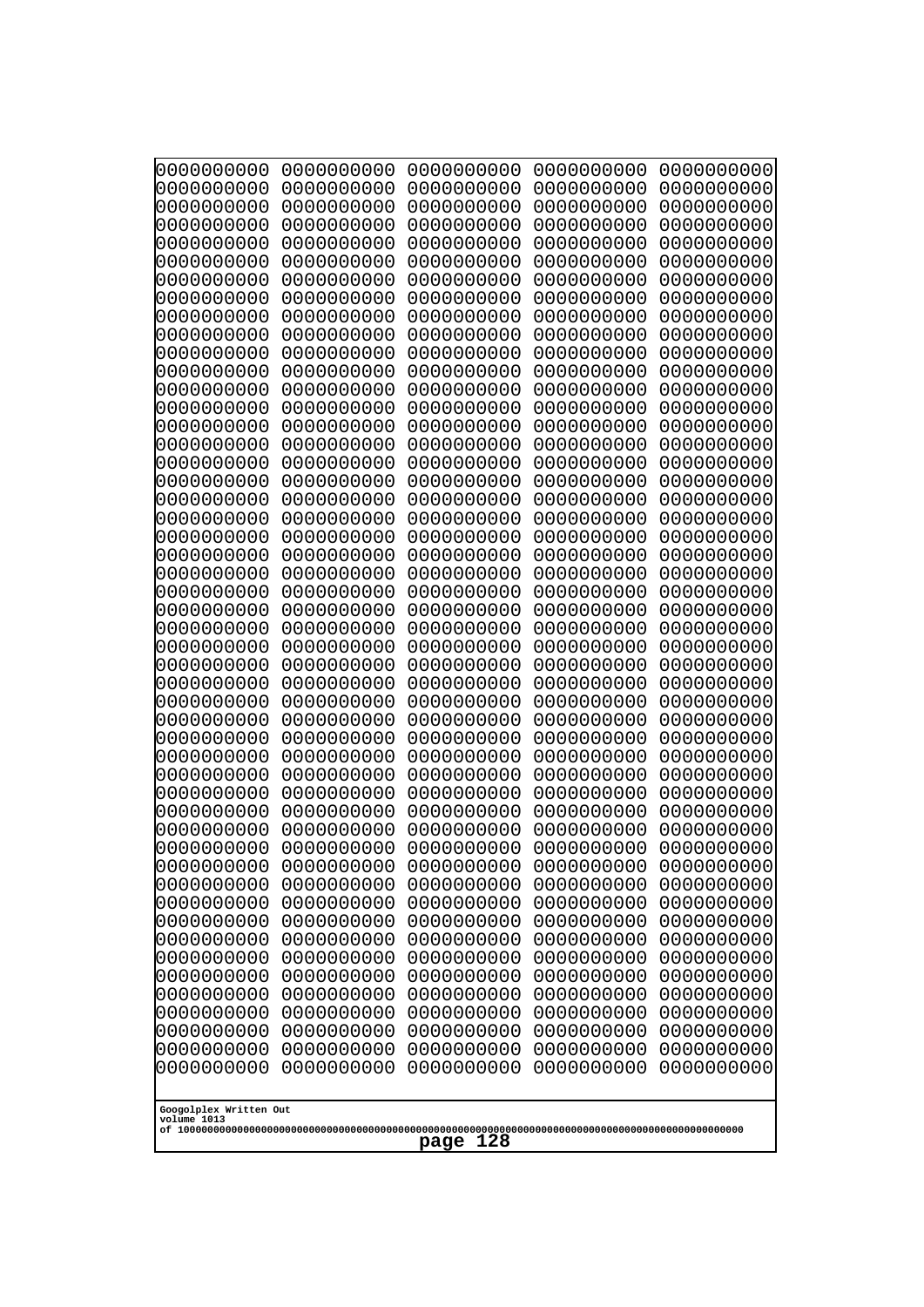```
0000000000 0000000000 0000000000 0000000000 0000000000
0000000000 0000000000 0000000000 0000000000 0000000000
0000000000 0000000000 0000000000 0000000000 0000000000
0000000000 0000000000 0000000000 0000000000 0000000000
0000000000 0000000000 0000000000 0000000000 0000000000
0000000000 0000000000 0000000000 0000000000 0000000000
0000000000 0000000000 0000000000 0000000000 0000000000
0000000000 0000000000 0000000000 0000000000 0000000000
0000000000 0000000000 0000000000 0000000000 0000000000
0000000000 0000000000 0000000000 0000000000 0000000000
0000000000 0000000000 0000000000 0000000000 0000000000
0000000000 0000000000 0000000000 0000000000 0000000000
0000000000 0000000000 0000000000 0000000000 0000000000
0000000000 0000000000 0000000000 0000000000 0000000000
0000000000 0000000000 0000000000 0000000000 0000000000
0000000000 0000000000 0000000000 0000000000 0000000000
0000000000 0000000000 0000000000 0000000000 0000000000
0000000000 0000000000 0000000000 0000000000 0000000000
0000000000 0000000000 0000000000 0000000000 0000000000
0000000000 0000000000 0000000000 0000000000 0000000000
0000000000 0000000000 0000000000 0000000000 0000000000
0000000000 0000000000 0000000000 0000000000 0000000000
0000000000 0000000000 0000000000 0000000000 0000000000
0000000000 0000000000 0000000000 0000000000 0000000000
0000000000 0000000000 0000000000 0000000000 0000000000
0000000000 0000000000 0000000000 0000000000 0000000000
0000000000 0000000000 0000000000 0000000000 0000000000
0000000000 0000000000 0000000000 0000000000 0000000000
0000000000 0000000000 0000000000 0000000000 0000000000
0000000000 0000000000 0000000000 0000000000 0000000000
0000000000 0000000000 0000000000 0000000000 0000000000
0000000000 0000000000 0000000000 0000000000 0000000000
0000000000 0000000000 0000000000 0000000000 0000000000
0000000000 0000000000 0000000000 0000000000 0000000000
0000000000 0000000000 0000000000 0000000000 0000000000
0000000000 0000000000 0000000000 0000000000 0000000000
0000000000 0000000000 0000000000 0000000000 0000000000
0000000000 0000000000 0000000000 0000000000 0000000000
0000000000 0000000000 0000000000 0000000000 0000000000
0000000000 0000000000 0000000000 0000000000 0000000000
0000000000 0000000000 0000000000 0000000000 0000000000
0000000000 0000000000 0000000000 0000000000 0000000000
0000000000 0000000000 0000000000 0000000000 0000000000
0000000000 0000000000 0000000000 0000000000 0000000000
0000000000 0000000000 0000000000 0000000000 0000000000
0000000000 0000000000 0000000000 0000000000 0000000000
0000000000 0000000000 0000000000 0000000000 0000000000
0000000000 0000000000 0000000000 0000000000 0000000000
0000000000 0000000000 0000000000 0000000000 0000000000
0000000000 0000000000 0000000000 0000000000 0000000000
```

Googolplex Written Out
volume 1013
of 10000000000000000000000000000000000000000000000000000000000000000000000000000000000000000000000000000

page 128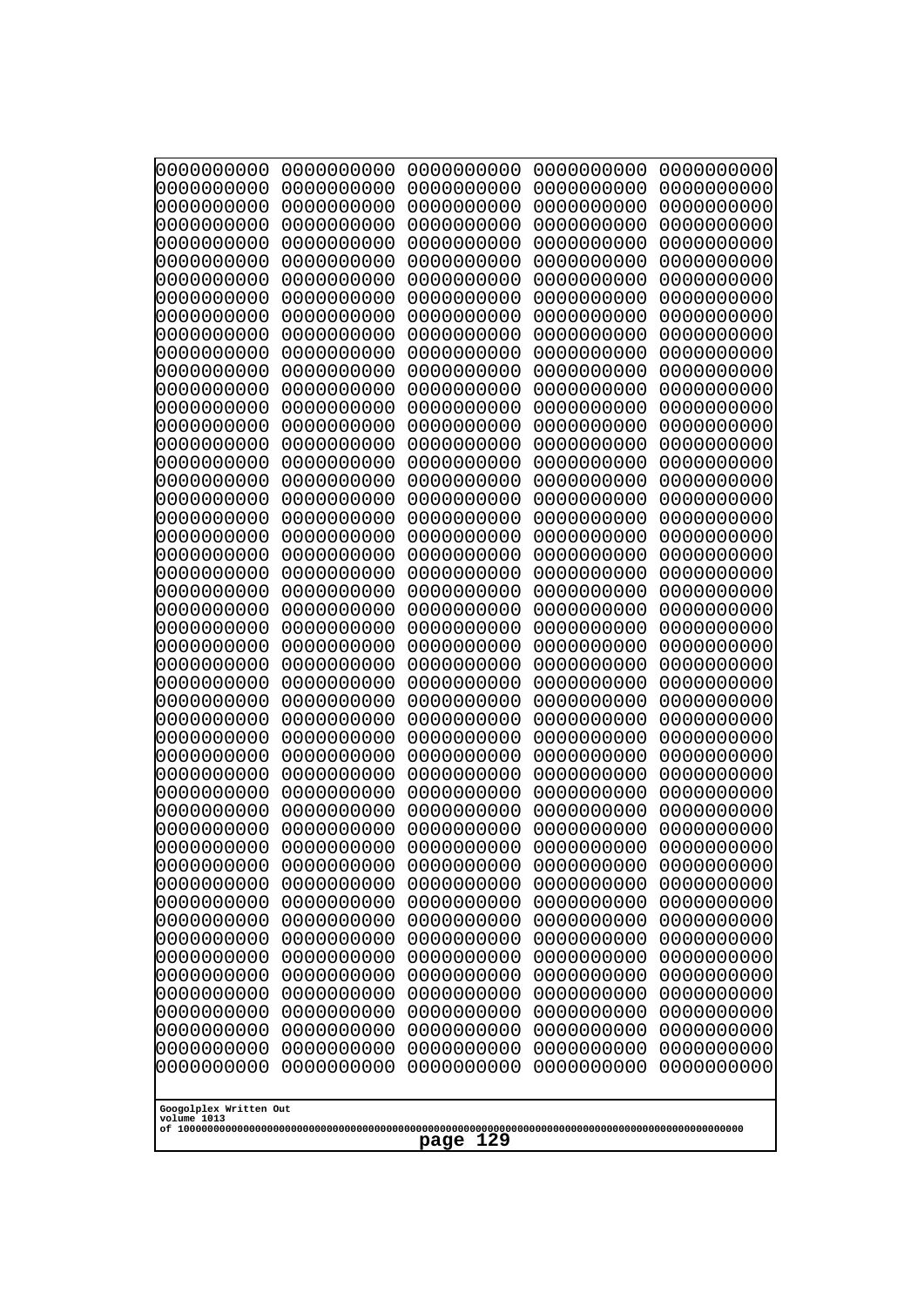```
0000000000 0000000000 0000000000 0000000000 0000000000
0000000000 0000000000 0000000000 0000000000 0000000000
0000000000 0000000000 0000000000 0000000000 0000000000
0000000000 0000000000 0000000000 0000000000 0000000000
0000000000 0000000000 0000000000 0000000000 0000000000
0000000000 0000000000 0000000000 0000000000 0000000000
0000000000 0000000000 0000000000 0000000000 0000000000
0000000000 0000000000 0000000000 0000000000 0000000000
0000000000 0000000000 0000000000 0000000000 0000000000
0000000000 0000000000 0000000000 0000000000 0000000000
0000000000 0000000000 0000000000 0000000000 0000000000
0000000000 0000000000 0000000000 0000000000 0000000000
0000000000 0000000000 0000000000 0000000000 0000000000
0000000000 0000000000 0000000000 0000000000 0000000000
0000000000 0000000000 0000000000 0000000000 0000000000
0000000000 0000000000 0000000000 0000000000 0000000000
0000000000 0000000000 0000000000 0000000000 0000000000
0000000000 0000000000 0000000000 0000000000 0000000000
0000000000 0000000000 0000000000 0000000000 0000000000
0000000000 0000000000 0000000000 0000000000 0000000000
0000000000 0000000000 0000000000 0000000000 0000000000
0000000000 0000000000 0000000000 0000000000 0000000000
0000000000 0000000000 0000000000 0000000000 0000000000
0000000000 0000000000 0000000000 0000000000 0000000000
0000000000 0000000000 0000000000 0000000000 0000000000
0000000000 0000000000 0000000000 0000000000 0000000000
0000000000 0000000000 0000000000 0000000000 0000000000
0000000000 0000000000 0000000000 0000000000 0000000000
0000000000 0000000000 0000000000 0000000000 0000000000
0000000000 0000000000 0000000000 0000000000 0000000000
0000000000 0000000000 0000000000 0000000000 0000000000
0000000000 0000000000 0000000000 0000000000 0000000000
0000000000 0000000000 0000000000 0000000000 0000000000
0000000000 0000000000 0000000000 0000000000 0000000000
0000000000 0000000000 0000000000 0000000000 0000000000
0000000000 0000000000 0000000000 0000000000 0000000000
0000000000 0000000000 0000000000 0000000000 0000000000
0000000000 0000000000 0000000000 0000000000 0000000000
0000000000 0000000000 0000000000 0000000000 0000000000
0000000000 0000000000 0000000000 0000000000 0000000000
0000000000 0000000000 0000000000 0000000000 0000000000
0000000000 0000000000 0000000000 0000000000 0000000000
0000000000 0000000000 0000000000 0000000000 0000000000
0000000000 0000000000 0000000000 0000000000 0000000000
0000000000 0000000000 0000000000 0000000000 0000000000
0000000000 0000000000 0000000000 0000000000 0000000000
0000000000 0000000000 0000000000 0000000000 0000000000
0000000000 0000000000 0000000000 0000000000 0000000000
0000000000 0000000000 0000000000 0000000000 0000000000
0000000000 0000000000 0000000000 0000000000 0000000000
```

Googolplex Written Out
volume 1013
of 10000000000000000000000000000000000000000000000000000000000000000000000000000000000000000000000000000
page 129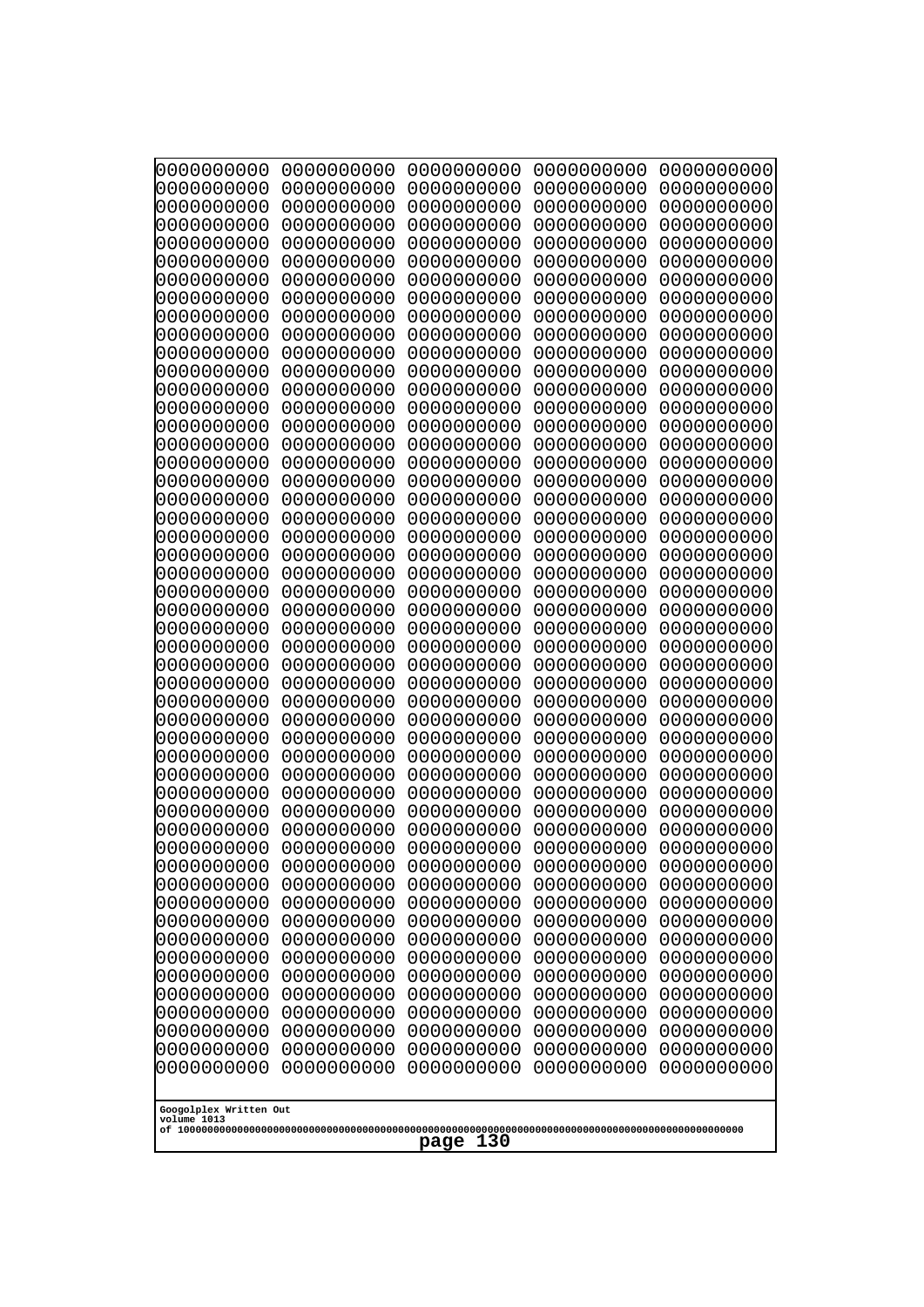```
0000000000 0000000000 0000000000 0000000000 0000000000
0000000000 0000000000 0000000000 0000000000 0000000000
0000000000 0000000000 0000000000 0000000000 0000000000
0000000000 0000000000 0000000000 0000000000 0000000000
0000000000 0000000000 0000000000 0000000000 0000000000
0000000000 0000000000 0000000000 0000000000 0000000000
0000000000 0000000000 0000000000 0000000000 0000000000
0000000000 0000000000 0000000000 0000000000 0000000000
0000000000 0000000000 0000000000 0000000000 0000000000
0000000000 0000000000 0000000000 0000000000 0000000000
0000000000 0000000000 0000000000 0000000000 0000000000
0000000000 0000000000 0000000000 0000000000 0000000000
0000000000 0000000000 0000000000 0000000000 0000000000
0000000000 0000000000 0000000000 0000000000 0000000000
0000000000 0000000000 0000000000 0000000000 0000000000
0000000000 0000000000 0000000000 0000000000 0000000000
0000000000 0000000000 0000000000 0000000000 0000000000
0000000000 0000000000 0000000000 0000000000 0000000000
0000000000 0000000000 0000000000 0000000000 0000000000
0000000000 0000000000 0000000000 0000000000 0000000000
0000000000 0000000000 0000000000 0000000000 0000000000
0000000000 0000000000 0000000000 0000000000 0000000000
0000000000 0000000000 0000000000 0000000000 0000000000
0000000000 0000000000 0000000000 0000000000 0000000000
0000000000 0000000000 0000000000 0000000000 0000000000
0000000000 0000000000 0000000000 0000000000 0000000000
0000000000 0000000000 0000000000 0000000000 0000000000
0000000000 0000000000 0000000000 0000000000 0000000000
0000000000 0000000000 0000000000 0000000000 0000000000
0000000000 0000000000 0000000000 0000000000 0000000000
0000000000 0000000000 0000000000 0000000000 0000000000
0000000000 0000000000 0000000000 0000000000 0000000000
0000000000 0000000000 0000000000 0000000000 0000000000
0000000000 0000000000 0000000000 0000000000 0000000000
0000000000 0000000000 0000000000 0000000000 0000000000
0000000000 0000000000 0000000000 0000000000 0000000000
0000000000 0000000000 0000000000 0000000000 0000000000
0000000000 0000000000 0000000000 0000000000 0000000000
0000000000 0000000000 0000000000 0000000000 0000000000
0000000000 0000000000 0000000000 0000000000 0000000000
0000000000 0000000000 0000000000 0000000000 0000000000
0000000000 0000000000 0000000000 0000000000 0000000000
0000000000 0000000000 0000000000 0000000000 0000000000
0000000000 0000000000 0000000000 0000000000 0000000000
0000000000 0000000000 0000000000 0000000000 0000000000
0000000000 0000000000 0000000000 0000000000 0000000000
0000000000 0000000000 0000000000 0000000000 0000000000
0000000000 0000000000 0000000000 0000000000 0000000000
0000000000 0000000000 0000000000 0000000000 0000000000
0000000000 0000000000 0000000000 0000000000 0000000000
```

Googolplex Written Out
volume 1013
of 10000000000000000000000000000000000000000000000000000000000000000000000000000000000000000000000000000

page 130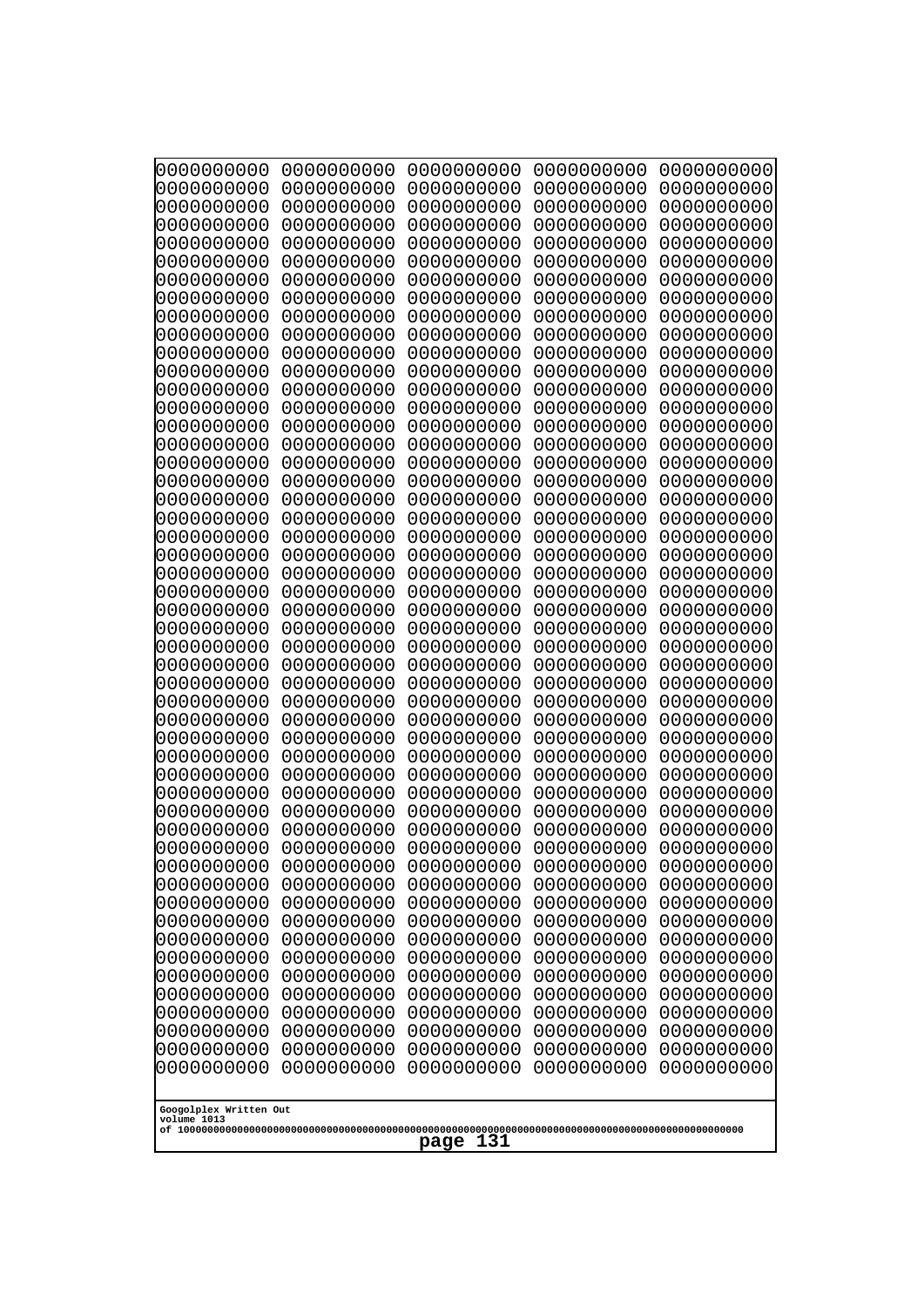```
0000000000 0000000000 0000000000 0000000000 0000000000
0000000000 0000000000 0000000000 0000000000 0000000000
0000000000 0000000000 0000000000 0000000000 0000000000
0000000000 0000000000 0000000000 0000000000 0000000000
0000000000 0000000000 0000000000 0000000000 0000000000
0000000000 0000000000 0000000000 0000000000 0000000000
0000000000 0000000000 0000000000 0000000000 0000000000
0000000000 0000000000 0000000000 0000000000 0000000000
0000000000 0000000000 0000000000 0000000000 0000000000
0000000000 0000000000 0000000000 0000000000 0000000000
0000000000 0000000000 0000000000 0000000000 0000000000
0000000000 0000000000 0000000000 0000000000 0000000000
0000000000 0000000000 0000000000 0000000000 0000000000
0000000000 0000000000 0000000000 0000000000 0000000000
0000000000 0000000000 0000000000 0000000000 0000000000
0000000000 0000000000 0000000000 0000000000 0000000000
0000000000 0000000000 0000000000 0000000000 0000000000
0000000000 0000000000 0000000000 0000000000 0000000000
0000000000 0000000000 0000000000 0000000000 0000000000
0000000000 0000000000 0000000000 0000000000 0000000000
0000000000 0000000000 0000000000 0000000000 0000000000
0000000000 0000000000 0000000000 0000000000 0000000000
0000000000 0000000000 0000000000 0000000000 0000000000
0000000000 0000000000 0000000000 0000000000 0000000000
0000000000 0000000000 0000000000 0000000000 0000000000
0000000000 0000000000 0000000000 0000000000 0000000000
0000000000 0000000000 0000000000 0000000000 0000000000
0000000000 0000000000 0000000000 0000000000 0000000000
0000000000 0000000000 0000000000 0000000000 0000000000
0000000000 0000000000 0000000000 0000000000 0000000000
0000000000 0000000000 0000000000 0000000000 0000000000
0000000000 0000000000 0000000000 0000000000 0000000000
0000000000 0000000000 0000000000 0000000000 0000000000
0000000000 0000000000 0000000000 0000000000 0000000000
0000000000 0000000000 0000000000 0000000000 0000000000
0000000000 0000000000 0000000000 0000000000 0000000000
0000000000 0000000000 0000000000 0000000000 0000000000
0000000000 0000000000 0000000000 0000000000 0000000000
0000000000 0000000000 0000000000 0000000000 0000000000
0000000000 0000000000 0000000000 0000000000 0000000000
0000000000 0000000000 0000000000 0000000000 0000000000
0000000000 0000000000 0000000000 0000000000 0000000000
0000000000 0000000000 0000000000 0000000000 0000000000
0000000000 0000000000 0000000000 0000000000 0000000000
0000000000 0000000000 0000000000 0000000000 0000000000
0000000000 0000000000 0000000000 0000000000 0000000000
0000000000 0000000000 0000000000 0000000000 0000000000
0000000000 0000000000 0000000000 0000000000 0000000000
0000000000 0000000000 0000000000 0000000000 0000000000
0000000000 0000000000 0000000000 0000000000 0000000000
```

Googolplex Written Out
volume 1013
of 10000000000000000000000000000000000000000000000000000000000000000000000000000000000000000000000000000
page 131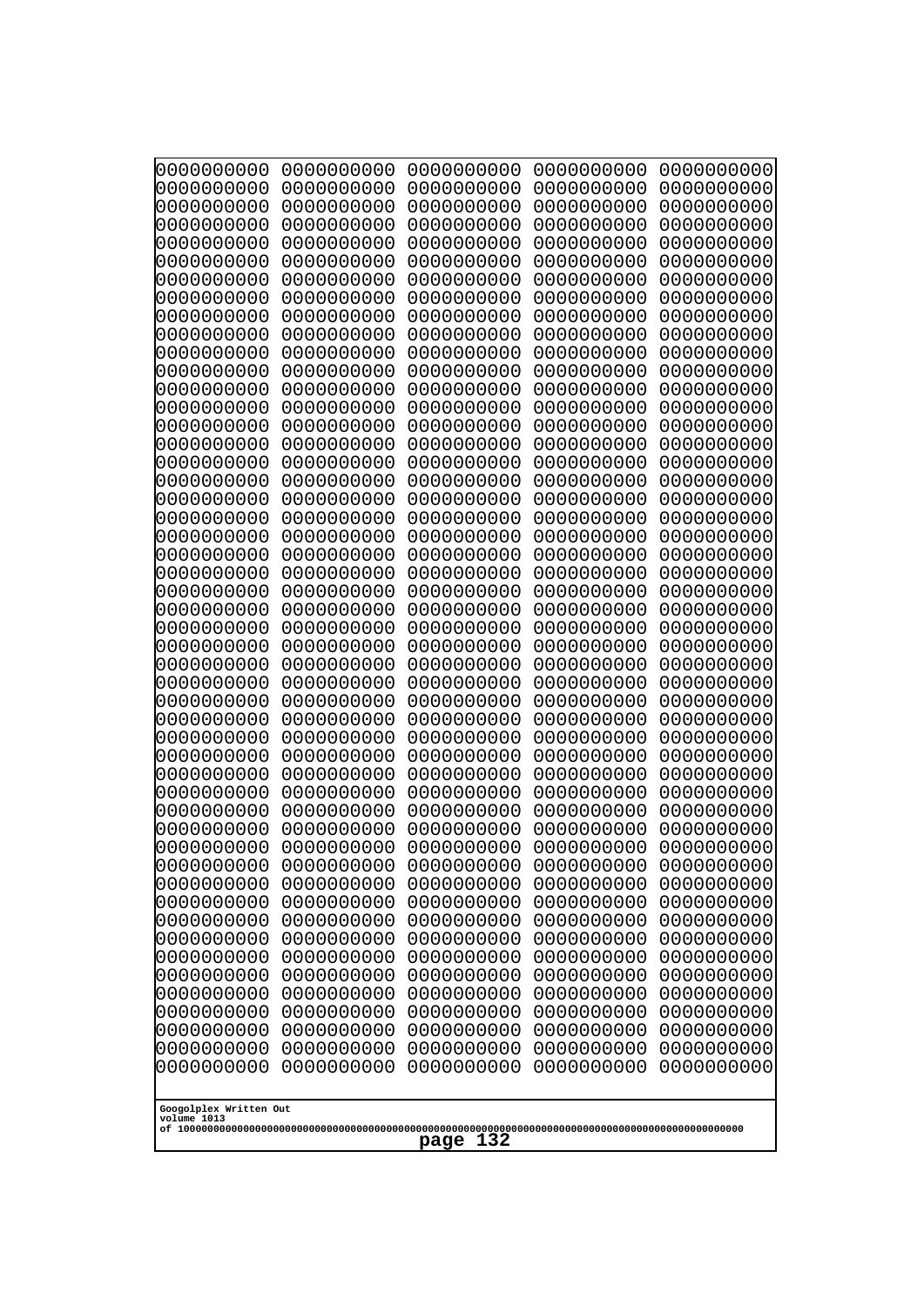0000000000 0000000000 0000000000 0000000000 0000000000
0000000000 0000000000 0000000000 0000000000 0000000000
0000000000 0000000000 0000000000 0000000000 0000000000
0000000000 0000000000 0000000000 0000000000 0000000000
0000000000 0000000000 0000000000 0000000000 0000000000
0000000000 0000000000 0000000000 0000000000 0000000000
0000000000 0000000000 0000000000 0000000000 0000000000
0000000000 0000000000 0000000000 0000000000 0000000000
0000000000 0000000000 0000000000 0000000000 0000000000
0000000000 0000000000 0000000000 0000000000 0000000000
0000000000 0000000000 0000000000 0000000000 0000000000
0000000000 0000000000 0000000000 0000000000 0000000000
0000000000 0000000000 0000000000 0000000000 0000000000
0000000000 0000000000 0000000000 0000000000 0000000000
0000000000 0000000000 0000000000 0000000000 0000000000
0000000000 0000000000 0000000000 0000000000 0000000000
0000000000 0000000000 0000000000 0000000000 0000000000
0000000000 0000000000 0000000000 0000000000 0000000000
0000000000 0000000000 0000000000 0000000000 0000000000
0000000000 0000000000 0000000000 0000000000 0000000000
0000000000 0000000000 0000000000 0000000000 0000000000
0000000000 0000000000 0000000000 0000000000 0000000000
0000000000 0000000000 0000000000 0000000000 0000000000
0000000000 0000000000 0000000000 0000000000 0000000000
0000000000 0000000000 0000000000 0000000000 0000000000
0000000000 0000000000 0000000000 0000000000 0000000000
0000000000 0000000000 0000000000 0000000000 0000000000
0000000000 0000000000 0000000000 0000000000 0000000000
0000000000 0000000000 0000000000 0000000000 0000000000
0000000000 0000000000 0000000000 0000000000 0000000000
0000000000 0000000000 0000000000 0000000000 0000000000
0000000000 0000000000 0000000000 0000000000 0000000000
0000000000 0000000000 0000000000 0000000000 0000000000
0000000000 0000000000 0000000000 0000000000 0000000000
0000000000 0000000000 0000000000 0000000000 0000000000
0000000000 0000000000 0000000000 0000000000 0000000000
0000000000 0000000000 0000000000 0000000000 0000000000
0000000000 0000000000 0000000000 0000000000 0000000000
0000000000 0000000000 0000000000 0000000000 0000000000
0000000000 0000000000 0000000000 0000000000 0000000000
0000000000 0000000000 0000000000 0000000000 0000000000
0000000000 0000000000 0000000000 0000000000 0000000000
0000000000 0000000000 0000000000 0000000000 0000000000
0000000000 0000000000 0000000000 0000000000 0000000000
0000000000 0000000000 0000000000 0000000000 0000000000
0000000000 0000000000 0000000000 0000000000 0000000000
0000000000 0000000000 0000000000 0000000000 0000000000
0000000000 0000000000 0000000000 0000000000 0000000000
0000000000 0000000000 0000000000 0000000000 0000000000
0000000000 0000000000 0000000000 0000000000 0000000000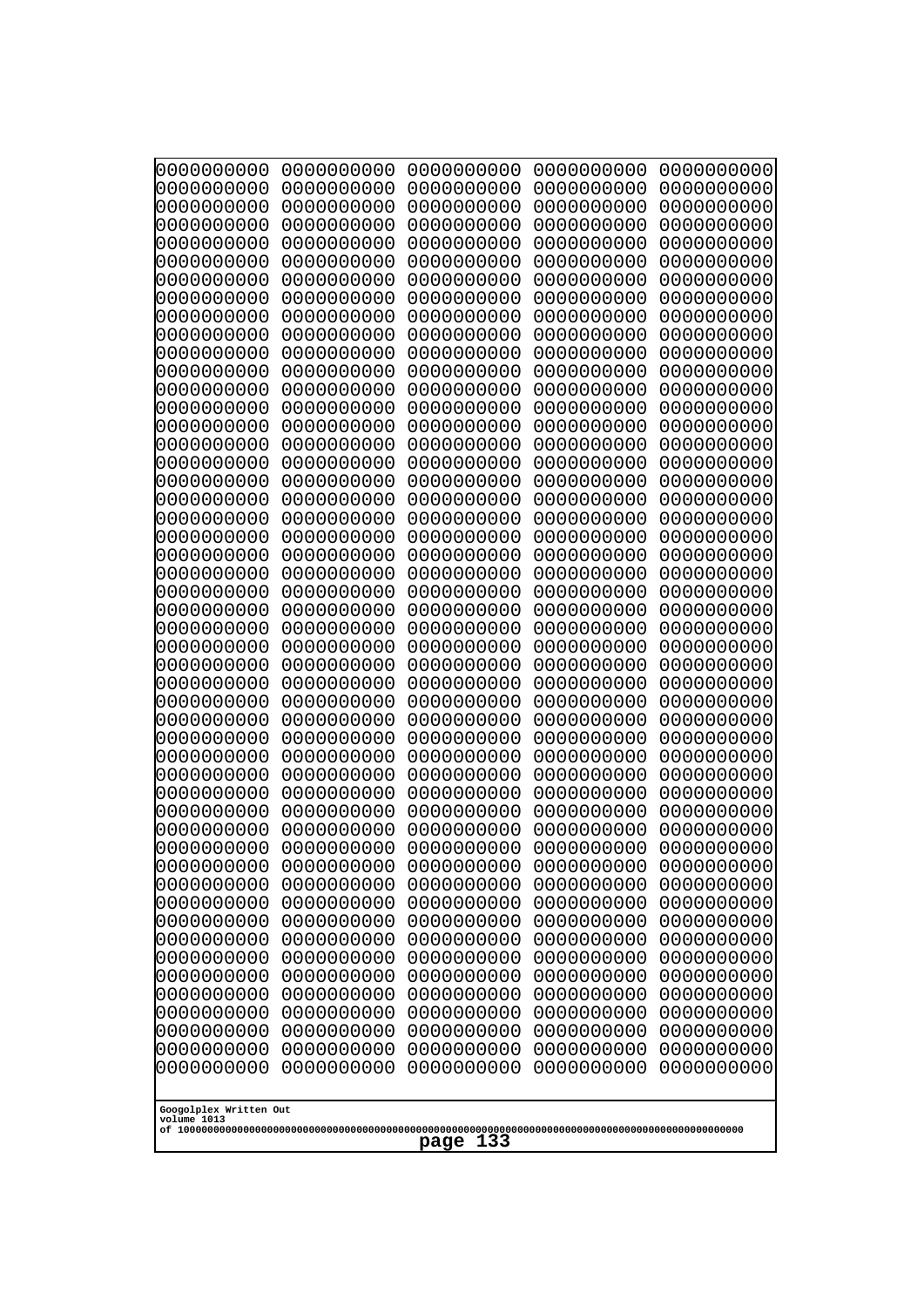```
0000000000 0000000000 0000000000 0000000000 0000000000
0000000000 0000000000 0000000000 0000000000 0000000000
0000000000 0000000000 0000000000 0000000000 0000000000
0000000000 0000000000 0000000000 0000000000 0000000000
0000000000 0000000000 0000000000 0000000000 0000000000
0000000000 0000000000 0000000000 0000000000 0000000000
0000000000 0000000000 0000000000 0000000000 0000000000
0000000000 0000000000 0000000000 0000000000 0000000000
0000000000 0000000000 0000000000 0000000000 0000000000
0000000000 0000000000 0000000000 0000000000 0000000000
0000000000 0000000000 0000000000 0000000000 0000000000
0000000000 0000000000 0000000000 0000000000 0000000000
0000000000 0000000000 0000000000 0000000000 0000000000
0000000000 0000000000 0000000000 0000000000 0000000000
0000000000 0000000000 0000000000 0000000000 0000000000
0000000000 0000000000 0000000000 0000000000 0000000000
0000000000 0000000000 0000000000 0000000000 0000000000
0000000000 0000000000 0000000000 0000000000 0000000000
0000000000 0000000000 0000000000 0000000000 0000000000
0000000000 0000000000 0000000000 0000000000 0000000000
0000000000 0000000000 0000000000 0000000000 0000000000
0000000000 0000000000 0000000000 0000000000 0000000000
0000000000 0000000000 0000000000 0000000000 0000000000
0000000000 0000000000 0000000000 0000000000 0000000000
0000000000 0000000000 0000000000 0000000000 0000000000
0000000000 0000000000 0000000000 0000000000 0000000000
0000000000 0000000000 0000000000 0000000000 0000000000
0000000000 0000000000 0000000000 0000000000 0000000000
0000000000 0000000000 0000000000 0000000000 0000000000
0000000000 0000000000 0000000000 0000000000 0000000000
0000000000 0000000000 0000000000 0000000000 0000000000
0000000000 0000000000 0000000000 0000000000 0000000000
0000000000 0000000000 0000000000 0000000000 0000000000
0000000000 0000000000 0000000000 0000000000 0000000000
0000000000 0000000000 0000000000 0000000000 0000000000
0000000000 0000000000 0000000000 0000000000 0000000000
0000000000 0000000000 0000000000 0000000000 0000000000
0000000000 0000000000 0000000000 0000000000 0000000000
0000000000 0000000000 0000000000 0000000000 0000000000
0000000000 0000000000 0000000000 0000000000 0000000000
0000000000 0000000000 0000000000 0000000000 0000000000
0000000000 0000000000 0000000000 0000000000 0000000000
0000000000 0000000000 0000000000 0000000000 0000000000
0000000000 0000000000 0000000000 0000000000 0000000000
0000000000 0000000000 0000000000 0000000000 0000000000
0000000000 0000000000 0000000000 0000000000 0000000000
0000000000 0000000000 0000000000 0000000000 0000000000
0000000000 0000000000 0000000000 0000000000 0000000000
0000000000 0000000000 0000000000 0000000000 0000000000
0000000000 0000000000 0000000000 0000000000 0000000000
```

Googolplex Written Out
volume 1013
of 10000000000000000000000000000000000000000000000000000000000000000000000000000000000000000000000000000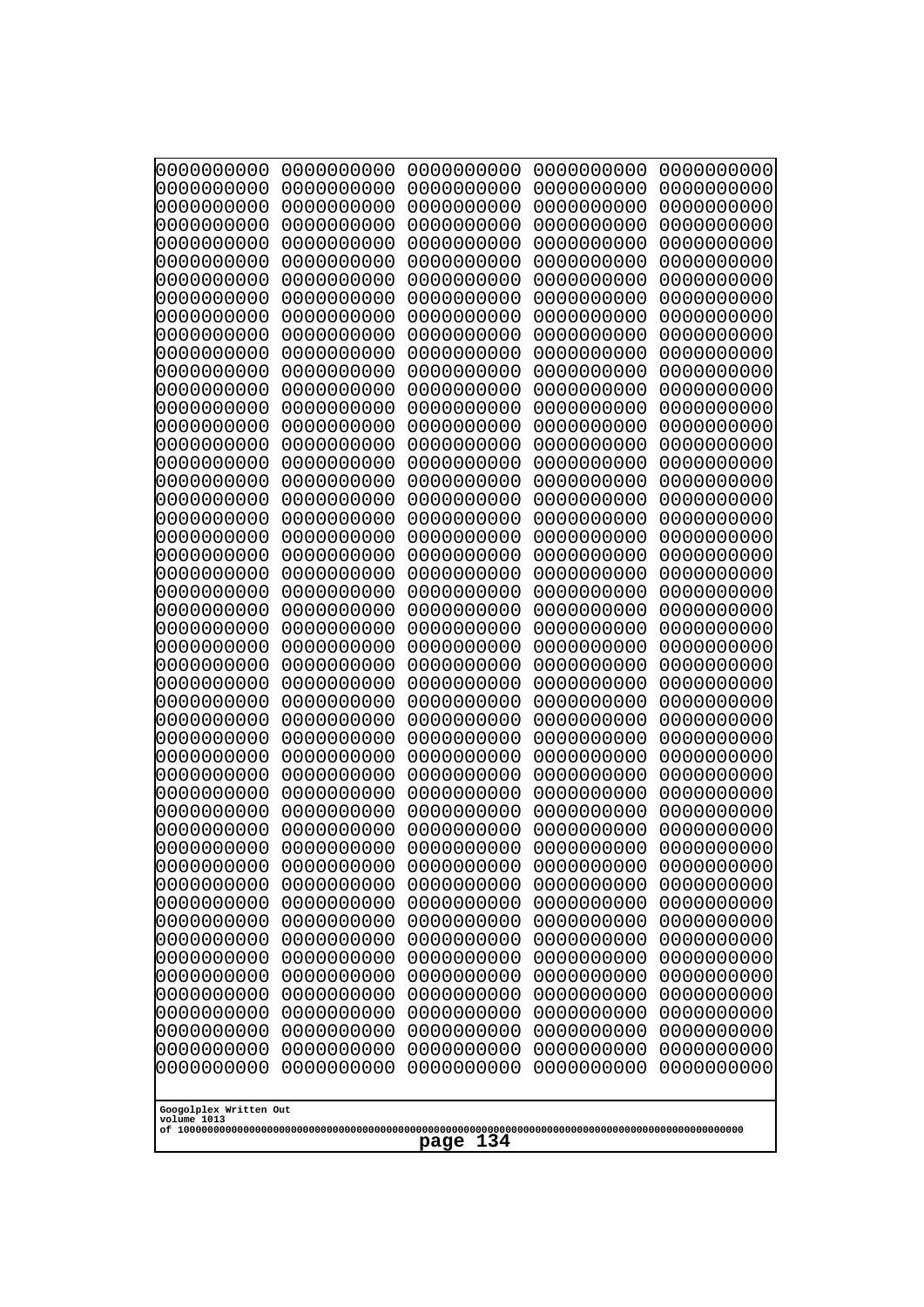```
0000000000 0000000000 0000000000 0000000000 0000000000
0000000000 0000000000 0000000000 0000000000 0000000000
0000000000 0000000000 0000000000 0000000000 0000000000
0000000000 0000000000 0000000000 0000000000 0000000000
0000000000 0000000000 0000000000 0000000000 0000000000
0000000000 0000000000 0000000000 0000000000 0000000000
0000000000 0000000000 0000000000 0000000000 0000000000
0000000000 0000000000 0000000000 0000000000 0000000000
0000000000 0000000000 0000000000 0000000000 0000000000
0000000000 0000000000 0000000000 0000000000 0000000000
0000000000 0000000000 0000000000 0000000000 0000000000
0000000000 0000000000 0000000000 0000000000 0000000000
0000000000 0000000000 0000000000 0000000000 0000000000
0000000000 0000000000 0000000000 0000000000 0000000000
0000000000 0000000000 0000000000 0000000000 0000000000
0000000000 0000000000 0000000000 0000000000 0000000000
0000000000 0000000000 0000000000 0000000000 0000000000
0000000000 0000000000 0000000000 0000000000 0000000000
0000000000 0000000000 0000000000 0000000000 0000000000
0000000000 0000000000 0000000000 0000000000 0000000000
0000000000 0000000000 0000000000 0000000000 0000000000
0000000000 0000000000 0000000000 0000000000 0000000000
0000000000 0000000000 0000000000 0000000000 0000000000
0000000000 0000000000 0000000000 0000000000 0000000000
0000000000 0000000000 0000000000 0000000000 0000000000
0000000000 0000000000 0000000000 0000000000 0000000000
0000000000 0000000000 0000000000 0000000000 0000000000
0000000000 0000000000 0000000000 0000000000 0000000000
0000000000 0000000000 0000000000 0000000000 0000000000
0000000000 0000000000 0000000000 0000000000 0000000000
0000000000 0000000000 0000000000 0000000000 0000000000
0000000000 0000000000 0000000000 0000000000 0000000000
0000000000 0000000000 0000000000 0000000000 0000000000
0000000000 0000000000 0000000000 0000000000 0000000000
0000000000 0000000000 0000000000 0000000000 0000000000
0000000000 0000000000 0000000000 0000000000 0000000000
0000000000 0000000000 0000000000 0000000000 0000000000
0000000000 0000000000 0000000000 0000000000 0000000000
0000000000 0000000000 0000000000 0000000000 0000000000
0000000000 0000000000 0000000000 0000000000 0000000000
0000000000 0000000000 0000000000 0000000000 0000000000
0000000000 0000000000 0000000000 0000000000 0000000000
0000000000 0000000000 0000000000 0000000000 0000000000
0000000000 0000000000 0000000000 0000000000 0000000000
0000000000 0000000000 0000000000 0000000000 0000000000
0000000000 0000000000 0000000000 0000000000 0000000000
0000000000 0000000000 0000000000 0000000000 0000000000
0000000000 0000000000 0000000000 0000000000 0000000000
0000000000 0000000000 0000000000 0000000000 0000000000
0000000000 0000000000 0000000000 0000000000 0000000000
```

Googolplex Written Out
volume 1013
of 10000000000000000000000000000000000000000000000000000000000000000000000000000000000000000000000000000

page 134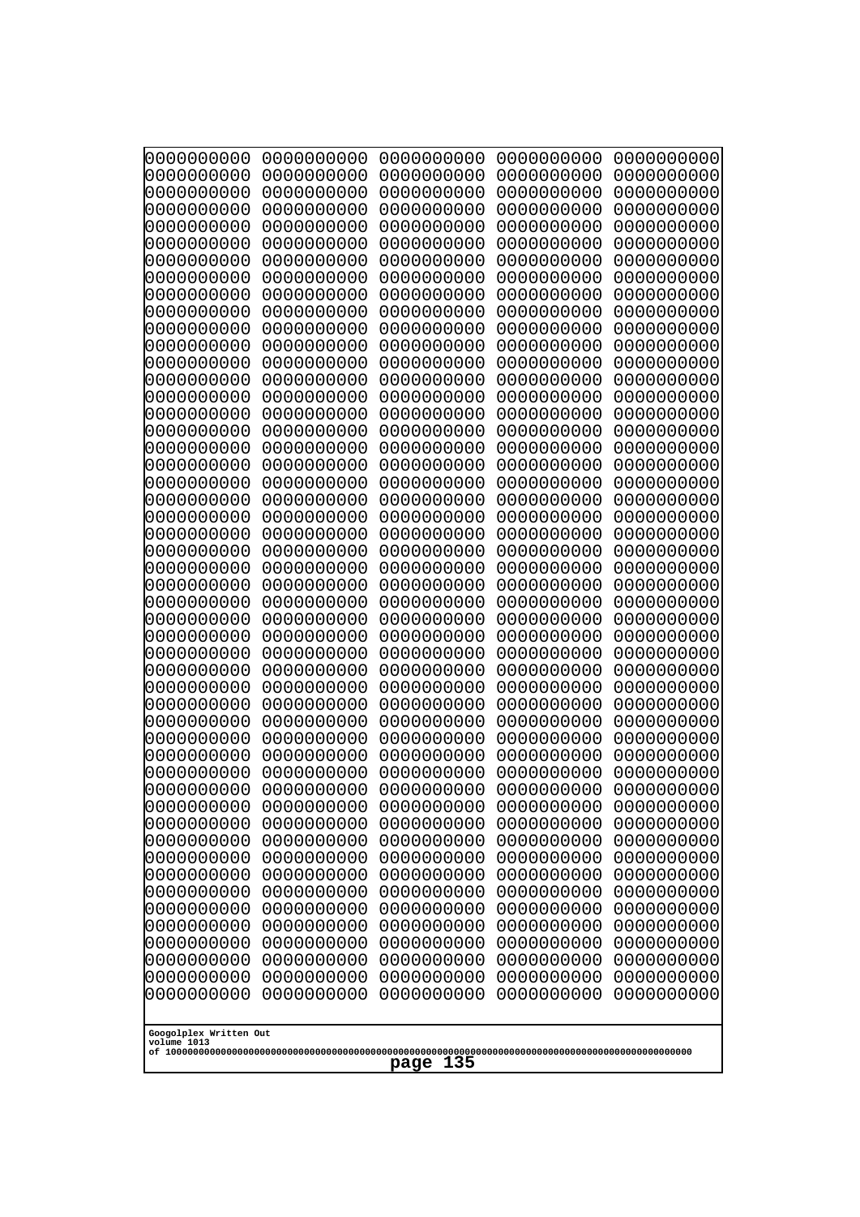0000000000 0000000000 0000000000 0000000000 0000000000
0000000000 0000000000 0000000000 0000000000 0000000000
0000000000 0000000000 0000000000 0000000000 0000000000
0000000000 0000000000 0000000000 0000000000 0000000000
0000000000 0000000000 0000000000 0000000000 0000000000
0000000000 0000000000 0000000000 0000000000 0000000000
0000000000 0000000000 0000000000 0000000000 0000000000
0000000000 0000000000 0000000000 0000000000 0000000000
0000000000 0000000000 0000000000 0000000000 0000000000
0000000000 0000000000 0000000000 0000000000 0000000000
0000000000 0000000000 0000000000 0000000000 0000000000
0000000000 0000000000 0000000000 0000000000 0000000000
0000000000 0000000000 0000000000 0000000000 0000000000
0000000000 0000000000 0000000000 0000000000 0000000000
0000000000 0000000000 0000000000 0000000000 0000000000
0000000000 0000000000 0000000000 0000000000 0000000000
0000000000 0000000000 0000000000 0000000000 0000000000
0000000000 0000000000 0000000000 0000000000 0000000000
0000000000 0000000000 0000000000 0000000000 0000000000
0000000000 0000000000 0000000000 0000000000 0000000000
0000000000 0000000000 0000000000 0000000000 0000000000
0000000000 0000000000 0000000000 0000000000 0000000000
0000000000 0000000000 0000000000 0000000000 0000000000
0000000000 0000000000 0000000000 0000000000 0000000000
0000000000 0000000000 0000000000 0000000000 0000000000
0000000000 0000000000 0000000000 0000000000 0000000000
0000000000 0000000000 0000000000 0000000000 0000000000
0000000000 0000000000 0000000000 0000000000 0000000000
0000000000 0000000000 0000000000 0000000000 0000000000
0000000000 0000000000 0000000000 0000000000 0000000000
0000000000 0000000000 0000000000 0000000000 0000000000
0000000000 0000000000 0000000000 0000000000 0000000000
0000000000 0000000000 0000000000 0000000000 0000000000
0000000000 0000000000 0000000000 0000000000 0000000000
0000000000 0000000000 0000000000 0000000000 0000000000
0000000000 0000000000 0000000000 0000000000 0000000000
0000000000 0000000000 0000000000 0000000000 0000000000
0000000000 0000000000 0000000000 0000000000 0000000000
0000000000 0000000000 0000000000 0000000000 0000000000
0000000000 0000000000 0000000000 0000000000 0000000000
0000000000 0000000000 0000000000 0000000000 0000000000
0000000000 0000000000 0000000000 0000000000 0000000000
0000000000 0000000000 0000000000 0000000000 0000000000
0000000000 0000000000 0000000000 0000000000 0000000000
0000000000 0000000000 0000000000 0000000000 0000000000
0000000000 0000000000 0000000000 0000000000 0000000000
0000000000 0000000000 0000000000 0000000000 0000000000
0000000000 0000000000 0000000000 0000000000 0000000000
0000000000 0000000000 0000000000 0000000000 0000000000
0000000000 0000000000 0000000000 0000000000 0000000000

Googolplex Written Out
volume 1013
of 10000000000000000000000000000000000000000000000000000000000000000000000000000000000000000000000000000
page 135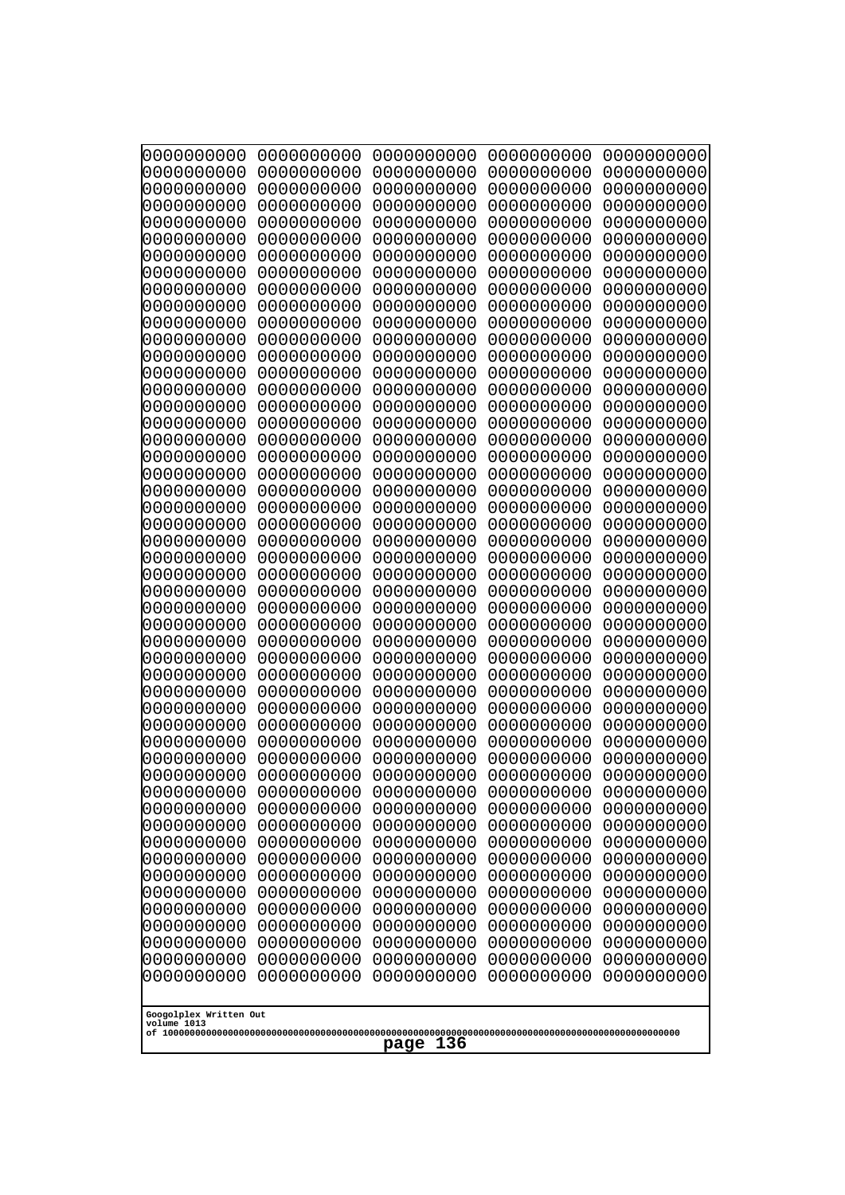0000000000 0000000000 0000000000 0000000000 0000000000
0000000000 0000000000 0000000000 0000000000 0000000000
0000000000 0000000000 0000000000 0000000000 0000000000
0000000000 0000000000 0000000000 0000000000 0000000000
0000000000 0000000000 0000000000 0000000000 0000000000
0000000000 0000000000 0000000000 0000000000 0000000000
0000000000 0000000000 0000000000 0000000000 0000000000
0000000000 0000000000 0000000000 0000000000 0000000000
0000000000 0000000000 0000000000 0000000000 0000000000
0000000000 0000000000 0000000000 0000000000 0000000000
0000000000 0000000000 0000000000 0000000000 0000000000
0000000000 0000000000 0000000000 0000000000 0000000000
0000000000 0000000000 0000000000 0000000000 0000000000
0000000000 0000000000 0000000000 0000000000 0000000000
0000000000 0000000000 0000000000 0000000000 0000000000
0000000000 0000000000 0000000000 0000000000 0000000000
0000000000 0000000000 0000000000 0000000000 0000000000
0000000000 0000000000 0000000000 0000000000 0000000000
0000000000 0000000000 0000000000 0000000000 0000000000
0000000000 0000000000 0000000000 0000000000 0000000000
0000000000 0000000000 0000000000 0000000000 0000000000
0000000000 0000000000 0000000000 0000000000 0000000000
0000000000 0000000000 0000000000 0000000000 0000000000
0000000000 0000000000 0000000000 0000000000 0000000000
0000000000 0000000000 0000000000 0000000000 0000000000
0000000000 0000000000 0000000000 0000000000 0000000000
0000000000 0000000000 0000000000 0000000000 0000000000
0000000000 0000000000 0000000000 0000000000 0000000000
0000000000 0000000000 0000000000 0000000000 0000000000
0000000000 0000000000 0000000000 0000000000 0000000000
0000000000 0000000000 0000000000 0000000000 0000000000
0000000000 0000000000 0000000000 0000000000 0000000000
0000000000 0000000000 0000000000 0000000000 0000000000
0000000000 0000000000 0000000000 0000000000 0000000000
0000000000 0000000000 0000000000 0000000000 0000000000
0000000000 0000000000 0000000000 0000000000 0000000000
0000000000 0000000000 0000000000 0000000000 0000000000
0000000000 0000000000 0000000000 0000000000 0000000000
0000000000 0000000000 0000000000 0000000000 0000000000
0000000000 0000000000 0000000000 0000000000 0000000000
0000000000 0000000000 0000000000 0000000000 0000000000
0000000000 0000000000 0000000000 0000000000 0000000000
0000000000 0000000000 0000000000 0000000000 0000000000
0000000000 0000000000 0000000000 0000000000 0000000000
0000000000 0000000000 0000000000 0000000000 0000000000
0000000000 0000000000 0000000000 0000000000 0000000000
0000000000 0000000000 0000000000 0000000000 0000000000
0000000000 0000000000 0000000000 0000000000 0000000000
0000000000 0000000000 0000000000 0000000000 0000000000
0000000000 0000000000 0000000000 0000000000 0000000000

Googolplex Written Out
volume 1013
of 10000000000000000000000000000000000000000000000000000000000000000000000000000000000000000000000000000
page 136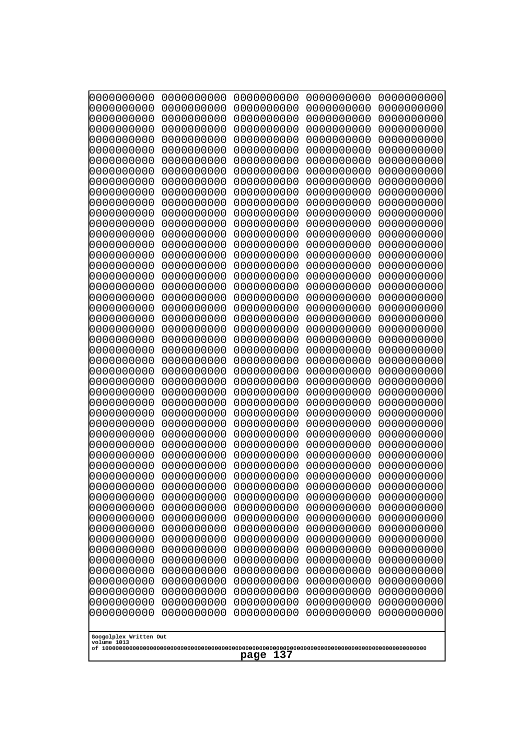```
0000000000 0000000000 0000000000 0000000000 0000000000
0000000000 0000000000 0000000000 0000000000 0000000000
0000000000 0000000000 0000000000 0000000000 0000000000
0000000000 0000000000 0000000000 0000000000 0000000000
0000000000 0000000000 0000000000 0000000000 0000000000
0000000000 0000000000 0000000000 0000000000 0000000000
0000000000 0000000000 0000000000 0000000000 0000000000
0000000000 0000000000 0000000000 0000000000 0000000000
0000000000 0000000000 0000000000 0000000000 0000000000
0000000000 0000000000 0000000000 0000000000 0000000000
0000000000 0000000000 0000000000 0000000000 0000000000
0000000000 0000000000 0000000000 0000000000 0000000000
0000000000 0000000000 0000000000 0000000000 0000000000
0000000000 0000000000 0000000000 0000000000 0000000000
0000000000 0000000000 0000000000 0000000000 0000000000
0000000000 0000000000 0000000000 0000000000 0000000000
0000000000 0000000000 0000000000 0000000000 0000000000
0000000000 0000000000 0000000000 0000000000 0000000000
0000000000 0000000000 0000000000 0000000000 0000000000
0000000000 0000000000 0000000000 0000000000 0000000000
0000000000 0000000000 0000000000 0000000000 0000000000
0000000000 0000000000 0000000000 0000000000 0000000000
0000000000 0000000000 0000000000 0000000000 0000000000
0000000000 0000000000 0000000000 0000000000 0000000000
0000000000 0000000000 0000000000 0000000000 0000000000
0000000000 0000000000 0000000000 0000000000 0000000000
0000000000 0000000000 0000000000 0000000000 0000000000
0000000000 0000000000 0000000000 0000000000 0000000000
0000000000 0000000000 0000000000 0000000000 0000000000
0000000000 0000000000 0000000000 0000000000 0000000000
0000000000 0000000000 0000000000 0000000000 0000000000
0000000000 0000000000 0000000000 0000000000 0000000000
0000000000 0000000000 0000000000 0000000000 0000000000
0000000000 0000000000 0000000000 0000000000 0000000000
0000000000 0000000000 0000000000 0000000000 0000000000
0000000000 0000000000 0000000000 0000000000 0000000000
0000000000 0000000000 0000000000 0000000000 0000000000
0000000000 0000000000 0000000000 0000000000 0000000000
0000000000 0000000000 0000000000 0000000000 0000000000
0000000000 0000000000 0000000000 0000000000 0000000000
0000000000 0000000000 0000000000 0000000000 0000000000
0000000000 0000000000 0000000000 0000000000 0000000000
0000000000 0000000000 0000000000 0000000000 0000000000
0000000000 0000000000 0000000000 0000000000 0000000000
0000000000 0000000000 0000000000 0000000000 0000000000
0000000000 0000000000 0000000000 0000000000 0000000000
0000000000 0000000000 0000000000 0000000000 0000000000
0000000000 0000000000 0000000000 0000000000 0000000000
0000000000 0000000000 0000000000 0000000000 0000000000
0000000000 0000000000 0000000000 0000000000 0000000000
```

Googolplex Written Out
volume 1013
of 10000000000000000000000000000000000000000000000000000000000000000000000000000000000000000000000000000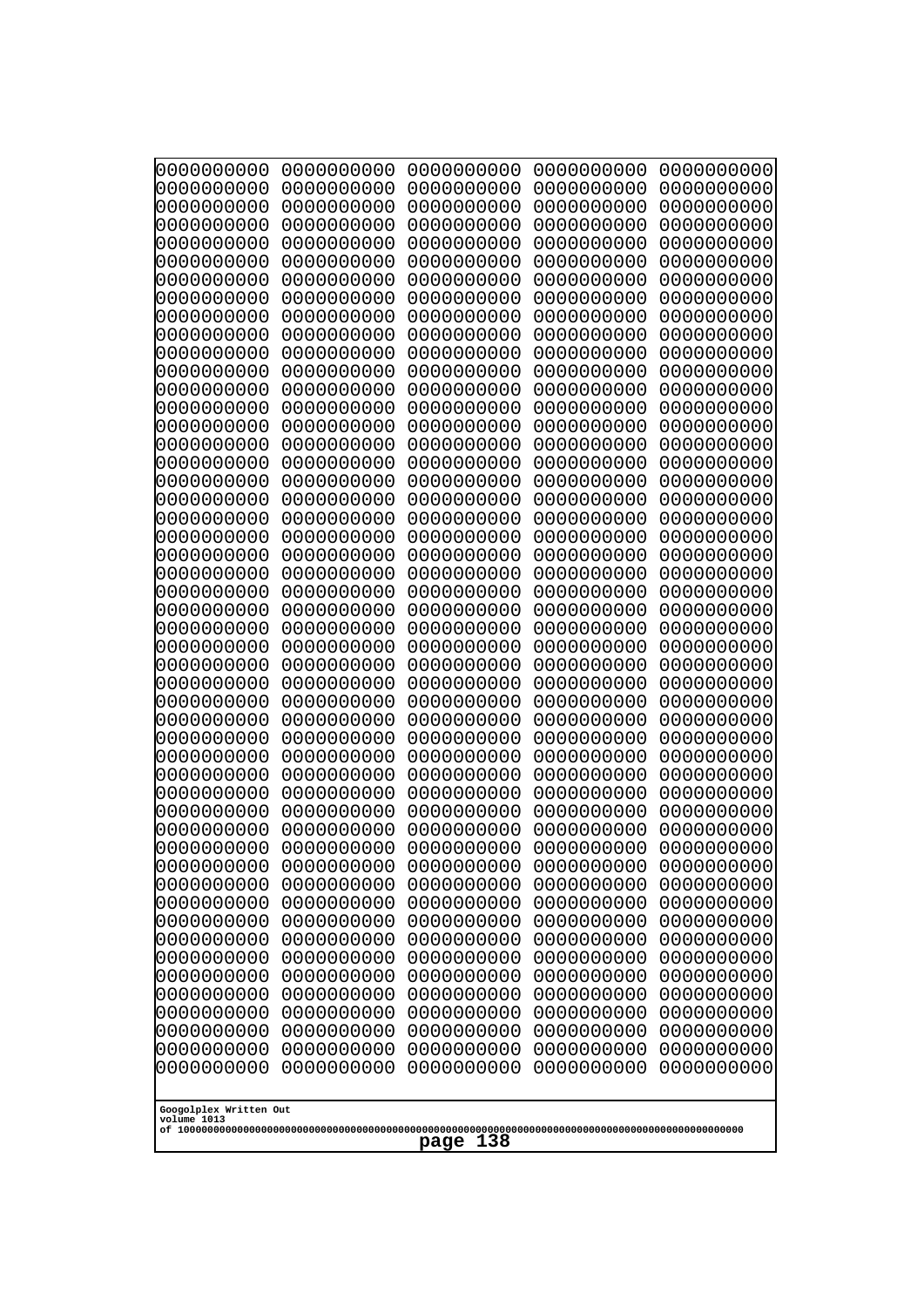```
0000000000 0000000000 0000000000 0000000000 0000000000
0000000000 0000000000 0000000000 0000000000 0000000000
0000000000 0000000000 0000000000 0000000000 0000000000
0000000000 0000000000 0000000000 0000000000 0000000000
0000000000 0000000000 0000000000 0000000000 0000000000
0000000000 0000000000 0000000000 0000000000 0000000000
0000000000 0000000000 0000000000 0000000000 0000000000
0000000000 0000000000 0000000000 0000000000 0000000000
0000000000 0000000000 0000000000 0000000000 0000000000
0000000000 0000000000 0000000000 0000000000 0000000000
0000000000 0000000000 0000000000 0000000000 0000000000
0000000000 0000000000 0000000000 0000000000 0000000000
0000000000 0000000000 0000000000 0000000000 0000000000
0000000000 0000000000 0000000000 0000000000 0000000000
0000000000 0000000000 0000000000 0000000000 0000000000
0000000000 0000000000 0000000000 0000000000 0000000000
0000000000 0000000000 0000000000 0000000000 0000000000
0000000000 0000000000 0000000000 0000000000 0000000000
0000000000 0000000000 0000000000 0000000000 0000000000
0000000000 0000000000 0000000000 0000000000 0000000000
0000000000 0000000000 0000000000 0000000000 0000000000
0000000000 0000000000 0000000000 0000000000 0000000000
0000000000 0000000000 0000000000 0000000000 0000000000
0000000000 0000000000 0000000000 0000000000 0000000000
0000000000 0000000000 0000000000 0000000000 0000000000
0000000000 0000000000 0000000000 0000000000 0000000000
0000000000 0000000000 0000000000 0000000000 0000000000
0000000000 0000000000 0000000000 0000000000 0000000000
0000000000 0000000000 0000000000 0000000000 0000000000
0000000000 0000000000 0000000000 0000000000 0000000000
0000000000 0000000000 0000000000 0000000000 0000000000
0000000000 0000000000 0000000000 0000000000 0000000000
0000000000 0000000000 0000000000 0000000000 0000000000
0000000000 0000000000 0000000000 0000000000 0000000000
0000000000 0000000000 0000000000 0000000000 0000000000
0000000000 0000000000 0000000000 0000000000 0000000000
0000000000 0000000000 0000000000 0000000000 0000000000
0000000000 0000000000 0000000000 0000000000 0000000000
0000000000 0000000000 0000000000 0000000000 0000000000
0000000000 0000000000 0000000000 0000000000 0000000000
0000000000 0000000000 0000000000 0000000000 0000000000
0000000000 0000000000 0000000000 0000000000 0000000000
0000000000 0000000000 0000000000 0000000000 0000000000
0000000000 0000000000 0000000000 0000000000 0000000000
0000000000 0000000000 0000000000 0000000000 0000000000
0000000000 0000000000 0000000000 0000000000 0000000000
0000000000 0000000000 0000000000 0000000000 0000000000
0000000000 0000000000 0000000000 0000000000 0000000000
0000000000 0000000000 0000000000 0000000000 0000000000
0000000000 0000000000 0000000000 0000000000 0000000000
```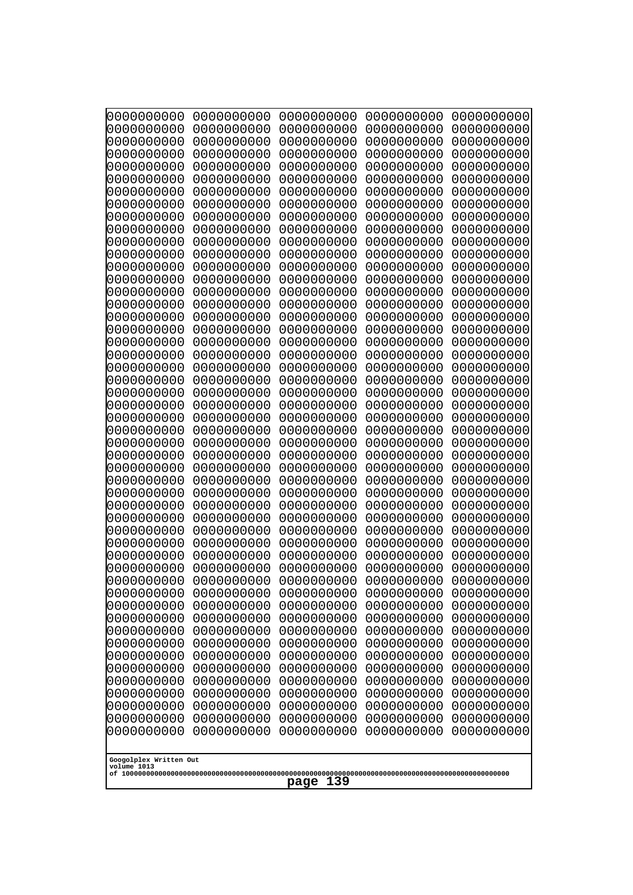0000000000 0000000000 0000000000 0000000000 0000000000
0000000000 0000000000 0000000000 0000000000 0000000000
0000000000 0000000000 0000000000 0000000000 0000000000
0000000000 0000000000 0000000000 0000000000 0000000000
0000000000 0000000000 0000000000 0000000000 0000000000
0000000000 0000000000 0000000000 0000000000 0000000000
0000000000 0000000000 0000000000 0000000000 0000000000
0000000000 0000000000 0000000000 0000000000 0000000000
0000000000 0000000000 0000000000 0000000000 0000000000
0000000000 0000000000 0000000000 0000000000 0000000000
0000000000 0000000000 0000000000 0000000000 0000000000
0000000000 0000000000 0000000000 0000000000 0000000000
0000000000 0000000000 0000000000 0000000000 0000000000
0000000000 0000000000 0000000000 0000000000 0000000000
0000000000 0000000000 0000000000 0000000000 0000000000
0000000000 0000000000 0000000000 0000000000 0000000000
0000000000 0000000000 0000000000 0000000000 0000000000
0000000000 0000000000 0000000000 0000000000 0000000000
0000000000 0000000000 0000000000 0000000000 0000000000
0000000000 0000000000 0000000000 0000000000 0000000000
0000000000 0000000000 0000000000 0000000000 0000000000
0000000000 0000000000 0000000000 0000000000 0000000000
0000000000 0000000000 0000000000 0000000000 0000000000
0000000000 0000000000 0000000000 0000000000 0000000000
0000000000 0000000000 0000000000 0000000000 0000000000
0000000000 0000000000 0000000000 0000000000 0000000000
0000000000 0000000000 0000000000 0000000000 0000000000
0000000000 0000000000 0000000000 0000000000 0000000000
0000000000 0000000000 0000000000 0000000000 0000000000
0000000000 0000000000 0000000000 0000000000 0000000000
0000000000 0000000000 0000000000 0000000000 0000000000
0000000000 0000000000 0000000000 0000000000 0000000000
0000000000 0000000000 0000000000 0000000000 0000000000
0000000000 0000000000 0000000000 0000000000 0000000000
0000000000 0000000000 0000000000 0000000000 0000000000
0000000000 0000000000 0000000000 0000000000 0000000000
0000000000 0000000000 0000000000 0000000000 0000000000
0000000000 0000000000 0000000000 0000000000 0000000000
0000000000 0000000000 0000000000 0000000000 0000000000
0000000000 0000000000 0000000000 0000000000 0000000000
0000000000 0000000000 0000000000 0000000000 0000000000
0000000000 0000000000 0000000000 0000000000 0000000000
0000000000 0000000000 0000000000 0000000000 0000000000
0000000000 0000000000 0000000000 0000000000 0000000000
0000000000 0000000000 0000000000 0000000000 0000000000
0000000000 0000000000 0000000000 0000000000 0000000000
0000000000 0000000000 0000000000 0000000000 0000000000
0000000000 0000000000 0000000000 0000000000 0000000000
0000000000 0000000000 0000000000 0000000000 0000000000
0000000000 0000000000 0000000000 0000000000 0000000000

Googolplex Written Out
volume 1013
of 10000000000000000000000000000000000000000000000000000000000000000000000000000000000000000000000000000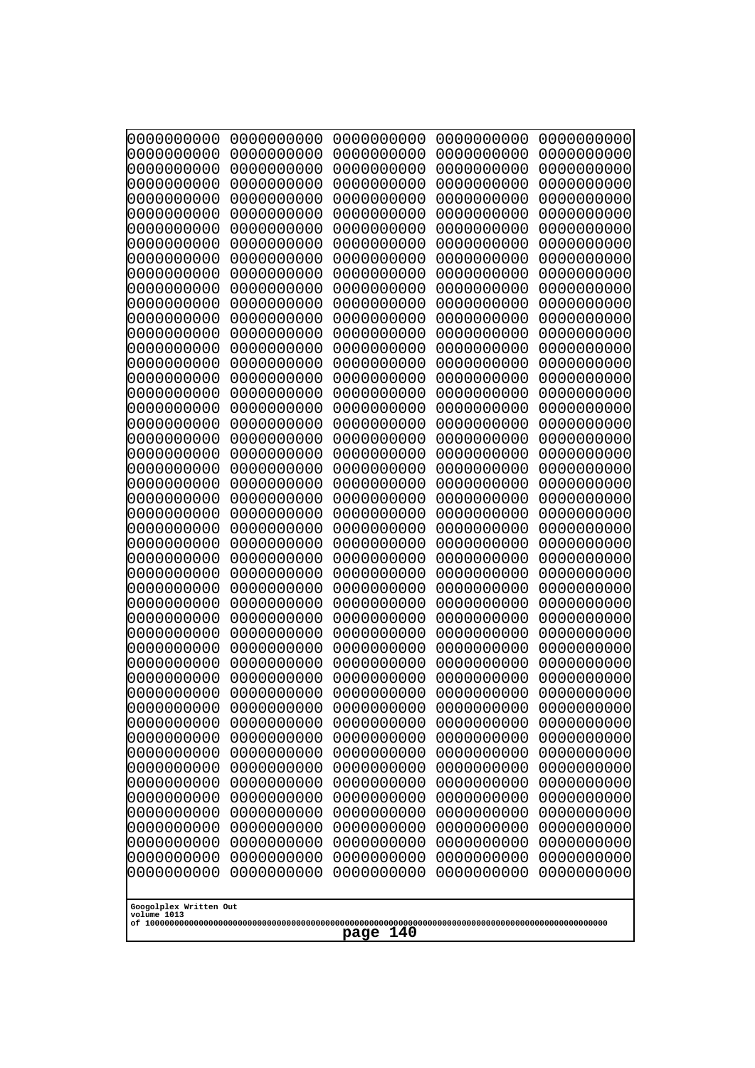```
0000000000 0000000000 0000000000 0000000000 0000000000
0000000000 0000000000 0000000000 0000000000 0000000000
0000000000 0000000000 0000000000 0000000000 0000000000
0000000000 0000000000 0000000000 0000000000 0000000000
0000000000 0000000000 0000000000 0000000000 0000000000
0000000000 0000000000 0000000000 0000000000 0000000000
0000000000 0000000000 0000000000 0000000000 0000000000
0000000000 0000000000 0000000000 0000000000 0000000000
0000000000 0000000000 0000000000 0000000000 0000000000
0000000000 0000000000 0000000000 0000000000 0000000000
0000000000 0000000000 0000000000 0000000000 0000000000
0000000000 0000000000 0000000000 0000000000 0000000000
0000000000 0000000000 0000000000 0000000000 0000000000
0000000000 0000000000 0000000000 0000000000 0000000000
0000000000 0000000000 0000000000 0000000000 0000000000
0000000000 0000000000 0000000000 0000000000 0000000000
0000000000 0000000000 0000000000 0000000000 0000000000
0000000000 0000000000 0000000000 0000000000 0000000000
0000000000 0000000000 0000000000 0000000000 0000000000
0000000000 0000000000 0000000000 0000000000 0000000000
0000000000 0000000000 0000000000 0000000000 0000000000
0000000000 0000000000 0000000000 0000000000 0000000000
0000000000 0000000000 0000000000 0000000000 0000000000
0000000000 0000000000 0000000000 0000000000 0000000000
0000000000 0000000000 0000000000 0000000000 0000000000
0000000000 0000000000 0000000000 0000000000 0000000000
0000000000 0000000000 0000000000 0000000000 0000000000
0000000000 0000000000 0000000000 0000000000 0000000000
0000000000 0000000000 0000000000 0000000000 0000000000
0000000000 0000000000 0000000000 0000000000 0000000000
0000000000 0000000000 0000000000 0000000000 0000000000
0000000000 0000000000 0000000000 0000000000 0000000000
0000000000 0000000000 0000000000 0000000000 0000000000
0000000000 0000000000 0000000000 0000000000 0000000000
0000000000 0000000000 0000000000 0000000000 0000000000
0000000000 0000000000 0000000000 0000000000 0000000000
0000000000 0000000000 0000000000 0000000000 0000000000
0000000000 0000000000 0000000000 0000000000 0000000000
0000000000 0000000000 0000000000 0000000000 0000000000
0000000000 0000000000 0000000000 0000000000 0000000000
0000000000 0000000000 0000000000 0000000000 0000000000
0000000000 0000000000 0000000000 0000000000 0000000000
0000000000 0000000000 0000000000 0000000000 0000000000
0000000000 0000000000 0000000000 0000000000 0000000000
0000000000 0000000000 0000000000 0000000000 0000000000
0000000000 0000000000 0000000000 0000000000 0000000000
0000000000 0000000000 0000000000 0000000000 0000000000
0000000000 0000000000 0000000000 0000000000 0000000000
0000000000 0000000000 0000000000 0000000000 0000000000
0000000000 0000000000 0000000000 0000000000 0000000000
```

Googolplex Written Out
volume 1013
of 10000000000000000000000000000000000000000000000000000000000000000000000000000000000000000000000000000

page 140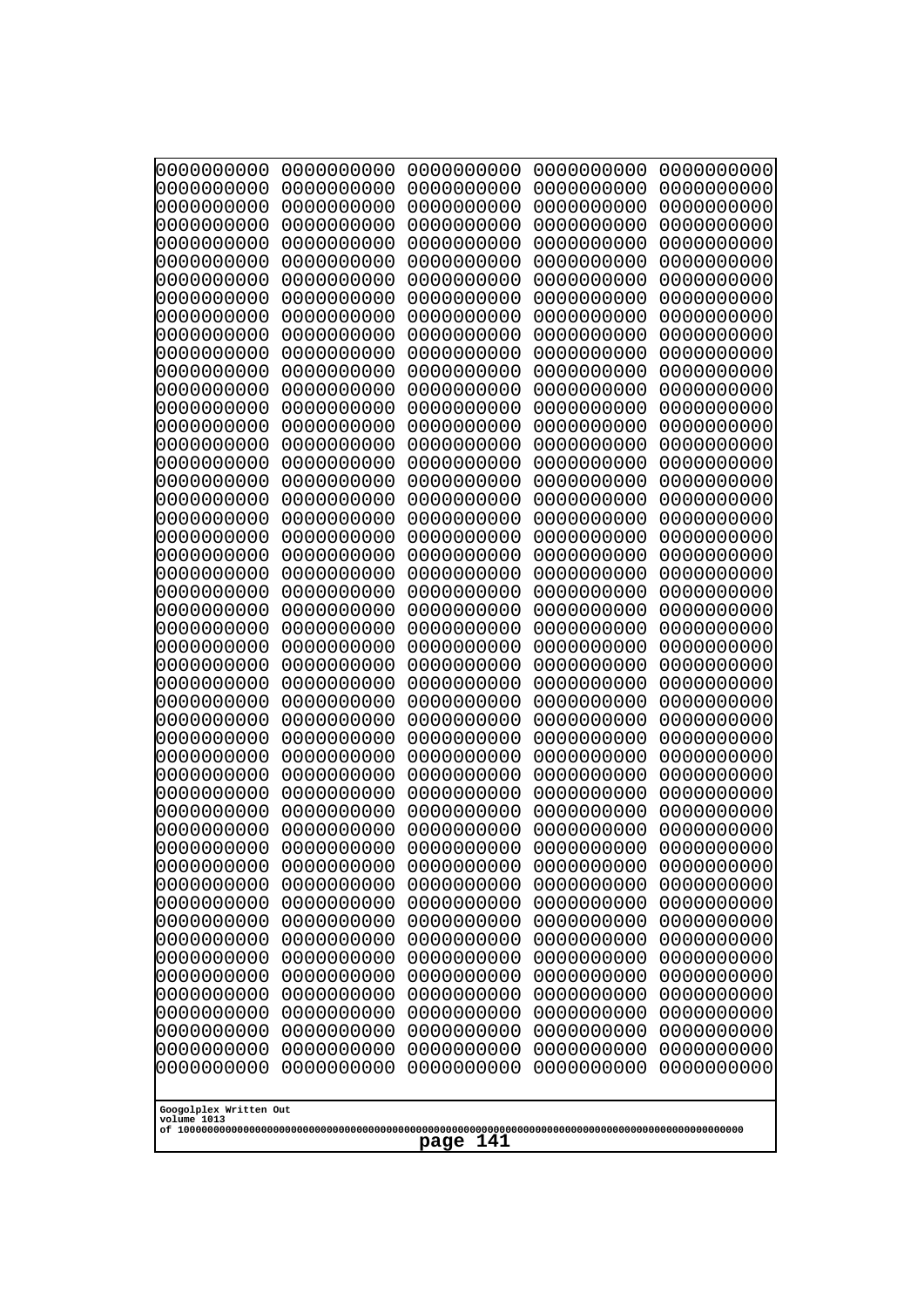```
0000000000 0000000000 0000000000 0000000000 0000000000
0000000000 0000000000 0000000000 0000000000 0000000000
0000000000 0000000000 0000000000 0000000000 0000000000
0000000000 0000000000 0000000000 0000000000 0000000000
0000000000 0000000000 0000000000 0000000000 0000000000
0000000000 0000000000 0000000000 0000000000 0000000000
0000000000 0000000000 0000000000 0000000000 0000000000
0000000000 0000000000 0000000000 0000000000 0000000000
0000000000 0000000000 0000000000 0000000000 0000000000
0000000000 0000000000 0000000000 0000000000 0000000000
0000000000 0000000000 0000000000 0000000000 0000000000
0000000000 0000000000 0000000000 0000000000 0000000000
0000000000 0000000000 0000000000 0000000000 0000000000
0000000000 0000000000 0000000000 0000000000 0000000000
0000000000 0000000000 0000000000 0000000000 0000000000
0000000000 0000000000 0000000000 0000000000 0000000000
0000000000 0000000000 0000000000 0000000000 0000000000
0000000000 0000000000 0000000000 0000000000 0000000000
0000000000 0000000000 0000000000 0000000000 0000000000
0000000000 0000000000 0000000000 0000000000 0000000000
0000000000 0000000000 0000000000 0000000000 0000000000
0000000000 0000000000 0000000000 0000000000 0000000000
0000000000 0000000000 0000000000 0000000000 0000000000
0000000000 0000000000 0000000000 0000000000 0000000000
0000000000 0000000000 0000000000 0000000000 0000000000
0000000000 0000000000 0000000000 0000000000 0000000000
0000000000 0000000000 0000000000 0000000000 0000000000
0000000000 0000000000 0000000000 0000000000 0000000000
0000000000 0000000000 0000000000 0000000000 0000000000
0000000000 0000000000 0000000000 0000000000 0000000000
0000000000 0000000000 0000000000 0000000000 0000000000
0000000000 0000000000 0000000000 0000000000 0000000000
0000000000 0000000000 0000000000 0000000000 0000000000
0000000000 0000000000 0000000000 0000000000 0000000000
0000000000 0000000000 0000000000 0000000000 0000000000
0000000000 0000000000 0000000000 0000000000 0000000000
0000000000 0000000000 0000000000 0000000000 0000000000
0000000000 0000000000 0000000000 0000000000 0000000000
0000000000 0000000000 0000000000 0000000000 0000000000
0000000000 0000000000 0000000000 0000000000 0000000000
0000000000 0000000000 0000000000 0000000000 0000000000
0000000000 0000000000 0000000000 0000000000 0000000000
0000000000 0000000000 0000000000 0000000000 0000000000
0000000000 0000000000 0000000000 0000000000 0000000000
0000000000 0000000000 0000000000 0000000000 0000000000
0000000000 0000000000 0000000000 0000000000 0000000000
0000000000 0000000000 0000000000 0000000000 0000000000
0000000000 0000000000 0000000000 0000000000 0000000000
0000000000 0000000000 0000000000 0000000000 0000000000
0000000000 0000000000 0000000000 0000000000 0000000000
```

Googolplex Written Out
volume 1013
of 10000000000000000000000000000000000000000000000000000000000000000000000000000000000000000000000000000
page 141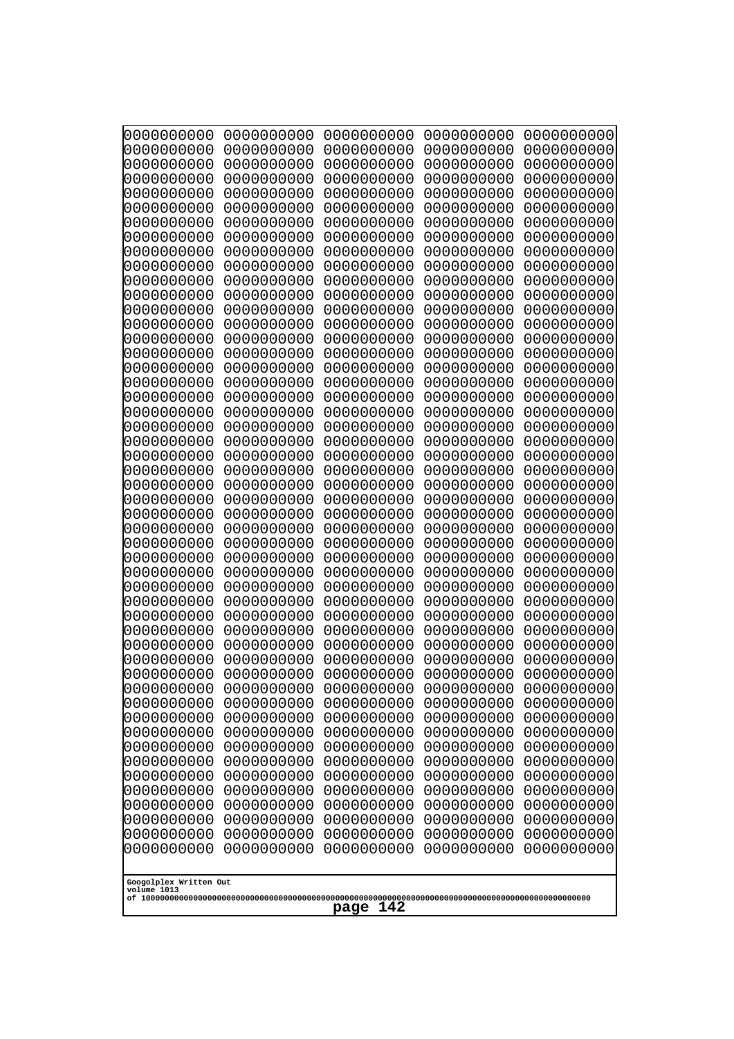```
0000000000 0000000000 0000000000 0000000000 0000000000
0000000000 0000000000 0000000000 0000000000 0000000000
0000000000 0000000000 0000000000 0000000000 0000000000
0000000000 0000000000 0000000000 0000000000 0000000000
0000000000 0000000000 0000000000 0000000000 0000000000
0000000000 0000000000 0000000000 0000000000 0000000000
0000000000 0000000000 0000000000 0000000000 0000000000
0000000000 0000000000 0000000000 0000000000 0000000000
0000000000 0000000000 0000000000 0000000000 0000000000
0000000000 0000000000 0000000000 0000000000 0000000000
0000000000 0000000000 0000000000 0000000000 0000000000
0000000000 0000000000 0000000000 0000000000 0000000000
0000000000 0000000000 0000000000 0000000000 0000000000
0000000000 0000000000 0000000000 0000000000 0000000000
0000000000 0000000000 0000000000 0000000000 0000000000
0000000000 0000000000 0000000000 0000000000 0000000000
0000000000 0000000000 0000000000 0000000000 0000000000
0000000000 0000000000 0000000000 0000000000 0000000000
0000000000 0000000000 0000000000 0000000000 0000000000
0000000000 0000000000 0000000000 0000000000 0000000000
0000000000 0000000000 0000000000 0000000000 0000000000
0000000000 0000000000 0000000000 0000000000 0000000000
0000000000 0000000000 0000000000 0000000000 0000000000
0000000000 0000000000 0000000000 0000000000 0000000000
0000000000 0000000000 0000000000 0000000000 0000000000
0000000000 0000000000 0000000000 0000000000 0000000000
0000000000 0000000000 0000000000 0000000000 0000000000
0000000000 0000000000 0000000000 0000000000 0000000000
0000000000 0000000000 0000000000 0000000000 0000000000
0000000000 0000000000 0000000000 0000000000 0000000000
0000000000 0000000000 0000000000 0000000000 0000000000
0000000000 0000000000 0000000000 0000000000 0000000000
0000000000 0000000000 0000000000 0000000000 0000000000
0000000000 0000000000 0000000000 0000000000 0000000000
0000000000 0000000000 0000000000 0000000000 0000000000
0000000000 0000000000 0000000000 0000000000 0000000000
0000000000 0000000000 0000000000 0000000000 0000000000
0000000000 0000000000 0000000000 0000000000 0000000000
0000000000 0000000000 0000000000 0000000000 0000000000
0000000000 0000000000 0000000000 0000000000 0000000000
0000000000 0000000000 0000000000 0000000000 0000000000
0000000000 0000000000 0000000000 0000000000 0000000000
0000000000 0000000000 0000000000 0000000000 0000000000
0000000000 0000000000 0000000000 0000000000 0000000000
0000000000 0000000000 0000000000 0000000000 0000000000
0000000000 0000000000 0000000000 0000000000 0000000000
0000000000 0000000000 0000000000 0000000000 0000000000
0000000000 0000000000 0000000000 0000000000 0000000000
0000000000 0000000000 0000000000 0000000000 0000000000
0000000000 0000000000 0000000000 0000000000 0000000000
```

Googolplex Written Out
volume 1013
of 10000000000000000000000000000000000000000000000000000000000000000000000000000000000000000000000000000
page 142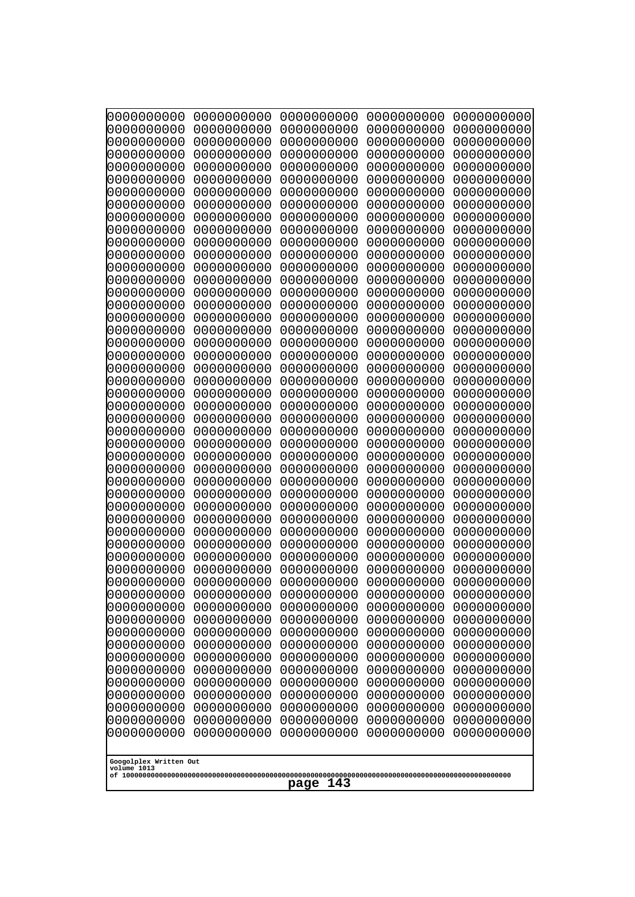```
0000000000 0000000000 0000000000 0000000000 0000000000
0000000000 0000000000 0000000000 0000000000 0000000000
0000000000 0000000000 0000000000 0000000000 0000000000
0000000000 0000000000 0000000000 0000000000 0000000000
0000000000 0000000000 0000000000 0000000000 0000000000
0000000000 0000000000 0000000000 0000000000 0000000000
0000000000 0000000000 0000000000 0000000000 0000000000
0000000000 0000000000 0000000000 0000000000 0000000000
0000000000 0000000000 0000000000 0000000000 0000000000
0000000000 0000000000 0000000000 0000000000 0000000000
0000000000 0000000000 0000000000 0000000000 0000000000
0000000000 0000000000 0000000000 0000000000 0000000000
0000000000 0000000000 0000000000 0000000000 0000000000
0000000000 0000000000 0000000000 0000000000 0000000000
0000000000 0000000000 0000000000 0000000000 0000000000
0000000000 0000000000 0000000000 0000000000 0000000000
0000000000 0000000000 0000000000 0000000000 0000000000
0000000000 0000000000 0000000000 0000000000 0000000000
0000000000 0000000000 0000000000 0000000000 0000000000
0000000000 0000000000 0000000000 0000000000 0000000000
0000000000 0000000000 0000000000 0000000000 0000000000
0000000000 0000000000 0000000000 0000000000 0000000000
0000000000 0000000000 0000000000 0000000000 0000000000
0000000000 0000000000 0000000000 0000000000 0000000000
0000000000 0000000000 0000000000 0000000000 0000000000
0000000000 0000000000 0000000000 0000000000 0000000000
0000000000 0000000000 0000000000 0000000000 0000000000
0000000000 0000000000 0000000000 0000000000 0000000000
0000000000 0000000000 0000000000 0000000000 0000000000
0000000000 0000000000 0000000000 0000000000 0000000000
0000000000 0000000000 0000000000 0000000000 0000000000
0000000000 0000000000 0000000000 0000000000 0000000000
0000000000 0000000000 0000000000 0000000000 0000000000
0000000000 0000000000 0000000000 0000000000 0000000000
0000000000 0000000000 0000000000 0000000000 0000000000
0000000000 0000000000 0000000000 0000000000 0000000000
0000000000 0000000000 0000000000 0000000000 0000000000
0000000000 0000000000 0000000000 0000000000 0000000000
0000000000 0000000000 0000000000 0000000000 0000000000
0000000000 0000000000 0000000000 0000000000 0000000000
0000000000 0000000000 0000000000 0000000000 0000000000
0000000000 0000000000 0000000000 0000000000 0000000000
0000000000 0000000000 0000000000 0000000000 0000000000
0000000000 0000000000 0000000000 0000000000 0000000000
0000000000 0000000000 0000000000 0000000000 0000000000
0000000000 0000000000 0000000000 0000000000 0000000000
0000000000 0000000000 0000000000 0000000000 0000000000
0000000000 0000000000 0000000000 0000000000 0000000000
0000000000 0000000000 0000000000 0000000000 0000000000
0000000000 0000000000 0000000000 0000000000 0000000000
```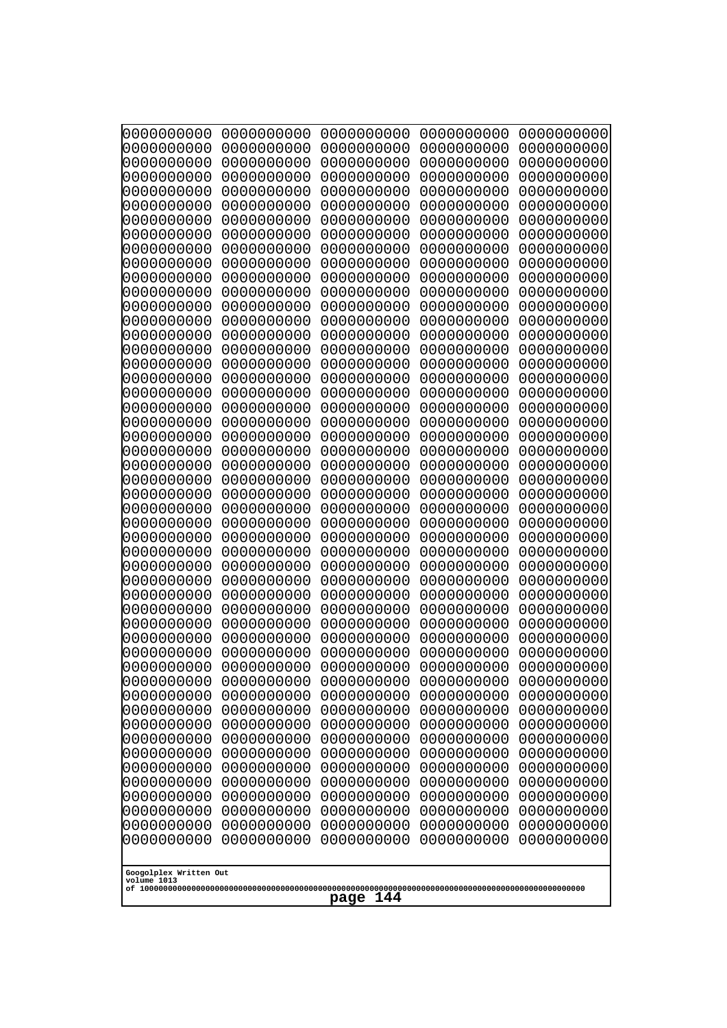```
0000000000 0000000000 0000000000 0000000000 0000000000
0000000000 0000000000 0000000000 0000000000 0000000000
0000000000 0000000000 0000000000 0000000000 0000000000
0000000000 0000000000 0000000000 0000000000 0000000000
0000000000 0000000000 0000000000 0000000000 0000000000
0000000000 0000000000 0000000000 0000000000 0000000000
0000000000 0000000000 0000000000 0000000000 0000000000
0000000000 0000000000 0000000000 0000000000 0000000000
0000000000 0000000000 0000000000 0000000000 0000000000
0000000000 0000000000 0000000000 0000000000 0000000000
0000000000 0000000000 0000000000 0000000000 0000000000
0000000000 0000000000 0000000000 0000000000 0000000000
0000000000 0000000000 0000000000 0000000000 0000000000
0000000000 0000000000 0000000000 0000000000 0000000000
0000000000 0000000000 0000000000 0000000000 0000000000
0000000000 0000000000 0000000000 0000000000 0000000000
0000000000 0000000000 0000000000 0000000000 0000000000
0000000000 0000000000 0000000000 0000000000 0000000000
0000000000 0000000000 0000000000 0000000000 0000000000
0000000000 0000000000 0000000000 0000000000 0000000000
0000000000 0000000000 0000000000 0000000000 0000000000
0000000000 0000000000 0000000000 0000000000 0000000000
0000000000 0000000000 0000000000 0000000000 0000000000
0000000000 0000000000 0000000000 0000000000 0000000000
0000000000 0000000000 0000000000 0000000000 0000000000
0000000000 0000000000 0000000000 0000000000 0000000000
0000000000 0000000000 0000000000 0000000000 0000000000
0000000000 0000000000 0000000000 0000000000 0000000000
0000000000 0000000000 0000000000 0000000000 0000000000
0000000000 0000000000 0000000000 0000000000 0000000000
0000000000 0000000000 0000000000 0000000000 0000000000
0000000000 0000000000 0000000000 0000000000 0000000000
0000000000 0000000000 0000000000 0000000000 0000000000
0000000000 0000000000 0000000000 0000000000 0000000000
0000000000 0000000000 0000000000 0000000000 0000000000
0000000000 0000000000 0000000000 0000000000 0000000000
0000000000 0000000000 0000000000 0000000000 0000000000
0000000000 0000000000 0000000000 0000000000 0000000000
0000000000 0000000000 0000000000 0000000000 0000000000
0000000000 0000000000 0000000000 0000000000 0000000000
0000000000 0000000000 0000000000 0000000000 0000000000
0000000000 0000000000 0000000000 0000000000 0000000000
0000000000 0000000000 0000000000 0000000000 0000000000
0000000000 0000000000 0000000000 0000000000 0000000000
0000000000 0000000000 0000000000 0000000000 0000000000
0000000000 0000000000 0000000000 0000000000 0000000000
0000000000 0000000000 0000000000 0000000000 0000000000
0000000000 0000000000 0000000000 0000000000 0000000000
0000000000 0000000000 0000000000 0000000000 0000000000
0000000000 0000000000 0000000000 0000000000 0000000000
```

Googolplex Written Out
volume 1013
of 10000000000000000000000000000000000000000000000000000000000000000000000000000000000000000000000000000
page 144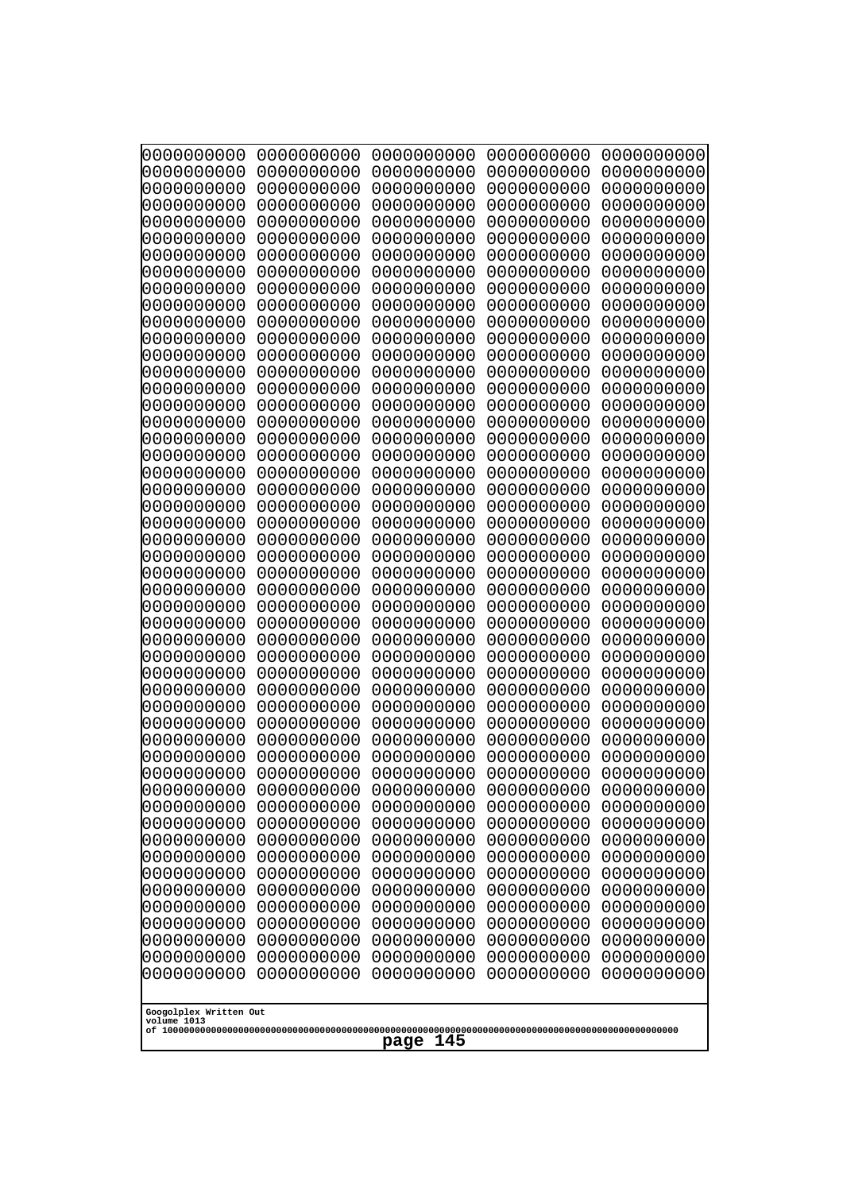0000000000 0000000000 0000000000 0000000000 0000000000
0000000000 0000000000 0000000000 0000000000 0000000000
0000000000 0000000000 0000000000 0000000000 0000000000
0000000000 0000000000 0000000000 0000000000 0000000000
0000000000 0000000000 0000000000 0000000000 0000000000
0000000000 0000000000 0000000000 0000000000 0000000000
0000000000 0000000000 0000000000 0000000000 0000000000
0000000000 0000000000 0000000000 0000000000 0000000000
0000000000 0000000000 0000000000 0000000000 0000000000
0000000000 0000000000 0000000000 0000000000 0000000000
0000000000 0000000000 0000000000 0000000000 0000000000
0000000000 0000000000 0000000000 0000000000 0000000000
0000000000 0000000000 0000000000 0000000000 0000000000
0000000000 0000000000 0000000000 0000000000 0000000000
0000000000 0000000000 0000000000 0000000000 0000000000
0000000000 0000000000 0000000000 0000000000 0000000000
0000000000 0000000000 0000000000 0000000000 0000000000
0000000000 0000000000 0000000000 0000000000 0000000000
0000000000 0000000000 0000000000 0000000000 0000000000
0000000000 0000000000 0000000000 0000000000 0000000000
0000000000 0000000000 0000000000 0000000000 0000000000
0000000000 0000000000 0000000000 0000000000 0000000000
0000000000 0000000000 0000000000 0000000000 0000000000
0000000000 0000000000 0000000000 0000000000 0000000000
0000000000 0000000000 0000000000 0000000000 0000000000
0000000000 0000000000 0000000000 0000000000 0000000000
0000000000 0000000000 0000000000 0000000000 0000000000
0000000000 0000000000 0000000000 0000000000 0000000000
0000000000 0000000000 0000000000 0000000000 0000000000
0000000000 0000000000 0000000000 0000000000 0000000000
0000000000 0000000000 0000000000 0000000000 0000000000
0000000000 0000000000 0000000000 0000000000 0000000000
0000000000 0000000000 0000000000 0000000000 0000000000
0000000000 0000000000 0000000000 0000000000 0000000000
0000000000 0000000000 0000000000 0000000000 0000000000
0000000000 0000000000 0000000000 0000000000 0000000000
0000000000 0000000000 0000000000 0000000000 0000000000
0000000000 0000000000 0000000000 0000000000 0000000000
0000000000 0000000000 0000000000 0000000000 0000000000
0000000000 0000000000 0000000000 0000000000 0000000000
0000000000 0000000000 0000000000 0000000000 0000000000
0000000000 0000000000 0000000000 0000000000 0000000000
0000000000 0000000000 0000000000 0000000000 0000000000
0000000000 0000000000 0000000000 0000000000 0000000000
0000000000 0000000000 0000000000 0000000000 0000000000
0000000000 0000000000 0000000000 0000000000 0000000000
0000000000 0000000000 0000000000 0000000000 0000000000
0000000000 0000000000 0000000000 0000000000 0000000000
0000000000 0000000000 0000000000 0000000000 0000000000
0000000000 0000000000 0000000000 0000000000 0000000000

Googolplex Written Out
volume 1013
of 10000000000000000000000000000000000000000000000000000000000000000000000000000000000000000000000000000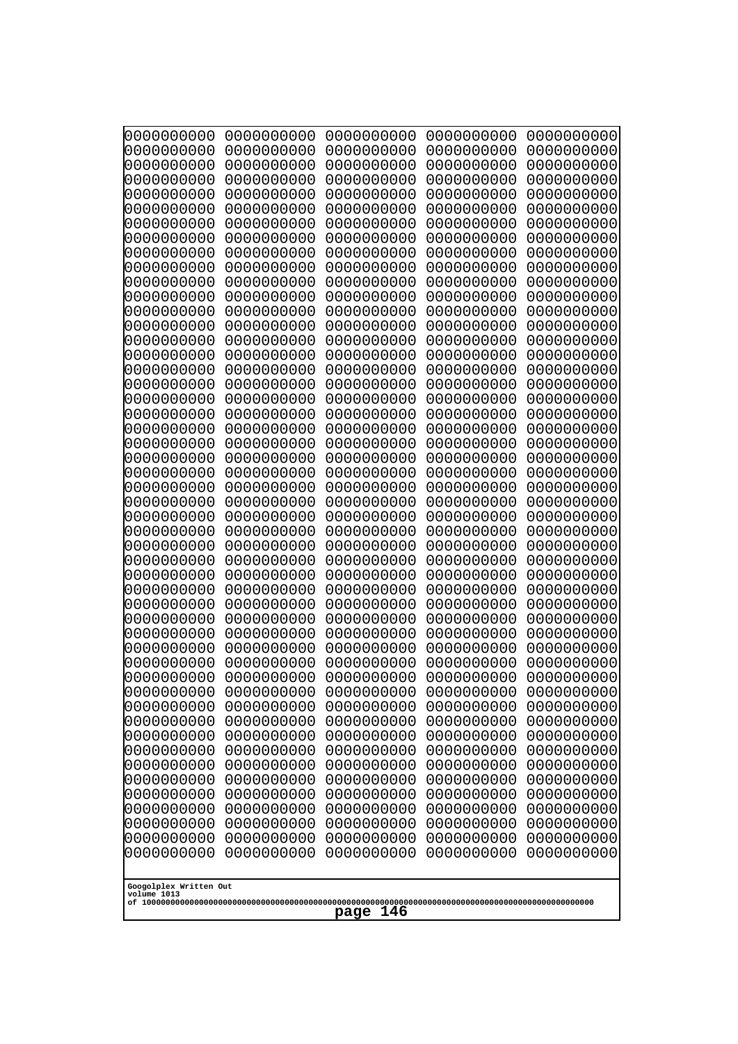```
0000000000 0000000000 0000000000 0000000000 0000000000
0000000000 0000000000 0000000000 0000000000 0000000000
0000000000 0000000000 0000000000 0000000000 0000000000
0000000000 0000000000 0000000000 0000000000 0000000000
0000000000 0000000000 0000000000 0000000000 0000000000
0000000000 0000000000 0000000000 0000000000 0000000000
0000000000 0000000000 0000000000 0000000000 0000000000
0000000000 0000000000 0000000000 0000000000 0000000000
0000000000 0000000000 0000000000 0000000000 0000000000
0000000000 0000000000 0000000000 0000000000 0000000000
0000000000 0000000000 0000000000 0000000000 0000000000
0000000000 0000000000 0000000000 0000000000 0000000000
0000000000 0000000000 0000000000 0000000000 0000000000
0000000000 0000000000 0000000000 0000000000 0000000000
0000000000 0000000000 0000000000 0000000000 0000000000
0000000000 0000000000 0000000000 0000000000 0000000000
0000000000 0000000000 0000000000 0000000000 0000000000
0000000000 0000000000 0000000000 0000000000 0000000000
0000000000 0000000000 0000000000 0000000000 0000000000
0000000000 0000000000 0000000000 0000000000 0000000000
0000000000 0000000000 0000000000 0000000000 0000000000
0000000000 0000000000 0000000000 0000000000 0000000000
0000000000 0000000000 0000000000 0000000000 0000000000
0000000000 0000000000 0000000000 0000000000 0000000000
0000000000 0000000000 0000000000 0000000000 0000000000
0000000000 0000000000 0000000000 0000000000 0000000000
0000000000 0000000000 0000000000 0000000000 0000000000
0000000000 0000000000 0000000000 0000000000 0000000000
0000000000 0000000000 0000000000 0000000000 0000000000
0000000000 0000000000 0000000000 0000000000 0000000000
0000000000 0000000000 0000000000 0000000000 0000000000
0000000000 0000000000 0000000000 0000000000 0000000000
0000000000 0000000000 0000000000 0000000000 0000000000
0000000000 0000000000 0000000000 0000000000 0000000000
0000000000 0000000000 0000000000 0000000000 0000000000
0000000000 0000000000 0000000000 0000000000 0000000000
0000000000 0000000000 0000000000 0000000000 0000000000
0000000000 0000000000 0000000000 0000000000 0000000000
0000000000 0000000000 0000000000 0000000000 0000000000
0000000000 0000000000 0000000000 0000000000 0000000000
0000000000 0000000000 0000000000 0000000000 0000000000
0000000000 0000000000 0000000000 0000000000 0000000000
0000000000 0000000000 0000000000 0000000000 0000000000
0000000000 0000000000 0000000000 0000000000 0000000000
0000000000 0000000000 0000000000 0000000000 0000000000
0000000000 0000000000 0000000000 0000000000 0000000000
0000000000 0000000000 0000000000 0000000000 0000000000
0000000000 0000000000 0000000000 0000000000 0000000000
0000000000 0000000000 0000000000 0000000000 0000000000
0000000000 0000000000 0000000000 0000000000 0000000000
```

Googolplex Written Out
volume 1013
of 10000000000000000000000000000000000000000000000000000000000000000000000000000000000000000000000000000

page 146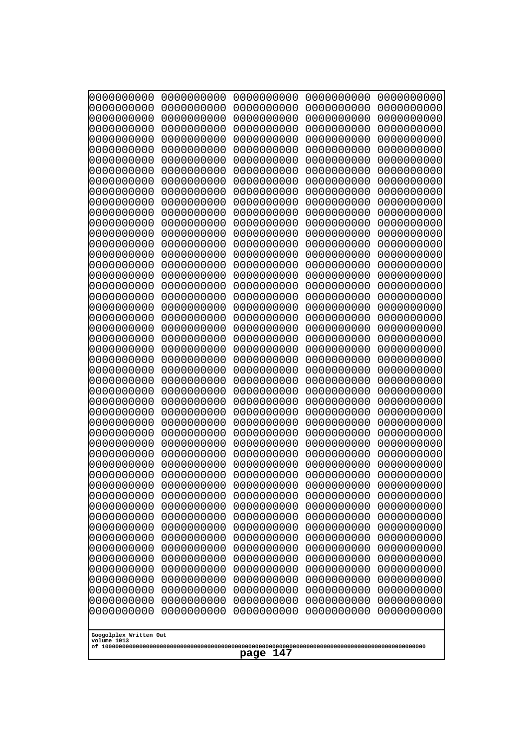```
0000000000 0000000000 0000000000 0000000000 0000000000
0000000000 0000000000 0000000000 0000000000 0000000000
0000000000 0000000000 0000000000 0000000000 0000000000
0000000000 0000000000 0000000000 0000000000 0000000000
0000000000 0000000000 0000000000 0000000000 0000000000
0000000000 0000000000 0000000000 0000000000 0000000000
0000000000 0000000000 0000000000 0000000000 0000000000
0000000000 0000000000 0000000000 0000000000 0000000000
0000000000 0000000000 0000000000 0000000000 0000000000
0000000000 0000000000 0000000000 0000000000 0000000000
0000000000 0000000000 0000000000 0000000000 0000000000
0000000000 0000000000 0000000000 0000000000 0000000000
0000000000 0000000000 0000000000 0000000000 0000000000
0000000000 0000000000 0000000000 0000000000 0000000000
0000000000 0000000000 0000000000 0000000000 0000000000
0000000000 0000000000 0000000000 0000000000 0000000000
0000000000 0000000000 0000000000 0000000000 0000000000
0000000000 0000000000 0000000000 0000000000 0000000000
0000000000 0000000000 0000000000 0000000000 0000000000
0000000000 0000000000 0000000000 0000000000 0000000000
0000000000 0000000000 0000000000 0000000000 0000000000
0000000000 0000000000 0000000000 0000000000 0000000000
0000000000 0000000000 0000000000 0000000000 0000000000
0000000000 0000000000 0000000000 0000000000 0000000000
0000000000 0000000000 0000000000 0000000000 0000000000
0000000000 0000000000 0000000000 0000000000 0000000000
0000000000 0000000000 0000000000 0000000000 0000000000
0000000000 0000000000 0000000000 0000000000 0000000000
0000000000 0000000000 0000000000 0000000000 0000000000
0000000000 0000000000 0000000000 0000000000 0000000000
0000000000 0000000000 0000000000 0000000000 0000000000
0000000000 0000000000 0000000000 0000000000 0000000000
0000000000 0000000000 0000000000 0000000000 0000000000
0000000000 0000000000 0000000000 0000000000 0000000000
0000000000 0000000000 0000000000 0000000000 0000000000
0000000000 0000000000 0000000000 0000000000 0000000000
0000000000 0000000000 0000000000 0000000000 0000000000
0000000000 0000000000 0000000000 0000000000 0000000000
0000000000 0000000000 0000000000 0000000000 0000000000
0000000000 0000000000 0000000000 0000000000 0000000000
0000000000 0000000000 0000000000 0000000000 0000000000
0000000000 0000000000 0000000000 0000000000 0000000000
0000000000 0000000000 0000000000 0000000000 0000000000
0000000000 0000000000 0000000000 0000000000 0000000000
0000000000 0000000000 0000000000 0000000000 0000000000
0000000000 0000000000 0000000000 0000000000 0000000000
0000000000 0000000000 0000000000 0000000000 0000000000
0000000000 0000000000 0000000000 0000000000 0000000000
0000000000 0000000000 0000000000 0000000000 0000000000
0000000000 0000000000 0000000000 0000000000 0000000000
```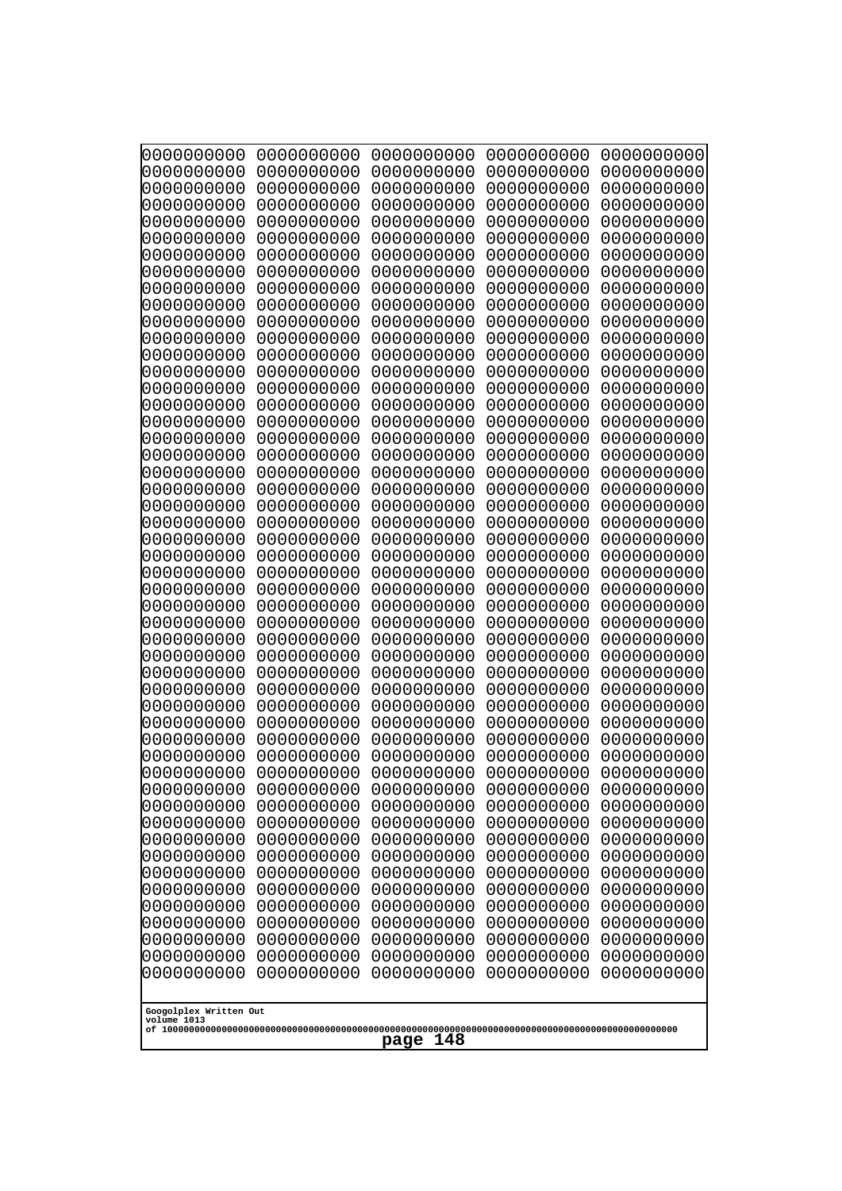```
0000000000 0000000000 0000000000 0000000000 0000000000
0000000000 0000000000 0000000000 0000000000 0000000000
0000000000 0000000000 0000000000 0000000000 0000000000
0000000000 0000000000 0000000000 0000000000 0000000000
0000000000 0000000000 0000000000 0000000000 0000000000
0000000000 0000000000 0000000000 0000000000 0000000000
0000000000 0000000000 0000000000 0000000000 0000000000
0000000000 0000000000 0000000000 0000000000 0000000000
0000000000 0000000000 0000000000 0000000000 0000000000
0000000000 0000000000 0000000000 0000000000 0000000000
0000000000 0000000000 0000000000 0000000000 0000000000
0000000000 0000000000 0000000000 0000000000 0000000000
0000000000 0000000000 0000000000 0000000000 0000000000
0000000000 0000000000 0000000000 0000000000 0000000000
0000000000 0000000000 0000000000 0000000000 0000000000
0000000000 0000000000 0000000000 0000000000 0000000000
0000000000 0000000000 0000000000 0000000000 0000000000
0000000000 0000000000 0000000000 0000000000 0000000000
0000000000 0000000000 0000000000 0000000000 0000000000
0000000000 0000000000 0000000000 0000000000 0000000000
0000000000 0000000000 0000000000 0000000000 0000000000
0000000000 0000000000 0000000000 0000000000 0000000000
0000000000 0000000000 0000000000 0000000000 0000000000
0000000000 0000000000 0000000000 0000000000 0000000000
0000000000 0000000000 0000000000 0000000000 0000000000
0000000000 0000000000 0000000000 0000000000 0000000000
0000000000 0000000000 0000000000 0000000000 0000000000
0000000000 0000000000 0000000000 0000000000 0000000000
0000000000 0000000000 0000000000 0000000000 0000000000
0000000000 0000000000 0000000000 0000000000 0000000000
0000000000 0000000000 0000000000 0000000000 0000000000
0000000000 0000000000 0000000000 0000000000 0000000000
0000000000 0000000000 0000000000 0000000000 0000000000
0000000000 0000000000 0000000000 0000000000 0000000000
0000000000 0000000000 0000000000 0000000000 0000000000
0000000000 0000000000 0000000000 0000000000 0000000000
0000000000 0000000000 0000000000 0000000000 0000000000
0000000000 0000000000 0000000000 0000000000 0000000000
0000000000 0000000000 0000000000 0000000000 0000000000
0000000000 0000000000 0000000000 0000000000 0000000000
0000000000 0000000000 0000000000 0000000000 0000000000
0000000000 0000000000 0000000000 0000000000 0000000000
0000000000 0000000000 0000000000 0000000000 0000000000
0000000000 0000000000 0000000000 0000000000 0000000000
0000000000 0000000000 0000000000 0000000000 0000000000
0000000000 0000000000 0000000000 0000000000 0000000000
0000000000 0000000000 0000000000 0000000000 0000000000
0000000000 0000000000 0000000000 0000000000 0000000000
0000000000 0000000000 0000000000 0000000000 0000000000
0000000000 0000000000 0000000000 0000000000 0000000000
```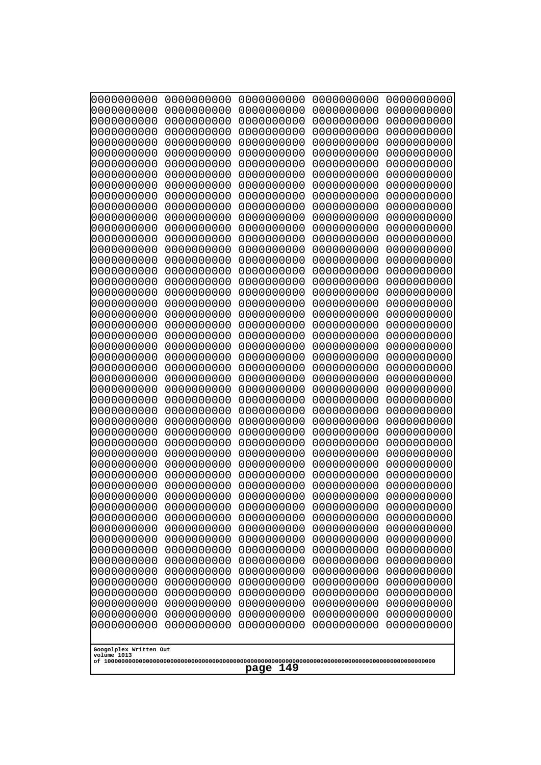```
0000000000 0000000000 0000000000 0000000000 0000000000
0000000000 0000000000 0000000000 0000000000 0000000000
0000000000 0000000000 0000000000 0000000000 0000000000
0000000000 0000000000 0000000000 0000000000 0000000000
0000000000 0000000000 0000000000 0000000000 0000000000
0000000000 0000000000 0000000000 0000000000 0000000000
0000000000 0000000000 0000000000 0000000000 0000000000
0000000000 0000000000 0000000000 0000000000 0000000000
0000000000 0000000000 0000000000 0000000000 0000000000
0000000000 0000000000 0000000000 0000000000 0000000000
0000000000 0000000000 0000000000 0000000000 0000000000
0000000000 0000000000 0000000000 0000000000 0000000000
0000000000 0000000000 0000000000 0000000000 0000000000
0000000000 0000000000 0000000000 0000000000 0000000000
0000000000 0000000000 0000000000 0000000000 0000000000
0000000000 0000000000 0000000000 0000000000 0000000000
0000000000 0000000000 0000000000 0000000000 0000000000
0000000000 0000000000 0000000000 0000000000 0000000000
0000000000 0000000000 0000000000 0000000000 0000000000
0000000000 0000000000 0000000000 0000000000 0000000000
0000000000 0000000000 0000000000 0000000000 0000000000
0000000000 0000000000 0000000000 0000000000 0000000000
0000000000 0000000000 0000000000 0000000000 0000000000
0000000000 0000000000 0000000000 0000000000 0000000000
0000000000 0000000000 0000000000 0000000000 0000000000
0000000000 0000000000 0000000000 0000000000 0000000000
0000000000 0000000000 0000000000 0000000000 0000000000
0000000000 0000000000 0000000000 0000000000 0000000000
0000000000 0000000000 0000000000 0000000000 0000000000
0000000000 0000000000 0000000000 0000000000 0000000000
0000000000 0000000000 0000000000 0000000000 0000000000
0000000000 0000000000 0000000000 0000000000 0000000000
0000000000 0000000000 0000000000 0000000000 0000000000
0000000000 0000000000 0000000000 0000000000 0000000000
0000000000 0000000000 0000000000 0000000000 0000000000
0000000000 0000000000 0000000000 0000000000 0000000000
0000000000 0000000000 0000000000 0000000000 0000000000
0000000000 0000000000 0000000000 0000000000 0000000000
0000000000 0000000000 0000000000 0000000000 0000000000
0000000000 0000000000 0000000000 0000000000 0000000000
0000000000 0000000000 0000000000 0000000000 0000000000
0000000000 0000000000 0000000000 0000000000 0000000000
0000000000 0000000000 0000000000 0000000000 0000000000
0000000000 0000000000 0000000000 0000000000 0000000000
0000000000 0000000000 0000000000 0000000000 0000000000
0000000000 0000000000 0000000000 0000000000 0000000000
0000000000 0000000000 0000000000 0000000000 0000000000
0000000000 0000000000 0000000000 0000000000 0000000000
0000000000 0000000000 0000000000 0000000000 0000000000
0000000000 0000000000 0000000000 0000000000 0000000000
```

Googolplex Written Out
volume 1013
of 10000000000000000000000000000000000000000000000000000000000000000000000000000000000000000000000000000

page 149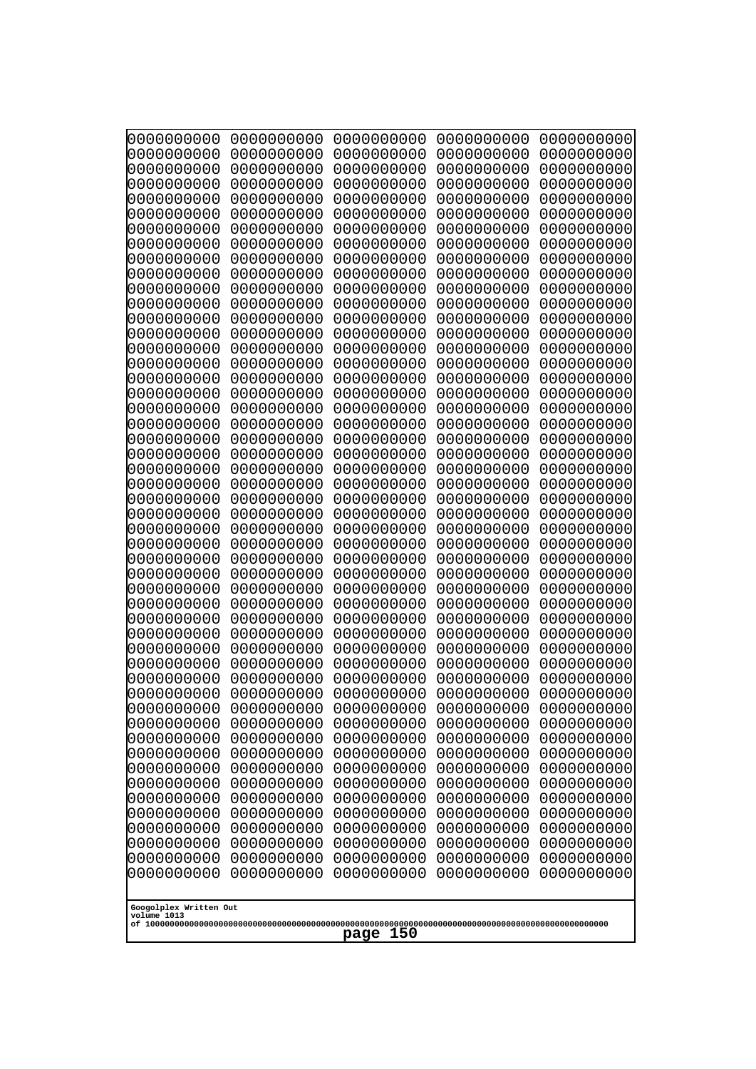```
0000000000 0000000000 0000000000 0000000000 0000000000
0000000000 0000000000 0000000000 0000000000 0000000000
0000000000 0000000000 0000000000 0000000000 0000000000
0000000000 0000000000 0000000000 0000000000 0000000000
0000000000 0000000000 0000000000 0000000000 0000000000
0000000000 0000000000 0000000000 0000000000 0000000000
0000000000 0000000000 0000000000 0000000000 0000000000
0000000000 0000000000 0000000000 0000000000 0000000000
0000000000 0000000000 0000000000 0000000000 0000000000
0000000000 0000000000 0000000000 0000000000 0000000000
0000000000 0000000000 0000000000 0000000000 0000000000
0000000000 0000000000 0000000000 0000000000 0000000000
0000000000 0000000000 0000000000 0000000000 0000000000
0000000000 0000000000 0000000000 0000000000 0000000000
0000000000 0000000000 0000000000 0000000000 0000000000
0000000000 0000000000 0000000000 0000000000 0000000000
0000000000 0000000000 0000000000 0000000000 0000000000
0000000000 0000000000 0000000000 0000000000 0000000000
0000000000 0000000000 0000000000 0000000000 0000000000
0000000000 0000000000 0000000000 0000000000 0000000000
0000000000 0000000000 0000000000 0000000000 0000000000
0000000000 0000000000 0000000000 0000000000 0000000000
0000000000 0000000000 0000000000 0000000000 0000000000
0000000000 0000000000 0000000000 0000000000 0000000000
0000000000 0000000000 0000000000 0000000000 0000000000
0000000000 0000000000 0000000000 0000000000 0000000000
0000000000 0000000000 0000000000 0000000000 0000000000
0000000000 0000000000 0000000000 0000000000 0000000000
0000000000 0000000000 0000000000 0000000000 0000000000
0000000000 0000000000 0000000000 0000000000 0000000000
0000000000 0000000000 0000000000 0000000000 0000000000
0000000000 0000000000 0000000000 0000000000 0000000000
0000000000 0000000000 0000000000 0000000000 0000000000
0000000000 0000000000 0000000000 0000000000 0000000000
0000000000 0000000000 0000000000 0000000000 0000000000
0000000000 0000000000 0000000000 0000000000 0000000000
0000000000 0000000000 0000000000 0000000000 0000000000
0000000000 0000000000 0000000000 0000000000 0000000000
0000000000 0000000000 0000000000 0000000000 0000000000
0000000000 0000000000 0000000000 0000000000 0000000000
0000000000 0000000000 0000000000 0000000000 0000000000
0000000000 0000000000 0000000000 0000000000 0000000000
0000000000 0000000000 0000000000 0000000000 0000000000
0000000000 0000000000 0000000000 0000000000 0000000000
0000000000 0000000000 0000000000 0000000000 0000000000
0000000000 0000000000 0000000000 0000000000 0000000000
0000000000 0000000000 0000000000 0000000000 0000000000
0000000000 0000000000 0000000000 0000000000 0000000000
0000000000 0000000000 0000000000 0000000000 0000000000
0000000000 0000000000 0000000000 0000000000 0000000000
```

Googolplex Written Out
volume 1013
of 10000000000000000000000000000000000000000000000000000000000000000000000000000000000000000000000000000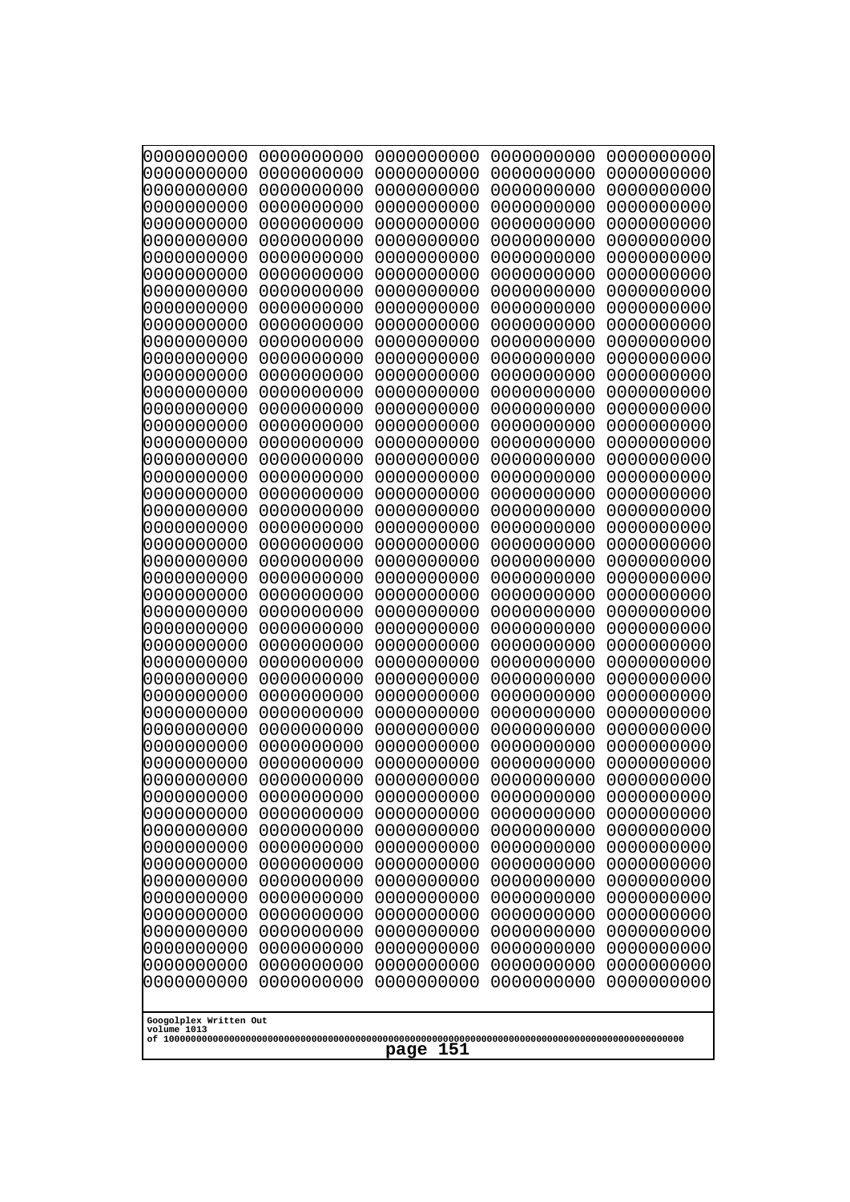```
0000000000 0000000000 0000000000 0000000000 0000000000
0000000000 0000000000 0000000000 0000000000 0000000000
0000000000 0000000000 0000000000 0000000000 0000000000
0000000000 0000000000 0000000000 0000000000 0000000000
0000000000 0000000000 0000000000 0000000000 0000000000
0000000000 0000000000 0000000000 0000000000 0000000000
0000000000 0000000000 0000000000 0000000000 0000000000
0000000000 0000000000 0000000000 0000000000 0000000000
0000000000 0000000000 0000000000 0000000000 0000000000
0000000000 0000000000 0000000000 0000000000 0000000000
0000000000 0000000000 0000000000 0000000000 0000000000
0000000000 0000000000 0000000000 0000000000 0000000000
0000000000 0000000000 0000000000 0000000000 0000000000
0000000000 0000000000 0000000000 0000000000 0000000000
0000000000 0000000000 0000000000 0000000000 0000000000
0000000000 0000000000 0000000000 0000000000 0000000000
0000000000 0000000000 0000000000 0000000000 0000000000
0000000000 0000000000 0000000000 0000000000 0000000000
0000000000 0000000000 0000000000 0000000000 0000000000
0000000000 0000000000 0000000000 0000000000 0000000000
0000000000 0000000000 0000000000 0000000000 0000000000
0000000000 0000000000 0000000000 0000000000 0000000000
0000000000 0000000000 0000000000 0000000000 0000000000
0000000000 0000000000 0000000000 0000000000 0000000000
0000000000 0000000000 0000000000 0000000000 0000000000
0000000000 0000000000 0000000000 0000000000 0000000000
0000000000 0000000000 0000000000 0000000000 0000000000
0000000000 0000000000 0000000000 0000000000 0000000000
0000000000 0000000000 0000000000 0000000000 0000000000
0000000000 0000000000 0000000000 0000000000 0000000000
0000000000 0000000000 0000000000 0000000000 0000000000
0000000000 0000000000 0000000000 0000000000 0000000000
0000000000 0000000000 0000000000 0000000000 0000000000
0000000000 0000000000 0000000000 0000000000 0000000000
0000000000 0000000000 0000000000 0000000000 0000000000
0000000000 0000000000 0000000000 0000000000 0000000000
0000000000 0000000000 0000000000 0000000000 0000000000
0000000000 0000000000 0000000000 0000000000 0000000000
0000000000 0000000000 0000000000 0000000000 0000000000
0000000000 0000000000 0000000000 0000000000 0000000000
0000000000 0000000000 0000000000 0000000000 0000000000
0000000000 0000000000 0000000000 0000000000 0000000000
0000000000 0000000000 0000000000 0000000000 0000000000
0000000000 0000000000 0000000000 0000000000 0000000000
0000000000 0000000000 0000000000 0000000000 0000000000
0000000000 0000000000 0000000000 0000000000 0000000000
0000000000 0000000000 0000000000 0000000000 0000000000
0000000000 0000000000 0000000000 0000000000 0000000000
0000000000 0000000000 0000000000 0000000000 0000000000
0000000000 0000000000 0000000000 0000000000 0000000000
```

Googolplex Written Out
volume 1013
of 10000000000000000000000000000000000000000000000000000000000000000000000000000000000000000000000000000

page 151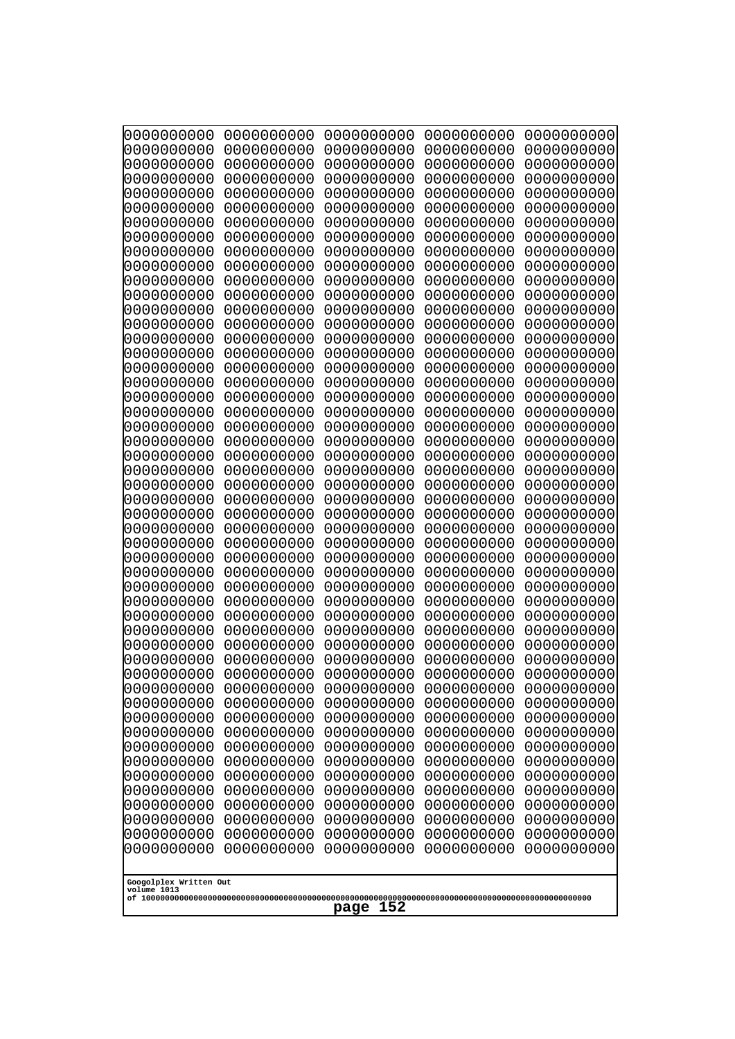```
0000000000 0000000000 0000000000 0000000000 0000000000
0000000000 0000000000 0000000000 0000000000 0000000000
0000000000 0000000000 0000000000 0000000000 0000000000
0000000000 0000000000 0000000000 0000000000 0000000000
0000000000 0000000000 0000000000 0000000000 0000000000
0000000000 0000000000 0000000000 0000000000 0000000000
0000000000 0000000000 0000000000 0000000000 0000000000
0000000000 0000000000 0000000000 0000000000 0000000000
0000000000 0000000000 0000000000 0000000000 0000000000
0000000000 0000000000 0000000000 0000000000 0000000000
0000000000 0000000000 0000000000 0000000000 0000000000
0000000000 0000000000 0000000000 0000000000 0000000000
0000000000 0000000000 0000000000 0000000000 0000000000
0000000000 0000000000 0000000000 0000000000 0000000000
0000000000 0000000000 0000000000 0000000000 0000000000
0000000000 0000000000 0000000000 0000000000 0000000000
0000000000 0000000000 0000000000 0000000000 0000000000
0000000000 0000000000 0000000000 0000000000 0000000000
0000000000 0000000000 0000000000 0000000000 0000000000
0000000000 0000000000 0000000000 0000000000 0000000000
0000000000 0000000000 0000000000 0000000000 0000000000
0000000000 0000000000 0000000000 0000000000 0000000000
0000000000 0000000000 0000000000 0000000000 0000000000
0000000000 0000000000 0000000000 0000000000 0000000000
0000000000 0000000000 0000000000 0000000000 0000000000
0000000000 0000000000 0000000000 0000000000 0000000000
0000000000 0000000000 0000000000 0000000000 0000000000
0000000000 0000000000 0000000000 0000000000 0000000000
0000000000 0000000000 0000000000 0000000000 0000000000
0000000000 0000000000 0000000000 0000000000 0000000000
0000000000 0000000000 0000000000 0000000000 0000000000
0000000000 0000000000 0000000000 0000000000 0000000000
0000000000 0000000000 0000000000 0000000000 0000000000
0000000000 0000000000 0000000000 0000000000 0000000000
0000000000 0000000000 0000000000 0000000000 0000000000
0000000000 0000000000 0000000000 0000000000 0000000000
0000000000 0000000000 0000000000 0000000000 0000000000
0000000000 0000000000 0000000000 0000000000 0000000000
0000000000 0000000000 0000000000 0000000000 0000000000
0000000000 0000000000 0000000000 0000000000 0000000000
0000000000 0000000000 0000000000 0000000000 0000000000
0000000000 0000000000 0000000000 0000000000 0000000000
0000000000 0000000000 0000000000 0000000000 0000000000
0000000000 0000000000 0000000000 0000000000 0000000000
0000000000 0000000000 0000000000 0000000000 0000000000
0000000000 0000000000 0000000000 0000000000 0000000000
0000000000 0000000000 0000000000 0000000000 0000000000
0000000000 0000000000 0000000000 0000000000 0000000000
0000000000 0000000000 0000000000 0000000000 0000000000
0000000000 0000000000 0000000000 0000000000 0000000000
```

Googolplex Written Out
volume 1013
of 10000000000000000000000000000000000000000000000000000000000000000000000000000000000000000000000000000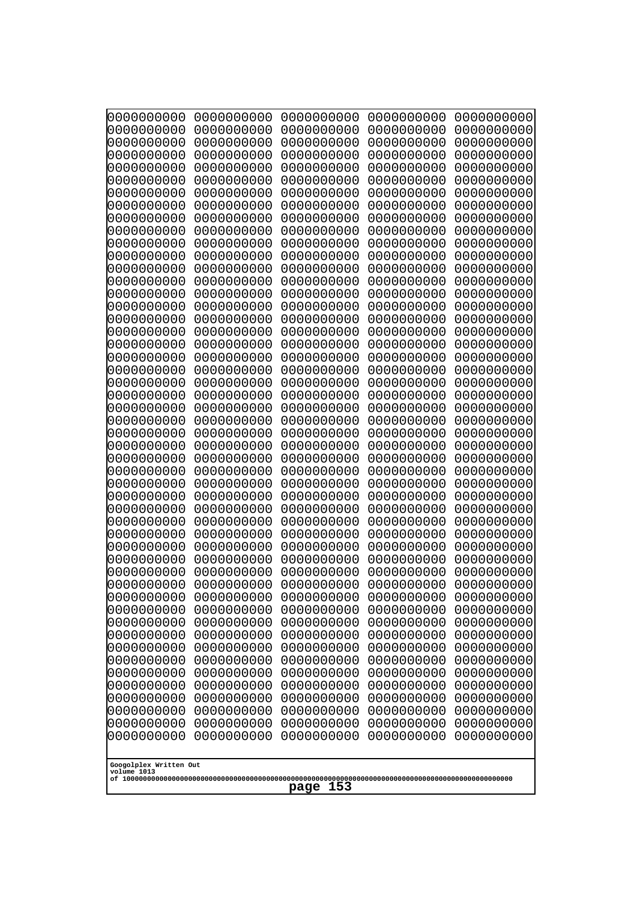0000000000 0000000000 0000000000 0000000000 0000000000
0000000000 0000000000 0000000000 0000000000 0000000000
0000000000 0000000000 0000000000 0000000000 0000000000
0000000000 0000000000 0000000000 0000000000 0000000000
0000000000 0000000000 0000000000 0000000000 0000000000
0000000000 0000000000 0000000000 0000000000 0000000000
0000000000 0000000000 0000000000 0000000000 0000000000
0000000000 0000000000 0000000000 0000000000 0000000000
0000000000 0000000000 0000000000 0000000000 0000000000
0000000000 0000000000 0000000000 0000000000 0000000000
0000000000 0000000000 0000000000 0000000000 0000000000
0000000000 0000000000 0000000000 0000000000 0000000000
0000000000 0000000000 0000000000 0000000000 0000000000
0000000000 0000000000 0000000000 0000000000 0000000000
0000000000 0000000000 0000000000 0000000000 0000000000
0000000000 0000000000 0000000000 0000000000 0000000000
0000000000 0000000000 0000000000 0000000000 0000000000
0000000000 0000000000 0000000000 0000000000 0000000000
0000000000 0000000000 0000000000 0000000000 0000000000
0000000000 0000000000 0000000000 0000000000 0000000000
0000000000 0000000000 0000000000 0000000000 0000000000
0000000000 0000000000 0000000000 0000000000 0000000000
0000000000 0000000000 0000000000 0000000000 0000000000
0000000000 0000000000 0000000000 0000000000 0000000000
0000000000 0000000000 0000000000 0000000000 0000000000
0000000000 0000000000 0000000000 0000000000 0000000000
0000000000 0000000000 0000000000 0000000000 0000000000
0000000000 0000000000 0000000000 0000000000 0000000000
0000000000 0000000000 0000000000 0000000000 0000000000
0000000000 0000000000 0000000000 0000000000 0000000000
0000000000 0000000000 0000000000 0000000000 0000000000
0000000000 0000000000 0000000000 0000000000 0000000000
0000000000 0000000000 0000000000 0000000000 0000000000
0000000000 0000000000 0000000000 0000000000 0000000000
0000000000 0000000000 0000000000 0000000000 0000000000
0000000000 0000000000 0000000000 0000000000 0000000000
0000000000 0000000000 0000000000 0000000000 0000000000
0000000000 0000000000 0000000000 0000000000 0000000000
0000000000 0000000000 0000000000 0000000000 0000000000
0000000000 0000000000 0000000000 0000000000 0000000000
0000000000 0000000000 0000000000 0000000000 0000000000
0000000000 0000000000 0000000000 0000000000 0000000000
0000000000 0000000000 0000000000 0000000000 0000000000
0000000000 0000000000 0000000000 0000000000 0000000000
0000000000 0000000000 0000000000 0000000000 0000000000
0000000000 0000000000 0000000000 0000000000 0000000000
0000000000 0000000000 0000000000 0000000000 0000000000
0000000000 0000000000 0000000000 0000000000 0000000000
0000000000 0000000000 0000000000 0000000000 0000000000
0000000000 0000000000 0000000000 0000000000 0000000000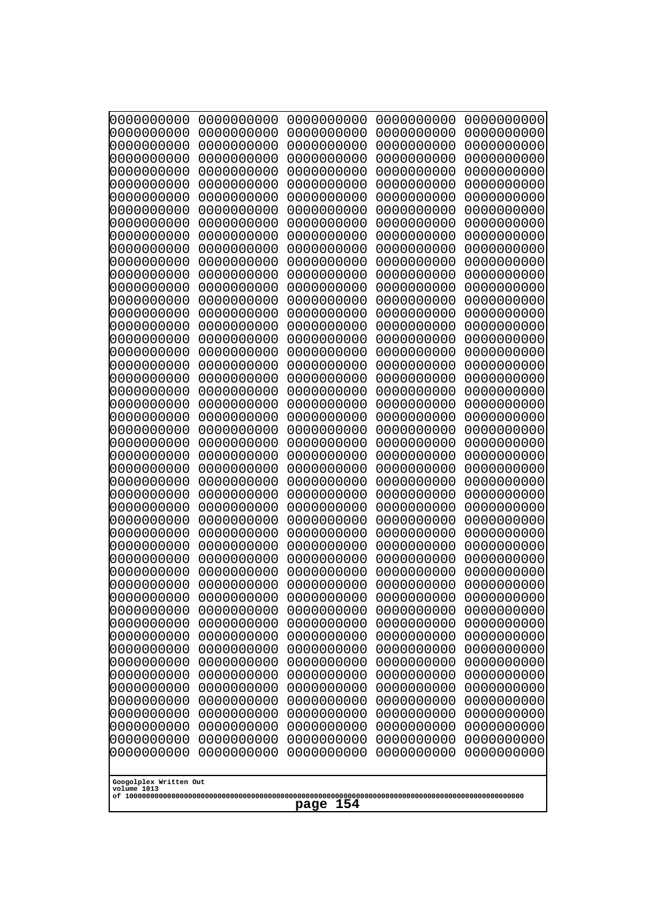```
0000000000 0000000000 0000000000 0000000000 0000000000
0000000000 0000000000 0000000000 0000000000 0000000000
0000000000 0000000000 0000000000 0000000000 0000000000
0000000000 0000000000 0000000000 0000000000 0000000000
0000000000 0000000000 0000000000 0000000000 0000000000
0000000000 0000000000 0000000000 0000000000 0000000000
0000000000 0000000000 0000000000 0000000000 0000000000
0000000000 0000000000 0000000000 0000000000 0000000000
0000000000 0000000000 0000000000 0000000000 0000000000
0000000000 0000000000 0000000000 0000000000 0000000000
0000000000 0000000000 0000000000 0000000000 0000000000
0000000000 0000000000 0000000000 0000000000 0000000000
0000000000 0000000000 0000000000 0000000000 0000000000
0000000000 0000000000 0000000000 0000000000 0000000000
0000000000 0000000000 0000000000 0000000000 0000000000
0000000000 0000000000 0000000000 0000000000 0000000000
0000000000 0000000000 0000000000 0000000000 0000000000
0000000000 0000000000 0000000000 0000000000 0000000000
0000000000 0000000000 0000000000 0000000000 0000000000
0000000000 0000000000 0000000000 0000000000 0000000000
0000000000 0000000000 0000000000 0000000000 0000000000
0000000000 0000000000 0000000000 0000000000 0000000000
0000000000 0000000000 0000000000 0000000000 0000000000
0000000000 0000000000 0000000000 0000000000 0000000000
0000000000 0000000000 0000000000 0000000000 0000000000
0000000000 0000000000 0000000000 0000000000 0000000000
0000000000 0000000000 0000000000 0000000000 0000000000
0000000000 0000000000 0000000000 0000000000 0000000000
0000000000 0000000000 0000000000 0000000000 0000000000
0000000000 0000000000 0000000000 0000000000 0000000000
0000000000 0000000000 0000000000 0000000000 0000000000
0000000000 0000000000 0000000000 0000000000 0000000000
0000000000 0000000000 0000000000 0000000000 0000000000
0000000000 0000000000 0000000000 0000000000 0000000000
0000000000 0000000000 0000000000 0000000000 0000000000
0000000000 0000000000 0000000000 0000000000 0000000000
0000000000 0000000000 0000000000 0000000000 0000000000
0000000000 0000000000 0000000000 0000000000 0000000000
0000000000 0000000000 0000000000 0000000000 0000000000
0000000000 0000000000 0000000000 0000000000 0000000000
0000000000 0000000000 0000000000 0000000000 0000000000
0000000000 0000000000 0000000000 0000000000 0000000000
0000000000 0000000000 0000000000 0000000000 0000000000
0000000000 0000000000 0000000000 0000000000 0000000000
0000000000 0000000000 0000000000 0000000000 0000000000
0000000000 0000000000 0000000000 0000000000 0000000000
0000000000 0000000000 0000000000 0000000000 0000000000
0000000000 0000000000 0000000000 0000000000 0000000000
0000000000 0000000000 0000000000 0000000000 0000000000
0000000000 0000000000 0000000000 0000000000 0000000000
```

Googolplex Written Out
volume 1013
of 10000000000000000000000000000000000000000000000000000000000000000000000000000000000000000000000000000

page 154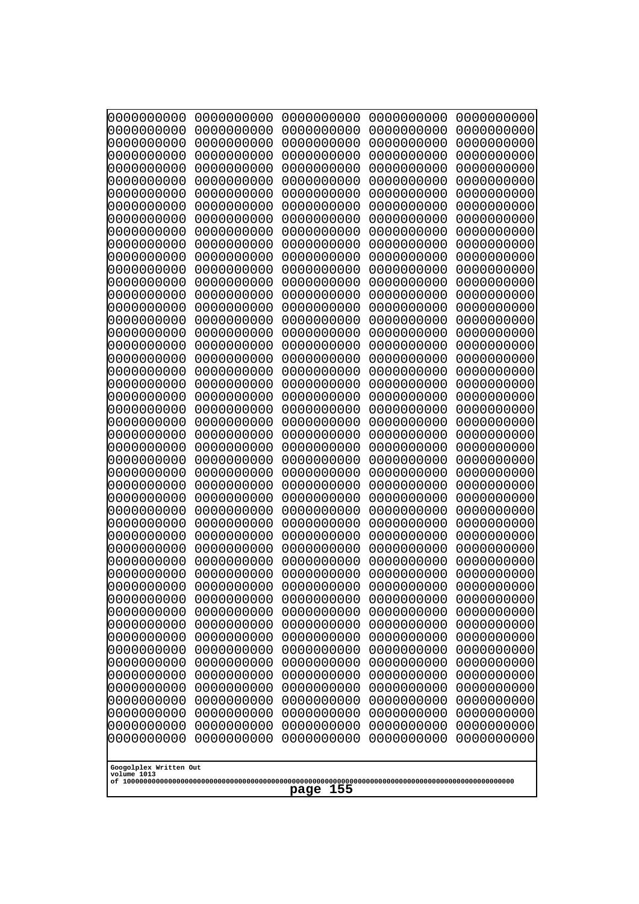```
0000000000 0000000000 0000000000 0000000000 0000000000
0000000000 0000000000 0000000000 0000000000 0000000000
0000000000 0000000000 0000000000 0000000000 0000000000
0000000000 0000000000 0000000000 0000000000 0000000000
0000000000 0000000000 0000000000 0000000000 0000000000
0000000000 0000000000 0000000000 0000000000 0000000000
0000000000 0000000000 0000000000 0000000000 0000000000
0000000000 0000000000 0000000000 0000000000 0000000000
0000000000 0000000000 0000000000 0000000000 0000000000
0000000000 0000000000 0000000000 0000000000 0000000000
0000000000 0000000000 0000000000 0000000000 0000000000
0000000000 0000000000 0000000000 0000000000 0000000000
0000000000 0000000000 0000000000 0000000000 0000000000
0000000000 0000000000 0000000000 0000000000 0000000000
0000000000 0000000000 0000000000 0000000000 0000000000
0000000000 0000000000 0000000000 0000000000 0000000000
0000000000 0000000000 0000000000 0000000000 0000000000
0000000000 0000000000 0000000000 0000000000 0000000000
0000000000 0000000000 0000000000 0000000000 0000000000
0000000000 0000000000 0000000000 0000000000 0000000000
0000000000 0000000000 0000000000 0000000000 0000000000
0000000000 0000000000 0000000000 0000000000 0000000000
0000000000 0000000000 0000000000 0000000000 0000000000
0000000000 0000000000 0000000000 0000000000 0000000000
0000000000 0000000000 0000000000 0000000000 0000000000
0000000000 0000000000 0000000000 0000000000 0000000000
0000000000 0000000000 0000000000 0000000000 0000000000
0000000000 0000000000 0000000000 0000000000 0000000000
0000000000 0000000000 0000000000 0000000000 0000000000
0000000000 0000000000 0000000000 0000000000 0000000000
0000000000 0000000000 0000000000 0000000000 0000000000
0000000000 0000000000 0000000000 0000000000 0000000000
0000000000 0000000000 0000000000 0000000000 0000000000
0000000000 0000000000 0000000000 0000000000 0000000000
0000000000 0000000000 0000000000 0000000000 0000000000
0000000000 0000000000 0000000000 0000000000 0000000000
0000000000 0000000000 0000000000 0000000000 0000000000
0000000000 0000000000 0000000000 0000000000 0000000000
0000000000 0000000000 0000000000 0000000000 0000000000
0000000000 0000000000 0000000000 0000000000 0000000000
0000000000 0000000000 0000000000 0000000000 0000000000
0000000000 0000000000 0000000000 0000000000 0000000000
0000000000 0000000000 0000000000 0000000000 0000000000
0000000000 0000000000 0000000000 0000000000 0000000000
0000000000 0000000000 0000000000 0000000000 0000000000
0000000000 0000000000 0000000000 0000000000 0000000000
0000000000 0000000000 0000000000 0000000000 0000000000
0000000000 0000000000 0000000000 0000000000 0000000000
0000000000 0000000000 0000000000 0000000000 0000000000
0000000000 0000000000 0000000000 0000000000 0000000000
```

Googolplex Written Out
volume 1013
of 10000000000000000000000000000000000000000000000000000000000000000000000000000000000000000000000000000

page 155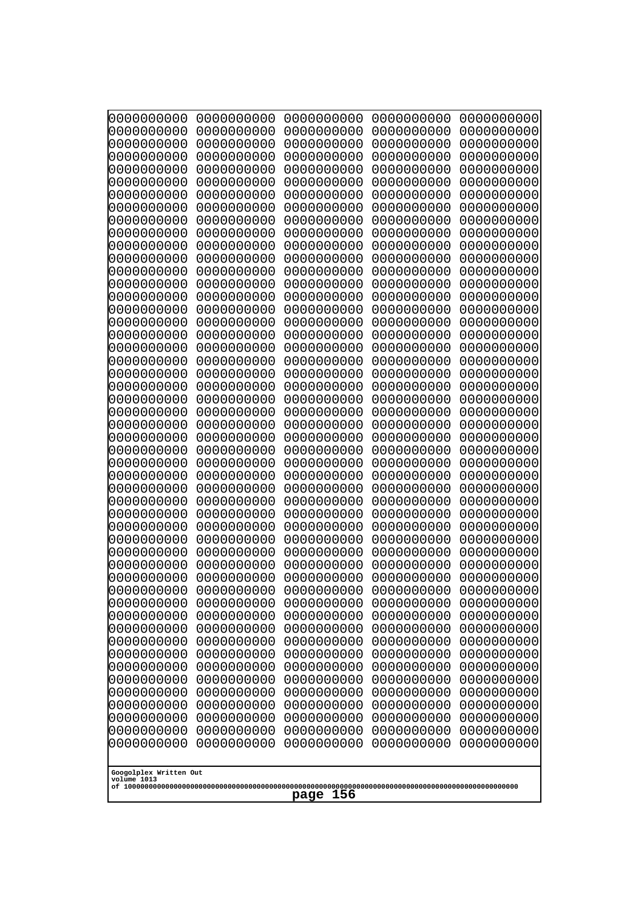```
0000000000 0000000000 0000000000 0000000000 0000000000
0000000000 0000000000 0000000000 0000000000 0000000000
0000000000 0000000000 0000000000 0000000000 0000000000
0000000000 0000000000 0000000000 0000000000 0000000000
0000000000 0000000000 0000000000 0000000000 0000000000
0000000000 0000000000 0000000000 0000000000 0000000000
0000000000 0000000000 0000000000 0000000000 0000000000
0000000000 0000000000 0000000000 0000000000 0000000000
0000000000 0000000000 0000000000 0000000000 0000000000
0000000000 0000000000 0000000000 0000000000 0000000000
0000000000 0000000000 0000000000 0000000000 0000000000
0000000000 0000000000 0000000000 0000000000 0000000000
0000000000 0000000000 0000000000 0000000000 0000000000
0000000000 0000000000 0000000000 0000000000 0000000000
0000000000 0000000000 0000000000 0000000000 0000000000
0000000000 0000000000 0000000000 0000000000 0000000000
0000000000 0000000000 0000000000 0000000000 0000000000
0000000000 0000000000 0000000000 0000000000 0000000000
0000000000 0000000000 0000000000 0000000000 0000000000
0000000000 0000000000 0000000000 0000000000 0000000000
0000000000 0000000000 0000000000 0000000000 0000000000
0000000000 0000000000 0000000000 0000000000 0000000000
0000000000 0000000000 0000000000 0000000000 0000000000
0000000000 0000000000 0000000000 0000000000 0000000000
0000000000 0000000000 0000000000 0000000000 0000000000
0000000000 0000000000 0000000000 0000000000 0000000000
0000000000 0000000000 0000000000 0000000000 0000000000
0000000000 0000000000 0000000000 0000000000 0000000000
0000000000 0000000000 0000000000 0000000000 0000000000
0000000000 0000000000 0000000000 0000000000 0000000000
0000000000 0000000000 0000000000 0000000000 0000000000
0000000000 0000000000 0000000000 0000000000 0000000000
0000000000 0000000000 0000000000 0000000000 0000000000
0000000000 0000000000 0000000000 0000000000 0000000000
0000000000 0000000000 0000000000 0000000000 0000000000
0000000000 0000000000 0000000000 0000000000 0000000000
0000000000 0000000000 0000000000 0000000000 0000000000
0000000000 0000000000 0000000000 0000000000 0000000000
0000000000 0000000000 0000000000 0000000000 0000000000
0000000000 0000000000 0000000000 0000000000 0000000000
0000000000 0000000000 0000000000 0000000000 0000000000
0000000000 0000000000 0000000000 0000000000 0000000000
0000000000 0000000000 0000000000 0000000000 0000000000
0000000000 0000000000 0000000000 0000000000 0000000000
0000000000 0000000000 0000000000 0000000000 0000000000
0000000000 0000000000 0000000000 0000000000 0000000000
0000000000 0000000000 0000000000 0000000000 0000000000
0000000000 0000000000 0000000000 0000000000 0000000000
0000000000 0000000000 0000000000 0000000000 0000000000
0000000000 0000000000 0000000000 0000000000 0000000000
```

Googolplex Written Out
volume 1013
of 10000000000000000000000000000000000000000000000000000000000000000000000000000000000000000000000000000
page 156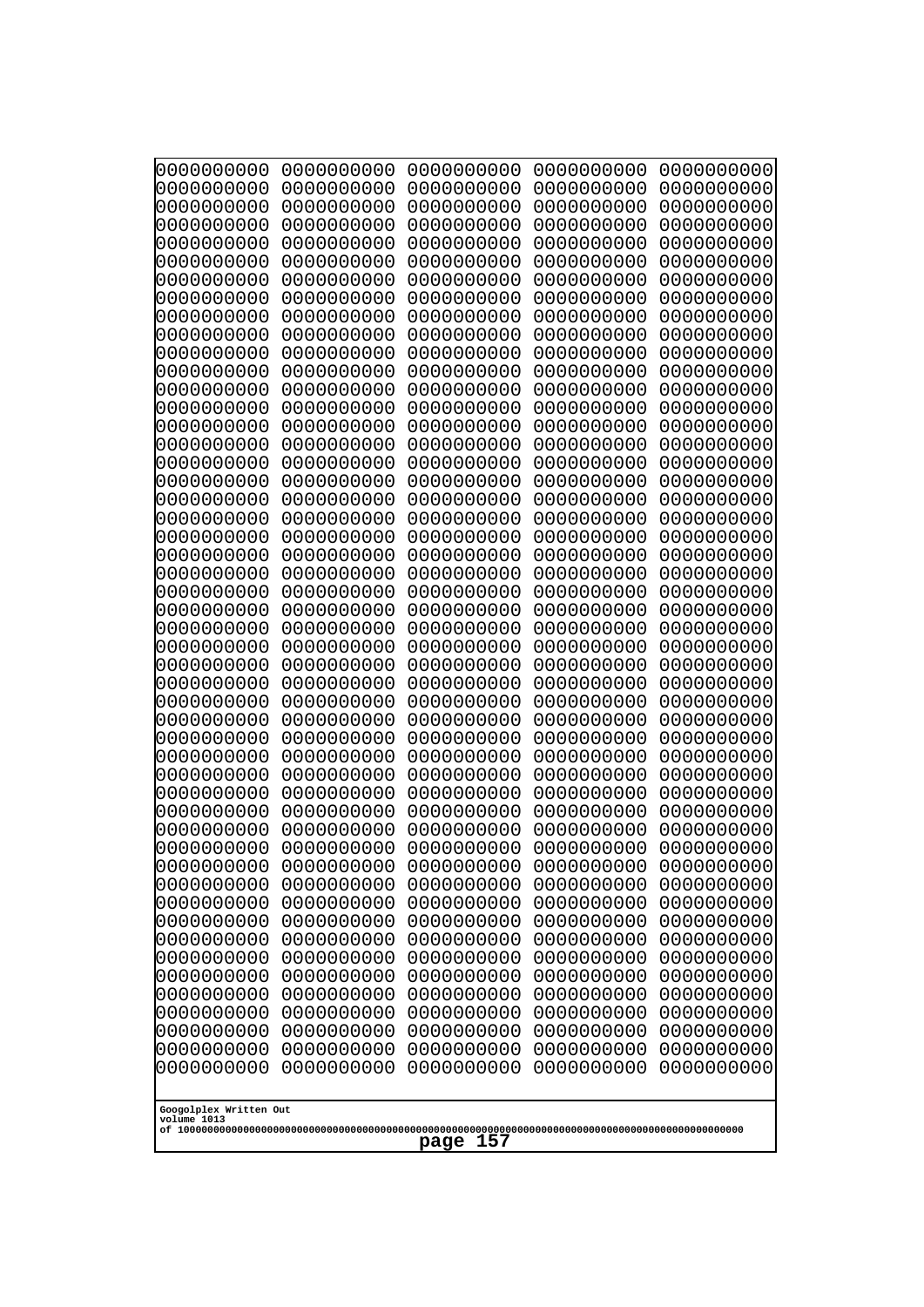```
0000000000 0000000000 0000000000 0000000000 0000000000
0000000000 0000000000 0000000000 0000000000 0000000000
0000000000 0000000000 0000000000 0000000000 0000000000
0000000000 0000000000 0000000000 0000000000 0000000000
0000000000 0000000000 0000000000 0000000000 0000000000
0000000000 0000000000 0000000000 0000000000 0000000000
0000000000 0000000000 0000000000 0000000000 0000000000
0000000000 0000000000 0000000000 0000000000 0000000000
0000000000 0000000000 0000000000 0000000000 0000000000
0000000000 0000000000 0000000000 0000000000 0000000000
0000000000 0000000000 0000000000 0000000000 0000000000
0000000000 0000000000 0000000000 0000000000 0000000000
0000000000 0000000000 0000000000 0000000000 0000000000
0000000000 0000000000 0000000000 0000000000 0000000000
0000000000 0000000000 0000000000 0000000000 0000000000
0000000000 0000000000 0000000000 0000000000 0000000000
0000000000 0000000000 0000000000 0000000000 0000000000
0000000000 0000000000 0000000000 0000000000 0000000000
0000000000 0000000000 0000000000 0000000000 0000000000
0000000000 0000000000 0000000000 0000000000 0000000000
0000000000 0000000000 0000000000 0000000000 0000000000
0000000000 0000000000 0000000000 0000000000 0000000000
0000000000 0000000000 0000000000 0000000000 0000000000
0000000000 0000000000 0000000000 0000000000 0000000000
0000000000 0000000000 0000000000 0000000000 0000000000
0000000000 0000000000 0000000000 0000000000 0000000000
0000000000 0000000000 0000000000 0000000000 0000000000
0000000000 0000000000 0000000000 0000000000 0000000000
0000000000 0000000000 0000000000 0000000000 0000000000
0000000000 0000000000 0000000000 0000000000 0000000000
0000000000 0000000000 0000000000 0000000000 0000000000
0000000000 0000000000 0000000000 0000000000 0000000000
0000000000 0000000000 0000000000 0000000000 0000000000
0000000000 0000000000 0000000000 0000000000 0000000000
0000000000 0000000000 0000000000 0000000000 0000000000
0000000000 0000000000 0000000000 0000000000 0000000000
0000000000 0000000000 0000000000 0000000000 0000000000
0000000000 0000000000 0000000000 0000000000 0000000000
0000000000 0000000000 0000000000 0000000000 0000000000
0000000000 0000000000 0000000000 0000000000 0000000000
0000000000 0000000000 0000000000 0000000000 0000000000
0000000000 0000000000 0000000000 0000000000 0000000000
0000000000 0000000000 0000000000 0000000000 0000000000
0000000000 0000000000 0000000000 0000000000 0000000000
0000000000 0000000000 0000000000 0000000000 0000000000
0000000000 0000000000 0000000000 0000000000 0000000000
0000000000 0000000000 0000000000 0000000000 0000000000
0000000000 0000000000 0000000000 0000000000 0000000000
0000000000 0000000000 0000000000 0000000000 0000000000
0000000000 0000000000 0000000000 0000000000 0000000000
```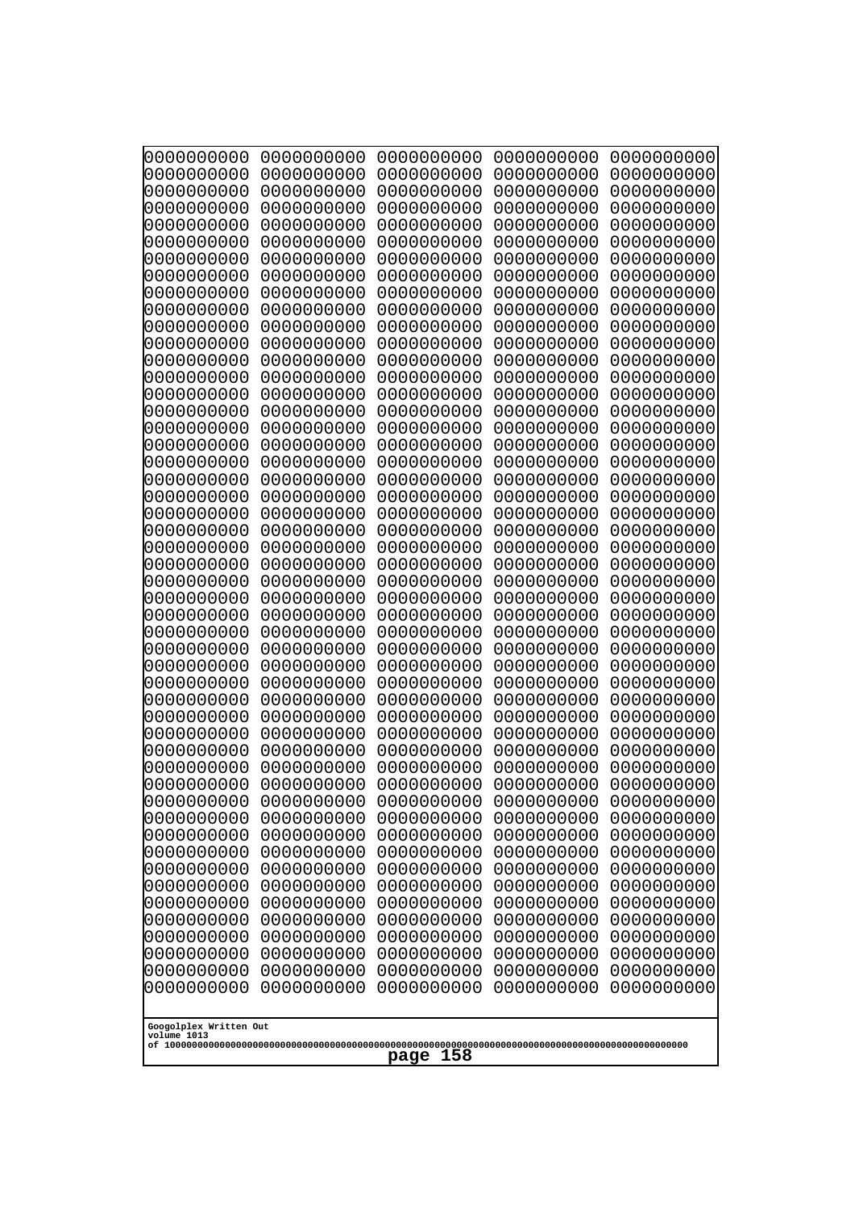```
0000000000 0000000000 0000000000 0000000000 0000000000
0000000000 0000000000 0000000000 0000000000 0000000000
0000000000 0000000000 0000000000 0000000000 0000000000
0000000000 0000000000 0000000000 0000000000 0000000000
0000000000 0000000000 0000000000 0000000000 0000000000
0000000000 0000000000 0000000000 0000000000 0000000000
0000000000 0000000000 0000000000 0000000000 0000000000
0000000000 0000000000 0000000000 0000000000 0000000000
0000000000 0000000000 0000000000 0000000000 0000000000
0000000000 0000000000 0000000000 0000000000 0000000000
0000000000 0000000000 0000000000 0000000000 0000000000
0000000000 0000000000 0000000000 0000000000 0000000000
0000000000 0000000000 0000000000 0000000000 0000000000
0000000000 0000000000 0000000000 0000000000 0000000000
0000000000 0000000000 0000000000 0000000000 0000000000
0000000000 0000000000 0000000000 0000000000 0000000000
0000000000 0000000000 0000000000 0000000000 0000000000
0000000000 0000000000 0000000000 0000000000 0000000000
0000000000 0000000000 0000000000 0000000000 0000000000
0000000000 0000000000 0000000000 0000000000 0000000000
0000000000 0000000000 0000000000 0000000000 0000000000
0000000000 0000000000 0000000000 0000000000 0000000000
0000000000 0000000000 0000000000 0000000000 0000000000
0000000000 0000000000 0000000000 0000000000 0000000000
0000000000 0000000000 0000000000 0000000000 0000000000
0000000000 0000000000 0000000000 0000000000 0000000000
0000000000 0000000000 0000000000 0000000000 0000000000
0000000000 0000000000 0000000000 0000000000 0000000000
0000000000 0000000000 0000000000 0000000000 0000000000
0000000000 0000000000 0000000000 0000000000 0000000000
0000000000 0000000000 0000000000 0000000000 0000000000
0000000000 0000000000 0000000000 0000000000 0000000000
0000000000 0000000000 0000000000 0000000000 0000000000
0000000000 0000000000 0000000000 0000000000 0000000000
0000000000 0000000000 0000000000 0000000000 0000000000
0000000000 0000000000 0000000000 0000000000 0000000000
0000000000 0000000000 0000000000 0000000000 0000000000
0000000000 0000000000 0000000000 0000000000 0000000000
0000000000 0000000000 0000000000 0000000000 0000000000
0000000000 0000000000 0000000000 0000000000 0000000000
0000000000 0000000000 0000000000 0000000000 0000000000
0000000000 0000000000 0000000000 0000000000 0000000000
0000000000 0000000000 0000000000 0000000000 0000000000
0000000000 0000000000 0000000000 0000000000 0000000000
0000000000 0000000000 0000000000 0000000000 0000000000
0000000000 0000000000 0000000000 0000000000 0000000000
0000000000 0000000000 0000000000 0000000000 0000000000
0000000000 0000000000 0000000000 0000000000 0000000000
0000000000 0000000000 0000000000 0000000000 0000000000
0000000000 0000000000 0000000000 0000000000 0000000000
```

Googolplex Written Out
volume 1013
of 10000000000000000000000000000000000000000000000000000000000000000000000000000000000000000000000000000

page 158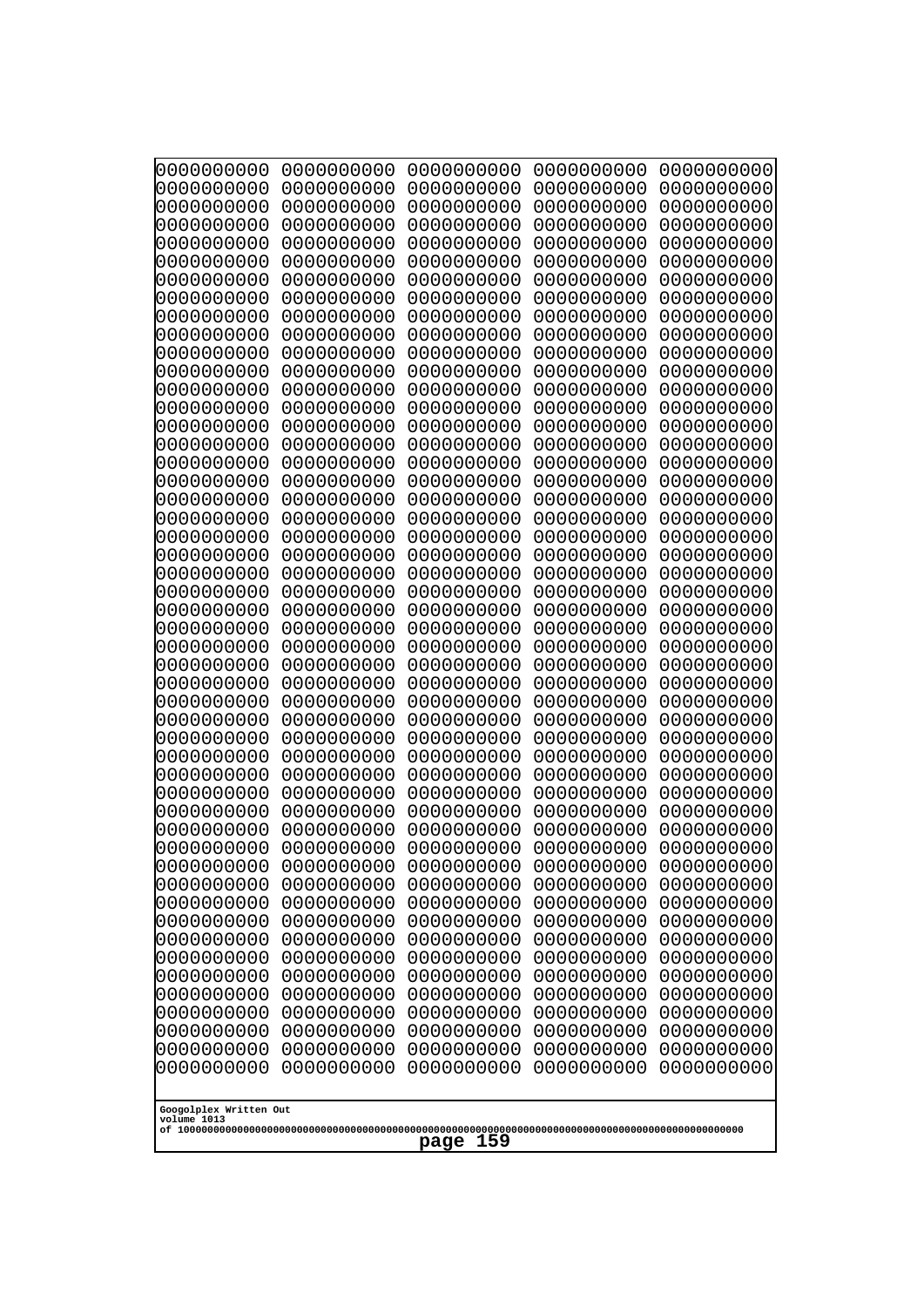```
0000000000 0000000000 0000000000 0000000000 0000000000
0000000000 0000000000 0000000000 0000000000 0000000000
0000000000 0000000000 0000000000 0000000000 0000000000
0000000000 0000000000 0000000000 0000000000 0000000000
0000000000 0000000000 0000000000 0000000000 0000000000
0000000000 0000000000 0000000000 0000000000 0000000000
0000000000 0000000000 0000000000 0000000000 0000000000
0000000000 0000000000 0000000000 0000000000 0000000000
0000000000 0000000000 0000000000 0000000000 0000000000
0000000000 0000000000 0000000000 0000000000 0000000000
0000000000 0000000000 0000000000 0000000000 0000000000
0000000000 0000000000 0000000000 0000000000 0000000000
0000000000 0000000000 0000000000 0000000000 0000000000
0000000000 0000000000 0000000000 0000000000 0000000000
0000000000 0000000000 0000000000 0000000000 0000000000
0000000000 0000000000 0000000000 0000000000 0000000000
0000000000 0000000000 0000000000 0000000000 0000000000
0000000000 0000000000 0000000000 0000000000 0000000000
0000000000 0000000000 0000000000 0000000000 0000000000
0000000000 0000000000 0000000000 0000000000 0000000000
0000000000 0000000000 0000000000 0000000000 0000000000
0000000000 0000000000 0000000000 0000000000 0000000000
0000000000 0000000000 0000000000 0000000000 0000000000
0000000000 0000000000 0000000000 0000000000 0000000000
0000000000 0000000000 0000000000 0000000000 0000000000
0000000000 0000000000 0000000000 0000000000 0000000000
0000000000 0000000000 0000000000 0000000000 0000000000
0000000000 0000000000 0000000000 0000000000 0000000000
0000000000 0000000000 0000000000 0000000000 0000000000
0000000000 0000000000 0000000000 0000000000 0000000000
0000000000 0000000000 0000000000 0000000000 0000000000
0000000000 0000000000 0000000000 0000000000 0000000000
0000000000 0000000000 0000000000 0000000000 0000000000
0000000000 0000000000 0000000000 0000000000 0000000000
0000000000 0000000000 0000000000 0000000000 0000000000
0000000000 0000000000 0000000000 0000000000 0000000000
0000000000 0000000000 0000000000 0000000000 0000000000
0000000000 0000000000 0000000000 0000000000 0000000000
0000000000 0000000000 0000000000 0000000000 0000000000
0000000000 0000000000 0000000000 0000000000 0000000000
0000000000 0000000000 0000000000 0000000000 0000000000
0000000000 0000000000 0000000000 0000000000 0000000000
0000000000 0000000000 0000000000 0000000000 0000000000
0000000000 0000000000 0000000000 0000000000 0000000000
0000000000 0000000000 0000000000 0000000000 0000000000
0000000000 0000000000 0000000000 0000000000 0000000000
0000000000 0000000000 0000000000 0000000000 0000000000
0000000000 0000000000 0000000000 0000000000 0000000000
0000000000 0000000000 0000000000 0000000000 0000000000
0000000000 0000000000 0000000000 0000000000 0000000000
```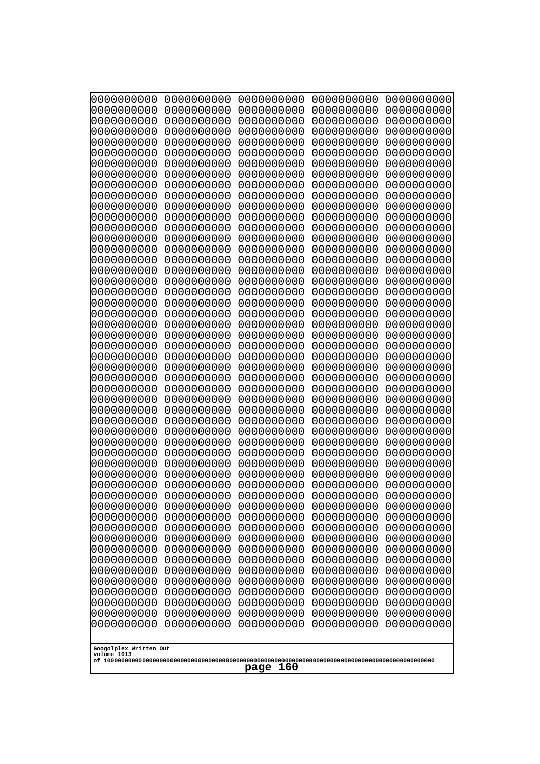```
0000000000 0000000000 0000000000 0000000000 0000000000
0000000000 0000000000 0000000000 0000000000 0000000000
0000000000 0000000000 0000000000 0000000000 0000000000
0000000000 0000000000 0000000000 0000000000 0000000000
0000000000 0000000000 0000000000 0000000000 0000000000
0000000000 0000000000 0000000000 0000000000 0000000000
0000000000 0000000000 0000000000 0000000000 0000000000
0000000000 0000000000 0000000000 0000000000 0000000000
0000000000 0000000000 0000000000 0000000000 0000000000
0000000000 0000000000 0000000000 0000000000 0000000000
0000000000 0000000000 0000000000 0000000000 0000000000
0000000000 0000000000 0000000000 0000000000 0000000000
0000000000 0000000000 0000000000 0000000000 0000000000
0000000000 0000000000 0000000000 0000000000 0000000000
0000000000 0000000000 0000000000 0000000000 0000000000
0000000000 0000000000 0000000000 0000000000 0000000000
0000000000 0000000000 0000000000 0000000000 0000000000
0000000000 0000000000 0000000000 0000000000 0000000000
0000000000 0000000000 0000000000 0000000000 0000000000
0000000000 0000000000 0000000000 0000000000 0000000000
0000000000 0000000000 0000000000 0000000000 0000000000
0000000000 0000000000 0000000000 0000000000 0000000000
0000000000 0000000000 0000000000 0000000000 0000000000
0000000000 0000000000 0000000000 0000000000 0000000000
0000000000 0000000000 0000000000 0000000000 0000000000
0000000000 0000000000 0000000000 0000000000 0000000000
0000000000 0000000000 0000000000 0000000000 0000000000
0000000000 0000000000 0000000000 0000000000 0000000000
0000000000 0000000000 0000000000 0000000000 0000000000
0000000000 0000000000 0000000000 0000000000 0000000000
0000000000 0000000000 0000000000 0000000000 0000000000
0000000000 0000000000 0000000000 0000000000 0000000000
0000000000 0000000000 0000000000 0000000000 0000000000
0000000000 0000000000 0000000000 0000000000 0000000000
0000000000 0000000000 0000000000 0000000000 0000000000
0000000000 0000000000 0000000000 0000000000 0000000000
0000000000 0000000000 0000000000 0000000000 0000000000
0000000000 0000000000 0000000000 0000000000 0000000000
0000000000 0000000000 0000000000 0000000000 0000000000
0000000000 0000000000 0000000000 0000000000 0000000000
0000000000 0000000000 0000000000 0000000000 0000000000
0000000000 0000000000 0000000000 0000000000 0000000000
0000000000 0000000000 0000000000 0000000000 0000000000
0000000000 0000000000 0000000000 0000000000 0000000000
0000000000 0000000000 0000000000 0000000000 0000000000
0000000000 0000000000 0000000000 0000000000 0000000000
0000000000 0000000000 0000000000 0000000000 0000000000
0000000000 0000000000 0000000000 0000000000 0000000000
0000000000 0000000000 0000000000 0000000000 0000000000
0000000000 0000000000 0000000000 0000000000 0000000000
```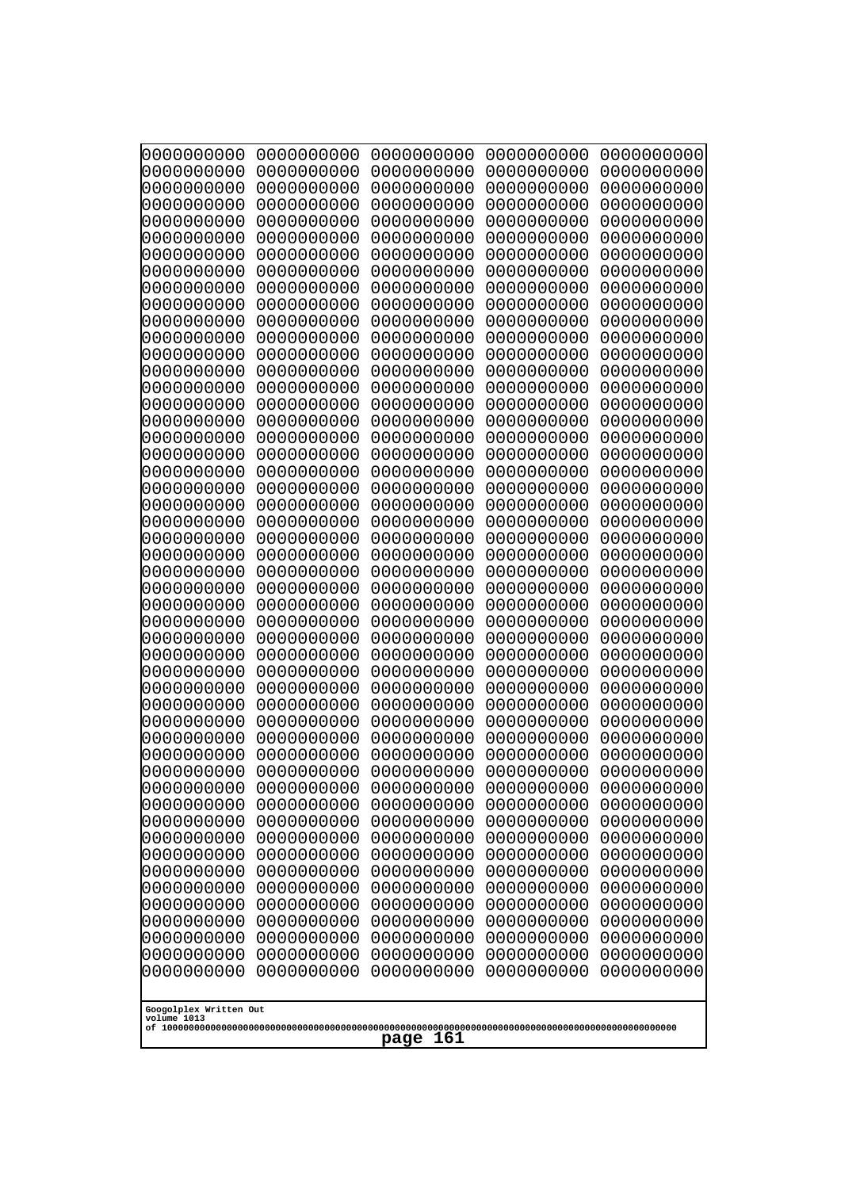```
0000000000 0000000000 0000000000 0000000000 0000000000
0000000000 0000000000 0000000000 0000000000 0000000000
0000000000 0000000000 0000000000 0000000000 0000000000
0000000000 0000000000 0000000000 0000000000 0000000000
0000000000 0000000000 0000000000 0000000000 0000000000
0000000000 0000000000 0000000000 0000000000 0000000000
0000000000 0000000000 0000000000 0000000000 0000000000
0000000000 0000000000 0000000000 0000000000 0000000000
0000000000 0000000000 0000000000 0000000000 0000000000
0000000000 0000000000 0000000000 0000000000 0000000000
0000000000 0000000000 0000000000 0000000000 0000000000
0000000000 0000000000 0000000000 0000000000 0000000000
0000000000 0000000000 0000000000 0000000000 0000000000
0000000000 0000000000 0000000000 0000000000 0000000000
0000000000 0000000000 0000000000 0000000000 0000000000
0000000000 0000000000 0000000000 0000000000 0000000000
0000000000 0000000000 0000000000 0000000000 0000000000
0000000000 0000000000 0000000000 0000000000 0000000000
0000000000 0000000000 0000000000 0000000000 0000000000
0000000000 0000000000 0000000000 0000000000 0000000000
0000000000 0000000000 0000000000 0000000000 0000000000
0000000000 0000000000 0000000000 0000000000 0000000000
0000000000 0000000000 0000000000 0000000000 0000000000
0000000000 0000000000 0000000000 0000000000 0000000000
0000000000 0000000000 0000000000 0000000000 0000000000
0000000000 0000000000 0000000000 0000000000 0000000000
0000000000 0000000000 0000000000 0000000000 0000000000
0000000000 0000000000 0000000000 0000000000 0000000000
0000000000 0000000000 0000000000 0000000000 0000000000
0000000000 0000000000 0000000000 0000000000 0000000000
0000000000 0000000000 0000000000 0000000000 0000000000
0000000000 0000000000 0000000000 0000000000 0000000000
0000000000 0000000000 0000000000 0000000000 0000000000
0000000000 0000000000 0000000000 0000000000 0000000000
0000000000 0000000000 0000000000 0000000000 0000000000
0000000000 0000000000 0000000000 0000000000 0000000000
0000000000 0000000000 0000000000 0000000000 0000000000
0000000000 0000000000 0000000000 0000000000 0000000000
0000000000 0000000000 0000000000 0000000000 0000000000
0000000000 0000000000 0000000000 0000000000 0000000000
0000000000 0000000000 0000000000 0000000000 0000000000
0000000000 0000000000 0000000000 0000000000 0000000000
0000000000 0000000000 0000000000 0000000000 0000000000
0000000000 0000000000 0000000000 0000000000 0000000000
0000000000 0000000000 0000000000 0000000000 0000000000
0000000000 0000000000 0000000000 0000000000 0000000000
0000000000 0000000000 0000000000 0000000000 0000000000
0000000000 0000000000 0000000000 0000000000 0000000000
0000000000 0000000000 0000000000 0000000000 0000000000
0000000000 0000000000 0000000000 0000000000 0000000000
```

Googolplex Written Out
volume 1013
of 10000000000000000000000000000000000000000000000000000000000000000000000000000000000000000000000000000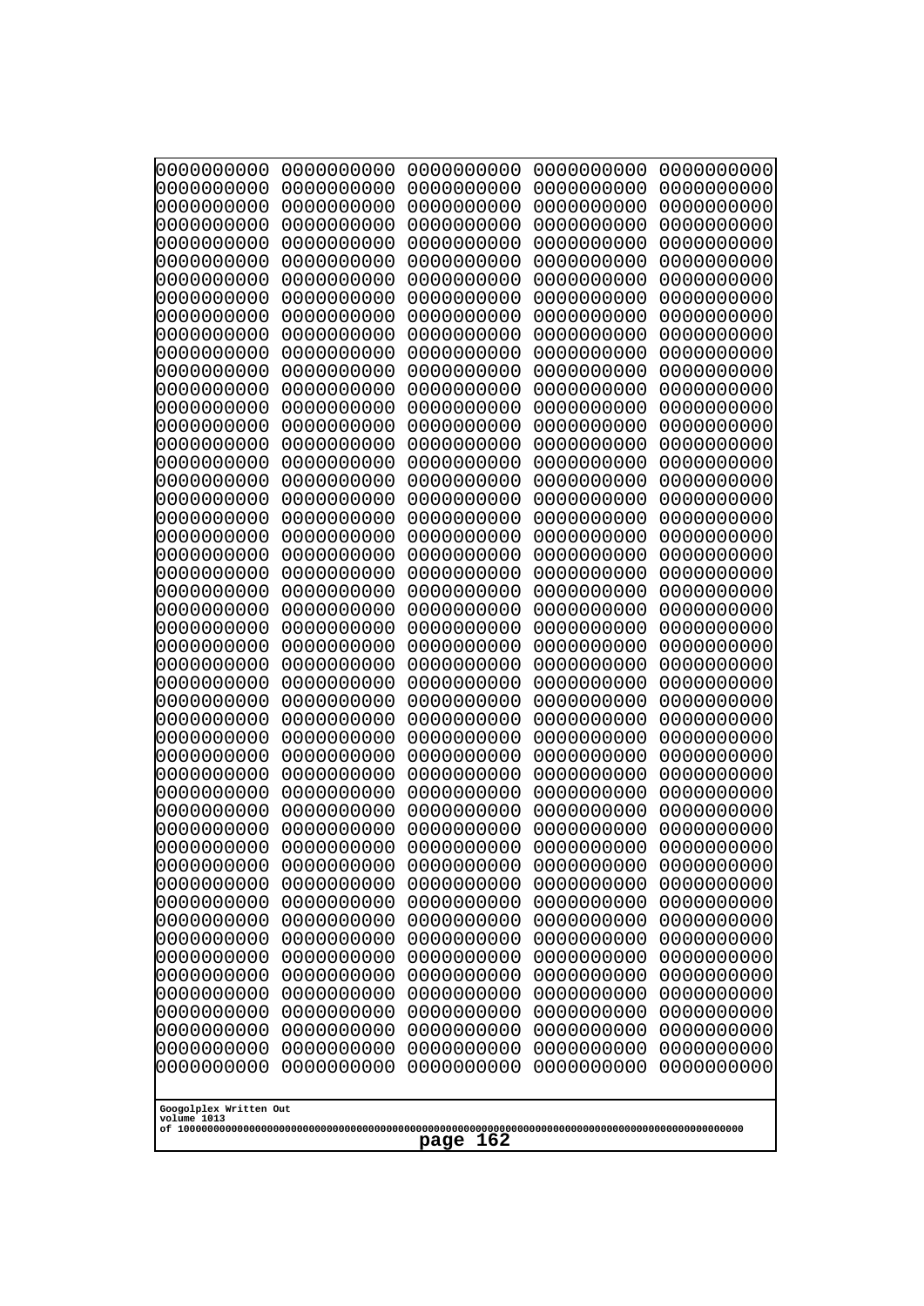```
0000000000 0000000000 0000000000 0000000000 0000000000
0000000000 0000000000 0000000000 0000000000 0000000000
0000000000 0000000000 0000000000 0000000000 0000000000
0000000000 0000000000 0000000000 0000000000 0000000000
0000000000 0000000000 0000000000 0000000000 0000000000
0000000000 0000000000 0000000000 0000000000 0000000000
0000000000 0000000000 0000000000 0000000000 0000000000
0000000000 0000000000 0000000000 0000000000 0000000000
0000000000 0000000000 0000000000 0000000000 0000000000
0000000000 0000000000 0000000000 0000000000 0000000000
0000000000 0000000000 0000000000 0000000000 0000000000
0000000000 0000000000 0000000000 0000000000 0000000000
0000000000 0000000000 0000000000 0000000000 0000000000
0000000000 0000000000 0000000000 0000000000 0000000000
0000000000 0000000000 0000000000 0000000000 0000000000
0000000000 0000000000 0000000000 0000000000 0000000000
0000000000 0000000000 0000000000 0000000000 0000000000
0000000000 0000000000 0000000000 0000000000 0000000000
0000000000 0000000000 0000000000 0000000000 0000000000
0000000000 0000000000 0000000000 0000000000 0000000000
0000000000 0000000000 0000000000 0000000000 0000000000
0000000000 0000000000 0000000000 0000000000 0000000000
0000000000 0000000000 0000000000 0000000000 0000000000
0000000000 0000000000 0000000000 0000000000 0000000000
0000000000 0000000000 0000000000 0000000000 0000000000
0000000000 0000000000 0000000000 0000000000 0000000000
0000000000 0000000000 0000000000 0000000000 0000000000
0000000000 0000000000 0000000000 0000000000 0000000000
0000000000 0000000000 0000000000 0000000000 0000000000
0000000000 0000000000 0000000000 0000000000 0000000000
0000000000 0000000000 0000000000 0000000000 0000000000
0000000000 0000000000 0000000000 0000000000 0000000000
0000000000 0000000000 0000000000 0000000000 0000000000
0000000000 0000000000 0000000000 0000000000 0000000000
0000000000 0000000000 0000000000 0000000000 0000000000
0000000000 0000000000 0000000000 0000000000 0000000000
0000000000 0000000000 0000000000 0000000000 0000000000
0000000000 0000000000 0000000000 0000000000 0000000000
0000000000 0000000000 0000000000 0000000000 0000000000
0000000000 0000000000 0000000000 0000000000 0000000000
0000000000 0000000000 0000000000 0000000000 0000000000
0000000000 0000000000 0000000000 0000000000 0000000000
0000000000 0000000000 0000000000 0000000000 0000000000
0000000000 0000000000 0000000000 0000000000 0000000000
0000000000 0000000000 0000000000 0000000000 0000000000
0000000000 0000000000 0000000000 0000000000 0000000000
0000000000 0000000000 0000000000 0000000000 0000000000
0000000000 0000000000 0000000000 0000000000 0000000000
0000000000 0000000000 0000000000 0000000000 0000000000
0000000000 0000000000 0000000000 0000000000 0000000000
```

Googolplex Written Out
volume 1013
of 10000000000000000000000000000000000000000000000000000000000000000000000000000000000000000000000000000

page 162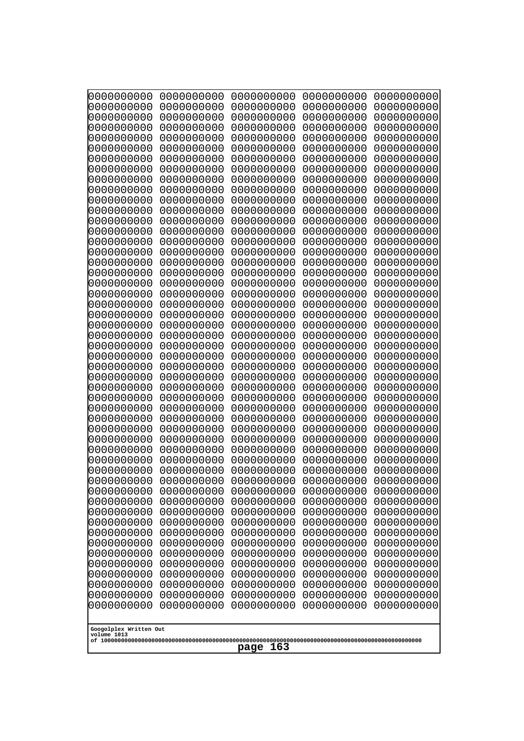0000000000 0000000000 0000000000 0000000000 0000000000
0000000000 0000000000 0000000000 0000000000 0000000000
0000000000 0000000000 0000000000 0000000000 0000000000
0000000000 0000000000 0000000000 0000000000 0000000000
0000000000 0000000000 0000000000 0000000000 0000000000
0000000000 0000000000 0000000000 0000000000 0000000000
0000000000 0000000000 0000000000 0000000000 0000000000
0000000000 0000000000 0000000000 0000000000 0000000000
0000000000 0000000000 0000000000 0000000000 0000000000
0000000000 0000000000 0000000000 0000000000 0000000000
0000000000 0000000000 0000000000 0000000000 0000000000
0000000000 0000000000 0000000000 0000000000 0000000000
0000000000 0000000000 0000000000 0000000000 0000000000
0000000000 0000000000 0000000000 0000000000 0000000000
0000000000 0000000000 0000000000 0000000000 0000000000
0000000000 0000000000 0000000000 0000000000 0000000000
0000000000 0000000000 0000000000 0000000000 0000000000
0000000000 0000000000 0000000000 0000000000 0000000000
0000000000 0000000000 0000000000 0000000000 0000000000
0000000000 0000000000 0000000000 0000000000 0000000000
0000000000 0000000000 0000000000 0000000000 0000000000
0000000000 0000000000 0000000000 0000000000 0000000000
0000000000 0000000000 0000000000 0000000000 0000000000
0000000000 0000000000 0000000000 0000000000 0000000000
0000000000 0000000000 0000000000 0000000000 0000000000
0000000000 0000000000 0000000000 0000000000 0000000000
0000000000 0000000000 0000000000 0000000000 0000000000
0000000000 0000000000 0000000000 0000000000 0000000000
0000000000 0000000000 0000000000 0000000000 0000000000
0000000000 0000000000 0000000000 0000000000 0000000000
0000000000 0000000000 0000000000 0000000000 0000000000
0000000000 0000000000 0000000000 0000000000 0000000000
0000000000 0000000000 0000000000 0000000000 0000000000
0000000000 0000000000 0000000000 0000000000 0000000000
0000000000 0000000000 0000000000 0000000000 0000000000
0000000000 0000000000 0000000000 0000000000 0000000000
0000000000 0000000000 0000000000 0000000000 0000000000
0000000000 0000000000 0000000000 0000000000 0000000000
0000000000 0000000000 0000000000 0000000000 0000000000
0000000000 0000000000 0000000000 0000000000 0000000000
0000000000 0000000000 0000000000 0000000000 0000000000
0000000000 0000000000 0000000000 0000000000 0000000000
0000000000 0000000000 0000000000 0000000000 0000000000
0000000000 0000000000 0000000000 0000000000 0000000000
0000000000 0000000000 0000000000 0000000000 0000000000
0000000000 0000000000 0000000000 0000000000 0000000000
0000000000 0000000000 0000000000 0000000000 0000000000
0000000000 0000000000 0000000000 0000000000 0000000000
0000000000 0000000000 0000000000 0000000000 0000000000
0000000000 0000000000 0000000000 0000000000 0000000000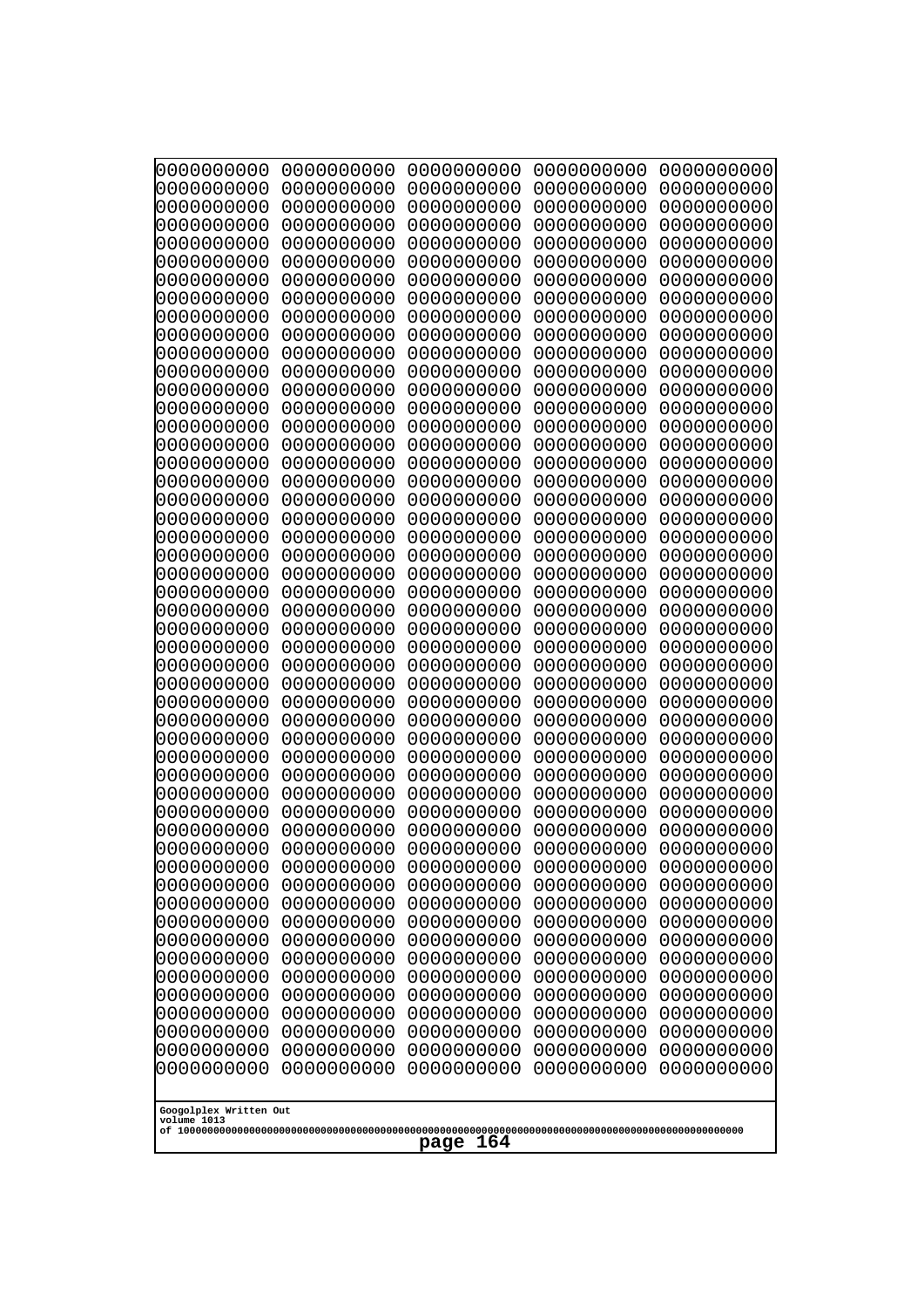```
0000000000 0000000000 0000000000 0000000000 0000000000
0000000000 0000000000 0000000000 0000000000 0000000000
0000000000 0000000000 0000000000 0000000000 0000000000
0000000000 0000000000 0000000000 0000000000 0000000000
0000000000 0000000000 0000000000 0000000000 0000000000
0000000000 0000000000 0000000000 0000000000 0000000000
0000000000 0000000000 0000000000 0000000000 0000000000
0000000000 0000000000 0000000000 0000000000 0000000000
0000000000 0000000000 0000000000 0000000000 0000000000
0000000000 0000000000 0000000000 0000000000 0000000000
0000000000 0000000000 0000000000 0000000000 0000000000
0000000000 0000000000 0000000000 0000000000 0000000000
0000000000 0000000000 0000000000 0000000000 0000000000
0000000000 0000000000 0000000000 0000000000 0000000000
0000000000 0000000000 0000000000 0000000000 0000000000
0000000000 0000000000 0000000000 0000000000 0000000000
0000000000 0000000000 0000000000 0000000000 0000000000
0000000000 0000000000 0000000000 0000000000 0000000000
0000000000 0000000000 0000000000 0000000000 0000000000
0000000000 0000000000 0000000000 0000000000 0000000000
0000000000 0000000000 0000000000 0000000000 0000000000
0000000000 0000000000 0000000000 0000000000 0000000000
0000000000 0000000000 0000000000 0000000000 0000000000
0000000000 0000000000 0000000000 0000000000 0000000000
0000000000 0000000000 0000000000 0000000000 0000000000
0000000000 0000000000 0000000000 0000000000 0000000000
0000000000 0000000000 0000000000 0000000000 0000000000
0000000000 0000000000 0000000000 0000000000 0000000000
0000000000 0000000000 0000000000 0000000000 0000000000
0000000000 0000000000 0000000000 0000000000 0000000000
0000000000 0000000000 0000000000 0000000000 0000000000
0000000000 0000000000 0000000000 0000000000 0000000000
0000000000 0000000000 0000000000 0000000000 0000000000
0000000000 0000000000 0000000000 0000000000 0000000000
0000000000 0000000000 0000000000 0000000000 0000000000
0000000000 0000000000 0000000000 0000000000 0000000000
0000000000 0000000000 0000000000 0000000000 0000000000
0000000000 0000000000 0000000000 0000000000 0000000000
0000000000 0000000000 0000000000 0000000000 0000000000
0000000000 0000000000 0000000000 0000000000 0000000000
0000000000 0000000000 0000000000 0000000000 0000000000
0000000000 0000000000 0000000000 0000000000 0000000000
0000000000 0000000000 0000000000 0000000000 0000000000
0000000000 0000000000 0000000000 0000000000 0000000000
0000000000 0000000000 0000000000 0000000000 0000000000
0000000000 0000000000 0000000000 0000000000 0000000000
0000000000 0000000000 0000000000 0000000000 0000000000
0000000000 0000000000 0000000000 0000000000 0000000000
0000000000 0000000000 0000000000 0000000000 0000000000
0000000000 0000000000 0000000000 0000000000 0000000000
```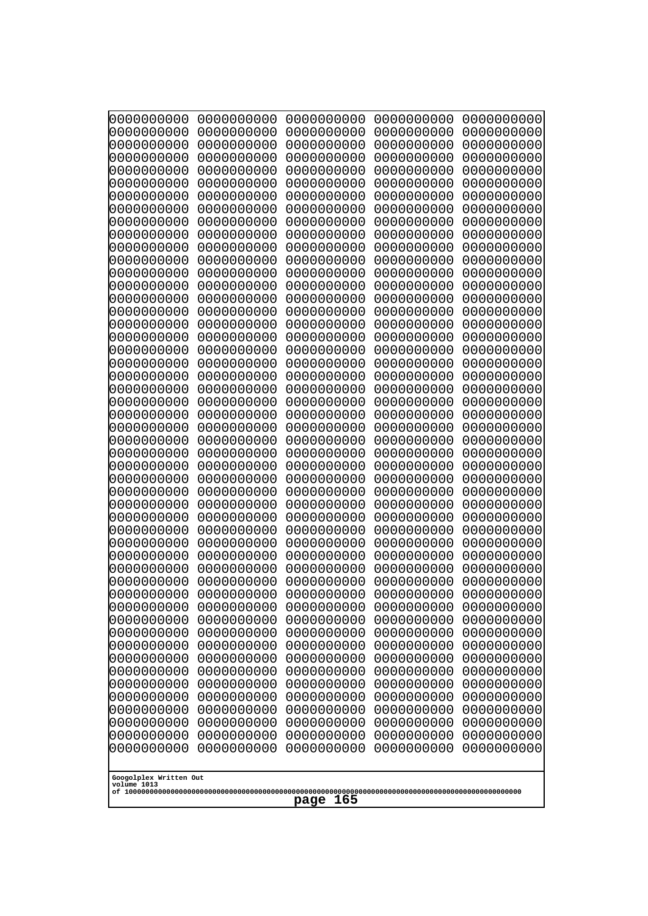```
0000000000 0000000000 0000000000 0000000000 0000000000
0000000000 0000000000 0000000000 0000000000 0000000000
0000000000 0000000000 0000000000 0000000000 0000000000
0000000000 0000000000 0000000000 0000000000 0000000000
0000000000 0000000000 0000000000 0000000000 0000000000
0000000000 0000000000 0000000000 0000000000 0000000000
0000000000 0000000000 0000000000 0000000000 0000000000
0000000000 0000000000 0000000000 0000000000 0000000000
0000000000 0000000000 0000000000 0000000000 0000000000
0000000000 0000000000 0000000000 0000000000 0000000000
0000000000 0000000000 0000000000 0000000000 0000000000
0000000000 0000000000 0000000000 0000000000 0000000000
0000000000 0000000000 0000000000 0000000000 0000000000
0000000000 0000000000 0000000000 0000000000 0000000000
0000000000 0000000000 0000000000 0000000000 0000000000
0000000000 0000000000 0000000000 0000000000 0000000000
0000000000 0000000000 0000000000 0000000000 0000000000
0000000000 0000000000 0000000000 0000000000 0000000000
0000000000 0000000000 0000000000 0000000000 0000000000
0000000000 0000000000 0000000000 0000000000 0000000000
0000000000 0000000000 0000000000 0000000000 0000000000
0000000000 0000000000 0000000000 0000000000 0000000000
0000000000 0000000000 0000000000 0000000000 0000000000
0000000000 0000000000 0000000000 0000000000 0000000000
0000000000 0000000000 0000000000 0000000000 0000000000
0000000000 0000000000 0000000000 0000000000 0000000000
0000000000 0000000000 0000000000 0000000000 0000000000
0000000000 0000000000 0000000000 0000000000 0000000000
0000000000 0000000000 0000000000 0000000000 0000000000
0000000000 0000000000 0000000000 0000000000 0000000000
0000000000 0000000000 0000000000 0000000000 0000000000
0000000000 0000000000 0000000000 0000000000 0000000000
0000000000 0000000000 0000000000 0000000000 0000000000
0000000000 0000000000 0000000000 0000000000 0000000000
0000000000 0000000000 0000000000 0000000000 0000000000
0000000000 0000000000 0000000000 0000000000 0000000000
0000000000 0000000000 0000000000 0000000000 0000000000
0000000000 0000000000 0000000000 0000000000 0000000000
0000000000 0000000000 0000000000 0000000000 0000000000
0000000000 0000000000 0000000000 0000000000 0000000000
0000000000 0000000000 0000000000 0000000000 0000000000
0000000000 0000000000 0000000000 0000000000 0000000000
0000000000 0000000000 0000000000 0000000000 0000000000
0000000000 0000000000 0000000000 0000000000 0000000000
0000000000 0000000000 0000000000 0000000000 0000000000
0000000000 0000000000 0000000000 0000000000 0000000000
0000000000 0000000000 0000000000 0000000000 0000000000
0000000000 0000000000 0000000000 0000000000 0000000000
0000000000 0000000000 0000000000 0000000000 0000000000
0000000000 0000000000 0000000000 0000000000 0000000000
```

Googolplex Written Out
volume 1013
of 10000000000000000000000000000000000000000000000000000000000000000000000000000000000000000000000000000

page 165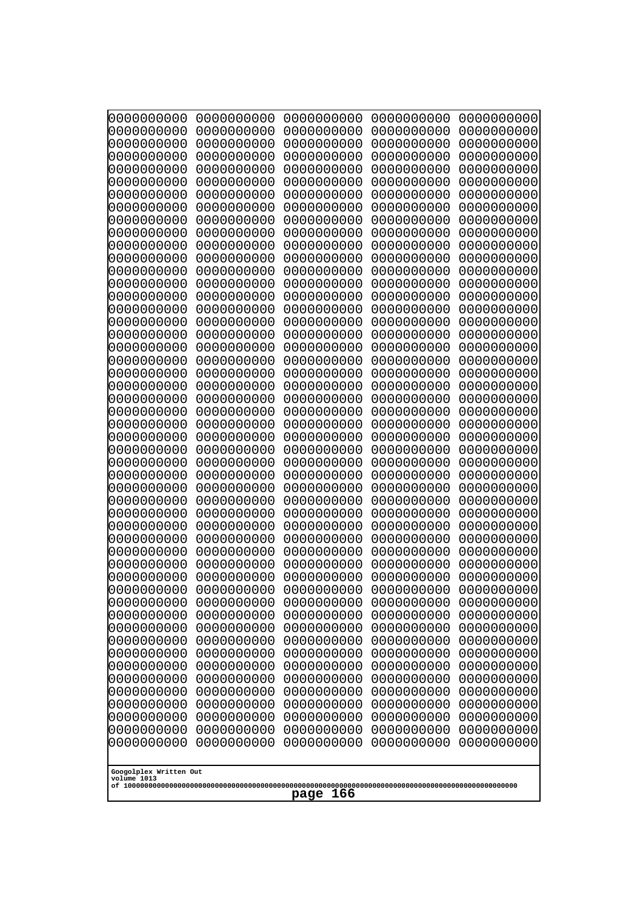```
0000000000 0000000000 0000000000 0000000000 0000000000
0000000000 0000000000 0000000000 0000000000 0000000000
0000000000 0000000000 0000000000 0000000000 0000000000
0000000000 0000000000 0000000000 0000000000 0000000000
0000000000 0000000000 0000000000 0000000000 0000000000
0000000000 0000000000 0000000000 0000000000 0000000000
0000000000 0000000000 0000000000 0000000000 0000000000
0000000000 0000000000 0000000000 0000000000 0000000000
0000000000 0000000000 0000000000 0000000000 0000000000
0000000000 0000000000 0000000000 0000000000 0000000000
0000000000 0000000000 0000000000 0000000000 0000000000
0000000000 0000000000 0000000000 0000000000 0000000000
0000000000 0000000000 0000000000 0000000000 0000000000
0000000000 0000000000 0000000000 0000000000 0000000000
0000000000 0000000000 0000000000 0000000000 0000000000
0000000000 0000000000 0000000000 0000000000 0000000000
0000000000 0000000000 0000000000 0000000000 0000000000
0000000000 0000000000 0000000000 0000000000 0000000000
0000000000 0000000000 0000000000 0000000000 0000000000
0000000000 0000000000 0000000000 0000000000 0000000000
0000000000 0000000000 0000000000 0000000000 0000000000
0000000000 0000000000 0000000000 0000000000 0000000000
0000000000 0000000000 0000000000 0000000000 0000000000
0000000000 0000000000 0000000000 0000000000 0000000000
0000000000 0000000000 0000000000 0000000000 0000000000
0000000000 0000000000 0000000000 0000000000 0000000000
0000000000 0000000000 0000000000 0000000000 0000000000
0000000000 0000000000 0000000000 0000000000 0000000000
0000000000 0000000000 0000000000 0000000000 0000000000
0000000000 0000000000 0000000000 0000000000 0000000000
0000000000 0000000000 0000000000 0000000000 0000000000
0000000000 0000000000 0000000000 0000000000 0000000000
0000000000 0000000000 0000000000 0000000000 0000000000
0000000000 0000000000 0000000000 0000000000 0000000000
0000000000 0000000000 0000000000 0000000000 0000000000
0000000000 0000000000 0000000000 0000000000 0000000000
0000000000 0000000000 0000000000 0000000000 0000000000
0000000000 0000000000 0000000000 0000000000 0000000000
0000000000 0000000000 0000000000 0000000000 0000000000
0000000000 0000000000 0000000000 0000000000 0000000000
0000000000 0000000000 0000000000 0000000000 0000000000
0000000000 0000000000 0000000000 0000000000 0000000000
0000000000 0000000000 0000000000 0000000000 0000000000
0000000000 0000000000 0000000000 0000000000 0000000000
0000000000 0000000000 0000000000 0000000000 0000000000
0000000000 0000000000 0000000000 0000000000 0000000000
0000000000 0000000000 0000000000 0000000000 0000000000
0000000000 0000000000 0000000000 0000000000 0000000000
0000000000 0000000000 0000000000 0000000000 0000000000
0000000000 0000000000 0000000000 0000000000 0000000000
```

Googolplex Written Out
volume 1013
of 10000000000000000000000000000000000000000000000000000000000000000000000000000000000000000000000000000

page 166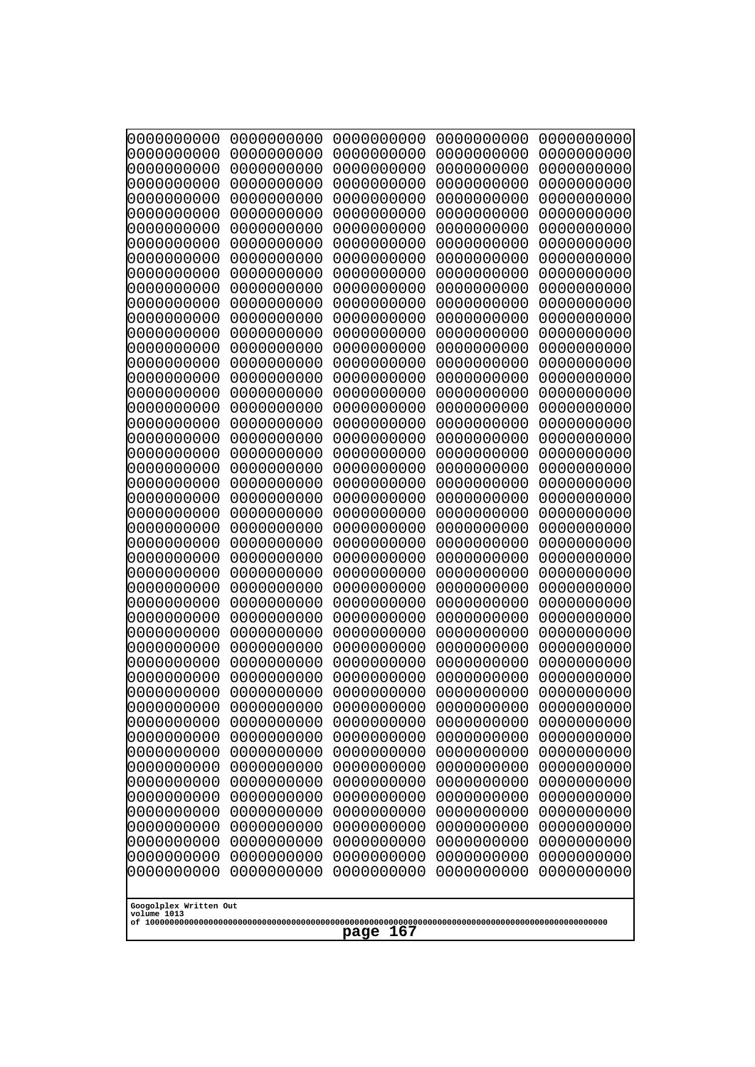```
0000000000 0000000000 0000000000 0000000000 0000000000
0000000000 0000000000 0000000000 0000000000 0000000000
0000000000 0000000000 0000000000 0000000000 0000000000
0000000000 0000000000 0000000000 0000000000 0000000000
0000000000 0000000000 0000000000 0000000000 0000000000
0000000000 0000000000 0000000000 0000000000 0000000000
0000000000 0000000000 0000000000 0000000000 0000000000
0000000000 0000000000 0000000000 0000000000 0000000000
0000000000 0000000000 0000000000 0000000000 0000000000
0000000000 0000000000 0000000000 0000000000 0000000000
0000000000 0000000000 0000000000 0000000000 0000000000
0000000000 0000000000 0000000000 0000000000 0000000000
0000000000 0000000000 0000000000 0000000000 0000000000
0000000000 0000000000 0000000000 0000000000 0000000000
0000000000 0000000000 0000000000 0000000000 0000000000
0000000000 0000000000 0000000000 0000000000 0000000000
0000000000 0000000000 0000000000 0000000000 0000000000
0000000000 0000000000 0000000000 0000000000 0000000000
0000000000 0000000000 0000000000 0000000000 0000000000
0000000000 0000000000 0000000000 0000000000 0000000000
0000000000 0000000000 0000000000 0000000000 0000000000
0000000000 0000000000 0000000000 0000000000 0000000000
0000000000 0000000000 0000000000 0000000000 0000000000
0000000000 0000000000 0000000000 0000000000 0000000000
0000000000 0000000000 0000000000 0000000000 0000000000
0000000000 0000000000 0000000000 0000000000 0000000000
0000000000 0000000000 0000000000 0000000000 0000000000
0000000000 0000000000 0000000000 0000000000 0000000000
0000000000 0000000000 0000000000 0000000000 0000000000
0000000000 0000000000 0000000000 0000000000 0000000000
0000000000 0000000000 0000000000 0000000000 0000000000
0000000000 0000000000 0000000000 0000000000 0000000000
0000000000 0000000000 0000000000 0000000000 0000000000
0000000000 0000000000 0000000000 0000000000 0000000000
0000000000 0000000000 0000000000 0000000000 0000000000
0000000000 0000000000 0000000000 0000000000 0000000000
0000000000 0000000000 0000000000 0000000000 0000000000
0000000000 0000000000 0000000000 0000000000 0000000000
0000000000 0000000000 0000000000 0000000000 0000000000
0000000000 0000000000 0000000000 0000000000 0000000000
0000000000 0000000000 0000000000 0000000000 0000000000
0000000000 0000000000 0000000000 0000000000 0000000000
0000000000 0000000000 0000000000 0000000000 0000000000
0000000000 0000000000 0000000000 0000000000 0000000000
0000000000 0000000000 0000000000 0000000000 0000000000
0000000000 0000000000 0000000000 0000000000 0000000000
0000000000 0000000000 0000000000 0000000000 0000000000
0000000000 0000000000 0000000000 0000000000 0000000000
0000000000 0000000000 0000000000 0000000000 0000000000
0000000000 0000000000 0000000000 0000000000 0000000000
```

Googolplex Written Out
volume 1013
of 10000000000000000000000000000000000000000000000000000000000000000000000000000000000000000000000000000

page 167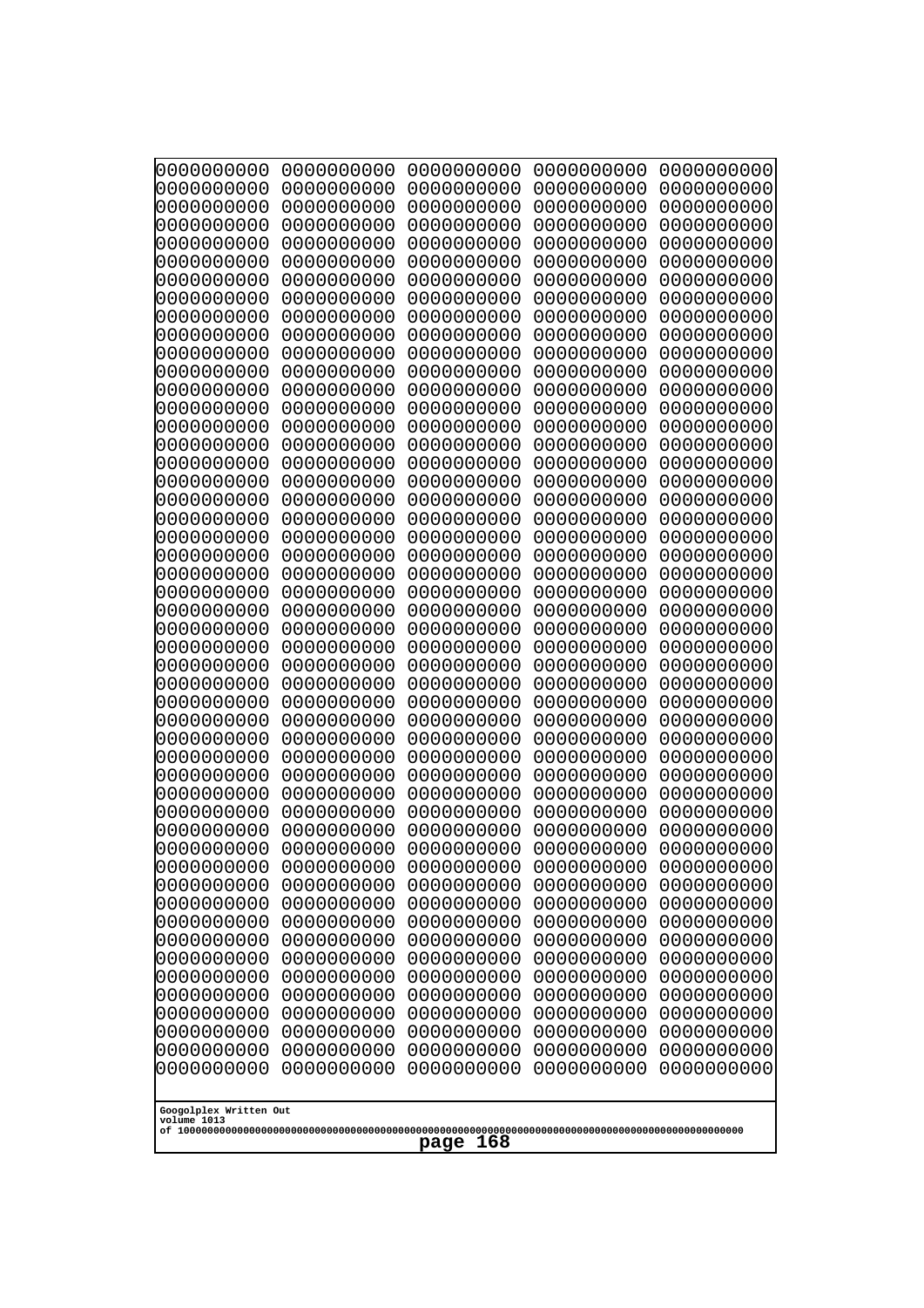```
0000000000 0000000000 0000000000 0000000000 0000000000
0000000000 0000000000 0000000000 0000000000 0000000000
0000000000 0000000000 0000000000 0000000000 0000000000
0000000000 0000000000 0000000000 0000000000 0000000000
0000000000 0000000000 0000000000 0000000000 0000000000
0000000000 0000000000 0000000000 0000000000 0000000000
0000000000 0000000000 0000000000 0000000000 0000000000
0000000000 0000000000 0000000000 0000000000 0000000000
0000000000 0000000000 0000000000 0000000000 0000000000
0000000000 0000000000 0000000000 0000000000 0000000000
0000000000 0000000000 0000000000 0000000000 0000000000
0000000000 0000000000 0000000000 0000000000 0000000000
0000000000 0000000000 0000000000 0000000000 0000000000
0000000000 0000000000 0000000000 0000000000 0000000000
0000000000 0000000000 0000000000 0000000000 0000000000
0000000000 0000000000 0000000000 0000000000 0000000000
0000000000 0000000000 0000000000 0000000000 0000000000
0000000000 0000000000 0000000000 0000000000 0000000000
0000000000 0000000000 0000000000 0000000000 0000000000
0000000000 0000000000 0000000000 0000000000 0000000000
0000000000 0000000000 0000000000 0000000000 0000000000
0000000000 0000000000 0000000000 0000000000 0000000000
0000000000 0000000000 0000000000 0000000000 0000000000
0000000000 0000000000 0000000000 0000000000 0000000000
0000000000 0000000000 0000000000 0000000000 0000000000
0000000000 0000000000 0000000000 0000000000 0000000000
0000000000 0000000000 0000000000 0000000000 0000000000
0000000000 0000000000 0000000000 0000000000 0000000000
0000000000 0000000000 0000000000 0000000000 0000000000
0000000000 0000000000 0000000000 0000000000 0000000000
0000000000 0000000000 0000000000 0000000000 0000000000
0000000000 0000000000 0000000000 0000000000 0000000000
0000000000 0000000000 0000000000 0000000000 0000000000
0000000000 0000000000 0000000000 0000000000 0000000000
0000000000 0000000000 0000000000 0000000000 0000000000
0000000000 0000000000 0000000000 0000000000 0000000000
0000000000 0000000000 0000000000 0000000000 0000000000
0000000000 0000000000 0000000000 0000000000 0000000000
0000000000 0000000000 0000000000 0000000000 0000000000
0000000000 0000000000 0000000000 0000000000 0000000000
0000000000 0000000000 0000000000 0000000000 0000000000
0000000000 0000000000 0000000000 0000000000 0000000000
0000000000 0000000000 0000000000 0000000000 0000000000
0000000000 0000000000 0000000000 0000000000 0000000000
0000000000 0000000000 0000000000 0000000000 0000000000
0000000000 0000000000 0000000000 0000000000 0000000000
0000000000 0000000000 0000000000 0000000000 0000000000
0000000000 0000000000 0000000000 0000000000 0000000000
0000000000 0000000000 0000000000 0000000000 0000000000
0000000000 0000000000 0000000000 0000000000 0000000000
0000000000 0000000000 0000000000 0000000000 0000000000
```

Googolplex Written Out
volume 1013
of 10000000000000000000000000000000000000000000000000000000000000000000000000000000000000000000000000000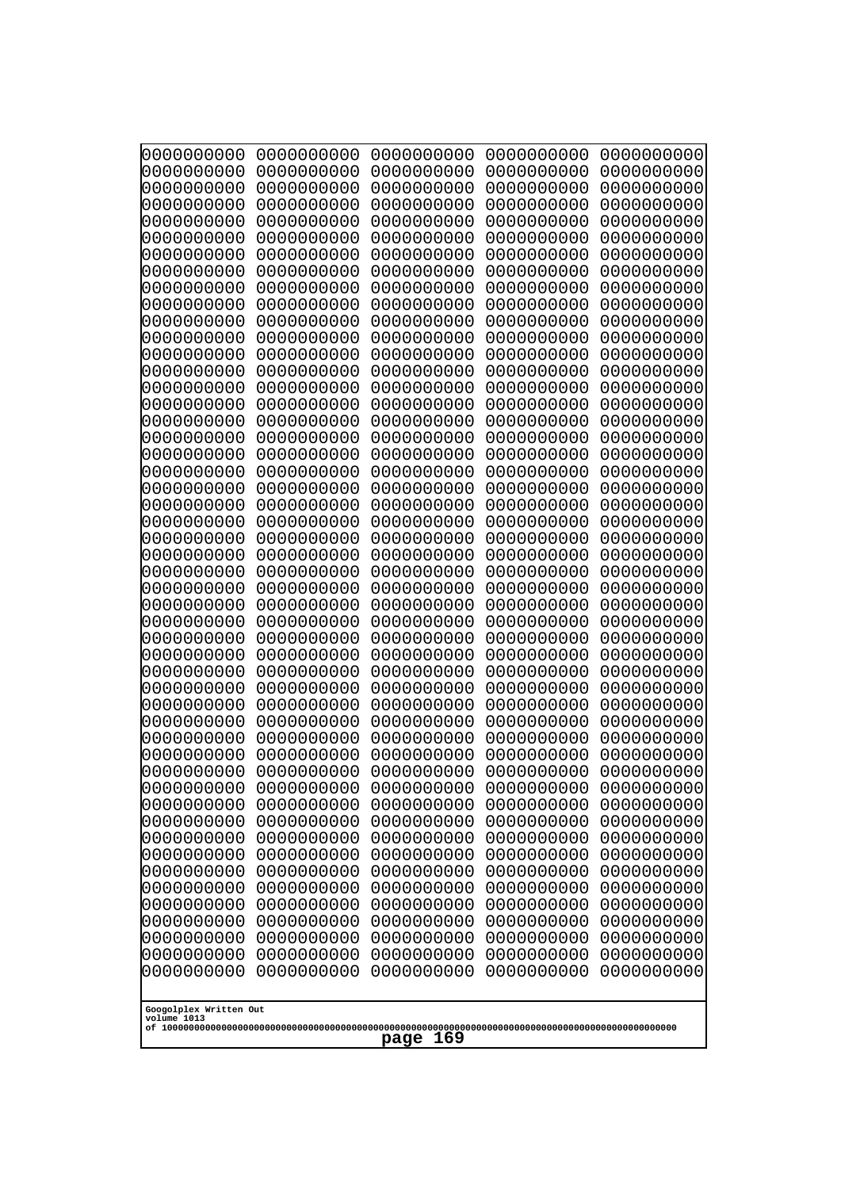0000000000 0000000000 0000000000 0000000000 0000000000
0000000000 0000000000 0000000000 0000000000 0000000000
0000000000 0000000000 0000000000 0000000000 0000000000
0000000000 0000000000 0000000000 0000000000 0000000000
0000000000 0000000000 0000000000 0000000000 0000000000
0000000000 0000000000 0000000000 0000000000 0000000000
0000000000 0000000000 0000000000 0000000000 0000000000
0000000000 0000000000 0000000000 0000000000 0000000000
0000000000 0000000000 0000000000 0000000000 0000000000
0000000000 0000000000 0000000000 0000000000 0000000000
0000000000 0000000000 0000000000 0000000000 0000000000
0000000000 0000000000 0000000000 0000000000 0000000000
0000000000 0000000000 0000000000 0000000000 0000000000
0000000000 0000000000 0000000000 0000000000 0000000000
0000000000 0000000000 0000000000 0000000000 0000000000
0000000000 0000000000 0000000000 0000000000 0000000000
0000000000 0000000000 0000000000 0000000000 0000000000
0000000000 0000000000 0000000000 0000000000 0000000000
0000000000 0000000000 0000000000 0000000000 0000000000
0000000000 0000000000 0000000000 0000000000 0000000000
0000000000 0000000000 0000000000 0000000000 0000000000
0000000000 0000000000 0000000000 0000000000 0000000000
0000000000 0000000000 0000000000 0000000000 0000000000
0000000000 0000000000 0000000000 0000000000 0000000000
0000000000 0000000000 0000000000 0000000000 0000000000
0000000000 0000000000 0000000000 0000000000 0000000000
0000000000 0000000000 0000000000 0000000000 0000000000
0000000000 0000000000 0000000000 0000000000 0000000000
0000000000 0000000000 0000000000 0000000000 0000000000
0000000000 0000000000 0000000000 0000000000 0000000000
0000000000 0000000000 0000000000 0000000000 0000000000
0000000000 0000000000 0000000000 0000000000 0000000000
0000000000 0000000000 0000000000 0000000000 0000000000
0000000000 0000000000 0000000000 0000000000 0000000000
0000000000 0000000000 0000000000 0000000000 0000000000
0000000000 0000000000 0000000000 0000000000 0000000000
0000000000 0000000000 0000000000 0000000000 0000000000
0000000000 0000000000 0000000000 0000000000 0000000000
0000000000 0000000000 0000000000 0000000000 0000000000
0000000000 0000000000 0000000000 0000000000 0000000000
0000000000 0000000000 0000000000 0000000000 0000000000
0000000000 0000000000 0000000000 0000000000 0000000000
0000000000 0000000000 0000000000 0000000000 0000000000
0000000000 0000000000 0000000000 0000000000 0000000000
0000000000 0000000000 0000000000 0000000000 0000000000
0000000000 0000000000 0000000000 0000000000 0000000000
0000000000 0000000000 0000000000 0000000000 0000000000
0000000000 0000000000 0000000000 0000000000 0000000000
0000000000 0000000000 0000000000 0000000000 0000000000
0000000000 0000000000 0000000000 0000000000 0000000000

Googolplex Written Out
volume 1013
of 10000000000000000000000000000000000000000000000000000000000000000000000000000000000000000000000000000
page 169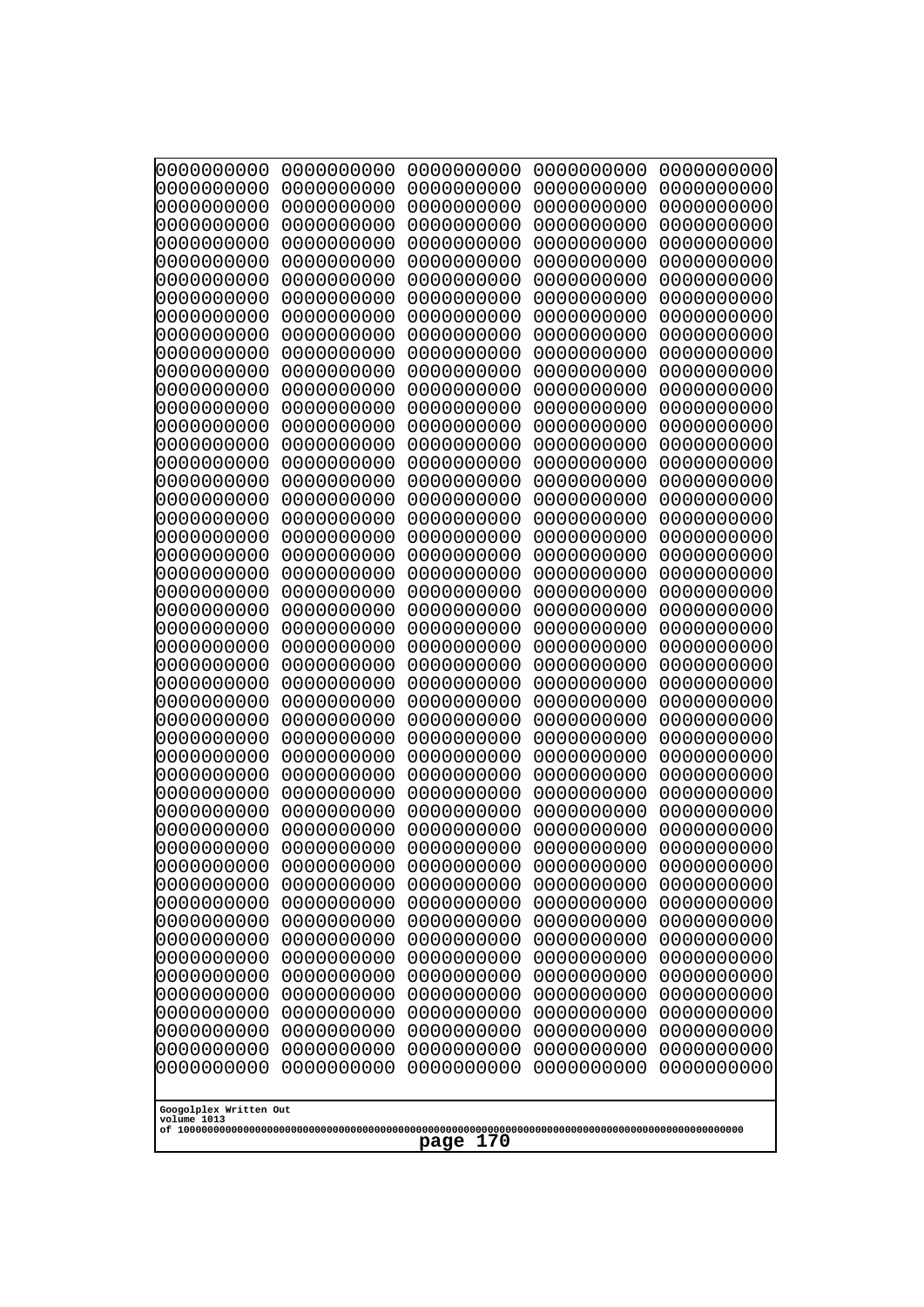0000000000 0000000000 0000000000 0000000000 0000000000
0000000000 0000000000 0000000000 0000000000 0000000000
0000000000 0000000000 0000000000 0000000000 0000000000
0000000000 0000000000 0000000000 0000000000 0000000000
0000000000 0000000000 0000000000 0000000000 0000000000
0000000000 0000000000 0000000000 0000000000 0000000000
0000000000 0000000000 0000000000 0000000000 0000000000
0000000000 0000000000 0000000000 0000000000 0000000000
0000000000 0000000000 0000000000 0000000000 0000000000
0000000000 0000000000 0000000000 0000000000 0000000000
0000000000 0000000000 0000000000 0000000000 0000000000
0000000000 0000000000 0000000000 0000000000 0000000000
0000000000 0000000000 0000000000 0000000000 0000000000
0000000000 0000000000 0000000000 0000000000 0000000000
0000000000 0000000000 0000000000 0000000000 0000000000
0000000000 0000000000 0000000000 0000000000 0000000000
0000000000 0000000000 0000000000 0000000000 0000000000
0000000000 0000000000 0000000000 0000000000 0000000000
0000000000 0000000000 0000000000 0000000000 0000000000
0000000000 0000000000 0000000000 0000000000 0000000000
0000000000 0000000000 0000000000 0000000000 0000000000
0000000000 0000000000 0000000000 0000000000 0000000000
0000000000 0000000000 0000000000 0000000000 0000000000
0000000000 0000000000 0000000000 0000000000 0000000000
0000000000 0000000000 0000000000 0000000000 0000000000
0000000000 0000000000 0000000000 0000000000 0000000000
0000000000 0000000000 0000000000 0000000000 0000000000
0000000000 0000000000 0000000000 0000000000 0000000000
0000000000 0000000000 0000000000 0000000000 0000000000
0000000000 0000000000 0000000000 0000000000 0000000000
0000000000 0000000000 0000000000 0000000000 0000000000
0000000000 0000000000 0000000000 0000000000 0000000000
0000000000 0000000000 0000000000 0000000000 0000000000
0000000000 0000000000 0000000000 0000000000 0000000000
0000000000 0000000000 0000000000 0000000000 0000000000
0000000000 0000000000 0000000000 0000000000 0000000000
0000000000 0000000000 0000000000 0000000000 0000000000
0000000000 0000000000 0000000000 0000000000 0000000000
0000000000 0000000000 0000000000 0000000000 0000000000
0000000000 0000000000 0000000000 0000000000 0000000000
0000000000 0000000000 0000000000 0000000000 0000000000
0000000000 0000000000 0000000000 0000000000 0000000000
0000000000 0000000000 0000000000 0000000000 0000000000
0000000000 0000000000 0000000000 0000000000 0000000000
0000000000 0000000000 0000000000 0000000000 0000000000
0000000000 0000000000 0000000000 0000000000 0000000000
0000000000 0000000000 0000000000 0000000000 0000000000
0000000000 0000000000 0000000000 0000000000 0000000000
0000000000 0000000000 0000000000 0000000000 0000000000
0000000000 0000000000 0000000000 0000000000 0000000000

Googolplex Written Out
volume 1013
of 10000000000000000000000000000000000000000000000000000000000000000000000000000000000000000000000000000
page 170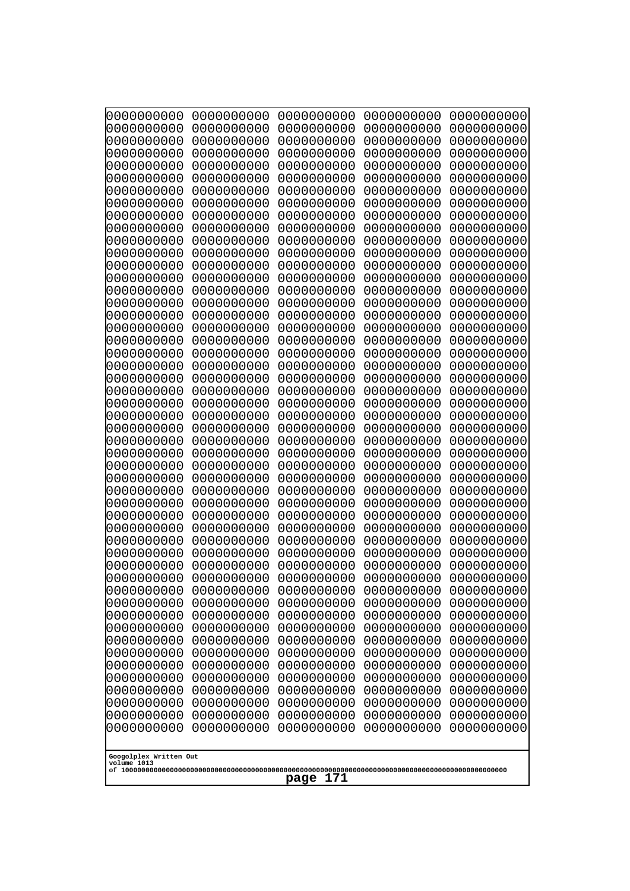```
0000000000 0000000000 0000000000 0000000000 0000000000
0000000000 0000000000 0000000000 0000000000 0000000000
0000000000 0000000000 0000000000 0000000000 0000000000
0000000000 0000000000 0000000000 0000000000 0000000000
0000000000 0000000000 0000000000 0000000000 0000000000
0000000000 0000000000 0000000000 0000000000 0000000000
0000000000 0000000000 0000000000 0000000000 0000000000
0000000000 0000000000 0000000000 0000000000 0000000000
0000000000 0000000000 0000000000 0000000000 0000000000
0000000000 0000000000 0000000000 0000000000 0000000000
0000000000 0000000000 0000000000 0000000000 0000000000
0000000000 0000000000 0000000000 0000000000 0000000000
0000000000 0000000000 0000000000 0000000000 0000000000
0000000000 0000000000 0000000000 0000000000 0000000000
0000000000 0000000000 0000000000 0000000000 0000000000
0000000000 0000000000 0000000000 0000000000 0000000000
0000000000 0000000000 0000000000 0000000000 0000000000
0000000000 0000000000 0000000000 0000000000 0000000000
0000000000 0000000000 0000000000 0000000000 0000000000
0000000000 0000000000 0000000000 0000000000 0000000000
0000000000 0000000000 0000000000 0000000000 0000000000
0000000000 0000000000 0000000000 0000000000 0000000000
0000000000 0000000000 0000000000 0000000000 0000000000
0000000000 0000000000 0000000000 0000000000 0000000000
0000000000 0000000000 0000000000 0000000000 0000000000
0000000000 0000000000 0000000000 0000000000 0000000000
0000000000 0000000000 0000000000 0000000000 0000000000
0000000000 0000000000 0000000000 0000000000 0000000000
0000000000 0000000000 0000000000 0000000000 0000000000
0000000000 0000000000 0000000000 0000000000 0000000000
0000000000 0000000000 0000000000 0000000000 0000000000
0000000000 0000000000 0000000000 0000000000 0000000000
0000000000 0000000000 0000000000 0000000000 0000000000
0000000000 0000000000 0000000000 0000000000 0000000000
0000000000 0000000000 0000000000 0000000000 0000000000
0000000000 0000000000 0000000000 0000000000 0000000000
0000000000 0000000000 0000000000 0000000000 0000000000
0000000000 0000000000 0000000000 0000000000 0000000000
0000000000 0000000000 0000000000 0000000000 0000000000
0000000000 0000000000 0000000000 0000000000 0000000000
0000000000 0000000000 0000000000 0000000000 0000000000
0000000000 0000000000 0000000000 0000000000 0000000000
0000000000 0000000000 0000000000 0000000000 0000000000
0000000000 0000000000 0000000000 0000000000 0000000000
0000000000 0000000000 0000000000 0000000000 0000000000
0000000000 0000000000 0000000000 0000000000 0000000000
0000000000 0000000000 0000000000 0000000000 0000000000
0000000000 0000000000 0000000000 0000000000 0000000000
0000000000 0000000000 0000000000 0000000000 0000000000
0000000000 0000000000 0000000000 0000000000 0000000000
```

Googolplex Written Out
volume 1013
of 10000000000000000000000000000000000000000000000000000000000000000000000000000000000000000000000000000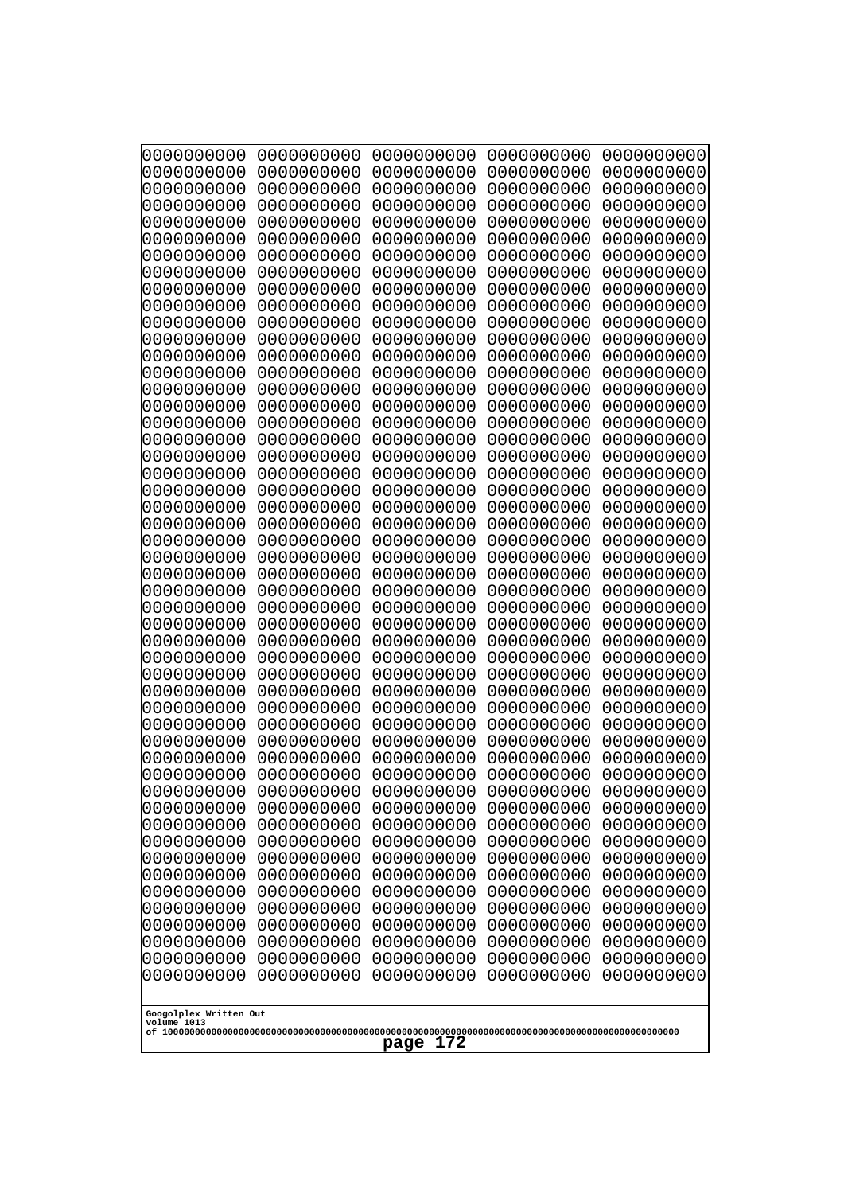0000000000 0000000000 0000000000 0000000000 0000000000
0000000000 0000000000 0000000000 0000000000 0000000000
0000000000 0000000000 0000000000 0000000000 0000000000
0000000000 0000000000 0000000000 0000000000 0000000000
0000000000 0000000000 0000000000 0000000000 0000000000
0000000000 0000000000 0000000000 0000000000 0000000000
0000000000 0000000000 0000000000 0000000000 0000000000
0000000000 0000000000 0000000000 0000000000 0000000000
0000000000 0000000000 0000000000 0000000000 0000000000
0000000000 0000000000 0000000000 0000000000 0000000000
0000000000 0000000000 0000000000 0000000000 0000000000
0000000000 0000000000 0000000000 0000000000 0000000000
0000000000 0000000000 0000000000 0000000000 0000000000
0000000000 0000000000 0000000000 0000000000 0000000000
0000000000 0000000000 0000000000 0000000000 0000000000
0000000000 0000000000 0000000000 0000000000 0000000000
0000000000 0000000000 0000000000 0000000000 0000000000
0000000000 0000000000 0000000000 0000000000 0000000000
0000000000 0000000000 0000000000 0000000000 0000000000
0000000000 0000000000 0000000000 0000000000 0000000000
0000000000 0000000000 0000000000 0000000000 0000000000
0000000000 0000000000 0000000000 0000000000 0000000000
0000000000 0000000000 0000000000 0000000000 0000000000
0000000000 0000000000 0000000000 0000000000 0000000000
0000000000 0000000000 0000000000 0000000000 0000000000
0000000000 0000000000 0000000000 0000000000 0000000000
0000000000 0000000000 0000000000 0000000000 0000000000
0000000000 0000000000 0000000000 0000000000 0000000000
0000000000 0000000000 0000000000 0000000000 0000000000
0000000000 0000000000 0000000000 0000000000 0000000000
0000000000 0000000000 0000000000 0000000000 0000000000
0000000000 0000000000 0000000000 0000000000 0000000000
0000000000 0000000000 0000000000 0000000000 0000000000
0000000000 0000000000 0000000000 0000000000 0000000000
0000000000 0000000000 0000000000 0000000000 0000000000
0000000000 0000000000 0000000000 0000000000 0000000000
0000000000 0000000000 0000000000 0000000000 0000000000
0000000000 0000000000 0000000000 0000000000 0000000000
0000000000 0000000000 0000000000 0000000000 0000000000
0000000000 0000000000 0000000000 0000000000 0000000000
0000000000 0000000000 0000000000 0000000000 0000000000
0000000000 0000000000 0000000000 0000000000 0000000000
0000000000 0000000000 0000000000 0000000000 0000000000
0000000000 0000000000 0000000000 0000000000 0000000000
0000000000 0000000000 0000000000 0000000000 0000000000
0000000000 0000000000 0000000000 0000000000 0000000000
0000000000 0000000000 0000000000 0000000000 0000000000
0000000000 0000000000 0000000000 0000000000 0000000000
0000000000 0000000000 0000000000 0000000000 0000000000
0000000000 0000000000 0000000000 0000000000 0000000000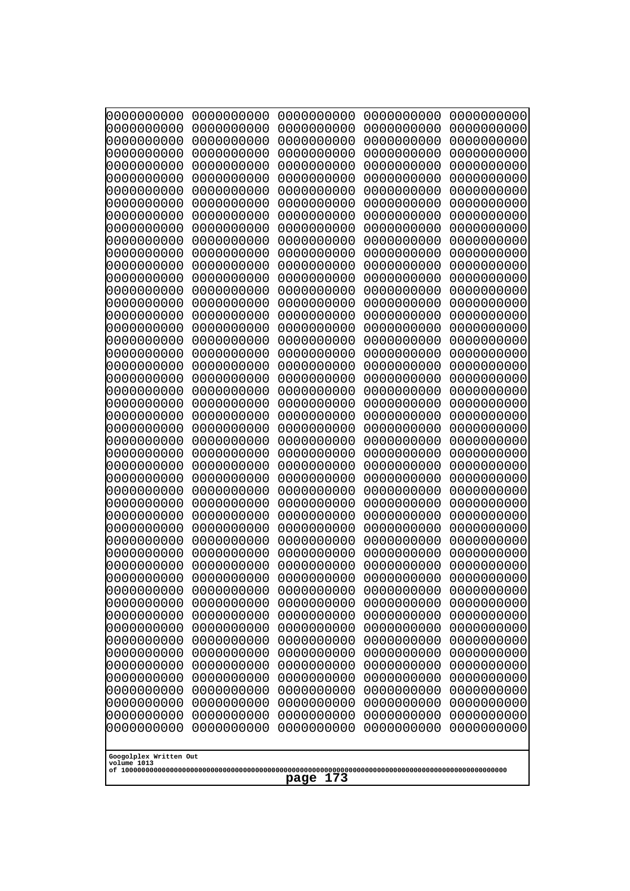```
0000000000 0000000000 0000000000 0000000000 0000000000
0000000000 0000000000 0000000000 0000000000 0000000000
0000000000 0000000000 0000000000 0000000000 0000000000
0000000000 0000000000 0000000000 0000000000 0000000000
0000000000 0000000000 0000000000 0000000000 0000000000
0000000000 0000000000 0000000000 0000000000 0000000000
0000000000 0000000000 0000000000 0000000000 0000000000
0000000000 0000000000 0000000000 0000000000 0000000000
0000000000 0000000000 0000000000 0000000000 0000000000
0000000000 0000000000 0000000000 0000000000 0000000000
0000000000 0000000000 0000000000 0000000000 0000000000
0000000000 0000000000 0000000000 0000000000 0000000000
0000000000 0000000000 0000000000 0000000000 0000000000
0000000000 0000000000 0000000000 0000000000 0000000000
0000000000 0000000000 0000000000 0000000000 0000000000
0000000000 0000000000 0000000000 0000000000 0000000000
0000000000 0000000000 0000000000 0000000000 0000000000
0000000000 0000000000 0000000000 0000000000 0000000000
0000000000 0000000000 0000000000 0000000000 0000000000
0000000000 0000000000 0000000000 0000000000 0000000000
0000000000 0000000000 0000000000 0000000000 0000000000
0000000000 0000000000 0000000000 0000000000 0000000000
0000000000 0000000000 0000000000 0000000000 0000000000
0000000000 0000000000 0000000000 0000000000 0000000000
0000000000 0000000000 0000000000 0000000000 0000000000
0000000000 0000000000 0000000000 0000000000 0000000000
0000000000 0000000000 0000000000 0000000000 0000000000
0000000000 0000000000 0000000000 0000000000 0000000000
0000000000 0000000000 0000000000 0000000000 0000000000
0000000000 0000000000 0000000000 0000000000 0000000000
0000000000 0000000000 0000000000 0000000000 0000000000
0000000000 0000000000 0000000000 0000000000 0000000000
0000000000 0000000000 0000000000 0000000000 0000000000
0000000000 0000000000 0000000000 0000000000 0000000000
0000000000 0000000000 0000000000 0000000000 0000000000
0000000000 0000000000 0000000000 0000000000 0000000000
0000000000 0000000000 0000000000 0000000000 0000000000
0000000000 0000000000 0000000000 0000000000 0000000000
0000000000 0000000000 0000000000 0000000000 0000000000
0000000000 0000000000 0000000000 0000000000 0000000000
0000000000 0000000000 0000000000 0000000000 0000000000
0000000000 0000000000 0000000000 0000000000 0000000000
0000000000 0000000000 0000000000 0000000000 0000000000
0000000000 0000000000 0000000000 0000000000 0000000000
0000000000 0000000000 0000000000 0000000000 0000000000
0000000000 0000000000 0000000000 0000000000 0000000000
0000000000 0000000000 0000000000 0000000000 0000000000
0000000000 0000000000 0000000000 0000000000 0000000000
0000000000 0000000000 0000000000 0000000000 0000000000
0000000000 0000000000 0000000000 0000000000 0000000000
```

Googolplex Written Out
volume 1013
of 10000000000000000000000000000000000000000000000000000000000000000000000000000000000000000000000000000000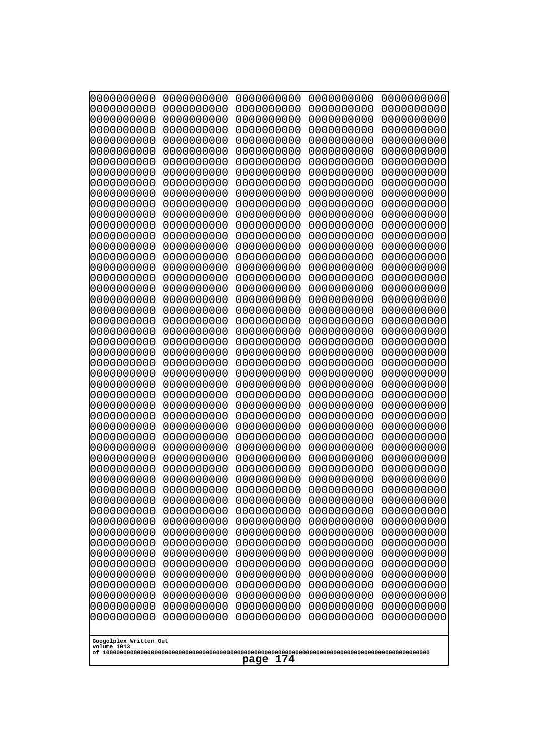```
0000000000 0000000000 0000000000 0000000000 0000000000
0000000000 0000000000 0000000000 0000000000 0000000000
0000000000 0000000000 0000000000 0000000000 0000000000
0000000000 0000000000 0000000000 0000000000 0000000000
0000000000 0000000000 0000000000 0000000000 0000000000
0000000000 0000000000 0000000000 0000000000 0000000000
0000000000 0000000000 0000000000 0000000000 0000000000
0000000000 0000000000 0000000000 0000000000 0000000000
0000000000 0000000000 0000000000 0000000000 0000000000
0000000000 0000000000 0000000000 0000000000 0000000000
0000000000 0000000000 0000000000 0000000000 0000000000
0000000000 0000000000 0000000000 0000000000 0000000000
0000000000 0000000000 0000000000 0000000000 0000000000
0000000000 0000000000 0000000000 0000000000 0000000000
0000000000 0000000000 0000000000 0000000000 0000000000
0000000000 0000000000 0000000000 0000000000 0000000000
0000000000 0000000000 0000000000 0000000000 0000000000
0000000000 0000000000 0000000000 0000000000 0000000000
0000000000 0000000000 0000000000 0000000000 0000000000
0000000000 0000000000 0000000000 0000000000 0000000000
0000000000 0000000000 0000000000 0000000000 0000000000
0000000000 0000000000 0000000000 0000000000 0000000000
0000000000 0000000000 0000000000 0000000000 0000000000
0000000000 0000000000 0000000000 0000000000 0000000000
0000000000 0000000000 0000000000 0000000000 0000000000
0000000000 0000000000 0000000000 0000000000 0000000000
0000000000 0000000000 0000000000 0000000000 0000000000
0000000000 0000000000 0000000000 0000000000 0000000000
0000000000 0000000000 0000000000 0000000000 0000000000
0000000000 0000000000 0000000000 0000000000 0000000000
0000000000 0000000000 0000000000 0000000000 0000000000
0000000000 0000000000 0000000000 0000000000 0000000000
0000000000 0000000000 0000000000 0000000000 0000000000
0000000000 0000000000 0000000000 0000000000 0000000000
0000000000 0000000000 0000000000 0000000000 0000000000
0000000000 0000000000 0000000000 0000000000 0000000000
0000000000 0000000000 0000000000 0000000000 0000000000
0000000000 0000000000 0000000000 0000000000 0000000000
0000000000 0000000000 0000000000 0000000000 0000000000
0000000000 0000000000 0000000000 0000000000 0000000000
0000000000 0000000000 0000000000 0000000000 0000000000
0000000000 0000000000 0000000000 0000000000 0000000000
0000000000 0000000000 0000000000 0000000000 0000000000
0000000000 0000000000 0000000000 0000000000 0000000000
0000000000 0000000000 0000000000 0000000000 0000000000
0000000000 0000000000 0000000000 0000000000 0000000000
0000000000 0000000000 0000000000 0000000000 0000000000
0000000000 0000000000 0000000000 0000000000 0000000000
0000000000 0000000000 0000000000 0000000000 0000000000
0000000000 0000000000 0000000000 0000000000 0000000000
```

Googolplex Written Out
volume 1013
of 10000000000000000000000000000000000000000000000000000000000000000000000000000000000000000000000000000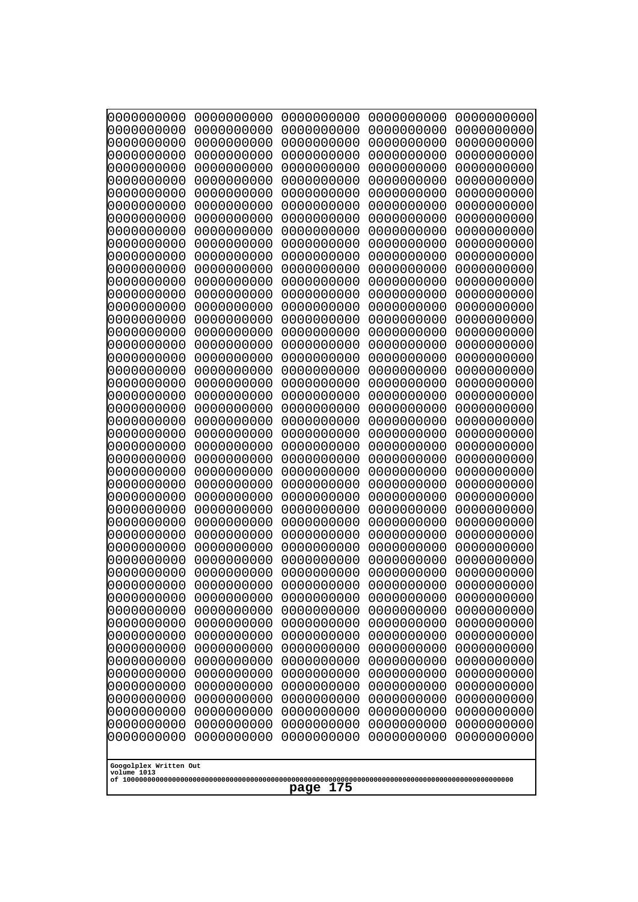```
0000000000 0000000000 0000000000 0000000000 0000000000
0000000000 0000000000 0000000000 0000000000 0000000000
0000000000 0000000000 0000000000 0000000000 0000000000
0000000000 0000000000 0000000000 0000000000 0000000000
0000000000 0000000000 0000000000 0000000000 0000000000
0000000000 0000000000 0000000000 0000000000 0000000000
0000000000 0000000000 0000000000 0000000000 0000000000
0000000000 0000000000 0000000000 0000000000 0000000000
0000000000 0000000000 0000000000 0000000000 0000000000
0000000000 0000000000 0000000000 0000000000 0000000000
0000000000 0000000000 0000000000 0000000000 0000000000
0000000000 0000000000 0000000000 0000000000 0000000000
0000000000 0000000000 0000000000 0000000000 0000000000
0000000000 0000000000 0000000000 0000000000 0000000000
0000000000 0000000000 0000000000 0000000000 0000000000
0000000000 0000000000 0000000000 0000000000 0000000000
0000000000 0000000000 0000000000 0000000000 0000000000
0000000000 0000000000 0000000000 0000000000 0000000000
0000000000 0000000000 0000000000 0000000000 0000000000
0000000000 0000000000 0000000000 0000000000 0000000000
0000000000 0000000000 0000000000 0000000000 0000000000
0000000000 0000000000 0000000000 0000000000 0000000000
0000000000 0000000000 0000000000 0000000000 0000000000
0000000000 0000000000 0000000000 0000000000 0000000000
0000000000 0000000000 0000000000 0000000000 0000000000
0000000000 0000000000 0000000000 0000000000 0000000000
0000000000 0000000000 0000000000 0000000000 0000000000
0000000000 0000000000 0000000000 0000000000 0000000000
0000000000 0000000000 0000000000 0000000000 0000000000
0000000000 0000000000 0000000000 0000000000 0000000000
0000000000 0000000000 0000000000 0000000000 0000000000
0000000000 0000000000 0000000000 0000000000 0000000000
0000000000 0000000000 0000000000 0000000000 0000000000
0000000000 0000000000 0000000000 0000000000 0000000000
0000000000 0000000000 0000000000 0000000000 0000000000
0000000000 0000000000 0000000000 0000000000 0000000000
0000000000 0000000000 0000000000 0000000000 0000000000
0000000000 0000000000 0000000000 0000000000 0000000000
0000000000 0000000000 0000000000 0000000000 0000000000
0000000000 0000000000 0000000000 0000000000 0000000000
0000000000 0000000000 0000000000 0000000000 0000000000
0000000000 0000000000 0000000000 0000000000 0000000000
0000000000 0000000000 0000000000 0000000000 0000000000
0000000000 0000000000 0000000000 0000000000 0000000000
0000000000 0000000000 0000000000 0000000000 0000000000
0000000000 0000000000 0000000000 0000000000 0000000000
0000000000 0000000000 0000000000 0000000000 0000000000
0000000000 0000000000 0000000000 0000000000 0000000000
0000000000 0000000000 0000000000 0000000000 0000000000
0000000000 0000000000 0000000000 0000000000 0000000000
```

Googolplex Written Out
volume 1013
of 10000000000000000000000000000000000000000000000000000000000000000000000000000000000000000000000000000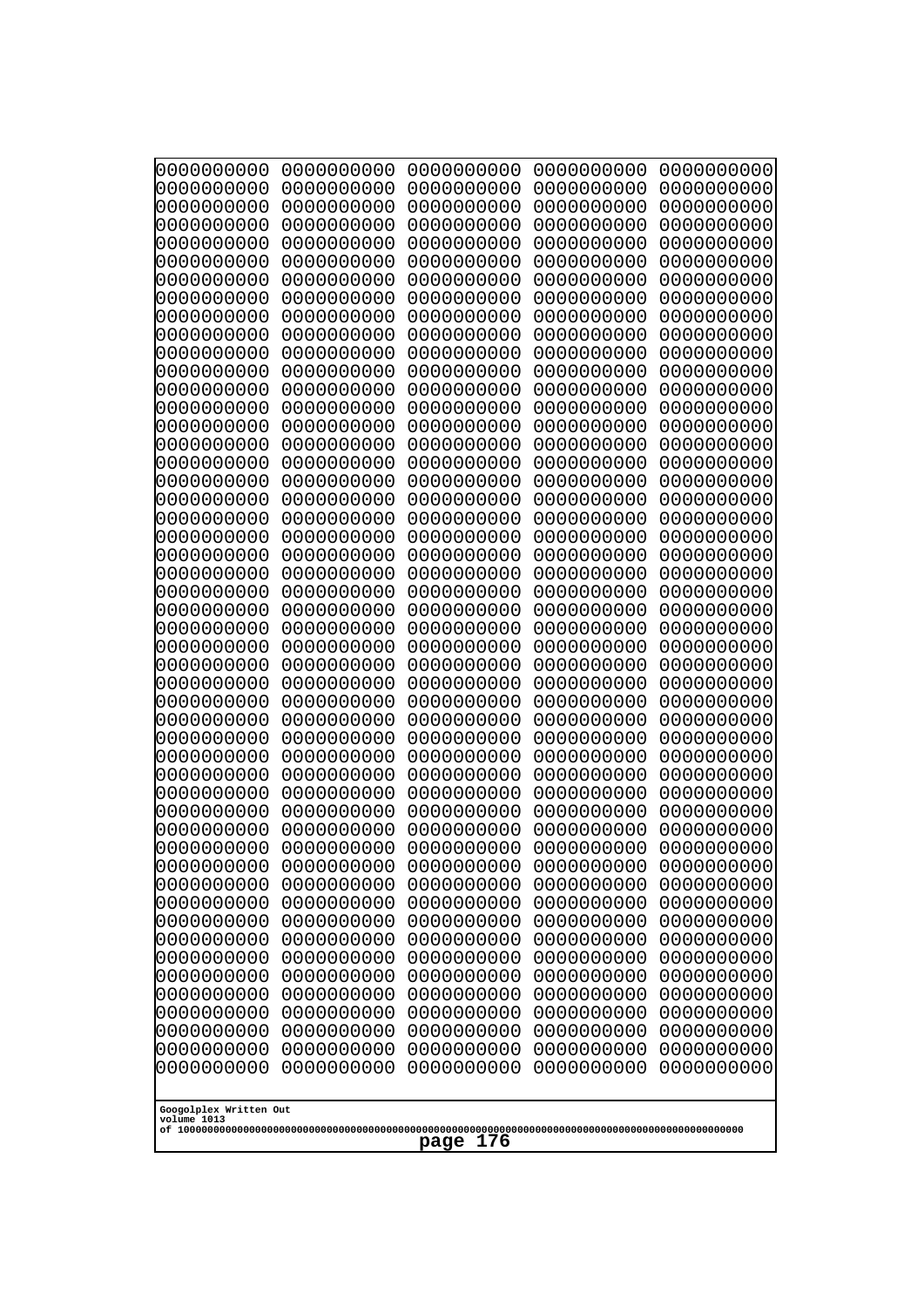0000000000 0000000000 0000000000 0000000000 0000000000
0000000000 0000000000 0000000000 0000000000 0000000000
0000000000 0000000000 0000000000 0000000000 0000000000
0000000000 0000000000 0000000000 0000000000 0000000000
0000000000 0000000000 0000000000 0000000000 0000000000
0000000000 0000000000 0000000000 0000000000 0000000000
0000000000 0000000000 0000000000 0000000000 0000000000
0000000000 0000000000 0000000000 0000000000 0000000000
0000000000 0000000000 0000000000 0000000000 0000000000
0000000000 0000000000 0000000000 0000000000 0000000000
0000000000 0000000000 0000000000 0000000000 0000000000
0000000000 0000000000 0000000000 0000000000 0000000000
0000000000 0000000000 0000000000 0000000000 0000000000
0000000000 0000000000 0000000000 0000000000 0000000000
0000000000 0000000000 0000000000 0000000000 0000000000
0000000000 0000000000 0000000000 0000000000 0000000000
0000000000 0000000000 0000000000 0000000000 0000000000
0000000000 0000000000 0000000000 0000000000 0000000000
0000000000 0000000000 0000000000 0000000000 0000000000
0000000000 0000000000 0000000000 0000000000 0000000000
0000000000 0000000000 0000000000 0000000000 0000000000
0000000000 0000000000 0000000000 0000000000 0000000000
0000000000 0000000000 0000000000 0000000000 0000000000
0000000000 0000000000 0000000000 0000000000 0000000000
0000000000 0000000000 0000000000 0000000000 0000000000
0000000000 0000000000 0000000000 0000000000 0000000000
0000000000 0000000000 0000000000 0000000000 0000000000
0000000000 0000000000 0000000000 0000000000 0000000000
0000000000 0000000000 0000000000 0000000000 0000000000
0000000000 0000000000 0000000000 0000000000 0000000000
0000000000 0000000000 0000000000 0000000000 0000000000
0000000000 0000000000 0000000000 0000000000 0000000000
0000000000 0000000000 0000000000 0000000000 0000000000
0000000000 0000000000 0000000000 0000000000 0000000000
0000000000 0000000000 0000000000 0000000000 0000000000
0000000000 0000000000 0000000000 0000000000 0000000000
0000000000 0000000000 0000000000 0000000000 0000000000
0000000000 0000000000 0000000000 0000000000 0000000000
0000000000 0000000000 0000000000 0000000000 0000000000
0000000000 0000000000 0000000000 0000000000 0000000000
0000000000 0000000000 0000000000 0000000000 0000000000
0000000000 0000000000 0000000000 0000000000 0000000000
0000000000 0000000000 0000000000 0000000000 0000000000
0000000000 0000000000 0000000000 0000000000 0000000000
0000000000 0000000000 0000000000 0000000000 0000000000
0000000000 0000000000 0000000000 0000000000 0000000000
0000000000 0000000000 0000000000 0000000000 0000000000
0000000000 0000000000 0000000000 0000000000 0000000000
0000000000 0000000000 0000000000 0000000000 0000000000
0000000000 0000000000 0000000000 0000000000 0000000000

Googolplex Written Out
volume 1013
of 10000000000000000000000000000000000000000000000000000000000000000000000000000000000000000000000000000
page 176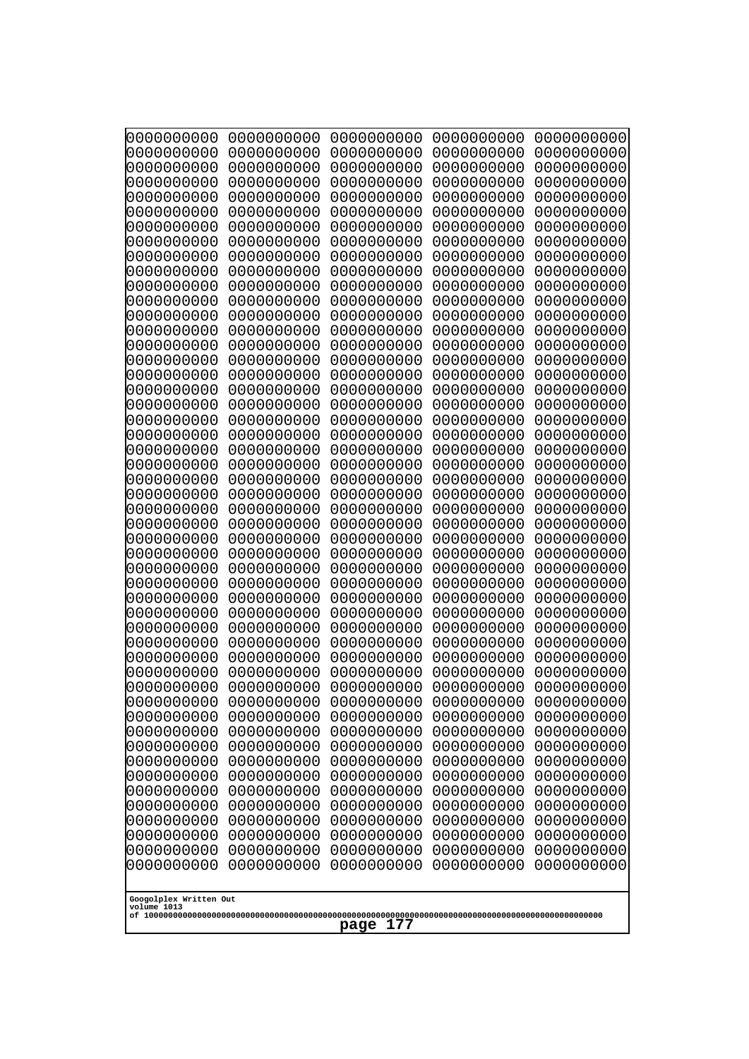```
0000000000 0000000000 0000000000 0000000000 0000000000
0000000000 0000000000 0000000000 0000000000 0000000000
0000000000 0000000000 0000000000 0000000000 0000000000
0000000000 0000000000 0000000000 0000000000 0000000000
0000000000 0000000000 0000000000 0000000000 0000000000
0000000000 0000000000 0000000000 0000000000 0000000000
0000000000 0000000000 0000000000 0000000000 0000000000
0000000000 0000000000 0000000000 0000000000 0000000000
0000000000 0000000000 0000000000 0000000000 0000000000
0000000000 0000000000 0000000000 0000000000 0000000000
0000000000 0000000000 0000000000 0000000000 0000000000
0000000000 0000000000 0000000000 0000000000 0000000000
0000000000 0000000000 0000000000 0000000000 0000000000
0000000000 0000000000 0000000000 0000000000 0000000000
0000000000 0000000000 0000000000 0000000000 0000000000
0000000000 0000000000 0000000000 0000000000 0000000000
0000000000 0000000000 0000000000 0000000000 0000000000
0000000000 0000000000 0000000000 0000000000 0000000000
0000000000 0000000000 0000000000 0000000000 0000000000
0000000000 0000000000 0000000000 0000000000 0000000000
0000000000 0000000000 0000000000 0000000000 0000000000
0000000000 0000000000 0000000000 0000000000 0000000000
0000000000 0000000000 0000000000 0000000000 0000000000
0000000000 0000000000 0000000000 0000000000 0000000000
0000000000 0000000000 0000000000 0000000000 0000000000
0000000000 0000000000 0000000000 0000000000 0000000000
0000000000 0000000000 0000000000 0000000000 0000000000
0000000000 0000000000 0000000000 0000000000 0000000000
0000000000 0000000000 0000000000 0000000000 0000000000
0000000000 0000000000 0000000000 0000000000 0000000000
0000000000 0000000000 0000000000 0000000000 0000000000
0000000000 0000000000 0000000000 0000000000 0000000000
0000000000 0000000000 0000000000 0000000000 0000000000
0000000000 0000000000 0000000000 0000000000 0000000000
0000000000 0000000000 0000000000 0000000000 0000000000
0000000000 0000000000 0000000000 0000000000 0000000000
0000000000 0000000000 0000000000 0000000000 0000000000
0000000000 0000000000 0000000000 0000000000 0000000000
0000000000 0000000000 0000000000 0000000000 0000000000
0000000000 0000000000 0000000000 0000000000 0000000000
0000000000 0000000000 0000000000 0000000000 0000000000
0000000000 0000000000 0000000000 0000000000 0000000000
0000000000 0000000000 0000000000 0000000000 0000000000
0000000000 0000000000 0000000000 0000000000 0000000000
0000000000 0000000000 0000000000 0000000000 0000000000
0000000000 0000000000 0000000000 0000000000 0000000000
0000000000 0000000000 0000000000 0000000000 0000000000
0000000000 0000000000 0000000000 0000000000 0000000000
0000000000 0000000000 0000000000 0000000000 0000000000
0000000000 0000000000 0000000000 0000000000 0000000000
```

Googolplex Written Out
volume 1013
of 10000000000000000000000000000000000000000000000000000000000000000000000000000000000000000000000000000

page 177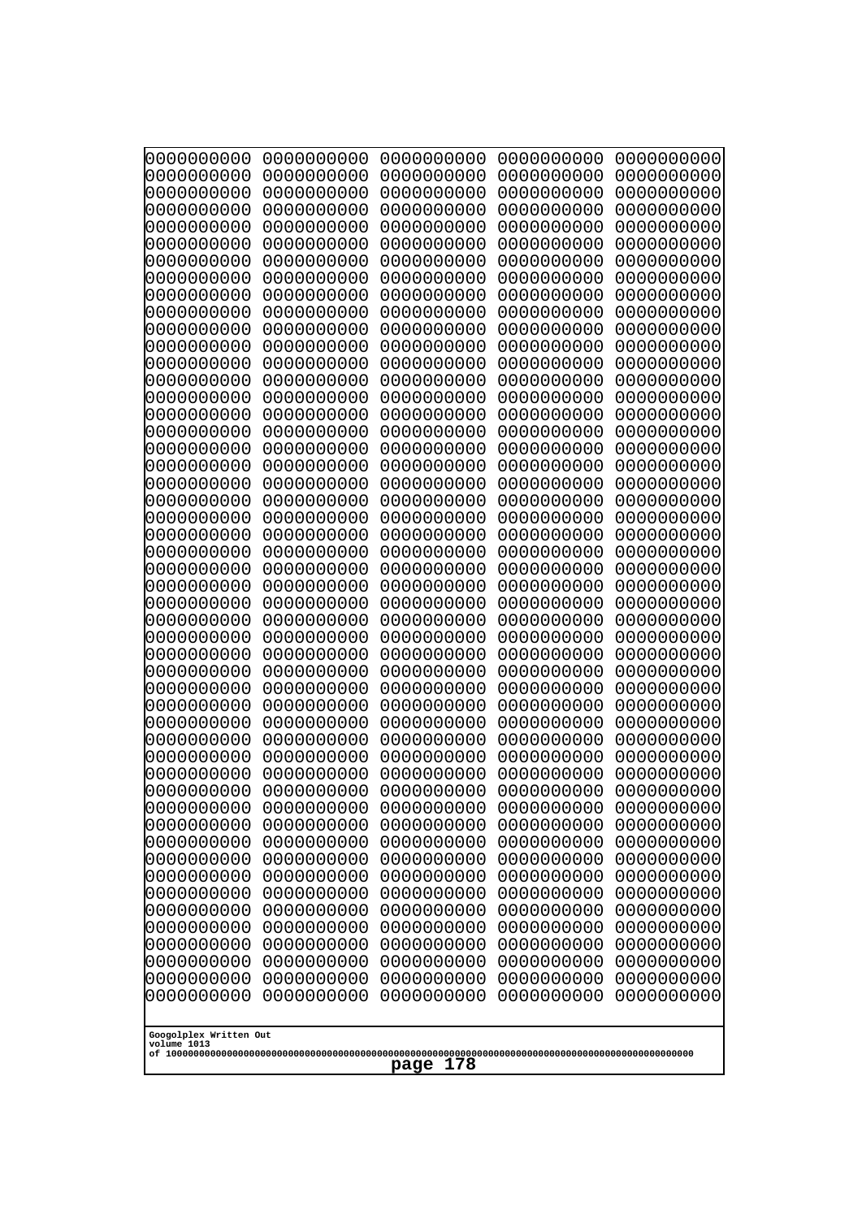```
0000000000 0000000000 0000000000 0000000000 0000000000
0000000000 0000000000 0000000000 0000000000 0000000000
0000000000 0000000000 0000000000 0000000000 0000000000
0000000000 0000000000 0000000000 0000000000 0000000000
0000000000 0000000000 0000000000 0000000000 0000000000
0000000000 0000000000 0000000000 0000000000 0000000000
0000000000 0000000000 0000000000 0000000000 0000000000
0000000000 0000000000 0000000000 0000000000 0000000000
0000000000 0000000000 0000000000 0000000000 0000000000
0000000000 0000000000 0000000000 0000000000 0000000000
0000000000 0000000000 0000000000 0000000000 0000000000
0000000000 0000000000 0000000000 0000000000 0000000000
0000000000 0000000000 0000000000 0000000000 0000000000
0000000000 0000000000 0000000000 0000000000 0000000000
0000000000 0000000000 0000000000 0000000000 0000000000
0000000000 0000000000 0000000000 0000000000 0000000000
0000000000 0000000000 0000000000 0000000000 0000000000
0000000000 0000000000 0000000000 0000000000 0000000000
0000000000 0000000000 0000000000 0000000000 0000000000
0000000000 0000000000 0000000000 0000000000 0000000000
0000000000 0000000000 0000000000 0000000000 0000000000
0000000000 0000000000 0000000000 0000000000 0000000000
0000000000 0000000000 0000000000 0000000000 0000000000
0000000000 0000000000 0000000000 0000000000 0000000000
0000000000 0000000000 0000000000 0000000000 0000000000
0000000000 0000000000 0000000000 0000000000 0000000000
0000000000 0000000000 0000000000 0000000000 0000000000
0000000000 0000000000 0000000000 0000000000 0000000000
0000000000 0000000000 0000000000 0000000000 0000000000
0000000000 0000000000 0000000000 0000000000 0000000000
0000000000 0000000000 0000000000 0000000000 0000000000
0000000000 0000000000 0000000000 0000000000 0000000000
0000000000 0000000000 0000000000 0000000000 0000000000
0000000000 0000000000 0000000000 0000000000 0000000000
0000000000 0000000000 0000000000 0000000000 0000000000
0000000000 0000000000 0000000000 0000000000 0000000000
0000000000 0000000000 0000000000 0000000000 0000000000
0000000000 0000000000 0000000000 0000000000 0000000000
0000000000 0000000000 0000000000 0000000000 0000000000
0000000000 0000000000 0000000000 0000000000 0000000000
0000000000 0000000000 0000000000 0000000000 0000000000
0000000000 0000000000 0000000000 0000000000 0000000000
0000000000 0000000000 0000000000 0000000000 0000000000
0000000000 0000000000 0000000000 0000000000 0000000000
0000000000 0000000000 0000000000 0000000000 0000000000
0000000000 0000000000 0000000000 0000000000 0000000000
0000000000 0000000000 0000000000 0000000000 0000000000
0000000000 0000000000 0000000000 0000000000 0000000000
0000000000 0000000000 0000000000 0000000000 0000000000
0000000000 0000000000 0000000000 0000000000 0000000000
```

Googolplex Written Out
volume 1013
of 10000000000000000000000000000000000000000000000000000000000000000000000000000000000000000000000000000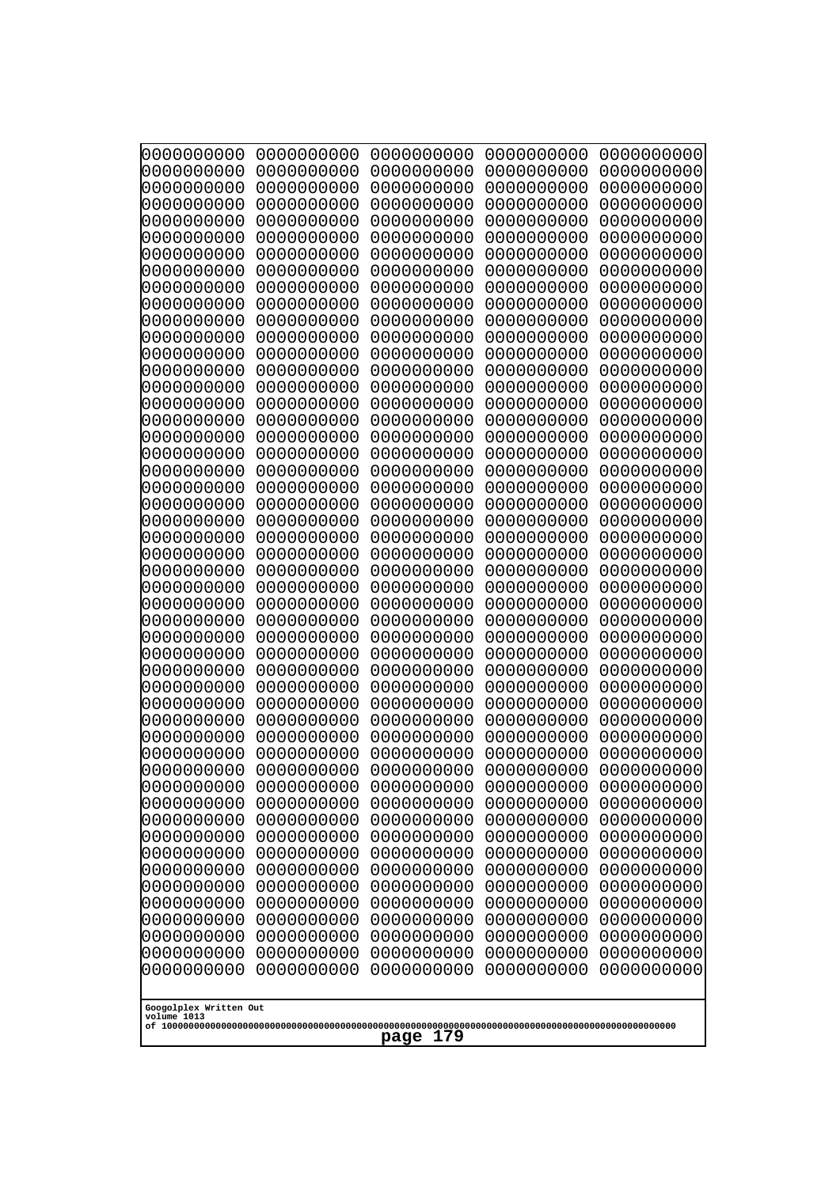```
0000000000 0000000000 0000000000 0000000000 0000000000
0000000000 0000000000 0000000000 0000000000 0000000000
0000000000 0000000000 0000000000 0000000000 0000000000
0000000000 0000000000 0000000000 0000000000 0000000000
0000000000 0000000000 0000000000 0000000000 0000000000
0000000000 0000000000 0000000000 0000000000 0000000000
0000000000 0000000000 0000000000 0000000000 0000000000
0000000000 0000000000 0000000000 0000000000 0000000000
0000000000 0000000000 0000000000 0000000000 0000000000
0000000000 0000000000 0000000000 0000000000 0000000000
0000000000 0000000000 0000000000 0000000000 0000000000
0000000000 0000000000 0000000000 0000000000 0000000000
0000000000 0000000000 0000000000 0000000000 0000000000
0000000000 0000000000 0000000000 0000000000 0000000000
0000000000 0000000000 0000000000 0000000000 0000000000
0000000000 0000000000 0000000000 0000000000 0000000000
0000000000 0000000000 0000000000 0000000000 0000000000
0000000000 0000000000 0000000000 0000000000 0000000000
0000000000 0000000000 0000000000 0000000000 0000000000
0000000000 0000000000 0000000000 0000000000 0000000000
0000000000 0000000000 0000000000 0000000000 0000000000
0000000000 0000000000 0000000000 0000000000 0000000000
0000000000 0000000000 0000000000 0000000000 0000000000
0000000000 0000000000 0000000000 0000000000 0000000000
0000000000 0000000000 0000000000 0000000000 0000000000
0000000000 0000000000 0000000000 0000000000 0000000000
0000000000 0000000000 0000000000 0000000000 0000000000
0000000000 0000000000 0000000000 0000000000 0000000000
0000000000 0000000000 0000000000 0000000000 0000000000
0000000000 0000000000 0000000000 0000000000 0000000000
0000000000 0000000000 0000000000 0000000000 0000000000
0000000000 0000000000 0000000000 0000000000 0000000000
0000000000 0000000000 0000000000 0000000000 0000000000
0000000000 0000000000 0000000000 0000000000 0000000000
0000000000 0000000000 0000000000 0000000000 0000000000
0000000000 0000000000 0000000000 0000000000 0000000000
0000000000 0000000000 0000000000 0000000000 0000000000
0000000000 0000000000 0000000000 0000000000 0000000000
0000000000 0000000000 0000000000 0000000000 0000000000
0000000000 0000000000 0000000000 0000000000 0000000000
0000000000 0000000000 0000000000 0000000000 0000000000
0000000000 0000000000 0000000000 0000000000 0000000000
0000000000 0000000000 0000000000 0000000000 0000000000
0000000000 0000000000 0000000000 0000000000 0000000000
0000000000 0000000000 0000000000 0000000000 0000000000
0000000000 0000000000 0000000000 0000000000 0000000000
0000000000 0000000000 0000000000 0000000000 0000000000
0000000000 0000000000 0000000000 0000000000 0000000000
0000000000 0000000000 0000000000 0000000000 0000000000
0000000000 0000000000 0000000000 0000000000 0000000000
```

Googolplex Written Out
volume 1013
of 10000000000000000000000000000000000000000000000000000000000000000000000000000000000000000000000000000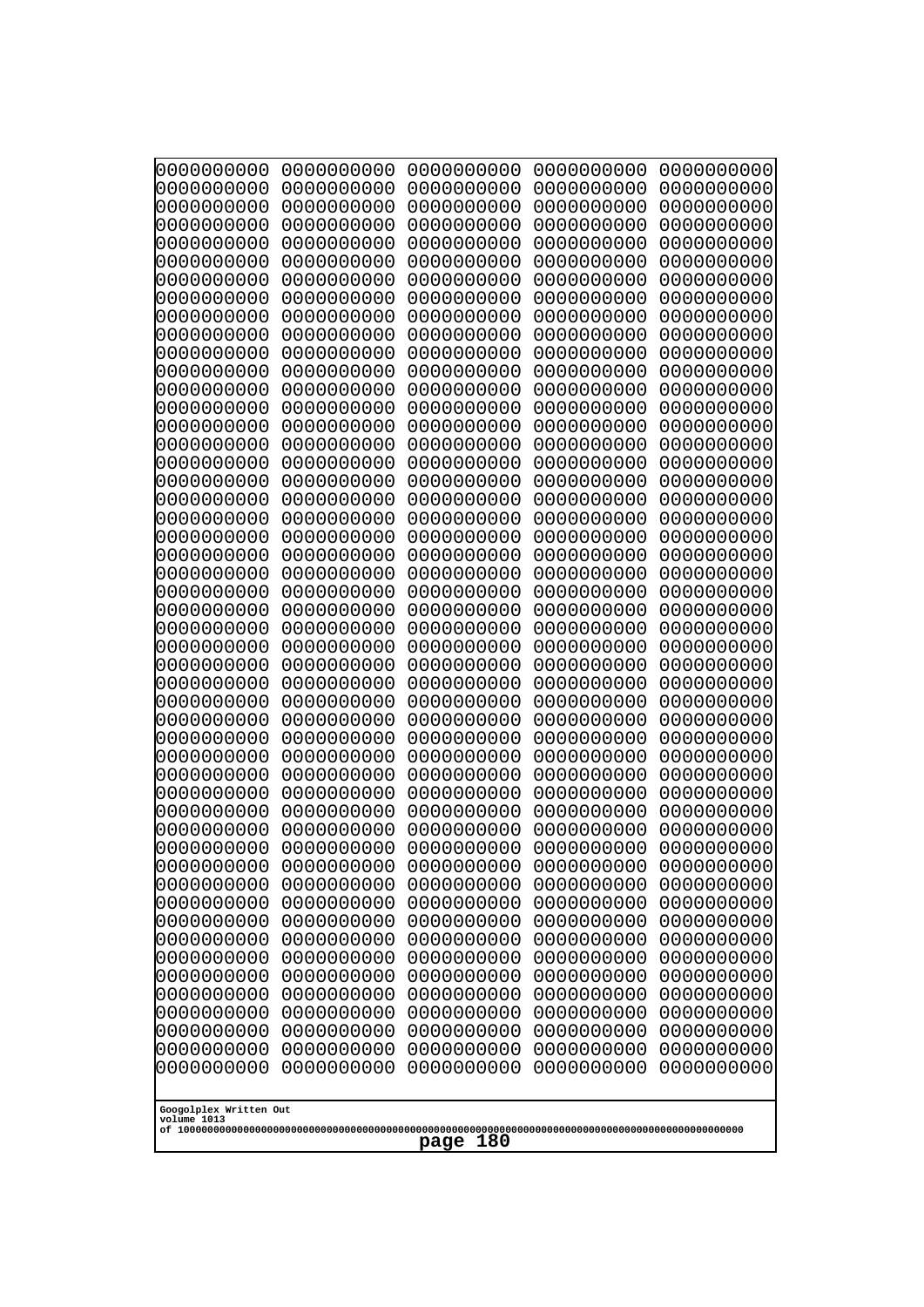```
0000000000 0000000000 0000000000 0000000000 0000000000
0000000000 0000000000 0000000000 0000000000 0000000000
0000000000 0000000000 0000000000 0000000000 0000000000
0000000000 0000000000 0000000000 0000000000 0000000000
0000000000 0000000000 0000000000 0000000000 0000000000
0000000000 0000000000 0000000000 0000000000 0000000000
0000000000 0000000000 0000000000 0000000000 0000000000
0000000000 0000000000 0000000000 0000000000 0000000000
0000000000 0000000000 0000000000 0000000000 0000000000
0000000000 0000000000 0000000000 0000000000 0000000000
0000000000 0000000000 0000000000 0000000000 0000000000
0000000000 0000000000 0000000000 0000000000 0000000000
0000000000 0000000000 0000000000 0000000000 0000000000
0000000000 0000000000 0000000000 0000000000 0000000000
0000000000 0000000000 0000000000 0000000000 0000000000
0000000000 0000000000 0000000000 0000000000 0000000000
0000000000 0000000000 0000000000 0000000000 0000000000
0000000000 0000000000 0000000000 0000000000 0000000000
0000000000 0000000000 0000000000 0000000000 0000000000
0000000000 0000000000 0000000000 0000000000 0000000000
0000000000 0000000000 0000000000 0000000000 0000000000
0000000000 0000000000 0000000000 0000000000 0000000000
0000000000 0000000000 0000000000 0000000000 0000000000
0000000000 0000000000 0000000000 0000000000 0000000000
0000000000 0000000000 0000000000 0000000000 0000000000
0000000000 0000000000 0000000000 0000000000 0000000000
0000000000 0000000000 0000000000 0000000000 0000000000
0000000000 0000000000 0000000000 0000000000 0000000000
0000000000 0000000000 0000000000 0000000000 0000000000
0000000000 0000000000 0000000000 0000000000 0000000000
0000000000 0000000000 0000000000 0000000000 0000000000
0000000000 0000000000 0000000000 0000000000 0000000000
0000000000 0000000000 0000000000 0000000000 0000000000
0000000000 0000000000 0000000000 0000000000 0000000000
0000000000 0000000000 0000000000 0000000000 0000000000
0000000000 0000000000 0000000000 0000000000 0000000000
0000000000 0000000000 0000000000 0000000000 0000000000
0000000000 0000000000 0000000000 0000000000 0000000000
0000000000 0000000000 0000000000 0000000000 0000000000
0000000000 0000000000 0000000000 0000000000 0000000000
0000000000 0000000000 0000000000 0000000000 0000000000
0000000000 0000000000 0000000000 0000000000 0000000000
0000000000 0000000000 0000000000 0000000000 0000000000
0000000000 0000000000 0000000000 0000000000 0000000000
0000000000 0000000000 0000000000 0000000000 0000000000
0000000000 0000000000 0000000000 0000000000 0000000000
0000000000 0000000000 0000000000 0000000000 0000000000
0000000000 0000000000 0000000000 0000000000 0000000000
0000000000 0000000000 0000000000 0000000000 0000000000
0000000000 0000000000 0000000000 0000000000 0000000000
```

Googolplex Written Out
volume 1013
of 10000000000000000000000000000000000000000000000000000000000000000000000000000000000000000000000000000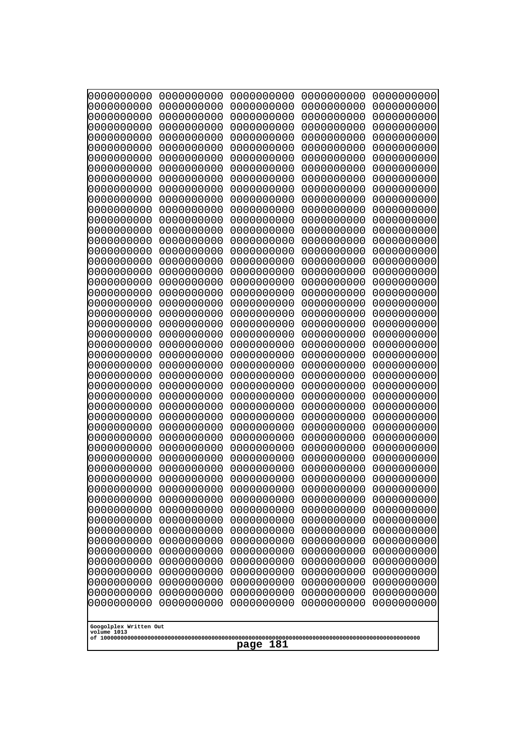```
0000000000 0000000000 0000000000 0000000000 0000000000
0000000000 0000000000 0000000000 0000000000 0000000000
0000000000 0000000000 0000000000 0000000000 0000000000
0000000000 0000000000 0000000000 0000000000 0000000000
0000000000 0000000000 0000000000 0000000000 0000000000
0000000000 0000000000 0000000000 0000000000 0000000000
0000000000 0000000000 0000000000 0000000000 0000000000
0000000000 0000000000 0000000000 0000000000 0000000000
0000000000 0000000000 0000000000 0000000000 0000000000
0000000000 0000000000 0000000000 0000000000 0000000000
0000000000 0000000000 0000000000 0000000000 0000000000
0000000000 0000000000 0000000000 0000000000 0000000000
0000000000 0000000000 0000000000 0000000000 0000000000
0000000000 0000000000 0000000000 0000000000 0000000000
0000000000 0000000000 0000000000 0000000000 0000000000
0000000000 0000000000 0000000000 0000000000 0000000000
0000000000 0000000000 0000000000 0000000000 0000000000
0000000000 0000000000 0000000000 0000000000 0000000000
0000000000 0000000000 0000000000 0000000000 0000000000
0000000000 0000000000 0000000000 0000000000 0000000000
0000000000 0000000000 0000000000 0000000000 0000000000
0000000000 0000000000 0000000000 0000000000 0000000000
0000000000 0000000000 0000000000 0000000000 0000000000
0000000000 0000000000 0000000000 0000000000 0000000000
0000000000 0000000000 0000000000 0000000000 0000000000
0000000000 0000000000 0000000000 0000000000 0000000000
0000000000 0000000000 0000000000 0000000000 0000000000
0000000000 0000000000 0000000000 0000000000 0000000000
0000000000 0000000000 0000000000 0000000000 0000000000
0000000000 0000000000 0000000000 0000000000 0000000000
0000000000 0000000000 0000000000 0000000000 0000000000
0000000000 0000000000 0000000000 0000000000 0000000000
0000000000 0000000000 0000000000 0000000000 0000000000
0000000000 0000000000 0000000000 0000000000 0000000000
0000000000 0000000000 0000000000 0000000000 0000000000
0000000000 0000000000 0000000000 0000000000 0000000000
0000000000 0000000000 0000000000 0000000000 0000000000
0000000000 0000000000 0000000000 0000000000 0000000000
0000000000 0000000000 0000000000 0000000000 0000000000
0000000000 0000000000 0000000000 0000000000 0000000000
0000000000 0000000000 0000000000 0000000000 0000000000
0000000000 0000000000 0000000000 0000000000 0000000000
0000000000 0000000000 0000000000 0000000000 0000000000
0000000000 0000000000 0000000000 0000000000 0000000000
0000000000 0000000000 0000000000 0000000000 0000000000
0000000000 0000000000 0000000000 0000000000 0000000000
0000000000 0000000000 0000000000 0000000000 0000000000
0000000000 0000000000 0000000000 0000000000 0000000000
0000000000 0000000000 0000000000 0000000000 0000000000
0000000000 0000000000 0000000000 0000000000 0000000000
```

Googolplex Written Out
volume 1013
of 10000000000000000000000000000000000000000000000000000000000000000000000000000000000000000000000000000

page 181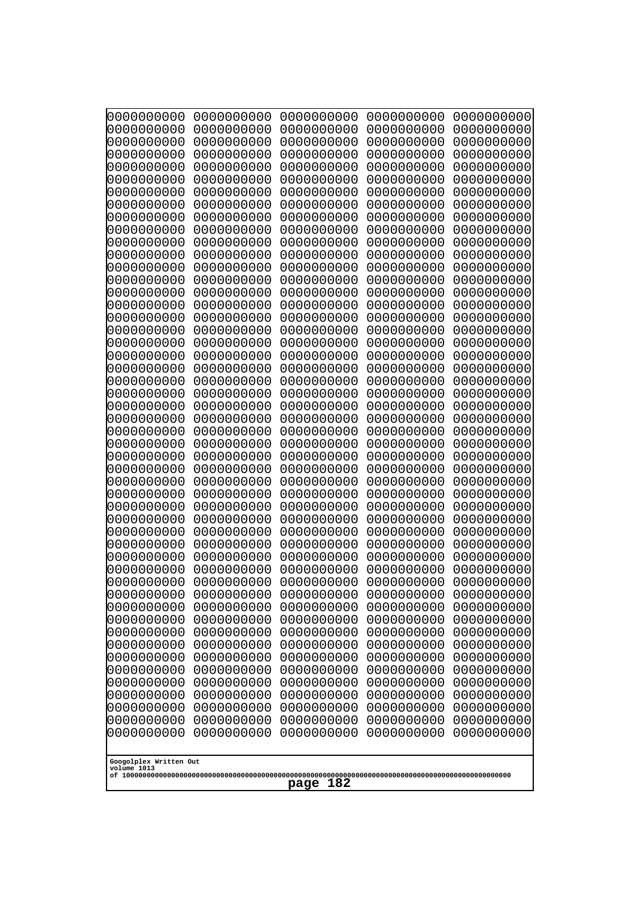```
0000000000 0000000000 0000000000 0000000000 0000000000
0000000000 0000000000 0000000000 0000000000 0000000000
0000000000 0000000000 0000000000 0000000000 0000000000
0000000000 0000000000 0000000000 0000000000 0000000000
0000000000 0000000000 0000000000 0000000000 0000000000
0000000000 0000000000 0000000000 0000000000 0000000000
0000000000 0000000000 0000000000 0000000000 0000000000
0000000000 0000000000 0000000000 0000000000 0000000000
0000000000 0000000000 0000000000 0000000000 0000000000
0000000000 0000000000 0000000000 0000000000 0000000000
0000000000 0000000000 0000000000 0000000000 0000000000
0000000000 0000000000 0000000000 0000000000 0000000000
0000000000 0000000000 0000000000 0000000000 0000000000
0000000000 0000000000 0000000000 0000000000 0000000000
0000000000 0000000000 0000000000 0000000000 0000000000
0000000000 0000000000 0000000000 0000000000 0000000000
0000000000 0000000000 0000000000 0000000000 0000000000
0000000000 0000000000 0000000000 0000000000 0000000000
0000000000 0000000000 0000000000 0000000000 0000000000
0000000000 0000000000 0000000000 0000000000 0000000000
0000000000 0000000000 0000000000 0000000000 0000000000
0000000000 0000000000 0000000000 0000000000 0000000000
0000000000 0000000000 0000000000 0000000000 0000000000
0000000000 0000000000 0000000000 0000000000 0000000000
0000000000 0000000000 0000000000 0000000000 0000000000
0000000000 0000000000 0000000000 0000000000 0000000000
0000000000 0000000000 0000000000 0000000000 0000000000
0000000000 0000000000 0000000000 0000000000 0000000000
0000000000 0000000000 0000000000 0000000000 0000000000
0000000000 0000000000 0000000000 0000000000 0000000000
0000000000 0000000000 0000000000 0000000000 0000000000
0000000000 0000000000 0000000000 0000000000 0000000000
0000000000 0000000000 0000000000 0000000000 0000000000
0000000000 0000000000 0000000000 0000000000 0000000000
0000000000 0000000000 0000000000 0000000000 0000000000
0000000000 0000000000 0000000000 0000000000 0000000000
0000000000 0000000000 0000000000 0000000000 0000000000
0000000000 0000000000 0000000000 0000000000 0000000000
0000000000 0000000000 0000000000 0000000000 0000000000
0000000000 0000000000 0000000000 0000000000 0000000000
0000000000 0000000000 0000000000 0000000000 0000000000
0000000000 0000000000 0000000000 0000000000 0000000000
0000000000 0000000000 0000000000 0000000000 0000000000
0000000000 0000000000 0000000000 0000000000 0000000000
0000000000 0000000000 0000000000 0000000000 0000000000
0000000000 0000000000 0000000000 0000000000 0000000000
0000000000 0000000000 0000000000 0000000000 0000000000
0000000000 0000000000 0000000000 0000000000 0000000000
0000000000 0000000000 0000000000 0000000000 0000000000
0000000000 0000000000 0000000000 0000000000 0000000000
```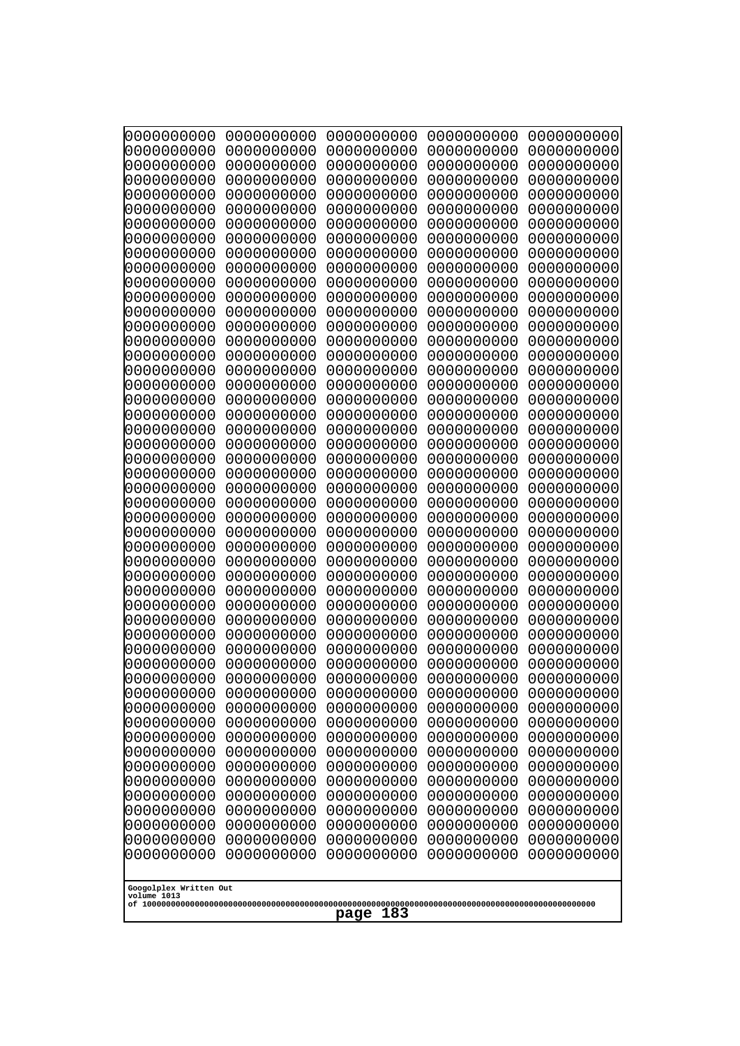```
0000000000 0000000000 0000000000 0000000000 0000000000
0000000000 0000000000 0000000000 0000000000 0000000000
0000000000 0000000000 0000000000 0000000000 0000000000
0000000000 0000000000 0000000000 0000000000 0000000000
0000000000 0000000000 0000000000 0000000000 0000000000
0000000000 0000000000 0000000000 0000000000 0000000000
0000000000 0000000000 0000000000 0000000000 0000000000
0000000000 0000000000 0000000000 0000000000 0000000000
0000000000 0000000000 0000000000 0000000000 0000000000
0000000000 0000000000 0000000000 0000000000 0000000000
0000000000 0000000000 0000000000 0000000000 0000000000
0000000000 0000000000 0000000000 0000000000 0000000000
0000000000 0000000000 0000000000 0000000000 0000000000
0000000000 0000000000 0000000000 0000000000 0000000000
0000000000 0000000000 0000000000 0000000000 0000000000
0000000000 0000000000 0000000000 0000000000 0000000000
0000000000 0000000000 0000000000 0000000000 0000000000
0000000000 0000000000 0000000000 0000000000 0000000000
0000000000 0000000000 0000000000 0000000000 0000000000
0000000000 0000000000 0000000000 0000000000 0000000000
0000000000 0000000000 0000000000 0000000000 0000000000
0000000000 0000000000 0000000000 0000000000 0000000000
0000000000 0000000000 0000000000 0000000000 0000000000
0000000000 0000000000 0000000000 0000000000 0000000000
0000000000 0000000000 0000000000 0000000000 0000000000
0000000000 0000000000 0000000000 0000000000 0000000000
0000000000 0000000000 0000000000 0000000000 0000000000
0000000000 0000000000 0000000000 0000000000 0000000000
0000000000 0000000000 0000000000 0000000000 0000000000
0000000000 0000000000 0000000000 0000000000 0000000000
0000000000 0000000000 0000000000 0000000000 0000000000
0000000000 0000000000 0000000000 0000000000 0000000000
0000000000 0000000000 0000000000 0000000000 0000000000
0000000000 0000000000 0000000000 0000000000 0000000000
0000000000 0000000000 0000000000 0000000000 0000000000
0000000000 0000000000 0000000000 0000000000 0000000000
0000000000 0000000000 0000000000 0000000000 0000000000
0000000000 0000000000 0000000000 0000000000 0000000000
0000000000 0000000000 0000000000 0000000000 0000000000
0000000000 0000000000 0000000000 0000000000 0000000000
0000000000 0000000000 0000000000 0000000000 0000000000
0000000000 0000000000 0000000000 0000000000 0000000000
0000000000 0000000000 0000000000 0000000000 0000000000
0000000000 0000000000 0000000000 0000000000 0000000000
0000000000 0000000000 0000000000 0000000000 0000000000
0000000000 0000000000 0000000000 0000000000 0000000000
0000000000 0000000000 0000000000 0000000000 0000000000
0000000000 0000000000 0000000000 0000000000 0000000000
0000000000 0000000000 0000000000 0000000000 0000000000
0000000000 0000000000 0000000000 0000000000 0000000000
```

Googolplex Written Out
volume 1013
of 10000000000000000000000000000000000000000000000000000000000000000000000000000000000000000000000000000

page 183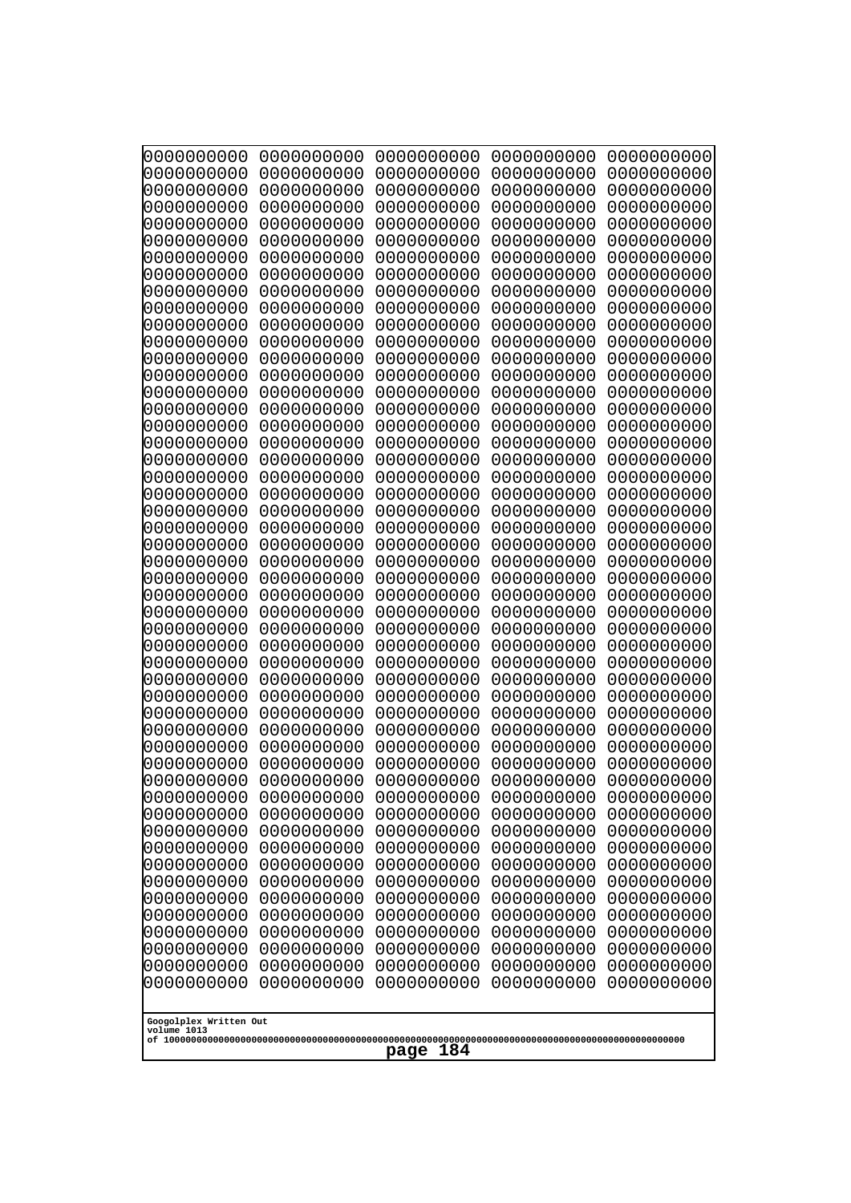```
0000000000 0000000000 0000000000 0000000000 0000000000
0000000000 0000000000 0000000000 0000000000 0000000000
0000000000 0000000000 0000000000 0000000000 0000000000
0000000000 0000000000 0000000000 0000000000 0000000000
0000000000 0000000000 0000000000 0000000000 0000000000
0000000000 0000000000 0000000000 0000000000 0000000000
0000000000 0000000000 0000000000 0000000000 0000000000
0000000000 0000000000 0000000000 0000000000 0000000000
0000000000 0000000000 0000000000 0000000000 0000000000
0000000000 0000000000 0000000000 0000000000 0000000000
0000000000 0000000000 0000000000 0000000000 0000000000
0000000000 0000000000 0000000000 0000000000 0000000000
0000000000 0000000000 0000000000 0000000000 0000000000
0000000000 0000000000 0000000000 0000000000 0000000000
0000000000 0000000000 0000000000 0000000000 0000000000
0000000000 0000000000 0000000000 0000000000 0000000000
0000000000 0000000000 0000000000 0000000000 0000000000
0000000000 0000000000 0000000000 0000000000 0000000000
0000000000 0000000000 0000000000 0000000000 0000000000
0000000000 0000000000 0000000000 0000000000 0000000000
0000000000 0000000000 0000000000 0000000000 0000000000
0000000000 0000000000 0000000000 0000000000 0000000000
0000000000 0000000000 0000000000 0000000000 0000000000
0000000000 0000000000 0000000000 0000000000 0000000000
0000000000 0000000000 0000000000 0000000000 0000000000
0000000000 0000000000 0000000000 0000000000 0000000000
0000000000 0000000000 0000000000 0000000000 0000000000
0000000000 0000000000 0000000000 0000000000 0000000000
0000000000 0000000000 0000000000 0000000000 0000000000
0000000000 0000000000 0000000000 0000000000 0000000000
0000000000 0000000000 0000000000 0000000000 0000000000
0000000000 0000000000 0000000000 0000000000 0000000000
0000000000 0000000000 0000000000 0000000000 0000000000
0000000000 0000000000 0000000000 0000000000 0000000000
0000000000 0000000000 0000000000 0000000000 0000000000
0000000000 0000000000 0000000000 0000000000 0000000000
0000000000 0000000000 0000000000 0000000000 0000000000
0000000000 0000000000 0000000000 0000000000 0000000000
0000000000 0000000000 0000000000 0000000000 0000000000
0000000000 0000000000 0000000000 0000000000 0000000000
0000000000 0000000000 0000000000 0000000000 0000000000
0000000000 0000000000 0000000000 0000000000 0000000000
0000000000 0000000000 0000000000 0000000000 0000000000
0000000000 0000000000 0000000000 0000000000 0000000000
0000000000 0000000000 0000000000 0000000000 0000000000
0000000000 0000000000 0000000000 0000000000 0000000000
0000000000 0000000000 0000000000 0000000000 0000000000
0000000000 0000000000 0000000000 0000000000 0000000000
0000000000 0000000000 0000000000 0000000000 0000000000
0000000000 0000000000 0000000000 0000000000 0000000000
```

Googolplex Written Out
volume 1013
of 10000000000000000000000000000000000000000000000000000000000000000000000000000000000000000000000000000

page 184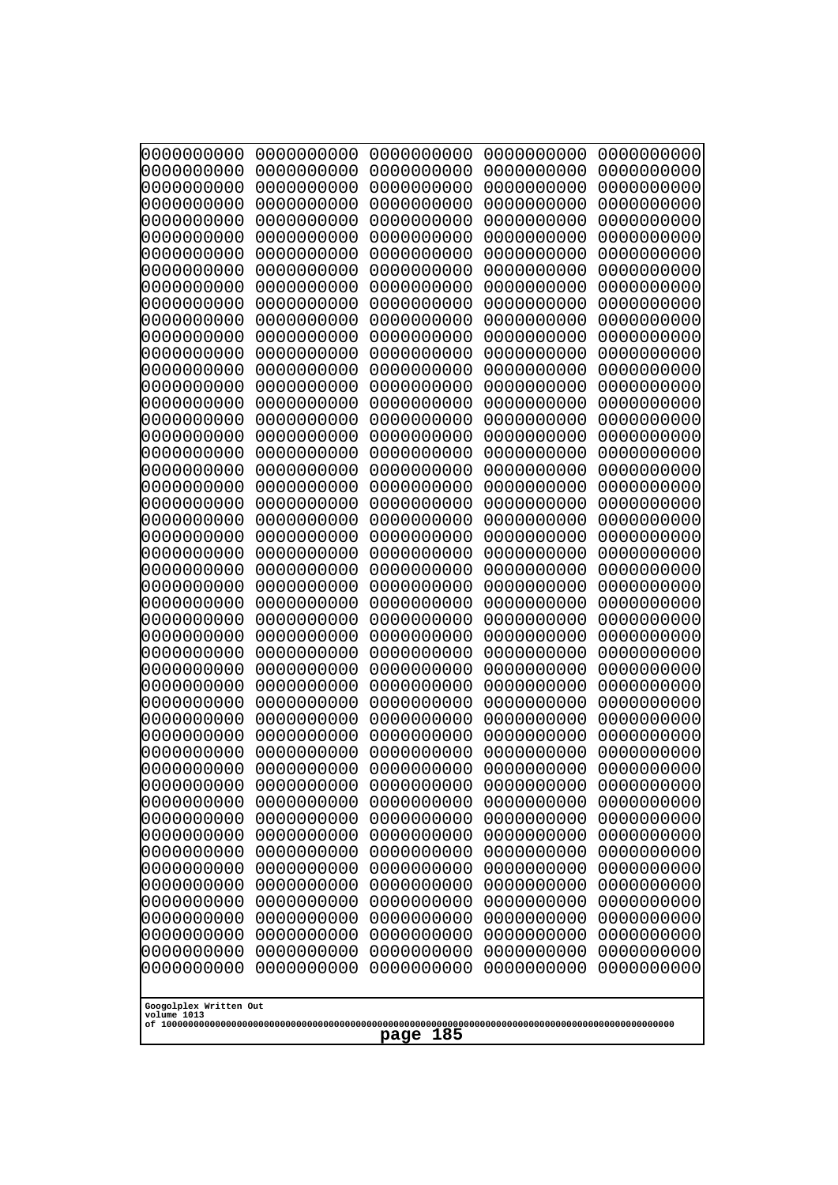```
0000000000 0000000000 0000000000 0000000000 0000000000
0000000000 0000000000 0000000000 0000000000 0000000000
0000000000 0000000000 0000000000 0000000000 0000000000
0000000000 0000000000 0000000000 0000000000 0000000000
0000000000 0000000000 0000000000 0000000000 0000000000
0000000000 0000000000 0000000000 0000000000 0000000000
0000000000 0000000000 0000000000 0000000000 0000000000
0000000000 0000000000 0000000000 0000000000 0000000000
0000000000 0000000000 0000000000 0000000000 0000000000
0000000000 0000000000 0000000000 0000000000 0000000000
0000000000 0000000000 0000000000 0000000000 0000000000
0000000000 0000000000 0000000000 0000000000 0000000000
0000000000 0000000000 0000000000 0000000000 0000000000
0000000000 0000000000 0000000000 0000000000 0000000000
0000000000 0000000000 0000000000 0000000000 0000000000
0000000000 0000000000 0000000000 0000000000 0000000000
0000000000 0000000000 0000000000 0000000000 0000000000
0000000000 0000000000 0000000000 0000000000 0000000000
0000000000 0000000000 0000000000 0000000000 0000000000
0000000000 0000000000 0000000000 0000000000 0000000000
0000000000 0000000000 0000000000 0000000000 0000000000
0000000000 0000000000 0000000000 0000000000 0000000000
0000000000 0000000000 0000000000 0000000000 0000000000
0000000000 0000000000 0000000000 0000000000 0000000000
0000000000 0000000000 0000000000 0000000000 0000000000
0000000000 0000000000 0000000000 0000000000 0000000000
0000000000 0000000000 0000000000 0000000000 0000000000
0000000000 0000000000 0000000000 0000000000 0000000000
0000000000 0000000000 0000000000 0000000000 0000000000
0000000000 0000000000 0000000000 0000000000 0000000000
0000000000 0000000000 0000000000 0000000000 0000000000
0000000000 0000000000 0000000000 0000000000 0000000000
0000000000 0000000000 0000000000 0000000000 0000000000
0000000000 0000000000 0000000000 0000000000 0000000000
0000000000 0000000000 0000000000 0000000000 0000000000
0000000000 0000000000 0000000000 0000000000 0000000000
0000000000 0000000000 0000000000 0000000000 0000000000
0000000000 0000000000 0000000000 0000000000 0000000000
0000000000 0000000000 0000000000 0000000000 0000000000
0000000000 0000000000 0000000000 0000000000 0000000000
0000000000 0000000000 0000000000 0000000000 0000000000
0000000000 0000000000 0000000000 0000000000 0000000000
0000000000 0000000000 0000000000 0000000000 0000000000
0000000000 0000000000 0000000000 0000000000 0000000000
0000000000 0000000000 0000000000 0000000000 0000000000
0000000000 0000000000 0000000000 0000000000 0000000000
0000000000 0000000000 0000000000 0000000000 0000000000
0000000000 0000000000 0000000000 0000000000 0000000000
0000000000 0000000000 0000000000 0000000000 0000000000
0000000000 0000000000 0000000000 0000000000 0000000000
```

Googolplex Written Out
volume 1013
of 10000000000000000000000000000000000000000000000000000000000000000000000000000000000000000000000000000

page 185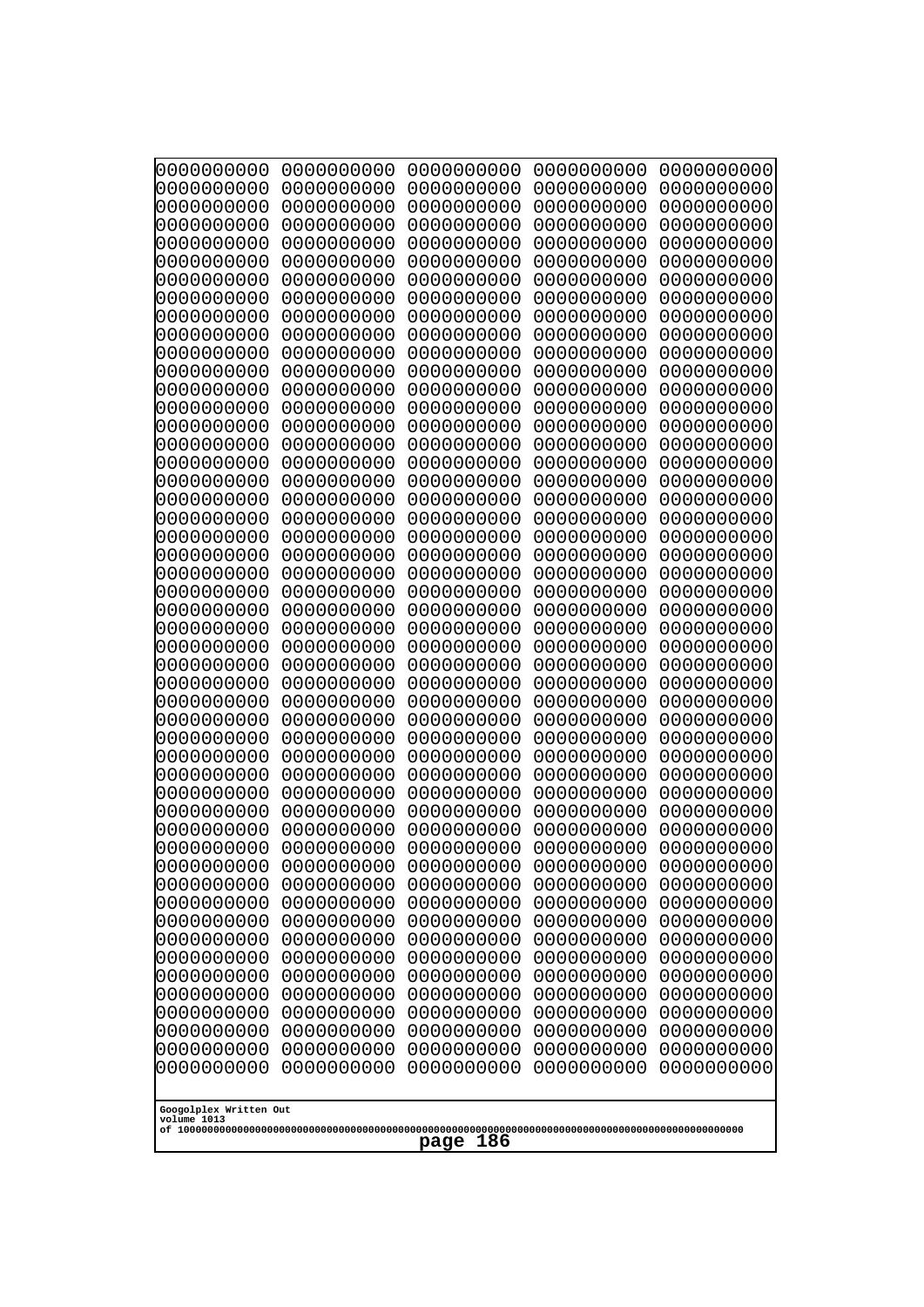```
0000000000 0000000000 0000000000 0000000000 0000000000
0000000000 0000000000 0000000000 0000000000 0000000000
0000000000 0000000000 0000000000 0000000000 0000000000
0000000000 0000000000 0000000000 0000000000 0000000000
0000000000 0000000000 0000000000 0000000000 0000000000
0000000000 0000000000 0000000000 0000000000 0000000000
0000000000 0000000000 0000000000 0000000000 0000000000
0000000000 0000000000 0000000000 0000000000 0000000000
0000000000 0000000000 0000000000 0000000000 0000000000
0000000000 0000000000 0000000000 0000000000 0000000000
0000000000 0000000000 0000000000 0000000000 0000000000
0000000000 0000000000 0000000000 0000000000 0000000000
0000000000 0000000000 0000000000 0000000000 0000000000
0000000000 0000000000 0000000000 0000000000 0000000000
0000000000 0000000000 0000000000 0000000000 0000000000
0000000000 0000000000 0000000000 0000000000 0000000000
0000000000 0000000000 0000000000 0000000000 0000000000
0000000000 0000000000 0000000000 0000000000 0000000000
0000000000 0000000000 0000000000 0000000000 0000000000
0000000000 0000000000 0000000000 0000000000 0000000000
0000000000 0000000000 0000000000 0000000000 0000000000
0000000000 0000000000 0000000000 0000000000 0000000000
0000000000 0000000000 0000000000 0000000000 0000000000
0000000000 0000000000 0000000000 0000000000 0000000000
0000000000 0000000000 0000000000 0000000000 0000000000
0000000000 0000000000 0000000000 0000000000 0000000000
0000000000 0000000000 0000000000 0000000000 0000000000
0000000000 0000000000 0000000000 0000000000 0000000000
0000000000 0000000000 0000000000 0000000000 0000000000
0000000000 0000000000 0000000000 0000000000 0000000000
0000000000 0000000000 0000000000 0000000000 0000000000
0000000000 0000000000 0000000000 0000000000 0000000000
0000000000 0000000000 0000000000 0000000000 0000000000
0000000000 0000000000 0000000000 0000000000 0000000000
0000000000 0000000000 0000000000 0000000000 0000000000
0000000000 0000000000 0000000000 0000000000 0000000000
0000000000 0000000000 0000000000 0000000000 0000000000
0000000000 0000000000 0000000000 0000000000 0000000000
0000000000 0000000000 0000000000 0000000000 0000000000
0000000000 0000000000 0000000000 0000000000 0000000000
0000000000 0000000000 0000000000 0000000000 0000000000
0000000000 0000000000 0000000000 0000000000 0000000000
0000000000 0000000000 0000000000 0000000000 0000000000
0000000000 0000000000 0000000000 0000000000 0000000000
0000000000 0000000000 0000000000 0000000000 0000000000
0000000000 0000000000 0000000000 0000000000 0000000000
0000000000 0000000000 0000000000 0000000000 0000000000
0000000000 0000000000 0000000000 0000000000 0000000000
0000000000 0000000000 0000000000 0000000000 0000000000
0000000000 0000000000 0000000000 0000000000 0000000000
```

Googolplex Written Out
volume 1013
of 10000000000000000000000000000000000000000000000000000000000000000000000000000000000000000000000000000

page 186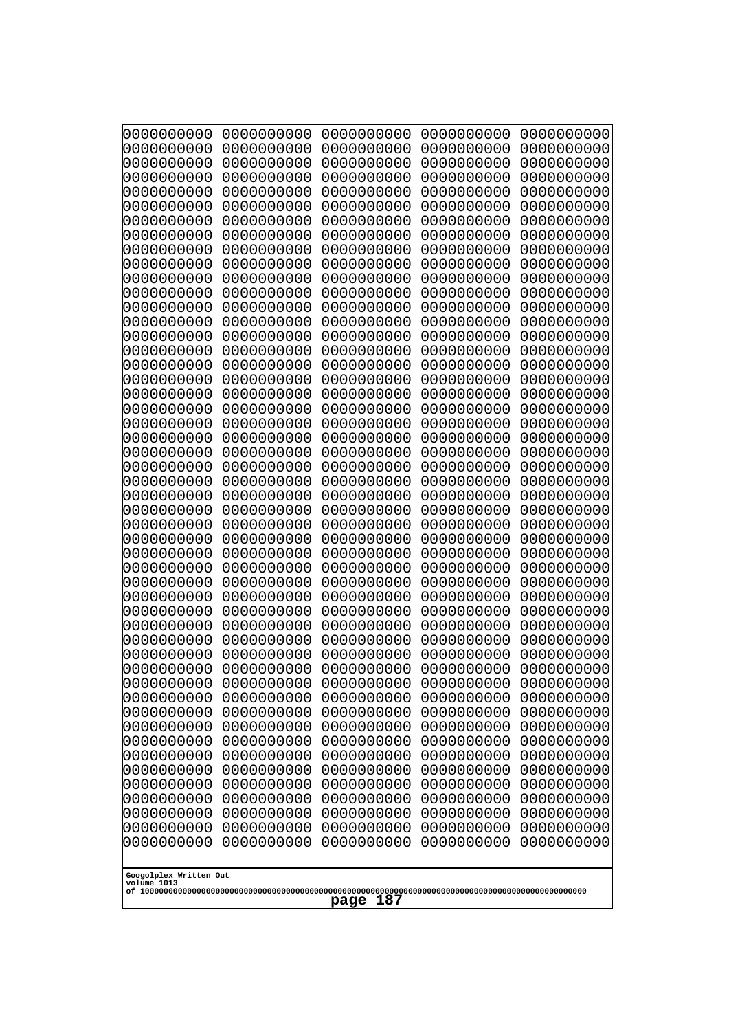```
0000000000 0000000000 0000000000 0000000000 0000000000
0000000000 0000000000 0000000000 0000000000 0000000000
0000000000 0000000000 0000000000 0000000000 0000000000
0000000000 0000000000 0000000000 0000000000 0000000000
0000000000 0000000000 0000000000 0000000000 0000000000
0000000000 0000000000 0000000000 0000000000 0000000000
0000000000 0000000000 0000000000 0000000000 0000000000
0000000000 0000000000 0000000000 0000000000 0000000000
0000000000 0000000000 0000000000 0000000000 0000000000
0000000000 0000000000 0000000000 0000000000 0000000000
0000000000 0000000000 0000000000 0000000000 0000000000
0000000000 0000000000 0000000000 0000000000 0000000000
0000000000 0000000000 0000000000 0000000000 0000000000
0000000000 0000000000 0000000000 0000000000 0000000000
0000000000 0000000000 0000000000 0000000000 0000000000
0000000000 0000000000 0000000000 0000000000 0000000000
0000000000 0000000000 0000000000 0000000000 0000000000
0000000000 0000000000 0000000000 0000000000 0000000000
0000000000 0000000000 0000000000 0000000000 0000000000
0000000000 0000000000 0000000000 0000000000 0000000000
0000000000 0000000000 0000000000 0000000000 0000000000
0000000000 0000000000 0000000000 0000000000 0000000000
0000000000 0000000000 0000000000 0000000000 0000000000
0000000000 0000000000 0000000000 0000000000 0000000000
0000000000 0000000000 0000000000 0000000000 0000000000
0000000000 0000000000 0000000000 0000000000 0000000000
0000000000 0000000000 0000000000 0000000000 0000000000
0000000000 0000000000 0000000000 0000000000 0000000000
0000000000 0000000000 0000000000 0000000000 0000000000
0000000000 0000000000 0000000000 0000000000 0000000000
0000000000 0000000000 0000000000 0000000000 0000000000
0000000000 0000000000 0000000000 0000000000 0000000000
0000000000 0000000000 0000000000 0000000000 0000000000
0000000000 0000000000 0000000000 0000000000 0000000000
0000000000 0000000000 0000000000 0000000000 0000000000
0000000000 0000000000 0000000000 0000000000 0000000000
0000000000 0000000000 0000000000 0000000000 0000000000
0000000000 0000000000 0000000000 0000000000 0000000000
0000000000 0000000000 0000000000 0000000000 0000000000
0000000000 0000000000 0000000000 0000000000 0000000000
0000000000 0000000000 0000000000 0000000000 0000000000
0000000000 0000000000 0000000000 0000000000 0000000000
0000000000 0000000000 0000000000 0000000000 0000000000
0000000000 0000000000 0000000000 0000000000 0000000000
0000000000 0000000000 0000000000 0000000000 0000000000
0000000000 0000000000 0000000000 0000000000 0000000000
0000000000 0000000000 0000000000 0000000000 0000000000
0000000000 0000000000 0000000000 0000000000 0000000000
0000000000 0000000000 0000000000 0000000000 0000000000
0000000000 0000000000 0000000000 0000000000 0000000000
```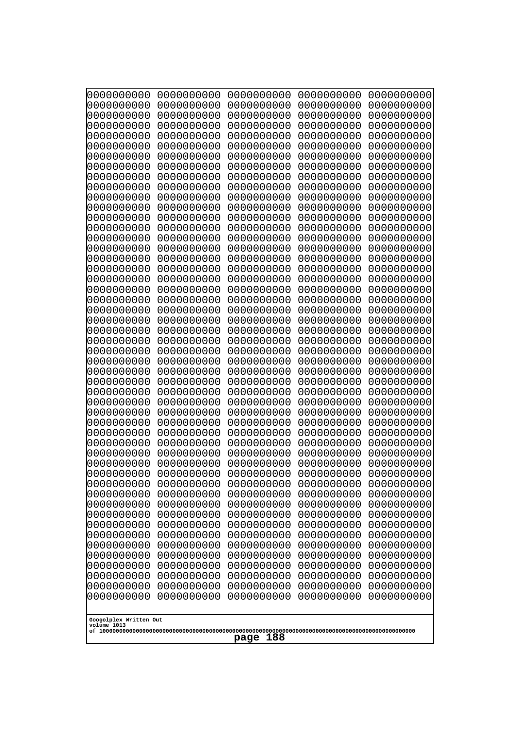```
0000000000 0000000000 0000000000 0000000000 0000000000
0000000000 0000000000 0000000000 0000000000 0000000000
0000000000 0000000000 0000000000 0000000000 0000000000
0000000000 0000000000 0000000000 0000000000 0000000000
0000000000 0000000000 0000000000 0000000000 0000000000
0000000000 0000000000 0000000000 0000000000 0000000000
0000000000 0000000000 0000000000 0000000000 0000000000
0000000000 0000000000 0000000000 0000000000 0000000000
0000000000 0000000000 0000000000 0000000000 0000000000
0000000000 0000000000 0000000000 0000000000 0000000000
0000000000 0000000000 0000000000 0000000000 0000000000
0000000000 0000000000 0000000000 0000000000 0000000000
0000000000 0000000000 0000000000 0000000000 0000000000
0000000000 0000000000 0000000000 0000000000 0000000000
0000000000 0000000000 0000000000 0000000000 0000000000
0000000000 0000000000 0000000000 0000000000 0000000000
0000000000 0000000000 0000000000 0000000000 0000000000
0000000000 0000000000 0000000000 0000000000 0000000000
0000000000 0000000000 0000000000 0000000000 0000000000
0000000000 0000000000 0000000000 0000000000 0000000000
0000000000 0000000000 0000000000 0000000000 0000000000
0000000000 0000000000 0000000000 0000000000 0000000000
0000000000 0000000000 0000000000 0000000000 0000000000
0000000000 0000000000 0000000000 0000000000 0000000000
0000000000 0000000000 0000000000 0000000000 0000000000
0000000000 0000000000 0000000000 0000000000 0000000000
0000000000 0000000000 0000000000 0000000000 0000000000
0000000000 0000000000 0000000000 0000000000 0000000000
0000000000 0000000000 0000000000 0000000000 0000000000
0000000000 0000000000 0000000000 0000000000 0000000000
0000000000 0000000000 0000000000 0000000000 0000000000
0000000000 0000000000 0000000000 0000000000 0000000000
0000000000 0000000000 0000000000 0000000000 0000000000
0000000000 0000000000 0000000000 0000000000 0000000000
0000000000 0000000000 0000000000 0000000000 0000000000
0000000000 0000000000 0000000000 0000000000 0000000000
0000000000 0000000000 0000000000 0000000000 0000000000
0000000000 0000000000 0000000000 0000000000 0000000000
0000000000 0000000000 0000000000 0000000000 0000000000
0000000000 0000000000 0000000000 0000000000 0000000000
0000000000 0000000000 0000000000 0000000000 0000000000
0000000000 0000000000 0000000000 0000000000 0000000000
0000000000 0000000000 0000000000 0000000000 0000000000
0000000000 0000000000 0000000000 0000000000 0000000000
0000000000 0000000000 0000000000 0000000000 0000000000
0000000000 0000000000 0000000000 0000000000 0000000000
0000000000 0000000000 0000000000 0000000000 0000000000
0000000000 0000000000 0000000000 0000000000 0000000000
0000000000 0000000000 0000000000 0000000000 0000000000
0000000000 0000000000 0000000000 0000000000 0000000000
```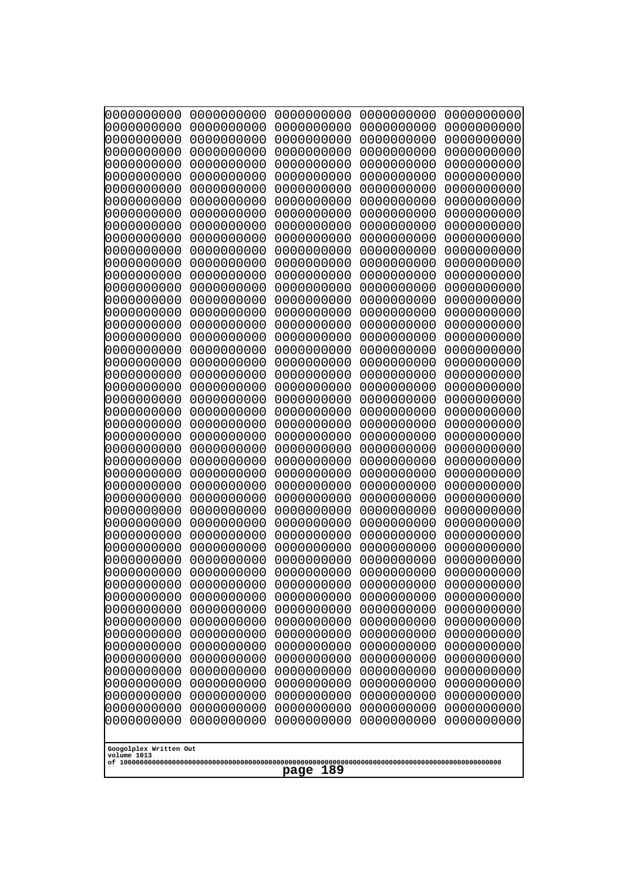```
0000000000 0000000000 0000000000 0000000000 0000000000
0000000000 0000000000 0000000000 0000000000 0000000000
0000000000 0000000000 0000000000 0000000000 0000000000
0000000000 0000000000 0000000000 0000000000 0000000000
0000000000 0000000000 0000000000 0000000000 0000000000
0000000000 0000000000 0000000000 0000000000 0000000000
0000000000 0000000000 0000000000 0000000000 0000000000
0000000000 0000000000 0000000000 0000000000 0000000000
0000000000 0000000000 0000000000 0000000000 0000000000
0000000000 0000000000 0000000000 0000000000 0000000000
0000000000 0000000000 0000000000 0000000000 0000000000
0000000000 0000000000 0000000000 0000000000 0000000000
0000000000 0000000000 0000000000 0000000000 0000000000
0000000000 0000000000 0000000000 0000000000 0000000000
0000000000 0000000000 0000000000 0000000000 0000000000
0000000000 0000000000 0000000000 0000000000 0000000000
0000000000 0000000000 0000000000 0000000000 0000000000
0000000000 0000000000 0000000000 0000000000 0000000000
0000000000 0000000000 0000000000 0000000000 0000000000
0000000000 0000000000 0000000000 0000000000 0000000000
0000000000 0000000000 0000000000 0000000000 0000000000
0000000000 0000000000 0000000000 0000000000 0000000000
0000000000 0000000000 0000000000 0000000000 0000000000
0000000000 0000000000 0000000000 0000000000 0000000000
0000000000 0000000000 0000000000 0000000000 0000000000
0000000000 0000000000 0000000000 0000000000 0000000000
0000000000 0000000000 0000000000 0000000000 0000000000
0000000000 0000000000 0000000000 0000000000 0000000000
0000000000 0000000000 0000000000 0000000000 0000000000
0000000000 0000000000 0000000000 0000000000 0000000000
0000000000 0000000000 0000000000 0000000000 0000000000
0000000000 0000000000 0000000000 0000000000 0000000000
0000000000 0000000000 0000000000 0000000000 0000000000
0000000000 0000000000 0000000000 0000000000 0000000000
0000000000 0000000000 0000000000 0000000000 0000000000
0000000000 0000000000 0000000000 0000000000 0000000000
0000000000 0000000000 0000000000 0000000000 0000000000
0000000000 0000000000 0000000000 0000000000 0000000000
0000000000 0000000000 0000000000 0000000000 0000000000
0000000000 0000000000 0000000000 0000000000 0000000000
0000000000 0000000000 0000000000 0000000000 0000000000
0000000000 0000000000 0000000000 0000000000 0000000000
0000000000 0000000000 0000000000 0000000000 0000000000
0000000000 0000000000 0000000000 0000000000 0000000000
0000000000 0000000000 0000000000 0000000000 0000000000
0000000000 0000000000 0000000000 0000000000 0000000000
0000000000 0000000000 0000000000 0000000000 0000000000
0000000000 0000000000 0000000000 0000000000 0000000000
0000000000 0000000000 0000000000 0000000000 0000000000
0000000000 0000000000 0000000000 0000000000 0000000000
```

Googolplex Written Out
volume 1013
of 10000000000000000000000000000000000000000000000000000000000000000000000000000000000000000000000000000

page 189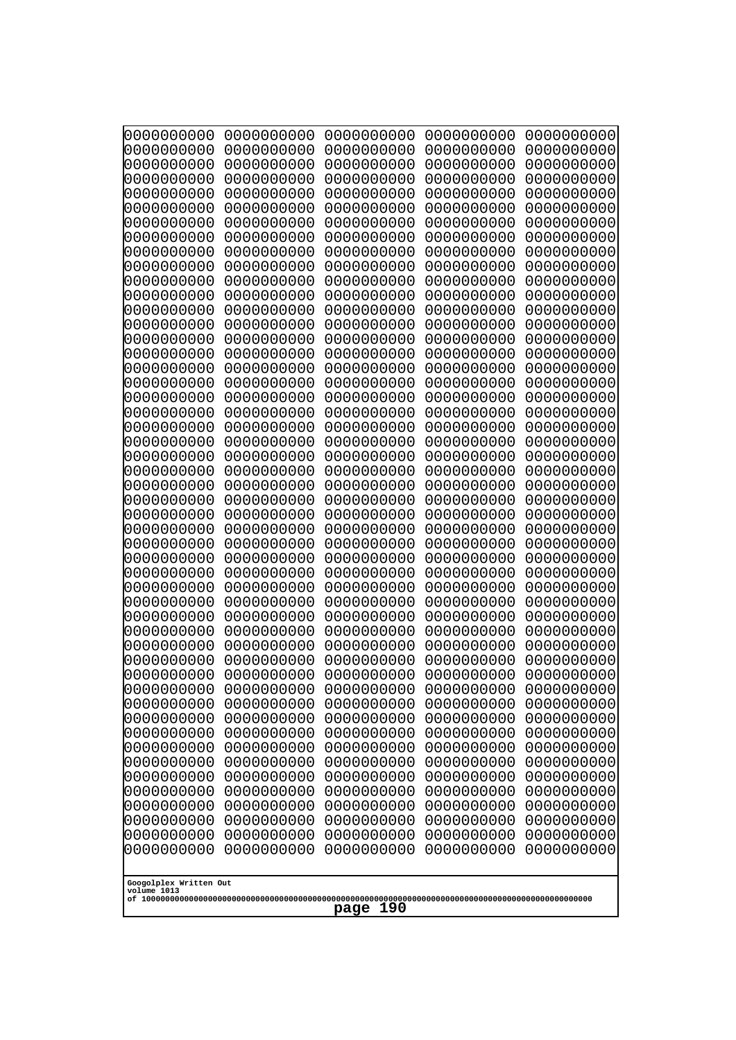```
0000000000 0000000000 0000000000 0000000000 0000000000
0000000000 0000000000 0000000000 0000000000 0000000000
0000000000 0000000000 0000000000 0000000000 0000000000
0000000000 0000000000 0000000000 0000000000 0000000000
0000000000 0000000000 0000000000 0000000000 0000000000
0000000000 0000000000 0000000000 0000000000 0000000000
0000000000 0000000000 0000000000 0000000000 0000000000
0000000000 0000000000 0000000000 0000000000 0000000000
0000000000 0000000000 0000000000 0000000000 0000000000
0000000000 0000000000 0000000000 0000000000 0000000000
0000000000 0000000000 0000000000 0000000000 0000000000
0000000000 0000000000 0000000000 0000000000 0000000000
0000000000 0000000000 0000000000 0000000000 0000000000
0000000000 0000000000 0000000000 0000000000 0000000000
0000000000 0000000000 0000000000 0000000000 0000000000
0000000000 0000000000 0000000000 0000000000 0000000000
0000000000 0000000000 0000000000 0000000000 0000000000
0000000000 0000000000 0000000000 0000000000 0000000000
0000000000 0000000000 0000000000 0000000000 0000000000
0000000000 0000000000 0000000000 0000000000 0000000000
0000000000 0000000000 0000000000 0000000000 0000000000
0000000000 0000000000 0000000000 0000000000 0000000000
0000000000 0000000000 0000000000 0000000000 0000000000
0000000000 0000000000 0000000000 0000000000 0000000000
0000000000 0000000000 0000000000 0000000000 0000000000
0000000000 0000000000 0000000000 0000000000 0000000000
0000000000 0000000000 0000000000 0000000000 0000000000
0000000000 0000000000 0000000000 0000000000 0000000000
0000000000 0000000000 0000000000 0000000000 0000000000
0000000000 0000000000 0000000000 0000000000 0000000000
0000000000 0000000000 0000000000 0000000000 0000000000
0000000000 0000000000 0000000000 0000000000 0000000000
0000000000 0000000000 0000000000 0000000000 0000000000
0000000000 0000000000 0000000000 0000000000 0000000000
0000000000 0000000000 0000000000 0000000000 0000000000
0000000000 0000000000 0000000000 0000000000 0000000000
0000000000 0000000000 0000000000 0000000000 0000000000
0000000000 0000000000 0000000000 0000000000 0000000000
0000000000 0000000000 0000000000 0000000000 0000000000
0000000000 0000000000 0000000000 0000000000 0000000000
0000000000 0000000000 0000000000 0000000000 0000000000
0000000000 0000000000 0000000000 0000000000 0000000000
0000000000 0000000000 0000000000 0000000000 0000000000
0000000000 0000000000 0000000000 0000000000 0000000000
0000000000 0000000000 0000000000 0000000000 0000000000
0000000000 0000000000 0000000000 0000000000 0000000000
0000000000 0000000000 0000000000 0000000000 0000000000
0000000000 0000000000 0000000000 0000000000 0000000000
0000000000 0000000000 0000000000 0000000000 0000000000
0000000000 0000000000 0000000000 0000000000 0000000000
```

Googolplex Written Out
volume 1013
of 10000000000000000000000000000000000000000000000000000000000000000000000000000000000000000000000000000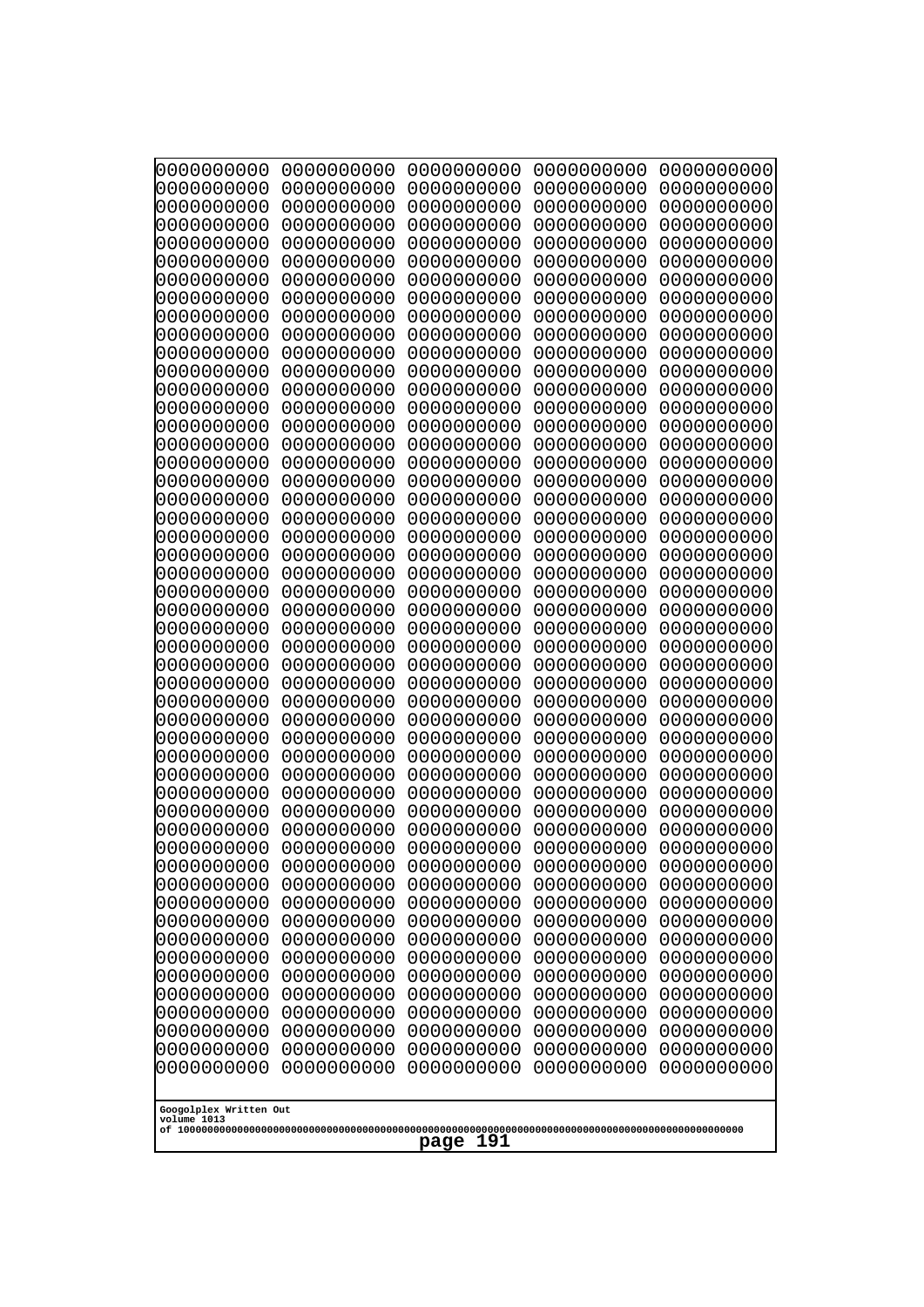```
0000000000 0000000000 0000000000 0000000000 0000000000
0000000000 0000000000 0000000000 0000000000 0000000000
0000000000 0000000000 0000000000 0000000000 0000000000
0000000000 0000000000 0000000000 0000000000 0000000000
0000000000 0000000000 0000000000 0000000000 0000000000
0000000000 0000000000 0000000000 0000000000 0000000000
0000000000 0000000000 0000000000 0000000000 0000000000
0000000000 0000000000 0000000000 0000000000 0000000000
0000000000 0000000000 0000000000 0000000000 0000000000
0000000000 0000000000 0000000000 0000000000 0000000000
0000000000 0000000000 0000000000 0000000000 0000000000
0000000000 0000000000 0000000000 0000000000 0000000000
0000000000 0000000000 0000000000 0000000000 0000000000
0000000000 0000000000 0000000000 0000000000 0000000000
0000000000 0000000000 0000000000 0000000000 0000000000
0000000000 0000000000 0000000000 0000000000 0000000000
0000000000 0000000000 0000000000 0000000000 0000000000
0000000000 0000000000 0000000000 0000000000 0000000000
0000000000 0000000000 0000000000 0000000000 0000000000
0000000000 0000000000 0000000000 0000000000 0000000000
0000000000 0000000000 0000000000 0000000000 0000000000
0000000000 0000000000 0000000000 0000000000 0000000000
0000000000 0000000000 0000000000 0000000000 0000000000
0000000000 0000000000 0000000000 0000000000 0000000000
0000000000 0000000000 0000000000 0000000000 0000000000
0000000000 0000000000 0000000000 0000000000 0000000000
0000000000 0000000000 0000000000 0000000000 0000000000
0000000000 0000000000 0000000000 0000000000 0000000000
0000000000 0000000000 0000000000 0000000000 0000000000
0000000000 0000000000 0000000000 0000000000 0000000000
0000000000 0000000000 0000000000 0000000000 0000000000
0000000000 0000000000 0000000000 0000000000 0000000000
0000000000 0000000000 0000000000 0000000000 0000000000
0000000000 0000000000 0000000000 0000000000 0000000000
0000000000 0000000000 0000000000 0000000000 0000000000
0000000000 0000000000 0000000000 0000000000 0000000000
0000000000 0000000000 0000000000 0000000000 0000000000
0000000000 0000000000 0000000000 0000000000 0000000000
0000000000 0000000000 0000000000 0000000000 0000000000
0000000000 0000000000 0000000000 0000000000 0000000000
0000000000 0000000000 0000000000 0000000000 0000000000
0000000000 0000000000 0000000000 0000000000 0000000000
0000000000 0000000000 0000000000 0000000000 0000000000
0000000000 0000000000 0000000000 0000000000 0000000000
0000000000 0000000000 0000000000 0000000000 0000000000
0000000000 0000000000 0000000000 0000000000 0000000000
0000000000 0000000000 0000000000 0000000000 0000000000
0000000000 0000000000 0000000000 0000000000 0000000000
0000000000 0000000000 0000000000 0000000000 0000000000
0000000000 0000000000 0000000000 0000000000 0000000000
```

Googolplex Written Out
volume 1013
of 10000000000000000000000000000000000000000000000000000000000000000000000000000000000000000000000000000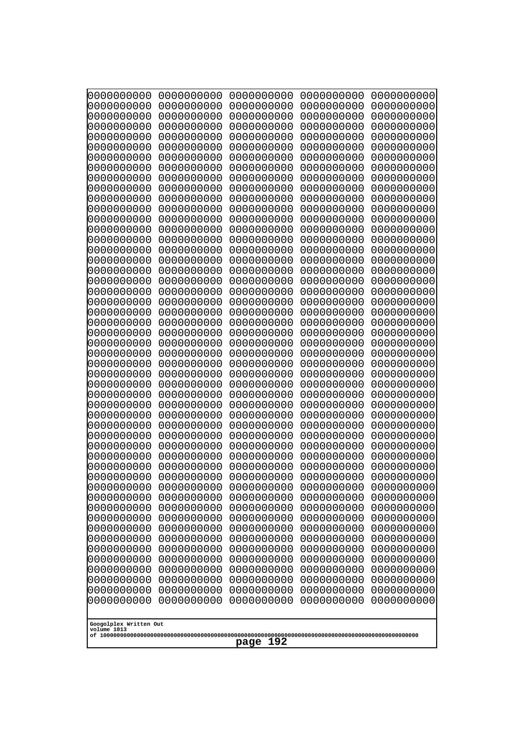```
0000000000 0000000000 0000000000 0000000000 0000000000
0000000000 0000000000 0000000000 0000000000 0000000000
0000000000 0000000000 0000000000 0000000000 0000000000
0000000000 0000000000 0000000000 0000000000 0000000000
0000000000 0000000000 0000000000 0000000000 0000000000
0000000000 0000000000 0000000000 0000000000 0000000000
0000000000 0000000000 0000000000 0000000000 0000000000
0000000000 0000000000 0000000000 0000000000 0000000000
0000000000 0000000000 0000000000 0000000000 0000000000
0000000000 0000000000 0000000000 0000000000 0000000000
0000000000 0000000000 0000000000 0000000000 0000000000
0000000000 0000000000 0000000000 0000000000 0000000000
0000000000 0000000000 0000000000 0000000000 0000000000
0000000000 0000000000 0000000000 0000000000 0000000000
0000000000 0000000000 0000000000 0000000000 0000000000
0000000000 0000000000 0000000000 0000000000 0000000000
0000000000 0000000000 0000000000 0000000000 0000000000
0000000000 0000000000 0000000000 0000000000 0000000000
0000000000 0000000000 0000000000 0000000000 0000000000
0000000000 0000000000 0000000000 0000000000 0000000000
0000000000 0000000000 0000000000 0000000000 0000000000
0000000000 0000000000 0000000000 0000000000 0000000000
0000000000 0000000000 0000000000 0000000000 0000000000
0000000000 0000000000 0000000000 0000000000 0000000000
0000000000 0000000000 0000000000 0000000000 0000000000
0000000000 0000000000 0000000000 0000000000 0000000000
0000000000 0000000000 0000000000 0000000000 0000000000
0000000000 0000000000 0000000000 0000000000 0000000000
0000000000 0000000000 0000000000 0000000000 0000000000
0000000000 0000000000 0000000000 0000000000 0000000000
0000000000 0000000000 0000000000 0000000000 0000000000
0000000000 0000000000 0000000000 0000000000 0000000000
0000000000 0000000000 0000000000 0000000000 0000000000
0000000000 0000000000 0000000000 0000000000 0000000000
0000000000 0000000000 0000000000 0000000000 0000000000
0000000000 0000000000 0000000000 0000000000 0000000000
0000000000 0000000000 0000000000 0000000000 0000000000
0000000000 0000000000 0000000000 0000000000 0000000000
0000000000 0000000000 0000000000 0000000000 0000000000
0000000000 0000000000 0000000000 0000000000 0000000000
0000000000 0000000000 0000000000 0000000000 0000000000
0000000000 0000000000 0000000000 0000000000 0000000000
0000000000 0000000000 0000000000 0000000000 0000000000
0000000000 0000000000 0000000000 0000000000 0000000000
0000000000 0000000000 0000000000 0000000000 0000000000
0000000000 0000000000 0000000000 0000000000 0000000000
0000000000 0000000000 0000000000 0000000000 0000000000
0000000000 0000000000 0000000000 0000000000 0000000000
0000000000 0000000000 0000000000 0000000000 0000000000
0000000000 0000000000 0000000000 0000000000 0000000000
```

Googolplex Written Out
volume 1013
of 10000000000000000000000000000000000000000000000000000000000000000000000000000000000000000000000000000

page 192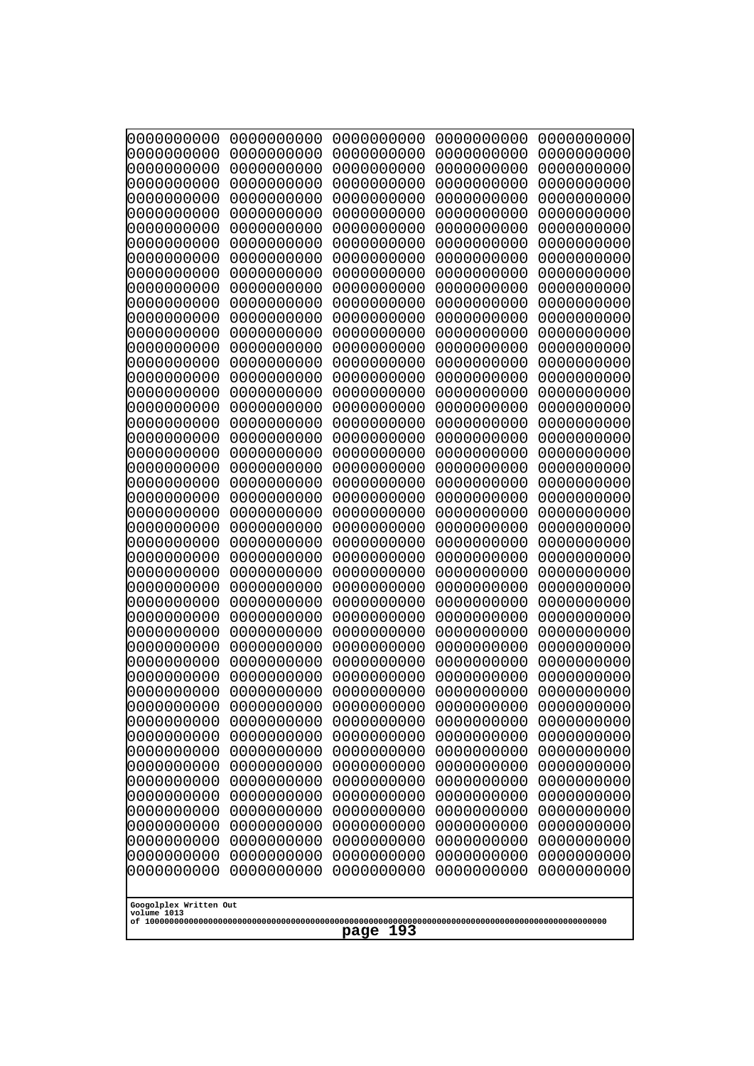```
0000000000 0000000000 0000000000 0000000000 0000000000
0000000000 0000000000 0000000000 0000000000 0000000000
0000000000 0000000000 0000000000 0000000000 0000000000
0000000000 0000000000 0000000000 0000000000 0000000000
0000000000 0000000000 0000000000 0000000000 0000000000
0000000000 0000000000 0000000000 0000000000 0000000000
0000000000 0000000000 0000000000 0000000000 0000000000
0000000000 0000000000 0000000000 0000000000 0000000000
0000000000 0000000000 0000000000 0000000000 0000000000
0000000000 0000000000 0000000000 0000000000 0000000000
0000000000 0000000000 0000000000 0000000000 0000000000
0000000000 0000000000 0000000000 0000000000 0000000000
0000000000 0000000000 0000000000 0000000000 0000000000
0000000000 0000000000 0000000000 0000000000 0000000000
0000000000 0000000000 0000000000 0000000000 0000000000
0000000000 0000000000 0000000000 0000000000 0000000000
0000000000 0000000000 0000000000 0000000000 0000000000
0000000000 0000000000 0000000000 0000000000 0000000000
0000000000 0000000000 0000000000 0000000000 0000000000
0000000000 0000000000 0000000000 0000000000 0000000000
0000000000 0000000000 0000000000 0000000000 0000000000
0000000000 0000000000 0000000000 0000000000 0000000000
0000000000 0000000000 0000000000 0000000000 0000000000
0000000000 0000000000 0000000000 0000000000 0000000000
0000000000 0000000000 0000000000 0000000000 0000000000
0000000000 0000000000 0000000000 0000000000 0000000000
0000000000 0000000000 0000000000 0000000000 0000000000
0000000000 0000000000 0000000000 0000000000 0000000000
0000000000 0000000000 0000000000 0000000000 0000000000
0000000000 0000000000 0000000000 0000000000 0000000000
0000000000 0000000000 0000000000 0000000000 0000000000
0000000000 0000000000 0000000000 0000000000 0000000000
0000000000 0000000000 0000000000 0000000000 0000000000
0000000000 0000000000 0000000000 0000000000 0000000000
0000000000 0000000000 0000000000 0000000000 0000000000
0000000000 0000000000 0000000000 0000000000 0000000000
0000000000 0000000000 0000000000 0000000000 0000000000
0000000000 0000000000 0000000000 0000000000 0000000000
0000000000 0000000000 0000000000 0000000000 0000000000
0000000000 0000000000 0000000000 0000000000 0000000000
0000000000 0000000000 0000000000 0000000000 0000000000
0000000000 0000000000 0000000000 0000000000 0000000000
0000000000 0000000000 0000000000 0000000000 0000000000
0000000000 0000000000 0000000000 0000000000 0000000000
0000000000 0000000000 0000000000 0000000000 0000000000
0000000000 0000000000 0000000000 0000000000 0000000000
0000000000 0000000000 0000000000 0000000000 0000000000
0000000000 0000000000 0000000000 0000000000 0000000000
0000000000 0000000000 0000000000 0000000000 0000000000
0000000000 0000000000 0000000000 0000000000 0000000000
```

Googolplex Written Out
volume 1013
of 10000000000000000000000000000000000000000000000000000000000000000000000000000000000000000000000000000

page 193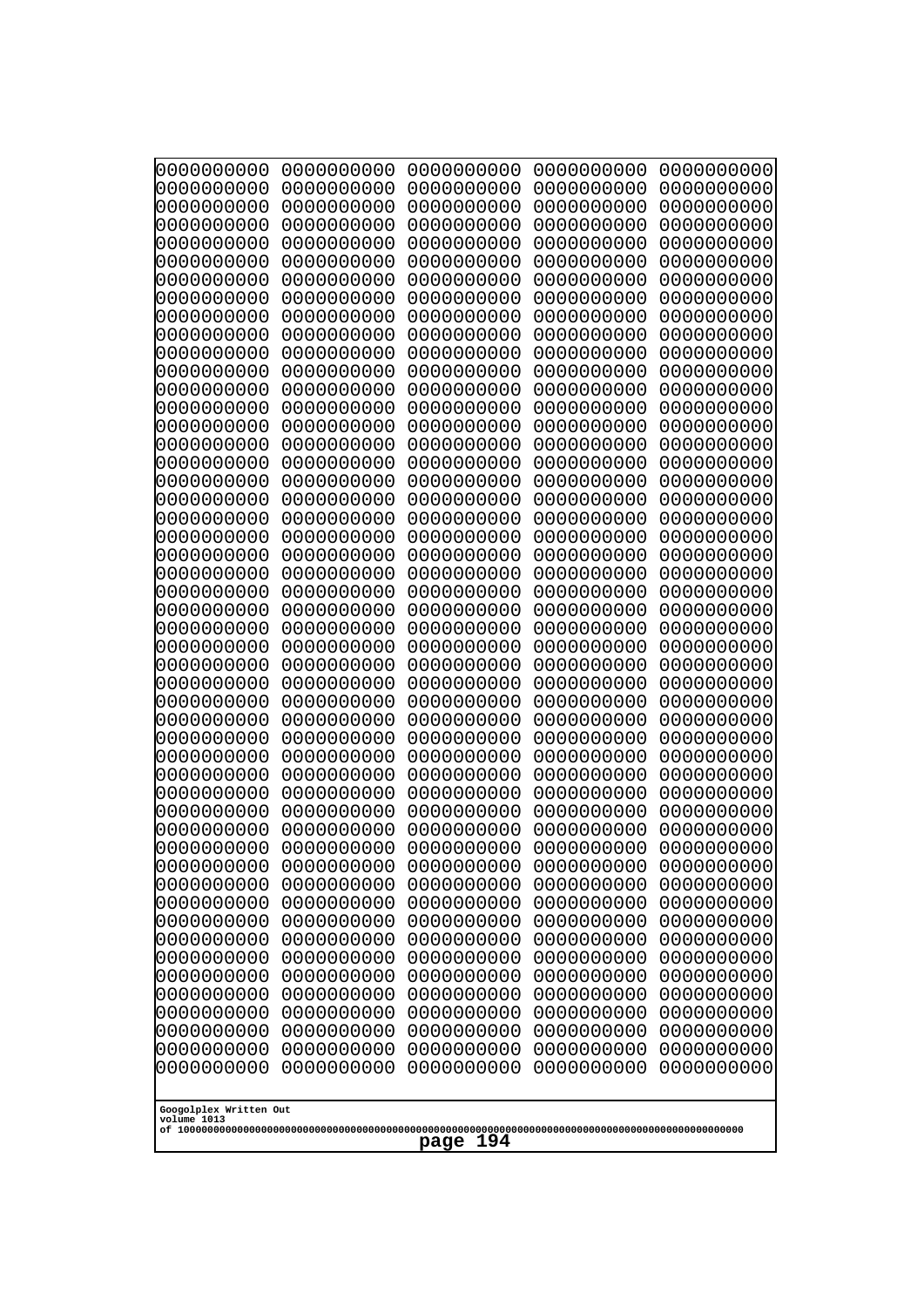```
0000000000 0000000000 0000000000 0000000000 0000000000
0000000000 0000000000 0000000000 0000000000 0000000000
0000000000 0000000000 0000000000 0000000000 0000000000
0000000000 0000000000 0000000000 0000000000 0000000000
0000000000 0000000000 0000000000 0000000000 0000000000
0000000000 0000000000 0000000000 0000000000 0000000000
0000000000 0000000000 0000000000 0000000000 0000000000
0000000000 0000000000 0000000000 0000000000 0000000000
0000000000 0000000000 0000000000 0000000000 0000000000
0000000000 0000000000 0000000000 0000000000 0000000000
0000000000 0000000000 0000000000 0000000000 0000000000
0000000000 0000000000 0000000000 0000000000 0000000000
0000000000 0000000000 0000000000 0000000000 0000000000
0000000000 0000000000 0000000000 0000000000 0000000000
0000000000 0000000000 0000000000 0000000000 0000000000
0000000000 0000000000 0000000000 0000000000 0000000000
0000000000 0000000000 0000000000 0000000000 0000000000
0000000000 0000000000 0000000000 0000000000 0000000000
0000000000 0000000000 0000000000 0000000000 0000000000
0000000000 0000000000 0000000000 0000000000 0000000000
0000000000 0000000000 0000000000 0000000000 0000000000
0000000000 0000000000 0000000000 0000000000 0000000000
0000000000 0000000000 0000000000 0000000000 0000000000
0000000000 0000000000 0000000000 0000000000 0000000000
0000000000 0000000000 0000000000 0000000000 0000000000
0000000000 0000000000 0000000000 0000000000 0000000000
0000000000 0000000000 0000000000 0000000000 0000000000
0000000000 0000000000 0000000000 0000000000 0000000000
0000000000 0000000000 0000000000 0000000000 0000000000
0000000000 0000000000 0000000000 0000000000 0000000000
0000000000 0000000000 0000000000 0000000000 0000000000
0000000000 0000000000 0000000000 0000000000 0000000000
0000000000 0000000000 0000000000 0000000000 0000000000
0000000000 0000000000 0000000000 0000000000 0000000000
0000000000 0000000000 0000000000 0000000000 0000000000
0000000000 0000000000 0000000000 0000000000 0000000000
0000000000 0000000000 0000000000 0000000000 0000000000
0000000000 0000000000 0000000000 0000000000 0000000000
0000000000 0000000000 0000000000 0000000000 0000000000
0000000000 0000000000 0000000000 0000000000 0000000000
0000000000 0000000000 0000000000 0000000000 0000000000
0000000000 0000000000 0000000000 0000000000 0000000000
0000000000 0000000000 0000000000 0000000000 0000000000
0000000000 0000000000 0000000000 0000000000 0000000000
0000000000 0000000000 0000000000 0000000000 0000000000
0000000000 0000000000 0000000000 0000000000 0000000000
0000000000 0000000000 0000000000 0000000000 0000000000
0000000000 0000000000 0000000000 0000000000 0000000000
0000000000 0000000000 0000000000 0000000000 0000000000
0000000000 0000000000 0000000000 0000000000 0000000000
```

Googolplex Written Out
volume 1013
of 10000000000000000000000000000000000000000000000000000000000000000000000000000000000000000000000000000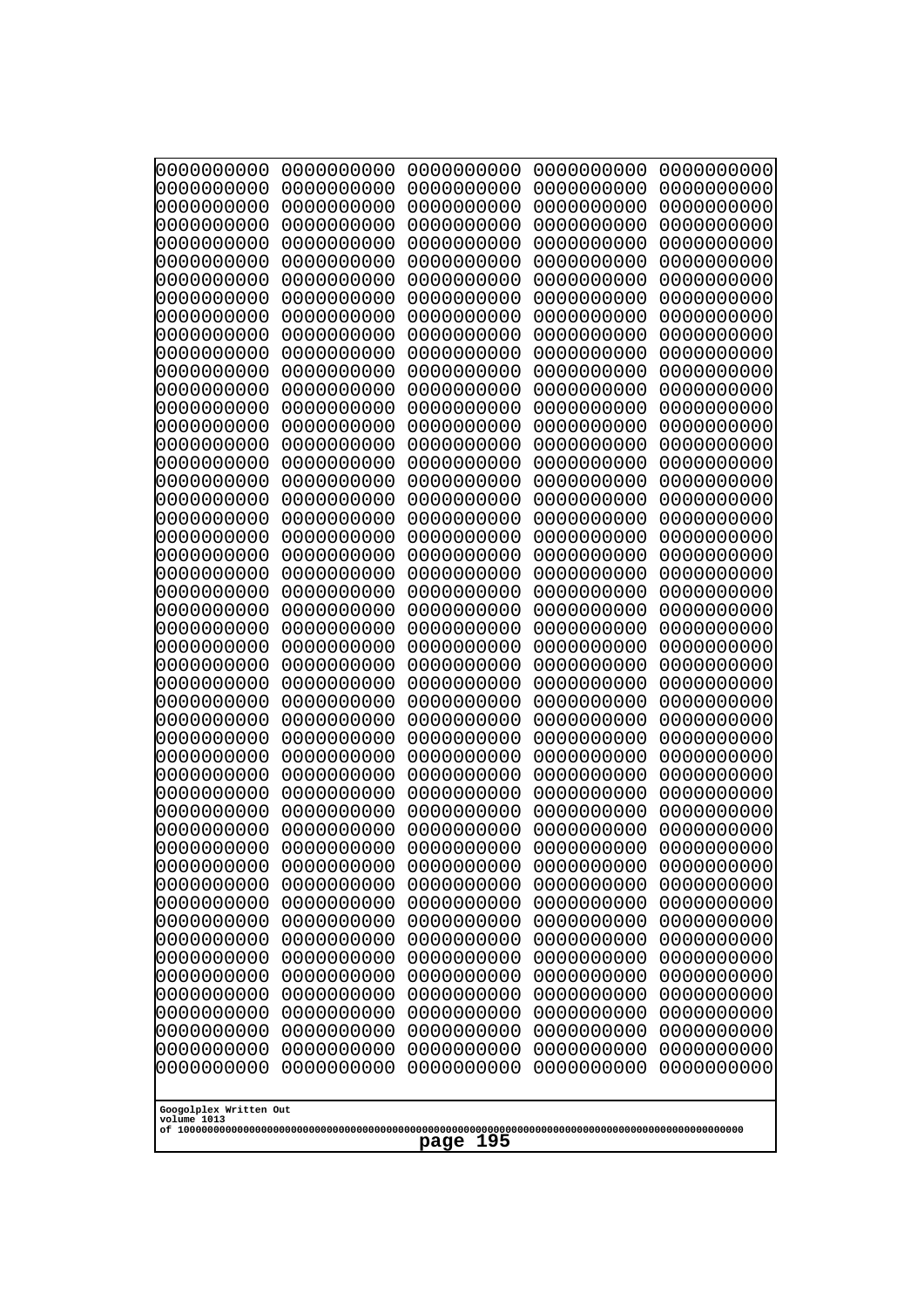```
0000000000 0000000000 0000000000 0000000000 0000000000
0000000000 0000000000 0000000000 0000000000 0000000000
0000000000 0000000000 0000000000 0000000000 0000000000
0000000000 0000000000 0000000000 0000000000 0000000000
0000000000 0000000000 0000000000 0000000000 0000000000
0000000000 0000000000 0000000000 0000000000 0000000000
0000000000 0000000000 0000000000 0000000000 0000000000
0000000000 0000000000 0000000000 0000000000 0000000000
0000000000 0000000000 0000000000 0000000000 0000000000
0000000000 0000000000 0000000000 0000000000 0000000000
0000000000 0000000000 0000000000 0000000000 0000000000
0000000000 0000000000 0000000000 0000000000 0000000000
0000000000 0000000000 0000000000 0000000000 0000000000
0000000000 0000000000 0000000000 0000000000 0000000000
0000000000 0000000000 0000000000 0000000000 0000000000
0000000000 0000000000 0000000000 0000000000 0000000000
0000000000 0000000000 0000000000 0000000000 0000000000
0000000000 0000000000 0000000000 0000000000 0000000000
0000000000 0000000000 0000000000 0000000000 0000000000
0000000000 0000000000 0000000000 0000000000 0000000000
0000000000 0000000000 0000000000 0000000000 0000000000
0000000000 0000000000 0000000000 0000000000 0000000000
0000000000 0000000000 0000000000 0000000000 0000000000
0000000000 0000000000 0000000000 0000000000 0000000000
0000000000 0000000000 0000000000 0000000000 0000000000
0000000000 0000000000 0000000000 0000000000 0000000000
0000000000 0000000000 0000000000 0000000000 0000000000
0000000000 0000000000 0000000000 0000000000 0000000000
0000000000 0000000000 0000000000 0000000000 0000000000
0000000000 0000000000 0000000000 0000000000 0000000000
0000000000 0000000000 0000000000 0000000000 0000000000
0000000000 0000000000 0000000000 0000000000 0000000000
0000000000 0000000000 0000000000 0000000000 0000000000
0000000000 0000000000 0000000000 0000000000 0000000000
0000000000 0000000000 0000000000 0000000000 0000000000
0000000000 0000000000 0000000000 0000000000 0000000000
0000000000 0000000000 0000000000 0000000000 0000000000
0000000000 0000000000 0000000000 0000000000 0000000000
0000000000 0000000000 0000000000 0000000000 0000000000
0000000000 0000000000 0000000000 0000000000 0000000000
0000000000 0000000000 0000000000 0000000000 0000000000
0000000000 0000000000 0000000000 0000000000 0000000000
0000000000 0000000000 0000000000 0000000000 0000000000
0000000000 0000000000 0000000000 0000000000 0000000000
0000000000 0000000000 0000000000 0000000000 0000000000
0000000000 0000000000 0000000000 0000000000 0000000000
0000000000 0000000000 0000000000 0000000000 0000000000
0000000000 0000000000 0000000000 0000000000 0000000000
0000000000 0000000000 0000000000 0000000000 0000000000
0000000000 0000000000 0000000000 0000000000 0000000000
```

Googolplex Written Out
volume 1013
of 10000000000000000000000000000000000000000000000000000000000000000000000000000000000000000000000000000
page 195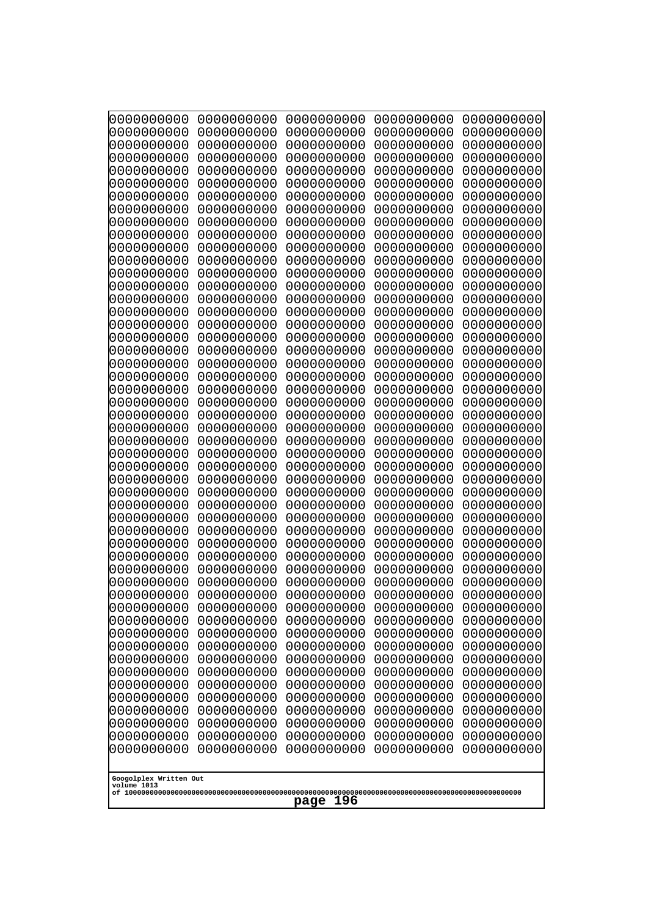```
0000000000 0000000000 0000000000 0000000000 0000000000
0000000000 0000000000 0000000000 0000000000 0000000000
0000000000 0000000000 0000000000 0000000000 0000000000
0000000000 0000000000 0000000000 0000000000 0000000000
0000000000 0000000000 0000000000 0000000000 0000000000
0000000000 0000000000 0000000000 0000000000 0000000000
0000000000 0000000000 0000000000 0000000000 0000000000
0000000000 0000000000 0000000000 0000000000 0000000000
0000000000 0000000000 0000000000 0000000000 0000000000
0000000000 0000000000 0000000000 0000000000 0000000000
0000000000 0000000000 0000000000 0000000000 0000000000
0000000000 0000000000 0000000000 0000000000 0000000000
0000000000 0000000000 0000000000 0000000000 0000000000
0000000000 0000000000 0000000000 0000000000 0000000000
0000000000 0000000000 0000000000 0000000000 0000000000
0000000000 0000000000 0000000000 0000000000 0000000000
0000000000 0000000000 0000000000 0000000000 0000000000
0000000000 0000000000 0000000000 0000000000 0000000000
0000000000 0000000000 0000000000 0000000000 0000000000
0000000000 0000000000 0000000000 0000000000 0000000000
0000000000 0000000000 0000000000 0000000000 0000000000
0000000000 0000000000 0000000000 0000000000 0000000000
0000000000 0000000000 0000000000 0000000000 0000000000
0000000000 0000000000 0000000000 0000000000 0000000000
0000000000 0000000000 0000000000 0000000000 0000000000
0000000000 0000000000 0000000000 0000000000 0000000000
0000000000 0000000000 0000000000 0000000000 0000000000
0000000000 0000000000 0000000000 0000000000 0000000000
0000000000 0000000000 0000000000 0000000000 0000000000
0000000000 0000000000 0000000000 0000000000 0000000000
0000000000 0000000000 0000000000 0000000000 0000000000
0000000000 0000000000 0000000000 0000000000 0000000000
0000000000 0000000000 0000000000 0000000000 0000000000
0000000000 0000000000 0000000000 0000000000 0000000000
0000000000 0000000000 0000000000 0000000000 0000000000
0000000000 0000000000 0000000000 0000000000 0000000000
0000000000 0000000000 0000000000 0000000000 0000000000
0000000000 0000000000 0000000000 0000000000 0000000000
0000000000 0000000000 0000000000 0000000000 0000000000
0000000000 0000000000 0000000000 0000000000 0000000000
0000000000 0000000000 0000000000 0000000000 0000000000
0000000000 0000000000 0000000000 0000000000 0000000000
0000000000 0000000000 0000000000 0000000000 0000000000
0000000000 0000000000 0000000000 0000000000 0000000000
0000000000 0000000000 0000000000 0000000000 0000000000
0000000000 0000000000 0000000000 0000000000 0000000000
0000000000 0000000000 0000000000 0000000000 0000000000
0000000000 0000000000 0000000000 0000000000 0000000000
0000000000 0000000000 0000000000 0000000000 0000000000
0000000000 0000000000 0000000000 0000000000 0000000000
```

Googolplex Written Out
volume 1013
of 10000000000000000000000000000000000000000000000000000000000000000000000000000000000000000000000000000

page 196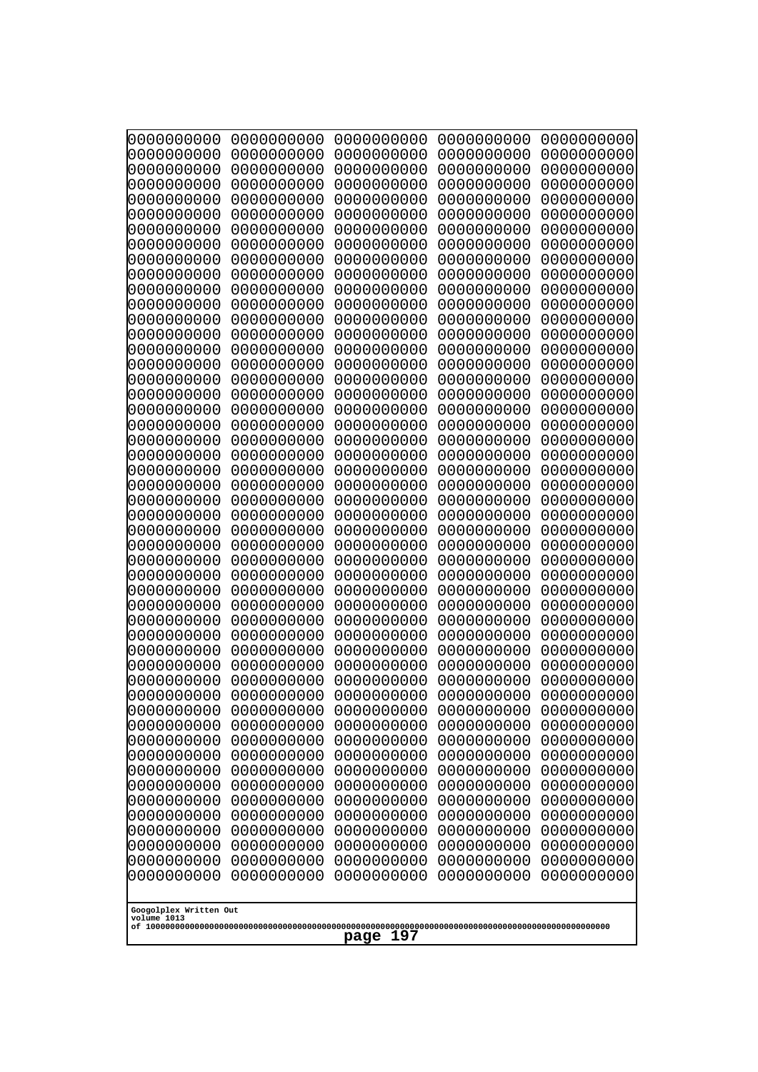```
0000000000 0000000000 0000000000 0000000000 0000000000
0000000000 0000000000 0000000000 0000000000 0000000000
0000000000 0000000000 0000000000 0000000000 0000000000
0000000000 0000000000 0000000000 0000000000 0000000000
0000000000 0000000000 0000000000 0000000000 0000000000
0000000000 0000000000 0000000000 0000000000 0000000000
0000000000 0000000000 0000000000 0000000000 0000000000
0000000000 0000000000 0000000000 0000000000 0000000000
0000000000 0000000000 0000000000 0000000000 0000000000
0000000000 0000000000 0000000000 0000000000 0000000000
0000000000 0000000000 0000000000 0000000000 0000000000
0000000000 0000000000 0000000000 0000000000 0000000000
0000000000 0000000000 0000000000 0000000000 0000000000
0000000000 0000000000 0000000000 0000000000 0000000000
0000000000 0000000000 0000000000 0000000000 0000000000
0000000000 0000000000 0000000000 0000000000 0000000000
0000000000 0000000000 0000000000 0000000000 0000000000
0000000000 0000000000 0000000000 0000000000 0000000000
0000000000 0000000000 0000000000 0000000000 0000000000
0000000000 0000000000 0000000000 0000000000 0000000000
0000000000 0000000000 0000000000 0000000000 0000000000
0000000000 0000000000 0000000000 0000000000 0000000000
0000000000 0000000000 0000000000 0000000000 0000000000
0000000000 0000000000 0000000000 0000000000 0000000000
0000000000 0000000000 0000000000 0000000000 0000000000
0000000000 0000000000 0000000000 0000000000 0000000000
0000000000 0000000000 0000000000 0000000000 0000000000
0000000000 0000000000 0000000000 0000000000 0000000000
0000000000 0000000000 0000000000 0000000000 0000000000
0000000000 0000000000 0000000000 0000000000 0000000000
0000000000 0000000000 0000000000 0000000000 0000000000
0000000000 0000000000 0000000000 0000000000 0000000000
0000000000 0000000000 0000000000 0000000000 0000000000
0000000000 0000000000 0000000000 0000000000 0000000000
0000000000 0000000000 0000000000 0000000000 0000000000
0000000000 0000000000 0000000000 0000000000 0000000000
0000000000 0000000000 0000000000 0000000000 0000000000
0000000000 0000000000 0000000000 0000000000 0000000000
0000000000 0000000000 0000000000 0000000000 0000000000
0000000000 0000000000 0000000000 0000000000 0000000000
0000000000 0000000000 0000000000 0000000000 0000000000
0000000000 0000000000 0000000000 0000000000 0000000000
0000000000 0000000000 0000000000 0000000000 0000000000
0000000000 0000000000 0000000000 0000000000 0000000000
0000000000 0000000000 0000000000 0000000000 0000000000
0000000000 0000000000 0000000000 0000000000 0000000000
0000000000 0000000000 0000000000 0000000000 0000000000
0000000000 0000000000 0000000000 0000000000 0000000000
0000000000 0000000000 0000000000 0000000000 0000000000
0000000000 0000000000 0000000000 0000000000 0000000000
```

Googolplex Written Out
volume 1013
of 10000000000000000000000000000000000000000000000000000000000000000000000000000000000000000000000000000

page 197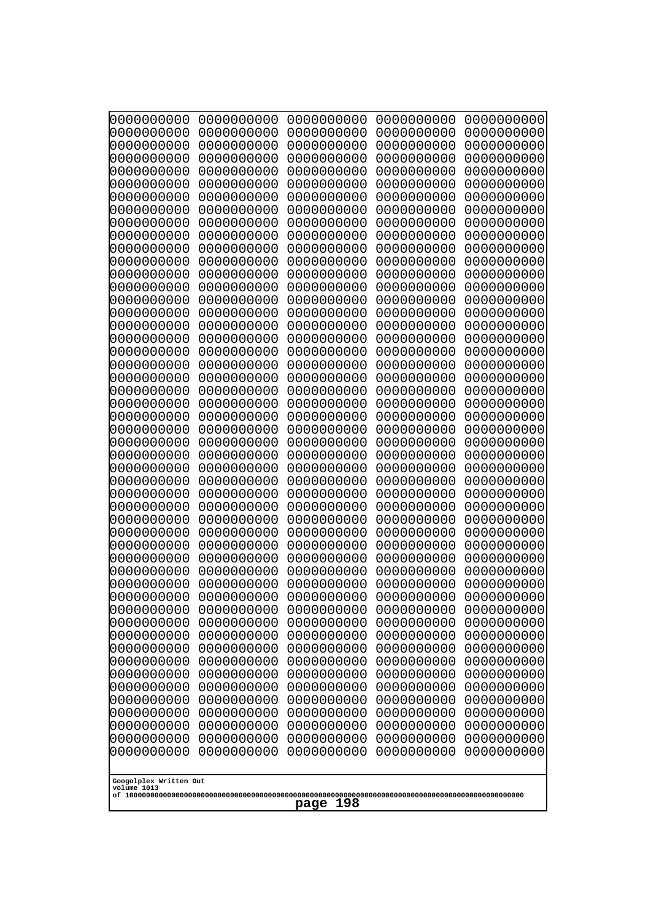```
0000000000 0000000000 0000000000 0000000000 0000000000
0000000000 0000000000 0000000000 0000000000 0000000000
0000000000 0000000000 0000000000 0000000000 0000000000
0000000000 0000000000 0000000000 0000000000 0000000000
0000000000 0000000000 0000000000 0000000000 0000000000
0000000000 0000000000 0000000000 0000000000 0000000000
0000000000 0000000000 0000000000 0000000000 0000000000
0000000000 0000000000 0000000000 0000000000 0000000000
0000000000 0000000000 0000000000 0000000000 0000000000
0000000000 0000000000 0000000000 0000000000 0000000000
0000000000 0000000000 0000000000 0000000000 0000000000
0000000000 0000000000 0000000000 0000000000 0000000000
0000000000 0000000000 0000000000 0000000000 0000000000
0000000000 0000000000 0000000000 0000000000 0000000000
0000000000 0000000000 0000000000 0000000000 0000000000
0000000000 0000000000 0000000000 0000000000 0000000000
0000000000 0000000000 0000000000 0000000000 0000000000
0000000000 0000000000 0000000000 0000000000 0000000000
0000000000 0000000000 0000000000 0000000000 0000000000
0000000000 0000000000 0000000000 0000000000 0000000000
0000000000 0000000000 0000000000 0000000000 0000000000
0000000000 0000000000 0000000000 0000000000 0000000000
0000000000 0000000000 0000000000 0000000000 0000000000
0000000000 0000000000 0000000000 0000000000 0000000000
0000000000 0000000000 0000000000 0000000000 0000000000
0000000000 0000000000 0000000000 0000000000 0000000000
0000000000 0000000000 0000000000 0000000000 0000000000
0000000000 0000000000 0000000000 0000000000 0000000000
0000000000 0000000000 0000000000 0000000000 0000000000
0000000000 0000000000 0000000000 0000000000 0000000000
0000000000 0000000000 0000000000 0000000000 0000000000
0000000000 0000000000 0000000000 0000000000 0000000000
0000000000 0000000000 0000000000 0000000000 0000000000
0000000000 0000000000 0000000000 0000000000 0000000000
0000000000 0000000000 0000000000 0000000000 0000000000
0000000000 0000000000 0000000000 0000000000 0000000000
0000000000 0000000000 0000000000 0000000000 0000000000
0000000000 0000000000 0000000000 0000000000 0000000000
0000000000 0000000000 0000000000 0000000000 0000000000
0000000000 0000000000 0000000000 0000000000 0000000000
0000000000 0000000000 0000000000 0000000000 0000000000
0000000000 0000000000 0000000000 0000000000 0000000000
0000000000 0000000000 0000000000 0000000000 0000000000
0000000000 0000000000 0000000000 0000000000 0000000000
0000000000 0000000000 0000000000 0000000000 0000000000
0000000000 0000000000 0000000000 0000000000 0000000000
0000000000 0000000000 0000000000 0000000000 0000000000
0000000000 0000000000 0000000000 0000000000 0000000000
0000000000 0000000000 0000000000 0000000000 0000000000
0000000000 0000000000 0000000000 0000000000 0000000000
```

Googolplex Written Out
volume 1013
of 10000000000000000000000000000000000000000000000000000000000000000000000000000000000000000000000000000

page 198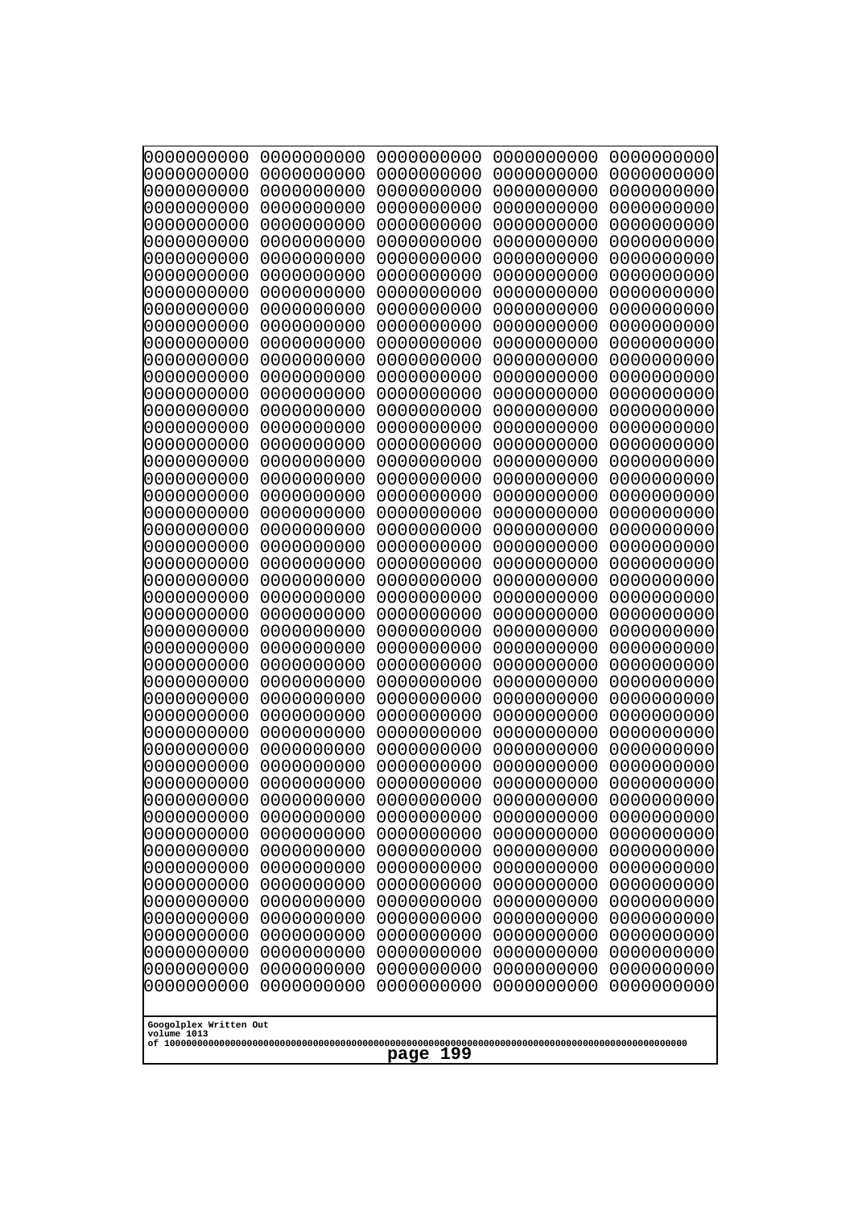```
0000000000 0000000000 0000000000 0000000000 0000000000
0000000000 0000000000 0000000000 0000000000 0000000000
0000000000 0000000000 0000000000 0000000000 0000000000
0000000000 0000000000 0000000000 0000000000 0000000000
0000000000 0000000000 0000000000 0000000000 0000000000
0000000000 0000000000 0000000000 0000000000 0000000000
0000000000 0000000000 0000000000 0000000000 0000000000
0000000000 0000000000 0000000000 0000000000 0000000000
0000000000 0000000000 0000000000 0000000000 0000000000
0000000000 0000000000 0000000000 0000000000 0000000000
0000000000 0000000000 0000000000 0000000000 0000000000
0000000000 0000000000 0000000000 0000000000 0000000000
0000000000 0000000000 0000000000 0000000000 0000000000
0000000000 0000000000 0000000000 0000000000 0000000000
0000000000 0000000000 0000000000 0000000000 0000000000
0000000000 0000000000 0000000000 0000000000 0000000000
0000000000 0000000000 0000000000 0000000000 0000000000
0000000000 0000000000 0000000000 0000000000 0000000000
0000000000 0000000000 0000000000 0000000000 0000000000
0000000000 0000000000 0000000000 0000000000 0000000000
0000000000 0000000000 0000000000 0000000000 0000000000
0000000000 0000000000 0000000000 0000000000 0000000000
0000000000 0000000000 0000000000 0000000000 0000000000
0000000000 0000000000 0000000000 0000000000 0000000000
0000000000 0000000000 0000000000 0000000000 0000000000
0000000000 0000000000 0000000000 0000000000 0000000000
0000000000 0000000000 0000000000 0000000000 0000000000
0000000000 0000000000 0000000000 0000000000 0000000000
0000000000 0000000000 0000000000 0000000000 0000000000
0000000000 0000000000 0000000000 0000000000 0000000000
0000000000 0000000000 0000000000 0000000000 0000000000
0000000000 0000000000 0000000000 0000000000 0000000000
0000000000 0000000000 0000000000 0000000000 0000000000
0000000000 0000000000 0000000000 0000000000 0000000000
0000000000 0000000000 0000000000 0000000000 0000000000
0000000000 0000000000 0000000000 0000000000 0000000000
0000000000 0000000000 0000000000 0000000000 0000000000
0000000000 0000000000 0000000000 0000000000 0000000000
0000000000 0000000000 0000000000 0000000000 0000000000
0000000000 0000000000 0000000000 0000000000 0000000000
0000000000 0000000000 0000000000 0000000000 0000000000
0000000000 0000000000 0000000000 0000000000 0000000000
0000000000 0000000000 0000000000 0000000000 0000000000
0000000000 0000000000 0000000000 0000000000 0000000000
0000000000 0000000000 0000000000 0000000000 0000000000
0000000000 0000000000 0000000000 0000000000 0000000000
0000000000 0000000000 0000000000 0000000000 0000000000
0000000000 0000000000 0000000000 0000000000 0000000000
0000000000 0000000000 0000000000 0000000000 0000000000
0000000000 0000000000 0000000000 0000000000 0000000000
```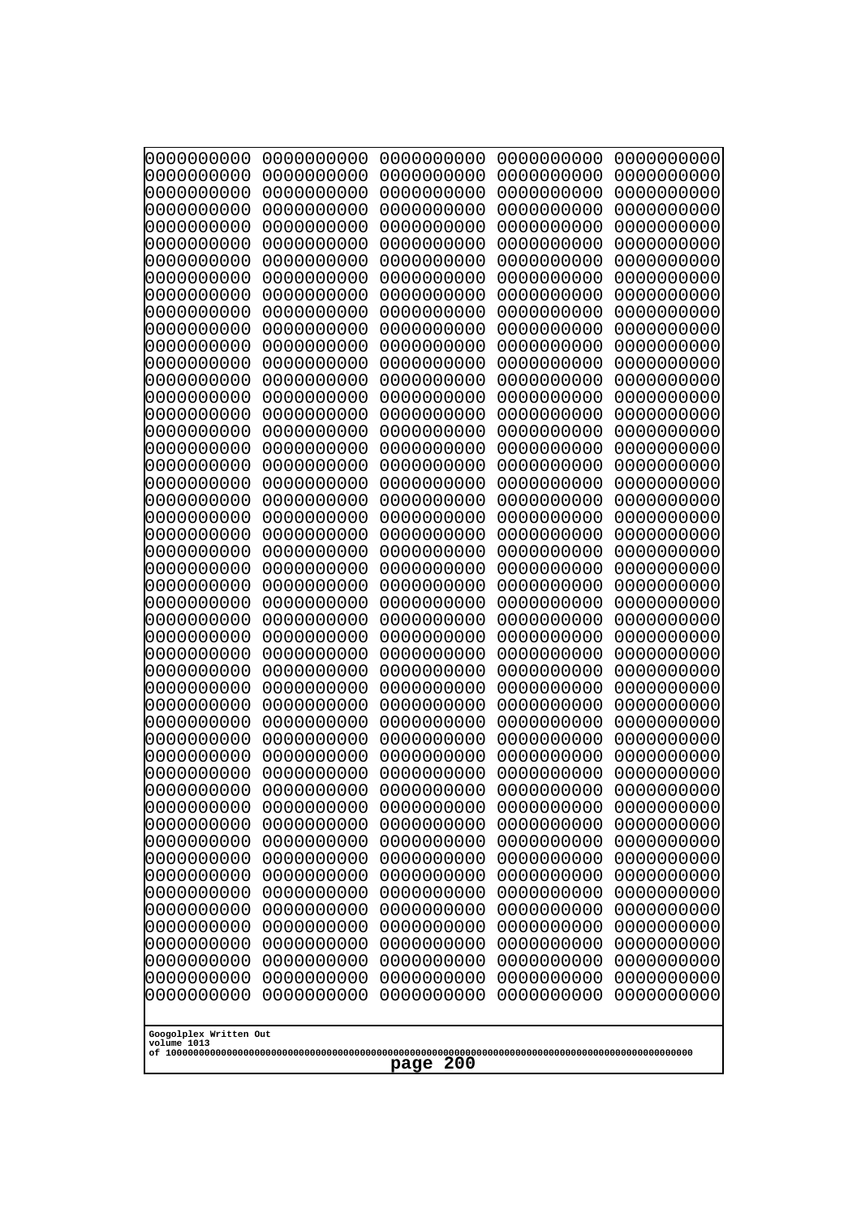```
0000000000 0000000000 0000000000 0000000000 0000000000
0000000000 0000000000 0000000000 0000000000 0000000000
0000000000 0000000000 0000000000 0000000000 0000000000
0000000000 0000000000 0000000000 0000000000 0000000000
0000000000 0000000000 0000000000 0000000000 0000000000
0000000000 0000000000 0000000000 0000000000 0000000000
0000000000 0000000000 0000000000 0000000000 0000000000
0000000000 0000000000 0000000000 0000000000 0000000000
0000000000 0000000000 0000000000 0000000000 0000000000
0000000000 0000000000 0000000000 0000000000 0000000000
0000000000 0000000000 0000000000 0000000000 0000000000
0000000000 0000000000 0000000000 0000000000 0000000000
0000000000 0000000000 0000000000 0000000000 0000000000
0000000000 0000000000 0000000000 0000000000 0000000000
0000000000 0000000000 0000000000 0000000000 0000000000
0000000000 0000000000 0000000000 0000000000 0000000000
0000000000 0000000000 0000000000 0000000000 0000000000
0000000000 0000000000 0000000000 0000000000 0000000000
0000000000 0000000000 0000000000 0000000000 0000000000
0000000000 0000000000 0000000000 0000000000 0000000000
0000000000 0000000000 0000000000 0000000000 0000000000
0000000000 0000000000 0000000000 0000000000 0000000000
0000000000 0000000000 0000000000 0000000000 0000000000
0000000000 0000000000 0000000000 0000000000 0000000000
0000000000 0000000000 0000000000 0000000000 0000000000
0000000000 0000000000 0000000000 0000000000 0000000000
0000000000 0000000000 0000000000 0000000000 0000000000
0000000000 0000000000 0000000000 0000000000 0000000000
0000000000 0000000000 0000000000 0000000000 0000000000
0000000000 0000000000 0000000000 0000000000 0000000000
0000000000 0000000000 0000000000 0000000000 0000000000
0000000000 0000000000 0000000000 0000000000 0000000000
0000000000 0000000000 0000000000 0000000000 0000000000
0000000000 0000000000 0000000000 0000000000 0000000000
0000000000 0000000000 0000000000 0000000000 0000000000
0000000000 0000000000 0000000000 0000000000 0000000000
0000000000 0000000000 0000000000 0000000000 0000000000
0000000000 0000000000 0000000000 0000000000 0000000000
0000000000 0000000000 0000000000 0000000000 0000000000
0000000000 0000000000 0000000000 0000000000 0000000000
0000000000 0000000000 0000000000 0000000000 0000000000
0000000000 0000000000 0000000000 0000000000 0000000000
0000000000 0000000000 0000000000 0000000000 0000000000
0000000000 0000000000 0000000000 0000000000 0000000000
0000000000 0000000000 0000000000 0000000000 0000000000
0000000000 0000000000 0000000000 0000000000 0000000000
0000000000 0000000000 0000000000 0000000000 0000000000
0000000000 0000000000 0000000000 0000000000 0000000000
0000000000 0000000000 0000000000 0000000000 0000000000
0000000000 0000000000 0000000000 0000000000 0000000000
```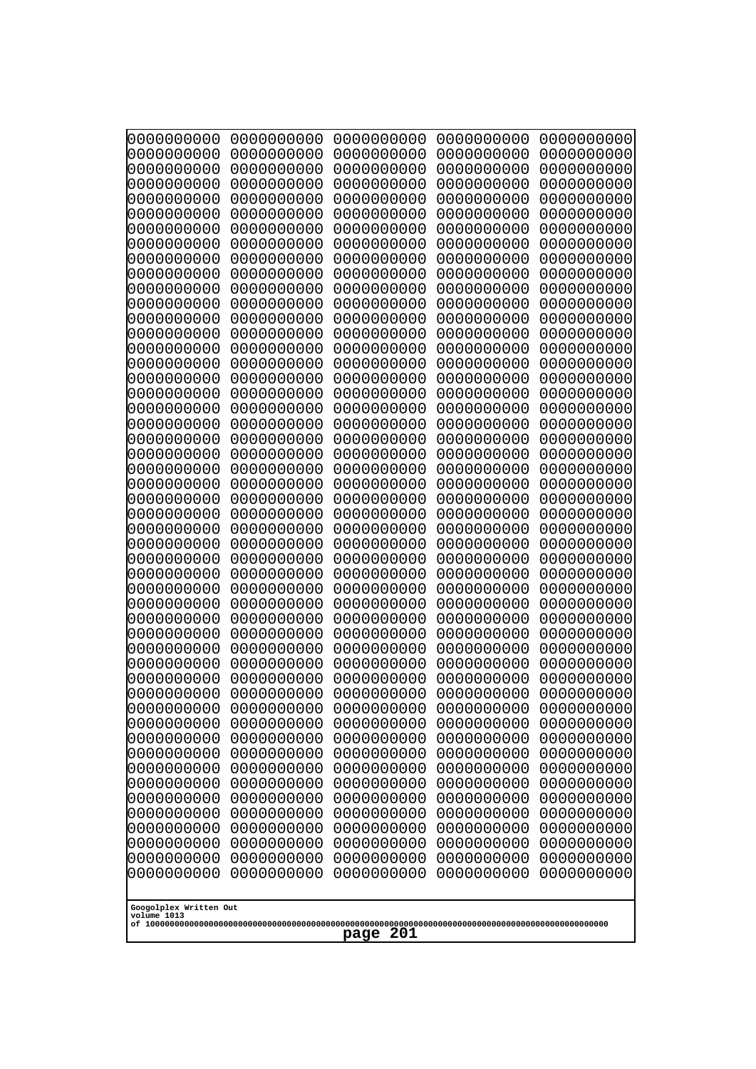```
0000000000 0000000000 0000000000 0000000000 0000000000
0000000000 0000000000 0000000000 0000000000 0000000000
0000000000 0000000000 0000000000 0000000000 0000000000
0000000000 0000000000 0000000000 0000000000 0000000000
0000000000 0000000000 0000000000 0000000000 0000000000
0000000000 0000000000 0000000000 0000000000 0000000000
0000000000 0000000000 0000000000 0000000000 0000000000
0000000000 0000000000 0000000000 0000000000 0000000000
0000000000 0000000000 0000000000 0000000000 0000000000
0000000000 0000000000 0000000000 0000000000 0000000000
0000000000 0000000000 0000000000 0000000000 0000000000
0000000000 0000000000 0000000000 0000000000 0000000000
0000000000 0000000000 0000000000 0000000000 0000000000
0000000000 0000000000 0000000000 0000000000 0000000000
0000000000 0000000000 0000000000 0000000000 0000000000
0000000000 0000000000 0000000000 0000000000 0000000000
0000000000 0000000000 0000000000 0000000000 0000000000
0000000000 0000000000 0000000000 0000000000 0000000000
0000000000 0000000000 0000000000 0000000000 0000000000
0000000000 0000000000 0000000000 0000000000 0000000000
0000000000 0000000000 0000000000 0000000000 0000000000
0000000000 0000000000 0000000000 0000000000 0000000000
0000000000 0000000000 0000000000 0000000000 0000000000
0000000000 0000000000 0000000000 0000000000 0000000000
0000000000 0000000000 0000000000 0000000000 0000000000
0000000000 0000000000 0000000000 0000000000 0000000000
0000000000 0000000000 0000000000 0000000000 0000000000
0000000000 0000000000 0000000000 0000000000 0000000000
0000000000 0000000000 0000000000 0000000000 0000000000
0000000000 0000000000 0000000000 0000000000 0000000000
0000000000 0000000000 0000000000 0000000000 0000000000
0000000000 0000000000 0000000000 0000000000 0000000000
0000000000 0000000000 0000000000 0000000000 0000000000
0000000000 0000000000 0000000000 0000000000 0000000000
0000000000 0000000000 0000000000 0000000000 0000000000
0000000000 0000000000 0000000000 0000000000 0000000000
0000000000 0000000000 0000000000 0000000000 0000000000
0000000000 0000000000 0000000000 0000000000 0000000000
0000000000 0000000000 0000000000 0000000000 0000000000
0000000000 0000000000 0000000000 0000000000 0000000000
0000000000 0000000000 0000000000 0000000000 0000000000
0000000000 0000000000 0000000000 0000000000 0000000000
0000000000 0000000000 0000000000 0000000000 0000000000
0000000000 0000000000 0000000000 0000000000 0000000000
0000000000 0000000000 0000000000 0000000000 0000000000
0000000000 0000000000 0000000000 0000000000 0000000000
0000000000 0000000000 0000000000 0000000000 0000000000
0000000000 0000000000 0000000000 0000000000 0000000000
0000000000 0000000000 0000000000 0000000000 0000000000
0000000000 0000000000 0000000000 0000000000 0000000000
```

Googolplex Written Out
volume 1013
of 10000000000000000000000000000000000000000000000000000000000000000000000000000000000000000000000000000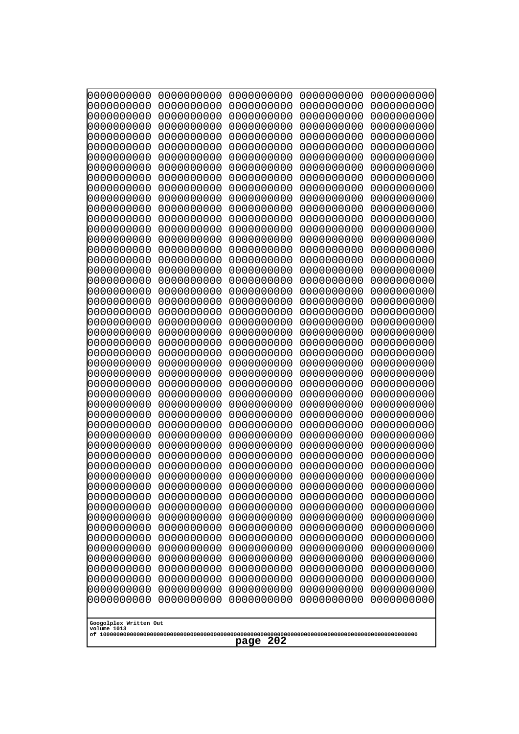```
0000000000 0000000000 0000000000 0000000000 0000000000
0000000000 0000000000 0000000000 0000000000 0000000000
0000000000 0000000000 0000000000 0000000000 0000000000
0000000000 0000000000 0000000000 0000000000 0000000000
0000000000 0000000000 0000000000 0000000000 0000000000
0000000000 0000000000 0000000000 0000000000 0000000000
0000000000 0000000000 0000000000 0000000000 0000000000
0000000000 0000000000 0000000000 0000000000 0000000000
0000000000 0000000000 0000000000 0000000000 0000000000
0000000000 0000000000 0000000000 0000000000 0000000000
0000000000 0000000000 0000000000 0000000000 0000000000
0000000000 0000000000 0000000000 0000000000 0000000000
0000000000 0000000000 0000000000 0000000000 0000000000
0000000000 0000000000 0000000000 0000000000 0000000000
0000000000 0000000000 0000000000 0000000000 0000000000
0000000000 0000000000 0000000000 0000000000 0000000000
0000000000 0000000000 0000000000 0000000000 0000000000
0000000000 0000000000 0000000000 0000000000 0000000000
0000000000 0000000000 0000000000 0000000000 0000000000
0000000000 0000000000 0000000000 0000000000 0000000000
0000000000 0000000000 0000000000 0000000000 0000000000
0000000000 0000000000 0000000000 0000000000 0000000000
0000000000 0000000000 0000000000 0000000000 0000000000
0000000000 0000000000 0000000000 0000000000 0000000000
0000000000 0000000000 0000000000 0000000000 0000000000
0000000000 0000000000 0000000000 0000000000 0000000000
0000000000 0000000000 0000000000 0000000000 0000000000
0000000000 0000000000 0000000000 0000000000 0000000000
0000000000 0000000000 0000000000 0000000000 0000000000
0000000000 0000000000 0000000000 0000000000 0000000000
0000000000 0000000000 0000000000 0000000000 0000000000
0000000000 0000000000 0000000000 0000000000 0000000000
0000000000 0000000000 0000000000 0000000000 0000000000
0000000000 0000000000 0000000000 0000000000 0000000000
0000000000 0000000000 0000000000 0000000000 0000000000
0000000000 0000000000 0000000000 0000000000 0000000000
0000000000 0000000000 0000000000 0000000000 0000000000
0000000000 0000000000 0000000000 0000000000 0000000000
0000000000 0000000000 0000000000 0000000000 0000000000
0000000000 0000000000 0000000000 0000000000 0000000000
0000000000 0000000000 0000000000 0000000000 0000000000
0000000000 0000000000 0000000000 0000000000 0000000000
0000000000 0000000000 0000000000 0000000000 0000000000
0000000000 0000000000 0000000000 0000000000 0000000000
0000000000 0000000000 0000000000 0000000000 0000000000
0000000000 0000000000 0000000000 0000000000 0000000000
0000000000 0000000000 0000000000 0000000000 0000000000
0000000000 0000000000 0000000000 0000000000 0000000000
0000000000 0000000000 0000000000 0000000000 0000000000
0000000000 0000000000 0000000000 0000000000 0000000000
```

Googolplex Written Out
volume 1013
of 10000000000000000000000000000000000000000000000000000000000000000000000000000000000000000000000000000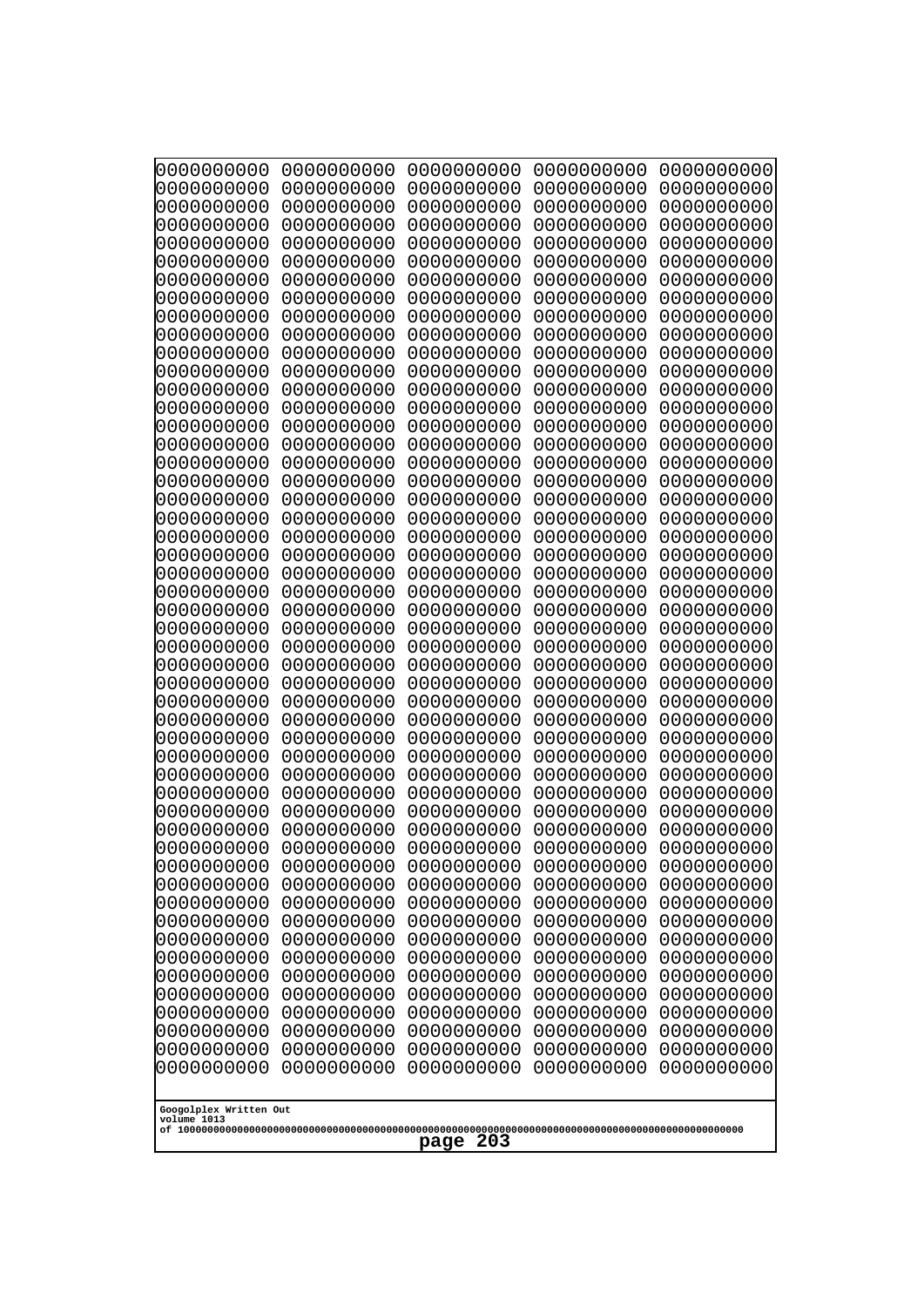```
0000000000 0000000000 0000000000 0000000000 0000000000
0000000000 0000000000 0000000000 0000000000 0000000000
0000000000 0000000000 0000000000 0000000000 0000000000
0000000000 0000000000 0000000000 0000000000 0000000000
0000000000 0000000000 0000000000 0000000000 0000000000
0000000000 0000000000 0000000000 0000000000 0000000000
0000000000 0000000000 0000000000 0000000000 0000000000
0000000000 0000000000 0000000000 0000000000 0000000000
0000000000 0000000000 0000000000 0000000000 0000000000
0000000000 0000000000 0000000000 0000000000 0000000000
0000000000 0000000000 0000000000 0000000000 0000000000
0000000000 0000000000 0000000000 0000000000 0000000000
0000000000 0000000000 0000000000 0000000000 0000000000
0000000000 0000000000 0000000000 0000000000 0000000000
0000000000 0000000000 0000000000 0000000000 0000000000
0000000000 0000000000 0000000000 0000000000 0000000000
0000000000 0000000000 0000000000 0000000000 0000000000
0000000000 0000000000 0000000000 0000000000 0000000000
0000000000 0000000000 0000000000 0000000000 0000000000
0000000000 0000000000 0000000000 0000000000 0000000000
0000000000 0000000000 0000000000 0000000000 0000000000
0000000000 0000000000 0000000000 0000000000 0000000000
0000000000 0000000000 0000000000 0000000000 0000000000
0000000000 0000000000 0000000000 0000000000 0000000000
0000000000 0000000000 0000000000 0000000000 0000000000
0000000000 0000000000 0000000000 0000000000 0000000000
0000000000 0000000000 0000000000 0000000000 0000000000
0000000000 0000000000 0000000000 0000000000 0000000000
0000000000 0000000000 0000000000 0000000000 0000000000
0000000000 0000000000 0000000000 0000000000 0000000000
0000000000 0000000000 0000000000 0000000000 0000000000
0000000000 0000000000 0000000000 0000000000 0000000000
0000000000 0000000000 0000000000 0000000000 0000000000
0000000000 0000000000 0000000000 0000000000 0000000000
0000000000 0000000000 0000000000 0000000000 0000000000
0000000000 0000000000 0000000000 0000000000 0000000000
0000000000 0000000000 0000000000 0000000000 0000000000
0000000000 0000000000 0000000000 0000000000 0000000000
0000000000 0000000000 0000000000 0000000000 0000000000
0000000000 0000000000 0000000000 0000000000 0000000000
0000000000 0000000000 0000000000 0000000000 0000000000
0000000000 0000000000 0000000000 0000000000 0000000000
0000000000 0000000000 0000000000 0000000000 0000000000
0000000000 0000000000 0000000000 0000000000 0000000000
0000000000 0000000000 0000000000 0000000000 0000000000
0000000000 0000000000 0000000000 0000000000 0000000000
0000000000 0000000000 0000000000 0000000000 0000000000
0000000000 0000000000 0000000000 0000000000 0000000000
0000000000 0000000000 0000000000 0000000000 0000000000
0000000000 0000000000 0000000000 0000000000 0000000000
```

Googolplex Written Out
volume 1013
of 10000000000000000000000000000000000000000000000000000000000000000000000000000000000000000000000000000

page 203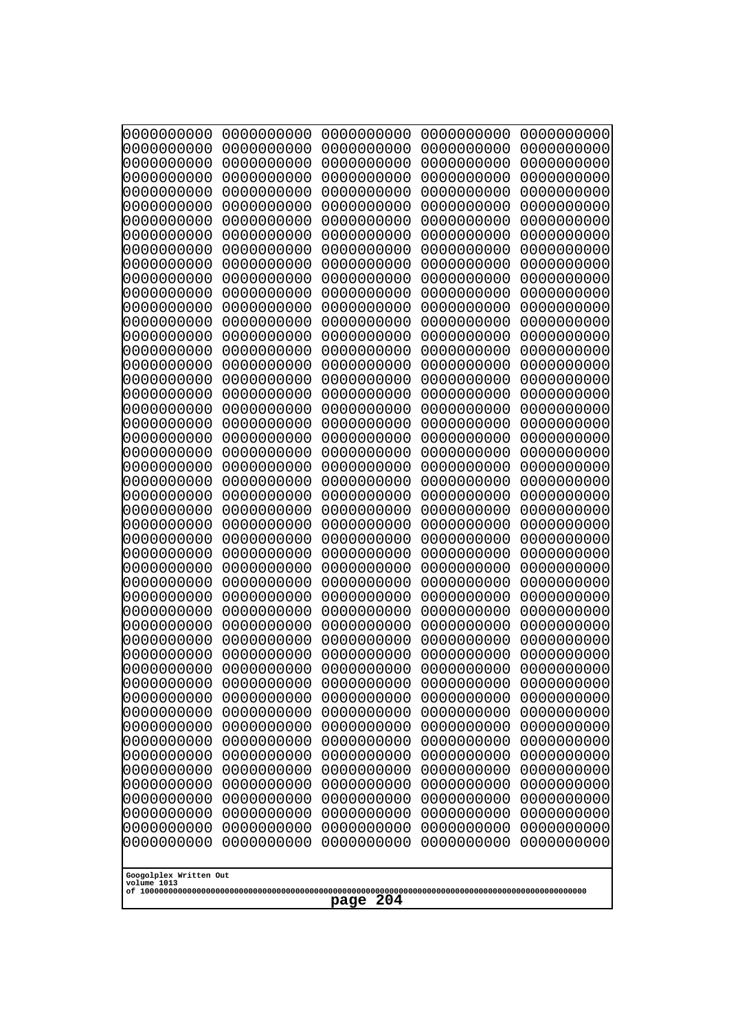0000000000 0000000000 0000000000 0000000000 0000000000
0000000000 0000000000 0000000000 0000000000 0000000000
0000000000 0000000000 0000000000 0000000000 0000000000
0000000000 0000000000 0000000000 0000000000 0000000000
0000000000 0000000000 0000000000 0000000000 0000000000
0000000000 0000000000 0000000000 0000000000 0000000000
0000000000 0000000000 0000000000 0000000000 0000000000
0000000000 0000000000 0000000000 0000000000 0000000000
0000000000 0000000000 0000000000 0000000000 0000000000
0000000000 0000000000 0000000000 0000000000 0000000000
0000000000 0000000000 0000000000 0000000000 0000000000
0000000000 0000000000 0000000000 0000000000 0000000000
0000000000 0000000000 0000000000 0000000000 0000000000
0000000000 0000000000 0000000000 0000000000 0000000000
0000000000 0000000000 0000000000 0000000000 0000000000
0000000000 0000000000 0000000000 0000000000 0000000000
0000000000 0000000000 0000000000 0000000000 0000000000
0000000000 0000000000 0000000000 0000000000 0000000000
0000000000 0000000000 0000000000 0000000000 0000000000
0000000000 0000000000 0000000000 0000000000 0000000000
0000000000 0000000000 0000000000 0000000000 0000000000
0000000000 0000000000 0000000000 0000000000 0000000000
0000000000 0000000000 0000000000 0000000000 0000000000
0000000000 0000000000 0000000000 0000000000 0000000000
0000000000 0000000000 0000000000 0000000000 0000000000
0000000000 0000000000 0000000000 0000000000 0000000000
0000000000 0000000000 0000000000 0000000000 0000000000
0000000000 0000000000 0000000000 0000000000 0000000000
0000000000 0000000000 0000000000 0000000000 0000000000
0000000000 0000000000 0000000000 0000000000 0000000000
0000000000 0000000000 0000000000 0000000000 0000000000
0000000000 0000000000 0000000000 0000000000 0000000000
0000000000 0000000000 0000000000 0000000000 0000000000
0000000000 0000000000 0000000000 0000000000 0000000000
0000000000 0000000000 0000000000 0000000000 0000000000
0000000000 0000000000 0000000000 0000000000 0000000000
0000000000 0000000000 0000000000 0000000000 0000000000
0000000000 0000000000 0000000000 0000000000 0000000000
0000000000 0000000000 0000000000 0000000000 0000000000
0000000000 0000000000 0000000000 0000000000 0000000000
0000000000 0000000000 0000000000 0000000000 0000000000
0000000000 0000000000 0000000000 0000000000 0000000000
0000000000 0000000000 0000000000 0000000000 0000000000
0000000000 0000000000 0000000000 0000000000 0000000000
0000000000 0000000000 0000000000 0000000000 0000000000
0000000000 0000000000 0000000000 0000000000 0000000000
0000000000 0000000000 0000000000 0000000000 0000000000
0000000000 0000000000 0000000000 0000000000 0000000000
0000000000 0000000000 0000000000 0000000000 0000000000
0000000000 0000000000 0000000000 0000000000 0000000000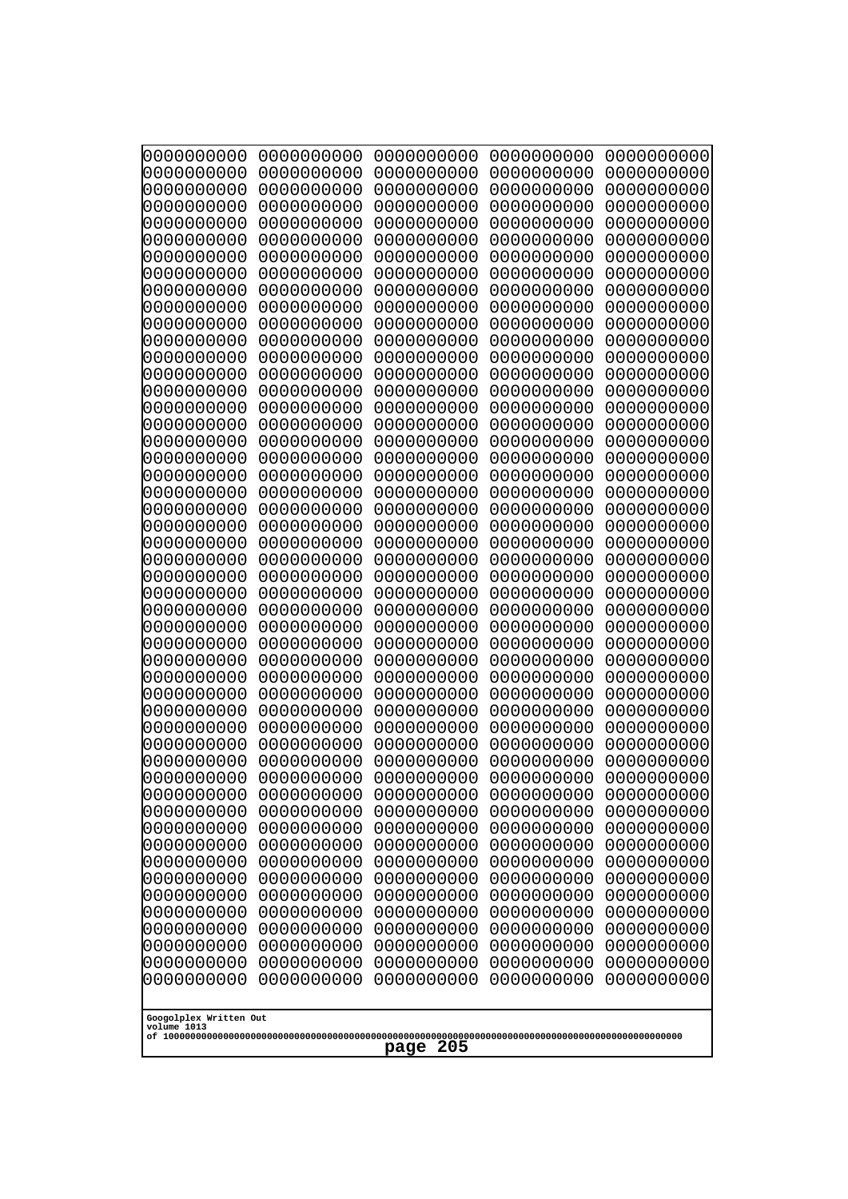```
0000000000 0000000000 0000000000 0000000000 0000000000
0000000000 0000000000 0000000000 0000000000 0000000000
0000000000 0000000000 0000000000 0000000000 0000000000
0000000000 0000000000 0000000000 0000000000 0000000000
0000000000 0000000000 0000000000 0000000000 0000000000
0000000000 0000000000 0000000000 0000000000 0000000000
0000000000 0000000000 0000000000 0000000000 0000000000
0000000000 0000000000 0000000000 0000000000 0000000000
0000000000 0000000000 0000000000 0000000000 0000000000
0000000000 0000000000 0000000000 0000000000 0000000000
0000000000 0000000000 0000000000 0000000000 0000000000
0000000000 0000000000 0000000000 0000000000 0000000000
0000000000 0000000000 0000000000 0000000000 0000000000
0000000000 0000000000 0000000000 0000000000 0000000000
0000000000 0000000000 0000000000 0000000000 0000000000
0000000000 0000000000 0000000000 0000000000 0000000000
0000000000 0000000000 0000000000 0000000000 0000000000
0000000000 0000000000 0000000000 0000000000 0000000000
0000000000 0000000000 0000000000 0000000000 0000000000
0000000000 0000000000 0000000000 0000000000 0000000000
0000000000 0000000000 0000000000 0000000000 0000000000
0000000000 0000000000 0000000000 0000000000 0000000000
0000000000 0000000000 0000000000 0000000000 0000000000
0000000000 0000000000 0000000000 0000000000 0000000000
0000000000 0000000000 0000000000 0000000000 0000000000
0000000000 0000000000 0000000000 0000000000 0000000000
0000000000 0000000000 0000000000 0000000000 0000000000
0000000000 0000000000 0000000000 0000000000 0000000000
0000000000 0000000000 0000000000 0000000000 0000000000
0000000000 0000000000 0000000000 0000000000 0000000000
0000000000 0000000000 0000000000 0000000000 0000000000
0000000000 0000000000 0000000000 0000000000 0000000000
0000000000 0000000000 0000000000 0000000000 0000000000
0000000000 0000000000 0000000000 0000000000 0000000000
0000000000 0000000000 0000000000 0000000000 0000000000
0000000000 0000000000 0000000000 0000000000 0000000000
0000000000 0000000000 0000000000 0000000000 0000000000
0000000000 0000000000 0000000000 0000000000 0000000000
0000000000 0000000000 0000000000 0000000000 0000000000
0000000000 0000000000 0000000000 0000000000 0000000000
0000000000 0000000000 0000000000 0000000000 0000000000
0000000000 0000000000 0000000000 0000000000 0000000000
0000000000 0000000000 0000000000 0000000000 0000000000
0000000000 0000000000 0000000000 0000000000 0000000000
0000000000 0000000000 0000000000 0000000000 0000000000
0000000000 0000000000 0000000000 0000000000 0000000000
0000000000 0000000000 0000000000 0000000000 0000000000
0000000000 0000000000 0000000000 0000000000 0000000000
0000000000 0000000000 0000000000 0000000000 0000000000
0000000000 0000000000 0000000000 0000000000 0000000000
```

Googolplex Written Out
volume 1013
of 10000000000000000000000000000000000000000000000000000000000000000000000000000000000000000000000000000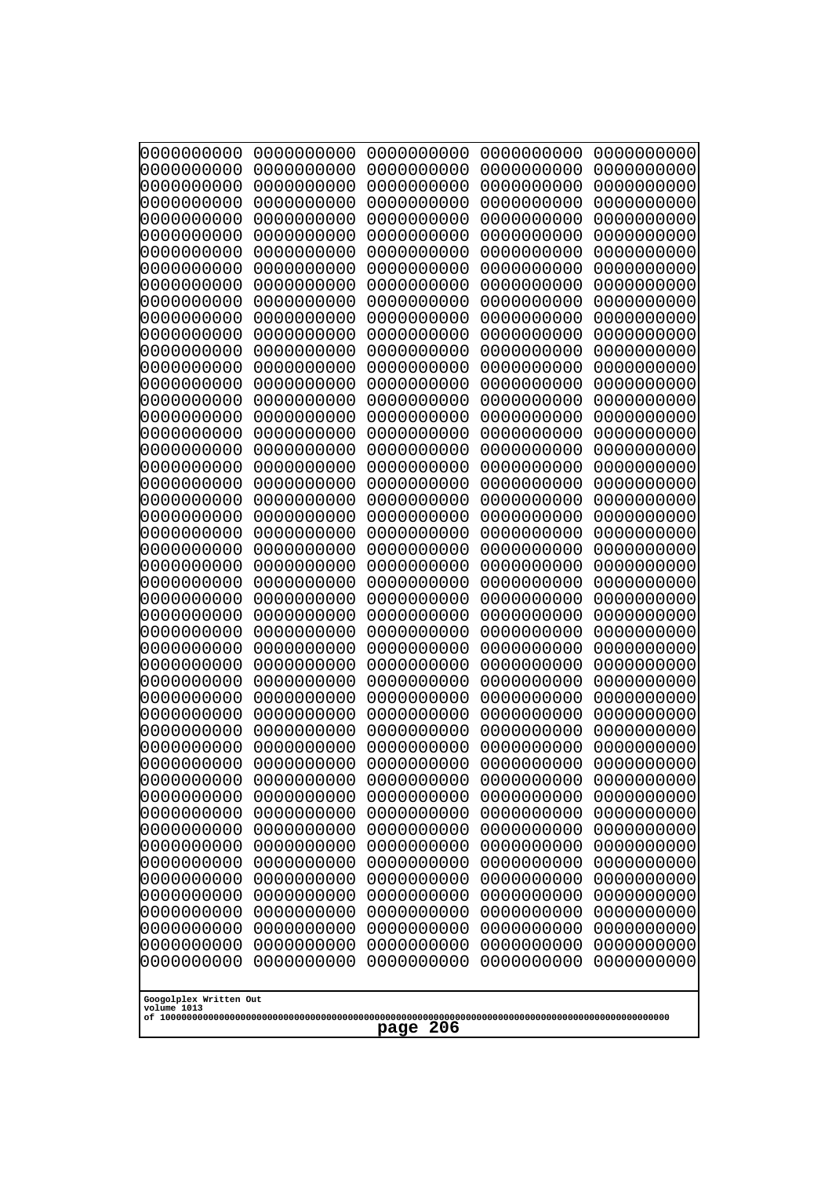```
0000000000 0000000000 0000000000 0000000000 0000000000
0000000000 0000000000 0000000000 0000000000 0000000000
0000000000 0000000000 0000000000 0000000000 0000000000
0000000000 0000000000 0000000000 0000000000 0000000000
0000000000 0000000000 0000000000 0000000000 0000000000
0000000000 0000000000 0000000000 0000000000 0000000000
0000000000 0000000000 0000000000 0000000000 0000000000
0000000000 0000000000 0000000000 0000000000 0000000000
0000000000 0000000000 0000000000 0000000000 0000000000
0000000000 0000000000 0000000000 0000000000 0000000000
0000000000 0000000000 0000000000 0000000000 0000000000
0000000000 0000000000 0000000000 0000000000 0000000000
0000000000 0000000000 0000000000 0000000000 0000000000
0000000000 0000000000 0000000000 0000000000 0000000000
0000000000 0000000000 0000000000 0000000000 0000000000
0000000000 0000000000 0000000000 0000000000 0000000000
0000000000 0000000000 0000000000 0000000000 0000000000
0000000000 0000000000 0000000000 0000000000 0000000000
0000000000 0000000000 0000000000 0000000000 0000000000
0000000000 0000000000 0000000000 0000000000 0000000000
0000000000 0000000000 0000000000 0000000000 0000000000
0000000000 0000000000 0000000000 0000000000 0000000000
0000000000 0000000000 0000000000 0000000000 0000000000
0000000000 0000000000 0000000000 0000000000 0000000000
0000000000 0000000000 0000000000 0000000000 0000000000
0000000000 0000000000 0000000000 0000000000 0000000000
0000000000 0000000000 0000000000 0000000000 0000000000
0000000000 0000000000 0000000000 0000000000 0000000000
0000000000 0000000000 0000000000 0000000000 0000000000
0000000000 0000000000 0000000000 0000000000 0000000000
0000000000 0000000000 0000000000 0000000000 0000000000
0000000000 0000000000 0000000000 0000000000 0000000000
0000000000 0000000000 0000000000 0000000000 0000000000
0000000000 0000000000 0000000000 0000000000 0000000000
0000000000 0000000000 0000000000 0000000000 0000000000
0000000000 0000000000 0000000000 0000000000 0000000000
0000000000 0000000000 0000000000 0000000000 0000000000
0000000000 0000000000 0000000000 0000000000 0000000000
0000000000 0000000000 0000000000 0000000000 0000000000
0000000000 0000000000 0000000000 0000000000 0000000000
0000000000 0000000000 0000000000 0000000000 0000000000
0000000000 0000000000 0000000000 0000000000 0000000000
0000000000 0000000000 0000000000 0000000000 0000000000
0000000000 0000000000 0000000000 0000000000 0000000000
0000000000 0000000000 0000000000 0000000000 0000000000
0000000000 0000000000 0000000000 0000000000 0000000000
0000000000 0000000000 0000000000 0000000000 0000000000
0000000000 0000000000 0000000000 0000000000 0000000000
0000000000 0000000000 0000000000 0000000000 0000000000
0000000000 0000000000 0000000000 0000000000 0000000000
```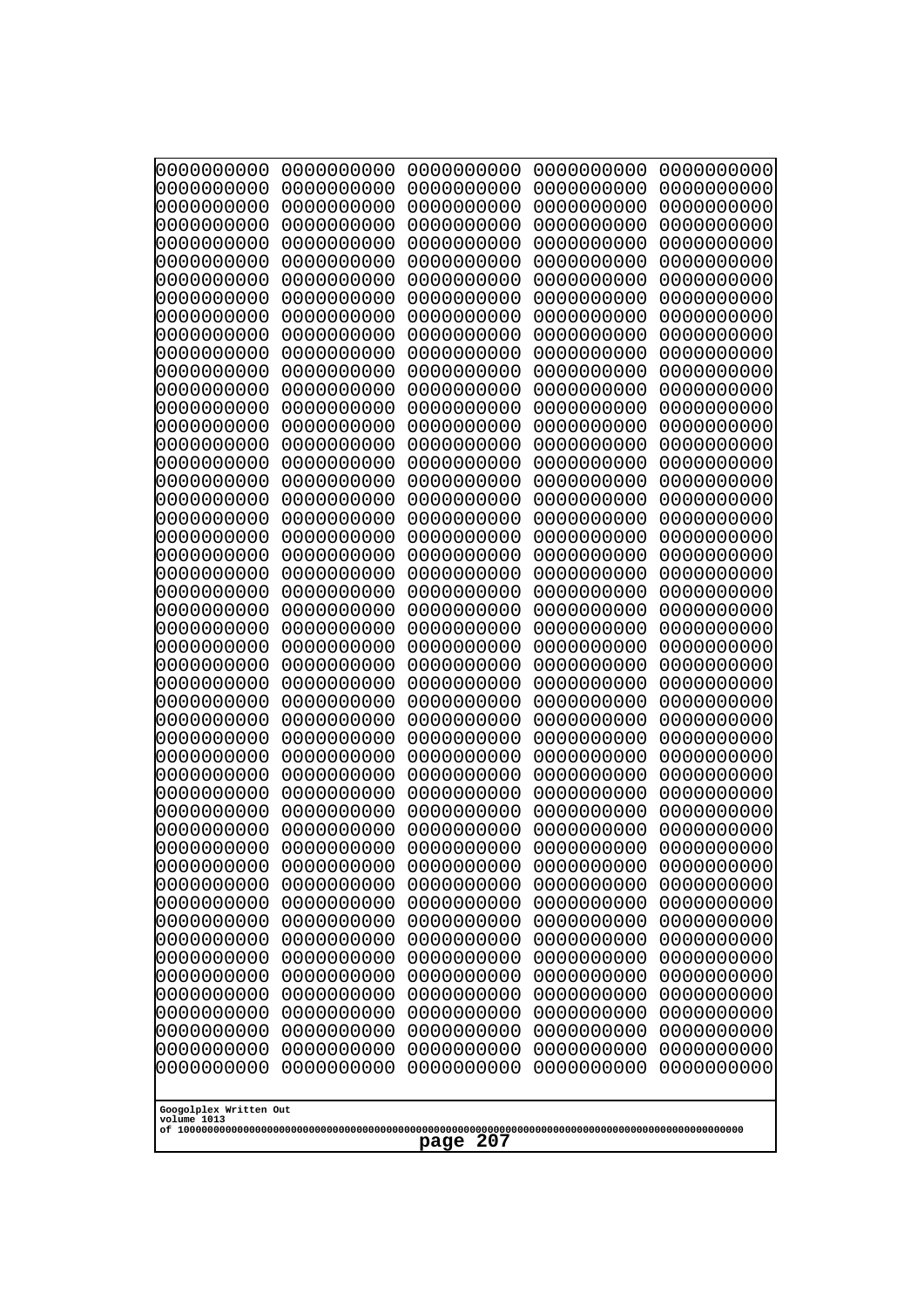```
0000000000 0000000000 0000000000 0000000000 0000000000
0000000000 0000000000 0000000000 0000000000 0000000000
0000000000 0000000000 0000000000 0000000000 0000000000
0000000000 0000000000 0000000000 0000000000 0000000000
0000000000 0000000000 0000000000 0000000000 0000000000
0000000000 0000000000 0000000000 0000000000 0000000000
0000000000 0000000000 0000000000 0000000000 0000000000
0000000000 0000000000 0000000000 0000000000 0000000000
0000000000 0000000000 0000000000 0000000000 0000000000
0000000000 0000000000 0000000000 0000000000 0000000000
0000000000 0000000000 0000000000 0000000000 0000000000
0000000000 0000000000 0000000000 0000000000 0000000000
0000000000 0000000000 0000000000 0000000000 0000000000
0000000000 0000000000 0000000000 0000000000 0000000000
0000000000 0000000000 0000000000 0000000000 0000000000
0000000000 0000000000 0000000000 0000000000 0000000000
0000000000 0000000000 0000000000 0000000000 0000000000
0000000000 0000000000 0000000000 0000000000 0000000000
0000000000 0000000000 0000000000 0000000000 0000000000
0000000000 0000000000 0000000000 0000000000 0000000000
0000000000 0000000000 0000000000 0000000000 0000000000
0000000000 0000000000 0000000000 0000000000 0000000000
0000000000 0000000000 0000000000 0000000000 0000000000
0000000000 0000000000 0000000000 0000000000 0000000000
0000000000 0000000000 0000000000 0000000000 0000000000
0000000000 0000000000 0000000000 0000000000 0000000000
0000000000 0000000000 0000000000 0000000000 0000000000
0000000000 0000000000 0000000000 0000000000 0000000000
0000000000 0000000000 0000000000 0000000000 0000000000
0000000000 0000000000 0000000000 0000000000 0000000000
0000000000 0000000000 0000000000 0000000000 0000000000
0000000000 0000000000 0000000000 0000000000 0000000000
0000000000 0000000000 0000000000 0000000000 0000000000
0000000000 0000000000 0000000000 0000000000 0000000000
0000000000 0000000000 0000000000 0000000000 0000000000
0000000000 0000000000 0000000000 0000000000 0000000000
0000000000 0000000000 0000000000 0000000000 0000000000
0000000000 0000000000 0000000000 0000000000 0000000000
0000000000 0000000000 0000000000 0000000000 0000000000
0000000000 0000000000 0000000000 0000000000 0000000000
0000000000 0000000000 0000000000 0000000000 0000000000
0000000000 0000000000 0000000000 0000000000 0000000000
0000000000 0000000000 0000000000 0000000000 0000000000
0000000000 0000000000 0000000000 0000000000 0000000000
0000000000 0000000000 0000000000 0000000000 0000000000
0000000000 0000000000 0000000000 0000000000 0000000000
0000000000 0000000000 0000000000 0000000000 0000000000
0000000000 0000000000 0000000000 0000000000 0000000000
0000000000 0000000000 0000000000 0000000000 0000000000
0000000000 0000000000 0000000000 0000000000 0000000000
```

Googolplex Written Out
volume 1013
of 10000000000000000000000000000000000000000000000000000000000000000000000000000000000000000000000000000

page 207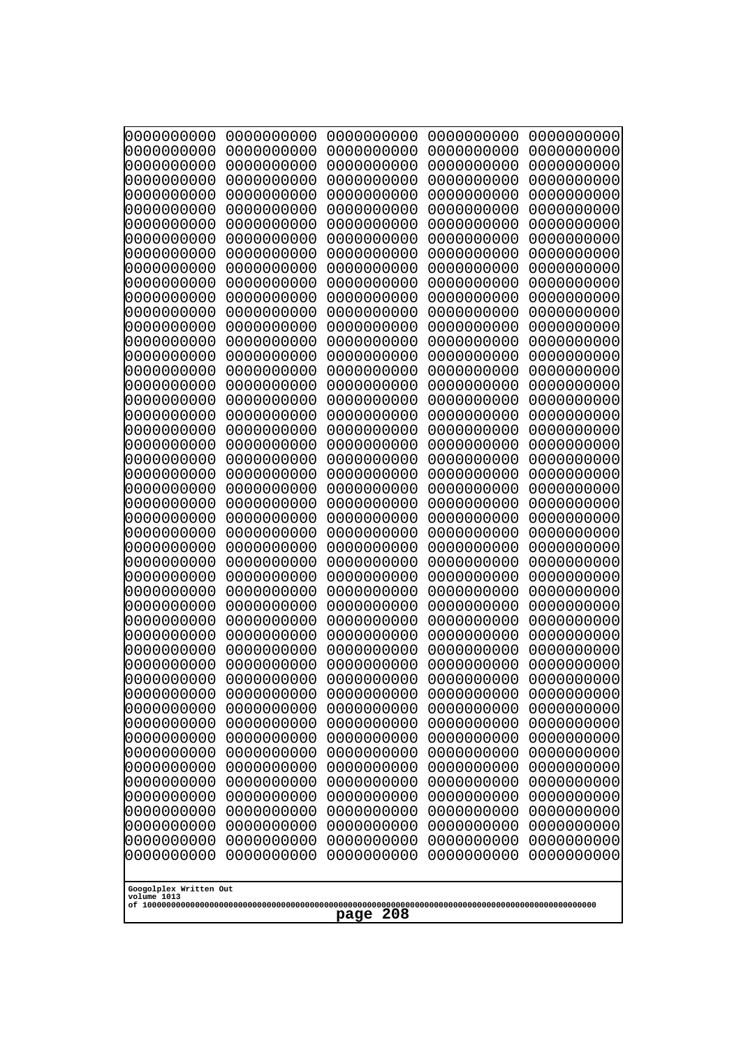```
0000000000 0000000000 0000000000 0000000000 0000000000
0000000000 0000000000 0000000000 0000000000 0000000000
0000000000 0000000000 0000000000 0000000000 0000000000
0000000000 0000000000 0000000000 0000000000 0000000000
0000000000 0000000000 0000000000 0000000000 0000000000
0000000000 0000000000 0000000000 0000000000 0000000000
0000000000 0000000000 0000000000 0000000000 0000000000
0000000000 0000000000 0000000000 0000000000 0000000000
0000000000 0000000000 0000000000 0000000000 0000000000
0000000000 0000000000 0000000000 0000000000 0000000000
0000000000 0000000000 0000000000 0000000000 0000000000
0000000000 0000000000 0000000000 0000000000 0000000000
0000000000 0000000000 0000000000 0000000000 0000000000
0000000000 0000000000 0000000000 0000000000 0000000000
0000000000 0000000000 0000000000 0000000000 0000000000
0000000000 0000000000 0000000000 0000000000 0000000000
0000000000 0000000000 0000000000 0000000000 0000000000
0000000000 0000000000 0000000000 0000000000 0000000000
0000000000 0000000000 0000000000 0000000000 0000000000
0000000000 0000000000 0000000000 0000000000 0000000000
0000000000 0000000000 0000000000 0000000000 0000000000
0000000000 0000000000 0000000000 0000000000 0000000000
0000000000 0000000000 0000000000 0000000000 0000000000
0000000000 0000000000 0000000000 0000000000 0000000000
0000000000 0000000000 0000000000 0000000000 0000000000
0000000000 0000000000 0000000000 0000000000 0000000000
0000000000 0000000000 0000000000 0000000000 0000000000
0000000000 0000000000 0000000000 0000000000 0000000000
0000000000 0000000000 0000000000 0000000000 0000000000
0000000000 0000000000 0000000000 0000000000 0000000000
0000000000 0000000000 0000000000 0000000000 0000000000
0000000000 0000000000 0000000000 0000000000 0000000000
0000000000 0000000000 0000000000 0000000000 0000000000
0000000000 0000000000 0000000000 0000000000 0000000000
0000000000 0000000000 0000000000 0000000000 0000000000
0000000000 0000000000 0000000000 0000000000 0000000000
0000000000 0000000000 0000000000 0000000000 0000000000
0000000000 0000000000 0000000000 0000000000 0000000000
0000000000 0000000000 0000000000 0000000000 0000000000
0000000000 0000000000 0000000000 0000000000 0000000000
0000000000 0000000000 0000000000 0000000000 0000000000
0000000000 0000000000 0000000000 0000000000 0000000000
0000000000 0000000000 0000000000 0000000000 0000000000
0000000000 0000000000 0000000000 0000000000 0000000000
0000000000 0000000000 0000000000 0000000000 0000000000
0000000000 0000000000 0000000000 0000000000 0000000000
0000000000 0000000000 0000000000 0000000000 0000000000
0000000000 0000000000 0000000000 0000000000 0000000000
0000000000 0000000000 0000000000 0000000000 0000000000
0000000000 0000000000 0000000000 0000000000 0000000000
```

Googolplex Written Out
volume 1013
of 10000000000000000000000000000000000000000000000000000000000000000000000000000000000000000000000000000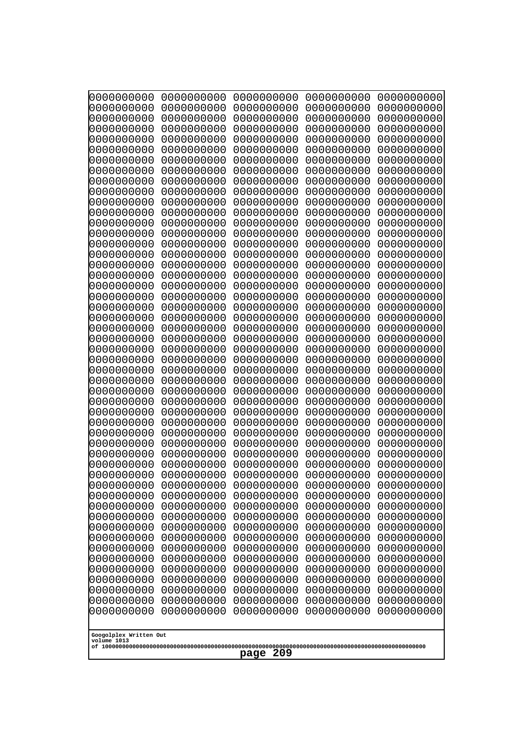```
0000000000 0000000000 0000000000 0000000000 0000000000
0000000000 0000000000 0000000000 0000000000 0000000000
0000000000 0000000000 0000000000 0000000000 0000000000
0000000000 0000000000 0000000000 0000000000 0000000000
0000000000 0000000000 0000000000 0000000000 0000000000
0000000000 0000000000 0000000000 0000000000 0000000000
0000000000 0000000000 0000000000 0000000000 0000000000
0000000000 0000000000 0000000000 0000000000 0000000000
0000000000 0000000000 0000000000 0000000000 0000000000
0000000000 0000000000 0000000000 0000000000 0000000000
0000000000 0000000000 0000000000 0000000000 0000000000
0000000000 0000000000 0000000000 0000000000 0000000000
0000000000 0000000000 0000000000 0000000000 0000000000
0000000000 0000000000 0000000000 0000000000 0000000000
0000000000 0000000000 0000000000 0000000000 0000000000
0000000000 0000000000 0000000000 0000000000 0000000000
0000000000 0000000000 0000000000 0000000000 0000000000
0000000000 0000000000 0000000000 0000000000 0000000000
0000000000 0000000000 0000000000 0000000000 0000000000
0000000000 0000000000 0000000000 0000000000 0000000000
0000000000 0000000000 0000000000 0000000000 0000000000
0000000000 0000000000 0000000000 0000000000 0000000000
0000000000 0000000000 0000000000 0000000000 0000000000
0000000000 0000000000 0000000000 0000000000 0000000000
0000000000 0000000000 0000000000 0000000000 0000000000
0000000000 0000000000 0000000000 0000000000 0000000000
0000000000 0000000000 0000000000 0000000000 0000000000
0000000000 0000000000 0000000000 0000000000 0000000000
0000000000 0000000000 0000000000 0000000000 0000000000
0000000000 0000000000 0000000000 0000000000 0000000000
0000000000 0000000000 0000000000 0000000000 0000000000
0000000000 0000000000 0000000000 0000000000 0000000000
0000000000 0000000000 0000000000 0000000000 0000000000
0000000000 0000000000 0000000000 0000000000 0000000000
0000000000 0000000000 0000000000 0000000000 0000000000
0000000000 0000000000 0000000000 0000000000 0000000000
0000000000 0000000000 0000000000 0000000000 0000000000
0000000000 0000000000 0000000000 0000000000 0000000000
0000000000 0000000000 0000000000 0000000000 0000000000
0000000000 0000000000 0000000000 0000000000 0000000000
0000000000 0000000000 0000000000 0000000000 0000000000
0000000000 0000000000 0000000000 0000000000 0000000000
0000000000 0000000000 0000000000 0000000000 0000000000
0000000000 0000000000 0000000000 0000000000 0000000000
0000000000 0000000000 0000000000 0000000000 0000000000
0000000000 0000000000 0000000000 0000000000 0000000000
0000000000 0000000000 0000000000 0000000000 0000000000
0000000000 0000000000 0000000000 0000000000 0000000000
0000000000 0000000000 0000000000 0000000000 0000000000
0000000000 0000000000 0000000000 0000000000 0000000000
```

Googolplex Written Out
volume 1013
of 10000000000000000000000000000000000000000000000000000000000000000000000000000000000000000000000000000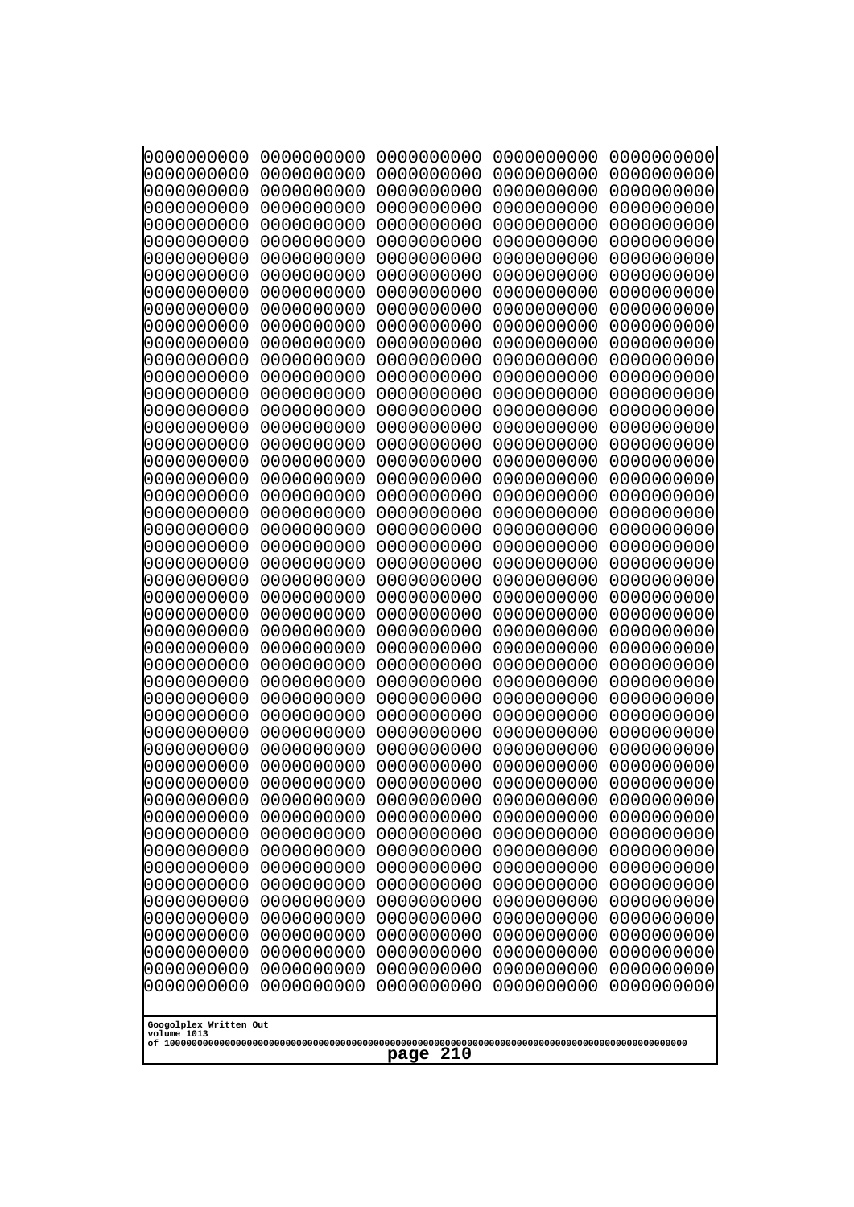```
0000000000 0000000000 0000000000 0000000000 0000000000
0000000000 0000000000 0000000000 0000000000 0000000000
0000000000 0000000000 0000000000 0000000000 0000000000
0000000000 0000000000 0000000000 0000000000 0000000000
0000000000 0000000000 0000000000 0000000000 0000000000
0000000000 0000000000 0000000000 0000000000 0000000000
0000000000 0000000000 0000000000 0000000000 0000000000
0000000000 0000000000 0000000000 0000000000 0000000000
0000000000 0000000000 0000000000 0000000000 0000000000
0000000000 0000000000 0000000000 0000000000 0000000000
0000000000 0000000000 0000000000 0000000000 0000000000
0000000000 0000000000 0000000000 0000000000 0000000000
0000000000 0000000000 0000000000 0000000000 0000000000
0000000000 0000000000 0000000000 0000000000 0000000000
0000000000 0000000000 0000000000 0000000000 0000000000
0000000000 0000000000 0000000000 0000000000 0000000000
0000000000 0000000000 0000000000 0000000000 0000000000
0000000000 0000000000 0000000000 0000000000 0000000000
0000000000 0000000000 0000000000 0000000000 0000000000
0000000000 0000000000 0000000000 0000000000 0000000000
0000000000 0000000000 0000000000 0000000000 0000000000
0000000000 0000000000 0000000000 0000000000 0000000000
0000000000 0000000000 0000000000 0000000000 0000000000
0000000000 0000000000 0000000000 0000000000 0000000000
0000000000 0000000000 0000000000 0000000000 0000000000
0000000000 0000000000 0000000000 0000000000 0000000000
0000000000 0000000000 0000000000 0000000000 0000000000
0000000000 0000000000 0000000000 0000000000 0000000000
0000000000 0000000000 0000000000 0000000000 0000000000
0000000000 0000000000 0000000000 0000000000 0000000000
0000000000 0000000000 0000000000 0000000000 0000000000
0000000000 0000000000 0000000000 0000000000 0000000000
0000000000 0000000000 0000000000 0000000000 0000000000
0000000000 0000000000 0000000000 0000000000 0000000000
0000000000 0000000000 0000000000 0000000000 0000000000
0000000000 0000000000 0000000000 0000000000 0000000000
0000000000 0000000000 0000000000 0000000000 0000000000
0000000000 0000000000 0000000000 0000000000 0000000000
0000000000 0000000000 0000000000 0000000000 0000000000
0000000000 0000000000 0000000000 0000000000 0000000000
0000000000 0000000000 0000000000 0000000000 0000000000
0000000000 0000000000 0000000000 0000000000 0000000000
0000000000 0000000000 0000000000 0000000000 0000000000
0000000000 0000000000 0000000000 0000000000 0000000000
0000000000 0000000000 0000000000 0000000000 0000000000
0000000000 0000000000 0000000000 0000000000 0000000000
0000000000 0000000000 0000000000 0000000000 0000000000
0000000000 0000000000 0000000000 0000000000 0000000000
0000000000 0000000000 0000000000 0000000000 0000000000
0000000000 0000000000 0000000000 0000000000 0000000000
```

Googolplex Written Out
volume 1013
of 10000000000000000000000000000000000000000000000000000000000000000000000000000000000000000000000000000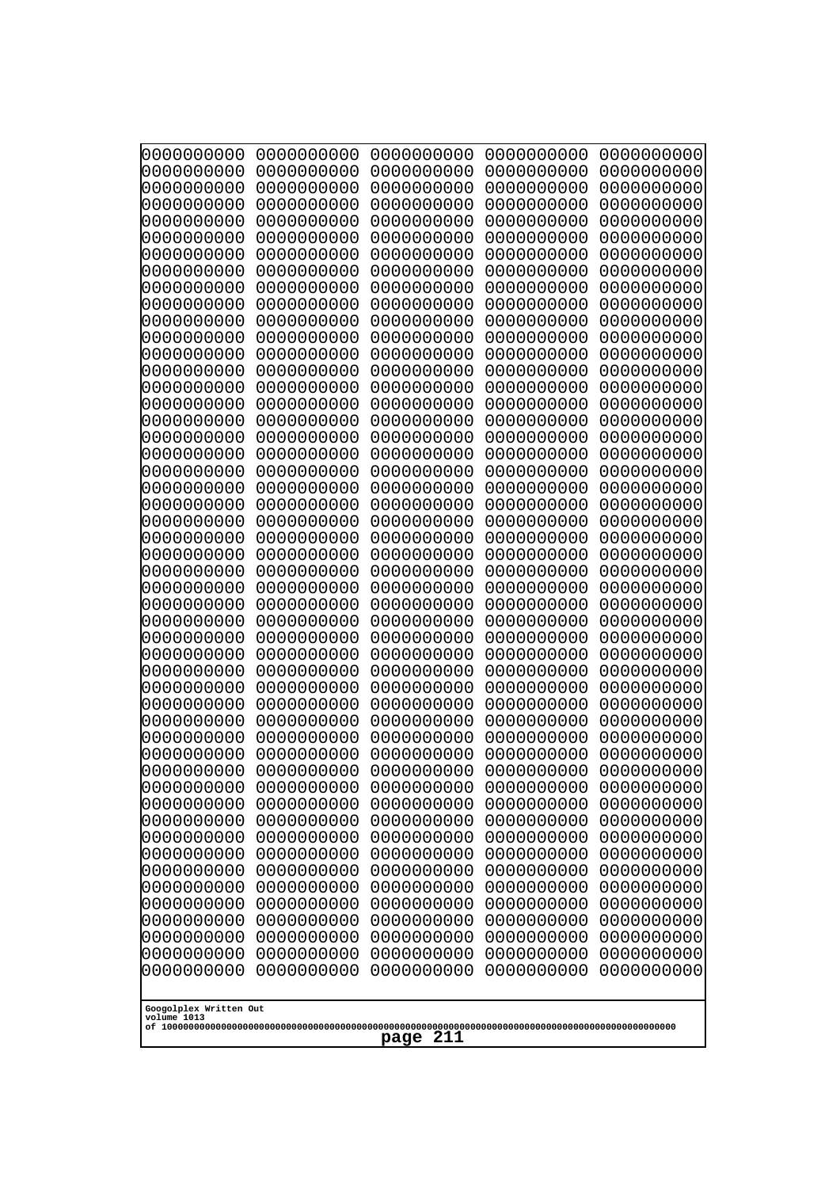```
0000000000 0000000000 0000000000 0000000000 0000000000
0000000000 0000000000 0000000000 0000000000 0000000000
0000000000 0000000000 0000000000 0000000000 0000000000
0000000000 0000000000 0000000000 0000000000 0000000000
0000000000 0000000000 0000000000 0000000000 0000000000
0000000000 0000000000 0000000000 0000000000 0000000000
0000000000 0000000000 0000000000 0000000000 0000000000
0000000000 0000000000 0000000000 0000000000 0000000000
0000000000 0000000000 0000000000 0000000000 0000000000
0000000000 0000000000 0000000000 0000000000 0000000000
0000000000 0000000000 0000000000 0000000000 0000000000
0000000000 0000000000 0000000000 0000000000 0000000000
0000000000 0000000000 0000000000 0000000000 0000000000
0000000000 0000000000 0000000000 0000000000 0000000000
0000000000 0000000000 0000000000 0000000000 0000000000
0000000000 0000000000 0000000000 0000000000 0000000000
0000000000 0000000000 0000000000 0000000000 0000000000
0000000000 0000000000 0000000000 0000000000 0000000000
0000000000 0000000000 0000000000 0000000000 0000000000
0000000000 0000000000 0000000000 0000000000 0000000000
0000000000 0000000000 0000000000 0000000000 0000000000
0000000000 0000000000 0000000000 0000000000 0000000000
0000000000 0000000000 0000000000 0000000000 0000000000
0000000000 0000000000 0000000000 0000000000 0000000000
0000000000 0000000000 0000000000 0000000000 0000000000
0000000000 0000000000 0000000000 0000000000 0000000000
0000000000 0000000000 0000000000 0000000000 0000000000
0000000000 0000000000 0000000000 0000000000 0000000000
0000000000 0000000000 0000000000 0000000000 0000000000
0000000000 0000000000 0000000000 0000000000 0000000000
0000000000 0000000000 0000000000 0000000000 0000000000
0000000000 0000000000 0000000000 0000000000 0000000000
0000000000 0000000000 0000000000 0000000000 0000000000
0000000000 0000000000 0000000000 0000000000 0000000000
0000000000 0000000000 0000000000 0000000000 0000000000
0000000000 0000000000 0000000000 0000000000 0000000000
0000000000 0000000000 0000000000 0000000000 0000000000
0000000000 0000000000 0000000000 0000000000 0000000000
0000000000 0000000000 0000000000 0000000000 0000000000
0000000000 0000000000 0000000000 0000000000 0000000000
0000000000 0000000000 0000000000 0000000000 0000000000
0000000000 0000000000 0000000000 0000000000 0000000000
0000000000 0000000000 0000000000 0000000000 0000000000
0000000000 0000000000 0000000000 0000000000 0000000000
0000000000 0000000000 0000000000 0000000000 0000000000
0000000000 0000000000 0000000000 0000000000 0000000000
0000000000 0000000000 0000000000 0000000000 0000000000
0000000000 0000000000 0000000000 0000000000 0000000000
0000000000 0000000000 0000000000 0000000000 0000000000
0000000000 0000000000 0000000000 0000000000 0000000000
```

Googolplex Written Out
volume 1013
of 10000000000000000000000000000000000000000000000000000000000000000000000000000000000000000000000000000

page 211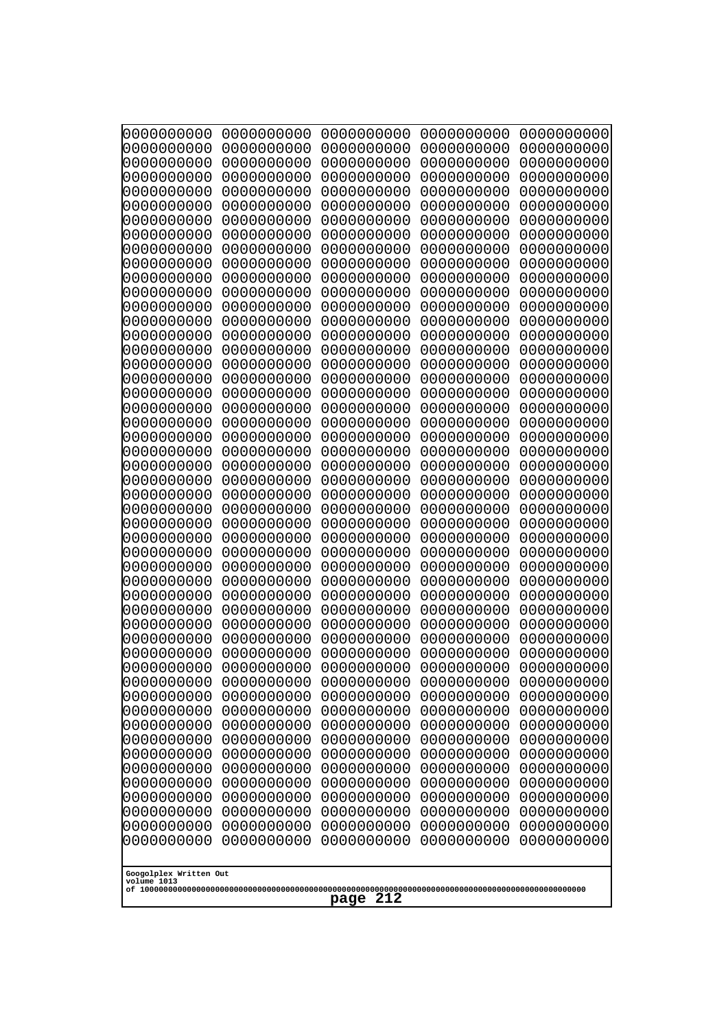0000000000 0000000000 0000000000 0000000000 0000000000
0000000000 0000000000 0000000000 0000000000 0000000000
0000000000 0000000000 0000000000 0000000000 0000000000
0000000000 0000000000 0000000000 0000000000 0000000000
0000000000 0000000000 0000000000 0000000000 0000000000
0000000000 0000000000 0000000000 0000000000 0000000000
0000000000 0000000000 0000000000 0000000000 0000000000
0000000000 0000000000 0000000000 0000000000 0000000000
0000000000 0000000000 0000000000 0000000000 0000000000
0000000000 0000000000 0000000000 0000000000 0000000000
0000000000 0000000000 0000000000 0000000000 0000000000
0000000000 0000000000 0000000000 0000000000 0000000000
0000000000 0000000000 0000000000 0000000000 0000000000
0000000000 0000000000 0000000000 0000000000 0000000000
0000000000 0000000000 0000000000 0000000000 0000000000
0000000000 0000000000 0000000000 0000000000 0000000000
0000000000 0000000000 0000000000 0000000000 0000000000
0000000000 0000000000 0000000000 0000000000 0000000000
0000000000 0000000000 0000000000 0000000000 0000000000
0000000000 0000000000 0000000000 0000000000 0000000000
0000000000 0000000000 0000000000 0000000000 0000000000
0000000000 0000000000 0000000000 0000000000 0000000000
0000000000 0000000000 0000000000 0000000000 0000000000
0000000000 0000000000 0000000000 0000000000 0000000000
0000000000 0000000000 0000000000 0000000000 0000000000
0000000000 0000000000 0000000000 0000000000 0000000000
0000000000 0000000000 0000000000 0000000000 0000000000
0000000000 0000000000 0000000000 0000000000 0000000000
0000000000 0000000000 0000000000 0000000000 0000000000
0000000000 0000000000 0000000000 0000000000 0000000000
0000000000 0000000000 0000000000 0000000000 0000000000
0000000000 0000000000 0000000000 0000000000 0000000000
0000000000 0000000000 0000000000 0000000000 0000000000
0000000000 0000000000 0000000000 0000000000 0000000000
0000000000 0000000000 0000000000 0000000000 0000000000
0000000000 0000000000 0000000000 0000000000 0000000000
0000000000 0000000000 0000000000 0000000000 0000000000
0000000000 0000000000 0000000000 0000000000 0000000000
0000000000 0000000000 0000000000 0000000000 0000000000
0000000000 0000000000 0000000000 0000000000 0000000000
0000000000 0000000000 0000000000 0000000000 0000000000
0000000000 0000000000 0000000000 0000000000 0000000000
0000000000 0000000000 0000000000 0000000000 0000000000
0000000000 0000000000 0000000000 0000000000 0000000000
0000000000 0000000000 0000000000 0000000000 0000000000
0000000000 0000000000 0000000000 0000000000 0000000000
0000000000 0000000000 0000000000 0000000000 0000000000
0000000000 0000000000 0000000000 0000000000 0000000000
0000000000 0000000000 0000000000 0000000000 0000000000
0000000000 0000000000 0000000000 0000000000 0000000000

Googolplex Written Out
volume 1013
of 10000000000000000000000000000000000000000000000000000000000000000000000000000000000000000000000000000
page 212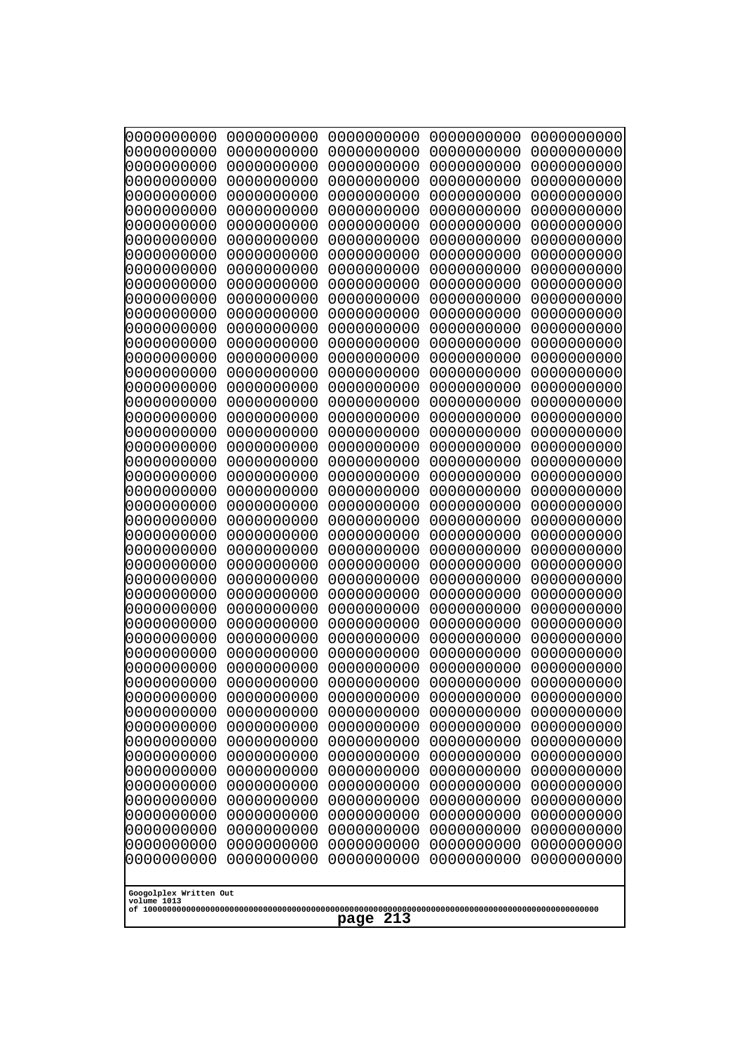```
0000000000 0000000000 0000000000 0000000000 0000000000
0000000000 0000000000 0000000000 0000000000 0000000000
0000000000 0000000000 0000000000 0000000000 0000000000
0000000000 0000000000 0000000000 0000000000 0000000000
0000000000 0000000000 0000000000 0000000000 0000000000
0000000000 0000000000 0000000000 0000000000 0000000000
0000000000 0000000000 0000000000 0000000000 0000000000
0000000000 0000000000 0000000000 0000000000 0000000000
0000000000 0000000000 0000000000 0000000000 0000000000
0000000000 0000000000 0000000000 0000000000 0000000000
0000000000 0000000000 0000000000 0000000000 0000000000
0000000000 0000000000 0000000000 0000000000 0000000000
0000000000 0000000000 0000000000 0000000000 0000000000
0000000000 0000000000 0000000000 0000000000 0000000000
0000000000 0000000000 0000000000 0000000000 0000000000
0000000000 0000000000 0000000000 0000000000 0000000000
0000000000 0000000000 0000000000 0000000000 0000000000
0000000000 0000000000 0000000000 0000000000 0000000000
0000000000 0000000000 0000000000 0000000000 0000000000
0000000000 0000000000 0000000000 0000000000 0000000000
0000000000 0000000000 0000000000 0000000000 0000000000
0000000000 0000000000 0000000000 0000000000 0000000000
0000000000 0000000000 0000000000 0000000000 0000000000
0000000000 0000000000 0000000000 0000000000 0000000000
0000000000 0000000000 0000000000 0000000000 0000000000
0000000000 0000000000 0000000000 0000000000 0000000000
0000000000 0000000000 0000000000 0000000000 0000000000
0000000000 0000000000 0000000000 0000000000 0000000000
0000000000 0000000000 0000000000 0000000000 0000000000
0000000000 0000000000 0000000000 0000000000 0000000000
0000000000 0000000000 0000000000 0000000000 0000000000
0000000000 0000000000 0000000000 0000000000 0000000000
0000000000 0000000000 0000000000 0000000000 0000000000
0000000000 0000000000 0000000000 0000000000 0000000000
0000000000 0000000000 0000000000 0000000000 0000000000
0000000000 0000000000 0000000000 0000000000 0000000000
0000000000 0000000000 0000000000 0000000000 0000000000
0000000000 0000000000 0000000000 0000000000 0000000000
0000000000 0000000000 0000000000 0000000000 0000000000
0000000000 0000000000 0000000000 0000000000 0000000000
0000000000 0000000000 0000000000 0000000000 0000000000
0000000000 0000000000 0000000000 0000000000 0000000000
0000000000 0000000000 0000000000 0000000000 0000000000
0000000000 0000000000 0000000000 0000000000 0000000000
0000000000 0000000000 0000000000 0000000000 0000000000
0000000000 0000000000 0000000000 0000000000 0000000000
0000000000 0000000000 0000000000 0000000000 0000000000
0000000000 0000000000 0000000000 0000000000 0000000000
0000000000 0000000000 0000000000 0000000000 0000000000
0000000000 0000000000 0000000000 0000000000 0000000000
```

Googolplex Written Out
volume 1013
of 10000000000000000000000000000000000000000000000000000000000000000000000000000000000000000000000000000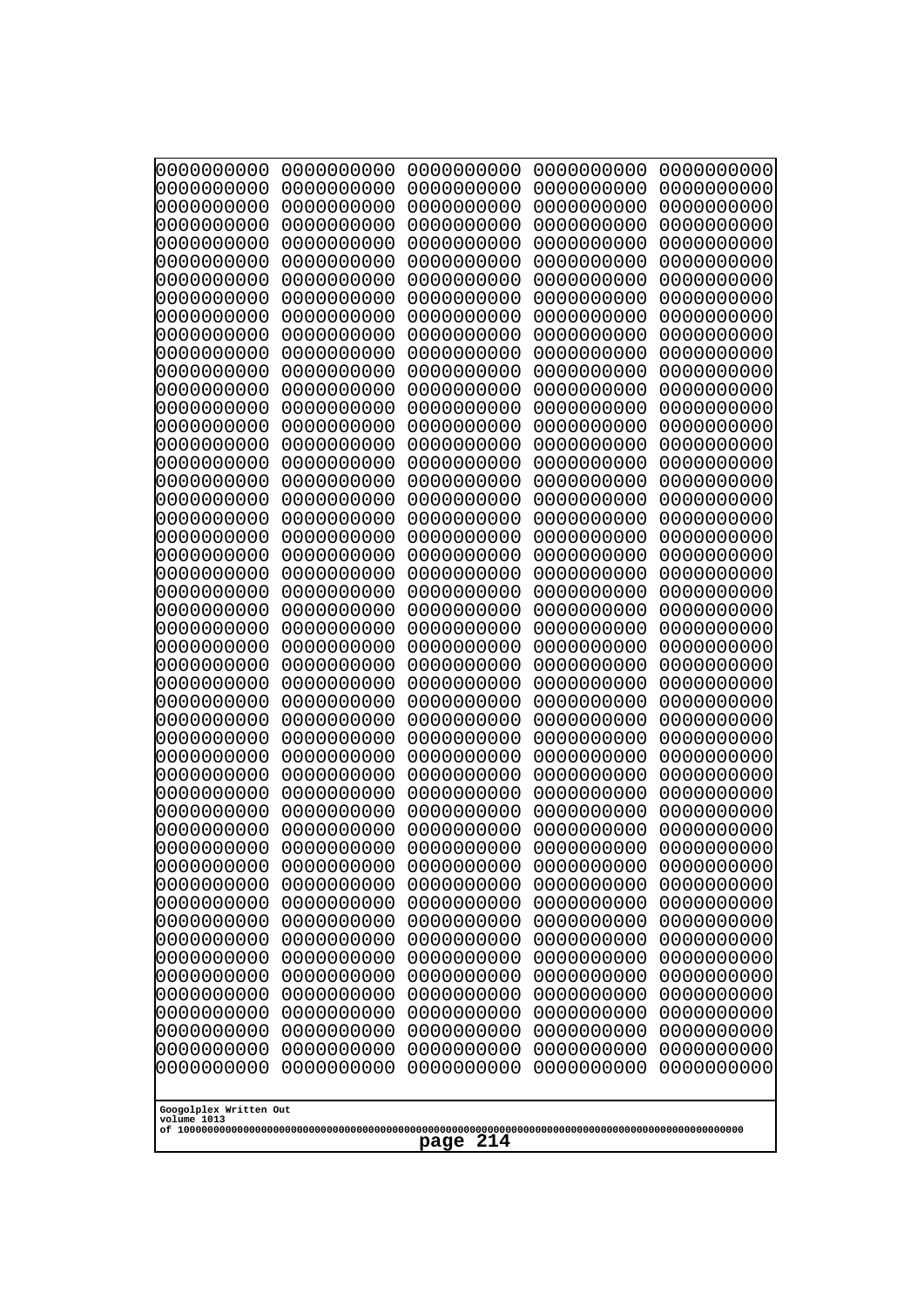```
0000000000 0000000000 0000000000 0000000000 0000000000
0000000000 0000000000 0000000000 0000000000 0000000000
0000000000 0000000000 0000000000 0000000000 0000000000
0000000000 0000000000 0000000000 0000000000 0000000000
0000000000 0000000000 0000000000 0000000000 0000000000
0000000000 0000000000 0000000000 0000000000 0000000000
0000000000 0000000000 0000000000 0000000000 0000000000
0000000000 0000000000 0000000000 0000000000 0000000000
0000000000 0000000000 0000000000 0000000000 0000000000
0000000000 0000000000 0000000000 0000000000 0000000000
0000000000 0000000000 0000000000 0000000000 0000000000
0000000000 0000000000 0000000000 0000000000 0000000000
0000000000 0000000000 0000000000 0000000000 0000000000
0000000000 0000000000 0000000000 0000000000 0000000000
0000000000 0000000000 0000000000 0000000000 0000000000
0000000000 0000000000 0000000000 0000000000 0000000000
0000000000 0000000000 0000000000 0000000000 0000000000
0000000000 0000000000 0000000000 0000000000 0000000000
0000000000 0000000000 0000000000 0000000000 0000000000
0000000000 0000000000 0000000000 0000000000 0000000000
0000000000 0000000000 0000000000 0000000000 0000000000
0000000000 0000000000 0000000000 0000000000 0000000000
0000000000 0000000000 0000000000 0000000000 0000000000
0000000000 0000000000 0000000000 0000000000 0000000000
0000000000 0000000000 0000000000 0000000000 0000000000
0000000000 0000000000 0000000000 0000000000 0000000000
0000000000 0000000000 0000000000 0000000000 0000000000
0000000000 0000000000 0000000000 0000000000 0000000000
0000000000 0000000000 0000000000 0000000000 0000000000
0000000000 0000000000 0000000000 0000000000 0000000000
0000000000 0000000000 0000000000 0000000000 0000000000
0000000000 0000000000 0000000000 0000000000 0000000000
0000000000 0000000000 0000000000 0000000000 0000000000
0000000000 0000000000 0000000000 0000000000 0000000000
0000000000 0000000000 0000000000 0000000000 0000000000
0000000000 0000000000 0000000000 0000000000 0000000000
0000000000 0000000000 0000000000 0000000000 0000000000
0000000000 0000000000 0000000000 0000000000 0000000000
0000000000 0000000000 0000000000 0000000000 0000000000
0000000000 0000000000 0000000000 0000000000 0000000000
0000000000 0000000000 0000000000 0000000000 0000000000
0000000000 0000000000 0000000000 0000000000 0000000000
0000000000 0000000000 0000000000 0000000000 0000000000
0000000000 0000000000 0000000000 0000000000 0000000000
0000000000 0000000000 0000000000 0000000000 0000000000
0000000000 0000000000 0000000000 0000000000 0000000000
0000000000 0000000000 0000000000 0000000000 0000000000
0000000000 0000000000 0000000000 0000000000 0000000000
0000000000 0000000000 0000000000 0000000000 0000000000
0000000000 0000000000 0000000000 0000000000 0000000000
```

Googolplex Written Out
volume 1013
of 10000000000000000000000000000000000000000000000000000000000000000000000000000000000000000000000000000

page 214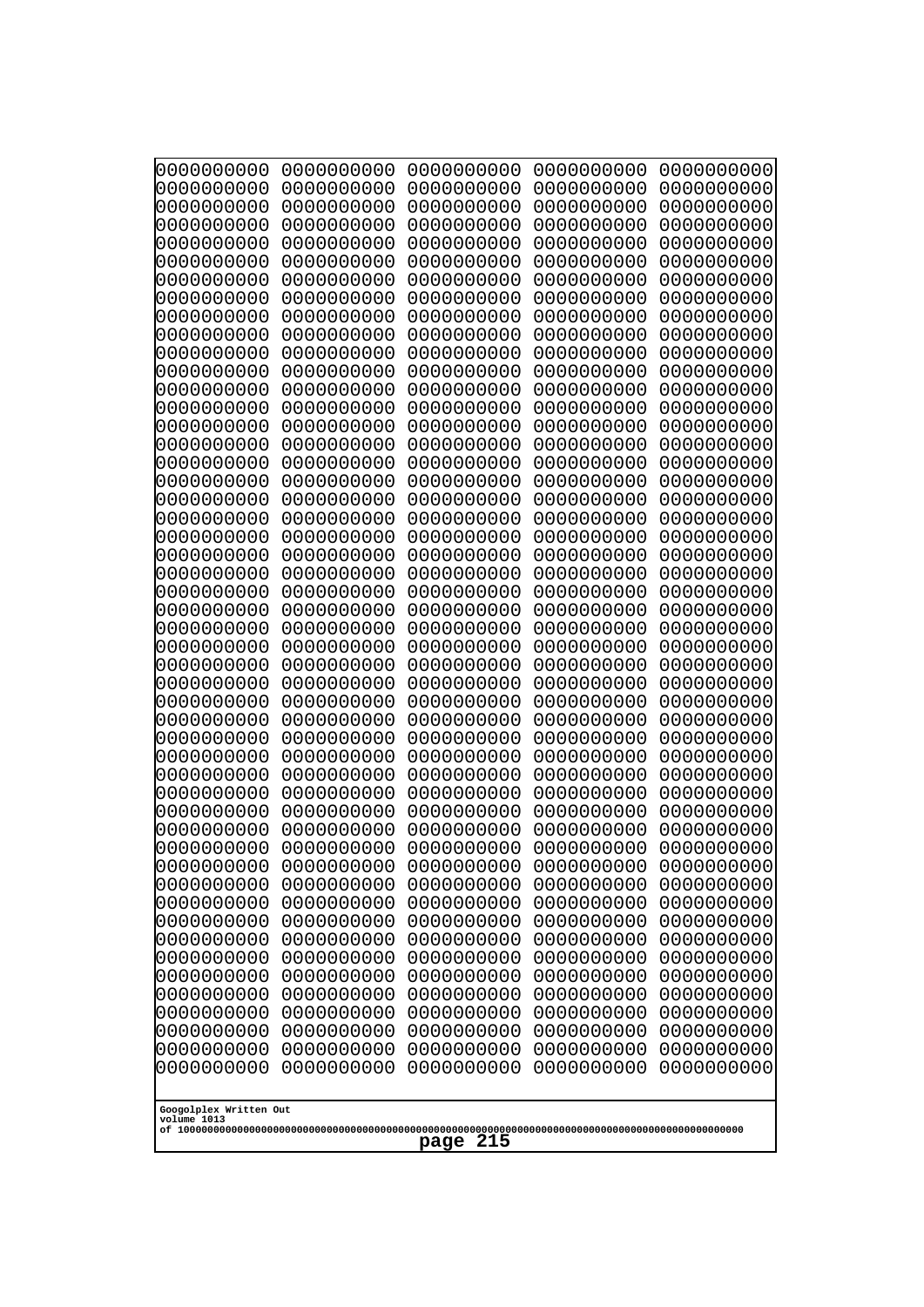0000000000 0000000000 0000000000 0000000000 0000000000
0000000000 0000000000 0000000000 0000000000 0000000000
0000000000 0000000000 0000000000 0000000000 0000000000
0000000000 0000000000 0000000000 0000000000 0000000000
0000000000 0000000000 0000000000 0000000000 0000000000
0000000000 0000000000 0000000000 0000000000 0000000000
0000000000 0000000000 0000000000 0000000000 0000000000
0000000000 0000000000 0000000000 0000000000 0000000000
0000000000 0000000000 0000000000 0000000000 0000000000
0000000000 0000000000 0000000000 0000000000 0000000000
0000000000 0000000000 0000000000 0000000000 0000000000
0000000000 0000000000 0000000000 0000000000 0000000000
0000000000 0000000000 0000000000 0000000000 0000000000
0000000000 0000000000 0000000000 0000000000 0000000000
0000000000 0000000000 0000000000 0000000000 0000000000
0000000000 0000000000 0000000000 0000000000 0000000000
0000000000 0000000000 0000000000 0000000000 0000000000
0000000000 0000000000 0000000000 0000000000 0000000000
0000000000 0000000000 0000000000 0000000000 0000000000
0000000000 0000000000 0000000000 0000000000 0000000000
0000000000 0000000000 0000000000 0000000000 0000000000
0000000000 0000000000 0000000000 0000000000 0000000000
0000000000 0000000000 0000000000 0000000000 0000000000
0000000000 0000000000 0000000000 0000000000 0000000000
0000000000 0000000000 0000000000 0000000000 0000000000
0000000000 0000000000 0000000000 0000000000 0000000000
0000000000 0000000000 0000000000 0000000000 0000000000
0000000000 0000000000 0000000000 0000000000 0000000000
0000000000 0000000000 0000000000 0000000000 0000000000
0000000000 0000000000 0000000000 0000000000 0000000000
0000000000 0000000000 0000000000 0000000000 0000000000
0000000000 0000000000 0000000000 0000000000 0000000000
0000000000 0000000000 0000000000 0000000000 0000000000
0000000000 0000000000 0000000000 0000000000 0000000000
0000000000 0000000000 0000000000 0000000000 0000000000
0000000000 0000000000 0000000000 0000000000 0000000000
0000000000 0000000000 0000000000 0000000000 0000000000
0000000000 0000000000 0000000000 0000000000 0000000000
0000000000 0000000000 0000000000 0000000000 0000000000
0000000000 0000000000 0000000000 0000000000 0000000000
0000000000 0000000000 0000000000 0000000000 0000000000
0000000000 0000000000 0000000000 0000000000 0000000000
0000000000 0000000000 0000000000 0000000000 0000000000
0000000000 0000000000 0000000000 0000000000 0000000000
0000000000 0000000000 0000000000 0000000000 0000000000
0000000000 0000000000 0000000000 0000000000 0000000000
0000000000 0000000000 0000000000 0000000000 0000000000
0000000000 0000000000 0000000000 0000000000 0000000000
0000000000 0000000000 0000000000 0000000000 0000000000
0000000000 0000000000 0000000000 0000000000 0000000000

Googolplex Written Out
volume 1013
of 10000000000000000000000000000000000000000000000000000000000000000000000000000000000000000000000000000
page 215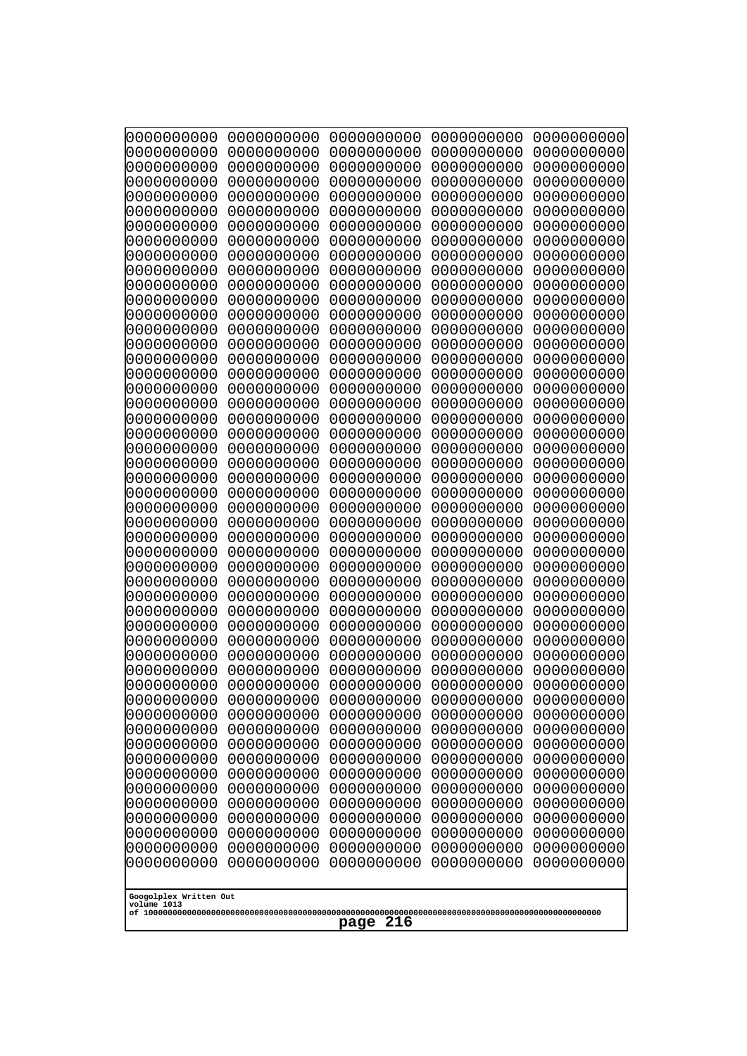```
0000000000 0000000000 0000000000 0000000000 0000000000
0000000000 0000000000 0000000000 0000000000 0000000000
0000000000 0000000000 0000000000 0000000000 0000000000
0000000000 0000000000 0000000000 0000000000 0000000000
0000000000 0000000000 0000000000 0000000000 0000000000
0000000000 0000000000 0000000000 0000000000 0000000000
0000000000 0000000000 0000000000 0000000000 0000000000
0000000000 0000000000 0000000000 0000000000 0000000000
0000000000 0000000000 0000000000 0000000000 0000000000
0000000000 0000000000 0000000000 0000000000 0000000000
0000000000 0000000000 0000000000 0000000000 0000000000
0000000000 0000000000 0000000000 0000000000 0000000000
0000000000 0000000000 0000000000 0000000000 0000000000
0000000000 0000000000 0000000000 0000000000 0000000000
0000000000 0000000000 0000000000 0000000000 0000000000
0000000000 0000000000 0000000000 0000000000 0000000000
0000000000 0000000000 0000000000 0000000000 0000000000
0000000000 0000000000 0000000000 0000000000 0000000000
0000000000 0000000000 0000000000 0000000000 0000000000
0000000000 0000000000 0000000000 0000000000 0000000000
0000000000 0000000000 0000000000 0000000000 0000000000
0000000000 0000000000 0000000000 0000000000 0000000000
0000000000 0000000000 0000000000 0000000000 0000000000
0000000000 0000000000 0000000000 0000000000 0000000000
0000000000 0000000000 0000000000 0000000000 0000000000
0000000000 0000000000 0000000000 0000000000 0000000000
0000000000 0000000000 0000000000 0000000000 0000000000
0000000000 0000000000 0000000000 0000000000 0000000000
0000000000 0000000000 0000000000 0000000000 0000000000
0000000000 0000000000 0000000000 0000000000 0000000000
0000000000 0000000000 0000000000 0000000000 0000000000
0000000000 0000000000 0000000000 0000000000 0000000000
0000000000 0000000000 0000000000 0000000000 0000000000
0000000000 0000000000 0000000000 0000000000 0000000000
0000000000 0000000000 0000000000 0000000000 0000000000
0000000000 0000000000 0000000000 0000000000 0000000000
0000000000 0000000000 0000000000 0000000000 0000000000
0000000000 0000000000 0000000000 0000000000 0000000000
0000000000 0000000000 0000000000 0000000000 0000000000
0000000000 0000000000 0000000000 0000000000 0000000000
0000000000 0000000000 0000000000 0000000000 0000000000
0000000000 0000000000 0000000000 0000000000 0000000000
0000000000 0000000000 0000000000 0000000000 0000000000
0000000000 0000000000 0000000000 0000000000 0000000000
0000000000 0000000000 0000000000 0000000000 0000000000
0000000000 0000000000 0000000000 0000000000 0000000000
0000000000 0000000000 0000000000 0000000000 0000000000
0000000000 0000000000 0000000000 0000000000 0000000000
0000000000 0000000000 0000000000 0000000000 0000000000
0000000000 0000000000 0000000000 0000000000 0000000000
```

Googolplex Written Out
volume 1013
of 10000000000000000000000000000000000000000000000000000000000000000000000000000000000000000000000000000

page 216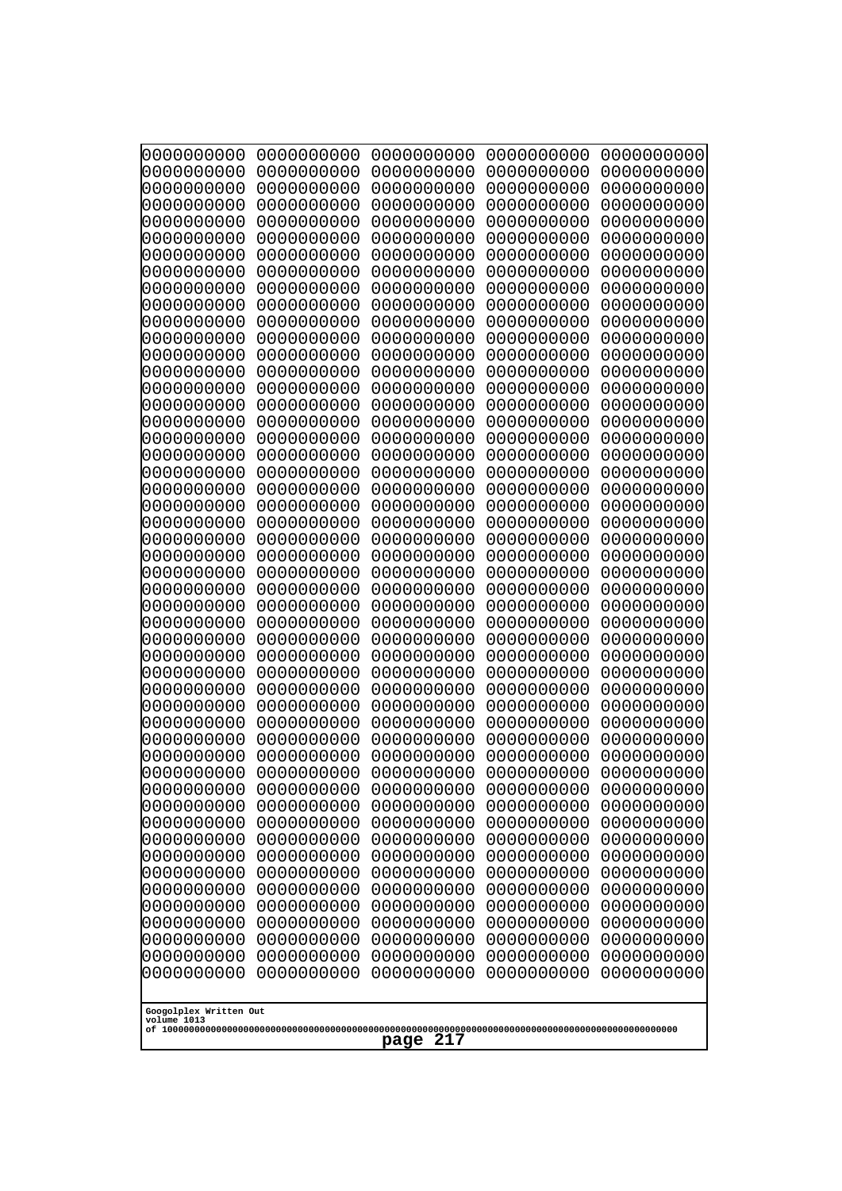```
0000000000 0000000000 0000000000 0000000000 0000000000
0000000000 0000000000 0000000000 0000000000 0000000000
0000000000 0000000000 0000000000 0000000000 0000000000
0000000000 0000000000 0000000000 0000000000 0000000000
0000000000 0000000000 0000000000 0000000000 0000000000
0000000000 0000000000 0000000000 0000000000 0000000000
0000000000 0000000000 0000000000 0000000000 0000000000
0000000000 0000000000 0000000000 0000000000 0000000000
0000000000 0000000000 0000000000 0000000000 0000000000
0000000000 0000000000 0000000000 0000000000 0000000000
0000000000 0000000000 0000000000 0000000000 0000000000
0000000000 0000000000 0000000000 0000000000 0000000000
0000000000 0000000000 0000000000 0000000000 0000000000
0000000000 0000000000 0000000000 0000000000 0000000000
0000000000 0000000000 0000000000 0000000000 0000000000
0000000000 0000000000 0000000000 0000000000 0000000000
0000000000 0000000000 0000000000 0000000000 0000000000
0000000000 0000000000 0000000000 0000000000 0000000000
0000000000 0000000000 0000000000 0000000000 0000000000
0000000000 0000000000 0000000000 0000000000 0000000000
0000000000 0000000000 0000000000 0000000000 0000000000
0000000000 0000000000 0000000000 0000000000 0000000000
0000000000 0000000000 0000000000 0000000000 0000000000
0000000000 0000000000 0000000000 0000000000 0000000000
0000000000 0000000000 0000000000 0000000000 0000000000
0000000000 0000000000 0000000000 0000000000 0000000000
0000000000 0000000000 0000000000 0000000000 0000000000
0000000000 0000000000 0000000000 0000000000 0000000000
0000000000 0000000000 0000000000 0000000000 0000000000
0000000000 0000000000 0000000000 0000000000 0000000000
0000000000 0000000000 0000000000 0000000000 0000000000
0000000000 0000000000 0000000000 0000000000 0000000000
0000000000 0000000000 0000000000 0000000000 0000000000
0000000000 0000000000 0000000000 0000000000 0000000000
0000000000 0000000000 0000000000 0000000000 0000000000
0000000000 0000000000 0000000000 0000000000 0000000000
0000000000 0000000000 0000000000 0000000000 0000000000
0000000000 0000000000 0000000000 0000000000 0000000000
0000000000 0000000000 0000000000 0000000000 0000000000
0000000000 0000000000 0000000000 0000000000 0000000000
0000000000 0000000000 0000000000 0000000000 0000000000
0000000000 0000000000 0000000000 0000000000 0000000000
0000000000 0000000000 0000000000 0000000000 0000000000
0000000000 0000000000 0000000000 0000000000 0000000000
0000000000 0000000000 0000000000 0000000000 0000000000
0000000000 0000000000 0000000000 0000000000 0000000000
0000000000 0000000000 0000000000 0000000000 0000000000
0000000000 0000000000 0000000000 0000000000 0000000000
0000000000 0000000000 0000000000 0000000000 0000000000
0000000000 0000000000 0000000000 0000000000 0000000000
```

Googolplex Written Out
volume 1013
of 10000000000000000000000000000000000000000000000000000000000000000000000000000000000000000000000000000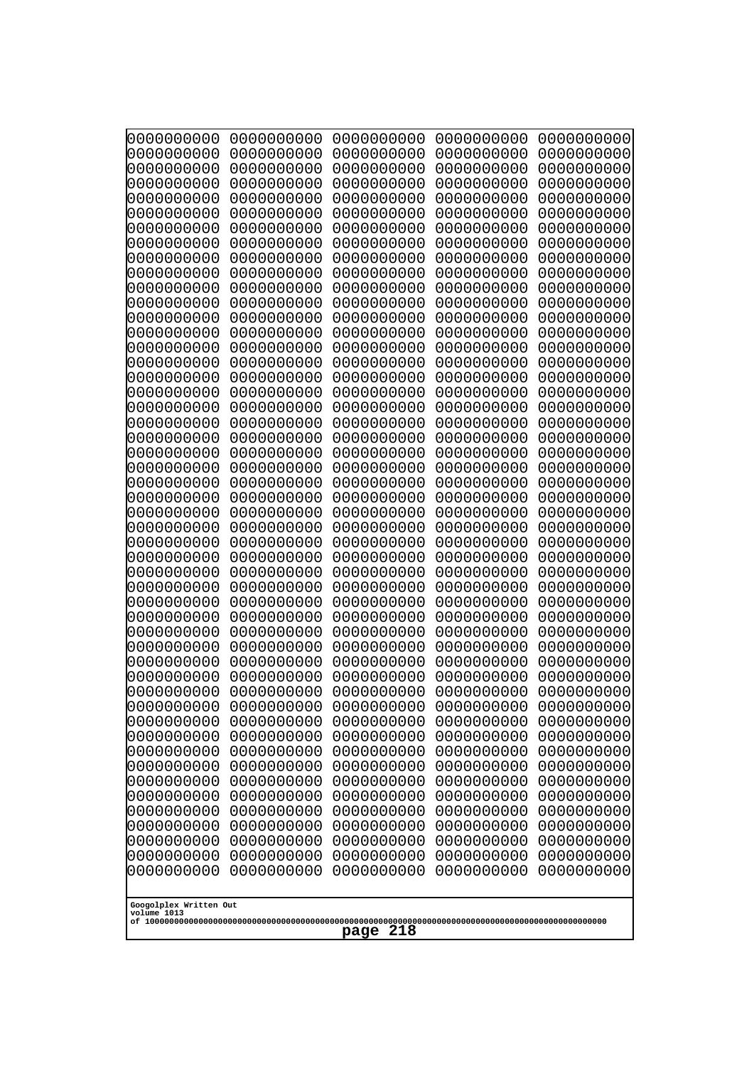```
0000000000 0000000000 0000000000 0000000000 0000000000
0000000000 0000000000 0000000000 0000000000 0000000000
0000000000 0000000000 0000000000 0000000000 0000000000
0000000000 0000000000 0000000000 0000000000 0000000000
0000000000 0000000000 0000000000 0000000000 0000000000
0000000000 0000000000 0000000000 0000000000 0000000000
0000000000 0000000000 0000000000 0000000000 0000000000
0000000000 0000000000 0000000000 0000000000 0000000000
0000000000 0000000000 0000000000 0000000000 0000000000
0000000000 0000000000 0000000000 0000000000 0000000000
0000000000 0000000000 0000000000 0000000000 0000000000
0000000000 0000000000 0000000000 0000000000 0000000000
0000000000 0000000000 0000000000 0000000000 0000000000
0000000000 0000000000 0000000000 0000000000 0000000000
0000000000 0000000000 0000000000 0000000000 0000000000
0000000000 0000000000 0000000000 0000000000 0000000000
0000000000 0000000000 0000000000 0000000000 0000000000
0000000000 0000000000 0000000000 0000000000 0000000000
0000000000 0000000000 0000000000 0000000000 0000000000
0000000000 0000000000 0000000000 0000000000 0000000000
0000000000 0000000000 0000000000 0000000000 0000000000
0000000000 0000000000 0000000000 0000000000 0000000000
0000000000 0000000000 0000000000 0000000000 0000000000
0000000000 0000000000 0000000000 0000000000 0000000000
0000000000 0000000000 0000000000 0000000000 0000000000
0000000000 0000000000 0000000000 0000000000 0000000000
0000000000 0000000000 0000000000 0000000000 0000000000
0000000000 0000000000 0000000000 0000000000 0000000000
0000000000 0000000000 0000000000 0000000000 0000000000
0000000000 0000000000 0000000000 0000000000 0000000000
0000000000 0000000000 0000000000 0000000000 0000000000
0000000000 0000000000 0000000000 0000000000 0000000000
0000000000 0000000000 0000000000 0000000000 0000000000
0000000000 0000000000 0000000000 0000000000 0000000000
0000000000 0000000000 0000000000 0000000000 0000000000
0000000000 0000000000 0000000000 0000000000 0000000000
0000000000 0000000000 0000000000 0000000000 0000000000
0000000000 0000000000 0000000000 0000000000 0000000000
0000000000 0000000000 0000000000 0000000000 0000000000
0000000000 0000000000 0000000000 0000000000 0000000000
0000000000 0000000000 0000000000 0000000000 0000000000
0000000000 0000000000 0000000000 0000000000 0000000000
0000000000 0000000000 0000000000 0000000000 0000000000
0000000000 0000000000 0000000000 0000000000 0000000000
0000000000 0000000000 0000000000 0000000000 0000000000
0000000000 0000000000 0000000000 0000000000 0000000000
0000000000 0000000000 0000000000 0000000000 0000000000
0000000000 0000000000 0000000000 0000000000 0000000000
0000000000 0000000000 0000000000 0000000000 0000000000
0000000000 0000000000 0000000000 0000000000 0000000000
```

Googolplex Written Out
volume 1013
of 10000000000000000000000000000000000000000000000000000000000000000000000000000000000000000000000000000

page 218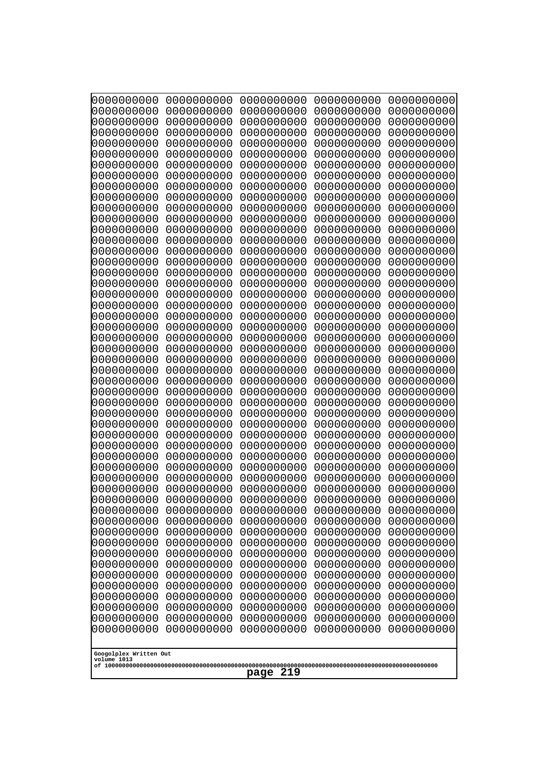```
0000000000 0000000000 0000000000 0000000000 0000000000
0000000000 0000000000 0000000000 0000000000 0000000000
0000000000 0000000000 0000000000 0000000000 0000000000
0000000000 0000000000 0000000000 0000000000 0000000000
0000000000 0000000000 0000000000 0000000000 0000000000
0000000000 0000000000 0000000000 0000000000 0000000000
0000000000 0000000000 0000000000 0000000000 0000000000
0000000000 0000000000 0000000000 0000000000 0000000000
0000000000 0000000000 0000000000 0000000000 0000000000
0000000000 0000000000 0000000000 0000000000 0000000000
0000000000 0000000000 0000000000 0000000000 0000000000
0000000000 0000000000 0000000000 0000000000 0000000000
0000000000 0000000000 0000000000 0000000000 0000000000
0000000000 0000000000 0000000000 0000000000 0000000000
0000000000 0000000000 0000000000 0000000000 0000000000
0000000000 0000000000 0000000000 0000000000 0000000000
0000000000 0000000000 0000000000 0000000000 0000000000
0000000000 0000000000 0000000000 0000000000 0000000000
0000000000 0000000000 0000000000 0000000000 0000000000
0000000000 0000000000 0000000000 0000000000 0000000000
0000000000 0000000000 0000000000 0000000000 0000000000
0000000000 0000000000 0000000000 0000000000 0000000000
0000000000 0000000000 0000000000 0000000000 0000000000
0000000000 0000000000 0000000000 0000000000 0000000000
0000000000 0000000000 0000000000 0000000000 0000000000
0000000000 0000000000 0000000000 0000000000 0000000000
0000000000 0000000000 0000000000 0000000000 0000000000
0000000000 0000000000 0000000000 0000000000 0000000000
0000000000 0000000000 0000000000 0000000000 0000000000
0000000000 0000000000 0000000000 0000000000 0000000000
0000000000 0000000000 0000000000 0000000000 0000000000
0000000000 0000000000 0000000000 0000000000 0000000000
0000000000 0000000000 0000000000 0000000000 0000000000
0000000000 0000000000 0000000000 0000000000 0000000000
0000000000 0000000000 0000000000 0000000000 0000000000
0000000000 0000000000 0000000000 0000000000 0000000000
0000000000 0000000000 0000000000 0000000000 0000000000
0000000000 0000000000 0000000000 0000000000 0000000000
0000000000 0000000000 0000000000 0000000000 0000000000
0000000000 0000000000 0000000000 0000000000 0000000000
0000000000 0000000000 0000000000 0000000000 0000000000
0000000000 0000000000 0000000000 0000000000 0000000000
0000000000 0000000000 0000000000 0000000000 0000000000
0000000000 0000000000 0000000000 0000000000 0000000000
0000000000 0000000000 0000000000 0000000000 0000000000
0000000000 0000000000 0000000000 0000000000 0000000000
0000000000 0000000000 0000000000 0000000000 0000000000
0000000000 0000000000 0000000000 0000000000 0000000000
0000000000 0000000000 0000000000 0000000000 0000000000
0000000000 0000000000 0000000000 0000000000 0000000000
```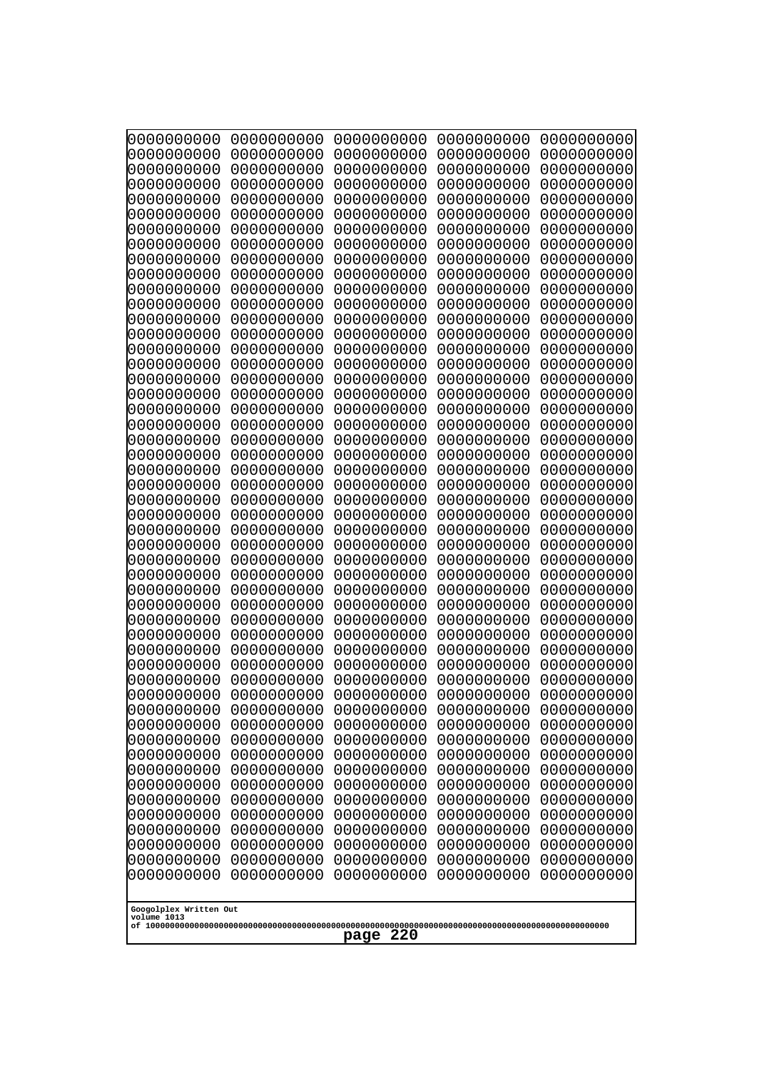0000000000 0000000000 0000000000 0000000000 0000000000
0000000000 0000000000 0000000000 0000000000 0000000000
0000000000 0000000000 0000000000 0000000000 0000000000
0000000000 0000000000 0000000000 0000000000 0000000000
0000000000 0000000000 0000000000 0000000000 0000000000
0000000000 0000000000 0000000000 0000000000 0000000000
0000000000 0000000000 0000000000 0000000000 0000000000
0000000000 0000000000 0000000000 0000000000 0000000000
0000000000 0000000000 0000000000 0000000000 0000000000
0000000000 0000000000 0000000000 0000000000 0000000000
0000000000 0000000000 0000000000 0000000000 0000000000
0000000000 0000000000 0000000000 0000000000 0000000000
0000000000 0000000000 0000000000 0000000000 0000000000
0000000000 0000000000 0000000000 0000000000 0000000000
0000000000 0000000000 0000000000 0000000000 0000000000
0000000000 0000000000 0000000000 0000000000 0000000000
0000000000 0000000000 0000000000 0000000000 0000000000
0000000000 0000000000 0000000000 0000000000 0000000000
0000000000 0000000000 0000000000 0000000000 0000000000
0000000000 0000000000 0000000000 0000000000 0000000000
0000000000 0000000000 0000000000 0000000000 0000000000
0000000000 0000000000 0000000000 0000000000 0000000000
0000000000 0000000000 0000000000 0000000000 0000000000
0000000000 0000000000 0000000000 0000000000 0000000000
0000000000 0000000000 0000000000 0000000000 0000000000
0000000000 0000000000 0000000000 0000000000 0000000000
0000000000 0000000000 0000000000 0000000000 0000000000
0000000000 0000000000 0000000000 0000000000 0000000000
0000000000 0000000000 0000000000 0000000000 0000000000
0000000000 0000000000 0000000000 0000000000 0000000000
0000000000 0000000000 0000000000 0000000000 0000000000
0000000000 0000000000 0000000000 0000000000 0000000000
0000000000 0000000000 0000000000 0000000000 0000000000
0000000000 0000000000 0000000000 0000000000 0000000000
0000000000 0000000000 0000000000 0000000000 0000000000
0000000000 0000000000 0000000000 0000000000 0000000000
0000000000 0000000000 0000000000 0000000000 0000000000
0000000000 0000000000 0000000000 0000000000 0000000000
0000000000 0000000000 0000000000 0000000000 0000000000
0000000000 0000000000 0000000000 0000000000 0000000000
0000000000 0000000000 0000000000 0000000000 0000000000
0000000000 0000000000 0000000000 0000000000 0000000000
0000000000 0000000000 0000000000 0000000000 0000000000
0000000000 0000000000 0000000000 0000000000 0000000000
0000000000 0000000000 0000000000 0000000000 0000000000
0000000000 0000000000 0000000000 0000000000 0000000000
0000000000 0000000000 0000000000 0000000000 0000000000
0000000000 0000000000 0000000000 0000000000 0000000000
0000000000 0000000000 0000000000 0000000000 0000000000
0000000000 0000000000 0000000000 0000000000 0000000000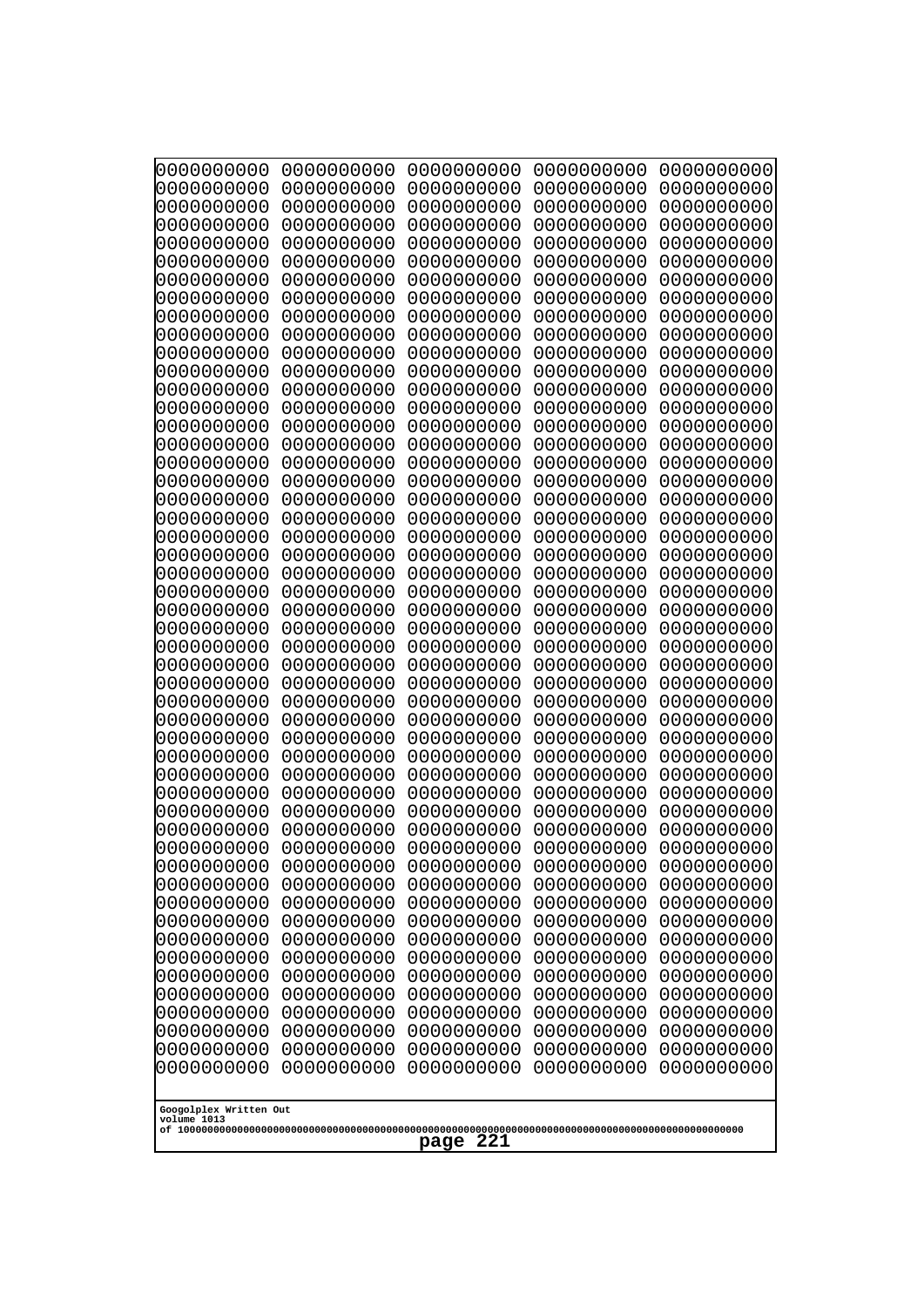```
0000000000 0000000000 0000000000 0000000000 0000000000
0000000000 0000000000 0000000000 0000000000 0000000000
0000000000 0000000000 0000000000 0000000000 0000000000
0000000000 0000000000 0000000000 0000000000 0000000000
0000000000 0000000000 0000000000 0000000000 0000000000
0000000000 0000000000 0000000000 0000000000 0000000000
0000000000 0000000000 0000000000 0000000000 0000000000
0000000000 0000000000 0000000000 0000000000 0000000000
0000000000 0000000000 0000000000 0000000000 0000000000
0000000000 0000000000 0000000000 0000000000 0000000000
0000000000 0000000000 0000000000 0000000000 0000000000
0000000000 0000000000 0000000000 0000000000 0000000000
0000000000 0000000000 0000000000 0000000000 0000000000
0000000000 0000000000 0000000000 0000000000 0000000000
0000000000 0000000000 0000000000 0000000000 0000000000
0000000000 0000000000 0000000000 0000000000 0000000000
0000000000 0000000000 0000000000 0000000000 0000000000
0000000000 0000000000 0000000000 0000000000 0000000000
0000000000 0000000000 0000000000 0000000000 0000000000
0000000000 0000000000 0000000000 0000000000 0000000000
0000000000 0000000000 0000000000 0000000000 0000000000
0000000000 0000000000 0000000000 0000000000 0000000000
0000000000 0000000000 0000000000 0000000000 0000000000
0000000000 0000000000 0000000000 0000000000 0000000000
0000000000 0000000000 0000000000 0000000000 0000000000
0000000000 0000000000 0000000000 0000000000 0000000000
0000000000 0000000000 0000000000 0000000000 0000000000
0000000000 0000000000 0000000000 0000000000 0000000000
0000000000 0000000000 0000000000 0000000000 0000000000
0000000000 0000000000 0000000000 0000000000 0000000000
0000000000 0000000000 0000000000 0000000000 0000000000
0000000000 0000000000 0000000000 0000000000 0000000000
0000000000 0000000000 0000000000 0000000000 0000000000
0000000000 0000000000 0000000000 0000000000 0000000000
0000000000 0000000000 0000000000 0000000000 0000000000
0000000000 0000000000 0000000000 0000000000 0000000000
0000000000 0000000000 0000000000 0000000000 0000000000
0000000000 0000000000 0000000000 0000000000 0000000000
0000000000 0000000000 0000000000 0000000000 0000000000
0000000000 0000000000 0000000000 0000000000 0000000000
0000000000 0000000000 0000000000 0000000000 0000000000
0000000000 0000000000 0000000000 0000000000 0000000000
0000000000 0000000000 0000000000 0000000000 0000000000
0000000000 0000000000 0000000000 0000000000 0000000000
0000000000 0000000000 0000000000 0000000000 0000000000
0000000000 0000000000 0000000000 0000000000 0000000000
0000000000 0000000000 0000000000 0000000000 0000000000
0000000000 0000000000 0000000000 0000000000 0000000000
0000000000 0000000000 0000000000 0000000000 0000000000
0000000000 0000000000 0000000000 0000000000 0000000000
```

Googolplex Written Out
volume 1013
of 10000000000000000000000000000000000000000000000000000000000000000000000000000000000000000000000000000

page 221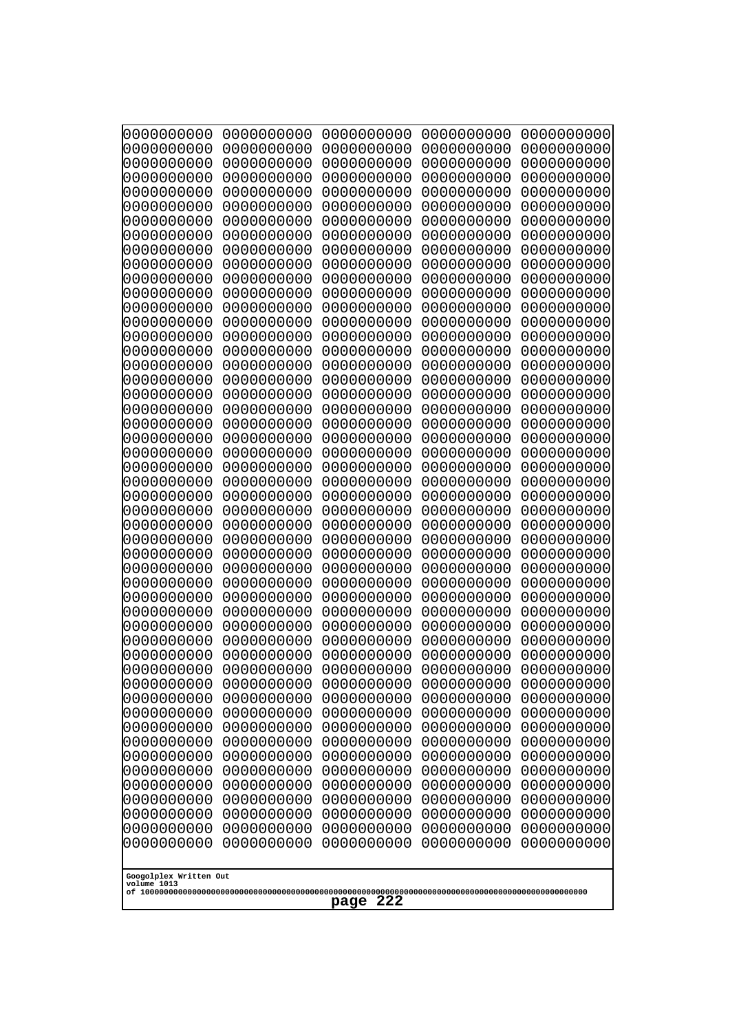```
0000000000 0000000000 0000000000 0000000000 0000000000
0000000000 0000000000 0000000000 0000000000 0000000000
0000000000 0000000000 0000000000 0000000000 0000000000
0000000000 0000000000 0000000000 0000000000 0000000000
0000000000 0000000000 0000000000 0000000000 0000000000
0000000000 0000000000 0000000000 0000000000 0000000000
0000000000 0000000000 0000000000 0000000000 0000000000
0000000000 0000000000 0000000000 0000000000 0000000000
0000000000 0000000000 0000000000 0000000000 0000000000
0000000000 0000000000 0000000000 0000000000 0000000000
0000000000 0000000000 0000000000 0000000000 0000000000
0000000000 0000000000 0000000000 0000000000 0000000000
0000000000 0000000000 0000000000 0000000000 0000000000
0000000000 0000000000 0000000000 0000000000 0000000000
0000000000 0000000000 0000000000 0000000000 0000000000
0000000000 0000000000 0000000000 0000000000 0000000000
0000000000 0000000000 0000000000 0000000000 0000000000
0000000000 0000000000 0000000000 0000000000 0000000000
0000000000 0000000000 0000000000 0000000000 0000000000
0000000000 0000000000 0000000000 0000000000 0000000000
0000000000 0000000000 0000000000 0000000000 0000000000
0000000000 0000000000 0000000000 0000000000 0000000000
0000000000 0000000000 0000000000 0000000000 0000000000
0000000000 0000000000 0000000000 0000000000 0000000000
0000000000 0000000000 0000000000 0000000000 0000000000
0000000000 0000000000 0000000000 0000000000 0000000000
0000000000 0000000000 0000000000 0000000000 0000000000
0000000000 0000000000 0000000000 0000000000 0000000000
0000000000 0000000000 0000000000 0000000000 0000000000
0000000000 0000000000 0000000000 0000000000 0000000000
0000000000 0000000000 0000000000 0000000000 0000000000
0000000000 0000000000 0000000000 0000000000 0000000000
0000000000 0000000000 0000000000 0000000000 0000000000
0000000000 0000000000 0000000000 0000000000 0000000000
0000000000 0000000000 0000000000 0000000000 0000000000
0000000000 0000000000 0000000000 0000000000 0000000000
0000000000 0000000000 0000000000 0000000000 0000000000
0000000000 0000000000 0000000000 0000000000 0000000000
0000000000 0000000000 0000000000 0000000000 0000000000
0000000000 0000000000 0000000000 0000000000 0000000000
0000000000 0000000000 0000000000 0000000000 0000000000
0000000000 0000000000 0000000000 0000000000 0000000000
0000000000 0000000000 0000000000 0000000000 0000000000
0000000000 0000000000 0000000000 0000000000 0000000000
0000000000 0000000000 0000000000 0000000000 0000000000
0000000000 0000000000 0000000000 0000000000 0000000000
0000000000 0000000000 0000000000 0000000000 0000000000
0000000000 0000000000 0000000000 0000000000 0000000000
0000000000 0000000000 0000000000 0000000000 0000000000
0000000000 0000000000 0000000000 0000000000 0000000000
```

Googolplex Written Out
volume 1013
of 10000000000000000000000000000000000000000000000000000000000000000000000000000000000000000000000000000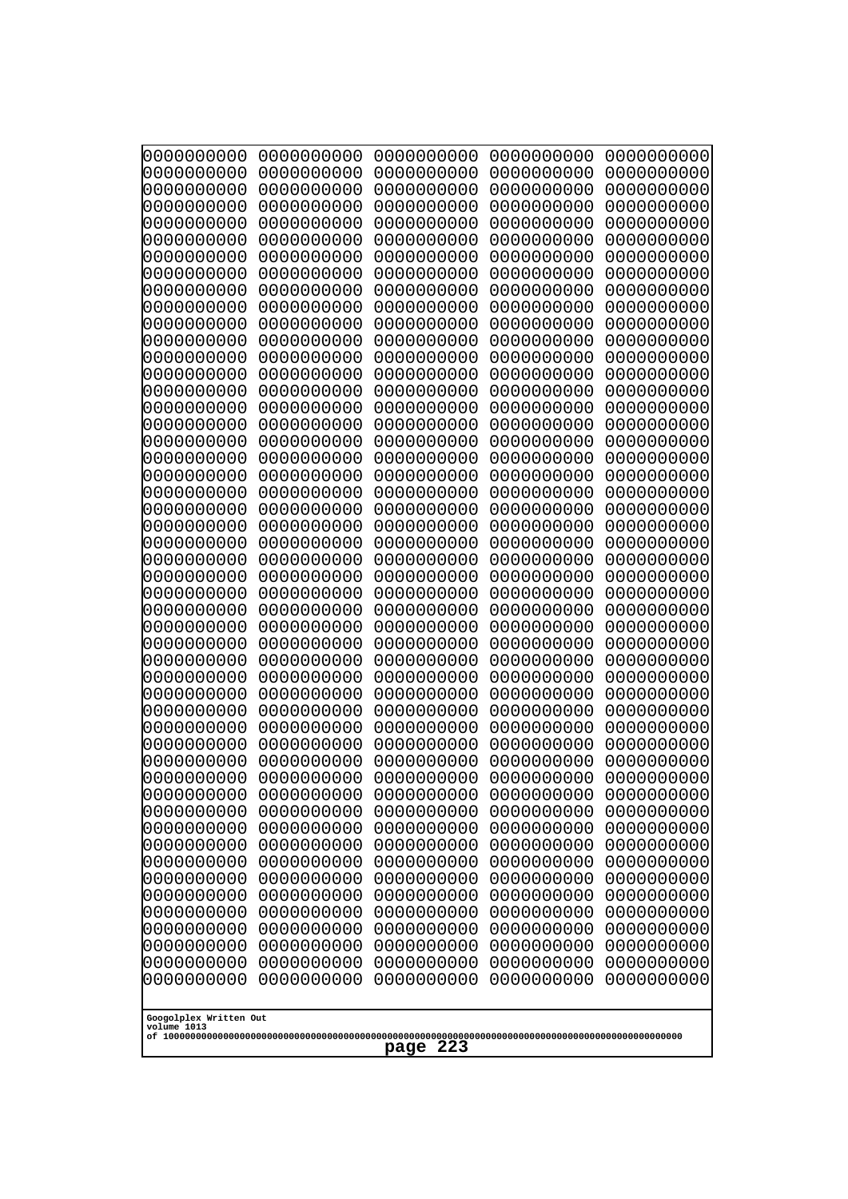```
0000000000 0000000000 0000000000 0000000000 0000000000
0000000000 0000000000 0000000000 0000000000 0000000000
0000000000 0000000000 0000000000 0000000000 0000000000
0000000000 0000000000 0000000000 0000000000 0000000000
0000000000 0000000000 0000000000 0000000000 0000000000
0000000000 0000000000 0000000000 0000000000 0000000000
0000000000 0000000000 0000000000 0000000000 0000000000
0000000000 0000000000 0000000000 0000000000 0000000000
0000000000 0000000000 0000000000 0000000000 0000000000
0000000000 0000000000 0000000000 0000000000 0000000000
0000000000 0000000000 0000000000 0000000000 0000000000
0000000000 0000000000 0000000000 0000000000 0000000000
0000000000 0000000000 0000000000 0000000000 0000000000
0000000000 0000000000 0000000000 0000000000 0000000000
0000000000 0000000000 0000000000 0000000000 0000000000
0000000000 0000000000 0000000000 0000000000 0000000000
0000000000 0000000000 0000000000 0000000000 0000000000
0000000000 0000000000 0000000000 0000000000 0000000000
0000000000 0000000000 0000000000 0000000000 0000000000
0000000000 0000000000 0000000000 0000000000 0000000000
0000000000 0000000000 0000000000 0000000000 0000000000
0000000000 0000000000 0000000000 0000000000 0000000000
0000000000 0000000000 0000000000 0000000000 0000000000
0000000000 0000000000 0000000000 0000000000 0000000000
0000000000 0000000000 0000000000 0000000000 0000000000
0000000000 0000000000 0000000000 0000000000 0000000000
0000000000 0000000000 0000000000 0000000000 0000000000
0000000000 0000000000 0000000000 0000000000 0000000000
0000000000 0000000000 0000000000 0000000000 0000000000
0000000000 0000000000 0000000000 0000000000 0000000000
0000000000 0000000000 0000000000 0000000000 0000000000
0000000000 0000000000 0000000000 0000000000 0000000000
0000000000 0000000000 0000000000 0000000000 0000000000
0000000000 0000000000 0000000000 0000000000 0000000000
0000000000 0000000000 0000000000 0000000000 0000000000
0000000000 0000000000 0000000000 0000000000 0000000000
0000000000 0000000000 0000000000 0000000000 0000000000
0000000000 0000000000 0000000000 0000000000 0000000000
0000000000 0000000000 0000000000 0000000000 0000000000
0000000000 0000000000 0000000000 0000000000 0000000000
0000000000 0000000000 0000000000 0000000000 0000000000
0000000000 0000000000 0000000000 0000000000 0000000000
0000000000 0000000000 0000000000 0000000000 0000000000
0000000000 0000000000 0000000000 0000000000 0000000000
0000000000 0000000000 0000000000 0000000000 0000000000
0000000000 0000000000 0000000000 0000000000 0000000000
0000000000 0000000000 0000000000 0000000000 0000000000
0000000000 0000000000 0000000000 0000000000 0000000000
0000000000 0000000000 0000000000 0000000000 0000000000
0000000000 0000000000 0000000000 0000000000 0000000000
```

Googolplex Written Out
volume 1013
of 10000000000000000000000000000000000000000000000000000000000000000000000000000000000000000000000000000

page 223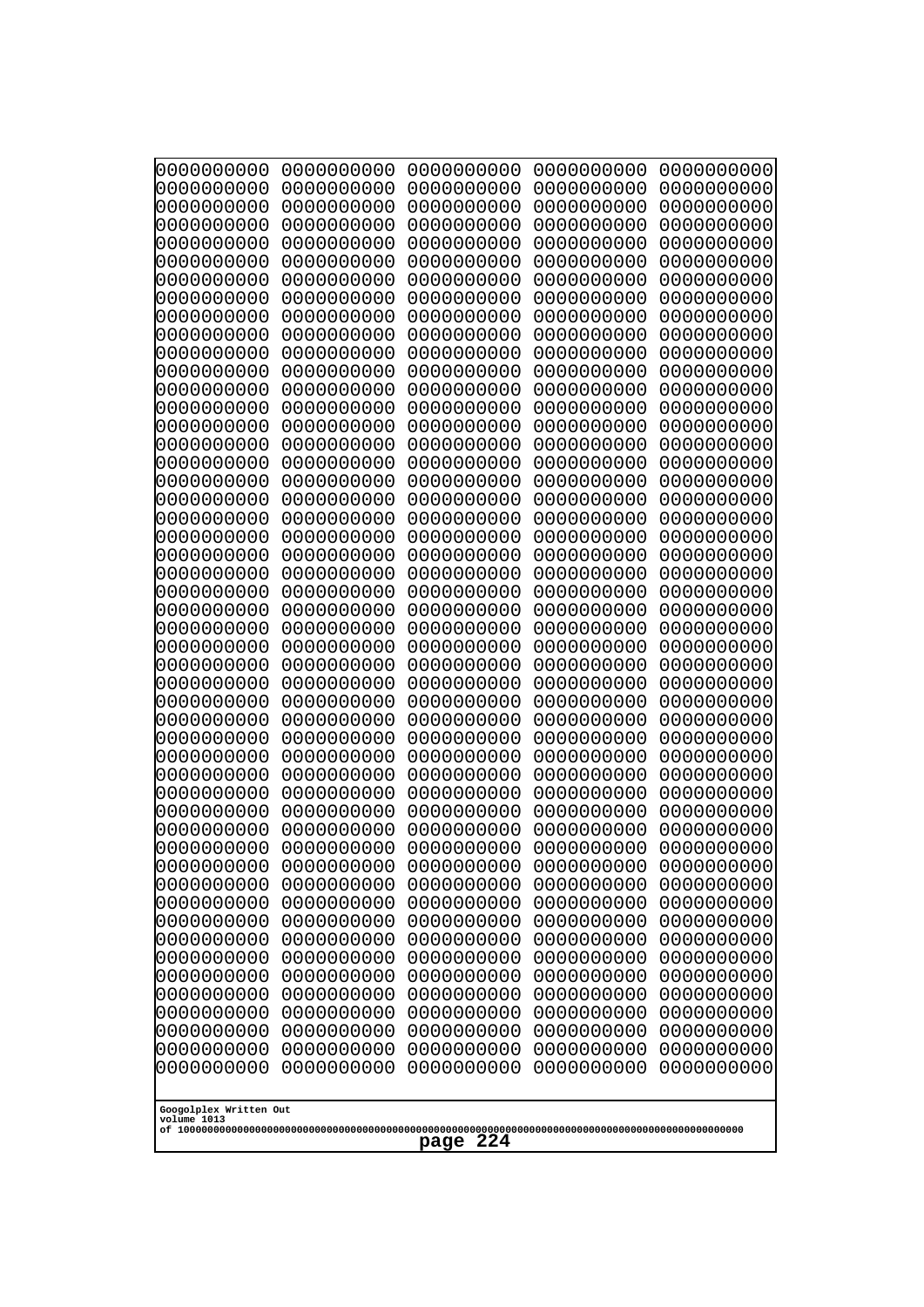```
0000000000 0000000000 0000000000 0000000000 0000000000
0000000000 0000000000 0000000000 0000000000 0000000000
0000000000 0000000000 0000000000 0000000000 0000000000
0000000000 0000000000 0000000000 0000000000 0000000000
0000000000 0000000000 0000000000 0000000000 0000000000
0000000000 0000000000 0000000000 0000000000 0000000000
0000000000 0000000000 0000000000 0000000000 0000000000
0000000000 0000000000 0000000000 0000000000 0000000000
0000000000 0000000000 0000000000 0000000000 0000000000
0000000000 0000000000 0000000000 0000000000 0000000000
0000000000 0000000000 0000000000 0000000000 0000000000
0000000000 0000000000 0000000000 0000000000 0000000000
0000000000 0000000000 0000000000 0000000000 0000000000
0000000000 0000000000 0000000000 0000000000 0000000000
0000000000 0000000000 0000000000 0000000000 0000000000
0000000000 0000000000 0000000000 0000000000 0000000000
0000000000 0000000000 0000000000 0000000000 0000000000
0000000000 0000000000 0000000000 0000000000 0000000000
0000000000 0000000000 0000000000 0000000000 0000000000
0000000000 0000000000 0000000000 0000000000 0000000000
0000000000 0000000000 0000000000 0000000000 0000000000
0000000000 0000000000 0000000000 0000000000 0000000000
0000000000 0000000000 0000000000 0000000000 0000000000
0000000000 0000000000 0000000000 0000000000 0000000000
0000000000 0000000000 0000000000 0000000000 0000000000
0000000000 0000000000 0000000000 0000000000 0000000000
0000000000 0000000000 0000000000 0000000000 0000000000
0000000000 0000000000 0000000000 0000000000 0000000000
0000000000 0000000000 0000000000 0000000000 0000000000
0000000000 0000000000 0000000000 0000000000 0000000000
0000000000 0000000000 0000000000 0000000000 0000000000
0000000000 0000000000 0000000000 0000000000 0000000000
0000000000 0000000000 0000000000 0000000000 0000000000
0000000000 0000000000 0000000000 0000000000 0000000000
0000000000 0000000000 0000000000 0000000000 0000000000
0000000000 0000000000 0000000000 0000000000 0000000000
0000000000 0000000000 0000000000 0000000000 0000000000
0000000000 0000000000 0000000000 0000000000 0000000000
0000000000 0000000000 0000000000 0000000000 0000000000
0000000000 0000000000 0000000000 0000000000 0000000000
0000000000 0000000000 0000000000 0000000000 0000000000
0000000000 0000000000 0000000000 0000000000 0000000000
0000000000 0000000000 0000000000 0000000000 0000000000
0000000000 0000000000 0000000000 0000000000 0000000000
0000000000 0000000000 0000000000 0000000000 0000000000
0000000000 0000000000 0000000000 0000000000 0000000000
0000000000 0000000000 0000000000 0000000000 0000000000
0000000000 0000000000 0000000000 0000000000 0000000000
0000000000 0000000000 0000000000 0000000000 0000000000
0000000000 0000000000 0000000000 0000000000 0000000000
```

Googolplex Written Out
volume 1013
of 10000000000000000000000000000000000000000000000000000000000000000000000000000000000000000000000000000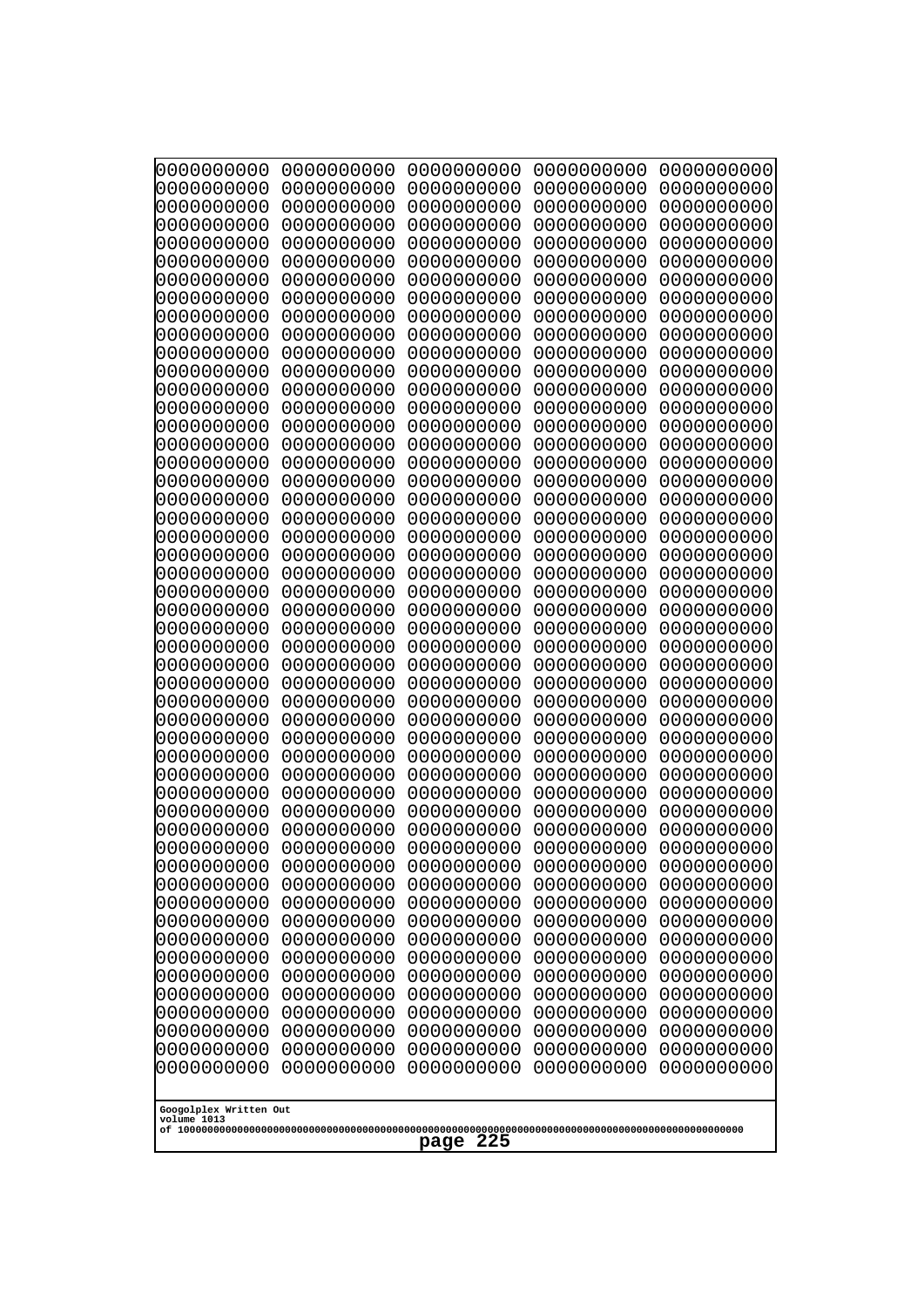```
0000000000 0000000000 0000000000 0000000000 0000000000
0000000000 0000000000 0000000000 0000000000 0000000000
0000000000 0000000000 0000000000 0000000000 0000000000
0000000000 0000000000 0000000000 0000000000 0000000000
0000000000 0000000000 0000000000 0000000000 0000000000
0000000000 0000000000 0000000000 0000000000 0000000000
0000000000 0000000000 0000000000 0000000000 0000000000
0000000000 0000000000 0000000000 0000000000 0000000000
0000000000 0000000000 0000000000 0000000000 0000000000
0000000000 0000000000 0000000000 0000000000 0000000000
0000000000 0000000000 0000000000 0000000000 0000000000
0000000000 0000000000 0000000000 0000000000 0000000000
0000000000 0000000000 0000000000 0000000000 0000000000
0000000000 0000000000 0000000000 0000000000 0000000000
0000000000 0000000000 0000000000 0000000000 0000000000
0000000000 0000000000 0000000000 0000000000 0000000000
0000000000 0000000000 0000000000 0000000000 0000000000
0000000000 0000000000 0000000000 0000000000 0000000000
0000000000 0000000000 0000000000 0000000000 0000000000
0000000000 0000000000 0000000000 0000000000 0000000000
0000000000 0000000000 0000000000 0000000000 0000000000
0000000000 0000000000 0000000000 0000000000 0000000000
0000000000 0000000000 0000000000 0000000000 0000000000
0000000000 0000000000 0000000000 0000000000 0000000000
0000000000 0000000000 0000000000 0000000000 0000000000
0000000000 0000000000 0000000000 0000000000 0000000000
0000000000 0000000000 0000000000 0000000000 0000000000
0000000000 0000000000 0000000000 0000000000 0000000000
0000000000 0000000000 0000000000 0000000000 0000000000
0000000000 0000000000 0000000000 0000000000 0000000000
0000000000 0000000000 0000000000 0000000000 0000000000
0000000000 0000000000 0000000000 0000000000 0000000000
0000000000 0000000000 0000000000 0000000000 0000000000
0000000000 0000000000 0000000000 0000000000 0000000000
0000000000 0000000000 0000000000 0000000000 0000000000
0000000000 0000000000 0000000000 0000000000 0000000000
0000000000 0000000000 0000000000 0000000000 0000000000
0000000000 0000000000 0000000000 0000000000 0000000000
0000000000 0000000000 0000000000 0000000000 0000000000
0000000000 0000000000 0000000000 0000000000 0000000000
0000000000 0000000000 0000000000 0000000000 0000000000
0000000000 0000000000 0000000000 0000000000 0000000000
0000000000 0000000000 0000000000 0000000000 0000000000
0000000000 0000000000 0000000000 0000000000 0000000000
0000000000 0000000000 0000000000 0000000000 0000000000
0000000000 0000000000 0000000000 0000000000 0000000000
0000000000 0000000000 0000000000 0000000000 0000000000
0000000000 0000000000 0000000000 0000000000 0000000000
0000000000 0000000000 0000000000 0000000000 0000000000
0000000000 0000000000 0000000000 0000000000 0000000000
```

Googolplex Written Out
volume 1013
of 10000000000000000000000000000000000000000000000000000000000000000000000000000000000000000000000000000
page 225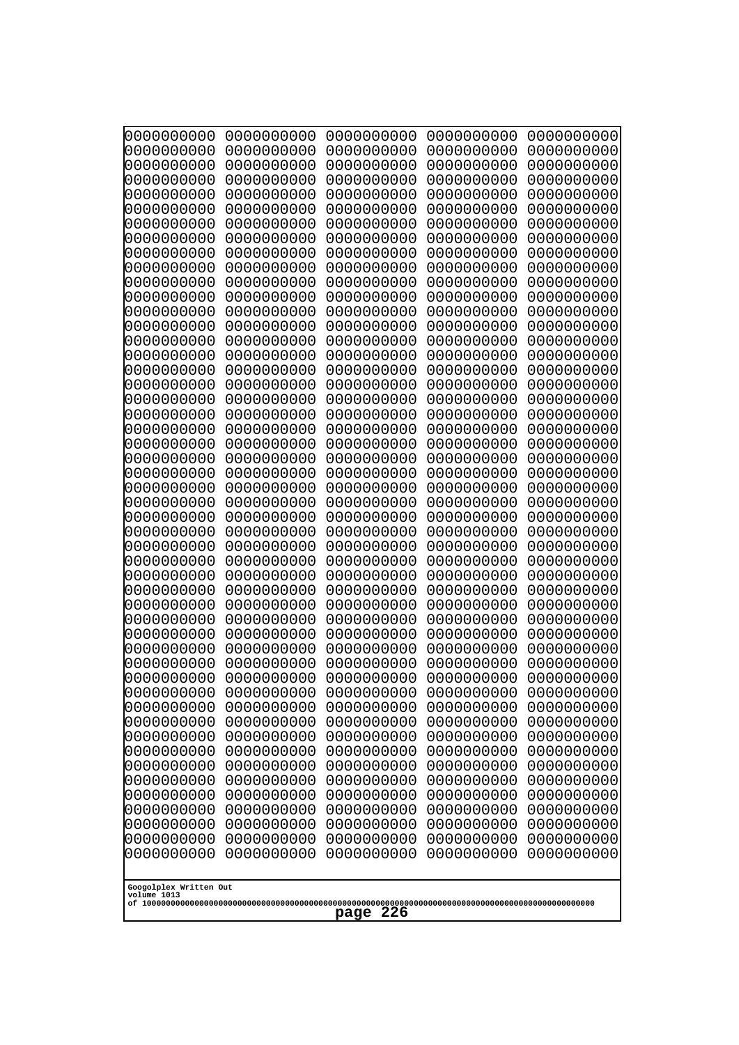```
0000000000 0000000000 0000000000 0000000000 0000000000
0000000000 0000000000 0000000000 0000000000 0000000000
0000000000 0000000000 0000000000 0000000000 0000000000
0000000000 0000000000 0000000000 0000000000 0000000000
0000000000 0000000000 0000000000 0000000000 0000000000
0000000000 0000000000 0000000000 0000000000 0000000000
0000000000 0000000000 0000000000 0000000000 0000000000
0000000000 0000000000 0000000000 0000000000 0000000000
0000000000 0000000000 0000000000 0000000000 0000000000
0000000000 0000000000 0000000000 0000000000 0000000000
0000000000 0000000000 0000000000 0000000000 0000000000
0000000000 0000000000 0000000000 0000000000 0000000000
0000000000 0000000000 0000000000 0000000000 0000000000
0000000000 0000000000 0000000000 0000000000 0000000000
0000000000 0000000000 0000000000 0000000000 0000000000
0000000000 0000000000 0000000000 0000000000 0000000000
0000000000 0000000000 0000000000 0000000000 0000000000
0000000000 0000000000 0000000000 0000000000 0000000000
0000000000 0000000000 0000000000 0000000000 0000000000
0000000000 0000000000 0000000000 0000000000 0000000000
0000000000 0000000000 0000000000 0000000000 0000000000
0000000000 0000000000 0000000000 0000000000 0000000000
0000000000 0000000000 0000000000 0000000000 0000000000
0000000000 0000000000 0000000000 0000000000 0000000000
0000000000 0000000000 0000000000 0000000000 0000000000
0000000000 0000000000 0000000000 0000000000 0000000000
0000000000 0000000000 0000000000 0000000000 0000000000
0000000000 0000000000 0000000000 0000000000 0000000000
0000000000 0000000000 0000000000 0000000000 0000000000
0000000000 0000000000 0000000000 0000000000 0000000000
0000000000 0000000000 0000000000 0000000000 0000000000
0000000000 0000000000 0000000000 0000000000 0000000000
0000000000 0000000000 0000000000 0000000000 0000000000
0000000000 0000000000 0000000000 0000000000 0000000000
0000000000 0000000000 0000000000 0000000000 0000000000
0000000000 0000000000 0000000000 0000000000 0000000000
0000000000 0000000000 0000000000 0000000000 0000000000
0000000000 0000000000 0000000000 0000000000 0000000000
0000000000 0000000000 0000000000 0000000000 0000000000
0000000000 0000000000 0000000000 0000000000 0000000000
0000000000 0000000000 0000000000 0000000000 0000000000
0000000000 0000000000 0000000000 0000000000 0000000000
0000000000 0000000000 0000000000 0000000000 0000000000
0000000000 0000000000 0000000000 0000000000 0000000000
0000000000 0000000000 0000000000 0000000000 0000000000
0000000000 0000000000 0000000000 0000000000 0000000000
0000000000 0000000000 0000000000 0000000000 0000000000
0000000000 0000000000 0000000000 0000000000 0000000000
0000000000 0000000000 0000000000 0000000000 0000000000
0000000000 0000000000 0000000000 0000000000 0000000000
```

Googolplex Written Out
volume 1013
of 10000000000000000000000000000000000000000000000000000000000000000000000000000000000000000000000000000

page 226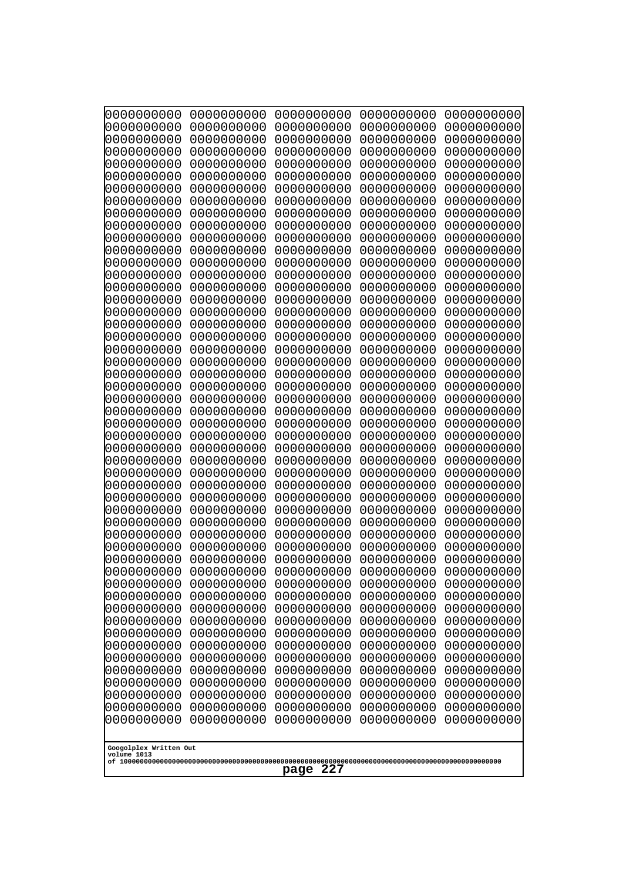0000000000 0000000000 0000000000 0000000000 0000000000
0000000000 0000000000 0000000000 0000000000 0000000000
0000000000 0000000000 0000000000 0000000000 0000000000
0000000000 0000000000 0000000000 0000000000 0000000000
0000000000 0000000000 0000000000 0000000000 0000000000
0000000000 0000000000 0000000000 0000000000 0000000000
0000000000 0000000000 0000000000 0000000000 0000000000
0000000000 0000000000 0000000000 0000000000 0000000000
0000000000 0000000000 0000000000 0000000000 0000000000
0000000000 0000000000 0000000000 0000000000 0000000000
0000000000 0000000000 0000000000 0000000000 0000000000
0000000000 0000000000 0000000000 0000000000 0000000000
0000000000 0000000000 0000000000 0000000000 0000000000
0000000000 0000000000 0000000000 0000000000 0000000000
0000000000 0000000000 0000000000 0000000000 0000000000
0000000000 0000000000 0000000000 0000000000 0000000000
0000000000 0000000000 0000000000 0000000000 0000000000
0000000000 0000000000 0000000000 0000000000 0000000000
0000000000 0000000000 0000000000 0000000000 0000000000
0000000000 0000000000 0000000000 0000000000 0000000000
0000000000 0000000000 0000000000 0000000000 0000000000
0000000000 0000000000 0000000000 0000000000 0000000000
0000000000 0000000000 0000000000 0000000000 0000000000
0000000000 0000000000 0000000000 0000000000 0000000000
0000000000 0000000000 0000000000 0000000000 0000000000
0000000000 0000000000 0000000000 0000000000 0000000000
0000000000 0000000000 0000000000 0000000000 0000000000
0000000000 0000000000 0000000000 0000000000 0000000000
0000000000 0000000000 0000000000 0000000000 0000000000
0000000000 0000000000 0000000000 0000000000 0000000000
0000000000 0000000000 0000000000 0000000000 0000000000
0000000000 0000000000 0000000000 0000000000 0000000000
0000000000 0000000000 0000000000 0000000000 0000000000
0000000000 0000000000 0000000000 0000000000 0000000000
0000000000 0000000000 0000000000 0000000000 0000000000
0000000000 0000000000 0000000000 0000000000 0000000000
0000000000 0000000000 0000000000 0000000000 0000000000
0000000000 0000000000 0000000000 0000000000 0000000000
0000000000 0000000000 0000000000 0000000000 0000000000
0000000000 0000000000 0000000000 0000000000 0000000000
0000000000 0000000000 0000000000 0000000000 0000000000
0000000000 0000000000 0000000000 0000000000 0000000000
0000000000 0000000000 0000000000 0000000000 0000000000
0000000000 0000000000 0000000000 0000000000 0000000000
0000000000 0000000000 0000000000 0000000000 0000000000
0000000000 0000000000 0000000000 0000000000 0000000000
0000000000 0000000000 0000000000 0000000000 0000000000
0000000000 0000000000 0000000000 0000000000 0000000000
0000000000 0000000000 0000000000 0000000000 0000000000
0000000000 0000000000 0000000000 0000000000 0000000000

Googolplex Written Out
volume 1013
of 10000000000000000000000000000000000000000000000000000000000000000000000000000000000000000000000000000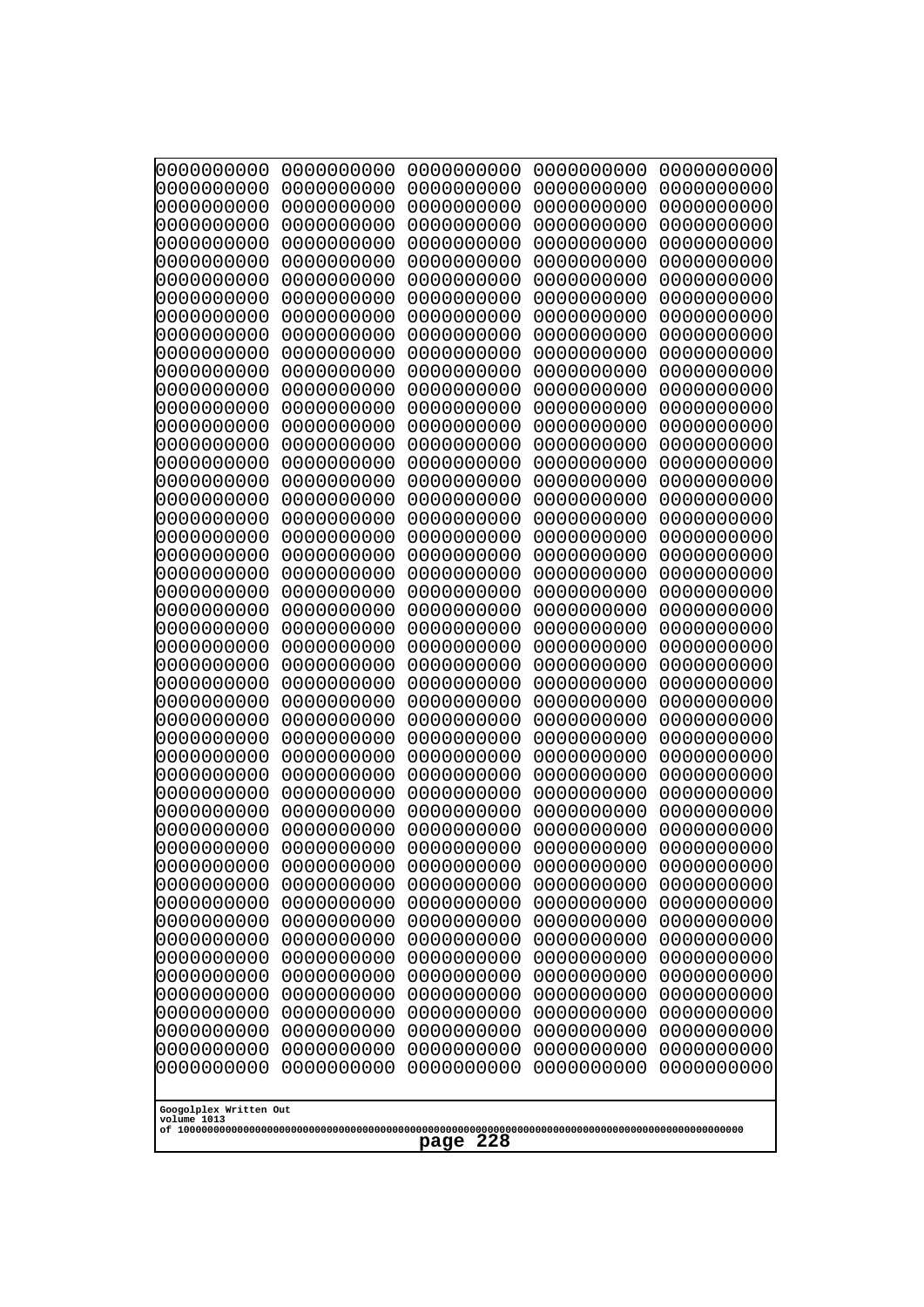```
0000000000 0000000000 0000000000 0000000000 0000000000
0000000000 0000000000 0000000000 0000000000 0000000000
0000000000 0000000000 0000000000 0000000000 0000000000
0000000000 0000000000 0000000000 0000000000 0000000000
0000000000 0000000000 0000000000 0000000000 0000000000
0000000000 0000000000 0000000000 0000000000 0000000000
0000000000 0000000000 0000000000 0000000000 0000000000
0000000000 0000000000 0000000000 0000000000 0000000000
0000000000 0000000000 0000000000 0000000000 0000000000
0000000000 0000000000 0000000000 0000000000 0000000000
0000000000 0000000000 0000000000 0000000000 0000000000
0000000000 0000000000 0000000000 0000000000 0000000000
0000000000 0000000000 0000000000 0000000000 0000000000
0000000000 0000000000 0000000000 0000000000 0000000000
0000000000 0000000000 0000000000 0000000000 0000000000
0000000000 0000000000 0000000000 0000000000 0000000000
0000000000 0000000000 0000000000 0000000000 0000000000
0000000000 0000000000 0000000000 0000000000 0000000000
0000000000 0000000000 0000000000 0000000000 0000000000
0000000000 0000000000 0000000000 0000000000 0000000000
0000000000 0000000000 0000000000 0000000000 0000000000
0000000000 0000000000 0000000000 0000000000 0000000000
0000000000 0000000000 0000000000 0000000000 0000000000
0000000000 0000000000 0000000000 0000000000 0000000000
0000000000 0000000000 0000000000 0000000000 0000000000
0000000000 0000000000 0000000000 0000000000 0000000000
0000000000 0000000000 0000000000 0000000000 0000000000
0000000000 0000000000 0000000000 0000000000 0000000000
0000000000 0000000000 0000000000 0000000000 0000000000
0000000000 0000000000 0000000000 0000000000 0000000000
0000000000 0000000000 0000000000 0000000000 0000000000
0000000000 0000000000 0000000000 0000000000 0000000000
0000000000 0000000000 0000000000 0000000000 0000000000
0000000000 0000000000 0000000000 0000000000 0000000000
0000000000 0000000000 0000000000 0000000000 0000000000
0000000000 0000000000 0000000000 0000000000 0000000000
0000000000 0000000000 0000000000 0000000000 0000000000
0000000000 0000000000 0000000000 0000000000 0000000000
0000000000 0000000000 0000000000 0000000000 0000000000
0000000000 0000000000 0000000000 0000000000 0000000000
0000000000 0000000000 0000000000 0000000000 0000000000
0000000000 0000000000 0000000000 0000000000 0000000000
0000000000 0000000000 0000000000 0000000000 0000000000
0000000000 0000000000 0000000000 0000000000 0000000000
0000000000 0000000000 0000000000 0000000000 0000000000
0000000000 0000000000 0000000000 0000000000 0000000000
0000000000 0000000000 0000000000 0000000000 0000000000
0000000000 0000000000 0000000000 0000000000 0000000000
0000000000 0000000000 0000000000 0000000000 0000000000
0000000000 0000000000 0000000000 0000000000 0000000000
```

Googolplex Written Out
volume 1013
of 10000000000000000000000000000000000000000000000000000000000000000000000000000000000000000000000000000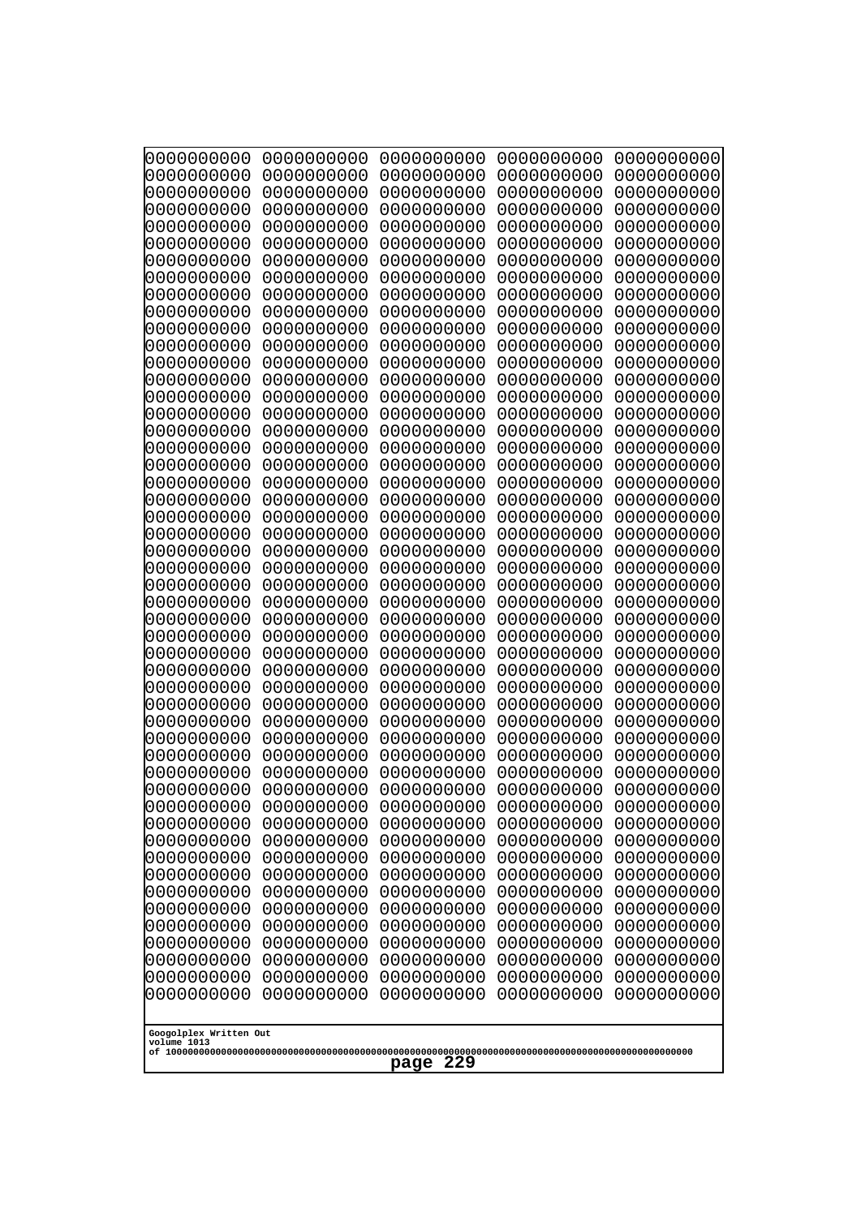```
0000000000 0000000000 0000000000 0000000000 0000000000
0000000000 0000000000 0000000000 0000000000 0000000000
0000000000 0000000000 0000000000 0000000000 0000000000
0000000000 0000000000 0000000000 0000000000 0000000000
0000000000 0000000000 0000000000 0000000000 0000000000
0000000000 0000000000 0000000000 0000000000 0000000000
0000000000 0000000000 0000000000 0000000000 0000000000
0000000000 0000000000 0000000000 0000000000 0000000000
0000000000 0000000000 0000000000 0000000000 0000000000
0000000000 0000000000 0000000000 0000000000 0000000000
0000000000 0000000000 0000000000 0000000000 0000000000
0000000000 0000000000 0000000000 0000000000 0000000000
0000000000 0000000000 0000000000 0000000000 0000000000
0000000000 0000000000 0000000000 0000000000 0000000000
0000000000 0000000000 0000000000 0000000000 0000000000
0000000000 0000000000 0000000000 0000000000 0000000000
0000000000 0000000000 0000000000 0000000000 0000000000
0000000000 0000000000 0000000000 0000000000 0000000000
0000000000 0000000000 0000000000 0000000000 0000000000
0000000000 0000000000 0000000000 0000000000 0000000000
0000000000 0000000000 0000000000 0000000000 0000000000
0000000000 0000000000 0000000000 0000000000 0000000000
0000000000 0000000000 0000000000 0000000000 0000000000
0000000000 0000000000 0000000000 0000000000 0000000000
0000000000 0000000000 0000000000 0000000000 0000000000
0000000000 0000000000 0000000000 0000000000 0000000000
0000000000 0000000000 0000000000 0000000000 0000000000
0000000000 0000000000 0000000000 0000000000 0000000000
0000000000 0000000000 0000000000 0000000000 0000000000
0000000000 0000000000 0000000000 0000000000 0000000000
0000000000 0000000000 0000000000 0000000000 0000000000
0000000000 0000000000 0000000000 0000000000 0000000000
0000000000 0000000000 0000000000 0000000000 0000000000
0000000000 0000000000 0000000000 0000000000 0000000000
0000000000 0000000000 0000000000 0000000000 0000000000
0000000000 0000000000 0000000000 0000000000 0000000000
0000000000 0000000000 0000000000 0000000000 0000000000
0000000000 0000000000 0000000000 0000000000 0000000000
0000000000 0000000000 0000000000 0000000000 0000000000
0000000000 0000000000 0000000000 0000000000 0000000000
0000000000 0000000000 0000000000 0000000000 0000000000
0000000000 0000000000 0000000000 0000000000 0000000000
0000000000 0000000000 0000000000 0000000000 0000000000
0000000000 0000000000 0000000000 0000000000 0000000000
0000000000 0000000000 0000000000 0000000000 0000000000
0000000000 0000000000 0000000000 0000000000 0000000000
0000000000 0000000000 0000000000 0000000000 0000000000
0000000000 0000000000 0000000000 0000000000 0000000000
0000000000 0000000000 0000000000 0000000000 0000000000
0000000000 0000000000 0000000000 0000000000 0000000000
```

Googolplex Written Out
volume 1013
of 10000000000000000000000000000000000000000000000000000000000000000000000000000000000000000000000000000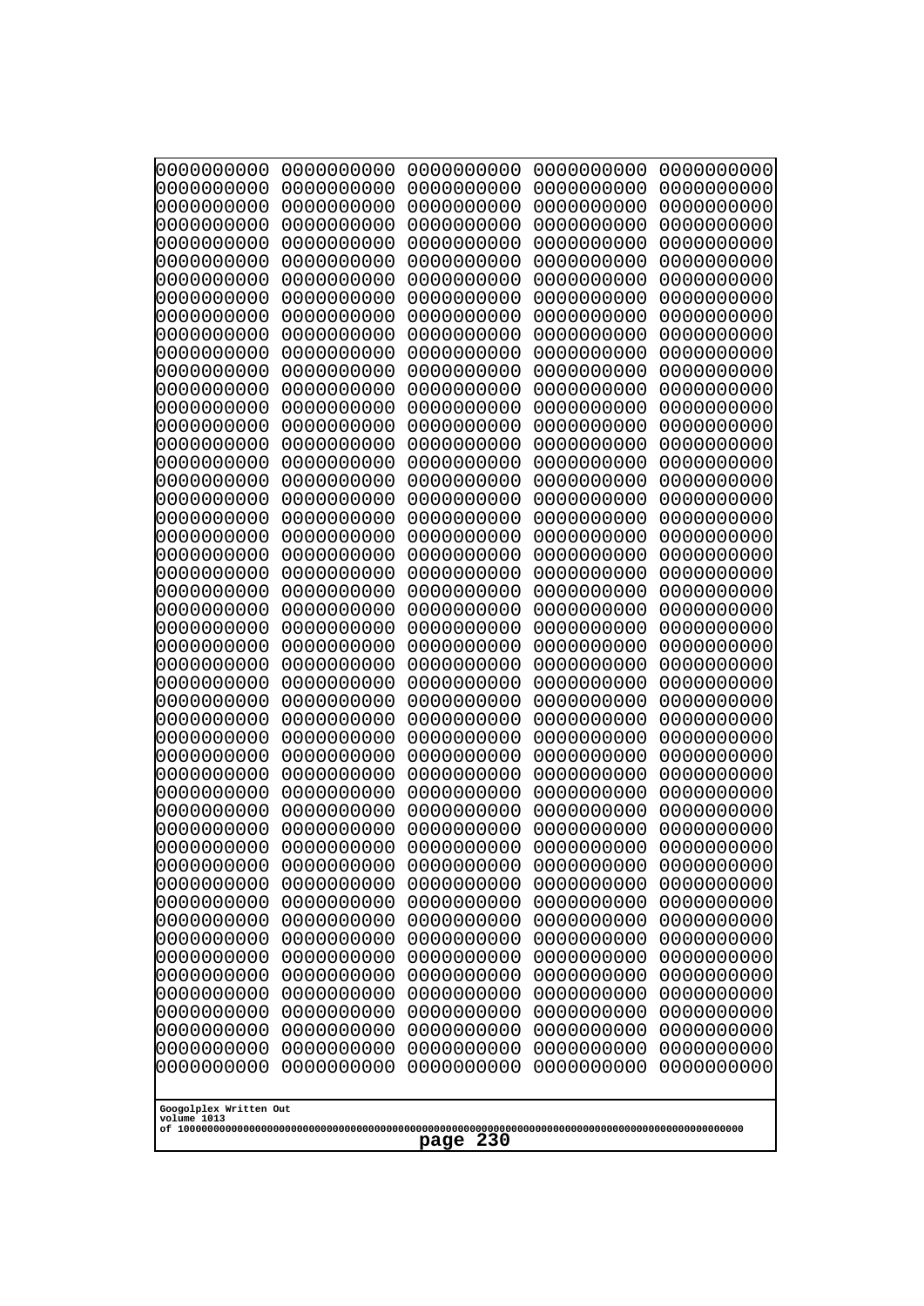0000000000 0000000000 0000000000 0000000000 0000000000
0000000000 0000000000 0000000000 0000000000 0000000000
0000000000 0000000000 0000000000 0000000000 0000000000
0000000000 0000000000 0000000000 0000000000 0000000000
0000000000 0000000000 0000000000 0000000000 0000000000
0000000000 0000000000 0000000000 0000000000 0000000000
0000000000 0000000000 0000000000 0000000000 0000000000
0000000000 0000000000 0000000000 0000000000 0000000000
0000000000 0000000000 0000000000 0000000000 0000000000
0000000000 0000000000 0000000000 0000000000 0000000000
0000000000 0000000000 0000000000 0000000000 0000000000
0000000000 0000000000 0000000000 0000000000 0000000000
0000000000 0000000000 0000000000 0000000000 0000000000
0000000000 0000000000 0000000000 0000000000 0000000000
0000000000 0000000000 0000000000 0000000000 0000000000
0000000000 0000000000 0000000000 0000000000 0000000000
0000000000 0000000000 0000000000 0000000000 0000000000
0000000000 0000000000 0000000000 0000000000 0000000000
0000000000 0000000000 0000000000 0000000000 0000000000
0000000000 0000000000 0000000000 0000000000 0000000000
0000000000 0000000000 0000000000 0000000000 0000000000
0000000000 0000000000 0000000000 0000000000 0000000000
0000000000 0000000000 0000000000 0000000000 0000000000
0000000000 0000000000 0000000000 0000000000 0000000000
0000000000 0000000000 0000000000 0000000000 0000000000
0000000000 0000000000 0000000000 0000000000 0000000000
0000000000 0000000000 0000000000 0000000000 0000000000
0000000000 0000000000 0000000000 0000000000 0000000000
0000000000 0000000000 0000000000 0000000000 0000000000
0000000000 0000000000 0000000000 0000000000 0000000000
0000000000 0000000000 0000000000 0000000000 0000000000
0000000000 0000000000 0000000000 0000000000 0000000000
0000000000 0000000000 0000000000 0000000000 0000000000
0000000000 0000000000 0000000000 0000000000 0000000000
0000000000 0000000000 0000000000 0000000000 0000000000
0000000000 0000000000 0000000000 0000000000 0000000000
0000000000 0000000000 0000000000 0000000000 0000000000
0000000000 0000000000 0000000000 0000000000 0000000000
0000000000 0000000000 0000000000 0000000000 0000000000
0000000000 0000000000 0000000000 0000000000 0000000000
0000000000 0000000000 0000000000 0000000000 0000000000
0000000000 0000000000 0000000000 0000000000 0000000000
0000000000 0000000000 0000000000 0000000000 0000000000
0000000000 0000000000 0000000000 0000000000 0000000000
0000000000 0000000000 0000000000 0000000000 0000000000
0000000000 0000000000 0000000000 0000000000 0000000000
0000000000 0000000000 0000000000 0000000000 0000000000
0000000000 0000000000 0000000000 0000000000 0000000000
0000000000 0000000000 0000000000 0000000000 0000000000
0000000000 0000000000 0000000000 0000000000 0000000000

Googolplex Written Out
volume 1013
of 10000000000000000000000000000000000000000000000000000000000000000000000000000000000000000000000000000
page 230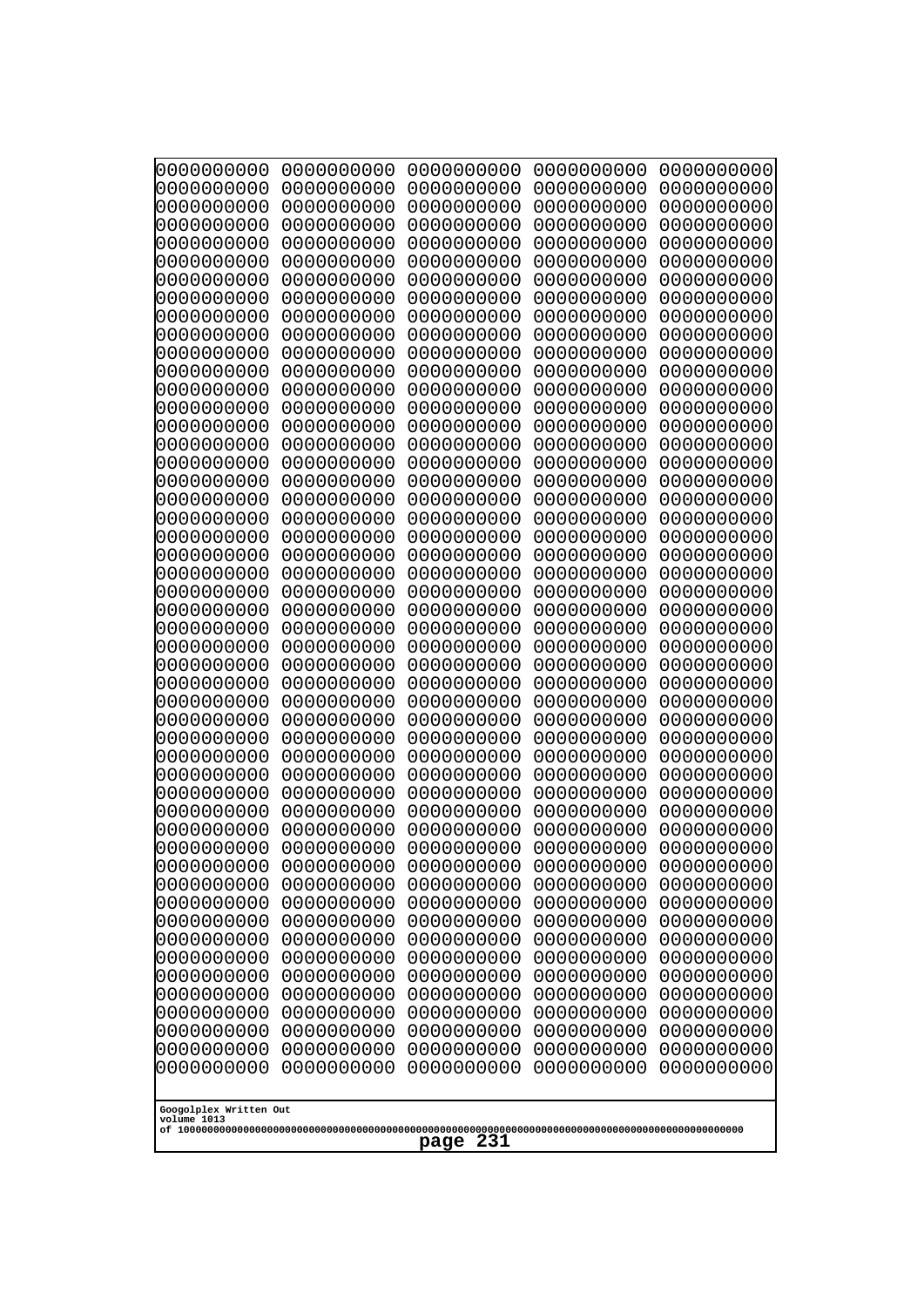```
0000000000 0000000000 0000000000 0000000000 0000000000
0000000000 0000000000 0000000000 0000000000 0000000000
0000000000 0000000000 0000000000 0000000000 0000000000
0000000000 0000000000 0000000000 0000000000 0000000000
0000000000 0000000000 0000000000 0000000000 0000000000
0000000000 0000000000 0000000000 0000000000 0000000000
0000000000 0000000000 0000000000 0000000000 0000000000
0000000000 0000000000 0000000000 0000000000 0000000000
0000000000 0000000000 0000000000 0000000000 0000000000
0000000000 0000000000 0000000000 0000000000 0000000000
0000000000 0000000000 0000000000 0000000000 0000000000
0000000000 0000000000 0000000000 0000000000 0000000000
0000000000 0000000000 0000000000 0000000000 0000000000
0000000000 0000000000 0000000000 0000000000 0000000000
0000000000 0000000000 0000000000 0000000000 0000000000
0000000000 0000000000 0000000000 0000000000 0000000000
0000000000 0000000000 0000000000 0000000000 0000000000
0000000000 0000000000 0000000000 0000000000 0000000000
0000000000 0000000000 0000000000 0000000000 0000000000
0000000000 0000000000 0000000000 0000000000 0000000000
0000000000 0000000000 0000000000 0000000000 0000000000
0000000000 0000000000 0000000000 0000000000 0000000000
0000000000 0000000000 0000000000 0000000000 0000000000
0000000000 0000000000 0000000000 0000000000 0000000000
0000000000 0000000000 0000000000 0000000000 0000000000
0000000000 0000000000 0000000000 0000000000 0000000000
0000000000 0000000000 0000000000 0000000000 0000000000
0000000000 0000000000 0000000000 0000000000 0000000000
0000000000 0000000000 0000000000 0000000000 0000000000
0000000000 0000000000 0000000000 0000000000 0000000000
0000000000 0000000000 0000000000 0000000000 0000000000
0000000000 0000000000 0000000000 0000000000 0000000000
0000000000 0000000000 0000000000 0000000000 0000000000
0000000000 0000000000 0000000000 0000000000 0000000000
0000000000 0000000000 0000000000 0000000000 0000000000
0000000000 0000000000 0000000000 0000000000 0000000000
0000000000 0000000000 0000000000 0000000000 0000000000
0000000000 0000000000 0000000000 0000000000 0000000000
0000000000 0000000000 0000000000 0000000000 0000000000
0000000000 0000000000 0000000000 0000000000 0000000000
0000000000 0000000000 0000000000 0000000000 0000000000
0000000000 0000000000 0000000000 0000000000 0000000000
0000000000 0000000000 0000000000 0000000000 0000000000
0000000000 0000000000 0000000000 0000000000 0000000000
0000000000 0000000000 0000000000 0000000000 0000000000
0000000000 0000000000 0000000000 0000000000 0000000000
0000000000 0000000000 0000000000 0000000000 0000000000
0000000000 0000000000 0000000000 0000000000 0000000000
0000000000 0000000000 0000000000 0000000000 0000000000
0000000000 0000000000 0000000000 0000000000 0000000000
```

Googolplex Written Out
volume 1013
of 10000000000000000000000000000000000000000000000000000000000000000000000000000000000000000000000000000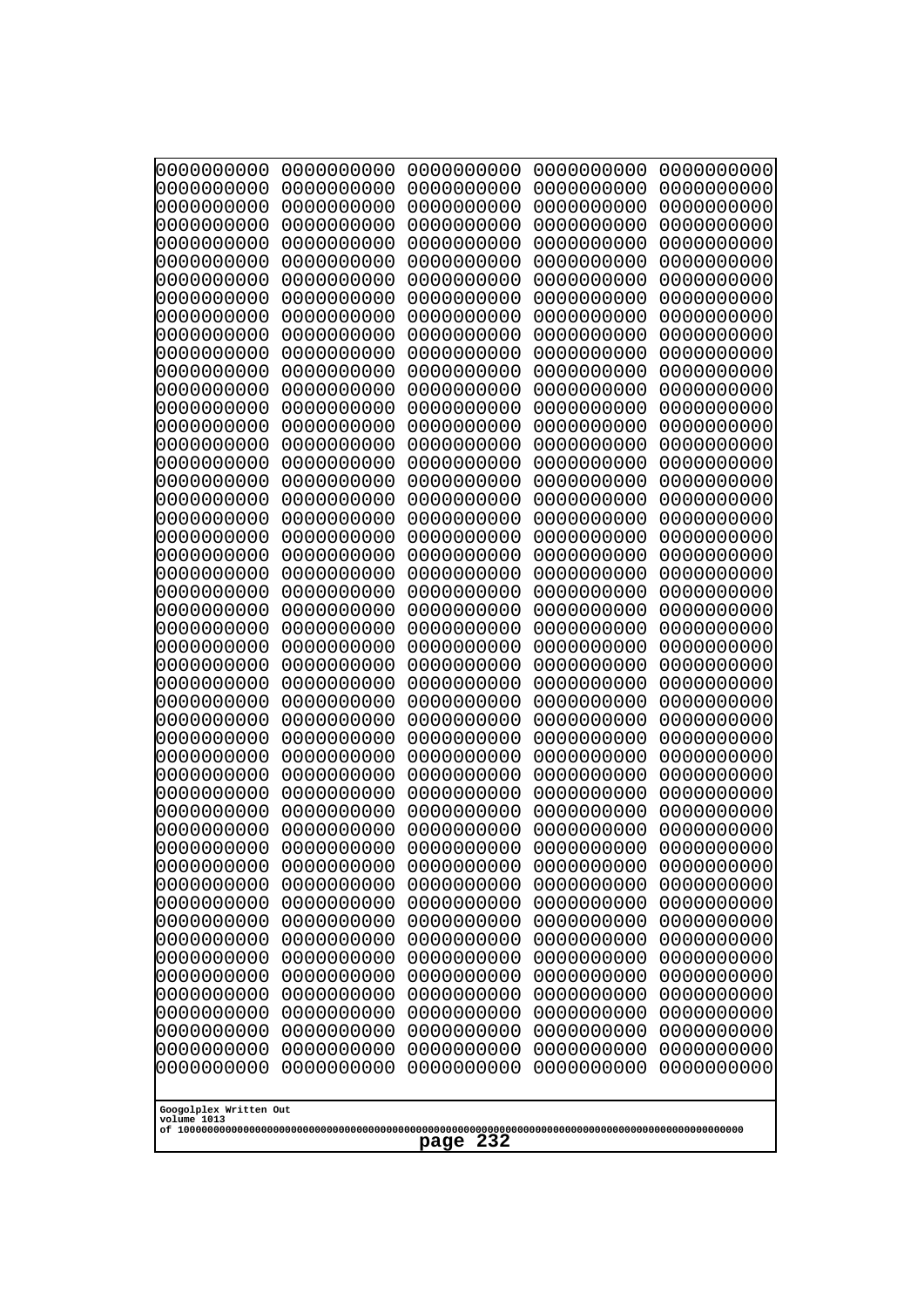```
0000000000 0000000000 0000000000 0000000000 0000000000
0000000000 0000000000 0000000000 0000000000 0000000000
0000000000 0000000000 0000000000 0000000000 0000000000
0000000000 0000000000 0000000000 0000000000 0000000000
0000000000 0000000000 0000000000 0000000000 0000000000
0000000000 0000000000 0000000000 0000000000 0000000000
0000000000 0000000000 0000000000 0000000000 0000000000
0000000000 0000000000 0000000000 0000000000 0000000000
0000000000 0000000000 0000000000 0000000000 0000000000
0000000000 0000000000 0000000000 0000000000 0000000000
0000000000 0000000000 0000000000 0000000000 0000000000
0000000000 0000000000 0000000000 0000000000 0000000000
0000000000 0000000000 0000000000 0000000000 0000000000
0000000000 0000000000 0000000000 0000000000 0000000000
0000000000 0000000000 0000000000 0000000000 0000000000
0000000000 0000000000 0000000000 0000000000 0000000000
0000000000 0000000000 0000000000 0000000000 0000000000
0000000000 0000000000 0000000000 0000000000 0000000000
0000000000 0000000000 0000000000 0000000000 0000000000
0000000000 0000000000 0000000000 0000000000 0000000000
0000000000 0000000000 0000000000 0000000000 0000000000
0000000000 0000000000 0000000000 0000000000 0000000000
0000000000 0000000000 0000000000 0000000000 0000000000
0000000000 0000000000 0000000000 0000000000 0000000000
0000000000 0000000000 0000000000 0000000000 0000000000
0000000000 0000000000 0000000000 0000000000 0000000000
0000000000 0000000000 0000000000 0000000000 0000000000
0000000000 0000000000 0000000000 0000000000 0000000000
0000000000 0000000000 0000000000 0000000000 0000000000
0000000000 0000000000 0000000000 0000000000 0000000000
0000000000 0000000000 0000000000 0000000000 0000000000
0000000000 0000000000 0000000000 0000000000 0000000000
0000000000 0000000000 0000000000 0000000000 0000000000
0000000000 0000000000 0000000000 0000000000 0000000000
0000000000 0000000000 0000000000 0000000000 0000000000
0000000000 0000000000 0000000000 0000000000 0000000000
0000000000 0000000000 0000000000 0000000000 0000000000
0000000000 0000000000 0000000000 0000000000 0000000000
0000000000 0000000000 0000000000 0000000000 0000000000
0000000000 0000000000 0000000000 0000000000 0000000000
0000000000 0000000000 0000000000 0000000000 0000000000
0000000000 0000000000 0000000000 0000000000 0000000000
0000000000 0000000000 0000000000 0000000000 0000000000
0000000000 0000000000 0000000000 0000000000 0000000000
0000000000 0000000000 0000000000 0000000000 0000000000
0000000000 0000000000 0000000000 0000000000 0000000000
0000000000 0000000000 0000000000 0000000000 0000000000
0000000000 0000000000 0000000000 0000000000 0000000000
0000000000 0000000000 0000000000 0000000000 0000000000
0000000000 0000000000 0000000000 0000000000 0000000000
```

Googolplex Written Out
volume 1013
of 10000000000000000000000000000000000000000000000000000000000000000000000000000000000000000000000000000

page 232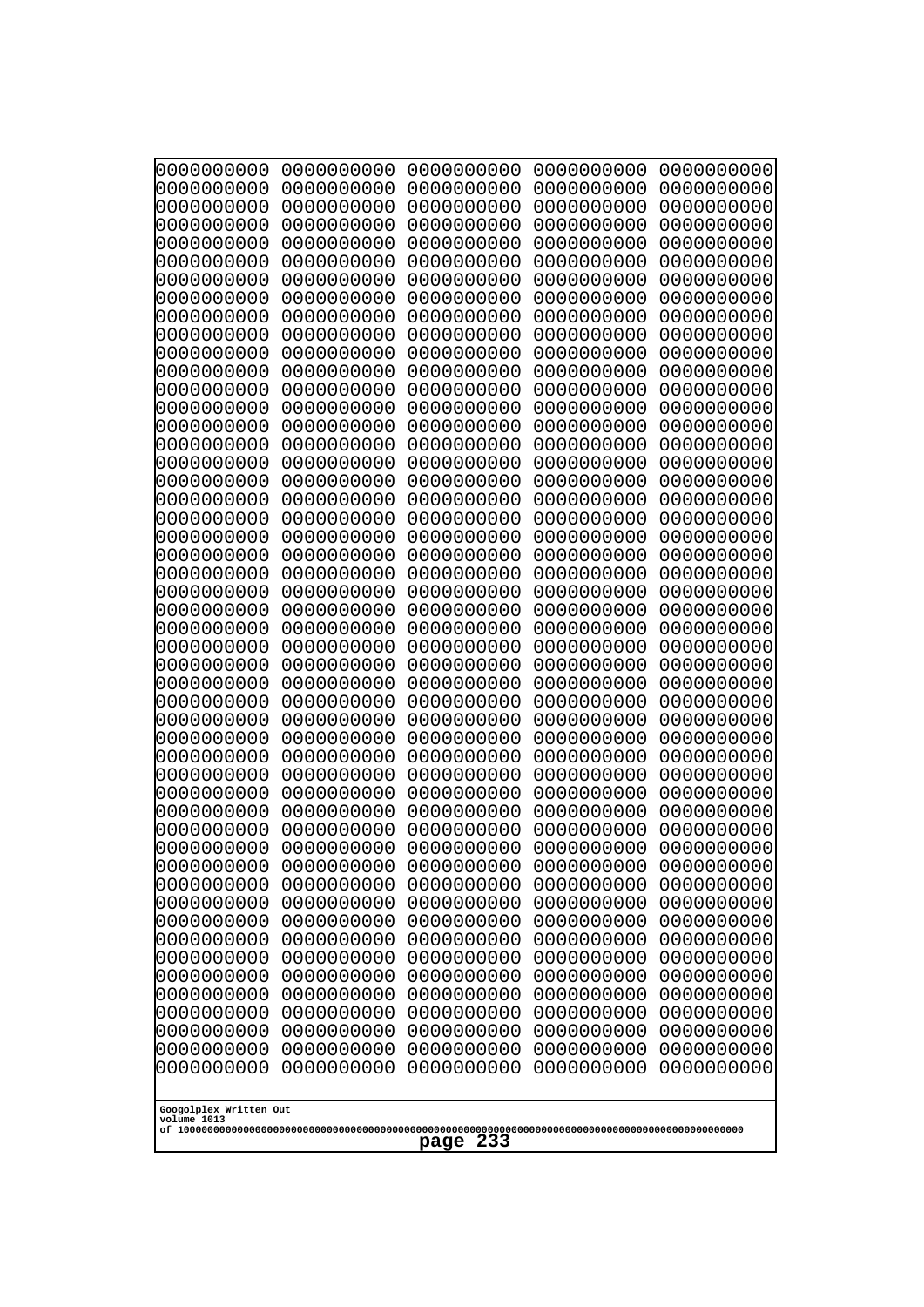```
0000000000 0000000000 0000000000 0000000000 0000000000
0000000000 0000000000 0000000000 0000000000 0000000000
0000000000 0000000000 0000000000 0000000000 0000000000
0000000000 0000000000 0000000000 0000000000 0000000000
0000000000 0000000000 0000000000 0000000000 0000000000
0000000000 0000000000 0000000000 0000000000 0000000000
0000000000 0000000000 0000000000 0000000000 0000000000
0000000000 0000000000 0000000000 0000000000 0000000000
0000000000 0000000000 0000000000 0000000000 0000000000
0000000000 0000000000 0000000000 0000000000 0000000000
0000000000 0000000000 0000000000 0000000000 0000000000
0000000000 0000000000 0000000000 0000000000 0000000000
0000000000 0000000000 0000000000 0000000000 0000000000
0000000000 0000000000 0000000000 0000000000 0000000000
0000000000 0000000000 0000000000 0000000000 0000000000
0000000000 0000000000 0000000000 0000000000 0000000000
0000000000 0000000000 0000000000 0000000000 0000000000
0000000000 0000000000 0000000000 0000000000 0000000000
0000000000 0000000000 0000000000 0000000000 0000000000
0000000000 0000000000 0000000000 0000000000 0000000000
0000000000 0000000000 0000000000 0000000000 0000000000
0000000000 0000000000 0000000000 0000000000 0000000000
0000000000 0000000000 0000000000 0000000000 0000000000
0000000000 0000000000 0000000000 0000000000 0000000000
0000000000 0000000000 0000000000 0000000000 0000000000
0000000000 0000000000 0000000000 0000000000 0000000000
0000000000 0000000000 0000000000 0000000000 0000000000
0000000000 0000000000 0000000000 0000000000 0000000000
0000000000 0000000000 0000000000 0000000000 0000000000
0000000000 0000000000 0000000000 0000000000 0000000000
0000000000 0000000000 0000000000 0000000000 0000000000
0000000000 0000000000 0000000000 0000000000 0000000000
0000000000 0000000000 0000000000 0000000000 0000000000
0000000000 0000000000 0000000000 0000000000 0000000000
0000000000 0000000000 0000000000 0000000000 0000000000
0000000000 0000000000 0000000000 0000000000 0000000000
0000000000 0000000000 0000000000 0000000000 0000000000
0000000000 0000000000 0000000000 0000000000 0000000000
0000000000 0000000000 0000000000 0000000000 0000000000
0000000000 0000000000 0000000000 0000000000 0000000000
0000000000 0000000000 0000000000 0000000000 0000000000
0000000000 0000000000 0000000000 0000000000 0000000000
0000000000 0000000000 0000000000 0000000000 0000000000
0000000000 0000000000 0000000000 0000000000 0000000000
0000000000 0000000000 0000000000 0000000000 0000000000
0000000000 0000000000 0000000000 0000000000 0000000000
0000000000 0000000000 0000000000 0000000000 0000000000
0000000000 0000000000 0000000000 0000000000 0000000000
0000000000 0000000000 0000000000 0000000000 0000000000
0000000000 0000000000 0000000000 0000000000 0000000000
```

Googolplex Written Out
volume 1013
of 10000000000000000000000000000000000000000000000000000000000000000000000000000000000000000000000000000

page 233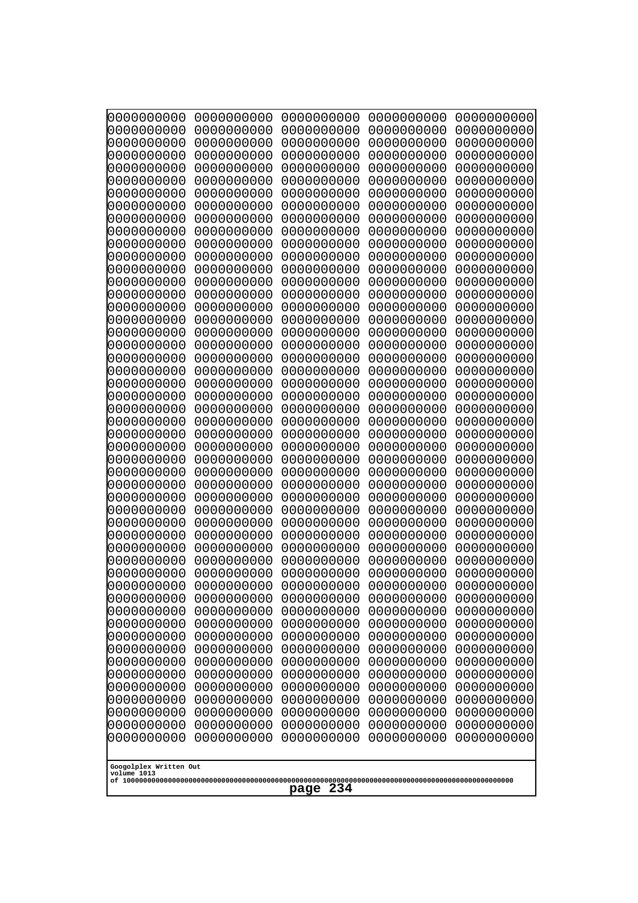```
0000000000 0000000000 0000000000 0000000000 0000000000
0000000000 0000000000 0000000000 0000000000 0000000000
0000000000 0000000000 0000000000 0000000000 0000000000
0000000000 0000000000 0000000000 0000000000 0000000000
0000000000 0000000000 0000000000 0000000000 0000000000
0000000000 0000000000 0000000000 0000000000 0000000000
0000000000 0000000000 0000000000 0000000000 0000000000
0000000000 0000000000 0000000000 0000000000 0000000000
0000000000 0000000000 0000000000 0000000000 0000000000
0000000000 0000000000 0000000000 0000000000 0000000000
0000000000 0000000000 0000000000 0000000000 0000000000
0000000000 0000000000 0000000000 0000000000 0000000000
0000000000 0000000000 0000000000 0000000000 0000000000
0000000000 0000000000 0000000000 0000000000 0000000000
0000000000 0000000000 0000000000 0000000000 0000000000
0000000000 0000000000 0000000000 0000000000 0000000000
0000000000 0000000000 0000000000 0000000000 0000000000
0000000000 0000000000 0000000000 0000000000 0000000000
0000000000 0000000000 0000000000 0000000000 0000000000
0000000000 0000000000 0000000000 0000000000 0000000000
0000000000 0000000000 0000000000 0000000000 0000000000
0000000000 0000000000 0000000000 0000000000 0000000000
0000000000 0000000000 0000000000 0000000000 0000000000
0000000000 0000000000 0000000000 0000000000 0000000000
0000000000 0000000000 0000000000 0000000000 0000000000
0000000000 0000000000 0000000000 0000000000 0000000000
0000000000 0000000000 0000000000 0000000000 0000000000
0000000000 0000000000 0000000000 0000000000 0000000000
0000000000 0000000000 0000000000 0000000000 0000000000
0000000000 0000000000 0000000000 0000000000 0000000000
0000000000 0000000000 0000000000 0000000000 0000000000
0000000000 0000000000 0000000000 0000000000 0000000000
0000000000 0000000000 0000000000 0000000000 0000000000
0000000000 0000000000 0000000000 0000000000 0000000000
0000000000 0000000000 0000000000 0000000000 0000000000
0000000000 0000000000 0000000000 0000000000 0000000000
0000000000 0000000000 0000000000 0000000000 0000000000
0000000000 0000000000 0000000000 0000000000 0000000000
0000000000 0000000000 0000000000 0000000000 0000000000
0000000000 0000000000 0000000000 0000000000 0000000000
0000000000 0000000000 0000000000 0000000000 0000000000
0000000000 0000000000 0000000000 0000000000 0000000000
0000000000 0000000000 0000000000 0000000000 0000000000
0000000000 0000000000 0000000000 0000000000 0000000000
0000000000 0000000000 0000000000 0000000000 0000000000
0000000000 0000000000 0000000000 0000000000 0000000000
0000000000 0000000000 0000000000 0000000000 0000000000
0000000000 0000000000 0000000000 0000000000 0000000000
0000000000 0000000000 0000000000 0000000000 0000000000
0000000000 0000000000 0000000000 0000000000 0000000000
```

Googolplex Written Out
volume 1013
of 10000000000000000000000000000000000000000000000000000000000000000000000000000000000000000000000000000

page 234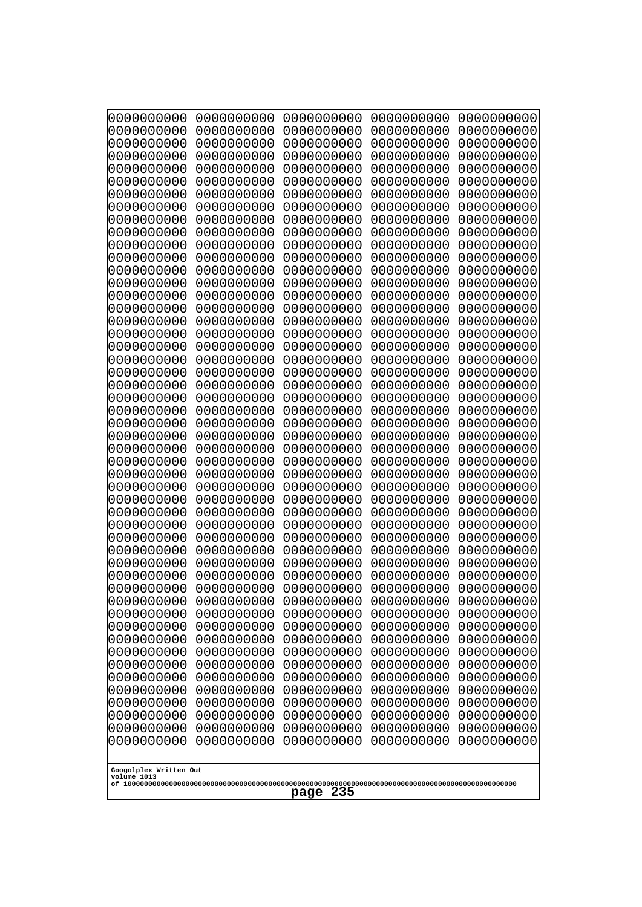```
0000000000 0000000000 0000000000 0000000000 0000000000
0000000000 0000000000 0000000000 0000000000 0000000000
0000000000 0000000000 0000000000 0000000000 0000000000
0000000000 0000000000 0000000000 0000000000 0000000000
0000000000 0000000000 0000000000 0000000000 0000000000
0000000000 0000000000 0000000000 0000000000 0000000000
0000000000 0000000000 0000000000 0000000000 0000000000
0000000000 0000000000 0000000000 0000000000 0000000000
0000000000 0000000000 0000000000 0000000000 0000000000
0000000000 0000000000 0000000000 0000000000 0000000000
0000000000 0000000000 0000000000 0000000000 0000000000
0000000000 0000000000 0000000000 0000000000 0000000000
0000000000 0000000000 0000000000 0000000000 0000000000
0000000000 0000000000 0000000000 0000000000 0000000000
0000000000 0000000000 0000000000 0000000000 0000000000
0000000000 0000000000 0000000000 0000000000 0000000000
0000000000 0000000000 0000000000 0000000000 0000000000
0000000000 0000000000 0000000000 0000000000 0000000000
0000000000 0000000000 0000000000 0000000000 0000000000
0000000000 0000000000 0000000000 0000000000 0000000000
0000000000 0000000000 0000000000 0000000000 0000000000
0000000000 0000000000 0000000000 0000000000 0000000000
0000000000 0000000000 0000000000 0000000000 0000000000
0000000000 0000000000 0000000000 0000000000 0000000000
0000000000 0000000000 0000000000 0000000000 0000000000
0000000000 0000000000 0000000000 0000000000 0000000000
0000000000 0000000000 0000000000 0000000000 0000000000
0000000000 0000000000 0000000000 0000000000 0000000000
0000000000 0000000000 0000000000 0000000000 0000000000
0000000000 0000000000 0000000000 0000000000 0000000000
0000000000 0000000000 0000000000 0000000000 0000000000
0000000000 0000000000 0000000000 0000000000 0000000000
0000000000 0000000000 0000000000 0000000000 0000000000
0000000000 0000000000 0000000000 0000000000 0000000000
0000000000 0000000000 0000000000 0000000000 0000000000
0000000000 0000000000 0000000000 0000000000 0000000000
0000000000 0000000000 0000000000 0000000000 0000000000
0000000000 0000000000 0000000000 0000000000 0000000000
0000000000 0000000000 0000000000 0000000000 0000000000
0000000000 0000000000 0000000000 0000000000 0000000000
0000000000 0000000000 0000000000 0000000000 0000000000
0000000000 0000000000 0000000000 0000000000 0000000000
0000000000 0000000000 0000000000 0000000000 0000000000
0000000000 0000000000 0000000000 0000000000 0000000000
0000000000 0000000000 0000000000 0000000000 0000000000
0000000000 0000000000 0000000000 0000000000 0000000000
0000000000 0000000000 0000000000 0000000000 0000000000
0000000000 0000000000 0000000000 0000000000 0000000000
0000000000 0000000000 0000000000 0000000000 0000000000
0000000000 0000000000 0000000000 0000000000 0000000000
```

Googolplex Written Out
volume 1013
of 10000000000000000000000000000000000000000000000000000000000000000000000000000000000000000000000000000

**page 235**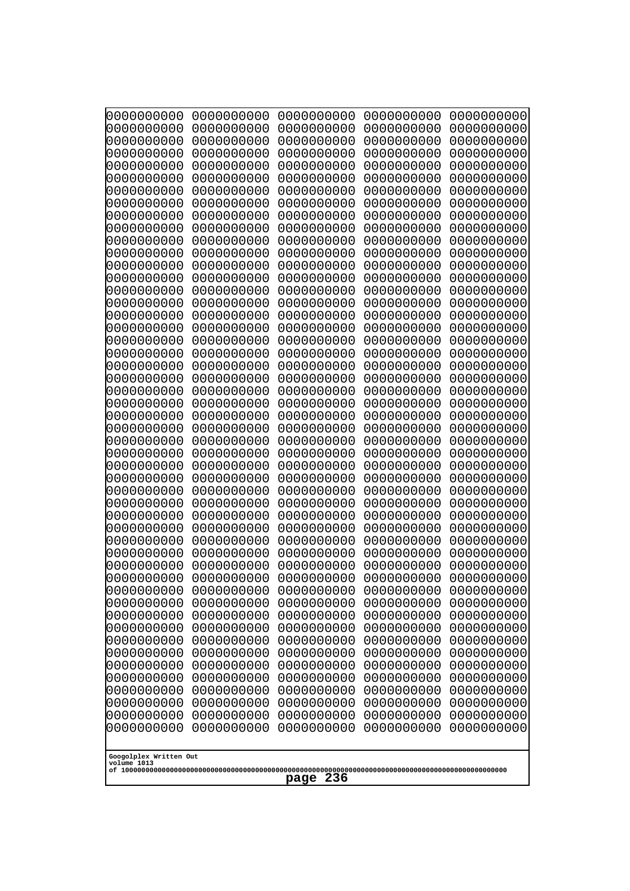```
0000000000 0000000000 0000000000 0000000000 0000000000
0000000000 0000000000 0000000000 0000000000 0000000000
0000000000 0000000000 0000000000 0000000000 0000000000
0000000000 0000000000 0000000000 0000000000 0000000000
0000000000 0000000000 0000000000 0000000000 0000000000
0000000000 0000000000 0000000000 0000000000 0000000000
0000000000 0000000000 0000000000 0000000000 0000000000
0000000000 0000000000 0000000000 0000000000 0000000000
0000000000 0000000000 0000000000 0000000000 0000000000
0000000000 0000000000 0000000000 0000000000 0000000000
0000000000 0000000000 0000000000 0000000000 0000000000
0000000000 0000000000 0000000000 0000000000 0000000000
0000000000 0000000000 0000000000 0000000000 0000000000
0000000000 0000000000 0000000000 0000000000 0000000000
0000000000 0000000000 0000000000 0000000000 0000000000
0000000000 0000000000 0000000000 0000000000 0000000000
0000000000 0000000000 0000000000 0000000000 0000000000
0000000000 0000000000 0000000000 0000000000 0000000000
0000000000 0000000000 0000000000 0000000000 0000000000
0000000000 0000000000 0000000000 0000000000 0000000000
0000000000 0000000000 0000000000 0000000000 0000000000
0000000000 0000000000 0000000000 0000000000 0000000000
0000000000 0000000000 0000000000 0000000000 0000000000
0000000000 0000000000 0000000000 0000000000 0000000000
0000000000 0000000000 0000000000 0000000000 0000000000
0000000000 0000000000 0000000000 0000000000 0000000000
0000000000 0000000000 0000000000 0000000000 0000000000
0000000000 0000000000 0000000000 0000000000 0000000000
0000000000 0000000000 0000000000 0000000000 0000000000
0000000000 0000000000 0000000000 0000000000 0000000000
0000000000 0000000000 0000000000 0000000000 0000000000
0000000000 0000000000 0000000000 0000000000 0000000000
0000000000 0000000000 0000000000 0000000000 0000000000
0000000000 0000000000 0000000000 0000000000 0000000000
0000000000 0000000000 0000000000 0000000000 0000000000
0000000000 0000000000 0000000000 0000000000 0000000000
0000000000 0000000000 0000000000 0000000000 0000000000
0000000000 0000000000 0000000000 0000000000 0000000000
0000000000 0000000000 0000000000 0000000000 0000000000
0000000000 0000000000 0000000000 0000000000 0000000000
0000000000 0000000000 0000000000 0000000000 0000000000
0000000000 0000000000 0000000000 0000000000 0000000000
0000000000 0000000000 0000000000 0000000000 0000000000
0000000000 0000000000 0000000000 0000000000 0000000000
0000000000 0000000000 0000000000 0000000000 0000000000
0000000000 0000000000 0000000000 0000000000 0000000000
0000000000 0000000000 0000000000 0000000000 0000000000
0000000000 0000000000 0000000000 0000000000 0000000000
0000000000 0000000000 0000000000 0000000000 0000000000
0000000000 0000000000 0000000000 0000000000 0000000000
```

Googolplex Written Out
volume 1013
of 10000000000000000000000000000000000000000000000000000000000000000000000000000000000000000000000000000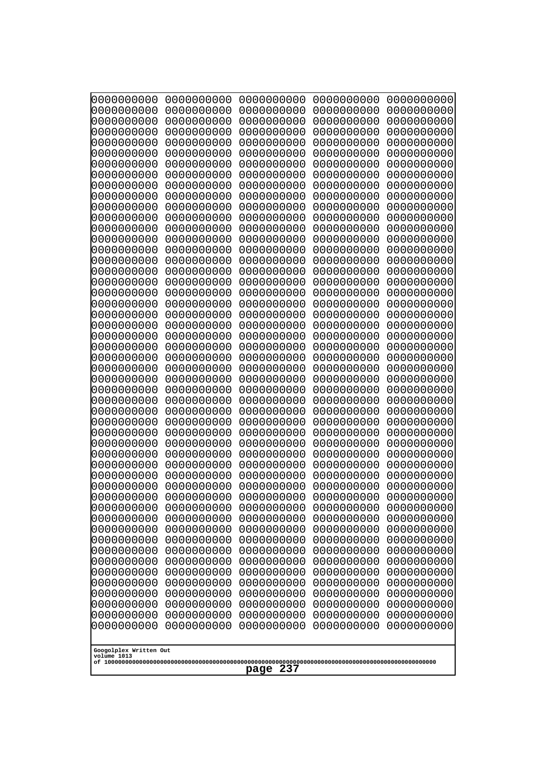```
0000000000 0000000000 0000000000 0000000000 0000000000
0000000000 0000000000 0000000000 0000000000 0000000000
0000000000 0000000000 0000000000 0000000000 0000000000
0000000000 0000000000 0000000000 0000000000 0000000000
0000000000 0000000000 0000000000 0000000000 0000000000
0000000000 0000000000 0000000000 0000000000 0000000000
0000000000 0000000000 0000000000 0000000000 0000000000
0000000000 0000000000 0000000000 0000000000 0000000000
0000000000 0000000000 0000000000 0000000000 0000000000
0000000000 0000000000 0000000000 0000000000 0000000000
0000000000 0000000000 0000000000 0000000000 0000000000
0000000000 0000000000 0000000000 0000000000 0000000000
0000000000 0000000000 0000000000 0000000000 0000000000
0000000000 0000000000 0000000000 0000000000 0000000000
0000000000 0000000000 0000000000 0000000000 0000000000
0000000000 0000000000 0000000000 0000000000 0000000000
0000000000 0000000000 0000000000 0000000000 0000000000
0000000000 0000000000 0000000000 0000000000 0000000000
0000000000 0000000000 0000000000 0000000000 0000000000
0000000000 0000000000 0000000000 0000000000 0000000000
0000000000 0000000000 0000000000 0000000000 0000000000
0000000000 0000000000 0000000000 0000000000 0000000000
0000000000 0000000000 0000000000 0000000000 0000000000
0000000000 0000000000 0000000000 0000000000 0000000000
0000000000 0000000000 0000000000 0000000000 0000000000
0000000000 0000000000 0000000000 0000000000 0000000000
0000000000 0000000000 0000000000 0000000000 0000000000
0000000000 0000000000 0000000000 0000000000 0000000000
0000000000 0000000000 0000000000 0000000000 0000000000
0000000000 0000000000 0000000000 0000000000 0000000000
0000000000 0000000000 0000000000 0000000000 0000000000
0000000000 0000000000 0000000000 0000000000 0000000000
0000000000 0000000000 0000000000 0000000000 0000000000
0000000000 0000000000 0000000000 0000000000 0000000000
0000000000 0000000000 0000000000 0000000000 0000000000
0000000000 0000000000 0000000000 0000000000 0000000000
0000000000 0000000000 0000000000 0000000000 0000000000
0000000000 0000000000 0000000000 0000000000 0000000000
0000000000 0000000000 0000000000 0000000000 0000000000
0000000000 0000000000 0000000000 0000000000 0000000000
0000000000 0000000000 0000000000 0000000000 0000000000
0000000000 0000000000 0000000000 0000000000 0000000000
0000000000 0000000000 0000000000 0000000000 0000000000
0000000000 0000000000 0000000000 0000000000 0000000000
0000000000 0000000000 0000000000 0000000000 0000000000
0000000000 0000000000 0000000000 0000000000 0000000000
0000000000 0000000000 0000000000 0000000000 0000000000
0000000000 0000000000 0000000000 0000000000 0000000000
0000000000 0000000000 0000000000 0000000000 0000000000
0000000000 0000000000 0000000000 0000000000 0000000000
```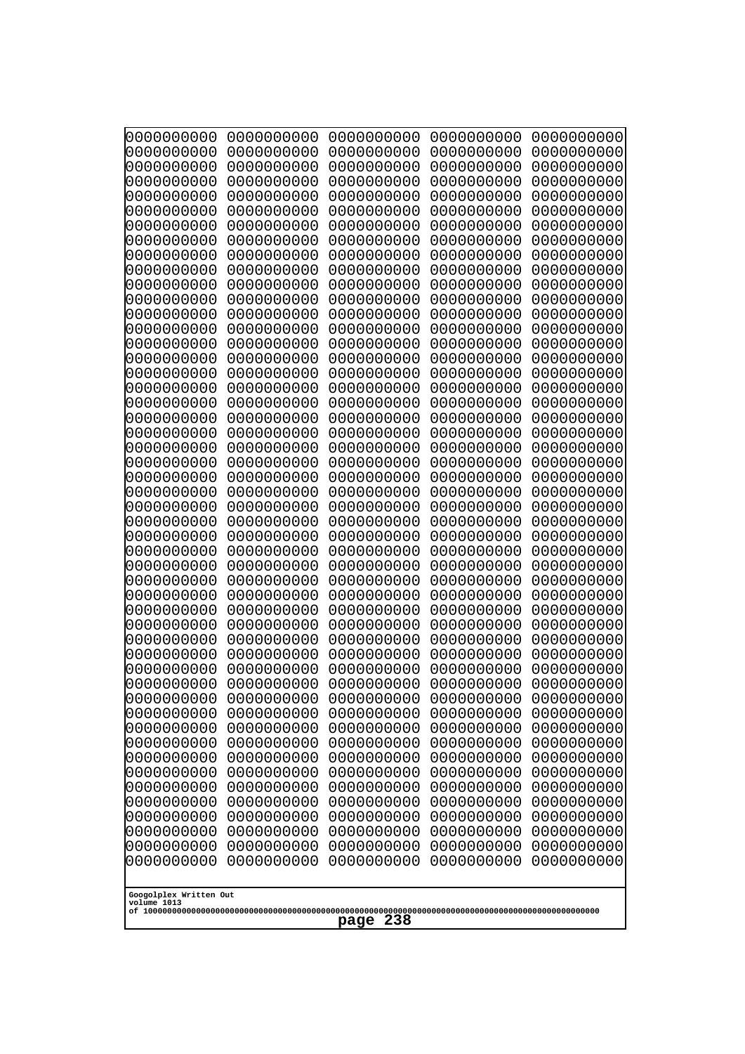```
0000000000 0000000000 0000000000 0000000000 0000000000
0000000000 0000000000 0000000000 0000000000 0000000000
0000000000 0000000000 0000000000 0000000000 0000000000
0000000000 0000000000 0000000000 0000000000 0000000000
0000000000 0000000000 0000000000 0000000000 0000000000
0000000000 0000000000 0000000000 0000000000 0000000000
0000000000 0000000000 0000000000 0000000000 0000000000
0000000000 0000000000 0000000000 0000000000 0000000000
0000000000 0000000000 0000000000 0000000000 0000000000
0000000000 0000000000 0000000000 0000000000 0000000000
0000000000 0000000000 0000000000 0000000000 0000000000
0000000000 0000000000 0000000000 0000000000 0000000000
0000000000 0000000000 0000000000 0000000000 0000000000
0000000000 0000000000 0000000000 0000000000 0000000000
0000000000 0000000000 0000000000 0000000000 0000000000
0000000000 0000000000 0000000000 0000000000 0000000000
0000000000 0000000000 0000000000 0000000000 0000000000
0000000000 0000000000 0000000000 0000000000 0000000000
0000000000 0000000000 0000000000 0000000000 0000000000
0000000000 0000000000 0000000000 0000000000 0000000000
0000000000 0000000000 0000000000 0000000000 0000000000
0000000000 0000000000 0000000000 0000000000 0000000000
0000000000 0000000000 0000000000 0000000000 0000000000
0000000000 0000000000 0000000000 0000000000 0000000000
0000000000 0000000000 0000000000 0000000000 0000000000
0000000000 0000000000 0000000000 0000000000 0000000000
0000000000 0000000000 0000000000 0000000000 0000000000
0000000000 0000000000 0000000000 0000000000 0000000000
0000000000 0000000000 0000000000 0000000000 0000000000
0000000000 0000000000 0000000000 0000000000 0000000000
0000000000 0000000000 0000000000 0000000000 0000000000
0000000000 0000000000 0000000000 0000000000 0000000000
0000000000 0000000000 0000000000 0000000000 0000000000
0000000000 0000000000 0000000000 0000000000 0000000000
0000000000 0000000000 0000000000 0000000000 0000000000
0000000000 0000000000 0000000000 0000000000 0000000000
0000000000 0000000000 0000000000 0000000000 0000000000
0000000000 0000000000 0000000000 0000000000 0000000000
0000000000 0000000000 0000000000 0000000000 0000000000
0000000000 0000000000 0000000000 0000000000 0000000000
0000000000 0000000000 0000000000 0000000000 0000000000
0000000000 0000000000 0000000000 0000000000 0000000000
0000000000 0000000000 0000000000 0000000000 0000000000
0000000000 0000000000 0000000000 0000000000 0000000000
0000000000 0000000000 0000000000 0000000000 0000000000
0000000000 0000000000 0000000000 0000000000 0000000000
0000000000 0000000000 0000000000 0000000000 0000000000
0000000000 0000000000 0000000000 0000000000 0000000000
0000000000 0000000000 0000000000 0000000000 0000000000
0000000000 0000000000 0000000000 0000000000 0000000000
```

Googolplex Written Out
volume 1013
of 10000000000000000000000000000000000000000000000000000000000000000000000000000000000000000000000000000

page 238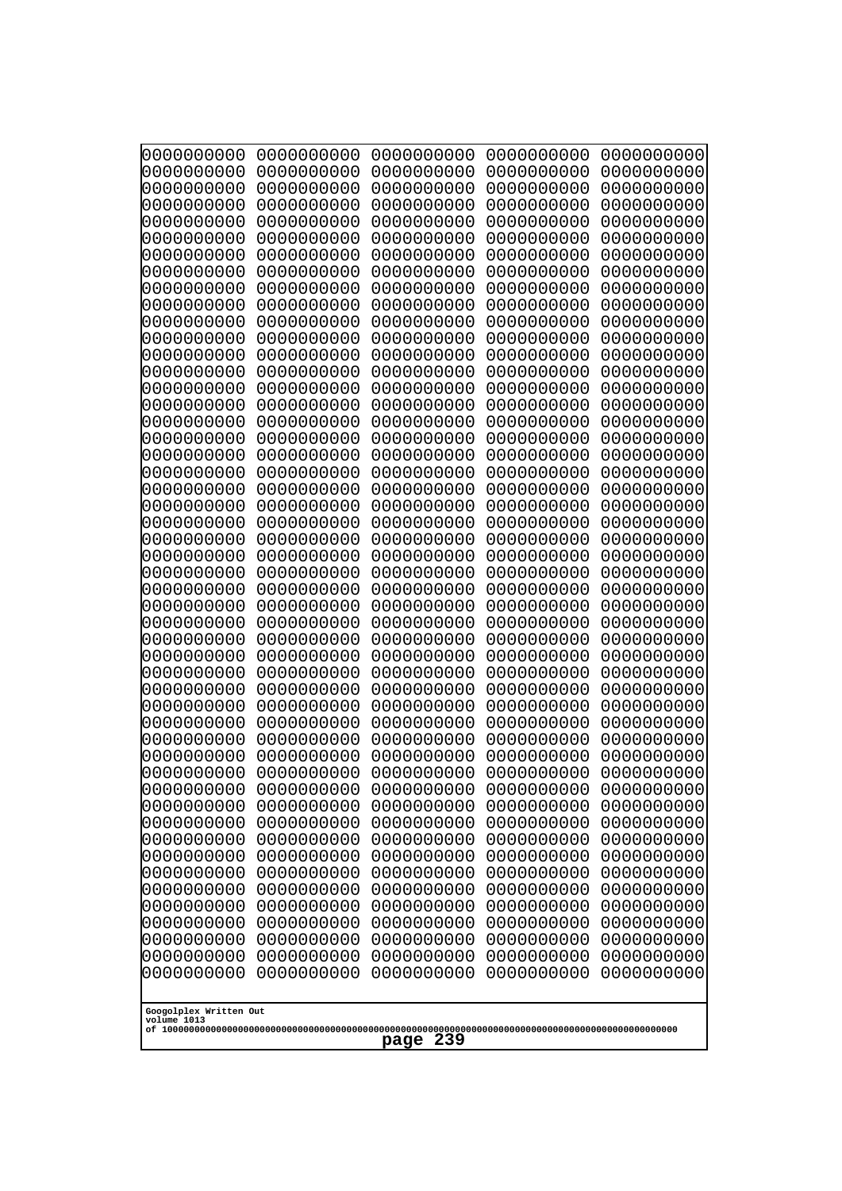```
0000000000 0000000000 0000000000 0000000000 0000000000
0000000000 0000000000 0000000000 0000000000 0000000000
0000000000 0000000000 0000000000 0000000000 0000000000
0000000000 0000000000 0000000000 0000000000 0000000000
0000000000 0000000000 0000000000 0000000000 0000000000
0000000000 0000000000 0000000000 0000000000 0000000000
0000000000 0000000000 0000000000 0000000000 0000000000
0000000000 0000000000 0000000000 0000000000 0000000000
0000000000 0000000000 0000000000 0000000000 0000000000
0000000000 0000000000 0000000000 0000000000 0000000000
0000000000 0000000000 0000000000 0000000000 0000000000
0000000000 0000000000 0000000000 0000000000 0000000000
0000000000 0000000000 0000000000 0000000000 0000000000
0000000000 0000000000 0000000000 0000000000 0000000000
0000000000 0000000000 0000000000 0000000000 0000000000
0000000000 0000000000 0000000000 0000000000 0000000000
0000000000 0000000000 0000000000 0000000000 0000000000
0000000000 0000000000 0000000000 0000000000 0000000000
0000000000 0000000000 0000000000 0000000000 0000000000
0000000000 0000000000 0000000000 0000000000 0000000000
0000000000 0000000000 0000000000 0000000000 0000000000
0000000000 0000000000 0000000000 0000000000 0000000000
0000000000 0000000000 0000000000 0000000000 0000000000
0000000000 0000000000 0000000000 0000000000 0000000000
0000000000 0000000000 0000000000 0000000000 0000000000
0000000000 0000000000 0000000000 0000000000 0000000000
0000000000 0000000000 0000000000 0000000000 0000000000
0000000000 0000000000 0000000000 0000000000 0000000000
0000000000 0000000000 0000000000 0000000000 0000000000
0000000000 0000000000 0000000000 0000000000 0000000000
0000000000 0000000000 0000000000 0000000000 0000000000
0000000000 0000000000 0000000000 0000000000 0000000000
0000000000 0000000000 0000000000 0000000000 0000000000
0000000000 0000000000 0000000000 0000000000 0000000000
0000000000 0000000000 0000000000 0000000000 0000000000
0000000000 0000000000 0000000000 0000000000 0000000000
0000000000 0000000000 0000000000 0000000000 0000000000
0000000000 0000000000 0000000000 0000000000 0000000000
0000000000 0000000000 0000000000 0000000000 0000000000
0000000000 0000000000 0000000000 0000000000 0000000000
0000000000 0000000000 0000000000 0000000000 0000000000
0000000000 0000000000 0000000000 0000000000 0000000000
0000000000 0000000000 0000000000 0000000000 0000000000
0000000000 0000000000 0000000000 0000000000 0000000000
0000000000 0000000000 0000000000 0000000000 0000000000
0000000000 0000000000 0000000000 0000000000 0000000000
0000000000 0000000000 0000000000 0000000000 0000000000
0000000000 0000000000 0000000000 0000000000 0000000000
0000000000 0000000000 0000000000 0000000000 0000000000
0000000000 0000000000 0000000000 0000000000 0000000000
```

Googolplex Written Out
volume 1013
of 10000000000000000000000000000000000000000000000000000000000000000000000000000000000000000000000000000

page 239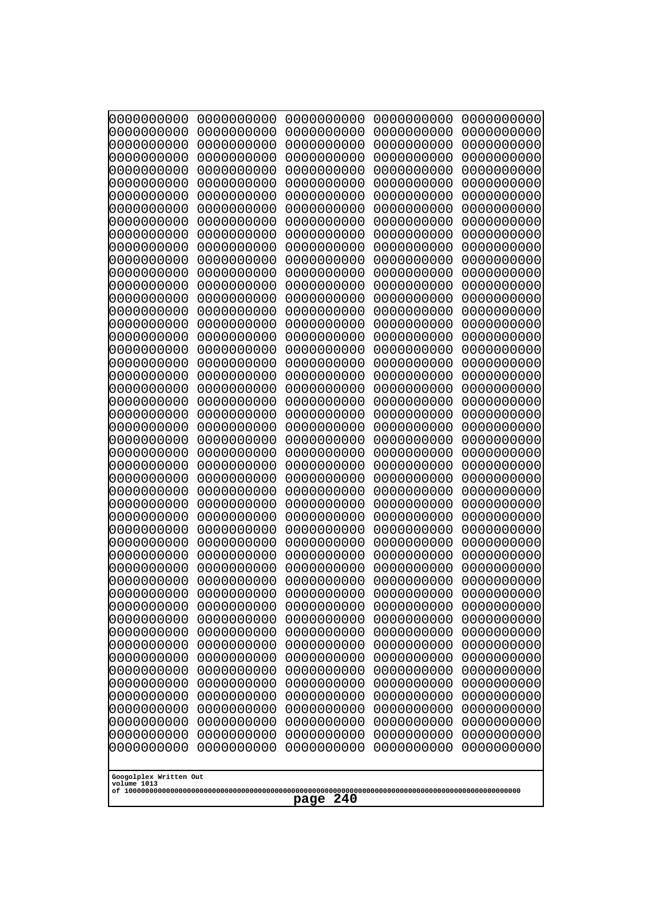```
0000000000 0000000000 0000000000 0000000000 0000000000
0000000000 0000000000 0000000000 0000000000 0000000000
0000000000 0000000000 0000000000 0000000000 0000000000
0000000000 0000000000 0000000000 0000000000 0000000000
0000000000 0000000000 0000000000 0000000000 0000000000
0000000000 0000000000 0000000000 0000000000 0000000000
0000000000 0000000000 0000000000 0000000000 0000000000
0000000000 0000000000 0000000000 0000000000 0000000000
0000000000 0000000000 0000000000 0000000000 0000000000
0000000000 0000000000 0000000000 0000000000 0000000000
0000000000 0000000000 0000000000 0000000000 0000000000
0000000000 0000000000 0000000000 0000000000 0000000000
0000000000 0000000000 0000000000 0000000000 0000000000
0000000000 0000000000 0000000000 0000000000 0000000000
0000000000 0000000000 0000000000 0000000000 0000000000
0000000000 0000000000 0000000000 0000000000 0000000000
0000000000 0000000000 0000000000 0000000000 0000000000
0000000000 0000000000 0000000000 0000000000 0000000000
0000000000 0000000000 0000000000 0000000000 0000000000
0000000000 0000000000 0000000000 0000000000 0000000000
0000000000 0000000000 0000000000 0000000000 0000000000
0000000000 0000000000 0000000000 0000000000 0000000000
0000000000 0000000000 0000000000 0000000000 0000000000
0000000000 0000000000 0000000000 0000000000 0000000000
0000000000 0000000000 0000000000 0000000000 0000000000
0000000000 0000000000 0000000000 0000000000 0000000000
0000000000 0000000000 0000000000 0000000000 0000000000
0000000000 0000000000 0000000000 0000000000 0000000000
0000000000 0000000000 0000000000 0000000000 0000000000
0000000000 0000000000 0000000000 0000000000 0000000000
0000000000 0000000000 0000000000 0000000000 0000000000
0000000000 0000000000 0000000000 0000000000 0000000000
0000000000 0000000000 0000000000 0000000000 0000000000
0000000000 0000000000 0000000000 0000000000 0000000000
0000000000 0000000000 0000000000 0000000000 0000000000
0000000000 0000000000 0000000000 0000000000 0000000000
0000000000 0000000000 0000000000 0000000000 0000000000
0000000000 0000000000 0000000000 0000000000 0000000000
0000000000 0000000000 0000000000 0000000000 0000000000
0000000000 0000000000 0000000000 0000000000 0000000000
0000000000 0000000000 0000000000 0000000000 0000000000
0000000000 0000000000 0000000000 0000000000 0000000000
0000000000 0000000000 0000000000 0000000000 0000000000
0000000000 0000000000 0000000000 0000000000 0000000000
0000000000 0000000000 0000000000 0000000000 0000000000
0000000000 0000000000 0000000000 0000000000 0000000000
0000000000 0000000000 0000000000 0000000000 0000000000
0000000000 0000000000 0000000000 0000000000 0000000000
0000000000 0000000000 0000000000 0000000000 0000000000
0000000000 0000000000 0000000000 0000000000 0000000000
```

Googolplex Written Out
volume 1013
of 10000000000000000000000000000000000000000000000000000000000000000000000000000000000000000000000000000

page 240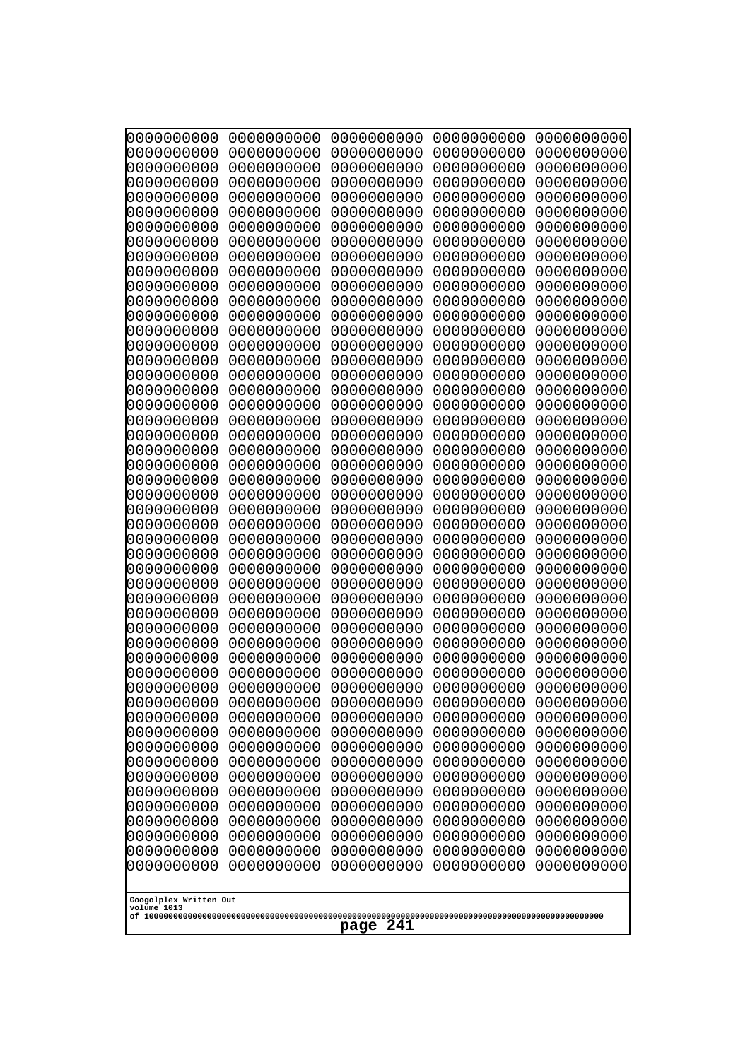```
0000000000 0000000000 0000000000 0000000000 0000000000
0000000000 0000000000 0000000000 0000000000 0000000000
0000000000 0000000000 0000000000 0000000000 0000000000
0000000000 0000000000 0000000000 0000000000 0000000000
0000000000 0000000000 0000000000 0000000000 0000000000
0000000000 0000000000 0000000000 0000000000 0000000000
0000000000 0000000000 0000000000 0000000000 0000000000
0000000000 0000000000 0000000000 0000000000 0000000000
0000000000 0000000000 0000000000 0000000000 0000000000
0000000000 0000000000 0000000000 0000000000 0000000000
0000000000 0000000000 0000000000 0000000000 0000000000
0000000000 0000000000 0000000000 0000000000 0000000000
0000000000 0000000000 0000000000 0000000000 0000000000
0000000000 0000000000 0000000000 0000000000 0000000000
0000000000 0000000000 0000000000 0000000000 0000000000
0000000000 0000000000 0000000000 0000000000 0000000000
0000000000 0000000000 0000000000 0000000000 0000000000
0000000000 0000000000 0000000000 0000000000 0000000000
0000000000 0000000000 0000000000 0000000000 0000000000
0000000000 0000000000 0000000000 0000000000 0000000000
0000000000 0000000000 0000000000 0000000000 0000000000
0000000000 0000000000 0000000000 0000000000 0000000000
0000000000 0000000000 0000000000 0000000000 0000000000
0000000000 0000000000 0000000000 0000000000 0000000000
0000000000 0000000000 0000000000 0000000000 0000000000
0000000000 0000000000 0000000000 0000000000 0000000000
0000000000 0000000000 0000000000 0000000000 0000000000
0000000000 0000000000 0000000000 0000000000 0000000000
0000000000 0000000000 0000000000 0000000000 0000000000
0000000000 0000000000 0000000000 0000000000 0000000000
0000000000 0000000000 0000000000 0000000000 0000000000
0000000000 0000000000 0000000000 0000000000 0000000000
0000000000 0000000000 0000000000 0000000000 0000000000
0000000000 0000000000 0000000000 0000000000 0000000000
0000000000 0000000000 0000000000 0000000000 0000000000
0000000000 0000000000 0000000000 0000000000 0000000000
0000000000 0000000000 0000000000 0000000000 0000000000
0000000000 0000000000 0000000000 0000000000 0000000000
0000000000 0000000000 0000000000 0000000000 0000000000
0000000000 0000000000 0000000000 0000000000 0000000000
0000000000 0000000000 0000000000 0000000000 0000000000
0000000000 0000000000 0000000000 0000000000 0000000000
0000000000 0000000000 0000000000 0000000000 0000000000
0000000000 0000000000 0000000000 0000000000 0000000000
0000000000 0000000000 0000000000 0000000000 0000000000
0000000000 0000000000 0000000000 0000000000 0000000000
0000000000 0000000000 0000000000 0000000000 0000000000
0000000000 0000000000 0000000000 0000000000 0000000000
0000000000 0000000000 0000000000 0000000000 0000000000
0000000000 0000000000 0000000000 0000000000 0000000000
```

Googolplex Written Out
volume 1013
of 10000000000000000000000000000000000000000000000000000000000000000000000000000000000000000000000000000

page 241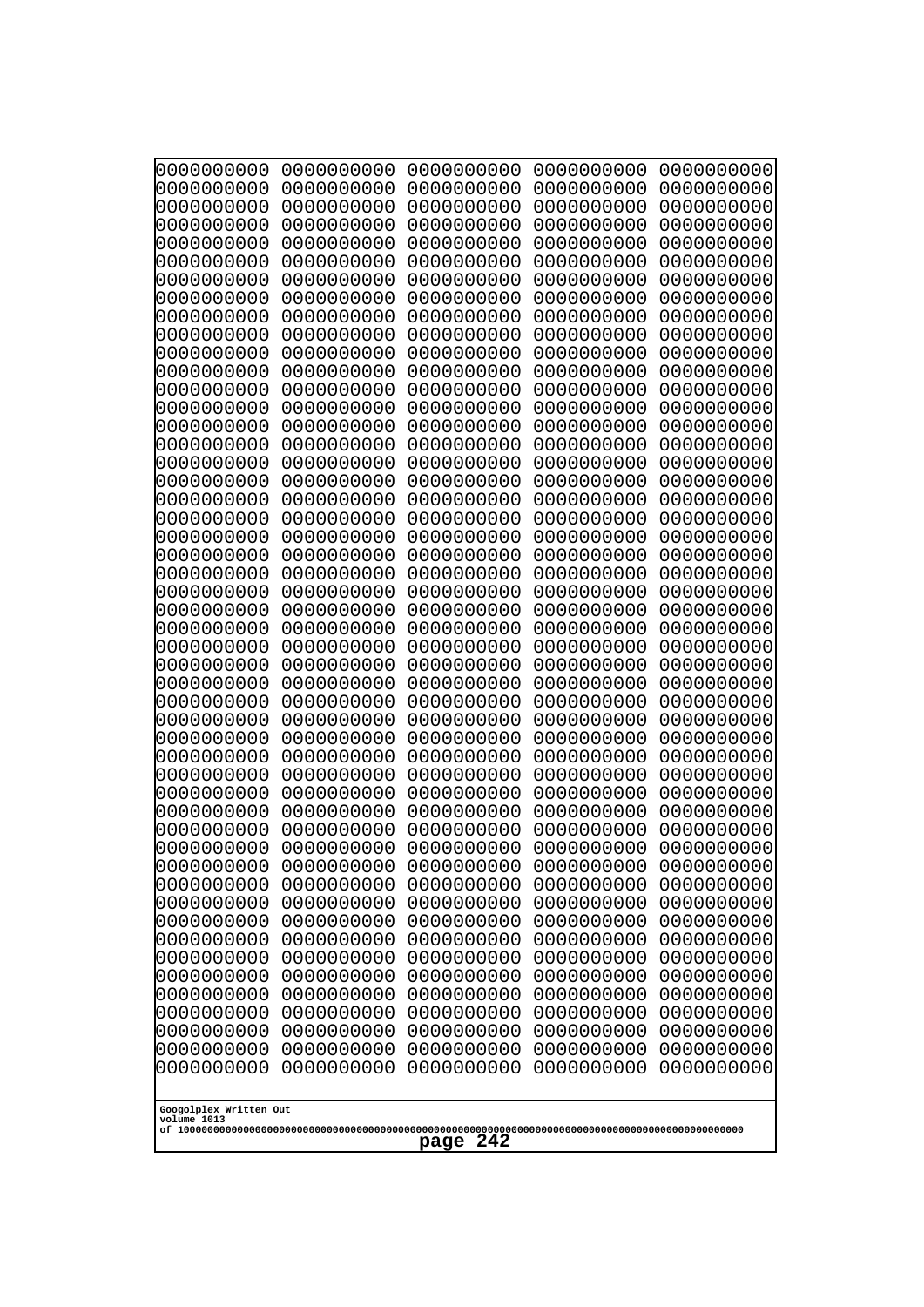```
0000000000 0000000000 0000000000 0000000000 0000000000
0000000000 0000000000 0000000000 0000000000 0000000000
0000000000 0000000000 0000000000 0000000000 0000000000
0000000000 0000000000 0000000000 0000000000 0000000000
0000000000 0000000000 0000000000 0000000000 0000000000
0000000000 0000000000 0000000000 0000000000 0000000000
0000000000 0000000000 0000000000 0000000000 0000000000
0000000000 0000000000 0000000000 0000000000 0000000000
0000000000 0000000000 0000000000 0000000000 0000000000
0000000000 0000000000 0000000000 0000000000 0000000000
0000000000 0000000000 0000000000 0000000000 0000000000
0000000000 0000000000 0000000000 0000000000 0000000000
0000000000 0000000000 0000000000 0000000000 0000000000
0000000000 0000000000 0000000000 0000000000 0000000000
0000000000 0000000000 0000000000 0000000000 0000000000
0000000000 0000000000 0000000000 0000000000 0000000000
0000000000 0000000000 0000000000 0000000000 0000000000
0000000000 0000000000 0000000000 0000000000 0000000000
0000000000 0000000000 0000000000 0000000000 0000000000
0000000000 0000000000 0000000000 0000000000 0000000000
0000000000 0000000000 0000000000 0000000000 0000000000
0000000000 0000000000 0000000000 0000000000 0000000000
0000000000 0000000000 0000000000 0000000000 0000000000
0000000000 0000000000 0000000000 0000000000 0000000000
0000000000 0000000000 0000000000 0000000000 0000000000
0000000000 0000000000 0000000000 0000000000 0000000000
0000000000 0000000000 0000000000 0000000000 0000000000
0000000000 0000000000 0000000000 0000000000 0000000000
0000000000 0000000000 0000000000 0000000000 0000000000
0000000000 0000000000 0000000000 0000000000 0000000000
0000000000 0000000000 0000000000 0000000000 0000000000
0000000000 0000000000 0000000000 0000000000 0000000000
0000000000 0000000000 0000000000 0000000000 0000000000
0000000000 0000000000 0000000000 0000000000 0000000000
0000000000 0000000000 0000000000 0000000000 0000000000
0000000000 0000000000 0000000000 0000000000 0000000000
0000000000 0000000000 0000000000 0000000000 0000000000
0000000000 0000000000 0000000000 0000000000 0000000000
0000000000 0000000000 0000000000 0000000000 0000000000
0000000000 0000000000 0000000000 0000000000 0000000000
0000000000 0000000000 0000000000 0000000000 0000000000
0000000000 0000000000 0000000000 0000000000 0000000000
0000000000 0000000000 0000000000 0000000000 0000000000
0000000000 0000000000 0000000000 0000000000 0000000000
0000000000 0000000000 0000000000 0000000000 0000000000
0000000000 0000000000 0000000000 0000000000 0000000000
0000000000 0000000000 0000000000 0000000000 0000000000
0000000000 0000000000 0000000000 0000000000 0000000000
0000000000 0000000000 0000000000 0000000000 0000000000
0000000000 0000000000 0000000000 0000000000 0000000000
```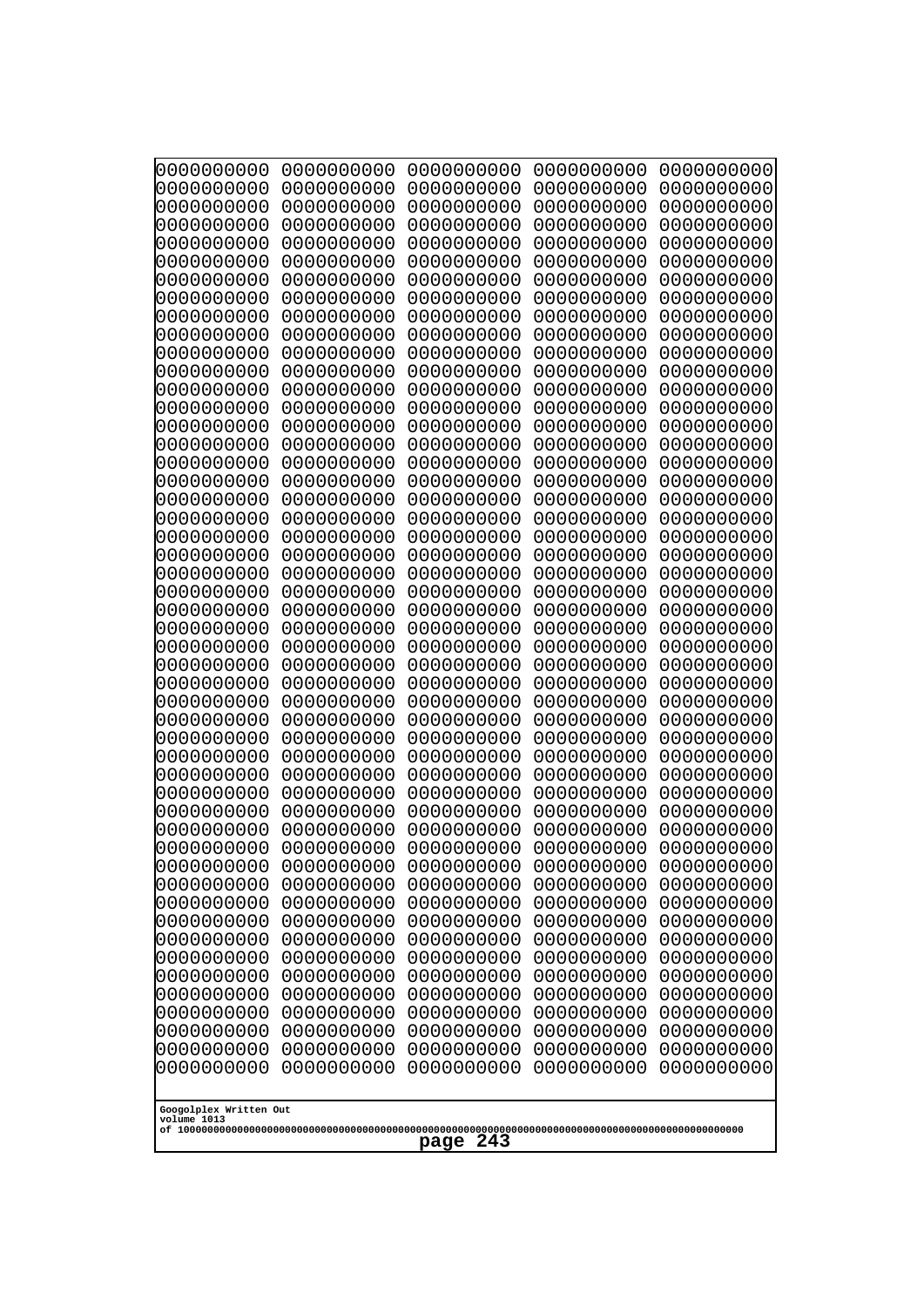```
0000000000 0000000000 0000000000 0000000000 0000000000
0000000000 0000000000 0000000000 0000000000 0000000000
0000000000 0000000000 0000000000 0000000000 0000000000
0000000000 0000000000 0000000000 0000000000 0000000000
0000000000 0000000000 0000000000 0000000000 0000000000
0000000000 0000000000 0000000000 0000000000 0000000000
0000000000 0000000000 0000000000 0000000000 0000000000
0000000000 0000000000 0000000000 0000000000 0000000000
0000000000 0000000000 0000000000 0000000000 0000000000
0000000000 0000000000 0000000000 0000000000 0000000000
0000000000 0000000000 0000000000 0000000000 0000000000
0000000000 0000000000 0000000000 0000000000 0000000000
0000000000 0000000000 0000000000 0000000000 0000000000
0000000000 0000000000 0000000000 0000000000 0000000000
0000000000 0000000000 0000000000 0000000000 0000000000
0000000000 0000000000 0000000000 0000000000 0000000000
0000000000 0000000000 0000000000 0000000000 0000000000
0000000000 0000000000 0000000000 0000000000 0000000000
0000000000 0000000000 0000000000 0000000000 0000000000
0000000000 0000000000 0000000000 0000000000 0000000000
0000000000 0000000000 0000000000 0000000000 0000000000
0000000000 0000000000 0000000000 0000000000 0000000000
0000000000 0000000000 0000000000 0000000000 0000000000
0000000000 0000000000 0000000000 0000000000 0000000000
0000000000 0000000000 0000000000 0000000000 0000000000
0000000000 0000000000 0000000000 0000000000 0000000000
0000000000 0000000000 0000000000 0000000000 0000000000
0000000000 0000000000 0000000000 0000000000 0000000000
0000000000 0000000000 0000000000 0000000000 0000000000
0000000000 0000000000 0000000000 0000000000 0000000000
0000000000 0000000000 0000000000 0000000000 0000000000
0000000000 0000000000 0000000000 0000000000 0000000000
0000000000 0000000000 0000000000 0000000000 0000000000
0000000000 0000000000 0000000000 0000000000 0000000000
0000000000 0000000000 0000000000 0000000000 0000000000
0000000000 0000000000 0000000000 0000000000 0000000000
0000000000 0000000000 0000000000 0000000000 0000000000
0000000000 0000000000 0000000000 0000000000 0000000000
0000000000 0000000000 0000000000 0000000000 0000000000
0000000000 0000000000 0000000000 0000000000 0000000000
0000000000 0000000000 0000000000 0000000000 0000000000
0000000000 0000000000 0000000000 0000000000 0000000000
0000000000 0000000000 0000000000 0000000000 0000000000
0000000000 0000000000 0000000000 0000000000 0000000000
0000000000 0000000000 0000000000 0000000000 0000000000
0000000000 0000000000 0000000000 0000000000 0000000000
0000000000 0000000000 0000000000 0000000000 0000000000
0000000000 0000000000 0000000000 0000000000 0000000000
0000000000 0000000000 0000000000 0000000000 0000000000
0000000000 0000000000 0000000000 0000000000 0000000000
```

Googolplex Written Out
volume 1013
of 10000000000000000000000000000000000000000000000000000000000000000000000000000000000000000000000000000

page 243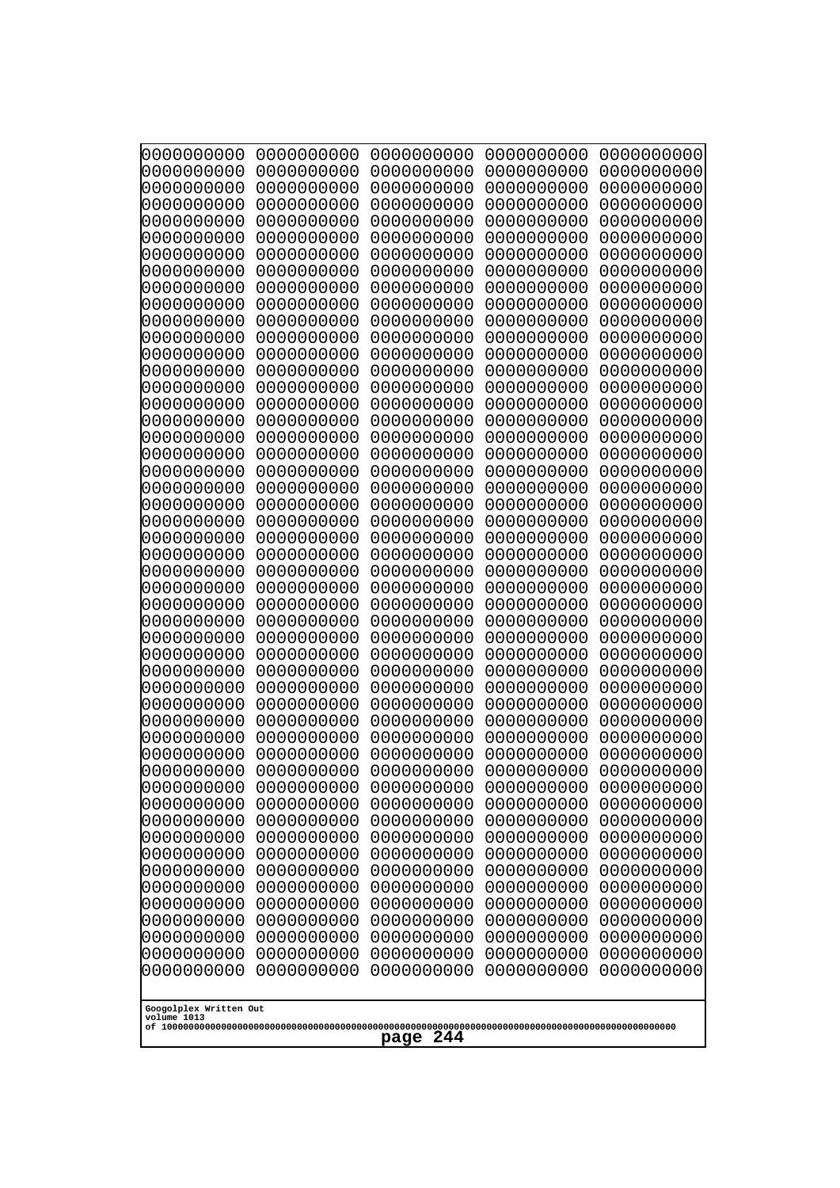```
0000000000 0000000000 0000000000 0000000000 0000000000
0000000000 0000000000 0000000000 0000000000 0000000000
0000000000 0000000000 0000000000 0000000000 0000000000
0000000000 0000000000 0000000000 0000000000 0000000000
0000000000 0000000000 0000000000 0000000000 0000000000
0000000000 0000000000 0000000000 0000000000 0000000000
0000000000 0000000000 0000000000 0000000000 0000000000
0000000000 0000000000 0000000000 0000000000 0000000000
0000000000 0000000000 0000000000 0000000000 0000000000
0000000000 0000000000 0000000000 0000000000 0000000000
0000000000 0000000000 0000000000 0000000000 0000000000
0000000000 0000000000 0000000000 0000000000 0000000000
0000000000 0000000000 0000000000 0000000000 0000000000
0000000000 0000000000 0000000000 0000000000 0000000000
0000000000 0000000000 0000000000 0000000000 0000000000
0000000000 0000000000 0000000000 0000000000 0000000000
0000000000 0000000000 0000000000 0000000000 0000000000
0000000000 0000000000 0000000000 0000000000 0000000000
0000000000 0000000000 0000000000 0000000000 0000000000
0000000000 0000000000 0000000000 0000000000 0000000000
0000000000 0000000000 0000000000 0000000000 0000000000
0000000000 0000000000 0000000000 0000000000 0000000000
0000000000 0000000000 0000000000 0000000000 0000000000
0000000000 0000000000 0000000000 0000000000 0000000000
0000000000 0000000000 0000000000 0000000000 0000000000
0000000000 0000000000 0000000000 0000000000 0000000000
0000000000 0000000000 0000000000 0000000000 0000000000
0000000000 0000000000 0000000000 0000000000 0000000000
0000000000 0000000000 0000000000 0000000000 0000000000
0000000000 0000000000 0000000000 0000000000 0000000000
0000000000 0000000000 0000000000 0000000000 0000000000
0000000000 0000000000 0000000000 0000000000 0000000000
0000000000 0000000000 0000000000 0000000000 0000000000
0000000000 0000000000 0000000000 0000000000 0000000000
0000000000 0000000000 0000000000 0000000000 0000000000
0000000000 0000000000 0000000000 0000000000 0000000000
0000000000 0000000000 0000000000 0000000000 0000000000
0000000000 0000000000 0000000000 0000000000 0000000000
0000000000 0000000000 0000000000 0000000000 0000000000
0000000000 0000000000 0000000000 0000000000 0000000000
0000000000 0000000000 0000000000 0000000000 0000000000
0000000000 0000000000 0000000000 0000000000 0000000000
0000000000 0000000000 0000000000 0000000000 0000000000
0000000000 0000000000 0000000000 0000000000 0000000000
0000000000 0000000000 0000000000 0000000000 0000000000
0000000000 0000000000 0000000000 0000000000 0000000000
0000000000 0000000000 0000000000 0000000000 0000000000
0000000000 0000000000 0000000000 0000000000 0000000000
0000000000 0000000000 0000000000 0000000000 0000000000
0000000000 0000000000 0000000000 0000000000 0000000000
```

Googolplex Written Out
volume 1013
of 10000000000000000000000000000000000000000000000000000000000000000000000000000000000000000000000000000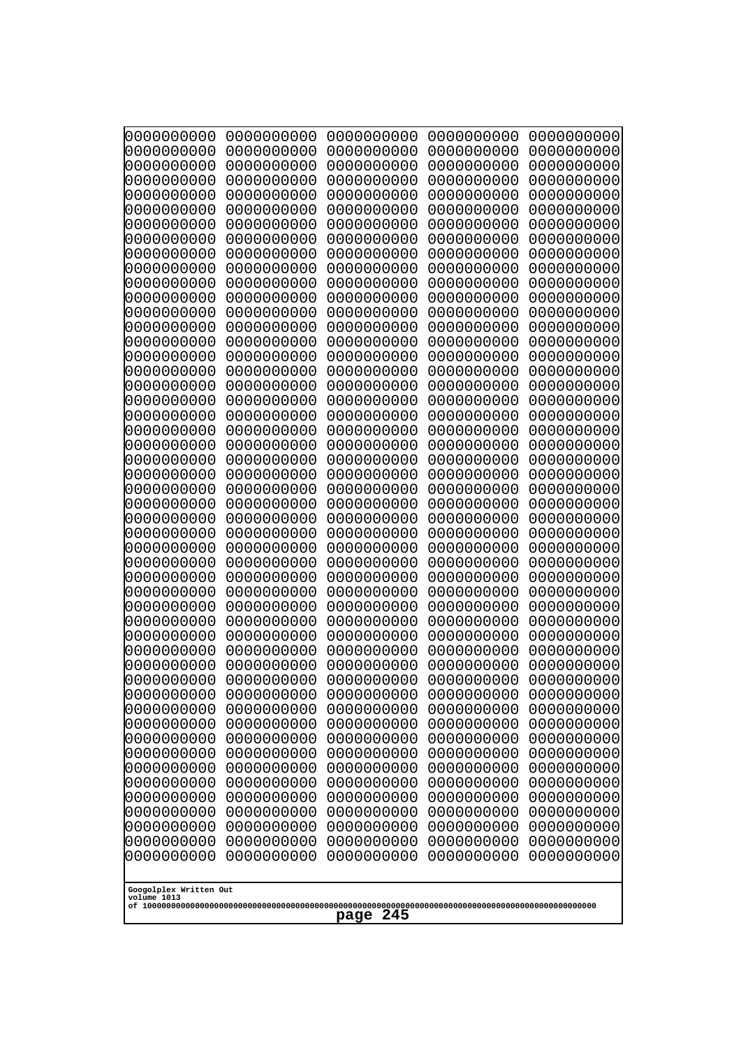0000000000 0000000000 0000000000 0000000000 0000000000
0000000000 0000000000 0000000000 0000000000 0000000000
0000000000 0000000000 0000000000 0000000000 0000000000
0000000000 0000000000 0000000000 0000000000 0000000000
0000000000 0000000000 0000000000 0000000000 0000000000
0000000000 0000000000 0000000000 0000000000 0000000000
0000000000 0000000000 0000000000 0000000000 0000000000
0000000000 0000000000 0000000000 0000000000 0000000000
0000000000 0000000000 0000000000 0000000000 0000000000
0000000000 0000000000 0000000000 0000000000 0000000000
0000000000 0000000000 0000000000 0000000000 0000000000
0000000000 0000000000 0000000000 0000000000 0000000000
0000000000 0000000000 0000000000 0000000000 0000000000
0000000000 0000000000 0000000000 0000000000 0000000000
0000000000 0000000000 0000000000 0000000000 0000000000
0000000000 0000000000 0000000000 0000000000 0000000000
0000000000 0000000000 0000000000 0000000000 0000000000
0000000000 0000000000 0000000000 0000000000 0000000000
0000000000 0000000000 0000000000 0000000000 0000000000
0000000000 0000000000 0000000000 0000000000 0000000000
0000000000 0000000000 0000000000 0000000000 0000000000
0000000000 0000000000 0000000000 0000000000 0000000000
0000000000 0000000000 0000000000 0000000000 0000000000
0000000000 0000000000 0000000000 0000000000 0000000000
0000000000 0000000000 0000000000 0000000000 0000000000
0000000000 0000000000 0000000000 0000000000 0000000000
0000000000 0000000000 0000000000 0000000000 0000000000
0000000000 0000000000 0000000000 0000000000 0000000000
0000000000 0000000000 0000000000 0000000000 0000000000
0000000000 0000000000 0000000000 0000000000 0000000000
0000000000 0000000000 0000000000 0000000000 0000000000
0000000000 0000000000 0000000000 0000000000 0000000000
0000000000 0000000000 0000000000 0000000000 0000000000
0000000000 0000000000 0000000000 0000000000 0000000000
0000000000 0000000000 0000000000 0000000000 0000000000
0000000000 0000000000 0000000000 0000000000 0000000000
0000000000 0000000000 0000000000 0000000000 0000000000
0000000000 0000000000 0000000000 0000000000 0000000000
0000000000 0000000000 0000000000 0000000000 0000000000
0000000000 0000000000 0000000000 0000000000 0000000000
0000000000 0000000000 0000000000 0000000000 0000000000
0000000000 0000000000 0000000000 0000000000 0000000000
0000000000 0000000000 0000000000 0000000000 0000000000
0000000000 0000000000 0000000000 0000000000 0000000000
0000000000 0000000000 0000000000 0000000000 0000000000
0000000000 0000000000 0000000000 0000000000 0000000000
0000000000 0000000000 0000000000 0000000000 0000000000
0000000000 0000000000 0000000000 0000000000 0000000000
0000000000 0000000000 0000000000 0000000000 0000000000
0000000000 0000000000 0000000000 0000000000 0000000000

Googolplex Written Out
volume 1013
of 10000000000000000000000000000000000000000000000000000000000000000000000000000000000000000000000000000
page 245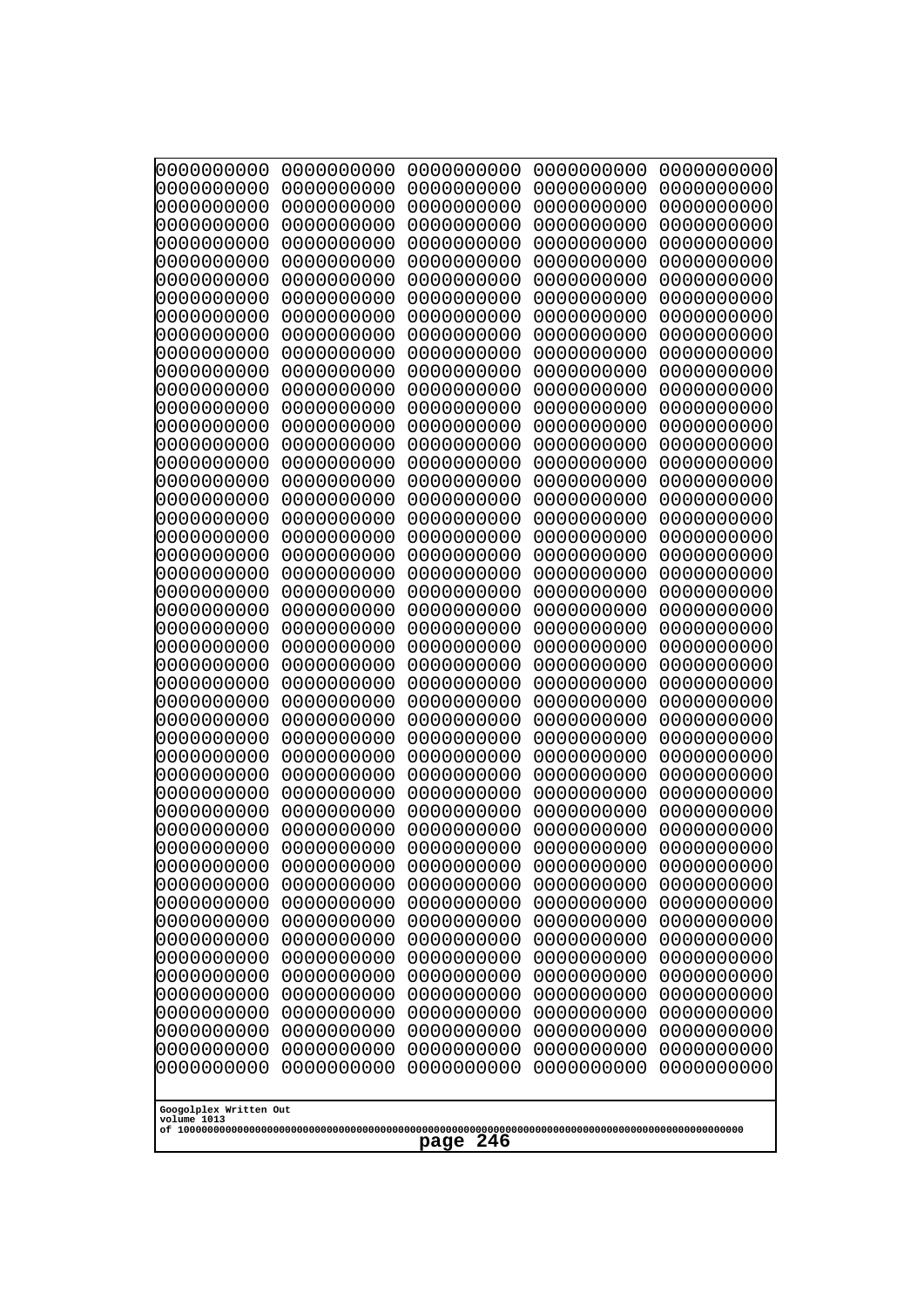```
0000000000 0000000000 0000000000 0000000000 0000000000
0000000000 0000000000 0000000000 0000000000 0000000000
0000000000 0000000000 0000000000 0000000000 0000000000
0000000000 0000000000 0000000000 0000000000 0000000000
0000000000 0000000000 0000000000 0000000000 0000000000
0000000000 0000000000 0000000000 0000000000 0000000000
0000000000 0000000000 0000000000 0000000000 0000000000
0000000000 0000000000 0000000000 0000000000 0000000000
0000000000 0000000000 0000000000 0000000000 0000000000
0000000000 0000000000 0000000000 0000000000 0000000000
0000000000 0000000000 0000000000 0000000000 0000000000
0000000000 0000000000 0000000000 0000000000 0000000000
0000000000 0000000000 0000000000 0000000000 0000000000
0000000000 0000000000 0000000000 0000000000 0000000000
0000000000 0000000000 0000000000 0000000000 0000000000
0000000000 0000000000 0000000000 0000000000 0000000000
0000000000 0000000000 0000000000 0000000000 0000000000
0000000000 0000000000 0000000000 0000000000 0000000000
0000000000 0000000000 0000000000 0000000000 0000000000
0000000000 0000000000 0000000000 0000000000 0000000000
0000000000 0000000000 0000000000 0000000000 0000000000
0000000000 0000000000 0000000000 0000000000 0000000000
0000000000 0000000000 0000000000 0000000000 0000000000
0000000000 0000000000 0000000000 0000000000 0000000000
0000000000 0000000000 0000000000 0000000000 0000000000
0000000000 0000000000 0000000000 0000000000 0000000000
0000000000 0000000000 0000000000 0000000000 0000000000
0000000000 0000000000 0000000000 0000000000 0000000000
0000000000 0000000000 0000000000 0000000000 0000000000
0000000000 0000000000 0000000000 0000000000 0000000000
0000000000 0000000000 0000000000 0000000000 0000000000
0000000000 0000000000 0000000000 0000000000 0000000000
0000000000 0000000000 0000000000 0000000000 0000000000
0000000000 0000000000 0000000000 0000000000 0000000000
0000000000 0000000000 0000000000 0000000000 0000000000
0000000000 0000000000 0000000000 0000000000 0000000000
0000000000 0000000000 0000000000 0000000000 0000000000
0000000000 0000000000 0000000000 0000000000 0000000000
0000000000 0000000000 0000000000 0000000000 0000000000
0000000000 0000000000 0000000000 0000000000 0000000000
0000000000 0000000000 0000000000 0000000000 0000000000
0000000000 0000000000 0000000000 0000000000 0000000000
0000000000 0000000000 0000000000 0000000000 0000000000
0000000000 0000000000 0000000000 0000000000 0000000000
0000000000 0000000000 0000000000 0000000000 0000000000
0000000000 0000000000 0000000000 0000000000 0000000000
0000000000 0000000000 0000000000 0000000000 0000000000
0000000000 0000000000 0000000000 0000000000 0000000000
0000000000 0000000000 0000000000 0000000000 0000000000
0000000000 0000000000 0000000000 0000000000 0000000000
```

Googolplex Written Out
volume 1013
of 10000000000000000000000000000000000000000000000000000000000000000000000000000000000000000000000000000

page 246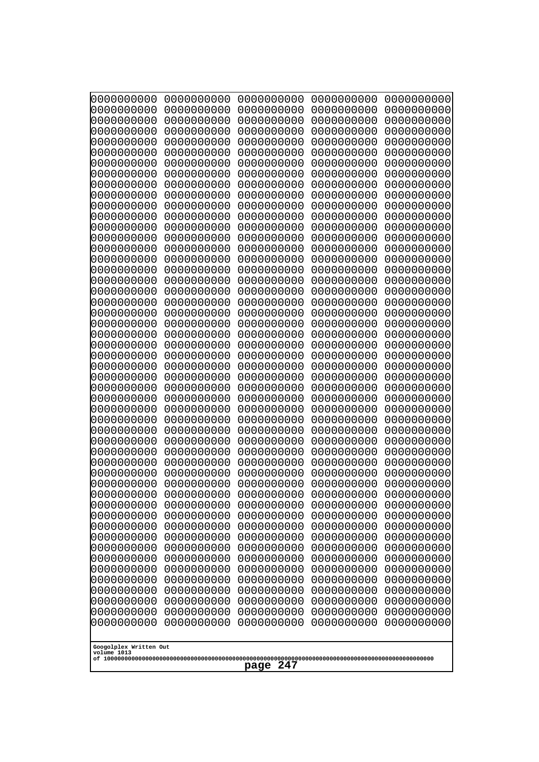```
0000000000 0000000000 0000000000 0000000000 0000000000
0000000000 0000000000 0000000000 0000000000 0000000000
0000000000 0000000000 0000000000 0000000000 0000000000
0000000000 0000000000 0000000000 0000000000 0000000000
0000000000 0000000000 0000000000 0000000000 0000000000
0000000000 0000000000 0000000000 0000000000 0000000000
0000000000 0000000000 0000000000 0000000000 0000000000
0000000000 0000000000 0000000000 0000000000 0000000000
0000000000 0000000000 0000000000 0000000000 0000000000
0000000000 0000000000 0000000000 0000000000 0000000000
0000000000 0000000000 0000000000 0000000000 0000000000
0000000000 0000000000 0000000000 0000000000 0000000000
0000000000 0000000000 0000000000 0000000000 0000000000
0000000000 0000000000 0000000000 0000000000 0000000000
0000000000 0000000000 0000000000 0000000000 0000000000
0000000000 0000000000 0000000000 0000000000 0000000000
0000000000 0000000000 0000000000 0000000000 0000000000
0000000000 0000000000 0000000000 0000000000 0000000000
0000000000 0000000000 0000000000 0000000000 0000000000
0000000000 0000000000 0000000000 0000000000 0000000000
0000000000 0000000000 0000000000 0000000000 0000000000
0000000000 0000000000 0000000000 0000000000 0000000000
0000000000 0000000000 0000000000 0000000000 0000000000
0000000000 0000000000 0000000000 0000000000 0000000000
0000000000 0000000000 0000000000 0000000000 0000000000
0000000000 0000000000 0000000000 0000000000 0000000000
0000000000 0000000000 0000000000 0000000000 0000000000
0000000000 0000000000 0000000000 0000000000 0000000000
0000000000 0000000000 0000000000 0000000000 0000000000
0000000000 0000000000 0000000000 0000000000 0000000000
0000000000 0000000000 0000000000 0000000000 0000000000
0000000000 0000000000 0000000000 0000000000 0000000000
0000000000 0000000000 0000000000 0000000000 0000000000
0000000000 0000000000 0000000000 0000000000 0000000000
0000000000 0000000000 0000000000 0000000000 0000000000
0000000000 0000000000 0000000000 0000000000 0000000000
0000000000 0000000000 0000000000 0000000000 0000000000
0000000000 0000000000 0000000000 0000000000 0000000000
0000000000 0000000000 0000000000 0000000000 0000000000
0000000000 0000000000 0000000000 0000000000 0000000000
0000000000 0000000000 0000000000 0000000000 0000000000
0000000000 0000000000 0000000000 0000000000 0000000000
0000000000 0000000000 0000000000 0000000000 0000000000
0000000000 0000000000 0000000000 0000000000 0000000000
0000000000 0000000000 0000000000 0000000000 0000000000
0000000000 0000000000 0000000000 0000000000 0000000000
0000000000 0000000000 0000000000 0000000000 0000000000
0000000000 0000000000 0000000000 0000000000 0000000000
0000000000 0000000000 0000000000 0000000000 0000000000
0000000000 0000000000 0000000000 0000000000 0000000000
```

Googolplex Written Out
volume 1013
of 10000000000000000000000000000000000000000000000000000000000000000000000000000000000000000000000000000

page 247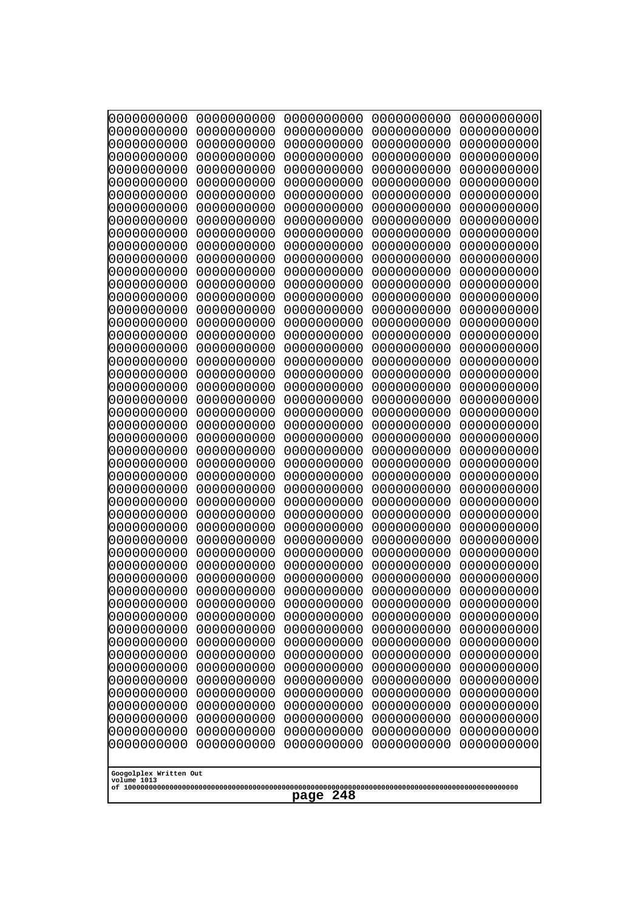```
0000000000 0000000000 0000000000 0000000000 0000000000
0000000000 0000000000 0000000000 0000000000 0000000000
0000000000 0000000000 0000000000 0000000000 0000000000
0000000000 0000000000 0000000000 0000000000 0000000000
0000000000 0000000000 0000000000 0000000000 0000000000
0000000000 0000000000 0000000000 0000000000 0000000000
0000000000 0000000000 0000000000 0000000000 0000000000
0000000000 0000000000 0000000000 0000000000 0000000000
0000000000 0000000000 0000000000 0000000000 0000000000
0000000000 0000000000 0000000000 0000000000 0000000000
0000000000 0000000000 0000000000 0000000000 0000000000
0000000000 0000000000 0000000000 0000000000 0000000000
0000000000 0000000000 0000000000 0000000000 0000000000
0000000000 0000000000 0000000000 0000000000 0000000000
0000000000 0000000000 0000000000 0000000000 0000000000
0000000000 0000000000 0000000000 0000000000 0000000000
0000000000 0000000000 0000000000 0000000000 0000000000
0000000000 0000000000 0000000000 0000000000 0000000000
0000000000 0000000000 0000000000 0000000000 0000000000
0000000000 0000000000 0000000000 0000000000 0000000000
0000000000 0000000000 0000000000 0000000000 0000000000
0000000000 0000000000 0000000000 0000000000 0000000000
0000000000 0000000000 0000000000 0000000000 0000000000
0000000000 0000000000 0000000000 0000000000 0000000000
0000000000 0000000000 0000000000 0000000000 0000000000
0000000000 0000000000 0000000000 0000000000 0000000000
0000000000 0000000000 0000000000 0000000000 0000000000
0000000000 0000000000 0000000000 0000000000 0000000000
0000000000 0000000000 0000000000 0000000000 0000000000
0000000000 0000000000 0000000000 0000000000 0000000000
0000000000 0000000000 0000000000 0000000000 0000000000
0000000000 0000000000 0000000000 0000000000 0000000000
0000000000 0000000000 0000000000 0000000000 0000000000
0000000000 0000000000 0000000000 0000000000 0000000000
0000000000 0000000000 0000000000 0000000000 0000000000
0000000000 0000000000 0000000000 0000000000 0000000000
0000000000 0000000000 0000000000 0000000000 0000000000
0000000000 0000000000 0000000000 0000000000 0000000000
0000000000 0000000000 0000000000 0000000000 0000000000
0000000000 0000000000 0000000000 0000000000 0000000000
0000000000 0000000000 0000000000 0000000000 0000000000
0000000000 0000000000 0000000000 0000000000 0000000000
0000000000 0000000000 0000000000 0000000000 0000000000
0000000000 0000000000 0000000000 0000000000 0000000000
0000000000 0000000000 0000000000 0000000000 0000000000
0000000000 0000000000 0000000000 0000000000 0000000000
0000000000 0000000000 0000000000 0000000000 0000000000
0000000000 0000000000 0000000000 0000000000 0000000000
0000000000 0000000000 0000000000 0000000000 0000000000
0000000000 0000000000 0000000000 0000000000 0000000000
```

Googolplex Written Out
volume 1013
of 10000000000000000000000000000000000000000000000000000000000000000000000000000000000000000000000000000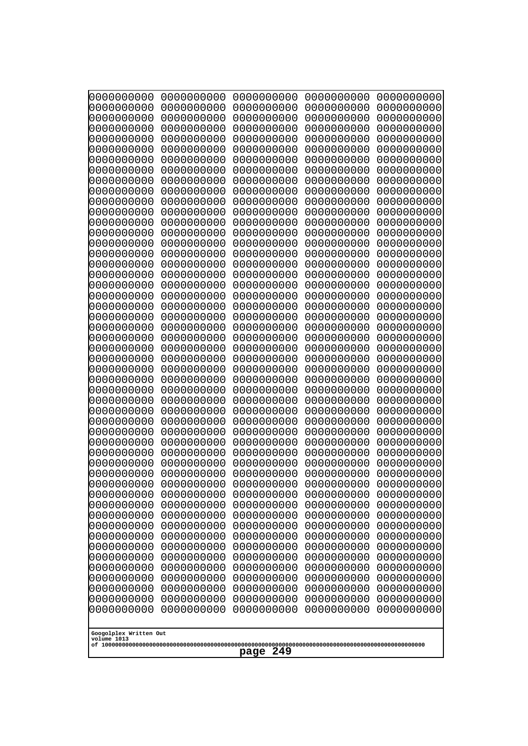```
0000000000 0000000000 0000000000 0000000000 0000000000
0000000000 0000000000 0000000000 0000000000 0000000000
0000000000 0000000000 0000000000 0000000000 0000000000
0000000000 0000000000 0000000000 0000000000 0000000000
0000000000 0000000000 0000000000 0000000000 0000000000
0000000000 0000000000 0000000000 0000000000 0000000000
0000000000 0000000000 0000000000 0000000000 0000000000
0000000000 0000000000 0000000000 0000000000 0000000000
0000000000 0000000000 0000000000 0000000000 0000000000
0000000000 0000000000 0000000000 0000000000 0000000000
0000000000 0000000000 0000000000 0000000000 0000000000
0000000000 0000000000 0000000000 0000000000 0000000000
0000000000 0000000000 0000000000 0000000000 0000000000
0000000000 0000000000 0000000000 0000000000 0000000000
0000000000 0000000000 0000000000 0000000000 0000000000
0000000000 0000000000 0000000000 0000000000 0000000000
0000000000 0000000000 0000000000 0000000000 0000000000
0000000000 0000000000 0000000000 0000000000 0000000000
0000000000 0000000000 0000000000 0000000000 0000000000
0000000000 0000000000 0000000000 0000000000 0000000000
0000000000 0000000000 0000000000 0000000000 0000000000
0000000000 0000000000 0000000000 0000000000 0000000000
0000000000 0000000000 0000000000 0000000000 0000000000
0000000000 0000000000 0000000000 0000000000 0000000000
0000000000 0000000000 0000000000 0000000000 0000000000
0000000000 0000000000 0000000000 0000000000 0000000000
0000000000 0000000000 0000000000 0000000000 0000000000
0000000000 0000000000 0000000000 0000000000 0000000000
0000000000 0000000000 0000000000 0000000000 0000000000
0000000000 0000000000 0000000000 0000000000 0000000000
0000000000 0000000000 0000000000 0000000000 0000000000
0000000000 0000000000 0000000000 0000000000 0000000000
0000000000 0000000000 0000000000 0000000000 0000000000
0000000000 0000000000 0000000000 0000000000 0000000000
0000000000 0000000000 0000000000 0000000000 0000000000
0000000000 0000000000 0000000000 0000000000 0000000000
0000000000 0000000000 0000000000 0000000000 0000000000
0000000000 0000000000 0000000000 0000000000 0000000000
0000000000 0000000000 0000000000 0000000000 0000000000
0000000000 0000000000 0000000000 0000000000 0000000000
0000000000 0000000000 0000000000 0000000000 0000000000
0000000000 0000000000 0000000000 0000000000 0000000000
0000000000 0000000000 0000000000 0000000000 0000000000
0000000000 0000000000 0000000000 0000000000 0000000000
0000000000 0000000000 0000000000 0000000000 0000000000
0000000000 0000000000 0000000000 0000000000 0000000000
0000000000 0000000000 0000000000 0000000000 0000000000
0000000000 0000000000 0000000000 0000000000 0000000000
0000000000 0000000000 0000000000 0000000000 0000000000
0000000000 0000000000 0000000000 0000000000 0000000000
```

Googolplex Written Out
volume 1013
of 10000000000000000000000000000000000000000000000000000000000000000000000000000000000000000000000000000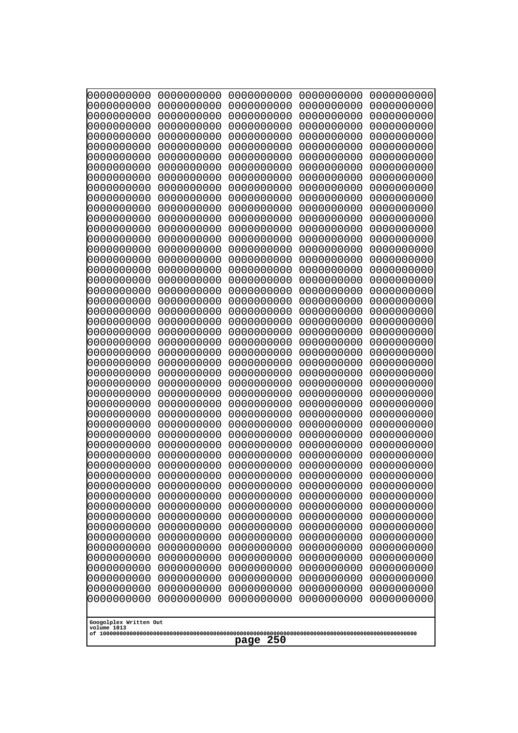```
0000000000 0000000000 0000000000 0000000000 0000000000
0000000000 0000000000 0000000000 0000000000 0000000000
0000000000 0000000000 0000000000 0000000000 0000000000
0000000000 0000000000 0000000000 0000000000 0000000000
0000000000 0000000000 0000000000 0000000000 0000000000
0000000000 0000000000 0000000000 0000000000 0000000000
0000000000 0000000000 0000000000 0000000000 0000000000
0000000000 0000000000 0000000000 0000000000 0000000000
0000000000 0000000000 0000000000 0000000000 0000000000
0000000000 0000000000 0000000000 0000000000 0000000000
0000000000 0000000000 0000000000 0000000000 0000000000
0000000000 0000000000 0000000000 0000000000 0000000000
0000000000 0000000000 0000000000 0000000000 0000000000
0000000000 0000000000 0000000000 0000000000 0000000000
0000000000 0000000000 0000000000 0000000000 0000000000
0000000000 0000000000 0000000000 0000000000 0000000000
0000000000 0000000000 0000000000 0000000000 0000000000
0000000000 0000000000 0000000000 0000000000 0000000000
0000000000 0000000000 0000000000 0000000000 0000000000
0000000000 0000000000 0000000000 0000000000 0000000000
0000000000 0000000000 0000000000 0000000000 0000000000
0000000000 0000000000 0000000000 0000000000 0000000000
0000000000 0000000000 0000000000 0000000000 0000000000
0000000000 0000000000 0000000000 0000000000 0000000000
0000000000 0000000000 0000000000 0000000000 0000000000
0000000000 0000000000 0000000000 0000000000 0000000000
0000000000 0000000000 0000000000 0000000000 0000000000
0000000000 0000000000 0000000000 0000000000 0000000000
0000000000 0000000000 0000000000 0000000000 0000000000
0000000000 0000000000 0000000000 0000000000 0000000000
0000000000 0000000000 0000000000 0000000000 0000000000
0000000000 0000000000 0000000000 0000000000 0000000000
0000000000 0000000000 0000000000 0000000000 0000000000
0000000000 0000000000 0000000000 0000000000 0000000000
0000000000 0000000000 0000000000 0000000000 0000000000
0000000000 0000000000 0000000000 0000000000 0000000000
0000000000 0000000000 0000000000 0000000000 0000000000
0000000000 0000000000 0000000000 0000000000 0000000000
0000000000 0000000000 0000000000 0000000000 0000000000
0000000000 0000000000 0000000000 0000000000 0000000000
0000000000 0000000000 0000000000 0000000000 0000000000
0000000000 0000000000 0000000000 0000000000 0000000000
0000000000 0000000000 0000000000 0000000000 0000000000
0000000000 0000000000 0000000000 0000000000 0000000000
0000000000 0000000000 0000000000 0000000000 0000000000
0000000000 0000000000 0000000000 0000000000 0000000000
0000000000 0000000000 0000000000 0000000000 0000000000
0000000000 0000000000 0000000000 0000000000 0000000000
0000000000 0000000000 0000000000 0000000000 0000000000
0000000000 0000000000 0000000000 0000000000 0000000000
```

Googolplex Written Out
volume 1013
of 10000000000000000000000000000000000000000000000000000000000000000000000000000000000000000000000000000

page 250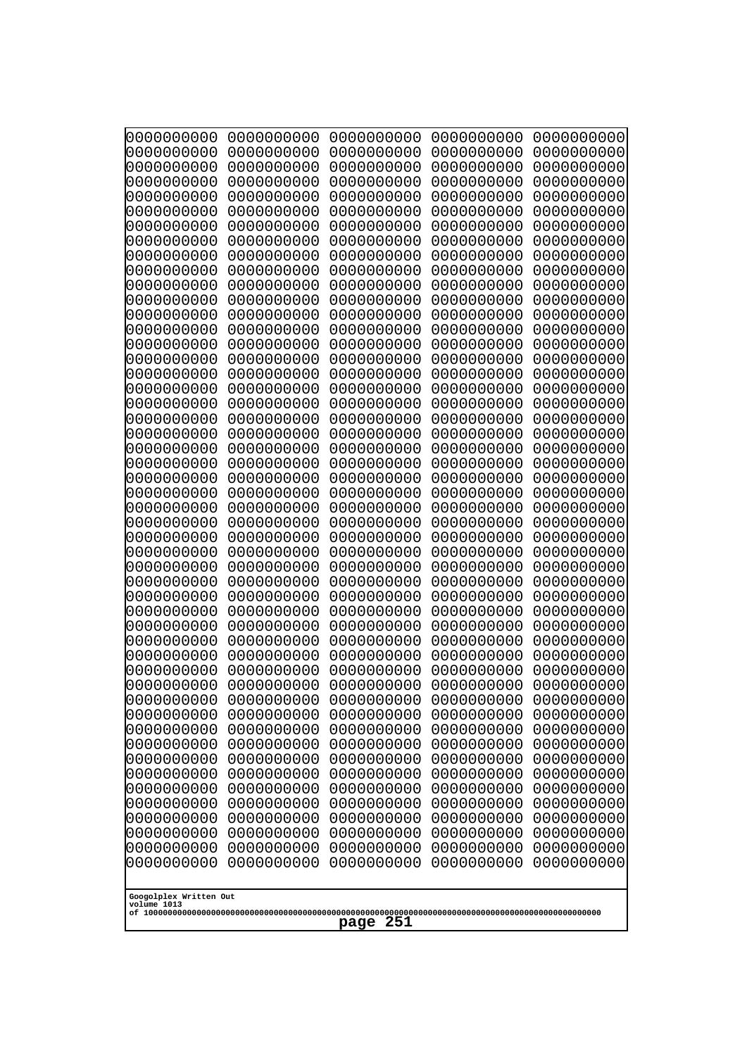```
0000000000 0000000000 0000000000 0000000000 0000000000
0000000000 0000000000 0000000000 0000000000 0000000000
0000000000 0000000000 0000000000 0000000000 0000000000
0000000000 0000000000 0000000000 0000000000 0000000000
0000000000 0000000000 0000000000 0000000000 0000000000
0000000000 0000000000 0000000000 0000000000 0000000000
0000000000 0000000000 0000000000 0000000000 0000000000
0000000000 0000000000 0000000000 0000000000 0000000000
0000000000 0000000000 0000000000 0000000000 0000000000
0000000000 0000000000 0000000000 0000000000 0000000000
0000000000 0000000000 0000000000 0000000000 0000000000
0000000000 0000000000 0000000000 0000000000 0000000000
0000000000 0000000000 0000000000 0000000000 0000000000
0000000000 0000000000 0000000000 0000000000 0000000000
0000000000 0000000000 0000000000 0000000000 0000000000
0000000000 0000000000 0000000000 0000000000 0000000000
0000000000 0000000000 0000000000 0000000000 0000000000
0000000000 0000000000 0000000000 0000000000 0000000000
0000000000 0000000000 0000000000 0000000000 0000000000
0000000000 0000000000 0000000000 0000000000 0000000000
0000000000 0000000000 0000000000 0000000000 0000000000
0000000000 0000000000 0000000000 0000000000 0000000000
0000000000 0000000000 0000000000 0000000000 0000000000
0000000000 0000000000 0000000000 0000000000 0000000000
0000000000 0000000000 0000000000 0000000000 0000000000
0000000000 0000000000 0000000000 0000000000 0000000000
0000000000 0000000000 0000000000 0000000000 0000000000
0000000000 0000000000 0000000000 0000000000 0000000000
0000000000 0000000000 0000000000 0000000000 0000000000
0000000000 0000000000 0000000000 0000000000 0000000000
0000000000 0000000000 0000000000 0000000000 0000000000
0000000000 0000000000 0000000000 0000000000 0000000000
0000000000 0000000000 0000000000 0000000000 0000000000
0000000000 0000000000 0000000000 0000000000 0000000000
0000000000 0000000000 0000000000 0000000000 0000000000
0000000000 0000000000 0000000000 0000000000 0000000000
0000000000 0000000000 0000000000 0000000000 0000000000
0000000000 0000000000 0000000000 0000000000 0000000000
0000000000 0000000000 0000000000 0000000000 0000000000
0000000000 0000000000 0000000000 0000000000 0000000000
0000000000 0000000000 0000000000 0000000000 0000000000
0000000000 0000000000 0000000000 0000000000 0000000000
0000000000 0000000000 0000000000 0000000000 0000000000
0000000000 0000000000 0000000000 0000000000 0000000000
0000000000 0000000000 0000000000 0000000000 0000000000
0000000000 0000000000 0000000000 0000000000 0000000000
0000000000 0000000000 0000000000 0000000000 0000000000
0000000000 0000000000 0000000000 0000000000 0000000000
0000000000 0000000000 0000000000 0000000000 0000000000
0000000000 0000000000 0000000000 0000000000 0000000000
```

Googolplex Written Out
volume 1013
of 10000000000000000000000000000000000000000000000000000000000000000000000000000000000000000000000000000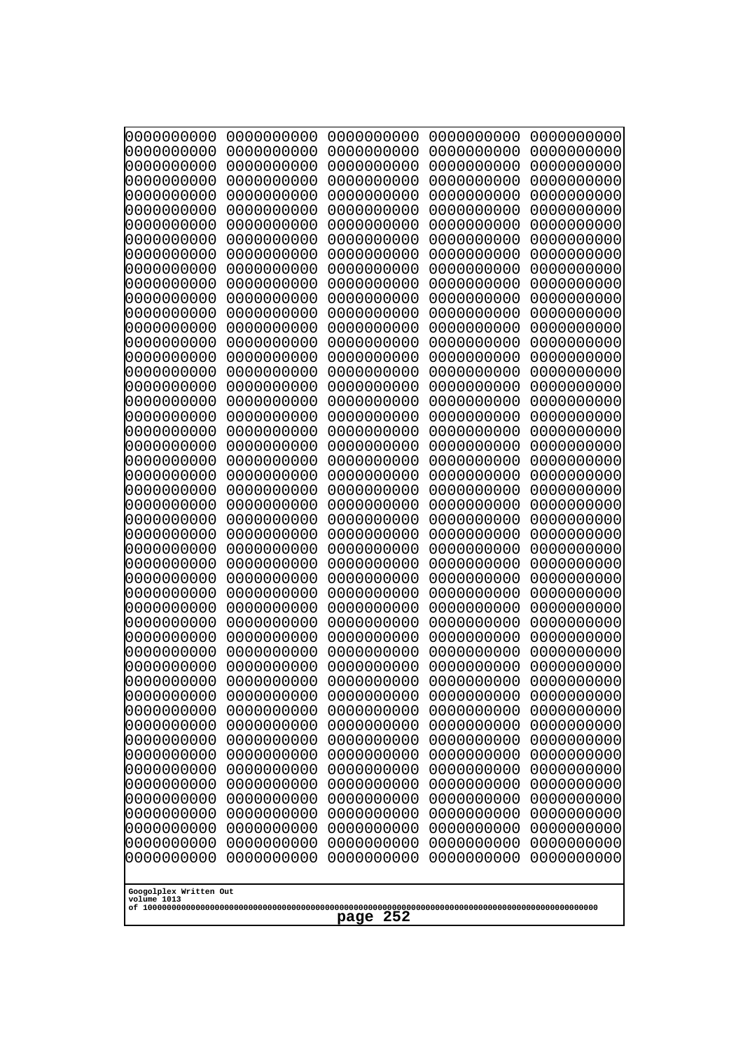```
0000000000 0000000000 0000000000 0000000000 0000000000
0000000000 0000000000 0000000000 0000000000 0000000000
0000000000 0000000000 0000000000 0000000000 0000000000
0000000000 0000000000 0000000000 0000000000 0000000000
0000000000 0000000000 0000000000 0000000000 0000000000
0000000000 0000000000 0000000000 0000000000 0000000000
0000000000 0000000000 0000000000 0000000000 0000000000
0000000000 0000000000 0000000000 0000000000 0000000000
0000000000 0000000000 0000000000 0000000000 0000000000
0000000000 0000000000 0000000000 0000000000 0000000000
0000000000 0000000000 0000000000 0000000000 0000000000
0000000000 0000000000 0000000000 0000000000 0000000000
0000000000 0000000000 0000000000 0000000000 0000000000
0000000000 0000000000 0000000000 0000000000 0000000000
0000000000 0000000000 0000000000 0000000000 0000000000
0000000000 0000000000 0000000000 0000000000 0000000000
0000000000 0000000000 0000000000 0000000000 0000000000
0000000000 0000000000 0000000000 0000000000 0000000000
0000000000 0000000000 0000000000 0000000000 0000000000
0000000000 0000000000 0000000000 0000000000 0000000000
0000000000 0000000000 0000000000 0000000000 0000000000
0000000000 0000000000 0000000000 0000000000 0000000000
0000000000 0000000000 0000000000 0000000000 0000000000
0000000000 0000000000 0000000000 0000000000 0000000000
0000000000 0000000000 0000000000 0000000000 0000000000
0000000000 0000000000 0000000000 0000000000 0000000000
0000000000 0000000000 0000000000 0000000000 0000000000
0000000000 0000000000 0000000000 0000000000 0000000000
0000000000 0000000000 0000000000 0000000000 0000000000
0000000000 0000000000 0000000000 0000000000 0000000000
0000000000 0000000000 0000000000 0000000000 0000000000
0000000000 0000000000 0000000000 0000000000 0000000000
0000000000 0000000000 0000000000 0000000000 0000000000
0000000000 0000000000 0000000000 0000000000 0000000000
0000000000 0000000000 0000000000 0000000000 0000000000
0000000000 0000000000 0000000000 0000000000 0000000000
0000000000 0000000000 0000000000 0000000000 0000000000
0000000000 0000000000 0000000000 0000000000 0000000000
0000000000 0000000000 0000000000 0000000000 0000000000
0000000000 0000000000 0000000000 0000000000 0000000000
0000000000 0000000000 0000000000 0000000000 0000000000
0000000000 0000000000 0000000000 0000000000 0000000000
0000000000 0000000000 0000000000 0000000000 0000000000
0000000000 0000000000 0000000000 0000000000 0000000000
0000000000 0000000000 0000000000 0000000000 0000000000
0000000000 0000000000 0000000000 0000000000 0000000000
0000000000 0000000000 0000000000 0000000000 0000000000
0000000000 0000000000 0000000000 0000000000 0000000000
0000000000 0000000000 0000000000 0000000000 0000000000
0000000000 0000000000 0000000000 0000000000 0000000000
```

Googolplex Written Out
volume 1013
of 10000000000000000000000000000000000000000000000000000000000000000000000000000000000000000000000000000

page 252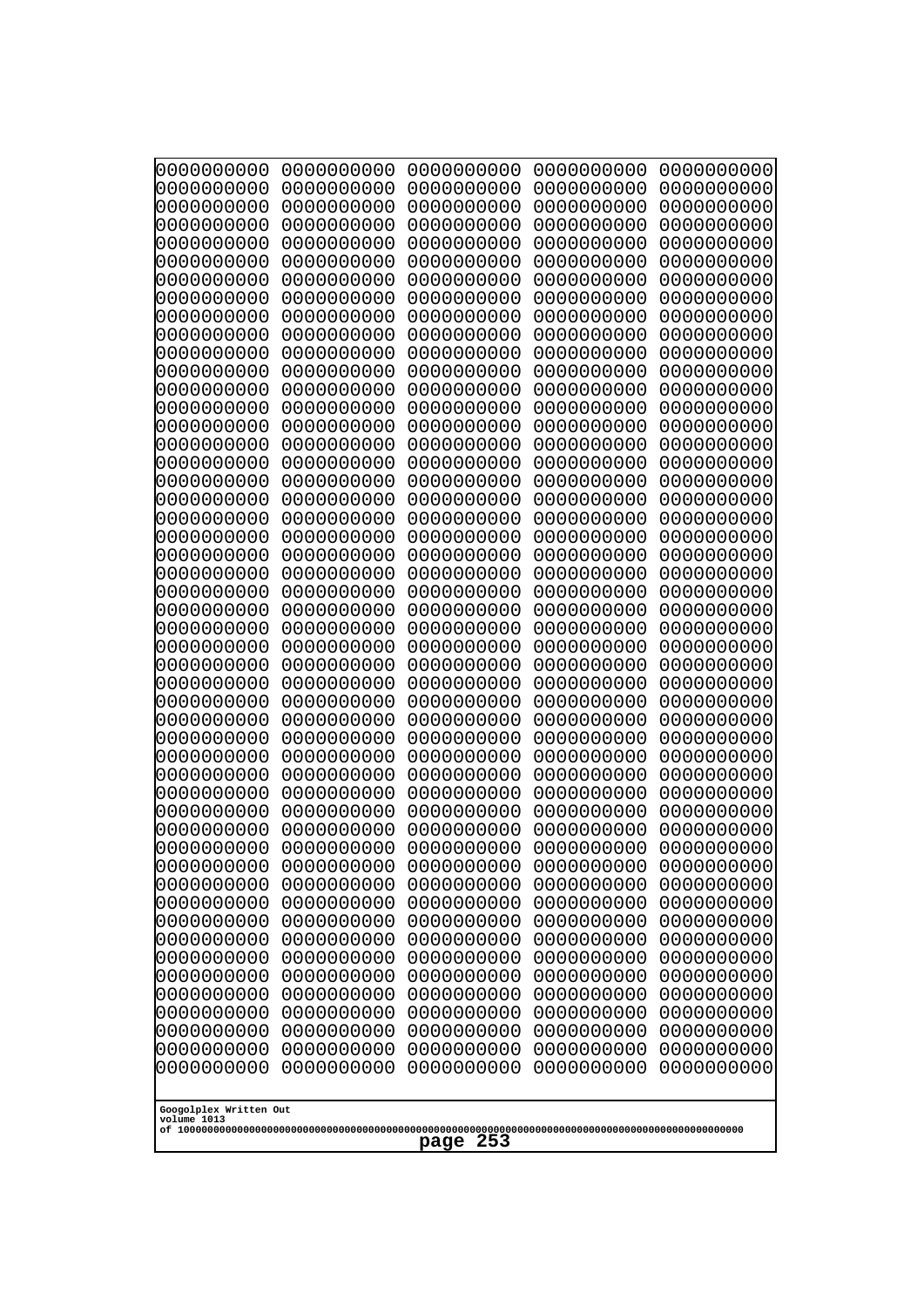```
0000000000 0000000000 0000000000 0000000000 0000000000
0000000000 0000000000 0000000000 0000000000 0000000000
0000000000 0000000000 0000000000 0000000000 0000000000
0000000000 0000000000 0000000000 0000000000 0000000000
0000000000 0000000000 0000000000 0000000000 0000000000
0000000000 0000000000 0000000000 0000000000 0000000000
0000000000 0000000000 0000000000 0000000000 0000000000
0000000000 0000000000 0000000000 0000000000 0000000000
0000000000 0000000000 0000000000 0000000000 0000000000
0000000000 0000000000 0000000000 0000000000 0000000000
0000000000 0000000000 0000000000 0000000000 0000000000
0000000000 0000000000 0000000000 0000000000 0000000000
0000000000 0000000000 0000000000 0000000000 0000000000
0000000000 0000000000 0000000000 0000000000 0000000000
0000000000 0000000000 0000000000 0000000000 0000000000
0000000000 0000000000 0000000000 0000000000 0000000000
0000000000 0000000000 0000000000 0000000000 0000000000
0000000000 0000000000 0000000000 0000000000 0000000000
0000000000 0000000000 0000000000 0000000000 0000000000
0000000000 0000000000 0000000000 0000000000 0000000000
0000000000 0000000000 0000000000 0000000000 0000000000
0000000000 0000000000 0000000000 0000000000 0000000000
0000000000 0000000000 0000000000 0000000000 0000000000
0000000000 0000000000 0000000000 0000000000 0000000000
0000000000 0000000000 0000000000 0000000000 0000000000
0000000000 0000000000 0000000000 0000000000 0000000000
0000000000 0000000000 0000000000 0000000000 0000000000
0000000000 0000000000 0000000000 0000000000 0000000000
0000000000 0000000000 0000000000 0000000000 0000000000
0000000000 0000000000 0000000000 0000000000 0000000000
0000000000 0000000000 0000000000 0000000000 0000000000
0000000000 0000000000 0000000000 0000000000 0000000000
0000000000 0000000000 0000000000 0000000000 0000000000
0000000000 0000000000 0000000000 0000000000 0000000000
0000000000 0000000000 0000000000 0000000000 0000000000
0000000000 0000000000 0000000000 0000000000 0000000000
0000000000 0000000000 0000000000 0000000000 0000000000
0000000000 0000000000 0000000000 0000000000 0000000000
0000000000 0000000000 0000000000 0000000000 0000000000
0000000000 0000000000 0000000000 0000000000 0000000000
0000000000 0000000000 0000000000 0000000000 0000000000
0000000000 0000000000 0000000000 0000000000 0000000000
0000000000 0000000000 0000000000 0000000000 0000000000
0000000000 0000000000 0000000000 0000000000 0000000000
0000000000 0000000000 0000000000 0000000000 0000000000
0000000000 0000000000 0000000000 0000000000 0000000000
0000000000 0000000000 0000000000 0000000000 0000000000
0000000000 0000000000 0000000000 0000000000 0000000000
0000000000 0000000000 0000000000 0000000000 0000000000
0000000000 0000000000 0000000000 0000000000 0000000000
```

Googolplex Written Out
volume 1013
of 10000000000000000000000000000000000000000000000000000000000000000000000000000000000000000000000000000

page 253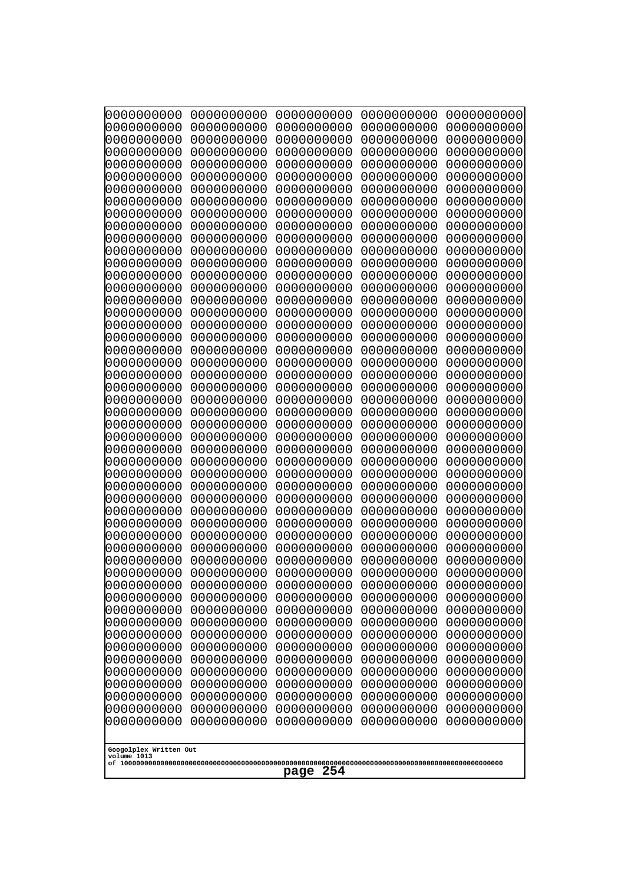```
0000000000 0000000000 0000000000 0000000000 0000000000
0000000000 0000000000 0000000000 0000000000 0000000000
0000000000 0000000000 0000000000 0000000000 0000000000
0000000000 0000000000 0000000000 0000000000 0000000000
0000000000 0000000000 0000000000 0000000000 0000000000
0000000000 0000000000 0000000000 0000000000 0000000000
0000000000 0000000000 0000000000 0000000000 0000000000
0000000000 0000000000 0000000000 0000000000 0000000000
0000000000 0000000000 0000000000 0000000000 0000000000
0000000000 0000000000 0000000000 0000000000 0000000000
0000000000 0000000000 0000000000 0000000000 0000000000
0000000000 0000000000 0000000000 0000000000 0000000000
0000000000 0000000000 0000000000 0000000000 0000000000
0000000000 0000000000 0000000000 0000000000 0000000000
0000000000 0000000000 0000000000 0000000000 0000000000
0000000000 0000000000 0000000000 0000000000 0000000000
0000000000 0000000000 0000000000 0000000000 0000000000
0000000000 0000000000 0000000000 0000000000 0000000000
0000000000 0000000000 0000000000 0000000000 0000000000
0000000000 0000000000 0000000000 0000000000 0000000000
0000000000 0000000000 0000000000 0000000000 0000000000
0000000000 0000000000 0000000000 0000000000 0000000000
0000000000 0000000000 0000000000 0000000000 0000000000
0000000000 0000000000 0000000000 0000000000 0000000000
0000000000 0000000000 0000000000 0000000000 0000000000
0000000000 0000000000 0000000000 0000000000 0000000000
0000000000 0000000000 0000000000 0000000000 0000000000
0000000000 0000000000 0000000000 0000000000 0000000000
0000000000 0000000000 0000000000 0000000000 0000000000
0000000000 0000000000 0000000000 0000000000 0000000000
0000000000 0000000000 0000000000 0000000000 0000000000
0000000000 0000000000 0000000000 0000000000 0000000000
0000000000 0000000000 0000000000 0000000000 0000000000
0000000000 0000000000 0000000000 0000000000 0000000000
0000000000 0000000000 0000000000 0000000000 0000000000
0000000000 0000000000 0000000000 0000000000 0000000000
0000000000 0000000000 0000000000 0000000000 0000000000
0000000000 0000000000 0000000000 0000000000 0000000000
0000000000 0000000000 0000000000 0000000000 0000000000
0000000000 0000000000 0000000000 0000000000 0000000000
0000000000 0000000000 0000000000 0000000000 0000000000
0000000000 0000000000 0000000000 0000000000 0000000000
0000000000 0000000000 0000000000 0000000000 0000000000
0000000000 0000000000 0000000000 0000000000 0000000000
0000000000 0000000000 0000000000 0000000000 0000000000
0000000000 0000000000 0000000000 0000000000 0000000000
0000000000 0000000000 0000000000 0000000000 0000000000
0000000000 0000000000 0000000000 0000000000 0000000000
0000000000 0000000000 0000000000 0000000000 0000000000
0000000000 0000000000 0000000000 0000000000 0000000000
```

Googolplex Written Out
volume 1013
of 10000000000000000000000000000000000000000000000000000000000000000000000000000000000000000000000000000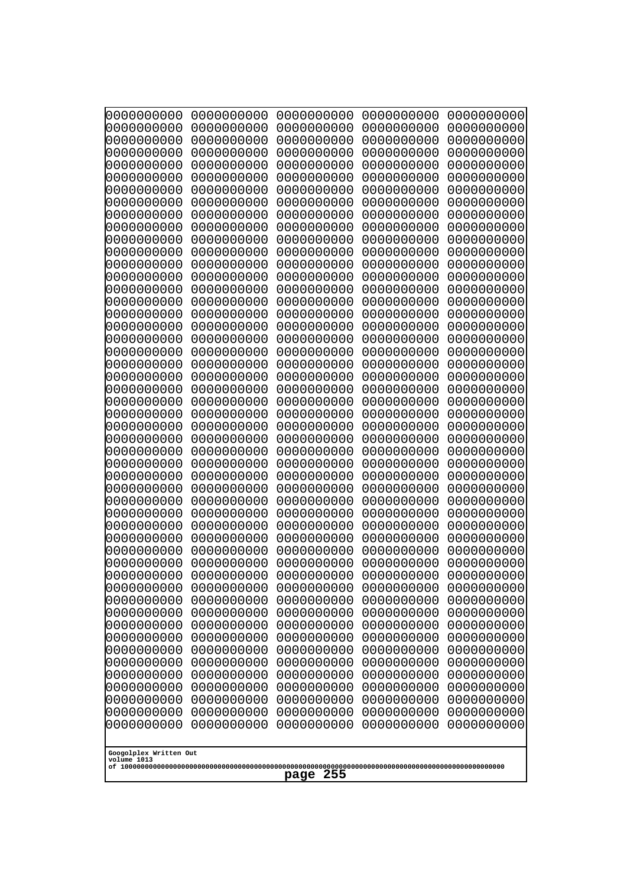```
0000000000 0000000000 0000000000 0000000000 0000000000
0000000000 0000000000 0000000000 0000000000 0000000000
0000000000 0000000000 0000000000 0000000000 0000000000
0000000000 0000000000 0000000000 0000000000 0000000000
0000000000 0000000000 0000000000 0000000000 0000000000
0000000000 0000000000 0000000000 0000000000 0000000000
0000000000 0000000000 0000000000 0000000000 0000000000
0000000000 0000000000 0000000000 0000000000 0000000000
0000000000 0000000000 0000000000 0000000000 0000000000
0000000000 0000000000 0000000000 0000000000 0000000000
0000000000 0000000000 0000000000 0000000000 0000000000
0000000000 0000000000 0000000000 0000000000 0000000000
0000000000 0000000000 0000000000 0000000000 0000000000
0000000000 0000000000 0000000000 0000000000 0000000000
0000000000 0000000000 0000000000 0000000000 0000000000
0000000000 0000000000 0000000000 0000000000 0000000000
0000000000 0000000000 0000000000 0000000000 0000000000
0000000000 0000000000 0000000000 0000000000 0000000000
0000000000 0000000000 0000000000 0000000000 0000000000
0000000000 0000000000 0000000000 0000000000 0000000000
0000000000 0000000000 0000000000 0000000000 0000000000
0000000000 0000000000 0000000000 0000000000 0000000000
0000000000 0000000000 0000000000 0000000000 0000000000
0000000000 0000000000 0000000000 0000000000 0000000000
0000000000 0000000000 0000000000 0000000000 0000000000
0000000000 0000000000 0000000000 0000000000 0000000000
0000000000 0000000000 0000000000 0000000000 0000000000
0000000000 0000000000 0000000000 0000000000 0000000000
0000000000 0000000000 0000000000 0000000000 0000000000
0000000000 0000000000 0000000000 0000000000 0000000000
0000000000 0000000000 0000000000 0000000000 0000000000
0000000000 0000000000 0000000000 0000000000 0000000000
0000000000 0000000000 0000000000 0000000000 0000000000
0000000000 0000000000 0000000000 0000000000 0000000000
0000000000 0000000000 0000000000 0000000000 0000000000
0000000000 0000000000 0000000000 0000000000 0000000000
0000000000 0000000000 0000000000 0000000000 0000000000
0000000000 0000000000 0000000000 0000000000 0000000000
0000000000 0000000000 0000000000 0000000000 0000000000
0000000000 0000000000 0000000000 0000000000 0000000000
0000000000 0000000000 0000000000 0000000000 0000000000
0000000000 0000000000 0000000000 0000000000 0000000000
0000000000 0000000000 0000000000 0000000000 0000000000
0000000000 0000000000 0000000000 0000000000 0000000000
0000000000 0000000000 0000000000 0000000000 0000000000
0000000000 0000000000 0000000000 0000000000 0000000000
0000000000 0000000000 0000000000 0000000000 0000000000
0000000000 0000000000 0000000000 0000000000 0000000000
0000000000 0000000000 0000000000 0000000000 0000000000
0000000000 0000000000 0000000000 0000000000 0000000000
```

Googolplex Written Out
volume 1013
of 10000000000000000000000000000000000000000000000000000000000000000000000000000000000000000000000000000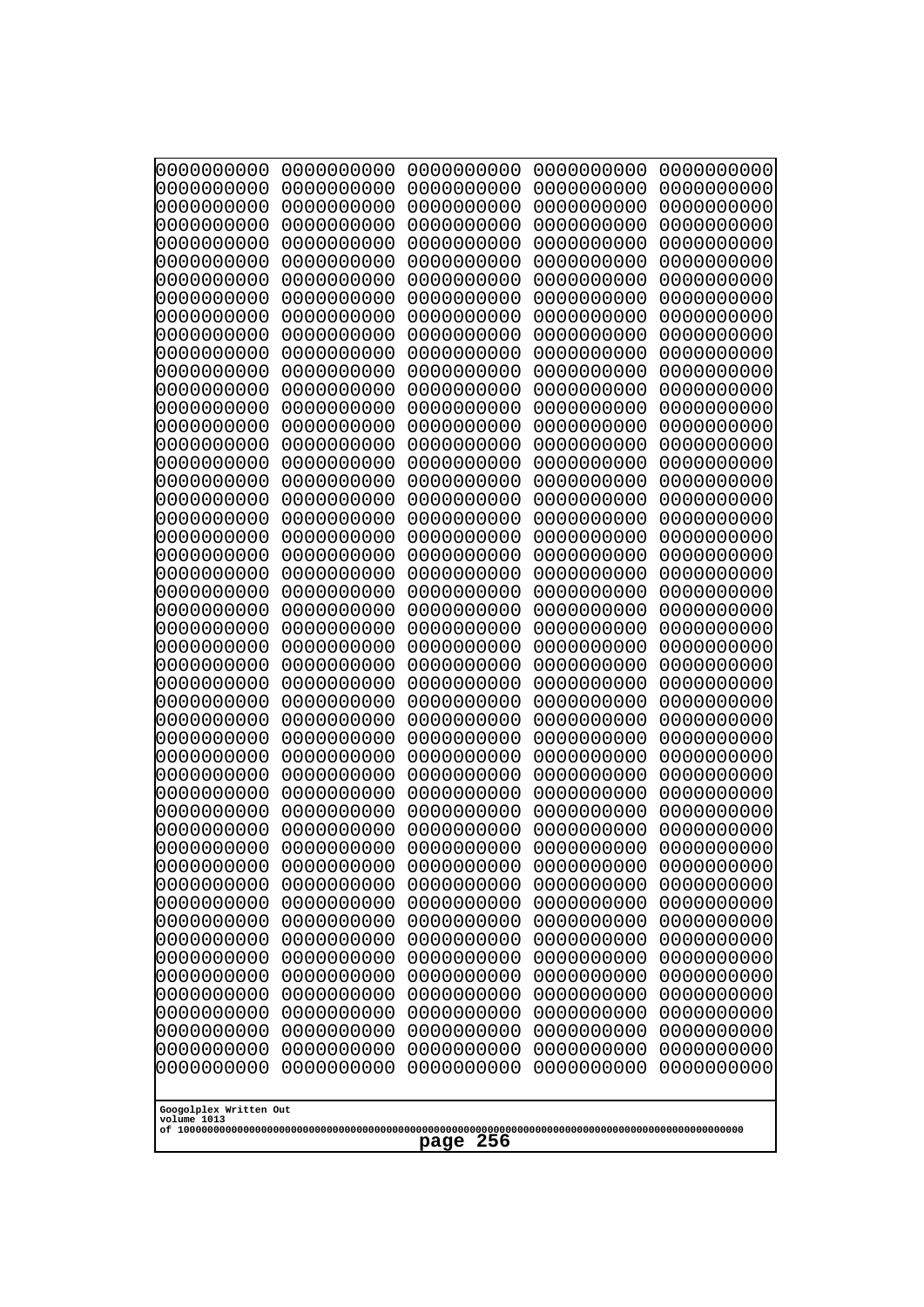```
0000000000 0000000000 0000000000 0000000000 0000000000
0000000000 0000000000 0000000000 0000000000 0000000000
0000000000 0000000000 0000000000 0000000000 0000000000
0000000000 0000000000 0000000000 0000000000 0000000000
0000000000 0000000000 0000000000 0000000000 0000000000
0000000000 0000000000 0000000000 0000000000 0000000000
0000000000 0000000000 0000000000 0000000000 0000000000
0000000000 0000000000 0000000000 0000000000 0000000000
0000000000 0000000000 0000000000 0000000000 0000000000
0000000000 0000000000 0000000000 0000000000 0000000000
0000000000 0000000000 0000000000 0000000000 0000000000
0000000000 0000000000 0000000000 0000000000 0000000000
0000000000 0000000000 0000000000 0000000000 0000000000
0000000000 0000000000 0000000000 0000000000 0000000000
0000000000 0000000000 0000000000 0000000000 0000000000
0000000000 0000000000 0000000000 0000000000 0000000000
0000000000 0000000000 0000000000 0000000000 0000000000
0000000000 0000000000 0000000000 0000000000 0000000000
0000000000 0000000000 0000000000 0000000000 0000000000
0000000000 0000000000 0000000000 0000000000 0000000000
0000000000 0000000000 0000000000 0000000000 0000000000
0000000000 0000000000 0000000000 0000000000 0000000000
0000000000 0000000000 0000000000 0000000000 0000000000
0000000000 0000000000 0000000000 0000000000 0000000000
0000000000 0000000000 0000000000 0000000000 0000000000
0000000000 0000000000 0000000000 0000000000 0000000000
0000000000 0000000000 0000000000 0000000000 0000000000
0000000000 0000000000 0000000000 0000000000 0000000000
0000000000 0000000000 0000000000 0000000000 0000000000
0000000000 0000000000 0000000000 0000000000 0000000000
0000000000 0000000000 0000000000 0000000000 0000000000
0000000000 0000000000 0000000000 0000000000 0000000000
0000000000 0000000000 0000000000 0000000000 0000000000
0000000000 0000000000 0000000000 0000000000 0000000000
0000000000 0000000000 0000000000 0000000000 0000000000
0000000000 0000000000 0000000000 0000000000 0000000000
0000000000 0000000000 0000000000 0000000000 0000000000
0000000000 0000000000 0000000000 0000000000 0000000000
0000000000 0000000000 0000000000 0000000000 0000000000
0000000000 0000000000 0000000000 0000000000 0000000000
0000000000 0000000000 0000000000 0000000000 0000000000
0000000000 0000000000 0000000000 0000000000 0000000000
0000000000 0000000000 0000000000 0000000000 0000000000
0000000000 0000000000 0000000000 0000000000 0000000000
0000000000 0000000000 0000000000 0000000000 0000000000
0000000000 0000000000 0000000000 0000000000 0000000000
0000000000 0000000000 0000000000 0000000000 0000000000
0000000000 0000000000 0000000000 0000000000 0000000000
0000000000 0000000000 0000000000 0000000000 0000000000
0000000000 0000000000 0000000000 0000000000 0000000000
```

Googolplex Written Out
volume 1013
of 10000000000000000000000000000000000000000000000000000000000000000000000000000000000000000000000000000

page 256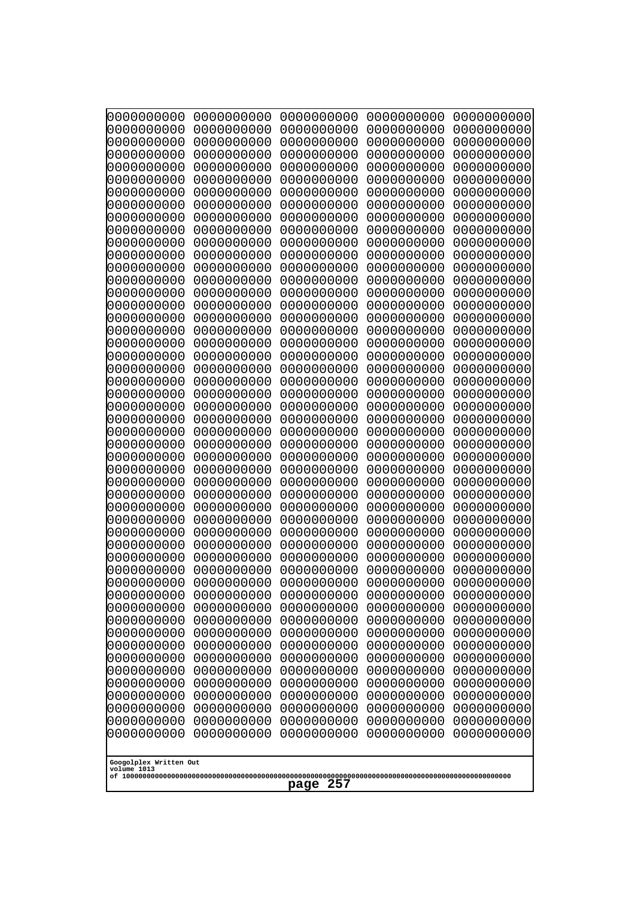```
0000000000 0000000000 0000000000 0000000000 0000000000
0000000000 0000000000 0000000000 0000000000 0000000000
0000000000 0000000000 0000000000 0000000000 0000000000
0000000000 0000000000 0000000000 0000000000 0000000000
0000000000 0000000000 0000000000 0000000000 0000000000
0000000000 0000000000 0000000000 0000000000 0000000000
0000000000 0000000000 0000000000 0000000000 0000000000
0000000000 0000000000 0000000000 0000000000 0000000000
0000000000 0000000000 0000000000 0000000000 0000000000
0000000000 0000000000 0000000000 0000000000 0000000000
0000000000 0000000000 0000000000 0000000000 0000000000
0000000000 0000000000 0000000000 0000000000 0000000000
0000000000 0000000000 0000000000 0000000000 0000000000
0000000000 0000000000 0000000000 0000000000 0000000000
0000000000 0000000000 0000000000 0000000000 0000000000
0000000000 0000000000 0000000000 0000000000 0000000000
0000000000 0000000000 0000000000 0000000000 0000000000
0000000000 0000000000 0000000000 0000000000 0000000000
0000000000 0000000000 0000000000 0000000000 0000000000
0000000000 0000000000 0000000000 0000000000 0000000000
0000000000 0000000000 0000000000 0000000000 0000000000
0000000000 0000000000 0000000000 0000000000 0000000000
0000000000 0000000000 0000000000 0000000000 0000000000
0000000000 0000000000 0000000000 0000000000 0000000000
0000000000 0000000000 0000000000 0000000000 0000000000
0000000000 0000000000 0000000000 0000000000 0000000000
0000000000 0000000000 0000000000 0000000000 0000000000
0000000000 0000000000 0000000000 0000000000 0000000000
0000000000 0000000000 0000000000 0000000000 0000000000
0000000000 0000000000 0000000000 0000000000 0000000000
0000000000 0000000000 0000000000 0000000000 0000000000
0000000000 0000000000 0000000000 0000000000 0000000000
0000000000 0000000000 0000000000 0000000000 0000000000
0000000000 0000000000 0000000000 0000000000 0000000000
0000000000 0000000000 0000000000 0000000000 0000000000
0000000000 0000000000 0000000000 0000000000 0000000000
0000000000 0000000000 0000000000 0000000000 0000000000
0000000000 0000000000 0000000000 0000000000 0000000000
0000000000 0000000000 0000000000 0000000000 0000000000
0000000000 0000000000 0000000000 0000000000 0000000000
0000000000 0000000000 0000000000 0000000000 0000000000
0000000000 0000000000 0000000000 0000000000 0000000000
0000000000 0000000000 0000000000 0000000000 0000000000
0000000000 0000000000 0000000000 0000000000 0000000000
0000000000 0000000000 0000000000 0000000000 0000000000
0000000000 0000000000 0000000000 0000000000 0000000000
0000000000 0000000000 0000000000 0000000000 0000000000
0000000000 0000000000 0000000000 0000000000 0000000000
0000000000 0000000000 0000000000 0000000000 0000000000
0000000000 0000000000 0000000000 0000000000 0000000000
```

Googolplex Written Out
volume 1013
of 10000000000000000000000000000000000000000000000000000000000000000000000000000000000000000000000000000

page 257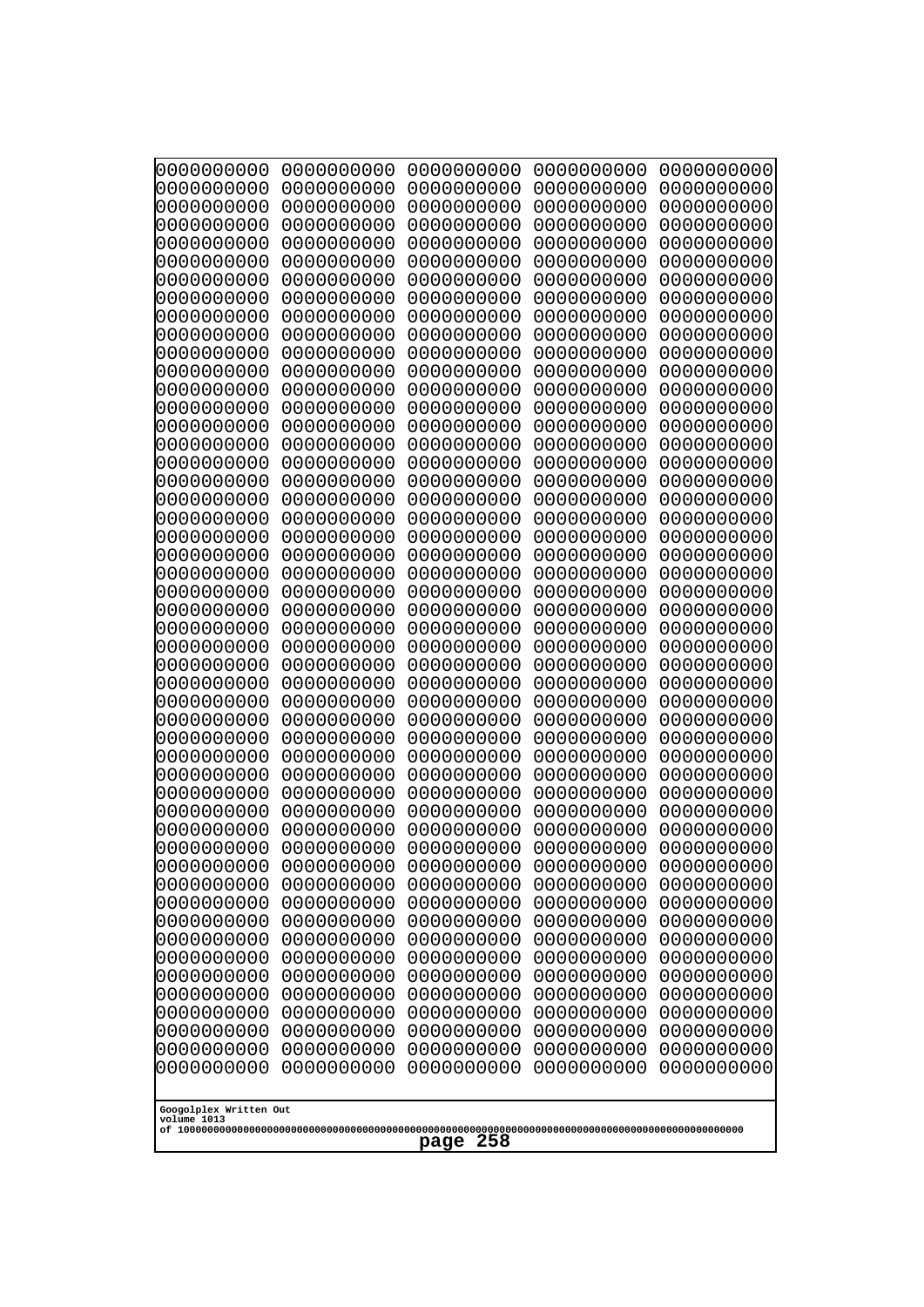```
0000000000 0000000000 0000000000 0000000000 0000000000
0000000000 0000000000 0000000000 0000000000 0000000000
0000000000 0000000000 0000000000 0000000000 0000000000
0000000000 0000000000 0000000000 0000000000 0000000000
0000000000 0000000000 0000000000 0000000000 0000000000
0000000000 0000000000 0000000000 0000000000 0000000000
0000000000 0000000000 0000000000 0000000000 0000000000
0000000000 0000000000 0000000000 0000000000 0000000000
0000000000 0000000000 0000000000 0000000000 0000000000
0000000000 0000000000 0000000000 0000000000 0000000000
0000000000 0000000000 0000000000 0000000000 0000000000
0000000000 0000000000 0000000000 0000000000 0000000000
0000000000 0000000000 0000000000 0000000000 0000000000
0000000000 0000000000 0000000000 0000000000 0000000000
0000000000 0000000000 0000000000 0000000000 0000000000
0000000000 0000000000 0000000000 0000000000 0000000000
0000000000 0000000000 0000000000 0000000000 0000000000
0000000000 0000000000 0000000000 0000000000 0000000000
0000000000 0000000000 0000000000 0000000000 0000000000
0000000000 0000000000 0000000000 0000000000 0000000000
0000000000 0000000000 0000000000 0000000000 0000000000
0000000000 0000000000 0000000000 0000000000 0000000000
0000000000 0000000000 0000000000 0000000000 0000000000
0000000000 0000000000 0000000000 0000000000 0000000000
0000000000 0000000000 0000000000 0000000000 0000000000
0000000000 0000000000 0000000000 0000000000 0000000000
0000000000 0000000000 0000000000 0000000000 0000000000
0000000000 0000000000 0000000000 0000000000 0000000000
0000000000 0000000000 0000000000 0000000000 0000000000
0000000000 0000000000 0000000000 0000000000 0000000000
0000000000 0000000000 0000000000 0000000000 0000000000
0000000000 0000000000 0000000000 0000000000 0000000000
0000000000 0000000000 0000000000 0000000000 0000000000
0000000000 0000000000 0000000000 0000000000 0000000000
0000000000 0000000000 0000000000 0000000000 0000000000
0000000000 0000000000 0000000000 0000000000 0000000000
0000000000 0000000000 0000000000 0000000000 0000000000
0000000000 0000000000 0000000000 0000000000 0000000000
0000000000 0000000000 0000000000 0000000000 0000000000
0000000000 0000000000 0000000000 0000000000 0000000000
0000000000 0000000000 0000000000 0000000000 0000000000
0000000000 0000000000 0000000000 0000000000 0000000000
0000000000 0000000000 0000000000 0000000000 0000000000
0000000000 0000000000 0000000000 0000000000 0000000000
0000000000 0000000000 0000000000 0000000000 0000000000
0000000000 0000000000 0000000000 0000000000 0000000000
0000000000 0000000000 0000000000 0000000000 0000000000
0000000000 0000000000 0000000000 0000000000 0000000000
0000000000 0000000000 0000000000 0000000000 0000000000
0000000000 0000000000 0000000000 0000000000 0000000000
```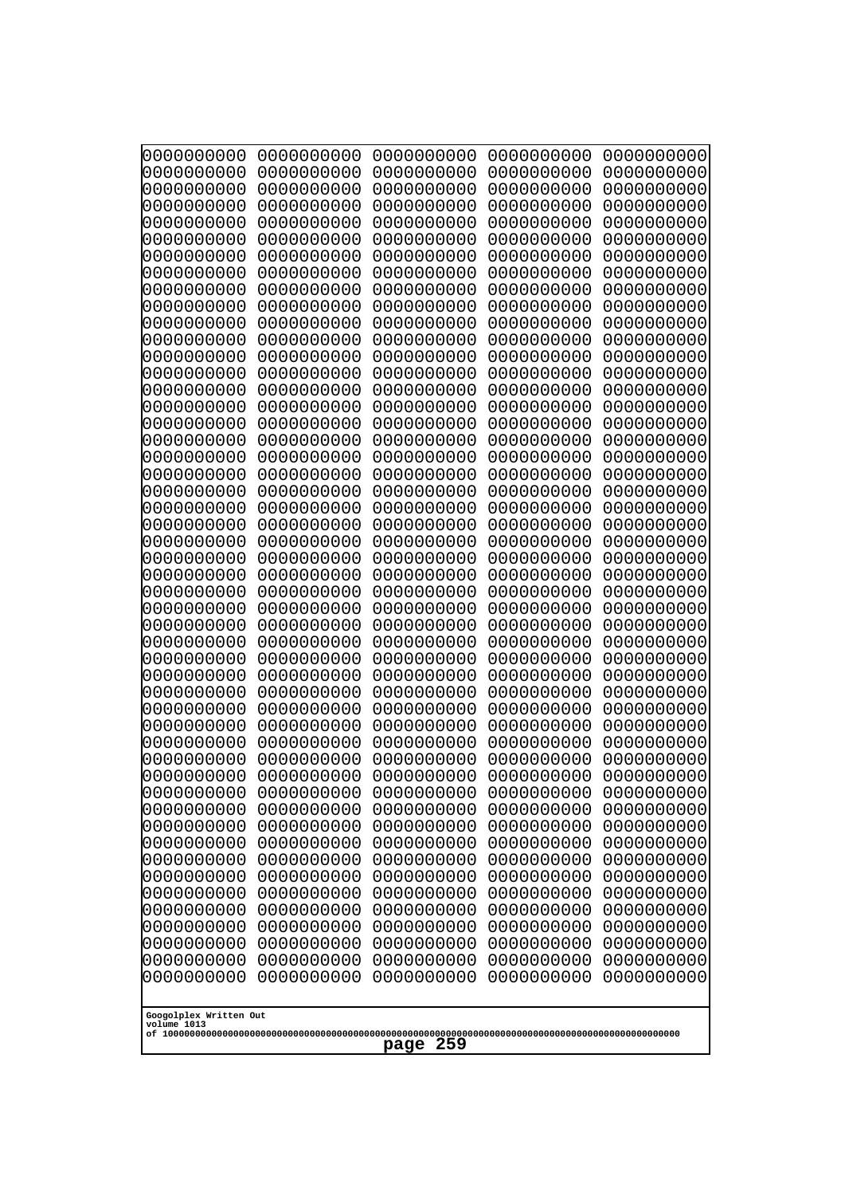```
0000000000 0000000000 0000000000 0000000000 0000000000
0000000000 0000000000 0000000000 0000000000 0000000000
0000000000 0000000000 0000000000 0000000000 0000000000
0000000000 0000000000 0000000000 0000000000 0000000000
0000000000 0000000000 0000000000 0000000000 0000000000
0000000000 0000000000 0000000000 0000000000 0000000000
0000000000 0000000000 0000000000 0000000000 0000000000
0000000000 0000000000 0000000000 0000000000 0000000000
0000000000 0000000000 0000000000 0000000000 0000000000
0000000000 0000000000 0000000000 0000000000 0000000000
0000000000 0000000000 0000000000 0000000000 0000000000
0000000000 0000000000 0000000000 0000000000 0000000000
0000000000 0000000000 0000000000 0000000000 0000000000
0000000000 0000000000 0000000000 0000000000 0000000000
0000000000 0000000000 0000000000 0000000000 0000000000
0000000000 0000000000 0000000000 0000000000 0000000000
0000000000 0000000000 0000000000 0000000000 0000000000
0000000000 0000000000 0000000000 0000000000 0000000000
0000000000 0000000000 0000000000 0000000000 0000000000
0000000000 0000000000 0000000000 0000000000 0000000000
0000000000 0000000000 0000000000 0000000000 0000000000
0000000000 0000000000 0000000000 0000000000 0000000000
0000000000 0000000000 0000000000 0000000000 0000000000
0000000000 0000000000 0000000000 0000000000 0000000000
0000000000 0000000000 0000000000 0000000000 0000000000
0000000000 0000000000 0000000000 0000000000 0000000000
0000000000 0000000000 0000000000 0000000000 0000000000
0000000000 0000000000 0000000000 0000000000 0000000000
0000000000 0000000000 0000000000 0000000000 0000000000
0000000000 0000000000 0000000000 0000000000 0000000000
0000000000 0000000000 0000000000 0000000000 0000000000
0000000000 0000000000 0000000000 0000000000 0000000000
0000000000 0000000000 0000000000 0000000000 0000000000
0000000000 0000000000 0000000000 0000000000 0000000000
0000000000 0000000000 0000000000 0000000000 0000000000
0000000000 0000000000 0000000000 0000000000 0000000000
0000000000 0000000000 0000000000 0000000000 0000000000
0000000000 0000000000 0000000000 0000000000 0000000000
0000000000 0000000000 0000000000 0000000000 0000000000
0000000000 0000000000 0000000000 0000000000 0000000000
0000000000 0000000000 0000000000 0000000000 0000000000
0000000000 0000000000 0000000000 0000000000 0000000000
0000000000 0000000000 0000000000 0000000000 0000000000
0000000000 0000000000 0000000000 0000000000 0000000000
0000000000 0000000000 0000000000 0000000000 0000000000
0000000000 0000000000 0000000000 0000000000 0000000000
0000000000 0000000000 0000000000 0000000000 0000000000
0000000000 0000000000 0000000000 0000000000 0000000000
0000000000 0000000000 0000000000 0000000000 0000000000
0000000000 0000000000 0000000000 0000000000 0000000000
```

Googolplex Written Out
volume 1013
of 10000000000000000000000000000000000000000000000000000000000000000000000000000000000000000000000000000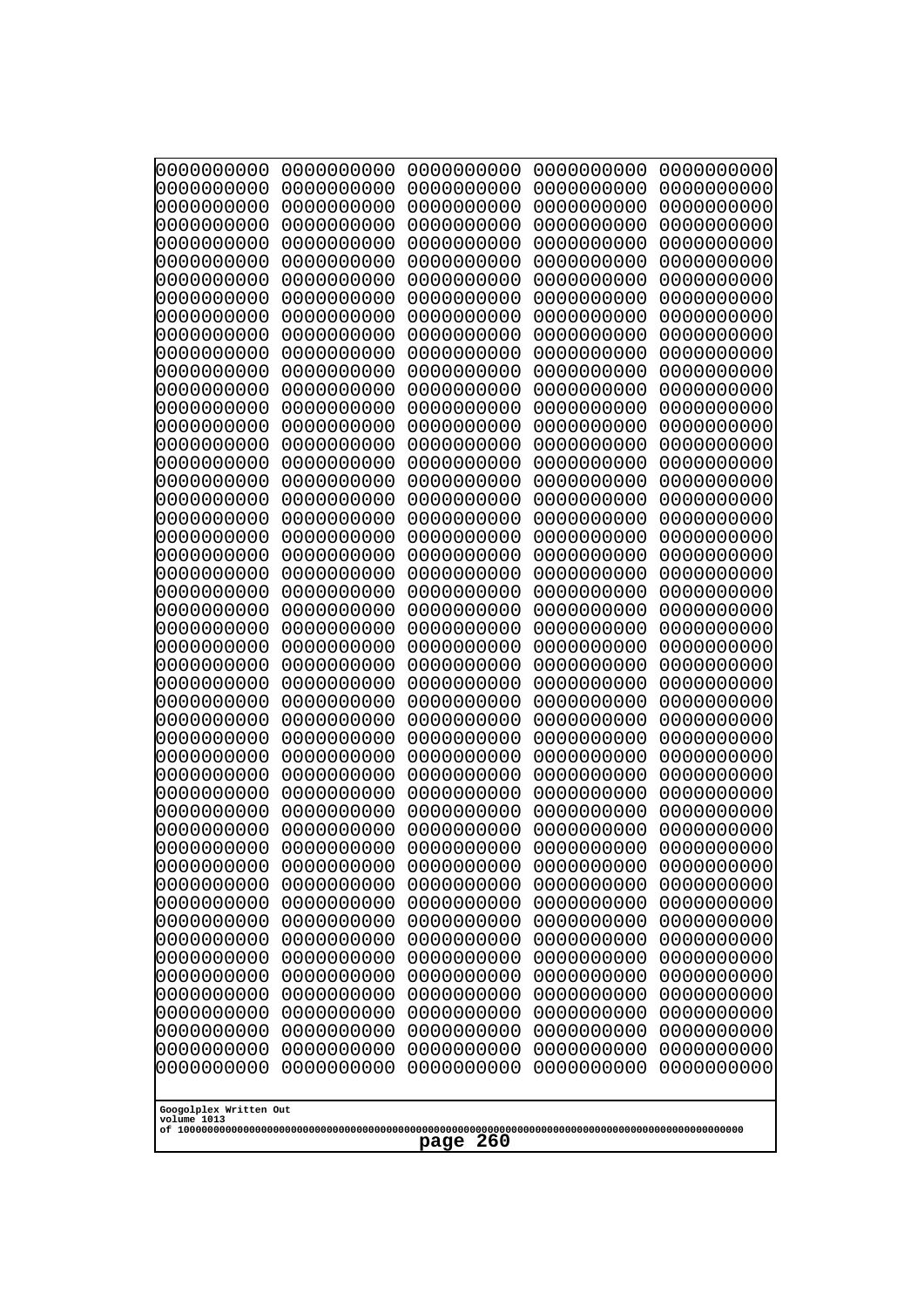```
0000000000 0000000000 0000000000 0000000000 0000000000
0000000000 0000000000 0000000000 0000000000 0000000000
0000000000 0000000000 0000000000 0000000000 0000000000
0000000000 0000000000 0000000000 0000000000 0000000000
0000000000 0000000000 0000000000 0000000000 0000000000
0000000000 0000000000 0000000000 0000000000 0000000000
0000000000 0000000000 0000000000 0000000000 0000000000
0000000000 0000000000 0000000000 0000000000 0000000000
0000000000 0000000000 0000000000 0000000000 0000000000
0000000000 0000000000 0000000000 0000000000 0000000000
0000000000 0000000000 0000000000 0000000000 0000000000
0000000000 0000000000 0000000000 0000000000 0000000000
0000000000 0000000000 0000000000 0000000000 0000000000
0000000000 0000000000 0000000000 0000000000 0000000000
0000000000 0000000000 0000000000 0000000000 0000000000
0000000000 0000000000 0000000000 0000000000 0000000000
0000000000 0000000000 0000000000 0000000000 0000000000
0000000000 0000000000 0000000000 0000000000 0000000000
0000000000 0000000000 0000000000 0000000000 0000000000
0000000000 0000000000 0000000000 0000000000 0000000000
0000000000 0000000000 0000000000 0000000000 0000000000
0000000000 0000000000 0000000000 0000000000 0000000000
0000000000 0000000000 0000000000 0000000000 0000000000
0000000000 0000000000 0000000000 0000000000 0000000000
0000000000 0000000000 0000000000 0000000000 0000000000
0000000000 0000000000 0000000000 0000000000 0000000000
0000000000 0000000000 0000000000 0000000000 0000000000
0000000000 0000000000 0000000000 0000000000 0000000000
0000000000 0000000000 0000000000 0000000000 0000000000
0000000000 0000000000 0000000000 0000000000 0000000000
0000000000 0000000000 0000000000 0000000000 0000000000
0000000000 0000000000 0000000000 0000000000 0000000000
0000000000 0000000000 0000000000 0000000000 0000000000
0000000000 0000000000 0000000000 0000000000 0000000000
0000000000 0000000000 0000000000 0000000000 0000000000
0000000000 0000000000 0000000000 0000000000 0000000000
0000000000 0000000000 0000000000 0000000000 0000000000
0000000000 0000000000 0000000000 0000000000 0000000000
0000000000 0000000000 0000000000 0000000000 0000000000
0000000000 0000000000 0000000000 0000000000 0000000000
0000000000 0000000000 0000000000 0000000000 0000000000
0000000000 0000000000 0000000000 0000000000 0000000000
0000000000 0000000000 0000000000 0000000000 0000000000
0000000000 0000000000 0000000000 0000000000 0000000000
0000000000 0000000000 0000000000 0000000000 0000000000
0000000000 0000000000 0000000000 0000000000 0000000000
0000000000 0000000000 0000000000 0000000000 0000000000
0000000000 0000000000 0000000000 0000000000 0000000000
0000000000 0000000000 0000000000 0000000000 0000000000
0000000000 0000000000 0000000000 0000000000 0000000000
```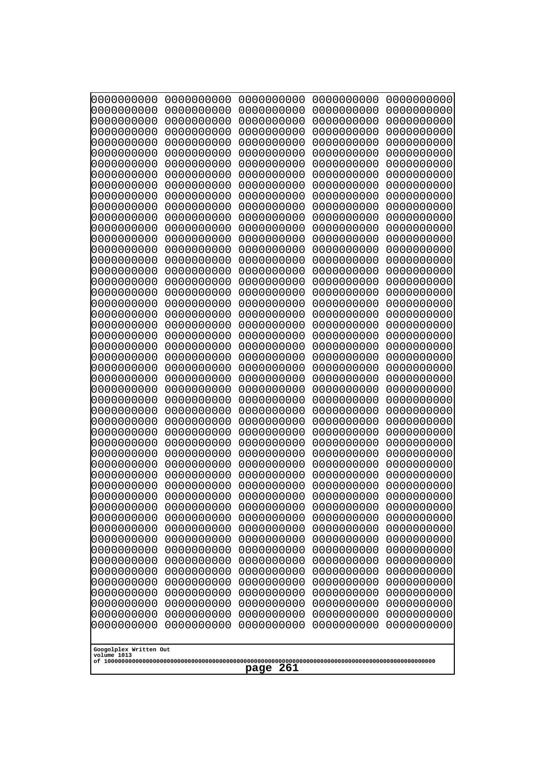```
0000000000 0000000000 0000000000 0000000000 0000000000
0000000000 0000000000 0000000000 0000000000 0000000000
0000000000 0000000000 0000000000 0000000000 0000000000
0000000000 0000000000 0000000000 0000000000 0000000000
0000000000 0000000000 0000000000 0000000000 0000000000
0000000000 0000000000 0000000000 0000000000 0000000000
0000000000 0000000000 0000000000 0000000000 0000000000
0000000000 0000000000 0000000000 0000000000 0000000000
0000000000 0000000000 0000000000 0000000000 0000000000
0000000000 0000000000 0000000000 0000000000 0000000000
0000000000 0000000000 0000000000 0000000000 0000000000
0000000000 0000000000 0000000000 0000000000 0000000000
0000000000 0000000000 0000000000 0000000000 0000000000
0000000000 0000000000 0000000000 0000000000 0000000000
0000000000 0000000000 0000000000 0000000000 0000000000
0000000000 0000000000 0000000000 0000000000 0000000000
0000000000 0000000000 0000000000 0000000000 0000000000
0000000000 0000000000 0000000000 0000000000 0000000000
0000000000 0000000000 0000000000 0000000000 0000000000
0000000000 0000000000 0000000000 0000000000 0000000000
0000000000 0000000000 0000000000 0000000000 0000000000
0000000000 0000000000 0000000000 0000000000 0000000000
0000000000 0000000000 0000000000 0000000000 0000000000
0000000000 0000000000 0000000000 0000000000 0000000000
0000000000 0000000000 0000000000 0000000000 0000000000
0000000000 0000000000 0000000000 0000000000 0000000000
0000000000 0000000000 0000000000 0000000000 0000000000
0000000000 0000000000 0000000000 0000000000 0000000000
0000000000 0000000000 0000000000 0000000000 0000000000
0000000000 0000000000 0000000000 0000000000 0000000000
0000000000 0000000000 0000000000 0000000000 0000000000
0000000000 0000000000 0000000000 0000000000 0000000000
0000000000 0000000000 0000000000 0000000000 0000000000
0000000000 0000000000 0000000000 0000000000 0000000000
0000000000 0000000000 0000000000 0000000000 0000000000
0000000000 0000000000 0000000000 0000000000 0000000000
0000000000 0000000000 0000000000 0000000000 0000000000
0000000000 0000000000 0000000000 0000000000 0000000000
0000000000 0000000000 0000000000 0000000000 0000000000
0000000000 0000000000 0000000000 0000000000 0000000000
0000000000 0000000000 0000000000 0000000000 0000000000
0000000000 0000000000 0000000000 0000000000 0000000000
0000000000 0000000000 0000000000 0000000000 0000000000
0000000000 0000000000 0000000000 0000000000 0000000000
0000000000 0000000000 0000000000 0000000000 0000000000
0000000000 0000000000 0000000000 0000000000 0000000000
0000000000 0000000000 0000000000 0000000000 0000000000
0000000000 0000000000 0000000000 0000000000 0000000000
0000000000 0000000000 0000000000 0000000000 0000000000
0000000000 0000000000 0000000000 0000000000 0000000000
```

Googolplex Written Out
volume 1013
of 10000000000000000000000000000000000000000000000000000000000000000000000000000000000000000000000000000

page 261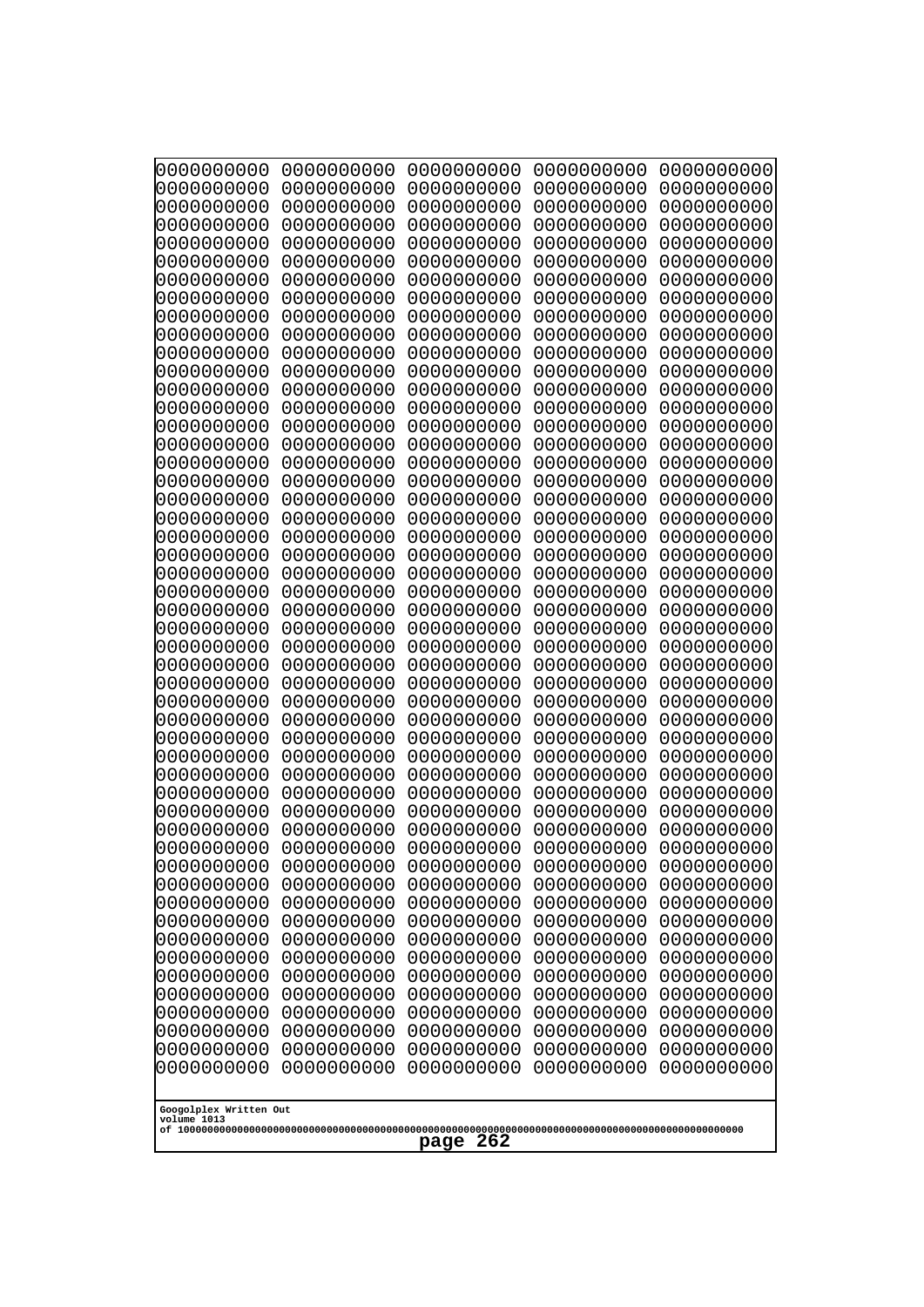```
0000000000 0000000000 0000000000 0000000000 0000000000
0000000000 0000000000 0000000000 0000000000 0000000000
0000000000 0000000000 0000000000 0000000000 0000000000
0000000000 0000000000 0000000000 0000000000 0000000000
0000000000 0000000000 0000000000 0000000000 0000000000
0000000000 0000000000 0000000000 0000000000 0000000000
0000000000 0000000000 0000000000 0000000000 0000000000
0000000000 0000000000 0000000000 0000000000 0000000000
0000000000 0000000000 0000000000 0000000000 0000000000
0000000000 0000000000 0000000000 0000000000 0000000000
0000000000 0000000000 0000000000 0000000000 0000000000
0000000000 0000000000 0000000000 0000000000 0000000000
0000000000 0000000000 0000000000 0000000000 0000000000
0000000000 0000000000 0000000000 0000000000 0000000000
0000000000 0000000000 0000000000 0000000000 0000000000
0000000000 0000000000 0000000000 0000000000 0000000000
0000000000 0000000000 0000000000 0000000000 0000000000
0000000000 0000000000 0000000000 0000000000 0000000000
0000000000 0000000000 0000000000 0000000000 0000000000
0000000000 0000000000 0000000000 0000000000 0000000000
0000000000 0000000000 0000000000 0000000000 0000000000
0000000000 0000000000 0000000000 0000000000 0000000000
0000000000 0000000000 0000000000 0000000000 0000000000
0000000000 0000000000 0000000000 0000000000 0000000000
0000000000 0000000000 0000000000 0000000000 0000000000
0000000000 0000000000 0000000000 0000000000 0000000000
0000000000 0000000000 0000000000 0000000000 0000000000
0000000000 0000000000 0000000000 0000000000 0000000000
0000000000 0000000000 0000000000 0000000000 0000000000
0000000000 0000000000 0000000000 0000000000 0000000000
0000000000 0000000000 0000000000 0000000000 0000000000
0000000000 0000000000 0000000000 0000000000 0000000000
0000000000 0000000000 0000000000 0000000000 0000000000
0000000000 0000000000 0000000000 0000000000 0000000000
0000000000 0000000000 0000000000 0000000000 0000000000
0000000000 0000000000 0000000000 0000000000 0000000000
0000000000 0000000000 0000000000 0000000000 0000000000
0000000000 0000000000 0000000000 0000000000 0000000000
0000000000 0000000000 0000000000 0000000000 0000000000
0000000000 0000000000 0000000000 0000000000 0000000000
0000000000 0000000000 0000000000 0000000000 0000000000
0000000000 0000000000 0000000000 0000000000 0000000000
0000000000 0000000000 0000000000 0000000000 0000000000
0000000000 0000000000 0000000000 0000000000 0000000000
0000000000 0000000000 0000000000 0000000000 0000000000
0000000000 0000000000 0000000000 0000000000 0000000000
0000000000 0000000000 0000000000 0000000000 0000000000
0000000000 0000000000 0000000000 0000000000 0000000000
0000000000 0000000000 0000000000 0000000000 0000000000
0000000000 0000000000 0000000000 0000000000 0000000000
```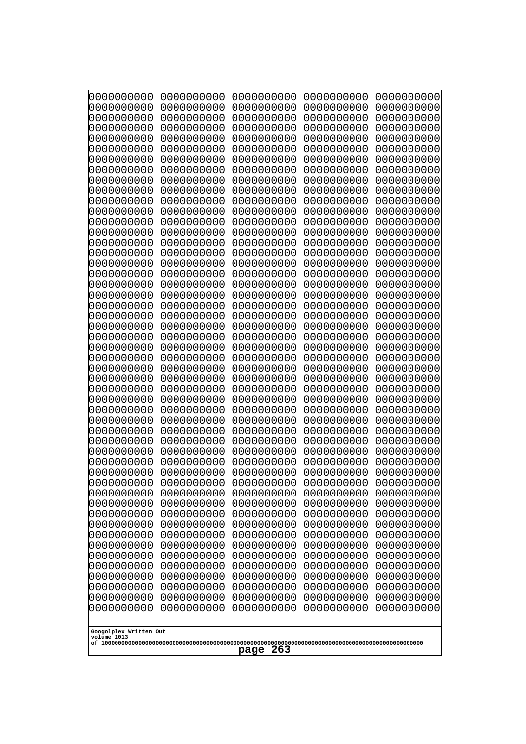```
0000000000 0000000000 0000000000 0000000000 0000000000
0000000000 0000000000 0000000000 0000000000 0000000000
0000000000 0000000000 0000000000 0000000000 0000000000
0000000000 0000000000 0000000000 0000000000 0000000000
0000000000 0000000000 0000000000 0000000000 0000000000
0000000000 0000000000 0000000000 0000000000 0000000000
0000000000 0000000000 0000000000 0000000000 0000000000
0000000000 0000000000 0000000000 0000000000 0000000000
0000000000 0000000000 0000000000 0000000000 0000000000
0000000000 0000000000 0000000000 0000000000 0000000000
0000000000 0000000000 0000000000 0000000000 0000000000
0000000000 0000000000 0000000000 0000000000 0000000000
0000000000 0000000000 0000000000 0000000000 0000000000
0000000000 0000000000 0000000000 0000000000 0000000000
0000000000 0000000000 0000000000 0000000000 0000000000
0000000000 0000000000 0000000000 0000000000 0000000000
0000000000 0000000000 0000000000 0000000000 0000000000
0000000000 0000000000 0000000000 0000000000 0000000000
0000000000 0000000000 0000000000 0000000000 0000000000
0000000000 0000000000 0000000000 0000000000 0000000000
0000000000 0000000000 0000000000 0000000000 0000000000
0000000000 0000000000 0000000000 0000000000 0000000000
0000000000 0000000000 0000000000 0000000000 0000000000
0000000000 0000000000 0000000000 0000000000 0000000000
0000000000 0000000000 0000000000 0000000000 0000000000
0000000000 0000000000 0000000000 0000000000 0000000000
0000000000 0000000000 0000000000 0000000000 0000000000
0000000000 0000000000 0000000000 0000000000 0000000000
0000000000 0000000000 0000000000 0000000000 0000000000
0000000000 0000000000 0000000000 0000000000 0000000000
0000000000 0000000000 0000000000 0000000000 0000000000
0000000000 0000000000 0000000000 0000000000 0000000000
0000000000 0000000000 0000000000 0000000000 0000000000
0000000000 0000000000 0000000000 0000000000 0000000000
0000000000 0000000000 0000000000 0000000000 0000000000
0000000000 0000000000 0000000000 0000000000 0000000000
0000000000 0000000000 0000000000 0000000000 0000000000
0000000000 0000000000 0000000000 0000000000 0000000000
0000000000 0000000000 0000000000 0000000000 0000000000
0000000000 0000000000 0000000000 0000000000 0000000000
0000000000 0000000000 0000000000 0000000000 0000000000
0000000000 0000000000 0000000000 0000000000 0000000000
0000000000 0000000000 0000000000 0000000000 0000000000
0000000000 0000000000 0000000000 0000000000 0000000000
0000000000 0000000000 0000000000 0000000000 0000000000
0000000000 0000000000 0000000000 0000000000 0000000000
0000000000 0000000000 0000000000 0000000000 0000000000
0000000000 0000000000 0000000000 0000000000 0000000000
0000000000 0000000000 0000000000 0000000000 0000000000
0000000000 0000000000 0000000000 0000000000 0000000000
```

Googolplex Written Out
volume 1013
of 10000000000000000000000000000000000000000000000000000000000000000000000000000000000000000000000000000

page 263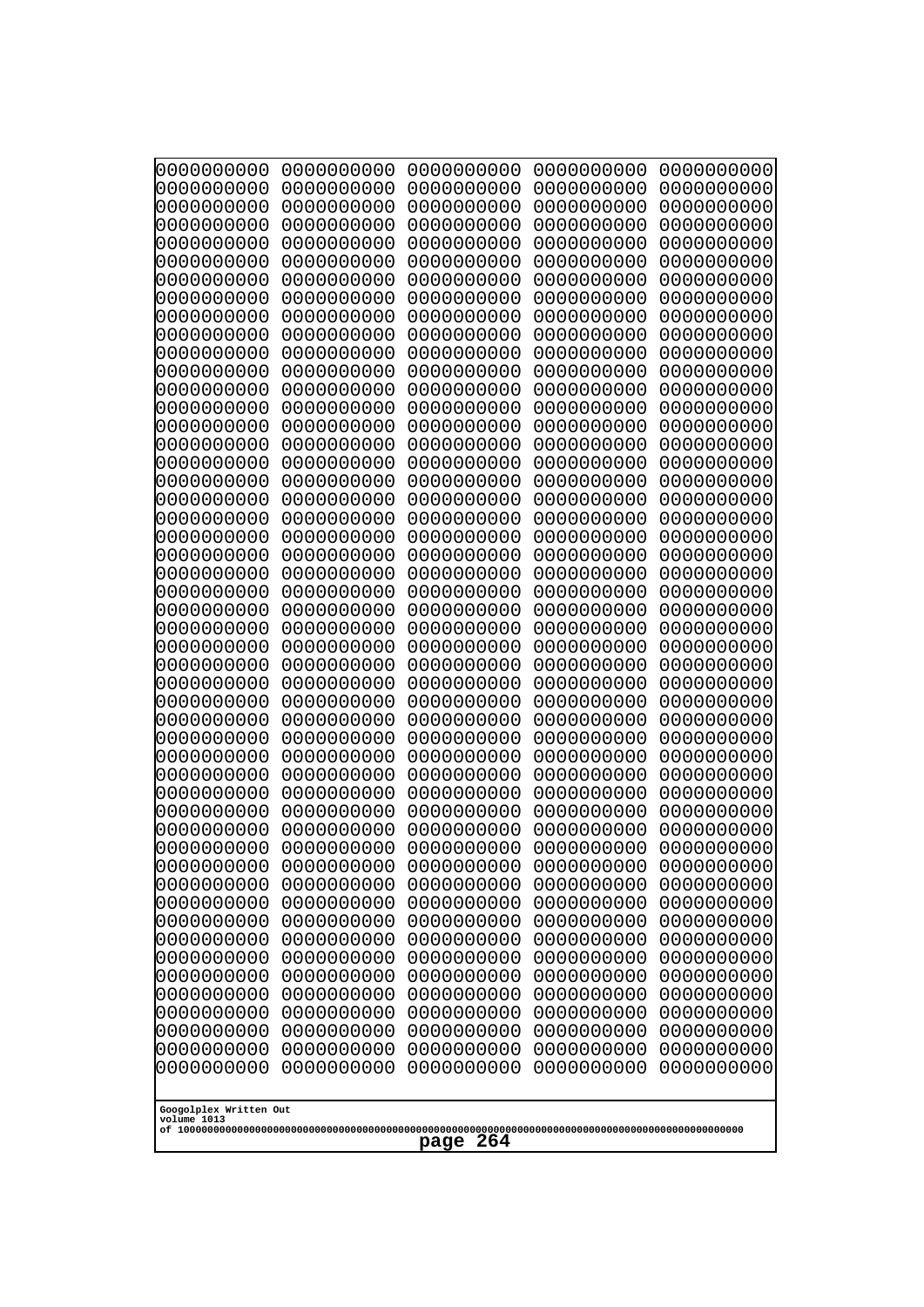```
0000000000 0000000000 0000000000 0000000000 0000000000
0000000000 0000000000 0000000000 0000000000 0000000000
0000000000 0000000000 0000000000 0000000000 0000000000
0000000000 0000000000 0000000000 0000000000 0000000000
0000000000 0000000000 0000000000 0000000000 0000000000
0000000000 0000000000 0000000000 0000000000 0000000000
0000000000 0000000000 0000000000 0000000000 0000000000
0000000000 0000000000 0000000000 0000000000 0000000000
0000000000 0000000000 0000000000 0000000000 0000000000
0000000000 0000000000 0000000000 0000000000 0000000000
0000000000 0000000000 0000000000 0000000000 0000000000
0000000000 0000000000 0000000000 0000000000 0000000000
0000000000 0000000000 0000000000 0000000000 0000000000
0000000000 0000000000 0000000000 0000000000 0000000000
0000000000 0000000000 0000000000 0000000000 0000000000
0000000000 0000000000 0000000000 0000000000 0000000000
0000000000 0000000000 0000000000 0000000000 0000000000
0000000000 0000000000 0000000000 0000000000 0000000000
0000000000 0000000000 0000000000 0000000000 0000000000
0000000000 0000000000 0000000000 0000000000 0000000000
0000000000 0000000000 0000000000 0000000000 0000000000
0000000000 0000000000 0000000000 0000000000 0000000000
0000000000 0000000000 0000000000 0000000000 0000000000
0000000000 0000000000 0000000000 0000000000 0000000000
0000000000 0000000000 0000000000 0000000000 0000000000
0000000000 0000000000 0000000000 0000000000 0000000000
0000000000 0000000000 0000000000 0000000000 0000000000
0000000000 0000000000 0000000000 0000000000 0000000000
0000000000 0000000000 0000000000 0000000000 0000000000
0000000000 0000000000 0000000000 0000000000 0000000000
0000000000 0000000000 0000000000 0000000000 0000000000
0000000000 0000000000 0000000000 0000000000 0000000000
0000000000 0000000000 0000000000 0000000000 0000000000
0000000000 0000000000 0000000000 0000000000 0000000000
0000000000 0000000000 0000000000 0000000000 0000000000
0000000000 0000000000 0000000000 0000000000 0000000000
0000000000 0000000000 0000000000 0000000000 0000000000
0000000000 0000000000 0000000000 0000000000 0000000000
0000000000 0000000000 0000000000 0000000000 0000000000
0000000000 0000000000 0000000000 0000000000 0000000000
0000000000 0000000000 0000000000 0000000000 0000000000
0000000000 0000000000 0000000000 0000000000 0000000000
0000000000 0000000000 0000000000 0000000000 0000000000
0000000000 0000000000 0000000000 0000000000 0000000000
0000000000 0000000000 0000000000 0000000000 0000000000
0000000000 0000000000 0000000000 0000000000 0000000000
0000000000 0000000000 0000000000 0000000000 0000000000
0000000000 0000000000 0000000000 0000000000 0000000000
0000000000 0000000000 0000000000 0000000000 0000000000
0000000000 0000000000 0000000000 0000000000 0000000000
```

Googolplex Written Out
volume 1013
of 10000000000000000000000000000000000000000000000000000000000000000000000000000000000000000000000000000

page 264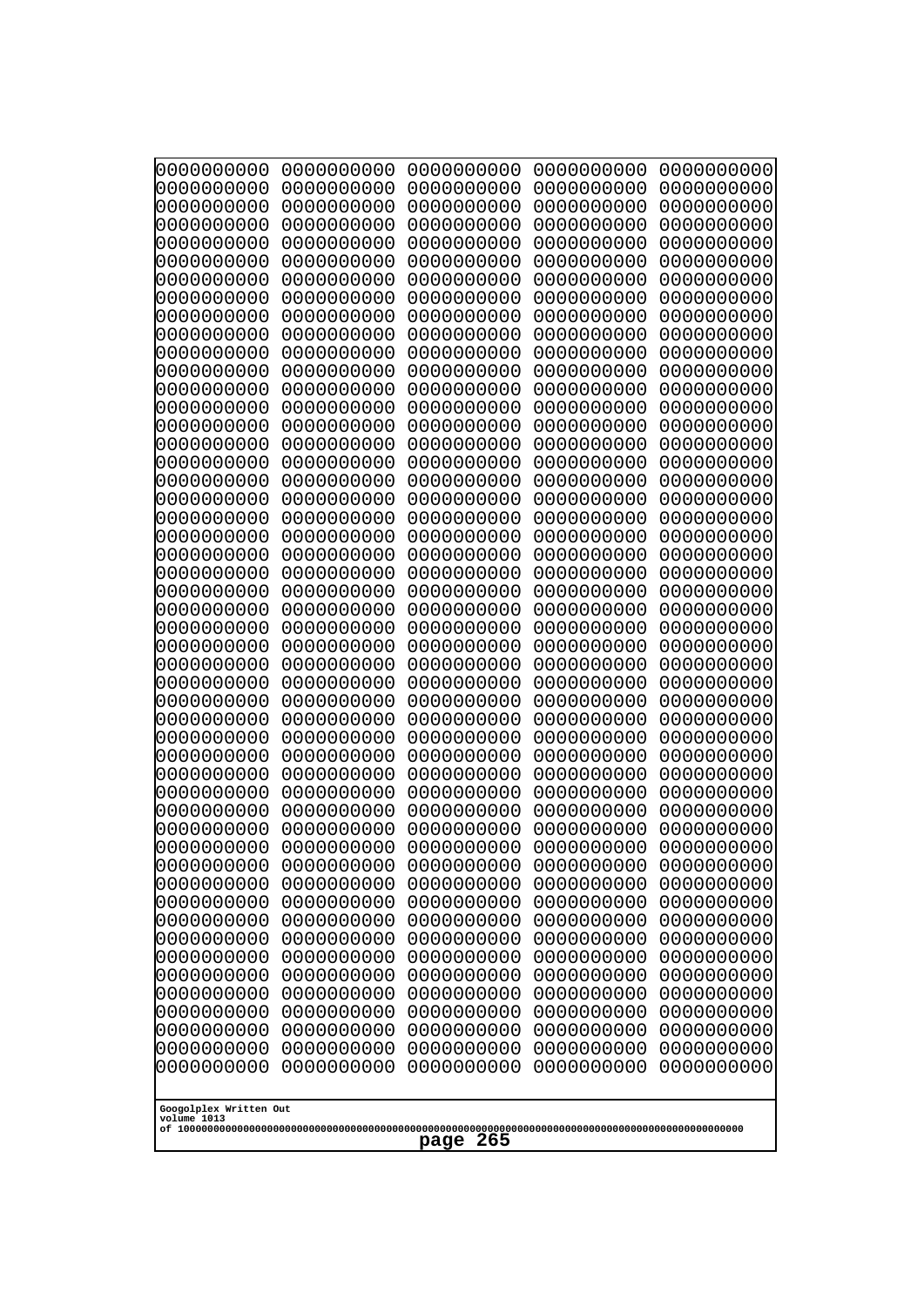```
0000000000 0000000000 0000000000 0000000000 0000000000
0000000000 0000000000 0000000000 0000000000 0000000000
0000000000 0000000000 0000000000 0000000000 0000000000
0000000000 0000000000 0000000000 0000000000 0000000000
0000000000 0000000000 0000000000 0000000000 0000000000
0000000000 0000000000 0000000000 0000000000 0000000000
0000000000 0000000000 0000000000 0000000000 0000000000
0000000000 0000000000 0000000000 0000000000 0000000000
0000000000 0000000000 0000000000 0000000000 0000000000
0000000000 0000000000 0000000000 0000000000 0000000000
0000000000 0000000000 0000000000 0000000000 0000000000
0000000000 0000000000 0000000000 0000000000 0000000000
0000000000 0000000000 0000000000 0000000000 0000000000
0000000000 0000000000 0000000000 0000000000 0000000000
0000000000 0000000000 0000000000 0000000000 0000000000
0000000000 0000000000 0000000000 0000000000 0000000000
0000000000 0000000000 0000000000 0000000000 0000000000
0000000000 0000000000 0000000000 0000000000 0000000000
0000000000 0000000000 0000000000 0000000000 0000000000
0000000000 0000000000 0000000000 0000000000 0000000000
0000000000 0000000000 0000000000 0000000000 0000000000
0000000000 0000000000 0000000000 0000000000 0000000000
0000000000 0000000000 0000000000 0000000000 0000000000
0000000000 0000000000 0000000000 0000000000 0000000000
0000000000 0000000000 0000000000 0000000000 0000000000
0000000000 0000000000 0000000000 0000000000 0000000000
0000000000 0000000000 0000000000 0000000000 0000000000
0000000000 0000000000 0000000000 0000000000 0000000000
0000000000 0000000000 0000000000 0000000000 0000000000
0000000000 0000000000 0000000000 0000000000 0000000000
0000000000 0000000000 0000000000 0000000000 0000000000
0000000000 0000000000 0000000000 0000000000 0000000000
0000000000 0000000000 0000000000 0000000000 0000000000
0000000000 0000000000 0000000000 0000000000 0000000000
0000000000 0000000000 0000000000 0000000000 0000000000
0000000000 0000000000 0000000000 0000000000 0000000000
0000000000 0000000000 0000000000 0000000000 0000000000
0000000000 0000000000 0000000000 0000000000 0000000000
0000000000 0000000000 0000000000 0000000000 0000000000
0000000000 0000000000 0000000000 0000000000 0000000000
0000000000 0000000000 0000000000 0000000000 0000000000
0000000000 0000000000 0000000000 0000000000 0000000000
0000000000 0000000000 0000000000 0000000000 0000000000
0000000000 0000000000 0000000000 0000000000 0000000000
0000000000 0000000000 0000000000 0000000000 0000000000
0000000000 0000000000 0000000000 0000000000 0000000000
0000000000 0000000000 0000000000 0000000000 0000000000
0000000000 0000000000 0000000000 0000000000 0000000000
0000000000 0000000000 0000000000 0000000000 0000000000
0000000000 0000000000 0000000000 0000000000 0000000000
```

Googolplex Written Out
volume 1013
of 10000000000000000000000000000000000000000000000000000000000000000000000000000000000000000000000000000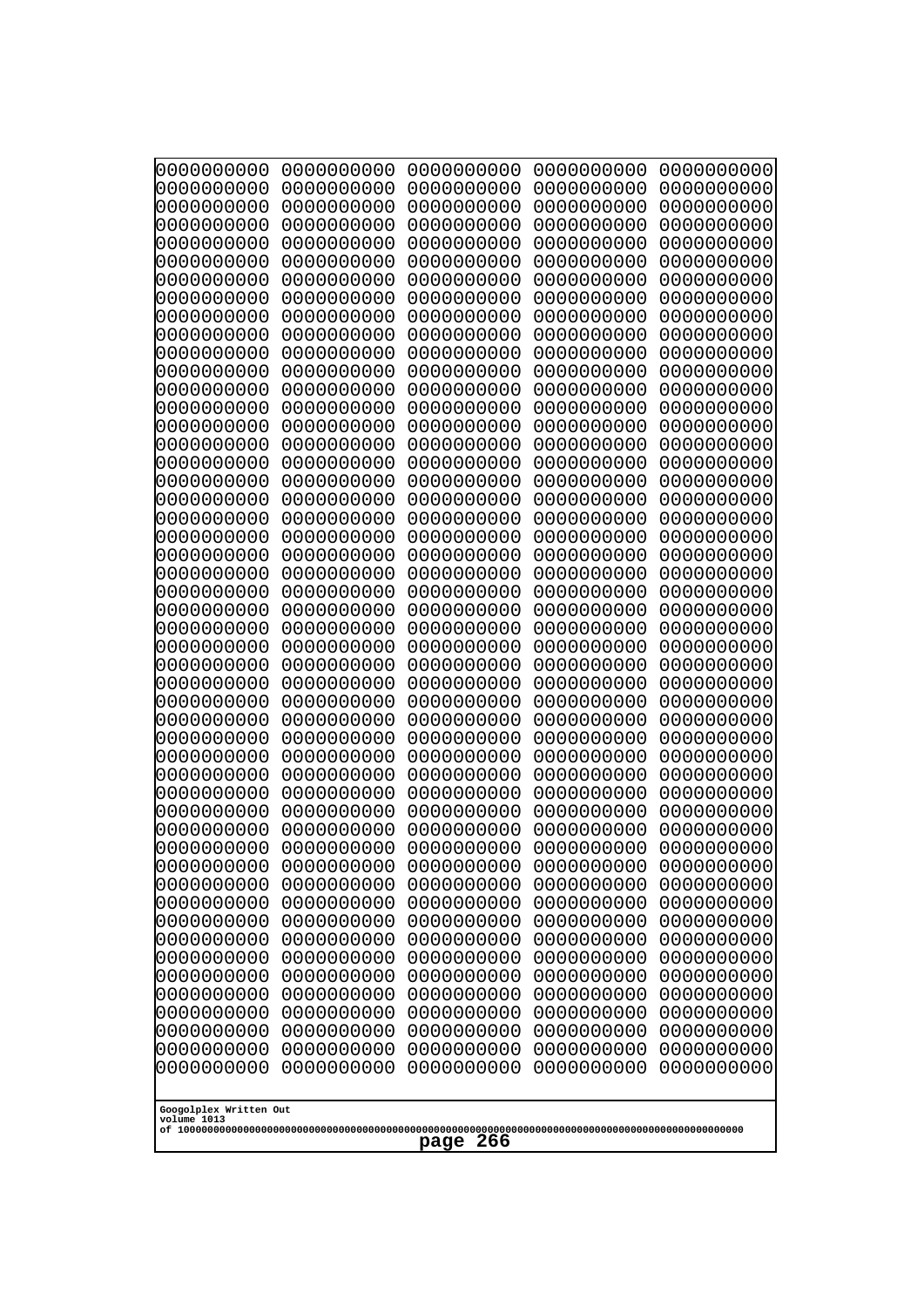```
0000000000 0000000000 0000000000 0000000000 0000000000
0000000000 0000000000 0000000000 0000000000 0000000000
0000000000 0000000000 0000000000 0000000000 0000000000
0000000000 0000000000 0000000000 0000000000 0000000000
0000000000 0000000000 0000000000 0000000000 0000000000
0000000000 0000000000 0000000000 0000000000 0000000000
0000000000 0000000000 0000000000 0000000000 0000000000
0000000000 0000000000 0000000000 0000000000 0000000000
0000000000 0000000000 0000000000 0000000000 0000000000
0000000000 0000000000 0000000000 0000000000 0000000000
0000000000 0000000000 0000000000 0000000000 0000000000
0000000000 0000000000 0000000000 0000000000 0000000000
0000000000 0000000000 0000000000 0000000000 0000000000
0000000000 0000000000 0000000000 0000000000 0000000000
0000000000 0000000000 0000000000 0000000000 0000000000
0000000000 0000000000 0000000000 0000000000 0000000000
0000000000 0000000000 0000000000 0000000000 0000000000
0000000000 0000000000 0000000000 0000000000 0000000000
0000000000 0000000000 0000000000 0000000000 0000000000
0000000000 0000000000 0000000000 0000000000 0000000000
0000000000 0000000000 0000000000 0000000000 0000000000
0000000000 0000000000 0000000000 0000000000 0000000000
0000000000 0000000000 0000000000 0000000000 0000000000
0000000000 0000000000 0000000000 0000000000 0000000000
0000000000 0000000000 0000000000 0000000000 0000000000
0000000000 0000000000 0000000000 0000000000 0000000000
0000000000 0000000000 0000000000 0000000000 0000000000
0000000000 0000000000 0000000000 0000000000 0000000000
0000000000 0000000000 0000000000 0000000000 0000000000
0000000000 0000000000 0000000000 0000000000 0000000000
0000000000 0000000000 0000000000 0000000000 0000000000
0000000000 0000000000 0000000000 0000000000 0000000000
0000000000 0000000000 0000000000 0000000000 0000000000
0000000000 0000000000 0000000000 0000000000 0000000000
0000000000 0000000000 0000000000 0000000000 0000000000
0000000000 0000000000 0000000000 0000000000 0000000000
0000000000 0000000000 0000000000 0000000000 0000000000
0000000000 0000000000 0000000000 0000000000 0000000000
0000000000 0000000000 0000000000 0000000000 0000000000
0000000000 0000000000 0000000000 0000000000 0000000000
0000000000 0000000000 0000000000 0000000000 0000000000
0000000000 0000000000 0000000000 0000000000 0000000000
0000000000 0000000000 0000000000 0000000000 0000000000
0000000000 0000000000 0000000000 0000000000 0000000000
0000000000 0000000000 0000000000 0000000000 0000000000
0000000000 0000000000 0000000000 0000000000 0000000000
0000000000 0000000000 0000000000 0000000000 0000000000
0000000000 0000000000 0000000000 0000000000 0000000000
0000000000 0000000000 0000000000 0000000000 0000000000
0000000000 0000000000 0000000000 0000000000 0000000000
```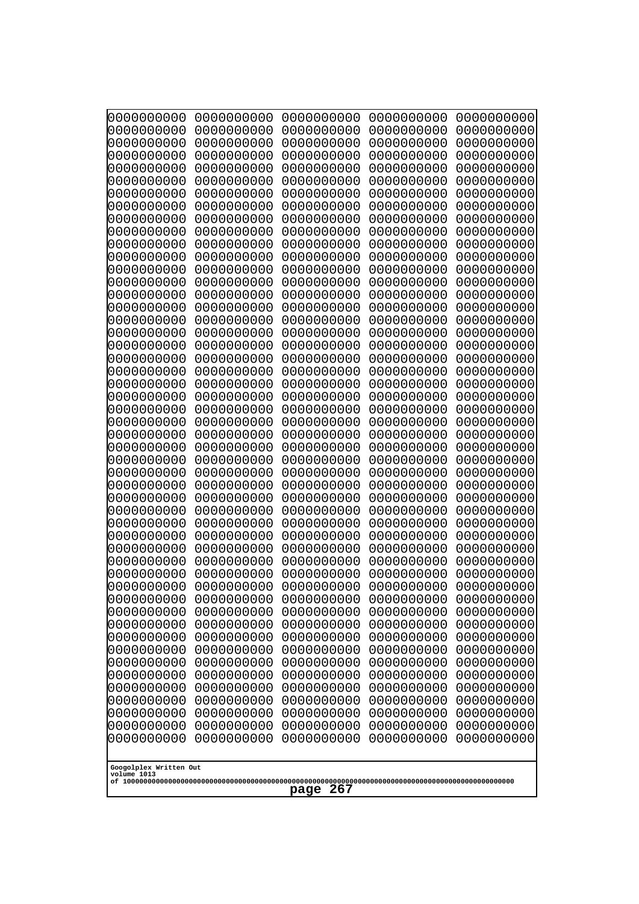```
0000000000 0000000000 0000000000 0000000000 0000000000
0000000000 0000000000 0000000000 0000000000 0000000000
0000000000 0000000000 0000000000 0000000000 0000000000
0000000000 0000000000 0000000000 0000000000 0000000000
0000000000 0000000000 0000000000 0000000000 0000000000
0000000000 0000000000 0000000000 0000000000 0000000000
0000000000 0000000000 0000000000 0000000000 0000000000
0000000000 0000000000 0000000000 0000000000 0000000000
0000000000 0000000000 0000000000 0000000000 0000000000
0000000000 0000000000 0000000000 0000000000 0000000000
0000000000 0000000000 0000000000 0000000000 0000000000
0000000000 0000000000 0000000000 0000000000 0000000000
0000000000 0000000000 0000000000 0000000000 0000000000
0000000000 0000000000 0000000000 0000000000 0000000000
0000000000 0000000000 0000000000 0000000000 0000000000
0000000000 0000000000 0000000000 0000000000 0000000000
0000000000 0000000000 0000000000 0000000000 0000000000
0000000000 0000000000 0000000000 0000000000 0000000000
0000000000 0000000000 0000000000 0000000000 0000000000
0000000000 0000000000 0000000000 0000000000 0000000000
0000000000 0000000000 0000000000 0000000000 0000000000
0000000000 0000000000 0000000000 0000000000 0000000000
0000000000 0000000000 0000000000 0000000000 0000000000
0000000000 0000000000 0000000000 0000000000 0000000000
0000000000 0000000000 0000000000 0000000000 0000000000
0000000000 0000000000 0000000000 0000000000 0000000000
0000000000 0000000000 0000000000 0000000000 0000000000
0000000000 0000000000 0000000000 0000000000 0000000000
0000000000 0000000000 0000000000 0000000000 0000000000
0000000000 0000000000 0000000000 0000000000 0000000000
0000000000 0000000000 0000000000 0000000000 0000000000
0000000000 0000000000 0000000000 0000000000 0000000000
0000000000 0000000000 0000000000 0000000000 0000000000
0000000000 0000000000 0000000000 0000000000 0000000000
0000000000 0000000000 0000000000 0000000000 0000000000
0000000000 0000000000 0000000000 0000000000 0000000000
0000000000 0000000000 0000000000 0000000000 0000000000
0000000000 0000000000 0000000000 0000000000 0000000000
0000000000 0000000000 0000000000 0000000000 0000000000
0000000000 0000000000 0000000000 0000000000 0000000000
0000000000 0000000000 0000000000 0000000000 0000000000
0000000000 0000000000 0000000000 0000000000 0000000000
0000000000 0000000000 0000000000 0000000000 0000000000
0000000000 0000000000 0000000000 0000000000 0000000000
0000000000 0000000000 0000000000 0000000000 0000000000
0000000000 0000000000 0000000000 0000000000 0000000000
0000000000 0000000000 0000000000 0000000000 0000000000
0000000000 0000000000 0000000000 0000000000 0000000000
0000000000 0000000000 0000000000 0000000000 0000000000
0000000000 0000000000 0000000000 0000000000 0000000000
```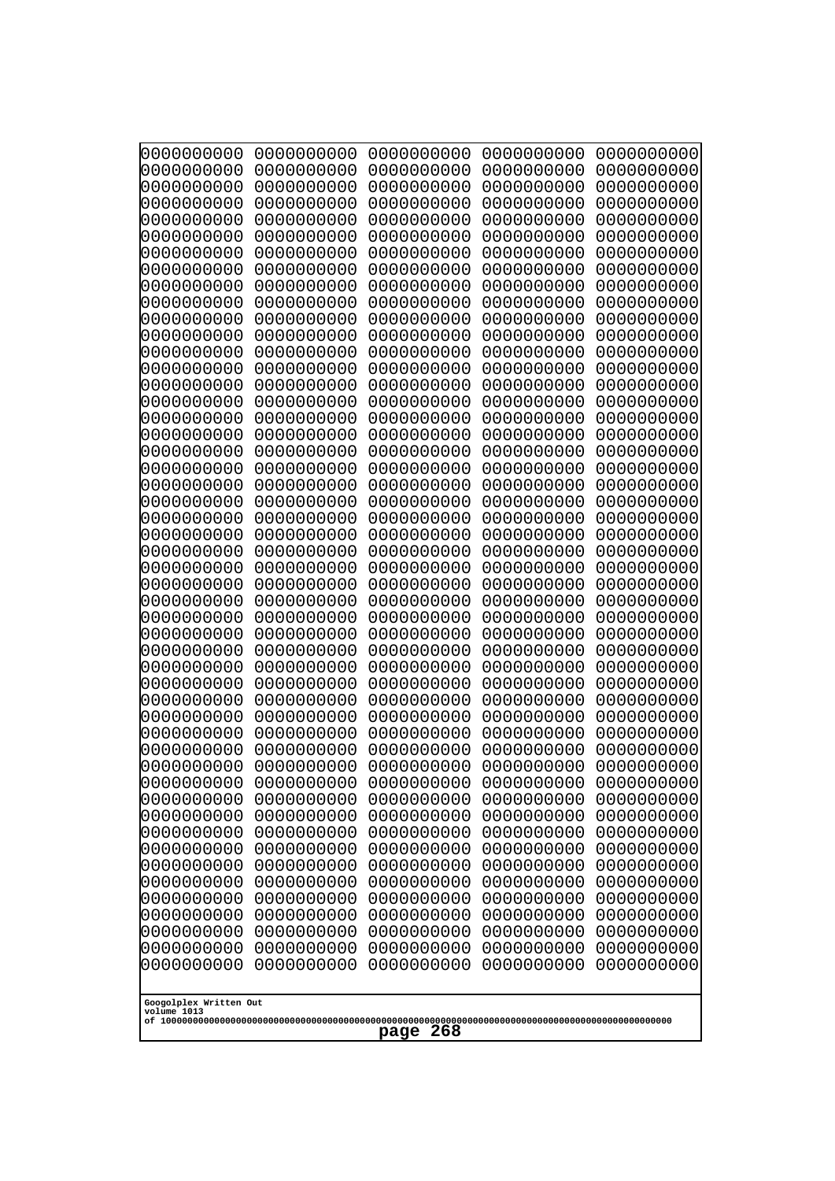```
0000000000 0000000000 0000000000 0000000000 0000000000
0000000000 0000000000 0000000000 0000000000 0000000000
0000000000 0000000000 0000000000 0000000000 0000000000
0000000000 0000000000 0000000000 0000000000 0000000000
0000000000 0000000000 0000000000 0000000000 0000000000
0000000000 0000000000 0000000000 0000000000 0000000000
0000000000 0000000000 0000000000 0000000000 0000000000
0000000000 0000000000 0000000000 0000000000 0000000000
0000000000 0000000000 0000000000 0000000000 0000000000
0000000000 0000000000 0000000000 0000000000 0000000000
0000000000 0000000000 0000000000 0000000000 0000000000
0000000000 0000000000 0000000000 0000000000 0000000000
0000000000 0000000000 0000000000 0000000000 0000000000
0000000000 0000000000 0000000000 0000000000 0000000000
0000000000 0000000000 0000000000 0000000000 0000000000
0000000000 0000000000 0000000000 0000000000 0000000000
0000000000 0000000000 0000000000 0000000000 0000000000
0000000000 0000000000 0000000000 0000000000 0000000000
0000000000 0000000000 0000000000 0000000000 0000000000
0000000000 0000000000 0000000000 0000000000 0000000000
0000000000 0000000000 0000000000 0000000000 0000000000
0000000000 0000000000 0000000000 0000000000 0000000000
0000000000 0000000000 0000000000 0000000000 0000000000
0000000000 0000000000 0000000000 0000000000 0000000000
0000000000 0000000000 0000000000 0000000000 0000000000
0000000000 0000000000 0000000000 0000000000 0000000000
0000000000 0000000000 0000000000 0000000000 0000000000
0000000000 0000000000 0000000000 0000000000 0000000000
0000000000 0000000000 0000000000 0000000000 0000000000
0000000000 0000000000 0000000000 0000000000 0000000000
0000000000 0000000000 0000000000 0000000000 0000000000
0000000000 0000000000 0000000000 0000000000 0000000000
0000000000 0000000000 0000000000 0000000000 0000000000
0000000000 0000000000 0000000000 0000000000 0000000000
0000000000 0000000000 0000000000 0000000000 0000000000
0000000000 0000000000 0000000000 0000000000 0000000000
0000000000 0000000000 0000000000 0000000000 0000000000
0000000000 0000000000 0000000000 0000000000 0000000000
0000000000 0000000000 0000000000 0000000000 0000000000
0000000000 0000000000 0000000000 0000000000 0000000000
0000000000 0000000000 0000000000 0000000000 0000000000
0000000000 0000000000 0000000000 0000000000 0000000000
0000000000 0000000000 0000000000 0000000000 0000000000
0000000000 0000000000 0000000000 0000000000 0000000000
0000000000 0000000000 0000000000 0000000000 0000000000
0000000000 0000000000 0000000000 0000000000 0000000000
0000000000 0000000000 0000000000 0000000000 0000000000
0000000000 0000000000 0000000000 0000000000 0000000000
0000000000 0000000000 0000000000 0000000000 0000000000
0000000000 0000000000 0000000000 0000000000 0000000000
```

Googolplex Written Out
volume 1013
of 10000000000000000000000000000000000000000000000000000000000000000000000000000000000000000000000000000

page 268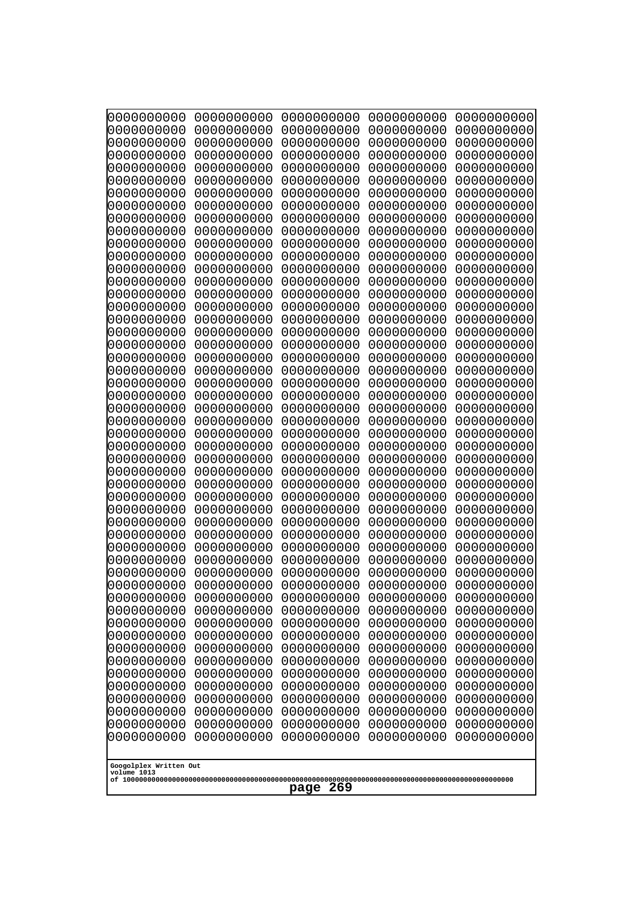```
0000000000 0000000000 0000000000 0000000000 0000000000
0000000000 0000000000 0000000000 0000000000 0000000000
0000000000 0000000000 0000000000 0000000000 0000000000
0000000000 0000000000 0000000000 0000000000 0000000000
0000000000 0000000000 0000000000 0000000000 0000000000
0000000000 0000000000 0000000000 0000000000 0000000000
0000000000 0000000000 0000000000 0000000000 0000000000
0000000000 0000000000 0000000000 0000000000 0000000000
0000000000 0000000000 0000000000 0000000000 0000000000
0000000000 0000000000 0000000000 0000000000 0000000000
0000000000 0000000000 0000000000 0000000000 0000000000
0000000000 0000000000 0000000000 0000000000 0000000000
0000000000 0000000000 0000000000 0000000000 0000000000
0000000000 0000000000 0000000000 0000000000 0000000000
0000000000 0000000000 0000000000 0000000000 0000000000
0000000000 0000000000 0000000000 0000000000 0000000000
0000000000 0000000000 0000000000 0000000000 0000000000
0000000000 0000000000 0000000000 0000000000 0000000000
0000000000 0000000000 0000000000 0000000000 0000000000
0000000000 0000000000 0000000000 0000000000 0000000000
0000000000 0000000000 0000000000 0000000000 0000000000
0000000000 0000000000 0000000000 0000000000 0000000000
0000000000 0000000000 0000000000 0000000000 0000000000
0000000000 0000000000 0000000000 0000000000 0000000000
0000000000 0000000000 0000000000 0000000000 0000000000
0000000000 0000000000 0000000000 0000000000 0000000000
0000000000 0000000000 0000000000 0000000000 0000000000
0000000000 0000000000 0000000000 0000000000 0000000000
0000000000 0000000000 0000000000 0000000000 0000000000
0000000000 0000000000 0000000000 0000000000 0000000000
0000000000 0000000000 0000000000 0000000000 0000000000
0000000000 0000000000 0000000000 0000000000 0000000000
0000000000 0000000000 0000000000 0000000000 0000000000
0000000000 0000000000 0000000000 0000000000 0000000000
0000000000 0000000000 0000000000 0000000000 0000000000
0000000000 0000000000 0000000000 0000000000 0000000000
0000000000 0000000000 0000000000 0000000000 0000000000
0000000000 0000000000 0000000000 0000000000 0000000000
0000000000 0000000000 0000000000 0000000000 0000000000
0000000000 0000000000 0000000000 0000000000 0000000000
0000000000 0000000000 0000000000 0000000000 0000000000
0000000000 0000000000 0000000000 0000000000 0000000000
0000000000 0000000000 0000000000 0000000000 0000000000
0000000000 0000000000 0000000000 0000000000 0000000000
0000000000 0000000000 0000000000 0000000000 0000000000
0000000000 0000000000 0000000000 0000000000 0000000000
0000000000 0000000000 0000000000 0000000000 0000000000
0000000000 0000000000 0000000000 0000000000 0000000000
0000000000 0000000000 0000000000 0000000000 0000000000
0000000000 0000000000 0000000000 0000000000 0000000000
```

Googolplex Written Out
volume 1013
of 10000000000000000000000000000000000000000000000000000000000000000000000000000000000000000000000000000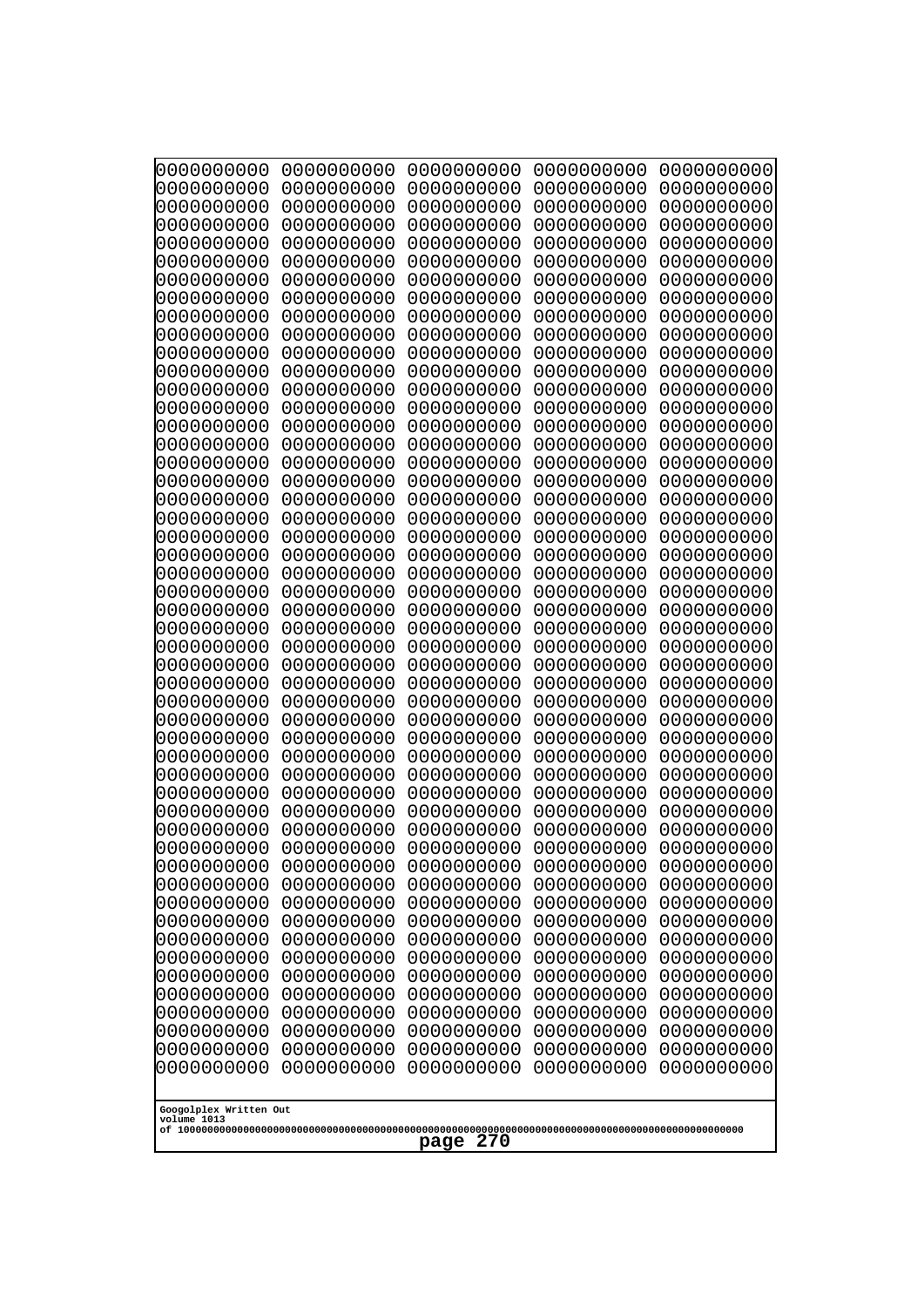```
0000000000 0000000000 0000000000 0000000000 0000000000
0000000000 0000000000 0000000000 0000000000 0000000000
0000000000 0000000000 0000000000 0000000000 0000000000
0000000000 0000000000 0000000000 0000000000 0000000000
0000000000 0000000000 0000000000 0000000000 0000000000
0000000000 0000000000 0000000000 0000000000 0000000000
0000000000 0000000000 0000000000 0000000000 0000000000
0000000000 0000000000 0000000000 0000000000 0000000000
0000000000 0000000000 0000000000 0000000000 0000000000
0000000000 0000000000 0000000000 0000000000 0000000000
0000000000 0000000000 0000000000 0000000000 0000000000
0000000000 0000000000 0000000000 0000000000 0000000000
0000000000 0000000000 0000000000 0000000000 0000000000
0000000000 0000000000 0000000000 0000000000 0000000000
0000000000 0000000000 0000000000 0000000000 0000000000
0000000000 0000000000 0000000000 0000000000 0000000000
0000000000 0000000000 0000000000 0000000000 0000000000
0000000000 0000000000 0000000000 0000000000 0000000000
0000000000 0000000000 0000000000 0000000000 0000000000
0000000000 0000000000 0000000000 0000000000 0000000000
0000000000 0000000000 0000000000 0000000000 0000000000
0000000000 0000000000 0000000000 0000000000 0000000000
0000000000 0000000000 0000000000 0000000000 0000000000
0000000000 0000000000 0000000000 0000000000 0000000000
0000000000 0000000000 0000000000 0000000000 0000000000
0000000000 0000000000 0000000000 0000000000 0000000000
0000000000 0000000000 0000000000 0000000000 0000000000
0000000000 0000000000 0000000000 0000000000 0000000000
0000000000 0000000000 0000000000 0000000000 0000000000
0000000000 0000000000 0000000000 0000000000 0000000000
0000000000 0000000000 0000000000 0000000000 0000000000
0000000000 0000000000 0000000000 0000000000 0000000000
0000000000 0000000000 0000000000 0000000000 0000000000
0000000000 0000000000 0000000000 0000000000 0000000000
0000000000 0000000000 0000000000 0000000000 0000000000
0000000000 0000000000 0000000000 0000000000 0000000000
0000000000 0000000000 0000000000 0000000000 0000000000
0000000000 0000000000 0000000000 0000000000 0000000000
0000000000 0000000000 0000000000 0000000000 0000000000
0000000000 0000000000 0000000000 0000000000 0000000000
0000000000 0000000000 0000000000 0000000000 0000000000
0000000000 0000000000 0000000000 0000000000 0000000000
0000000000 0000000000 0000000000 0000000000 0000000000
0000000000 0000000000 0000000000 0000000000 0000000000
0000000000 0000000000 0000000000 0000000000 0000000000
0000000000 0000000000 0000000000 0000000000 0000000000
0000000000 0000000000 0000000000 0000000000 0000000000
0000000000 0000000000 0000000000 0000000000 0000000000
0000000000 0000000000 0000000000 0000000000 0000000000
0000000000 0000000000 0000000000 0000000000 0000000000
```

Googolplex Written Out
volume 1013
of 10000000000000000000000000000000000000000000000000000000000000000000000000000000000000000000000000000

page 270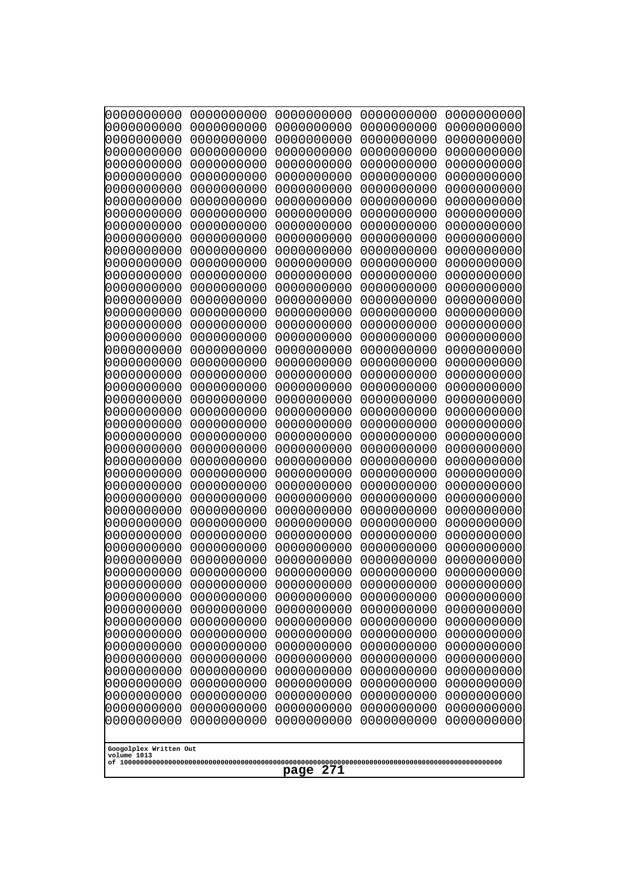```
0000000000 0000000000 0000000000 0000000000 0000000000
0000000000 0000000000 0000000000 0000000000 0000000000
0000000000 0000000000 0000000000 0000000000 0000000000
0000000000 0000000000 0000000000 0000000000 0000000000
0000000000 0000000000 0000000000 0000000000 0000000000
0000000000 0000000000 0000000000 0000000000 0000000000
0000000000 0000000000 0000000000 0000000000 0000000000
0000000000 0000000000 0000000000 0000000000 0000000000
0000000000 0000000000 0000000000 0000000000 0000000000
0000000000 0000000000 0000000000 0000000000 0000000000
0000000000 0000000000 0000000000 0000000000 0000000000
0000000000 0000000000 0000000000 0000000000 0000000000
0000000000 0000000000 0000000000 0000000000 0000000000
0000000000 0000000000 0000000000 0000000000 0000000000
0000000000 0000000000 0000000000 0000000000 0000000000
0000000000 0000000000 0000000000 0000000000 0000000000
0000000000 0000000000 0000000000 0000000000 0000000000
0000000000 0000000000 0000000000 0000000000 0000000000
0000000000 0000000000 0000000000 0000000000 0000000000
0000000000 0000000000 0000000000 0000000000 0000000000
0000000000 0000000000 0000000000 0000000000 0000000000
0000000000 0000000000 0000000000 0000000000 0000000000
0000000000 0000000000 0000000000 0000000000 0000000000
0000000000 0000000000 0000000000 0000000000 0000000000
0000000000 0000000000 0000000000 0000000000 0000000000
0000000000 0000000000 0000000000 0000000000 0000000000
0000000000 0000000000 0000000000 0000000000 0000000000
0000000000 0000000000 0000000000 0000000000 0000000000
0000000000 0000000000 0000000000 0000000000 0000000000
0000000000 0000000000 0000000000 0000000000 0000000000
0000000000 0000000000 0000000000 0000000000 0000000000
0000000000 0000000000 0000000000 0000000000 0000000000
0000000000 0000000000 0000000000 0000000000 0000000000
0000000000 0000000000 0000000000 0000000000 0000000000
0000000000 0000000000 0000000000 0000000000 0000000000
0000000000 0000000000 0000000000 0000000000 0000000000
0000000000 0000000000 0000000000 0000000000 0000000000
0000000000 0000000000 0000000000 0000000000 0000000000
0000000000 0000000000 0000000000 0000000000 0000000000
0000000000 0000000000 0000000000 0000000000 0000000000
0000000000 0000000000 0000000000 0000000000 0000000000
0000000000 0000000000 0000000000 0000000000 0000000000
0000000000 0000000000 0000000000 0000000000 0000000000
0000000000 0000000000 0000000000 0000000000 0000000000
0000000000 0000000000 0000000000 0000000000 0000000000
0000000000 0000000000 0000000000 0000000000 0000000000
0000000000 0000000000 0000000000 0000000000 0000000000
0000000000 0000000000 0000000000 0000000000 0000000000
0000000000 0000000000 0000000000 0000000000 0000000000
0000000000 0000000000 0000000000 0000000000 0000000000
```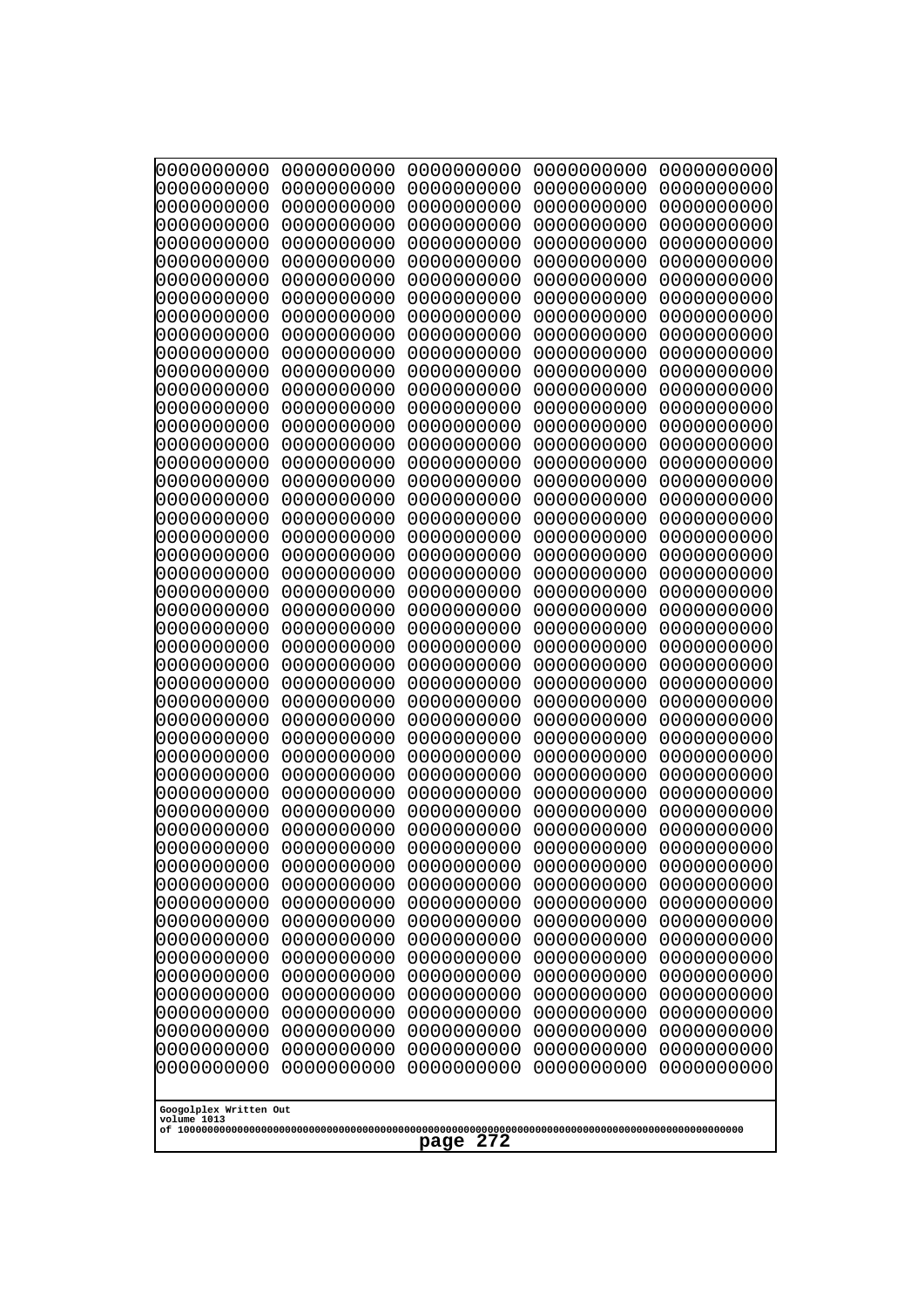```
0000000000 0000000000 0000000000 0000000000 0000000000
0000000000 0000000000 0000000000 0000000000 0000000000
0000000000 0000000000 0000000000 0000000000 0000000000
0000000000 0000000000 0000000000 0000000000 0000000000
0000000000 0000000000 0000000000 0000000000 0000000000
0000000000 0000000000 0000000000 0000000000 0000000000
0000000000 0000000000 0000000000 0000000000 0000000000
0000000000 0000000000 0000000000 0000000000 0000000000
0000000000 0000000000 0000000000 0000000000 0000000000
0000000000 0000000000 0000000000 0000000000 0000000000
0000000000 0000000000 0000000000 0000000000 0000000000
0000000000 0000000000 0000000000 0000000000 0000000000
0000000000 0000000000 0000000000 0000000000 0000000000
0000000000 0000000000 0000000000 0000000000 0000000000
0000000000 0000000000 0000000000 0000000000 0000000000
0000000000 0000000000 0000000000 0000000000 0000000000
0000000000 0000000000 0000000000 0000000000 0000000000
0000000000 0000000000 0000000000 0000000000 0000000000
0000000000 0000000000 0000000000 0000000000 0000000000
0000000000 0000000000 0000000000 0000000000 0000000000
0000000000 0000000000 0000000000 0000000000 0000000000
0000000000 0000000000 0000000000 0000000000 0000000000
0000000000 0000000000 0000000000 0000000000 0000000000
0000000000 0000000000 0000000000 0000000000 0000000000
0000000000 0000000000 0000000000 0000000000 0000000000
0000000000 0000000000 0000000000 0000000000 0000000000
0000000000 0000000000 0000000000 0000000000 0000000000
0000000000 0000000000 0000000000 0000000000 0000000000
0000000000 0000000000 0000000000 0000000000 0000000000
0000000000 0000000000 0000000000 0000000000 0000000000
0000000000 0000000000 0000000000 0000000000 0000000000
0000000000 0000000000 0000000000 0000000000 0000000000
0000000000 0000000000 0000000000 0000000000 0000000000
0000000000 0000000000 0000000000 0000000000 0000000000
0000000000 0000000000 0000000000 0000000000 0000000000
0000000000 0000000000 0000000000 0000000000 0000000000
0000000000 0000000000 0000000000 0000000000 0000000000
0000000000 0000000000 0000000000 0000000000 0000000000
0000000000 0000000000 0000000000 0000000000 0000000000
0000000000 0000000000 0000000000 0000000000 0000000000
0000000000 0000000000 0000000000 0000000000 0000000000
0000000000 0000000000 0000000000 0000000000 0000000000
0000000000 0000000000 0000000000 0000000000 0000000000
0000000000 0000000000 0000000000 0000000000 0000000000
0000000000 0000000000 0000000000 0000000000 0000000000
0000000000 0000000000 0000000000 0000000000 0000000000
0000000000 0000000000 0000000000 0000000000 0000000000
0000000000 0000000000 0000000000 0000000000 0000000000
0000000000 0000000000 0000000000 0000000000 0000000000
0000000000 0000000000 0000000000 0000000000 0000000000
```

Googolplex Written Out
volume 1013
of 10000000000000000000000000000000000000000000000000000000000000000000000000000000000000000000000000000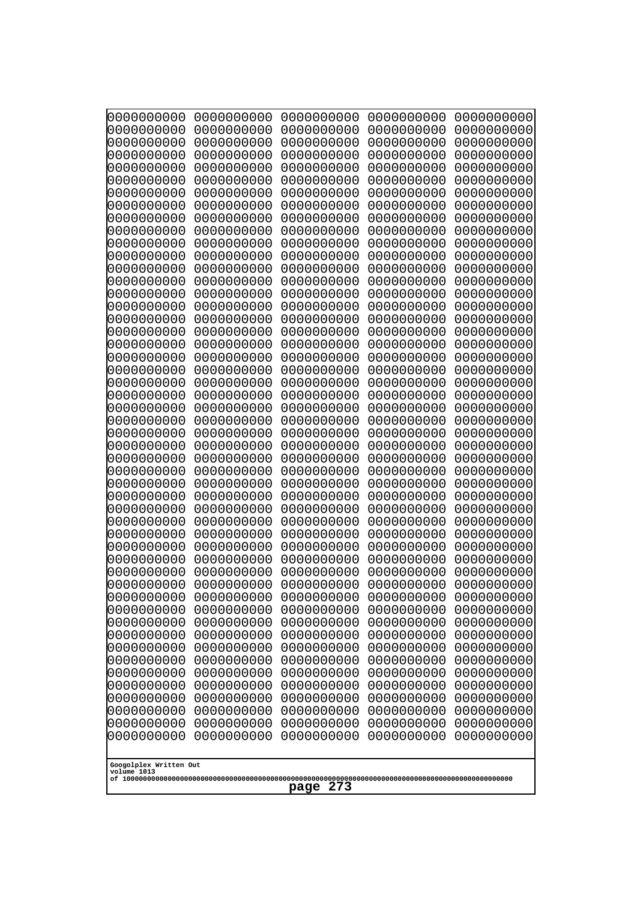```
0000000000 0000000000 0000000000 0000000000 0000000000
0000000000 0000000000 0000000000 0000000000 0000000000
0000000000 0000000000 0000000000 0000000000 0000000000
0000000000 0000000000 0000000000 0000000000 0000000000
0000000000 0000000000 0000000000 0000000000 0000000000
0000000000 0000000000 0000000000 0000000000 0000000000
0000000000 0000000000 0000000000 0000000000 0000000000
0000000000 0000000000 0000000000 0000000000 0000000000
0000000000 0000000000 0000000000 0000000000 0000000000
0000000000 0000000000 0000000000 0000000000 0000000000
0000000000 0000000000 0000000000 0000000000 0000000000
0000000000 0000000000 0000000000 0000000000 0000000000
0000000000 0000000000 0000000000 0000000000 0000000000
0000000000 0000000000 0000000000 0000000000 0000000000
0000000000 0000000000 0000000000 0000000000 0000000000
0000000000 0000000000 0000000000 0000000000 0000000000
0000000000 0000000000 0000000000 0000000000 0000000000
0000000000 0000000000 0000000000 0000000000 0000000000
0000000000 0000000000 0000000000 0000000000 0000000000
0000000000 0000000000 0000000000 0000000000 0000000000
0000000000 0000000000 0000000000 0000000000 0000000000
0000000000 0000000000 0000000000 0000000000 0000000000
0000000000 0000000000 0000000000 0000000000 0000000000
0000000000 0000000000 0000000000 0000000000 0000000000
0000000000 0000000000 0000000000 0000000000 0000000000
0000000000 0000000000 0000000000 0000000000 0000000000
0000000000 0000000000 0000000000 0000000000 0000000000
0000000000 0000000000 0000000000 0000000000 0000000000
0000000000 0000000000 0000000000 0000000000 0000000000
0000000000 0000000000 0000000000 0000000000 0000000000
0000000000 0000000000 0000000000 0000000000 0000000000
0000000000 0000000000 0000000000 0000000000 0000000000
0000000000 0000000000 0000000000 0000000000 0000000000
0000000000 0000000000 0000000000 0000000000 0000000000
0000000000 0000000000 0000000000 0000000000 0000000000
0000000000 0000000000 0000000000 0000000000 0000000000
0000000000 0000000000 0000000000 0000000000 0000000000
0000000000 0000000000 0000000000 0000000000 0000000000
0000000000 0000000000 0000000000 0000000000 0000000000
0000000000 0000000000 0000000000 0000000000 0000000000
0000000000 0000000000 0000000000 0000000000 0000000000
0000000000 0000000000 0000000000 0000000000 0000000000
0000000000 0000000000 0000000000 0000000000 0000000000
0000000000 0000000000 0000000000 0000000000 0000000000
0000000000 0000000000 0000000000 0000000000 0000000000
0000000000 0000000000 0000000000 0000000000 0000000000
0000000000 0000000000 0000000000 0000000000 0000000000
0000000000 0000000000 0000000000 0000000000 0000000000
0000000000 0000000000 0000000000 0000000000 0000000000
0000000000 0000000000 0000000000 0000000000 0000000000
```

Googolplex Written Out
volume 1013
of 10000000000000000000000000000000000000000000000000000000000000000000000000000000000000000000000000000

**page 273**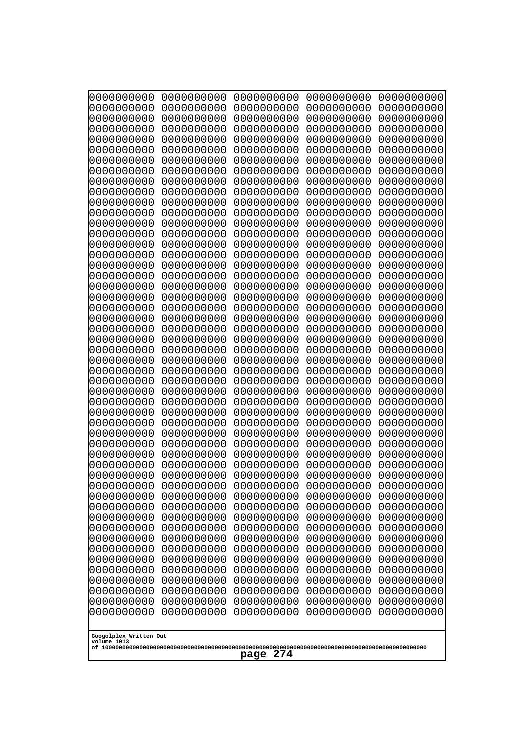```
0000000000 0000000000 0000000000 0000000000 0000000000
0000000000 0000000000 0000000000 0000000000 0000000000
0000000000 0000000000 0000000000 0000000000 0000000000
0000000000 0000000000 0000000000 0000000000 0000000000
0000000000 0000000000 0000000000 0000000000 0000000000
0000000000 0000000000 0000000000 0000000000 0000000000
0000000000 0000000000 0000000000 0000000000 0000000000
0000000000 0000000000 0000000000 0000000000 0000000000
0000000000 0000000000 0000000000 0000000000 0000000000
0000000000 0000000000 0000000000 0000000000 0000000000
0000000000 0000000000 0000000000 0000000000 0000000000
0000000000 0000000000 0000000000 0000000000 0000000000
0000000000 0000000000 0000000000 0000000000 0000000000
0000000000 0000000000 0000000000 0000000000 0000000000
0000000000 0000000000 0000000000 0000000000 0000000000
0000000000 0000000000 0000000000 0000000000 0000000000
0000000000 0000000000 0000000000 0000000000 0000000000
0000000000 0000000000 0000000000 0000000000 0000000000
0000000000 0000000000 0000000000 0000000000 0000000000
0000000000 0000000000 0000000000 0000000000 0000000000
0000000000 0000000000 0000000000 0000000000 0000000000
0000000000 0000000000 0000000000 0000000000 0000000000
0000000000 0000000000 0000000000 0000000000 0000000000
0000000000 0000000000 0000000000 0000000000 0000000000
0000000000 0000000000 0000000000 0000000000 0000000000
0000000000 0000000000 0000000000 0000000000 0000000000
0000000000 0000000000 0000000000 0000000000 0000000000
0000000000 0000000000 0000000000 0000000000 0000000000
0000000000 0000000000 0000000000 0000000000 0000000000
0000000000 0000000000 0000000000 0000000000 0000000000
0000000000 0000000000 0000000000 0000000000 0000000000
0000000000 0000000000 0000000000 0000000000 0000000000
0000000000 0000000000 0000000000 0000000000 0000000000
0000000000 0000000000 0000000000 0000000000 0000000000
0000000000 0000000000 0000000000 0000000000 0000000000
0000000000 0000000000 0000000000 0000000000 0000000000
0000000000 0000000000 0000000000 0000000000 0000000000
0000000000 0000000000 0000000000 0000000000 0000000000
0000000000 0000000000 0000000000 0000000000 0000000000
0000000000 0000000000 0000000000 0000000000 0000000000
0000000000 0000000000 0000000000 0000000000 0000000000
0000000000 0000000000 0000000000 0000000000 0000000000
0000000000 0000000000 0000000000 0000000000 0000000000
0000000000 0000000000 0000000000 0000000000 0000000000
0000000000 0000000000 0000000000 0000000000 0000000000
0000000000 0000000000 0000000000 0000000000 0000000000
0000000000 0000000000 0000000000 0000000000 0000000000
0000000000 0000000000 0000000000 0000000000 0000000000
0000000000 0000000000 0000000000 0000000000 0000000000
0000000000 0000000000 0000000000 0000000000 0000000000
```

Googolplex Written Out
volume 1013
of 10000000000000000000000000000000000000000000000000000000000000000000000000000000000000000000000000000

page 274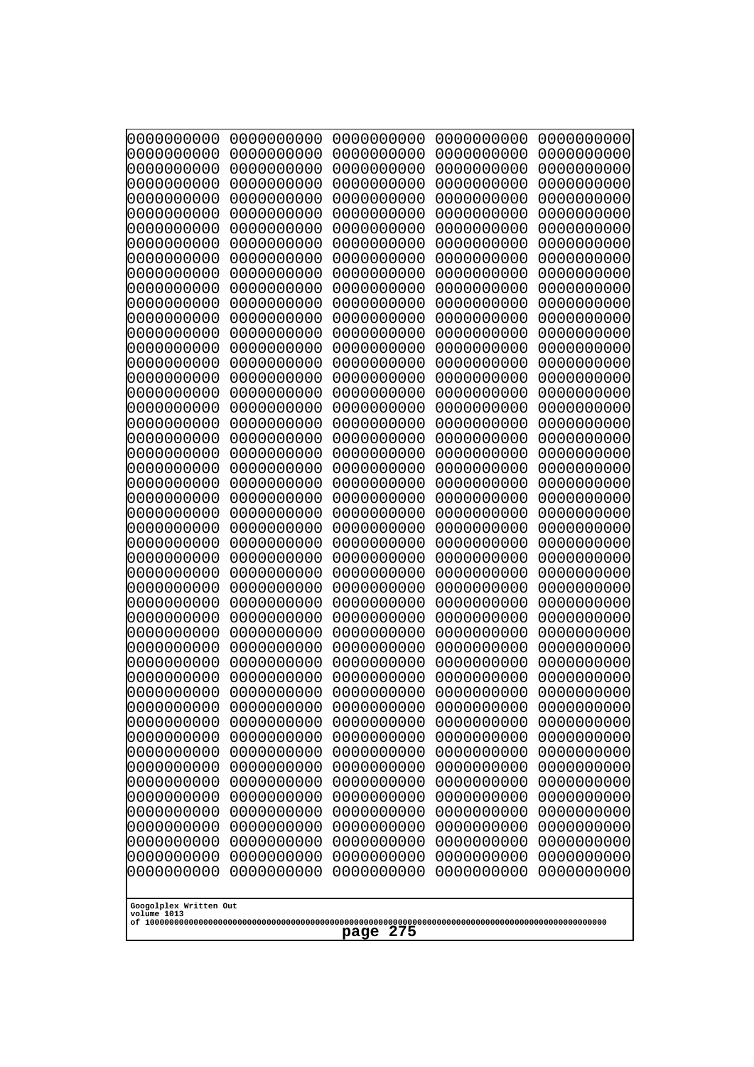```
0000000000 0000000000 0000000000 0000000000 0000000000
0000000000 0000000000 0000000000 0000000000 0000000000
0000000000 0000000000 0000000000 0000000000 0000000000
0000000000 0000000000 0000000000 0000000000 0000000000
0000000000 0000000000 0000000000 0000000000 0000000000
0000000000 0000000000 0000000000 0000000000 0000000000
0000000000 0000000000 0000000000 0000000000 0000000000
0000000000 0000000000 0000000000 0000000000 0000000000
0000000000 0000000000 0000000000 0000000000 0000000000
0000000000 0000000000 0000000000 0000000000 0000000000
0000000000 0000000000 0000000000 0000000000 0000000000
0000000000 0000000000 0000000000 0000000000 0000000000
0000000000 0000000000 0000000000 0000000000 0000000000
0000000000 0000000000 0000000000 0000000000 0000000000
0000000000 0000000000 0000000000 0000000000 0000000000
0000000000 0000000000 0000000000 0000000000 0000000000
0000000000 0000000000 0000000000 0000000000 0000000000
0000000000 0000000000 0000000000 0000000000 0000000000
0000000000 0000000000 0000000000 0000000000 0000000000
0000000000 0000000000 0000000000 0000000000 0000000000
0000000000 0000000000 0000000000 0000000000 0000000000
0000000000 0000000000 0000000000 0000000000 0000000000
0000000000 0000000000 0000000000 0000000000 0000000000
0000000000 0000000000 0000000000 0000000000 0000000000
0000000000 0000000000 0000000000 0000000000 0000000000
0000000000 0000000000 0000000000 0000000000 0000000000
0000000000 0000000000 0000000000 0000000000 0000000000
0000000000 0000000000 0000000000 0000000000 0000000000
0000000000 0000000000 0000000000 0000000000 0000000000
0000000000 0000000000 0000000000 0000000000 0000000000
0000000000 0000000000 0000000000 0000000000 0000000000
0000000000 0000000000 0000000000 0000000000 0000000000
0000000000 0000000000 0000000000 0000000000 0000000000
0000000000 0000000000 0000000000 0000000000 0000000000
0000000000 0000000000 0000000000 0000000000 0000000000
0000000000 0000000000 0000000000 0000000000 0000000000
0000000000 0000000000 0000000000 0000000000 0000000000
0000000000 0000000000 0000000000 0000000000 0000000000
0000000000 0000000000 0000000000 0000000000 0000000000
0000000000 0000000000 0000000000 0000000000 0000000000
0000000000 0000000000 0000000000 0000000000 0000000000
0000000000 0000000000 0000000000 0000000000 0000000000
0000000000 0000000000 0000000000 0000000000 0000000000
0000000000 0000000000 0000000000 0000000000 0000000000
0000000000 0000000000 0000000000 0000000000 0000000000
0000000000 0000000000 0000000000 0000000000 0000000000
0000000000 0000000000 0000000000 0000000000 0000000000
0000000000 0000000000 0000000000 0000000000 0000000000
0000000000 0000000000 0000000000 0000000000 0000000000
0000000000 0000000000 0000000000 0000000000 0000000000
```

Googolplex Written Out
volume 1013
of 10000000000000000000000000000000000000000000000000000000000000000000000000000000000000000000000000000

page 275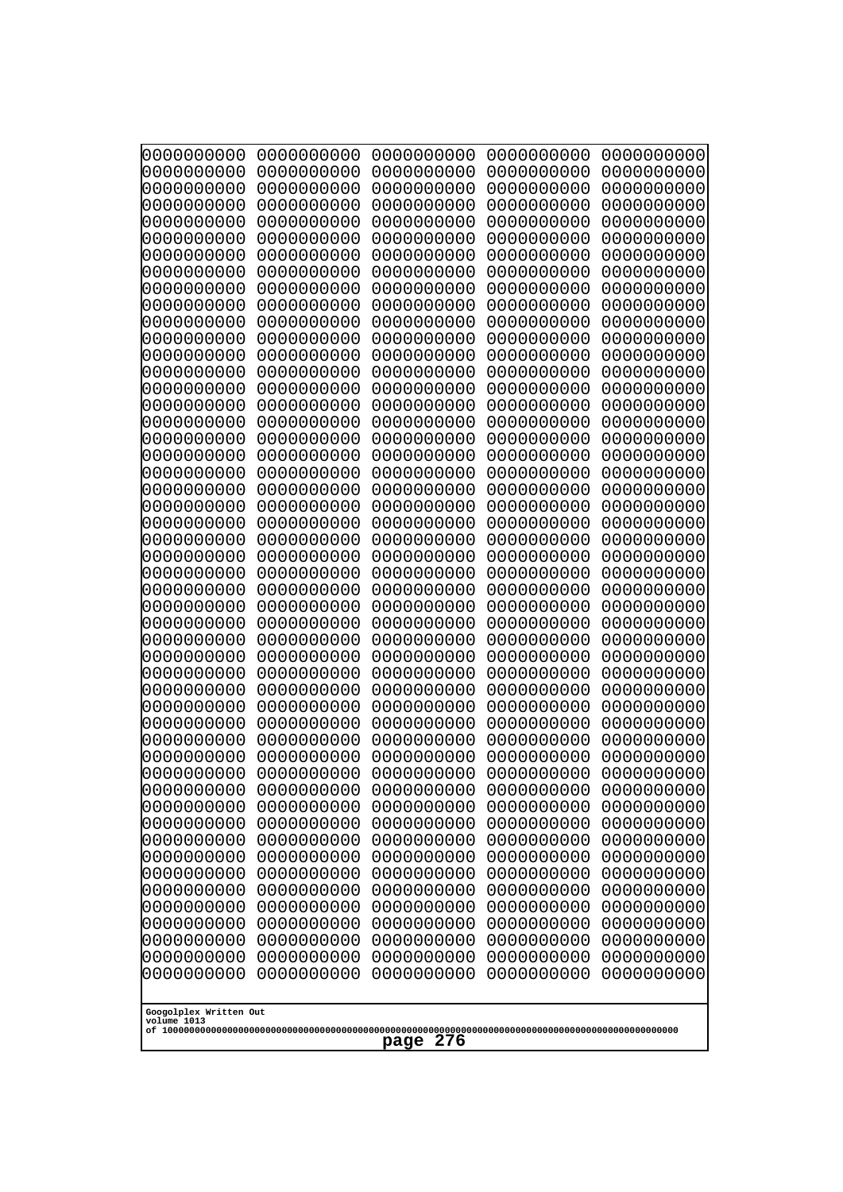```
0000000000 0000000000 0000000000 0000000000 0000000000
0000000000 0000000000 0000000000 0000000000 0000000000
0000000000 0000000000 0000000000 0000000000 0000000000
0000000000 0000000000 0000000000 0000000000 0000000000
0000000000 0000000000 0000000000 0000000000 0000000000
0000000000 0000000000 0000000000 0000000000 0000000000
0000000000 0000000000 0000000000 0000000000 0000000000
0000000000 0000000000 0000000000 0000000000 0000000000
0000000000 0000000000 0000000000 0000000000 0000000000
0000000000 0000000000 0000000000 0000000000 0000000000
0000000000 0000000000 0000000000 0000000000 0000000000
0000000000 0000000000 0000000000 0000000000 0000000000
0000000000 0000000000 0000000000 0000000000 0000000000
0000000000 0000000000 0000000000 0000000000 0000000000
0000000000 0000000000 0000000000 0000000000 0000000000
0000000000 0000000000 0000000000 0000000000 0000000000
0000000000 0000000000 0000000000 0000000000 0000000000
0000000000 0000000000 0000000000 0000000000 0000000000
0000000000 0000000000 0000000000 0000000000 0000000000
0000000000 0000000000 0000000000 0000000000 0000000000
0000000000 0000000000 0000000000 0000000000 0000000000
0000000000 0000000000 0000000000 0000000000 0000000000
0000000000 0000000000 0000000000 0000000000 0000000000
0000000000 0000000000 0000000000 0000000000 0000000000
0000000000 0000000000 0000000000 0000000000 0000000000
0000000000 0000000000 0000000000 0000000000 0000000000
0000000000 0000000000 0000000000 0000000000 0000000000
0000000000 0000000000 0000000000 0000000000 0000000000
0000000000 0000000000 0000000000 0000000000 0000000000
0000000000 0000000000 0000000000 0000000000 0000000000
0000000000 0000000000 0000000000 0000000000 0000000000
0000000000 0000000000 0000000000 0000000000 0000000000
0000000000 0000000000 0000000000 0000000000 0000000000
0000000000 0000000000 0000000000 0000000000 0000000000
0000000000 0000000000 0000000000 0000000000 0000000000
0000000000 0000000000 0000000000 0000000000 0000000000
0000000000 0000000000 0000000000 0000000000 0000000000
0000000000 0000000000 0000000000 0000000000 0000000000
0000000000 0000000000 0000000000 0000000000 0000000000
0000000000 0000000000 0000000000 0000000000 0000000000
0000000000 0000000000 0000000000 0000000000 0000000000
0000000000 0000000000 0000000000 0000000000 0000000000
0000000000 0000000000 0000000000 0000000000 0000000000
0000000000 0000000000 0000000000 0000000000 0000000000
0000000000 0000000000 0000000000 0000000000 0000000000
0000000000 0000000000 0000000000 0000000000 0000000000
0000000000 0000000000 0000000000 0000000000 0000000000
0000000000 0000000000 0000000000 0000000000 0000000000
0000000000 0000000000 0000000000 0000000000 0000000000
0000000000 0000000000 0000000000 0000000000 0000000000
```

Googolplex Written Out
volume 1013
of 10000000000000000000000000000000000000000000000000000000000000000000000000000000000000000000000000000

page 276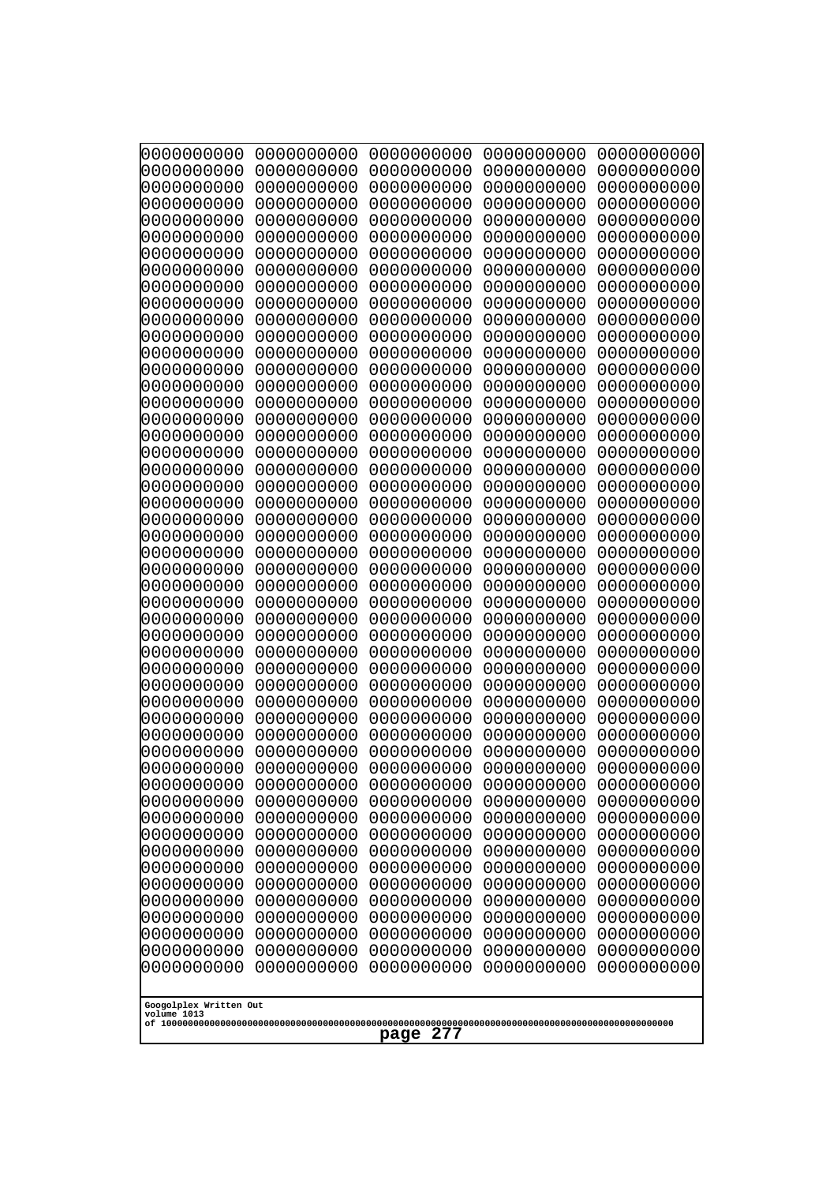```
0000000000 0000000000 0000000000 0000000000 0000000000
0000000000 0000000000 0000000000 0000000000 0000000000
0000000000 0000000000 0000000000 0000000000 0000000000
0000000000 0000000000 0000000000 0000000000 0000000000
0000000000 0000000000 0000000000 0000000000 0000000000
0000000000 0000000000 0000000000 0000000000 0000000000
0000000000 0000000000 0000000000 0000000000 0000000000
0000000000 0000000000 0000000000 0000000000 0000000000
0000000000 0000000000 0000000000 0000000000 0000000000
0000000000 0000000000 0000000000 0000000000 0000000000
0000000000 0000000000 0000000000 0000000000 0000000000
0000000000 0000000000 0000000000 0000000000 0000000000
0000000000 0000000000 0000000000 0000000000 0000000000
0000000000 0000000000 0000000000 0000000000 0000000000
0000000000 0000000000 0000000000 0000000000 0000000000
0000000000 0000000000 0000000000 0000000000 0000000000
0000000000 0000000000 0000000000 0000000000 0000000000
0000000000 0000000000 0000000000 0000000000 0000000000
0000000000 0000000000 0000000000 0000000000 0000000000
0000000000 0000000000 0000000000 0000000000 0000000000
0000000000 0000000000 0000000000 0000000000 0000000000
0000000000 0000000000 0000000000 0000000000 0000000000
0000000000 0000000000 0000000000 0000000000 0000000000
0000000000 0000000000 0000000000 0000000000 0000000000
0000000000 0000000000 0000000000 0000000000 0000000000
0000000000 0000000000 0000000000 0000000000 0000000000
0000000000 0000000000 0000000000 0000000000 0000000000
0000000000 0000000000 0000000000 0000000000 0000000000
0000000000 0000000000 0000000000 0000000000 0000000000
0000000000 0000000000 0000000000 0000000000 0000000000
0000000000 0000000000 0000000000 0000000000 0000000000
0000000000 0000000000 0000000000 0000000000 0000000000
0000000000 0000000000 0000000000 0000000000 0000000000
0000000000 0000000000 0000000000 0000000000 0000000000
0000000000 0000000000 0000000000 0000000000 0000000000
0000000000 0000000000 0000000000 0000000000 0000000000
0000000000 0000000000 0000000000 0000000000 0000000000
0000000000 0000000000 0000000000 0000000000 0000000000
0000000000 0000000000 0000000000 0000000000 0000000000
0000000000 0000000000 0000000000 0000000000 0000000000
0000000000 0000000000 0000000000 0000000000 0000000000
0000000000 0000000000 0000000000 0000000000 0000000000
0000000000 0000000000 0000000000 0000000000 0000000000
0000000000 0000000000 0000000000 0000000000 0000000000
0000000000 0000000000 0000000000 0000000000 0000000000
0000000000 0000000000 0000000000 0000000000 0000000000
0000000000 0000000000 0000000000 0000000000 0000000000
0000000000 0000000000 0000000000 0000000000 0000000000
0000000000 0000000000 0000000000 0000000000 0000000000
0000000000 0000000000 0000000000 0000000000 0000000000
```

Googolplex Written Out
volume 1013
of 10000000000000000000000000000000000000000000000000000000000000000000000000000000000000000000000000000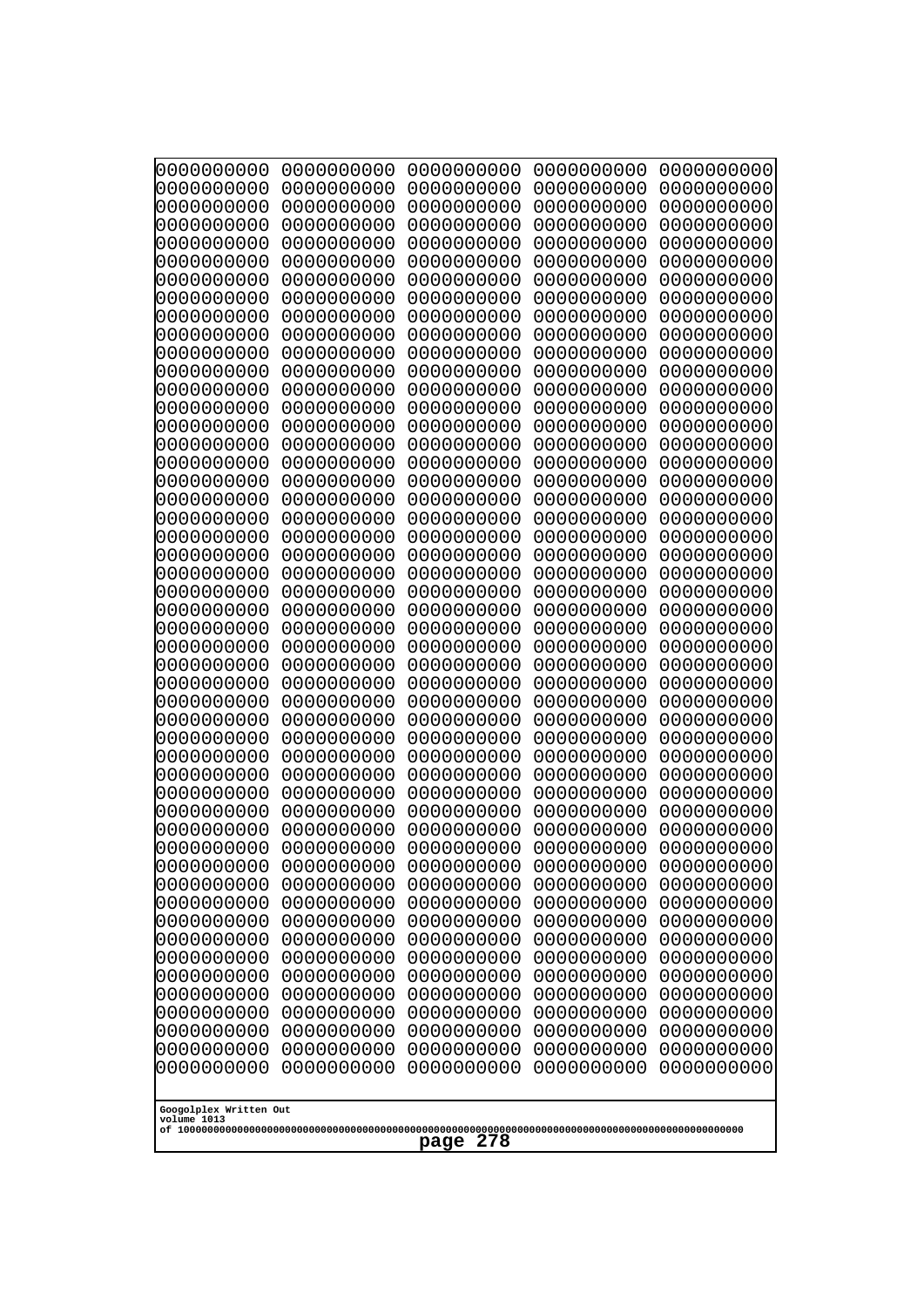```
0000000000 0000000000 0000000000 0000000000 0000000000
0000000000 0000000000 0000000000 0000000000 0000000000
0000000000 0000000000 0000000000 0000000000 0000000000
0000000000 0000000000 0000000000 0000000000 0000000000
0000000000 0000000000 0000000000 0000000000 0000000000
0000000000 0000000000 0000000000 0000000000 0000000000
0000000000 0000000000 0000000000 0000000000 0000000000
0000000000 0000000000 0000000000 0000000000 0000000000
0000000000 0000000000 0000000000 0000000000 0000000000
0000000000 0000000000 0000000000 0000000000 0000000000
0000000000 0000000000 0000000000 0000000000 0000000000
0000000000 0000000000 0000000000 0000000000 0000000000
0000000000 0000000000 0000000000 0000000000 0000000000
0000000000 0000000000 0000000000 0000000000 0000000000
0000000000 0000000000 0000000000 0000000000 0000000000
0000000000 0000000000 0000000000 0000000000 0000000000
0000000000 0000000000 0000000000 0000000000 0000000000
0000000000 0000000000 0000000000 0000000000 0000000000
0000000000 0000000000 0000000000 0000000000 0000000000
0000000000 0000000000 0000000000 0000000000 0000000000
0000000000 0000000000 0000000000 0000000000 0000000000
0000000000 0000000000 0000000000 0000000000 0000000000
0000000000 0000000000 0000000000 0000000000 0000000000
0000000000 0000000000 0000000000 0000000000 0000000000
0000000000 0000000000 0000000000 0000000000 0000000000
0000000000 0000000000 0000000000 0000000000 0000000000
0000000000 0000000000 0000000000 0000000000 0000000000
0000000000 0000000000 0000000000 0000000000 0000000000
0000000000 0000000000 0000000000 0000000000 0000000000
0000000000 0000000000 0000000000 0000000000 0000000000
0000000000 0000000000 0000000000 0000000000 0000000000
0000000000 0000000000 0000000000 0000000000 0000000000
0000000000 0000000000 0000000000 0000000000 0000000000
0000000000 0000000000 0000000000 0000000000 0000000000
0000000000 0000000000 0000000000 0000000000 0000000000
0000000000 0000000000 0000000000 0000000000 0000000000
0000000000 0000000000 0000000000 0000000000 0000000000
0000000000 0000000000 0000000000 0000000000 0000000000
0000000000 0000000000 0000000000 0000000000 0000000000
0000000000 0000000000 0000000000 0000000000 0000000000
0000000000 0000000000 0000000000 0000000000 0000000000
0000000000 0000000000 0000000000 0000000000 0000000000
0000000000 0000000000 0000000000 0000000000 0000000000
0000000000 0000000000 0000000000 0000000000 0000000000
0000000000 0000000000 0000000000 0000000000 0000000000
0000000000 0000000000 0000000000 0000000000 0000000000
0000000000 0000000000 0000000000 0000000000 0000000000
0000000000 0000000000 0000000000 0000000000 0000000000
0000000000 0000000000 0000000000 0000000000 0000000000
0000000000 0000000000 0000000000 0000000000 0000000000
```

Googolplex Written Out
volume 1013
of 10000000000000000000000000000000000000000000000000000000000000000000000000000000000000000000000000000

page 278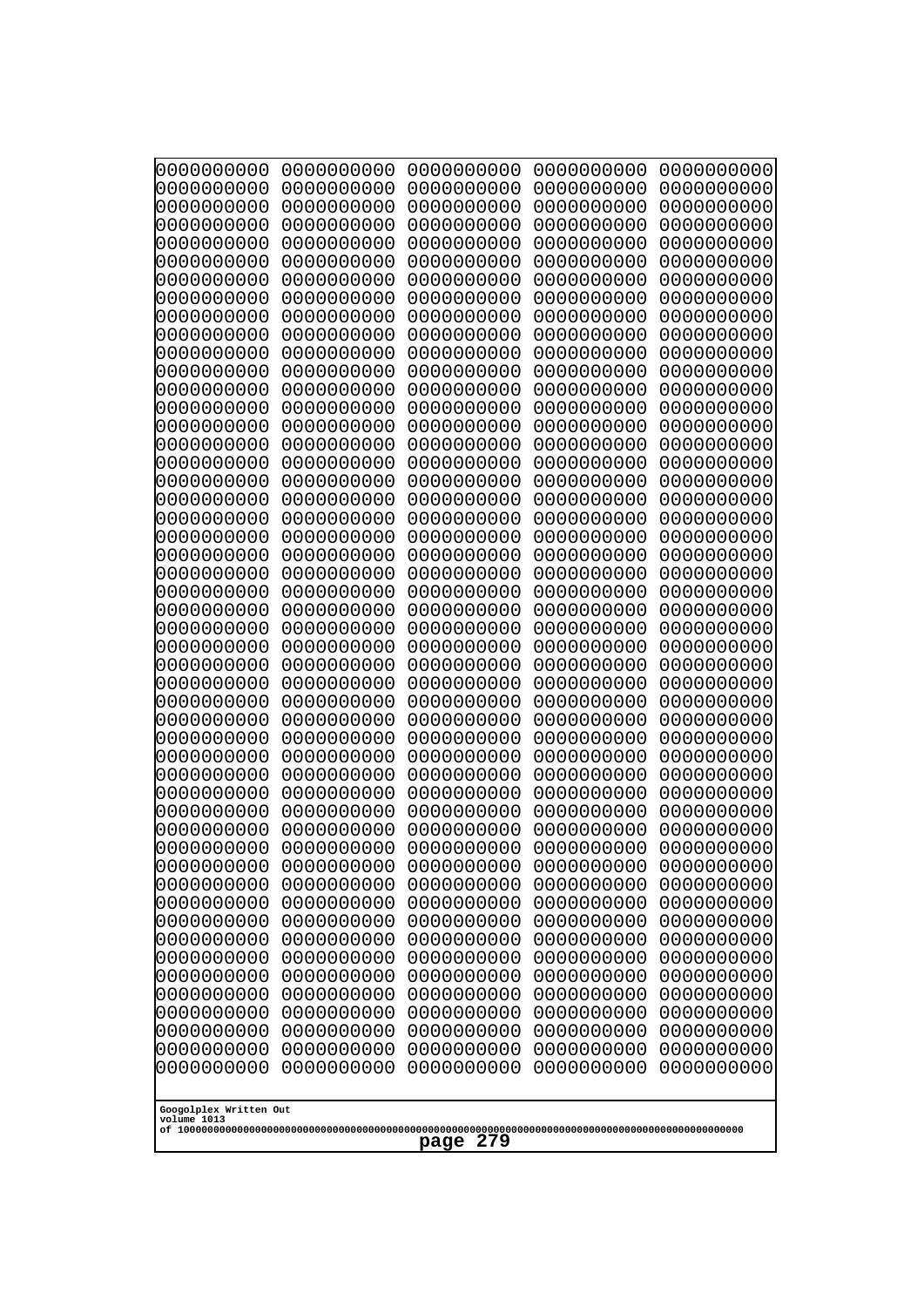```
0000000000 0000000000 0000000000 0000000000 0000000000
0000000000 0000000000 0000000000 0000000000 0000000000
0000000000 0000000000 0000000000 0000000000 0000000000
0000000000 0000000000 0000000000 0000000000 0000000000
0000000000 0000000000 0000000000 0000000000 0000000000
0000000000 0000000000 0000000000 0000000000 0000000000
0000000000 0000000000 0000000000 0000000000 0000000000
0000000000 0000000000 0000000000 0000000000 0000000000
0000000000 0000000000 0000000000 0000000000 0000000000
0000000000 0000000000 0000000000 0000000000 0000000000
0000000000 0000000000 0000000000 0000000000 0000000000
0000000000 0000000000 0000000000 0000000000 0000000000
0000000000 0000000000 0000000000 0000000000 0000000000
0000000000 0000000000 0000000000 0000000000 0000000000
0000000000 0000000000 0000000000 0000000000 0000000000
0000000000 0000000000 0000000000 0000000000 0000000000
0000000000 0000000000 0000000000 0000000000 0000000000
0000000000 0000000000 0000000000 0000000000 0000000000
0000000000 0000000000 0000000000 0000000000 0000000000
0000000000 0000000000 0000000000 0000000000 0000000000
0000000000 0000000000 0000000000 0000000000 0000000000
0000000000 0000000000 0000000000 0000000000 0000000000
0000000000 0000000000 0000000000 0000000000 0000000000
0000000000 0000000000 0000000000 0000000000 0000000000
0000000000 0000000000 0000000000 0000000000 0000000000
0000000000 0000000000 0000000000 0000000000 0000000000
0000000000 0000000000 0000000000 0000000000 0000000000
0000000000 0000000000 0000000000 0000000000 0000000000
0000000000 0000000000 0000000000 0000000000 0000000000
0000000000 0000000000 0000000000 0000000000 0000000000
0000000000 0000000000 0000000000 0000000000 0000000000
0000000000 0000000000 0000000000 0000000000 0000000000
0000000000 0000000000 0000000000 0000000000 0000000000
0000000000 0000000000 0000000000 0000000000 0000000000
0000000000 0000000000 0000000000 0000000000 0000000000
0000000000 0000000000 0000000000 0000000000 0000000000
0000000000 0000000000 0000000000 0000000000 0000000000
0000000000 0000000000 0000000000 0000000000 0000000000
0000000000 0000000000 0000000000 0000000000 0000000000
0000000000 0000000000 0000000000 0000000000 0000000000
0000000000 0000000000 0000000000 0000000000 0000000000
0000000000 0000000000 0000000000 0000000000 0000000000
0000000000 0000000000 0000000000 0000000000 0000000000
0000000000 0000000000 0000000000 0000000000 0000000000
0000000000 0000000000 0000000000 0000000000 0000000000
0000000000 0000000000 0000000000 0000000000 0000000000
0000000000 0000000000 0000000000 0000000000 0000000000
0000000000 0000000000 0000000000 0000000000 0000000000
0000000000 0000000000 0000000000 0000000000 0000000000
0000000000 0000000000 0000000000 0000000000 0000000000
```

Googolplex Written Out
volume 1013
of 10000000000000000000000000000000000000000000000000000000000000000000000000000000000000000000000000000

page 279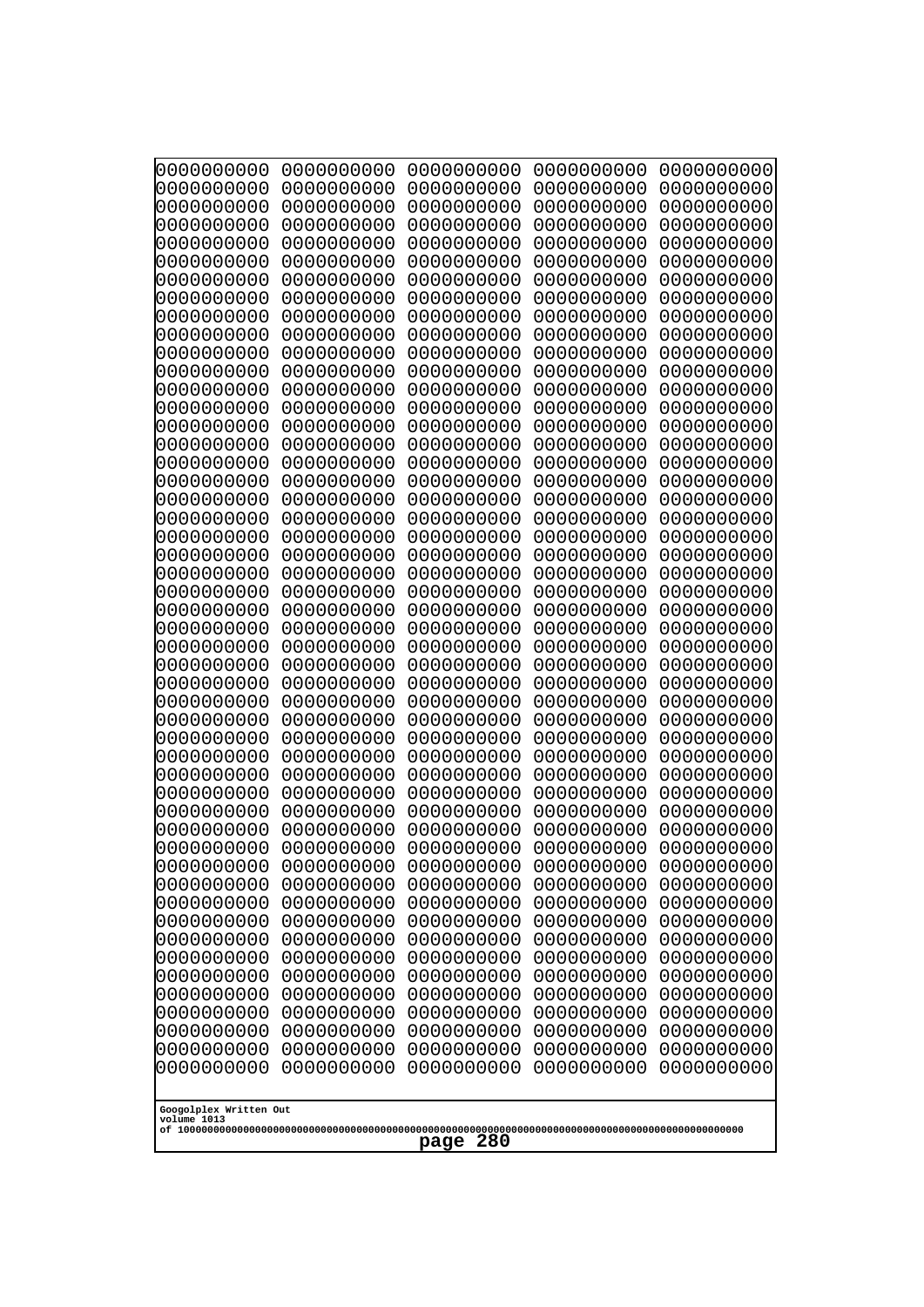```
0000000000 0000000000 0000000000 0000000000 0000000000
0000000000 0000000000 0000000000 0000000000 0000000000
0000000000 0000000000 0000000000 0000000000 0000000000
0000000000 0000000000 0000000000 0000000000 0000000000
0000000000 0000000000 0000000000 0000000000 0000000000
0000000000 0000000000 0000000000 0000000000 0000000000
0000000000 0000000000 0000000000 0000000000 0000000000
0000000000 0000000000 0000000000 0000000000 0000000000
0000000000 0000000000 0000000000 0000000000 0000000000
0000000000 0000000000 0000000000 0000000000 0000000000
0000000000 0000000000 0000000000 0000000000 0000000000
0000000000 0000000000 0000000000 0000000000 0000000000
0000000000 0000000000 0000000000 0000000000 0000000000
0000000000 0000000000 0000000000 0000000000 0000000000
0000000000 0000000000 0000000000 0000000000 0000000000
0000000000 0000000000 0000000000 0000000000 0000000000
0000000000 0000000000 0000000000 0000000000 0000000000
0000000000 0000000000 0000000000 0000000000 0000000000
0000000000 0000000000 0000000000 0000000000 0000000000
0000000000 0000000000 0000000000 0000000000 0000000000
0000000000 0000000000 0000000000 0000000000 0000000000
0000000000 0000000000 0000000000 0000000000 0000000000
0000000000 0000000000 0000000000 0000000000 0000000000
0000000000 0000000000 0000000000 0000000000 0000000000
0000000000 0000000000 0000000000 0000000000 0000000000
0000000000 0000000000 0000000000 0000000000 0000000000
0000000000 0000000000 0000000000 0000000000 0000000000
0000000000 0000000000 0000000000 0000000000 0000000000
0000000000 0000000000 0000000000 0000000000 0000000000
0000000000 0000000000 0000000000 0000000000 0000000000
0000000000 0000000000 0000000000 0000000000 0000000000
0000000000 0000000000 0000000000 0000000000 0000000000
0000000000 0000000000 0000000000 0000000000 0000000000
0000000000 0000000000 0000000000 0000000000 0000000000
0000000000 0000000000 0000000000 0000000000 0000000000
0000000000 0000000000 0000000000 0000000000 0000000000
0000000000 0000000000 0000000000 0000000000 0000000000
0000000000 0000000000 0000000000 0000000000 0000000000
0000000000 0000000000 0000000000 0000000000 0000000000
0000000000 0000000000 0000000000 0000000000 0000000000
0000000000 0000000000 0000000000 0000000000 0000000000
0000000000 0000000000 0000000000 0000000000 0000000000
0000000000 0000000000 0000000000 0000000000 0000000000
0000000000 0000000000 0000000000 0000000000 0000000000
0000000000 0000000000 0000000000 0000000000 0000000000
0000000000 0000000000 0000000000 0000000000 0000000000
0000000000 0000000000 0000000000 0000000000 0000000000
0000000000 0000000000 0000000000 0000000000 0000000000
0000000000 0000000000 0000000000 0000000000 0000000000
0000000000 0000000000 0000000000 0000000000 0000000000
```

Googolplex Written Out
volume 1013
of 10000000000000000000000000000000000000000000000000000000000000000000000000000000000000000000000000000
page 280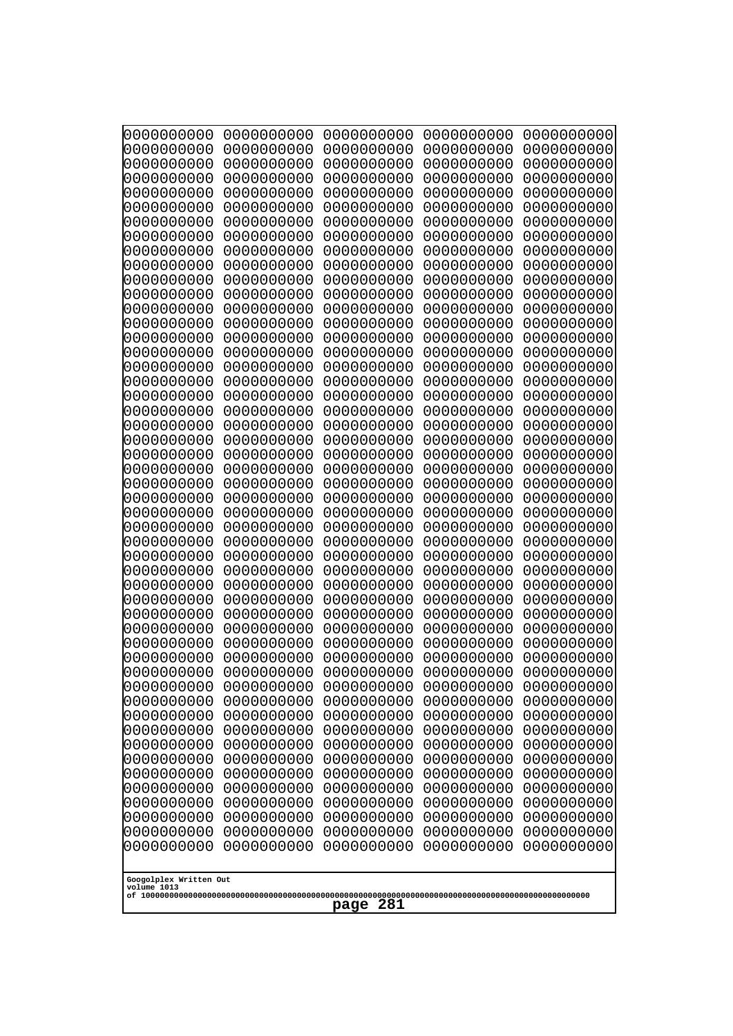```
0000000000 0000000000 0000000000 0000000000 0000000000
0000000000 0000000000 0000000000 0000000000 0000000000
0000000000 0000000000 0000000000 0000000000 0000000000
0000000000 0000000000 0000000000 0000000000 0000000000
0000000000 0000000000 0000000000 0000000000 0000000000
0000000000 0000000000 0000000000 0000000000 0000000000
0000000000 0000000000 0000000000 0000000000 0000000000
0000000000 0000000000 0000000000 0000000000 0000000000
0000000000 0000000000 0000000000 0000000000 0000000000
0000000000 0000000000 0000000000 0000000000 0000000000
0000000000 0000000000 0000000000 0000000000 0000000000
0000000000 0000000000 0000000000 0000000000 0000000000
0000000000 0000000000 0000000000 0000000000 0000000000
0000000000 0000000000 0000000000 0000000000 0000000000
0000000000 0000000000 0000000000 0000000000 0000000000
0000000000 0000000000 0000000000 0000000000 0000000000
0000000000 0000000000 0000000000 0000000000 0000000000
0000000000 0000000000 0000000000 0000000000 0000000000
0000000000 0000000000 0000000000 0000000000 0000000000
0000000000 0000000000 0000000000 0000000000 0000000000
0000000000 0000000000 0000000000 0000000000 0000000000
0000000000 0000000000 0000000000 0000000000 0000000000
0000000000 0000000000 0000000000 0000000000 0000000000
0000000000 0000000000 0000000000 0000000000 0000000000
0000000000 0000000000 0000000000 0000000000 0000000000
0000000000 0000000000 0000000000 0000000000 0000000000
0000000000 0000000000 0000000000 0000000000 0000000000
0000000000 0000000000 0000000000 0000000000 0000000000
0000000000 0000000000 0000000000 0000000000 0000000000
0000000000 0000000000 0000000000 0000000000 0000000000
0000000000 0000000000 0000000000 0000000000 0000000000
0000000000 0000000000 0000000000 0000000000 0000000000
0000000000 0000000000 0000000000 0000000000 0000000000
0000000000 0000000000 0000000000 0000000000 0000000000
0000000000 0000000000 0000000000 0000000000 0000000000
0000000000 0000000000 0000000000 0000000000 0000000000
0000000000 0000000000 0000000000 0000000000 0000000000
0000000000 0000000000 0000000000 0000000000 0000000000
0000000000 0000000000 0000000000 0000000000 0000000000
0000000000 0000000000 0000000000 0000000000 0000000000
0000000000 0000000000 0000000000 0000000000 0000000000
0000000000 0000000000 0000000000 0000000000 0000000000
0000000000 0000000000 0000000000 0000000000 0000000000
0000000000 0000000000 0000000000 0000000000 0000000000
0000000000 0000000000 0000000000 0000000000 0000000000
0000000000 0000000000 0000000000 0000000000 0000000000
0000000000 0000000000 0000000000 0000000000 0000000000
0000000000 0000000000 0000000000 0000000000 0000000000
0000000000 0000000000 0000000000 0000000000 0000000000
0000000000 0000000000 0000000000 0000000000 0000000000
```

Googolplex Written Out
volume 1013
of 10000000000000000000000000000000000000000000000000000000000000000000000000000000000000000000000000000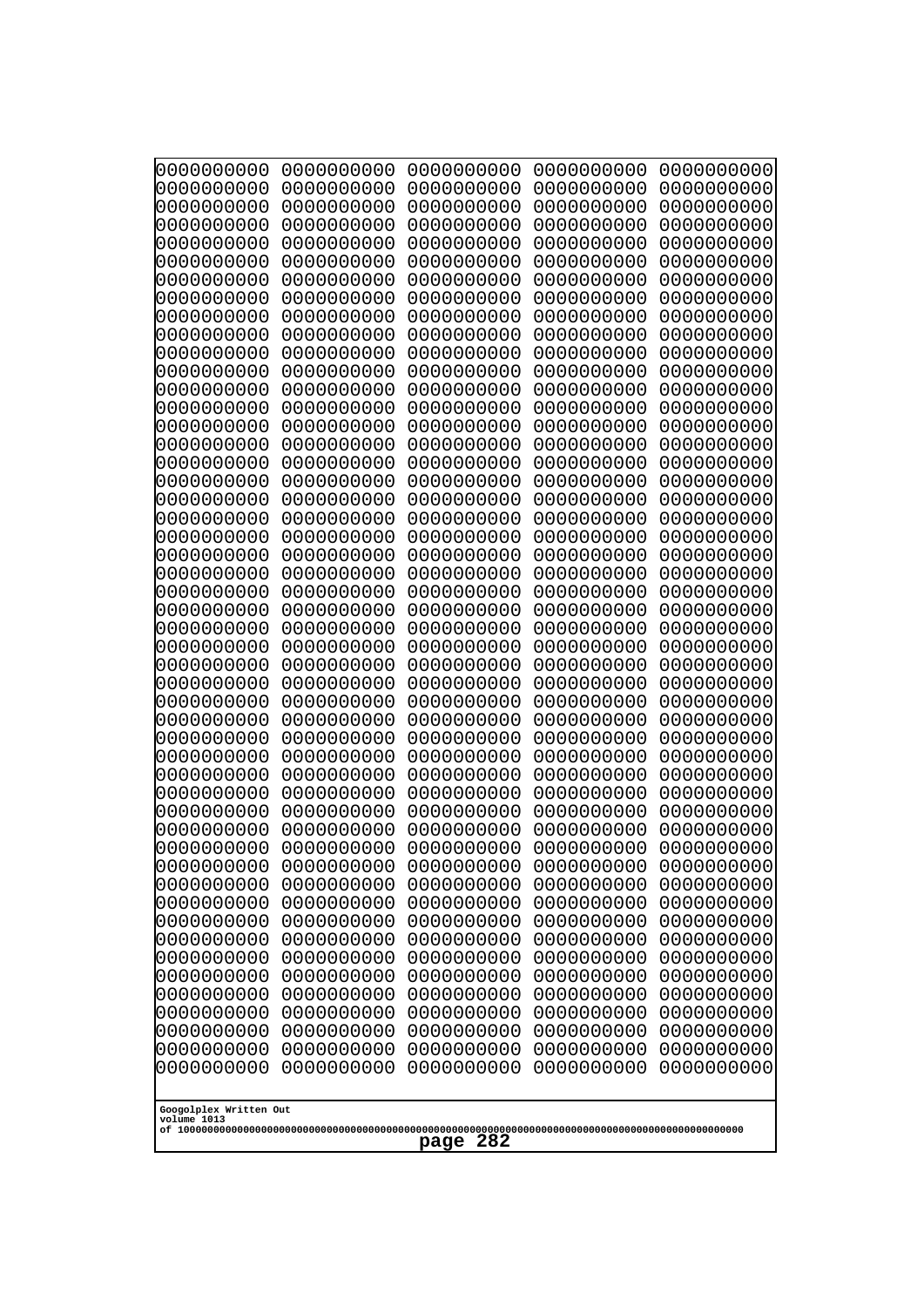```
0000000000 0000000000 0000000000 0000000000 0000000000
0000000000 0000000000 0000000000 0000000000 0000000000
0000000000 0000000000 0000000000 0000000000 0000000000
0000000000 0000000000 0000000000 0000000000 0000000000
0000000000 0000000000 0000000000 0000000000 0000000000
0000000000 0000000000 0000000000 0000000000 0000000000
0000000000 0000000000 0000000000 0000000000 0000000000
0000000000 0000000000 0000000000 0000000000 0000000000
0000000000 0000000000 0000000000 0000000000 0000000000
0000000000 0000000000 0000000000 0000000000 0000000000
0000000000 0000000000 0000000000 0000000000 0000000000
0000000000 0000000000 0000000000 0000000000 0000000000
0000000000 0000000000 0000000000 0000000000 0000000000
0000000000 0000000000 0000000000 0000000000 0000000000
0000000000 0000000000 0000000000 0000000000 0000000000
0000000000 0000000000 0000000000 0000000000 0000000000
0000000000 0000000000 0000000000 0000000000 0000000000
0000000000 0000000000 0000000000 0000000000 0000000000
0000000000 0000000000 0000000000 0000000000 0000000000
0000000000 0000000000 0000000000 0000000000 0000000000
0000000000 0000000000 0000000000 0000000000 0000000000
0000000000 0000000000 0000000000 0000000000 0000000000
0000000000 0000000000 0000000000 0000000000 0000000000
0000000000 0000000000 0000000000 0000000000 0000000000
0000000000 0000000000 0000000000 0000000000 0000000000
0000000000 0000000000 0000000000 0000000000 0000000000
0000000000 0000000000 0000000000 0000000000 0000000000
0000000000 0000000000 0000000000 0000000000 0000000000
0000000000 0000000000 0000000000 0000000000 0000000000
0000000000 0000000000 0000000000 0000000000 0000000000
0000000000 0000000000 0000000000 0000000000 0000000000
0000000000 0000000000 0000000000 0000000000 0000000000
0000000000 0000000000 0000000000 0000000000 0000000000
0000000000 0000000000 0000000000 0000000000 0000000000
0000000000 0000000000 0000000000 0000000000 0000000000
0000000000 0000000000 0000000000 0000000000 0000000000
0000000000 0000000000 0000000000 0000000000 0000000000
0000000000 0000000000 0000000000 0000000000 0000000000
0000000000 0000000000 0000000000 0000000000 0000000000
0000000000 0000000000 0000000000 0000000000 0000000000
0000000000 0000000000 0000000000 0000000000 0000000000
0000000000 0000000000 0000000000 0000000000 0000000000
0000000000 0000000000 0000000000 0000000000 0000000000
0000000000 0000000000 0000000000 0000000000 0000000000
0000000000 0000000000 0000000000 0000000000 0000000000
0000000000 0000000000 0000000000 0000000000 0000000000
0000000000 0000000000 0000000000 0000000000 0000000000
0000000000 0000000000 0000000000 0000000000 0000000000
0000000000 0000000000 0000000000 0000000000 0000000000
0000000000 0000000000 0000000000 0000000000 0000000000
```

Googolplex Written Out
volume 1013
of 10000000000000000000000000000000000000000000000000000000000000000000000000000000000000000000000000000

page 282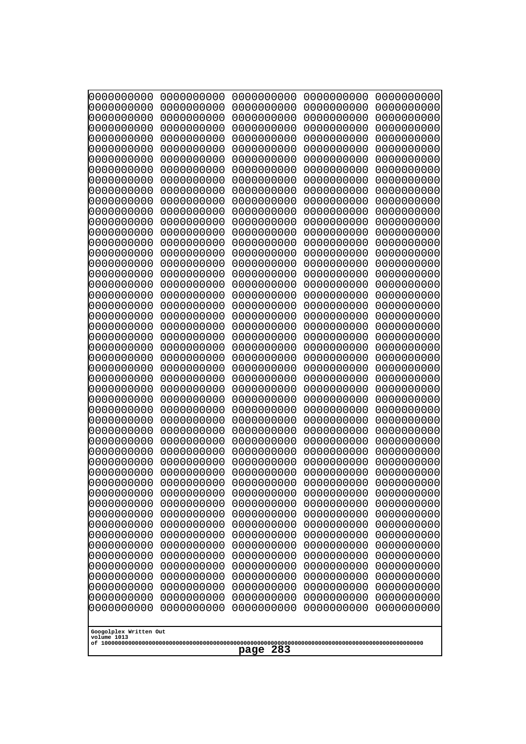```
0000000000 0000000000 0000000000 0000000000 0000000000
0000000000 0000000000 0000000000 0000000000 0000000000
0000000000 0000000000 0000000000 0000000000 0000000000
0000000000 0000000000 0000000000 0000000000 0000000000
0000000000 0000000000 0000000000 0000000000 0000000000
0000000000 0000000000 0000000000 0000000000 0000000000
0000000000 0000000000 0000000000 0000000000 0000000000
0000000000 0000000000 0000000000 0000000000 0000000000
0000000000 0000000000 0000000000 0000000000 0000000000
0000000000 0000000000 0000000000 0000000000 0000000000
0000000000 0000000000 0000000000 0000000000 0000000000
0000000000 0000000000 0000000000 0000000000 0000000000
0000000000 0000000000 0000000000 0000000000 0000000000
0000000000 0000000000 0000000000 0000000000 0000000000
0000000000 0000000000 0000000000 0000000000 0000000000
0000000000 0000000000 0000000000 0000000000 0000000000
0000000000 0000000000 0000000000 0000000000 0000000000
0000000000 0000000000 0000000000 0000000000 0000000000
0000000000 0000000000 0000000000 0000000000 0000000000
0000000000 0000000000 0000000000 0000000000 0000000000
0000000000 0000000000 0000000000 0000000000 0000000000
0000000000 0000000000 0000000000 0000000000 0000000000
0000000000 0000000000 0000000000 0000000000 0000000000
0000000000 0000000000 0000000000 0000000000 0000000000
0000000000 0000000000 0000000000 0000000000 0000000000
0000000000 0000000000 0000000000 0000000000 0000000000
0000000000 0000000000 0000000000 0000000000 0000000000
0000000000 0000000000 0000000000 0000000000 0000000000
0000000000 0000000000 0000000000 0000000000 0000000000
0000000000 0000000000 0000000000 0000000000 0000000000
0000000000 0000000000 0000000000 0000000000 0000000000
0000000000 0000000000 0000000000 0000000000 0000000000
0000000000 0000000000 0000000000 0000000000 0000000000
0000000000 0000000000 0000000000 0000000000 0000000000
0000000000 0000000000 0000000000 0000000000 0000000000
0000000000 0000000000 0000000000 0000000000 0000000000
0000000000 0000000000 0000000000 0000000000 0000000000
0000000000 0000000000 0000000000 0000000000 0000000000
0000000000 0000000000 0000000000 0000000000 0000000000
0000000000 0000000000 0000000000 0000000000 0000000000
0000000000 0000000000 0000000000 0000000000 0000000000
0000000000 0000000000 0000000000 0000000000 0000000000
0000000000 0000000000 0000000000 0000000000 0000000000
0000000000 0000000000 0000000000 0000000000 0000000000
0000000000 0000000000 0000000000 0000000000 0000000000
0000000000 0000000000 0000000000 0000000000 0000000000
0000000000 0000000000 0000000000 0000000000 0000000000
0000000000 0000000000 0000000000 0000000000 0000000000
0000000000 0000000000 0000000000 0000000000 0000000000
0000000000 0000000000 0000000000 0000000000 0000000000
```

Googolplex Written Out
volume 1013
of 10000000000000000000000000000000000000000000000000000000000000000000000000000000000000000000000000000

page 283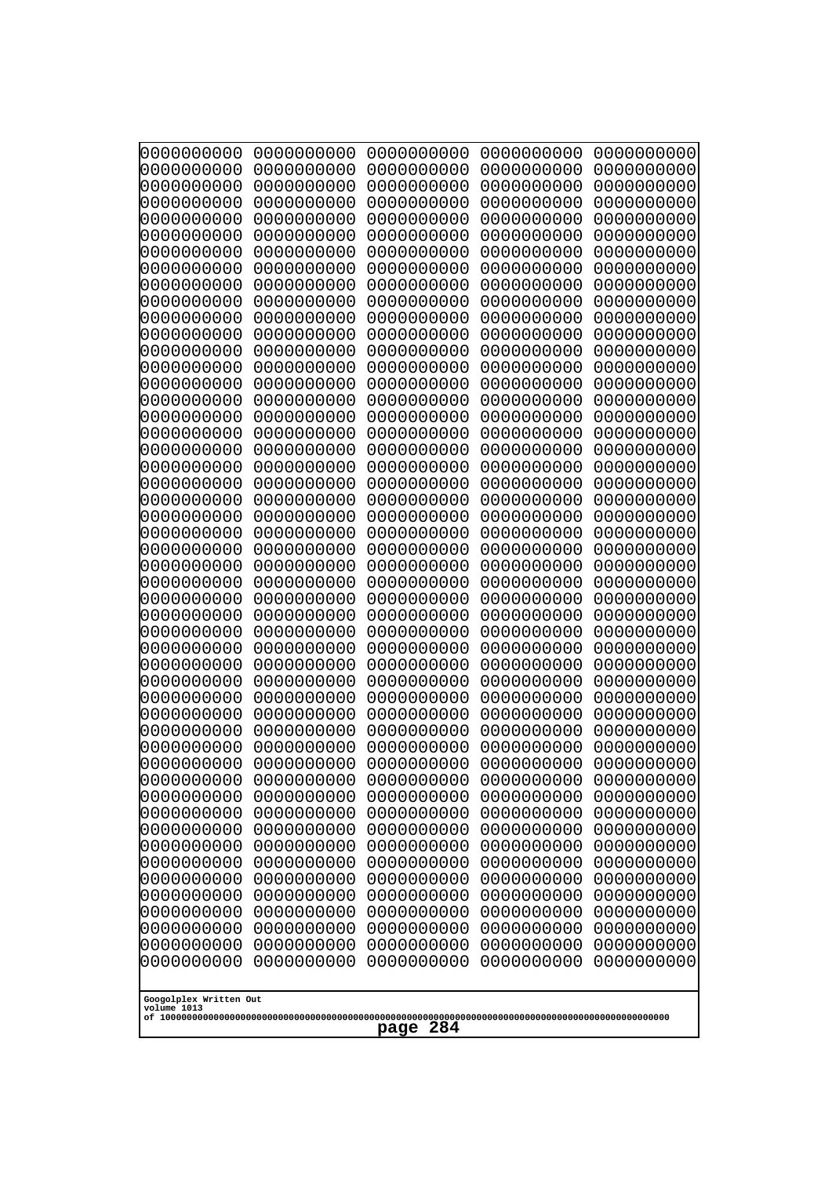```
0000000000 0000000000 0000000000 0000000000 0000000000
0000000000 0000000000 0000000000 0000000000 0000000000
0000000000 0000000000 0000000000 0000000000 0000000000
0000000000 0000000000 0000000000 0000000000 0000000000
0000000000 0000000000 0000000000 0000000000 0000000000
0000000000 0000000000 0000000000 0000000000 0000000000
0000000000 0000000000 0000000000 0000000000 0000000000
0000000000 0000000000 0000000000 0000000000 0000000000
0000000000 0000000000 0000000000 0000000000 0000000000
0000000000 0000000000 0000000000 0000000000 0000000000
0000000000 0000000000 0000000000 0000000000 0000000000
0000000000 0000000000 0000000000 0000000000 0000000000
0000000000 0000000000 0000000000 0000000000 0000000000
0000000000 0000000000 0000000000 0000000000 0000000000
0000000000 0000000000 0000000000 0000000000 0000000000
0000000000 0000000000 0000000000 0000000000 0000000000
0000000000 0000000000 0000000000 0000000000 0000000000
0000000000 0000000000 0000000000 0000000000 0000000000
0000000000 0000000000 0000000000 0000000000 0000000000
0000000000 0000000000 0000000000 0000000000 0000000000
0000000000 0000000000 0000000000 0000000000 0000000000
0000000000 0000000000 0000000000 0000000000 0000000000
0000000000 0000000000 0000000000 0000000000 0000000000
0000000000 0000000000 0000000000 0000000000 0000000000
0000000000 0000000000 0000000000 0000000000 0000000000
0000000000 0000000000 0000000000 0000000000 0000000000
0000000000 0000000000 0000000000 0000000000 0000000000
0000000000 0000000000 0000000000 0000000000 0000000000
0000000000 0000000000 0000000000 0000000000 0000000000
0000000000 0000000000 0000000000 0000000000 0000000000
0000000000 0000000000 0000000000 0000000000 0000000000
0000000000 0000000000 0000000000 0000000000 0000000000
0000000000 0000000000 0000000000 0000000000 0000000000
0000000000 0000000000 0000000000 0000000000 0000000000
0000000000 0000000000 0000000000 0000000000 0000000000
0000000000 0000000000 0000000000 0000000000 0000000000
0000000000 0000000000 0000000000 0000000000 0000000000
0000000000 0000000000 0000000000 0000000000 0000000000
0000000000 0000000000 0000000000 0000000000 0000000000
0000000000 0000000000 0000000000 0000000000 0000000000
0000000000 0000000000 0000000000 0000000000 0000000000
0000000000 0000000000 0000000000 0000000000 0000000000
0000000000 0000000000 0000000000 0000000000 0000000000
0000000000 0000000000 0000000000 0000000000 0000000000
0000000000 0000000000 0000000000 0000000000 0000000000
0000000000 0000000000 0000000000 0000000000 0000000000
0000000000 0000000000 0000000000 0000000000 0000000000
0000000000 0000000000 0000000000 0000000000 0000000000
0000000000 0000000000 0000000000 0000000000 0000000000
0000000000 0000000000 0000000000 0000000000 0000000000
```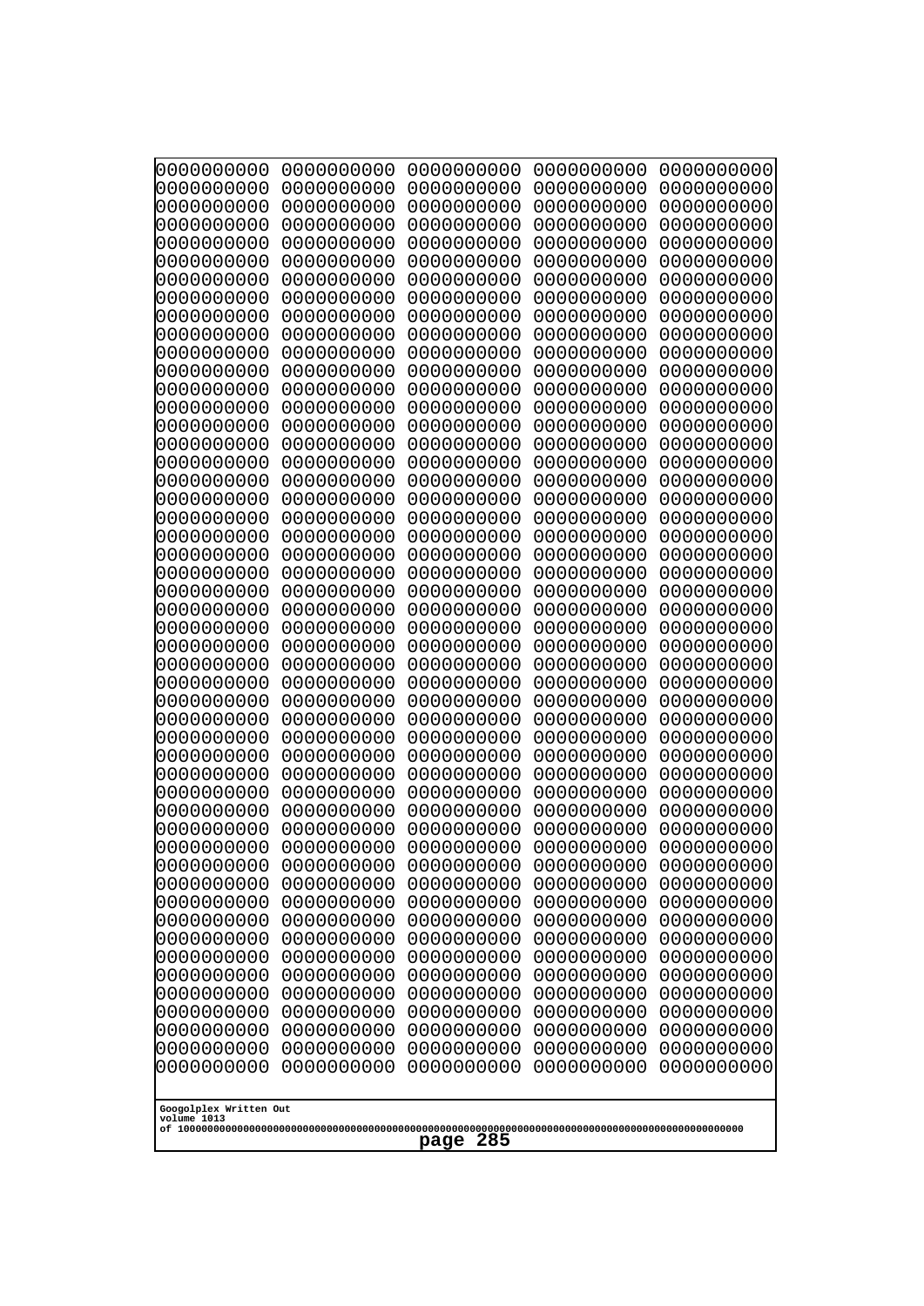```
0000000000 0000000000 0000000000 0000000000 0000000000
0000000000 0000000000 0000000000 0000000000 0000000000
0000000000 0000000000 0000000000 0000000000 0000000000
0000000000 0000000000 0000000000 0000000000 0000000000
0000000000 0000000000 0000000000 0000000000 0000000000
0000000000 0000000000 0000000000 0000000000 0000000000
0000000000 0000000000 0000000000 0000000000 0000000000
0000000000 0000000000 0000000000 0000000000 0000000000
0000000000 0000000000 0000000000 0000000000 0000000000
0000000000 0000000000 0000000000 0000000000 0000000000
0000000000 0000000000 0000000000 0000000000 0000000000
0000000000 0000000000 0000000000 0000000000 0000000000
0000000000 0000000000 0000000000 0000000000 0000000000
0000000000 0000000000 0000000000 0000000000 0000000000
0000000000 0000000000 0000000000 0000000000 0000000000
0000000000 0000000000 0000000000 0000000000 0000000000
0000000000 0000000000 0000000000 0000000000 0000000000
0000000000 0000000000 0000000000 0000000000 0000000000
0000000000 0000000000 0000000000 0000000000 0000000000
0000000000 0000000000 0000000000 0000000000 0000000000
0000000000 0000000000 0000000000 0000000000 0000000000
0000000000 0000000000 0000000000 0000000000 0000000000
0000000000 0000000000 0000000000 0000000000 0000000000
0000000000 0000000000 0000000000 0000000000 0000000000
0000000000 0000000000 0000000000 0000000000 0000000000
0000000000 0000000000 0000000000 0000000000 0000000000
0000000000 0000000000 0000000000 0000000000 0000000000
0000000000 0000000000 0000000000 0000000000 0000000000
0000000000 0000000000 0000000000 0000000000 0000000000
0000000000 0000000000 0000000000 0000000000 0000000000
0000000000 0000000000 0000000000 0000000000 0000000000
0000000000 0000000000 0000000000 0000000000 0000000000
0000000000 0000000000 0000000000 0000000000 0000000000
0000000000 0000000000 0000000000 0000000000 0000000000
0000000000 0000000000 0000000000 0000000000 0000000000
0000000000 0000000000 0000000000 0000000000 0000000000
0000000000 0000000000 0000000000 0000000000 0000000000
0000000000 0000000000 0000000000 0000000000 0000000000
0000000000 0000000000 0000000000 0000000000 0000000000
0000000000 0000000000 0000000000 0000000000 0000000000
0000000000 0000000000 0000000000 0000000000 0000000000
0000000000 0000000000 0000000000 0000000000 0000000000
0000000000 0000000000 0000000000 0000000000 0000000000
0000000000 0000000000 0000000000 0000000000 0000000000
0000000000 0000000000 0000000000 0000000000 0000000000
0000000000 0000000000 0000000000 0000000000 0000000000
0000000000 0000000000 0000000000 0000000000 0000000000
0000000000 0000000000 0000000000 0000000000 0000000000
0000000000 0000000000 0000000000 0000000000 0000000000
0000000000 0000000000 0000000000 0000000000 0000000000
```

Googolplex Written Out
volume 1013
of 10000000000000000000000000000000000000000000000000000000000000000000000000000000000000000000000000000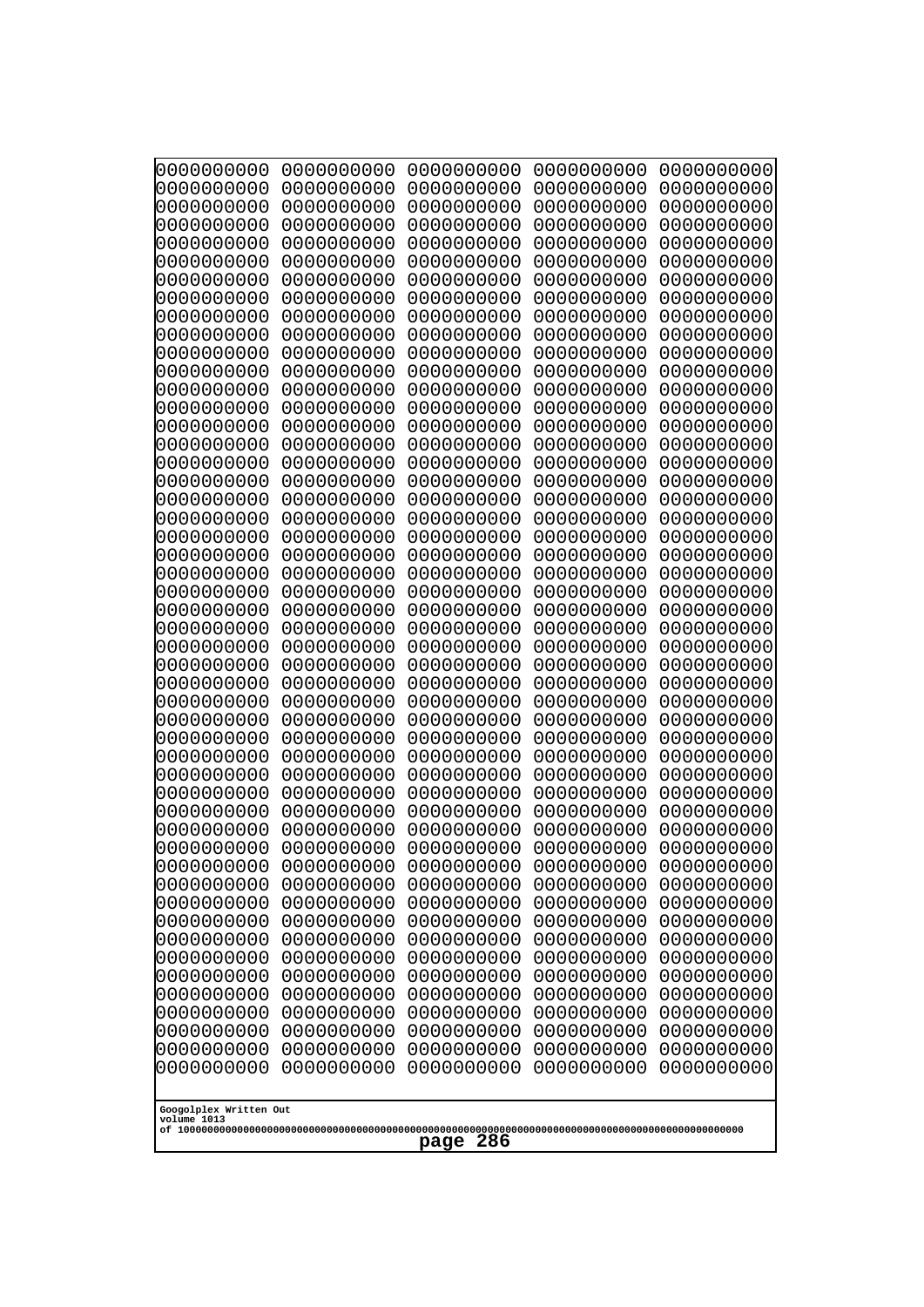```
0000000000 0000000000 0000000000 0000000000 0000000000
0000000000 0000000000 0000000000 0000000000 0000000000
0000000000 0000000000 0000000000 0000000000 0000000000
0000000000 0000000000 0000000000 0000000000 0000000000
0000000000 0000000000 0000000000 0000000000 0000000000
0000000000 0000000000 0000000000 0000000000 0000000000
0000000000 0000000000 0000000000 0000000000 0000000000
0000000000 0000000000 0000000000 0000000000 0000000000
0000000000 0000000000 0000000000 0000000000 0000000000
0000000000 0000000000 0000000000 0000000000 0000000000
0000000000 0000000000 0000000000 0000000000 0000000000
0000000000 0000000000 0000000000 0000000000 0000000000
0000000000 0000000000 0000000000 0000000000 0000000000
0000000000 0000000000 0000000000 0000000000 0000000000
0000000000 0000000000 0000000000 0000000000 0000000000
0000000000 0000000000 0000000000 0000000000 0000000000
0000000000 0000000000 0000000000 0000000000 0000000000
0000000000 0000000000 0000000000 0000000000 0000000000
0000000000 0000000000 0000000000 0000000000 0000000000
0000000000 0000000000 0000000000 0000000000 0000000000
0000000000 0000000000 0000000000 0000000000 0000000000
0000000000 0000000000 0000000000 0000000000 0000000000
0000000000 0000000000 0000000000 0000000000 0000000000
0000000000 0000000000 0000000000 0000000000 0000000000
0000000000 0000000000 0000000000 0000000000 0000000000
0000000000 0000000000 0000000000 0000000000 0000000000
0000000000 0000000000 0000000000 0000000000 0000000000
0000000000 0000000000 0000000000 0000000000 0000000000
0000000000 0000000000 0000000000 0000000000 0000000000
0000000000 0000000000 0000000000 0000000000 0000000000
0000000000 0000000000 0000000000 0000000000 0000000000
0000000000 0000000000 0000000000 0000000000 0000000000
0000000000 0000000000 0000000000 0000000000 0000000000
0000000000 0000000000 0000000000 0000000000 0000000000
0000000000 0000000000 0000000000 0000000000 0000000000
0000000000 0000000000 0000000000 0000000000 0000000000
0000000000 0000000000 0000000000 0000000000 0000000000
0000000000 0000000000 0000000000 0000000000 0000000000
0000000000 0000000000 0000000000 0000000000 0000000000
0000000000 0000000000 0000000000 0000000000 0000000000
0000000000 0000000000 0000000000 0000000000 0000000000
0000000000 0000000000 0000000000 0000000000 0000000000
0000000000 0000000000 0000000000 0000000000 0000000000
0000000000 0000000000 0000000000 0000000000 0000000000
0000000000 0000000000 0000000000 0000000000 0000000000
0000000000 0000000000 0000000000 0000000000 0000000000
0000000000 0000000000 0000000000 0000000000 0000000000
0000000000 0000000000 0000000000 0000000000 0000000000
0000000000 0000000000 0000000000 0000000000 0000000000
0000000000 0000000000 0000000000 0000000000 0000000000
```

Googolplex Written Out
volume 1013
of 10000000000000000000000000000000000000000000000000000000000000000000000000000000000000000000000000000

page 286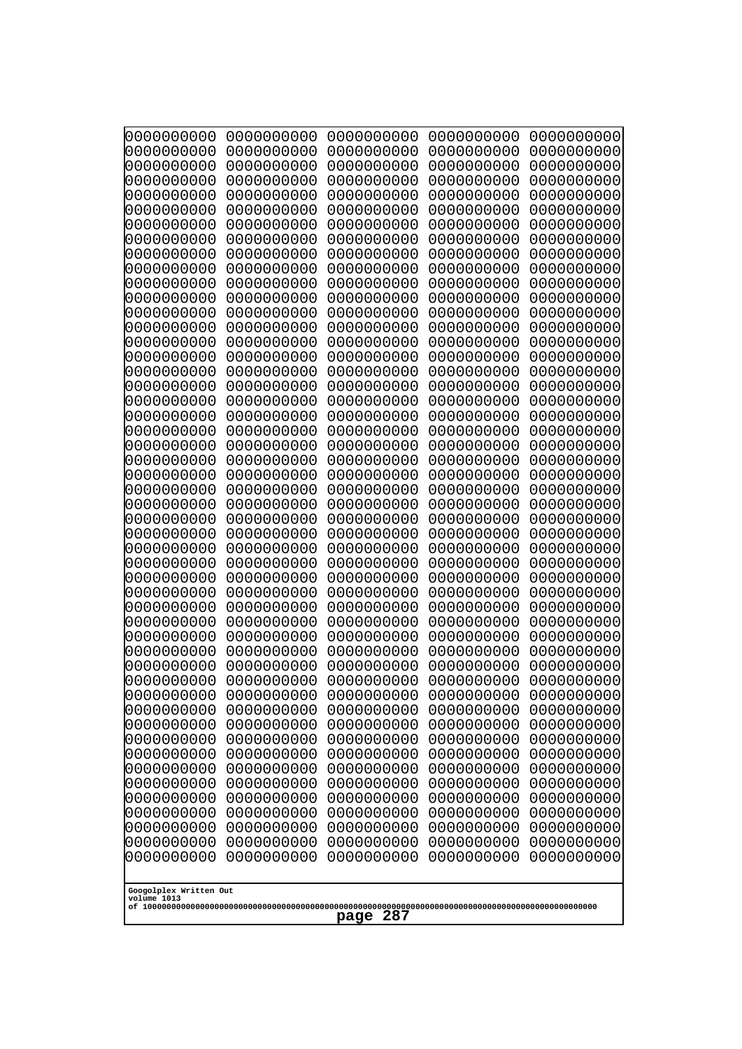```
0000000000 0000000000 0000000000 0000000000 0000000000
0000000000 0000000000 0000000000 0000000000 0000000000
0000000000 0000000000 0000000000 0000000000 0000000000
0000000000 0000000000 0000000000 0000000000 0000000000
0000000000 0000000000 0000000000 0000000000 0000000000
0000000000 0000000000 0000000000 0000000000 0000000000
0000000000 0000000000 0000000000 0000000000 0000000000
0000000000 0000000000 0000000000 0000000000 0000000000
0000000000 0000000000 0000000000 0000000000 0000000000
0000000000 0000000000 0000000000 0000000000 0000000000
0000000000 0000000000 0000000000 0000000000 0000000000
0000000000 0000000000 0000000000 0000000000 0000000000
0000000000 0000000000 0000000000 0000000000 0000000000
0000000000 0000000000 0000000000 0000000000 0000000000
0000000000 0000000000 0000000000 0000000000 0000000000
0000000000 0000000000 0000000000 0000000000 0000000000
0000000000 0000000000 0000000000 0000000000 0000000000
0000000000 0000000000 0000000000 0000000000 0000000000
0000000000 0000000000 0000000000 0000000000 0000000000
0000000000 0000000000 0000000000 0000000000 0000000000
0000000000 0000000000 0000000000 0000000000 0000000000
0000000000 0000000000 0000000000 0000000000 0000000000
0000000000 0000000000 0000000000 0000000000 0000000000
0000000000 0000000000 0000000000 0000000000 0000000000
0000000000 0000000000 0000000000 0000000000 0000000000
0000000000 0000000000 0000000000 0000000000 0000000000
0000000000 0000000000 0000000000 0000000000 0000000000
0000000000 0000000000 0000000000 0000000000 0000000000
0000000000 0000000000 0000000000 0000000000 0000000000
0000000000 0000000000 0000000000 0000000000 0000000000
0000000000 0000000000 0000000000 0000000000 0000000000
0000000000 0000000000 0000000000 0000000000 0000000000
0000000000 0000000000 0000000000 0000000000 0000000000
0000000000 0000000000 0000000000 0000000000 0000000000
0000000000 0000000000 0000000000 0000000000 0000000000
0000000000 0000000000 0000000000 0000000000 0000000000
0000000000 0000000000 0000000000 0000000000 0000000000
0000000000 0000000000 0000000000 0000000000 0000000000
0000000000 0000000000 0000000000 0000000000 0000000000
0000000000 0000000000 0000000000 0000000000 0000000000
0000000000 0000000000 0000000000 0000000000 0000000000
0000000000 0000000000 0000000000 0000000000 0000000000
0000000000 0000000000 0000000000 0000000000 0000000000
0000000000 0000000000 0000000000 0000000000 0000000000
0000000000 0000000000 0000000000 0000000000 0000000000
0000000000 0000000000 0000000000 0000000000 0000000000
0000000000 0000000000 0000000000 0000000000 0000000000
0000000000 0000000000 0000000000 0000000000 0000000000
0000000000 0000000000 0000000000 0000000000 0000000000
0000000000 0000000000 0000000000 0000000000 0000000000
```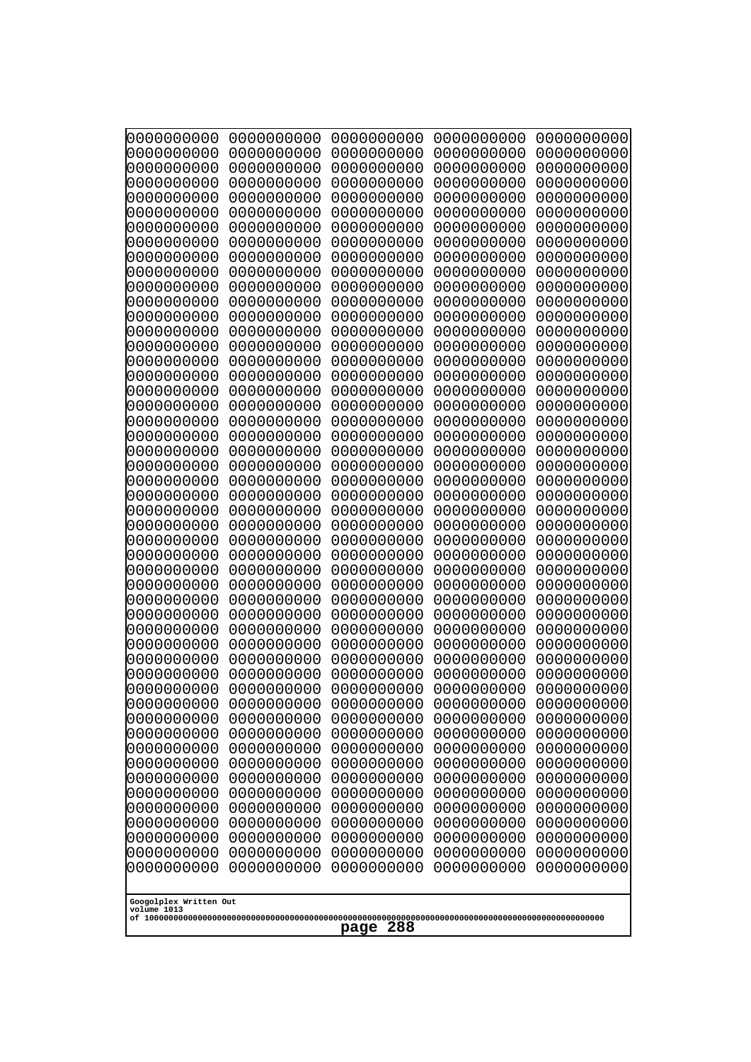```
0000000000 0000000000 0000000000 0000000000 0000000000
0000000000 0000000000 0000000000 0000000000 0000000000
0000000000 0000000000 0000000000 0000000000 0000000000
0000000000 0000000000 0000000000 0000000000 0000000000
0000000000 0000000000 0000000000 0000000000 0000000000
0000000000 0000000000 0000000000 0000000000 0000000000
0000000000 0000000000 0000000000 0000000000 0000000000
0000000000 0000000000 0000000000 0000000000 0000000000
0000000000 0000000000 0000000000 0000000000 0000000000
0000000000 0000000000 0000000000 0000000000 0000000000
0000000000 0000000000 0000000000 0000000000 0000000000
0000000000 0000000000 0000000000 0000000000 0000000000
0000000000 0000000000 0000000000 0000000000 0000000000
0000000000 0000000000 0000000000 0000000000 0000000000
0000000000 0000000000 0000000000 0000000000 0000000000
0000000000 0000000000 0000000000 0000000000 0000000000
0000000000 0000000000 0000000000 0000000000 0000000000
0000000000 0000000000 0000000000 0000000000 0000000000
0000000000 0000000000 0000000000 0000000000 0000000000
0000000000 0000000000 0000000000 0000000000 0000000000
0000000000 0000000000 0000000000 0000000000 0000000000
0000000000 0000000000 0000000000 0000000000 0000000000
0000000000 0000000000 0000000000 0000000000 0000000000
0000000000 0000000000 0000000000 0000000000 0000000000
0000000000 0000000000 0000000000 0000000000 0000000000
0000000000 0000000000 0000000000 0000000000 0000000000
0000000000 0000000000 0000000000 0000000000 0000000000
0000000000 0000000000 0000000000 0000000000 0000000000
0000000000 0000000000 0000000000 0000000000 0000000000
0000000000 0000000000 0000000000 0000000000 0000000000
0000000000 0000000000 0000000000 0000000000 0000000000
0000000000 0000000000 0000000000 0000000000 0000000000
0000000000 0000000000 0000000000 0000000000 0000000000
0000000000 0000000000 0000000000 0000000000 0000000000
0000000000 0000000000 0000000000 0000000000 0000000000
0000000000 0000000000 0000000000 0000000000 0000000000
0000000000 0000000000 0000000000 0000000000 0000000000
0000000000 0000000000 0000000000 0000000000 0000000000
0000000000 0000000000 0000000000 0000000000 0000000000
0000000000 0000000000 0000000000 0000000000 0000000000
0000000000 0000000000 0000000000 0000000000 0000000000
0000000000 0000000000 0000000000 0000000000 0000000000
0000000000 0000000000 0000000000 0000000000 0000000000
0000000000 0000000000 0000000000 0000000000 0000000000
0000000000 0000000000 0000000000 0000000000 0000000000
0000000000 0000000000 0000000000 0000000000 0000000000
0000000000 0000000000 0000000000 0000000000 0000000000
0000000000 0000000000 0000000000 0000000000 0000000000
0000000000 0000000000 0000000000 0000000000 0000000000
0000000000 0000000000 0000000000 0000000000 0000000000
```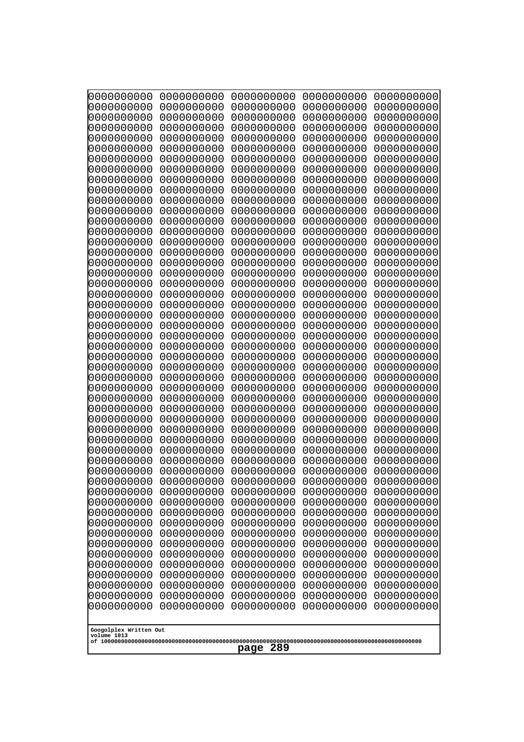0000000000 0000000000 0000000000 0000000000 0000000000
0000000000 0000000000 0000000000 0000000000 0000000000
0000000000 0000000000 0000000000 0000000000 0000000000
0000000000 0000000000 0000000000 0000000000 0000000000
0000000000 0000000000 0000000000 0000000000 0000000000
0000000000 0000000000 0000000000 0000000000 0000000000
0000000000 0000000000 0000000000 0000000000 0000000000
0000000000 0000000000 0000000000 0000000000 0000000000
0000000000 0000000000 0000000000 0000000000 0000000000
0000000000 0000000000 0000000000 0000000000 0000000000
0000000000 0000000000 0000000000 0000000000 0000000000
0000000000 0000000000 0000000000 0000000000 0000000000
0000000000 0000000000 0000000000 0000000000 0000000000
0000000000 0000000000 0000000000 0000000000 0000000000
0000000000 0000000000 0000000000 0000000000 0000000000
0000000000 0000000000 0000000000 0000000000 0000000000
0000000000 0000000000 0000000000 0000000000 0000000000
0000000000 0000000000 0000000000 0000000000 0000000000
0000000000 0000000000 0000000000 0000000000 0000000000
0000000000 0000000000 0000000000 0000000000 0000000000
0000000000 0000000000 0000000000 0000000000 0000000000
0000000000 0000000000 0000000000 0000000000 0000000000
0000000000 0000000000 0000000000 0000000000 0000000000
0000000000 0000000000 0000000000 0000000000 0000000000
0000000000 0000000000 0000000000 0000000000 0000000000
0000000000 0000000000 0000000000 0000000000 0000000000
0000000000 0000000000 0000000000 0000000000 0000000000
0000000000 0000000000 0000000000 0000000000 0000000000
0000000000 0000000000 0000000000 0000000000 0000000000
0000000000 0000000000 0000000000 0000000000 0000000000
0000000000 0000000000 0000000000 0000000000 0000000000
0000000000 0000000000 0000000000 0000000000 0000000000
0000000000 0000000000 0000000000 0000000000 0000000000
0000000000 0000000000 0000000000 0000000000 0000000000
0000000000 0000000000 0000000000 0000000000 0000000000
0000000000 0000000000 0000000000 0000000000 0000000000
0000000000 0000000000 0000000000 0000000000 0000000000
0000000000 0000000000 0000000000 0000000000 0000000000
0000000000 0000000000 0000000000 0000000000 0000000000
0000000000 0000000000 0000000000 0000000000 0000000000
0000000000 0000000000 0000000000 0000000000 0000000000
0000000000 0000000000 0000000000 0000000000 0000000000
0000000000 0000000000 0000000000 0000000000 0000000000
0000000000 0000000000 0000000000 0000000000 0000000000
0000000000 0000000000 0000000000 0000000000 0000000000
0000000000 0000000000 0000000000 0000000000 0000000000
0000000000 0000000000 0000000000 0000000000 0000000000
0000000000 0000000000 0000000000 0000000000 0000000000
0000000000 0000000000 0000000000 0000000000 0000000000
0000000000 0000000000 0000000000 0000000000 0000000000

Googolplex Written Out
volume 1013
of 10000000000000000000000000000000000000000000000000000000000000000000000000000000000000000000000000000
page 289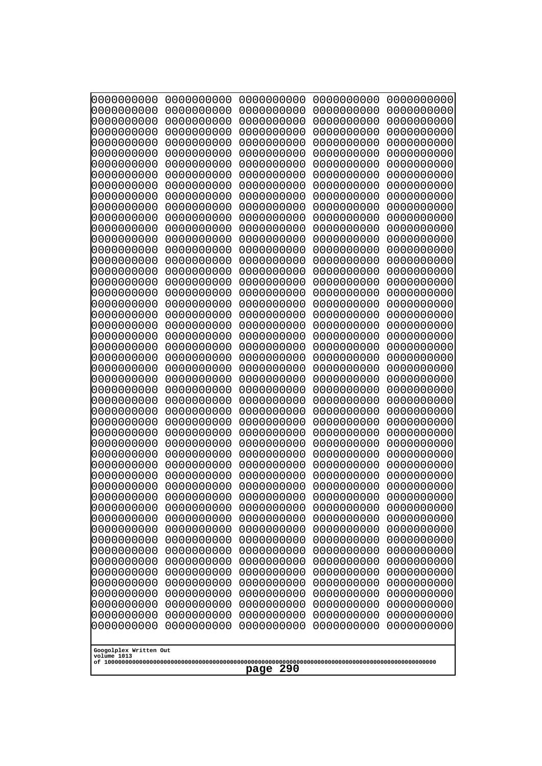```
0000000000 0000000000 0000000000 0000000000 0000000000
0000000000 0000000000 0000000000 0000000000 0000000000
0000000000 0000000000 0000000000 0000000000 0000000000
0000000000 0000000000 0000000000 0000000000 0000000000
0000000000 0000000000 0000000000 0000000000 0000000000
0000000000 0000000000 0000000000 0000000000 0000000000
0000000000 0000000000 0000000000 0000000000 0000000000
0000000000 0000000000 0000000000 0000000000 0000000000
0000000000 0000000000 0000000000 0000000000 0000000000
0000000000 0000000000 0000000000 0000000000 0000000000
0000000000 0000000000 0000000000 0000000000 0000000000
0000000000 0000000000 0000000000 0000000000 0000000000
0000000000 0000000000 0000000000 0000000000 0000000000
0000000000 0000000000 0000000000 0000000000 0000000000
0000000000 0000000000 0000000000 0000000000 0000000000
0000000000 0000000000 0000000000 0000000000 0000000000
0000000000 0000000000 0000000000 0000000000 0000000000
0000000000 0000000000 0000000000 0000000000 0000000000
0000000000 0000000000 0000000000 0000000000 0000000000
0000000000 0000000000 0000000000 0000000000 0000000000
0000000000 0000000000 0000000000 0000000000 0000000000
0000000000 0000000000 0000000000 0000000000 0000000000
0000000000 0000000000 0000000000 0000000000 0000000000
0000000000 0000000000 0000000000 0000000000 0000000000
0000000000 0000000000 0000000000 0000000000 0000000000
0000000000 0000000000 0000000000 0000000000 0000000000
0000000000 0000000000 0000000000 0000000000 0000000000
0000000000 0000000000 0000000000 0000000000 0000000000
0000000000 0000000000 0000000000 0000000000 0000000000
0000000000 0000000000 0000000000 0000000000 0000000000
0000000000 0000000000 0000000000 0000000000 0000000000
0000000000 0000000000 0000000000 0000000000 0000000000
0000000000 0000000000 0000000000 0000000000 0000000000
0000000000 0000000000 0000000000 0000000000 0000000000
0000000000 0000000000 0000000000 0000000000 0000000000
0000000000 0000000000 0000000000 0000000000 0000000000
0000000000 0000000000 0000000000 0000000000 0000000000
0000000000 0000000000 0000000000 0000000000 0000000000
0000000000 0000000000 0000000000 0000000000 0000000000
0000000000 0000000000 0000000000 0000000000 0000000000
0000000000 0000000000 0000000000 0000000000 0000000000
0000000000 0000000000 0000000000 0000000000 0000000000
0000000000 0000000000 0000000000 0000000000 0000000000
0000000000 0000000000 0000000000 0000000000 0000000000
0000000000 0000000000 0000000000 0000000000 0000000000
0000000000 0000000000 0000000000 0000000000 0000000000
0000000000 0000000000 0000000000 0000000000 0000000000
0000000000 0000000000 0000000000 0000000000 0000000000
0000000000 0000000000 0000000000 0000000000 0000000000
0000000000 0000000000 0000000000 0000000000 0000000000
```

Googolplex Written Out
volume 1013
of 10000000000000000000000000000000000000000000000000000000000000000000000000000000000000000000000000000

page 290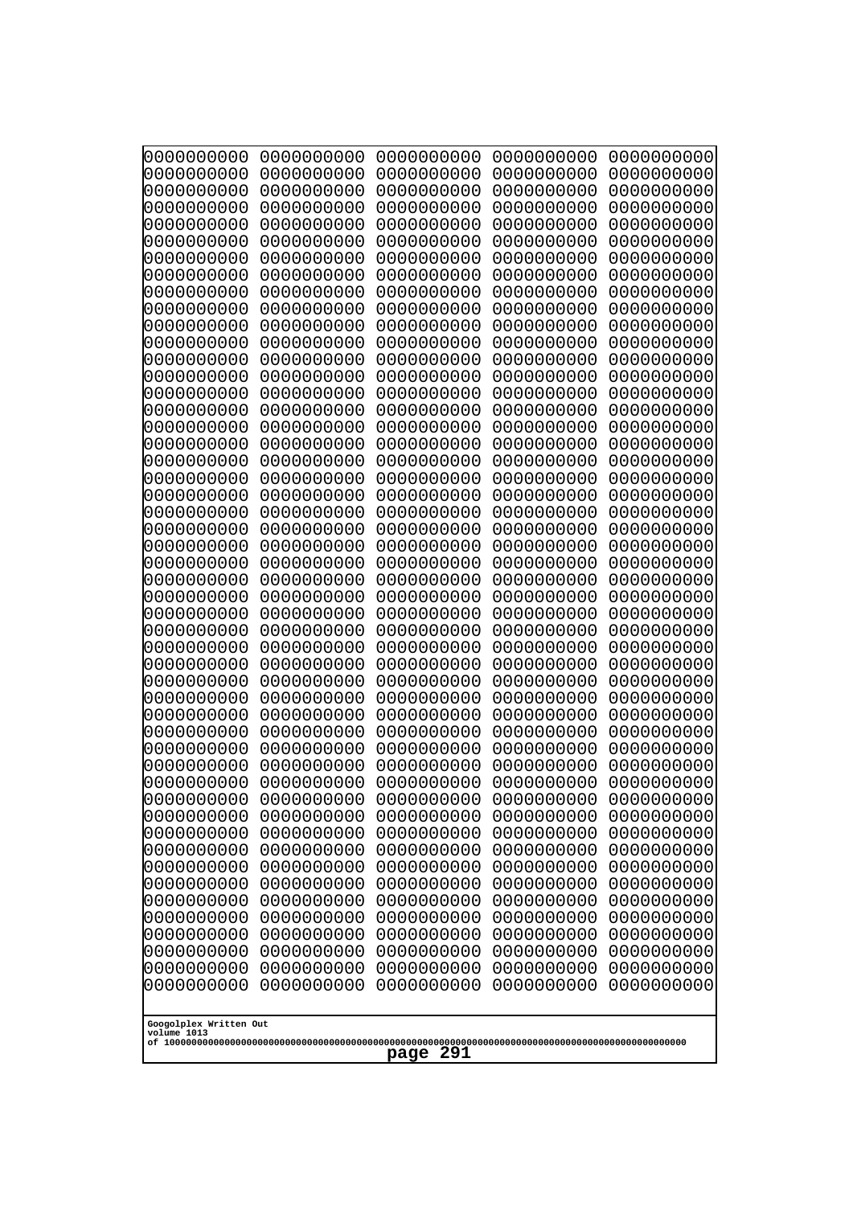```
0000000000 0000000000 0000000000 0000000000 0000000000
0000000000 0000000000 0000000000 0000000000 0000000000
0000000000 0000000000 0000000000 0000000000 0000000000
0000000000 0000000000 0000000000 0000000000 0000000000
0000000000 0000000000 0000000000 0000000000 0000000000
0000000000 0000000000 0000000000 0000000000 0000000000
0000000000 0000000000 0000000000 0000000000 0000000000
0000000000 0000000000 0000000000 0000000000 0000000000
0000000000 0000000000 0000000000 0000000000 0000000000
0000000000 0000000000 0000000000 0000000000 0000000000
0000000000 0000000000 0000000000 0000000000 0000000000
0000000000 0000000000 0000000000 0000000000 0000000000
0000000000 0000000000 0000000000 0000000000 0000000000
0000000000 0000000000 0000000000 0000000000 0000000000
0000000000 0000000000 0000000000 0000000000 0000000000
0000000000 0000000000 0000000000 0000000000 0000000000
0000000000 0000000000 0000000000 0000000000 0000000000
0000000000 0000000000 0000000000 0000000000 0000000000
0000000000 0000000000 0000000000 0000000000 0000000000
0000000000 0000000000 0000000000 0000000000 0000000000
0000000000 0000000000 0000000000 0000000000 0000000000
0000000000 0000000000 0000000000 0000000000 0000000000
0000000000 0000000000 0000000000 0000000000 0000000000
0000000000 0000000000 0000000000 0000000000 0000000000
0000000000 0000000000 0000000000 0000000000 0000000000
0000000000 0000000000 0000000000 0000000000 0000000000
0000000000 0000000000 0000000000 0000000000 0000000000
0000000000 0000000000 0000000000 0000000000 0000000000
0000000000 0000000000 0000000000 0000000000 0000000000
0000000000 0000000000 0000000000 0000000000 0000000000
0000000000 0000000000 0000000000 0000000000 0000000000
0000000000 0000000000 0000000000 0000000000 0000000000
0000000000 0000000000 0000000000 0000000000 0000000000
0000000000 0000000000 0000000000 0000000000 0000000000
0000000000 0000000000 0000000000 0000000000 0000000000
0000000000 0000000000 0000000000 0000000000 0000000000
0000000000 0000000000 0000000000 0000000000 0000000000
0000000000 0000000000 0000000000 0000000000 0000000000
0000000000 0000000000 0000000000 0000000000 0000000000
0000000000 0000000000 0000000000 0000000000 0000000000
0000000000 0000000000 0000000000 0000000000 0000000000
0000000000 0000000000 0000000000 0000000000 0000000000
0000000000 0000000000 0000000000 0000000000 0000000000
0000000000 0000000000 0000000000 0000000000 0000000000
0000000000 0000000000 0000000000 0000000000 0000000000
0000000000 0000000000 0000000000 0000000000 0000000000
0000000000 0000000000 0000000000 0000000000 0000000000
0000000000 0000000000 0000000000 0000000000 0000000000
0000000000 0000000000 0000000000 0000000000 0000000000
0000000000 0000000000 0000000000 0000000000 0000000000
```

Googolplex Written Out
volume 1013
of 10000000000000000000000000000000000000000000000000000000000000000000000000000000000000000000000000000

page 291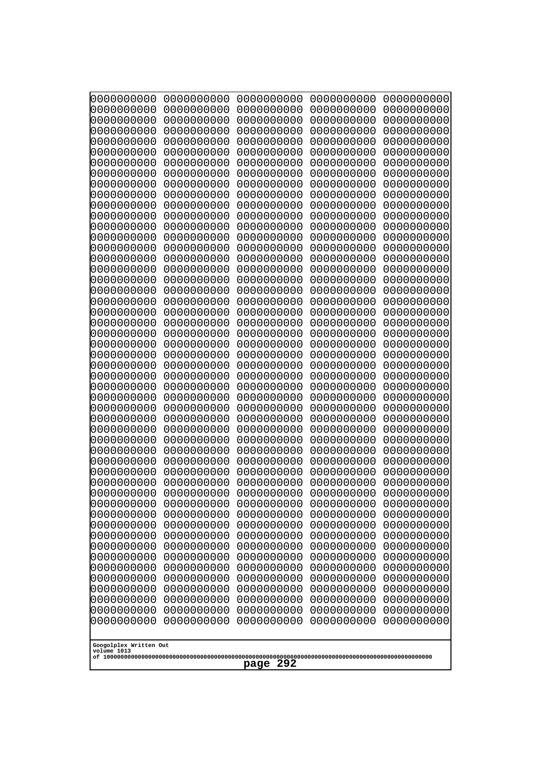```
0000000000 0000000000 0000000000 0000000000 0000000000
0000000000 0000000000 0000000000 0000000000 0000000000
0000000000 0000000000 0000000000 0000000000 0000000000
0000000000 0000000000 0000000000 0000000000 0000000000
0000000000 0000000000 0000000000 0000000000 0000000000
0000000000 0000000000 0000000000 0000000000 0000000000
0000000000 0000000000 0000000000 0000000000 0000000000
0000000000 0000000000 0000000000 0000000000 0000000000
0000000000 0000000000 0000000000 0000000000 0000000000
0000000000 0000000000 0000000000 0000000000 0000000000
0000000000 0000000000 0000000000 0000000000 0000000000
0000000000 0000000000 0000000000 0000000000 0000000000
0000000000 0000000000 0000000000 0000000000 0000000000
0000000000 0000000000 0000000000 0000000000 0000000000
0000000000 0000000000 0000000000 0000000000 0000000000
0000000000 0000000000 0000000000 0000000000 0000000000
0000000000 0000000000 0000000000 0000000000 0000000000
0000000000 0000000000 0000000000 0000000000 0000000000
0000000000 0000000000 0000000000 0000000000 0000000000
0000000000 0000000000 0000000000 0000000000 0000000000
0000000000 0000000000 0000000000 0000000000 0000000000
0000000000 0000000000 0000000000 0000000000 0000000000
0000000000 0000000000 0000000000 0000000000 0000000000
0000000000 0000000000 0000000000 0000000000 0000000000
0000000000 0000000000 0000000000 0000000000 0000000000
0000000000 0000000000 0000000000 0000000000 0000000000
0000000000 0000000000 0000000000 0000000000 0000000000
0000000000 0000000000 0000000000 0000000000 0000000000
0000000000 0000000000 0000000000 0000000000 0000000000
0000000000 0000000000 0000000000 0000000000 0000000000
0000000000 0000000000 0000000000 0000000000 0000000000
0000000000 0000000000 0000000000 0000000000 0000000000
0000000000 0000000000 0000000000 0000000000 0000000000
0000000000 0000000000 0000000000 0000000000 0000000000
0000000000 0000000000 0000000000 0000000000 0000000000
0000000000 0000000000 0000000000 0000000000 0000000000
0000000000 0000000000 0000000000 0000000000 0000000000
0000000000 0000000000 0000000000 0000000000 0000000000
0000000000 0000000000 0000000000 0000000000 0000000000
0000000000 0000000000 0000000000 0000000000 0000000000
0000000000 0000000000 0000000000 0000000000 0000000000
0000000000 0000000000 0000000000 0000000000 0000000000
0000000000 0000000000 0000000000 0000000000 0000000000
0000000000 0000000000 0000000000 0000000000 0000000000
0000000000 0000000000 0000000000 0000000000 0000000000
0000000000 0000000000 0000000000 0000000000 0000000000
0000000000 0000000000 0000000000 0000000000 0000000000
0000000000 0000000000 0000000000 0000000000 0000000000
0000000000 0000000000 0000000000 0000000000 0000000000
0000000000 0000000000 0000000000 0000000000 0000000000
```

Googolplex Written Out
volume 1013
of 10000000000000000000000000000000000000000000000000000000000000000000000000000000000000000000000000000

page 292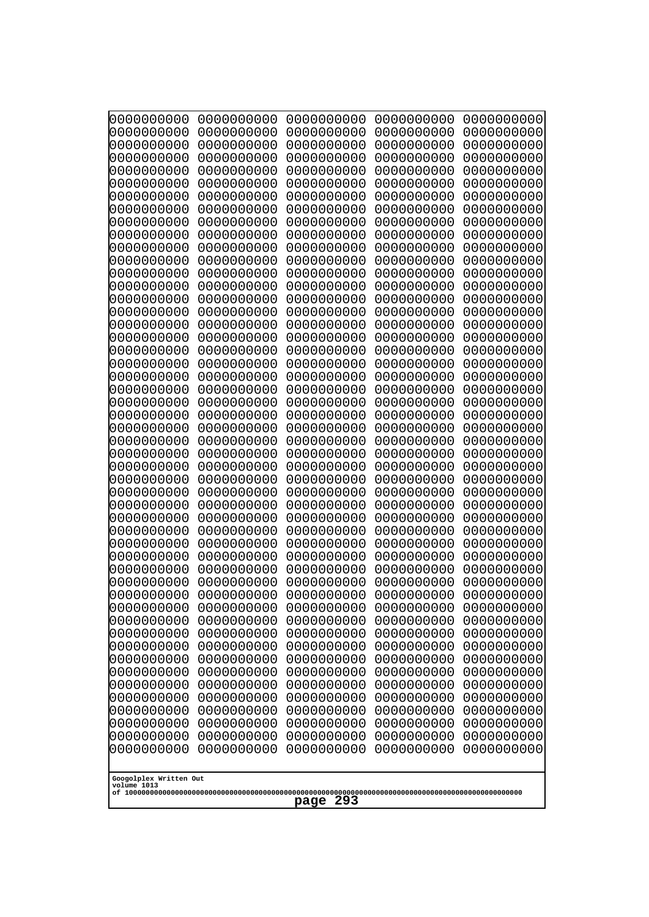0000000000 0000000000 0000000000 0000000000 0000000000
0000000000 0000000000 0000000000 0000000000 0000000000
0000000000 0000000000 0000000000 0000000000 0000000000
0000000000 0000000000 0000000000 0000000000 0000000000
0000000000 0000000000 0000000000 0000000000 0000000000
0000000000 0000000000 0000000000 0000000000 0000000000
0000000000 0000000000 0000000000 0000000000 0000000000
0000000000 0000000000 0000000000 0000000000 0000000000
0000000000 0000000000 0000000000 0000000000 0000000000
0000000000 0000000000 0000000000 0000000000 0000000000
0000000000 0000000000 0000000000 0000000000 0000000000
0000000000 0000000000 0000000000 0000000000 0000000000
0000000000 0000000000 0000000000 0000000000 0000000000
0000000000 0000000000 0000000000 0000000000 0000000000
0000000000 0000000000 0000000000 0000000000 0000000000
0000000000 0000000000 0000000000 0000000000 0000000000
0000000000 0000000000 0000000000 0000000000 0000000000
0000000000 0000000000 0000000000 0000000000 0000000000
0000000000 0000000000 0000000000 0000000000 0000000000
0000000000 0000000000 0000000000 0000000000 0000000000
0000000000 0000000000 0000000000 0000000000 0000000000
0000000000 0000000000 0000000000 0000000000 0000000000
0000000000 0000000000 0000000000 0000000000 0000000000
0000000000 0000000000 0000000000 0000000000 0000000000
0000000000 0000000000 0000000000 0000000000 0000000000
0000000000 0000000000 0000000000 0000000000 0000000000
0000000000 0000000000 0000000000 0000000000 0000000000
0000000000 0000000000 0000000000 0000000000 0000000000
0000000000 0000000000 0000000000 0000000000 0000000000
0000000000 0000000000 0000000000 0000000000 0000000000
0000000000 0000000000 0000000000 0000000000 0000000000
0000000000 0000000000 0000000000 0000000000 0000000000
0000000000 0000000000 0000000000 0000000000 0000000000
0000000000 0000000000 0000000000 0000000000 0000000000
0000000000 0000000000 0000000000 0000000000 0000000000
0000000000 0000000000 0000000000 0000000000 0000000000
0000000000 0000000000 0000000000 0000000000 0000000000
0000000000 0000000000 0000000000 0000000000 0000000000
0000000000 0000000000 0000000000 0000000000 0000000000
0000000000 0000000000 0000000000 0000000000 0000000000
0000000000 0000000000 0000000000 0000000000 0000000000
0000000000 0000000000 0000000000 0000000000 0000000000
0000000000 0000000000 0000000000 0000000000 0000000000
0000000000 0000000000 0000000000 0000000000 0000000000
0000000000 0000000000 0000000000 0000000000 0000000000
0000000000 0000000000 0000000000 0000000000 0000000000
0000000000 0000000000 0000000000 0000000000 0000000000
0000000000 0000000000 0000000000 0000000000 0000000000
0000000000 0000000000 0000000000 0000000000 0000000000
0000000000 0000000000 0000000000 0000000000 0000000000

Googolplex Written Out
volume 1013
of 10000000000000000000000000000000000000000000000000000000000000000000000000000000000000000000000000000000
page 293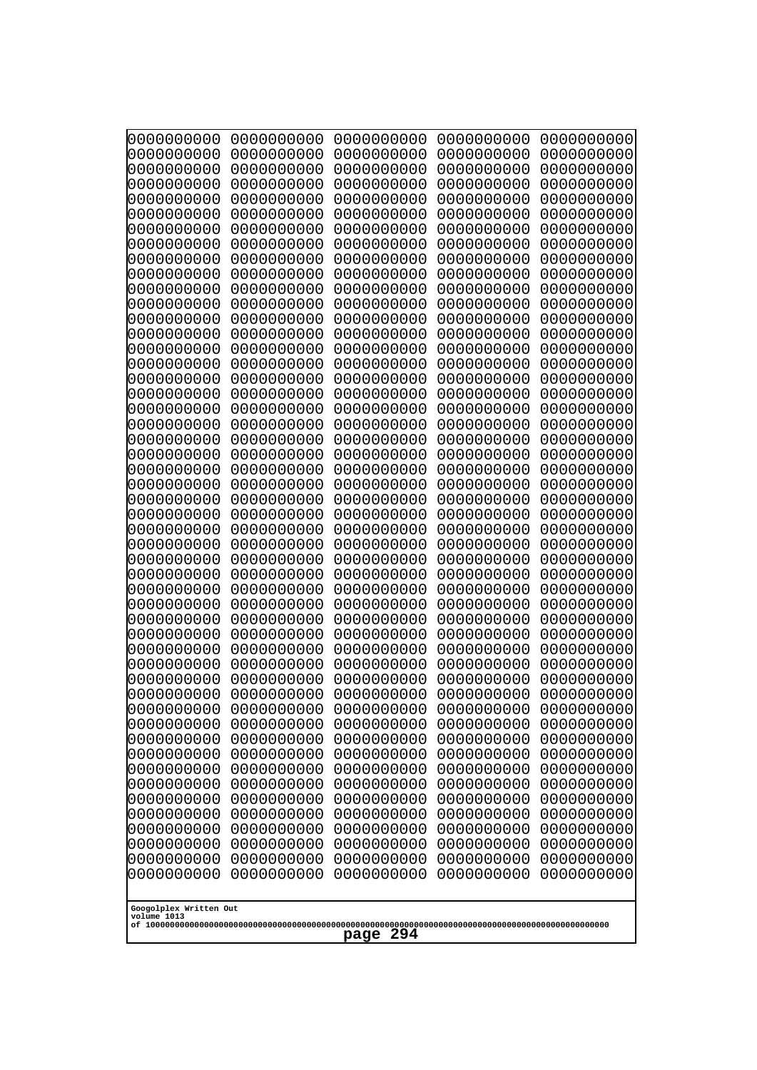```
0000000000 0000000000 0000000000 0000000000 0000000000
0000000000 0000000000 0000000000 0000000000 0000000000
0000000000 0000000000 0000000000 0000000000 0000000000
0000000000 0000000000 0000000000 0000000000 0000000000
0000000000 0000000000 0000000000 0000000000 0000000000
0000000000 0000000000 0000000000 0000000000 0000000000
0000000000 0000000000 0000000000 0000000000 0000000000
0000000000 0000000000 0000000000 0000000000 0000000000
0000000000 0000000000 0000000000 0000000000 0000000000
0000000000 0000000000 0000000000 0000000000 0000000000
0000000000 0000000000 0000000000 0000000000 0000000000
0000000000 0000000000 0000000000 0000000000 0000000000
0000000000 0000000000 0000000000 0000000000 0000000000
0000000000 0000000000 0000000000 0000000000 0000000000
0000000000 0000000000 0000000000 0000000000 0000000000
0000000000 0000000000 0000000000 0000000000 0000000000
0000000000 0000000000 0000000000 0000000000 0000000000
0000000000 0000000000 0000000000 0000000000 0000000000
0000000000 0000000000 0000000000 0000000000 0000000000
0000000000 0000000000 0000000000 0000000000 0000000000
0000000000 0000000000 0000000000 0000000000 0000000000
0000000000 0000000000 0000000000 0000000000 0000000000
0000000000 0000000000 0000000000 0000000000 0000000000
0000000000 0000000000 0000000000 0000000000 0000000000
0000000000 0000000000 0000000000 0000000000 0000000000
0000000000 0000000000 0000000000 0000000000 0000000000
0000000000 0000000000 0000000000 0000000000 0000000000
0000000000 0000000000 0000000000 0000000000 0000000000
0000000000 0000000000 0000000000 0000000000 0000000000
0000000000 0000000000 0000000000 0000000000 0000000000
0000000000 0000000000 0000000000 0000000000 0000000000
0000000000 0000000000 0000000000 0000000000 0000000000
0000000000 0000000000 0000000000 0000000000 0000000000
0000000000 0000000000 0000000000 0000000000 0000000000
0000000000 0000000000 0000000000 0000000000 0000000000
0000000000 0000000000 0000000000 0000000000 0000000000
0000000000 0000000000 0000000000 0000000000 0000000000
0000000000 0000000000 0000000000 0000000000 0000000000
0000000000 0000000000 0000000000 0000000000 0000000000
0000000000 0000000000 0000000000 0000000000 0000000000
0000000000 0000000000 0000000000 0000000000 0000000000
0000000000 0000000000 0000000000 0000000000 0000000000
0000000000 0000000000 0000000000 0000000000 0000000000
0000000000 0000000000 0000000000 0000000000 0000000000
0000000000 0000000000 0000000000 0000000000 0000000000
0000000000 0000000000 0000000000 0000000000 0000000000
0000000000 0000000000 0000000000 0000000000 0000000000
0000000000 0000000000 0000000000 0000000000 0000000000
0000000000 0000000000 0000000000 0000000000 0000000000
0000000000 0000000000 0000000000 0000000000 0000000000
```

Googolplex Written Out
volume 1013
of 10000000000000000000000000000000000000000000000000000000000000000000000000000000000000000000000000000

page 294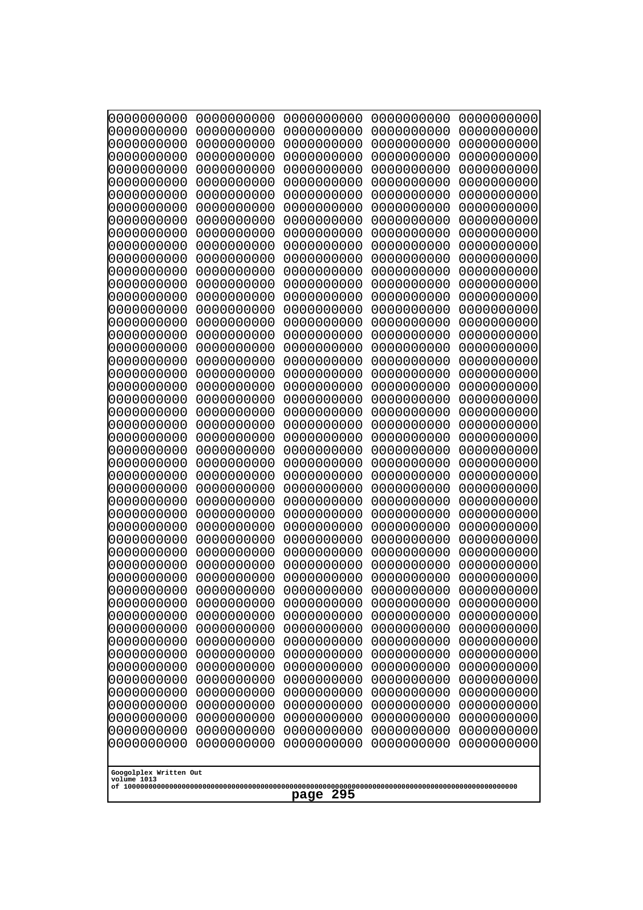```
0000000000 0000000000 0000000000 0000000000 0000000000
0000000000 0000000000 0000000000 0000000000 0000000000
0000000000 0000000000 0000000000 0000000000 0000000000
0000000000 0000000000 0000000000 0000000000 0000000000
0000000000 0000000000 0000000000 0000000000 0000000000
0000000000 0000000000 0000000000 0000000000 0000000000
0000000000 0000000000 0000000000 0000000000 0000000000
0000000000 0000000000 0000000000 0000000000 0000000000
0000000000 0000000000 0000000000 0000000000 0000000000
0000000000 0000000000 0000000000 0000000000 0000000000
0000000000 0000000000 0000000000 0000000000 0000000000
0000000000 0000000000 0000000000 0000000000 0000000000
0000000000 0000000000 0000000000 0000000000 0000000000
0000000000 0000000000 0000000000 0000000000 0000000000
0000000000 0000000000 0000000000 0000000000 0000000000
0000000000 0000000000 0000000000 0000000000 0000000000
0000000000 0000000000 0000000000 0000000000 0000000000
0000000000 0000000000 0000000000 0000000000 0000000000
0000000000 0000000000 0000000000 0000000000 0000000000
0000000000 0000000000 0000000000 0000000000 0000000000
0000000000 0000000000 0000000000 0000000000 0000000000
0000000000 0000000000 0000000000 0000000000 0000000000
0000000000 0000000000 0000000000 0000000000 0000000000
0000000000 0000000000 0000000000 0000000000 0000000000
0000000000 0000000000 0000000000 0000000000 0000000000
0000000000 0000000000 0000000000 0000000000 0000000000
0000000000 0000000000 0000000000 0000000000 0000000000
0000000000 0000000000 0000000000 0000000000 0000000000
0000000000 0000000000 0000000000 0000000000 0000000000
0000000000 0000000000 0000000000 0000000000 0000000000
0000000000 0000000000 0000000000 0000000000 0000000000
0000000000 0000000000 0000000000 0000000000 0000000000
0000000000 0000000000 0000000000 0000000000 0000000000
0000000000 0000000000 0000000000 0000000000 0000000000
0000000000 0000000000 0000000000 0000000000 0000000000
0000000000 0000000000 0000000000 0000000000 0000000000
0000000000 0000000000 0000000000 0000000000 0000000000
0000000000 0000000000 0000000000 0000000000 0000000000
0000000000 0000000000 0000000000 0000000000 0000000000
0000000000 0000000000 0000000000 0000000000 0000000000
0000000000 0000000000 0000000000 0000000000 0000000000
0000000000 0000000000 0000000000 0000000000 0000000000
0000000000 0000000000 0000000000 0000000000 0000000000
0000000000 0000000000 0000000000 0000000000 0000000000
0000000000 0000000000 0000000000 0000000000 0000000000
0000000000 0000000000 0000000000 0000000000 0000000000
0000000000 0000000000 0000000000 0000000000 0000000000
0000000000 0000000000 0000000000 0000000000 0000000000
0000000000 0000000000 0000000000 0000000000 0000000000
0000000000 0000000000 0000000000 0000000000 0000000000
```

Googolplex Written Out
volume 1013
of 10000000000000000000000000000000000000000000000000000000000000000000000000000000000000000000000000000

page 295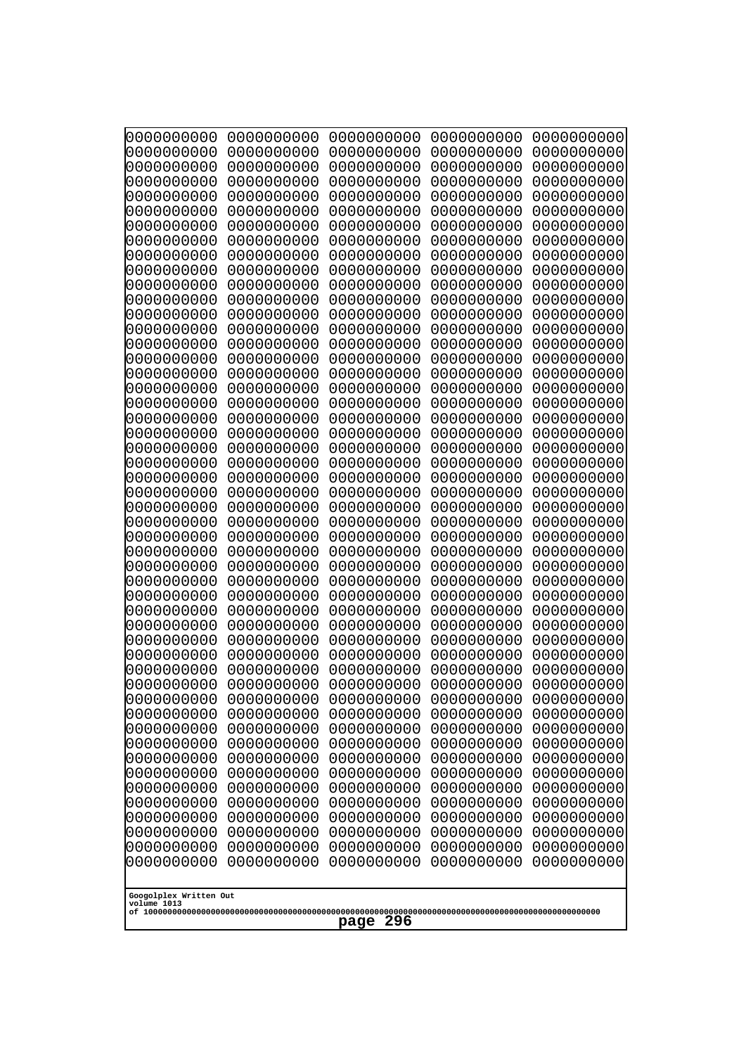```
0000000000 0000000000 0000000000 0000000000 0000000000
0000000000 0000000000 0000000000 0000000000 0000000000
0000000000 0000000000 0000000000 0000000000 0000000000
0000000000 0000000000 0000000000 0000000000 0000000000
0000000000 0000000000 0000000000 0000000000 0000000000
0000000000 0000000000 0000000000 0000000000 0000000000
0000000000 0000000000 0000000000 0000000000 0000000000
0000000000 0000000000 0000000000 0000000000 0000000000
0000000000 0000000000 0000000000 0000000000 0000000000
0000000000 0000000000 0000000000 0000000000 0000000000
0000000000 0000000000 0000000000 0000000000 0000000000
0000000000 0000000000 0000000000 0000000000 0000000000
0000000000 0000000000 0000000000 0000000000 0000000000
0000000000 0000000000 0000000000 0000000000 0000000000
0000000000 0000000000 0000000000 0000000000 0000000000
0000000000 0000000000 0000000000 0000000000 0000000000
0000000000 0000000000 0000000000 0000000000 0000000000
0000000000 0000000000 0000000000 0000000000 0000000000
0000000000 0000000000 0000000000 0000000000 0000000000
0000000000 0000000000 0000000000 0000000000 0000000000
0000000000 0000000000 0000000000 0000000000 0000000000
0000000000 0000000000 0000000000 0000000000 0000000000
0000000000 0000000000 0000000000 0000000000 0000000000
0000000000 0000000000 0000000000 0000000000 0000000000
0000000000 0000000000 0000000000 0000000000 0000000000
0000000000 0000000000 0000000000 0000000000 0000000000
0000000000 0000000000 0000000000 0000000000 0000000000
0000000000 0000000000 0000000000 0000000000 0000000000
0000000000 0000000000 0000000000 0000000000 0000000000
0000000000 0000000000 0000000000 0000000000 0000000000
0000000000 0000000000 0000000000 0000000000 0000000000
0000000000 0000000000 0000000000 0000000000 0000000000
0000000000 0000000000 0000000000 0000000000 0000000000
0000000000 0000000000 0000000000 0000000000 0000000000
0000000000 0000000000 0000000000 0000000000 0000000000
0000000000 0000000000 0000000000 0000000000 0000000000
0000000000 0000000000 0000000000 0000000000 0000000000
0000000000 0000000000 0000000000 0000000000 0000000000
0000000000 0000000000 0000000000 0000000000 0000000000
0000000000 0000000000 0000000000 0000000000 0000000000
0000000000 0000000000 0000000000 0000000000 0000000000
0000000000 0000000000 0000000000 0000000000 0000000000
0000000000 0000000000 0000000000 0000000000 0000000000
0000000000 0000000000 0000000000 0000000000 0000000000
0000000000 0000000000 0000000000 0000000000 0000000000
0000000000 0000000000 0000000000 0000000000 0000000000
0000000000 0000000000 0000000000 0000000000 0000000000
0000000000 0000000000 0000000000 0000000000 0000000000
0000000000 0000000000 0000000000 0000000000 0000000000
0000000000 0000000000 0000000000 0000000000 0000000000
```

Googolplex Written Out
volume 1013
of 10000000000000000000000000000000000000000000000000000000000000000000000000000000000000000000000000000

page 296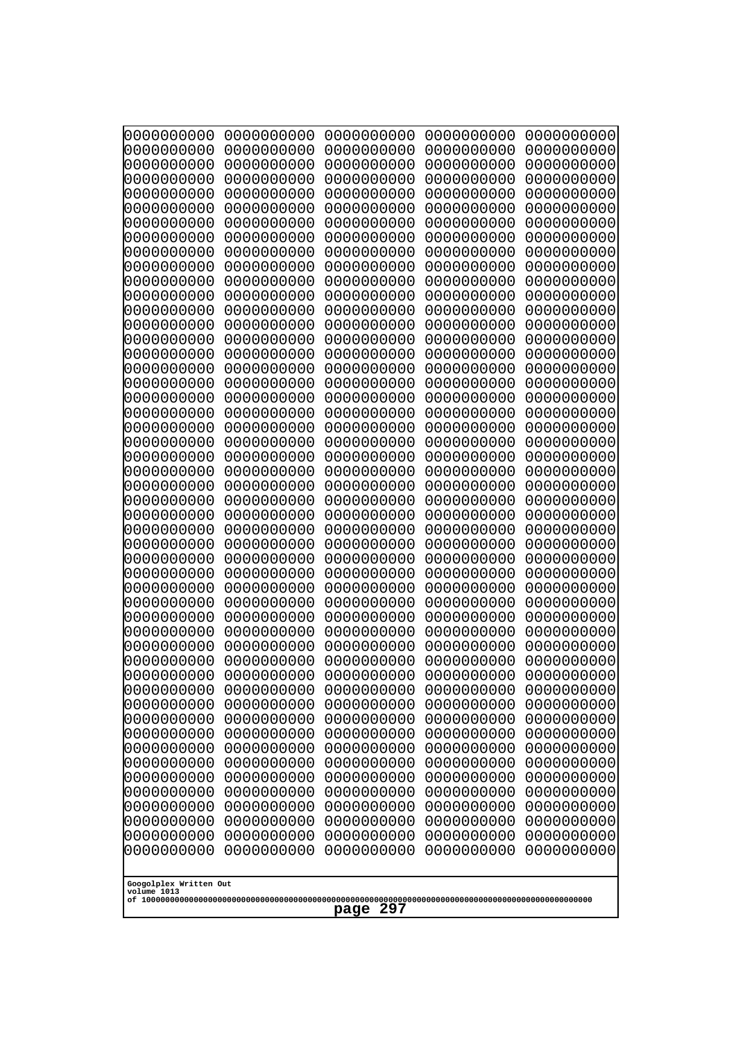```
0000000000 0000000000 0000000000 0000000000 0000000000
0000000000 0000000000 0000000000 0000000000 0000000000
0000000000 0000000000 0000000000 0000000000 0000000000
0000000000 0000000000 0000000000 0000000000 0000000000
0000000000 0000000000 0000000000 0000000000 0000000000
0000000000 0000000000 0000000000 0000000000 0000000000
0000000000 0000000000 0000000000 0000000000 0000000000
0000000000 0000000000 0000000000 0000000000 0000000000
0000000000 0000000000 0000000000 0000000000 0000000000
0000000000 0000000000 0000000000 0000000000 0000000000
0000000000 0000000000 0000000000 0000000000 0000000000
0000000000 0000000000 0000000000 0000000000 0000000000
0000000000 0000000000 0000000000 0000000000 0000000000
0000000000 0000000000 0000000000 0000000000 0000000000
0000000000 0000000000 0000000000 0000000000 0000000000
0000000000 0000000000 0000000000 0000000000 0000000000
0000000000 0000000000 0000000000 0000000000 0000000000
0000000000 0000000000 0000000000 0000000000 0000000000
0000000000 0000000000 0000000000 0000000000 0000000000
0000000000 0000000000 0000000000 0000000000 0000000000
0000000000 0000000000 0000000000 0000000000 0000000000
0000000000 0000000000 0000000000 0000000000 0000000000
0000000000 0000000000 0000000000 0000000000 0000000000
0000000000 0000000000 0000000000 0000000000 0000000000
0000000000 0000000000 0000000000 0000000000 0000000000
0000000000 0000000000 0000000000 0000000000 0000000000
0000000000 0000000000 0000000000 0000000000 0000000000
0000000000 0000000000 0000000000 0000000000 0000000000
0000000000 0000000000 0000000000 0000000000 0000000000
0000000000 0000000000 0000000000 0000000000 0000000000
0000000000 0000000000 0000000000 0000000000 0000000000
0000000000 0000000000 0000000000 0000000000 0000000000
0000000000 0000000000 0000000000 0000000000 0000000000
0000000000 0000000000 0000000000 0000000000 0000000000
0000000000 0000000000 0000000000 0000000000 0000000000
0000000000 0000000000 0000000000 0000000000 0000000000
0000000000 0000000000 0000000000 0000000000 0000000000
0000000000 0000000000 0000000000 0000000000 0000000000
0000000000 0000000000 0000000000 0000000000 0000000000
0000000000 0000000000 0000000000 0000000000 0000000000
0000000000 0000000000 0000000000 0000000000 0000000000
0000000000 0000000000 0000000000 0000000000 0000000000
0000000000 0000000000 0000000000 0000000000 0000000000
0000000000 0000000000 0000000000 0000000000 0000000000
0000000000 0000000000 0000000000 0000000000 0000000000
0000000000 0000000000 0000000000 0000000000 0000000000
0000000000 0000000000 0000000000 0000000000 0000000000
0000000000 0000000000 0000000000 0000000000 0000000000
0000000000 0000000000 0000000000 0000000000 0000000000
0000000000 0000000000 0000000000 0000000000 0000000000
```

Googolplex Written Out
volume 1013
of 10000000000000000000000000000000000000000000000000000000000000000000000000000000000000000000000000000

page 297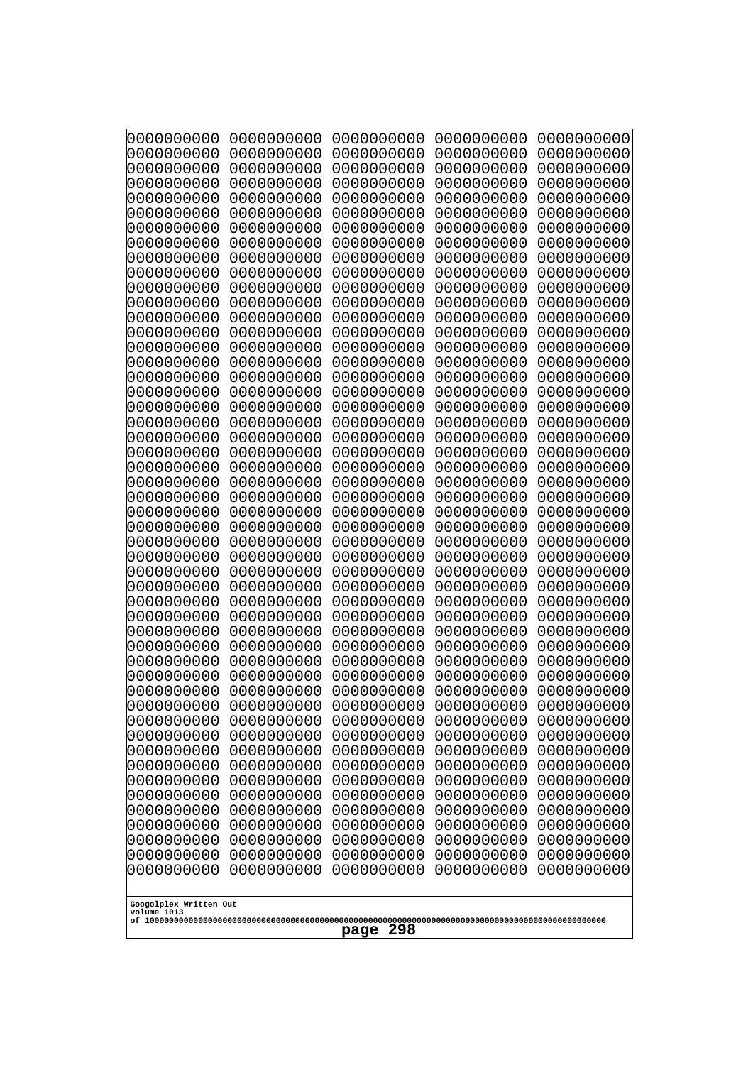```
0000000000 0000000000 0000000000 0000000000 0000000000
0000000000 0000000000 0000000000 0000000000 0000000000
0000000000 0000000000 0000000000 0000000000 0000000000
0000000000 0000000000 0000000000 0000000000 0000000000
0000000000 0000000000 0000000000 0000000000 0000000000
0000000000 0000000000 0000000000 0000000000 0000000000
0000000000 0000000000 0000000000 0000000000 0000000000
0000000000 0000000000 0000000000 0000000000 0000000000
0000000000 0000000000 0000000000 0000000000 0000000000
0000000000 0000000000 0000000000 0000000000 0000000000
0000000000 0000000000 0000000000 0000000000 0000000000
0000000000 0000000000 0000000000 0000000000 0000000000
0000000000 0000000000 0000000000 0000000000 0000000000
0000000000 0000000000 0000000000 0000000000 0000000000
0000000000 0000000000 0000000000 0000000000 0000000000
0000000000 0000000000 0000000000 0000000000 0000000000
0000000000 0000000000 0000000000 0000000000 0000000000
0000000000 0000000000 0000000000 0000000000 0000000000
0000000000 0000000000 0000000000 0000000000 0000000000
0000000000 0000000000 0000000000 0000000000 0000000000
0000000000 0000000000 0000000000 0000000000 0000000000
0000000000 0000000000 0000000000 0000000000 0000000000
0000000000 0000000000 0000000000 0000000000 0000000000
0000000000 0000000000 0000000000 0000000000 0000000000
0000000000 0000000000 0000000000 0000000000 0000000000
0000000000 0000000000 0000000000 0000000000 0000000000
0000000000 0000000000 0000000000 0000000000 0000000000
0000000000 0000000000 0000000000 0000000000 0000000000
0000000000 0000000000 0000000000 0000000000 0000000000
0000000000 0000000000 0000000000 0000000000 0000000000
0000000000 0000000000 0000000000 0000000000 0000000000
0000000000 0000000000 0000000000 0000000000 0000000000
0000000000 0000000000 0000000000 0000000000 0000000000
0000000000 0000000000 0000000000 0000000000 0000000000
0000000000 0000000000 0000000000 0000000000 0000000000
0000000000 0000000000 0000000000 0000000000 0000000000
0000000000 0000000000 0000000000 0000000000 0000000000
0000000000 0000000000 0000000000 0000000000 0000000000
0000000000 0000000000 0000000000 0000000000 0000000000
0000000000 0000000000 0000000000 0000000000 0000000000
0000000000 0000000000 0000000000 0000000000 0000000000
0000000000 0000000000 0000000000 0000000000 0000000000
0000000000 0000000000 0000000000 0000000000 0000000000
0000000000 0000000000 0000000000 0000000000 0000000000
0000000000 0000000000 0000000000 0000000000 0000000000
0000000000 0000000000 0000000000 0000000000 0000000000
0000000000 0000000000 0000000000 0000000000 0000000000
0000000000 0000000000 0000000000 0000000000 0000000000
0000000000 0000000000 0000000000 0000000000 0000000000
0000000000 0000000000 0000000000 0000000000 0000000000
```

Googolplex Written Out
volume 1013
of 10000000000000000000000000000000000000000000000000000000000000000000000000000000000000000000000000000

page 298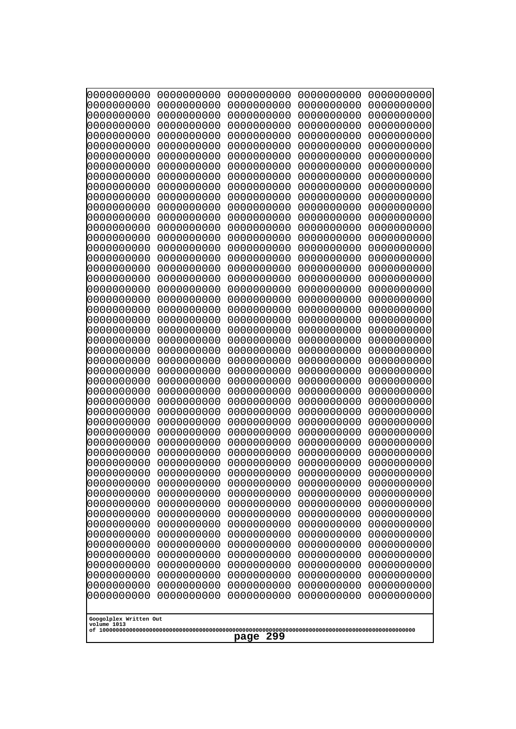```
0000000000 0000000000 0000000000 0000000000 0000000000
0000000000 0000000000 0000000000 0000000000 0000000000
0000000000 0000000000 0000000000 0000000000 0000000000
0000000000 0000000000 0000000000 0000000000 0000000000
0000000000 0000000000 0000000000 0000000000 0000000000
0000000000 0000000000 0000000000 0000000000 0000000000
0000000000 0000000000 0000000000 0000000000 0000000000
0000000000 0000000000 0000000000 0000000000 0000000000
0000000000 0000000000 0000000000 0000000000 0000000000
0000000000 0000000000 0000000000 0000000000 0000000000
0000000000 0000000000 0000000000 0000000000 0000000000
0000000000 0000000000 0000000000 0000000000 0000000000
0000000000 0000000000 0000000000 0000000000 0000000000
0000000000 0000000000 0000000000 0000000000 0000000000
0000000000 0000000000 0000000000 0000000000 0000000000
0000000000 0000000000 0000000000 0000000000 0000000000
0000000000 0000000000 0000000000 0000000000 0000000000
0000000000 0000000000 0000000000 0000000000 0000000000
0000000000 0000000000 0000000000 0000000000 0000000000
0000000000 0000000000 0000000000 0000000000 0000000000
0000000000 0000000000 0000000000 0000000000 0000000000
0000000000 0000000000 0000000000 0000000000 0000000000
0000000000 0000000000 0000000000 0000000000 0000000000
0000000000 0000000000 0000000000 0000000000 0000000000
0000000000 0000000000 0000000000 0000000000 0000000000
0000000000 0000000000 0000000000 0000000000 0000000000
0000000000 0000000000 0000000000 0000000000 0000000000
0000000000 0000000000 0000000000 0000000000 0000000000
0000000000 0000000000 0000000000 0000000000 0000000000
0000000000 0000000000 0000000000 0000000000 0000000000
0000000000 0000000000 0000000000 0000000000 0000000000
0000000000 0000000000 0000000000 0000000000 0000000000
0000000000 0000000000 0000000000 0000000000 0000000000
0000000000 0000000000 0000000000 0000000000 0000000000
0000000000 0000000000 0000000000 0000000000 0000000000
0000000000 0000000000 0000000000 0000000000 0000000000
0000000000 0000000000 0000000000 0000000000 0000000000
0000000000 0000000000 0000000000 0000000000 0000000000
0000000000 0000000000 0000000000 0000000000 0000000000
0000000000 0000000000 0000000000 0000000000 0000000000
0000000000 0000000000 0000000000 0000000000 0000000000
0000000000 0000000000 0000000000 0000000000 0000000000
0000000000 0000000000 0000000000 0000000000 0000000000
0000000000 0000000000 0000000000 0000000000 0000000000
0000000000 0000000000 0000000000 0000000000 0000000000
0000000000 0000000000 0000000000 0000000000 0000000000
0000000000 0000000000 0000000000 0000000000 0000000000
0000000000 0000000000 0000000000 0000000000 0000000000
0000000000 0000000000 0000000000 0000000000 0000000000
0000000000 0000000000 0000000000 0000000000 0000000000
```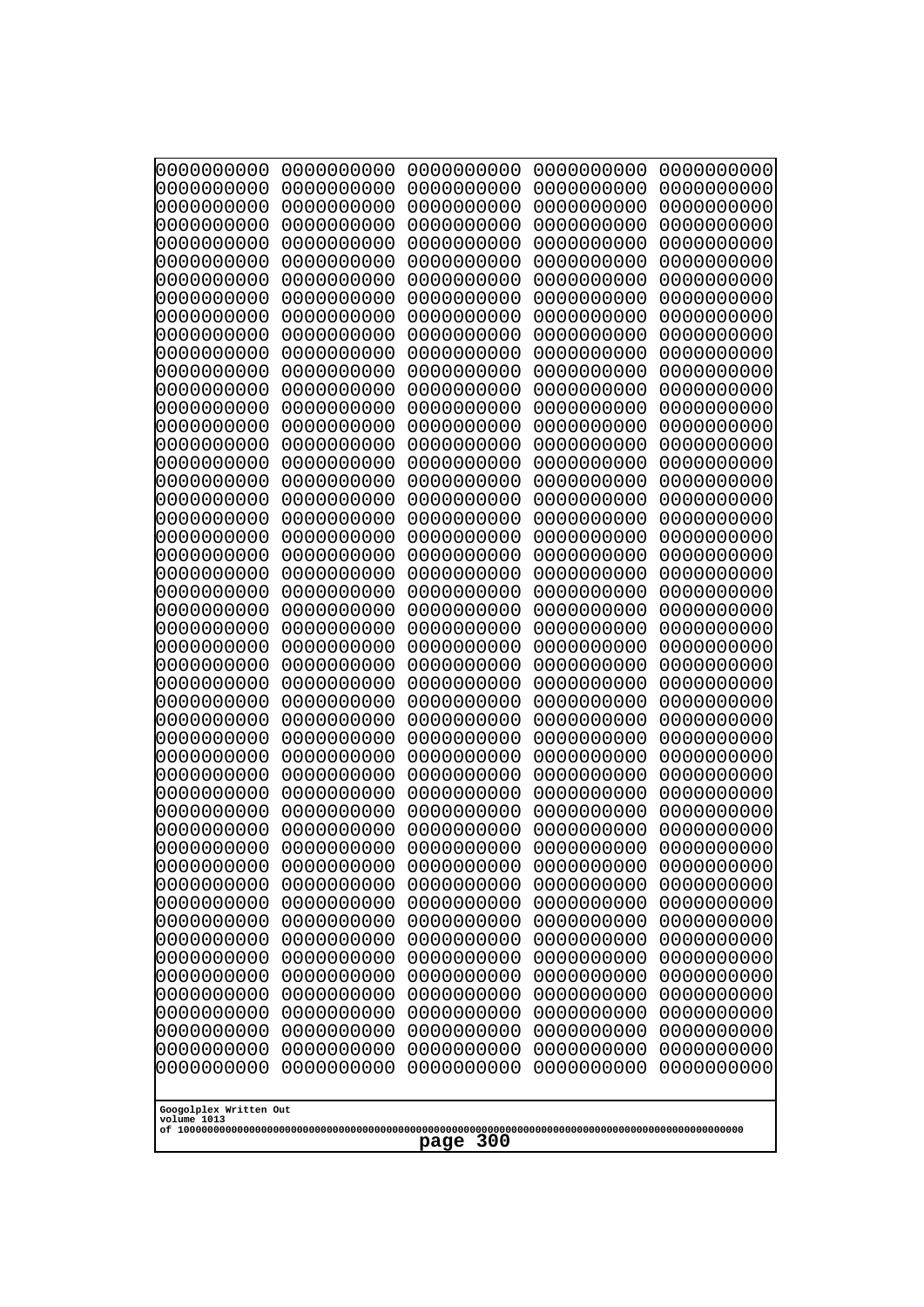```
0000000000 0000000000 0000000000 0000000000 0000000000
0000000000 0000000000 0000000000 0000000000 0000000000
0000000000 0000000000 0000000000 0000000000 0000000000
0000000000 0000000000 0000000000 0000000000 0000000000
0000000000 0000000000 0000000000 0000000000 0000000000
0000000000 0000000000 0000000000 0000000000 0000000000
0000000000 0000000000 0000000000 0000000000 0000000000
0000000000 0000000000 0000000000 0000000000 0000000000
0000000000 0000000000 0000000000 0000000000 0000000000
0000000000 0000000000 0000000000 0000000000 0000000000
0000000000 0000000000 0000000000 0000000000 0000000000
0000000000 0000000000 0000000000 0000000000 0000000000
0000000000 0000000000 0000000000 0000000000 0000000000
0000000000 0000000000 0000000000 0000000000 0000000000
0000000000 0000000000 0000000000 0000000000 0000000000
0000000000 0000000000 0000000000 0000000000 0000000000
0000000000 0000000000 0000000000 0000000000 0000000000
0000000000 0000000000 0000000000 0000000000 0000000000
0000000000 0000000000 0000000000 0000000000 0000000000
0000000000 0000000000 0000000000 0000000000 0000000000
0000000000 0000000000 0000000000 0000000000 0000000000
0000000000 0000000000 0000000000 0000000000 0000000000
0000000000 0000000000 0000000000 0000000000 0000000000
0000000000 0000000000 0000000000 0000000000 0000000000
0000000000 0000000000 0000000000 0000000000 0000000000
0000000000 0000000000 0000000000 0000000000 0000000000
0000000000 0000000000 0000000000 0000000000 0000000000
0000000000 0000000000 0000000000 0000000000 0000000000
0000000000 0000000000 0000000000 0000000000 0000000000
0000000000 0000000000 0000000000 0000000000 0000000000
0000000000 0000000000 0000000000 0000000000 0000000000
0000000000 0000000000 0000000000 0000000000 0000000000
0000000000 0000000000 0000000000 0000000000 0000000000
0000000000 0000000000 0000000000 0000000000 0000000000
0000000000 0000000000 0000000000 0000000000 0000000000
0000000000 0000000000 0000000000 0000000000 0000000000
0000000000 0000000000 0000000000 0000000000 0000000000
0000000000 0000000000 0000000000 0000000000 0000000000
0000000000 0000000000 0000000000 0000000000 0000000000
0000000000 0000000000 0000000000 0000000000 0000000000
0000000000 0000000000 0000000000 0000000000 0000000000
0000000000 0000000000 0000000000 0000000000 0000000000
0000000000 0000000000 0000000000 0000000000 0000000000
0000000000 0000000000 0000000000 0000000000 0000000000
0000000000 0000000000 0000000000 0000000000 0000000000
0000000000 0000000000 0000000000 0000000000 0000000000
0000000000 0000000000 0000000000 0000000000 0000000000
0000000000 0000000000 0000000000 0000000000 0000000000
0000000000 0000000000 0000000000 0000000000 0000000000
0000000000 0000000000 0000000000 0000000000 0000000000
```

Googolplex Written Out
volume 1013
of 10000000000000000000000000000000000000000000000000000000000000000000000000000000000000000000000000000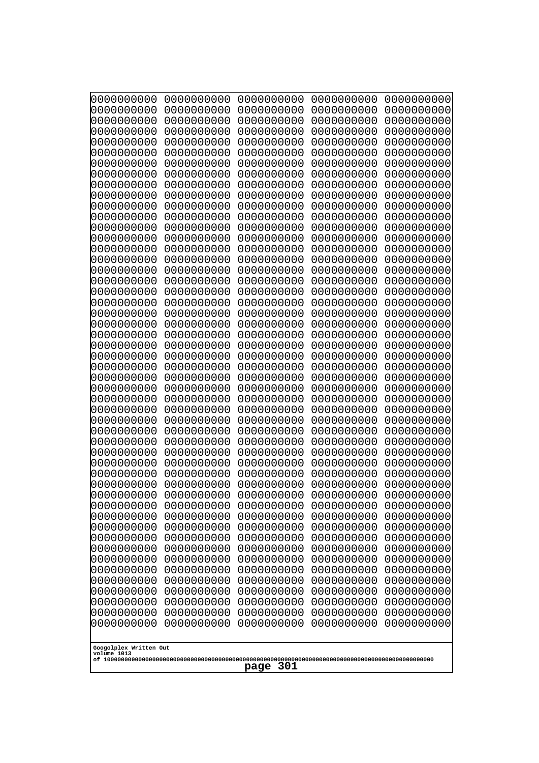```
0000000000 0000000000 0000000000 0000000000 0000000000
0000000000 0000000000 0000000000 0000000000 0000000000
0000000000 0000000000 0000000000 0000000000 0000000000
0000000000 0000000000 0000000000 0000000000 0000000000
0000000000 0000000000 0000000000 0000000000 0000000000
0000000000 0000000000 0000000000 0000000000 0000000000
0000000000 0000000000 0000000000 0000000000 0000000000
0000000000 0000000000 0000000000 0000000000 0000000000
0000000000 0000000000 0000000000 0000000000 0000000000
0000000000 0000000000 0000000000 0000000000 0000000000
0000000000 0000000000 0000000000 0000000000 0000000000
0000000000 0000000000 0000000000 0000000000 0000000000
0000000000 0000000000 0000000000 0000000000 0000000000
0000000000 0000000000 0000000000 0000000000 0000000000
0000000000 0000000000 0000000000 0000000000 0000000000
0000000000 0000000000 0000000000 0000000000 0000000000
0000000000 0000000000 0000000000 0000000000 0000000000
0000000000 0000000000 0000000000 0000000000 0000000000
0000000000 0000000000 0000000000 0000000000 0000000000
0000000000 0000000000 0000000000 0000000000 0000000000
0000000000 0000000000 0000000000 0000000000 0000000000
0000000000 0000000000 0000000000 0000000000 0000000000
0000000000 0000000000 0000000000 0000000000 0000000000
0000000000 0000000000 0000000000 0000000000 0000000000
0000000000 0000000000 0000000000 0000000000 0000000000
0000000000 0000000000 0000000000 0000000000 0000000000
0000000000 0000000000 0000000000 0000000000 0000000000
0000000000 0000000000 0000000000 0000000000 0000000000
0000000000 0000000000 0000000000 0000000000 0000000000
0000000000 0000000000 0000000000 0000000000 0000000000
0000000000 0000000000 0000000000 0000000000 0000000000
0000000000 0000000000 0000000000 0000000000 0000000000
0000000000 0000000000 0000000000 0000000000 0000000000
0000000000 0000000000 0000000000 0000000000 0000000000
0000000000 0000000000 0000000000 0000000000 0000000000
0000000000 0000000000 0000000000 0000000000 0000000000
0000000000 0000000000 0000000000 0000000000 0000000000
0000000000 0000000000 0000000000 0000000000 0000000000
0000000000 0000000000 0000000000 0000000000 0000000000
0000000000 0000000000 0000000000 0000000000 0000000000
0000000000 0000000000 0000000000 0000000000 0000000000
0000000000 0000000000 0000000000 0000000000 0000000000
0000000000 0000000000 0000000000 0000000000 0000000000
0000000000 0000000000 0000000000 0000000000 0000000000
0000000000 0000000000 0000000000 0000000000 0000000000
0000000000 0000000000 0000000000 0000000000 0000000000
0000000000 0000000000 0000000000 0000000000 0000000000
0000000000 0000000000 0000000000 0000000000 0000000000
0000000000 0000000000 0000000000 0000000000 0000000000
0000000000 0000000000 0000000000 0000000000 0000000000
```

Googolplex Written Out
volume 1013
of 10000000000000000000000000000000000000000000000000000000000000000000000000000000000000000000000000000

page 301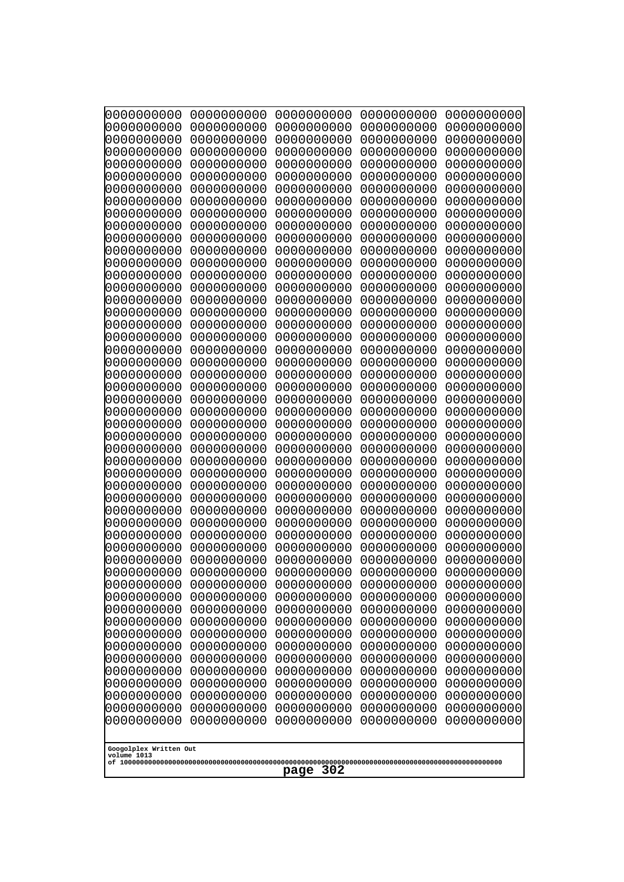```
0000000000 0000000000 0000000000 0000000000 0000000000
0000000000 0000000000 0000000000 0000000000 0000000000
0000000000 0000000000 0000000000 0000000000 0000000000
0000000000 0000000000 0000000000 0000000000 0000000000
0000000000 0000000000 0000000000 0000000000 0000000000
0000000000 0000000000 0000000000 0000000000 0000000000
0000000000 0000000000 0000000000 0000000000 0000000000
0000000000 0000000000 0000000000 0000000000 0000000000
0000000000 0000000000 0000000000 0000000000 0000000000
0000000000 0000000000 0000000000 0000000000 0000000000
0000000000 0000000000 0000000000 0000000000 0000000000
0000000000 0000000000 0000000000 0000000000 0000000000
0000000000 0000000000 0000000000 0000000000 0000000000
0000000000 0000000000 0000000000 0000000000 0000000000
0000000000 0000000000 0000000000 0000000000 0000000000
0000000000 0000000000 0000000000 0000000000 0000000000
0000000000 0000000000 0000000000 0000000000 0000000000
0000000000 0000000000 0000000000 0000000000 0000000000
0000000000 0000000000 0000000000 0000000000 0000000000
0000000000 0000000000 0000000000 0000000000 0000000000
0000000000 0000000000 0000000000 0000000000 0000000000
0000000000 0000000000 0000000000 0000000000 0000000000
0000000000 0000000000 0000000000 0000000000 0000000000
0000000000 0000000000 0000000000 0000000000 0000000000
0000000000 0000000000 0000000000 0000000000 0000000000
0000000000 0000000000 0000000000 0000000000 0000000000
0000000000 0000000000 0000000000 0000000000 0000000000
0000000000 0000000000 0000000000 0000000000 0000000000
0000000000 0000000000 0000000000 0000000000 0000000000
0000000000 0000000000 0000000000 0000000000 0000000000
0000000000 0000000000 0000000000 0000000000 0000000000
0000000000 0000000000 0000000000 0000000000 0000000000
0000000000 0000000000 0000000000 0000000000 0000000000
0000000000 0000000000 0000000000 0000000000 0000000000
0000000000 0000000000 0000000000 0000000000 0000000000
0000000000 0000000000 0000000000 0000000000 0000000000
0000000000 0000000000 0000000000 0000000000 0000000000
0000000000 0000000000 0000000000 0000000000 0000000000
0000000000 0000000000 0000000000 0000000000 0000000000
0000000000 0000000000 0000000000 0000000000 0000000000
0000000000 0000000000 0000000000 0000000000 0000000000
0000000000 0000000000 0000000000 0000000000 0000000000
0000000000 0000000000 0000000000 0000000000 0000000000
0000000000 0000000000 0000000000 0000000000 0000000000
0000000000 0000000000 0000000000 0000000000 0000000000
0000000000 0000000000 0000000000 0000000000 0000000000
0000000000 0000000000 0000000000 0000000000 0000000000
0000000000 0000000000 0000000000 0000000000 0000000000
0000000000 0000000000 0000000000 0000000000 0000000000
0000000000 0000000000 0000000000 0000000000 0000000000
```

Googolplex Written Out
volume 1013
of 10000000000000000000000000000000000000000000000000000000000000000000000000000000000000000000000000000

page 302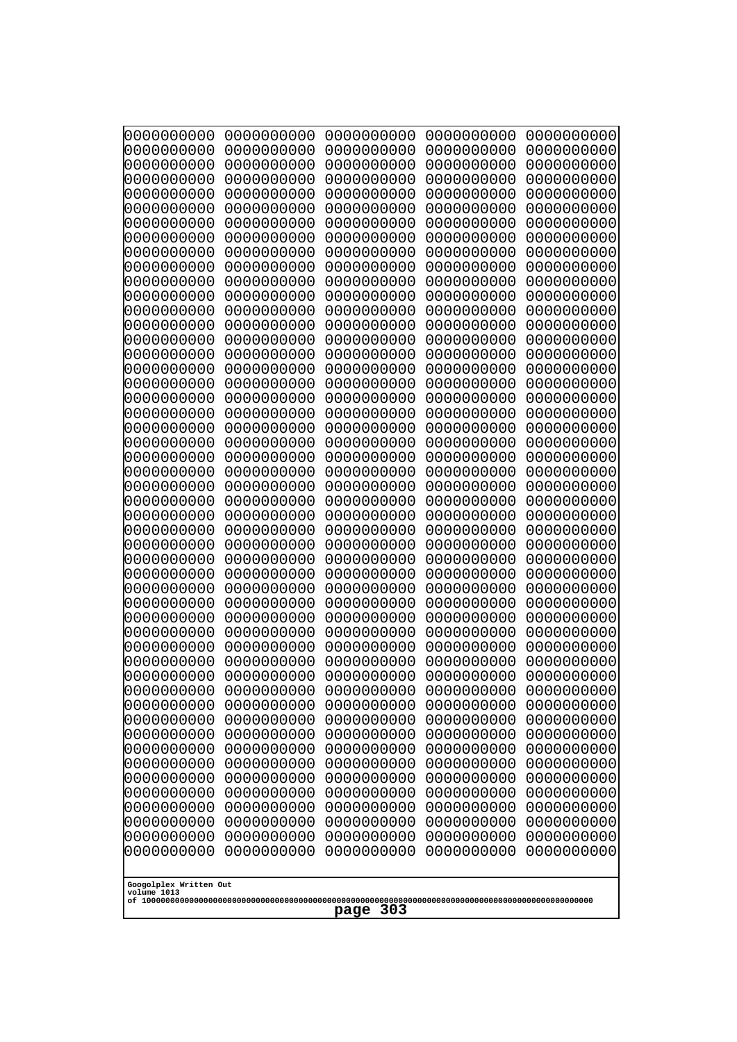```
0000000000 0000000000 0000000000 0000000000 0000000000
0000000000 0000000000 0000000000 0000000000 0000000000
0000000000 0000000000 0000000000 0000000000 0000000000
0000000000 0000000000 0000000000 0000000000 0000000000
0000000000 0000000000 0000000000 0000000000 0000000000
0000000000 0000000000 0000000000 0000000000 0000000000
0000000000 0000000000 0000000000 0000000000 0000000000
0000000000 0000000000 0000000000 0000000000 0000000000
0000000000 0000000000 0000000000 0000000000 0000000000
0000000000 0000000000 0000000000 0000000000 0000000000
0000000000 0000000000 0000000000 0000000000 0000000000
0000000000 0000000000 0000000000 0000000000 0000000000
0000000000 0000000000 0000000000 0000000000 0000000000
0000000000 0000000000 0000000000 0000000000 0000000000
0000000000 0000000000 0000000000 0000000000 0000000000
0000000000 0000000000 0000000000 0000000000 0000000000
0000000000 0000000000 0000000000 0000000000 0000000000
0000000000 0000000000 0000000000 0000000000 0000000000
0000000000 0000000000 0000000000 0000000000 0000000000
0000000000 0000000000 0000000000 0000000000 0000000000
0000000000 0000000000 0000000000 0000000000 0000000000
0000000000 0000000000 0000000000 0000000000 0000000000
0000000000 0000000000 0000000000 0000000000 0000000000
0000000000 0000000000 0000000000 0000000000 0000000000
0000000000 0000000000 0000000000 0000000000 0000000000
0000000000 0000000000 0000000000 0000000000 0000000000
0000000000 0000000000 0000000000 0000000000 0000000000
0000000000 0000000000 0000000000 0000000000 0000000000
0000000000 0000000000 0000000000 0000000000 0000000000
0000000000 0000000000 0000000000 0000000000 0000000000
0000000000 0000000000 0000000000 0000000000 0000000000
0000000000 0000000000 0000000000 0000000000 0000000000
0000000000 0000000000 0000000000 0000000000 0000000000
0000000000 0000000000 0000000000 0000000000 0000000000
0000000000 0000000000 0000000000 0000000000 0000000000
0000000000 0000000000 0000000000 0000000000 0000000000
0000000000 0000000000 0000000000 0000000000 0000000000
0000000000 0000000000 0000000000 0000000000 0000000000
0000000000 0000000000 0000000000 0000000000 0000000000
0000000000 0000000000 0000000000 0000000000 0000000000
0000000000 0000000000 0000000000 0000000000 0000000000
0000000000 0000000000 0000000000 0000000000 0000000000
0000000000 0000000000 0000000000 0000000000 0000000000
0000000000 0000000000 0000000000 0000000000 0000000000
0000000000 0000000000 0000000000 0000000000 0000000000
0000000000 0000000000 0000000000 0000000000 0000000000
0000000000 0000000000 0000000000 0000000000 0000000000
0000000000 0000000000 0000000000 0000000000 0000000000
0000000000 0000000000 0000000000 0000000000 0000000000
0000000000 0000000000 0000000000 0000000000 0000000000
```

Googolplex Written Out
volume 1013
of 10000000000000000000000000000000000000000000000000000000000000000000000000000000000000000000000000000

page 303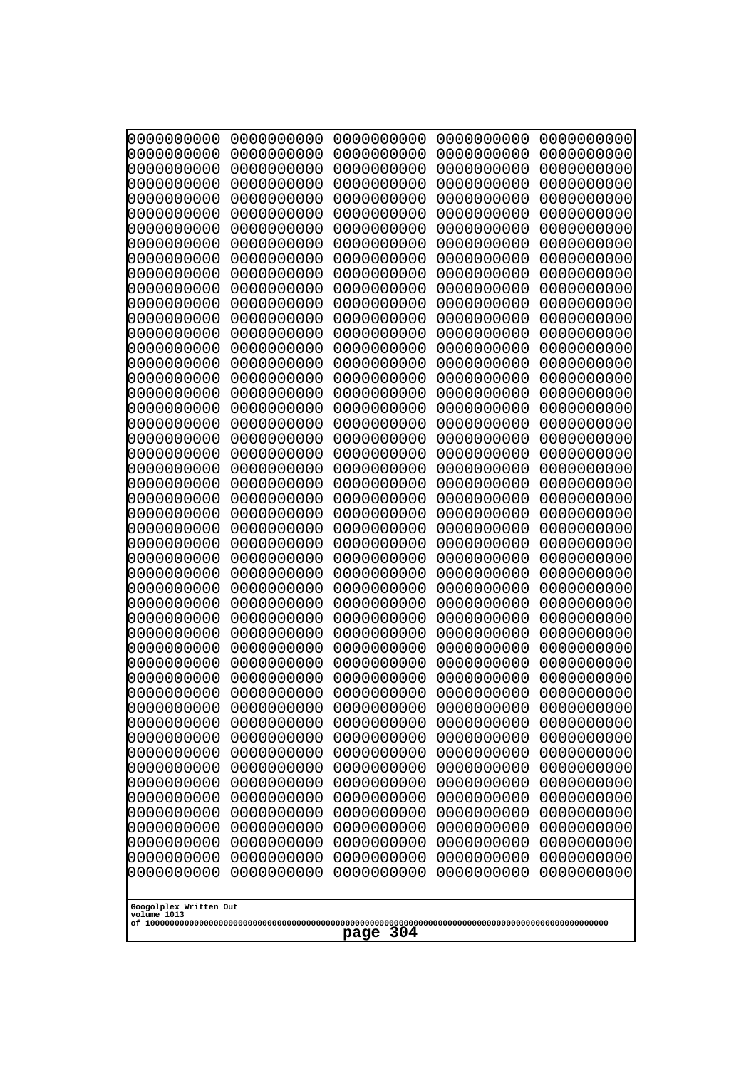```
0000000000 0000000000 0000000000 0000000000 0000000000
0000000000 0000000000 0000000000 0000000000 0000000000
0000000000 0000000000 0000000000 0000000000 0000000000
0000000000 0000000000 0000000000 0000000000 0000000000
0000000000 0000000000 0000000000 0000000000 0000000000
0000000000 0000000000 0000000000 0000000000 0000000000
0000000000 0000000000 0000000000 0000000000 0000000000
0000000000 0000000000 0000000000 0000000000 0000000000
0000000000 0000000000 0000000000 0000000000 0000000000
0000000000 0000000000 0000000000 0000000000 0000000000
0000000000 0000000000 0000000000 0000000000 0000000000
0000000000 0000000000 0000000000 0000000000 0000000000
0000000000 0000000000 0000000000 0000000000 0000000000
0000000000 0000000000 0000000000 0000000000 0000000000
0000000000 0000000000 0000000000 0000000000 0000000000
0000000000 0000000000 0000000000 0000000000 0000000000
0000000000 0000000000 0000000000 0000000000 0000000000
0000000000 0000000000 0000000000 0000000000 0000000000
0000000000 0000000000 0000000000 0000000000 0000000000
0000000000 0000000000 0000000000 0000000000 0000000000
0000000000 0000000000 0000000000 0000000000 0000000000
0000000000 0000000000 0000000000 0000000000 0000000000
0000000000 0000000000 0000000000 0000000000 0000000000
0000000000 0000000000 0000000000 0000000000 0000000000
0000000000 0000000000 0000000000 0000000000 0000000000
0000000000 0000000000 0000000000 0000000000 0000000000
0000000000 0000000000 0000000000 0000000000 0000000000
0000000000 0000000000 0000000000 0000000000 0000000000
0000000000 0000000000 0000000000 0000000000 0000000000
0000000000 0000000000 0000000000 0000000000 0000000000
0000000000 0000000000 0000000000 0000000000 0000000000
0000000000 0000000000 0000000000 0000000000 0000000000
0000000000 0000000000 0000000000 0000000000 0000000000
0000000000 0000000000 0000000000 0000000000 0000000000
0000000000 0000000000 0000000000 0000000000 0000000000
0000000000 0000000000 0000000000 0000000000 0000000000
0000000000 0000000000 0000000000 0000000000 0000000000
0000000000 0000000000 0000000000 0000000000 0000000000
0000000000 0000000000 0000000000 0000000000 0000000000
0000000000 0000000000 0000000000 0000000000 0000000000
0000000000 0000000000 0000000000 0000000000 0000000000
0000000000 0000000000 0000000000 0000000000 0000000000
0000000000 0000000000 0000000000 0000000000 0000000000
0000000000 0000000000 0000000000 0000000000 0000000000
0000000000 0000000000 0000000000 0000000000 0000000000
0000000000 0000000000 0000000000 0000000000 0000000000
0000000000 0000000000 0000000000 0000000000 0000000000
0000000000 0000000000 0000000000 0000000000 0000000000
0000000000 0000000000 0000000000 0000000000 0000000000
0000000000 0000000000 0000000000 0000000000 0000000000
```

Googolplex Written Out
volume 1013
of 10000000000000000000000000000000000000000000000000000000000000000000000000000000000000000000000000000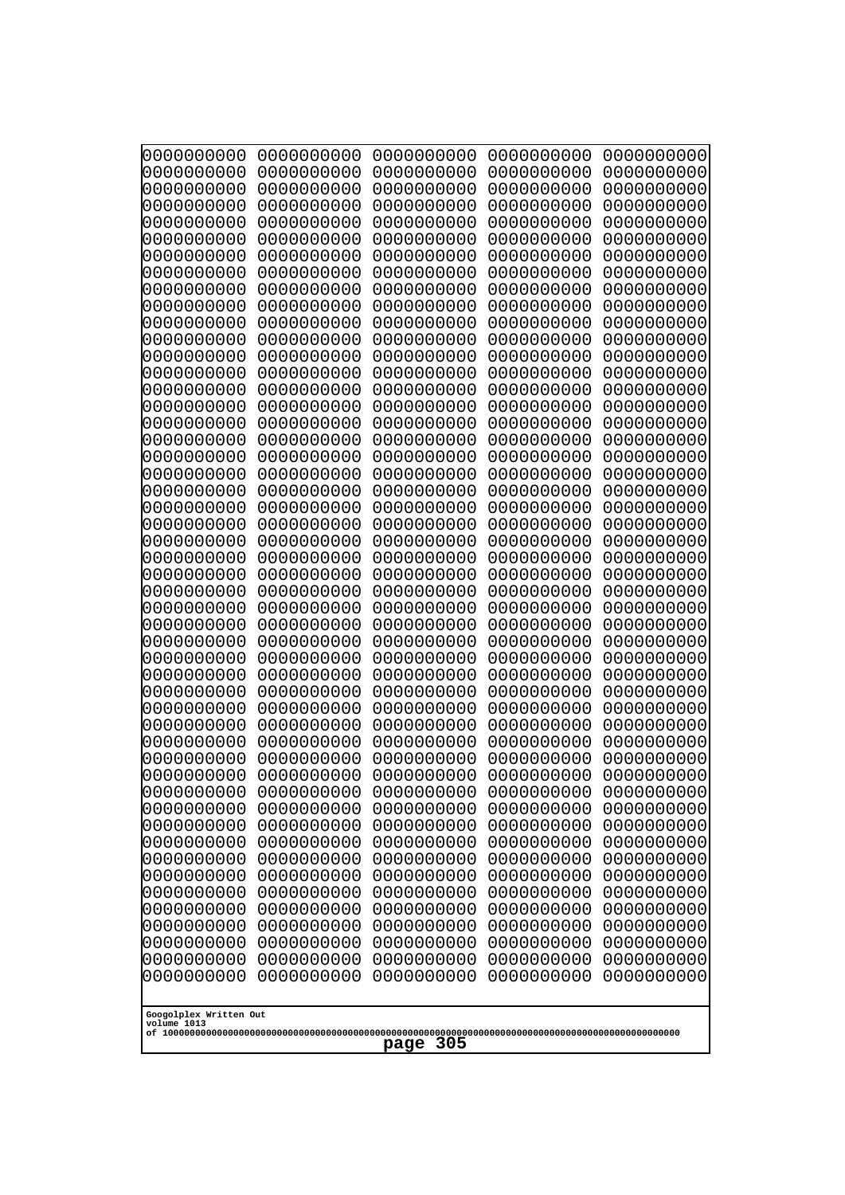```
0000000000 0000000000 0000000000 0000000000 0000000000
0000000000 0000000000 0000000000 0000000000 0000000000
0000000000 0000000000 0000000000 0000000000 0000000000
0000000000 0000000000 0000000000 0000000000 0000000000
0000000000 0000000000 0000000000 0000000000 0000000000
0000000000 0000000000 0000000000 0000000000 0000000000
0000000000 0000000000 0000000000 0000000000 0000000000
0000000000 0000000000 0000000000 0000000000 0000000000
0000000000 0000000000 0000000000 0000000000 0000000000
0000000000 0000000000 0000000000 0000000000 0000000000
0000000000 0000000000 0000000000 0000000000 0000000000
0000000000 0000000000 0000000000 0000000000 0000000000
0000000000 0000000000 0000000000 0000000000 0000000000
0000000000 0000000000 0000000000 0000000000 0000000000
0000000000 0000000000 0000000000 0000000000 0000000000
0000000000 0000000000 0000000000 0000000000 0000000000
0000000000 0000000000 0000000000 0000000000 0000000000
0000000000 0000000000 0000000000 0000000000 0000000000
0000000000 0000000000 0000000000 0000000000 0000000000
0000000000 0000000000 0000000000 0000000000 0000000000
0000000000 0000000000 0000000000 0000000000 0000000000
0000000000 0000000000 0000000000 0000000000 0000000000
0000000000 0000000000 0000000000 0000000000 0000000000
0000000000 0000000000 0000000000 0000000000 0000000000
0000000000 0000000000 0000000000 0000000000 0000000000
0000000000 0000000000 0000000000 0000000000 0000000000
0000000000 0000000000 0000000000 0000000000 0000000000
0000000000 0000000000 0000000000 0000000000 0000000000
0000000000 0000000000 0000000000 0000000000 0000000000
0000000000 0000000000 0000000000 0000000000 0000000000
0000000000 0000000000 0000000000 0000000000 0000000000
0000000000 0000000000 0000000000 0000000000 0000000000
0000000000 0000000000 0000000000 0000000000 0000000000
0000000000 0000000000 0000000000 0000000000 0000000000
0000000000 0000000000 0000000000 0000000000 0000000000
0000000000 0000000000 0000000000 0000000000 0000000000
0000000000 0000000000 0000000000 0000000000 0000000000
0000000000 0000000000 0000000000 0000000000 0000000000
0000000000 0000000000 0000000000 0000000000 0000000000
0000000000 0000000000 0000000000 0000000000 0000000000
0000000000 0000000000 0000000000 0000000000 0000000000
0000000000 0000000000 0000000000 0000000000 0000000000
0000000000 0000000000 0000000000 0000000000 0000000000
0000000000 0000000000 0000000000 0000000000 0000000000
0000000000 0000000000 0000000000 0000000000 0000000000
0000000000 0000000000 0000000000 0000000000 0000000000
0000000000 0000000000 0000000000 0000000000 0000000000
0000000000 0000000000 0000000000 0000000000 0000000000
0000000000 0000000000 0000000000 0000000000 0000000000
0000000000 0000000000 0000000000 0000000000 0000000000
```

Googolplex Written Out
volume 1013
of 10000000000000000000000000000000000000000000000000000000000000000000000000000000000000000000000000000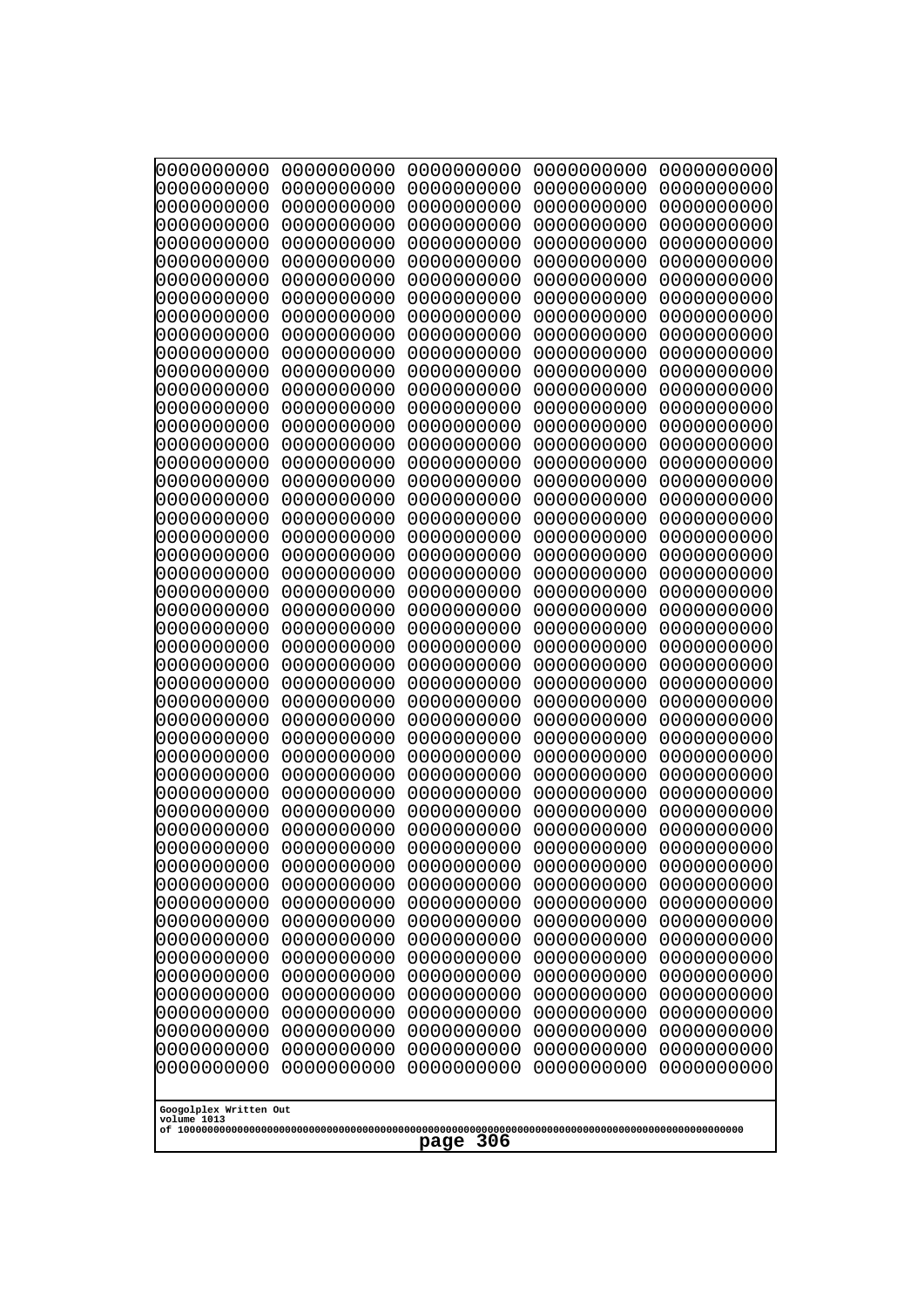```
0000000000 0000000000 0000000000 0000000000 0000000000
0000000000 0000000000 0000000000 0000000000 0000000000
0000000000 0000000000 0000000000 0000000000 0000000000
0000000000 0000000000 0000000000 0000000000 0000000000
0000000000 0000000000 0000000000 0000000000 0000000000
0000000000 0000000000 0000000000 0000000000 0000000000
0000000000 0000000000 0000000000 0000000000 0000000000
0000000000 0000000000 0000000000 0000000000 0000000000
0000000000 0000000000 0000000000 0000000000 0000000000
0000000000 0000000000 0000000000 0000000000 0000000000
0000000000 0000000000 0000000000 0000000000 0000000000
0000000000 0000000000 0000000000 0000000000 0000000000
0000000000 0000000000 0000000000 0000000000 0000000000
0000000000 0000000000 0000000000 0000000000 0000000000
0000000000 0000000000 0000000000 0000000000 0000000000
0000000000 0000000000 0000000000 0000000000 0000000000
0000000000 0000000000 0000000000 0000000000 0000000000
0000000000 0000000000 0000000000 0000000000 0000000000
0000000000 0000000000 0000000000 0000000000 0000000000
0000000000 0000000000 0000000000 0000000000 0000000000
0000000000 0000000000 0000000000 0000000000 0000000000
0000000000 0000000000 0000000000 0000000000 0000000000
0000000000 0000000000 0000000000 0000000000 0000000000
0000000000 0000000000 0000000000 0000000000 0000000000
0000000000 0000000000 0000000000 0000000000 0000000000
0000000000 0000000000 0000000000 0000000000 0000000000
0000000000 0000000000 0000000000 0000000000 0000000000
0000000000 0000000000 0000000000 0000000000 0000000000
0000000000 0000000000 0000000000 0000000000 0000000000
0000000000 0000000000 0000000000 0000000000 0000000000
0000000000 0000000000 0000000000 0000000000 0000000000
0000000000 0000000000 0000000000 0000000000 0000000000
0000000000 0000000000 0000000000 0000000000 0000000000
0000000000 0000000000 0000000000 0000000000 0000000000
0000000000 0000000000 0000000000 0000000000 0000000000
0000000000 0000000000 0000000000 0000000000 0000000000
0000000000 0000000000 0000000000 0000000000 0000000000
0000000000 0000000000 0000000000 0000000000 0000000000
0000000000 0000000000 0000000000 0000000000 0000000000
0000000000 0000000000 0000000000 0000000000 0000000000
0000000000 0000000000 0000000000 0000000000 0000000000
0000000000 0000000000 0000000000 0000000000 0000000000
0000000000 0000000000 0000000000 0000000000 0000000000
0000000000 0000000000 0000000000 0000000000 0000000000
0000000000 0000000000 0000000000 0000000000 0000000000
0000000000 0000000000 0000000000 0000000000 0000000000
0000000000 0000000000 0000000000 0000000000 0000000000
0000000000 0000000000 0000000000 0000000000 0000000000
0000000000 0000000000 0000000000 0000000000 0000000000
0000000000 0000000000 0000000000 0000000000 0000000000
```

Googolplex Written Out
volume 1013
of 10000000000000000000000000000000000000000000000000000000000000000000000000000000000000000000000000000

page 306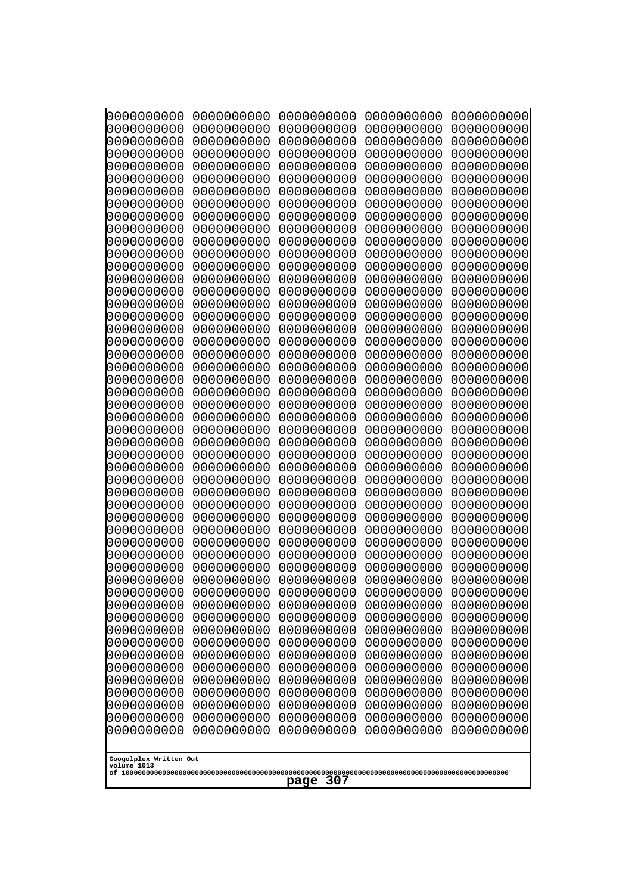```
0000000000 0000000000 0000000000 0000000000 0000000000
0000000000 0000000000 0000000000 0000000000 0000000000
0000000000 0000000000 0000000000 0000000000 0000000000
0000000000 0000000000 0000000000 0000000000 0000000000
0000000000 0000000000 0000000000 0000000000 0000000000
0000000000 0000000000 0000000000 0000000000 0000000000
0000000000 0000000000 0000000000 0000000000 0000000000
0000000000 0000000000 0000000000 0000000000 0000000000
0000000000 0000000000 0000000000 0000000000 0000000000
0000000000 0000000000 0000000000 0000000000 0000000000
0000000000 0000000000 0000000000 0000000000 0000000000
0000000000 0000000000 0000000000 0000000000 0000000000
0000000000 0000000000 0000000000 0000000000 0000000000
0000000000 0000000000 0000000000 0000000000 0000000000
0000000000 0000000000 0000000000 0000000000 0000000000
0000000000 0000000000 0000000000 0000000000 0000000000
0000000000 0000000000 0000000000 0000000000 0000000000
0000000000 0000000000 0000000000 0000000000 0000000000
0000000000 0000000000 0000000000 0000000000 0000000000
0000000000 0000000000 0000000000 0000000000 0000000000
0000000000 0000000000 0000000000 0000000000 0000000000
0000000000 0000000000 0000000000 0000000000 0000000000
0000000000 0000000000 0000000000 0000000000 0000000000
0000000000 0000000000 0000000000 0000000000 0000000000
0000000000 0000000000 0000000000 0000000000 0000000000
0000000000 0000000000 0000000000 0000000000 0000000000
0000000000 0000000000 0000000000 0000000000 0000000000
0000000000 0000000000 0000000000 0000000000 0000000000
0000000000 0000000000 0000000000 0000000000 0000000000
0000000000 0000000000 0000000000 0000000000 0000000000
0000000000 0000000000 0000000000 0000000000 0000000000
0000000000 0000000000 0000000000 0000000000 0000000000
0000000000 0000000000 0000000000 0000000000 0000000000
0000000000 0000000000 0000000000 0000000000 0000000000
0000000000 0000000000 0000000000 0000000000 0000000000
0000000000 0000000000 0000000000 0000000000 0000000000
0000000000 0000000000 0000000000 0000000000 0000000000
0000000000 0000000000 0000000000 0000000000 0000000000
0000000000 0000000000 0000000000 0000000000 0000000000
0000000000 0000000000 0000000000 0000000000 0000000000
0000000000 0000000000 0000000000 0000000000 0000000000
0000000000 0000000000 0000000000 0000000000 0000000000
0000000000 0000000000 0000000000 0000000000 0000000000
0000000000 0000000000 0000000000 0000000000 0000000000
0000000000 0000000000 0000000000 0000000000 0000000000
0000000000 0000000000 0000000000 0000000000 0000000000
0000000000 0000000000 0000000000 0000000000 0000000000
0000000000 0000000000 0000000000 0000000000 0000000000
0000000000 0000000000 0000000000 0000000000 0000000000
0000000000 0000000000 0000000000 0000000000 0000000000
```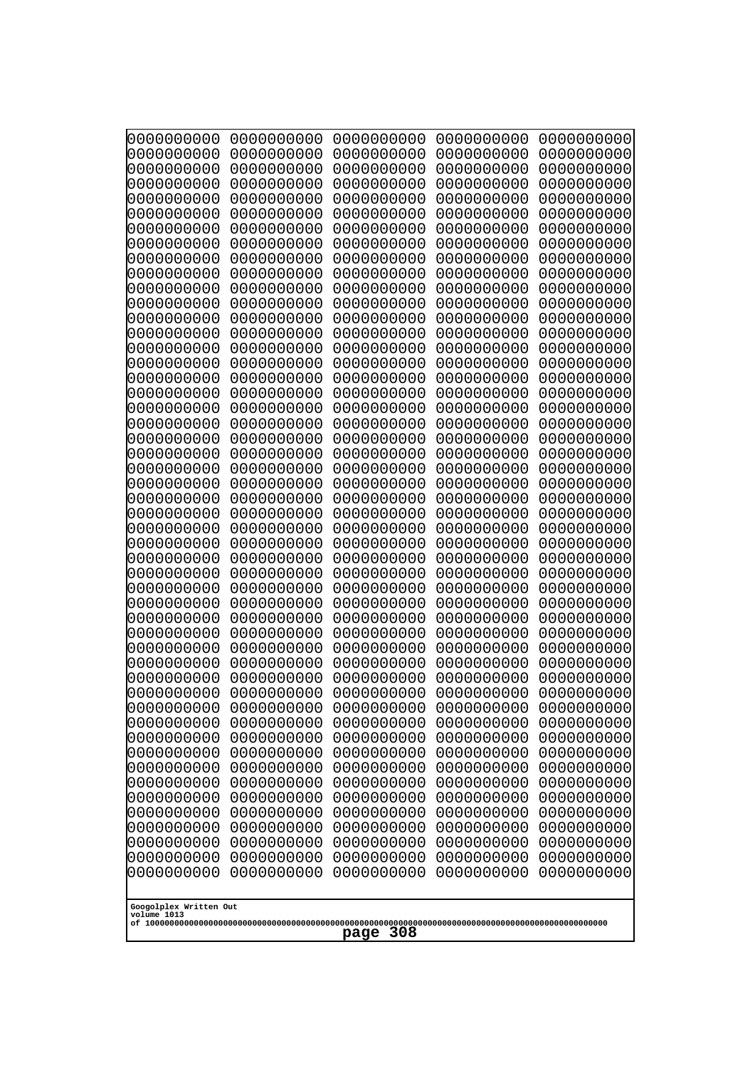```
0000000000 0000000000 0000000000 0000000000 0000000000
0000000000 0000000000 0000000000 0000000000 0000000000
0000000000 0000000000 0000000000 0000000000 0000000000
0000000000 0000000000 0000000000 0000000000 0000000000
0000000000 0000000000 0000000000 0000000000 0000000000
0000000000 0000000000 0000000000 0000000000 0000000000
0000000000 0000000000 0000000000 0000000000 0000000000
0000000000 0000000000 0000000000 0000000000 0000000000
0000000000 0000000000 0000000000 0000000000 0000000000
0000000000 0000000000 0000000000 0000000000 0000000000
0000000000 0000000000 0000000000 0000000000 0000000000
0000000000 0000000000 0000000000 0000000000 0000000000
0000000000 0000000000 0000000000 0000000000 0000000000
0000000000 0000000000 0000000000 0000000000 0000000000
0000000000 0000000000 0000000000 0000000000 0000000000
0000000000 0000000000 0000000000 0000000000 0000000000
0000000000 0000000000 0000000000 0000000000 0000000000
0000000000 0000000000 0000000000 0000000000 0000000000
0000000000 0000000000 0000000000 0000000000 0000000000
0000000000 0000000000 0000000000 0000000000 0000000000
0000000000 0000000000 0000000000 0000000000 0000000000
0000000000 0000000000 0000000000 0000000000 0000000000
0000000000 0000000000 0000000000 0000000000 0000000000
0000000000 0000000000 0000000000 0000000000 0000000000
0000000000 0000000000 0000000000 0000000000 0000000000
0000000000 0000000000 0000000000 0000000000 0000000000
0000000000 0000000000 0000000000 0000000000 0000000000
0000000000 0000000000 0000000000 0000000000 0000000000
0000000000 0000000000 0000000000 0000000000 0000000000
0000000000 0000000000 0000000000 0000000000 0000000000
0000000000 0000000000 0000000000 0000000000 0000000000
0000000000 0000000000 0000000000 0000000000 0000000000
0000000000 0000000000 0000000000 0000000000 0000000000
0000000000 0000000000 0000000000 0000000000 0000000000
0000000000 0000000000 0000000000 0000000000 0000000000
0000000000 0000000000 0000000000 0000000000 0000000000
0000000000 0000000000 0000000000 0000000000 0000000000
0000000000 0000000000 0000000000 0000000000 0000000000
0000000000 0000000000 0000000000 0000000000 0000000000
0000000000 0000000000 0000000000 0000000000 0000000000
0000000000 0000000000 0000000000 0000000000 0000000000
0000000000 0000000000 0000000000 0000000000 0000000000
0000000000 0000000000 0000000000 0000000000 0000000000
0000000000 0000000000 0000000000 0000000000 0000000000
0000000000 0000000000 0000000000 0000000000 0000000000
0000000000 0000000000 0000000000 0000000000 0000000000
0000000000 0000000000 0000000000 0000000000 0000000000
0000000000 0000000000 0000000000 0000000000 0000000000
0000000000 0000000000 0000000000 0000000000 0000000000
0000000000 0000000000 0000000000 0000000000 0000000000
```

Googolplex Written Out
volume 1013
of 10000000000000000000000000000000000000000000000000000000000000000000000000000000000000000000000000000

page 308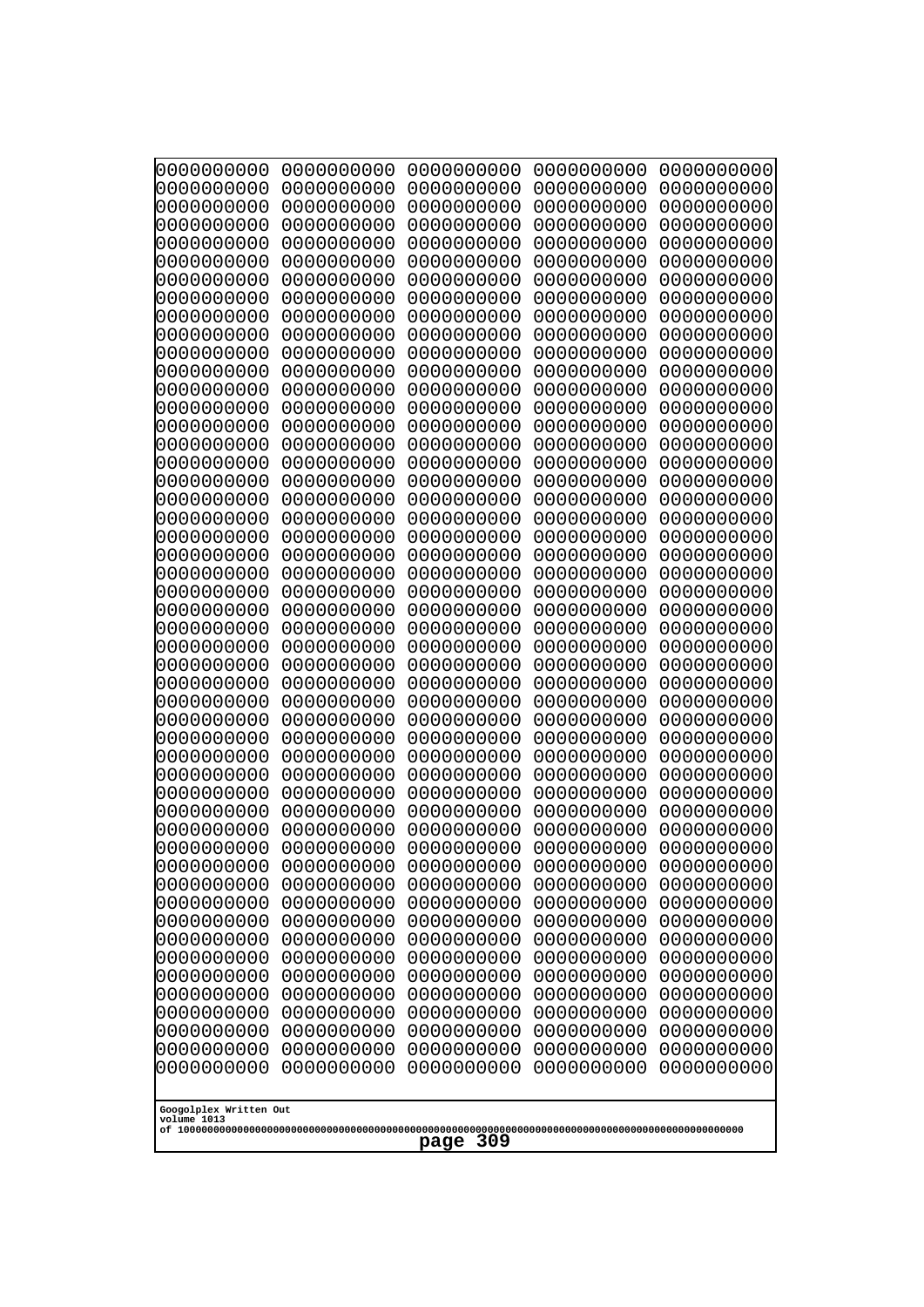```
0000000000 0000000000 0000000000 0000000000 0000000000
0000000000 0000000000 0000000000 0000000000 0000000000
0000000000 0000000000 0000000000 0000000000 0000000000
0000000000 0000000000 0000000000 0000000000 0000000000
0000000000 0000000000 0000000000 0000000000 0000000000
0000000000 0000000000 0000000000 0000000000 0000000000
0000000000 0000000000 0000000000 0000000000 0000000000
0000000000 0000000000 0000000000 0000000000 0000000000
0000000000 0000000000 0000000000 0000000000 0000000000
0000000000 0000000000 0000000000 0000000000 0000000000
0000000000 0000000000 0000000000 0000000000 0000000000
0000000000 0000000000 0000000000 0000000000 0000000000
0000000000 0000000000 0000000000 0000000000 0000000000
0000000000 0000000000 0000000000 0000000000 0000000000
0000000000 0000000000 0000000000 0000000000 0000000000
0000000000 0000000000 0000000000 0000000000 0000000000
0000000000 0000000000 0000000000 0000000000 0000000000
0000000000 0000000000 0000000000 0000000000 0000000000
0000000000 0000000000 0000000000 0000000000 0000000000
0000000000 0000000000 0000000000 0000000000 0000000000
0000000000 0000000000 0000000000 0000000000 0000000000
0000000000 0000000000 0000000000 0000000000 0000000000
0000000000 0000000000 0000000000 0000000000 0000000000
0000000000 0000000000 0000000000 0000000000 0000000000
0000000000 0000000000 0000000000 0000000000 0000000000
0000000000 0000000000 0000000000 0000000000 0000000000
0000000000 0000000000 0000000000 0000000000 0000000000
0000000000 0000000000 0000000000 0000000000 0000000000
0000000000 0000000000 0000000000 0000000000 0000000000
0000000000 0000000000 0000000000 0000000000 0000000000
0000000000 0000000000 0000000000 0000000000 0000000000
0000000000 0000000000 0000000000 0000000000 0000000000
0000000000 0000000000 0000000000 0000000000 0000000000
0000000000 0000000000 0000000000 0000000000 0000000000
0000000000 0000000000 0000000000 0000000000 0000000000
0000000000 0000000000 0000000000 0000000000 0000000000
0000000000 0000000000 0000000000 0000000000 0000000000
0000000000 0000000000 0000000000 0000000000 0000000000
0000000000 0000000000 0000000000 0000000000 0000000000
0000000000 0000000000 0000000000 0000000000 0000000000
0000000000 0000000000 0000000000 0000000000 0000000000
0000000000 0000000000 0000000000 0000000000 0000000000
0000000000 0000000000 0000000000 0000000000 0000000000
0000000000 0000000000 0000000000 0000000000 0000000000
0000000000 0000000000 0000000000 0000000000 0000000000
0000000000 0000000000 0000000000 0000000000 0000000000
0000000000 0000000000 0000000000 0000000000 0000000000
0000000000 0000000000 0000000000 0000000000 0000000000
0000000000 0000000000 0000000000 0000000000 0000000000
0000000000 0000000000 0000000000 0000000000 0000000000
```

Googolplex Written Out
volume 1013
of 10000000000000000000000000000000000000000000000000000000000000000000000000000000000000000000000000000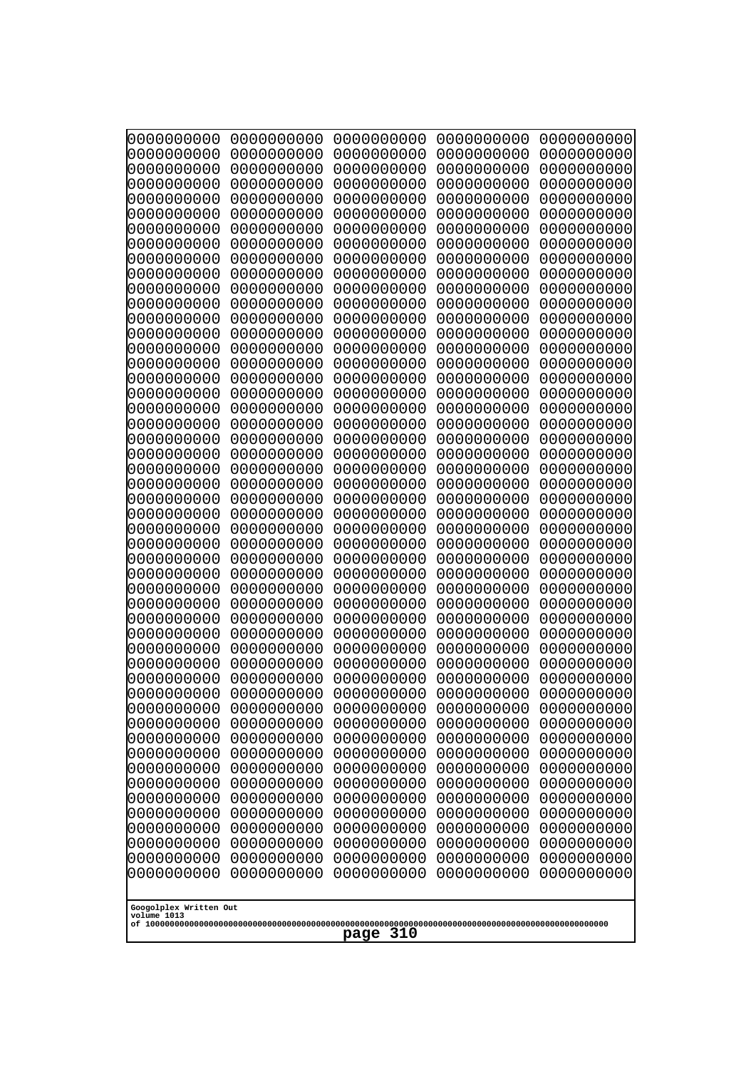```
0000000000 0000000000 0000000000 0000000000 0000000000
0000000000 0000000000 0000000000 0000000000 0000000000
0000000000 0000000000 0000000000 0000000000 0000000000
0000000000 0000000000 0000000000 0000000000 0000000000
0000000000 0000000000 0000000000 0000000000 0000000000
0000000000 0000000000 0000000000 0000000000 0000000000
0000000000 0000000000 0000000000 0000000000 0000000000
0000000000 0000000000 0000000000 0000000000 0000000000
0000000000 0000000000 0000000000 0000000000 0000000000
0000000000 0000000000 0000000000 0000000000 0000000000
0000000000 0000000000 0000000000 0000000000 0000000000
0000000000 0000000000 0000000000 0000000000 0000000000
0000000000 0000000000 0000000000 0000000000 0000000000
0000000000 0000000000 0000000000 0000000000 0000000000
0000000000 0000000000 0000000000 0000000000 0000000000
0000000000 0000000000 0000000000 0000000000 0000000000
0000000000 0000000000 0000000000 0000000000 0000000000
0000000000 0000000000 0000000000 0000000000 0000000000
0000000000 0000000000 0000000000 0000000000 0000000000
0000000000 0000000000 0000000000 0000000000 0000000000
0000000000 0000000000 0000000000 0000000000 0000000000
0000000000 0000000000 0000000000 0000000000 0000000000
0000000000 0000000000 0000000000 0000000000 0000000000
0000000000 0000000000 0000000000 0000000000 0000000000
0000000000 0000000000 0000000000 0000000000 0000000000
0000000000 0000000000 0000000000 0000000000 0000000000
0000000000 0000000000 0000000000 0000000000 0000000000
0000000000 0000000000 0000000000 0000000000 0000000000
0000000000 0000000000 0000000000 0000000000 0000000000
0000000000 0000000000 0000000000 0000000000 0000000000
0000000000 0000000000 0000000000 0000000000 0000000000
0000000000 0000000000 0000000000 0000000000 0000000000
0000000000 0000000000 0000000000 0000000000 0000000000
0000000000 0000000000 0000000000 0000000000 0000000000
0000000000 0000000000 0000000000 0000000000 0000000000
0000000000 0000000000 0000000000 0000000000 0000000000
0000000000 0000000000 0000000000 0000000000 0000000000
0000000000 0000000000 0000000000 0000000000 0000000000
0000000000 0000000000 0000000000 0000000000 0000000000
0000000000 0000000000 0000000000 0000000000 0000000000
0000000000 0000000000 0000000000 0000000000 0000000000
0000000000 0000000000 0000000000 0000000000 0000000000
0000000000 0000000000 0000000000 0000000000 0000000000
0000000000 0000000000 0000000000 0000000000 0000000000
0000000000 0000000000 0000000000 0000000000 0000000000
0000000000 0000000000 0000000000 0000000000 0000000000
0000000000 0000000000 0000000000 0000000000 0000000000
0000000000 0000000000 0000000000 0000000000 0000000000
0000000000 0000000000 0000000000 0000000000 0000000000
0000000000 0000000000 0000000000 0000000000 0000000000
```

Googolplex Written Out
volume 1013
of 10000000000000000000000000000000000000000000000000000000000000000000000000000000000000000000000000000

page 310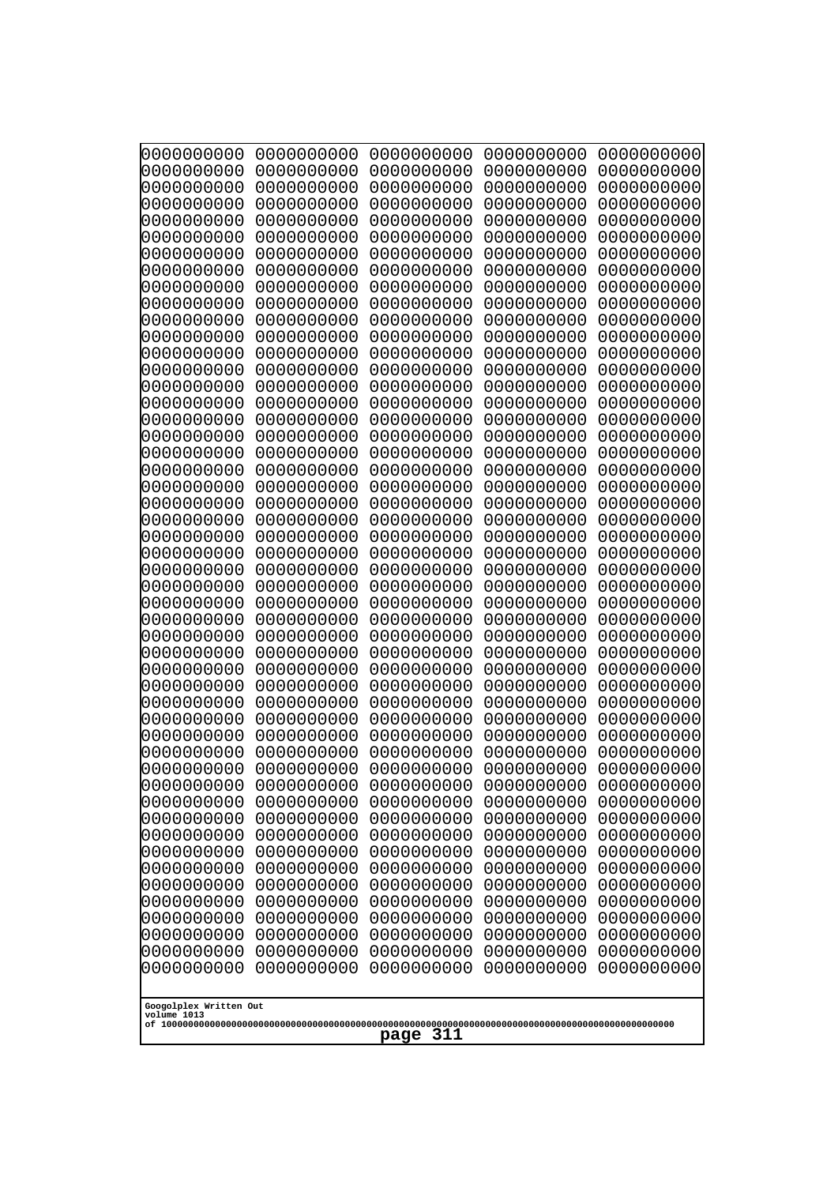```
0000000000 0000000000 0000000000 0000000000 0000000000
0000000000 0000000000 0000000000 0000000000 0000000000
0000000000 0000000000 0000000000 0000000000 0000000000
0000000000 0000000000 0000000000 0000000000 0000000000
0000000000 0000000000 0000000000 0000000000 0000000000
0000000000 0000000000 0000000000 0000000000 0000000000
0000000000 0000000000 0000000000 0000000000 0000000000
0000000000 0000000000 0000000000 0000000000 0000000000
0000000000 0000000000 0000000000 0000000000 0000000000
0000000000 0000000000 0000000000 0000000000 0000000000
0000000000 0000000000 0000000000 0000000000 0000000000
0000000000 0000000000 0000000000 0000000000 0000000000
0000000000 0000000000 0000000000 0000000000 0000000000
0000000000 0000000000 0000000000 0000000000 0000000000
0000000000 0000000000 0000000000 0000000000 0000000000
0000000000 0000000000 0000000000 0000000000 0000000000
0000000000 0000000000 0000000000 0000000000 0000000000
0000000000 0000000000 0000000000 0000000000 0000000000
0000000000 0000000000 0000000000 0000000000 0000000000
0000000000 0000000000 0000000000 0000000000 0000000000
0000000000 0000000000 0000000000 0000000000 0000000000
0000000000 0000000000 0000000000 0000000000 0000000000
0000000000 0000000000 0000000000 0000000000 0000000000
0000000000 0000000000 0000000000 0000000000 0000000000
0000000000 0000000000 0000000000 0000000000 0000000000
0000000000 0000000000 0000000000 0000000000 0000000000
0000000000 0000000000 0000000000 0000000000 0000000000
0000000000 0000000000 0000000000 0000000000 0000000000
0000000000 0000000000 0000000000 0000000000 0000000000
0000000000 0000000000 0000000000 0000000000 0000000000
0000000000 0000000000 0000000000 0000000000 0000000000
0000000000 0000000000 0000000000 0000000000 0000000000
0000000000 0000000000 0000000000 0000000000 0000000000
0000000000 0000000000 0000000000 0000000000 0000000000
0000000000 0000000000 0000000000 0000000000 0000000000
0000000000 0000000000 0000000000 0000000000 0000000000
0000000000 0000000000 0000000000 0000000000 0000000000
0000000000 0000000000 0000000000 0000000000 0000000000
0000000000 0000000000 0000000000 0000000000 0000000000
0000000000 0000000000 0000000000 0000000000 0000000000
0000000000 0000000000 0000000000 0000000000 0000000000
0000000000 0000000000 0000000000 0000000000 0000000000
0000000000 0000000000 0000000000 0000000000 0000000000
0000000000 0000000000 0000000000 0000000000 0000000000
0000000000 0000000000 0000000000 0000000000 0000000000
0000000000 0000000000 0000000000 0000000000 0000000000
0000000000 0000000000 0000000000 0000000000 0000000000
0000000000 0000000000 0000000000 0000000000 0000000000
0000000000 0000000000 0000000000 0000000000 0000000000
0000000000 0000000000 0000000000 0000000000 0000000000
```

Googolplex Written Out
volume 1013
of 10000000000000000000000000000000000000000000000000000000000000000000000000000000000000000000000000000

page 311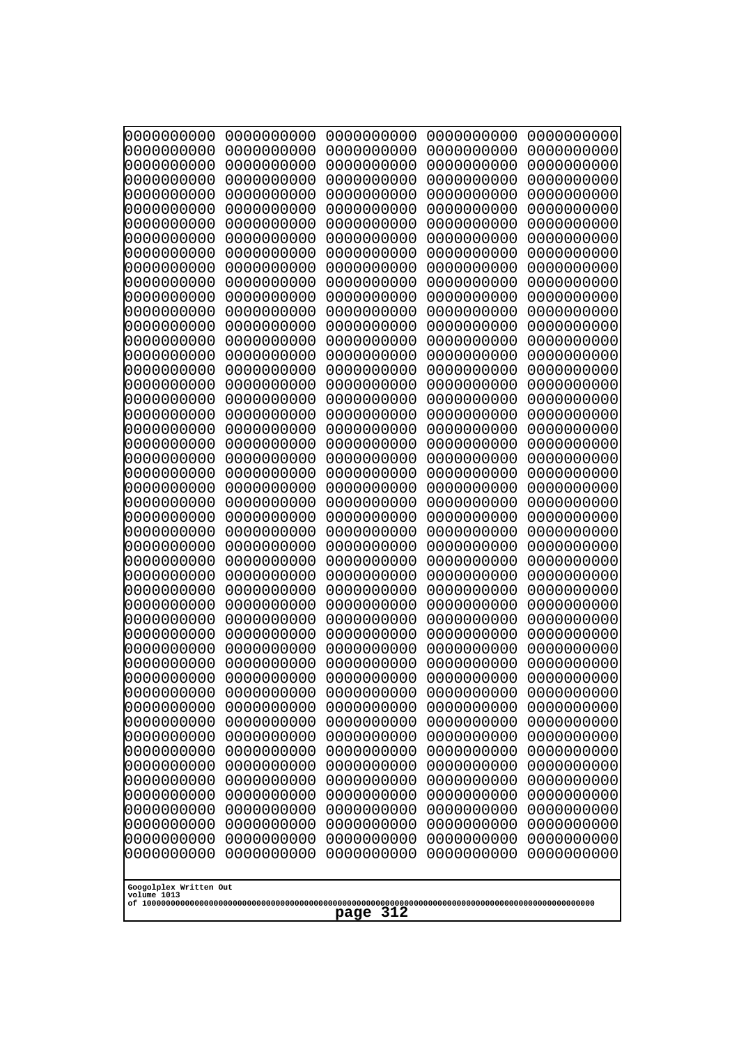```
0000000000 0000000000 0000000000 0000000000 0000000000
0000000000 0000000000 0000000000 0000000000 0000000000
0000000000 0000000000 0000000000 0000000000 0000000000
0000000000 0000000000 0000000000 0000000000 0000000000
0000000000 0000000000 0000000000 0000000000 0000000000
0000000000 0000000000 0000000000 0000000000 0000000000
0000000000 0000000000 0000000000 0000000000 0000000000
0000000000 0000000000 0000000000 0000000000 0000000000
0000000000 0000000000 0000000000 0000000000 0000000000
0000000000 0000000000 0000000000 0000000000 0000000000
0000000000 0000000000 0000000000 0000000000 0000000000
0000000000 0000000000 0000000000 0000000000 0000000000
0000000000 0000000000 0000000000 0000000000 0000000000
0000000000 0000000000 0000000000 0000000000 0000000000
0000000000 0000000000 0000000000 0000000000 0000000000
0000000000 0000000000 0000000000 0000000000 0000000000
0000000000 0000000000 0000000000 0000000000 0000000000
0000000000 0000000000 0000000000 0000000000 0000000000
0000000000 0000000000 0000000000 0000000000 0000000000
0000000000 0000000000 0000000000 0000000000 0000000000
0000000000 0000000000 0000000000 0000000000 0000000000
0000000000 0000000000 0000000000 0000000000 0000000000
0000000000 0000000000 0000000000 0000000000 0000000000
0000000000 0000000000 0000000000 0000000000 0000000000
0000000000 0000000000 0000000000 0000000000 0000000000
0000000000 0000000000 0000000000 0000000000 0000000000
0000000000 0000000000 0000000000 0000000000 0000000000
0000000000 0000000000 0000000000 0000000000 0000000000
0000000000 0000000000 0000000000 0000000000 0000000000
0000000000 0000000000 0000000000 0000000000 0000000000
0000000000 0000000000 0000000000 0000000000 0000000000
0000000000 0000000000 0000000000 0000000000 0000000000
0000000000 0000000000 0000000000 0000000000 0000000000
0000000000 0000000000 0000000000 0000000000 0000000000
0000000000 0000000000 0000000000 0000000000 0000000000
0000000000 0000000000 0000000000 0000000000 0000000000
0000000000 0000000000 0000000000 0000000000 0000000000
0000000000 0000000000 0000000000 0000000000 0000000000
0000000000 0000000000 0000000000 0000000000 0000000000
0000000000 0000000000 0000000000 0000000000 0000000000
0000000000 0000000000 0000000000 0000000000 0000000000
0000000000 0000000000 0000000000 0000000000 0000000000
0000000000 0000000000 0000000000 0000000000 0000000000
0000000000 0000000000 0000000000 0000000000 0000000000
0000000000 0000000000 0000000000 0000000000 0000000000
0000000000 0000000000 0000000000 0000000000 0000000000
0000000000 0000000000 0000000000 0000000000 0000000000
0000000000 0000000000 0000000000 0000000000 0000000000
0000000000 0000000000 0000000000 0000000000 0000000000
0000000000 0000000000 0000000000 0000000000 0000000000
```

Googolplex Written Out
volume 1013
of 10000000000000000000000000000000000000000000000000000000000000000000000000000000000000000000000000000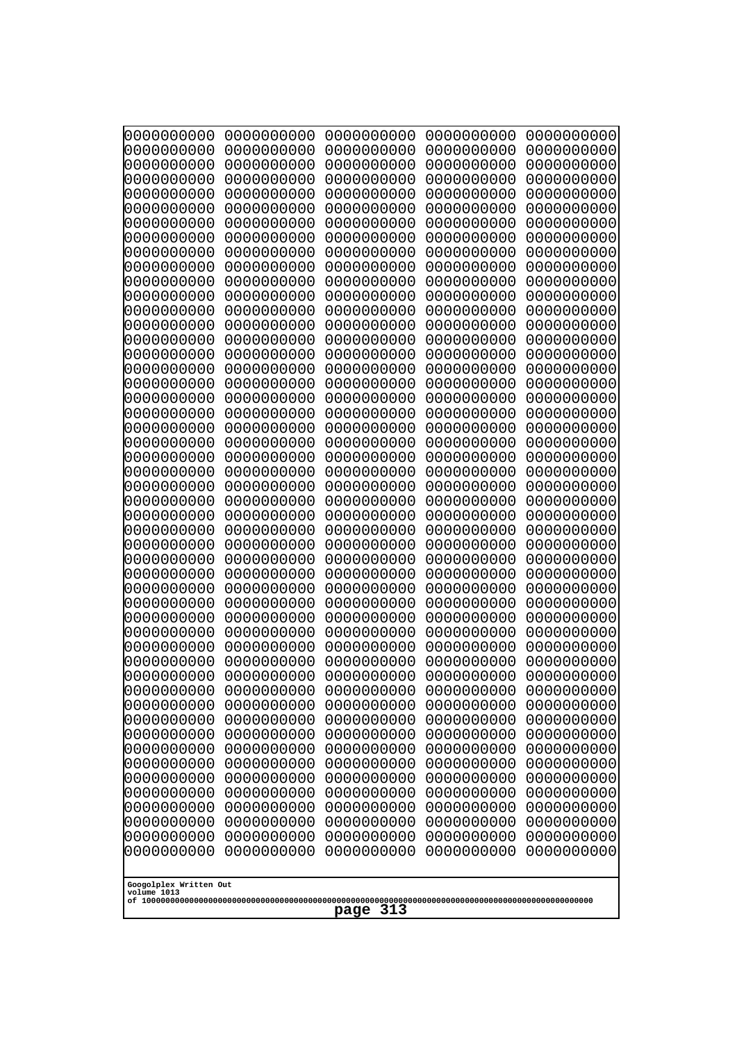0000000000 0000000000 0000000000 0000000000 0000000000
0000000000 0000000000 0000000000 0000000000 0000000000
0000000000 0000000000 0000000000 0000000000 0000000000
0000000000 0000000000 0000000000 0000000000 0000000000
0000000000 0000000000 0000000000 0000000000 0000000000
0000000000 0000000000 0000000000 0000000000 0000000000
0000000000 0000000000 0000000000 0000000000 0000000000
0000000000 0000000000 0000000000 0000000000 0000000000
0000000000 0000000000 0000000000 0000000000 0000000000
0000000000 0000000000 0000000000 0000000000 0000000000
0000000000 0000000000 0000000000 0000000000 0000000000
0000000000 0000000000 0000000000 0000000000 0000000000
0000000000 0000000000 0000000000 0000000000 0000000000
0000000000 0000000000 0000000000 0000000000 0000000000
0000000000 0000000000 0000000000 0000000000 0000000000
0000000000 0000000000 0000000000 0000000000 0000000000
0000000000 0000000000 0000000000 0000000000 0000000000
0000000000 0000000000 0000000000 0000000000 0000000000
0000000000 0000000000 0000000000 0000000000 0000000000
0000000000 0000000000 0000000000 0000000000 0000000000
0000000000 0000000000 0000000000 0000000000 0000000000
0000000000 0000000000 0000000000 0000000000 0000000000
0000000000 0000000000 0000000000 0000000000 0000000000
0000000000 0000000000 0000000000 0000000000 0000000000
0000000000 0000000000 0000000000 0000000000 0000000000
0000000000 0000000000 0000000000 0000000000 0000000000
0000000000 0000000000 0000000000 0000000000 0000000000
0000000000 0000000000 0000000000 0000000000 0000000000
0000000000 0000000000 0000000000 0000000000 0000000000
0000000000 0000000000 0000000000 0000000000 0000000000
0000000000 0000000000 0000000000 0000000000 0000000000
0000000000 0000000000 0000000000 0000000000 0000000000
0000000000 0000000000 0000000000 0000000000 0000000000
0000000000 0000000000 0000000000 0000000000 0000000000
0000000000 0000000000 0000000000 0000000000 0000000000
0000000000 0000000000 0000000000 0000000000 0000000000
0000000000 0000000000 0000000000 0000000000 0000000000
0000000000 0000000000 0000000000 0000000000 0000000000
0000000000 0000000000 0000000000 0000000000 0000000000
0000000000 0000000000 0000000000 0000000000 0000000000
0000000000 0000000000 0000000000 0000000000 0000000000
0000000000 0000000000 0000000000 0000000000 0000000000
0000000000 0000000000 0000000000 0000000000 0000000000
0000000000 0000000000 0000000000 0000000000 0000000000
0000000000 0000000000 0000000000 0000000000 0000000000
0000000000 0000000000 0000000000 0000000000 0000000000
0000000000 0000000000 0000000000 0000000000 0000000000
0000000000 0000000000 0000000000 0000000000 0000000000
0000000000 0000000000 0000000000 0000000000 0000000000
0000000000 0000000000 0000000000 0000000000 0000000000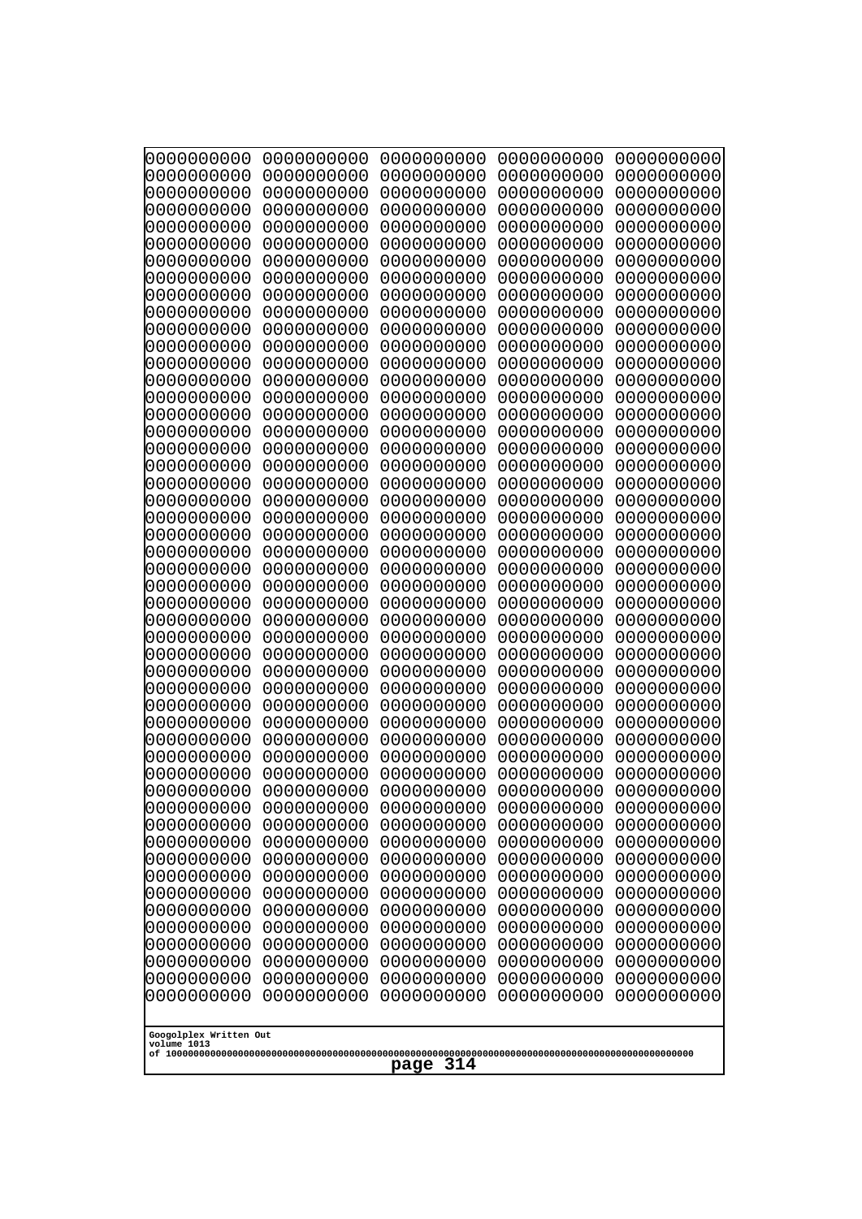```
0000000000 0000000000 0000000000 0000000000 0000000000
0000000000 0000000000 0000000000 0000000000 0000000000
0000000000 0000000000 0000000000 0000000000 0000000000
0000000000 0000000000 0000000000 0000000000 0000000000
0000000000 0000000000 0000000000 0000000000 0000000000
0000000000 0000000000 0000000000 0000000000 0000000000
0000000000 0000000000 0000000000 0000000000 0000000000
0000000000 0000000000 0000000000 0000000000 0000000000
0000000000 0000000000 0000000000 0000000000 0000000000
0000000000 0000000000 0000000000 0000000000 0000000000
0000000000 0000000000 0000000000 0000000000 0000000000
0000000000 0000000000 0000000000 0000000000 0000000000
0000000000 0000000000 0000000000 0000000000 0000000000
0000000000 0000000000 0000000000 0000000000 0000000000
0000000000 0000000000 0000000000 0000000000 0000000000
0000000000 0000000000 0000000000 0000000000 0000000000
0000000000 0000000000 0000000000 0000000000 0000000000
0000000000 0000000000 0000000000 0000000000 0000000000
0000000000 0000000000 0000000000 0000000000 0000000000
0000000000 0000000000 0000000000 0000000000 0000000000
0000000000 0000000000 0000000000 0000000000 0000000000
0000000000 0000000000 0000000000 0000000000 0000000000
0000000000 0000000000 0000000000 0000000000 0000000000
0000000000 0000000000 0000000000 0000000000 0000000000
0000000000 0000000000 0000000000 0000000000 0000000000
0000000000 0000000000 0000000000 0000000000 0000000000
0000000000 0000000000 0000000000 0000000000 0000000000
0000000000 0000000000 0000000000 0000000000 0000000000
0000000000 0000000000 0000000000 0000000000 0000000000
0000000000 0000000000 0000000000 0000000000 0000000000
0000000000 0000000000 0000000000 0000000000 0000000000
0000000000 0000000000 0000000000 0000000000 0000000000
0000000000 0000000000 0000000000 0000000000 0000000000
0000000000 0000000000 0000000000 0000000000 0000000000
0000000000 0000000000 0000000000 0000000000 0000000000
0000000000 0000000000 0000000000 0000000000 0000000000
0000000000 0000000000 0000000000 0000000000 0000000000
0000000000 0000000000 0000000000 0000000000 0000000000
0000000000 0000000000 0000000000 0000000000 0000000000
0000000000 0000000000 0000000000 0000000000 0000000000
0000000000 0000000000 0000000000 0000000000 0000000000
0000000000 0000000000 0000000000 0000000000 0000000000
0000000000 0000000000 0000000000 0000000000 0000000000
0000000000 0000000000 0000000000 0000000000 0000000000
0000000000 0000000000 0000000000 0000000000 0000000000
0000000000 0000000000 0000000000 0000000000 0000000000
0000000000 0000000000 0000000000 0000000000 0000000000
0000000000 0000000000 0000000000 0000000000 0000000000
0000000000 0000000000 0000000000 0000000000 0000000000
0000000000 0000000000 0000000000 0000000000 0000000000
```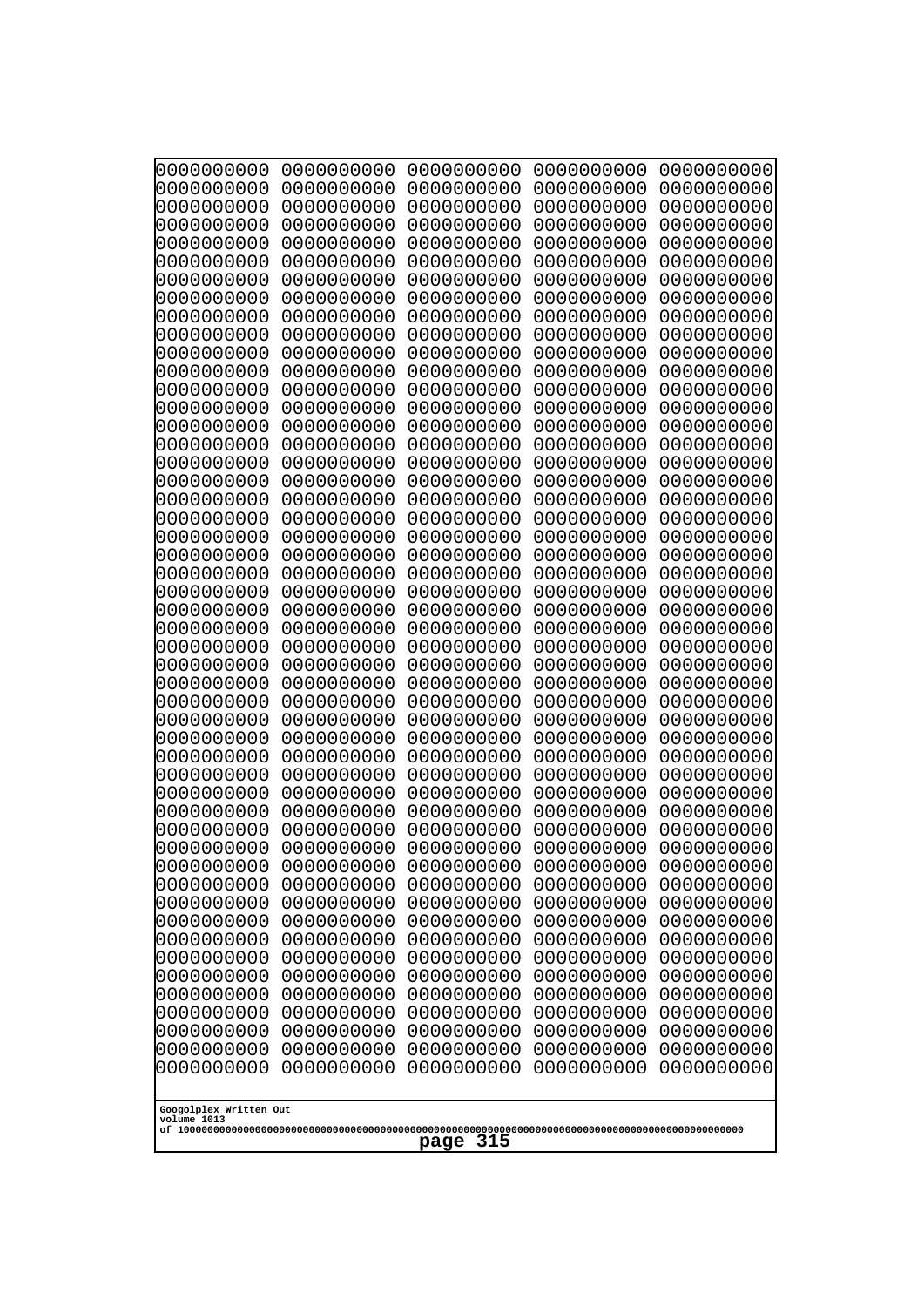```
0000000000 0000000000 0000000000 0000000000 0000000000
0000000000 0000000000 0000000000 0000000000 0000000000
0000000000 0000000000 0000000000 0000000000 0000000000
0000000000 0000000000 0000000000 0000000000 0000000000
0000000000 0000000000 0000000000 0000000000 0000000000
0000000000 0000000000 0000000000 0000000000 0000000000
0000000000 0000000000 0000000000 0000000000 0000000000
0000000000 0000000000 0000000000 0000000000 0000000000
0000000000 0000000000 0000000000 0000000000 0000000000
0000000000 0000000000 0000000000 0000000000 0000000000
0000000000 0000000000 0000000000 0000000000 0000000000
0000000000 0000000000 0000000000 0000000000 0000000000
0000000000 0000000000 0000000000 0000000000 0000000000
0000000000 0000000000 0000000000 0000000000 0000000000
0000000000 0000000000 0000000000 0000000000 0000000000
0000000000 0000000000 0000000000 0000000000 0000000000
0000000000 0000000000 0000000000 0000000000 0000000000
0000000000 0000000000 0000000000 0000000000 0000000000
0000000000 0000000000 0000000000 0000000000 0000000000
0000000000 0000000000 0000000000 0000000000 0000000000
0000000000 0000000000 0000000000 0000000000 0000000000
0000000000 0000000000 0000000000 0000000000 0000000000
0000000000 0000000000 0000000000 0000000000 0000000000
0000000000 0000000000 0000000000 0000000000 0000000000
0000000000 0000000000 0000000000 0000000000 0000000000
0000000000 0000000000 0000000000 0000000000 0000000000
0000000000 0000000000 0000000000 0000000000 0000000000
0000000000 0000000000 0000000000 0000000000 0000000000
0000000000 0000000000 0000000000 0000000000 0000000000
0000000000 0000000000 0000000000 0000000000 0000000000
0000000000 0000000000 0000000000 0000000000 0000000000
0000000000 0000000000 0000000000 0000000000 0000000000
0000000000 0000000000 0000000000 0000000000 0000000000
0000000000 0000000000 0000000000 0000000000 0000000000
0000000000 0000000000 0000000000 0000000000 0000000000
0000000000 0000000000 0000000000 0000000000 0000000000
0000000000 0000000000 0000000000 0000000000 0000000000
0000000000 0000000000 0000000000 0000000000 0000000000
0000000000 0000000000 0000000000 0000000000 0000000000
0000000000 0000000000 0000000000 0000000000 0000000000
0000000000 0000000000 0000000000 0000000000 0000000000
0000000000 0000000000 0000000000 0000000000 0000000000
0000000000 0000000000 0000000000 0000000000 0000000000
0000000000 0000000000 0000000000 0000000000 0000000000
0000000000 0000000000 0000000000 0000000000 0000000000
0000000000 0000000000 0000000000 0000000000 0000000000
0000000000 0000000000 0000000000 0000000000 0000000000
0000000000 0000000000 0000000000 0000000000 0000000000
0000000000 0000000000 0000000000 0000000000 0000000000
0000000000 0000000000 0000000000 0000000000 0000000000
```

Googolplex Written Out
volume 1013
of 10000000000000000000000000000000000000000000000000000000000000000000000000000000000000000000000000000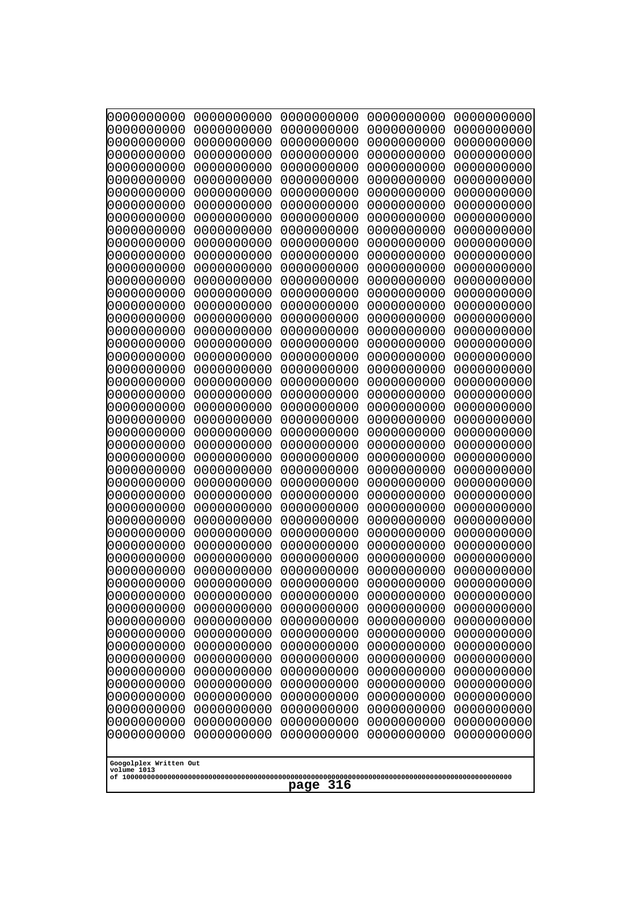```
0000000000 0000000000 0000000000 0000000000 0000000000
0000000000 0000000000 0000000000 0000000000 0000000000
0000000000 0000000000 0000000000 0000000000 0000000000
0000000000 0000000000 0000000000 0000000000 0000000000
0000000000 0000000000 0000000000 0000000000 0000000000
0000000000 0000000000 0000000000 0000000000 0000000000
0000000000 0000000000 0000000000 0000000000 0000000000
0000000000 0000000000 0000000000 0000000000 0000000000
0000000000 0000000000 0000000000 0000000000 0000000000
0000000000 0000000000 0000000000 0000000000 0000000000
0000000000 0000000000 0000000000 0000000000 0000000000
0000000000 0000000000 0000000000 0000000000 0000000000
0000000000 0000000000 0000000000 0000000000 0000000000
0000000000 0000000000 0000000000 0000000000 0000000000
0000000000 0000000000 0000000000 0000000000 0000000000
0000000000 0000000000 0000000000 0000000000 0000000000
0000000000 0000000000 0000000000 0000000000 0000000000
0000000000 0000000000 0000000000 0000000000 0000000000
0000000000 0000000000 0000000000 0000000000 0000000000
0000000000 0000000000 0000000000 0000000000 0000000000
0000000000 0000000000 0000000000 0000000000 0000000000
0000000000 0000000000 0000000000 0000000000 0000000000
0000000000 0000000000 0000000000 0000000000 0000000000
0000000000 0000000000 0000000000 0000000000 0000000000
0000000000 0000000000 0000000000 0000000000 0000000000
0000000000 0000000000 0000000000 0000000000 0000000000
0000000000 0000000000 0000000000 0000000000 0000000000
0000000000 0000000000 0000000000 0000000000 0000000000
0000000000 0000000000 0000000000 0000000000 0000000000
0000000000 0000000000 0000000000 0000000000 0000000000
0000000000 0000000000 0000000000 0000000000 0000000000
0000000000 0000000000 0000000000 0000000000 0000000000
0000000000 0000000000 0000000000 0000000000 0000000000
0000000000 0000000000 0000000000 0000000000 0000000000
0000000000 0000000000 0000000000 0000000000 0000000000
0000000000 0000000000 0000000000 0000000000 0000000000
0000000000 0000000000 0000000000 0000000000 0000000000
0000000000 0000000000 0000000000 0000000000 0000000000
0000000000 0000000000 0000000000 0000000000 0000000000
0000000000 0000000000 0000000000 0000000000 0000000000
0000000000 0000000000 0000000000 0000000000 0000000000
0000000000 0000000000 0000000000 0000000000 0000000000
0000000000 0000000000 0000000000 0000000000 0000000000
0000000000 0000000000 0000000000 0000000000 0000000000
0000000000 0000000000 0000000000 0000000000 0000000000
0000000000 0000000000 0000000000 0000000000 0000000000
0000000000 0000000000 0000000000 0000000000 0000000000
0000000000 0000000000 0000000000 0000000000 0000000000
0000000000 0000000000 0000000000 0000000000 0000000000
0000000000 0000000000 0000000000 0000000000 0000000000
```

Googolplex Written Out
volume 1013
of 10000000000000000000000000000000000000000000000000000000000000000000000000000000000000000000000000000

page 316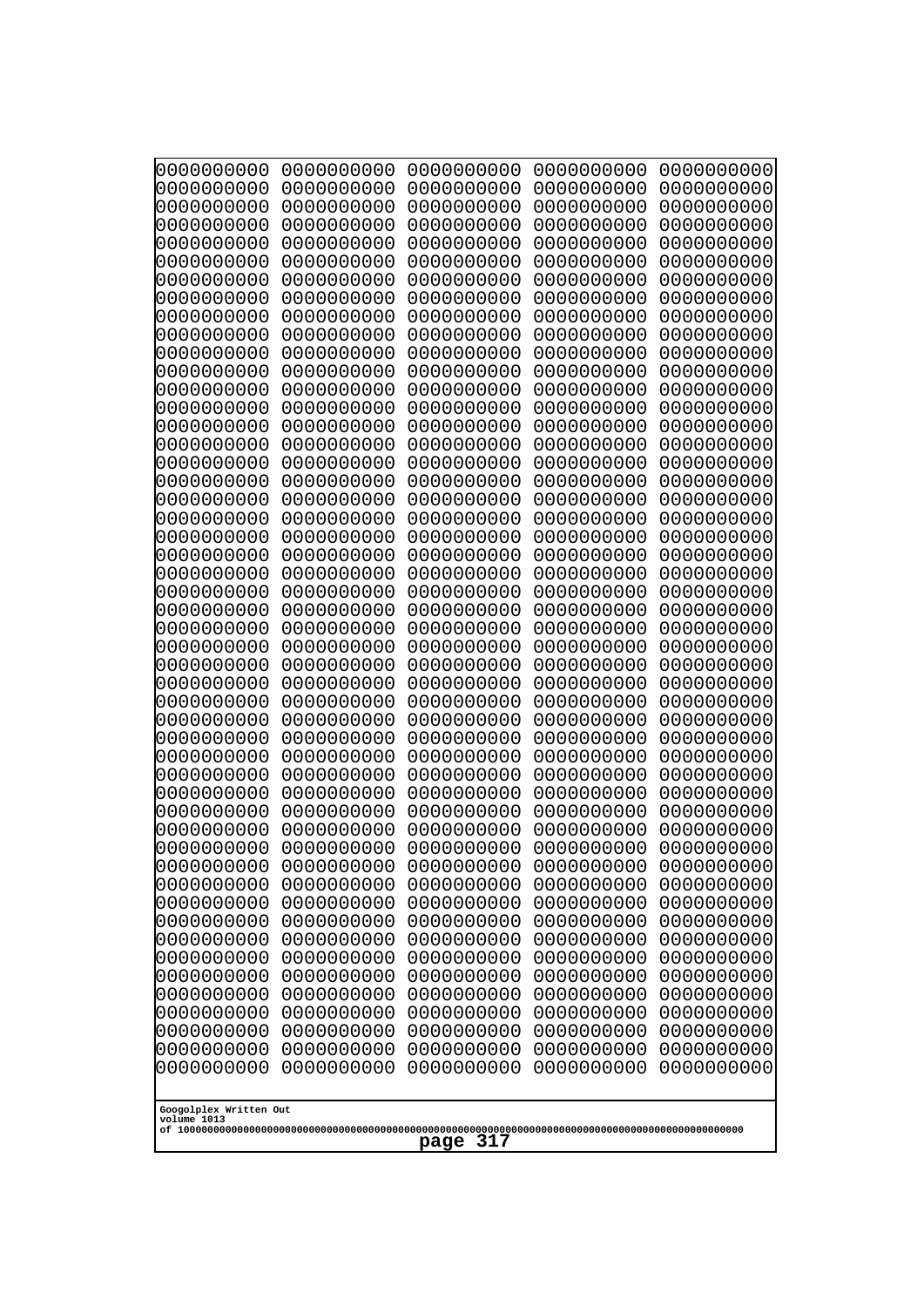0000000000 0000000000 0000000000 0000000000 0000000000
0000000000 0000000000 0000000000 0000000000 0000000000
0000000000 0000000000 0000000000 0000000000 0000000000
0000000000 0000000000 0000000000 0000000000 0000000000
0000000000 0000000000 0000000000 0000000000 0000000000
0000000000 0000000000 0000000000 0000000000 0000000000
0000000000 0000000000 0000000000 0000000000 0000000000
0000000000 0000000000 0000000000 0000000000 0000000000
0000000000 0000000000 0000000000 0000000000 0000000000
0000000000 0000000000 0000000000 0000000000 0000000000
0000000000 0000000000 0000000000 0000000000 0000000000
0000000000 0000000000 0000000000 0000000000 0000000000
0000000000 0000000000 0000000000 0000000000 0000000000
0000000000 0000000000 0000000000 0000000000 0000000000
0000000000 0000000000 0000000000 0000000000 0000000000
0000000000 0000000000 0000000000 0000000000 0000000000
0000000000 0000000000 0000000000 0000000000 0000000000
0000000000 0000000000 0000000000 0000000000 0000000000
0000000000 0000000000 0000000000 0000000000 0000000000
0000000000 0000000000 0000000000 0000000000 0000000000
0000000000 0000000000 0000000000 0000000000 0000000000
0000000000 0000000000 0000000000 0000000000 0000000000
0000000000 0000000000 0000000000 0000000000 0000000000
0000000000 0000000000 0000000000 0000000000 0000000000
0000000000 0000000000 0000000000 0000000000 0000000000
0000000000 0000000000 0000000000 0000000000 0000000000
0000000000 0000000000 0000000000 0000000000 0000000000
0000000000 0000000000 0000000000 0000000000 0000000000
0000000000 0000000000 0000000000 0000000000 0000000000
0000000000 0000000000 0000000000 0000000000 0000000000
0000000000 0000000000 0000000000 0000000000 0000000000
0000000000 0000000000 0000000000 0000000000 0000000000
0000000000 0000000000 0000000000 0000000000 0000000000
0000000000 0000000000 0000000000 0000000000 0000000000
0000000000 0000000000 0000000000 0000000000 0000000000
0000000000 0000000000 0000000000 0000000000 0000000000
0000000000 0000000000 0000000000 0000000000 0000000000
0000000000 0000000000 0000000000 0000000000 0000000000
0000000000 0000000000 0000000000 0000000000 0000000000
0000000000 0000000000 0000000000 0000000000 0000000000
0000000000 0000000000 0000000000 0000000000 0000000000
0000000000 0000000000 0000000000 0000000000 0000000000
0000000000 0000000000 0000000000 0000000000 0000000000
0000000000 0000000000 0000000000 0000000000 0000000000
0000000000 0000000000 0000000000 0000000000 0000000000
0000000000 0000000000 0000000000 0000000000 0000000000
0000000000 0000000000 0000000000 0000000000 0000000000
0000000000 0000000000 0000000000 0000000000 0000000000
0000000000 0000000000 0000000000 0000000000 0000000000
0000000000 0000000000 0000000000 0000000000 0000000000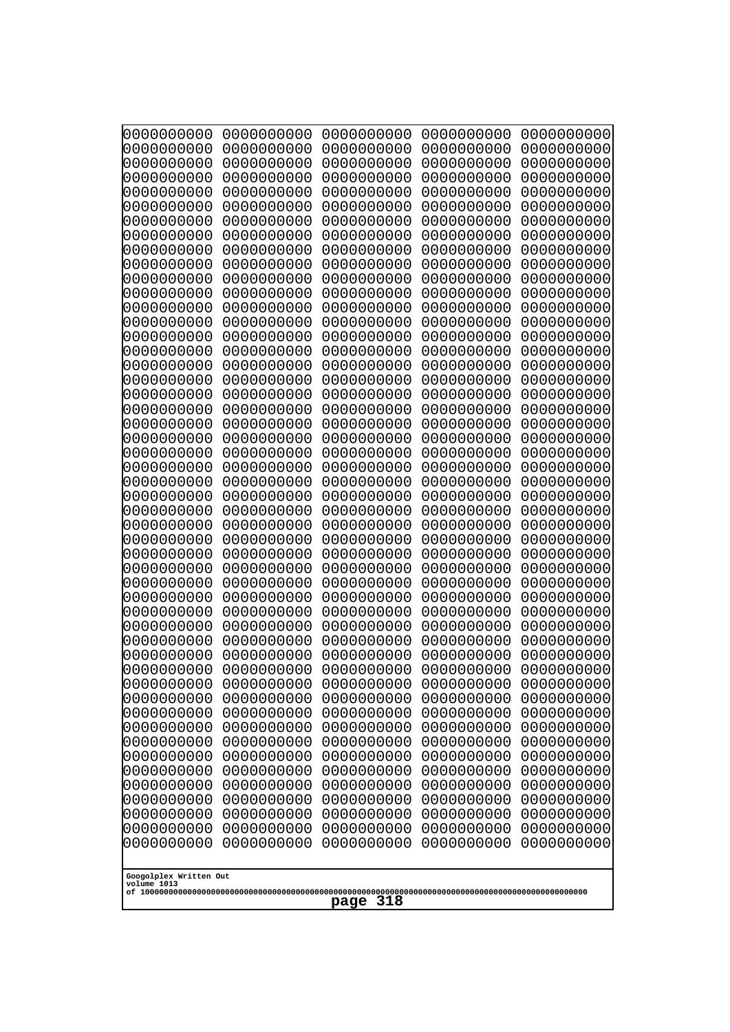0000000000 0000000000 0000000000 0000000000 0000000000
0000000000 0000000000 0000000000 0000000000 0000000000
0000000000 0000000000 0000000000 0000000000 0000000000
0000000000 0000000000 0000000000 0000000000 0000000000
0000000000 0000000000 0000000000 0000000000 0000000000
0000000000 0000000000 0000000000 0000000000 0000000000
0000000000 0000000000 0000000000 0000000000 0000000000
0000000000 0000000000 0000000000 0000000000 0000000000
0000000000 0000000000 0000000000 0000000000 0000000000
0000000000 0000000000 0000000000 0000000000 0000000000
0000000000 0000000000 0000000000 0000000000 0000000000
0000000000 0000000000 0000000000 0000000000 0000000000
0000000000 0000000000 0000000000 0000000000 0000000000
0000000000 0000000000 0000000000 0000000000 0000000000
0000000000 0000000000 0000000000 0000000000 0000000000
0000000000 0000000000 0000000000 0000000000 0000000000
0000000000 0000000000 0000000000 0000000000 0000000000
0000000000 0000000000 0000000000 0000000000 0000000000
0000000000 0000000000 0000000000 0000000000 0000000000
0000000000 0000000000 0000000000 0000000000 0000000000
0000000000 0000000000 0000000000 0000000000 0000000000
0000000000 0000000000 0000000000 0000000000 0000000000
0000000000 0000000000 0000000000 0000000000 0000000000
0000000000 0000000000 0000000000 0000000000 0000000000
0000000000 0000000000 0000000000 0000000000 0000000000
0000000000 0000000000 0000000000 0000000000 0000000000
0000000000 0000000000 0000000000 0000000000 0000000000
0000000000 0000000000 0000000000 0000000000 0000000000
0000000000 0000000000 0000000000 0000000000 0000000000
0000000000 0000000000 0000000000 0000000000 0000000000
0000000000 0000000000 0000000000 0000000000 0000000000
0000000000 0000000000 0000000000 0000000000 0000000000
0000000000 0000000000 0000000000 0000000000 0000000000
0000000000 0000000000 0000000000 0000000000 0000000000
0000000000 0000000000 0000000000 0000000000 0000000000
0000000000 0000000000 0000000000 0000000000 0000000000
0000000000 0000000000 0000000000 0000000000 0000000000
0000000000 0000000000 0000000000 0000000000 0000000000
0000000000 0000000000 0000000000 0000000000 0000000000
0000000000 0000000000 0000000000 0000000000 0000000000
0000000000 0000000000 0000000000 0000000000 0000000000
0000000000 0000000000 0000000000 0000000000 0000000000
0000000000 0000000000 0000000000 0000000000 0000000000
0000000000 0000000000 0000000000 0000000000 0000000000
0000000000 0000000000 0000000000 0000000000 0000000000
0000000000 0000000000 0000000000 0000000000 0000000000
0000000000 0000000000 0000000000 0000000000 0000000000
0000000000 0000000000 0000000000 0000000000 0000000000
0000000000 0000000000 0000000000 0000000000 0000000000
0000000000 0000000000 0000000000 0000000000 0000000000

Googolplex Written Out
volume 1013
of 10000000000000000000000000000000000000000000000000000000000000000000000000000000000000000000000000000
page 318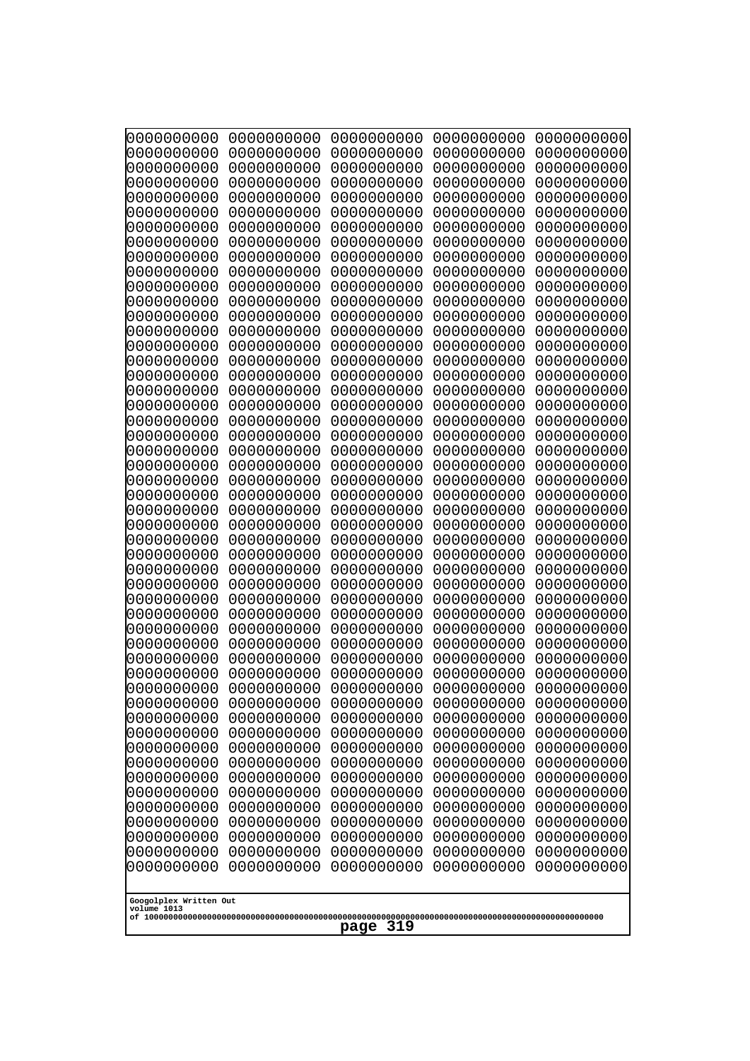```
0000000000 0000000000 0000000000 0000000000 0000000000
0000000000 0000000000 0000000000 0000000000 0000000000
0000000000 0000000000 0000000000 0000000000 0000000000
0000000000 0000000000 0000000000 0000000000 0000000000
0000000000 0000000000 0000000000 0000000000 0000000000
0000000000 0000000000 0000000000 0000000000 0000000000
0000000000 0000000000 0000000000 0000000000 0000000000
0000000000 0000000000 0000000000 0000000000 0000000000
0000000000 0000000000 0000000000 0000000000 0000000000
0000000000 0000000000 0000000000 0000000000 0000000000
0000000000 0000000000 0000000000 0000000000 0000000000
0000000000 0000000000 0000000000 0000000000 0000000000
0000000000 0000000000 0000000000 0000000000 0000000000
0000000000 0000000000 0000000000 0000000000 0000000000
0000000000 0000000000 0000000000 0000000000 0000000000
0000000000 0000000000 0000000000 0000000000 0000000000
0000000000 0000000000 0000000000 0000000000 0000000000
0000000000 0000000000 0000000000 0000000000 0000000000
0000000000 0000000000 0000000000 0000000000 0000000000
0000000000 0000000000 0000000000 0000000000 0000000000
0000000000 0000000000 0000000000 0000000000 0000000000
0000000000 0000000000 0000000000 0000000000 0000000000
0000000000 0000000000 0000000000 0000000000 0000000000
0000000000 0000000000 0000000000 0000000000 0000000000
0000000000 0000000000 0000000000 0000000000 0000000000
0000000000 0000000000 0000000000 0000000000 0000000000
0000000000 0000000000 0000000000 0000000000 0000000000
0000000000 0000000000 0000000000 0000000000 0000000000
0000000000 0000000000 0000000000 0000000000 0000000000
0000000000 0000000000 0000000000 0000000000 0000000000
0000000000 0000000000 0000000000 0000000000 0000000000
0000000000 0000000000 0000000000 0000000000 0000000000
0000000000 0000000000 0000000000 0000000000 0000000000
0000000000 0000000000 0000000000 0000000000 0000000000
0000000000 0000000000 0000000000 0000000000 0000000000
0000000000 0000000000 0000000000 0000000000 0000000000
0000000000 0000000000 0000000000 0000000000 0000000000
0000000000 0000000000 0000000000 0000000000 0000000000
0000000000 0000000000 0000000000 0000000000 0000000000
0000000000 0000000000 0000000000 0000000000 0000000000
0000000000 0000000000 0000000000 0000000000 0000000000
0000000000 0000000000 0000000000 0000000000 0000000000
0000000000 0000000000 0000000000 0000000000 0000000000
0000000000 0000000000 0000000000 0000000000 0000000000
0000000000 0000000000 0000000000 0000000000 0000000000
0000000000 0000000000 0000000000 0000000000 0000000000
0000000000 0000000000 0000000000 0000000000 0000000000
0000000000 0000000000 0000000000 0000000000 0000000000
0000000000 0000000000 0000000000 0000000000 0000000000
0000000000 0000000000 0000000000 0000000000 0000000000
```

Googolplex Written Out
volume 1013
of 10000000000000000000000000000000000000000000000000000000000000000000000000000000000000000000000000000

page 319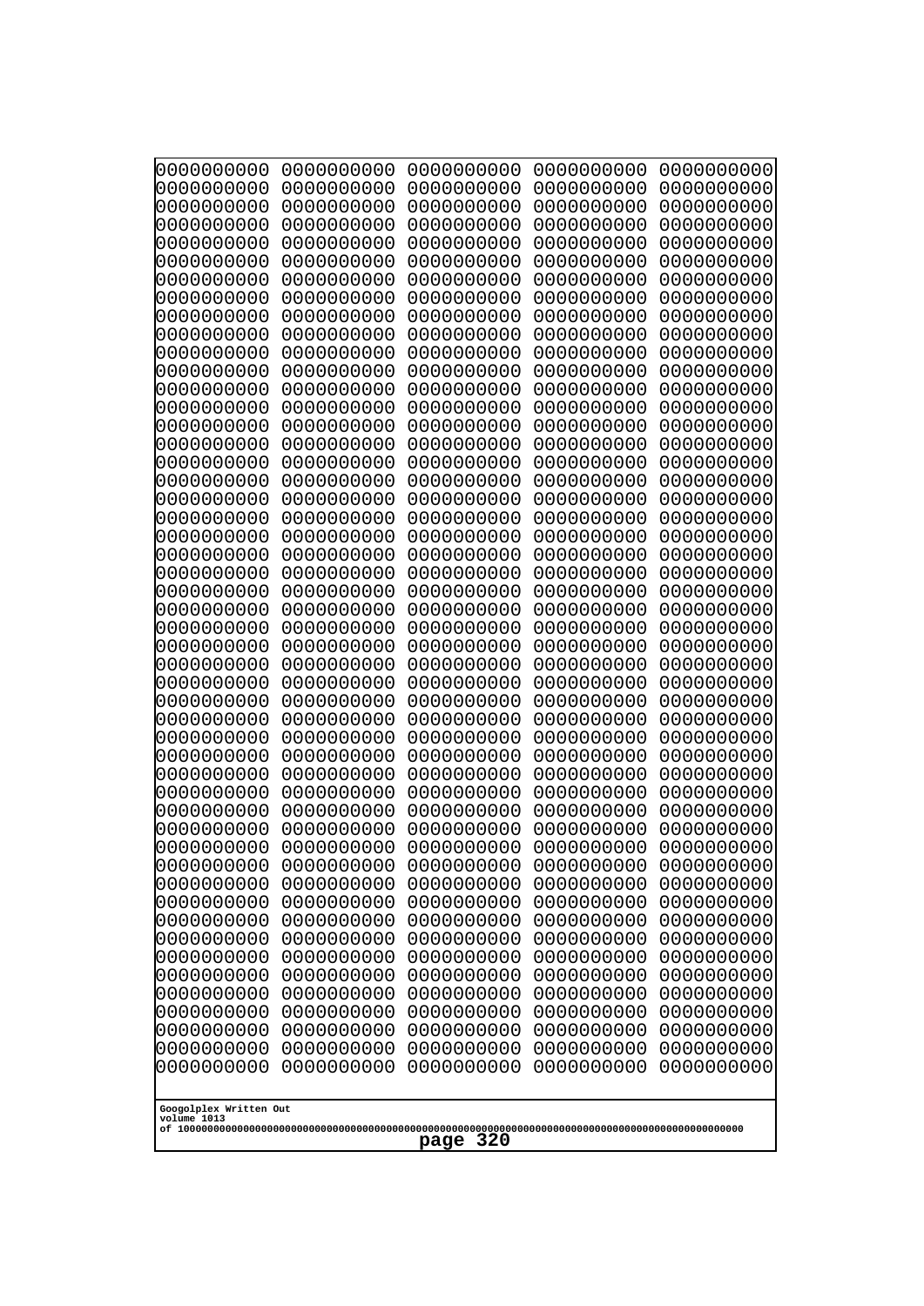```
0000000000 0000000000 0000000000 0000000000 0000000000
0000000000 0000000000 0000000000 0000000000 0000000000
0000000000 0000000000 0000000000 0000000000 0000000000
0000000000 0000000000 0000000000 0000000000 0000000000
0000000000 0000000000 0000000000 0000000000 0000000000
0000000000 0000000000 0000000000 0000000000 0000000000
0000000000 0000000000 0000000000 0000000000 0000000000
0000000000 0000000000 0000000000 0000000000 0000000000
0000000000 0000000000 0000000000 0000000000 0000000000
0000000000 0000000000 0000000000 0000000000 0000000000
0000000000 0000000000 0000000000 0000000000 0000000000
0000000000 0000000000 0000000000 0000000000 0000000000
0000000000 0000000000 0000000000 0000000000 0000000000
0000000000 0000000000 0000000000 0000000000 0000000000
0000000000 0000000000 0000000000 0000000000 0000000000
0000000000 0000000000 0000000000 0000000000 0000000000
0000000000 0000000000 0000000000 0000000000 0000000000
0000000000 0000000000 0000000000 0000000000 0000000000
0000000000 0000000000 0000000000 0000000000 0000000000
0000000000 0000000000 0000000000 0000000000 0000000000
0000000000 0000000000 0000000000 0000000000 0000000000
0000000000 0000000000 0000000000 0000000000 0000000000
0000000000 0000000000 0000000000 0000000000 0000000000
0000000000 0000000000 0000000000 0000000000 0000000000
0000000000 0000000000 0000000000 0000000000 0000000000
0000000000 0000000000 0000000000 0000000000 0000000000
0000000000 0000000000 0000000000 0000000000 0000000000
0000000000 0000000000 0000000000 0000000000 0000000000
0000000000 0000000000 0000000000 0000000000 0000000000
0000000000 0000000000 0000000000 0000000000 0000000000
0000000000 0000000000 0000000000 0000000000 0000000000
0000000000 0000000000 0000000000 0000000000 0000000000
0000000000 0000000000 0000000000 0000000000 0000000000
0000000000 0000000000 0000000000 0000000000 0000000000
0000000000 0000000000 0000000000 0000000000 0000000000
0000000000 0000000000 0000000000 0000000000 0000000000
0000000000 0000000000 0000000000 0000000000 0000000000
0000000000 0000000000 0000000000 0000000000 0000000000
0000000000 0000000000 0000000000 0000000000 0000000000
0000000000 0000000000 0000000000 0000000000 0000000000
0000000000 0000000000 0000000000 0000000000 0000000000
0000000000 0000000000 0000000000 0000000000 0000000000
0000000000 0000000000 0000000000 0000000000 0000000000
0000000000 0000000000 0000000000 0000000000 0000000000
0000000000 0000000000 0000000000 0000000000 0000000000
0000000000 0000000000 0000000000 0000000000 0000000000
0000000000 0000000000 0000000000 0000000000 0000000000
0000000000 0000000000 0000000000 0000000000 0000000000
0000000000 0000000000 0000000000 0000000000 0000000000
0000000000 0000000000 0000000000 0000000000 0000000000
```

Googolplex Written Out
volume 1013
of 10000000000000000000000000000000000000000000000000000000000000000000000000000000000000000000000000000

page 320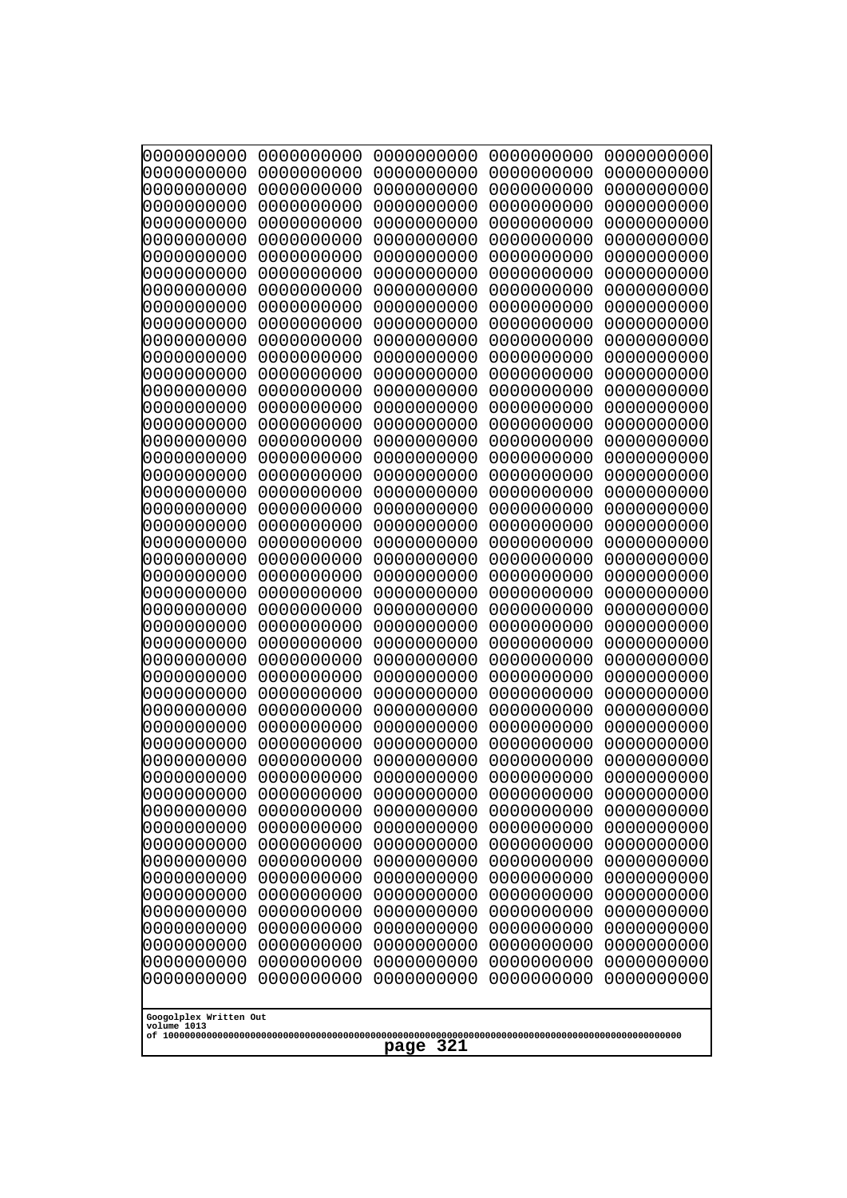```
0000000000 0000000000 0000000000 0000000000 0000000000
0000000000 0000000000 0000000000 0000000000 0000000000
0000000000 0000000000 0000000000 0000000000 0000000000
0000000000 0000000000 0000000000 0000000000 0000000000
0000000000 0000000000 0000000000 0000000000 0000000000
0000000000 0000000000 0000000000 0000000000 0000000000
0000000000 0000000000 0000000000 0000000000 0000000000
0000000000 0000000000 0000000000 0000000000 0000000000
0000000000 0000000000 0000000000 0000000000 0000000000
0000000000 0000000000 0000000000 0000000000 0000000000
0000000000 0000000000 0000000000 0000000000 0000000000
0000000000 0000000000 0000000000 0000000000 0000000000
0000000000 0000000000 0000000000 0000000000 0000000000
0000000000 0000000000 0000000000 0000000000 0000000000
0000000000 0000000000 0000000000 0000000000 0000000000
0000000000 0000000000 0000000000 0000000000 0000000000
0000000000 0000000000 0000000000 0000000000 0000000000
0000000000 0000000000 0000000000 0000000000 0000000000
0000000000 0000000000 0000000000 0000000000 0000000000
0000000000 0000000000 0000000000 0000000000 0000000000
0000000000 0000000000 0000000000 0000000000 0000000000
0000000000 0000000000 0000000000 0000000000 0000000000
0000000000 0000000000 0000000000 0000000000 0000000000
0000000000 0000000000 0000000000 0000000000 0000000000
0000000000 0000000000 0000000000 0000000000 0000000000
0000000000 0000000000 0000000000 0000000000 0000000000
0000000000 0000000000 0000000000 0000000000 0000000000
0000000000 0000000000 0000000000 0000000000 0000000000
0000000000 0000000000 0000000000 0000000000 0000000000
0000000000 0000000000 0000000000 0000000000 0000000000
0000000000 0000000000 0000000000 0000000000 0000000000
0000000000 0000000000 0000000000 0000000000 0000000000
0000000000 0000000000 0000000000 0000000000 0000000000
0000000000 0000000000 0000000000 0000000000 0000000000
0000000000 0000000000 0000000000 0000000000 0000000000
0000000000 0000000000 0000000000 0000000000 0000000000
0000000000 0000000000 0000000000 0000000000 0000000000
0000000000 0000000000 0000000000 0000000000 0000000000
0000000000 0000000000 0000000000 0000000000 0000000000
0000000000 0000000000 0000000000 0000000000 0000000000
0000000000 0000000000 0000000000 0000000000 0000000000
0000000000 0000000000 0000000000 0000000000 0000000000
0000000000 0000000000 0000000000 0000000000 0000000000
0000000000 0000000000 0000000000 0000000000 0000000000
0000000000 0000000000 0000000000 0000000000 0000000000
0000000000 0000000000 0000000000 0000000000 0000000000
0000000000 0000000000 0000000000 0000000000 0000000000
0000000000 0000000000 0000000000 0000000000 0000000000
0000000000 0000000000 0000000000 0000000000 0000000000
0000000000 0000000000 0000000000 0000000000 0000000000
```

Googolplex Written Out
volume 1013
of 10000000000000000000000000000000000000000000000000000000000000000000000000000000000000000000000000000

page 321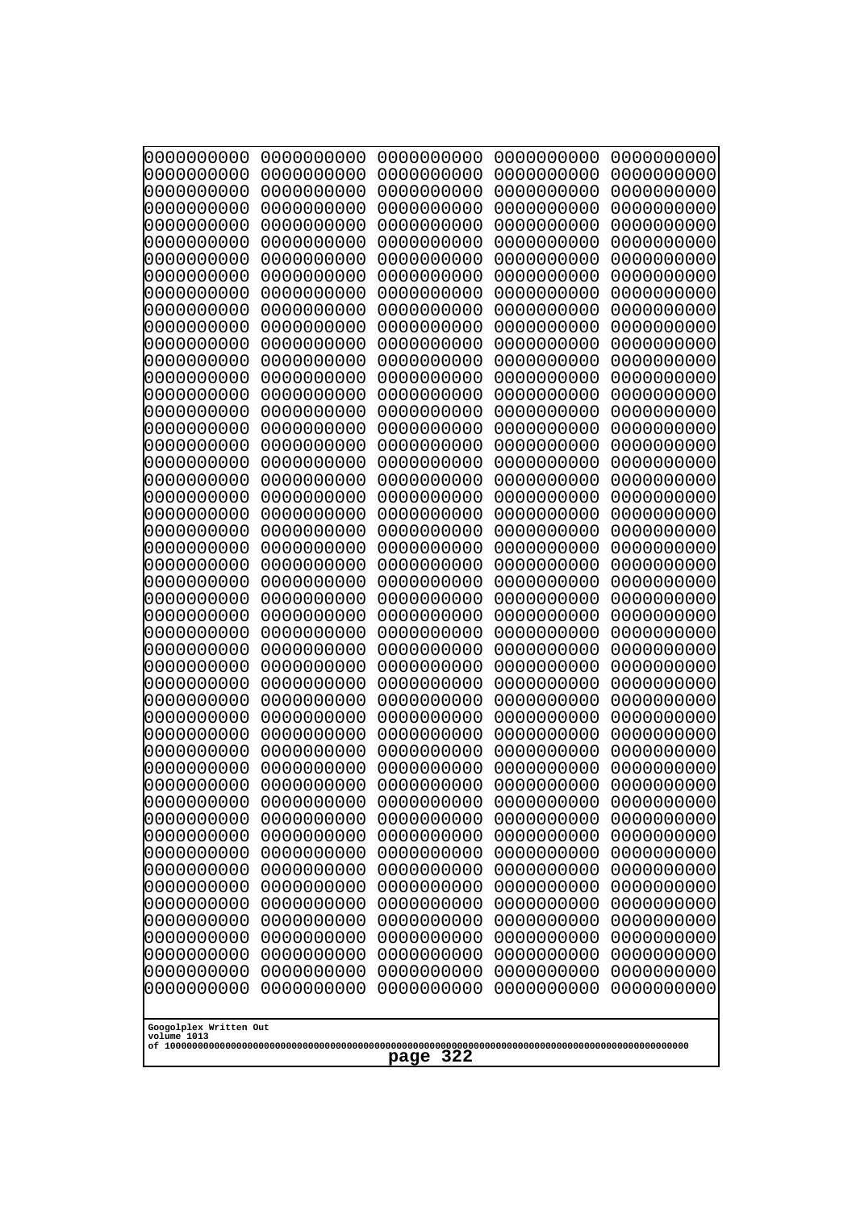```
0000000000 0000000000 0000000000 0000000000 0000000000
0000000000 0000000000 0000000000 0000000000 0000000000
0000000000 0000000000 0000000000 0000000000 0000000000
0000000000 0000000000 0000000000 0000000000 0000000000
0000000000 0000000000 0000000000 0000000000 0000000000
0000000000 0000000000 0000000000 0000000000 0000000000
0000000000 0000000000 0000000000 0000000000 0000000000
0000000000 0000000000 0000000000 0000000000 0000000000
0000000000 0000000000 0000000000 0000000000 0000000000
0000000000 0000000000 0000000000 0000000000 0000000000
0000000000 0000000000 0000000000 0000000000 0000000000
0000000000 0000000000 0000000000 0000000000 0000000000
0000000000 0000000000 0000000000 0000000000 0000000000
0000000000 0000000000 0000000000 0000000000 0000000000
0000000000 0000000000 0000000000 0000000000 0000000000
0000000000 0000000000 0000000000 0000000000 0000000000
0000000000 0000000000 0000000000 0000000000 0000000000
0000000000 0000000000 0000000000 0000000000 0000000000
0000000000 0000000000 0000000000 0000000000 0000000000
0000000000 0000000000 0000000000 0000000000 0000000000
0000000000 0000000000 0000000000 0000000000 0000000000
0000000000 0000000000 0000000000 0000000000 0000000000
0000000000 0000000000 0000000000 0000000000 0000000000
0000000000 0000000000 0000000000 0000000000 0000000000
0000000000 0000000000 0000000000 0000000000 0000000000
0000000000 0000000000 0000000000 0000000000 0000000000
0000000000 0000000000 0000000000 0000000000 0000000000
0000000000 0000000000 0000000000 0000000000 0000000000
0000000000 0000000000 0000000000 0000000000 0000000000
0000000000 0000000000 0000000000 0000000000 0000000000
0000000000 0000000000 0000000000 0000000000 0000000000
0000000000 0000000000 0000000000 0000000000 0000000000
0000000000 0000000000 0000000000 0000000000 0000000000
0000000000 0000000000 0000000000 0000000000 0000000000
0000000000 0000000000 0000000000 0000000000 0000000000
0000000000 0000000000 0000000000 0000000000 0000000000
0000000000 0000000000 0000000000 0000000000 0000000000
0000000000 0000000000 0000000000 0000000000 0000000000
0000000000 0000000000 0000000000 0000000000 0000000000
0000000000 0000000000 0000000000 0000000000 0000000000
0000000000 0000000000 0000000000 0000000000 0000000000
0000000000 0000000000 0000000000 0000000000 0000000000
0000000000 0000000000 0000000000 0000000000 0000000000
0000000000 0000000000 0000000000 0000000000 0000000000
0000000000 0000000000 0000000000 0000000000 0000000000
0000000000 0000000000 0000000000 0000000000 0000000000
0000000000 0000000000 0000000000 0000000000 0000000000
0000000000 0000000000 0000000000 0000000000 0000000000
0000000000 0000000000 0000000000 0000000000 0000000000
0000000000 0000000000 0000000000 0000000000 0000000000
```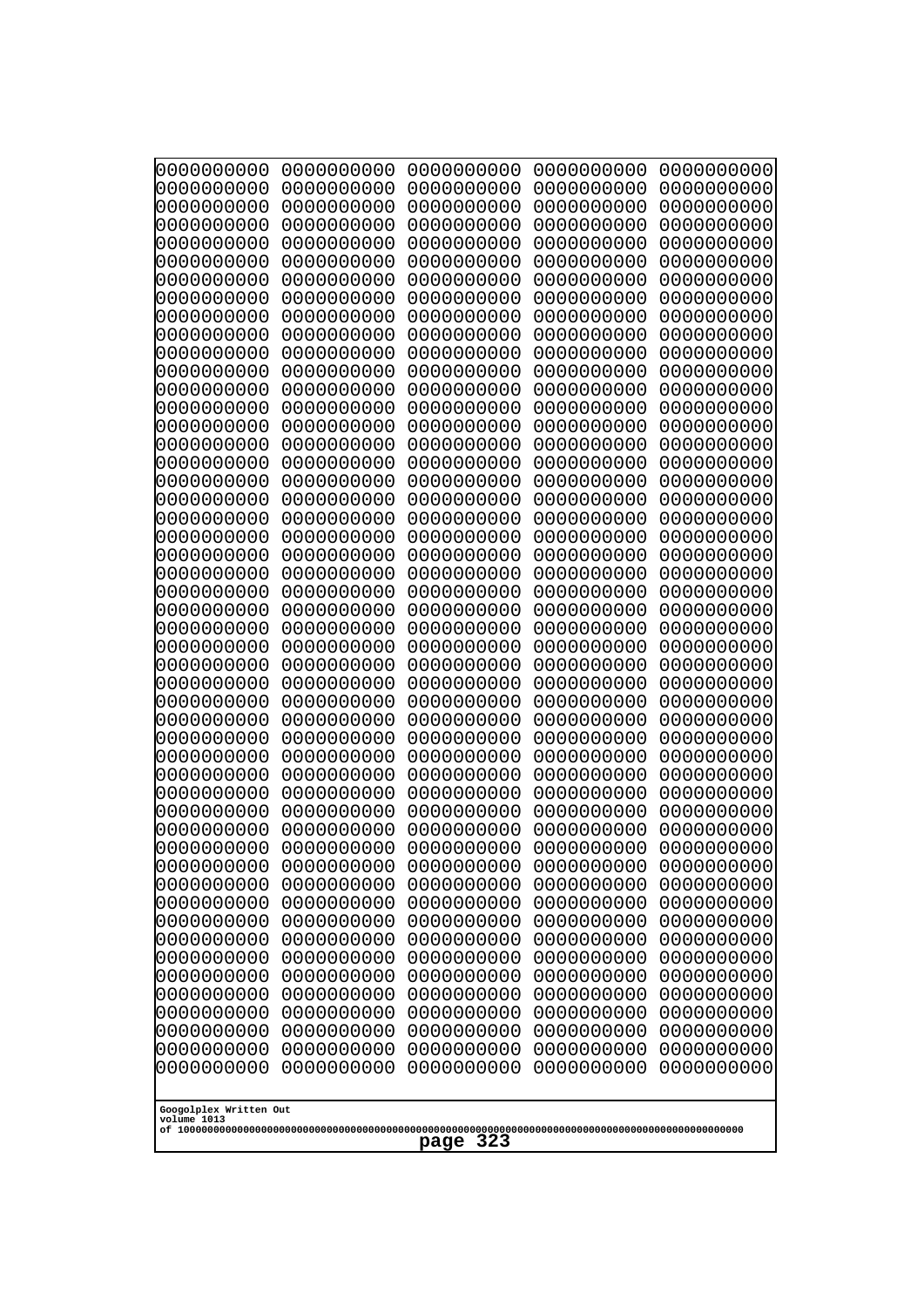```
0000000000 0000000000 0000000000 0000000000 0000000000
0000000000 0000000000 0000000000 0000000000 0000000000
0000000000 0000000000 0000000000 0000000000 0000000000
0000000000 0000000000 0000000000 0000000000 0000000000
0000000000 0000000000 0000000000 0000000000 0000000000
0000000000 0000000000 0000000000 0000000000 0000000000
0000000000 0000000000 0000000000 0000000000 0000000000
0000000000 0000000000 0000000000 0000000000 0000000000
0000000000 0000000000 0000000000 0000000000 0000000000
0000000000 0000000000 0000000000 0000000000 0000000000
0000000000 0000000000 0000000000 0000000000 0000000000
0000000000 0000000000 0000000000 0000000000 0000000000
0000000000 0000000000 0000000000 0000000000 0000000000
0000000000 0000000000 0000000000 0000000000 0000000000
0000000000 0000000000 0000000000 0000000000 0000000000
0000000000 0000000000 0000000000 0000000000 0000000000
0000000000 0000000000 0000000000 0000000000 0000000000
0000000000 0000000000 0000000000 0000000000 0000000000
0000000000 0000000000 0000000000 0000000000 0000000000
0000000000 0000000000 0000000000 0000000000 0000000000
0000000000 0000000000 0000000000 0000000000 0000000000
0000000000 0000000000 0000000000 0000000000 0000000000
0000000000 0000000000 0000000000 0000000000 0000000000
0000000000 0000000000 0000000000 0000000000 0000000000
0000000000 0000000000 0000000000 0000000000 0000000000
0000000000 0000000000 0000000000 0000000000 0000000000
0000000000 0000000000 0000000000 0000000000 0000000000
0000000000 0000000000 0000000000 0000000000 0000000000
0000000000 0000000000 0000000000 0000000000 0000000000
0000000000 0000000000 0000000000 0000000000 0000000000
0000000000 0000000000 0000000000 0000000000 0000000000
0000000000 0000000000 0000000000 0000000000 0000000000
0000000000 0000000000 0000000000 0000000000 0000000000
0000000000 0000000000 0000000000 0000000000 0000000000
0000000000 0000000000 0000000000 0000000000 0000000000
0000000000 0000000000 0000000000 0000000000 0000000000
0000000000 0000000000 0000000000 0000000000 0000000000
0000000000 0000000000 0000000000 0000000000 0000000000
0000000000 0000000000 0000000000 0000000000 0000000000
0000000000 0000000000 0000000000 0000000000 0000000000
0000000000 0000000000 0000000000 0000000000 0000000000
0000000000 0000000000 0000000000 0000000000 0000000000
0000000000 0000000000 0000000000 0000000000 0000000000
0000000000 0000000000 0000000000 0000000000 0000000000
0000000000 0000000000 0000000000 0000000000 0000000000
0000000000 0000000000 0000000000 0000000000 0000000000
0000000000 0000000000 0000000000 0000000000 0000000000
0000000000 0000000000 0000000000 0000000000 0000000000
0000000000 0000000000 0000000000 0000000000 0000000000
0000000000 0000000000 0000000000 0000000000 0000000000
```

Googolplex Written Out
volume 1013
of 10000000000000000000000000000000000000000000000000000000000000000000000000000000000000000000000000000

page 323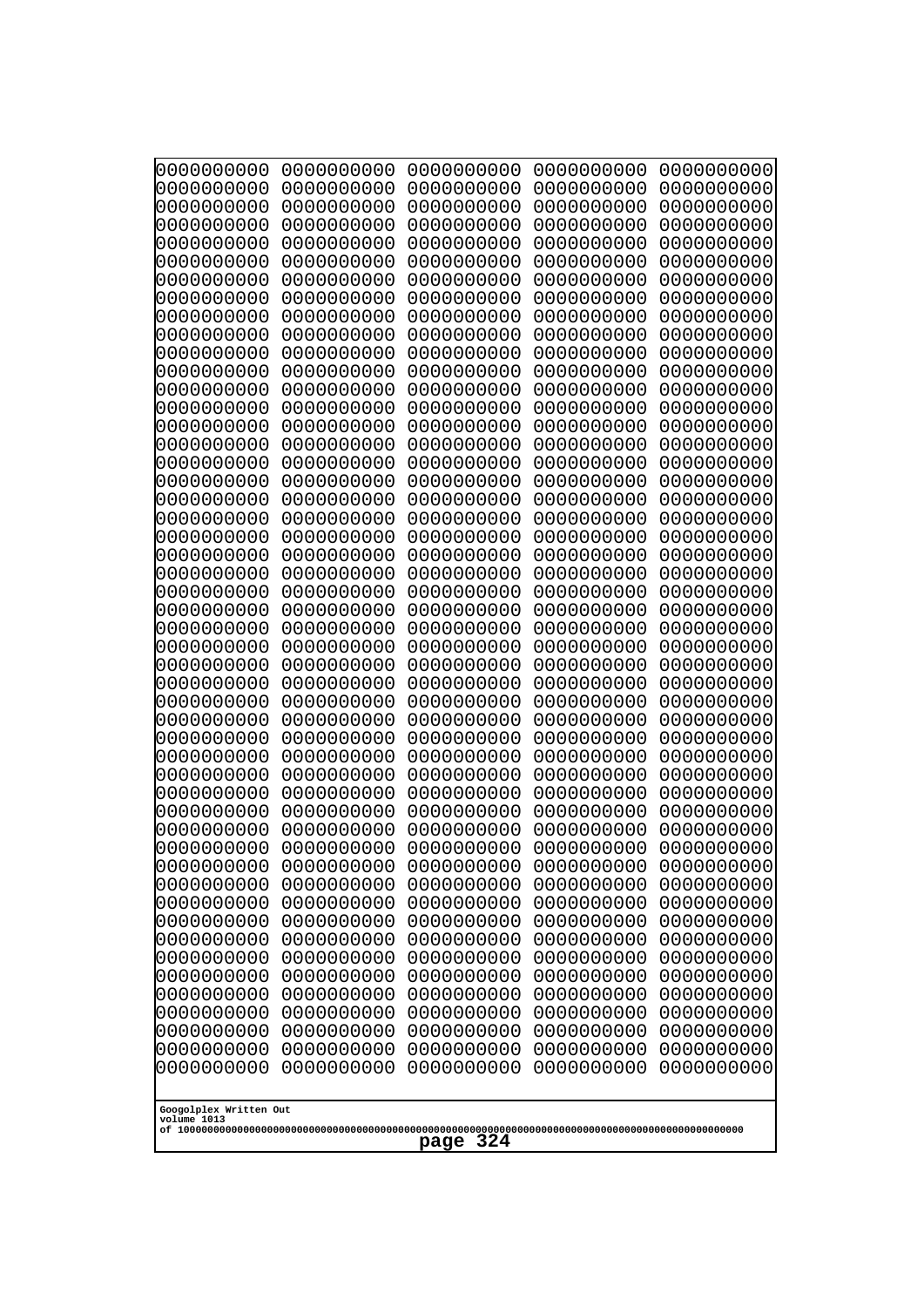```
0000000000 0000000000 0000000000 0000000000 0000000000
0000000000 0000000000 0000000000 0000000000 0000000000
0000000000 0000000000 0000000000 0000000000 0000000000
0000000000 0000000000 0000000000 0000000000 0000000000
0000000000 0000000000 0000000000 0000000000 0000000000
0000000000 0000000000 0000000000 0000000000 0000000000
0000000000 0000000000 0000000000 0000000000 0000000000
0000000000 0000000000 0000000000 0000000000 0000000000
0000000000 0000000000 0000000000 0000000000 0000000000
0000000000 0000000000 0000000000 0000000000 0000000000
0000000000 0000000000 0000000000 0000000000 0000000000
0000000000 0000000000 0000000000 0000000000 0000000000
0000000000 0000000000 0000000000 0000000000 0000000000
0000000000 0000000000 0000000000 0000000000 0000000000
0000000000 0000000000 0000000000 0000000000 0000000000
0000000000 0000000000 0000000000 0000000000 0000000000
0000000000 0000000000 0000000000 0000000000 0000000000
0000000000 0000000000 0000000000 0000000000 0000000000
0000000000 0000000000 0000000000 0000000000 0000000000
0000000000 0000000000 0000000000 0000000000 0000000000
0000000000 0000000000 0000000000 0000000000 0000000000
0000000000 0000000000 0000000000 0000000000 0000000000
0000000000 0000000000 0000000000 0000000000 0000000000
0000000000 0000000000 0000000000 0000000000 0000000000
0000000000 0000000000 0000000000 0000000000 0000000000
0000000000 0000000000 0000000000 0000000000 0000000000
0000000000 0000000000 0000000000 0000000000 0000000000
0000000000 0000000000 0000000000 0000000000 0000000000
0000000000 0000000000 0000000000 0000000000 0000000000
0000000000 0000000000 0000000000 0000000000 0000000000
0000000000 0000000000 0000000000 0000000000 0000000000
0000000000 0000000000 0000000000 0000000000 0000000000
0000000000 0000000000 0000000000 0000000000 0000000000
0000000000 0000000000 0000000000 0000000000 0000000000
0000000000 0000000000 0000000000 0000000000 0000000000
0000000000 0000000000 0000000000 0000000000 0000000000
0000000000 0000000000 0000000000 0000000000 0000000000
0000000000 0000000000 0000000000 0000000000 0000000000
0000000000 0000000000 0000000000 0000000000 0000000000
0000000000 0000000000 0000000000 0000000000 0000000000
0000000000 0000000000 0000000000 0000000000 0000000000
0000000000 0000000000 0000000000 0000000000 0000000000
0000000000 0000000000 0000000000 0000000000 0000000000
0000000000 0000000000 0000000000 0000000000 0000000000
0000000000 0000000000 0000000000 0000000000 0000000000
0000000000 0000000000 0000000000 0000000000 0000000000
0000000000 0000000000 0000000000 0000000000 0000000000
0000000000 0000000000 0000000000 0000000000 0000000000
0000000000 0000000000 0000000000 0000000000 0000000000
0000000000 0000000000 0000000000 0000000000 0000000000
```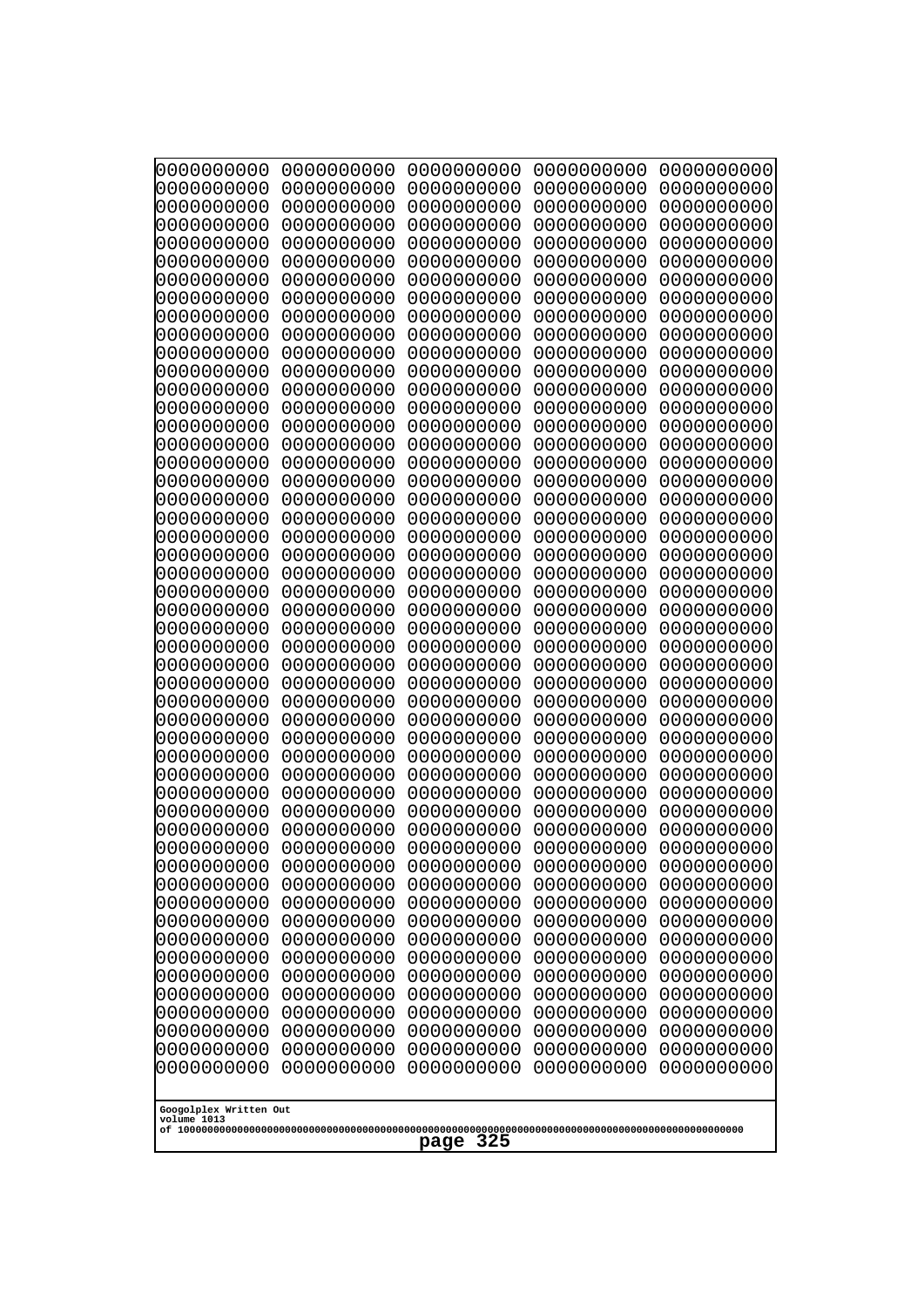```
0000000000 0000000000 0000000000 0000000000 0000000000
0000000000 0000000000 0000000000 0000000000 0000000000
0000000000 0000000000 0000000000 0000000000 0000000000
0000000000 0000000000 0000000000 0000000000 0000000000
0000000000 0000000000 0000000000 0000000000 0000000000
0000000000 0000000000 0000000000 0000000000 0000000000
0000000000 0000000000 0000000000 0000000000 0000000000
0000000000 0000000000 0000000000 0000000000 0000000000
0000000000 0000000000 0000000000 0000000000 0000000000
0000000000 0000000000 0000000000 0000000000 0000000000
0000000000 0000000000 0000000000 0000000000 0000000000
0000000000 0000000000 0000000000 0000000000 0000000000
0000000000 0000000000 0000000000 0000000000 0000000000
0000000000 0000000000 0000000000 0000000000 0000000000
0000000000 0000000000 0000000000 0000000000 0000000000
0000000000 0000000000 0000000000 0000000000 0000000000
0000000000 0000000000 0000000000 0000000000 0000000000
0000000000 0000000000 0000000000 0000000000 0000000000
0000000000 0000000000 0000000000 0000000000 0000000000
0000000000 0000000000 0000000000 0000000000 0000000000
0000000000 0000000000 0000000000 0000000000 0000000000
0000000000 0000000000 0000000000 0000000000 0000000000
0000000000 0000000000 0000000000 0000000000 0000000000
0000000000 0000000000 0000000000 0000000000 0000000000
0000000000 0000000000 0000000000 0000000000 0000000000
0000000000 0000000000 0000000000 0000000000 0000000000
0000000000 0000000000 0000000000 0000000000 0000000000
0000000000 0000000000 0000000000 0000000000 0000000000
0000000000 0000000000 0000000000 0000000000 0000000000
0000000000 0000000000 0000000000 0000000000 0000000000
0000000000 0000000000 0000000000 0000000000 0000000000
0000000000 0000000000 0000000000 0000000000 0000000000
0000000000 0000000000 0000000000 0000000000 0000000000
0000000000 0000000000 0000000000 0000000000 0000000000
0000000000 0000000000 0000000000 0000000000 0000000000
0000000000 0000000000 0000000000 0000000000 0000000000
0000000000 0000000000 0000000000 0000000000 0000000000
0000000000 0000000000 0000000000 0000000000 0000000000
0000000000 0000000000 0000000000 0000000000 0000000000
0000000000 0000000000 0000000000 0000000000 0000000000
0000000000 0000000000 0000000000 0000000000 0000000000
0000000000 0000000000 0000000000 0000000000 0000000000
0000000000 0000000000 0000000000 0000000000 0000000000
0000000000 0000000000 0000000000 0000000000 0000000000
0000000000 0000000000 0000000000 0000000000 0000000000
0000000000 0000000000 0000000000 0000000000 0000000000
0000000000 0000000000 0000000000 0000000000 0000000000
0000000000 0000000000 0000000000 0000000000 0000000000
0000000000 0000000000 0000000000 0000000000 0000000000
0000000000 0000000000 0000000000 0000000000 0000000000
```

Googolplex Written Out
volume 1013
of 10000000000000000000000000000000000000000000000000000000000000000000000000000000000000000000000000000
page 325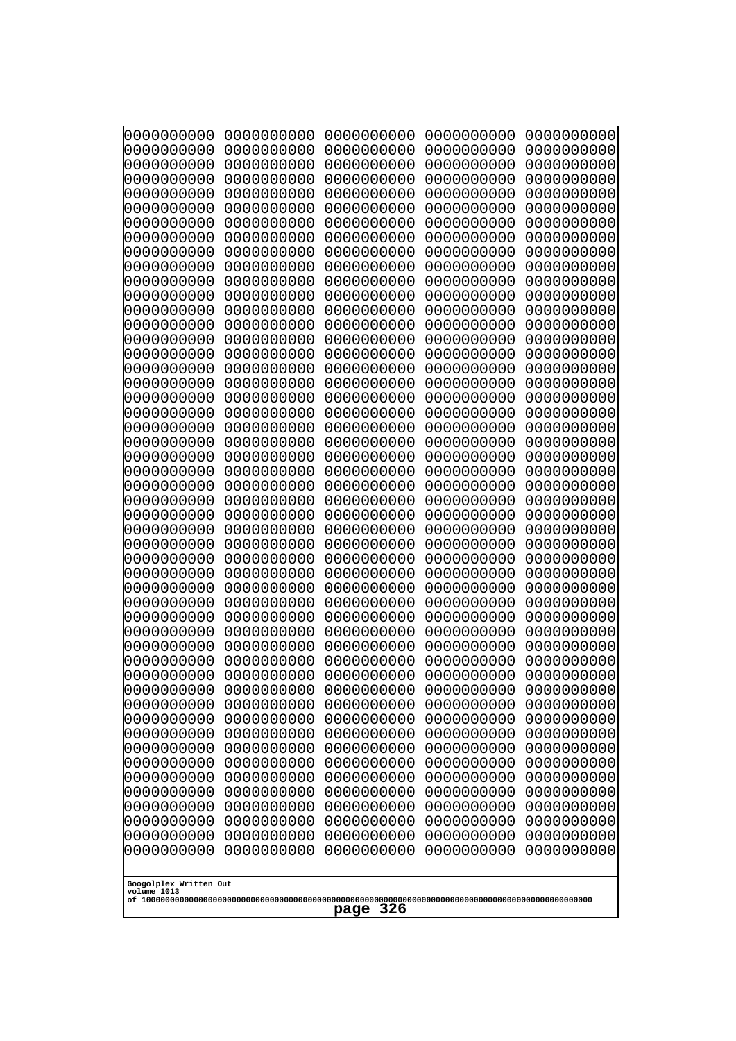```
0000000000 0000000000 0000000000 0000000000 0000000000
0000000000 0000000000 0000000000 0000000000 0000000000
0000000000 0000000000 0000000000 0000000000 0000000000
0000000000 0000000000 0000000000 0000000000 0000000000
0000000000 0000000000 0000000000 0000000000 0000000000
0000000000 0000000000 0000000000 0000000000 0000000000
0000000000 0000000000 0000000000 0000000000 0000000000
0000000000 0000000000 0000000000 0000000000 0000000000
0000000000 0000000000 0000000000 0000000000 0000000000
0000000000 0000000000 0000000000 0000000000 0000000000
0000000000 0000000000 0000000000 0000000000 0000000000
0000000000 0000000000 0000000000 0000000000 0000000000
0000000000 0000000000 0000000000 0000000000 0000000000
0000000000 0000000000 0000000000 0000000000 0000000000
0000000000 0000000000 0000000000 0000000000 0000000000
0000000000 0000000000 0000000000 0000000000 0000000000
0000000000 0000000000 0000000000 0000000000 0000000000
0000000000 0000000000 0000000000 0000000000 0000000000
0000000000 0000000000 0000000000 0000000000 0000000000
0000000000 0000000000 0000000000 0000000000 0000000000
0000000000 0000000000 0000000000 0000000000 0000000000
0000000000 0000000000 0000000000 0000000000 0000000000
0000000000 0000000000 0000000000 0000000000 0000000000
0000000000 0000000000 0000000000 0000000000 0000000000
0000000000 0000000000 0000000000 0000000000 0000000000
0000000000 0000000000 0000000000 0000000000 0000000000
0000000000 0000000000 0000000000 0000000000 0000000000
0000000000 0000000000 0000000000 0000000000 0000000000
0000000000 0000000000 0000000000 0000000000 0000000000
0000000000 0000000000 0000000000 0000000000 0000000000
0000000000 0000000000 0000000000 0000000000 0000000000
0000000000 0000000000 0000000000 0000000000 0000000000
0000000000 0000000000 0000000000 0000000000 0000000000
0000000000 0000000000 0000000000 0000000000 0000000000
0000000000 0000000000 0000000000 0000000000 0000000000
0000000000 0000000000 0000000000 0000000000 0000000000
0000000000 0000000000 0000000000 0000000000 0000000000
0000000000 0000000000 0000000000 0000000000 0000000000
0000000000 0000000000 0000000000 0000000000 0000000000
0000000000 0000000000 0000000000 0000000000 0000000000
0000000000 0000000000 0000000000 0000000000 0000000000
0000000000 0000000000 0000000000 0000000000 0000000000
0000000000 0000000000 0000000000 0000000000 0000000000
0000000000 0000000000 0000000000 0000000000 0000000000
0000000000 0000000000 0000000000 0000000000 0000000000
0000000000 0000000000 0000000000 0000000000 0000000000
0000000000 0000000000 0000000000 0000000000 0000000000
0000000000 0000000000 0000000000 0000000000 0000000000
0000000000 0000000000 0000000000 0000000000 0000000000
0000000000 0000000000 0000000000 0000000000 0000000000
```

Googolplex Written Out
volume 1013
of 10000000000000000000000000000000000000000000000000000000000000000000000000000000000000000000000000000

page 326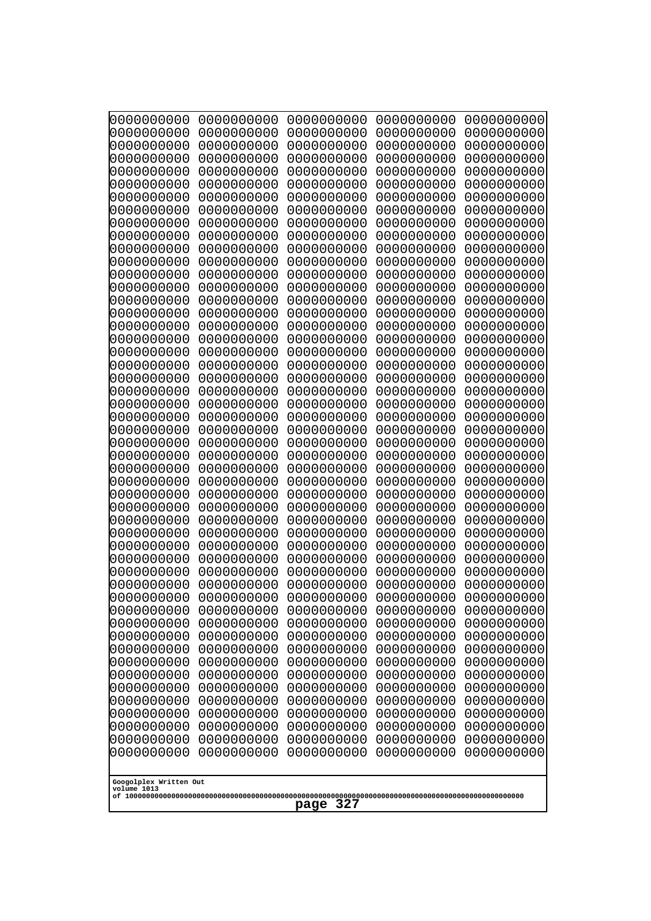```
0000000000 0000000000 0000000000 0000000000 0000000000
0000000000 0000000000 0000000000 0000000000 0000000000
0000000000 0000000000 0000000000 0000000000 0000000000
0000000000 0000000000 0000000000 0000000000 0000000000
0000000000 0000000000 0000000000 0000000000 0000000000
0000000000 0000000000 0000000000 0000000000 0000000000
0000000000 0000000000 0000000000 0000000000 0000000000
0000000000 0000000000 0000000000 0000000000 0000000000
0000000000 0000000000 0000000000 0000000000 0000000000
0000000000 0000000000 0000000000 0000000000 0000000000
0000000000 0000000000 0000000000 0000000000 0000000000
0000000000 0000000000 0000000000 0000000000 0000000000
0000000000 0000000000 0000000000 0000000000 0000000000
0000000000 0000000000 0000000000 0000000000 0000000000
0000000000 0000000000 0000000000 0000000000 0000000000
0000000000 0000000000 0000000000 0000000000 0000000000
0000000000 0000000000 0000000000 0000000000 0000000000
0000000000 0000000000 0000000000 0000000000 0000000000
0000000000 0000000000 0000000000 0000000000 0000000000
0000000000 0000000000 0000000000 0000000000 0000000000
0000000000 0000000000 0000000000 0000000000 0000000000
0000000000 0000000000 0000000000 0000000000 0000000000
0000000000 0000000000 0000000000 0000000000 0000000000
0000000000 0000000000 0000000000 0000000000 0000000000
0000000000 0000000000 0000000000 0000000000 0000000000
0000000000 0000000000 0000000000 0000000000 0000000000
0000000000 0000000000 0000000000 0000000000 0000000000
0000000000 0000000000 0000000000 0000000000 0000000000
0000000000 0000000000 0000000000 0000000000 0000000000
0000000000 0000000000 0000000000 0000000000 0000000000
0000000000 0000000000 0000000000 0000000000 0000000000
0000000000 0000000000 0000000000 0000000000 0000000000
0000000000 0000000000 0000000000 0000000000 0000000000
0000000000 0000000000 0000000000 0000000000 0000000000
0000000000 0000000000 0000000000 0000000000 0000000000
0000000000 0000000000 0000000000 0000000000 0000000000
0000000000 0000000000 0000000000 0000000000 0000000000
0000000000 0000000000 0000000000 0000000000 0000000000
0000000000 0000000000 0000000000 0000000000 0000000000
0000000000 0000000000 0000000000 0000000000 0000000000
0000000000 0000000000 0000000000 0000000000 0000000000
0000000000 0000000000 0000000000 0000000000 0000000000
0000000000 0000000000 0000000000 0000000000 0000000000
0000000000 0000000000 0000000000 0000000000 0000000000
0000000000 0000000000 0000000000 0000000000 0000000000
0000000000 0000000000 0000000000 0000000000 0000000000
0000000000 0000000000 0000000000 0000000000 0000000000
0000000000 0000000000 0000000000 0000000000 0000000000
0000000000 0000000000 0000000000 0000000000 0000000000
```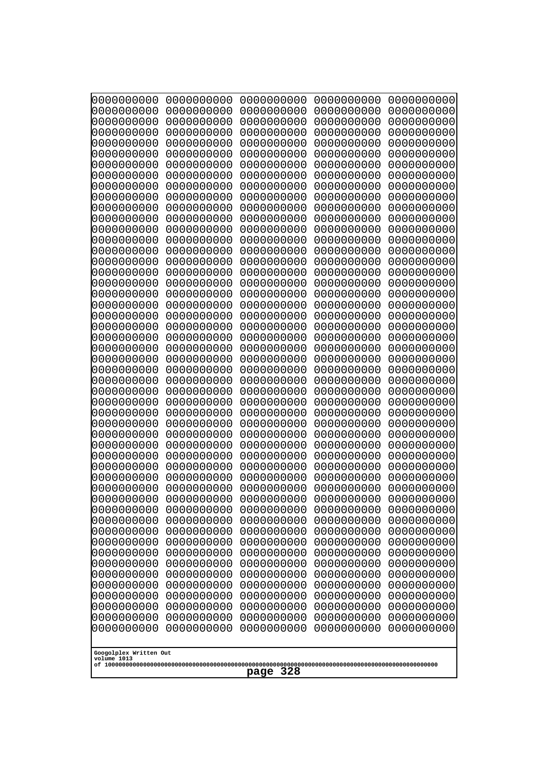```
0000000000 0000000000 0000000000 0000000000 0000000000
0000000000 0000000000 0000000000 0000000000 0000000000
0000000000 0000000000 0000000000 0000000000 0000000000
0000000000 0000000000 0000000000 0000000000 0000000000
0000000000 0000000000 0000000000 0000000000 0000000000
0000000000 0000000000 0000000000 0000000000 0000000000
0000000000 0000000000 0000000000 0000000000 0000000000
0000000000 0000000000 0000000000 0000000000 0000000000
0000000000 0000000000 0000000000 0000000000 0000000000
0000000000 0000000000 0000000000 0000000000 0000000000
0000000000 0000000000 0000000000 0000000000 0000000000
0000000000 0000000000 0000000000 0000000000 0000000000
0000000000 0000000000 0000000000 0000000000 0000000000
0000000000 0000000000 0000000000 0000000000 0000000000
0000000000 0000000000 0000000000 0000000000 0000000000
0000000000 0000000000 0000000000 0000000000 0000000000
0000000000 0000000000 0000000000 0000000000 0000000000
0000000000 0000000000 0000000000 0000000000 0000000000
0000000000 0000000000 0000000000 0000000000 0000000000
0000000000 0000000000 0000000000 0000000000 0000000000
0000000000 0000000000 0000000000 0000000000 0000000000
0000000000 0000000000 0000000000 0000000000 0000000000
0000000000 0000000000 0000000000 0000000000 0000000000
0000000000 0000000000 0000000000 0000000000 0000000000
0000000000 0000000000 0000000000 0000000000 0000000000
0000000000 0000000000 0000000000 0000000000 0000000000
0000000000 0000000000 0000000000 0000000000 0000000000
0000000000 0000000000 0000000000 0000000000 0000000000
0000000000 0000000000 0000000000 0000000000 0000000000
0000000000 0000000000 0000000000 0000000000 0000000000
0000000000 0000000000 0000000000 0000000000 0000000000
0000000000 0000000000 0000000000 0000000000 0000000000
0000000000 0000000000 0000000000 0000000000 0000000000
0000000000 0000000000 0000000000 0000000000 0000000000
0000000000 0000000000 0000000000 0000000000 0000000000
0000000000 0000000000 0000000000 0000000000 0000000000
0000000000 0000000000 0000000000 0000000000 0000000000
0000000000 0000000000 0000000000 0000000000 0000000000
0000000000 0000000000 0000000000 0000000000 0000000000
0000000000 0000000000 0000000000 0000000000 0000000000
0000000000 0000000000 0000000000 0000000000 0000000000
0000000000 0000000000 0000000000 0000000000 0000000000
0000000000 0000000000 0000000000 0000000000 0000000000
0000000000 0000000000 0000000000 0000000000 0000000000
0000000000 0000000000 0000000000 0000000000 0000000000
0000000000 0000000000 0000000000 0000000000 0000000000
0000000000 0000000000 0000000000 0000000000 0000000000
0000000000 0000000000 0000000000 0000000000 0000000000
0000000000 0000000000 0000000000 0000000000 0000000000
0000000000 0000000000 0000000000 0000000000 0000000000
```

Googolplex Written Out
volume 1013
of 10000000000000000000000000000000000000000000000000000000000000000000000000000000000000000000000000000

page 328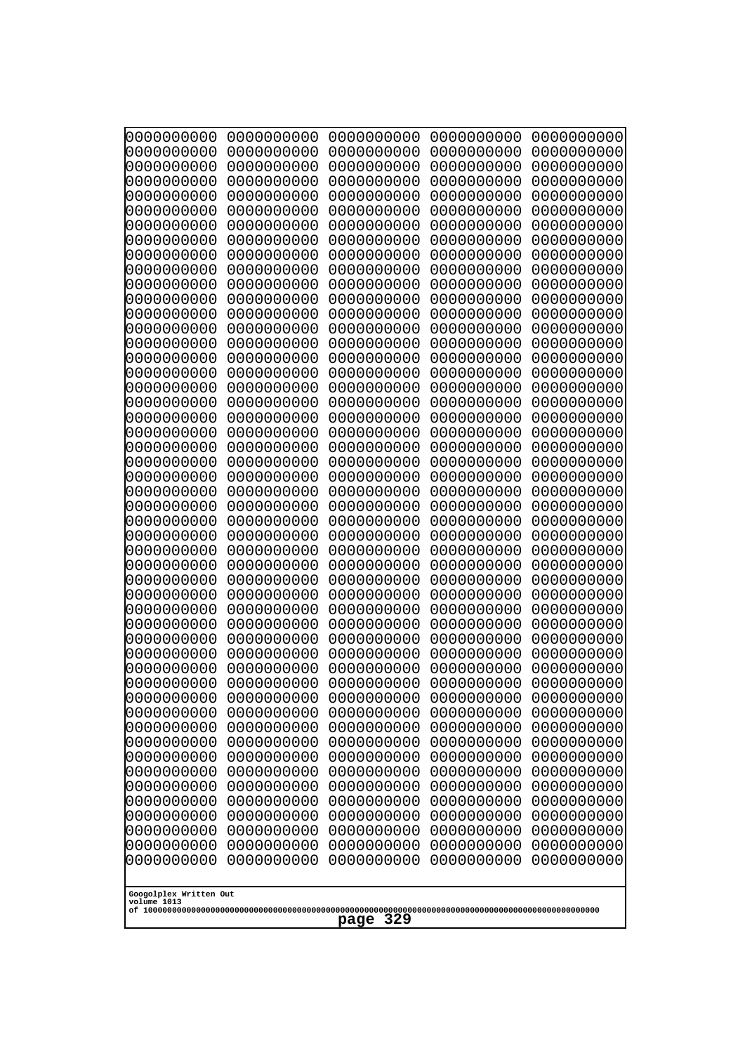```
0000000000 0000000000 0000000000 0000000000 0000000000
0000000000 0000000000 0000000000 0000000000 0000000000
0000000000 0000000000 0000000000 0000000000 0000000000
0000000000 0000000000 0000000000 0000000000 0000000000
0000000000 0000000000 0000000000 0000000000 0000000000
0000000000 0000000000 0000000000 0000000000 0000000000
0000000000 0000000000 0000000000 0000000000 0000000000
0000000000 0000000000 0000000000 0000000000 0000000000
0000000000 0000000000 0000000000 0000000000 0000000000
0000000000 0000000000 0000000000 0000000000 0000000000
0000000000 0000000000 0000000000 0000000000 0000000000
0000000000 0000000000 0000000000 0000000000 0000000000
0000000000 0000000000 0000000000 0000000000 0000000000
0000000000 0000000000 0000000000 0000000000 0000000000
0000000000 0000000000 0000000000 0000000000 0000000000
0000000000 0000000000 0000000000 0000000000 0000000000
0000000000 0000000000 0000000000 0000000000 0000000000
0000000000 0000000000 0000000000 0000000000 0000000000
0000000000 0000000000 0000000000 0000000000 0000000000
0000000000 0000000000 0000000000 0000000000 0000000000
0000000000 0000000000 0000000000 0000000000 0000000000
0000000000 0000000000 0000000000 0000000000 0000000000
0000000000 0000000000 0000000000 0000000000 0000000000
0000000000 0000000000 0000000000 0000000000 0000000000
0000000000 0000000000 0000000000 0000000000 0000000000
0000000000 0000000000 0000000000 0000000000 0000000000
0000000000 0000000000 0000000000 0000000000 0000000000
0000000000 0000000000 0000000000 0000000000 0000000000
0000000000 0000000000 0000000000 0000000000 0000000000
0000000000 0000000000 0000000000 0000000000 0000000000
0000000000 0000000000 0000000000 0000000000 0000000000
0000000000 0000000000 0000000000 0000000000 0000000000
0000000000 0000000000 0000000000 0000000000 0000000000
0000000000 0000000000 0000000000 0000000000 0000000000
0000000000 0000000000 0000000000 0000000000 0000000000
0000000000 0000000000 0000000000 0000000000 0000000000
0000000000 0000000000 0000000000 0000000000 0000000000
0000000000 0000000000 0000000000 0000000000 0000000000
0000000000 0000000000 0000000000 0000000000 0000000000
0000000000 0000000000 0000000000 0000000000 0000000000
0000000000 0000000000 0000000000 0000000000 0000000000
0000000000 0000000000 0000000000 0000000000 0000000000
0000000000 0000000000 0000000000 0000000000 0000000000
0000000000 0000000000 0000000000 0000000000 0000000000
0000000000 0000000000 0000000000 0000000000 0000000000
0000000000 0000000000 0000000000 0000000000 0000000000
0000000000 0000000000 0000000000 0000000000 0000000000
0000000000 0000000000 0000000000 0000000000 0000000000
0000000000 0000000000 0000000000 0000000000 0000000000
0000000000 0000000000 0000000000 0000000000 0000000000
```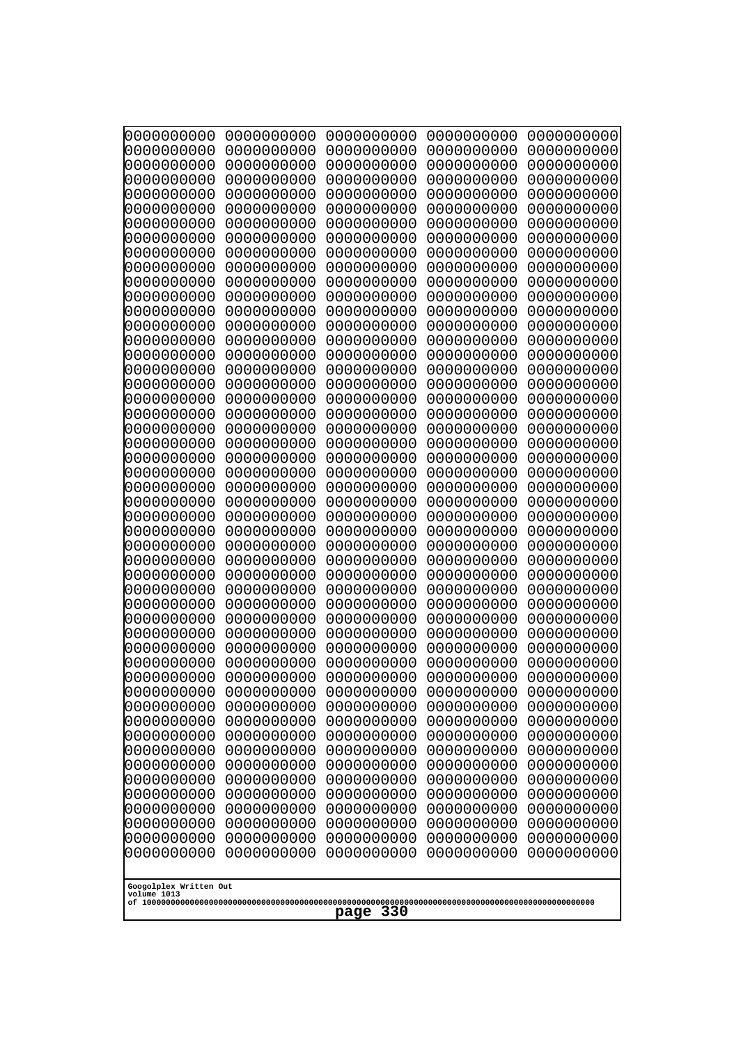```
0000000000 0000000000 0000000000 0000000000 0000000000
0000000000 0000000000 0000000000 0000000000 0000000000
0000000000 0000000000 0000000000 0000000000 0000000000
0000000000 0000000000 0000000000 0000000000 0000000000
0000000000 0000000000 0000000000 0000000000 0000000000
0000000000 0000000000 0000000000 0000000000 0000000000
0000000000 0000000000 0000000000 0000000000 0000000000
0000000000 0000000000 0000000000 0000000000 0000000000
0000000000 0000000000 0000000000 0000000000 0000000000
0000000000 0000000000 0000000000 0000000000 0000000000
0000000000 0000000000 0000000000 0000000000 0000000000
0000000000 0000000000 0000000000 0000000000 0000000000
0000000000 0000000000 0000000000 0000000000 0000000000
0000000000 0000000000 0000000000 0000000000 0000000000
0000000000 0000000000 0000000000 0000000000 0000000000
0000000000 0000000000 0000000000 0000000000 0000000000
0000000000 0000000000 0000000000 0000000000 0000000000
0000000000 0000000000 0000000000 0000000000 0000000000
0000000000 0000000000 0000000000 0000000000 0000000000
0000000000 0000000000 0000000000 0000000000 0000000000
0000000000 0000000000 0000000000 0000000000 0000000000
0000000000 0000000000 0000000000 0000000000 0000000000
0000000000 0000000000 0000000000 0000000000 0000000000
0000000000 0000000000 0000000000 0000000000 0000000000
0000000000 0000000000 0000000000 0000000000 0000000000
0000000000 0000000000 0000000000 0000000000 0000000000
0000000000 0000000000 0000000000 0000000000 0000000000
0000000000 0000000000 0000000000 0000000000 0000000000
0000000000 0000000000 0000000000 0000000000 0000000000
0000000000 0000000000 0000000000 0000000000 0000000000
0000000000 0000000000 0000000000 0000000000 0000000000
0000000000 0000000000 0000000000 0000000000 0000000000
0000000000 0000000000 0000000000 0000000000 0000000000
0000000000 0000000000 0000000000 0000000000 0000000000
0000000000 0000000000 0000000000 0000000000 0000000000
0000000000 0000000000 0000000000 0000000000 0000000000
0000000000 0000000000 0000000000 0000000000 0000000000
0000000000 0000000000 0000000000 0000000000 0000000000
0000000000 0000000000 0000000000 0000000000 0000000000
0000000000 0000000000 0000000000 0000000000 0000000000
0000000000 0000000000 0000000000 0000000000 0000000000
0000000000 0000000000 0000000000 0000000000 0000000000
0000000000 0000000000 0000000000 0000000000 0000000000
0000000000 0000000000 0000000000 0000000000 0000000000
0000000000 0000000000 0000000000 0000000000 0000000000
0000000000 0000000000 0000000000 0000000000 0000000000
0000000000 0000000000 0000000000 0000000000 0000000000
0000000000 0000000000 0000000000 0000000000 0000000000
0000000000 0000000000 0000000000 0000000000 0000000000
0000000000 0000000000 0000000000 0000000000 0000000000
```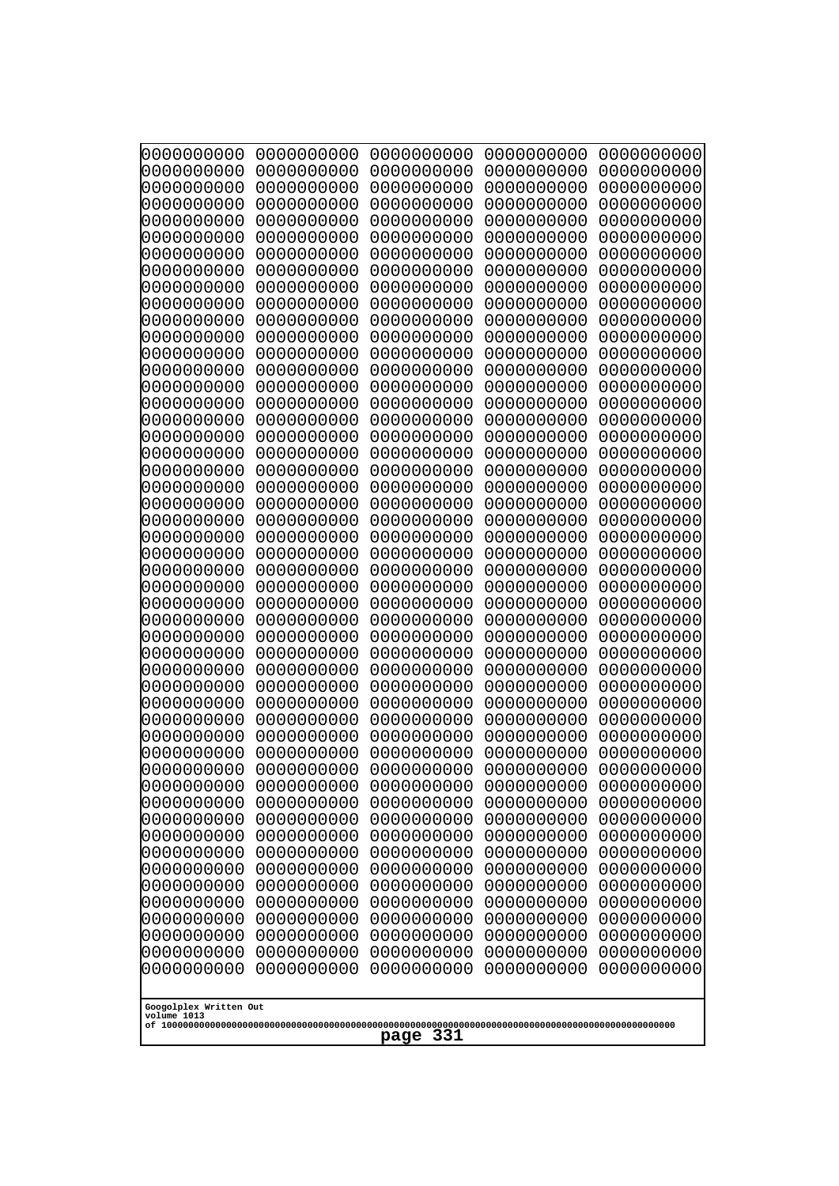```
0000000000 0000000000 0000000000 0000000000 0000000000
0000000000 0000000000 0000000000 0000000000 0000000000
0000000000 0000000000 0000000000 0000000000 0000000000
0000000000 0000000000 0000000000 0000000000 0000000000
0000000000 0000000000 0000000000 0000000000 0000000000
0000000000 0000000000 0000000000 0000000000 0000000000
0000000000 0000000000 0000000000 0000000000 0000000000
0000000000 0000000000 0000000000 0000000000 0000000000
0000000000 0000000000 0000000000 0000000000 0000000000
0000000000 0000000000 0000000000 0000000000 0000000000
0000000000 0000000000 0000000000 0000000000 0000000000
0000000000 0000000000 0000000000 0000000000 0000000000
0000000000 0000000000 0000000000 0000000000 0000000000
0000000000 0000000000 0000000000 0000000000 0000000000
0000000000 0000000000 0000000000 0000000000 0000000000
0000000000 0000000000 0000000000 0000000000 0000000000
0000000000 0000000000 0000000000 0000000000 0000000000
0000000000 0000000000 0000000000 0000000000 0000000000
0000000000 0000000000 0000000000 0000000000 0000000000
0000000000 0000000000 0000000000 0000000000 0000000000
0000000000 0000000000 0000000000 0000000000 0000000000
0000000000 0000000000 0000000000 0000000000 0000000000
0000000000 0000000000 0000000000 0000000000 0000000000
0000000000 0000000000 0000000000 0000000000 0000000000
0000000000 0000000000 0000000000 0000000000 0000000000
0000000000 0000000000 0000000000 0000000000 0000000000
0000000000 0000000000 0000000000 0000000000 0000000000
0000000000 0000000000 0000000000 0000000000 0000000000
0000000000 0000000000 0000000000 0000000000 0000000000
0000000000 0000000000 0000000000 0000000000 0000000000
0000000000 0000000000 0000000000 0000000000 0000000000
0000000000 0000000000 0000000000 0000000000 0000000000
0000000000 0000000000 0000000000 0000000000 0000000000
0000000000 0000000000 0000000000 0000000000 0000000000
0000000000 0000000000 0000000000 0000000000 0000000000
0000000000 0000000000 0000000000 0000000000 0000000000
0000000000 0000000000 0000000000 0000000000 0000000000
0000000000 0000000000 0000000000 0000000000 0000000000
0000000000 0000000000 0000000000 0000000000 0000000000
0000000000 0000000000 0000000000 0000000000 0000000000
0000000000 0000000000 0000000000 0000000000 0000000000
0000000000 0000000000 0000000000 0000000000 0000000000
0000000000 0000000000 0000000000 0000000000 0000000000
0000000000 0000000000 0000000000 0000000000 0000000000
0000000000 0000000000 0000000000 0000000000 0000000000
0000000000 0000000000 0000000000 0000000000 0000000000
0000000000 0000000000 0000000000 0000000000 0000000000
0000000000 0000000000 0000000000 0000000000 0000000000
0000000000 0000000000 0000000000 0000000000 0000000000
0000000000 0000000000 0000000000 0000000000 0000000000
```

Googolplex Written Out
volume 1013
of 10000000000000000000000000000000000000000000000000000000000000000000000000000000000000000000000000000

page 331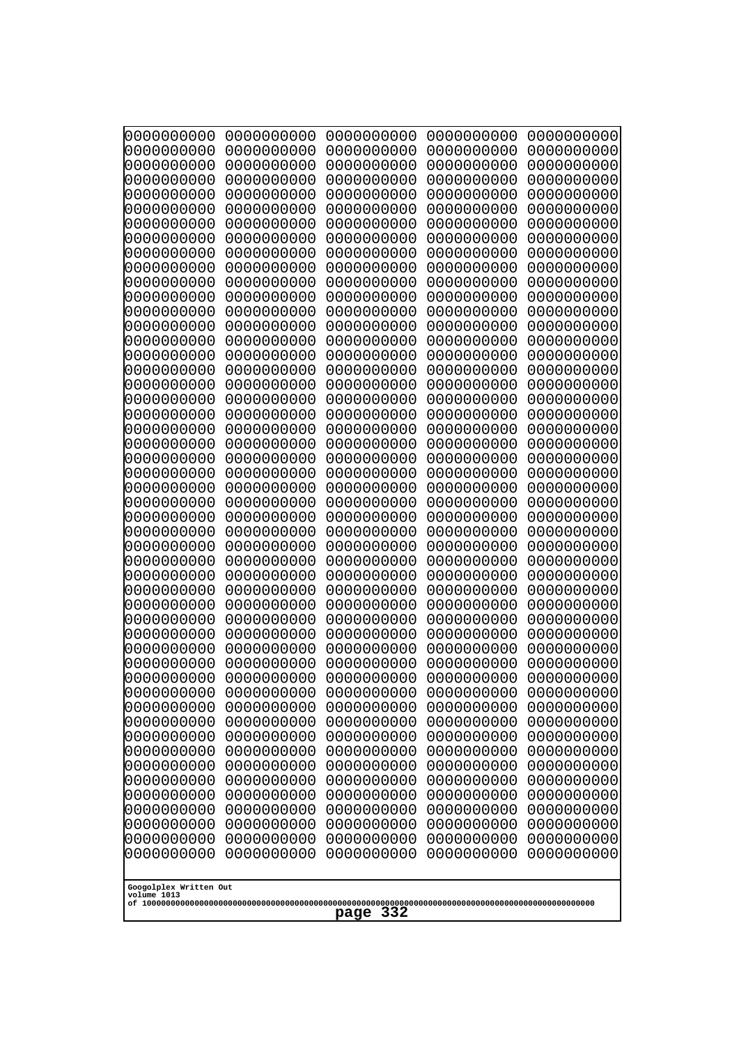```
0000000000 0000000000 0000000000 0000000000 0000000000
0000000000 0000000000 0000000000 0000000000 0000000000
0000000000 0000000000 0000000000 0000000000 0000000000
0000000000 0000000000 0000000000 0000000000 0000000000
0000000000 0000000000 0000000000 0000000000 0000000000
0000000000 0000000000 0000000000 0000000000 0000000000
0000000000 0000000000 0000000000 0000000000 0000000000
0000000000 0000000000 0000000000 0000000000 0000000000
0000000000 0000000000 0000000000 0000000000 0000000000
0000000000 0000000000 0000000000 0000000000 0000000000
0000000000 0000000000 0000000000 0000000000 0000000000
0000000000 0000000000 0000000000 0000000000 0000000000
0000000000 0000000000 0000000000 0000000000 0000000000
0000000000 0000000000 0000000000 0000000000 0000000000
0000000000 0000000000 0000000000 0000000000 0000000000
0000000000 0000000000 0000000000 0000000000 0000000000
0000000000 0000000000 0000000000 0000000000 0000000000
0000000000 0000000000 0000000000 0000000000 0000000000
0000000000 0000000000 0000000000 0000000000 0000000000
0000000000 0000000000 0000000000 0000000000 0000000000
0000000000 0000000000 0000000000 0000000000 0000000000
0000000000 0000000000 0000000000 0000000000 0000000000
0000000000 0000000000 0000000000 0000000000 0000000000
0000000000 0000000000 0000000000 0000000000 0000000000
0000000000 0000000000 0000000000 0000000000 0000000000
0000000000 0000000000 0000000000 0000000000 0000000000
0000000000 0000000000 0000000000 0000000000 0000000000
0000000000 0000000000 0000000000 0000000000 0000000000
0000000000 0000000000 0000000000 0000000000 0000000000
0000000000 0000000000 0000000000 0000000000 0000000000
0000000000 0000000000 0000000000 0000000000 0000000000
0000000000 0000000000 0000000000 0000000000 0000000000
0000000000 0000000000 0000000000 0000000000 0000000000
0000000000 0000000000 0000000000 0000000000 0000000000
0000000000 0000000000 0000000000 0000000000 0000000000
0000000000 0000000000 0000000000 0000000000 0000000000
0000000000 0000000000 0000000000 0000000000 0000000000
0000000000 0000000000 0000000000 0000000000 0000000000
0000000000 0000000000 0000000000 0000000000 0000000000
0000000000 0000000000 0000000000 0000000000 0000000000
0000000000 0000000000 0000000000 0000000000 0000000000
0000000000 0000000000 0000000000 0000000000 0000000000
0000000000 0000000000 0000000000 0000000000 0000000000
0000000000 0000000000 0000000000 0000000000 0000000000
0000000000 0000000000 0000000000 0000000000 0000000000
0000000000 0000000000 0000000000 0000000000 0000000000
0000000000 0000000000 0000000000 0000000000 0000000000
0000000000 0000000000 0000000000 0000000000 0000000000
0000000000 0000000000 0000000000 0000000000 0000000000
0000000000 0000000000 0000000000 0000000000 0000000000
```

Googolplex Written Out
volume 1013
of 10000000000000000000000000000000000000000000000000000000000000000000000000000000000000000000000000000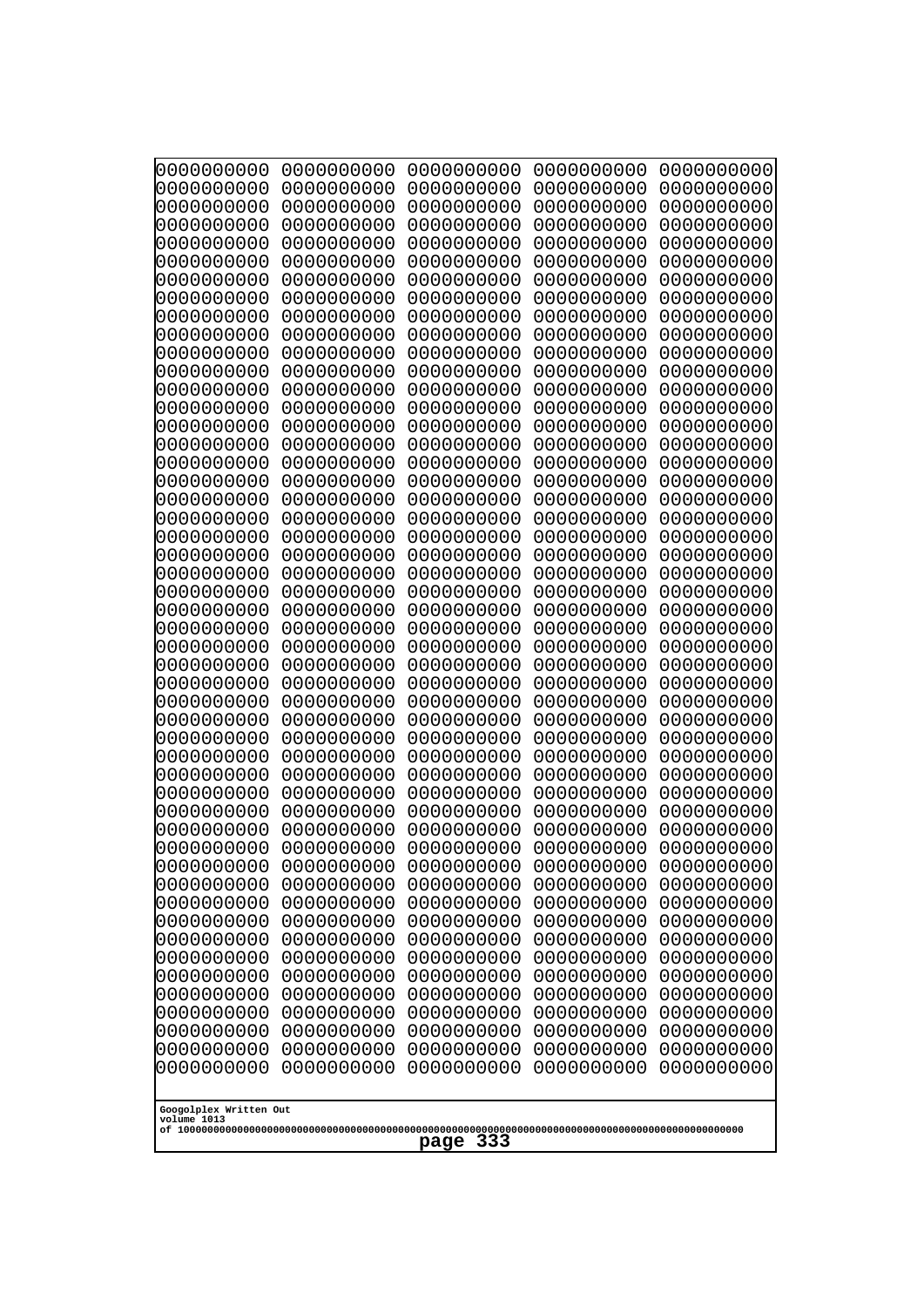```
0000000000 0000000000 0000000000 0000000000 0000000000
0000000000 0000000000 0000000000 0000000000 0000000000
0000000000 0000000000 0000000000 0000000000 0000000000
0000000000 0000000000 0000000000 0000000000 0000000000
0000000000 0000000000 0000000000 0000000000 0000000000
0000000000 0000000000 0000000000 0000000000 0000000000
0000000000 0000000000 0000000000 0000000000 0000000000
0000000000 0000000000 0000000000 0000000000 0000000000
0000000000 0000000000 0000000000 0000000000 0000000000
0000000000 0000000000 0000000000 0000000000 0000000000
0000000000 0000000000 0000000000 0000000000 0000000000
0000000000 0000000000 0000000000 0000000000 0000000000
0000000000 0000000000 0000000000 0000000000 0000000000
0000000000 0000000000 0000000000 0000000000 0000000000
0000000000 0000000000 0000000000 0000000000 0000000000
0000000000 0000000000 0000000000 0000000000 0000000000
0000000000 0000000000 0000000000 0000000000 0000000000
0000000000 0000000000 0000000000 0000000000 0000000000
0000000000 0000000000 0000000000 0000000000 0000000000
0000000000 0000000000 0000000000 0000000000 0000000000
0000000000 0000000000 0000000000 0000000000 0000000000
0000000000 0000000000 0000000000 0000000000 0000000000
0000000000 0000000000 0000000000 0000000000 0000000000
0000000000 0000000000 0000000000 0000000000 0000000000
0000000000 0000000000 0000000000 0000000000 0000000000
0000000000 0000000000 0000000000 0000000000 0000000000
0000000000 0000000000 0000000000 0000000000 0000000000
0000000000 0000000000 0000000000 0000000000 0000000000
0000000000 0000000000 0000000000 0000000000 0000000000
0000000000 0000000000 0000000000 0000000000 0000000000
0000000000 0000000000 0000000000 0000000000 0000000000
0000000000 0000000000 0000000000 0000000000 0000000000
0000000000 0000000000 0000000000 0000000000 0000000000
0000000000 0000000000 0000000000 0000000000 0000000000
0000000000 0000000000 0000000000 0000000000 0000000000
0000000000 0000000000 0000000000 0000000000 0000000000
0000000000 0000000000 0000000000 0000000000 0000000000
0000000000 0000000000 0000000000 0000000000 0000000000
0000000000 0000000000 0000000000 0000000000 0000000000
0000000000 0000000000 0000000000 0000000000 0000000000
0000000000 0000000000 0000000000 0000000000 0000000000
0000000000 0000000000 0000000000 0000000000 0000000000
0000000000 0000000000 0000000000 0000000000 0000000000
0000000000 0000000000 0000000000 0000000000 0000000000
0000000000 0000000000 0000000000 0000000000 0000000000
0000000000 0000000000 0000000000 0000000000 0000000000
0000000000 0000000000 0000000000 0000000000 0000000000
0000000000 0000000000 0000000000 0000000000 0000000000
0000000000 0000000000 0000000000 0000000000 0000000000
0000000000 0000000000 0000000000 0000000000 0000000000
```

Googolplex Written Out
volume 1013
of 10000000000000000000000000000000000000000000000000000000000000000000000000000000000000000000000000000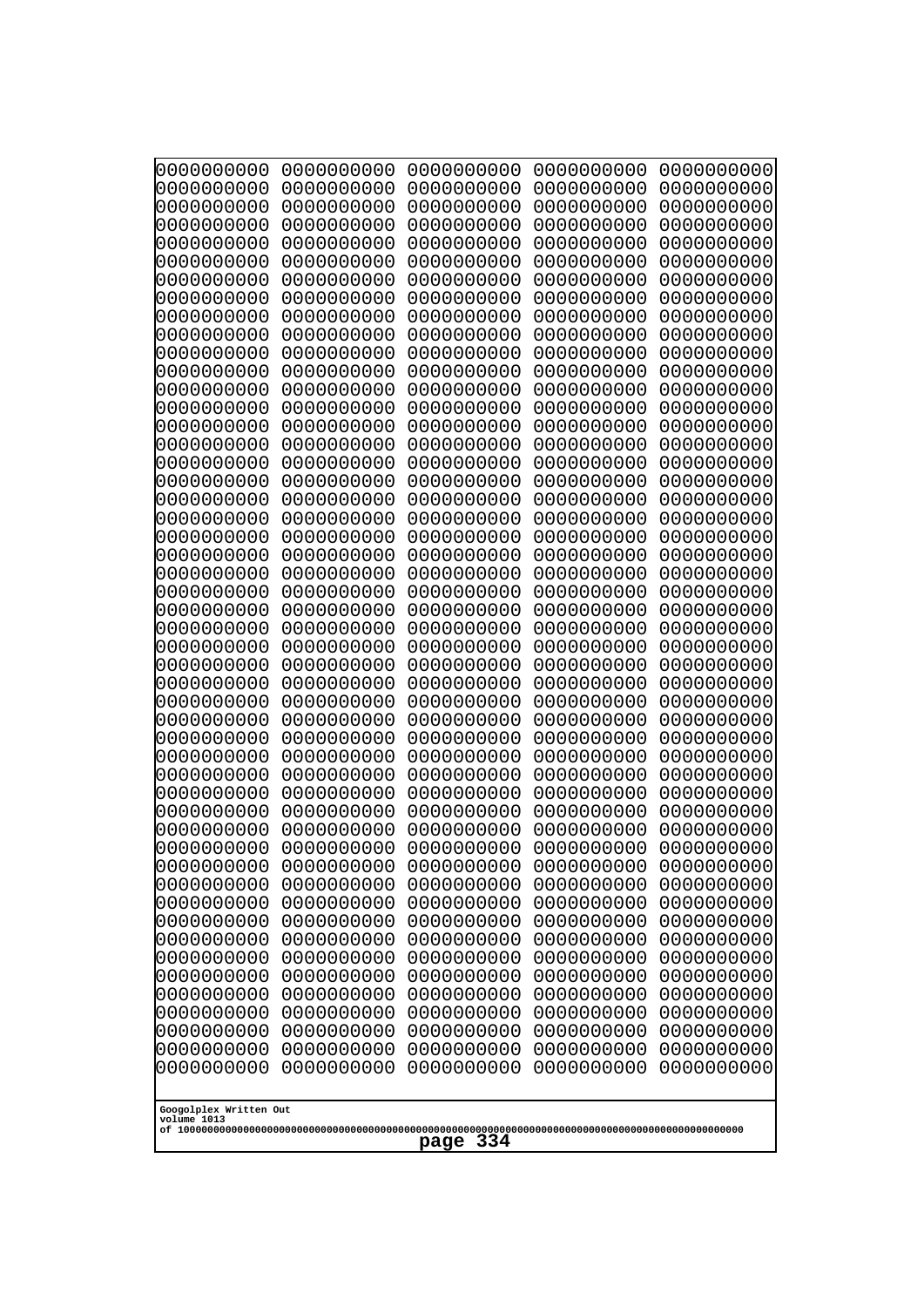```
0000000000 0000000000 0000000000 0000000000 0000000000
0000000000 0000000000 0000000000 0000000000 0000000000
0000000000 0000000000 0000000000 0000000000 0000000000
0000000000 0000000000 0000000000 0000000000 0000000000
0000000000 0000000000 0000000000 0000000000 0000000000
0000000000 0000000000 0000000000 0000000000 0000000000
0000000000 0000000000 0000000000 0000000000 0000000000
0000000000 0000000000 0000000000 0000000000 0000000000
0000000000 0000000000 0000000000 0000000000 0000000000
0000000000 0000000000 0000000000 0000000000 0000000000
0000000000 0000000000 0000000000 0000000000 0000000000
0000000000 0000000000 0000000000 0000000000 0000000000
0000000000 0000000000 0000000000 0000000000 0000000000
0000000000 0000000000 0000000000 0000000000 0000000000
0000000000 0000000000 0000000000 0000000000 0000000000
0000000000 0000000000 0000000000 0000000000 0000000000
0000000000 0000000000 0000000000 0000000000 0000000000
0000000000 0000000000 0000000000 0000000000 0000000000
0000000000 0000000000 0000000000 0000000000 0000000000
0000000000 0000000000 0000000000 0000000000 0000000000
0000000000 0000000000 0000000000 0000000000 0000000000
0000000000 0000000000 0000000000 0000000000 0000000000
0000000000 0000000000 0000000000 0000000000 0000000000
0000000000 0000000000 0000000000 0000000000 0000000000
0000000000 0000000000 0000000000 0000000000 0000000000
0000000000 0000000000 0000000000 0000000000 0000000000
0000000000 0000000000 0000000000 0000000000 0000000000
0000000000 0000000000 0000000000 0000000000 0000000000
0000000000 0000000000 0000000000 0000000000 0000000000
0000000000 0000000000 0000000000 0000000000 0000000000
0000000000 0000000000 0000000000 0000000000 0000000000
0000000000 0000000000 0000000000 0000000000 0000000000
0000000000 0000000000 0000000000 0000000000 0000000000
0000000000 0000000000 0000000000 0000000000 0000000000
0000000000 0000000000 0000000000 0000000000 0000000000
0000000000 0000000000 0000000000 0000000000 0000000000
0000000000 0000000000 0000000000 0000000000 0000000000
0000000000 0000000000 0000000000 0000000000 0000000000
0000000000 0000000000 0000000000 0000000000 0000000000
0000000000 0000000000 0000000000 0000000000 0000000000
0000000000 0000000000 0000000000 0000000000 0000000000
0000000000 0000000000 0000000000 0000000000 0000000000
0000000000 0000000000 0000000000 0000000000 0000000000
0000000000 0000000000 0000000000 0000000000 0000000000
0000000000 0000000000 0000000000 0000000000 0000000000
0000000000 0000000000 0000000000 0000000000 0000000000
0000000000 0000000000 0000000000 0000000000 0000000000
0000000000 0000000000 0000000000 0000000000 0000000000
0000000000 0000000000 0000000000 0000000000 0000000000
0000000000 0000000000 0000000000 0000000000 0000000000
```

Googolplex Written Out
volume 1013
of 10000000000000000000000000000000000000000000000000000000000000000000000000000000000000000000000000000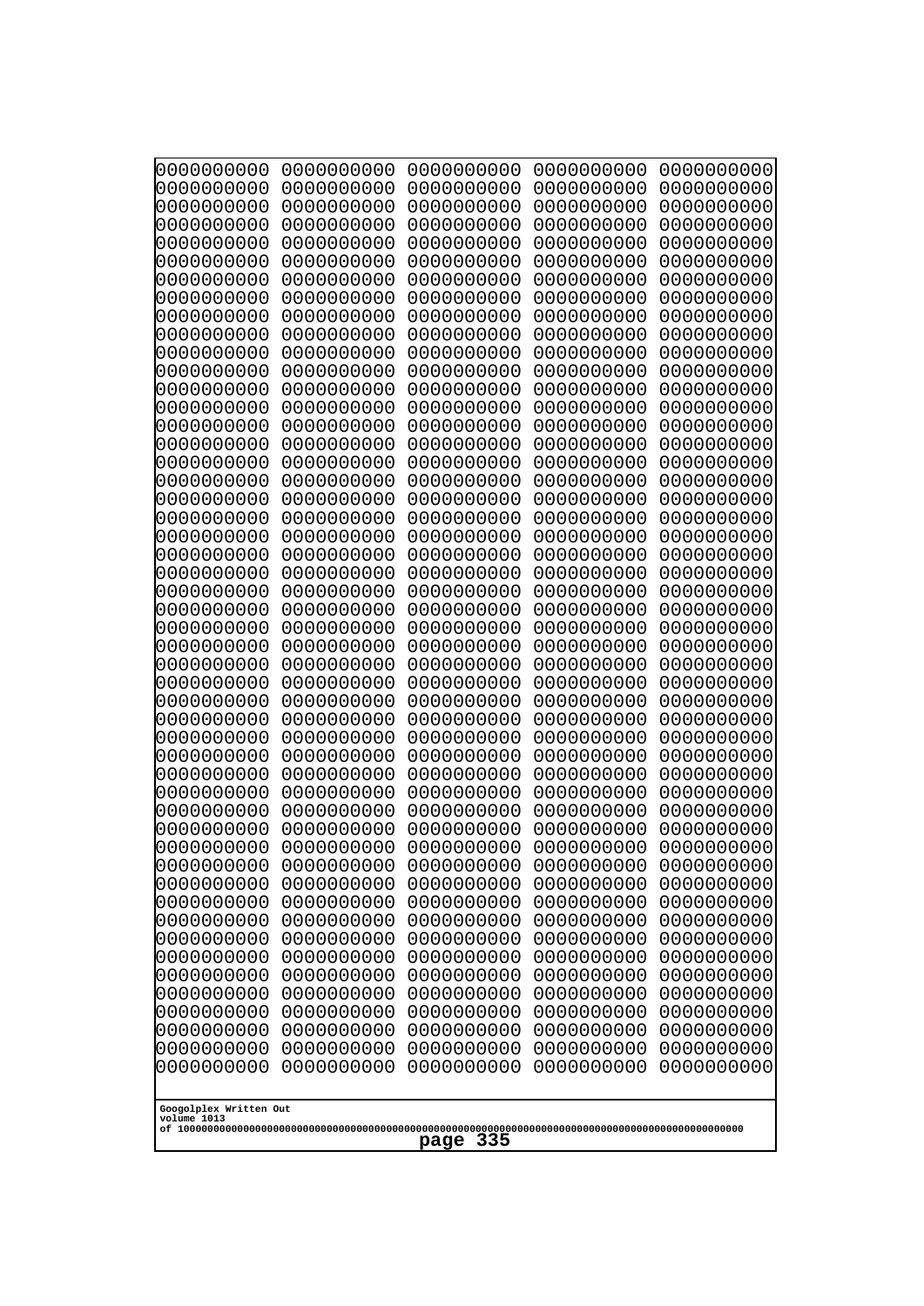```
0000000000 0000000000 0000000000 0000000000 0000000000
0000000000 0000000000 0000000000 0000000000 0000000000
0000000000 0000000000 0000000000 0000000000 0000000000
0000000000 0000000000 0000000000 0000000000 0000000000
0000000000 0000000000 0000000000 0000000000 0000000000
0000000000 0000000000 0000000000 0000000000 0000000000
0000000000 0000000000 0000000000 0000000000 0000000000
0000000000 0000000000 0000000000 0000000000 0000000000
0000000000 0000000000 0000000000 0000000000 0000000000
0000000000 0000000000 0000000000 0000000000 0000000000
0000000000 0000000000 0000000000 0000000000 0000000000
0000000000 0000000000 0000000000 0000000000 0000000000
0000000000 0000000000 0000000000 0000000000 0000000000
0000000000 0000000000 0000000000 0000000000 0000000000
0000000000 0000000000 0000000000 0000000000 0000000000
0000000000 0000000000 0000000000 0000000000 0000000000
0000000000 0000000000 0000000000 0000000000 0000000000
0000000000 0000000000 0000000000 0000000000 0000000000
0000000000 0000000000 0000000000 0000000000 0000000000
0000000000 0000000000 0000000000 0000000000 0000000000
0000000000 0000000000 0000000000 0000000000 0000000000
0000000000 0000000000 0000000000 0000000000 0000000000
0000000000 0000000000 0000000000 0000000000 0000000000
0000000000 0000000000 0000000000 0000000000 0000000000
0000000000 0000000000 0000000000 0000000000 0000000000
0000000000 0000000000 0000000000 0000000000 0000000000
0000000000 0000000000 0000000000 0000000000 0000000000
0000000000 0000000000 0000000000 0000000000 0000000000
0000000000 0000000000 0000000000 0000000000 0000000000
0000000000 0000000000 0000000000 0000000000 0000000000
0000000000 0000000000 0000000000 0000000000 0000000000
0000000000 0000000000 0000000000 0000000000 0000000000
0000000000 0000000000 0000000000 0000000000 0000000000
0000000000 0000000000 0000000000 0000000000 0000000000
0000000000 0000000000 0000000000 0000000000 0000000000
0000000000 0000000000 0000000000 0000000000 0000000000
0000000000 0000000000 0000000000 0000000000 0000000000
0000000000 0000000000 0000000000 0000000000 0000000000
0000000000 0000000000 0000000000 0000000000 0000000000
0000000000 0000000000 0000000000 0000000000 0000000000
0000000000 0000000000 0000000000 0000000000 0000000000
0000000000 0000000000 0000000000 0000000000 0000000000
0000000000 0000000000 0000000000 0000000000 0000000000
0000000000 0000000000 0000000000 0000000000 0000000000
0000000000 0000000000 0000000000 0000000000 0000000000
0000000000 0000000000 0000000000 0000000000 0000000000
0000000000 0000000000 0000000000 0000000000 0000000000
0000000000 0000000000 0000000000 0000000000 0000000000
0000000000 0000000000 0000000000 0000000000 0000000000
0000000000 0000000000 0000000000 0000000000 0000000000
```

Googolplex Written Out
volume 1013
of 10000000000000000000000000000000000000000000000000000000000000000000000000000000000000000000000000000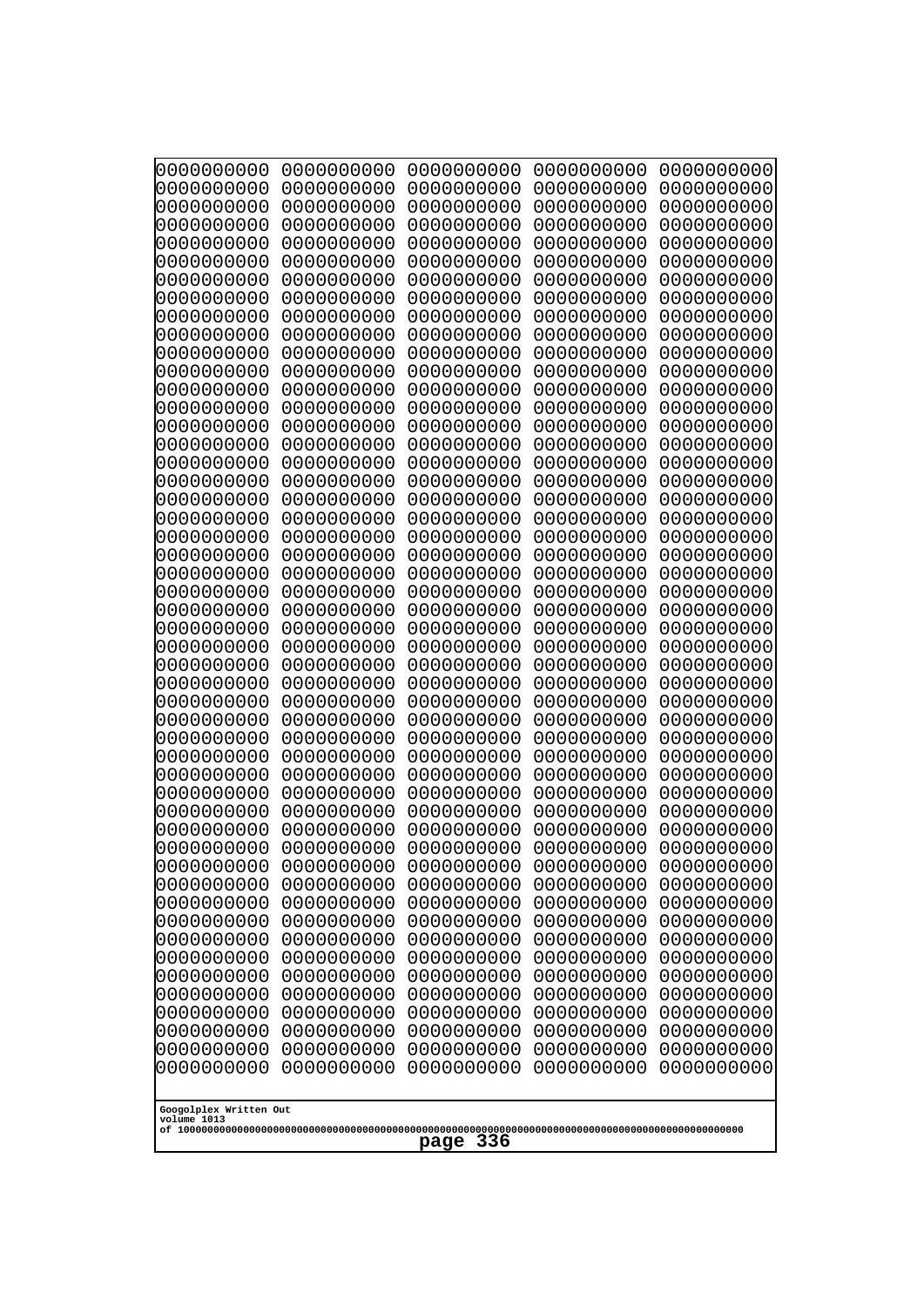```
0000000000 0000000000 0000000000 0000000000 0000000000
0000000000 0000000000 0000000000 0000000000 0000000000
0000000000 0000000000 0000000000 0000000000 0000000000
0000000000 0000000000 0000000000 0000000000 0000000000
0000000000 0000000000 0000000000 0000000000 0000000000
0000000000 0000000000 0000000000 0000000000 0000000000
0000000000 0000000000 0000000000 0000000000 0000000000
0000000000 0000000000 0000000000 0000000000 0000000000
0000000000 0000000000 0000000000 0000000000 0000000000
0000000000 0000000000 0000000000 0000000000 0000000000
0000000000 0000000000 0000000000 0000000000 0000000000
0000000000 0000000000 0000000000 0000000000 0000000000
0000000000 0000000000 0000000000 0000000000 0000000000
0000000000 0000000000 0000000000 0000000000 0000000000
0000000000 0000000000 0000000000 0000000000 0000000000
0000000000 0000000000 0000000000 0000000000 0000000000
0000000000 0000000000 0000000000 0000000000 0000000000
0000000000 0000000000 0000000000 0000000000 0000000000
0000000000 0000000000 0000000000 0000000000 0000000000
0000000000 0000000000 0000000000 0000000000 0000000000
0000000000 0000000000 0000000000 0000000000 0000000000
0000000000 0000000000 0000000000 0000000000 0000000000
0000000000 0000000000 0000000000 0000000000 0000000000
0000000000 0000000000 0000000000 0000000000 0000000000
0000000000 0000000000 0000000000 0000000000 0000000000
0000000000 0000000000 0000000000 0000000000 0000000000
0000000000 0000000000 0000000000 0000000000 0000000000
0000000000 0000000000 0000000000 0000000000 0000000000
0000000000 0000000000 0000000000 0000000000 0000000000
0000000000 0000000000 0000000000 0000000000 0000000000
0000000000 0000000000 0000000000 0000000000 0000000000
0000000000 0000000000 0000000000 0000000000 0000000000
0000000000 0000000000 0000000000 0000000000 0000000000
0000000000 0000000000 0000000000 0000000000 0000000000
0000000000 0000000000 0000000000 0000000000 0000000000
0000000000 0000000000 0000000000 0000000000 0000000000
0000000000 0000000000 0000000000 0000000000 0000000000
0000000000 0000000000 0000000000 0000000000 0000000000
0000000000 0000000000 0000000000 0000000000 0000000000
0000000000 0000000000 0000000000 0000000000 0000000000
0000000000 0000000000 0000000000 0000000000 0000000000
0000000000 0000000000 0000000000 0000000000 0000000000
0000000000 0000000000 0000000000 0000000000 0000000000
0000000000 0000000000 0000000000 0000000000 0000000000
0000000000 0000000000 0000000000 0000000000 0000000000
0000000000 0000000000 0000000000 0000000000 0000000000
0000000000 0000000000 0000000000 0000000000 0000000000
0000000000 0000000000 0000000000 0000000000 0000000000
0000000000 0000000000 0000000000 0000000000 0000000000
0000000000 0000000000 0000000000 0000000000 0000000000
```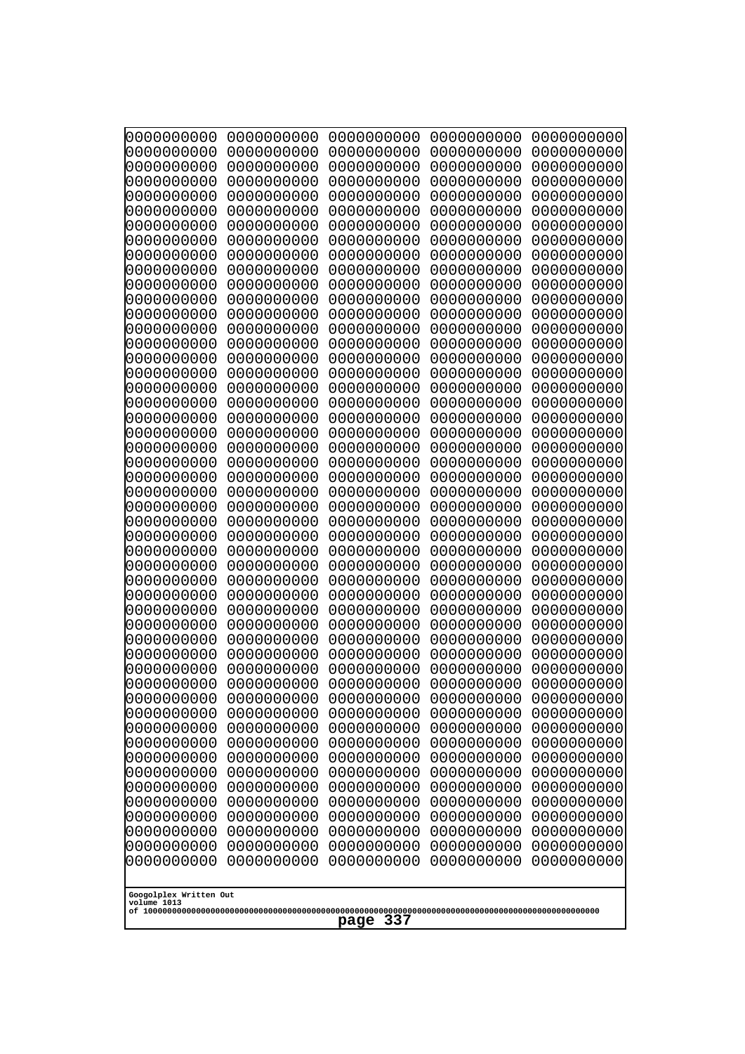0000000000 0000000000 0000000000 0000000000 0000000000
0000000000 0000000000 0000000000 0000000000 0000000000
0000000000 0000000000 0000000000 0000000000 0000000000
0000000000 0000000000 0000000000 0000000000 0000000000
0000000000 0000000000 0000000000 0000000000 0000000000
0000000000 0000000000 0000000000 0000000000 0000000000
0000000000 0000000000 0000000000 0000000000 0000000000
0000000000 0000000000 0000000000 0000000000 0000000000
0000000000 0000000000 0000000000 0000000000 0000000000
0000000000 0000000000 0000000000 0000000000 0000000000
0000000000 0000000000 0000000000 0000000000 0000000000
0000000000 0000000000 0000000000 0000000000 0000000000
0000000000 0000000000 0000000000 0000000000 0000000000
0000000000 0000000000 0000000000 0000000000 0000000000
0000000000 0000000000 0000000000 0000000000 0000000000
0000000000 0000000000 0000000000 0000000000 0000000000
0000000000 0000000000 0000000000 0000000000 0000000000
0000000000 0000000000 0000000000 0000000000 0000000000
0000000000 0000000000 0000000000 0000000000 0000000000
0000000000 0000000000 0000000000 0000000000 0000000000
0000000000 0000000000 0000000000 0000000000 0000000000
0000000000 0000000000 0000000000 0000000000 0000000000
0000000000 0000000000 0000000000 0000000000 0000000000
0000000000 0000000000 0000000000 0000000000 0000000000
0000000000 0000000000 0000000000 0000000000 0000000000
0000000000 0000000000 0000000000 0000000000 0000000000
0000000000 0000000000 0000000000 0000000000 0000000000
0000000000 0000000000 0000000000 0000000000 0000000000
0000000000 0000000000 0000000000 0000000000 0000000000
0000000000 0000000000 0000000000 0000000000 0000000000
0000000000 0000000000 0000000000 0000000000 0000000000
0000000000 0000000000 0000000000 0000000000 0000000000
0000000000 0000000000 0000000000 0000000000 0000000000
0000000000 0000000000 0000000000 0000000000 0000000000
0000000000 0000000000 0000000000 0000000000 0000000000
0000000000 0000000000 0000000000 0000000000 0000000000
0000000000 0000000000 0000000000 0000000000 0000000000
0000000000 0000000000 0000000000 0000000000 0000000000
0000000000 0000000000 0000000000 0000000000 0000000000
0000000000 0000000000 0000000000 0000000000 0000000000
0000000000 0000000000 0000000000 0000000000 0000000000
0000000000 0000000000 0000000000 0000000000 0000000000
0000000000 0000000000 0000000000 0000000000 0000000000
0000000000 0000000000 0000000000 0000000000 0000000000
0000000000 0000000000 0000000000 0000000000 0000000000
0000000000 0000000000 0000000000 0000000000 0000000000
0000000000 0000000000 0000000000 0000000000 0000000000
0000000000 0000000000 0000000000 0000000000 0000000000
0000000000 0000000000 0000000000 0000000000 0000000000
0000000000 0000000000 0000000000 0000000000 0000000000

Googolplex Written Out
volume 1013
of 10000000000000000000000000000000000000000000000000000000000000000000000000000000000000000000000000000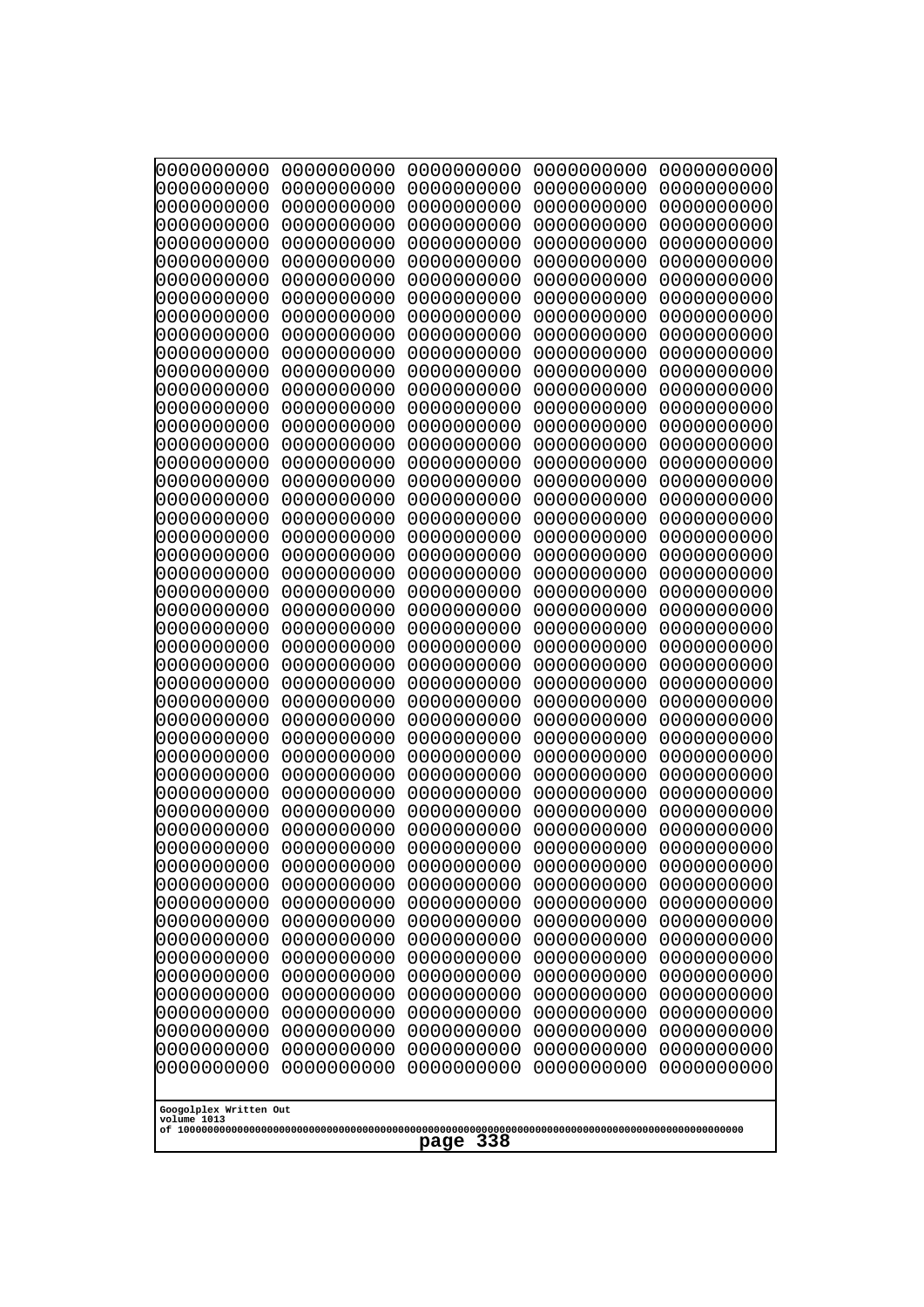```
0000000000 0000000000 0000000000 0000000000 0000000000
0000000000 0000000000 0000000000 0000000000 0000000000
0000000000 0000000000 0000000000 0000000000 0000000000
0000000000 0000000000 0000000000 0000000000 0000000000
0000000000 0000000000 0000000000 0000000000 0000000000
0000000000 0000000000 0000000000 0000000000 0000000000
0000000000 0000000000 0000000000 0000000000 0000000000
0000000000 0000000000 0000000000 0000000000 0000000000
0000000000 0000000000 0000000000 0000000000 0000000000
0000000000 0000000000 0000000000 0000000000 0000000000
0000000000 0000000000 0000000000 0000000000 0000000000
0000000000 0000000000 0000000000 0000000000 0000000000
0000000000 0000000000 0000000000 0000000000 0000000000
0000000000 0000000000 0000000000 0000000000 0000000000
0000000000 0000000000 0000000000 0000000000 0000000000
0000000000 0000000000 0000000000 0000000000 0000000000
0000000000 0000000000 0000000000 0000000000 0000000000
0000000000 0000000000 0000000000 0000000000 0000000000
0000000000 0000000000 0000000000 0000000000 0000000000
0000000000 0000000000 0000000000 0000000000 0000000000
0000000000 0000000000 0000000000 0000000000 0000000000
0000000000 0000000000 0000000000 0000000000 0000000000
0000000000 0000000000 0000000000 0000000000 0000000000
0000000000 0000000000 0000000000 0000000000 0000000000
0000000000 0000000000 0000000000 0000000000 0000000000
0000000000 0000000000 0000000000 0000000000 0000000000
0000000000 0000000000 0000000000 0000000000 0000000000
0000000000 0000000000 0000000000 0000000000 0000000000
0000000000 0000000000 0000000000 0000000000 0000000000
0000000000 0000000000 0000000000 0000000000 0000000000
0000000000 0000000000 0000000000 0000000000 0000000000
0000000000 0000000000 0000000000 0000000000 0000000000
0000000000 0000000000 0000000000 0000000000 0000000000
0000000000 0000000000 0000000000 0000000000 0000000000
0000000000 0000000000 0000000000 0000000000 0000000000
0000000000 0000000000 0000000000 0000000000 0000000000
0000000000 0000000000 0000000000 0000000000 0000000000
0000000000 0000000000 0000000000 0000000000 0000000000
0000000000 0000000000 0000000000 0000000000 0000000000
0000000000 0000000000 0000000000 0000000000 0000000000
0000000000 0000000000 0000000000 0000000000 0000000000
0000000000 0000000000 0000000000 0000000000 0000000000
0000000000 0000000000 0000000000 0000000000 0000000000
0000000000 0000000000 0000000000 0000000000 0000000000
0000000000 0000000000 0000000000 0000000000 0000000000
0000000000 0000000000 0000000000 0000000000 0000000000
0000000000 0000000000 0000000000 0000000000 0000000000
0000000000 0000000000 0000000000 0000000000 0000000000
0000000000 0000000000 0000000000 0000000000 0000000000
0000000000 0000000000 0000000000 0000000000 0000000000
```

Googolplex Written Out
volume 1013
of 10000000000000000000000000000000000000000000000000000000000000000000000000000000000000000000000000000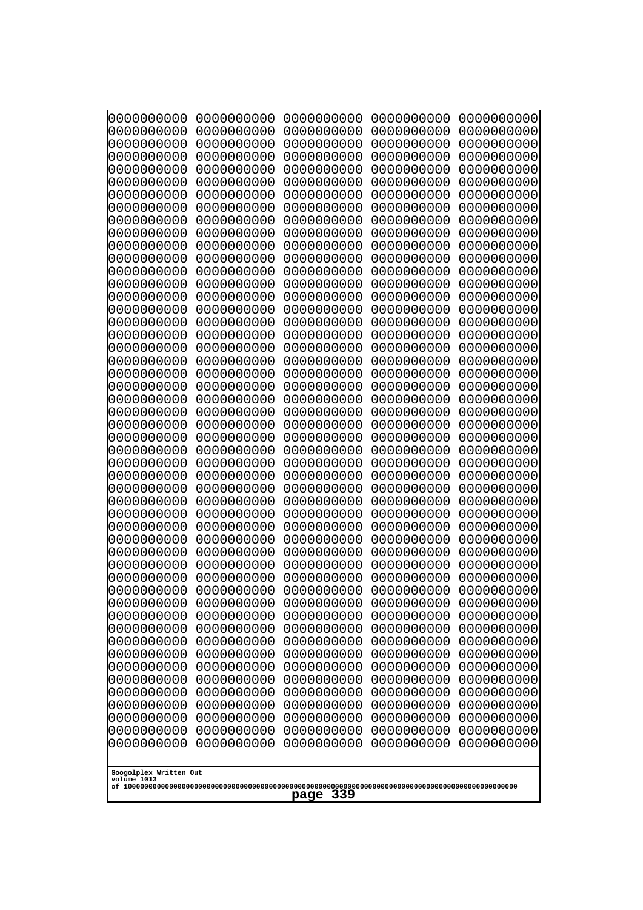```
0000000000 0000000000 0000000000 0000000000 0000000000
0000000000 0000000000 0000000000 0000000000 0000000000
0000000000 0000000000 0000000000 0000000000 0000000000
0000000000 0000000000 0000000000 0000000000 0000000000
0000000000 0000000000 0000000000 0000000000 0000000000
0000000000 0000000000 0000000000 0000000000 0000000000
0000000000 0000000000 0000000000 0000000000 0000000000
0000000000 0000000000 0000000000 0000000000 0000000000
0000000000 0000000000 0000000000 0000000000 0000000000
0000000000 0000000000 0000000000 0000000000 0000000000
0000000000 0000000000 0000000000 0000000000 0000000000
0000000000 0000000000 0000000000 0000000000 0000000000
0000000000 0000000000 0000000000 0000000000 0000000000
0000000000 0000000000 0000000000 0000000000 0000000000
0000000000 0000000000 0000000000 0000000000 0000000000
0000000000 0000000000 0000000000 0000000000 0000000000
0000000000 0000000000 0000000000 0000000000 0000000000
0000000000 0000000000 0000000000 0000000000 0000000000
0000000000 0000000000 0000000000 0000000000 0000000000
0000000000 0000000000 0000000000 0000000000 0000000000
0000000000 0000000000 0000000000 0000000000 0000000000
0000000000 0000000000 0000000000 0000000000 0000000000
0000000000 0000000000 0000000000 0000000000 0000000000
0000000000 0000000000 0000000000 0000000000 0000000000
0000000000 0000000000 0000000000 0000000000 0000000000
0000000000 0000000000 0000000000 0000000000 0000000000
0000000000 0000000000 0000000000 0000000000 0000000000
0000000000 0000000000 0000000000 0000000000 0000000000
0000000000 0000000000 0000000000 0000000000 0000000000
0000000000 0000000000 0000000000 0000000000 0000000000
0000000000 0000000000 0000000000 0000000000 0000000000
0000000000 0000000000 0000000000 0000000000 0000000000
0000000000 0000000000 0000000000 0000000000 0000000000
0000000000 0000000000 0000000000 0000000000 0000000000
0000000000 0000000000 0000000000 0000000000 0000000000
0000000000 0000000000 0000000000 0000000000 0000000000
0000000000 0000000000 0000000000 0000000000 0000000000
0000000000 0000000000 0000000000 0000000000 0000000000
0000000000 0000000000 0000000000 0000000000 0000000000
0000000000 0000000000 0000000000 0000000000 0000000000
0000000000 0000000000 0000000000 0000000000 0000000000
0000000000 0000000000 0000000000 0000000000 0000000000
0000000000 0000000000 0000000000 0000000000 0000000000
0000000000 0000000000 0000000000 0000000000 0000000000
0000000000 0000000000 0000000000 0000000000 0000000000
0000000000 0000000000 0000000000 0000000000 0000000000
0000000000 0000000000 0000000000 0000000000 0000000000
0000000000 0000000000 0000000000 0000000000 0000000000
0000000000 0000000000 0000000000 0000000000 0000000000
0000000000 0000000000 0000000000 0000000000 0000000000
```

Googolplex Written Out
volume 1013
of 10000000000000000000000000000000000000000000000000000000000000000000000000000000000000000000000000000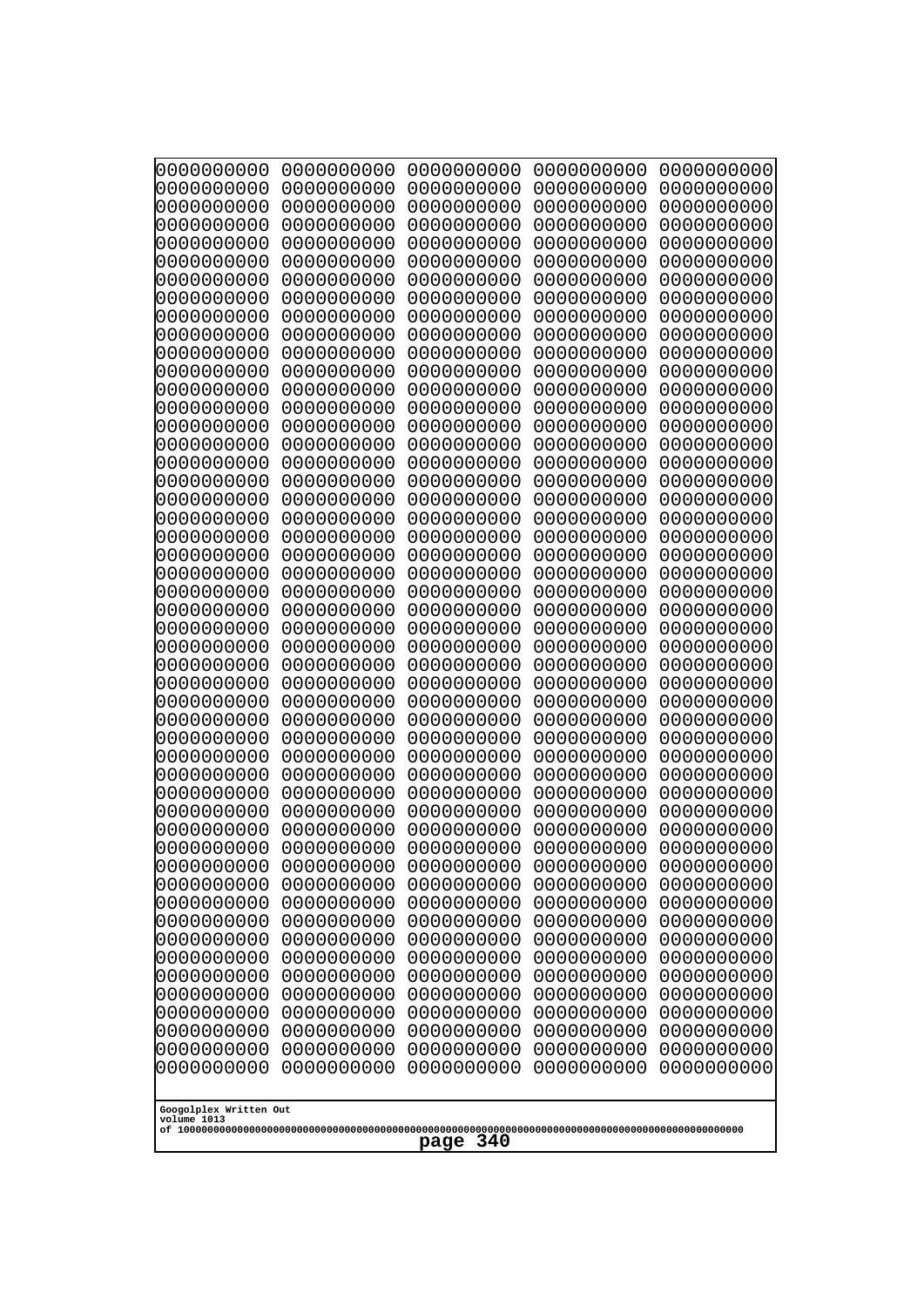0000000000 0000000000 0000000000 0000000000 0000000000
0000000000 0000000000 0000000000 0000000000 0000000000
0000000000 0000000000 0000000000 0000000000 0000000000
0000000000 0000000000 0000000000 0000000000 0000000000
0000000000 0000000000 0000000000 0000000000 0000000000
0000000000 0000000000 0000000000 0000000000 0000000000
0000000000 0000000000 0000000000 0000000000 0000000000
0000000000 0000000000 0000000000 0000000000 0000000000
0000000000 0000000000 0000000000 0000000000 0000000000
0000000000 0000000000 0000000000 0000000000 0000000000
0000000000 0000000000 0000000000 0000000000 0000000000
0000000000 0000000000 0000000000 0000000000 0000000000
0000000000 0000000000 0000000000 0000000000 0000000000
0000000000 0000000000 0000000000 0000000000 0000000000
0000000000 0000000000 0000000000 0000000000 0000000000
0000000000 0000000000 0000000000 0000000000 0000000000
0000000000 0000000000 0000000000 0000000000 0000000000
0000000000 0000000000 0000000000 0000000000 0000000000
0000000000 0000000000 0000000000 0000000000 0000000000
0000000000 0000000000 0000000000 0000000000 0000000000
0000000000 0000000000 0000000000 0000000000 0000000000
0000000000 0000000000 0000000000 0000000000 0000000000
0000000000 0000000000 0000000000 0000000000 0000000000
0000000000 0000000000 0000000000 0000000000 0000000000
0000000000 0000000000 0000000000 0000000000 0000000000
0000000000 0000000000 0000000000 0000000000 0000000000
0000000000 0000000000 0000000000 0000000000 0000000000
0000000000 0000000000 0000000000 0000000000 0000000000
0000000000 0000000000 0000000000 0000000000 0000000000
0000000000 0000000000 0000000000 0000000000 0000000000
0000000000 0000000000 0000000000 0000000000 0000000000
0000000000 0000000000 0000000000 0000000000 0000000000
0000000000 0000000000 0000000000 0000000000 0000000000
0000000000 0000000000 0000000000 0000000000 0000000000
0000000000 0000000000 0000000000 0000000000 0000000000
0000000000 0000000000 0000000000 0000000000 0000000000
0000000000 0000000000 0000000000 0000000000 0000000000
0000000000 0000000000 0000000000 0000000000 0000000000
0000000000 0000000000 0000000000 0000000000 0000000000
0000000000 0000000000 0000000000 0000000000 0000000000
0000000000 0000000000 0000000000 0000000000 0000000000
0000000000 0000000000 0000000000 0000000000 0000000000
0000000000 0000000000 0000000000 0000000000 0000000000
0000000000 0000000000 0000000000 0000000000 0000000000
0000000000 0000000000 0000000000 0000000000 0000000000
0000000000 0000000000 0000000000 0000000000 0000000000
0000000000 0000000000 0000000000 0000000000 0000000000
0000000000 0000000000 0000000000 0000000000 0000000000
0000000000 0000000000 0000000000 0000000000 0000000000
0000000000 0000000000 0000000000 0000000000 0000000000

Googolplex Written Out
volume 1013
of 10000000000000000000000000000000000000000000000000000000000000000000000000000000000000000000000000000
page 340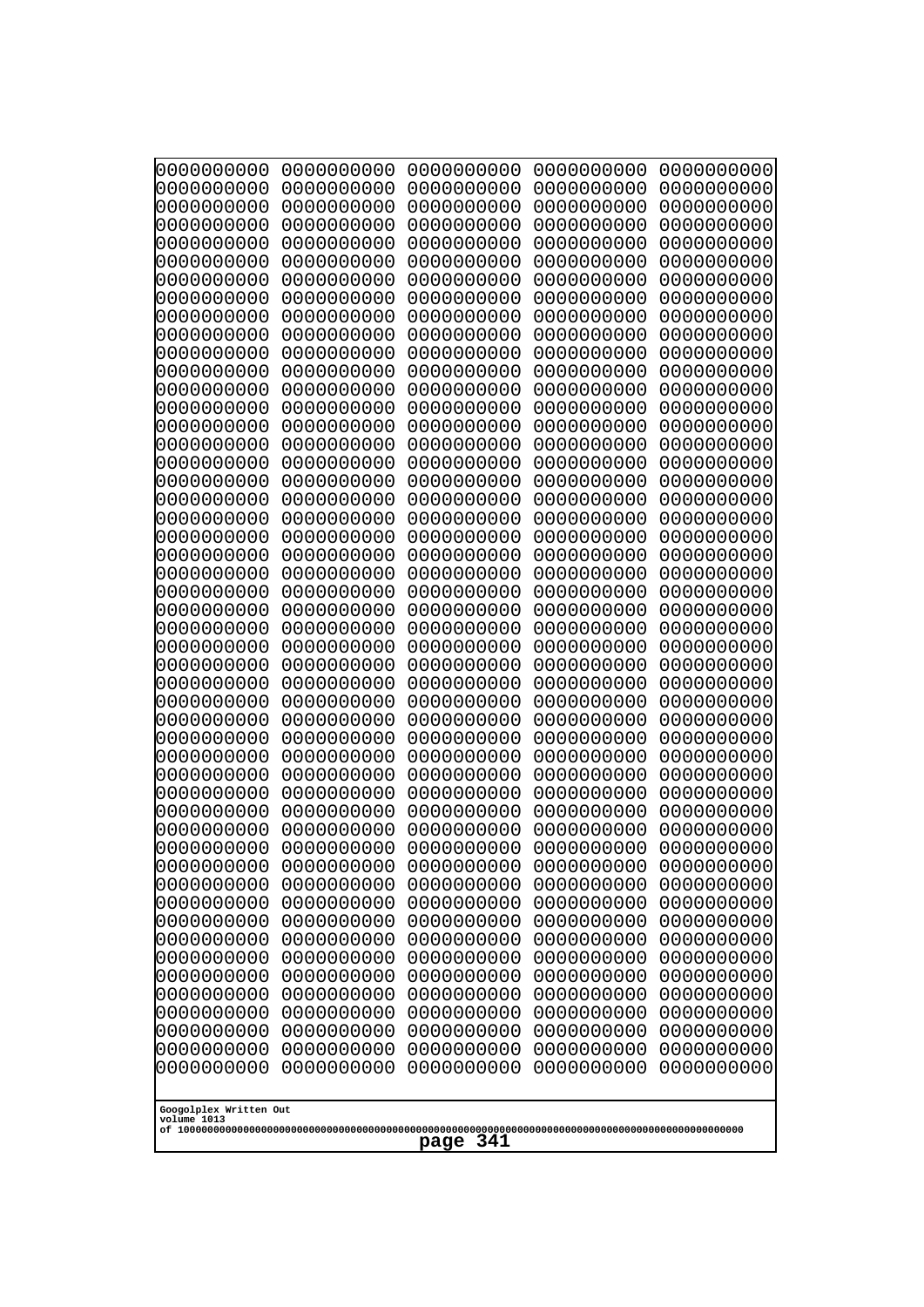```
0000000000 0000000000 0000000000 0000000000 0000000000
0000000000 0000000000 0000000000 0000000000 0000000000
0000000000 0000000000 0000000000 0000000000 0000000000
0000000000 0000000000 0000000000 0000000000 0000000000
0000000000 0000000000 0000000000 0000000000 0000000000
0000000000 0000000000 0000000000 0000000000 0000000000
0000000000 0000000000 0000000000 0000000000 0000000000
0000000000 0000000000 0000000000 0000000000 0000000000
0000000000 0000000000 0000000000 0000000000 0000000000
0000000000 0000000000 0000000000 0000000000 0000000000
0000000000 0000000000 0000000000 0000000000 0000000000
0000000000 0000000000 0000000000 0000000000 0000000000
0000000000 0000000000 0000000000 0000000000 0000000000
0000000000 0000000000 0000000000 0000000000 0000000000
0000000000 0000000000 0000000000 0000000000 0000000000
0000000000 0000000000 0000000000 0000000000 0000000000
0000000000 0000000000 0000000000 0000000000 0000000000
0000000000 0000000000 0000000000 0000000000 0000000000
0000000000 0000000000 0000000000 0000000000 0000000000
0000000000 0000000000 0000000000 0000000000 0000000000
0000000000 0000000000 0000000000 0000000000 0000000000
0000000000 0000000000 0000000000 0000000000 0000000000
0000000000 0000000000 0000000000 0000000000 0000000000
0000000000 0000000000 0000000000 0000000000 0000000000
0000000000 0000000000 0000000000 0000000000 0000000000
0000000000 0000000000 0000000000 0000000000 0000000000
0000000000 0000000000 0000000000 0000000000 0000000000
0000000000 0000000000 0000000000 0000000000 0000000000
0000000000 0000000000 0000000000 0000000000 0000000000
0000000000 0000000000 0000000000 0000000000 0000000000
0000000000 0000000000 0000000000 0000000000 0000000000
0000000000 0000000000 0000000000 0000000000 0000000000
0000000000 0000000000 0000000000 0000000000 0000000000
0000000000 0000000000 0000000000 0000000000 0000000000
0000000000 0000000000 0000000000 0000000000 0000000000
0000000000 0000000000 0000000000 0000000000 0000000000
0000000000 0000000000 0000000000 0000000000 0000000000
0000000000 0000000000 0000000000 0000000000 0000000000
0000000000 0000000000 0000000000 0000000000 0000000000
0000000000 0000000000 0000000000 0000000000 0000000000
0000000000 0000000000 0000000000 0000000000 0000000000
0000000000 0000000000 0000000000 0000000000 0000000000
0000000000 0000000000 0000000000 0000000000 0000000000
0000000000 0000000000 0000000000 0000000000 0000000000
0000000000 0000000000 0000000000 0000000000 0000000000
0000000000 0000000000 0000000000 0000000000 0000000000
0000000000 0000000000 0000000000 0000000000 0000000000
0000000000 0000000000 0000000000 0000000000 0000000000
0000000000 0000000000 0000000000 0000000000 0000000000
0000000000 0000000000 0000000000 0000000000 0000000000
```

Googolplex Written Out
volume 1013
of 10000000000000000000000000000000000000000000000000000000000000000000000000000000000000000000000000000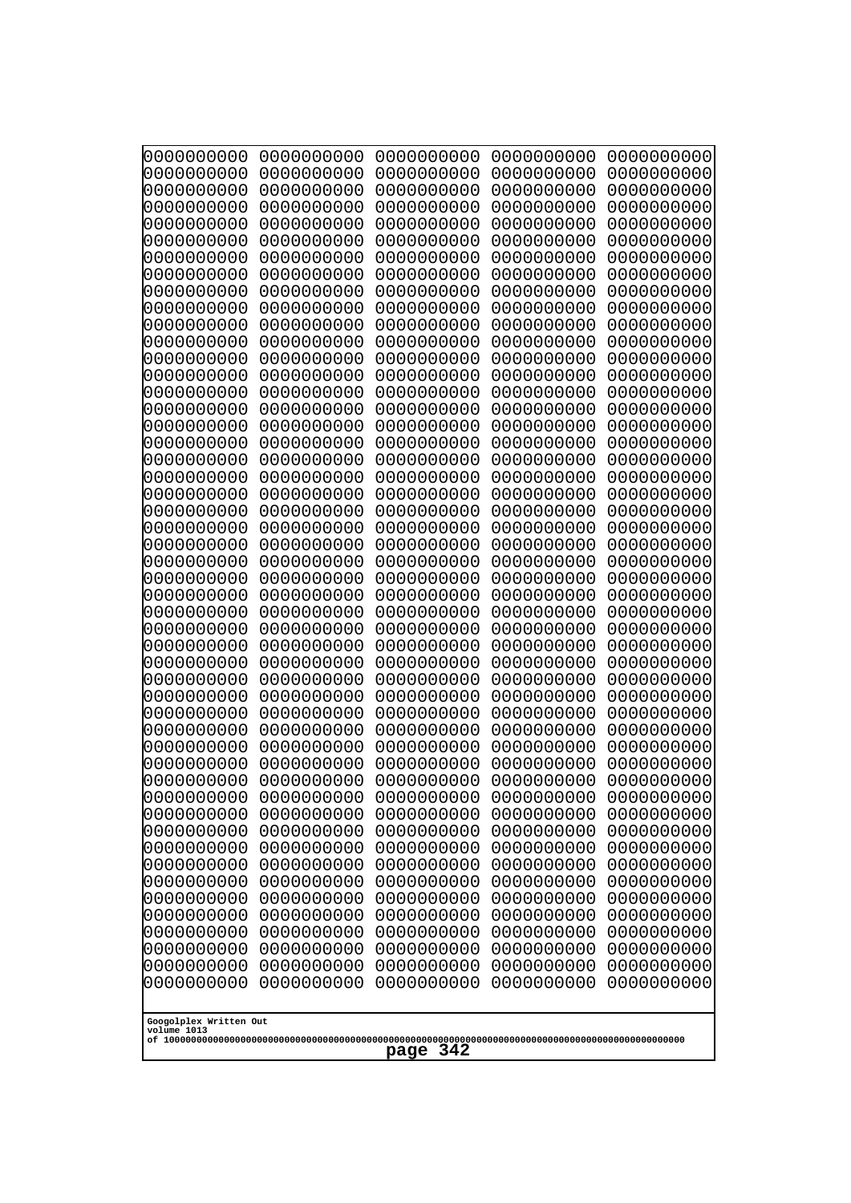0000000000 0000000000 0000000000 0000000000 0000000000
0000000000 0000000000 0000000000 0000000000 0000000000
0000000000 0000000000 0000000000 0000000000 0000000000
0000000000 0000000000 0000000000 0000000000 0000000000
0000000000 0000000000 0000000000 0000000000 0000000000
0000000000 0000000000 0000000000 0000000000 0000000000
0000000000 0000000000 0000000000 0000000000 0000000000
0000000000 0000000000 0000000000 0000000000 0000000000
0000000000 0000000000 0000000000 0000000000 0000000000
0000000000 0000000000 0000000000 0000000000 0000000000
0000000000 0000000000 0000000000 0000000000 0000000000
0000000000 0000000000 0000000000 0000000000 0000000000
0000000000 0000000000 0000000000 0000000000 0000000000
0000000000 0000000000 0000000000 0000000000 0000000000
0000000000 0000000000 0000000000 0000000000 0000000000
0000000000 0000000000 0000000000 0000000000 0000000000
0000000000 0000000000 0000000000 0000000000 0000000000
0000000000 0000000000 0000000000 0000000000 0000000000
0000000000 0000000000 0000000000 0000000000 0000000000
0000000000 0000000000 0000000000 0000000000 0000000000
0000000000 0000000000 0000000000 0000000000 0000000000
0000000000 0000000000 0000000000 0000000000 0000000000
0000000000 0000000000 0000000000 0000000000 0000000000
0000000000 0000000000 0000000000 0000000000 0000000000
0000000000 0000000000 0000000000 0000000000 0000000000
0000000000 0000000000 0000000000 0000000000 0000000000
0000000000 0000000000 0000000000 0000000000 0000000000
0000000000 0000000000 0000000000 0000000000 0000000000
0000000000 0000000000 0000000000 0000000000 0000000000
0000000000 0000000000 0000000000 0000000000 0000000000
0000000000 0000000000 0000000000 0000000000 0000000000
0000000000 0000000000 0000000000 0000000000 0000000000
0000000000 0000000000 0000000000 0000000000 0000000000
0000000000 0000000000 0000000000 0000000000 0000000000
0000000000 0000000000 0000000000 0000000000 0000000000
0000000000 0000000000 0000000000 0000000000 0000000000
0000000000 0000000000 0000000000 0000000000 0000000000
0000000000 0000000000 0000000000 0000000000 0000000000
0000000000 0000000000 0000000000 0000000000 0000000000
0000000000 0000000000 0000000000 0000000000 0000000000
0000000000 0000000000 0000000000 0000000000 0000000000
0000000000 0000000000 0000000000 0000000000 0000000000
0000000000 0000000000 0000000000 0000000000 0000000000
0000000000 0000000000 0000000000 0000000000 0000000000
0000000000 0000000000 0000000000 0000000000 0000000000
0000000000 0000000000 0000000000 0000000000 0000000000
0000000000 0000000000 0000000000 0000000000 0000000000
0000000000 0000000000 0000000000 0000000000 0000000000
0000000000 0000000000 0000000000 0000000000 0000000000
0000000000 0000000000 0000000000 0000000000 0000000000

Googolplex Written Out
volume 1013
of 10000000000000000000000000000000000000000000000000000000000000000000000000000000000000000000000000000
page 342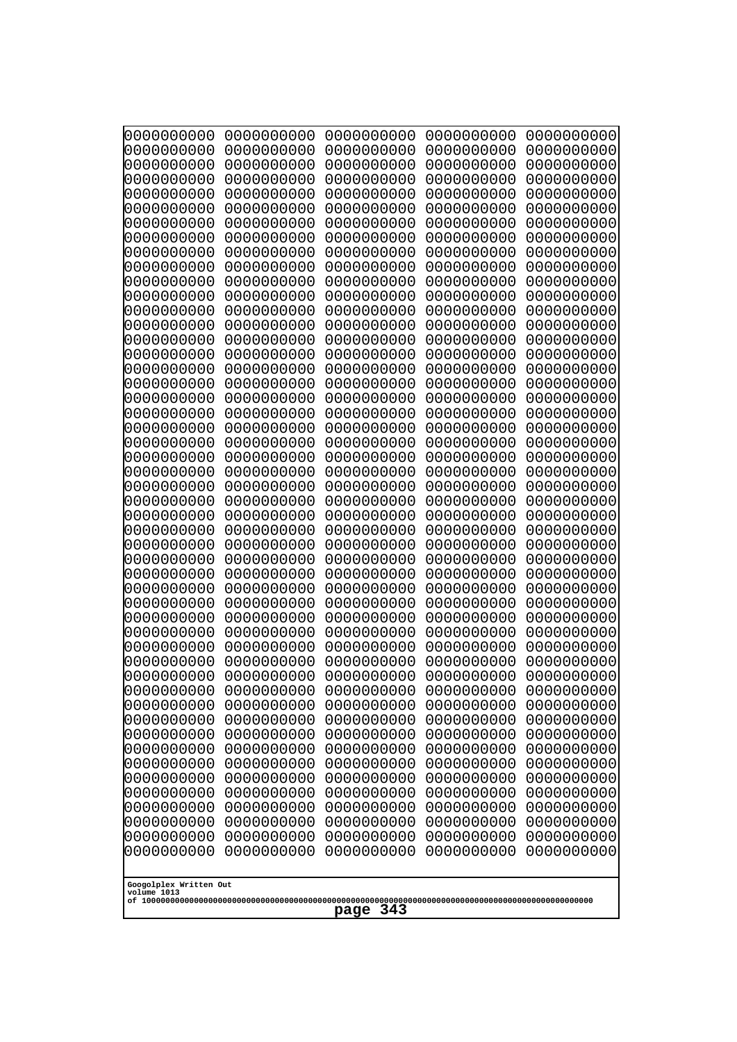0000000000 0000000000 0000000000 0000000000 0000000000
0000000000 0000000000 0000000000 0000000000 0000000000
0000000000 0000000000 0000000000 0000000000 0000000000
0000000000 0000000000 0000000000 0000000000 0000000000
0000000000 0000000000 0000000000 0000000000 0000000000
0000000000 0000000000 0000000000 0000000000 0000000000
0000000000 0000000000 0000000000 0000000000 0000000000
0000000000 0000000000 0000000000 0000000000 0000000000
0000000000 0000000000 0000000000 0000000000 0000000000
0000000000 0000000000 0000000000 0000000000 0000000000
0000000000 0000000000 0000000000 0000000000 0000000000
0000000000 0000000000 0000000000 0000000000 0000000000
0000000000 0000000000 0000000000 0000000000 0000000000
0000000000 0000000000 0000000000 0000000000 0000000000
0000000000 0000000000 0000000000 0000000000 0000000000
0000000000 0000000000 0000000000 0000000000 0000000000
0000000000 0000000000 0000000000 0000000000 0000000000
0000000000 0000000000 0000000000 0000000000 0000000000
0000000000 0000000000 0000000000 0000000000 0000000000
0000000000 0000000000 0000000000 0000000000 0000000000
0000000000 0000000000 0000000000 0000000000 0000000000
0000000000 0000000000 0000000000 0000000000 0000000000
0000000000 0000000000 0000000000 0000000000 0000000000
0000000000 0000000000 0000000000 0000000000 0000000000
0000000000 0000000000 0000000000 0000000000 0000000000
0000000000 0000000000 0000000000 0000000000 0000000000
0000000000 0000000000 0000000000 0000000000 0000000000
0000000000 0000000000 0000000000 0000000000 0000000000
0000000000 0000000000 0000000000 0000000000 0000000000
0000000000 0000000000 0000000000 0000000000 0000000000
0000000000 0000000000 0000000000 0000000000 0000000000
0000000000 0000000000 0000000000 0000000000 0000000000
0000000000 0000000000 0000000000 0000000000 0000000000
0000000000 0000000000 0000000000 0000000000 0000000000
0000000000 0000000000 0000000000 0000000000 0000000000
0000000000 0000000000 0000000000 0000000000 0000000000
0000000000 0000000000 0000000000 0000000000 0000000000
0000000000 0000000000 0000000000 0000000000 0000000000
0000000000 0000000000 0000000000 0000000000 0000000000
0000000000 0000000000 0000000000 0000000000 0000000000
0000000000 0000000000 0000000000 0000000000 0000000000
0000000000 0000000000 0000000000 0000000000 0000000000
0000000000 0000000000 0000000000 0000000000 0000000000
0000000000 0000000000 0000000000 0000000000 0000000000
0000000000 0000000000 0000000000 0000000000 0000000000
0000000000 0000000000 0000000000 0000000000 0000000000
0000000000 0000000000 0000000000 0000000000 0000000000
0000000000 0000000000 0000000000 0000000000 0000000000
0000000000 0000000000 0000000000 0000000000 0000000000
0000000000 0000000000 0000000000 0000000000 0000000000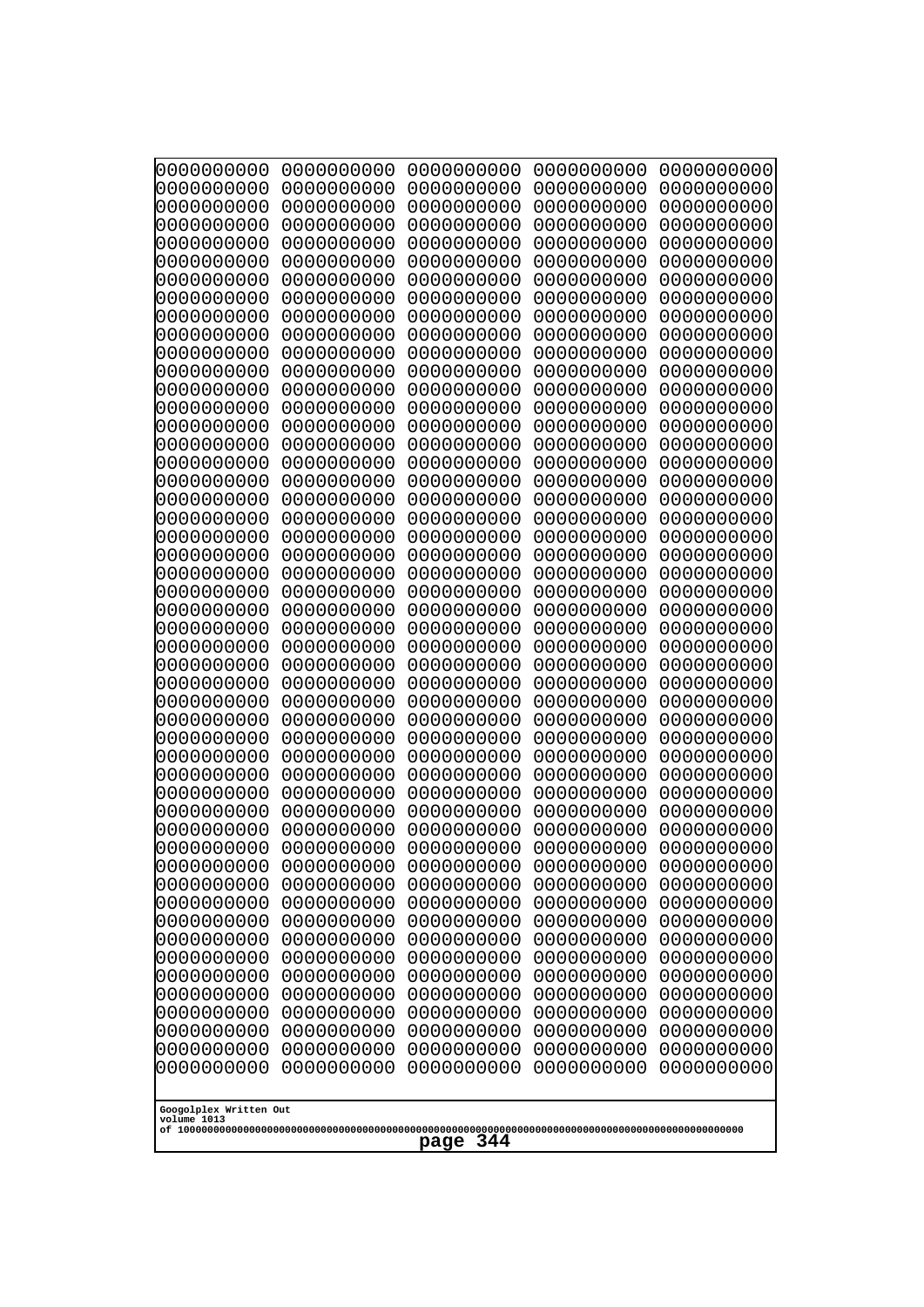```
0000000000 0000000000 0000000000 0000000000 0000000000
0000000000 0000000000 0000000000 0000000000 0000000000
0000000000 0000000000 0000000000 0000000000 0000000000
0000000000 0000000000 0000000000 0000000000 0000000000
0000000000 0000000000 0000000000 0000000000 0000000000
0000000000 0000000000 0000000000 0000000000 0000000000
0000000000 0000000000 0000000000 0000000000 0000000000
0000000000 0000000000 0000000000 0000000000 0000000000
0000000000 0000000000 0000000000 0000000000 0000000000
0000000000 0000000000 0000000000 0000000000 0000000000
0000000000 0000000000 0000000000 0000000000 0000000000
0000000000 0000000000 0000000000 0000000000 0000000000
0000000000 0000000000 0000000000 0000000000 0000000000
0000000000 0000000000 0000000000 0000000000 0000000000
0000000000 0000000000 0000000000 0000000000 0000000000
0000000000 0000000000 0000000000 0000000000 0000000000
0000000000 0000000000 0000000000 0000000000 0000000000
0000000000 0000000000 0000000000 0000000000 0000000000
0000000000 0000000000 0000000000 0000000000 0000000000
0000000000 0000000000 0000000000 0000000000 0000000000
0000000000 0000000000 0000000000 0000000000 0000000000
0000000000 0000000000 0000000000 0000000000 0000000000
0000000000 0000000000 0000000000 0000000000 0000000000
0000000000 0000000000 0000000000 0000000000 0000000000
0000000000 0000000000 0000000000 0000000000 0000000000
0000000000 0000000000 0000000000 0000000000 0000000000
0000000000 0000000000 0000000000 0000000000 0000000000
0000000000 0000000000 0000000000 0000000000 0000000000
0000000000 0000000000 0000000000 0000000000 0000000000
0000000000 0000000000 0000000000 0000000000 0000000000
0000000000 0000000000 0000000000 0000000000 0000000000
0000000000 0000000000 0000000000 0000000000 0000000000
0000000000 0000000000 0000000000 0000000000 0000000000
0000000000 0000000000 0000000000 0000000000 0000000000
0000000000 0000000000 0000000000 0000000000 0000000000
0000000000 0000000000 0000000000 0000000000 0000000000
0000000000 0000000000 0000000000 0000000000 0000000000
0000000000 0000000000 0000000000 0000000000 0000000000
0000000000 0000000000 0000000000 0000000000 0000000000
0000000000 0000000000 0000000000 0000000000 0000000000
0000000000 0000000000 0000000000 0000000000 0000000000
0000000000 0000000000 0000000000 0000000000 0000000000
0000000000 0000000000 0000000000 0000000000 0000000000
0000000000 0000000000 0000000000 0000000000 0000000000
0000000000 0000000000 0000000000 0000000000 0000000000
0000000000 0000000000 0000000000 0000000000 0000000000
0000000000 0000000000 0000000000 0000000000 0000000000
0000000000 0000000000 0000000000 0000000000 0000000000
0000000000 0000000000 0000000000 0000000000 0000000000
0000000000 0000000000 0000000000 0000000000 0000000000
```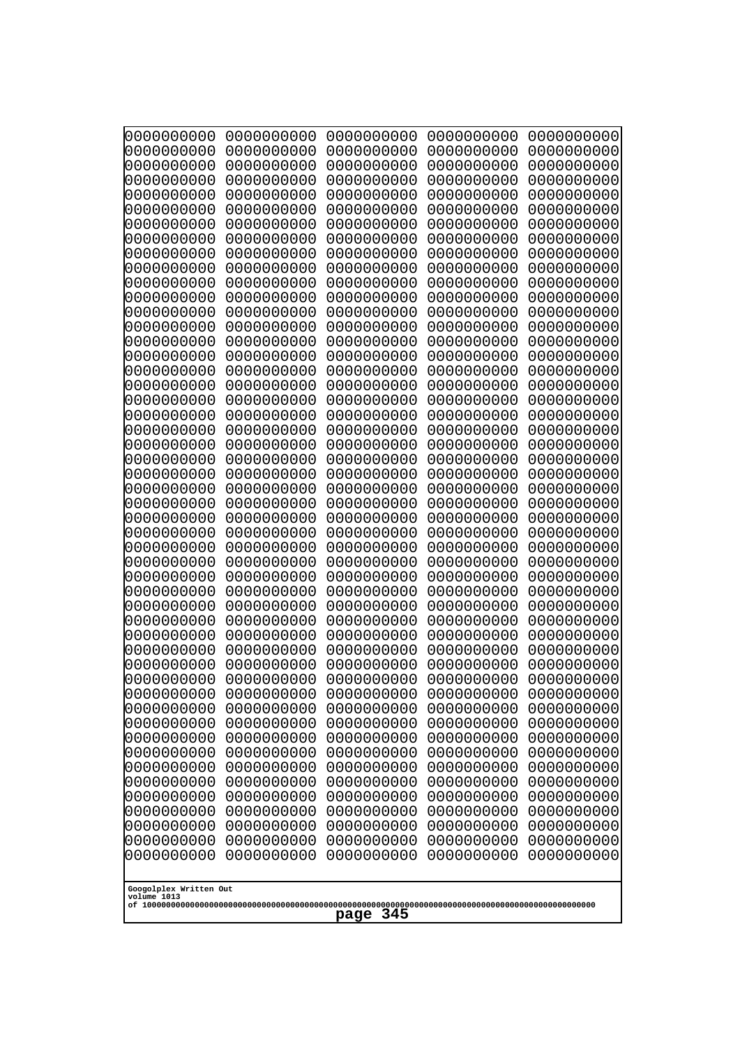```
0000000000 0000000000 0000000000 0000000000 0000000000
0000000000 0000000000 0000000000 0000000000 0000000000
0000000000 0000000000 0000000000 0000000000 0000000000
0000000000 0000000000 0000000000 0000000000 0000000000
0000000000 0000000000 0000000000 0000000000 0000000000
0000000000 0000000000 0000000000 0000000000 0000000000
0000000000 0000000000 0000000000 0000000000 0000000000
0000000000 0000000000 0000000000 0000000000 0000000000
0000000000 0000000000 0000000000 0000000000 0000000000
0000000000 0000000000 0000000000 0000000000 0000000000
0000000000 0000000000 0000000000 0000000000 0000000000
0000000000 0000000000 0000000000 0000000000 0000000000
0000000000 0000000000 0000000000 0000000000 0000000000
0000000000 0000000000 0000000000 0000000000 0000000000
0000000000 0000000000 0000000000 0000000000 0000000000
0000000000 0000000000 0000000000 0000000000 0000000000
0000000000 0000000000 0000000000 0000000000 0000000000
0000000000 0000000000 0000000000 0000000000 0000000000
0000000000 0000000000 0000000000 0000000000 0000000000
0000000000 0000000000 0000000000 0000000000 0000000000
0000000000 0000000000 0000000000 0000000000 0000000000
0000000000 0000000000 0000000000 0000000000 0000000000
0000000000 0000000000 0000000000 0000000000 0000000000
0000000000 0000000000 0000000000 0000000000 0000000000
0000000000 0000000000 0000000000 0000000000 0000000000
0000000000 0000000000 0000000000 0000000000 0000000000
0000000000 0000000000 0000000000 0000000000 0000000000
0000000000 0000000000 0000000000 0000000000 0000000000
0000000000 0000000000 0000000000 0000000000 0000000000
0000000000 0000000000 0000000000 0000000000 0000000000
0000000000 0000000000 0000000000 0000000000 0000000000
0000000000 0000000000 0000000000 0000000000 0000000000
0000000000 0000000000 0000000000 0000000000 0000000000
0000000000 0000000000 0000000000 0000000000 0000000000
0000000000 0000000000 0000000000 0000000000 0000000000
0000000000 0000000000 0000000000 0000000000 0000000000
0000000000 0000000000 0000000000 0000000000 0000000000
0000000000 0000000000 0000000000 0000000000 0000000000
0000000000 0000000000 0000000000 0000000000 0000000000
0000000000 0000000000 0000000000 0000000000 0000000000
0000000000 0000000000 0000000000 0000000000 0000000000
0000000000 0000000000 0000000000 0000000000 0000000000
0000000000 0000000000 0000000000 0000000000 0000000000
0000000000 0000000000 0000000000 0000000000 0000000000
0000000000 0000000000 0000000000 0000000000 0000000000
0000000000 0000000000 0000000000 0000000000 0000000000
0000000000 0000000000 0000000000 0000000000 0000000000
0000000000 0000000000 0000000000 0000000000 0000000000
0000000000 0000000000 0000000000 0000000000 0000000000
0000000000 0000000000 0000000000 0000000000 0000000000
```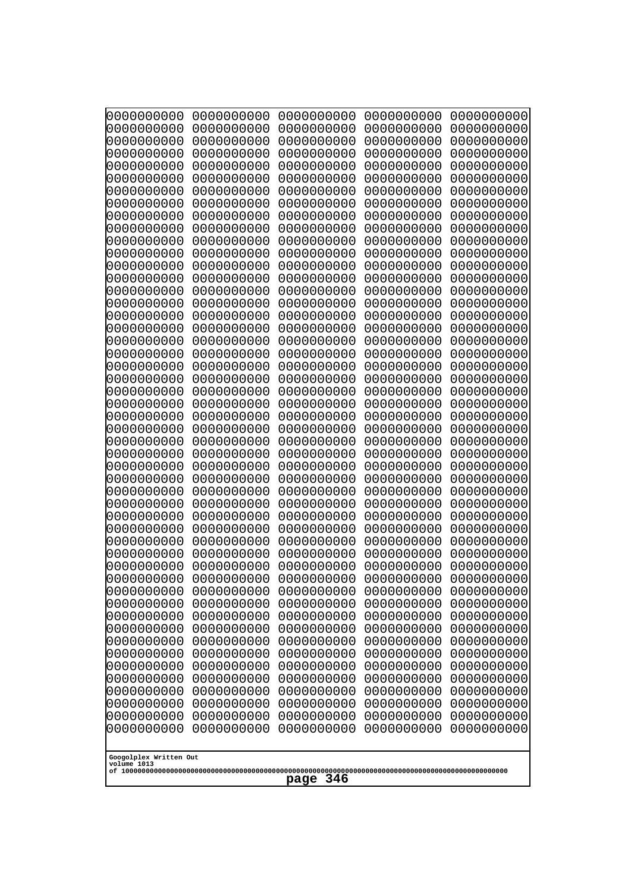```
0000000000 0000000000 0000000000 0000000000 0000000000
0000000000 0000000000 0000000000 0000000000 0000000000
0000000000 0000000000 0000000000 0000000000 0000000000
0000000000 0000000000 0000000000 0000000000 0000000000
0000000000 0000000000 0000000000 0000000000 0000000000
0000000000 0000000000 0000000000 0000000000 0000000000
0000000000 0000000000 0000000000 0000000000 0000000000
0000000000 0000000000 0000000000 0000000000 0000000000
0000000000 0000000000 0000000000 0000000000 0000000000
0000000000 0000000000 0000000000 0000000000 0000000000
0000000000 0000000000 0000000000 0000000000 0000000000
0000000000 0000000000 0000000000 0000000000 0000000000
0000000000 0000000000 0000000000 0000000000 0000000000
0000000000 0000000000 0000000000 0000000000 0000000000
0000000000 0000000000 0000000000 0000000000 0000000000
0000000000 0000000000 0000000000 0000000000 0000000000
0000000000 0000000000 0000000000 0000000000 0000000000
0000000000 0000000000 0000000000 0000000000 0000000000
0000000000 0000000000 0000000000 0000000000 0000000000
0000000000 0000000000 0000000000 0000000000 0000000000
0000000000 0000000000 0000000000 0000000000 0000000000
0000000000 0000000000 0000000000 0000000000 0000000000
0000000000 0000000000 0000000000 0000000000 0000000000
0000000000 0000000000 0000000000 0000000000 0000000000
0000000000 0000000000 0000000000 0000000000 0000000000
0000000000 0000000000 0000000000 0000000000 0000000000
0000000000 0000000000 0000000000 0000000000 0000000000
0000000000 0000000000 0000000000 0000000000 0000000000
0000000000 0000000000 0000000000 0000000000 0000000000
0000000000 0000000000 0000000000 0000000000 0000000000
0000000000 0000000000 0000000000 0000000000 0000000000
0000000000 0000000000 0000000000 0000000000 0000000000
0000000000 0000000000 0000000000 0000000000 0000000000
0000000000 0000000000 0000000000 0000000000 0000000000
0000000000 0000000000 0000000000 0000000000 0000000000
0000000000 0000000000 0000000000 0000000000 0000000000
0000000000 0000000000 0000000000 0000000000 0000000000
0000000000 0000000000 0000000000 0000000000 0000000000
0000000000 0000000000 0000000000 0000000000 0000000000
0000000000 0000000000 0000000000 0000000000 0000000000
0000000000 0000000000 0000000000 0000000000 0000000000
0000000000 0000000000 0000000000 0000000000 0000000000
0000000000 0000000000 0000000000 0000000000 0000000000
0000000000 0000000000 0000000000 0000000000 0000000000
0000000000 0000000000 0000000000 0000000000 0000000000
0000000000 0000000000 0000000000 0000000000 0000000000
0000000000 0000000000 0000000000 0000000000 0000000000
0000000000 0000000000 0000000000 0000000000 0000000000
0000000000 0000000000 0000000000 0000000000 0000000000
0000000000 0000000000 0000000000 0000000000 0000000000
```

Googolplex Written Out
volume 1013
of 10000000000000000000000000000000000000000000000000000000000000000000000000000000000000000000000000000

page 346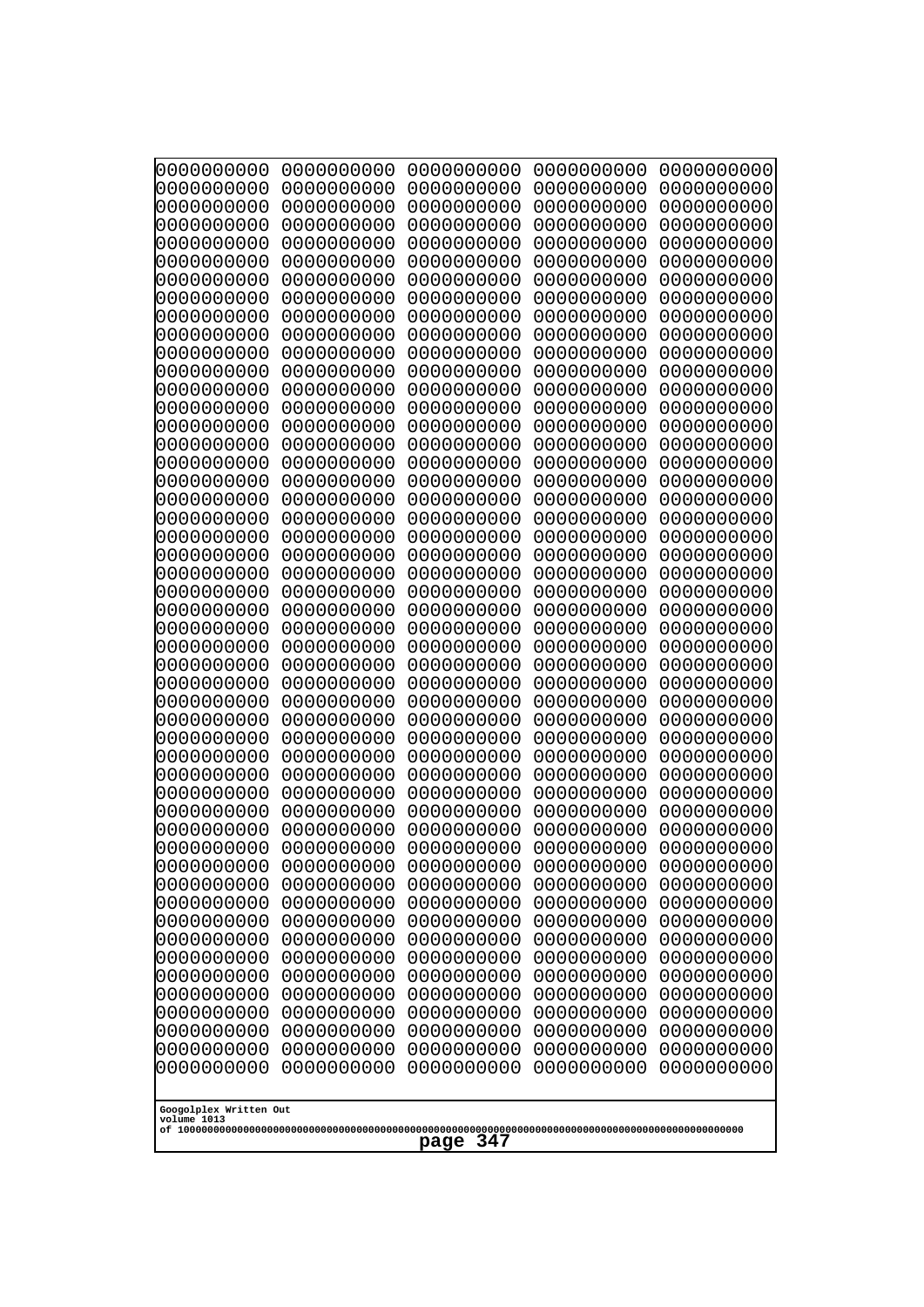```
0000000000 0000000000 0000000000 0000000000 0000000000
0000000000 0000000000 0000000000 0000000000 0000000000
0000000000 0000000000 0000000000 0000000000 0000000000
0000000000 0000000000 0000000000 0000000000 0000000000
0000000000 0000000000 0000000000 0000000000 0000000000
0000000000 0000000000 0000000000 0000000000 0000000000
0000000000 0000000000 0000000000 0000000000 0000000000
0000000000 0000000000 0000000000 0000000000 0000000000
0000000000 0000000000 0000000000 0000000000 0000000000
0000000000 0000000000 0000000000 0000000000 0000000000
0000000000 0000000000 0000000000 0000000000 0000000000
0000000000 0000000000 0000000000 0000000000 0000000000
0000000000 0000000000 0000000000 0000000000 0000000000
0000000000 0000000000 0000000000 0000000000 0000000000
0000000000 0000000000 0000000000 0000000000 0000000000
0000000000 0000000000 0000000000 0000000000 0000000000
0000000000 0000000000 0000000000 0000000000 0000000000
0000000000 0000000000 0000000000 0000000000 0000000000
0000000000 0000000000 0000000000 0000000000 0000000000
0000000000 0000000000 0000000000 0000000000 0000000000
0000000000 0000000000 0000000000 0000000000 0000000000
0000000000 0000000000 0000000000 0000000000 0000000000
0000000000 0000000000 0000000000 0000000000 0000000000
0000000000 0000000000 0000000000 0000000000 0000000000
0000000000 0000000000 0000000000 0000000000 0000000000
0000000000 0000000000 0000000000 0000000000 0000000000
0000000000 0000000000 0000000000 0000000000 0000000000
0000000000 0000000000 0000000000 0000000000 0000000000
0000000000 0000000000 0000000000 0000000000 0000000000
0000000000 0000000000 0000000000 0000000000 0000000000
0000000000 0000000000 0000000000 0000000000 0000000000
0000000000 0000000000 0000000000 0000000000 0000000000
0000000000 0000000000 0000000000 0000000000 0000000000
0000000000 0000000000 0000000000 0000000000 0000000000
0000000000 0000000000 0000000000 0000000000 0000000000
0000000000 0000000000 0000000000 0000000000 0000000000
0000000000 0000000000 0000000000 0000000000 0000000000
0000000000 0000000000 0000000000 0000000000 0000000000
0000000000 0000000000 0000000000 0000000000 0000000000
0000000000 0000000000 0000000000 0000000000 0000000000
0000000000 0000000000 0000000000 0000000000 0000000000
0000000000 0000000000 0000000000 0000000000 0000000000
0000000000 0000000000 0000000000 0000000000 0000000000
0000000000 0000000000 0000000000 0000000000 0000000000
0000000000 0000000000 0000000000 0000000000 0000000000
0000000000 0000000000 0000000000 0000000000 0000000000
0000000000 0000000000 0000000000 0000000000 0000000000
0000000000 0000000000 0000000000 0000000000 0000000000
0000000000 0000000000 0000000000 0000000000 0000000000
0000000000 0000000000 0000000000 0000000000 0000000000
```

Googolplex Written Out
volume 1013
of 10000000000000000000000000000000000000000000000000000000000000000000000000000000000000000000000000000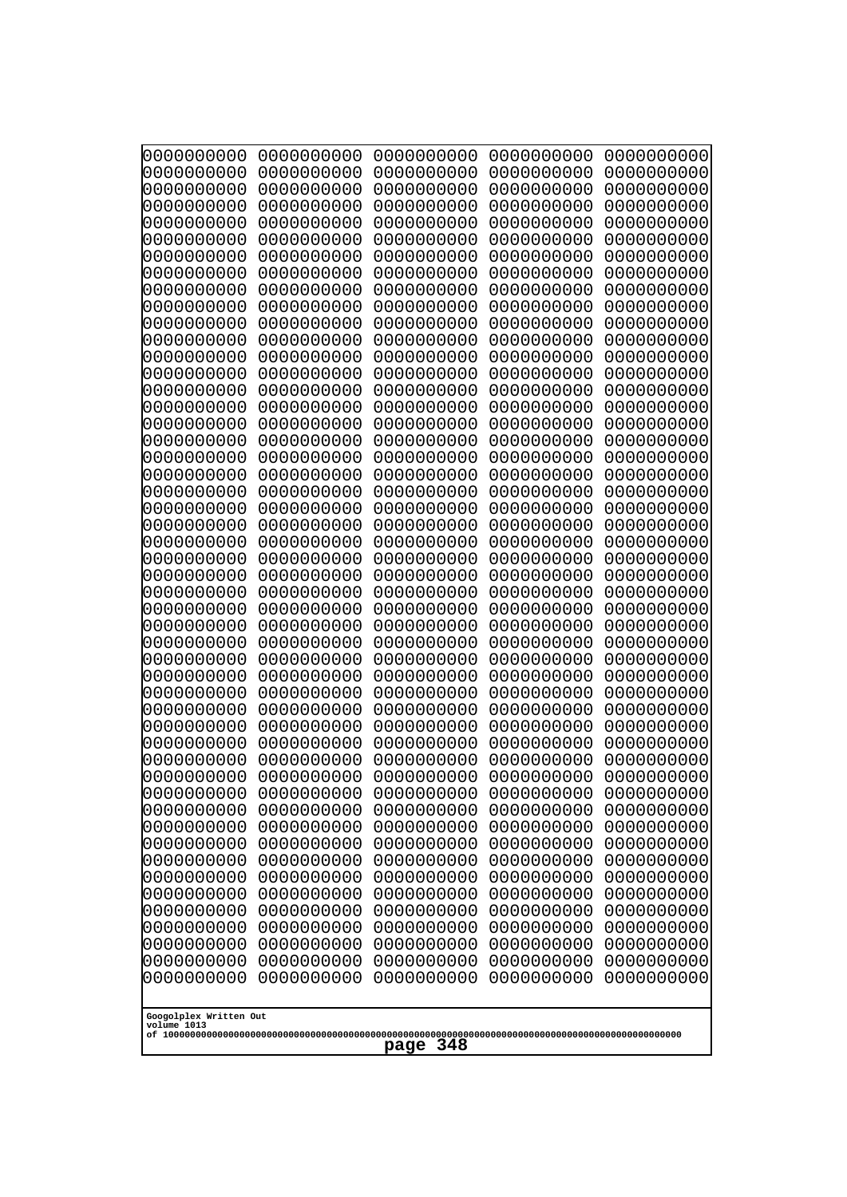0000000000 0000000000 0000000000 0000000000 0000000000
0000000000 0000000000 0000000000 0000000000 0000000000
0000000000 0000000000 0000000000 0000000000 0000000000
0000000000 0000000000 0000000000 0000000000 0000000000
0000000000 0000000000 0000000000 0000000000 0000000000
0000000000 0000000000 0000000000 0000000000 0000000000
0000000000 0000000000 0000000000 0000000000 0000000000
0000000000 0000000000 0000000000 0000000000 0000000000
0000000000 0000000000 0000000000 0000000000 0000000000
0000000000 0000000000 0000000000 0000000000 0000000000
0000000000 0000000000 0000000000 0000000000 0000000000
0000000000 0000000000 0000000000 0000000000 0000000000
0000000000 0000000000 0000000000 0000000000 0000000000
0000000000 0000000000 0000000000 0000000000 0000000000
0000000000 0000000000 0000000000 0000000000 0000000000
0000000000 0000000000 0000000000 0000000000 0000000000
0000000000 0000000000 0000000000 0000000000 0000000000
0000000000 0000000000 0000000000 0000000000 0000000000
0000000000 0000000000 0000000000 0000000000 0000000000
0000000000 0000000000 0000000000 0000000000 0000000000
0000000000 0000000000 0000000000 0000000000 0000000000
0000000000 0000000000 0000000000 0000000000 0000000000
0000000000 0000000000 0000000000 0000000000 0000000000
0000000000 0000000000 0000000000 0000000000 0000000000
0000000000 0000000000 0000000000 0000000000 0000000000
0000000000 0000000000 0000000000 0000000000 0000000000
0000000000 0000000000 0000000000 0000000000 0000000000
0000000000 0000000000 0000000000 0000000000 0000000000
0000000000 0000000000 0000000000 0000000000 0000000000
0000000000 0000000000 0000000000 0000000000 0000000000
0000000000 0000000000 0000000000 0000000000 0000000000
0000000000 0000000000 0000000000 0000000000 0000000000
0000000000 0000000000 0000000000 0000000000 0000000000
0000000000 0000000000 0000000000 0000000000 0000000000
0000000000 0000000000 0000000000 0000000000 0000000000
0000000000 0000000000 0000000000 0000000000 0000000000
0000000000 0000000000 0000000000 0000000000 0000000000
0000000000 0000000000 0000000000 0000000000 0000000000
0000000000 0000000000 0000000000 0000000000 0000000000
0000000000 0000000000 0000000000 0000000000 0000000000
0000000000 0000000000 0000000000 0000000000 0000000000
0000000000 0000000000 0000000000 0000000000 0000000000
0000000000 0000000000 0000000000 0000000000 0000000000
0000000000 0000000000 0000000000 0000000000 0000000000
0000000000 0000000000 0000000000 0000000000 0000000000
0000000000 0000000000 0000000000 0000000000 0000000000
0000000000 0000000000 0000000000 0000000000 0000000000
0000000000 0000000000 0000000000 0000000000 0000000000
0000000000 0000000000 0000000000 0000000000 0000000000
0000000000 0000000000 0000000000 0000000000 0000000000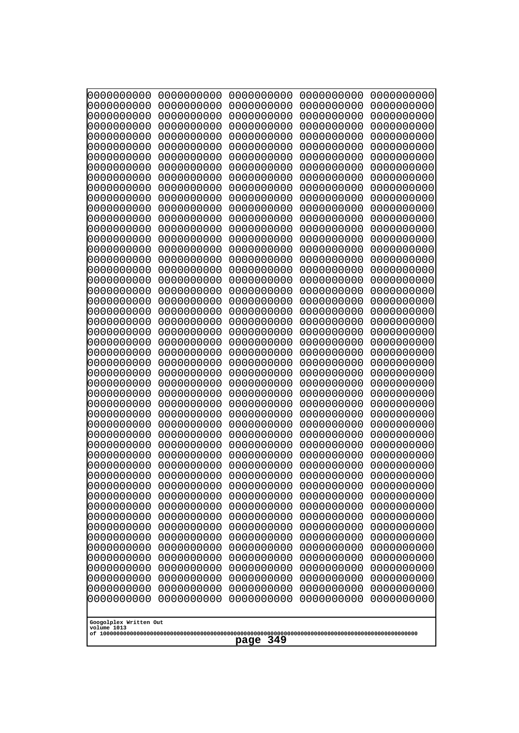```
0000000000 0000000000 0000000000 0000000000 0000000000
0000000000 0000000000 0000000000 0000000000 0000000000
0000000000 0000000000 0000000000 0000000000 0000000000
0000000000 0000000000 0000000000 0000000000 0000000000
0000000000 0000000000 0000000000 0000000000 0000000000
0000000000 0000000000 0000000000 0000000000 0000000000
0000000000 0000000000 0000000000 0000000000 0000000000
0000000000 0000000000 0000000000 0000000000 0000000000
0000000000 0000000000 0000000000 0000000000 0000000000
0000000000 0000000000 0000000000 0000000000 0000000000
0000000000 0000000000 0000000000 0000000000 0000000000
0000000000 0000000000 0000000000 0000000000 0000000000
0000000000 0000000000 0000000000 0000000000 0000000000
0000000000 0000000000 0000000000 0000000000 0000000000
0000000000 0000000000 0000000000 0000000000 0000000000
0000000000 0000000000 0000000000 0000000000 0000000000
0000000000 0000000000 0000000000 0000000000 0000000000
0000000000 0000000000 0000000000 0000000000 0000000000
0000000000 0000000000 0000000000 0000000000 0000000000
0000000000 0000000000 0000000000 0000000000 0000000000
0000000000 0000000000 0000000000 0000000000 0000000000
0000000000 0000000000 0000000000 0000000000 0000000000
0000000000 0000000000 0000000000 0000000000 0000000000
0000000000 0000000000 0000000000 0000000000 0000000000
0000000000 0000000000 0000000000 0000000000 0000000000
0000000000 0000000000 0000000000 0000000000 0000000000
0000000000 0000000000 0000000000 0000000000 0000000000
0000000000 0000000000 0000000000 0000000000 0000000000
0000000000 0000000000 0000000000 0000000000 0000000000
0000000000 0000000000 0000000000 0000000000 0000000000
0000000000 0000000000 0000000000 0000000000 0000000000
0000000000 0000000000 0000000000 0000000000 0000000000
0000000000 0000000000 0000000000 0000000000 0000000000
0000000000 0000000000 0000000000 0000000000 0000000000
0000000000 0000000000 0000000000 0000000000 0000000000
0000000000 0000000000 0000000000 0000000000 0000000000
0000000000 0000000000 0000000000 0000000000 0000000000
0000000000 0000000000 0000000000 0000000000 0000000000
0000000000 0000000000 0000000000 0000000000 0000000000
0000000000 0000000000 0000000000 0000000000 0000000000
0000000000 0000000000 0000000000 0000000000 0000000000
0000000000 0000000000 0000000000 0000000000 0000000000
0000000000 0000000000 0000000000 0000000000 0000000000
0000000000 0000000000 0000000000 0000000000 0000000000
0000000000 0000000000 0000000000 0000000000 0000000000
0000000000 0000000000 0000000000 0000000000 0000000000
0000000000 0000000000 0000000000 0000000000 0000000000
0000000000 0000000000 0000000000 0000000000 0000000000
0000000000 0000000000 0000000000 0000000000 0000000000
0000000000 0000000000 0000000000 0000000000 0000000000
```

Googolplex Written Out
volume 1013
of 10000000000000000000000000000000000000000000000000000000000000000000000000000000000000000000000000000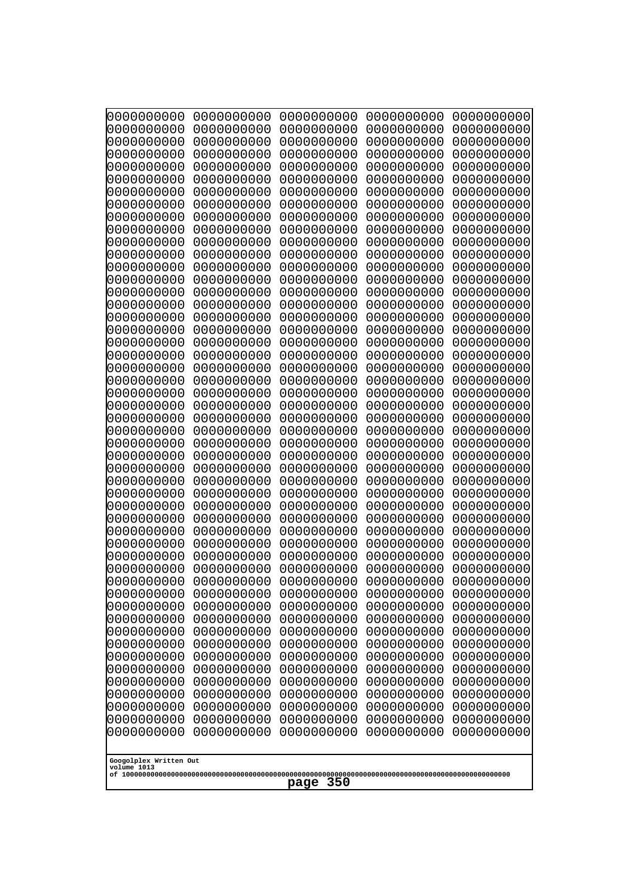```
0000000000 0000000000 0000000000 0000000000 0000000000
0000000000 0000000000 0000000000 0000000000 0000000000
0000000000 0000000000 0000000000 0000000000 0000000000
0000000000 0000000000 0000000000 0000000000 0000000000
0000000000 0000000000 0000000000 0000000000 0000000000
0000000000 0000000000 0000000000 0000000000 0000000000
0000000000 0000000000 0000000000 0000000000 0000000000
0000000000 0000000000 0000000000 0000000000 0000000000
0000000000 0000000000 0000000000 0000000000 0000000000
0000000000 0000000000 0000000000 0000000000 0000000000
0000000000 0000000000 0000000000 0000000000 0000000000
0000000000 0000000000 0000000000 0000000000 0000000000
0000000000 0000000000 0000000000 0000000000 0000000000
0000000000 0000000000 0000000000 0000000000 0000000000
0000000000 0000000000 0000000000 0000000000 0000000000
0000000000 0000000000 0000000000 0000000000 0000000000
0000000000 0000000000 0000000000 0000000000 0000000000
0000000000 0000000000 0000000000 0000000000 0000000000
0000000000 0000000000 0000000000 0000000000 0000000000
0000000000 0000000000 0000000000 0000000000 0000000000
0000000000 0000000000 0000000000 0000000000 0000000000
0000000000 0000000000 0000000000 0000000000 0000000000
0000000000 0000000000 0000000000 0000000000 0000000000
0000000000 0000000000 0000000000 0000000000 0000000000
0000000000 0000000000 0000000000 0000000000 0000000000
0000000000 0000000000 0000000000 0000000000 0000000000
0000000000 0000000000 0000000000 0000000000 0000000000
0000000000 0000000000 0000000000 0000000000 0000000000
0000000000 0000000000 0000000000 0000000000 0000000000
0000000000 0000000000 0000000000 0000000000 0000000000
0000000000 0000000000 0000000000 0000000000 0000000000
0000000000 0000000000 0000000000 0000000000 0000000000
0000000000 0000000000 0000000000 0000000000 0000000000
0000000000 0000000000 0000000000 0000000000 0000000000
0000000000 0000000000 0000000000 0000000000 0000000000
0000000000 0000000000 0000000000 0000000000 0000000000
0000000000 0000000000 0000000000 0000000000 0000000000
0000000000 0000000000 0000000000 0000000000 0000000000
0000000000 0000000000 0000000000 0000000000 0000000000
0000000000 0000000000 0000000000 0000000000 0000000000
0000000000 0000000000 0000000000 0000000000 0000000000
0000000000 0000000000 0000000000 0000000000 0000000000
0000000000 0000000000 0000000000 0000000000 0000000000
0000000000 0000000000 0000000000 0000000000 0000000000
0000000000 0000000000 0000000000 0000000000 0000000000
0000000000 0000000000 0000000000 0000000000 0000000000
0000000000 0000000000 0000000000 0000000000 0000000000
0000000000 0000000000 0000000000 0000000000 0000000000
0000000000 0000000000 0000000000 0000000000 0000000000
0000000000 0000000000 0000000000 0000000000 0000000000
```

Googolplex Written Out
volume 1013
of 10000000000000000000000000000000000000000000000000000000000000000000000000000000000000000000000000000

page 350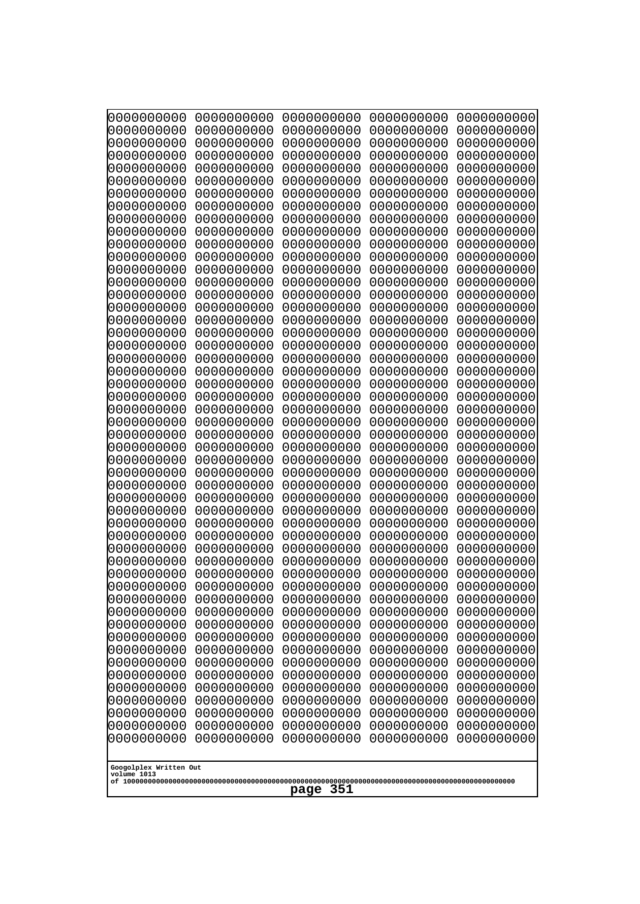0000000000 0000000000 0000000000 0000000000 0000000000
0000000000 0000000000 0000000000 0000000000 0000000000
0000000000 0000000000 0000000000 0000000000 0000000000
0000000000 0000000000 0000000000 0000000000 0000000000
0000000000 0000000000 0000000000 0000000000 0000000000
0000000000 0000000000 0000000000 0000000000 0000000000
0000000000 0000000000 0000000000 0000000000 0000000000
0000000000 0000000000 0000000000 0000000000 0000000000
0000000000 0000000000 0000000000 0000000000 0000000000
0000000000 0000000000 0000000000 0000000000 0000000000
0000000000 0000000000 0000000000 0000000000 0000000000
0000000000 0000000000 0000000000 0000000000 0000000000
0000000000 0000000000 0000000000 0000000000 0000000000
0000000000 0000000000 0000000000 0000000000 0000000000
0000000000 0000000000 0000000000 0000000000 0000000000
0000000000 0000000000 0000000000 0000000000 0000000000
0000000000 0000000000 0000000000 0000000000 0000000000
0000000000 0000000000 0000000000 0000000000 0000000000
0000000000 0000000000 0000000000 0000000000 0000000000
0000000000 0000000000 0000000000 0000000000 0000000000
0000000000 0000000000 0000000000 0000000000 0000000000
0000000000 0000000000 0000000000 0000000000 0000000000
0000000000 0000000000 0000000000 0000000000 0000000000
0000000000 0000000000 0000000000 0000000000 0000000000
0000000000 0000000000 0000000000 0000000000 0000000000
0000000000 0000000000 0000000000 0000000000 0000000000
0000000000 0000000000 0000000000 0000000000 0000000000
0000000000 0000000000 0000000000 0000000000 0000000000
0000000000 0000000000 0000000000 0000000000 0000000000
0000000000 0000000000 0000000000 0000000000 0000000000
0000000000 0000000000 0000000000 0000000000 0000000000
0000000000 0000000000 0000000000 0000000000 0000000000
0000000000 0000000000 0000000000 0000000000 0000000000
0000000000 0000000000 0000000000 0000000000 0000000000
0000000000 0000000000 0000000000 0000000000 0000000000
0000000000 0000000000 0000000000 0000000000 0000000000
0000000000 0000000000 0000000000 0000000000 0000000000
0000000000 0000000000 0000000000 0000000000 0000000000
0000000000 0000000000 0000000000 0000000000 0000000000
0000000000 0000000000 0000000000 0000000000 0000000000
0000000000 0000000000 0000000000 0000000000 0000000000
0000000000 0000000000 0000000000 0000000000 0000000000
0000000000 0000000000 0000000000 0000000000 0000000000
0000000000 0000000000 0000000000 0000000000 0000000000
0000000000 0000000000 0000000000 0000000000 0000000000
0000000000 0000000000 0000000000 0000000000 0000000000
0000000000 0000000000 0000000000 0000000000 0000000000
0000000000 0000000000 0000000000 0000000000 0000000000
0000000000 0000000000 0000000000 0000000000 0000000000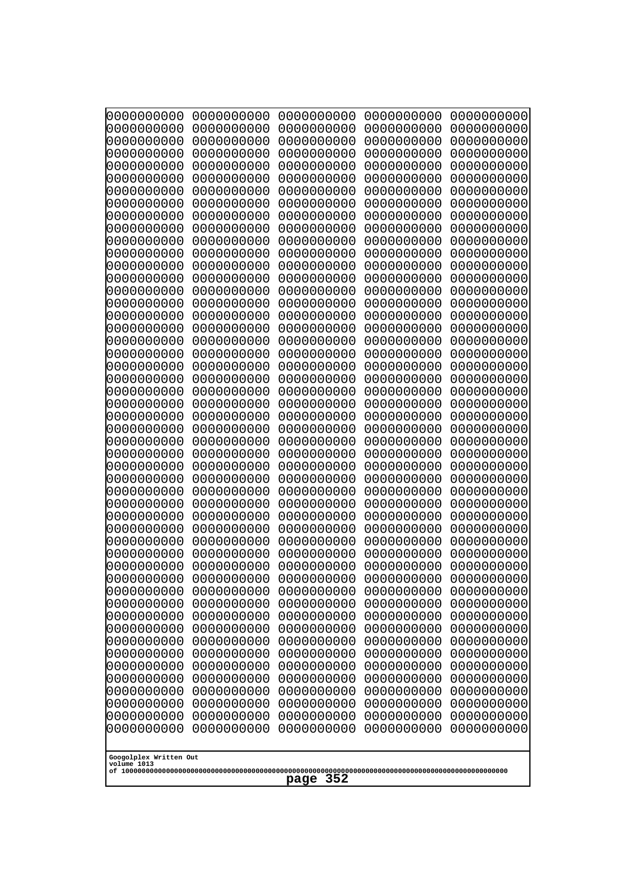```
0000000000 0000000000 0000000000 0000000000 0000000000
0000000000 0000000000 0000000000 0000000000 0000000000
0000000000 0000000000 0000000000 0000000000 0000000000
0000000000 0000000000 0000000000 0000000000 0000000000
0000000000 0000000000 0000000000 0000000000 0000000000
0000000000 0000000000 0000000000 0000000000 0000000000
0000000000 0000000000 0000000000 0000000000 0000000000
0000000000 0000000000 0000000000 0000000000 0000000000
0000000000 0000000000 0000000000 0000000000 0000000000
0000000000 0000000000 0000000000 0000000000 0000000000
0000000000 0000000000 0000000000 0000000000 0000000000
0000000000 0000000000 0000000000 0000000000 0000000000
0000000000 0000000000 0000000000 0000000000 0000000000
0000000000 0000000000 0000000000 0000000000 0000000000
0000000000 0000000000 0000000000 0000000000 0000000000
0000000000 0000000000 0000000000 0000000000 0000000000
0000000000 0000000000 0000000000 0000000000 0000000000
0000000000 0000000000 0000000000 0000000000 0000000000
0000000000 0000000000 0000000000 0000000000 0000000000
0000000000 0000000000 0000000000 0000000000 0000000000
0000000000 0000000000 0000000000 0000000000 0000000000
0000000000 0000000000 0000000000 0000000000 0000000000
0000000000 0000000000 0000000000 0000000000 0000000000
0000000000 0000000000 0000000000 0000000000 0000000000
0000000000 0000000000 0000000000 0000000000 0000000000
0000000000 0000000000 0000000000 0000000000 0000000000
0000000000 0000000000 0000000000 0000000000 0000000000
0000000000 0000000000 0000000000 0000000000 0000000000
0000000000 0000000000 0000000000 0000000000 0000000000
0000000000 0000000000 0000000000 0000000000 0000000000
0000000000 0000000000 0000000000 0000000000 0000000000
0000000000 0000000000 0000000000 0000000000 0000000000
0000000000 0000000000 0000000000 0000000000 0000000000
0000000000 0000000000 0000000000 0000000000 0000000000
0000000000 0000000000 0000000000 0000000000 0000000000
0000000000 0000000000 0000000000 0000000000 0000000000
0000000000 0000000000 0000000000 0000000000 0000000000
0000000000 0000000000 0000000000 0000000000 0000000000
0000000000 0000000000 0000000000 0000000000 0000000000
0000000000 0000000000 0000000000 0000000000 0000000000
0000000000 0000000000 0000000000 0000000000 0000000000
0000000000 0000000000 0000000000 0000000000 0000000000
0000000000 0000000000 0000000000 0000000000 0000000000
0000000000 0000000000 0000000000 0000000000 0000000000
0000000000 0000000000 0000000000 0000000000 0000000000
0000000000 0000000000 0000000000 0000000000 0000000000
0000000000 0000000000 0000000000 0000000000 0000000000
0000000000 0000000000 0000000000 0000000000 0000000000
0000000000 0000000000 0000000000 0000000000 0000000000
0000000000 0000000000 0000000000 0000000000 0000000000
```

Googolplex Written Out
volume 1013
of 10000000000000000000000000000000000000000000000000000000000000000000000000000000000000000000000000000

page 352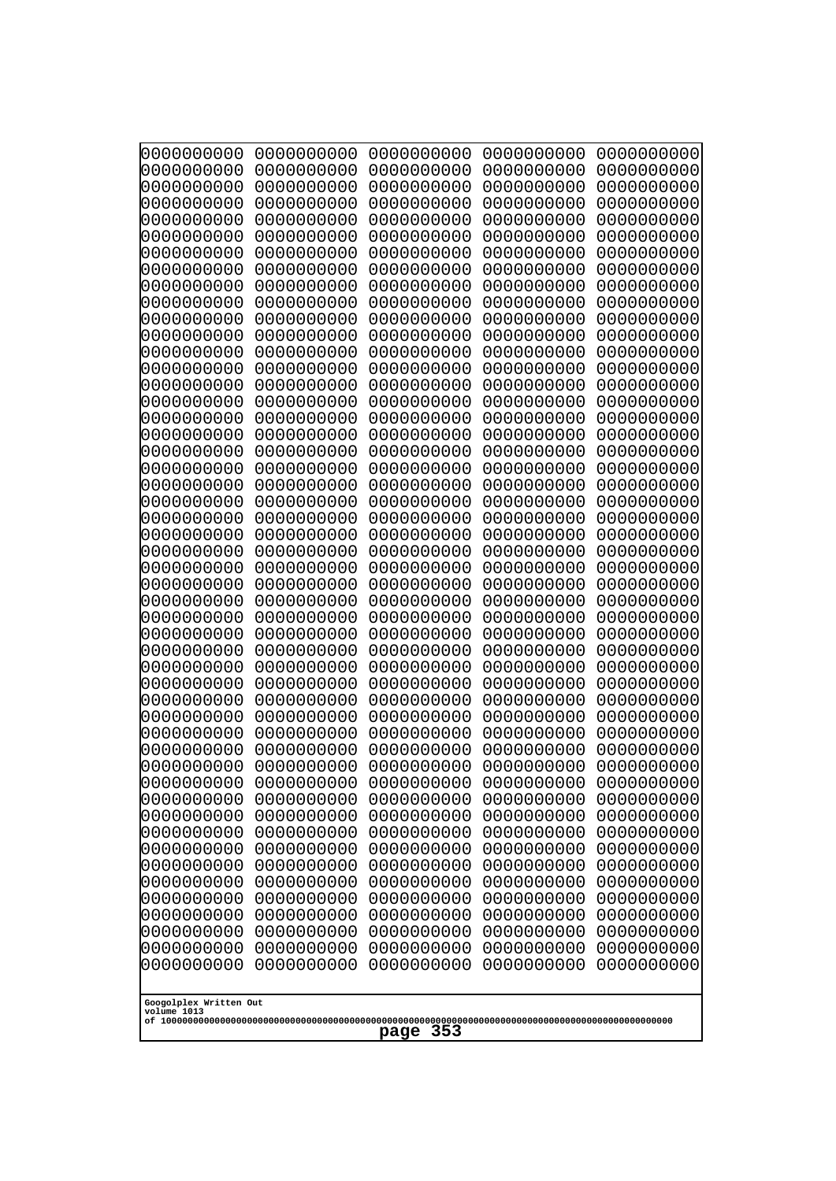```
0000000000 0000000000 0000000000 0000000000 0000000000
0000000000 0000000000 0000000000 0000000000 0000000000
0000000000 0000000000 0000000000 0000000000 0000000000
0000000000 0000000000 0000000000 0000000000 0000000000
0000000000 0000000000 0000000000 0000000000 0000000000
0000000000 0000000000 0000000000 0000000000 0000000000
0000000000 0000000000 0000000000 0000000000 0000000000
0000000000 0000000000 0000000000 0000000000 0000000000
0000000000 0000000000 0000000000 0000000000 0000000000
0000000000 0000000000 0000000000 0000000000 0000000000
0000000000 0000000000 0000000000 0000000000 0000000000
0000000000 0000000000 0000000000 0000000000 0000000000
0000000000 0000000000 0000000000 0000000000 0000000000
0000000000 0000000000 0000000000 0000000000 0000000000
0000000000 0000000000 0000000000 0000000000 0000000000
0000000000 0000000000 0000000000 0000000000 0000000000
0000000000 0000000000 0000000000 0000000000 0000000000
0000000000 0000000000 0000000000 0000000000 0000000000
0000000000 0000000000 0000000000 0000000000 0000000000
0000000000 0000000000 0000000000 0000000000 0000000000
0000000000 0000000000 0000000000 0000000000 0000000000
0000000000 0000000000 0000000000 0000000000 0000000000
0000000000 0000000000 0000000000 0000000000 0000000000
0000000000 0000000000 0000000000 0000000000 0000000000
0000000000 0000000000 0000000000 0000000000 0000000000
0000000000 0000000000 0000000000 0000000000 0000000000
0000000000 0000000000 0000000000 0000000000 0000000000
0000000000 0000000000 0000000000 0000000000 0000000000
0000000000 0000000000 0000000000 0000000000 0000000000
0000000000 0000000000 0000000000 0000000000 0000000000
0000000000 0000000000 0000000000 0000000000 0000000000
0000000000 0000000000 0000000000 0000000000 0000000000
0000000000 0000000000 0000000000 0000000000 0000000000
0000000000 0000000000 0000000000 0000000000 0000000000
0000000000 0000000000 0000000000 0000000000 0000000000
0000000000 0000000000 0000000000 0000000000 0000000000
0000000000 0000000000 0000000000 0000000000 0000000000
0000000000 0000000000 0000000000 0000000000 0000000000
0000000000 0000000000 0000000000 0000000000 0000000000
0000000000 0000000000 0000000000 0000000000 0000000000
0000000000 0000000000 0000000000 0000000000 0000000000
0000000000 0000000000 0000000000 0000000000 0000000000
0000000000 0000000000 0000000000 0000000000 0000000000
0000000000 0000000000 0000000000 0000000000 0000000000
0000000000 0000000000 0000000000 0000000000 0000000000
0000000000 0000000000 0000000000 0000000000 0000000000
0000000000 0000000000 0000000000 0000000000 0000000000
0000000000 0000000000 0000000000 0000000000 0000000000
0000000000 0000000000 0000000000 0000000000 0000000000
0000000000 0000000000 0000000000 0000000000 0000000000
```

Googolplex Written Out
volume 1013
of 10000000000000000000000000000000000000000000000000000000000000000000000000000000000000000000000000000

page 353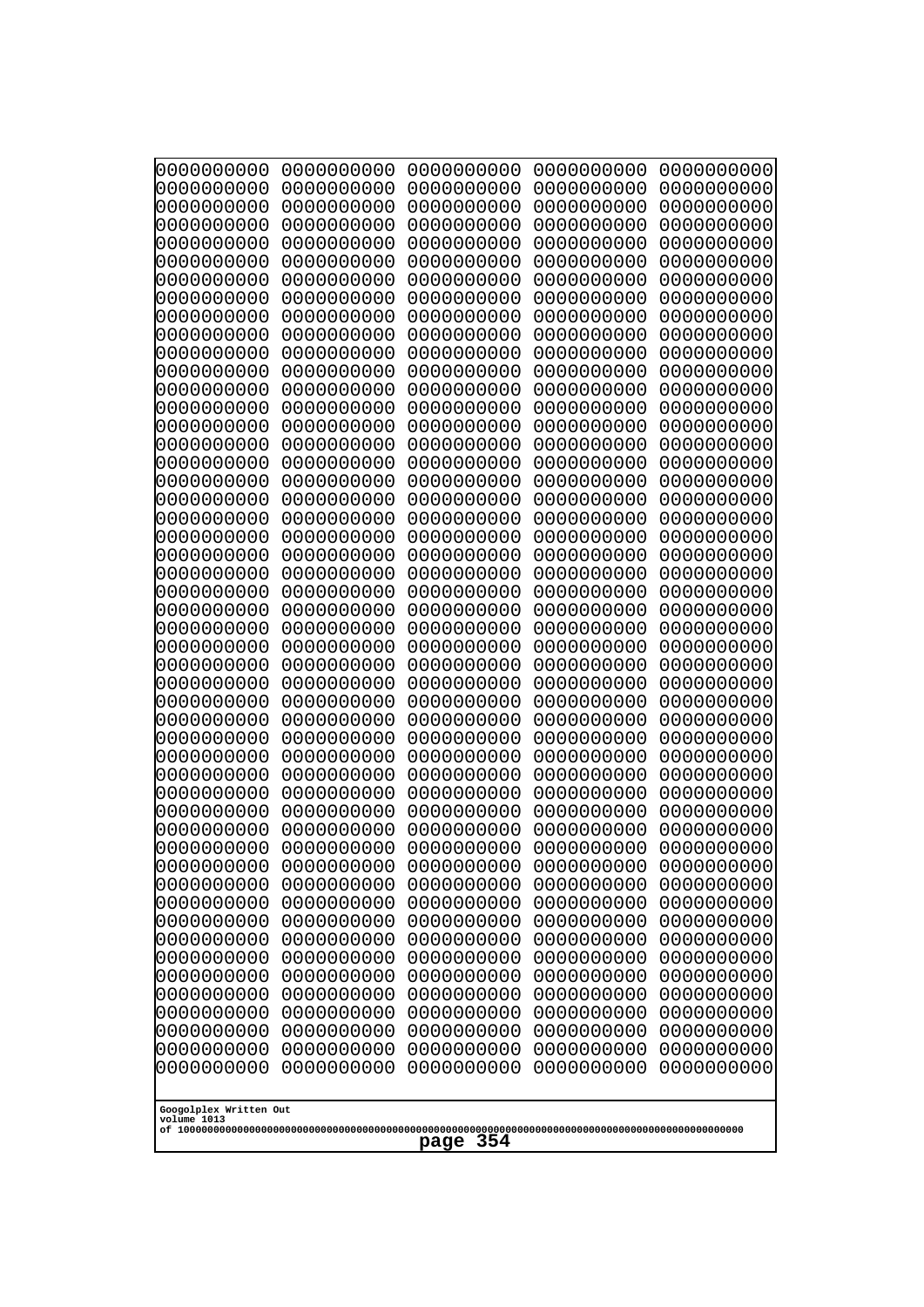```
0000000000 0000000000 0000000000 0000000000 0000000000
0000000000 0000000000 0000000000 0000000000 0000000000
0000000000 0000000000 0000000000 0000000000 0000000000
0000000000 0000000000 0000000000 0000000000 0000000000
0000000000 0000000000 0000000000 0000000000 0000000000
0000000000 0000000000 0000000000 0000000000 0000000000
0000000000 0000000000 0000000000 0000000000 0000000000
0000000000 0000000000 0000000000 0000000000 0000000000
0000000000 0000000000 0000000000 0000000000 0000000000
0000000000 0000000000 0000000000 0000000000 0000000000
0000000000 0000000000 0000000000 0000000000 0000000000
0000000000 0000000000 0000000000 0000000000 0000000000
0000000000 0000000000 0000000000 0000000000 0000000000
0000000000 0000000000 0000000000 0000000000 0000000000
0000000000 0000000000 0000000000 0000000000 0000000000
0000000000 0000000000 0000000000 0000000000 0000000000
0000000000 0000000000 0000000000 0000000000 0000000000
0000000000 0000000000 0000000000 0000000000 0000000000
0000000000 0000000000 0000000000 0000000000 0000000000
0000000000 0000000000 0000000000 0000000000 0000000000
0000000000 0000000000 0000000000 0000000000 0000000000
0000000000 0000000000 0000000000 0000000000 0000000000
0000000000 0000000000 0000000000 0000000000 0000000000
0000000000 0000000000 0000000000 0000000000 0000000000
0000000000 0000000000 0000000000 0000000000 0000000000
0000000000 0000000000 0000000000 0000000000 0000000000
0000000000 0000000000 0000000000 0000000000 0000000000
0000000000 0000000000 0000000000 0000000000 0000000000
0000000000 0000000000 0000000000 0000000000 0000000000
0000000000 0000000000 0000000000 0000000000 0000000000
0000000000 0000000000 0000000000 0000000000 0000000000
0000000000 0000000000 0000000000 0000000000 0000000000
0000000000 0000000000 0000000000 0000000000 0000000000
0000000000 0000000000 0000000000 0000000000 0000000000
0000000000 0000000000 0000000000 0000000000 0000000000
0000000000 0000000000 0000000000 0000000000 0000000000
0000000000 0000000000 0000000000 0000000000 0000000000
0000000000 0000000000 0000000000 0000000000 0000000000
0000000000 0000000000 0000000000 0000000000 0000000000
0000000000 0000000000 0000000000 0000000000 0000000000
0000000000 0000000000 0000000000 0000000000 0000000000
0000000000 0000000000 0000000000 0000000000 0000000000
0000000000 0000000000 0000000000 0000000000 0000000000
0000000000 0000000000 0000000000 0000000000 0000000000
0000000000 0000000000 0000000000 0000000000 0000000000
0000000000 0000000000 0000000000 0000000000 0000000000
0000000000 0000000000 0000000000 0000000000 0000000000
0000000000 0000000000 0000000000 0000000000 0000000000
0000000000 0000000000 0000000000 0000000000 0000000000
0000000000 0000000000 0000000000 0000000000 0000000000
```

Googolplex Written Out
volume 1013
of 10000000000000000000000000000000000000000000000000000000000000000000000000000000000000000000000000000

page 354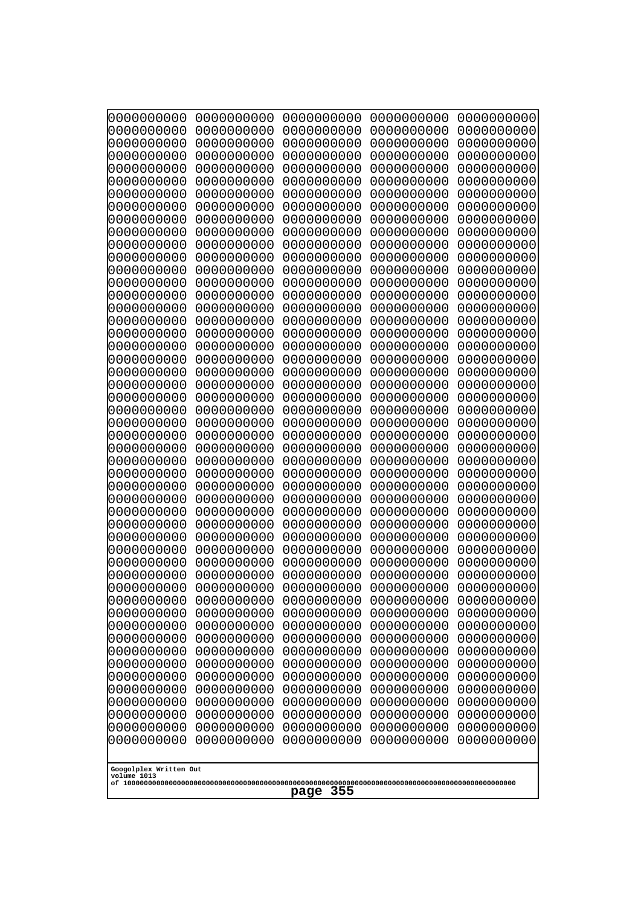```
0000000000 0000000000 0000000000 0000000000 0000000000
0000000000 0000000000 0000000000 0000000000 0000000000
0000000000 0000000000 0000000000 0000000000 0000000000
0000000000 0000000000 0000000000 0000000000 0000000000
0000000000 0000000000 0000000000 0000000000 0000000000
0000000000 0000000000 0000000000 0000000000 0000000000
0000000000 0000000000 0000000000 0000000000 0000000000
0000000000 0000000000 0000000000 0000000000 0000000000
0000000000 0000000000 0000000000 0000000000 0000000000
0000000000 0000000000 0000000000 0000000000 0000000000
0000000000 0000000000 0000000000 0000000000 0000000000
0000000000 0000000000 0000000000 0000000000 0000000000
0000000000 0000000000 0000000000 0000000000 0000000000
0000000000 0000000000 0000000000 0000000000 0000000000
0000000000 0000000000 0000000000 0000000000 0000000000
0000000000 0000000000 0000000000 0000000000 0000000000
0000000000 0000000000 0000000000 0000000000 0000000000
0000000000 0000000000 0000000000 0000000000 0000000000
0000000000 0000000000 0000000000 0000000000 0000000000
0000000000 0000000000 0000000000 0000000000 0000000000
0000000000 0000000000 0000000000 0000000000 0000000000
0000000000 0000000000 0000000000 0000000000 0000000000
0000000000 0000000000 0000000000 0000000000 0000000000
0000000000 0000000000 0000000000 0000000000 0000000000
0000000000 0000000000 0000000000 0000000000 0000000000
0000000000 0000000000 0000000000 0000000000 0000000000
0000000000 0000000000 0000000000 0000000000 0000000000
0000000000 0000000000 0000000000 0000000000 0000000000
0000000000 0000000000 0000000000 0000000000 0000000000
0000000000 0000000000 0000000000 0000000000 0000000000
0000000000 0000000000 0000000000 0000000000 0000000000
0000000000 0000000000 0000000000 0000000000 0000000000
0000000000 0000000000 0000000000 0000000000 0000000000
0000000000 0000000000 0000000000 0000000000 0000000000
0000000000 0000000000 0000000000 0000000000 0000000000
0000000000 0000000000 0000000000 0000000000 0000000000
0000000000 0000000000 0000000000 0000000000 0000000000
0000000000 0000000000 0000000000 0000000000 0000000000
0000000000 0000000000 0000000000 0000000000 0000000000
0000000000 0000000000 0000000000 0000000000 0000000000
0000000000 0000000000 0000000000 0000000000 0000000000
0000000000 0000000000 0000000000 0000000000 0000000000
0000000000 0000000000 0000000000 0000000000 0000000000
0000000000 0000000000 0000000000 0000000000 0000000000
0000000000 0000000000 0000000000 0000000000 0000000000
0000000000 0000000000 0000000000 0000000000 0000000000
0000000000 0000000000 0000000000 0000000000 0000000000
0000000000 0000000000 0000000000 0000000000 0000000000
0000000000 0000000000 0000000000 0000000000 0000000000
0000000000 0000000000 0000000000 0000000000 0000000000
```

Googolplex Written Out
volume 1013
of 10000000000000000000000000000000000000000000000000000000000000000000000000000000000000000000000000000

**page 355**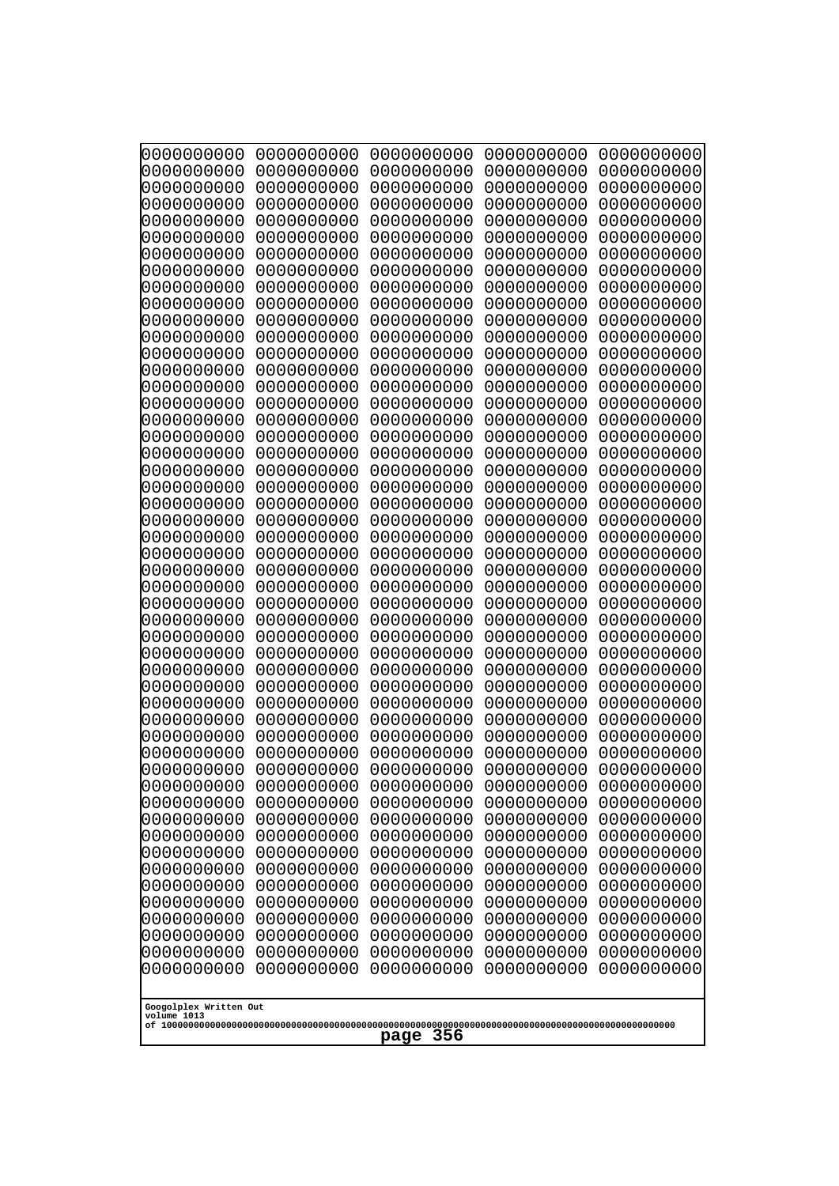```
0000000000 0000000000 0000000000 0000000000 0000000000
0000000000 0000000000 0000000000 0000000000 0000000000
0000000000 0000000000 0000000000 0000000000 0000000000
0000000000 0000000000 0000000000 0000000000 0000000000
0000000000 0000000000 0000000000 0000000000 0000000000
0000000000 0000000000 0000000000 0000000000 0000000000
0000000000 0000000000 0000000000 0000000000 0000000000
0000000000 0000000000 0000000000 0000000000 0000000000
0000000000 0000000000 0000000000 0000000000 0000000000
0000000000 0000000000 0000000000 0000000000 0000000000
0000000000 0000000000 0000000000 0000000000 0000000000
0000000000 0000000000 0000000000 0000000000 0000000000
0000000000 0000000000 0000000000 0000000000 0000000000
0000000000 0000000000 0000000000 0000000000 0000000000
0000000000 0000000000 0000000000 0000000000 0000000000
0000000000 0000000000 0000000000 0000000000 0000000000
0000000000 0000000000 0000000000 0000000000 0000000000
0000000000 0000000000 0000000000 0000000000 0000000000
0000000000 0000000000 0000000000 0000000000 0000000000
0000000000 0000000000 0000000000 0000000000 0000000000
0000000000 0000000000 0000000000 0000000000 0000000000
0000000000 0000000000 0000000000 0000000000 0000000000
0000000000 0000000000 0000000000 0000000000 0000000000
0000000000 0000000000 0000000000 0000000000 0000000000
0000000000 0000000000 0000000000 0000000000 0000000000
0000000000 0000000000 0000000000 0000000000 0000000000
0000000000 0000000000 0000000000 0000000000 0000000000
0000000000 0000000000 0000000000 0000000000 0000000000
0000000000 0000000000 0000000000 0000000000 0000000000
0000000000 0000000000 0000000000 0000000000 0000000000
0000000000 0000000000 0000000000 0000000000 0000000000
0000000000 0000000000 0000000000 0000000000 0000000000
0000000000 0000000000 0000000000 0000000000 0000000000
0000000000 0000000000 0000000000 0000000000 0000000000
0000000000 0000000000 0000000000 0000000000 0000000000
0000000000 0000000000 0000000000 0000000000 0000000000
0000000000 0000000000 0000000000 0000000000 0000000000
0000000000 0000000000 0000000000 0000000000 0000000000
0000000000 0000000000 0000000000 0000000000 0000000000
0000000000 0000000000 0000000000 0000000000 0000000000
0000000000 0000000000 0000000000 0000000000 0000000000
0000000000 0000000000 0000000000 0000000000 0000000000
0000000000 0000000000 0000000000 0000000000 0000000000
0000000000 0000000000 0000000000 0000000000 0000000000
0000000000 0000000000 0000000000 0000000000 0000000000
0000000000 0000000000 0000000000 0000000000 0000000000
0000000000 0000000000 0000000000 0000000000 0000000000
0000000000 0000000000 0000000000 0000000000 0000000000
0000000000 0000000000 0000000000 0000000000 0000000000
0000000000 0000000000 0000000000 0000000000 0000000000
```

Googolplex Written Out
volume 1013
of 10000000000000000000000000000000000000000000000000000000000000000000000000000000000000000000000000000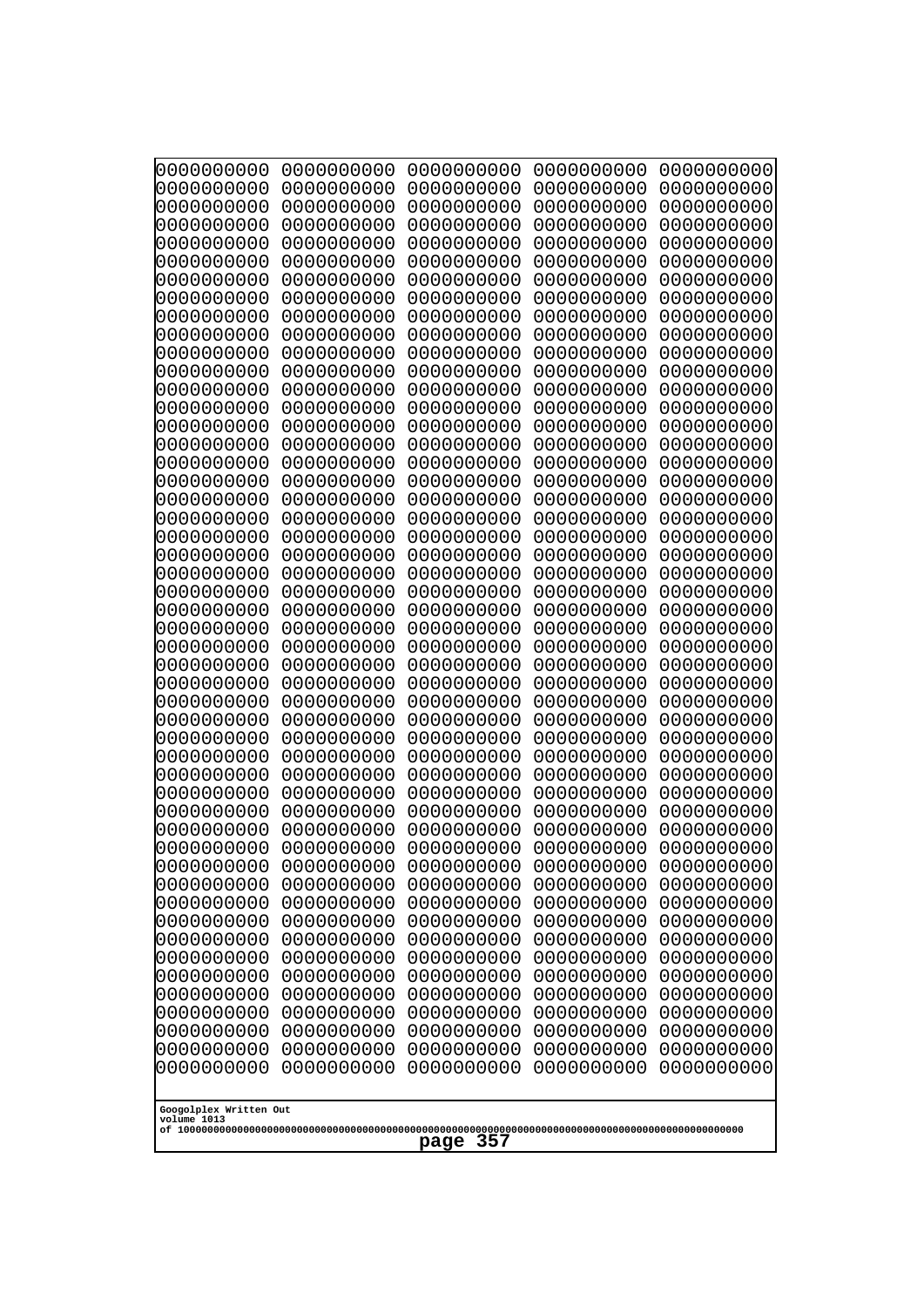```
0000000000 0000000000 0000000000 0000000000 0000000000
0000000000 0000000000 0000000000 0000000000 0000000000
0000000000 0000000000 0000000000 0000000000 0000000000
0000000000 0000000000 0000000000 0000000000 0000000000
0000000000 0000000000 0000000000 0000000000 0000000000
0000000000 0000000000 0000000000 0000000000 0000000000
0000000000 0000000000 0000000000 0000000000 0000000000
0000000000 0000000000 0000000000 0000000000 0000000000
0000000000 0000000000 0000000000 0000000000 0000000000
0000000000 0000000000 0000000000 0000000000 0000000000
0000000000 0000000000 0000000000 0000000000 0000000000
0000000000 0000000000 0000000000 0000000000 0000000000
0000000000 0000000000 0000000000 0000000000 0000000000
0000000000 0000000000 0000000000 0000000000 0000000000
0000000000 0000000000 0000000000 0000000000 0000000000
0000000000 0000000000 0000000000 0000000000 0000000000
0000000000 0000000000 0000000000 0000000000 0000000000
0000000000 0000000000 0000000000 0000000000 0000000000
0000000000 0000000000 0000000000 0000000000 0000000000
0000000000 0000000000 0000000000 0000000000 0000000000
0000000000 0000000000 0000000000 0000000000 0000000000
0000000000 0000000000 0000000000 0000000000 0000000000
0000000000 0000000000 0000000000 0000000000 0000000000
0000000000 0000000000 0000000000 0000000000 0000000000
0000000000 0000000000 0000000000 0000000000 0000000000
0000000000 0000000000 0000000000 0000000000 0000000000
0000000000 0000000000 0000000000 0000000000 0000000000
0000000000 0000000000 0000000000 0000000000 0000000000
0000000000 0000000000 0000000000 0000000000 0000000000
0000000000 0000000000 0000000000 0000000000 0000000000
0000000000 0000000000 0000000000 0000000000 0000000000
0000000000 0000000000 0000000000 0000000000 0000000000
0000000000 0000000000 0000000000 0000000000 0000000000
0000000000 0000000000 0000000000 0000000000 0000000000
0000000000 0000000000 0000000000 0000000000 0000000000
0000000000 0000000000 0000000000 0000000000 0000000000
0000000000 0000000000 0000000000 0000000000 0000000000
0000000000 0000000000 0000000000 0000000000 0000000000
0000000000 0000000000 0000000000 0000000000 0000000000
0000000000 0000000000 0000000000 0000000000 0000000000
0000000000 0000000000 0000000000 0000000000 0000000000
0000000000 0000000000 0000000000 0000000000 0000000000
0000000000 0000000000 0000000000 0000000000 0000000000
0000000000 0000000000 0000000000 0000000000 0000000000
0000000000 0000000000 0000000000 0000000000 0000000000
0000000000 0000000000 0000000000 0000000000 0000000000
0000000000 0000000000 0000000000 0000000000 0000000000
0000000000 0000000000 0000000000 0000000000 0000000000
0000000000 0000000000 0000000000 0000000000 0000000000
0000000000 0000000000 0000000000 0000000000 0000000000
```

Googolplex Written Out
volume 1013
of 10000000000000000000000000000000000000000000000000000000000000000000000000000000000000000000000000000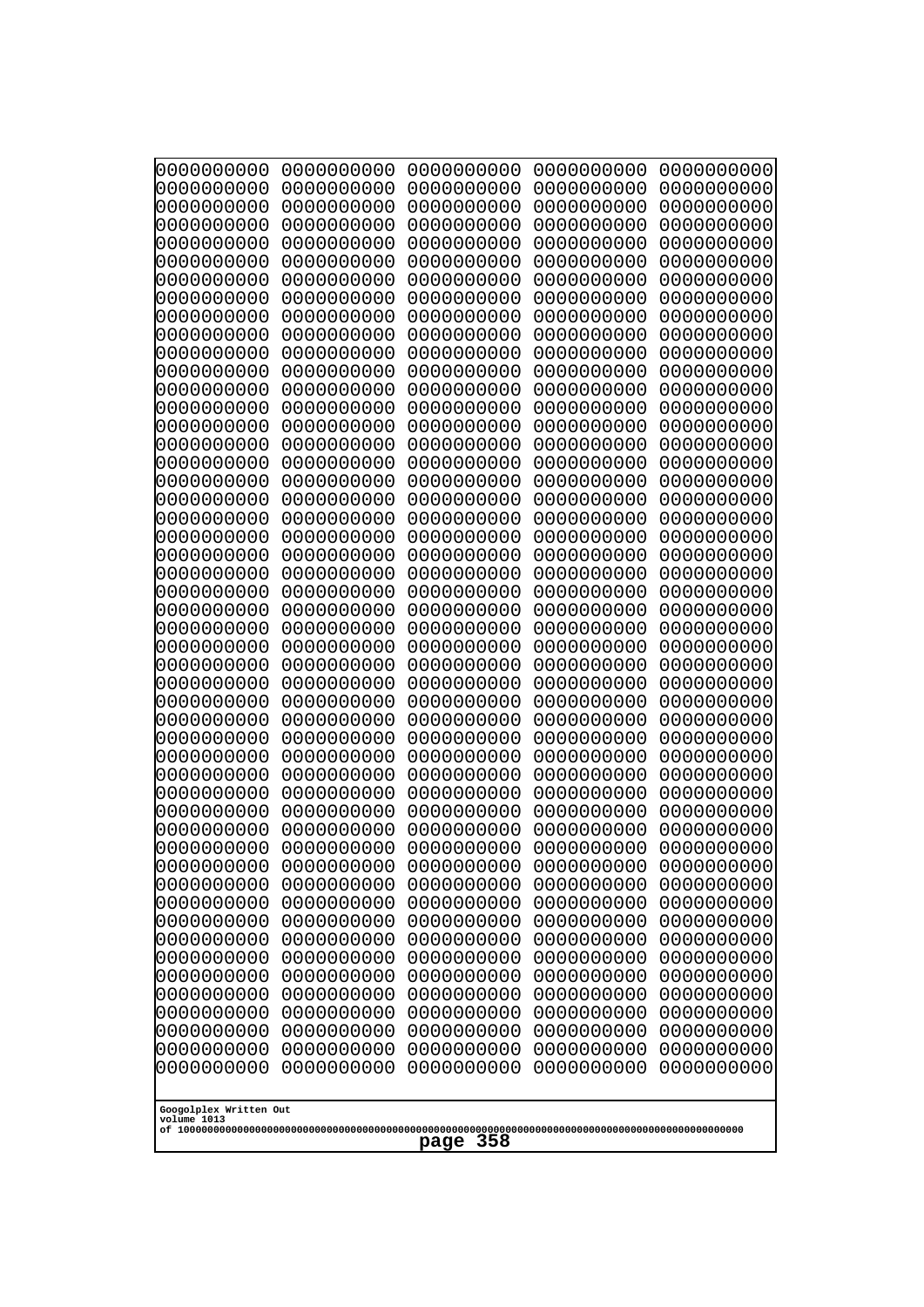0000000000 0000000000 0000000000 0000000000 0000000000
0000000000 0000000000 0000000000 0000000000 0000000000
0000000000 0000000000 0000000000 0000000000 0000000000
0000000000 0000000000 0000000000 0000000000 0000000000
0000000000 0000000000 0000000000 0000000000 0000000000
0000000000 0000000000 0000000000 0000000000 0000000000
0000000000 0000000000 0000000000 0000000000 0000000000
0000000000 0000000000 0000000000 0000000000 0000000000
0000000000 0000000000 0000000000 0000000000 0000000000
0000000000 0000000000 0000000000 0000000000 0000000000
0000000000 0000000000 0000000000 0000000000 0000000000
0000000000 0000000000 0000000000 0000000000 0000000000
0000000000 0000000000 0000000000 0000000000 0000000000
0000000000 0000000000 0000000000 0000000000 0000000000
0000000000 0000000000 0000000000 0000000000 0000000000
0000000000 0000000000 0000000000 0000000000 0000000000
0000000000 0000000000 0000000000 0000000000 0000000000
0000000000 0000000000 0000000000 0000000000 0000000000
0000000000 0000000000 0000000000 0000000000 0000000000
0000000000 0000000000 0000000000 0000000000 0000000000
0000000000 0000000000 0000000000 0000000000 0000000000
0000000000 0000000000 0000000000 0000000000 0000000000
0000000000 0000000000 0000000000 0000000000 0000000000
0000000000 0000000000 0000000000 0000000000 0000000000
0000000000 0000000000 0000000000 0000000000 0000000000
0000000000 0000000000 0000000000 0000000000 0000000000
0000000000 0000000000 0000000000 0000000000 0000000000
0000000000 0000000000 0000000000 0000000000 0000000000
0000000000 0000000000 0000000000 0000000000 0000000000
0000000000 0000000000 0000000000 0000000000 0000000000
0000000000 0000000000 0000000000 0000000000 0000000000
0000000000 0000000000 0000000000 0000000000 0000000000
0000000000 0000000000 0000000000 0000000000 0000000000
0000000000 0000000000 0000000000 0000000000 0000000000
0000000000 0000000000 0000000000 0000000000 0000000000
0000000000 0000000000 0000000000 0000000000 0000000000
0000000000 0000000000 0000000000 0000000000 0000000000
0000000000 0000000000 0000000000 0000000000 0000000000
0000000000 0000000000 0000000000 0000000000 0000000000
0000000000 0000000000 0000000000 0000000000 0000000000
0000000000 0000000000 0000000000 0000000000 0000000000
0000000000 0000000000 0000000000 0000000000 0000000000
0000000000 0000000000 0000000000 0000000000 0000000000
0000000000 0000000000 0000000000 0000000000 0000000000
0000000000 0000000000 0000000000 0000000000 0000000000
0000000000 0000000000 0000000000 0000000000 0000000000
0000000000 0000000000 0000000000 0000000000 0000000000
0000000000 0000000000 0000000000 0000000000 0000000000
0000000000 0000000000 0000000000 0000000000 0000000000
0000000000 0000000000 0000000000 0000000000 0000000000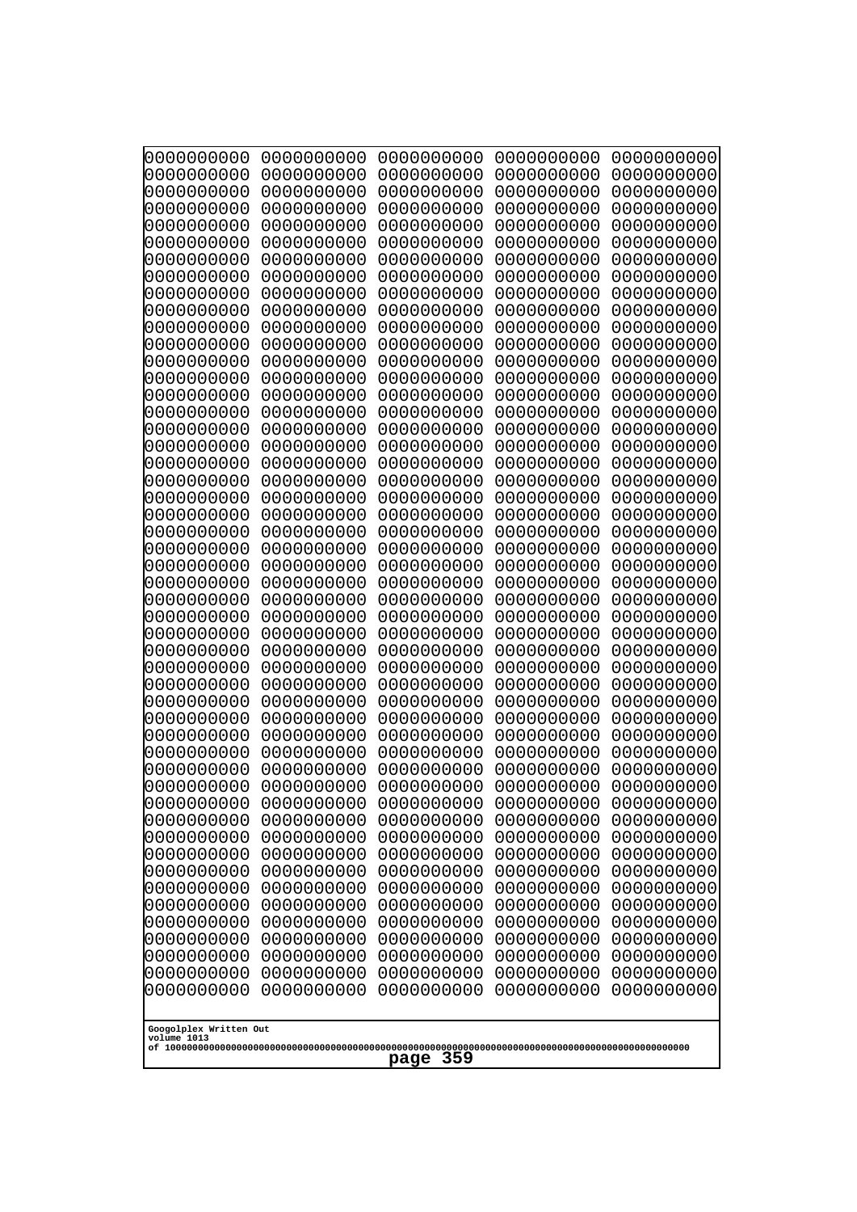```
0000000000 0000000000 0000000000 0000000000 0000000000
0000000000 0000000000 0000000000 0000000000 0000000000
0000000000 0000000000 0000000000 0000000000 0000000000
0000000000 0000000000 0000000000 0000000000 0000000000
0000000000 0000000000 0000000000 0000000000 0000000000
0000000000 0000000000 0000000000 0000000000 0000000000
0000000000 0000000000 0000000000 0000000000 0000000000
0000000000 0000000000 0000000000 0000000000 0000000000
0000000000 0000000000 0000000000 0000000000 0000000000
0000000000 0000000000 0000000000 0000000000 0000000000
0000000000 0000000000 0000000000 0000000000 0000000000
0000000000 0000000000 0000000000 0000000000 0000000000
0000000000 0000000000 0000000000 0000000000 0000000000
0000000000 0000000000 0000000000 0000000000 0000000000
0000000000 0000000000 0000000000 0000000000 0000000000
0000000000 0000000000 0000000000 0000000000 0000000000
0000000000 0000000000 0000000000 0000000000 0000000000
0000000000 0000000000 0000000000 0000000000 0000000000
0000000000 0000000000 0000000000 0000000000 0000000000
0000000000 0000000000 0000000000 0000000000 0000000000
0000000000 0000000000 0000000000 0000000000 0000000000
0000000000 0000000000 0000000000 0000000000 0000000000
0000000000 0000000000 0000000000 0000000000 0000000000
0000000000 0000000000 0000000000 0000000000 0000000000
0000000000 0000000000 0000000000 0000000000 0000000000
0000000000 0000000000 0000000000 0000000000 0000000000
0000000000 0000000000 0000000000 0000000000 0000000000
0000000000 0000000000 0000000000 0000000000 0000000000
0000000000 0000000000 0000000000 0000000000 0000000000
0000000000 0000000000 0000000000 0000000000 0000000000
0000000000 0000000000 0000000000 0000000000 0000000000
0000000000 0000000000 0000000000 0000000000 0000000000
0000000000 0000000000 0000000000 0000000000 0000000000
0000000000 0000000000 0000000000 0000000000 0000000000
0000000000 0000000000 0000000000 0000000000 0000000000
0000000000 0000000000 0000000000 0000000000 0000000000
0000000000 0000000000 0000000000 0000000000 0000000000
0000000000 0000000000 0000000000 0000000000 0000000000
0000000000 0000000000 0000000000 0000000000 0000000000
0000000000 0000000000 0000000000 0000000000 0000000000
0000000000 0000000000 0000000000 0000000000 0000000000
0000000000 0000000000 0000000000 0000000000 0000000000
0000000000 0000000000 0000000000 0000000000 0000000000
0000000000 0000000000 0000000000 0000000000 0000000000
0000000000 0000000000 0000000000 0000000000 0000000000
0000000000 0000000000 0000000000 0000000000 0000000000
0000000000 0000000000 0000000000 0000000000 0000000000
0000000000 0000000000 0000000000 0000000000 0000000000
0000000000 0000000000 0000000000 0000000000 0000000000
0000000000 0000000000 0000000000 0000000000 0000000000
```

Googolplex Written Out
volume 1013
of 10000000000000000000000000000000000000000000000000000000000000000000000000000000000000000000000000000

**page 359**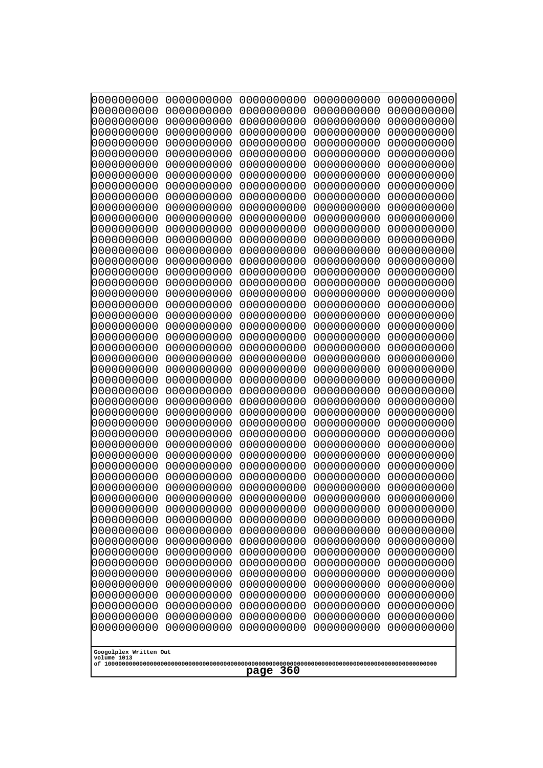```
0000000000 0000000000 0000000000 0000000000 0000000000
0000000000 0000000000 0000000000 0000000000 0000000000
0000000000 0000000000 0000000000 0000000000 0000000000
0000000000 0000000000 0000000000 0000000000 0000000000
0000000000 0000000000 0000000000 0000000000 0000000000
0000000000 0000000000 0000000000 0000000000 0000000000
0000000000 0000000000 0000000000 0000000000 0000000000
0000000000 0000000000 0000000000 0000000000 0000000000
0000000000 0000000000 0000000000 0000000000 0000000000
0000000000 0000000000 0000000000 0000000000 0000000000
0000000000 0000000000 0000000000 0000000000 0000000000
0000000000 0000000000 0000000000 0000000000 0000000000
0000000000 0000000000 0000000000 0000000000 0000000000
0000000000 0000000000 0000000000 0000000000 0000000000
0000000000 0000000000 0000000000 0000000000 0000000000
0000000000 0000000000 0000000000 0000000000 0000000000
0000000000 0000000000 0000000000 0000000000 0000000000
0000000000 0000000000 0000000000 0000000000 0000000000
0000000000 0000000000 0000000000 0000000000 0000000000
0000000000 0000000000 0000000000 0000000000 0000000000
0000000000 0000000000 0000000000 0000000000 0000000000
0000000000 0000000000 0000000000 0000000000 0000000000
0000000000 0000000000 0000000000 0000000000 0000000000
0000000000 0000000000 0000000000 0000000000 0000000000
0000000000 0000000000 0000000000 0000000000 0000000000
0000000000 0000000000 0000000000 0000000000 0000000000
0000000000 0000000000 0000000000 0000000000 0000000000
0000000000 0000000000 0000000000 0000000000 0000000000
0000000000 0000000000 0000000000 0000000000 0000000000
0000000000 0000000000 0000000000 0000000000 0000000000
0000000000 0000000000 0000000000 0000000000 0000000000
0000000000 0000000000 0000000000 0000000000 0000000000
0000000000 0000000000 0000000000 0000000000 0000000000
0000000000 0000000000 0000000000 0000000000 0000000000
0000000000 0000000000 0000000000 0000000000 0000000000
0000000000 0000000000 0000000000 0000000000 0000000000
0000000000 0000000000 0000000000 0000000000 0000000000
0000000000 0000000000 0000000000 0000000000 0000000000
0000000000 0000000000 0000000000 0000000000 0000000000
0000000000 0000000000 0000000000 0000000000 0000000000
0000000000 0000000000 0000000000 0000000000 0000000000
0000000000 0000000000 0000000000 0000000000 0000000000
0000000000 0000000000 0000000000 0000000000 0000000000
0000000000 0000000000 0000000000 0000000000 0000000000
0000000000 0000000000 0000000000 0000000000 0000000000
0000000000 0000000000 0000000000 0000000000 0000000000
0000000000 0000000000 0000000000 0000000000 0000000000
0000000000 0000000000 0000000000 0000000000 0000000000
0000000000 0000000000 0000000000 0000000000 0000000000
0000000000 0000000000 0000000000 0000000000 0000000000
```

Googolplex Written Out
volume 1013
of 10000000000000000000000000000000000000000000000000000000000000000000000000000000000000000000000000000

page 360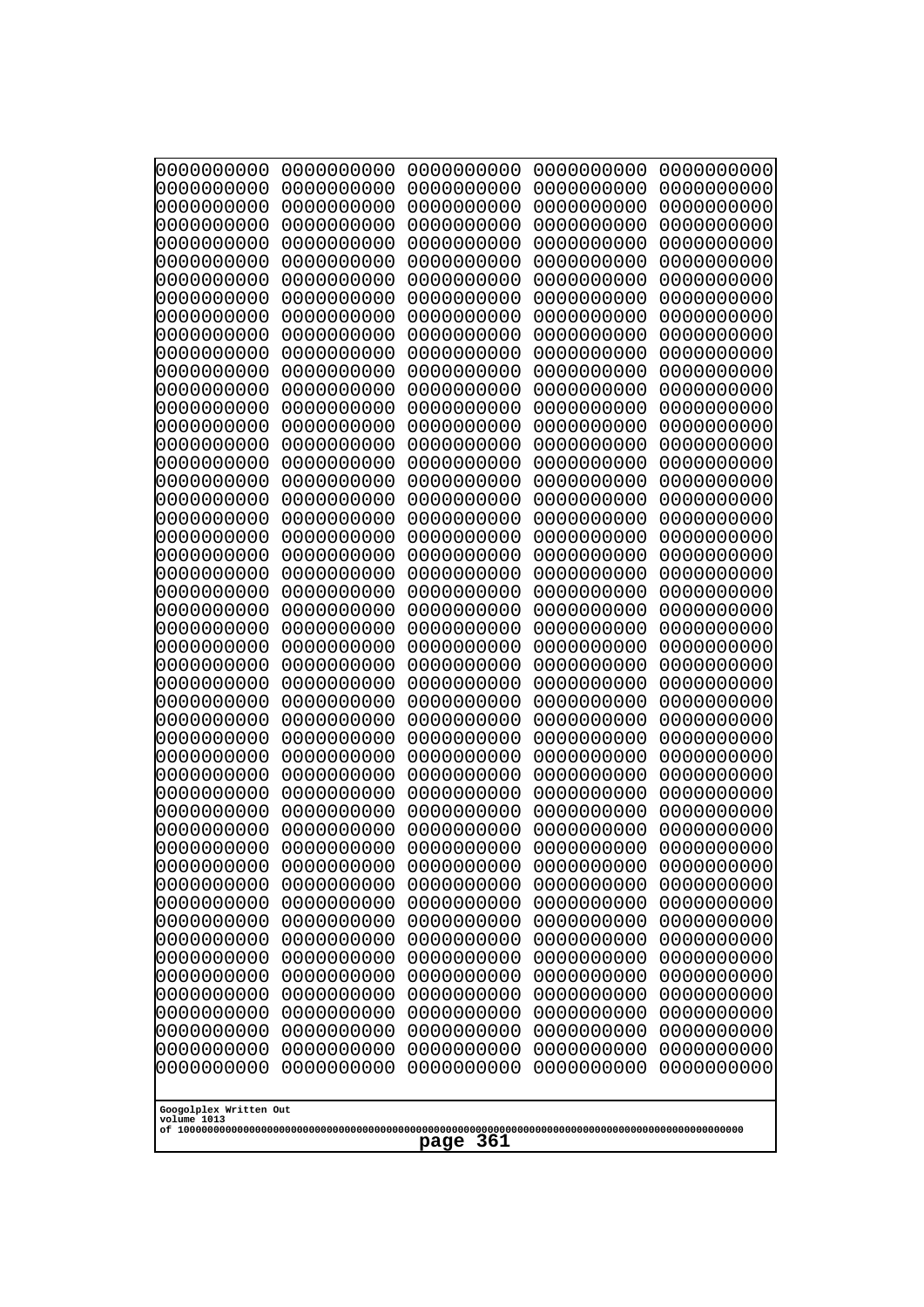```
0000000000 0000000000 0000000000 0000000000 0000000000
0000000000 0000000000 0000000000 0000000000 0000000000
0000000000 0000000000 0000000000 0000000000 0000000000
0000000000 0000000000 0000000000 0000000000 0000000000
0000000000 0000000000 0000000000 0000000000 0000000000
0000000000 0000000000 0000000000 0000000000 0000000000
0000000000 0000000000 0000000000 0000000000 0000000000
0000000000 0000000000 0000000000 0000000000 0000000000
0000000000 0000000000 0000000000 0000000000 0000000000
0000000000 0000000000 0000000000 0000000000 0000000000
0000000000 0000000000 0000000000 0000000000 0000000000
0000000000 0000000000 0000000000 0000000000 0000000000
0000000000 0000000000 0000000000 0000000000 0000000000
0000000000 0000000000 0000000000 0000000000 0000000000
0000000000 0000000000 0000000000 0000000000 0000000000
0000000000 0000000000 0000000000 0000000000 0000000000
0000000000 0000000000 0000000000 0000000000 0000000000
0000000000 0000000000 0000000000 0000000000 0000000000
0000000000 0000000000 0000000000 0000000000 0000000000
0000000000 0000000000 0000000000 0000000000 0000000000
0000000000 0000000000 0000000000 0000000000 0000000000
0000000000 0000000000 0000000000 0000000000 0000000000
0000000000 0000000000 0000000000 0000000000 0000000000
0000000000 0000000000 0000000000 0000000000 0000000000
0000000000 0000000000 0000000000 0000000000 0000000000
0000000000 0000000000 0000000000 0000000000 0000000000
0000000000 0000000000 0000000000 0000000000 0000000000
0000000000 0000000000 0000000000 0000000000 0000000000
0000000000 0000000000 0000000000 0000000000 0000000000
0000000000 0000000000 0000000000 0000000000 0000000000
0000000000 0000000000 0000000000 0000000000 0000000000
0000000000 0000000000 0000000000 0000000000 0000000000
0000000000 0000000000 0000000000 0000000000 0000000000
0000000000 0000000000 0000000000 0000000000 0000000000
0000000000 0000000000 0000000000 0000000000 0000000000
0000000000 0000000000 0000000000 0000000000 0000000000
0000000000 0000000000 0000000000 0000000000 0000000000
0000000000 0000000000 0000000000 0000000000 0000000000
0000000000 0000000000 0000000000 0000000000 0000000000
0000000000 0000000000 0000000000 0000000000 0000000000
0000000000 0000000000 0000000000 0000000000 0000000000
0000000000 0000000000 0000000000 0000000000 0000000000
0000000000 0000000000 0000000000 0000000000 0000000000
0000000000 0000000000 0000000000 0000000000 0000000000
0000000000 0000000000 0000000000 0000000000 0000000000
0000000000 0000000000 0000000000 0000000000 0000000000
0000000000 0000000000 0000000000 0000000000 0000000000
0000000000 0000000000 0000000000 0000000000 0000000000
0000000000 0000000000 0000000000 0000000000 0000000000
0000000000 0000000000 0000000000 0000000000 0000000000
```

Googolplex Written Out
volume 1013
of 10000000000000000000000000000000000000000000000000000000000000000000000000000000000000000000000000000

page 361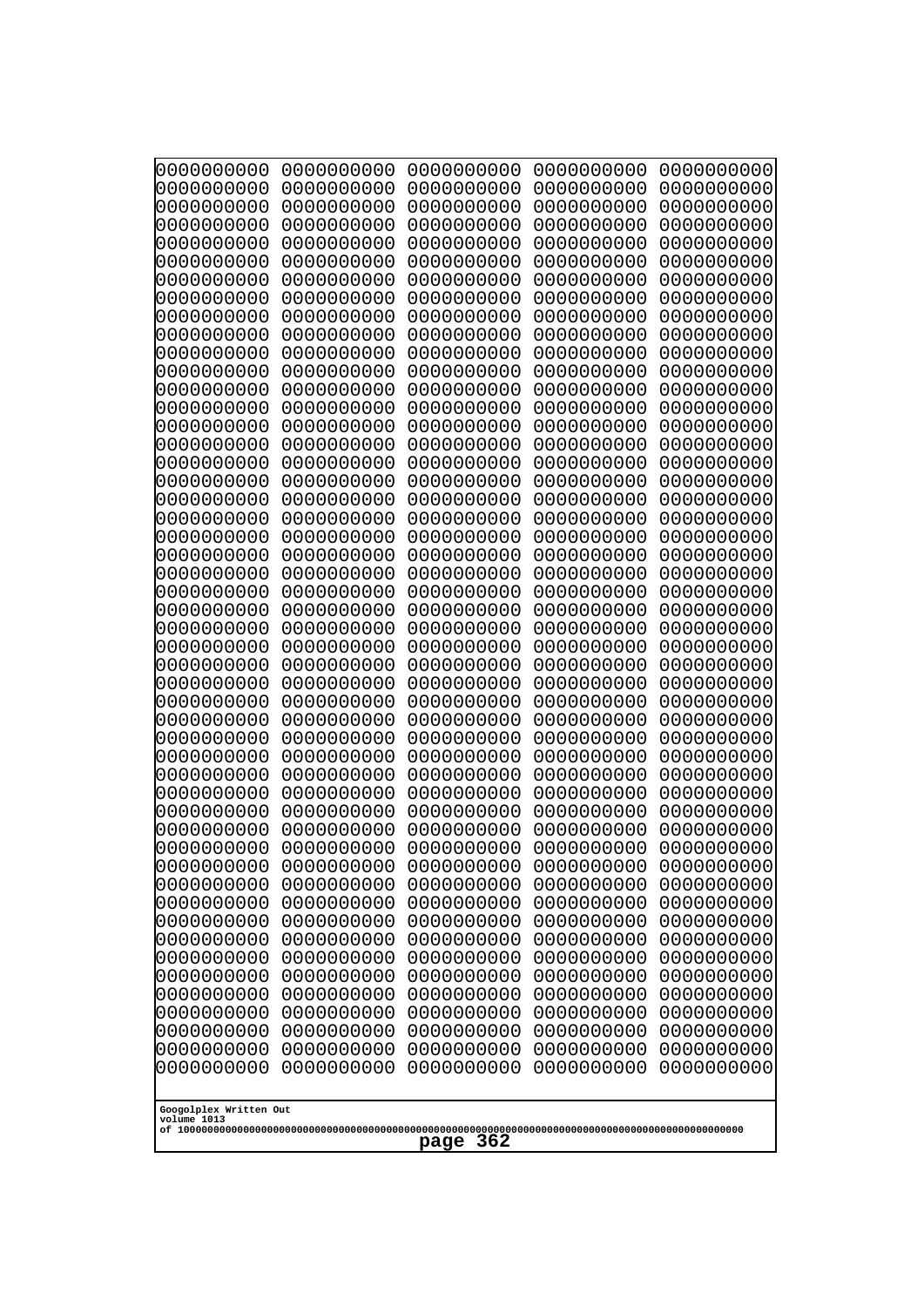```
0000000000 0000000000 0000000000 0000000000 0000000000
0000000000 0000000000 0000000000 0000000000 0000000000
0000000000 0000000000 0000000000 0000000000 0000000000
0000000000 0000000000 0000000000 0000000000 0000000000
0000000000 0000000000 0000000000 0000000000 0000000000
0000000000 0000000000 0000000000 0000000000 0000000000
0000000000 0000000000 0000000000 0000000000 0000000000
0000000000 0000000000 0000000000 0000000000 0000000000
0000000000 0000000000 0000000000 0000000000 0000000000
0000000000 0000000000 0000000000 0000000000 0000000000
0000000000 0000000000 0000000000 0000000000 0000000000
0000000000 0000000000 0000000000 0000000000 0000000000
0000000000 0000000000 0000000000 0000000000 0000000000
0000000000 0000000000 0000000000 0000000000 0000000000
0000000000 0000000000 0000000000 0000000000 0000000000
0000000000 0000000000 0000000000 0000000000 0000000000
0000000000 0000000000 0000000000 0000000000 0000000000
0000000000 0000000000 0000000000 0000000000 0000000000
0000000000 0000000000 0000000000 0000000000 0000000000
0000000000 0000000000 0000000000 0000000000 0000000000
0000000000 0000000000 0000000000 0000000000 0000000000
0000000000 0000000000 0000000000 0000000000 0000000000
0000000000 0000000000 0000000000 0000000000 0000000000
0000000000 0000000000 0000000000 0000000000 0000000000
0000000000 0000000000 0000000000 0000000000 0000000000
0000000000 0000000000 0000000000 0000000000 0000000000
0000000000 0000000000 0000000000 0000000000 0000000000
0000000000 0000000000 0000000000 0000000000 0000000000
0000000000 0000000000 0000000000 0000000000 0000000000
0000000000 0000000000 0000000000 0000000000 0000000000
0000000000 0000000000 0000000000 0000000000 0000000000
0000000000 0000000000 0000000000 0000000000 0000000000
0000000000 0000000000 0000000000 0000000000 0000000000
0000000000 0000000000 0000000000 0000000000 0000000000
0000000000 0000000000 0000000000 0000000000 0000000000
0000000000 0000000000 0000000000 0000000000 0000000000
0000000000 0000000000 0000000000 0000000000 0000000000
0000000000 0000000000 0000000000 0000000000 0000000000
0000000000 0000000000 0000000000 0000000000 0000000000
0000000000 0000000000 0000000000 0000000000 0000000000
0000000000 0000000000 0000000000 0000000000 0000000000
0000000000 0000000000 0000000000 0000000000 0000000000
0000000000 0000000000 0000000000 0000000000 0000000000
0000000000 0000000000 0000000000 0000000000 0000000000
0000000000 0000000000 0000000000 0000000000 0000000000
0000000000 0000000000 0000000000 0000000000 0000000000
0000000000 0000000000 0000000000 0000000000 0000000000
0000000000 0000000000 0000000000 0000000000 0000000000
0000000000 0000000000 0000000000 0000000000 0000000000
0000000000 0000000000 0000000000 0000000000 0000000000
```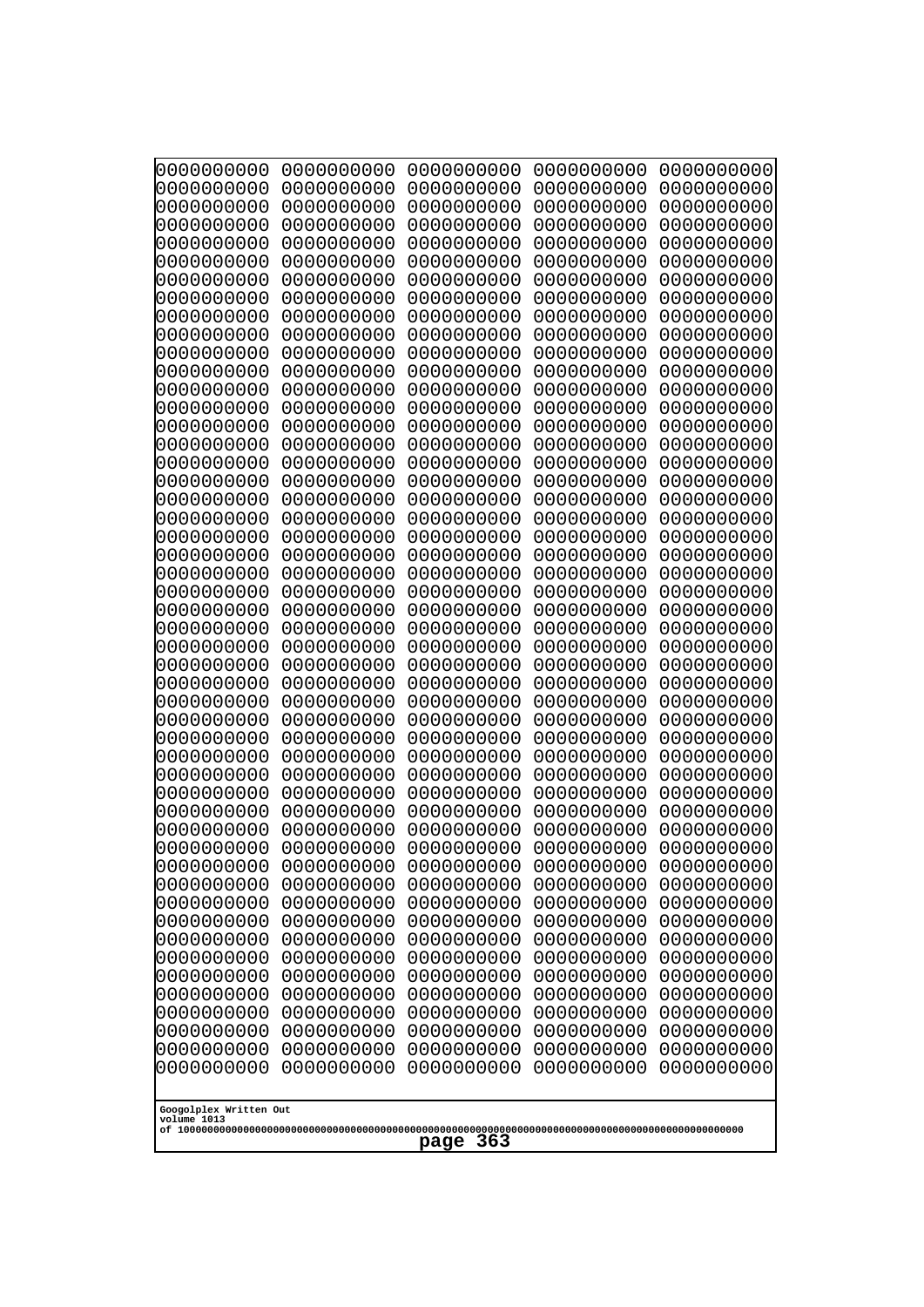```
0000000000 0000000000 0000000000 0000000000 0000000000
0000000000 0000000000 0000000000 0000000000 0000000000
0000000000 0000000000 0000000000 0000000000 0000000000
0000000000 0000000000 0000000000 0000000000 0000000000
0000000000 0000000000 0000000000 0000000000 0000000000
0000000000 0000000000 0000000000 0000000000 0000000000
0000000000 0000000000 0000000000 0000000000 0000000000
0000000000 0000000000 0000000000 0000000000 0000000000
0000000000 0000000000 0000000000 0000000000 0000000000
0000000000 0000000000 0000000000 0000000000 0000000000
0000000000 0000000000 0000000000 0000000000 0000000000
0000000000 0000000000 0000000000 0000000000 0000000000
0000000000 0000000000 0000000000 0000000000 0000000000
0000000000 0000000000 0000000000 0000000000 0000000000
0000000000 0000000000 0000000000 0000000000 0000000000
0000000000 0000000000 0000000000 0000000000 0000000000
0000000000 0000000000 0000000000 0000000000 0000000000
0000000000 0000000000 0000000000 0000000000 0000000000
0000000000 0000000000 0000000000 0000000000 0000000000
0000000000 0000000000 0000000000 0000000000 0000000000
0000000000 0000000000 0000000000 0000000000 0000000000
0000000000 0000000000 0000000000 0000000000 0000000000
0000000000 0000000000 0000000000 0000000000 0000000000
0000000000 0000000000 0000000000 0000000000 0000000000
0000000000 0000000000 0000000000 0000000000 0000000000
0000000000 0000000000 0000000000 0000000000 0000000000
0000000000 0000000000 0000000000 0000000000 0000000000
0000000000 0000000000 0000000000 0000000000 0000000000
0000000000 0000000000 0000000000 0000000000 0000000000
0000000000 0000000000 0000000000 0000000000 0000000000
0000000000 0000000000 0000000000 0000000000 0000000000
0000000000 0000000000 0000000000 0000000000 0000000000
0000000000 0000000000 0000000000 0000000000 0000000000
0000000000 0000000000 0000000000 0000000000 0000000000
0000000000 0000000000 0000000000 0000000000 0000000000
0000000000 0000000000 0000000000 0000000000 0000000000
0000000000 0000000000 0000000000 0000000000 0000000000
0000000000 0000000000 0000000000 0000000000 0000000000
0000000000 0000000000 0000000000 0000000000 0000000000
0000000000 0000000000 0000000000 0000000000 0000000000
0000000000 0000000000 0000000000 0000000000 0000000000
0000000000 0000000000 0000000000 0000000000 0000000000
0000000000 0000000000 0000000000 0000000000 0000000000
0000000000 0000000000 0000000000 0000000000 0000000000
0000000000 0000000000 0000000000 0000000000 0000000000
0000000000 0000000000 0000000000 0000000000 0000000000
0000000000 0000000000 0000000000 0000000000 0000000000
0000000000 0000000000 0000000000 0000000000 0000000000
0000000000 0000000000 0000000000 0000000000 0000000000
0000000000 0000000000 0000000000 0000000000 0000000000
```

Googolplex Written Out
volume 1013
of 10000000000000000000000000000000000000000000000000000000000000000000000000000000000000000000000000000

page 363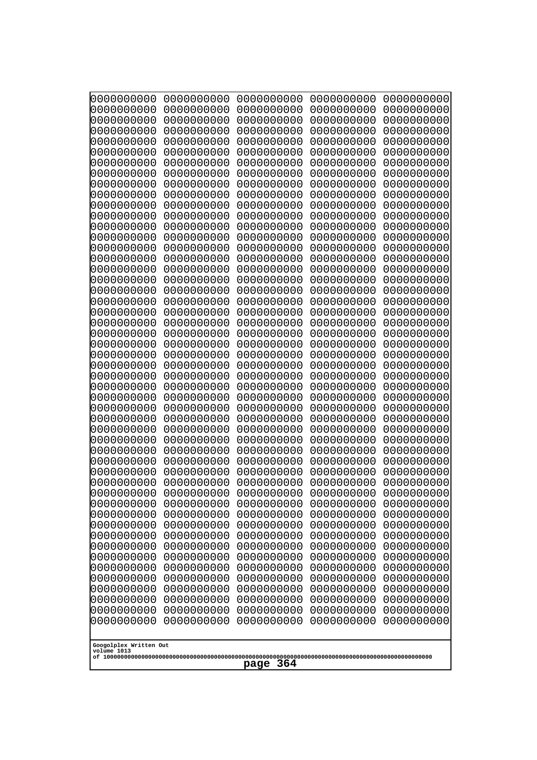```
0000000000 0000000000 0000000000 0000000000 0000000000
0000000000 0000000000 0000000000 0000000000 0000000000
0000000000 0000000000 0000000000 0000000000 0000000000
0000000000 0000000000 0000000000 0000000000 0000000000
0000000000 0000000000 0000000000 0000000000 0000000000
0000000000 0000000000 0000000000 0000000000 0000000000
0000000000 0000000000 0000000000 0000000000 0000000000
0000000000 0000000000 0000000000 0000000000 0000000000
0000000000 0000000000 0000000000 0000000000 0000000000
0000000000 0000000000 0000000000 0000000000 0000000000
0000000000 0000000000 0000000000 0000000000 0000000000
0000000000 0000000000 0000000000 0000000000 0000000000
0000000000 0000000000 0000000000 0000000000 0000000000
0000000000 0000000000 0000000000 0000000000 0000000000
0000000000 0000000000 0000000000 0000000000 0000000000
0000000000 0000000000 0000000000 0000000000 0000000000
0000000000 0000000000 0000000000 0000000000 0000000000
0000000000 0000000000 0000000000 0000000000 0000000000
0000000000 0000000000 0000000000 0000000000 0000000000
0000000000 0000000000 0000000000 0000000000 0000000000
0000000000 0000000000 0000000000 0000000000 0000000000
0000000000 0000000000 0000000000 0000000000 0000000000
0000000000 0000000000 0000000000 0000000000 0000000000
0000000000 0000000000 0000000000 0000000000 0000000000
0000000000 0000000000 0000000000 0000000000 0000000000
0000000000 0000000000 0000000000 0000000000 0000000000
0000000000 0000000000 0000000000 0000000000 0000000000
0000000000 0000000000 0000000000 0000000000 0000000000
0000000000 0000000000 0000000000 0000000000 0000000000
0000000000 0000000000 0000000000 0000000000 0000000000
0000000000 0000000000 0000000000 0000000000 0000000000
0000000000 0000000000 0000000000 0000000000 0000000000
0000000000 0000000000 0000000000 0000000000 0000000000
0000000000 0000000000 0000000000 0000000000 0000000000
0000000000 0000000000 0000000000 0000000000 0000000000
0000000000 0000000000 0000000000 0000000000 0000000000
0000000000 0000000000 0000000000 0000000000 0000000000
0000000000 0000000000 0000000000 0000000000 0000000000
0000000000 0000000000 0000000000 0000000000 0000000000
0000000000 0000000000 0000000000 0000000000 0000000000
0000000000 0000000000 0000000000 0000000000 0000000000
0000000000 0000000000 0000000000 0000000000 0000000000
0000000000 0000000000 0000000000 0000000000 0000000000
0000000000 0000000000 0000000000 0000000000 0000000000
0000000000 0000000000 0000000000 0000000000 0000000000
0000000000 0000000000 0000000000 0000000000 0000000000
0000000000 0000000000 0000000000 0000000000 0000000000
0000000000 0000000000 0000000000 0000000000 0000000000
0000000000 0000000000 0000000000 0000000000 0000000000
0000000000 0000000000 0000000000 0000000000 0000000000
```

Googolplex Written Out
volume 1013
of 10000000000000000000000000000000000000000000000000000000000000000000000000000000000000000000000000000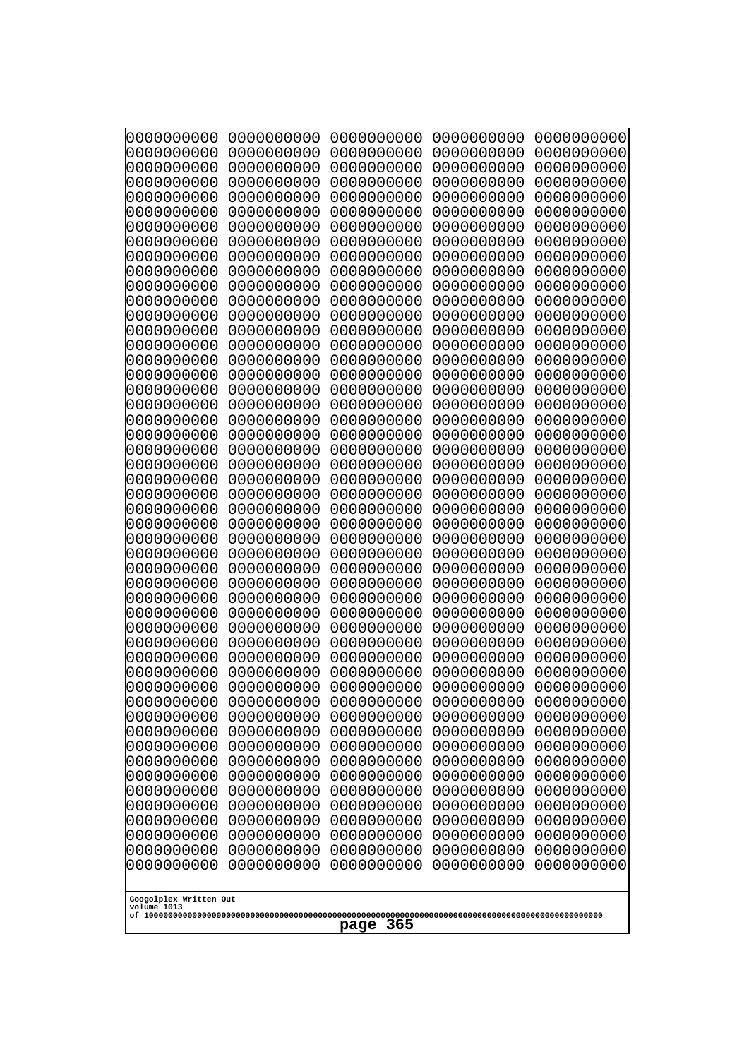```
0000000000 0000000000 0000000000 0000000000 0000000000
0000000000 0000000000 0000000000 0000000000 0000000000
0000000000 0000000000 0000000000 0000000000 0000000000
0000000000 0000000000 0000000000 0000000000 0000000000
0000000000 0000000000 0000000000 0000000000 0000000000
0000000000 0000000000 0000000000 0000000000 0000000000
0000000000 0000000000 0000000000 0000000000 0000000000
0000000000 0000000000 0000000000 0000000000 0000000000
0000000000 0000000000 0000000000 0000000000 0000000000
0000000000 0000000000 0000000000 0000000000 0000000000
0000000000 0000000000 0000000000 0000000000 0000000000
0000000000 0000000000 0000000000 0000000000 0000000000
0000000000 0000000000 0000000000 0000000000 0000000000
0000000000 0000000000 0000000000 0000000000 0000000000
0000000000 0000000000 0000000000 0000000000 0000000000
0000000000 0000000000 0000000000 0000000000 0000000000
0000000000 0000000000 0000000000 0000000000 0000000000
0000000000 0000000000 0000000000 0000000000 0000000000
0000000000 0000000000 0000000000 0000000000 0000000000
0000000000 0000000000 0000000000 0000000000 0000000000
0000000000 0000000000 0000000000 0000000000 0000000000
0000000000 0000000000 0000000000 0000000000 0000000000
0000000000 0000000000 0000000000 0000000000 0000000000
0000000000 0000000000 0000000000 0000000000 0000000000
0000000000 0000000000 0000000000 0000000000 0000000000
0000000000 0000000000 0000000000 0000000000 0000000000
0000000000 0000000000 0000000000 0000000000 0000000000
0000000000 0000000000 0000000000 0000000000 0000000000
0000000000 0000000000 0000000000 0000000000 0000000000
0000000000 0000000000 0000000000 0000000000 0000000000
0000000000 0000000000 0000000000 0000000000 0000000000
0000000000 0000000000 0000000000 0000000000 0000000000
0000000000 0000000000 0000000000 0000000000 0000000000
0000000000 0000000000 0000000000 0000000000 0000000000
0000000000 0000000000 0000000000 0000000000 0000000000
0000000000 0000000000 0000000000 0000000000 0000000000
0000000000 0000000000 0000000000 0000000000 0000000000
0000000000 0000000000 0000000000 0000000000 0000000000
0000000000 0000000000 0000000000 0000000000 0000000000
0000000000 0000000000 0000000000 0000000000 0000000000
0000000000 0000000000 0000000000 0000000000 0000000000
0000000000 0000000000 0000000000 0000000000 0000000000
0000000000 0000000000 0000000000 0000000000 0000000000
0000000000 0000000000 0000000000 0000000000 0000000000
0000000000 0000000000 0000000000 0000000000 0000000000
0000000000 0000000000 0000000000 0000000000 0000000000
0000000000 0000000000 0000000000 0000000000 0000000000
0000000000 0000000000 0000000000 0000000000 0000000000
0000000000 0000000000 0000000000 0000000000 0000000000
0000000000 0000000000 0000000000 0000000000 0000000000
```

Googolplex Written Out
volume 1013
of 10000000000000000000000000000000000000000000000000000000000000000000000000000000000000000000000000000

page 365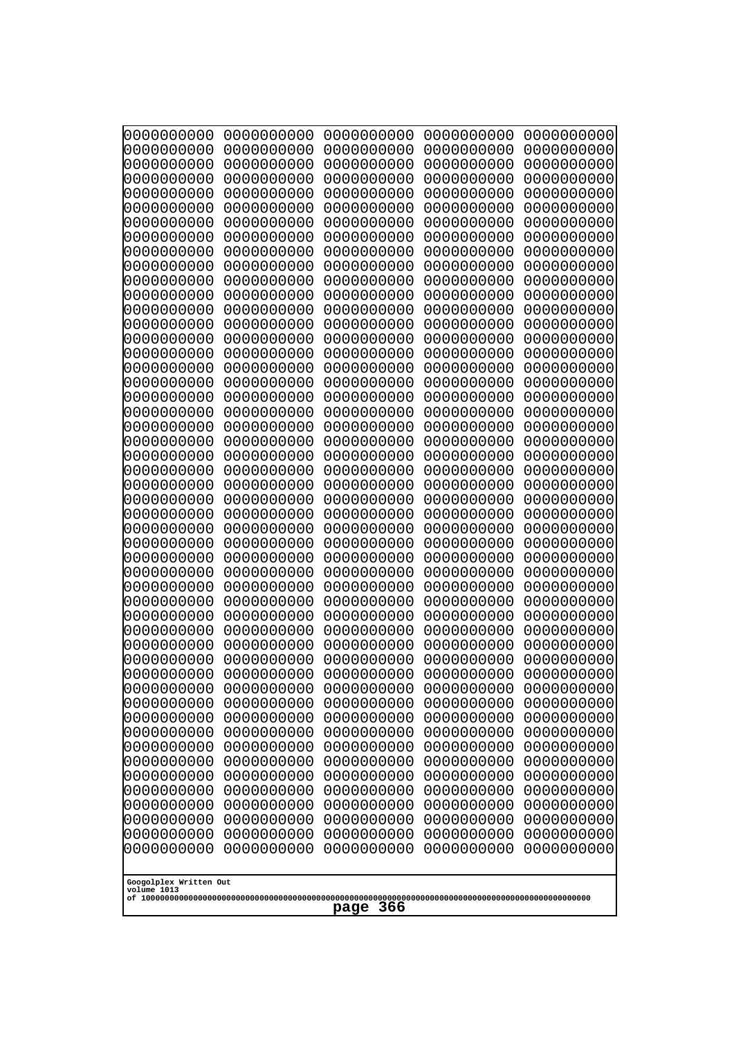```
0000000000 0000000000 0000000000 0000000000 0000000000
0000000000 0000000000 0000000000 0000000000 0000000000
0000000000 0000000000 0000000000 0000000000 0000000000
0000000000 0000000000 0000000000 0000000000 0000000000
0000000000 0000000000 0000000000 0000000000 0000000000
0000000000 0000000000 0000000000 0000000000 0000000000
0000000000 0000000000 0000000000 0000000000 0000000000
0000000000 0000000000 0000000000 0000000000 0000000000
0000000000 0000000000 0000000000 0000000000 0000000000
0000000000 0000000000 0000000000 0000000000 0000000000
0000000000 0000000000 0000000000 0000000000 0000000000
0000000000 0000000000 0000000000 0000000000 0000000000
0000000000 0000000000 0000000000 0000000000 0000000000
0000000000 0000000000 0000000000 0000000000 0000000000
0000000000 0000000000 0000000000 0000000000 0000000000
0000000000 0000000000 0000000000 0000000000 0000000000
0000000000 0000000000 0000000000 0000000000 0000000000
0000000000 0000000000 0000000000 0000000000 0000000000
0000000000 0000000000 0000000000 0000000000 0000000000
0000000000 0000000000 0000000000 0000000000 0000000000
0000000000 0000000000 0000000000 0000000000 0000000000
0000000000 0000000000 0000000000 0000000000 0000000000
0000000000 0000000000 0000000000 0000000000 0000000000
0000000000 0000000000 0000000000 0000000000 0000000000
0000000000 0000000000 0000000000 0000000000 0000000000
0000000000 0000000000 0000000000 0000000000 0000000000
0000000000 0000000000 0000000000 0000000000 0000000000
0000000000 0000000000 0000000000 0000000000 0000000000
0000000000 0000000000 0000000000 0000000000 0000000000
0000000000 0000000000 0000000000 0000000000 0000000000
0000000000 0000000000 0000000000 0000000000 0000000000
0000000000 0000000000 0000000000 0000000000 0000000000
0000000000 0000000000 0000000000 0000000000 0000000000
0000000000 0000000000 0000000000 0000000000 0000000000
0000000000 0000000000 0000000000 0000000000 0000000000
0000000000 0000000000 0000000000 0000000000 0000000000
0000000000 0000000000 0000000000 0000000000 0000000000
0000000000 0000000000 0000000000 0000000000 0000000000
0000000000 0000000000 0000000000 0000000000 0000000000
0000000000 0000000000 0000000000 0000000000 0000000000
0000000000 0000000000 0000000000 0000000000 0000000000
0000000000 0000000000 0000000000 0000000000 0000000000
0000000000 0000000000 0000000000 0000000000 0000000000
0000000000 0000000000 0000000000 0000000000 0000000000
0000000000 0000000000 0000000000 0000000000 0000000000
0000000000 0000000000 0000000000 0000000000 0000000000
0000000000 0000000000 0000000000 0000000000 0000000000
0000000000 0000000000 0000000000 0000000000 0000000000
0000000000 0000000000 0000000000 0000000000 0000000000
0000000000 0000000000 0000000000 0000000000 0000000000
```

Googolplex Written Out
volume 1013
of 10000000000000000000000000000000000000000000000000000000000000000000000000000000000000000000000000000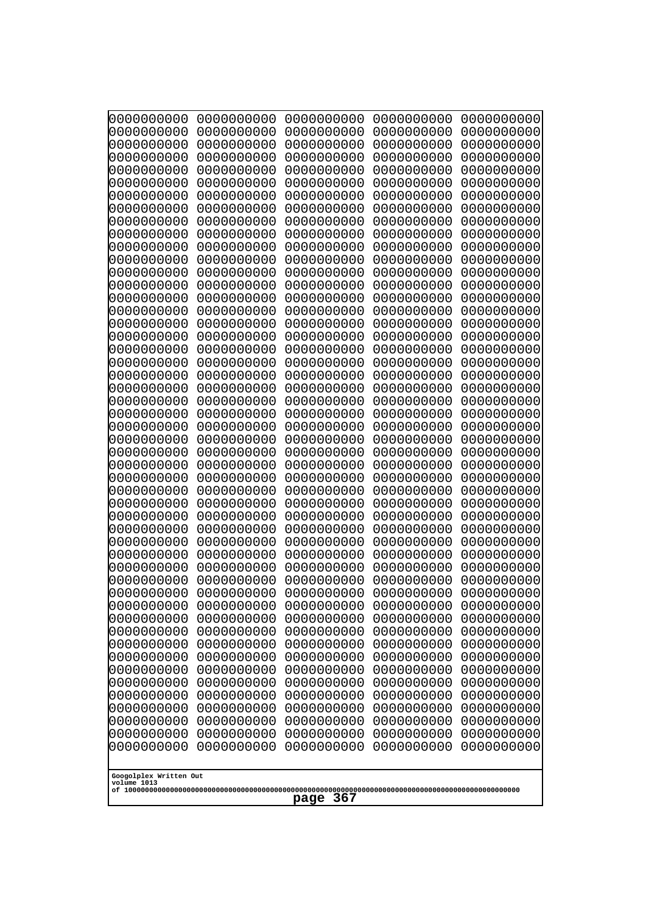```
0000000000 0000000000 0000000000 0000000000 0000000000
0000000000 0000000000 0000000000 0000000000 0000000000
0000000000 0000000000 0000000000 0000000000 0000000000
0000000000 0000000000 0000000000 0000000000 0000000000
0000000000 0000000000 0000000000 0000000000 0000000000
0000000000 0000000000 0000000000 0000000000 0000000000
0000000000 0000000000 0000000000 0000000000 0000000000
0000000000 0000000000 0000000000 0000000000 0000000000
0000000000 0000000000 0000000000 0000000000 0000000000
0000000000 0000000000 0000000000 0000000000 0000000000
0000000000 0000000000 0000000000 0000000000 0000000000
0000000000 0000000000 0000000000 0000000000 0000000000
0000000000 0000000000 0000000000 0000000000 0000000000
0000000000 0000000000 0000000000 0000000000 0000000000
0000000000 0000000000 0000000000 0000000000 0000000000
0000000000 0000000000 0000000000 0000000000 0000000000
0000000000 0000000000 0000000000 0000000000 0000000000
0000000000 0000000000 0000000000 0000000000 0000000000
0000000000 0000000000 0000000000 0000000000 0000000000
0000000000 0000000000 0000000000 0000000000 0000000000
0000000000 0000000000 0000000000 0000000000 0000000000
0000000000 0000000000 0000000000 0000000000 0000000000
0000000000 0000000000 0000000000 0000000000 0000000000
0000000000 0000000000 0000000000 0000000000 0000000000
0000000000 0000000000 0000000000 0000000000 0000000000
0000000000 0000000000 0000000000 0000000000 0000000000
0000000000 0000000000 0000000000 0000000000 0000000000
0000000000 0000000000 0000000000 0000000000 0000000000
0000000000 0000000000 0000000000 0000000000 0000000000
0000000000 0000000000 0000000000 0000000000 0000000000
0000000000 0000000000 0000000000 0000000000 0000000000
0000000000 0000000000 0000000000 0000000000 0000000000
0000000000 0000000000 0000000000 0000000000 0000000000
0000000000 0000000000 0000000000 0000000000 0000000000
0000000000 0000000000 0000000000 0000000000 0000000000
0000000000 0000000000 0000000000 0000000000 0000000000
0000000000 0000000000 0000000000 0000000000 0000000000
0000000000 0000000000 0000000000 0000000000 0000000000
0000000000 0000000000 0000000000 0000000000 0000000000
0000000000 0000000000 0000000000 0000000000 0000000000
0000000000 0000000000 0000000000 0000000000 0000000000
0000000000 0000000000 0000000000 0000000000 0000000000
0000000000 0000000000 0000000000 0000000000 0000000000
0000000000 0000000000 0000000000 0000000000 0000000000
0000000000 0000000000 0000000000 0000000000 0000000000
0000000000 0000000000 0000000000 0000000000 0000000000
0000000000 0000000000 0000000000 0000000000 0000000000
0000000000 0000000000 0000000000 0000000000 0000000000
0000000000 0000000000 0000000000 0000000000 0000000000
0000000000 0000000000 0000000000 0000000000 0000000000
```

Googolplex Written Out
volume 1013
of 10000000000000000000000000000000000000000000000000000000000000000000000000000000000000000000000000000

page 367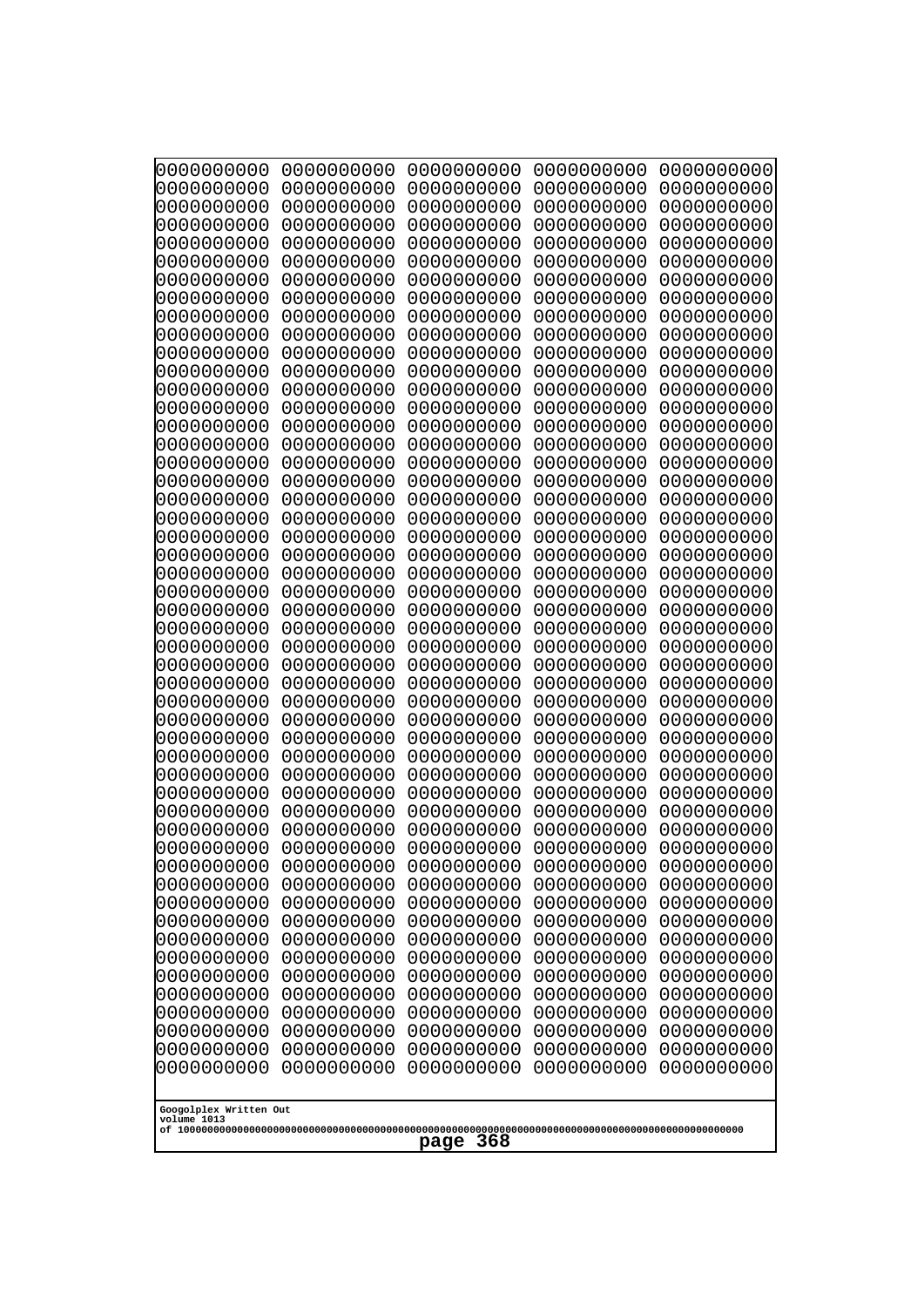```
0000000000 0000000000 0000000000 0000000000 0000000000
0000000000 0000000000 0000000000 0000000000 0000000000
0000000000 0000000000 0000000000 0000000000 0000000000
0000000000 0000000000 0000000000 0000000000 0000000000
0000000000 0000000000 0000000000 0000000000 0000000000
0000000000 0000000000 0000000000 0000000000 0000000000
0000000000 0000000000 0000000000 0000000000 0000000000
0000000000 0000000000 0000000000 0000000000 0000000000
0000000000 0000000000 0000000000 0000000000 0000000000
0000000000 0000000000 0000000000 0000000000 0000000000
0000000000 0000000000 0000000000 0000000000 0000000000
0000000000 0000000000 0000000000 0000000000 0000000000
0000000000 0000000000 0000000000 0000000000 0000000000
0000000000 0000000000 0000000000 0000000000 0000000000
0000000000 0000000000 0000000000 0000000000 0000000000
0000000000 0000000000 0000000000 0000000000 0000000000
0000000000 0000000000 0000000000 0000000000 0000000000
0000000000 0000000000 0000000000 0000000000 0000000000
0000000000 0000000000 0000000000 0000000000 0000000000
0000000000 0000000000 0000000000 0000000000 0000000000
0000000000 0000000000 0000000000 0000000000 0000000000
0000000000 0000000000 0000000000 0000000000 0000000000
0000000000 0000000000 0000000000 0000000000 0000000000
0000000000 0000000000 0000000000 0000000000 0000000000
0000000000 0000000000 0000000000 0000000000 0000000000
0000000000 0000000000 0000000000 0000000000 0000000000
0000000000 0000000000 0000000000 0000000000 0000000000
0000000000 0000000000 0000000000 0000000000 0000000000
0000000000 0000000000 0000000000 0000000000 0000000000
0000000000 0000000000 0000000000 0000000000 0000000000
0000000000 0000000000 0000000000 0000000000 0000000000
0000000000 0000000000 0000000000 0000000000 0000000000
0000000000 0000000000 0000000000 0000000000 0000000000
0000000000 0000000000 0000000000 0000000000 0000000000
0000000000 0000000000 0000000000 0000000000 0000000000
0000000000 0000000000 0000000000 0000000000 0000000000
0000000000 0000000000 0000000000 0000000000 0000000000
0000000000 0000000000 0000000000 0000000000 0000000000
0000000000 0000000000 0000000000 0000000000 0000000000
0000000000 0000000000 0000000000 0000000000 0000000000
0000000000 0000000000 0000000000 0000000000 0000000000
0000000000 0000000000 0000000000 0000000000 0000000000
0000000000 0000000000 0000000000 0000000000 0000000000
0000000000 0000000000 0000000000 0000000000 0000000000
0000000000 0000000000 0000000000 0000000000 0000000000
0000000000 0000000000 0000000000 0000000000 0000000000
0000000000 0000000000 0000000000 0000000000 0000000000
0000000000 0000000000 0000000000 0000000000 0000000000
0000000000 0000000000 0000000000 0000000000 0000000000
0000000000 0000000000 0000000000 0000000000 0000000000
```

Googolplex Written Out
volume 1013
of 10000000000000000000000000000000000000000000000000000000000000000000000000000000000000000000000000000

page 368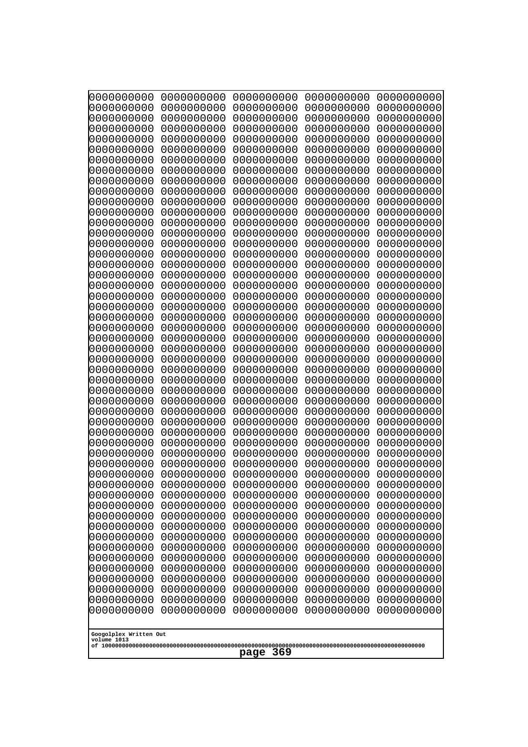```
0000000000 0000000000 0000000000 0000000000 0000000000
0000000000 0000000000 0000000000 0000000000 0000000000
0000000000 0000000000 0000000000 0000000000 0000000000
0000000000 0000000000 0000000000 0000000000 0000000000
0000000000 0000000000 0000000000 0000000000 0000000000
0000000000 0000000000 0000000000 0000000000 0000000000
0000000000 0000000000 0000000000 0000000000 0000000000
0000000000 0000000000 0000000000 0000000000 0000000000
0000000000 0000000000 0000000000 0000000000 0000000000
0000000000 0000000000 0000000000 0000000000 0000000000
0000000000 0000000000 0000000000 0000000000 0000000000
0000000000 0000000000 0000000000 0000000000 0000000000
0000000000 0000000000 0000000000 0000000000 0000000000
0000000000 0000000000 0000000000 0000000000 0000000000
0000000000 0000000000 0000000000 0000000000 0000000000
0000000000 0000000000 0000000000 0000000000 0000000000
0000000000 0000000000 0000000000 0000000000 0000000000
0000000000 0000000000 0000000000 0000000000 0000000000
0000000000 0000000000 0000000000 0000000000 0000000000
0000000000 0000000000 0000000000 0000000000 0000000000
0000000000 0000000000 0000000000 0000000000 0000000000
0000000000 0000000000 0000000000 0000000000 0000000000
0000000000 0000000000 0000000000 0000000000 0000000000
0000000000 0000000000 0000000000 0000000000 0000000000
0000000000 0000000000 0000000000 0000000000 0000000000
0000000000 0000000000 0000000000 0000000000 0000000000
0000000000 0000000000 0000000000 0000000000 0000000000
0000000000 0000000000 0000000000 0000000000 0000000000
0000000000 0000000000 0000000000 0000000000 0000000000
0000000000 0000000000 0000000000 0000000000 0000000000
0000000000 0000000000 0000000000 0000000000 0000000000
0000000000 0000000000 0000000000 0000000000 0000000000
0000000000 0000000000 0000000000 0000000000 0000000000
0000000000 0000000000 0000000000 0000000000 0000000000
0000000000 0000000000 0000000000 0000000000 0000000000
0000000000 0000000000 0000000000 0000000000 0000000000
0000000000 0000000000 0000000000 0000000000 0000000000
0000000000 0000000000 0000000000 0000000000 0000000000
0000000000 0000000000 0000000000 0000000000 0000000000
0000000000 0000000000 0000000000 0000000000 0000000000
0000000000 0000000000 0000000000 0000000000 0000000000
0000000000 0000000000 0000000000 0000000000 0000000000
0000000000 0000000000 0000000000 0000000000 0000000000
0000000000 0000000000 0000000000 0000000000 0000000000
0000000000 0000000000 0000000000 0000000000 0000000000
0000000000 0000000000 0000000000 0000000000 0000000000
0000000000 0000000000 0000000000 0000000000 0000000000
0000000000 0000000000 0000000000 0000000000 0000000000
0000000000 0000000000 0000000000 0000000000 0000000000
0000000000 0000000000 0000000000 0000000000 0000000000
```

Googolplex Written Out
volume 1013
of 10000000000000000000000000000000000000000000000000000000000000000000000000000000000000000000000000000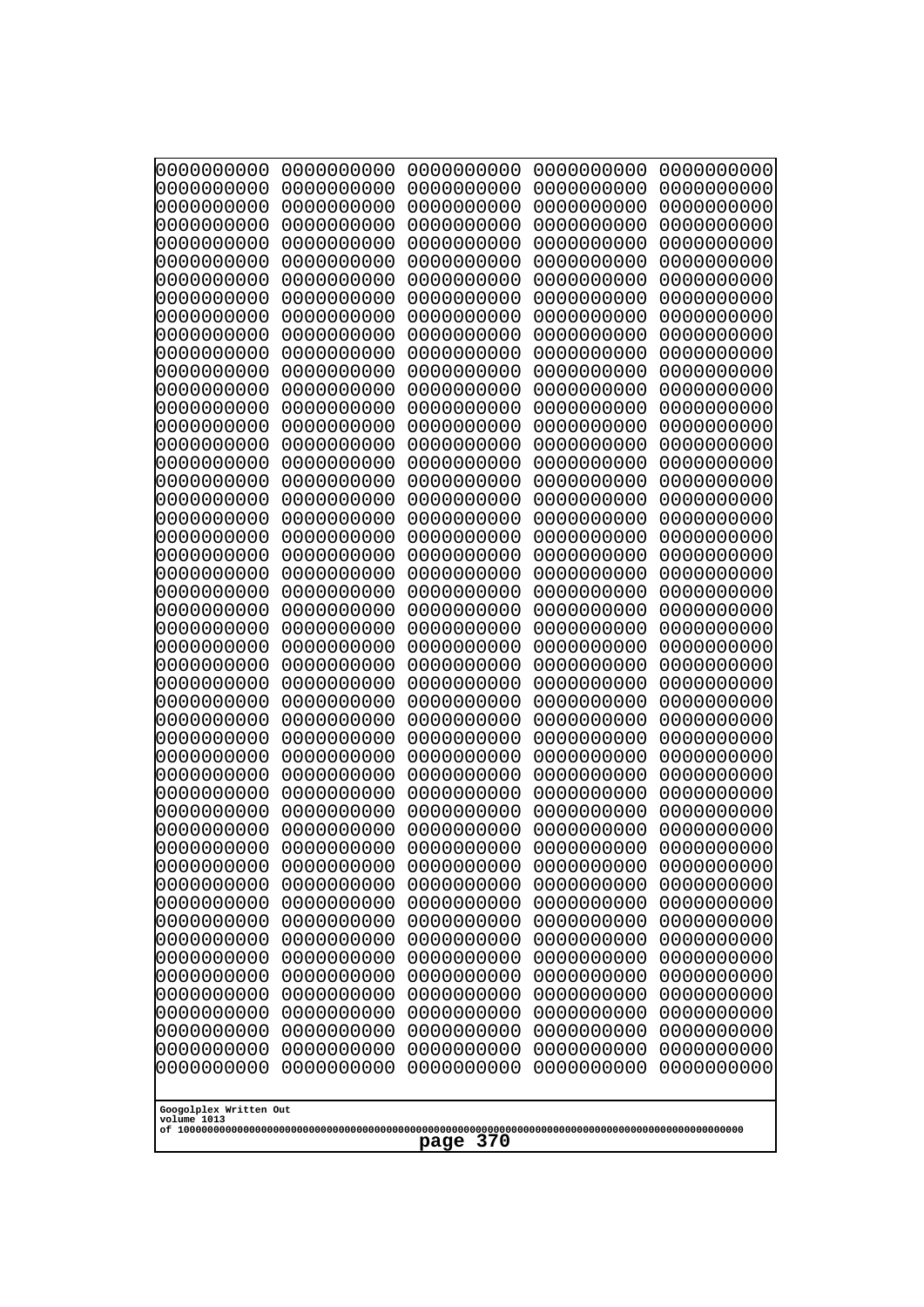```
0000000000 0000000000 0000000000 0000000000 0000000000
0000000000 0000000000 0000000000 0000000000 0000000000
0000000000 0000000000 0000000000 0000000000 0000000000
0000000000 0000000000 0000000000 0000000000 0000000000
0000000000 0000000000 0000000000 0000000000 0000000000
0000000000 0000000000 0000000000 0000000000 0000000000
0000000000 0000000000 0000000000 0000000000 0000000000
0000000000 0000000000 0000000000 0000000000 0000000000
0000000000 0000000000 0000000000 0000000000 0000000000
0000000000 0000000000 0000000000 0000000000 0000000000
0000000000 0000000000 0000000000 0000000000 0000000000
0000000000 0000000000 0000000000 0000000000 0000000000
0000000000 0000000000 0000000000 0000000000 0000000000
0000000000 0000000000 0000000000 0000000000 0000000000
0000000000 0000000000 0000000000 0000000000 0000000000
0000000000 0000000000 0000000000 0000000000 0000000000
0000000000 0000000000 0000000000 0000000000 0000000000
0000000000 0000000000 0000000000 0000000000 0000000000
0000000000 0000000000 0000000000 0000000000 0000000000
0000000000 0000000000 0000000000 0000000000 0000000000
0000000000 0000000000 0000000000 0000000000 0000000000
0000000000 0000000000 0000000000 0000000000 0000000000
0000000000 0000000000 0000000000 0000000000 0000000000
0000000000 0000000000 0000000000 0000000000 0000000000
0000000000 0000000000 0000000000 0000000000 0000000000
0000000000 0000000000 0000000000 0000000000 0000000000
0000000000 0000000000 0000000000 0000000000 0000000000
0000000000 0000000000 0000000000 0000000000 0000000000
0000000000 0000000000 0000000000 0000000000 0000000000
0000000000 0000000000 0000000000 0000000000 0000000000
0000000000 0000000000 0000000000 0000000000 0000000000
0000000000 0000000000 0000000000 0000000000 0000000000
0000000000 0000000000 0000000000 0000000000 0000000000
0000000000 0000000000 0000000000 0000000000 0000000000
0000000000 0000000000 0000000000 0000000000 0000000000
0000000000 0000000000 0000000000 0000000000 0000000000
0000000000 0000000000 0000000000 0000000000 0000000000
0000000000 0000000000 0000000000 0000000000 0000000000
0000000000 0000000000 0000000000 0000000000 0000000000
0000000000 0000000000 0000000000 0000000000 0000000000
0000000000 0000000000 0000000000 0000000000 0000000000
0000000000 0000000000 0000000000 0000000000 0000000000
0000000000 0000000000 0000000000 0000000000 0000000000
0000000000 0000000000 0000000000 0000000000 0000000000
0000000000 0000000000 0000000000 0000000000 0000000000
0000000000 0000000000 0000000000 0000000000 0000000000
0000000000 0000000000 0000000000 0000000000 0000000000
0000000000 0000000000 0000000000 0000000000 0000000000
```

Googolplex Written Out
volume 1013
of 10000000000000000000000000000000000000000000000000000000000000000000000000000000000000000000000000000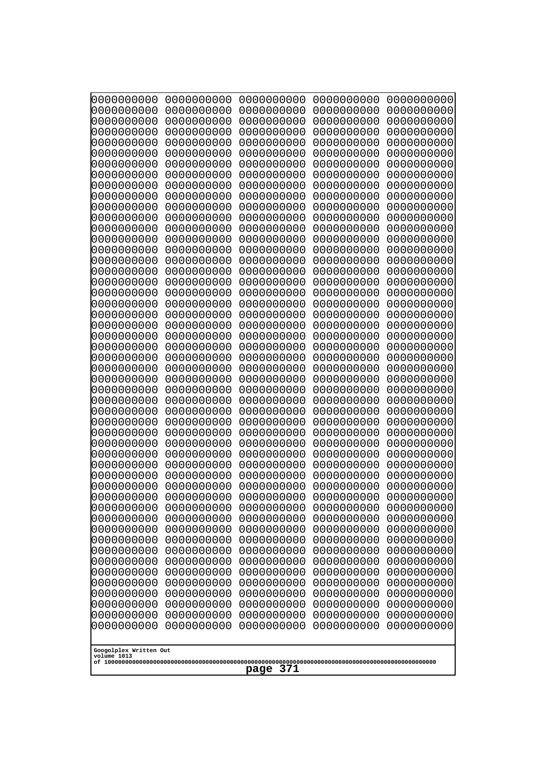```
0000000000 0000000000 0000000000 0000000000 0000000000
0000000000 0000000000 0000000000 0000000000 0000000000
0000000000 0000000000 0000000000 0000000000 0000000000
0000000000 0000000000 0000000000 0000000000 0000000000
0000000000 0000000000 0000000000 0000000000 0000000000
0000000000 0000000000 0000000000 0000000000 0000000000
0000000000 0000000000 0000000000 0000000000 0000000000
0000000000 0000000000 0000000000 0000000000 0000000000
0000000000 0000000000 0000000000 0000000000 0000000000
0000000000 0000000000 0000000000 0000000000 0000000000
0000000000 0000000000 0000000000 0000000000 0000000000
0000000000 0000000000 0000000000 0000000000 0000000000
0000000000 0000000000 0000000000 0000000000 0000000000
0000000000 0000000000 0000000000 0000000000 0000000000
0000000000 0000000000 0000000000 0000000000 0000000000
0000000000 0000000000 0000000000 0000000000 0000000000
0000000000 0000000000 0000000000 0000000000 0000000000
0000000000 0000000000 0000000000 0000000000 0000000000
0000000000 0000000000 0000000000 0000000000 0000000000
0000000000 0000000000 0000000000 0000000000 0000000000
0000000000 0000000000 0000000000 0000000000 0000000000
0000000000 0000000000 0000000000 0000000000 0000000000
0000000000 0000000000 0000000000 0000000000 0000000000
0000000000 0000000000 0000000000 0000000000 0000000000
0000000000 0000000000 0000000000 0000000000 0000000000
0000000000 0000000000 0000000000 0000000000 0000000000
0000000000 0000000000 0000000000 0000000000 0000000000
0000000000 0000000000 0000000000 0000000000 0000000000
0000000000 0000000000 0000000000 0000000000 0000000000
0000000000 0000000000 0000000000 0000000000 0000000000
0000000000 0000000000 0000000000 0000000000 0000000000
0000000000 0000000000 0000000000 0000000000 0000000000
0000000000 0000000000 0000000000 0000000000 0000000000
0000000000 0000000000 0000000000 0000000000 0000000000
0000000000 0000000000 0000000000 0000000000 0000000000
0000000000 0000000000 0000000000 0000000000 0000000000
0000000000 0000000000 0000000000 0000000000 0000000000
0000000000 0000000000 0000000000 0000000000 0000000000
0000000000 0000000000 0000000000 0000000000 0000000000
0000000000 0000000000 0000000000 0000000000 0000000000
0000000000 0000000000 0000000000 0000000000 0000000000
0000000000 0000000000 0000000000 0000000000 0000000000
0000000000 0000000000 0000000000 0000000000 0000000000
0000000000 0000000000 0000000000 0000000000 0000000000
0000000000 0000000000 0000000000 0000000000 0000000000
0000000000 0000000000 0000000000 0000000000 0000000000
0000000000 0000000000 0000000000 0000000000 0000000000
0000000000 0000000000 0000000000 0000000000 0000000000
0000000000 0000000000 0000000000 0000000000 0000000000
0000000000 0000000000 0000000000 0000000000 0000000000
```

Googolplex Written Out
volume 1013
of 10000000000000000000000000000000000000000000000000000000000000000000000000000000000000000000000000000

page 371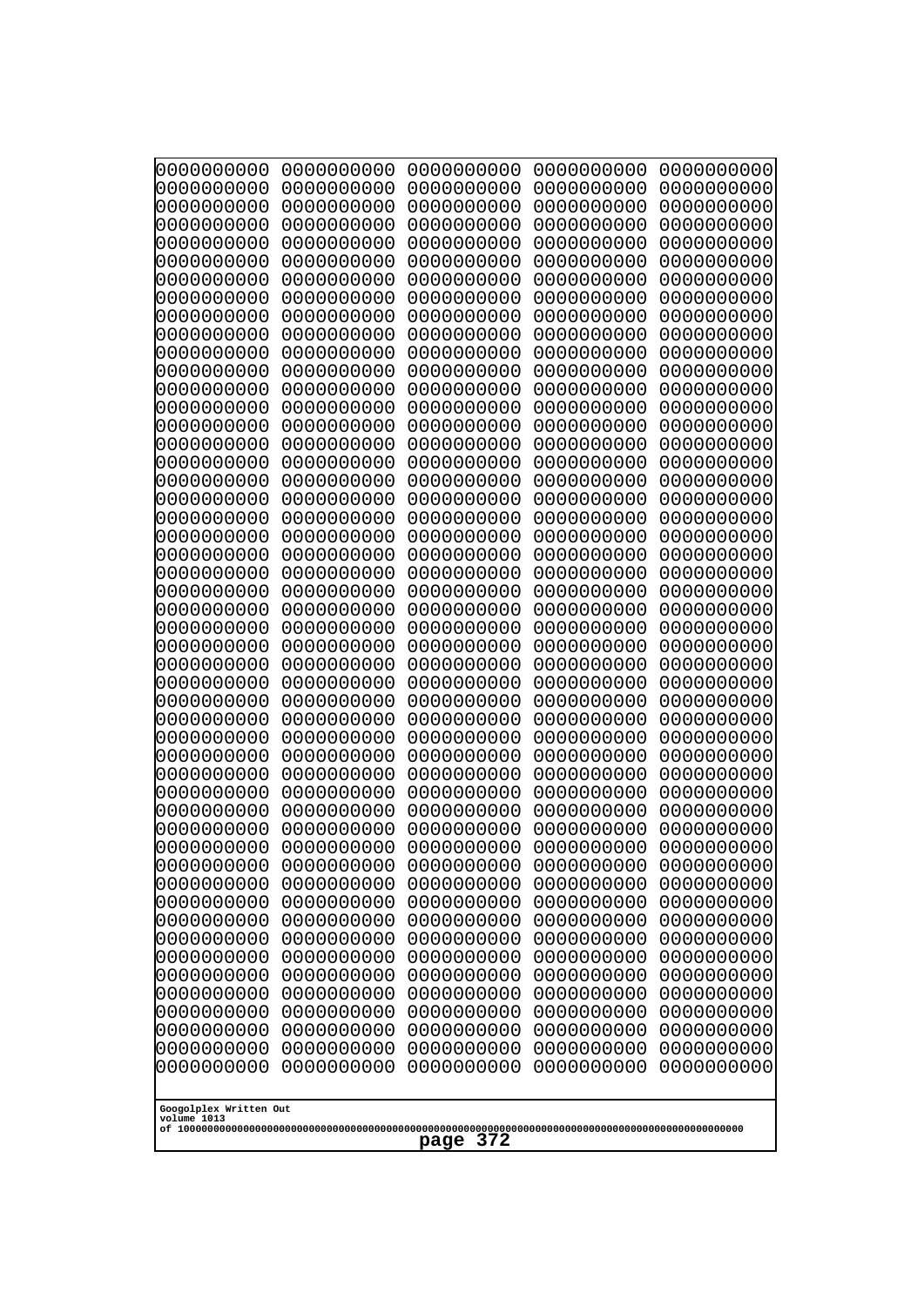```
0000000000 0000000000 0000000000 0000000000 0000000000
0000000000 0000000000 0000000000 0000000000 0000000000
0000000000 0000000000 0000000000 0000000000 0000000000
0000000000 0000000000 0000000000 0000000000 0000000000
0000000000 0000000000 0000000000 0000000000 0000000000
0000000000 0000000000 0000000000 0000000000 0000000000
0000000000 0000000000 0000000000 0000000000 0000000000
0000000000 0000000000 0000000000 0000000000 0000000000
0000000000 0000000000 0000000000 0000000000 0000000000
0000000000 0000000000 0000000000 0000000000 0000000000
0000000000 0000000000 0000000000 0000000000 0000000000
0000000000 0000000000 0000000000 0000000000 0000000000
0000000000 0000000000 0000000000 0000000000 0000000000
0000000000 0000000000 0000000000 0000000000 0000000000
0000000000 0000000000 0000000000 0000000000 0000000000
0000000000 0000000000 0000000000 0000000000 0000000000
0000000000 0000000000 0000000000 0000000000 0000000000
0000000000 0000000000 0000000000 0000000000 0000000000
0000000000 0000000000 0000000000 0000000000 0000000000
0000000000 0000000000 0000000000 0000000000 0000000000
0000000000 0000000000 0000000000 0000000000 0000000000
0000000000 0000000000 0000000000 0000000000 0000000000
0000000000 0000000000 0000000000 0000000000 0000000000
0000000000 0000000000 0000000000 0000000000 0000000000
0000000000 0000000000 0000000000 0000000000 0000000000
0000000000 0000000000 0000000000 0000000000 0000000000
0000000000 0000000000 0000000000 0000000000 0000000000
0000000000 0000000000 0000000000 0000000000 0000000000
0000000000 0000000000 0000000000 0000000000 0000000000
0000000000 0000000000 0000000000 0000000000 0000000000
0000000000 0000000000 0000000000 0000000000 0000000000
0000000000 0000000000 0000000000 0000000000 0000000000
0000000000 0000000000 0000000000 0000000000 0000000000
0000000000 0000000000 0000000000 0000000000 0000000000
0000000000 0000000000 0000000000 0000000000 0000000000
0000000000 0000000000 0000000000 0000000000 0000000000
0000000000 0000000000 0000000000 0000000000 0000000000
0000000000 0000000000 0000000000 0000000000 0000000000
0000000000 0000000000 0000000000 0000000000 0000000000
0000000000 0000000000 0000000000 0000000000 0000000000
0000000000 0000000000 0000000000 0000000000 0000000000
0000000000 0000000000 0000000000 0000000000 0000000000
0000000000 0000000000 0000000000 0000000000 0000000000
0000000000 0000000000 0000000000 0000000000 0000000000
0000000000 0000000000 0000000000 0000000000 0000000000
0000000000 0000000000 0000000000 0000000000 0000000000
0000000000 0000000000 0000000000 0000000000 0000000000
0000000000 0000000000 0000000000 0000000000 0000000000
0000000000 0000000000 0000000000 0000000000 0000000000
0000000000 0000000000 0000000000 0000000000 0000000000
```

Googolplex Written Out
volume 1013
of 10000000000000000000000000000000000000000000000000000000000000000000000000000000000000000000000000000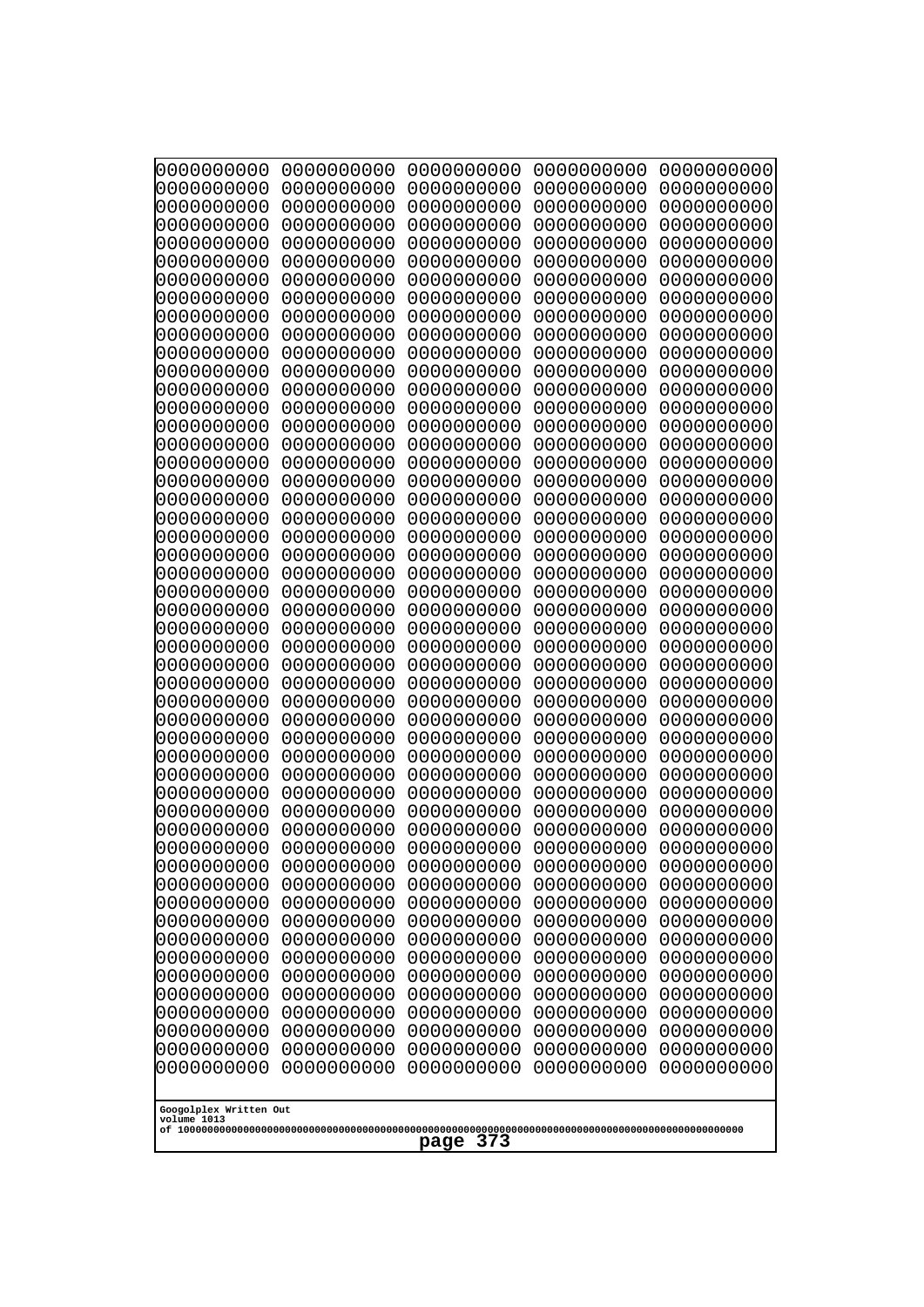```
0000000000 0000000000 0000000000 0000000000 0000000000
0000000000 0000000000 0000000000 0000000000 0000000000
0000000000 0000000000 0000000000 0000000000 0000000000
0000000000 0000000000 0000000000 0000000000 0000000000
0000000000 0000000000 0000000000 0000000000 0000000000
0000000000 0000000000 0000000000 0000000000 0000000000
0000000000 0000000000 0000000000 0000000000 0000000000
0000000000 0000000000 0000000000 0000000000 0000000000
0000000000 0000000000 0000000000 0000000000 0000000000
0000000000 0000000000 0000000000 0000000000 0000000000
0000000000 0000000000 0000000000 0000000000 0000000000
0000000000 0000000000 0000000000 0000000000 0000000000
0000000000 0000000000 0000000000 0000000000 0000000000
0000000000 0000000000 0000000000 0000000000 0000000000
0000000000 0000000000 0000000000 0000000000 0000000000
0000000000 0000000000 0000000000 0000000000 0000000000
0000000000 0000000000 0000000000 0000000000 0000000000
0000000000 0000000000 0000000000 0000000000 0000000000
0000000000 0000000000 0000000000 0000000000 0000000000
0000000000 0000000000 0000000000 0000000000 0000000000
0000000000 0000000000 0000000000 0000000000 0000000000
0000000000 0000000000 0000000000 0000000000 0000000000
0000000000 0000000000 0000000000 0000000000 0000000000
0000000000 0000000000 0000000000 0000000000 0000000000
0000000000 0000000000 0000000000 0000000000 0000000000
0000000000 0000000000 0000000000 0000000000 0000000000
0000000000 0000000000 0000000000 0000000000 0000000000
0000000000 0000000000 0000000000 0000000000 0000000000
0000000000 0000000000 0000000000 0000000000 0000000000
0000000000 0000000000 0000000000 0000000000 0000000000
0000000000 0000000000 0000000000 0000000000 0000000000
0000000000 0000000000 0000000000 0000000000 0000000000
0000000000 0000000000 0000000000 0000000000 0000000000
0000000000 0000000000 0000000000 0000000000 0000000000
0000000000 0000000000 0000000000 0000000000 0000000000
0000000000 0000000000 0000000000 0000000000 0000000000
0000000000 0000000000 0000000000 0000000000 0000000000
0000000000 0000000000 0000000000 0000000000 0000000000
0000000000 0000000000 0000000000 0000000000 0000000000
0000000000 0000000000 0000000000 0000000000 0000000000
0000000000 0000000000 0000000000 0000000000 0000000000
0000000000 0000000000 0000000000 0000000000 0000000000
0000000000 0000000000 0000000000 0000000000 0000000000
0000000000 0000000000 0000000000 0000000000 0000000000
0000000000 0000000000 0000000000 0000000000 0000000000
0000000000 0000000000 0000000000 0000000000 0000000000
0000000000 0000000000 0000000000 0000000000 0000000000
0000000000 0000000000 0000000000 0000000000 0000000000
0000000000 0000000000 0000000000 0000000000 0000000000
0000000000 0000000000 0000000000 0000000000 0000000000
```

Googolplex Written Out
volume 1013
of 10000000000000000000000000000000000000000000000000000000000000000000000000000000000000000000000000000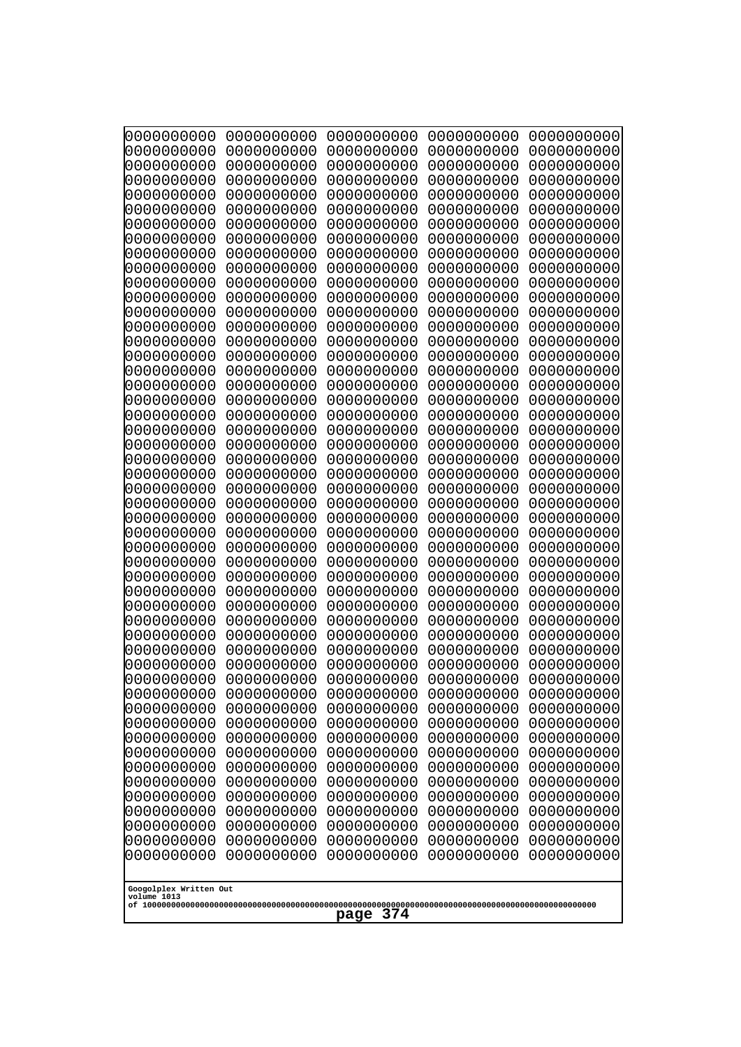```
0000000000 0000000000 0000000000 0000000000 0000000000
0000000000 0000000000 0000000000 0000000000 0000000000
0000000000 0000000000 0000000000 0000000000 0000000000
0000000000 0000000000 0000000000 0000000000 0000000000
0000000000 0000000000 0000000000 0000000000 0000000000
0000000000 0000000000 0000000000 0000000000 0000000000
0000000000 0000000000 0000000000 0000000000 0000000000
0000000000 0000000000 0000000000 0000000000 0000000000
0000000000 0000000000 0000000000 0000000000 0000000000
0000000000 0000000000 0000000000 0000000000 0000000000
0000000000 0000000000 0000000000 0000000000 0000000000
0000000000 0000000000 0000000000 0000000000 0000000000
0000000000 0000000000 0000000000 0000000000 0000000000
0000000000 0000000000 0000000000 0000000000 0000000000
0000000000 0000000000 0000000000 0000000000 0000000000
0000000000 0000000000 0000000000 0000000000 0000000000
0000000000 0000000000 0000000000 0000000000 0000000000
0000000000 0000000000 0000000000 0000000000 0000000000
0000000000 0000000000 0000000000 0000000000 0000000000
0000000000 0000000000 0000000000 0000000000 0000000000
0000000000 0000000000 0000000000 0000000000 0000000000
0000000000 0000000000 0000000000 0000000000 0000000000
0000000000 0000000000 0000000000 0000000000 0000000000
0000000000 0000000000 0000000000 0000000000 0000000000
0000000000 0000000000 0000000000 0000000000 0000000000
0000000000 0000000000 0000000000 0000000000 0000000000
0000000000 0000000000 0000000000 0000000000 0000000000
0000000000 0000000000 0000000000 0000000000 0000000000
0000000000 0000000000 0000000000 0000000000 0000000000
0000000000 0000000000 0000000000 0000000000 0000000000
0000000000 0000000000 0000000000 0000000000 0000000000
0000000000 0000000000 0000000000 0000000000 0000000000
0000000000 0000000000 0000000000 0000000000 0000000000
0000000000 0000000000 0000000000 0000000000 0000000000
0000000000 0000000000 0000000000 0000000000 0000000000
0000000000 0000000000 0000000000 0000000000 0000000000
0000000000 0000000000 0000000000 0000000000 0000000000
0000000000 0000000000 0000000000 0000000000 0000000000
0000000000 0000000000 0000000000 0000000000 0000000000
0000000000 0000000000 0000000000 0000000000 0000000000
0000000000 0000000000 0000000000 0000000000 0000000000
0000000000 0000000000 0000000000 0000000000 0000000000
0000000000 0000000000 0000000000 0000000000 0000000000
0000000000 0000000000 0000000000 0000000000 0000000000
0000000000 0000000000 0000000000 0000000000 0000000000
0000000000 0000000000 0000000000 0000000000 0000000000
0000000000 0000000000 0000000000 0000000000 0000000000
0000000000 0000000000 0000000000 0000000000 0000000000
0000000000 0000000000 0000000000 0000000000 0000000000
0000000000 0000000000 0000000000 0000000000 0000000000
```

Googolplex Written Out
volume 1013
of 10000000000000000000000000000000000000000000000000000000000000000000000000000000000000000000000000000
page 374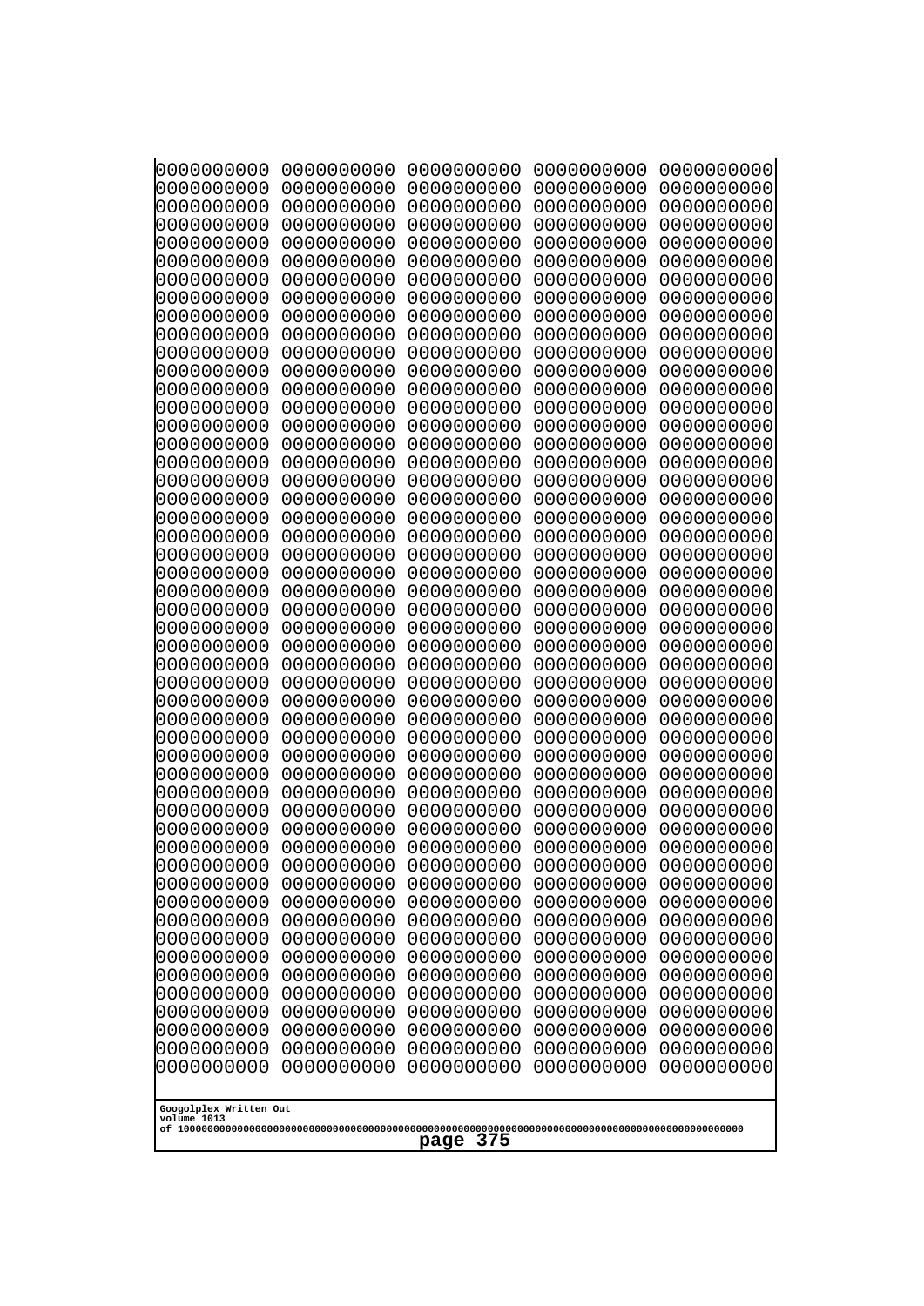```
0000000000 0000000000 0000000000 0000000000 0000000000
0000000000 0000000000 0000000000 0000000000 0000000000
0000000000 0000000000 0000000000 0000000000 0000000000
0000000000 0000000000 0000000000 0000000000 0000000000
0000000000 0000000000 0000000000 0000000000 0000000000
0000000000 0000000000 0000000000 0000000000 0000000000
0000000000 0000000000 0000000000 0000000000 0000000000
0000000000 0000000000 0000000000 0000000000 0000000000
0000000000 0000000000 0000000000 0000000000 0000000000
0000000000 0000000000 0000000000 0000000000 0000000000
0000000000 0000000000 0000000000 0000000000 0000000000
0000000000 0000000000 0000000000 0000000000 0000000000
0000000000 0000000000 0000000000 0000000000 0000000000
0000000000 0000000000 0000000000 0000000000 0000000000
0000000000 0000000000 0000000000 0000000000 0000000000
0000000000 0000000000 0000000000 0000000000 0000000000
0000000000 0000000000 0000000000 0000000000 0000000000
0000000000 0000000000 0000000000 0000000000 0000000000
0000000000 0000000000 0000000000 0000000000 0000000000
0000000000 0000000000 0000000000 0000000000 0000000000
0000000000 0000000000 0000000000 0000000000 0000000000
0000000000 0000000000 0000000000 0000000000 0000000000
0000000000 0000000000 0000000000 0000000000 0000000000
0000000000 0000000000 0000000000 0000000000 0000000000
0000000000 0000000000 0000000000 0000000000 0000000000
0000000000 0000000000 0000000000 0000000000 0000000000
0000000000 0000000000 0000000000 0000000000 0000000000
0000000000 0000000000 0000000000 0000000000 0000000000
0000000000 0000000000 0000000000 0000000000 0000000000
0000000000 0000000000 0000000000 0000000000 0000000000
0000000000 0000000000 0000000000 0000000000 0000000000
0000000000 0000000000 0000000000 0000000000 0000000000
0000000000 0000000000 0000000000 0000000000 0000000000
0000000000 0000000000 0000000000 0000000000 0000000000
0000000000 0000000000 0000000000 0000000000 0000000000
0000000000 0000000000 0000000000 0000000000 0000000000
0000000000 0000000000 0000000000 0000000000 0000000000
0000000000 0000000000 0000000000 0000000000 0000000000
0000000000 0000000000 0000000000 0000000000 0000000000
0000000000 0000000000 0000000000 0000000000 0000000000
0000000000 0000000000 0000000000 0000000000 0000000000
0000000000 0000000000 0000000000 0000000000 0000000000
0000000000 0000000000 0000000000 0000000000 0000000000
0000000000 0000000000 0000000000 0000000000 0000000000
0000000000 0000000000 0000000000 0000000000 0000000000
0000000000 0000000000 0000000000 0000000000 0000000000
0000000000 0000000000 0000000000 0000000000 0000000000
0000000000 0000000000 0000000000 0000000000 0000000000
0000000000 0000000000 0000000000 0000000000 0000000000
0000000000 0000000000 0000000000 0000000000 0000000000
```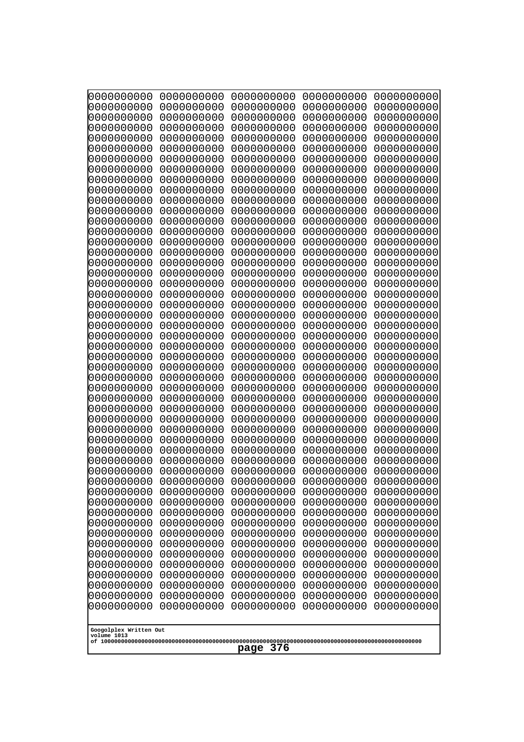0000000000 0000000000 0000000000 0000000000 0000000000
0000000000 0000000000 0000000000 0000000000 0000000000
0000000000 0000000000 0000000000 0000000000 0000000000
0000000000 0000000000 0000000000 0000000000 0000000000
0000000000 0000000000 0000000000 0000000000 0000000000
0000000000 0000000000 0000000000 0000000000 0000000000
0000000000 0000000000 0000000000 0000000000 0000000000
0000000000 0000000000 0000000000 0000000000 0000000000
0000000000 0000000000 0000000000 0000000000 0000000000
0000000000 0000000000 0000000000 0000000000 0000000000
0000000000 0000000000 0000000000 0000000000 0000000000
0000000000 0000000000 0000000000 0000000000 0000000000
0000000000 0000000000 0000000000 0000000000 0000000000
0000000000 0000000000 0000000000 0000000000 0000000000
0000000000 0000000000 0000000000 0000000000 0000000000
0000000000 0000000000 0000000000 0000000000 0000000000
0000000000 0000000000 0000000000 0000000000 0000000000
0000000000 0000000000 0000000000 0000000000 0000000000
0000000000 0000000000 0000000000 0000000000 0000000000
0000000000 0000000000 0000000000 0000000000 0000000000
0000000000 0000000000 0000000000 0000000000 0000000000
0000000000 0000000000 0000000000 0000000000 0000000000
0000000000 0000000000 0000000000 0000000000 0000000000
0000000000 0000000000 0000000000 0000000000 0000000000
0000000000 0000000000 0000000000 0000000000 0000000000
0000000000 0000000000 0000000000 0000000000 0000000000
0000000000 0000000000 0000000000 0000000000 0000000000
0000000000 0000000000 0000000000 0000000000 0000000000
0000000000 0000000000 0000000000 0000000000 0000000000
0000000000 0000000000 0000000000 0000000000 0000000000
0000000000 0000000000 0000000000 0000000000 0000000000
0000000000 0000000000 0000000000 0000000000 0000000000
0000000000 0000000000 0000000000 0000000000 0000000000
0000000000 0000000000 0000000000 0000000000 0000000000
0000000000 0000000000 0000000000 0000000000 0000000000
0000000000 0000000000 0000000000 0000000000 0000000000
0000000000 0000000000 0000000000 0000000000 0000000000
0000000000 0000000000 0000000000 0000000000 0000000000
0000000000 0000000000 0000000000 0000000000 0000000000
0000000000 0000000000 0000000000 0000000000 0000000000
0000000000 0000000000 0000000000 0000000000 0000000000
0000000000 0000000000 0000000000 0000000000 0000000000
0000000000 0000000000 0000000000 0000000000 0000000000
0000000000 0000000000 0000000000 0000000000 0000000000
0000000000 0000000000 0000000000 0000000000 0000000000
0000000000 0000000000 0000000000 0000000000 0000000000
0000000000 0000000000 0000000000 0000000000 0000000000
0000000000 0000000000 0000000000 0000000000 0000000000
0000000000 0000000000 0000000000 0000000000 0000000000
0000000000 0000000000 0000000000 0000000000 0000000000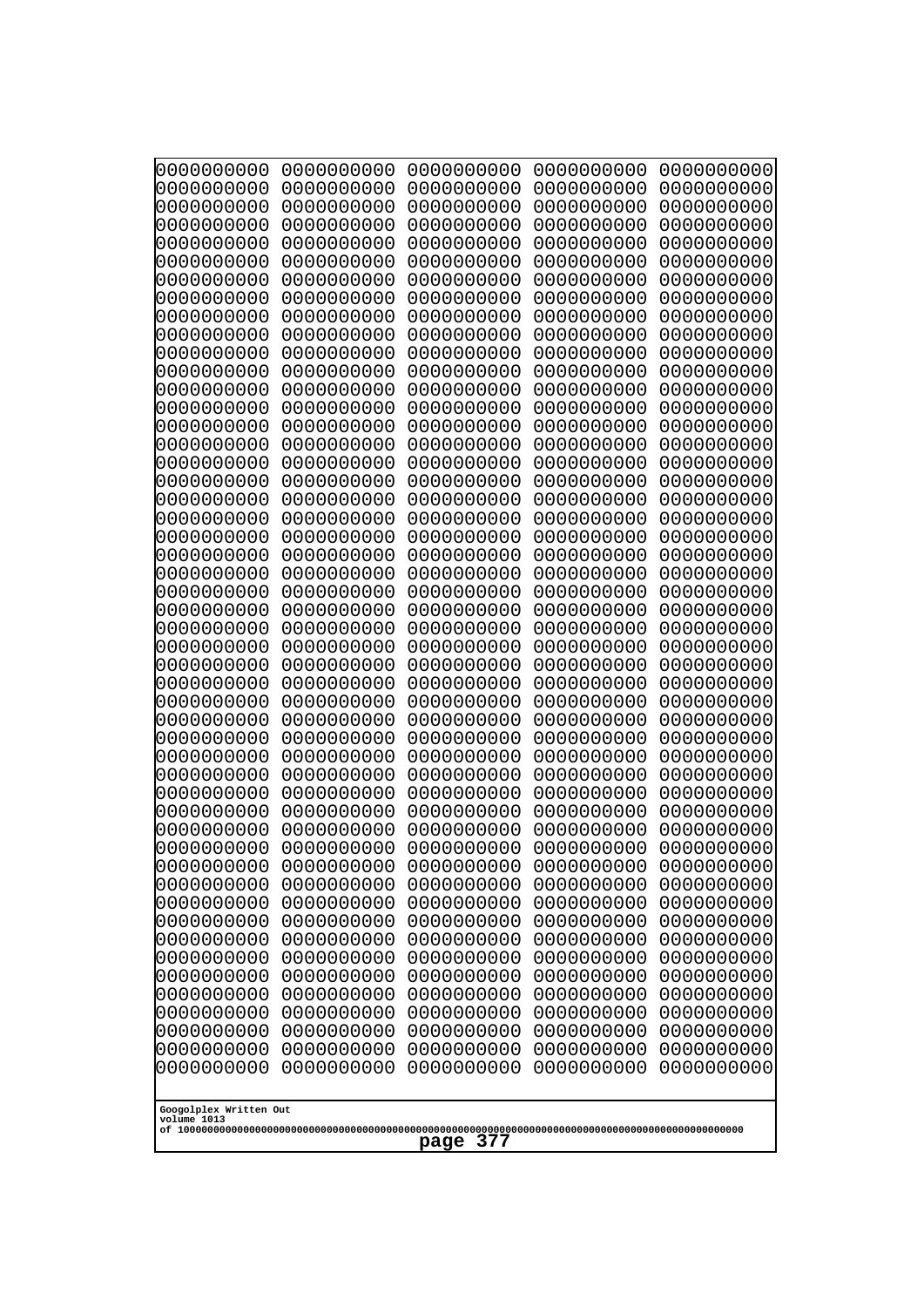```
0000000000 0000000000 0000000000 0000000000 0000000000
0000000000 0000000000 0000000000 0000000000 0000000000
0000000000 0000000000 0000000000 0000000000 0000000000
0000000000 0000000000 0000000000 0000000000 0000000000
0000000000 0000000000 0000000000 0000000000 0000000000
0000000000 0000000000 0000000000 0000000000 0000000000
0000000000 0000000000 0000000000 0000000000 0000000000
0000000000 0000000000 0000000000 0000000000 0000000000
0000000000 0000000000 0000000000 0000000000 0000000000
0000000000 0000000000 0000000000 0000000000 0000000000
0000000000 0000000000 0000000000 0000000000 0000000000
0000000000 0000000000 0000000000 0000000000 0000000000
0000000000 0000000000 0000000000 0000000000 0000000000
0000000000 0000000000 0000000000 0000000000 0000000000
0000000000 0000000000 0000000000 0000000000 0000000000
0000000000 0000000000 0000000000 0000000000 0000000000
0000000000 0000000000 0000000000 0000000000 0000000000
0000000000 0000000000 0000000000 0000000000 0000000000
0000000000 0000000000 0000000000 0000000000 0000000000
0000000000 0000000000 0000000000 0000000000 0000000000
0000000000 0000000000 0000000000 0000000000 0000000000
0000000000 0000000000 0000000000 0000000000 0000000000
0000000000 0000000000 0000000000 0000000000 0000000000
0000000000 0000000000 0000000000 0000000000 0000000000
0000000000 0000000000 0000000000 0000000000 0000000000
0000000000 0000000000 0000000000 0000000000 0000000000
0000000000 0000000000 0000000000 0000000000 0000000000
0000000000 0000000000 0000000000 0000000000 0000000000
0000000000 0000000000 0000000000 0000000000 0000000000
0000000000 0000000000 0000000000 0000000000 0000000000
0000000000 0000000000 0000000000 0000000000 0000000000
0000000000 0000000000 0000000000 0000000000 0000000000
0000000000 0000000000 0000000000 0000000000 0000000000
0000000000 0000000000 0000000000 0000000000 0000000000
0000000000 0000000000 0000000000 0000000000 0000000000
0000000000 0000000000 0000000000 0000000000 0000000000
0000000000 0000000000 0000000000 0000000000 0000000000
0000000000 0000000000 0000000000 0000000000 0000000000
0000000000 0000000000 0000000000 0000000000 0000000000
0000000000 0000000000 0000000000 0000000000 0000000000
0000000000 0000000000 0000000000 0000000000 0000000000
0000000000 0000000000 0000000000 0000000000 0000000000
0000000000 0000000000 0000000000 0000000000 0000000000
0000000000 0000000000 0000000000 0000000000 0000000000
0000000000 0000000000 0000000000 0000000000 0000000000
0000000000 0000000000 0000000000 0000000000 0000000000
0000000000 0000000000 0000000000 0000000000 0000000000
0000000000 0000000000 0000000000 0000000000 0000000000
0000000000 0000000000 0000000000 0000000000 0000000000
0000000000 0000000000 0000000000 0000000000 0000000000
```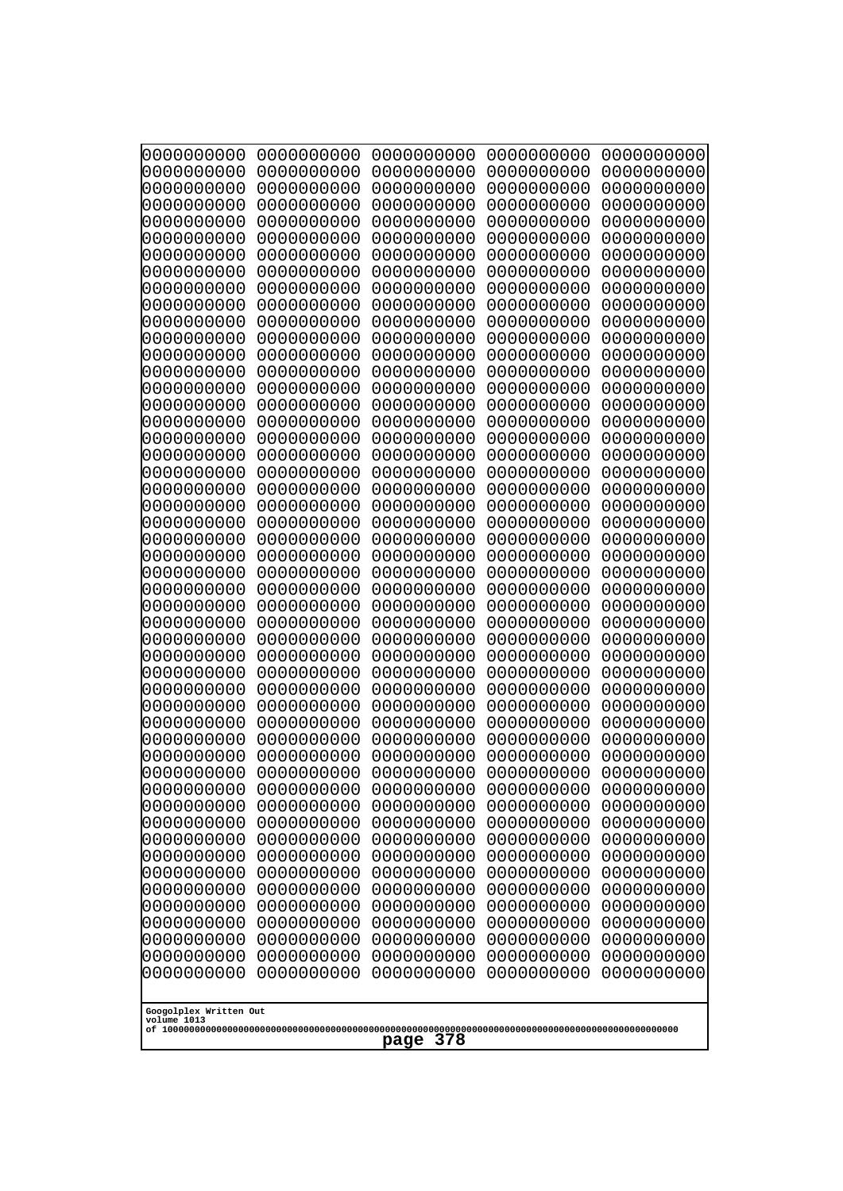```
0000000000 0000000000 0000000000 0000000000 0000000000
0000000000 0000000000 0000000000 0000000000 0000000000
0000000000 0000000000 0000000000 0000000000 0000000000
0000000000 0000000000 0000000000 0000000000 0000000000
0000000000 0000000000 0000000000 0000000000 0000000000
0000000000 0000000000 0000000000 0000000000 0000000000
0000000000 0000000000 0000000000 0000000000 0000000000
0000000000 0000000000 0000000000 0000000000 0000000000
0000000000 0000000000 0000000000 0000000000 0000000000
0000000000 0000000000 0000000000 0000000000 0000000000
0000000000 0000000000 0000000000 0000000000 0000000000
0000000000 0000000000 0000000000 0000000000 0000000000
0000000000 0000000000 0000000000 0000000000 0000000000
0000000000 0000000000 0000000000 0000000000 0000000000
0000000000 0000000000 0000000000 0000000000 0000000000
0000000000 0000000000 0000000000 0000000000 0000000000
0000000000 0000000000 0000000000 0000000000 0000000000
0000000000 0000000000 0000000000 0000000000 0000000000
0000000000 0000000000 0000000000 0000000000 0000000000
0000000000 0000000000 0000000000 0000000000 0000000000
0000000000 0000000000 0000000000 0000000000 0000000000
0000000000 0000000000 0000000000 0000000000 0000000000
0000000000 0000000000 0000000000 0000000000 0000000000
0000000000 0000000000 0000000000 0000000000 0000000000
0000000000 0000000000 0000000000 0000000000 0000000000
0000000000 0000000000 0000000000 0000000000 0000000000
0000000000 0000000000 0000000000 0000000000 0000000000
0000000000 0000000000 0000000000 0000000000 0000000000
0000000000 0000000000 0000000000 0000000000 0000000000
0000000000 0000000000 0000000000 0000000000 0000000000
0000000000 0000000000 0000000000 0000000000 0000000000
0000000000 0000000000 0000000000 0000000000 0000000000
0000000000 0000000000 0000000000 0000000000 0000000000
0000000000 0000000000 0000000000 0000000000 0000000000
0000000000 0000000000 0000000000 0000000000 0000000000
0000000000 0000000000 0000000000 0000000000 0000000000
0000000000 0000000000 0000000000 0000000000 0000000000
0000000000 0000000000 0000000000 0000000000 0000000000
0000000000 0000000000 0000000000 0000000000 0000000000
0000000000 0000000000 0000000000 0000000000 0000000000
0000000000 0000000000 0000000000 0000000000 0000000000
0000000000 0000000000 0000000000 0000000000 0000000000
0000000000 0000000000 0000000000 0000000000 0000000000
0000000000 0000000000 0000000000 0000000000 0000000000
0000000000 0000000000 0000000000 0000000000 0000000000
0000000000 0000000000 0000000000 0000000000 0000000000
0000000000 0000000000 0000000000 0000000000 0000000000
0000000000 0000000000 0000000000 0000000000 0000000000
0000000000 0000000000 0000000000 0000000000 0000000000
0000000000 0000000000 0000000000 0000000000 0000000000
```

Googolplex Written Out
volume 1013
of 10000000000000000000000000000000000000000000000000000000000000000000000000000000000000000000000000000

page 378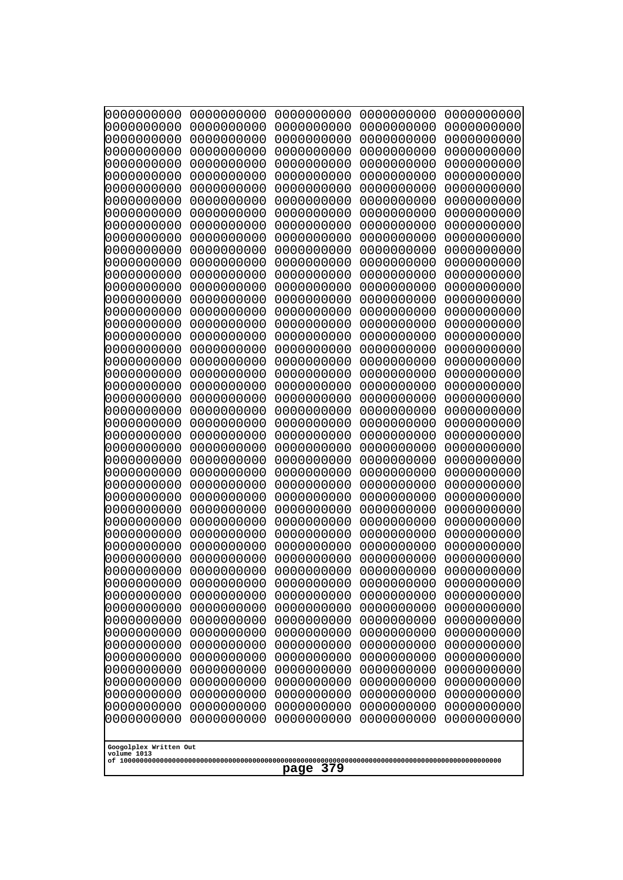```
0000000000 0000000000 0000000000 0000000000 0000000000
0000000000 0000000000 0000000000 0000000000 0000000000
0000000000 0000000000 0000000000 0000000000 0000000000
0000000000 0000000000 0000000000 0000000000 0000000000
0000000000 0000000000 0000000000 0000000000 0000000000
0000000000 0000000000 0000000000 0000000000 0000000000
0000000000 0000000000 0000000000 0000000000 0000000000
0000000000 0000000000 0000000000 0000000000 0000000000
0000000000 0000000000 0000000000 0000000000 0000000000
0000000000 0000000000 0000000000 0000000000 0000000000
0000000000 0000000000 0000000000 0000000000 0000000000
0000000000 0000000000 0000000000 0000000000 0000000000
0000000000 0000000000 0000000000 0000000000 0000000000
0000000000 0000000000 0000000000 0000000000 0000000000
0000000000 0000000000 0000000000 0000000000 0000000000
0000000000 0000000000 0000000000 0000000000 0000000000
0000000000 0000000000 0000000000 0000000000 0000000000
0000000000 0000000000 0000000000 0000000000 0000000000
0000000000 0000000000 0000000000 0000000000 0000000000
0000000000 0000000000 0000000000 0000000000 0000000000
0000000000 0000000000 0000000000 0000000000 0000000000
0000000000 0000000000 0000000000 0000000000 0000000000
0000000000 0000000000 0000000000 0000000000 0000000000
0000000000 0000000000 0000000000 0000000000 0000000000
0000000000 0000000000 0000000000 0000000000 0000000000
0000000000 0000000000 0000000000 0000000000 0000000000
0000000000 0000000000 0000000000 0000000000 0000000000
0000000000 0000000000 0000000000 0000000000 0000000000
0000000000 0000000000 0000000000 0000000000 0000000000
0000000000 0000000000 0000000000 0000000000 0000000000
0000000000 0000000000 0000000000 0000000000 0000000000
0000000000 0000000000 0000000000 0000000000 0000000000
0000000000 0000000000 0000000000 0000000000 0000000000
0000000000 0000000000 0000000000 0000000000 0000000000
0000000000 0000000000 0000000000 0000000000 0000000000
0000000000 0000000000 0000000000 0000000000 0000000000
0000000000 0000000000 0000000000 0000000000 0000000000
0000000000 0000000000 0000000000 0000000000 0000000000
0000000000 0000000000 0000000000 0000000000 0000000000
0000000000 0000000000 0000000000 0000000000 0000000000
0000000000 0000000000 0000000000 0000000000 0000000000
0000000000 0000000000 0000000000 0000000000 0000000000
0000000000 0000000000 0000000000 0000000000 0000000000
0000000000 0000000000 0000000000 0000000000 0000000000
0000000000 0000000000 0000000000 0000000000 0000000000
0000000000 0000000000 0000000000 0000000000 0000000000
0000000000 0000000000 0000000000 0000000000 0000000000
0000000000 0000000000 0000000000 0000000000 0000000000
0000000000 0000000000 0000000000 0000000000 0000000000
0000000000 0000000000 0000000000 0000000000 0000000000
```

Googolplex Written Out
volume 1013
of 10000000000000000000000000000000000000000000000000000000000000000000000000000000000000000000000000000

page 379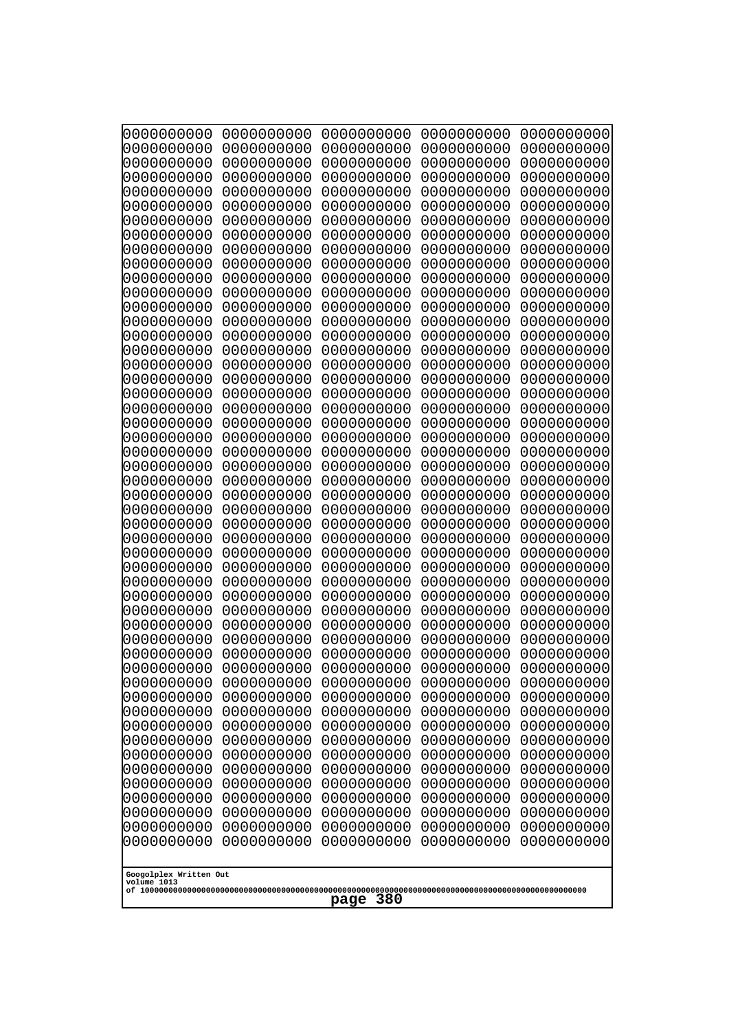```
0000000000 0000000000 0000000000 0000000000 0000000000
0000000000 0000000000 0000000000 0000000000 0000000000
0000000000 0000000000 0000000000 0000000000 0000000000
0000000000 0000000000 0000000000 0000000000 0000000000
0000000000 0000000000 0000000000 0000000000 0000000000
0000000000 0000000000 0000000000 0000000000 0000000000
0000000000 0000000000 0000000000 0000000000 0000000000
0000000000 0000000000 0000000000 0000000000 0000000000
0000000000 0000000000 0000000000 0000000000 0000000000
0000000000 0000000000 0000000000 0000000000 0000000000
0000000000 0000000000 0000000000 0000000000 0000000000
0000000000 0000000000 0000000000 0000000000 0000000000
0000000000 0000000000 0000000000 0000000000 0000000000
0000000000 0000000000 0000000000 0000000000 0000000000
0000000000 0000000000 0000000000 0000000000 0000000000
0000000000 0000000000 0000000000 0000000000 0000000000
0000000000 0000000000 0000000000 0000000000 0000000000
0000000000 0000000000 0000000000 0000000000 0000000000
0000000000 0000000000 0000000000 0000000000 0000000000
0000000000 0000000000 0000000000 0000000000 0000000000
0000000000 0000000000 0000000000 0000000000 0000000000
0000000000 0000000000 0000000000 0000000000 0000000000
0000000000 0000000000 0000000000 0000000000 0000000000
0000000000 0000000000 0000000000 0000000000 0000000000
0000000000 0000000000 0000000000 0000000000 0000000000
0000000000 0000000000 0000000000 0000000000 0000000000
0000000000 0000000000 0000000000 0000000000 0000000000
0000000000 0000000000 0000000000 0000000000 0000000000
0000000000 0000000000 0000000000 0000000000 0000000000
0000000000 0000000000 0000000000 0000000000 0000000000
0000000000 0000000000 0000000000 0000000000 0000000000
0000000000 0000000000 0000000000 0000000000 0000000000
0000000000 0000000000 0000000000 0000000000 0000000000
0000000000 0000000000 0000000000 0000000000 0000000000
0000000000 0000000000 0000000000 0000000000 0000000000
0000000000 0000000000 0000000000 0000000000 0000000000
0000000000 0000000000 0000000000 0000000000 0000000000
0000000000 0000000000 0000000000 0000000000 0000000000
0000000000 0000000000 0000000000 0000000000 0000000000
0000000000 0000000000 0000000000 0000000000 0000000000
0000000000 0000000000 0000000000 0000000000 0000000000
0000000000 0000000000 0000000000 0000000000 0000000000
0000000000 0000000000 0000000000 0000000000 0000000000
0000000000 0000000000 0000000000 0000000000 0000000000
0000000000 0000000000 0000000000 0000000000 0000000000
0000000000 0000000000 0000000000 0000000000 0000000000
0000000000 0000000000 0000000000 0000000000 0000000000
0000000000 0000000000 0000000000 0000000000 0000000000
0000000000 0000000000 0000000000 0000000000 0000000000
0000000000 0000000000 0000000000 0000000000 0000000000
```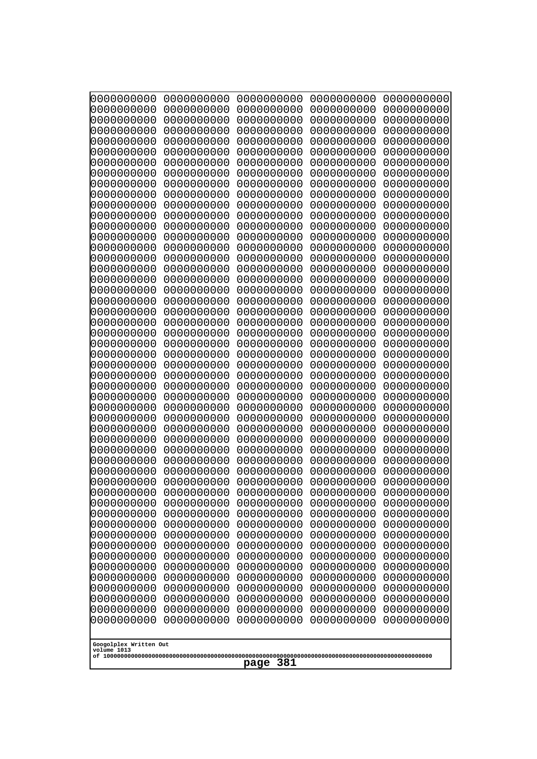```
0000000000 0000000000 0000000000 0000000000 0000000000
0000000000 0000000000 0000000000 0000000000 0000000000
0000000000 0000000000 0000000000 0000000000 0000000000
0000000000 0000000000 0000000000 0000000000 0000000000
0000000000 0000000000 0000000000 0000000000 0000000000
0000000000 0000000000 0000000000 0000000000 0000000000
0000000000 0000000000 0000000000 0000000000 0000000000
0000000000 0000000000 0000000000 0000000000 0000000000
0000000000 0000000000 0000000000 0000000000 0000000000
0000000000 0000000000 0000000000 0000000000 0000000000
0000000000 0000000000 0000000000 0000000000 0000000000
0000000000 0000000000 0000000000 0000000000 0000000000
0000000000 0000000000 0000000000 0000000000 0000000000
0000000000 0000000000 0000000000 0000000000 0000000000
0000000000 0000000000 0000000000 0000000000 0000000000
0000000000 0000000000 0000000000 0000000000 0000000000
0000000000 0000000000 0000000000 0000000000 0000000000
0000000000 0000000000 0000000000 0000000000 0000000000
0000000000 0000000000 0000000000 0000000000 0000000000
0000000000 0000000000 0000000000 0000000000 0000000000
0000000000 0000000000 0000000000 0000000000 0000000000
0000000000 0000000000 0000000000 0000000000 0000000000
0000000000 0000000000 0000000000 0000000000 0000000000
0000000000 0000000000 0000000000 0000000000 0000000000
0000000000 0000000000 0000000000 0000000000 0000000000
0000000000 0000000000 0000000000 0000000000 0000000000
0000000000 0000000000 0000000000 0000000000 0000000000
0000000000 0000000000 0000000000 0000000000 0000000000
0000000000 0000000000 0000000000 0000000000 0000000000
0000000000 0000000000 0000000000 0000000000 0000000000
0000000000 0000000000 0000000000 0000000000 0000000000
0000000000 0000000000 0000000000 0000000000 0000000000
0000000000 0000000000 0000000000 0000000000 0000000000
0000000000 0000000000 0000000000 0000000000 0000000000
0000000000 0000000000 0000000000 0000000000 0000000000
0000000000 0000000000 0000000000 0000000000 0000000000
0000000000 0000000000 0000000000 0000000000 0000000000
0000000000 0000000000 0000000000 0000000000 0000000000
0000000000 0000000000 0000000000 0000000000 0000000000
0000000000 0000000000 0000000000 0000000000 0000000000
0000000000 0000000000 0000000000 0000000000 0000000000
0000000000 0000000000 0000000000 0000000000 0000000000
0000000000 0000000000 0000000000 0000000000 0000000000
0000000000 0000000000 0000000000 0000000000 0000000000
0000000000 0000000000 0000000000 0000000000 0000000000
0000000000 0000000000 0000000000 0000000000 0000000000
0000000000 0000000000 0000000000 0000000000 0000000000
0000000000 0000000000 0000000000 0000000000 0000000000
0000000000 0000000000 0000000000 0000000000 0000000000
0000000000 0000000000 0000000000 0000000000 0000000000
```

Googolplex Written Out
volume 1013
of 10000000000000000000000000000000000000000000000000000000000000000000000000000000000000000000000000000
page 381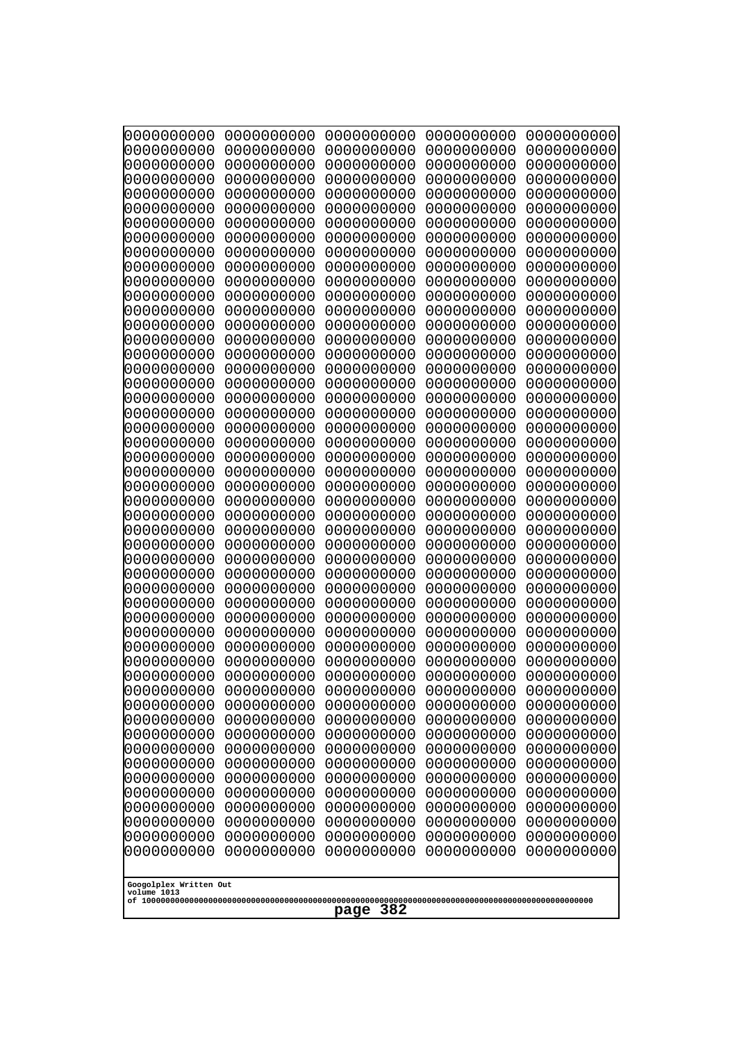```
0000000000 0000000000 0000000000 0000000000 0000000000
0000000000 0000000000 0000000000 0000000000 0000000000
0000000000 0000000000 0000000000 0000000000 0000000000
0000000000 0000000000 0000000000 0000000000 0000000000
0000000000 0000000000 0000000000 0000000000 0000000000
0000000000 0000000000 0000000000 0000000000 0000000000
0000000000 0000000000 0000000000 0000000000 0000000000
0000000000 0000000000 0000000000 0000000000 0000000000
0000000000 0000000000 0000000000 0000000000 0000000000
0000000000 0000000000 0000000000 0000000000 0000000000
0000000000 0000000000 0000000000 0000000000 0000000000
0000000000 0000000000 0000000000 0000000000 0000000000
0000000000 0000000000 0000000000 0000000000 0000000000
0000000000 0000000000 0000000000 0000000000 0000000000
0000000000 0000000000 0000000000 0000000000 0000000000
0000000000 0000000000 0000000000 0000000000 0000000000
0000000000 0000000000 0000000000 0000000000 0000000000
0000000000 0000000000 0000000000 0000000000 0000000000
0000000000 0000000000 0000000000 0000000000 0000000000
0000000000 0000000000 0000000000 0000000000 0000000000
0000000000 0000000000 0000000000 0000000000 0000000000
0000000000 0000000000 0000000000 0000000000 0000000000
0000000000 0000000000 0000000000 0000000000 0000000000
0000000000 0000000000 0000000000 0000000000 0000000000
0000000000 0000000000 0000000000 0000000000 0000000000
0000000000 0000000000 0000000000 0000000000 0000000000
0000000000 0000000000 0000000000 0000000000 0000000000
0000000000 0000000000 0000000000 0000000000 0000000000
0000000000 0000000000 0000000000 0000000000 0000000000
0000000000 0000000000 0000000000 0000000000 0000000000
0000000000 0000000000 0000000000 0000000000 0000000000
0000000000 0000000000 0000000000 0000000000 0000000000
0000000000 0000000000 0000000000 0000000000 0000000000
0000000000 0000000000 0000000000 0000000000 0000000000
0000000000 0000000000 0000000000 0000000000 0000000000
0000000000 0000000000 0000000000 0000000000 0000000000
0000000000 0000000000 0000000000 0000000000 0000000000
0000000000 0000000000 0000000000 0000000000 0000000000
0000000000 0000000000 0000000000 0000000000 0000000000
0000000000 0000000000 0000000000 0000000000 0000000000
0000000000 0000000000 0000000000 0000000000 0000000000
0000000000 0000000000 0000000000 0000000000 0000000000
0000000000 0000000000 0000000000 0000000000 0000000000
0000000000 0000000000 0000000000 0000000000 0000000000
0000000000 0000000000 0000000000 0000000000 0000000000
0000000000 0000000000 0000000000 0000000000 0000000000
0000000000 0000000000 0000000000 0000000000 0000000000
0000000000 0000000000 0000000000 0000000000 0000000000
0000000000 0000000000 0000000000 0000000000 0000000000
0000000000 0000000000 0000000000 0000000000 0000000000
```

Googolplex Written Out
volume 1013
of 10000000000000000000000000000000000000000000000000000000000000000000000000000000000000000000000000000
page 382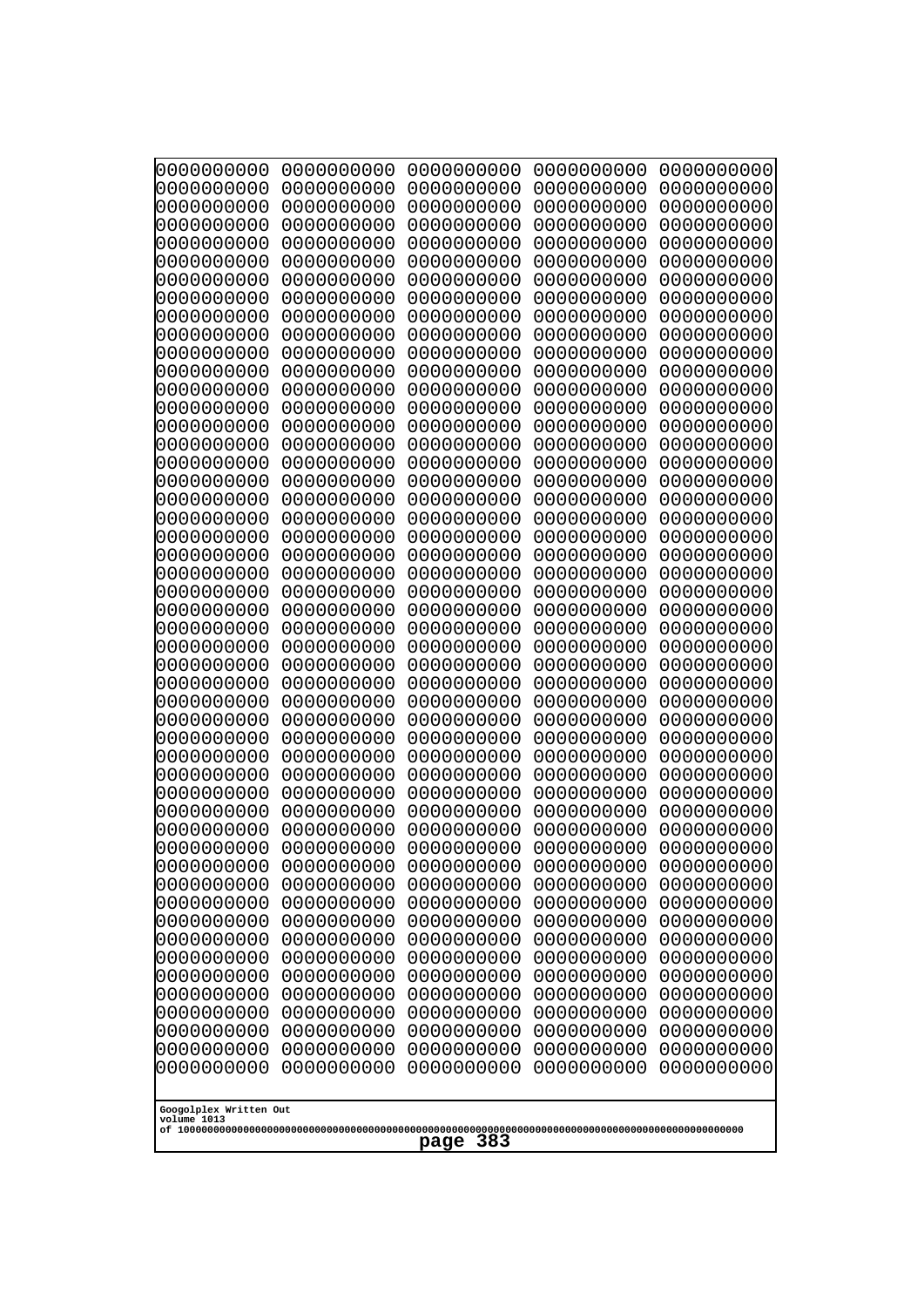```
0000000000 0000000000 0000000000 0000000000 0000000000
0000000000 0000000000 0000000000 0000000000 0000000000
0000000000 0000000000 0000000000 0000000000 0000000000
0000000000 0000000000 0000000000 0000000000 0000000000
0000000000 0000000000 0000000000 0000000000 0000000000
0000000000 0000000000 0000000000 0000000000 0000000000
0000000000 0000000000 0000000000 0000000000 0000000000
0000000000 0000000000 0000000000 0000000000 0000000000
0000000000 0000000000 0000000000 0000000000 0000000000
0000000000 0000000000 0000000000 0000000000 0000000000
0000000000 0000000000 0000000000 0000000000 0000000000
0000000000 0000000000 0000000000 0000000000 0000000000
0000000000 0000000000 0000000000 0000000000 0000000000
0000000000 0000000000 0000000000 0000000000 0000000000
0000000000 0000000000 0000000000 0000000000 0000000000
0000000000 0000000000 0000000000 0000000000 0000000000
0000000000 0000000000 0000000000 0000000000 0000000000
0000000000 0000000000 0000000000 0000000000 0000000000
0000000000 0000000000 0000000000 0000000000 0000000000
0000000000 0000000000 0000000000 0000000000 0000000000
0000000000 0000000000 0000000000 0000000000 0000000000
0000000000 0000000000 0000000000 0000000000 0000000000
0000000000 0000000000 0000000000 0000000000 0000000000
0000000000 0000000000 0000000000 0000000000 0000000000
0000000000 0000000000 0000000000 0000000000 0000000000
0000000000 0000000000 0000000000 0000000000 0000000000
0000000000 0000000000 0000000000 0000000000 0000000000
0000000000 0000000000 0000000000 0000000000 0000000000
0000000000 0000000000 0000000000 0000000000 0000000000
0000000000 0000000000 0000000000 0000000000 0000000000
0000000000 0000000000 0000000000 0000000000 0000000000
0000000000 0000000000 0000000000 0000000000 0000000000
0000000000 0000000000 0000000000 0000000000 0000000000
0000000000 0000000000 0000000000 0000000000 0000000000
0000000000 0000000000 0000000000 0000000000 0000000000
0000000000 0000000000 0000000000 0000000000 0000000000
0000000000 0000000000 0000000000 0000000000 0000000000
0000000000 0000000000 0000000000 0000000000 0000000000
0000000000 0000000000 0000000000 0000000000 0000000000
0000000000 0000000000 0000000000 0000000000 0000000000
0000000000 0000000000 0000000000 0000000000 0000000000
0000000000 0000000000 0000000000 0000000000 0000000000
0000000000 0000000000 0000000000 0000000000 0000000000
0000000000 0000000000 0000000000 0000000000 0000000000
0000000000 0000000000 0000000000 0000000000 0000000000
0000000000 0000000000 0000000000 0000000000 0000000000
0000000000 0000000000 0000000000 0000000000 0000000000
0000000000 0000000000 0000000000 0000000000 0000000000
0000000000 0000000000 0000000000 0000000000 0000000000
0000000000 0000000000 0000000000 0000000000 0000000000
```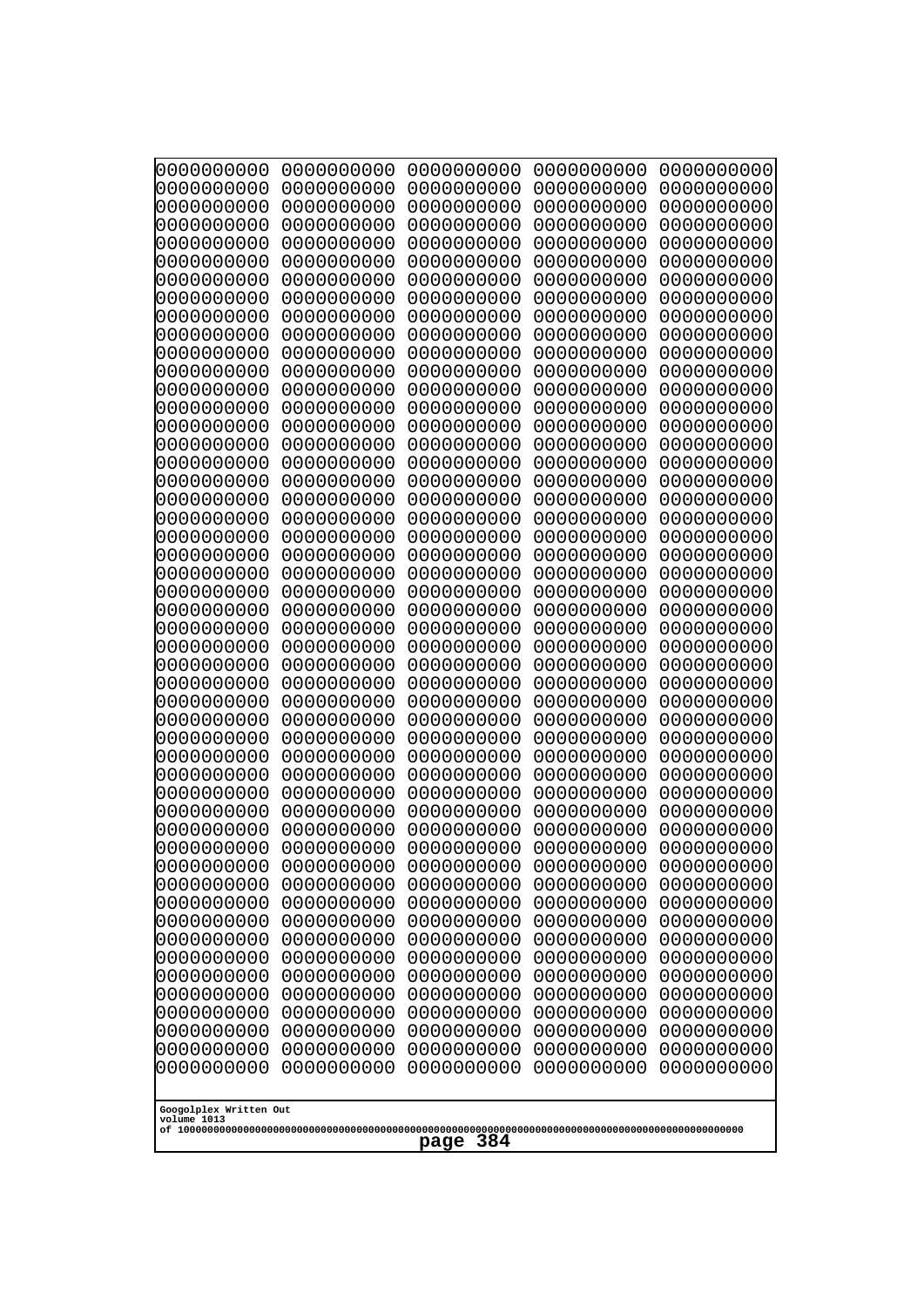```
0000000000 0000000000 0000000000 0000000000 0000000000
0000000000 0000000000 0000000000 0000000000 0000000000
0000000000 0000000000 0000000000 0000000000 0000000000
0000000000 0000000000 0000000000 0000000000 0000000000
0000000000 0000000000 0000000000 0000000000 0000000000
0000000000 0000000000 0000000000 0000000000 0000000000
0000000000 0000000000 0000000000 0000000000 0000000000
0000000000 0000000000 0000000000 0000000000 0000000000
0000000000 0000000000 0000000000 0000000000 0000000000
0000000000 0000000000 0000000000 0000000000 0000000000
0000000000 0000000000 0000000000 0000000000 0000000000
0000000000 0000000000 0000000000 0000000000 0000000000
0000000000 0000000000 0000000000 0000000000 0000000000
0000000000 0000000000 0000000000 0000000000 0000000000
0000000000 0000000000 0000000000 0000000000 0000000000
0000000000 0000000000 0000000000 0000000000 0000000000
0000000000 0000000000 0000000000 0000000000 0000000000
0000000000 0000000000 0000000000 0000000000 0000000000
0000000000 0000000000 0000000000 0000000000 0000000000
0000000000 0000000000 0000000000 0000000000 0000000000
0000000000 0000000000 0000000000 0000000000 0000000000
0000000000 0000000000 0000000000 0000000000 0000000000
0000000000 0000000000 0000000000 0000000000 0000000000
0000000000 0000000000 0000000000 0000000000 0000000000
0000000000 0000000000 0000000000 0000000000 0000000000
0000000000 0000000000 0000000000 0000000000 0000000000
0000000000 0000000000 0000000000 0000000000 0000000000
0000000000 0000000000 0000000000 0000000000 0000000000
0000000000 0000000000 0000000000 0000000000 0000000000
0000000000 0000000000 0000000000 0000000000 0000000000
0000000000 0000000000 0000000000 0000000000 0000000000
0000000000 0000000000 0000000000 0000000000 0000000000
0000000000 0000000000 0000000000 0000000000 0000000000
0000000000 0000000000 0000000000 0000000000 0000000000
0000000000 0000000000 0000000000 0000000000 0000000000
0000000000 0000000000 0000000000 0000000000 0000000000
0000000000 0000000000 0000000000 0000000000 0000000000
0000000000 0000000000 0000000000 0000000000 0000000000
0000000000 0000000000 0000000000 0000000000 0000000000
0000000000 0000000000 0000000000 0000000000 0000000000
0000000000 0000000000 0000000000 0000000000 0000000000
0000000000 0000000000 0000000000 0000000000 0000000000
0000000000 0000000000 0000000000 0000000000 0000000000
0000000000 0000000000 0000000000 0000000000 0000000000
0000000000 0000000000 0000000000 0000000000 0000000000
0000000000 0000000000 0000000000 0000000000 0000000000
0000000000 0000000000 0000000000 0000000000 0000000000
0000000000 0000000000 0000000000 0000000000 0000000000
0000000000 0000000000 0000000000 0000000000 0000000000
0000000000 0000000000 0000000000 0000000000 0000000000
```

Googolplex Written Out
volume 1013
of 10000000000000000000000000000000000000000000000000000000000000000000000000000000000000000000000000000

page 384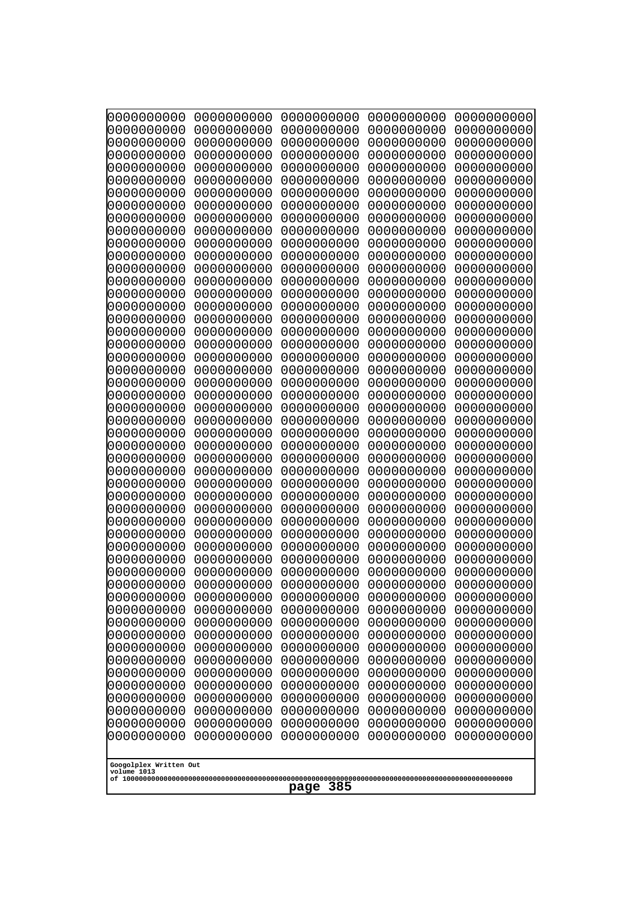```
0000000000 0000000000 0000000000 0000000000 0000000000
0000000000 0000000000 0000000000 0000000000 0000000000
0000000000 0000000000 0000000000 0000000000 0000000000
0000000000 0000000000 0000000000 0000000000 0000000000
0000000000 0000000000 0000000000 0000000000 0000000000
0000000000 0000000000 0000000000 0000000000 0000000000
0000000000 0000000000 0000000000 0000000000 0000000000
0000000000 0000000000 0000000000 0000000000 0000000000
0000000000 0000000000 0000000000 0000000000 0000000000
0000000000 0000000000 0000000000 0000000000 0000000000
0000000000 0000000000 0000000000 0000000000 0000000000
0000000000 0000000000 0000000000 0000000000 0000000000
0000000000 0000000000 0000000000 0000000000 0000000000
0000000000 0000000000 0000000000 0000000000 0000000000
0000000000 0000000000 0000000000 0000000000 0000000000
0000000000 0000000000 0000000000 0000000000 0000000000
0000000000 0000000000 0000000000 0000000000 0000000000
0000000000 0000000000 0000000000 0000000000 0000000000
0000000000 0000000000 0000000000 0000000000 0000000000
0000000000 0000000000 0000000000 0000000000 0000000000
0000000000 0000000000 0000000000 0000000000 0000000000
0000000000 0000000000 0000000000 0000000000 0000000000
0000000000 0000000000 0000000000 0000000000 0000000000
0000000000 0000000000 0000000000 0000000000 0000000000
0000000000 0000000000 0000000000 0000000000 0000000000
0000000000 0000000000 0000000000 0000000000 0000000000
0000000000 0000000000 0000000000 0000000000 0000000000
0000000000 0000000000 0000000000 0000000000 0000000000
0000000000 0000000000 0000000000 0000000000 0000000000
0000000000 0000000000 0000000000 0000000000 0000000000
0000000000 0000000000 0000000000 0000000000 0000000000
0000000000 0000000000 0000000000 0000000000 0000000000
0000000000 0000000000 0000000000 0000000000 0000000000
0000000000 0000000000 0000000000 0000000000 0000000000
0000000000 0000000000 0000000000 0000000000 0000000000
0000000000 0000000000 0000000000 0000000000 0000000000
0000000000 0000000000 0000000000 0000000000 0000000000
0000000000 0000000000 0000000000 0000000000 0000000000
0000000000 0000000000 0000000000 0000000000 0000000000
0000000000 0000000000 0000000000 0000000000 0000000000
0000000000 0000000000 0000000000 0000000000 0000000000
0000000000 0000000000 0000000000 0000000000 0000000000
0000000000 0000000000 0000000000 0000000000 0000000000
0000000000 0000000000 0000000000 0000000000 0000000000
0000000000 0000000000 0000000000 0000000000 0000000000
0000000000 0000000000 0000000000 0000000000 0000000000
0000000000 0000000000 0000000000 0000000000 0000000000
0000000000 0000000000 0000000000 0000000000 0000000000
0000000000 0000000000 0000000000 0000000000 0000000000
0000000000 0000000000 0000000000 0000000000 0000000000
```

Googolplex Written Out
volume 1013
of 10000000000000000000000000000000000000000000000000000000000000000000000000000000000000000000000000000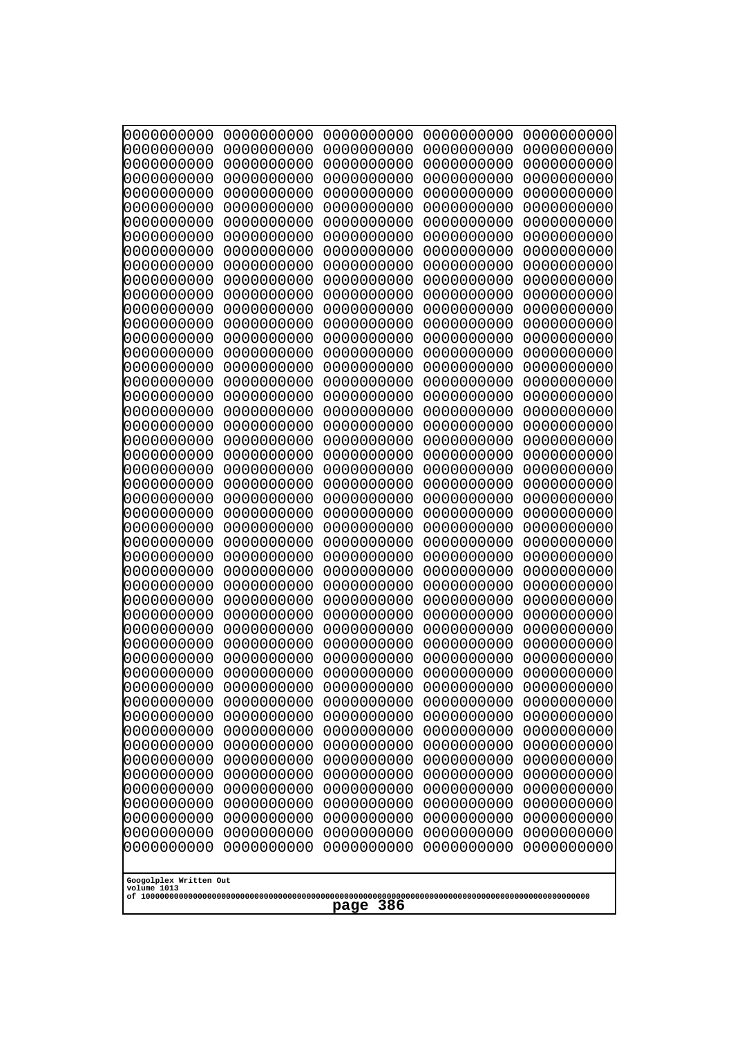```
0000000000 0000000000 0000000000 0000000000 0000000000
0000000000 0000000000 0000000000 0000000000 0000000000
0000000000 0000000000 0000000000 0000000000 0000000000
0000000000 0000000000 0000000000 0000000000 0000000000
0000000000 0000000000 0000000000 0000000000 0000000000
0000000000 0000000000 0000000000 0000000000 0000000000
0000000000 0000000000 0000000000 0000000000 0000000000
0000000000 0000000000 0000000000 0000000000 0000000000
0000000000 0000000000 0000000000 0000000000 0000000000
0000000000 0000000000 0000000000 0000000000 0000000000
0000000000 0000000000 0000000000 0000000000 0000000000
0000000000 0000000000 0000000000 0000000000 0000000000
0000000000 0000000000 0000000000 0000000000 0000000000
0000000000 0000000000 0000000000 0000000000 0000000000
0000000000 0000000000 0000000000 0000000000 0000000000
0000000000 0000000000 0000000000 0000000000 0000000000
0000000000 0000000000 0000000000 0000000000 0000000000
0000000000 0000000000 0000000000 0000000000 0000000000
0000000000 0000000000 0000000000 0000000000 0000000000
0000000000 0000000000 0000000000 0000000000 0000000000
0000000000 0000000000 0000000000 0000000000 0000000000
0000000000 0000000000 0000000000 0000000000 0000000000
0000000000 0000000000 0000000000 0000000000 0000000000
0000000000 0000000000 0000000000 0000000000 0000000000
0000000000 0000000000 0000000000 0000000000 0000000000
0000000000 0000000000 0000000000 0000000000 0000000000
0000000000 0000000000 0000000000 0000000000 0000000000
0000000000 0000000000 0000000000 0000000000 0000000000
0000000000 0000000000 0000000000 0000000000 0000000000
0000000000 0000000000 0000000000 0000000000 0000000000
0000000000 0000000000 0000000000 0000000000 0000000000
0000000000 0000000000 0000000000 0000000000 0000000000
0000000000 0000000000 0000000000 0000000000 0000000000
0000000000 0000000000 0000000000 0000000000 0000000000
0000000000 0000000000 0000000000 0000000000 0000000000
0000000000 0000000000 0000000000 0000000000 0000000000
0000000000 0000000000 0000000000 0000000000 0000000000
0000000000 0000000000 0000000000 0000000000 0000000000
0000000000 0000000000 0000000000 0000000000 0000000000
0000000000 0000000000 0000000000 0000000000 0000000000
0000000000 0000000000 0000000000 0000000000 0000000000
0000000000 0000000000 0000000000 0000000000 0000000000
0000000000 0000000000 0000000000 0000000000 0000000000
0000000000 0000000000 0000000000 0000000000 0000000000
0000000000 0000000000 0000000000 0000000000 0000000000
0000000000 0000000000 0000000000 0000000000 0000000000
0000000000 0000000000 0000000000 0000000000 0000000000
0000000000 0000000000 0000000000 0000000000 0000000000
0000000000 0000000000 0000000000 0000000000 0000000000
0000000000 0000000000 0000000000 0000000000 0000000000
```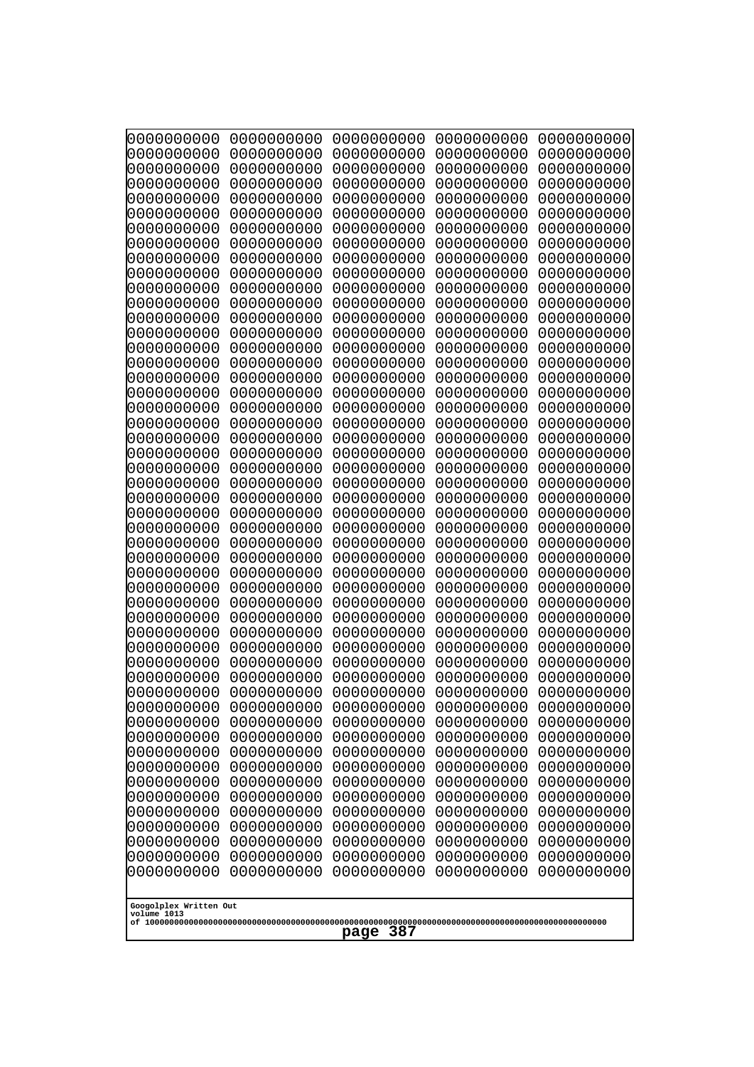```
0000000000 0000000000 0000000000 0000000000 0000000000
0000000000 0000000000 0000000000 0000000000 0000000000
0000000000 0000000000 0000000000 0000000000 0000000000
0000000000 0000000000 0000000000 0000000000 0000000000
0000000000 0000000000 0000000000 0000000000 0000000000
0000000000 0000000000 0000000000 0000000000 0000000000
0000000000 0000000000 0000000000 0000000000 0000000000
0000000000 0000000000 0000000000 0000000000 0000000000
0000000000 0000000000 0000000000 0000000000 0000000000
0000000000 0000000000 0000000000 0000000000 0000000000
0000000000 0000000000 0000000000 0000000000 0000000000
0000000000 0000000000 0000000000 0000000000 0000000000
0000000000 0000000000 0000000000 0000000000 0000000000
0000000000 0000000000 0000000000 0000000000 0000000000
0000000000 0000000000 0000000000 0000000000 0000000000
0000000000 0000000000 0000000000 0000000000 0000000000
0000000000 0000000000 0000000000 0000000000 0000000000
0000000000 0000000000 0000000000 0000000000 0000000000
0000000000 0000000000 0000000000 0000000000 0000000000
0000000000 0000000000 0000000000 0000000000 0000000000
0000000000 0000000000 0000000000 0000000000 0000000000
0000000000 0000000000 0000000000 0000000000 0000000000
0000000000 0000000000 0000000000 0000000000 0000000000
0000000000 0000000000 0000000000 0000000000 0000000000
0000000000 0000000000 0000000000 0000000000 0000000000
0000000000 0000000000 0000000000 0000000000 0000000000
0000000000 0000000000 0000000000 0000000000 0000000000
0000000000 0000000000 0000000000 0000000000 0000000000
0000000000 0000000000 0000000000 0000000000 0000000000
0000000000 0000000000 0000000000 0000000000 0000000000
0000000000 0000000000 0000000000 0000000000 0000000000
0000000000 0000000000 0000000000 0000000000 0000000000
0000000000 0000000000 0000000000 0000000000 0000000000
0000000000 0000000000 0000000000 0000000000 0000000000
0000000000 0000000000 0000000000 0000000000 0000000000
0000000000 0000000000 0000000000 0000000000 0000000000
0000000000 0000000000 0000000000 0000000000 0000000000
0000000000 0000000000 0000000000 0000000000 0000000000
0000000000 0000000000 0000000000 0000000000 0000000000
0000000000 0000000000 0000000000 0000000000 0000000000
0000000000 0000000000 0000000000 0000000000 0000000000
0000000000 0000000000 0000000000 0000000000 0000000000
0000000000 0000000000 0000000000 0000000000 0000000000
0000000000 0000000000 0000000000 0000000000 0000000000
0000000000 0000000000 0000000000 0000000000 0000000000
0000000000 0000000000 0000000000 0000000000 0000000000
0000000000 0000000000 0000000000 0000000000 0000000000
0000000000 0000000000 0000000000 0000000000 0000000000
0000000000 0000000000 0000000000 0000000000 0000000000
0000000000 0000000000 0000000000 0000000000 0000000000
```

Googolplex Written Out
volume 1013
of 10000000000000000000000000000000000000000000000000000000000000000000000000000000000000000000000000000

page 387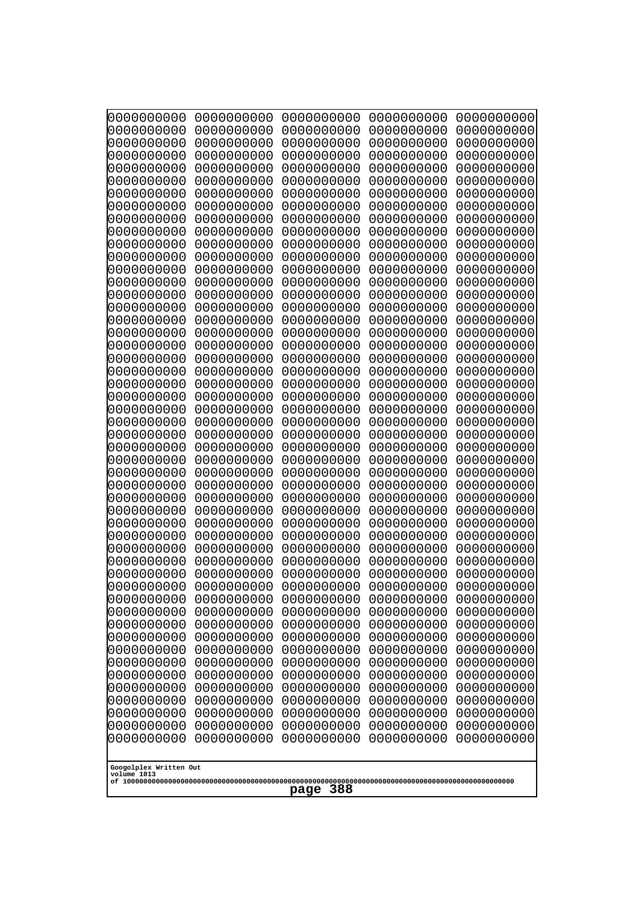```
0000000000 0000000000 0000000000 0000000000 0000000000
0000000000 0000000000 0000000000 0000000000 0000000000
0000000000 0000000000 0000000000 0000000000 0000000000
0000000000 0000000000 0000000000 0000000000 0000000000
0000000000 0000000000 0000000000 0000000000 0000000000
0000000000 0000000000 0000000000 0000000000 0000000000
0000000000 0000000000 0000000000 0000000000 0000000000
0000000000 0000000000 0000000000 0000000000 0000000000
0000000000 0000000000 0000000000 0000000000 0000000000
0000000000 0000000000 0000000000 0000000000 0000000000
0000000000 0000000000 0000000000 0000000000 0000000000
0000000000 0000000000 0000000000 0000000000 0000000000
0000000000 0000000000 0000000000 0000000000 0000000000
0000000000 0000000000 0000000000 0000000000 0000000000
0000000000 0000000000 0000000000 0000000000 0000000000
0000000000 0000000000 0000000000 0000000000 0000000000
0000000000 0000000000 0000000000 0000000000 0000000000
0000000000 0000000000 0000000000 0000000000 0000000000
0000000000 0000000000 0000000000 0000000000 0000000000
0000000000 0000000000 0000000000 0000000000 0000000000
0000000000 0000000000 0000000000 0000000000 0000000000
0000000000 0000000000 0000000000 0000000000 0000000000
0000000000 0000000000 0000000000 0000000000 0000000000
0000000000 0000000000 0000000000 0000000000 0000000000
0000000000 0000000000 0000000000 0000000000 0000000000
0000000000 0000000000 0000000000 0000000000 0000000000
0000000000 0000000000 0000000000 0000000000 0000000000
0000000000 0000000000 0000000000 0000000000 0000000000
0000000000 0000000000 0000000000 0000000000 0000000000
0000000000 0000000000 0000000000 0000000000 0000000000
0000000000 0000000000 0000000000 0000000000 0000000000
0000000000 0000000000 0000000000 0000000000 0000000000
0000000000 0000000000 0000000000 0000000000 0000000000
0000000000 0000000000 0000000000 0000000000 0000000000
0000000000 0000000000 0000000000 0000000000 0000000000
0000000000 0000000000 0000000000 0000000000 0000000000
0000000000 0000000000 0000000000 0000000000 0000000000
0000000000 0000000000 0000000000 0000000000 0000000000
0000000000 0000000000 0000000000 0000000000 0000000000
0000000000 0000000000 0000000000 0000000000 0000000000
0000000000 0000000000 0000000000 0000000000 0000000000
0000000000 0000000000 0000000000 0000000000 0000000000
0000000000 0000000000 0000000000 0000000000 0000000000
0000000000 0000000000 0000000000 0000000000 0000000000
0000000000 0000000000 0000000000 0000000000 0000000000
0000000000 0000000000 0000000000 0000000000 0000000000
0000000000 0000000000 0000000000 0000000000 0000000000
0000000000 0000000000 0000000000 0000000000 0000000000
0000000000 0000000000 0000000000 0000000000 0000000000
0000000000 0000000000 0000000000 0000000000 0000000000
```

Googolplex Written Out
volume 1013
of 10000000000000000000000000000000000000000000000000000000000000000000000000000000000000000000000000000000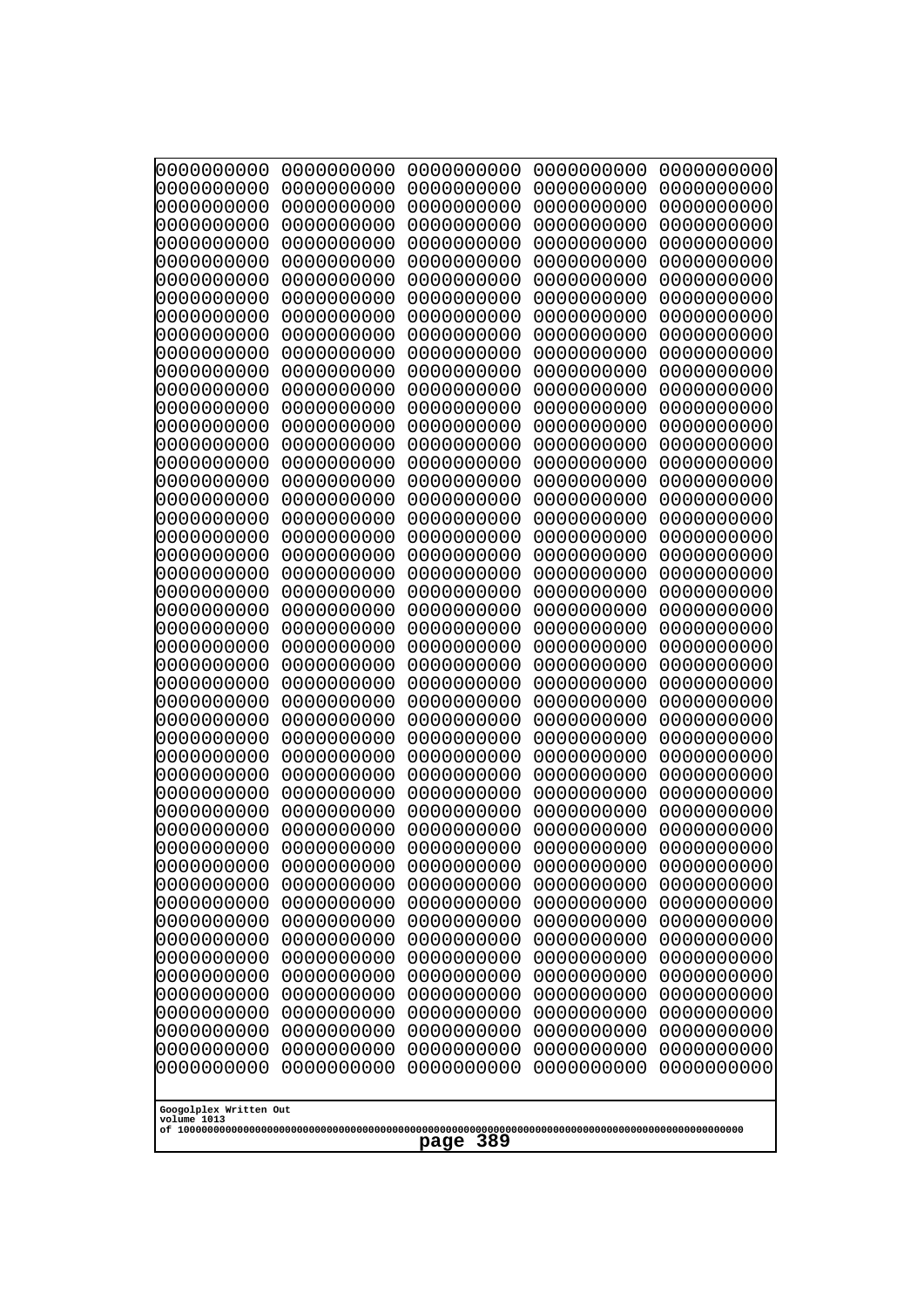```
0000000000 0000000000 0000000000 0000000000 0000000000
0000000000 0000000000 0000000000 0000000000 0000000000
0000000000 0000000000 0000000000 0000000000 0000000000
0000000000 0000000000 0000000000 0000000000 0000000000
0000000000 0000000000 0000000000 0000000000 0000000000
0000000000 0000000000 0000000000 0000000000 0000000000
0000000000 0000000000 0000000000 0000000000 0000000000
0000000000 0000000000 0000000000 0000000000 0000000000
0000000000 0000000000 0000000000 0000000000 0000000000
0000000000 0000000000 0000000000 0000000000 0000000000
0000000000 0000000000 0000000000 0000000000 0000000000
0000000000 0000000000 0000000000 0000000000 0000000000
0000000000 0000000000 0000000000 0000000000 0000000000
0000000000 0000000000 0000000000 0000000000 0000000000
0000000000 0000000000 0000000000 0000000000 0000000000
0000000000 0000000000 0000000000 0000000000 0000000000
0000000000 0000000000 0000000000 0000000000 0000000000
0000000000 0000000000 0000000000 0000000000 0000000000
0000000000 0000000000 0000000000 0000000000 0000000000
0000000000 0000000000 0000000000 0000000000 0000000000
0000000000 0000000000 0000000000 0000000000 0000000000
0000000000 0000000000 0000000000 0000000000 0000000000
0000000000 0000000000 0000000000 0000000000 0000000000
0000000000 0000000000 0000000000 0000000000 0000000000
0000000000 0000000000 0000000000 0000000000 0000000000
0000000000 0000000000 0000000000 0000000000 0000000000
0000000000 0000000000 0000000000 0000000000 0000000000
0000000000 0000000000 0000000000 0000000000 0000000000
0000000000 0000000000 0000000000 0000000000 0000000000
0000000000 0000000000 0000000000 0000000000 0000000000
0000000000 0000000000 0000000000 0000000000 0000000000
0000000000 0000000000 0000000000 0000000000 0000000000
0000000000 0000000000 0000000000 0000000000 0000000000
0000000000 0000000000 0000000000 0000000000 0000000000
0000000000 0000000000 0000000000 0000000000 0000000000
0000000000 0000000000 0000000000 0000000000 0000000000
0000000000 0000000000 0000000000 0000000000 0000000000
0000000000 0000000000 0000000000 0000000000 0000000000
0000000000 0000000000 0000000000 0000000000 0000000000
0000000000 0000000000 0000000000 0000000000 0000000000
0000000000 0000000000 0000000000 0000000000 0000000000
0000000000 0000000000 0000000000 0000000000 0000000000
0000000000 0000000000 0000000000 0000000000 0000000000
0000000000 0000000000 0000000000 0000000000 0000000000
0000000000 0000000000 0000000000 0000000000 0000000000
0000000000 0000000000 0000000000 0000000000 0000000000
0000000000 0000000000 0000000000 0000000000 0000000000
0000000000 0000000000 0000000000 0000000000 0000000000
0000000000 0000000000 0000000000 0000000000 0000000000
0000000000 0000000000 0000000000 0000000000 0000000000
```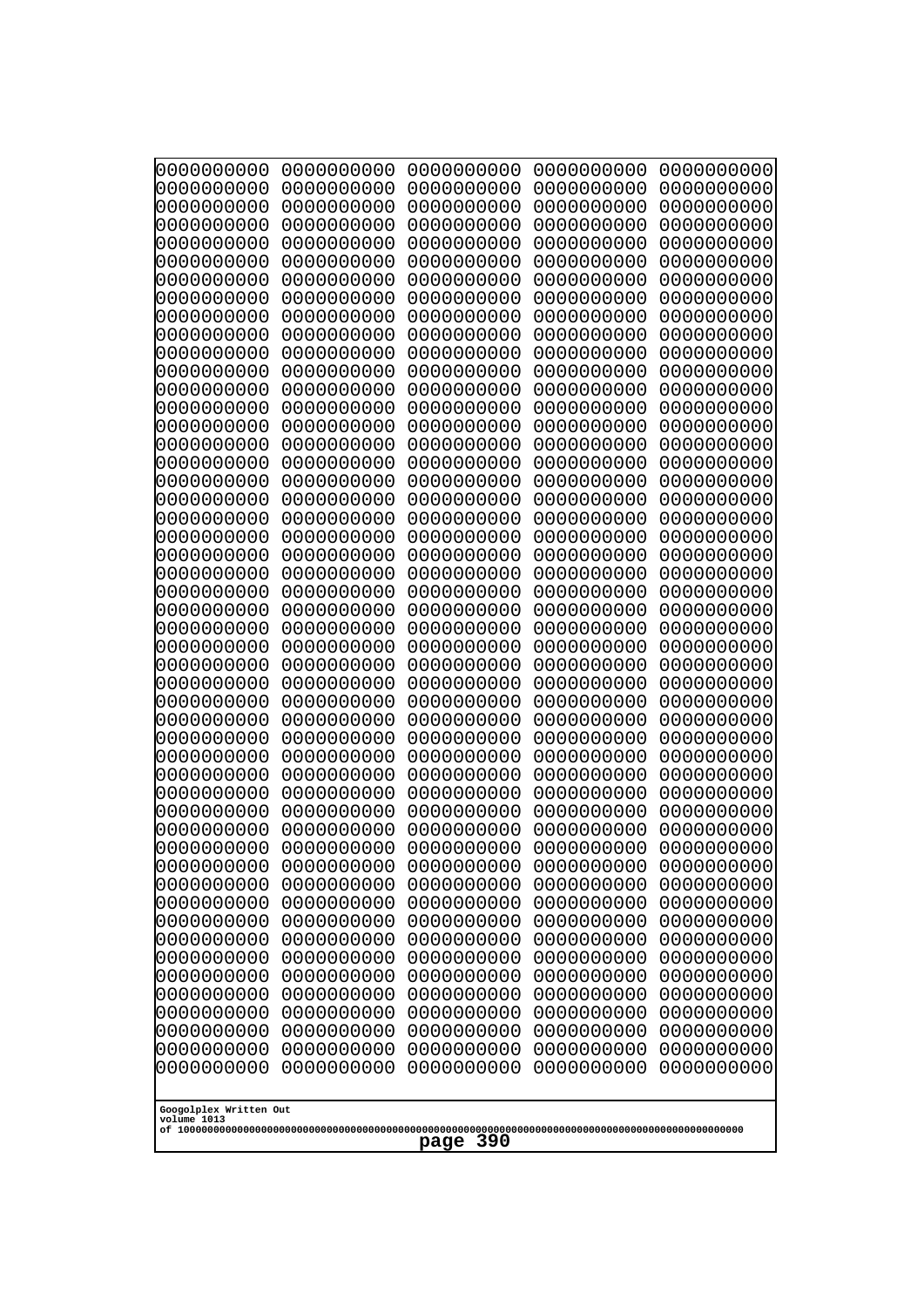```
0000000000 0000000000 0000000000 0000000000 0000000000
0000000000 0000000000 0000000000 0000000000 0000000000
0000000000 0000000000 0000000000 0000000000 0000000000
0000000000 0000000000 0000000000 0000000000 0000000000
0000000000 0000000000 0000000000 0000000000 0000000000
0000000000 0000000000 0000000000 0000000000 0000000000
0000000000 0000000000 0000000000 0000000000 0000000000
0000000000 0000000000 0000000000 0000000000 0000000000
0000000000 0000000000 0000000000 0000000000 0000000000
0000000000 0000000000 0000000000 0000000000 0000000000
0000000000 0000000000 0000000000 0000000000 0000000000
0000000000 0000000000 0000000000 0000000000 0000000000
0000000000 0000000000 0000000000 0000000000 0000000000
0000000000 0000000000 0000000000 0000000000 0000000000
0000000000 0000000000 0000000000 0000000000 0000000000
0000000000 0000000000 0000000000 0000000000 0000000000
0000000000 0000000000 0000000000 0000000000 0000000000
0000000000 0000000000 0000000000 0000000000 0000000000
0000000000 0000000000 0000000000 0000000000 0000000000
0000000000 0000000000 0000000000 0000000000 0000000000
0000000000 0000000000 0000000000 0000000000 0000000000
0000000000 0000000000 0000000000 0000000000 0000000000
0000000000 0000000000 0000000000 0000000000 0000000000
0000000000 0000000000 0000000000 0000000000 0000000000
0000000000 0000000000 0000000000 0000000000 0000000000
0000000000 0000000000 0000000000 0000000000 0000000000
0000000000 0000000000 0000000000 0000000000 0000000000
0000000000 0000000000 0000000000 0000000000 0000000000
0000000000 0000000000 0000000000 0000000000 0000000000
0000000000 0000000000 0000000000 0000000000 0000000000
0000000000 0000000000 0000000000 0000000000 0000000000
0000000000 0000000000 0000000000 0000000000 0000000000
0000000000 0000000000 0000000000 0000000000 0000000000
0000000000 0000000000 0000000000 0000000000 0000000000
0000000000 0000000000 0000000000 0000000000 0000000000
0000000000 0000000000 0000000000 0000000000 0000000000
0000000000 0000000000 0000000000 0000000000 0000000000
0000000000 0000000000 0000000000 0000000000 0000000000
0000000000 0000000000 0000000000 0000000000 0000000000
0000000000 0000000000 0000000000 0000000000 0000000000
0000000000 0000000000 0000000000 0000000000 0000000000
0000000000 0000000000 0000000000 0000000000 0000000000
0000000000 0000000000 0000000000 0000000000 0000000000
0000000000 0000000000 0000000000 0000000000 0000000000
0000000000 0000000000 0000000000 0000000000 0000000000
0000000000 0000000000 0000000000 0000000000 0000000000
0000000000 0000000000 0000000000 0000000000 0000000000
0000000000 0000000000 0000000000 0000000000 0000000000
0000000000 0000000000 0000000000 0000000000 0000000000
```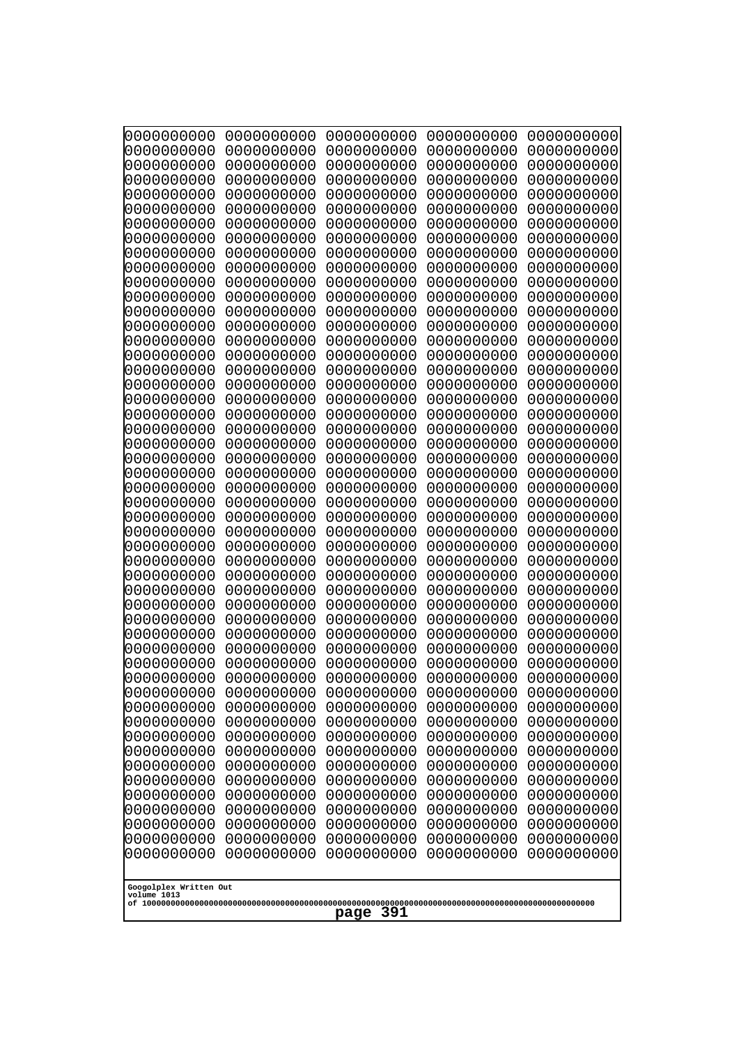```
0000000000 0000000000 0000000000 0000000000 0000000000
0000000000 0000000000 0000000000 0000000000 0000000000
0000000000 0000000000 0000000000 0000000000 0000000000
0000000000 0000000000 0000000000 0000000000 0000000000
0000000000 0000000000 0000000000 0000000000 0000000000
0000000000 0000000000 0000000000 0000000000 0000000000
0000000000 0000000000 0000000000 0000000000 0000000000
0000000000 0000000000 0000000000 0000000000 0000000000
0000000000 0000000000 0000000000 0000000000 0000000000
0000000000 0000000000 0000000000 0000000000 0000000000
0000000000 0000000000 0000000000 0000000000 0000000000
0000000000 0000000000 0000000000 0000000000 0000000000
0000000000 0000000000 0000000000 0000000000 0000000000
0000000000 0000000000 0000000000 0000000000 0000000000
0000000000 0000000000 0000000000 0000000000 0000000000
0000000000 0000000000 0000000000 0000000000 0000000000
0000000000 0000000000 0000000000 0000000000 0000000000
0000000000 0000000000 0000000000 0000000000 0000000000
0000000000 0000000000 0000000000 0000000000 0000000000
0000000000 0000000000 0000000000 0000000000 0000000000
0000000000 0000000000 0000000000 0000000000 0000000000
0000000000 0000000000 0000000000 0000000000 0000000000
0000000000 0000000000 0000000000 0000000000 0000000000
0000000000 0000000000 0000000000 0000000000 0000000000
0000000000 0000000000 0000000000 0000000000 0000000000
0000000000 0000000000 0000000000 0000000000 0000000000
0000000000 0000000000 0000000000 0000000000 0000000000
0000000000 0000000000 0000000000 0000000000 0000000000
0000000000 0000000000 0000000000 0000000000 0000000000
0000000000 0000000000 0000000000 0000000000 0000000000
0000000000 0000000000 0000000000 0000000000 0000000000
0000000000 0000000000 0000000000 0000000000 0000000000
0000000000 0000000000 0000000000 0000000000 0000000000
0000000000 0000000000 0000000000 0000000000 0000000000
0000000000 0000000000 0000000000 0000000000 0000000000
0000000000 0000000000 0000000000 0000000000 0000000000
0000000000 0000000000 0000000000 0000000000 0000000000
0000000000 0000000000 0000000000 0000000000 0000000000
0000000000 0000000000 0000000000 0000000000 0000000000
0000000000 0000000000 0000000000 0000000000 0000000000
0000000000 0000000000 0000000000 0000000000 0000000000
0000000000 0000000000 0000000000 0000000000 0000000000
0000000000 0000000000 0000000000 0000000000 0000000000
0000000000 0000000000 0000000000 0000000000 0000000000
0000000000 0000000000 0000000000 0000000000 0000000000
0000000000 0000000000 0000000000 0000000000 0000000000
0000000000 0000000000 0000000000 0000000000 0000000000
0000000000 0000000000 0000000000 0000000000 0000000000
0000000000 0000000000 0000000000 0000000000 0000000000
0000000000 0000000000 0000000000 0000000000 0000000000
```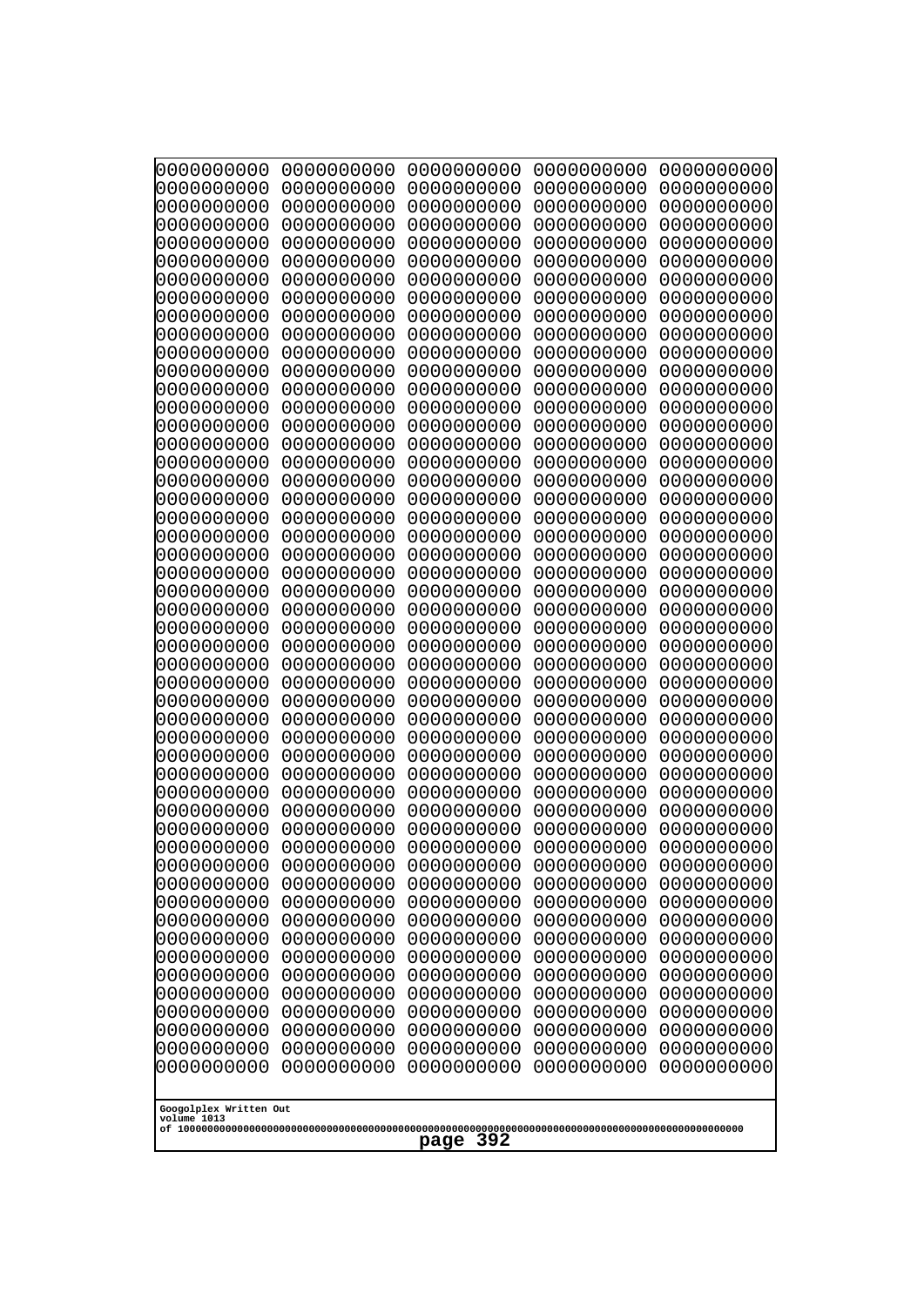```
0000000000 0000000000 0000000000 0000000000 0000000000
0000000000 0000000000 0000000000 0000000000 0000000000
0000000000 0000000000 0000000000 0000000000 0000000000
0000000000 0000000000 0000000000 0000000000 0000000000
0000000000 0000000000 0000000000 0000000000 0000000000
0000000000 0000000000 0000000000 0000000000 0000000000
0000000000 0000000000 0000000000 0000000000 0000000000
0000000000 0000000000 0000000000 0000000000 0000000000
0000000000 0000000000 0000000000 0000000000 0000000000
0000000000 0000000000 0000000000 0000000000 0000000000
0000000000 0000000000 0000000000 0000000000 0000000000
0000000000 0000000000 0000000000 0000000000 0000000000
0000000000 0000000000 0000000000 0000000000 0000000000
0000000000 0000000000 0000000000 0000000000 0000000000
0000000000 0000000000 0000000000 0000000000 0000000000
0000000000 0000000000 0000000000 0000000000 0000000000
0000000000 0000000000 0000000000 0000000000 0000000000
0000000000 0000000000 0000000000 0000000000 0000000000
0000000000 0000000000 0000000000 0000000000 0000000000
0000000000 0000000000 0000000000 0000000000 0000000000
0000000000 0000000000 0000000000 0000000000 0000000000
0000000000 0000000000 0000000000 0000000000 0000000000
0000000000 0000000000 0000000000 0000000000 0000000000
0000000000 0000000000 0000000000 0000000000 0000000000
0000000000 0000000000 0000000000 0000000000 0000000000
0000000000 0000000000 0000000000 0000000000 0000000000
0000000000 0000000000 0000000000 0000000000 0000000000
0000000000 0000000000 0000000000 0000000000 0000000000
0000000000 0000000000 0000000000 0000000000 0000000000
0000000000 0000000000 0000000000 0000000000 0000000000
0000000000 0000000000 0000000000 0000000000 0000000000
0000000000 0000000000 0000000000 0000000000 0000000000
0000000000 0000000000 0000000000 0000000000 0000000000
0000000000 0000000000 0000000000 0000000000 0000000000
0000000000 0000000000 0000000000 0000000000 0000000000
0000000000 0000000000 0000000000 0000000000 0000000000
0000000000 0000000000 0000000000 0000000000 0000000000
0000000000 0000000000 0000000000 0000000000 0000000000
0000000000 0000000000 0000000000 0000000000 0000000000
0000000000 0000000000 0000000000 0000000000 0000000000
0000000000 0000000000 0000000000 0000000000 0000000000
0000000000 0000000000 0000000000 0000000000 0000000000
0000000000 0000000000 0000000000 0000000000 0000000000
0000000000 0000000000 0000000000 0000000000 0000000000
0000000000 0000000000 0000000000 0000000000 0000000000
0000000000 0000000000 0000000000 0000000000 0000000000
0000000000 0000000000 0000000000 0000000000 0000000000
0000000000 0000000000 0000000000 0000000000 0000000000
0000000000 0000000000 0000000000 0000000000 0000000000
0000000000 0000000000 0000000000 0000000000 0000000000
```

Googolplex Written Out
volume 1013
of 10000000000000000000000000000000000000000000000000000000000000000000000000000000000000000000000000000
page 392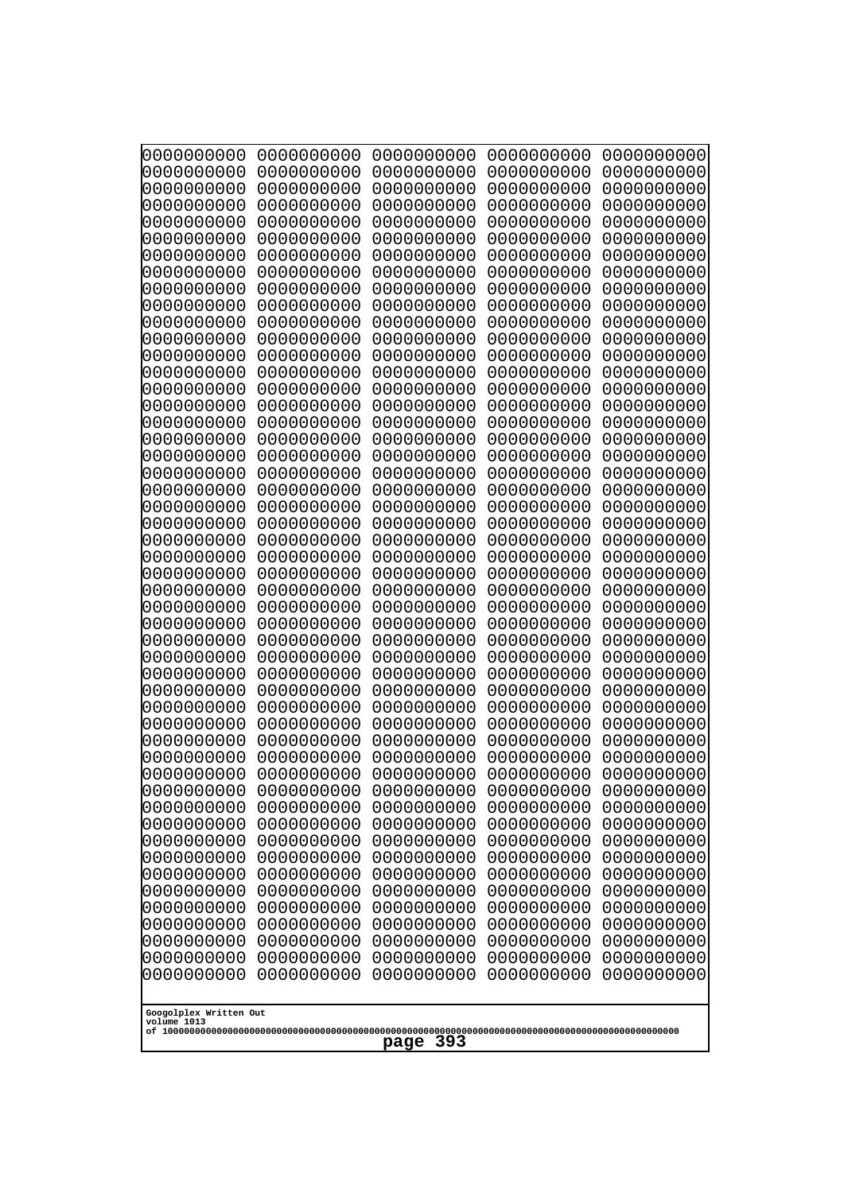```
0000000000 0000000000 0000000000 0000000000 0000000000
0000000000 0000000000 0000000000 0000000000 0000000000
0000000000 0000000000 0000000000 0000000000 0000000000
0000000000 0000000000 0000000000 0000000000 0000000000
0000000000 0000000000 0000000000 0000000000 0000000000
0000000000 0000000000 0000000000 0000000000 0000000000
0000000000 0000000000 0000000000 0000000000 0000000000
0000000000 0000000000 0000000000 0000000000 0000000000
0000000000 0000000000 0000000000 0000000000 0000000000
0000000000 0000000000 0000000000 0000000000 0000000000
0000000000 0000000000 0000000000 0000000000 0000000000
0000000000 0000000000 0000000000 0000000000 0000000000
0000000000 0000000000 0000000000 0000000000 0000000000
0000000000 0000000000 0000000000 0000000000 0000000000
0000000000 0000000000 0000000000 0000000000 0000000000
0000000000 0000000000 0000000000 0000000000 0000000000
0000000000 0000000000 0000000000 0000000000 0000000000
0000000000 0000000000 0000000000 0000000000 0000000000
0000000000 0000000000 0000000000 0000000000 0000000000
0000000000 0000000000 0000000000 0000000000 0000000000
0000000000 0000000000 0000000000 0000000000 0000000000
0000000000 0000000000 0000000000 0000000000 0000000000
0000000000 0000000000 0000000000 0000000000 0000000000
0000000000 0000000000 0000000000 0000000000 0000000000
0000000000 0000000000 0000000000 0000000000 0000000000
0000000000 0000000000 0000000000 0000000000 0000000000
0000000000 0000000000 0000000000 0000000000 0000000000
0000000000 0000000000 0000000000 0000000000 0000000000
0000000000 0000000000 0000000000 0000000000 0000000000
0000000000 0000000000 0000000000 0000000000 0000000000
0000000000 0000000000 0000000000 0000000000 0000000000
0000000000 0000000000 0000000000 0000000000 0000000000
0000000000 0000000000 0000000000 0000000000 0000000000
0000000000 0000000000 0000000000 0000000000 0000000000
0000000000 0000000000 0000000000 0000000000 0000000000
0000000000 0000000000 0000000000 0000000000 0000000000
0000000000 0000000000 0000000000 0000000000 0000000000
0000000000 0000000000 0000000000 0000000000 0000000000
0000000000 0000000000 0000000000 0000000000 0000000000
0000000000 0000000000 0000000000 0000000000 0000000000
0000000000 0000000000 0000000000 0000000000 0000000000
0000000000 0000000000 0000000000 0000000000 0000000000
0000000000 0000000000 0000000000 0000000000 0000000000
0000000000 0000000000 0000000000 0000000000 0000000000
0000000000 0000000000 0000000000 0000000000 0000000000
0000000000 0000000000 0000000000 0000000000 0000000000
0000000000 0000000000 0000000000 0000000000 0000000000
0000000000 0000000000 0000000000 0000000000 0000000000
0000000000 0000000000 0000000000 0000000000 0000000000
0000000000 0000000000 0000000000 0000000000 0000000000
```

Googolplex Written Out
volume 1013
of 10000000000000000000000000000000000000000000000000000000000000000000000000000000000000000000000000000

page 393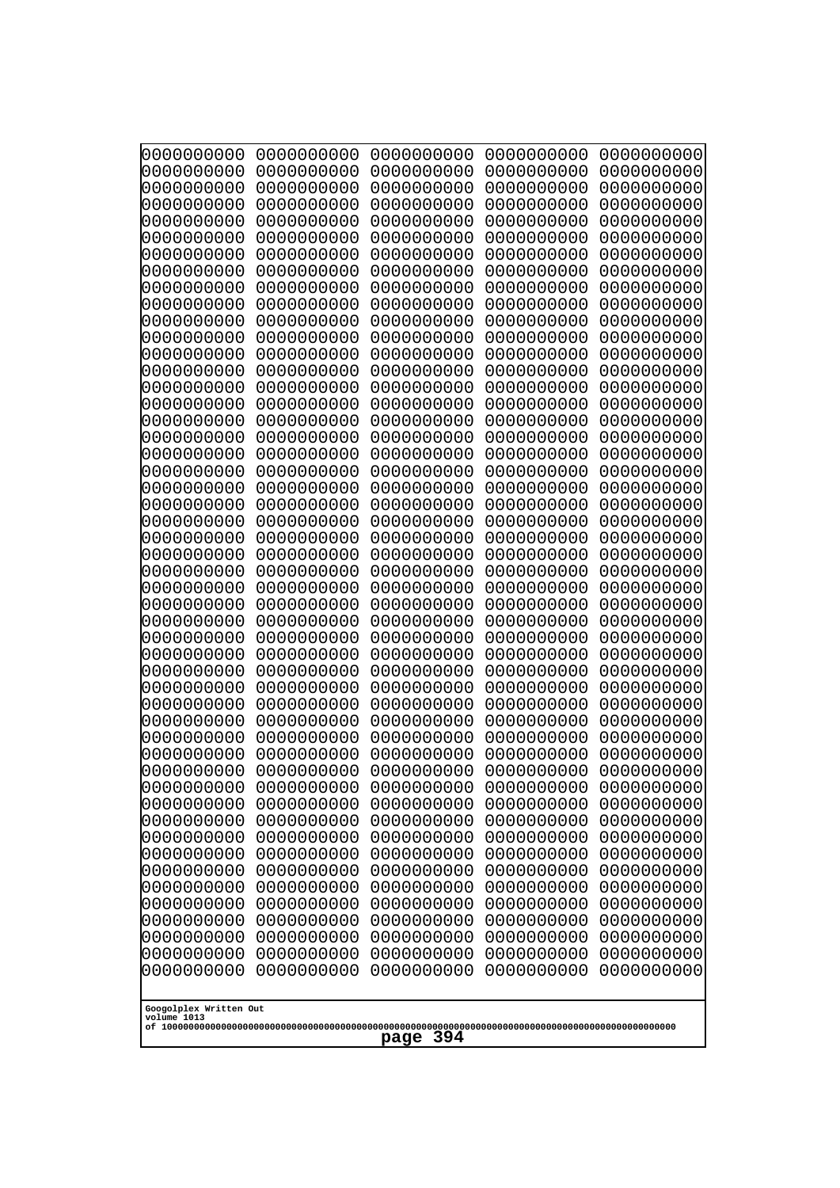```
0000000000 0000000000 0000000000 0000000000 0000000000
0000000000 0000000000 0000000000 0000000000 0000000000
0000000000 0000000000 0000000000 0000000000 0000000000
0000000000 0000000000 0000000000 0000000000 0000000000
0000000000 0000000000 0000000000 0000000000 0000000000
0000000000 0000000000 0000000000 0000000000 0000000000
0000000000 0000000000 0000000000 0000000000 0000000000
0000000000 0000000000 0000000000 0000000000 0000000000
0000000000 0000000000 0000000000 0000000000 0000000000
0000000000 0000000000 0000000000 0000000000 0000000000
0000000000 0000000000 0000000000 0000000000 0000000000
0000000000 0000000000 0000000000 0000000000 0000000000
0000000000 0000000000 0000000000 0000000000 0000000000
0000000000 0000000000 0000000000 0000000000 0000000000
0000000000 0000000000 0000000000 0000000000 0000000000
0000000000 0000000000 0000000000 0000000000 0000000000
0000000000 0000000000 0000000000 0000000000 0000000000
0000000000 0000000000 0000000000 0000000000 0000000000
0000000000 0000000000 0000000000 0000000000 0000000000
0000000000 0000000000 0000000000 0000000000 0000000000
0000000000 0000000000 0000000000 0000000000 0000000000
0000000000 0000000000 0000000000 0000000000 0000000000
0000000000 0000000000 0000000000 0000000000 0000000000
0000000000 0000000000 0000000000 0000000000 0000000000
0000000000 0000000000 0000000000 0000000000 0000000000
0000000000 0000000000 0000000000 0000000000 0000000000
0000000000 0000000000 0000000000 0000000000 0000000000
0000000000 0000000000 0000000000 0000000000 0000000000
0000000000 0000000000 0000000000 0000000000 0000000000
0000000000 0000000000 0000000000 0000000000 0000000000
0000000000 0000000000 0000000000 0000000000 0000000000
0000000000 0000000000 0000000000 0000000000 0000000000
0000000000 0000000000 0000000000 0000000000 0000000000
0000000000 0000000000 0000000000 0000000000 0000000000
0000000000 0000000000 0000000000 0000000000 0000000000
0000000000 0000000000 0000000000 0000000000 0000000000
0000000000 0000000000 0000000000 0000000000 0000000000
0000000000 0000000000 0000000000 0000000000 0000000000
0000000000 0000000000 0000000000 0000000000 0000000000
0000000000 0000000000 0000000000 0000000000 0000000000
0000000000 0000000000 0000000000 0000000000 0000000000
0000000000 0000000000 0000000000 0000000000 0000000000
0000000000 0000000000 0000000000 0000000000 0000000000
0000000000 0000000000 0000000000 0000000000 0000000000
0000000000 0000000000 0000000000 0000000000 0000000000
0000000000 0000000000 0000000000 0000000000 0000000000
0000000000 0000000000 0000000000 0000000000 0000000000
0000000000 0000000000 0000000000 0000000000 0000000000
0000000000 0000000000 0000000000 0000000000 0000000000
0000000000 0000000000 0000000000 0000000000 0000000000
```

Googolplex Written Out
volume 1013
of 10000000000000000000000000000000000000000000000000000000000000000000000000000000000000000000000000000

page 394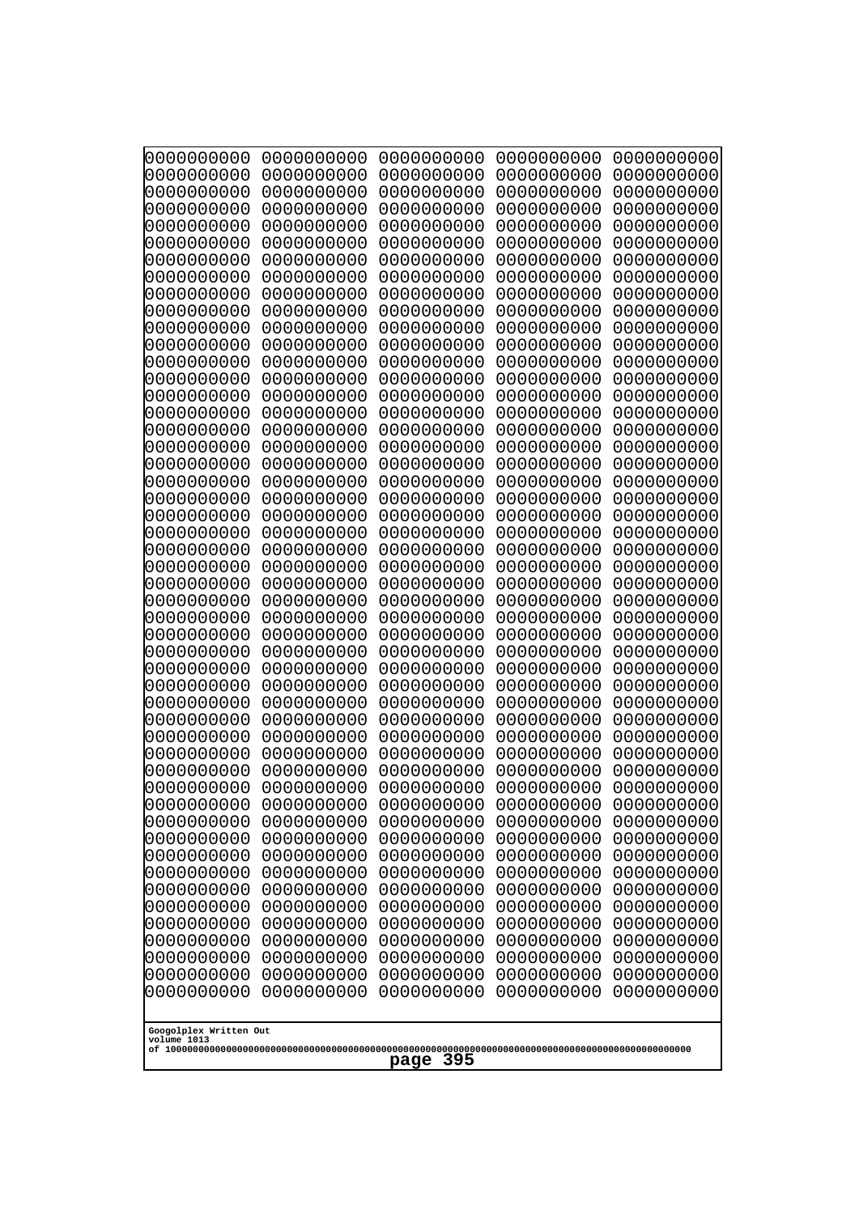```
0000000000 0000000000 0000000000 0000000000 0000000000
0000000000 0000000000 0000000000 0000000000 0000000000
0000000000 0000000000 0000000000 0000000000 0000000000
0000000000 0000000000 0000000000 0000000000 0000000000
0000000000 0000000000 0000000000 0000000000 0000000000
0000000000 0000000000 0000000000 0000000000 0000000000
0000000000 0000000000 0000000000 0000000000 0000000000
0000000000 0000000000 0000000000 0000000000 0000000000
0000000000 0000000000 0000000000 0000000000 0000000000
0000000000 0000000000 0000000000 0000000000 0000000000
0000000000 0000000000 0000000000 0000000000 0000000000
0000000000 0000000000 0000000000 0000000000 0000000000
0000000000 0000000000 0000000000 0000000000 0000000000
0000000000 0000000000 0000000000 0000000000 0000000000
0000000000 0000000000 0000000000 0000000000 0000000000
0000000000 0000000000 0000000000 0000000000 0000000000
0000000000 0000000000 0000000000 0000000000 0000000000
0000000000 0000000000 0000000000 0000000000 0000000000
0000000000 0000000000 0000000000 0000000000 0000000000
0000000000 0000000000 0000000000 0000000000 0000000000
0000000000 0000000000 0000000000 0000000000 0000000000
0000000000 0000000000 0000000000 0000000000 0000000000
0000000000 0000000000 0000000000 0000000000 0000000000
0000000000 0000000000 0000000000 0000000000 0000000000
0000000000 0000000000 0000000000 0000000000 0000000000
0000000000 0000000000 0000000000 0000000000 0000000000
0000000000 0000000000 0000000000 0000000000 0000000000
0000000000 0000000000 0000000000 0000000000 0000000000
0000000000 0000000000 0000000000 0000000000 0000000000
0000000000 0000000000 0000000000 0000000000 0000000000
0000000000 0000000000 0000000000 0000000000 0000000000
0000000000 0000000000 0000000000 0000000000 0000000000
0000000000 0000000000 0000000000 0000000000 0000000000
0000000000 0000000000 0000000000 0000000000 0000000000
0000000000 0000000000 0000000000 0000000000 0000000000
0000000000 0000000000 0000000000 0000000000 0000000000
0000000000 0000000000 0000000000 0000000000 0000000000
0000000000 0000000000 0000000000 0000000000 0000000000
0000000000 0000000000 0000000000 0000000000 0000000000
0000000000 0000000000 0000000000 0000000000 0000000000
0000000000 0000000000 0000000000 0000000000 0000000000
0000000000 0000000000 0000000000 0000000000 0000000000
0000000000 0000000000 0000000000 0000000000 0000000000
0000000000 0000000000 0000000000 0000000000 0000000000
0000000000 0000000000 0000000000 0000000000 0000000000
0000000000 0000000000 0000000000 0000000000 0000000000
0000000000 0000000000 0000000000 0000000000 0000000000
0000000000 0000000000 0000000000 0000000000 0000000000
0000000000 0000000000 0000000000 0000000000 0000000000
0000000000 0000000000 0000000000 0000000000 0000000000
```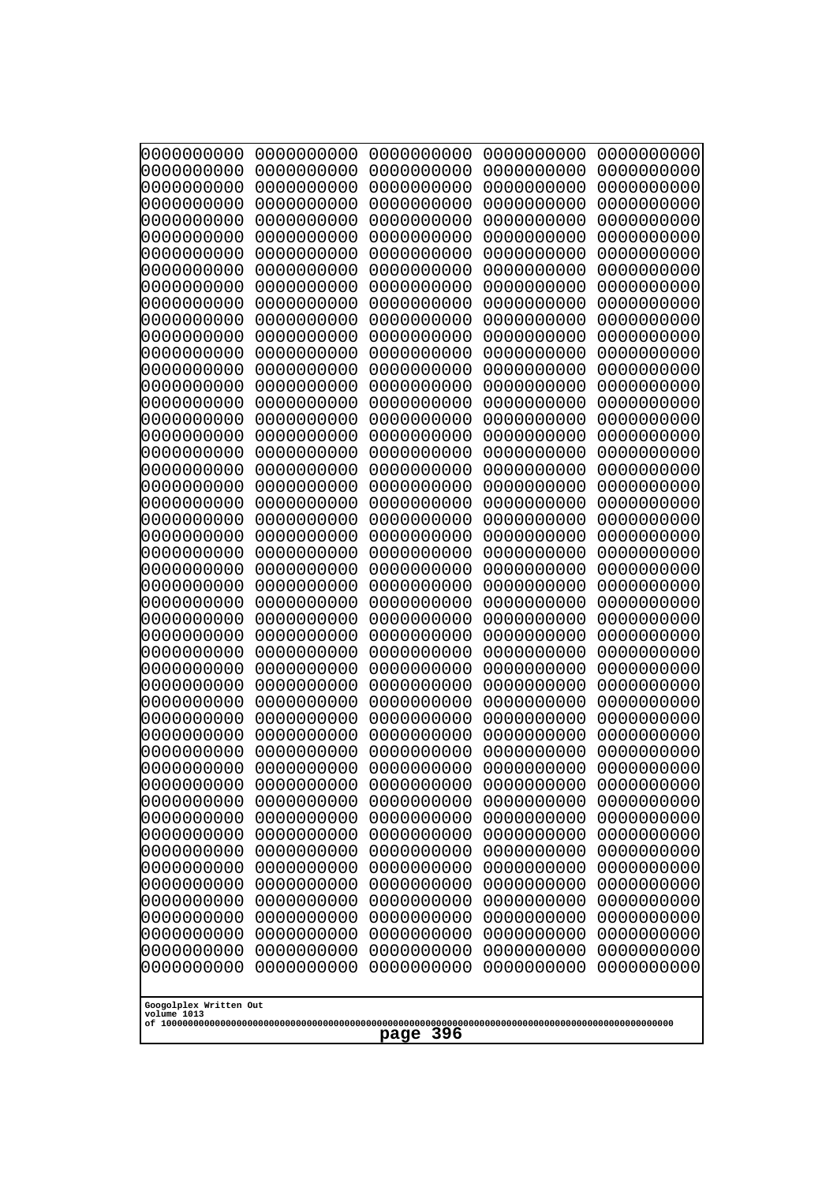```
0000000000 0000000000 0000000000 0000000000 0000000000
0000000000 0000000000 0000000000 0000000000 0000000000
0000000000 0000000000 0000000000 0000000000 0000000000
0000000000 0000000000 0000000000 0000000000 0000000000
0000000000 0000000000 0000000000 0000000000 0000000000
0000000000 0000000000 0000000000 0000000000 0000000000
0000000000 0000000000 0000000000 0000000000 0000000000
0000000000 0000000000 0000000000 0000000000 0000000000
0000000000 0000000000 0000000000 0000000000 0000000000
0000000000 0000000000 0000000000 0000000000 0000000000
0000000000 0000000000 0000000000 0000000000 0000000000
0000000000 0000000000 0000000000 0000000000 0000000000
0000000000 0000000000 0000000000 0000000000 0000000000
0000000000 0000000000 0000000000 0000000000 0000000000
0000000000 0000000000 0000000000 0000000000 0000000000
0000000000 0000000000 0000000000 0000000000 0000000000
0000000000 0000000000 0000000000 0000000000 0000000000
0000000000 0000000000 0000000000 0000000000 0000000000
0000000000 0000000000 0000000000 0000000000 0000000000
0000000000 0000000000 0000000000 0000000000 0000000000
0000000000 0000000000 0000000000 0000000000 0000000000
0000000000 0000000000 0000000000 0000000000 0000000000
0000000000 0000000000 0000000000 0000000000 0000000000
0000000000 0000000000 0000000000 0000000000 0000000000
0000000000 0000000000 0000000000 0000000000 0000000000
0000000000 0000000000 0000000000 0000000000 0000000000
0000000000 0000000000 0000000000 0000000000 0000000000
0000000000 0000000000 0000000000 0000000000 0000000000
0000000000 0000000000 0000000000 0000000000 0000000000
0000000000 0000000000 0000000000 0000000000 0000000000
0000000000 0000000000 0000000000 0000000000 0000000000
0000000000 0000000000 0000000000 0000000000 0000000000
0000000000 0000000000 0000000000 0000000000 0000000000
0000000000 0000000000 0000000000 0000000000 0000000000
0000000000 0000000000 0000000000 0000000000 0000000000
0000000000 0000000000 0000000000 0000000000 0000000000
0000000000 0000000000 0000000000 0000000000 0000000000
0000000000 0000000000 0000000000 0000000000 0000000000
0000000000 0000000000 0000000000 0000000000 0000000000
0000000000 0000000000 0000000000 0000000000 0000000000
0000000000 0000000000 0000000000 0000000000 0000000000
0000000000 0000000000 0000000000 0000000000 0000000000
0000000000 0000000000 0000000000 0000000000 0000000000
0000000000 0000000000 0000000000 0000000000 0000000000
0000000000 0000000000 0000000000 0000000000 0000000000
0000000000 0000000000 0000000000 0000000000 0000000000
0000000000 0000000000 0000000000 0000000000 0000000000
0000000000 0000000000 0000000000 0000000000 0000000000
0000000000 0000000000 0000000000 0000000000 0000000000
0000000000 0000000000 0000000000 0000000000 0000000000
```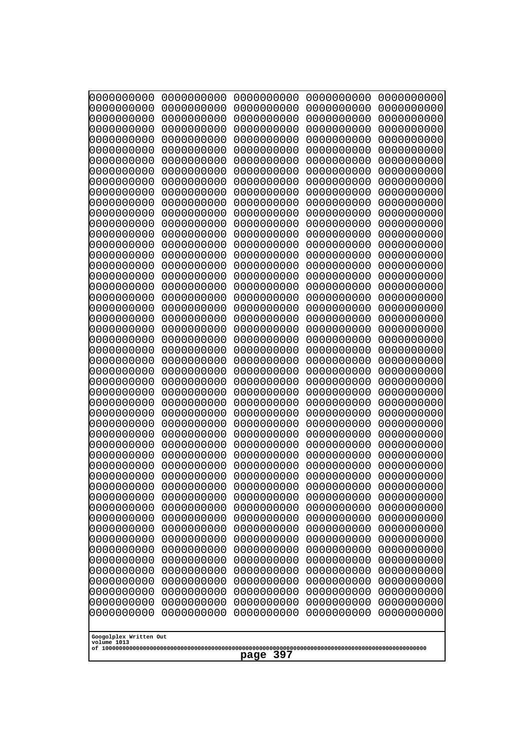```
0000000000 0000000000 0000000000 0000000000 0000000000
0000000000 0000000000 0000000000 0000000000 0000000000
0000000000 0000000000 0000000000 0000000000 0000000000
0000000000 0000000000 0000000000 0000000000 0000000000
0000000000 0000000000 0000000000 0000000000 0000000000
0000000000 0000000000 0000000000 0000000000 0000000000
0000000000 0000000000 0000000000 0000000000 0000000000
0000000000 0000000000 0000000000 0000000000 0000000000
0000000000 0000000000 0000000000 0000000000 0000000000
0000000000 0000000000 0000000000 0000000000 0000000000
0000000000 0000000000 0000000000 0000000000 0000000000
0000000000 0000000000 0000000000 0000000000 0000000000
0000000000 0000000000 0000000000 0000000000 0000000000
0000000000 0000000000 0000000000 0000000000 0000000000
0000000000 0000000000 0000000000 0000000000 0000000000
0000000000 0000000000 0000000000 0000000000 0000000000
0000000000 0000000000 0000000000 0000000000 0000000000
0000000000 0000000000 0000000000 0000000000 0000000000
0000000000 0000000000 0000000000 0000000000 0000000000
0000000000 0000000000 0000000000 0000000000 0000000000
0000000000 0000000000 0000000000 0000000000 0000000000
0000000000 0000000000 0000000000 0000000000 0000000000
0000000000 0000000000 0000000000 0000000000 0000000000
0000000000 0000000000 0000000000 0000000000 0000000000
0000000000 0000000000 0000000000 0000000000 0000000000
0000000000 0000000000 0000000000 0000000000 0000000000
0000000000 0000000000 0000000000 0000000000 0000000000
0000000000 0000000000 0000000000 0000000000 0000000000
0000000000 0000000000 0000000000 0000000000 0000000000
0000000000 0000000000 0000000000 0000000000 0000000000
0000000000 0000000000 0000000000 0000000000 0000000000
0000000000 0000000000 0000000000 0000000000 0000000000
0000000000 0000000000 0000000000 0000000000 0000000000
0000000000 0000000000 0000000000 0000000000 0000000000
0000000000 0000000000 0000000000 0000000000 0000000000
0000000000 0000000000 0000000000 0000000000 0000000000
0000000000 0000000000 0000000000 0000000000 0000000000
0000000000 0000000000 0000000000 0000000000 0000000000
0000000000 0000000000 0000000000 0000000000 0000000000
0000000000 0000000000 0000000000 0000000000 0000000000
0000000000 0000000000 0000000000 0000000000 0000000000
0000000000 0000000000 0000000000 0000000000 0000000000
0000000000 0000000000 0000000000 0000000000 0000000000
0000000000 0000000000 0000000000 0000000000 0000000000
0000000000 0000000000 0000000000 0000000000 0000000000
0000000000 0000000000 0000000000 0000000000 0000000000
0000000000 0000000000 0000000000 0000000000 0000000000
0000000000 0000000000 0000000000 0000000000 0000000000
0000000000 0000000000 0000000000 0000000000 0000000000
0000000000 0000000000 0000000000 0000000000 0000000000
```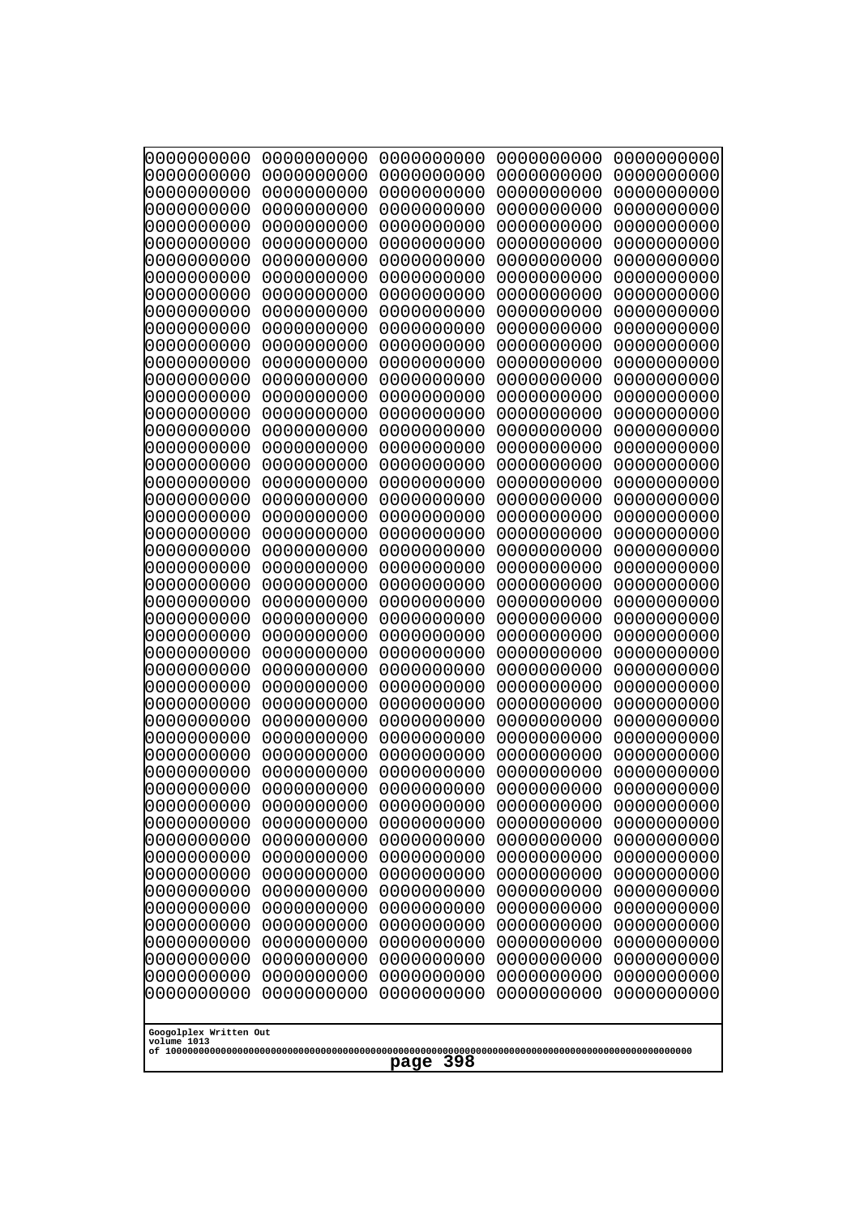```
0000000000 0000000000 0000000000 0000000000 0000000000
0000000000 0000000000 0000000000 0000000000 0000000000
0000000000 0000000000 0000000000 0000000000 0000000000
0000000000 0000000000 0000000000 0000000000 0000000000
0000000000 0000000000 0000000000 0000000000 0000000000
0000000000 0000000000 0000000000 0000000000 0000000000
0000000000 0000000000 0000000000 0000000000 0000000000
0000000000 0000000000 0000000000 0000000000 0000000000
0000000000 0000000000 0000000000 0000000000 0000000000
0000000000 0000000000 0000000000 0000000000 0000000000
0000000000 0000000000 0000000000 0000000000 0000000000
0000000000 0000000000 0000000000 0000000000 0000000000
0000000000 0000000000 0000000000 0000000000 0000000000
0000000000 0000000000 0000000000 0000000000 0000000000
0000000000 0000000000 0000000000 0000000000 0000000000
0000000000 0000000000 0000000000 0000000000 0000000000
0000000000 0000000000 0000000000 0000000000 0000000000
0000000000 0000000000 0000000000 0000000000 0000000000
0000000000 0000000000 0000000000 0000000000 0000000000
0000000000 0000000000 0000000000 0000000000 0000000000
0000000000 0000000000 0000000000 0000000000 0000000000
0000000000 0000000000 0000000000 0000000000 0000000000
0000000000 0000000000 0000000000 0000000000 0000000000
0000000000 0000000000 0000000000 0000000000 0000000000
0000000000 0000000000 0000000000 0000000000 0000000000
0000000000 0000000000 0000000000 0000000000 0000000000
0000000000 0000000000 0000000000 0000000000 0000000000
0000000000 0000000000 0000000000 0000000000 0000000000
0000000000 0000000000 0000000000 0000000000 0000000000
0000000000 0000000000 0000000000 0000000000 0000000000
0000000000 0000000000 0000000000 0000000000 0000000000
0000000000 0000000000 0000000000 0000000000 0000000000
0000000000 0000000000 0000000000 0000000000 0000000000
0000000000 0000000000 0000000000 0000000000 0000000000
0000000000 0000000000 0000000000 0000000000 0000000000
0000000000 0000000000 0000000000 0000000000 0000000000
0000000000 0000000000 0000000000 0000000000 0000000000
0000000000 0000000000 0000000000 0000000000 0000000000
0000000000 0000000000 0000000000 0000000000 0000000000
0000000000 0000000000 0000000000 0000000000 0000000000
0000000000 0000000000 0000000000 0000000000 0000000000
0000000000 0000000000 0000000000 0000000000 0000000000
0000000000 0000000000 0000000000 0000000000 0000000000
0000000000 0000000000 0000000000 0000000000 0000000000
0000000000 0000000000 0000000000 0000000000 0000000000
0000000000 0000000000 0000000000 0000000000 0000000000
0000000000 0000000000 0000000000 0000000000 0000000000
0000000000 0000000000 0000000000 0000000000 0000000000
0000000000 0000000000 0000000000 0000000000 0000000000
0000000000 0000000000 0000000000 0000000000 0000000000
```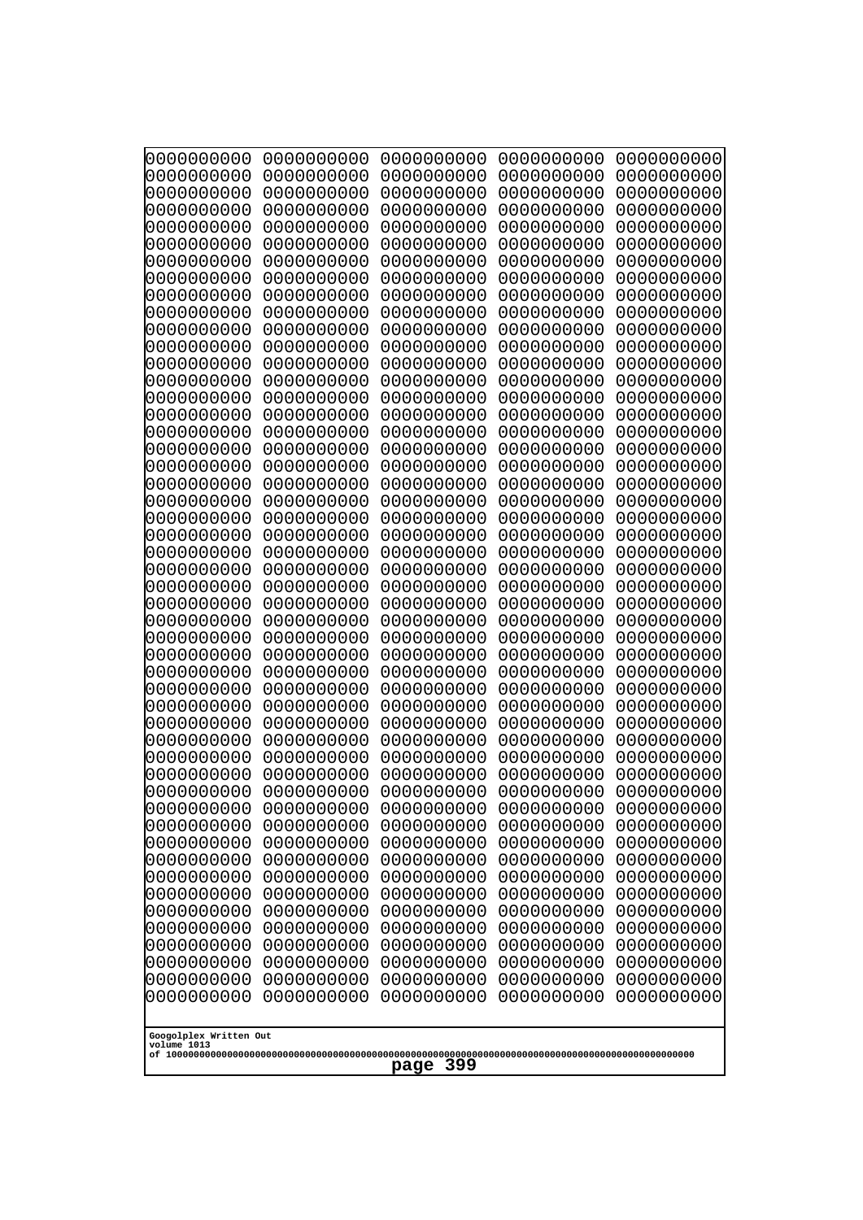```
0000000000 0000000000 0000000000 0000000000 0000000000
0000000000 0000000000 0000000000 0000000000 0000000000
0000000000 0000000000 0000000000 0000000000 0000000000
0000000000 0000000000 0000000000 0000000000 0000000000
0000000000 0000000000 0000000000 0000000000 0000000000
0000000000 0000000000 0000000000 0000000000 0000000000
0000000000 0000000000 0000000000 0000000000 0000000000
0000000000 0000000000 0000000000 0000000000 0000000000
0000000000 0000000000 0000000000 0000000000 0000000000
0000000000 0000000000 0000000000 0000000000 0000000000
0000000000 0000000000 0000000000 0000000000 0000000000
0000000000 0000000000 0000000000 0000000000 0000000000
0000000000 0000000000 0000000000 0000000000 0000000000
0000000000 0000000000 0000000000 0000000000 0000000000
0000000000 0000000000 0000000000 0000000000 0000000000
0000000000 0000000000 0000000000 0000000000 0000000000
0000000000 0000000000 0000000000 0000000000 0000000000
0000000000 0000000000 0000000000 0000000000 0000000000
0000000000 0000000000 0000000000 0000000000 0000000000
0000000000 0000000000 0000000000 0000000000 0000000000
0000000000 0000000000 0000000000 0000000000 0000000000
0000000000 0000000000 0000000000 0000000000 0000000000
0000000000 0000000000 0000000000 0000000000 0000000000
0000000000 0000000000 0000000000 0000000000 0000000000
0000000000 0000000000 0000000000 0000000000 0000000000
0000000000 0000000000 0000000000 0000000000 0000000000
0000000000 0000000000 0000000000 0000000000 0000000000
0000000000 0000000000 0000000000 0000000000 0000000000
0000000000 0000000000 0000000000 0000000000 0000000000
0000000000 0000000000 0000000000 0000000000 0000000000
0000000000 0000000000 0000000000 0000000000 0000000000
0000000000 0000000000 0000000000 0000000000 0000000000
0000000000 0000000000 0000000000 0000000000 0000000000
0000000000 0000000000 0000000000 0000000000 0000000000
0000000000 0000000000 0000000000 0000000000 0000000000
0000000000 0000000000 0000000000 0000000000 0000000000
0000000000 0000000000 0000000000 0000000000 0000000000
0000000000 0000000000 0000000000 0000000000 0000000000
0000000000 0000000000 0000000000 0000000000 0000000000
0000000000 0000000000 0000000000 0000000000 0000000000
0000000000 0000000000 0000000000 0000000000 0000000000
0000000000 0000000000 0000000000 0000000000 0000000000
0000000000 0000000000 0000000000 0000000000 0000000000
0000000000 0000000000 0000000000 0000000000 0000000000
0000000000 0000000000 0000000000 0000000000 0000000000
0000000000 0000000000 0000000000 0000000000 0000000000
0000000000 0000000000 0000000000 0000000000 0000000000
0000000000 0000000000 0000000000 0000000000 0000000000
0000000000 0000000000 0000000000 0000000000 0000000000
0000000000 0000000000 0000000000 0000000000 0000000000
```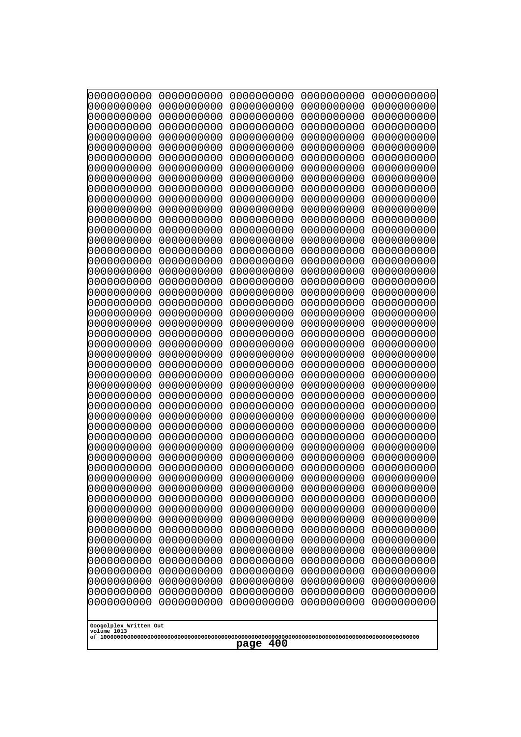```
0000000000 0000000000 0000000000 0000000000 0000000000
0000000000 0000000000 0000000000 0000000000 0000000000
0000000000 0000000000 0000000000 0000000000 0000000000
0000000000 0000000000 0000000000 0000000000 0000000000
0000000000 0000000000 0000000000 0000000000 0000000000
0000000000 0000000000 0000000000 0000000000 0000000000
0000000000 0000000000 0000000000 0000000000 0000000000
0000000000 0000000000 0000000000 0000000000 0000000000
0000000000 0000000000 0000000000 0000000000 0000000000
0000000000 0000000000 0000000000 0000000000 0000000000
0000000000 0000000000 0000000000 0000000000 0000000000
0000000000 0000000000 0000000000 0000000000 0000000000
0000000000 0000000000 0000000000 0000000000 0000000000
0000000000 0000000000 0000000000 0000000000 0000000000
0000000000 0000000000 0000000000 0000000000 0000000000
0000000000 0000000000 0000000000 0000000000 0000000000
0000000000 0000000000 0000000000 0000000000 0000000000
0000000000 0000000000 0000000000 0000000000 0000000000
0000000000 0000000000 0000000000 0000000000 0000000000
0000000000 0000000000 0000000000 0000000000 0000000000
0000000000 0000000000 0000000000 0000000000 0000000000
0000000000 0000000000 0000000000 0000000000 0000000000
0000000000 0000000000 0000000000 0000000000 0000000000
0000000000 0000000000 0000000000 0000000000 0000000000
0000000000 0000000000 0000000000 0000000000 0000000000
0000000000 0000000000 0000000000 0000000000 0000000000
0000000000 0000000000 0000000000 0000000000 0000000000
0000000000 0000000000 0000000000 0000000000 0000000000
0000000000 0000000000 0000000000 0000000000 0000000000
0000000000 0000000000 0000000000 0000000000 0000000000
0000000000 0000000000 0000000000 0000000000 0000000000
0000000000 0000000000 0000000000 0000000000 0000000000
0000000000 0000000000 0000000000 0000000000 0000000000
0000000000 0000000000 0000000000 0000000000 0000000000
0000000000 0000000000 0000000000 0000000000 0000000000
0000000000 0000000000 0000000000 0000000000 0000000000
0000000000 0000000000 0000000000 0000000000 0000000000
0000000000 0000000000 0000000000 0000000000 0000000000
0000000000 0000000000 0000000000 0000000000 0000000000
0000000000 0000000000 0000000000 0000000000 0000000000
0000000000 0000000000 0000000000 0000000000 0000000000
0000000000 0000000000 0000000000 0000000000 0000000000
0000000000 0000000000 0000000000 0000000000 0000000000
0000000000 0000000000 0000000000 0000000000 0000000000
0000000000 0000000000 0000000000 0000000000 0000000000
0000000000 0000000000 0000000000 0000000000 0000000000
0000000000 0000000000 0000000000 0000000000 0000000000
0000000000 0000000000 0000000000 0000000000 0000000000
0000000000 0000000000 0000000000 0000000000 0000000000
0000000000 0000000000 0000000000 0000000000 0000000000
```

Googolplex Written Out
volume 1013
of 10000000000000000000000000000000000000000000000000000000000000000000000000000000000000000000000000000

page 400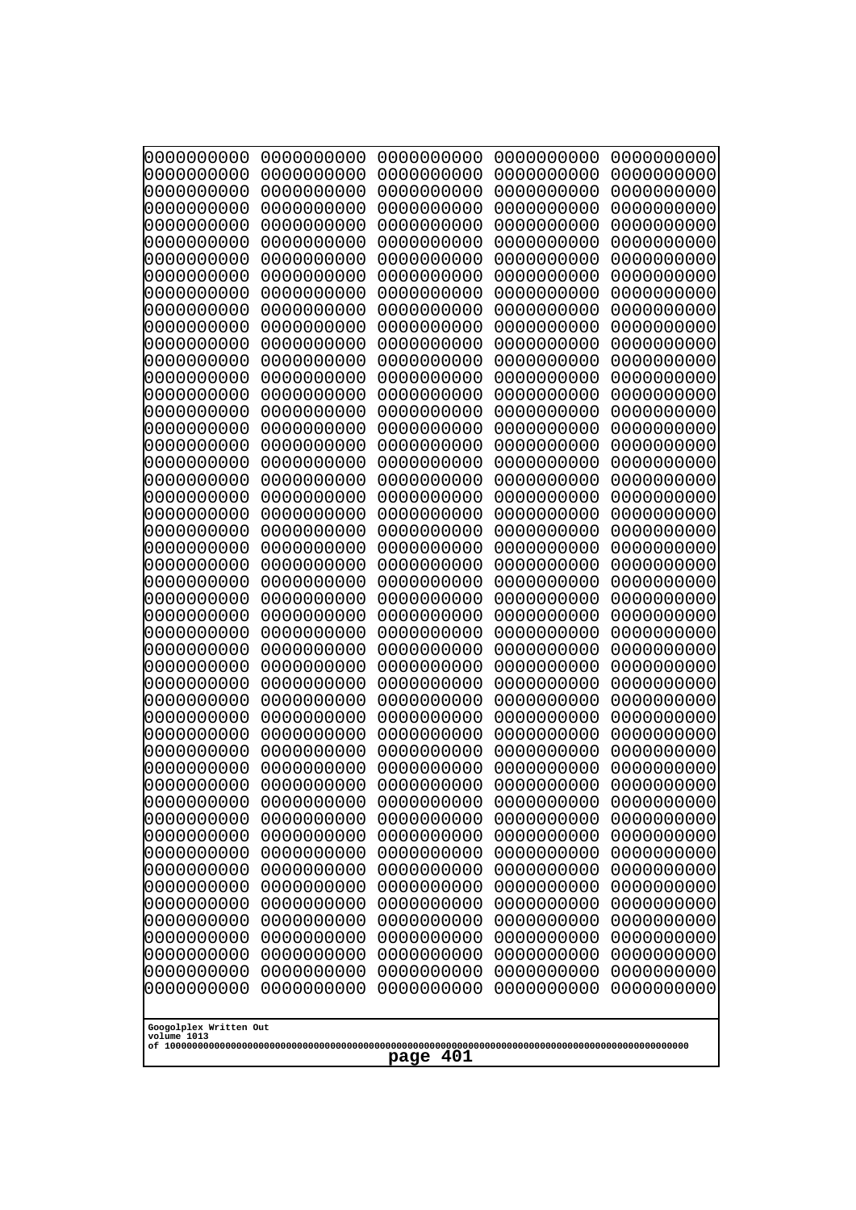```
0000000000 0000000000 0000000000 0000000000 0000000000
0000000000 0000000000 0000000000 0000000000 0000000000
0000000000 0000000000 0000000000 0000000000 0000000000
0000000000 0000000000 0000000000 0000000000 0000000000
0000000000 0000000000 0000000000 0000000000 0000000000
0000000000 0000000000 0000000000 0000000000 0000000000
0000000000 0000000000 0000000000 0000000000 0000000000
0000000000 0000000000 0000000000 0000000000 0000000000
0000000000 0000000000 0000000000 0000000000 0000000000
0000000000 0000000000 0000000000 0000000000 0000000000
0000000000 0000000000 0000000000 0000000000 0000000000
0000000000 0000000000 0000000000 0000000000 0000000000
0000000000 0000000000 0000000000 0000000000 0000000000
0000000000 0000000000 0000000000 0000000000 0000000000
0000000000 0000000000 0000000000 0000000000 0000000000
0000000000 0000000000 0000000000 0000000000 0000000000
0000000000 0000000000 0000000000 0000000000 0000000000
0000000000 0000000000 0000000000 0000000000 0000000000
0000000000 0000000000 0000000000 0000000000 0000000000
0000000000 0000000000 0000000000 0000000000 0000000000
0000000000 0000000000 0000000000 0000000000 0000000000
0000000000 0000000000 0000000000 0000000000 0000000000
0000000000 0000000000 0000000000 0000000000 0000000000
0000000000 0000000000 0000000000 0000000000 0000000000
0000000000 0000000000 0000000000 0000000000 0000000000
0000000000 0000000000 0000000000 0000000000 0000000000
0000000000 0000000000 0000000000 0000000000 0000000000
0000000000 0000000000 0000000000 0000000000 0000000000
0000000000 0000000000 0000000000 0000000000 0000000000
0000000000 0000000000 0000000000 0000000000 0000000000
0000000000 0000000000 0000000000 0000000000 0000000000
0000000000 0000000000 0000000000 0000000000 0000000000
0000000000 0000000000 0000000000 0000000000 0000000000
0000000000 0000000000 0000000000 0000000000 0000000000
0000000000 0000000000 0000000000 0000000000 0000000000
0000000000 0000000000 0000000000 0000000000 0000000000
0000000000 0000000000 0000000000 0000000000 0000000000
0000000000 0000000000 0000000000 0000000000 0000000000
0000000000 0000000000 0000000000 0000000000 0000000000
0000000000 0000000000 0000000000 0000000000 0000000000
0000000000 0000000000 0000000000 0000000000 0000000000
0000000000 0000000000 0000000000 0000000000 0000000000
0000000000 0000000000 0000000000 0000000000 0000000000
0000000000 0000000000 0000000000 0000000000 0000000000
0000000000 0000000000 0000000000 0000000000 0000000000
0000000000 0000000000 0000000000 0000000000 0000000000
0000000000 0000000000 0000000000 0000000000 0000000000
0000000000 0000000000 0000000000 0000000000 0000000000
0000000000 0000000000 0000000000 0000000000 0000000000
0000000000 0000000000 0000000000 0000000000 0000000000
```

Googolplex Written Out
volume 1013
of 10000000000000000000000000000000000000000000000000000000000000000000000000000000000000000000000000000
page 401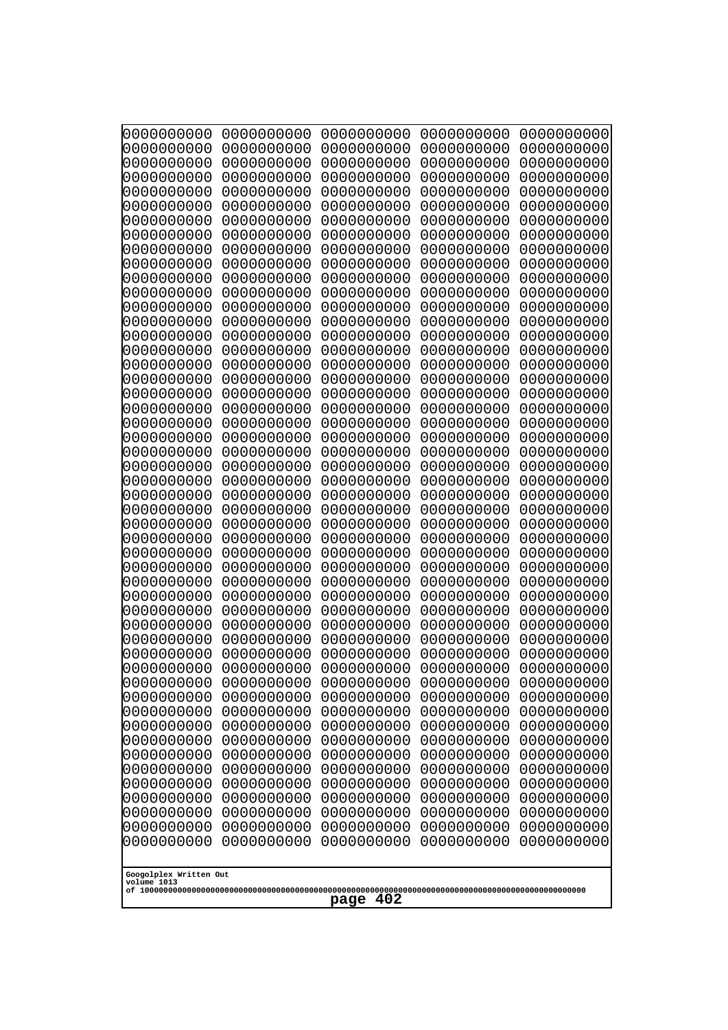```
0000000000 0000000000 0000000000 0000000000 0000000000
0000000000 0000000000 0000000000 0000000000 0000000000
0000000000 0000000000 0000000000 0000000000 0000000000
0000000000 0000000000 0000000000 0000000000 0000000000
0000000000 0000000000 0000000000 0000000000 0000000000
0000000000 0000000000 0000000000 0000000000 0000000000
0000000000 0000000000 0000000000 0000000000 0000000000
0000000000 0000000000 0000000000 0000000000 0000000000
0000000000 0000000000 0000000000 0000000000 0000000000
0000000000 0000000000 0000000000 0000000000 0000000000
0000000000 0000000000 0000000000 0000000000 0000000000
0000000000 0000000000 0000000000 0000000000 0000000000
0000000000 0000000000 0000000000 0000000000 0000000000
0000000000 0000000000 0000000000 0000000000 0000000000
0000000000 0000000000 0000000000 0000000000 0000000000
0000000000 0000000000 0000000000 0000000000 0000000000
0000000000 0000000000 0000000000 0000000000 0000000000
0000000000 0000000000 0000000000 0000000000 0000000000
0000000000 0000000000 0000000000 0000000000 0000000000
0000000000 0000000000 0000000000 0000000000 0000000000
0000000000 0000000000 0000000000 0000000000 0000000000
0000000000 0000000000 0000000000 0000000000 0000000000
0000000000 0000000000 0000000000 0000000000 0000000000
0000000000 0000000000 0000000000 0000000000 0000000000
0000000000 0000000000 0000000000 0000000000 0000000000
0000000000 0000000000 0000000000 0000000000 0000000000
0000000000 0000000000 0000000000 0000000000 0000000000
0000000000 0000000000 0000000000 0000000000 0000000000
0000000000 0000000000 0000000000 0000000000 0000000000
0000000000 0000000000 0000000000 0000000000 0000000000
0000000000 0000000000 0000000000 0000000000 0000000000
0000000000 0000000000 0000000000 0000000000 0000000000
0000000000 0000000000 0000000000 0000000000 0000000000
0000000000 0000000000 0000000000 0000000000 0000000000
0000000000 0000000000 0000000000 0000000000 0000000000
0000000000 0000000000 0000000000 0000000000 0000000000
0000000000 0000000000 0000000000 0000000000 0000000000
0000000000 0000000000 0000000000 0000000000 0000000000
0000000000 0000000000 0000000000 0000000000 0000000000
0000000000 0000000000 0000000000 0000000000 0000000000
0000000000 0000000000 0000000000 0000000000 0000000000
0000000000 0000000000 0000000000 0000000000 0000000000
0000000000 0000000000 0000000000 0000000000 0000000000
0000000000 0000000000 0000000000 0000000000 0000000000
0000000000 0000000000 0000000000 0000000000 0000000000
0000000000 0000000000 0000000000 0000000000 0000000000
0000000000 0000000000 0000000000 0000000000 0000000000
0000000000 0000000000 0000000000 0000000000 0000000000
0000000000 0000000000 0000000000 0000000000 0000000000
0000000000 0000000000 0000000000 0000000000 0000000000
```

Googolplex Written Out
volume 1013
of 10000000000000000000000000000000000000000000000000000000000000000000000000000000000000000000000000000

page 402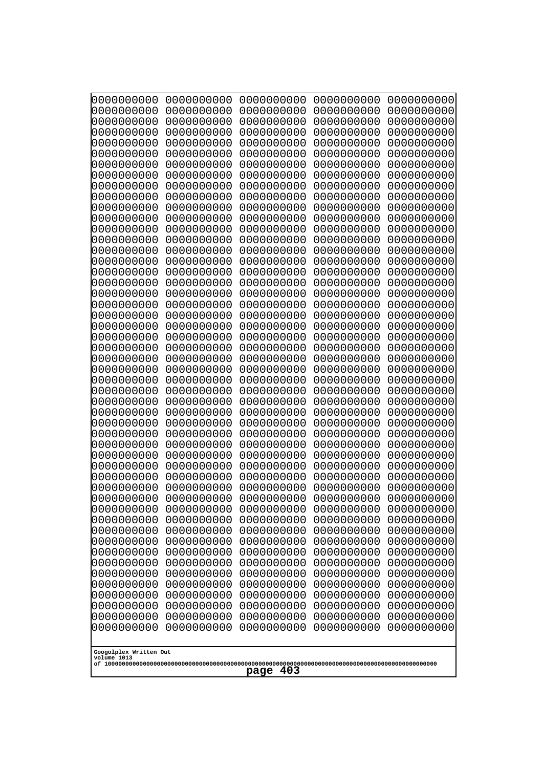```
0000000000 0000000000 0000000000 0000000000 0000000000
0000000000 0000000000 0000000000 0000000000 0000000000
0000000000 0000000000 0000000000 0000000000 0000000000
0000000000 0000000000 0000000000 0000000000 0000000000
0000000000 0000000000 0000000000 0000000000 0000000000
0000000000 0000000000 0000000000 0000000000 0000000000
0000000000 0000000000 0000000000 0000000000 0000000000
0000000000 0000000000 0000000000 0000000000 0000000000
0000000000 0000000000 0000000000 0000000000 0000000000
0000000000 0000000000 0000000000 0000000000 0000000000
0000000000 0000000000 0000000000 0000000000 0000000000
0000000000 0000000000 0000000000 0000000000 0000000000
0000000000 0000000000 0000000000 0000000000 0000000000
0000000000 0000000000 0000000000 0000000000 0000000000
0000000000 0000000000 0000000000 0000000000 0000000000
0000000000 0000000000 0000000000 0000000000 0000000000
0000000000 0000000000 0000000000 0000000000 0000000000
0000000000 0000000000 0000000000 0000000000 0000000000
0000000000 0000000000 0000000000 0000000000 0000000000
0000000000 0000000000 0000000000 0000000000 0000000000
0000000000 0000000000 0000000000 0000000000 0000000000
0000000000 0000000000 0000000000 0000000000 0000000000
0000000000 0000000000 0000000000 0000000000 0000000000
0000000000 0000000000 0000000000 0000000000 0000000000
0000000000 0000000000 0000000000 0000000000 0000000000
0000000000 0000000000 0000000000 0000000000 0000000000
0000000000 0000000000 0000000000 0000000000 0000000000
0000000000 0000000000 0000000000 0000000000 0000000000
0000000000 0000000000 0000000000 0000000000 0000000000
0000000000 0000000000 0000000000 0000000000 0000000000
0000000000 0000000000 0000000000 0000000000 0000000000
0000000000 0000000000 0000000000 0000000000 0000000000
0000000000 0000000000 0000000000 0000000000 0000000000
0000000000 0000000000 0000000000 0000000000 0000000000
0000000000 0000000000 0000000000 0000000000 0000000000
0000000000 0000000000 0000000000 0000000000 0000000000
0000000000 0000000000 0000000000 0000000000 0000000000
0000000000 0000000000 0000000000 0000000000 0000000000
0000000000 0000000000 0000000000 0000000000 0000000000
0000000000 0000000000 0000000000 0000000000 0000000000
0000000000 0000000000 0000000000 0000000000 0000000000
0000000000 0000000000 0000000000 0000000000 0000000000
0000000000 0000000000 0000000000 0000000000 0000000000
0000000000 0000000000 0000000000 0000000000 0000000000
0000000000 0000000000 0000000000 0000000000 0000000000
0000000000 0000000000 0000000000 0000000000 0000000000
0000000000 0000000000 0000000000 0000000000 0000000000
0000000000 0000000000 0000000000 0000000000 0000000000
0000000000 0000000000 0000000000 0000000000 0000000000
0000000000 0000000000 0000000000 0000000000 0000000000
```

Googolplex Written Out
volume 1013
of 10000000000000000000000000000000000000000000000000000000000000000000000000000000000000000000000000000

page 403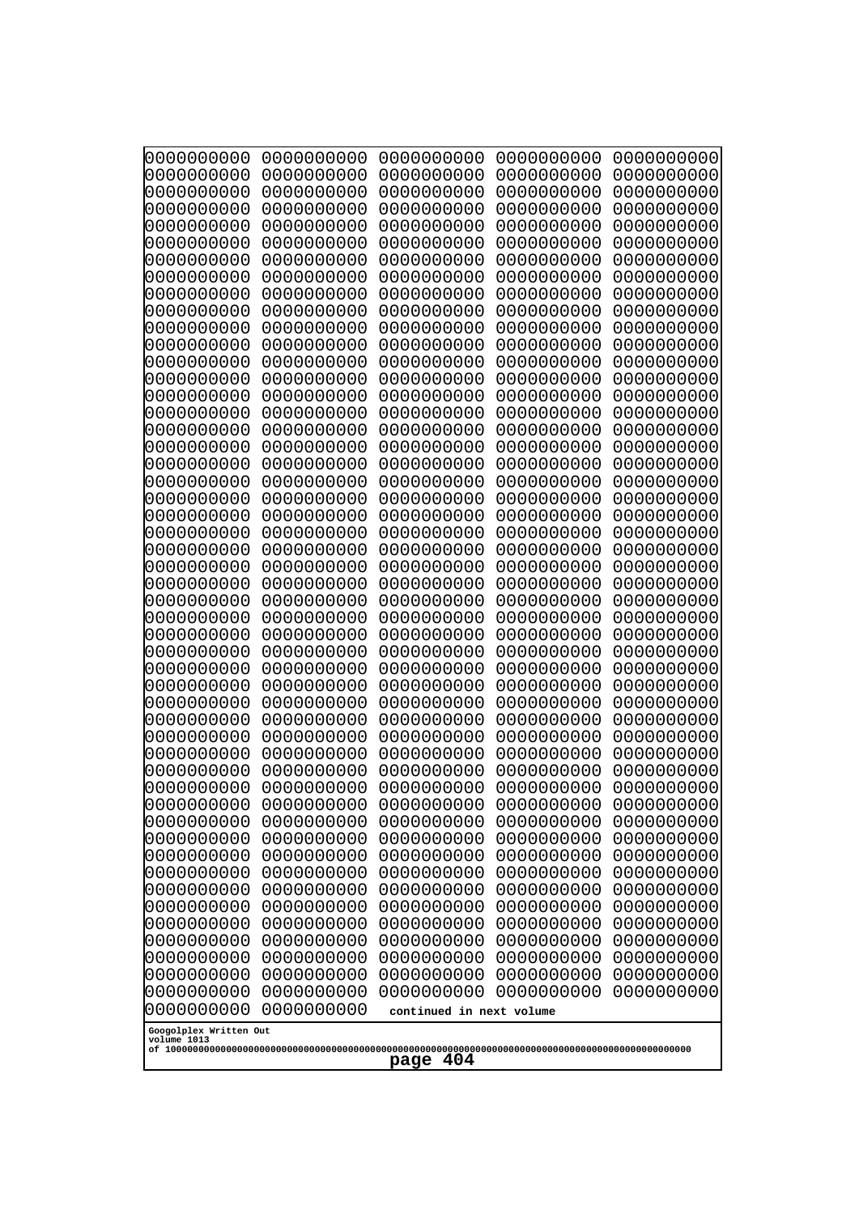```
0000000000 0000000000 0000000000 0000000000 0000000000
0000000000 0000000000 0000000000 0000000000 0000000000
0000000000 0000000000 0000000000 0000000000 0000000000
0000000000 0000000000 0000000000 0000000000 0000000000
0000000000 0000000000 0000000000 0000000000 0000000000
0000000000 0000000000 0000000000 0000000000 0000000000
0000000000 0000000000 0000000000 0000000000 0000000000
0000000000 0000000000 0000000000 0000000000 0000000000
0000000000 0000000000 0000000000 0000000000 0000000000
0000000000 0000000000 0000000000 0000000000 0000000000
0000000000 0000000000 0000000000 0000000000 0000000000
0000000000 0000000000 0000000000 0000000000 0000000000
0000000000 0000000000 0000000000 0000000000 0000000000
0000000000 0000000000 0000000000 0000000000 0000000000
0000000000 0000000000 0000000000 0000000000 0000000000
0000000000 0000000000 0000000000 0000000000 0000000000
0000000000 0000000000 0000000000 0000000000 0000000000
0000000000 0000000000 0000000000 0000000000 0000000000
0000000000 0000000000 0000000000 0000000000 0000000000
0000000000 0000000000 0000000000 0000000000 0000000000
0000000000 0000000000 0000000000 0000000000 0000000000
0000000000 0000000000 0000000000 0000000000 0000000000
0000000000 0000000000 0000000000 0000000000 0000000000
0000000000 0000000000 0000000000 0000000000 0000000000
0000000000 0000000000 0000000000 0000000000 0000000000
0000000000 0000000000 0000000000 0000000000 0000000000
0000000000 0000000000 0000000000 0000000000 0000000000
0000000000 0000000000 0000000000 0000000000 0000000000
0000000000 0000000000 0000000000 0000000000 0000000000
0000000000 0000000000 0000000000 0000000000 0000000000
0000000000 0000000000 0000000000 0000000000 0000000000
0000000000 0000000000 0000000000 0000000000 0000000000
0000000000 0000000000 0000000000 0000000000 0000000000
0000000000 0000000000 0000000000 0000000000 0000000000
0000000000 0000000000 0000000000 0000000000 0000000000
0000000000 0000000000 0000000000 0000000000 0000000000
0000000000 0000000000 0000000000 0000000000 0000000000
0000000000 0000000000 0000000000 0000000000 0000000000
0000000000 0000000000 0000000000 0000000000 0000000000
0000000000 0000000000 0000000000 0000000000 0000000000
0000000000 0000000000 0000000000 0000000000 0000000000
0000000000 0000000000 0000000000 0000000000 0000000000
0000000000 0000000000 0000000000 0000000000 0000000000
0000000000 0000000000 0000000000 0000000000 0000000000
0000000000 0000000000 0000000000 0000000000 0000000000
0000000000 0000000000 0000000000 0000000000 0000000000
0000000000 0000000000 0000000000 0000000000 0000000000
0000000000 0000000000 0000000000 0000000000 0000000000
0000000000 0000000000 0000000000 0000000000 0000000000
0000000000 0000000000 continued in next volume
```

Googolplex Written Out
volume 1013
of 10000000000000000000000000000000000000000000000000000000000000000000000000000000000000000000000000000

page 404